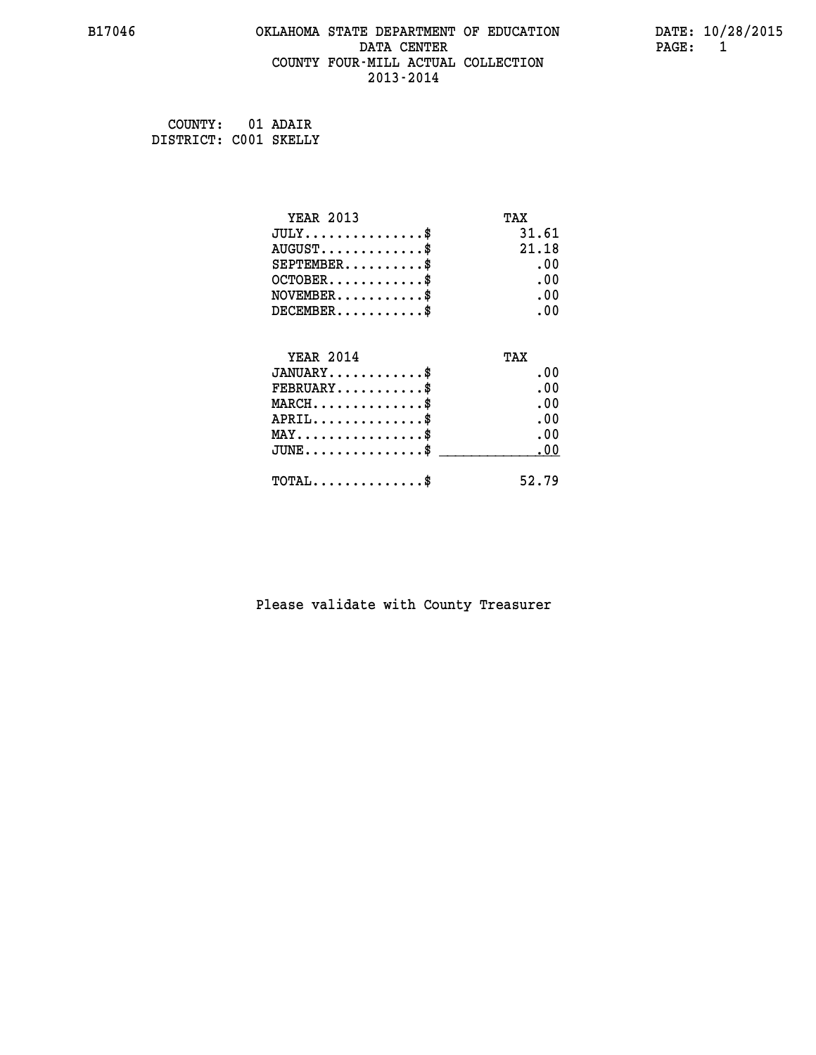B17046 OKLAHOMA STATE DEPARTMENT OF EDUCATION DATE: 10/28/2015

DATA CENTER

COUNTY FOUR-MILL ACTUAL COLLECTION

2013-2014

COUNTY: 01 ADAIR
DISTRICT: C001 SKELLY

| YEAR 2013 | TAX |
|---|---|
| JULY..............$ | 31.61 |
| AUGUST............$ | 21.18 |
| SEPTEMBER.........$ | .00 |
| OCTOBER...........$ | .00 |
| NOVEMBER..........$ | .00 |
| DECEMBER..........$ | .00 |

| YEAR 2014 | TAX |
|---|---|
| JANUARY...........$ | .00 |
| FEBRUARY..........$ | .00 |
| MARCH.............$ | .00 |
| APRIL.............$ | .00 |
| MAY...............$ | .00 |
| JUNE..............$ | .00 |
| TOTAL.............$ | 52.79 |

Please validate with County Treasurer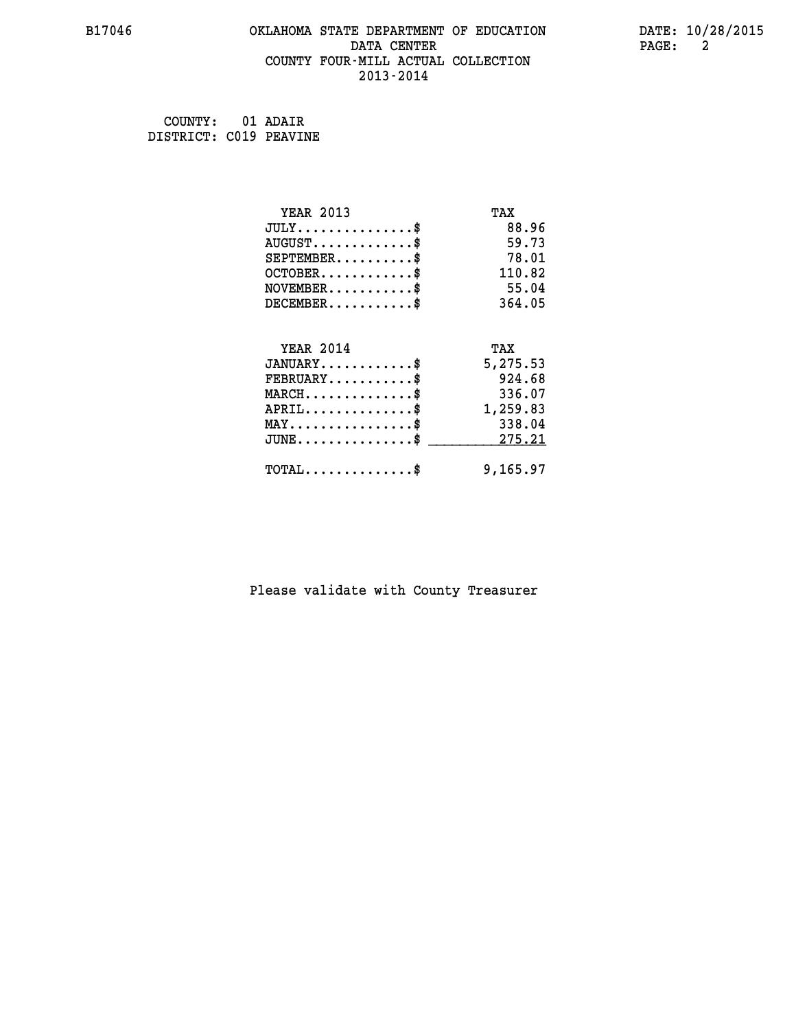B17046

# OKLAHOMA STATE DEPARTMENT OF EDUCATION
## DATA CENTER
## COUNTY FOUR-MILL ACTUAL COLLECTION
## 2013-2014

DATE: 10/28/2015

COUNTY: 01 ADAIR
DISTRICT: C019 PEAVINE

| YEAR 2013 | TAX |
|---|---|
| JULY..............$ | 88.96 |
| AUGUST............$ | 59.73 |
| SEPTEMBER.........$ | 78.01 |
| OCTOBER...........$ | 110.82 |
| NOVEMBER..........$ | 55.04 |
| DECEMBER..........$ | 364.05 |

| YEAR 2014 | TAX |
|---|---|
| JANUARY...........$ | 5,275.53 |
| FEBRUARY..........$ | 924.68 |
| MARCH.............$ | 336.07 |
| APRIL.............$ | 1,259.83 |
| MAY...............$ | 338.04 |
| JUNE..............$ | 275.21 |
| TOTAL.............$ | 9,165.97 |

Please validate with County Treasurer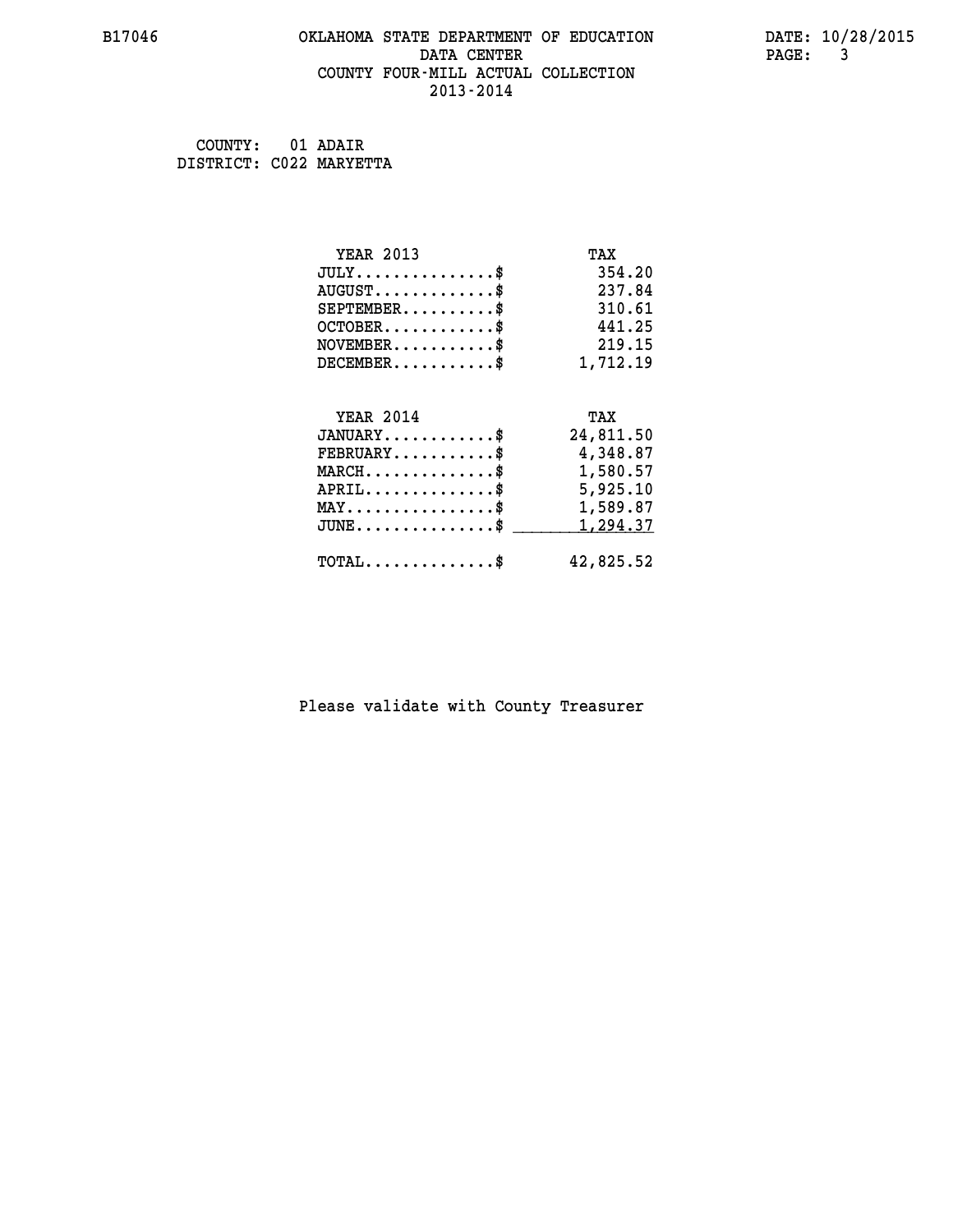COUNTY: 01 ADAIR
DISTRICT: C022 MARYETTA

| YEAR 2013 | TAX |
|---|---|
| JULY...............$ | 354.20 |
| AUGUST.............$ | 237.84 |
| SEPTEMBER..........$ | 310.61 |
| OCTOBER............$ | 441.25 |
| NOVEMBER...........$ | 219.15 |
| DECEMBER...........$ | 1,712.19 |

| YEAR 2014 | TAX |
|---|---|
| JANUARY............$ | 24,811.50 |
| FEBRUARY...........$ | 4,348.87 |
| MARCH..............$ | 1,580.57 |
| APRIL..............$ | 5,925.10 |
| MAY................$ | 1,589.87 |
| JUNE...............$ | 1,294.37 |
| TOTAL..............$ | 42,825.52 |

Please validate with County Treasurer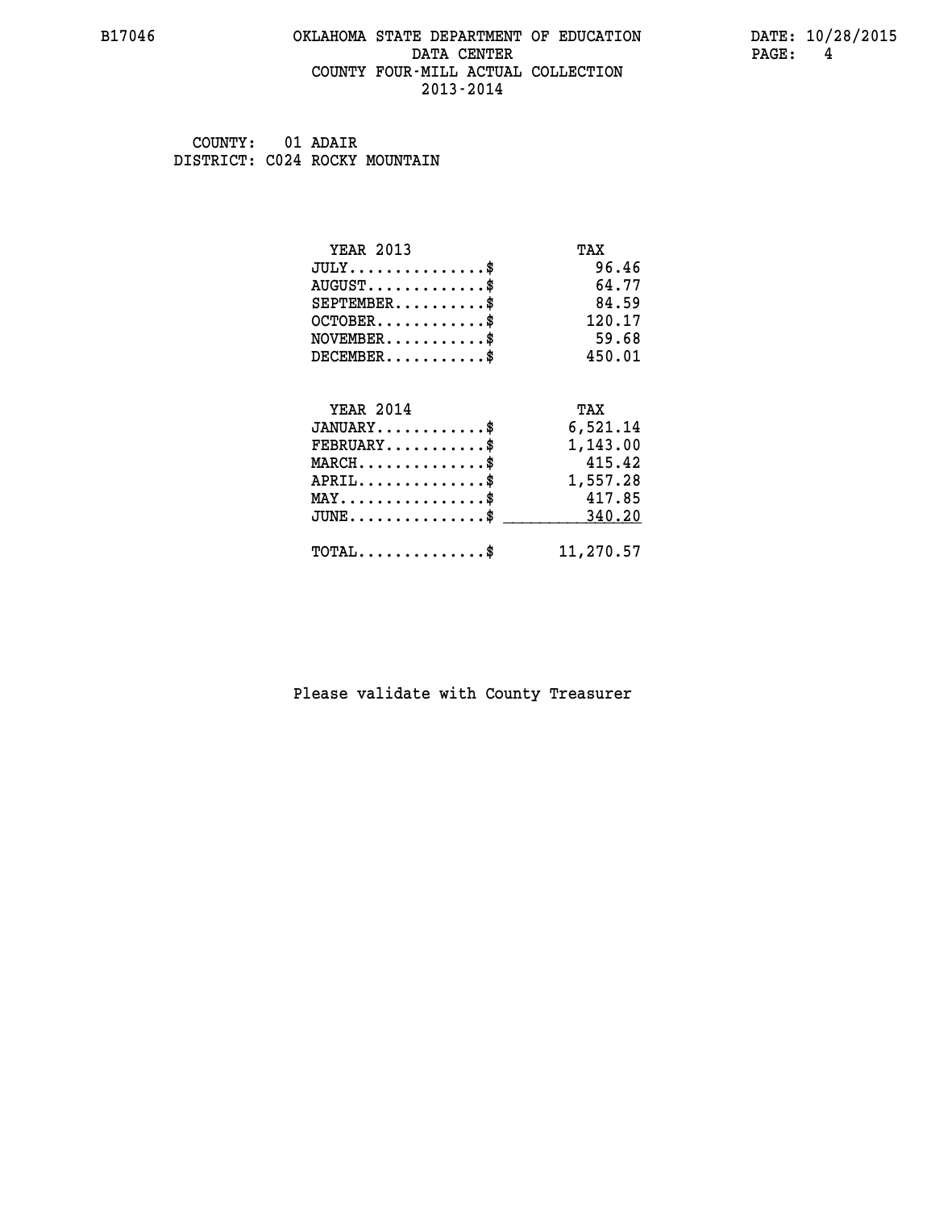# OKLAHOMA STATE DEPARTMENT OF EDUCATION
## DATA CENTER
## COUNTY FOUR-MILL ACTUAL COLLECTION
## 2013-2014

B17046 DATE: 10/28/2015

COUNTY: 01 ADAIR
DISTRICT: C024 ROCKY MOUNTAIN

| YEAR 2013 | TAX |
|---|---|
| JULY...............$ | 96.46 |
| AUGUST.............$ | 64.77 |
| SEPTEMBER..........$ | 84.59 |
| OCTOBER............$ | 120.17 |
| NOVEMBER...........$ | 59.68 |
| DECEMBER...........$ | 450.01 |

| YEAR 2014 | TAX |
|---|---|
| JANUARY............$ | 6,521.14 |
| FEBRUARY...........$ | 1,143.00 |
| MARCH..............$ | 415.42 |
| APRIL..............$ | 1,557.28 |
| MAY................$ | 417.85 |
| JUNE...............$ | 340.20 |
| TOTAL..............$ | 11,270.57 |

Please validate with County Treasurer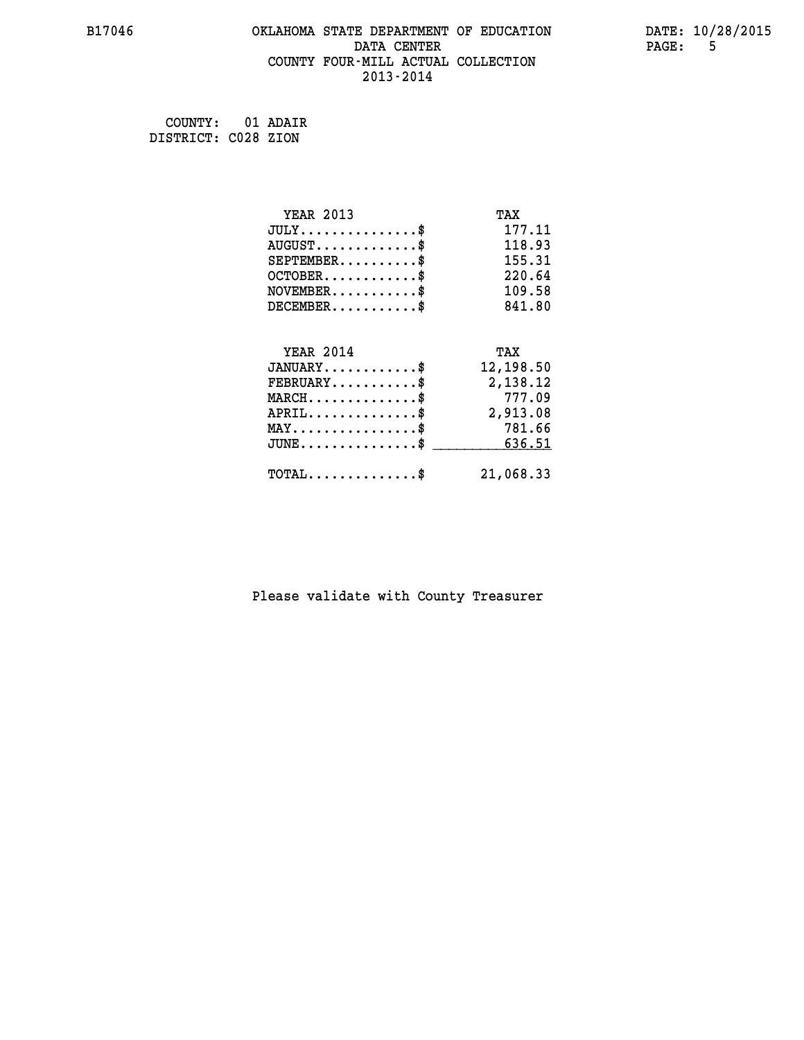# OKLAHOMA STATE DEPARTMENT OF EDUCATION
## DATA CENTER
## COUNTY FOUR-MILL ACTUAL COLLECTION
## 2013-2014

COUNTY: 01 ADAIR
DISTRICT: C028 ZION

| YEAR 2013 | TAX |
|---|---|
| JULY..............$ | 177.11 |
| AUGUST............$ | 118.93 |
| SEPTEMBER.........$ | 155.31 |
| OCTOBER...........$ | 220.64 |
| NOVEMBER..........$ | 109.58 |
| DECEMBER..........$ | 841.80 |

| YEAR 2014 | TAX |
|---|---|
| JANUARY...........$ | 12,198.50 |
| FEBRUARY..........$ | 2,138.12 |
| MARCH.............$ | 777.09 |
| APRIL.............$ | 2,913.08 |
| MAY...............$ | 781.66 |
| JUNE..............$ | 636.51 |
| TOTAL.............$ | 21,068.33 |

Please validate with County Treasurer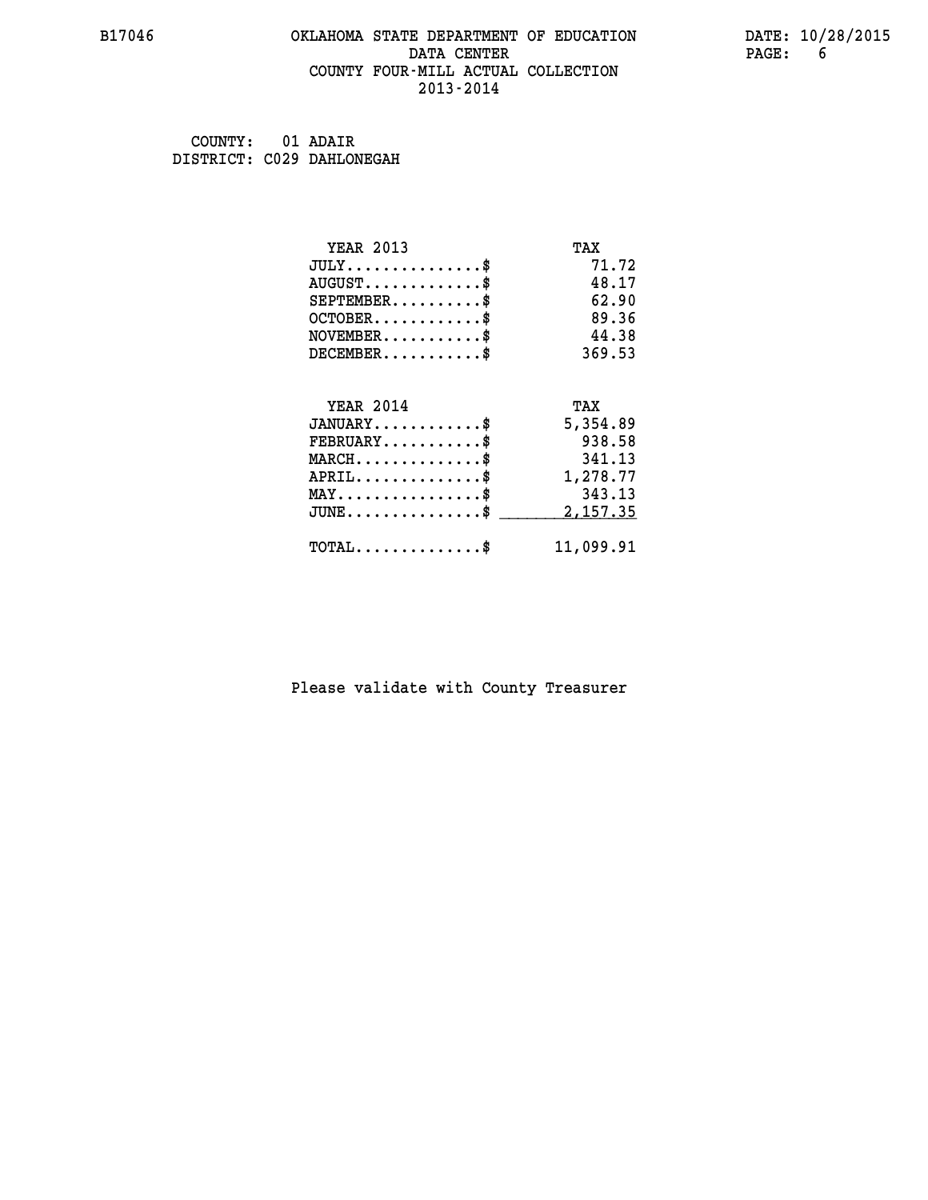# OKLAHOMA STATE DEPARTMENT OF EDUCATION
## DATA CENTER
## COUNTY FOUR-MILL ACTUAL COLLECTION
## 2013-2014

COUNTY: 01 ADAIR
DISTRICT: C029 DAHLONEGAH

| YEAR 2013 | TAX |
|---|---|
| JULY...............$ | 71.72 |
| AUGUST.............$ | 48.17 |
| SEPTEMBER..........$ | 62.90 |
| OCTOBER............$ | 89.36 |
| NOVEMBER...........$ | 44.38 |
| DECEMBER...........$ | 369.53 |

| YEAR 2014 | TAX |
|---|---|
| JANUARY............$ | 5,354.89 |
| FEBRUARY...........$ | 938.58 |
| MARCH..............$ | 341.13 |
| APRIL..............$ | 1,278.77 |
| MAY................$ | 343.13 |
| JUNE...............$ | 2,157.35 |
| TOTAL..............$ | 11,099.91 |

Please validate with County Treasurer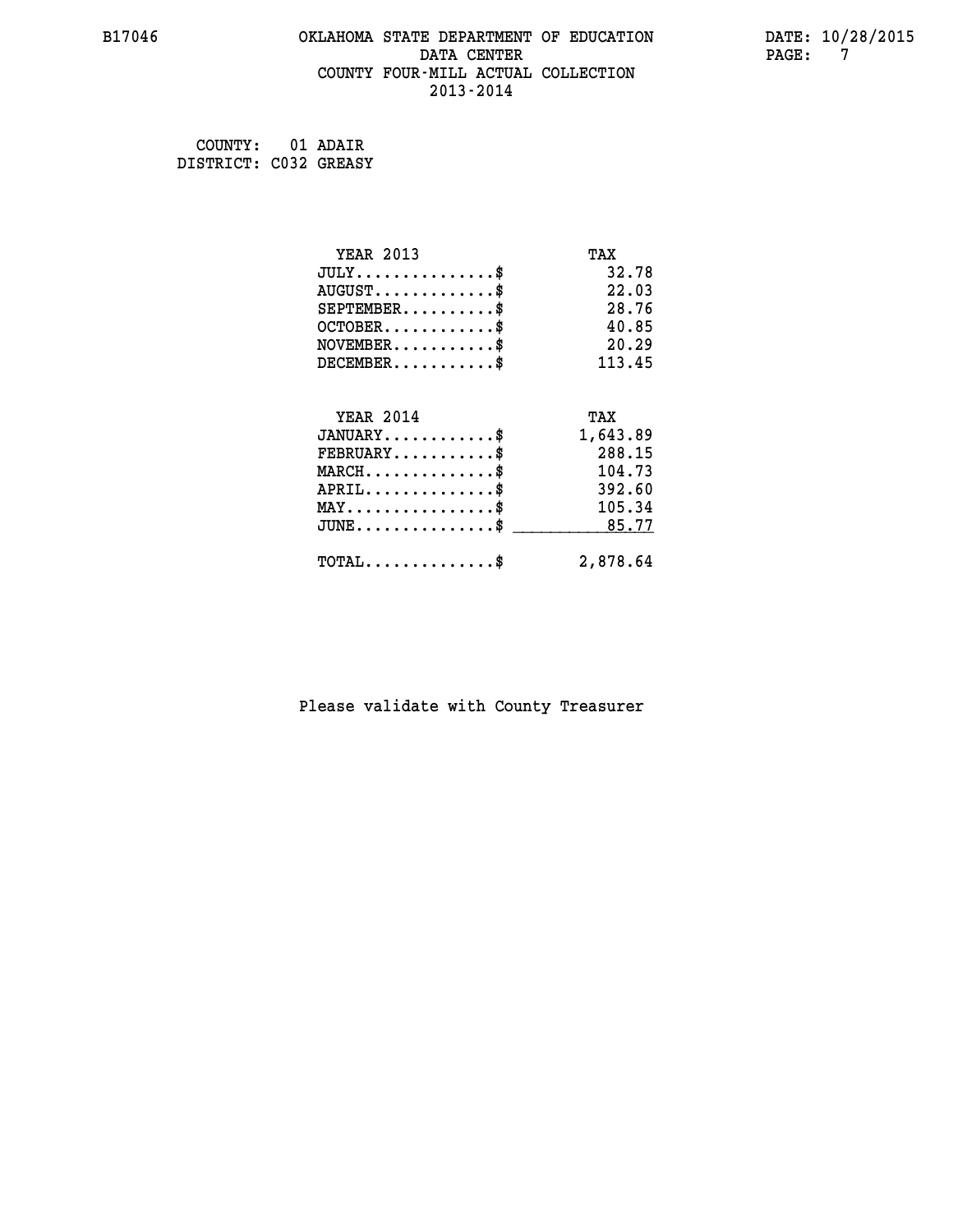# OKLAHOMA STATE DEPARTMENT OF EDUCATION
## DATA CENTER
## COUNTY FOUR-MILL ACTUAL COLLECTION
## 2013-2014

COUNTY: 01 ADAIR
DISTRICT: C032 GREASY

| YEAR 2013 | TAX |
|---|---|
| JULY...............$ | 32.78 |
| AUGUST.............$ | 22.03 |
| SEPTEMBER..........$ | 28.76 |
| OCTOBER............$ | 40.85 |
| NOVEMBER...........$ | 20.29 |
| DECEMBER...........$ | 113.45 |

| YEAR 2014 | TAX |
|---|---|
| JANUARY............$ | 1,643.89 |
| FEBRUARY...........$ | 288.15 |
| MARCH..............$ | 104.73 |
| APRIL..............$ | 392.60 |
| MAY................$ | 105.34 |
| JUNE...............$ | 85.77 |
| TOTAL..............$ | 2,878.64 |

Please validate with County Treasurer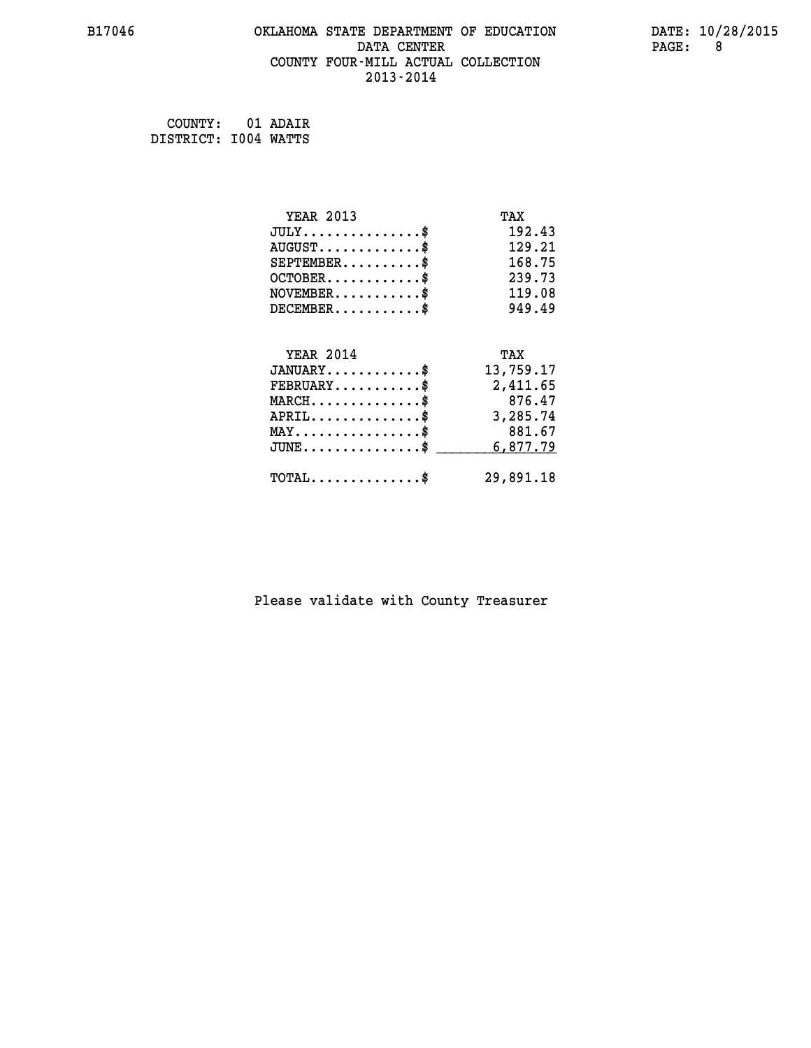# OKLAHOMA STATE DEPARTMENT OF EDUCATION
## DATA CENTER
## COUNTY FOUR-MILL ACTUAL COLLECTION
## 2013-2014

B17046 DATE: 10/28/2015

COUNTY: 01 ADAIR
DISTRICT: I004 WATTS

| YEAR 2013 | TAX |
|---|---|
| JULY...............$ | 192.43 |
| AUGUST.............$ | 129.21 |
| SEPTEMBER..........$ | 168.75 |
| OCTOBER............$ | 239.73 |
| NOVEMBER...........$ | 119.08 |
| DECEMBER...........$ | 949.49 |

| YEAR 2014 | TAX |
|---|---|
| JANUARY............$ | 13,759.17 |
| FEBRUARY...........$ | 2,411.65 |
| MARCH..............$ | 876.47 |
| APRIL..............$ | 3,285.74 |
| MAY................$ | 881.67 |
| JUNE...............$ | 6,877.79 |
| TOTAL..............$ | 29,891.18 |

Please validate with County Treasurer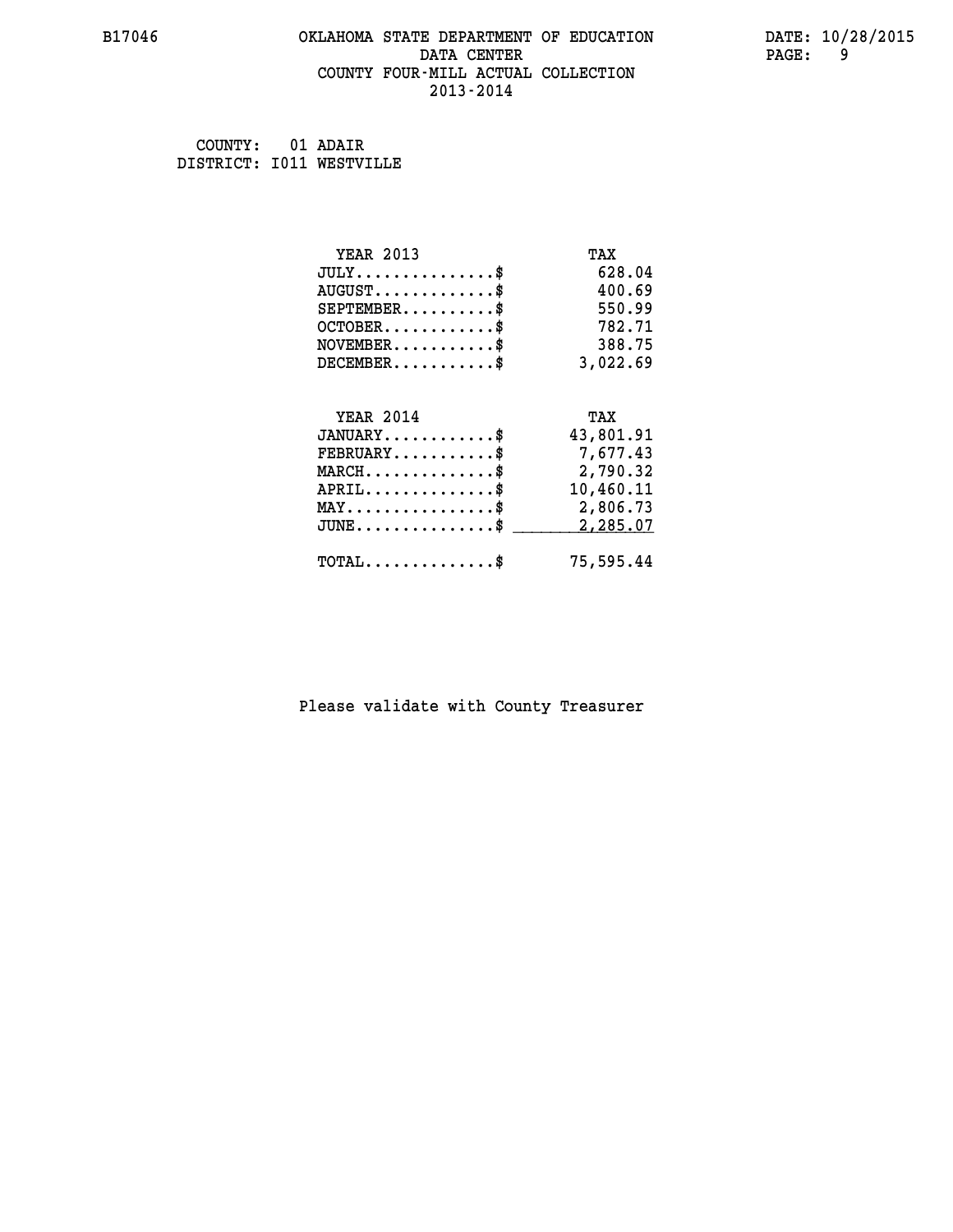# OKLAHOMA STATE DEPARTMENT OF EDUCATION
## DATA CENTER
## COUNTY FOUR-MILL ACTUAL COLLECTION
## 2013-2014

B17046 DATE: 10/28/2015

COUNTY: 01 ADAIR
DISTRICT: I011 WESTVILLE

| YEAR 2013 | TAX |
|---|---|
| JULY...............$ | 628.04 |
| AUGUST.............$ | 400.69 |
| SEPTEMBER..........$ | 550.99 |
| OCTOBER............$ | 782.71 |
| NOVEMBER...........$ | 388.75 |
| DECEMBER...........$ | 3,022.69 |

| YEAR 2014 | TAX |
|---|---|
| JANUARY............$ | 43,801.91 |
| FEBRUARY...........$ | 7,677.43 |
| MARCH..............$ | 2,790.32 |
| APRIL..............$ | 10,460.11 |
| MAY................$ | 2,806.73 |
| JUNE...............$ | 2,285.07 |
| TOTAL..............$ | 75,595.44 |

Please validate with County Treasurer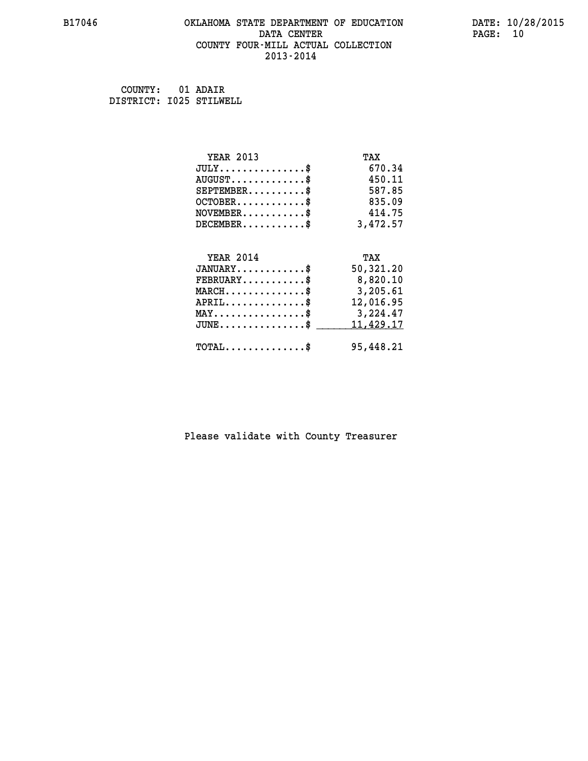# OKLAHOMA STATE DEPARTMENT OF EDUCATION
## DATA CENTER
## COUNTY FOUR-MILL ACTUAL COLLECTION
## 2013-2014

B17046

DATE: 10/28/2015

COUNTY: 01 ADAIR
DISTRICT: I025 STILWELL

| YEAR 2013 | TAX |
|---|---|
| JULY..............$ | 670.34 |
| AUGUST............$ | 450.11 |
| SEPTEMBER..........$ | 587.85 |
| OCTOBER............$ | 835.09 |
| NOVEMBER...........$ | 414.75 |
| DECEMBER...........$ | 3,472.57 |

| YEAR 2014 | TAX |
|---|---|
| JANUARY............$ | 50,321.20 |
| FEBRUARY...........$ | 8,820.10 |
| MARCH..............$ | 3,205.61 |
| APRIL..............$ | 12,016.95 |
| MAY................$ | 3,224.47 |
| JUNE...............$ | 11,429.17 |
| TOTAL..............$ | 95,448.21 |

Please validate with County Treasurer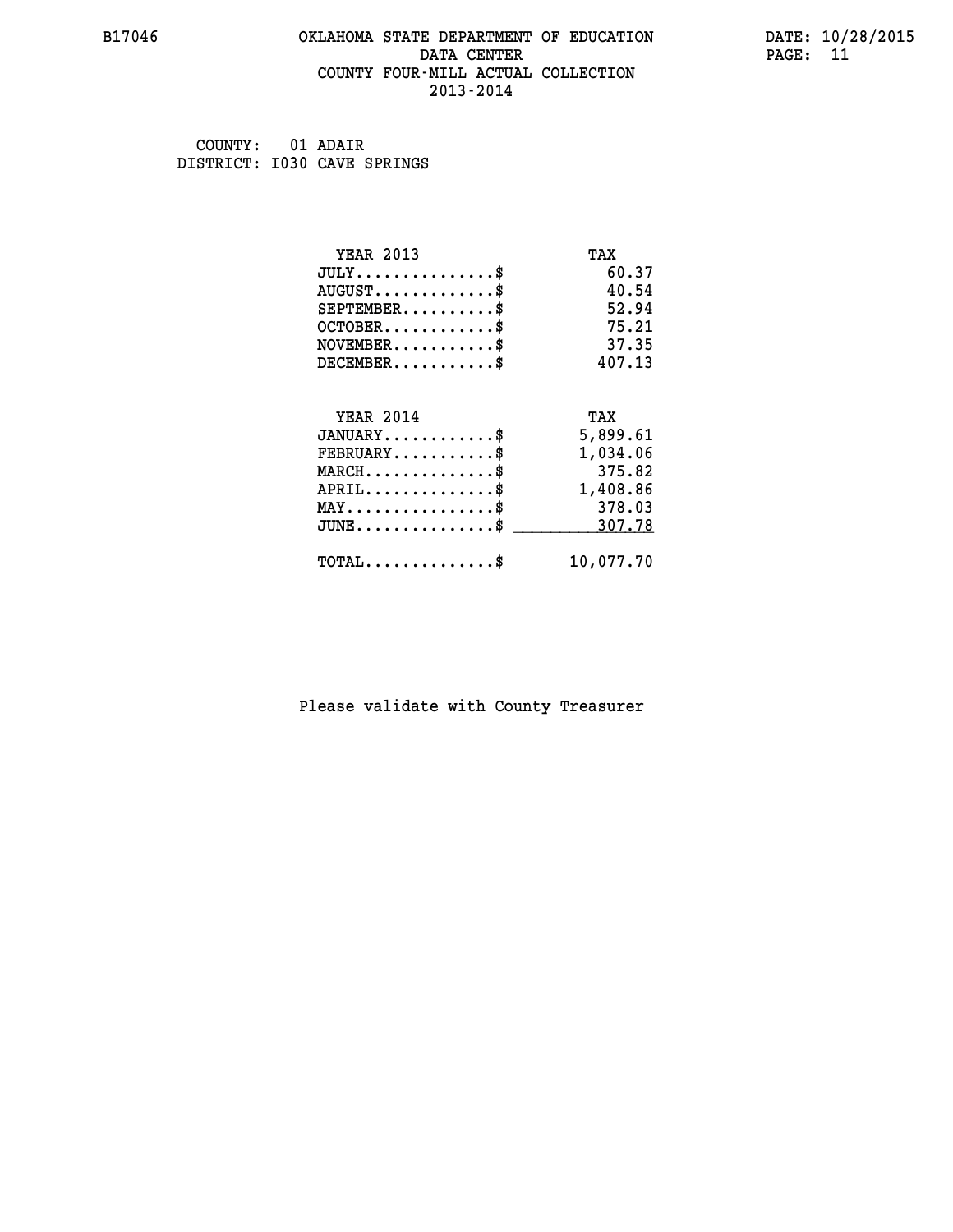B17046 OKLAHOMA STATE DEPARTMENT OF EDUCATION DATA CENTER COUNTY FOUR-MILL ACTUAL COLLECTION 2013-2014

DATE: 10/28/2015

COUNTY: 01 ADAIR
DISTRICT: I030 CAVE SPRINGS

| YEAR 2013 | TAX |
|---|---|
| JULY...............$ | 60.37 |
| AUGUST.............$ | 40.54 |
| SEPTEMBER..........$ | 52.94 |
| OCTOBER............$ | 75.21 |
| NOVEMBER...........$ | 37.35 |
| DECEMBER...........$ | 407.13 |

| YEAR 2014 | TAX |
|---|---|
| JANUARY............$ | 5,899.61 |
| FEBRUARY...........$ | 1,034.06 |
| MARCH..............$ | 375.82 |
| APRIL..............$ | 1,408.86 |
| MAY................$ | 378.03 |
| JUNE...............$ | 307.78 |
| TOTAL..............$ | 10,077.70 |

Please validate with County Treasurer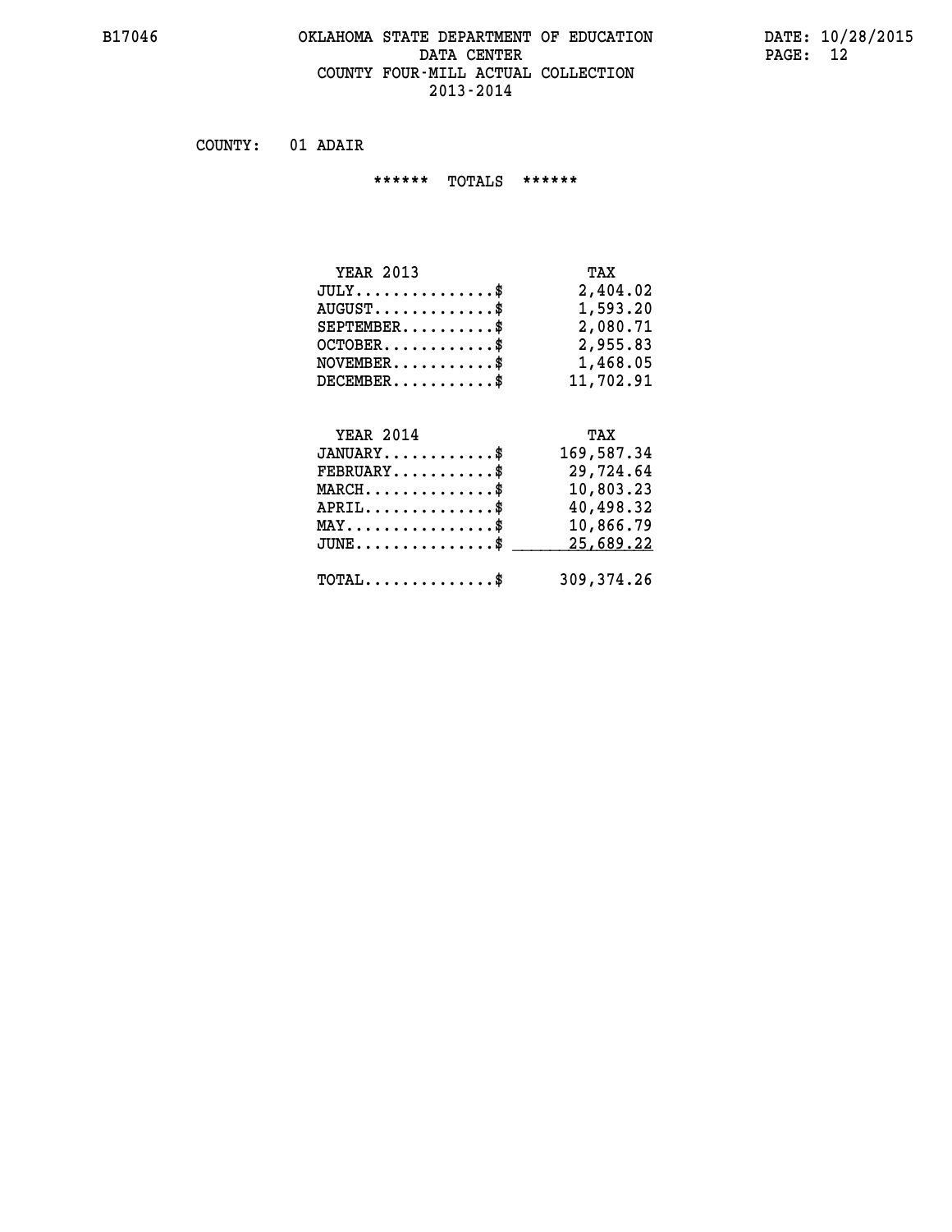# OKLAHOMA STATE DEPARTMENT OF EDUCATION
## DATA CENTER
## COUNTY FOUR-MILL ACTUAL COLLECTION
## 2013-2014

COUNTY: 01 ADAIR

****** TOTALS ******

| YEAR 2013 | TAX |
|---|---|
| JULY...............$ | 2,404.02 |
| AUGUST.............$ | 1,593.20 |
| SEPTEMBER..........$ | 2,080.71 |
| OCTOBER............$ | 2,955.83 |
| NOVEMBER...........$ | 1,468.05 |
| DECEMBER...........$ | 11,702.91 |

| YEAR 2014 | TAX |
|---|---|
| JANUARY............$ | 169,587.34 |
| FEBRUARY...........$ | 29,724.64 |
| MARCH..............$ | 10,803.23 |
| APRIL..............$ | 40,498.32 |
| MAY................$ | 10,866.79 |
| JUNE...............$ | 25,689.22 |
| TOTAL..............$ | 309,374.26 |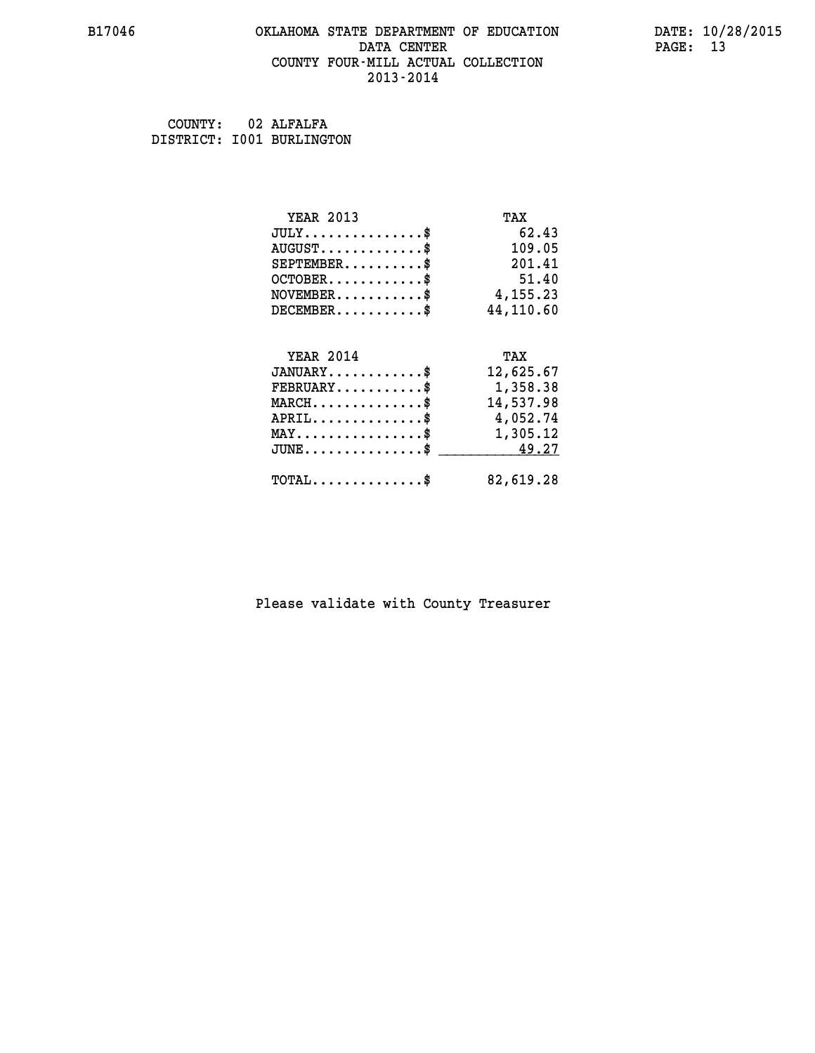# OKLAHOMA STATE DEPARTMENT OF EDUCATION
## DATA CENTER
## COUNTY FOUR-MILL ACTUAL COLLECTION
## 2013-2014

COUNTY: 02 ALFALFA
DISTRICT: I001 BURLINGTON

| YEAR 2013 | TAX |
|---|---|
| JULY...............$ | 62.43 |
| AUGUST.............$ | 109.05 |
| SEPTEMBER..........$ | 201.41 |
| OCTOBER............$ | 51.40 |
| NOVEMBER...........$ | 4,155.23 |
| DECEMBER...........$ | 44,110.60 |

| YEAR 2014 | TAX |
|---|---|
| JANUARY............$ | 12,625.67 |
| FEBRUARY...........$ | 1,358.38 |
| MARCH..............$ | 14,537.98 |
| APRIL..............$ | 4,052.74 |
| MAY................$ | 1,305.12 |
| JUNE...............$ | 49.27 |
| TOTAL..............$ | 82,619.28 |

Please validate with County Treasurer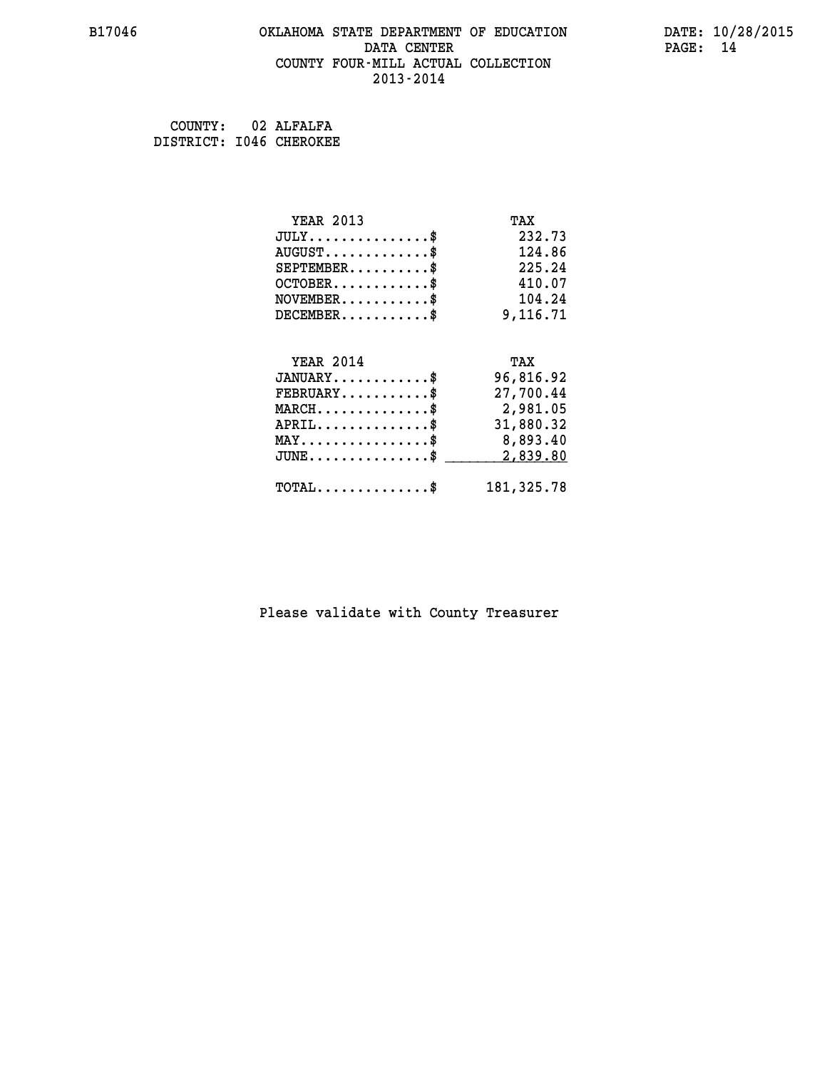# OKLAHOMA STATE DEPARTMENT OF EDUCATION
## DATA CENTER
## COUNTY FOUR-MILL ACTUAL COLLECTION
## 2013-2014

COUNTY: 02 ALFALFA
DISTRICT: I046 CHEROKEE

| YEAR 2013 | TAX |
|---|---|
| JULY...............$ | 232.73 |
| AUGUST.............$ | 124.86 |
| SEPTEMBER..........$ | 225.24 |
| OCTOBER............$ | 410.07 |
| NOVEMBER...........$ | 104.24 |
| DECEMBER...........$ | 9,116.71 |

| YEAR 2014 | TAX |
|---|---|
| JANUARY............$ | 96,816.92 |
| FEBRUARY...........$ | 27,700.44 |
| MARCH..............$ | 2,981.05 |
| APRIL..............$ | 31,880.32 |
| MAY................$ | 8,893.40 |
| JUNE...............$ | 2,839.80 |
| TOTAL..............$ | 181,325.78 |

Please validate with County Treasurer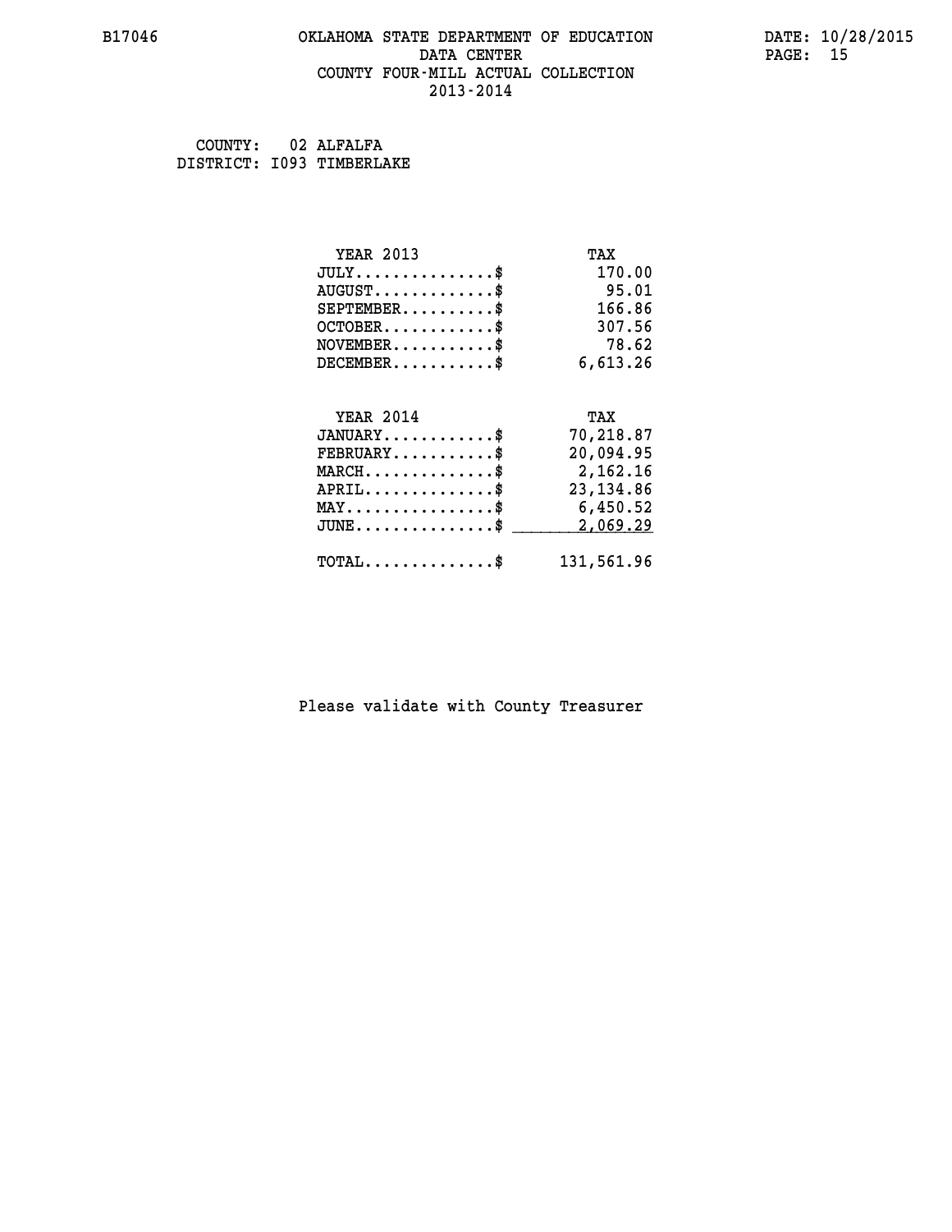B17046 OKLAHOMA STATE DEPARTMENT OF EDUCATION DATA CENTER COUNTY FOUR-MILL ACTUAL COLLECTION 2013-2014

DATE: 10/28/2015

COUNTY: 02 ALFALFA
DISTRICT: I093 TIMBERLAKE

| YEAR 2013 | TAX |
|---|---|
| JULY...............$ | 170.00 |
| AUGUST.............$ | 95.01 |
| SEPTEMBER..........$ | 166.86 |
| OCTOBER............$ | 307.56 |
| NOVEMBER...........$ | 78.62 |
| DECEMBER...........$ | 6,613.26 |

| YEAR 2014 | TAX |
|---|---|
| JANUARY............$ | 70,218.87 |
| FEBRUARY...........$ | 20,094.95 |
| MARCH..............$ | 2,162.16 |
| APRIL..............$ | 23,134.86 |
| MAY................$ | 6,450.52 |
| JUNE...............$ | 2,069.29 |
| TOTAL..............$ | 131,561.96 |

Please validate with County Treasurer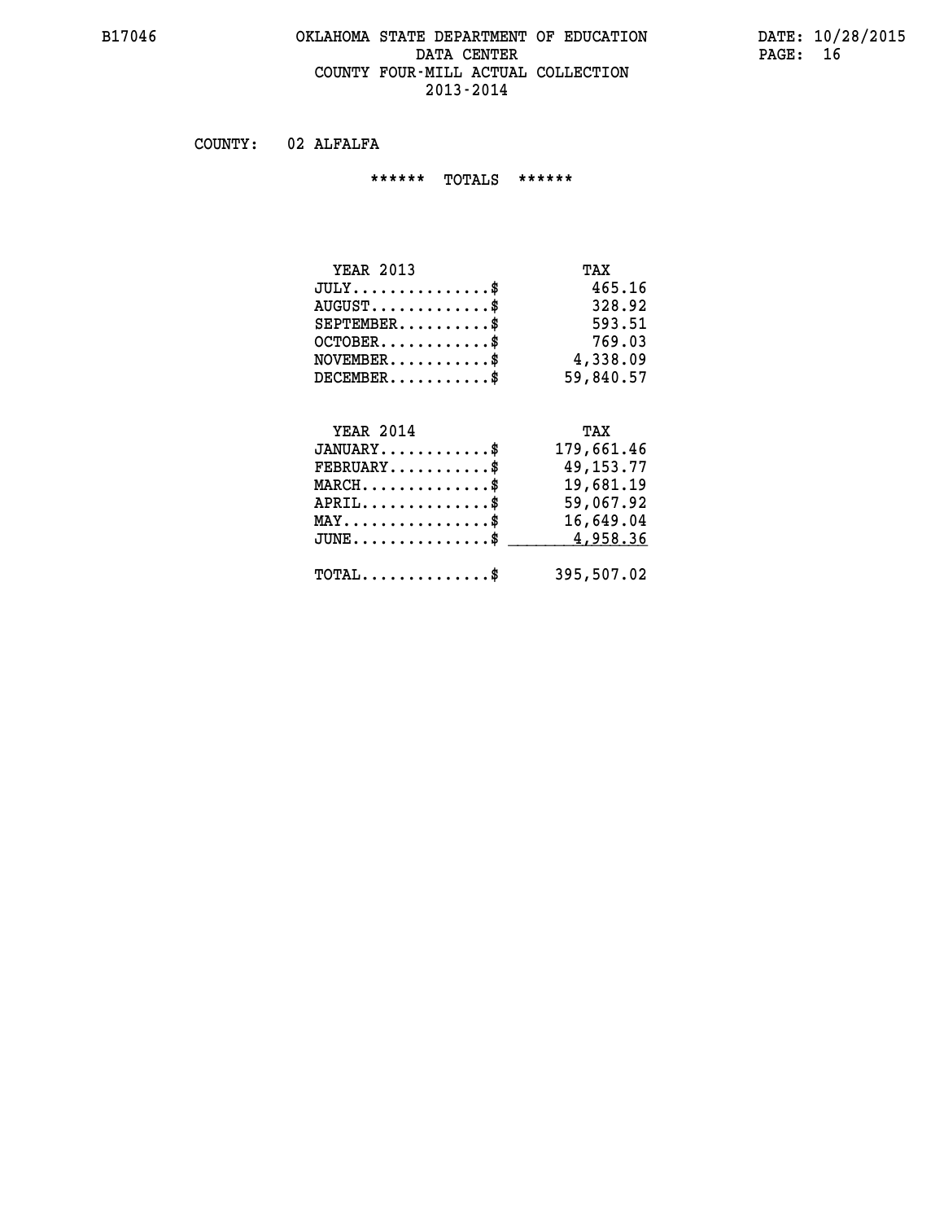# OKLAHOMA STATE DEPARTMENT OF EDUCATION
## DATA CENTER
## COUNTY FOUR-MILL ACTUAL COLLECTION
## 2013-2014

COUNTY: 02 ALFALFA

****** TOTALS ******

| YEAR 2013 | TAX |
|---|---|
| JULY...............$ | 465.16 |
| AUGUST.............$ | 328.92 |
| SEPTEMBER..........$ | 593.51 |
| OCTOBER............$ | 769.03 |
| NOVEMBER...........$ | 4,338.09 |
| DECEMBER...........$ | 59,840.57 |

| YEAR 2014 | TAX |
|---|---|
| JANUARY............$ | 179,661.46 |
| FEBRUARY...........$ | 49,153.77 |
| MARCH..............$ | 19,681.19 |
| APRIL..............$ | 59,067.92 |
| MAY................$ | 16,649.04 |
| JUNE...............$ | 4,958.36 |
| TOTAL..............$ | 395,507.02 |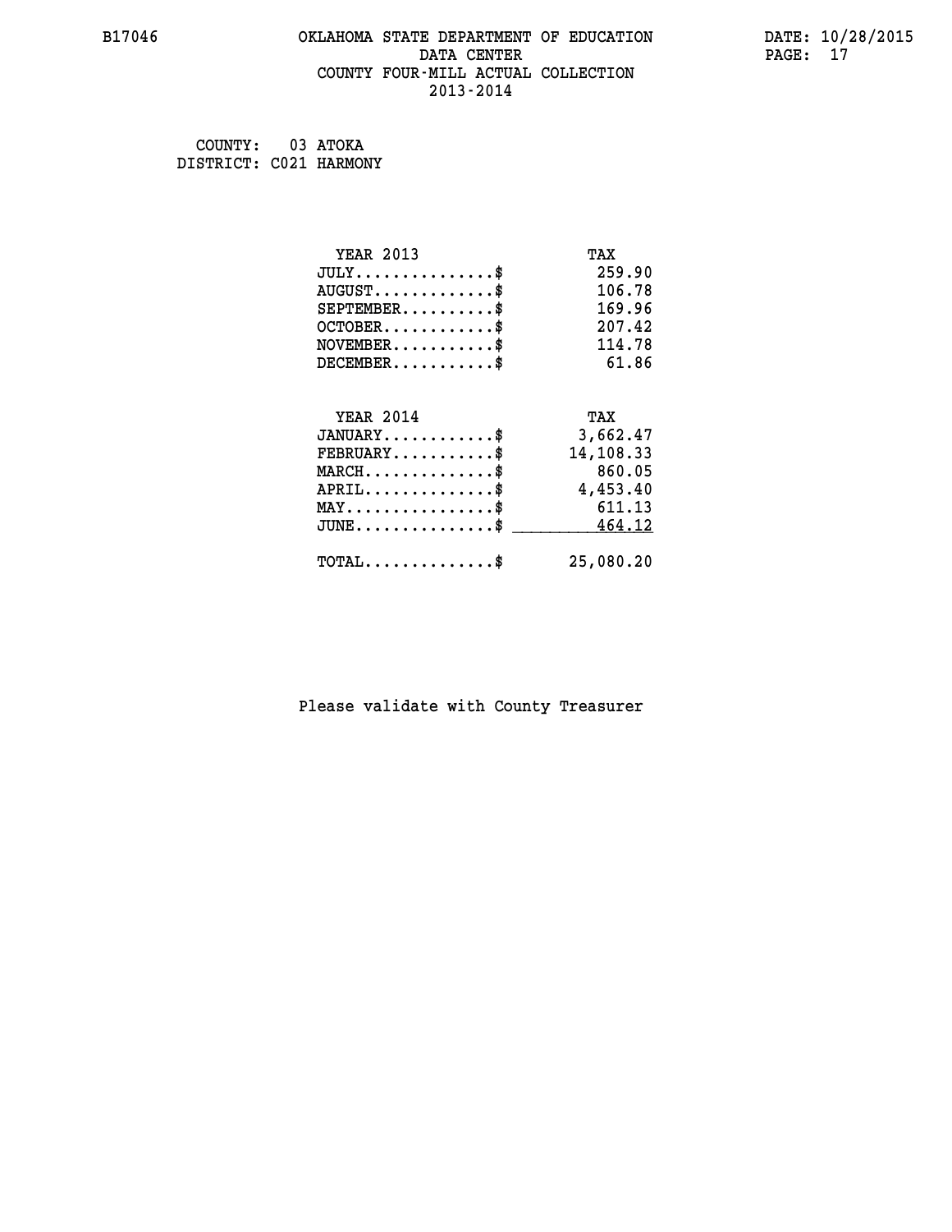B17046 OKLAHOMA STATE DEPARTMENT OF EDUCATION DATA CENTER COUNTY FOUR-MILL ACTUAL COLLECTION 2013-2014

DATE: 10/28/2015

COUNTY: 03 ATOKA
DISTRICT: C021 HARMONY

| YEAR 2013 | TAX |
|---|---|
| JULY..............$ | 259.90 |
| AUGUST............$ | 106.78 |
| SEPTEMBER.........$ | 169.96 |
| OCTOBER...........$ | 207.42 |
| NOVEMBER..........$ | 114.78 |
| DECEMBER..........$ | 61.86 |

| YEAR 2014 | TAX |
|---|---|
| JANUARY...........$ | 3,662.47 |
| FEBRUARY..........$ | 14,108.33 |
| MARCH.............$ | 860.05 |
| APRIL.............$ | 4,453.40 |
| MAY...............$ | 611.13 |
| JUNE..............$ | 464.12 |
| TOTAL.............$ | 25,080.20 |

Please validate with County Treasurer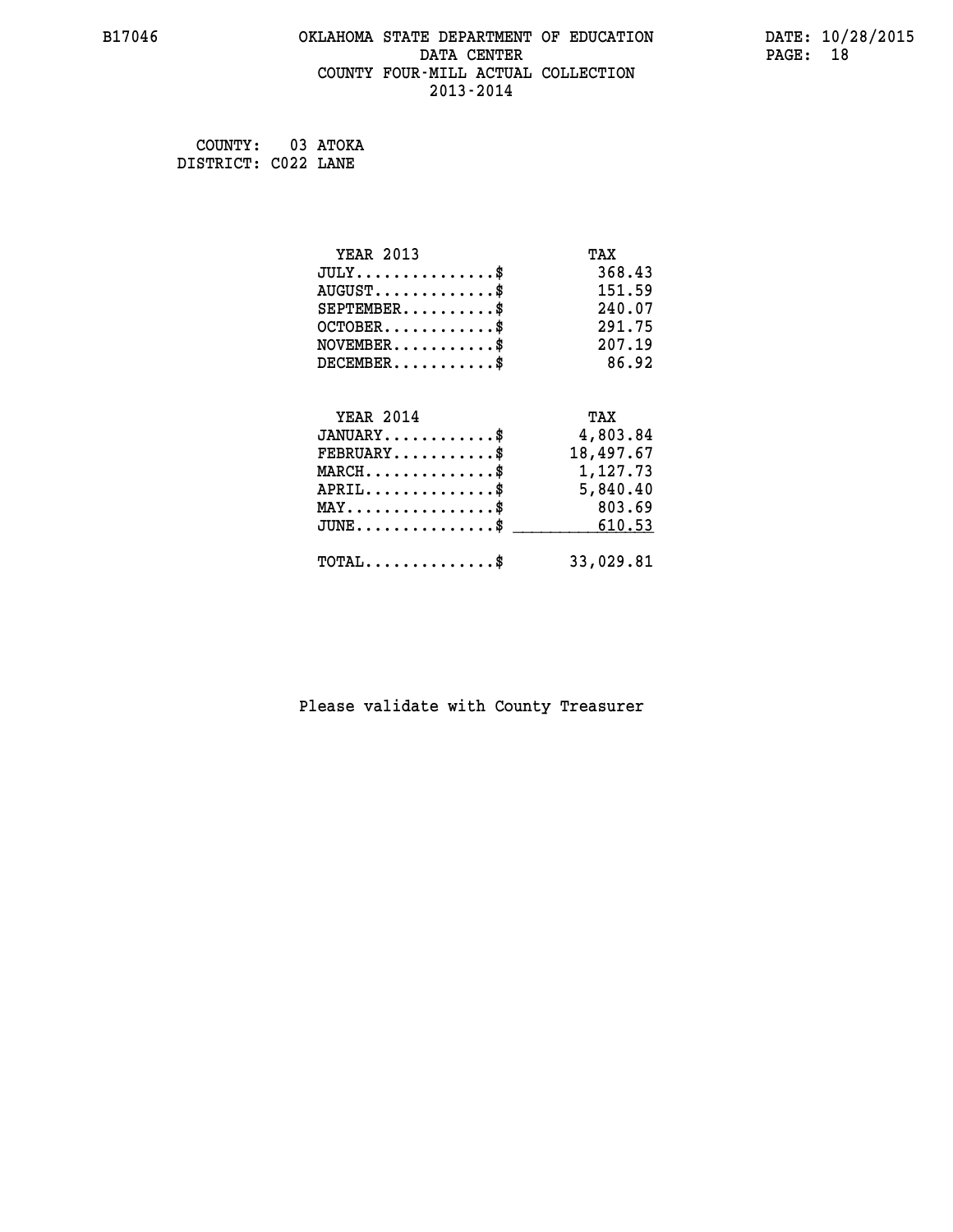COUNTY: 03 ATOKA
DISTRICT: C022 LANE

| YEAR 2013 | TAX |
|---|---|
| JULY...............$ | 368.43 |
| AUGUST.............$ | 151.59 |
| SEPTEMBER..........$ | 240.07 |
| OCTOBER............$ | 291.75 |
| NOVEMBER...........$ | 207.19 |
| DECEMBER...........$ | 86.92 |

| YEAR 2014 | TAX |
|---|---|
| JANUARY............$ | 4,803.84 |
| FEBRUARY...........$ | 18,497.67 |
| MARCH..............$ | 1,127.73 |
| APRIL..............$ | 5,840.40 |
| MAY................$ | 803.69 |
| JUNE...............$ | 610.53 |
| TOTAL..............$ | 33,029.81 |

Please validate with County Treasurer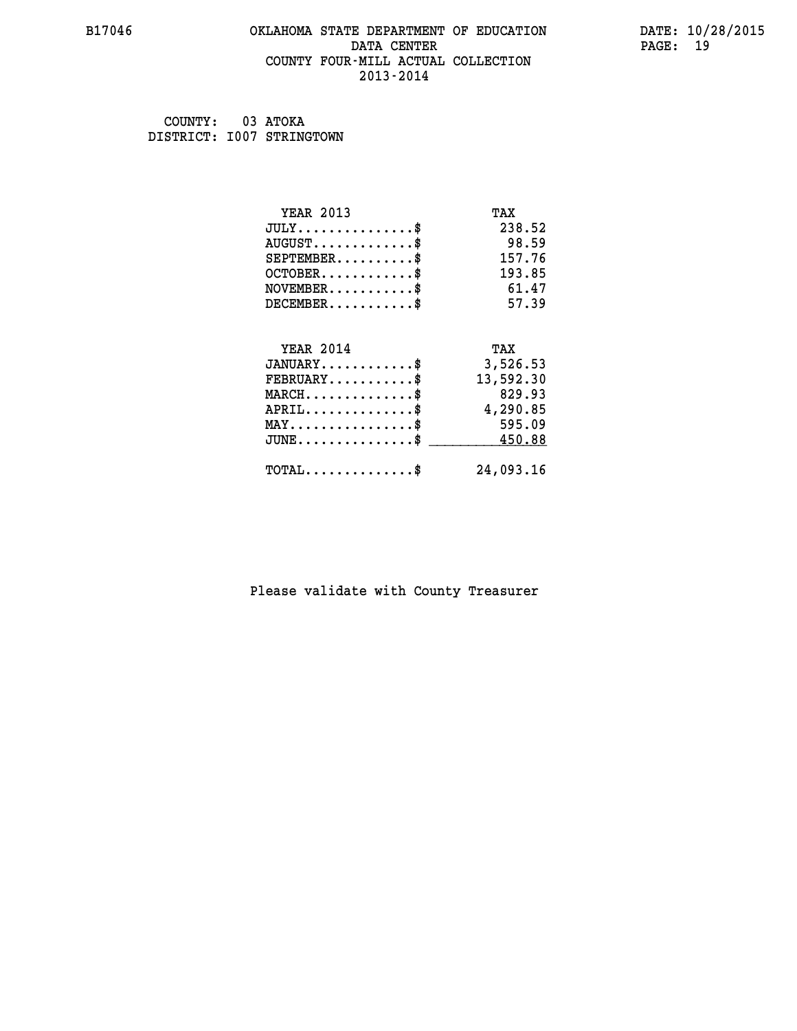# OKLAHOMA STATE DEPARTMENT OF EDUCATION
## DATA CENTER
## COUNTY FOUR-MILL ACTUAL COLLECTION
## 2013-2014

COUNTY: 03 ATOKA
DISTRICT: I007 STRINGTOWN

| YEAR 2013 | TAX |
|---|---|
| JULY...............$ | 238.52 |
| AUGUST.............$ | 98.59 |
| SEPTEMBER..........$ | 157.76 |
| OCTOBER............$ | 193.85 |
| NOVEMBER...........$ | 61.47 |
| DECEMBER...........$ | 57.39 |

| YEAR 2014 | TAX |
|---|---|
| JANUARY............$ | 3,526.53 |
| FEBRUARY...........$ | 13,592.30 |
| MARCH..............$ | 829.93 |
| APRIL..............$ | 4,290.85 |
| MAY................$ | 595.09 |
| JUNE...............$ | 450.88 |
| TOTAL..............$ | 24,093.16 |

Please validate with County Treasurer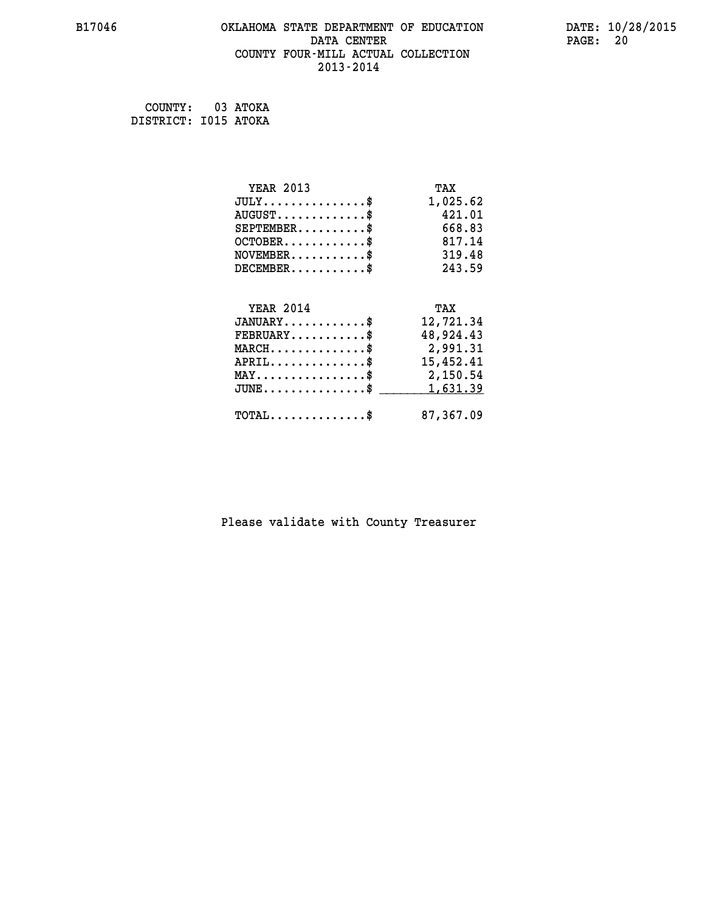# OKLAHOMA STATE DEPARTMENT OF EDUCATION
## DATA CENTER
## COUNTY FOUR-MILL ACTUAL COLLECTION
## 2013-2014

B17046

DATE: 10/28/2015

COUNTY: 03 ATOKA
DISTRICT: I015 ATOKA

| YEAR 2013 | TAX |
|---|---|
| JULY...............$ | 1,025.62 |
| AUGUST.............$ | 421.01 |
| SEPTEMBER..........$ | 668.83 |
| OCTOBER............$ | 817.14 |
| NOVEMBER...........$ | 319.48 |
| DECEMBER...........$ | 243.59 |

| YEAR 2014 | TAX |
|---|---|
| JANUARY............$ | 12,721.34 |
| FEBRUARY...........$ | 48,924.43 |
| MARCH..............$ | 2,991.31 |
| APRIL..............$ | 15,452.41 |
| MAY................$ | 2,150.54 |
| JUNE...............$ | 1,631.39 |
| TOTAL..............$ | 87,367.09 |

Please validate with County Treasurer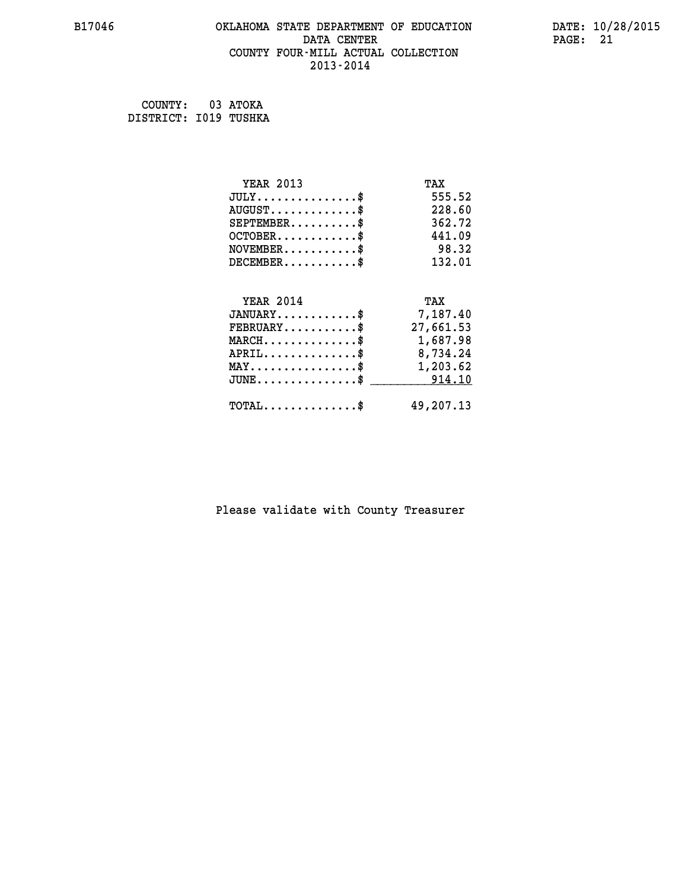B17046 OKLAHOMA STATE DEPARTMENT OF EDUCATION DATE: 10/28/2015

DATA CENTER

COUNTY FOUR-MILL ACTUAL COLLECTION

2013-2014

COUNTY: 03 ATOKA
DISTRICT: I019 TUSHKA

| YEAR 2013 | TAX |
|---|---|
| JULY...............$ | 555.52 |
| AUGUST.............$ | 228.60 |
| SEPTEMBER..........$ | 362.72 |
| OCTOBER............$ | 441.09 |
| NOVEMBER...........$ | 98.32 |
| DECEMBER...........$ | 132.01 |

| YEAR 2014 | TAX |
|---|---|
| JANUARY............$ | 7,187.40 |
| FEBRUARY...........$ | 27,661.53 |
| MARCH..............$ | 1,687.98 |
| APRIL..............$ | 8,734.24 |
| MAY................$ | 1,203.62 |
| JUNE...............$ | 914.10 |
| TOTAL..............$ | 49,207.13 |

Please validate with County Treasurer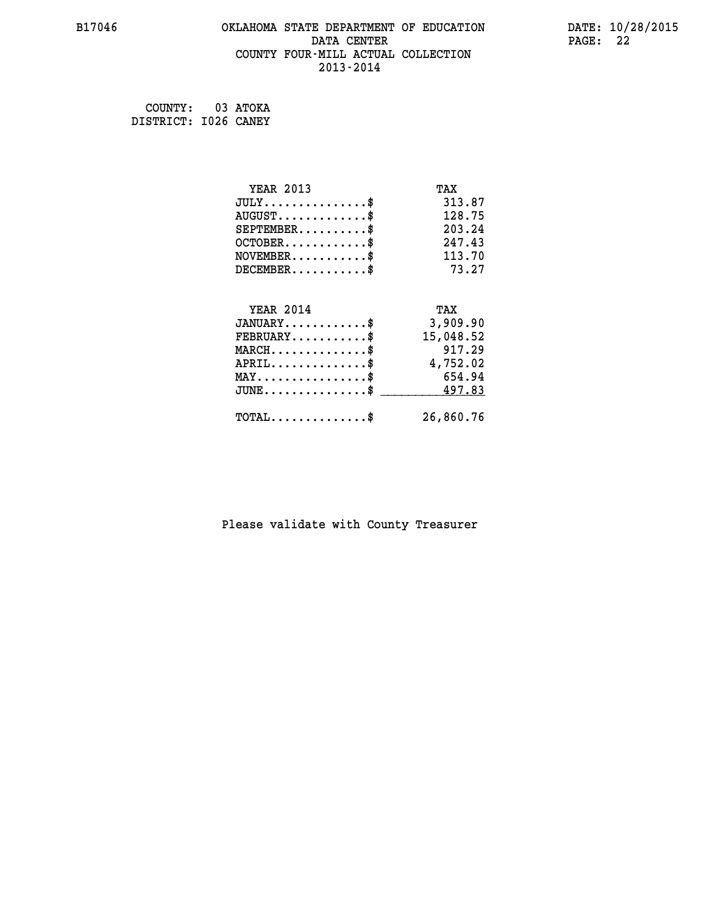COUNTY: 03 ATOKA
DISTRICT: I026 CANEY

| YEAR 2013 | TAX |
|---|---|
| JULY..............$ | 313.87 |
| AUGUST............$ | 128.75 |
| SEPTEMBER.........$ | 203.24 |
| OCTOBER...........$ | 247.43 |
| NOVEMBER..........$ | 113.70 |
| DECEMBER..........$ | 73.27 |

| YEAR 2014 | TAX |
|---|---|
| JANUARY...........$ | 3,909.90 |
| FEBRUARY..........$ | 15,048.52 |
| MARCH.............$ | 917.29 |
| APRIL.............$ | 4,752.02 |
| MAY...............$ | 654.94 |
| JUNE..............$ | 497.83 |
| TOTAL.............$ | 26,860.76 |

Please validate with County Treasurer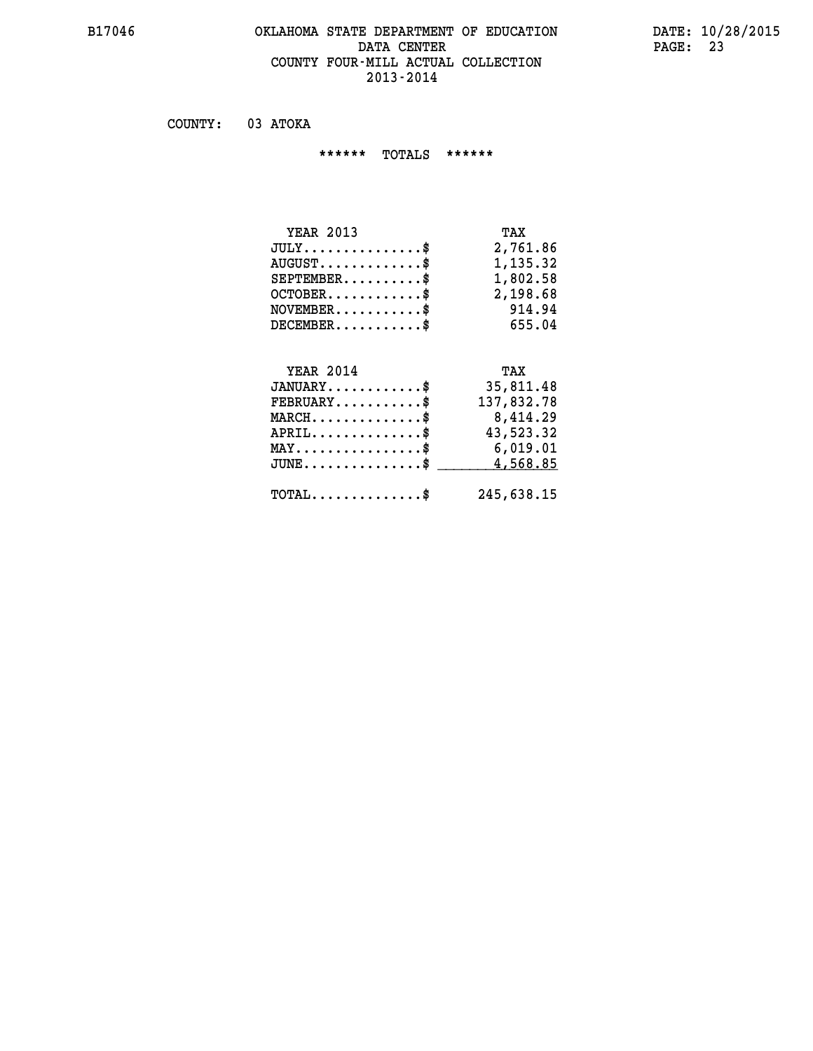B17046 OKLAHOMA STATE DEPARTMENT OF EDUCATION DATE: 10/28/2015

DATA CENTER

COUNTY FOUR-MILL ACTUAL COLLECTION

2013-2014

COUNTY: 03 ATOKA

****** TOTALS ******

| YEAR 2013 | TAX |
|---|---|
| JULY...............$ | 2,761.86 |
| AUGUST.............$ | 1,135.32 |
| SEPTEMBER..........$ | 1,802.58 |
| OCTOBER............$ | 2,198.68 |
| NOVEMBER...........$ | 914.94 |
| DECEMBER...........$ | 655.04 |

| YEAR 2014 | TAX |
|---|---|
| JANUARY............$ | 35,811.48 |
| FEBRUARY...........$ | 137,832.78 |
| MARCH..............$ | 8,414.29 |
| APRIL..............$ | 43,523.32 |
| MAY................$ | 6,019.01 |
| JUNE...............$ | 4,568.85 |
| TOTAL..............$ | 245,638.15 |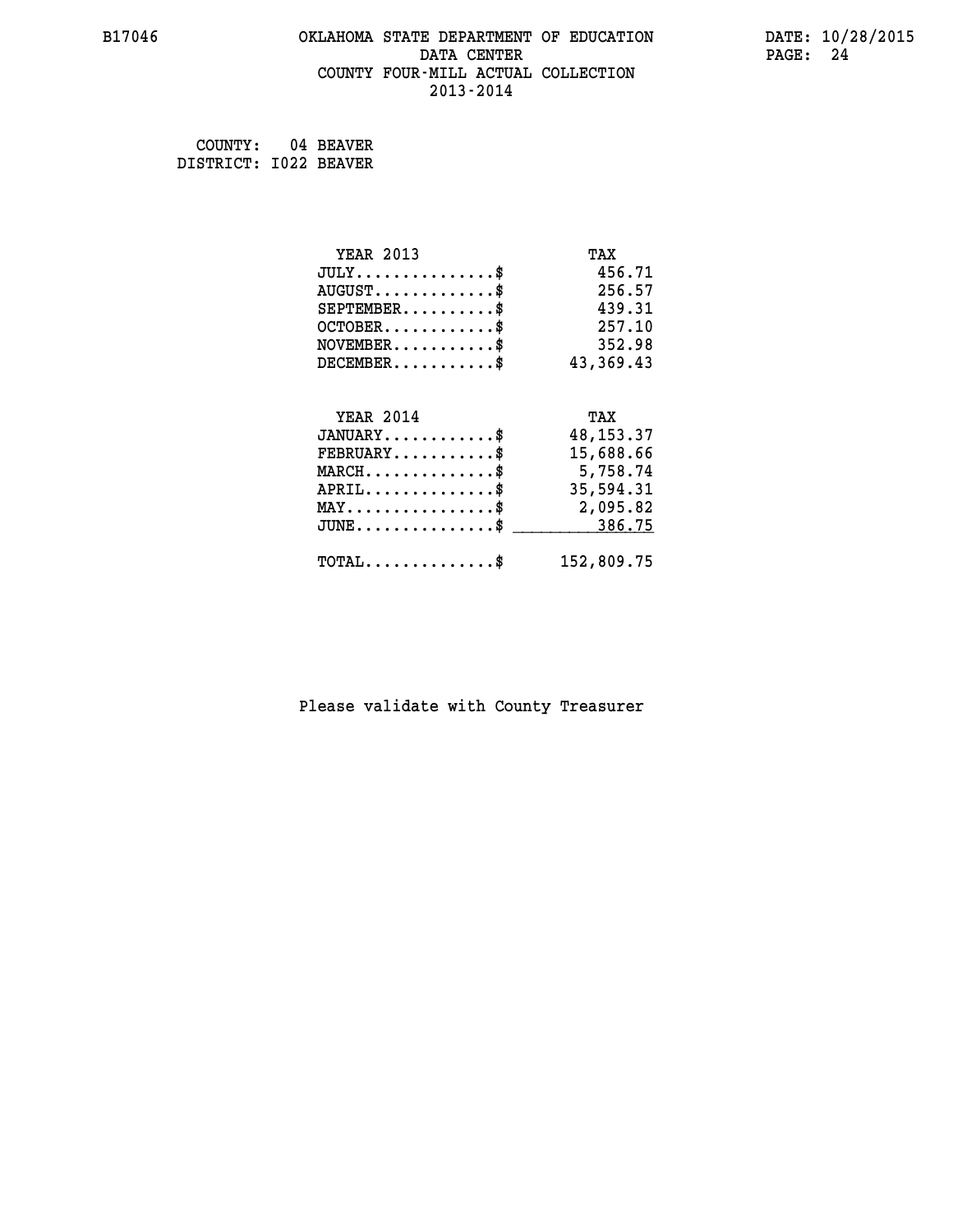COUNTY: 04 BEAVER
DISTRICT: I022 BEAVER

| YEAR 2013 | TAX |
| --- | --- |
| JULY...............$ | 456.71 |
| AUGUST.............$ | 256.57 |
| SEPTEMBER..........$ | 439.31 |
| OCTOBER............$ | 257.10 |
| NOVEMBER...........$ | 352.98 |
| DECEMBER...........$ | 43,369.43 |

| YEAR 2014 | TAX |
| --- | --- |
| JANUARY............$ | 48,153.37 |
| FEBRUARY...........$ | 15,688.66 |
| MARCH..............$ | 5,758.74 |
| APRIL..............$ | 35,594.31 |
| MAY................$ | 2,095.82 |
| JUNE...............$ | 386.75 |
| TOTAL..............$ | 152,809.75 |

Please validate with County Treasurer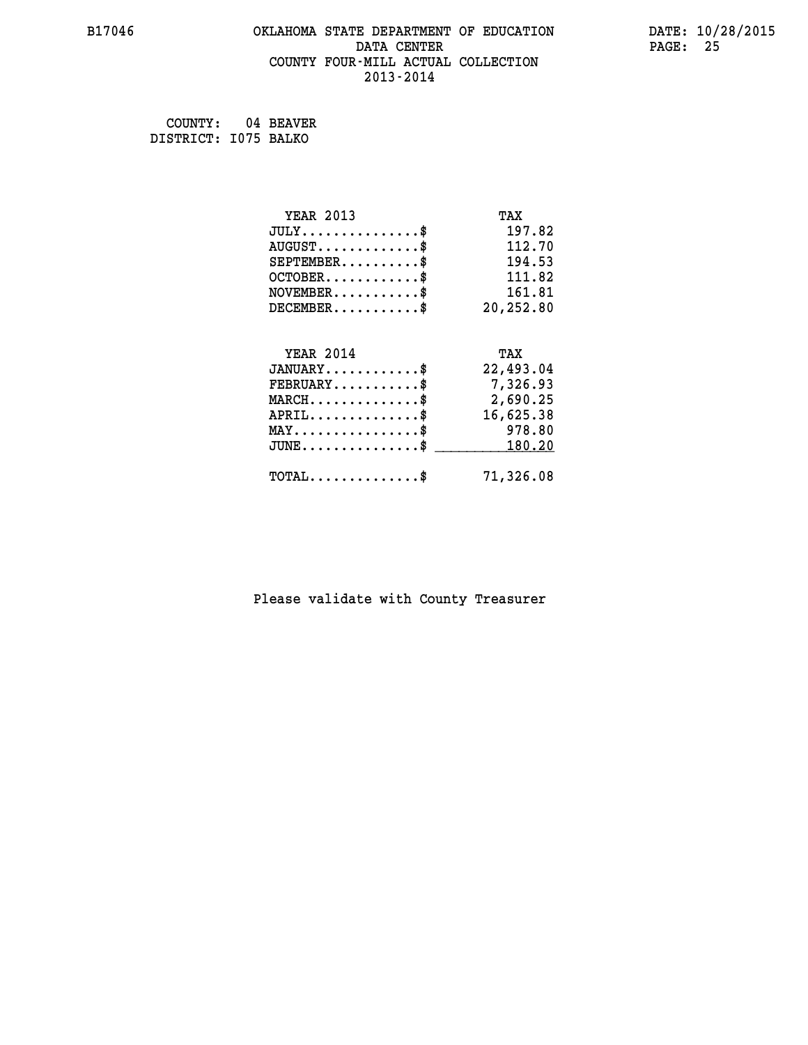B17046 OKLAHOMA STATE DEPARTMENT OF EDUCATION DATA CENTER COUNTY FOUR-MILL ACTUAL COLLECTION 2013-2014

DATE: 10/28/2015

COUNTY: 04 BEAVER
DISTRICT: I075 BALKO

| YEAR 2013 | TAX |
| --- | --- |
| JULY...............$ | 197.82 |
| AUGUST.............$ | 112.70 |
| SEPTEMBER..........$ | 194.53 |
| OCTOBER............$ | 111.82 |
| NOVEMBER...........$ | 161.81 |
| DECEMBER...........$ | 20,252.80 |

| YEAR 2014 | TAX |
| --- | --- |
| JANUARY............$ | 22,493.04 |
| FEBRUARY...........$ | 7,326.93 |
| MARCH..............$ | 2,690.25 |
| APRIL..............$ | 16,625.38 |
| MAY................$ | 978.80 |
| JUNE...............$ | 180.20 |
| TOTAL..............$ | 71,326.08 |

Please validate with County Treasurer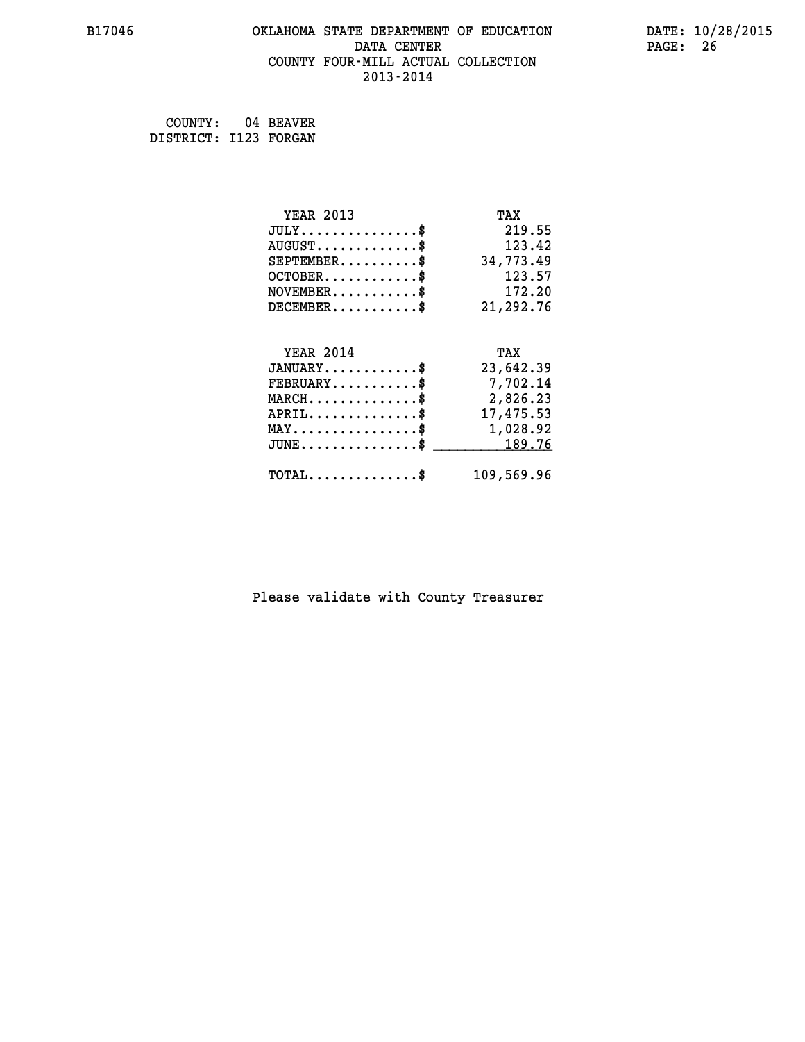B17046 OKLAHOMA STATE DEPARTMENT OF EDUCATION DATA CENTER COUNTY FOUR-MILL ACTUAL COLLECTION 2013-2014

DATE: 10/28/2015

COUNTY: 04 BEAVER
DISTRICT: I123 FORGAN

| YEAR 2013 | TAX |
|---|---|
| JULY...............$ | 219.55 |
| AUGUST.............$ | 123.42 |
| SEPTEMBER..........$ | 34,773.49 |
| OCTOBER............$ | 123.57 |
| NOVEMBER...........$ | 172.20 |
| DECEMBER...........$ | 21,292.76 |

| YEAR 2014 | TAX |
|---|---|
| JANUARY............$ | 23,642.39 |
| FEBRUARY...........$ | 7,702.14 |
| MARCH..............$ | 2,826.23 |
| APRIL..............$ | 17,475.53 |
| MAY................$ | 1,028.92 |
| JUNE...............$ | 189.76 |
| TOTAL..............$ | 109,569.96 |

Please validate with County Treasurer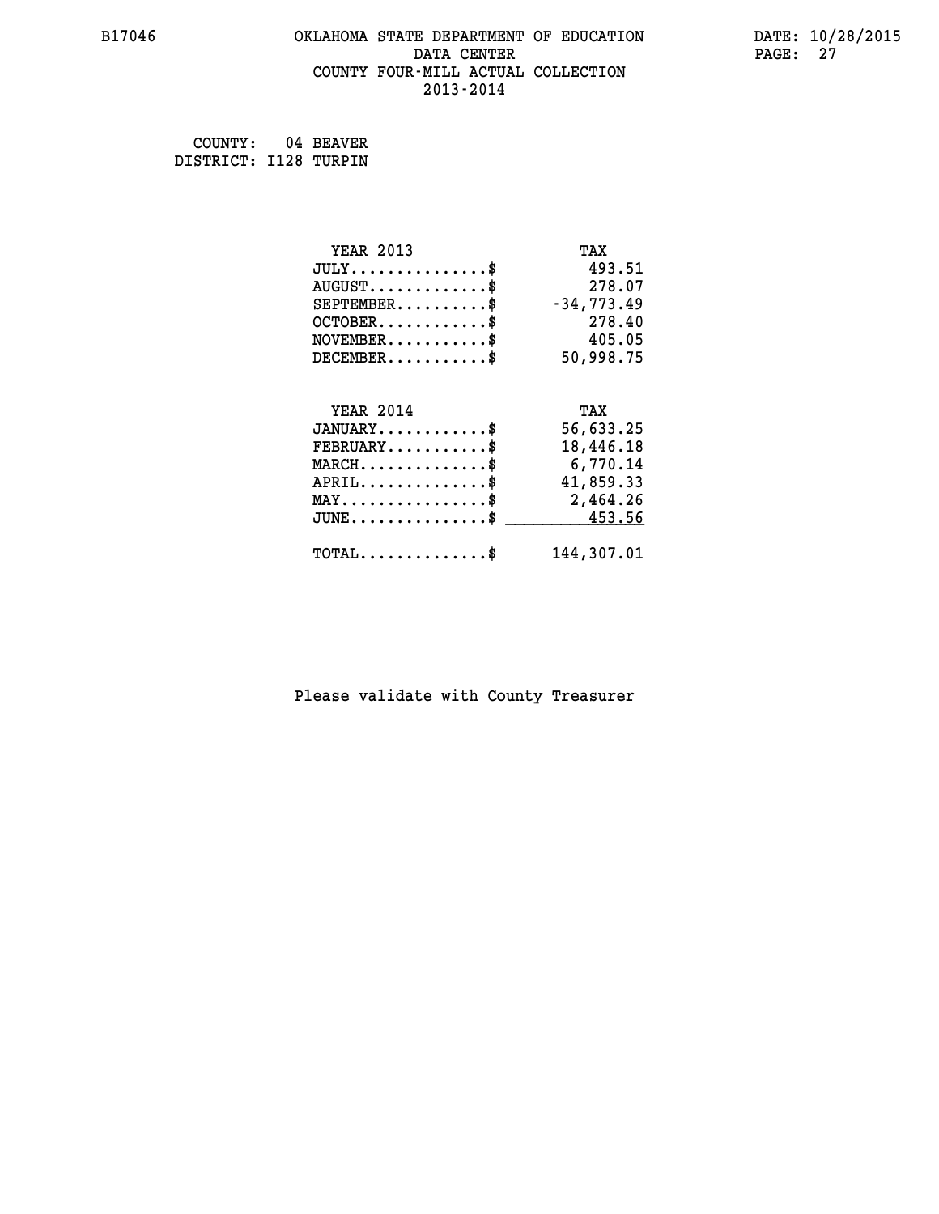# OKLAHOMA STATE DEPARTMENT OF EDUCATION
## DATA CENTER
## COUNTY FOUR-MILL ACTUAL COLLECTION
## 2013-2014

B17046

DATE: 10/28/2015

COUNTY: 04 BEAVER
DISTRICT: I128 TURPIN

| YEAR 2013 | TAX |
|---|---|
| JULY...............$ | 493.51 |
| AUGUST.............$ | 278.07 |
| SEPTEMBER..........$ | -34,773.49 |
| OCTOBER............$ | 278.40 |
| NOVEMBER...........$ | 405.05 |
| DECEMBER...........$ | 50,998.75 |

| YEAR 2014 | TAX |
|---|---|
| JANUARY............$ | 56,633.25 |
| FEBRUARY...........$ | 18,446.18 |
| MARCH..............$ | 6,770.14 |
| APRIL..............$ | 41,859.33 |
| MAY................$ | 2,464.26 |
| JUNE...............$ | 453.56 |
| TOTAL..............$ | 144,307.01 |

Please validate with County Treasurer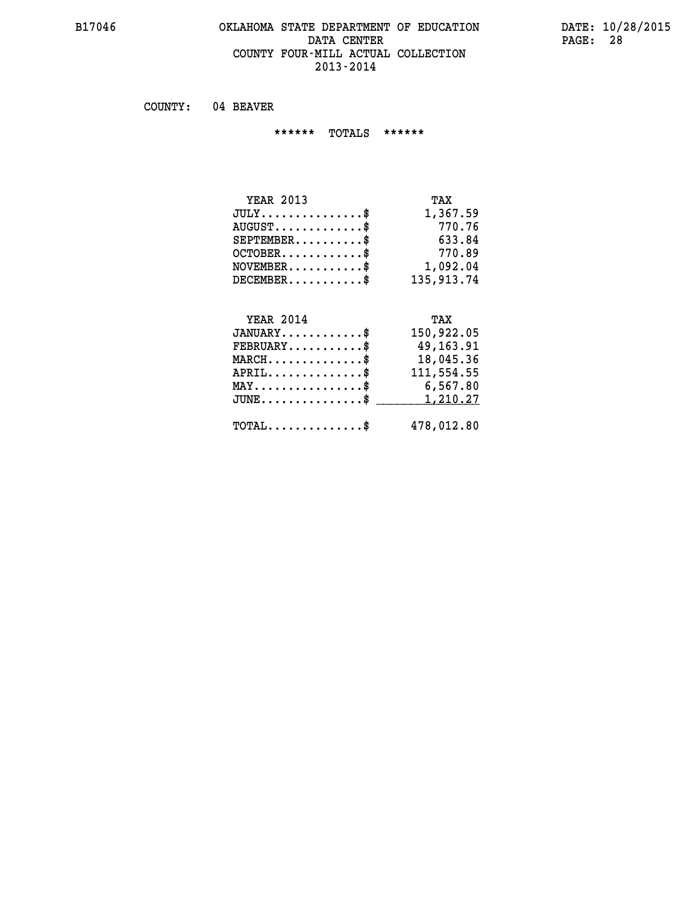# OKLAHOMA STATE DEPARTMENT OF EDUCATION
## DATA CENTER
## COUNTY FOUR-MILL ACTUAL COLLECTION
## 2013-2014

COUNTY: 04 BEAVER

****** TOTALS ******

| YEAR 2013 | TAX |
|---|---|
| JULY...............$ | 1,367.59 |
| AUGUST.............$ | 770.76 |
| SEPTEMBER..........$ | 633.84 |
| OCTOBER............$ | 770.89 |
| NOVEMBER...........$ | 1,092.04 |
| DECEMBER...........$ | 135,913.74 |

| YEAR 2014 | TAX |
|---|---|
| JANUARY............$ | 150,922.05 |
| FEBRUARY...........$ | 49,163.91 |
| MARCH..............$ | 18,045.36 |
| APRIL..............$ | 111,554.55 |
| MAY................$ | 6,567.80 |
| JUNE...............$ | 1,210.27 |
| TOTAL..............$ | 478,012.80 |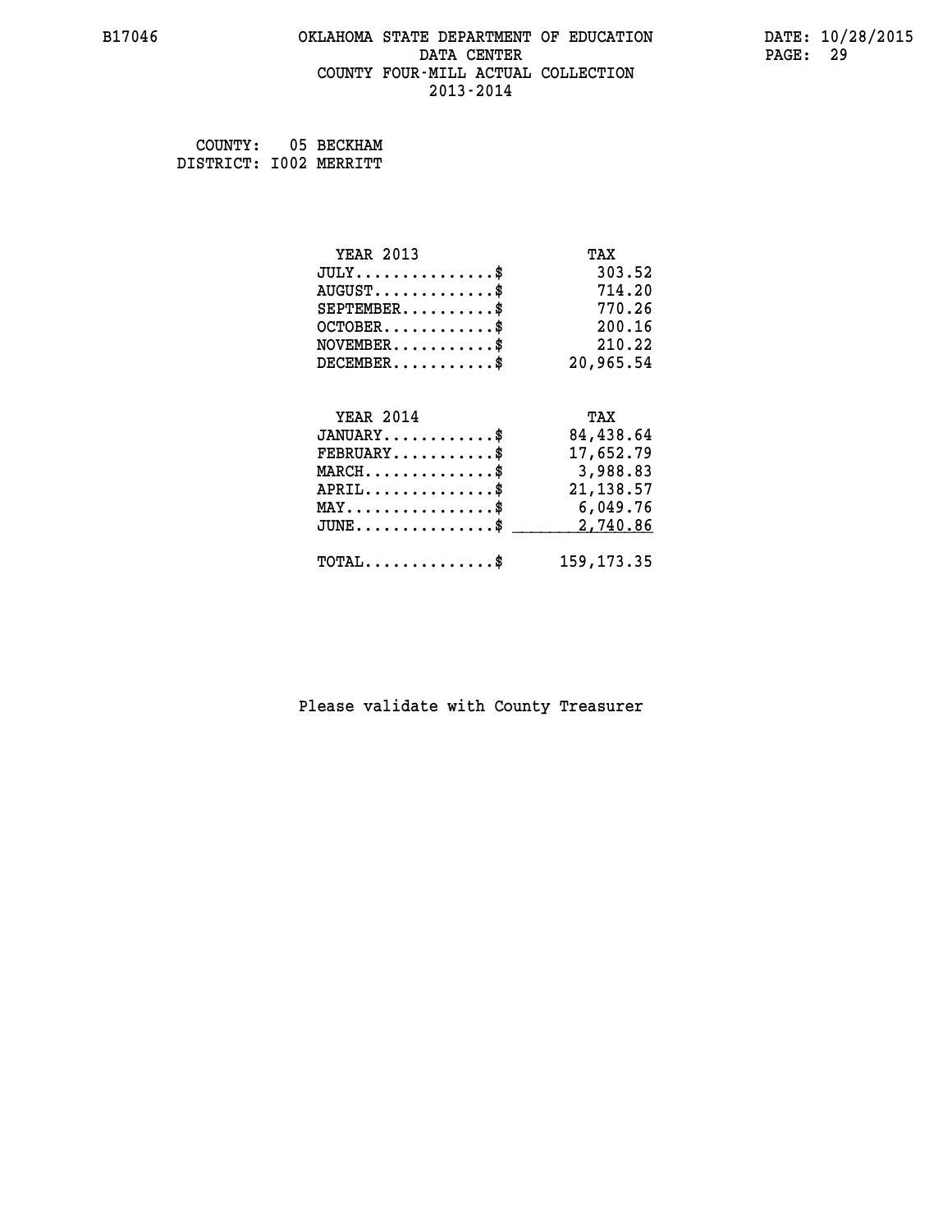# OKLAHOMA STATE DEPARTMENT OF EDUCATION
## DATA CENTER
## COUNTY FOUR-MILL ACTUAL COLLECTION
## 2013-2014

B17046

DATE: 10/28/2015

COUNTY: 05 BECKHAM
DISTRICT: I002 MERRITT

| YEAR 2013 | TAX |
|---|---|
| JULY...............$ | 303.52 |
| AUGUST.............$ | 714.20 |
| SEPTEMBER..........$ | 770.26 |
| OCTOBER............$ | 200.16 |
| NOVEMBER...........$ | 210.22 |
| DECEMBER...........$ | 20,965.54 |

| YEAR 2014 | TAX |
|---|---|
| JANUARY............$ | 84,438.64 |
| FEBRUARY...........$ | 17,652.79 |
| MARCH..............$ | 3,988.83 |
| APRIL..............$ | 21,138.57 |
| MAY................$ | 6,049.76 |
| JUNE...............$ | 2,740.86 |
| TOTAL..............$ | 159,173.35 |

Please validate with County Treasurer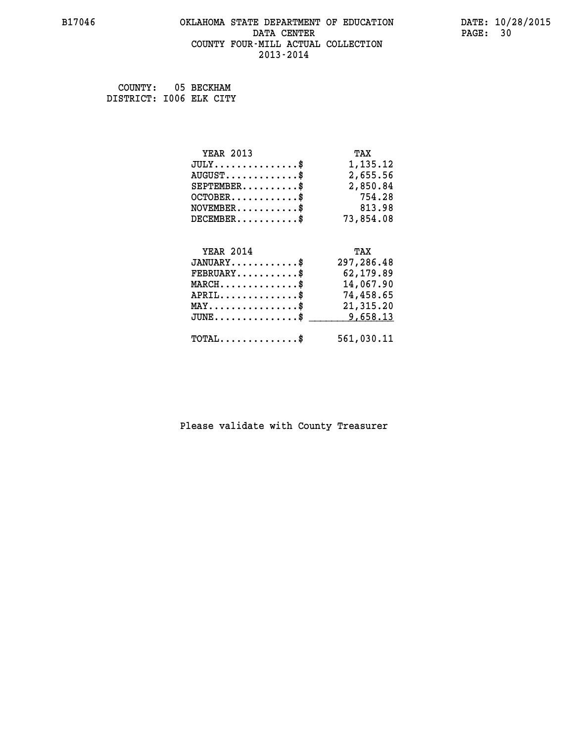# OKLAHOMA STATE DEPARTMENT OF EDUCATION
## DATA CENTER
## COUNTY FOUR-MILL ACTUAL COLLECTION
## 2013-2014

B17046 DATE: 10/28/2015

COUNTY: 05 BECKHAM
DISTRICT: I006 ELK CITY

| YEAR 2013 | TAX |
| --- | --- |
| JULY...............$ | 1,135.12 |
| AUGUST.............$ | 2,655.56 |
| SEPTEMBER..........$ | 2,850.84 |
| OCTOBER............$ | 754.28 |
| NOVEMBER...........$ | 813.98 |
| DECEMBER...........$ | 73,854.08 |

| YEAR 2014 | TAX |
| --- | --- |
| JANUARY............$ | 297,286.48 |
| FEBRUARY...........$ | 62,179.89 |
| MARCH..............$ | 14,067.90 |
| APRIL..............$ | 74,458.65 |
| MAY................$ | 21,315.20 |
| JUNE...............$ | 9,658.13 |
| TOTAL..............$ | 561,030.11 |

Please validate with County Treasurer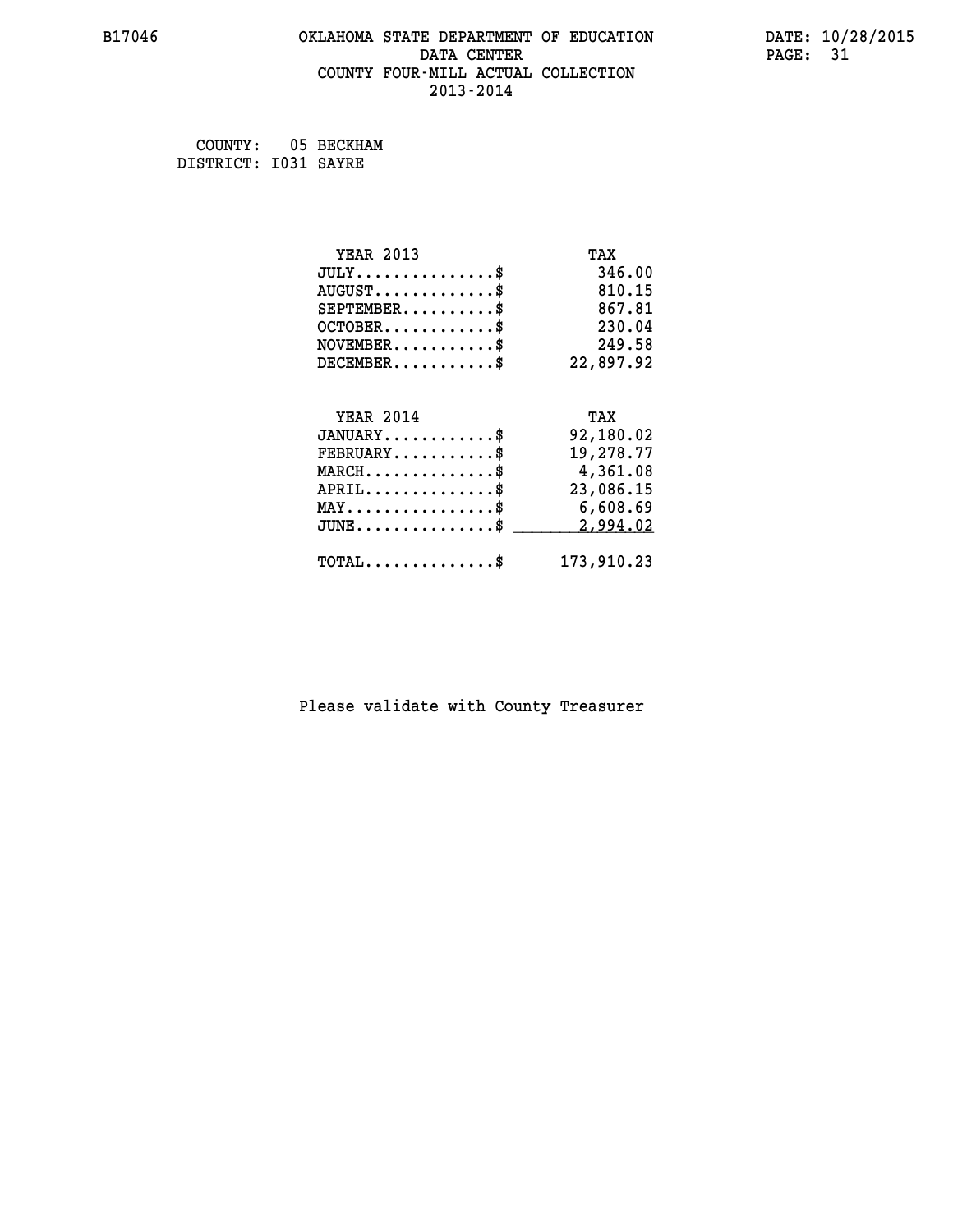# OKLAHOMA STATE DEPARTMENT OF EDUCATION
## DATA CENTER
## COUNTY FOUR-MILL ACTUAL COLLECTION
## 2013-2014

COUNTY: 05 BECKHAM
DISTRICT: I031 SAYRE

| YEAR 2013 | TAX |
|---|---|
| JULY..............$ | 346.00 |
| AUGUST............$ | 810.15 |
| SEPTEMBER.........$ | 867.81 |
| OCTOBER...........$ | 230.04 |
| NOVEMBER..........$ | 249.58 |
| DECEMBER..........$ | 22,897.92 |

| YEAR 2014 | TAX |
|---|---|
| JANUARY...........$ | 92,180.02 |
| FEBRUARY..........$ | 19,278.77 |
| MARCH.............$ | 4,361.08 |
| APRIL.............$ | 23,086.15 |
| MAY...............$ | 6,608.69 |
| JUNE..............$ | 2,994.02 |
| TOTAL.............$ | 173,910.23 |

Please validate with County Treasurer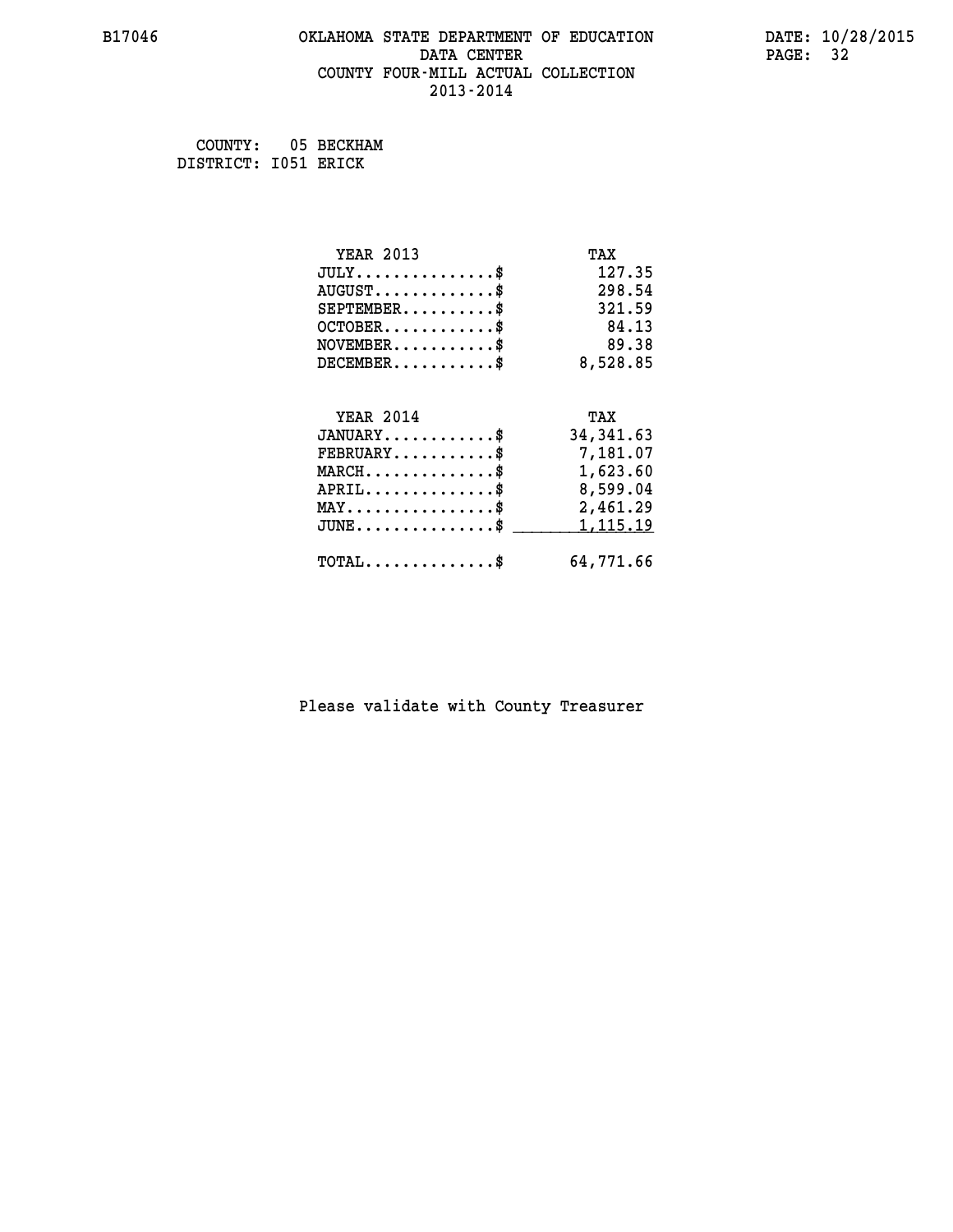# OKLAHOMA STATE DEPARTMENT OF EDUCATION
## DATA CENTER
## COUNTY FOUR-MILL ACTUAL COLLECTION
## 2013-2014

COUNTY: 05 BECKHAM
DISTRICT: I051 ERICK

| YEAR 2013 | TAX |
| --- | --- |
| JULY...............$ | 127.35 |
| AUGUST.............$ | 298.54 |
| SEPTEMBER..........$ | 321.59 |
| OCTOBER............$ | 84.13 |
| NOVEMBER...........$ | 89.38 |
| DECEMBER...........$ | 8,528.85 |

| YEAR 2014 | TAX |
| --- | --- |
| JANUARY............$ | 34,341.63 |
| FEBRUARY...........$ | 7,181.07 |
| MARCH..............$ | 1,623.60 |
| APRIL..............$ | 8,599.04 |
| MAY................$ | 2,461.29 |
| JUNE...............$ | 1,115.19 |
| TOTAL..............$ | 64,771.66 |

Please validate with County Treasurer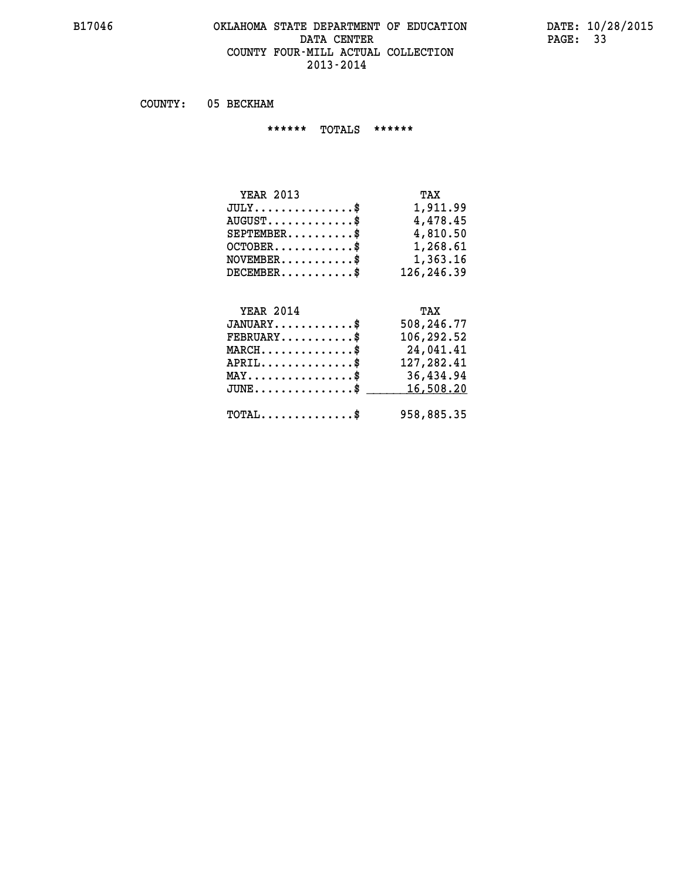# OKLAHOMA STATE DEPARTMENT OF EDUCATION
## DATA CENTER
## COUNTY FOUR-MILL ACTUAL COLLECTION
## 2013-2014

COUNTY: 05 BECKHAM

****** TOTALS ******

| YEAR 2013 | TAX |
|---|---|
| JULY...............$ | 1,911.99 |
| AUGUST.............$ | 4,478.45 |
| SEPTEMBER..........$ | 4,810.50 |
| OCTOBER............$ | 1,268.61 |
| NOVEMBER...........$ | 1,363.16 |
| DECEMBER...........$ | 126,246.39 |

| YEAR 2014 | TAX |
|---|---|
| JANUARY............$ | 508,246.77 |
| FEBRUARY...........$ | 106,292.52 |
| MARCH..............$ | 24,041.41 |
| APRIL..............$ | 127,282.41 |
| MAY................$ | 36,434.94 |
| JUNE...............$ | 16,508.20 |
| TOTAL..............$ | 958,885.35 |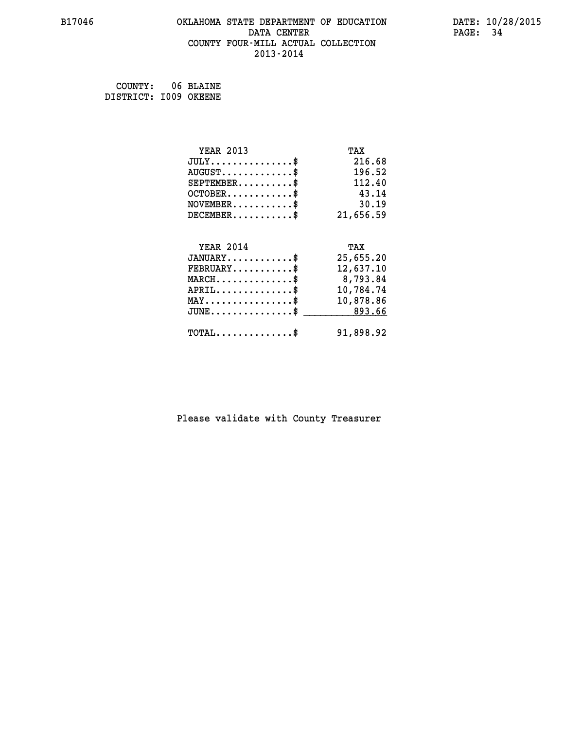B17046 OKLAHOMA STATE DEPARTMENT OF EDUCATION DATA CENTER COUNTY FOUR-MILL ACTUAL COLLECTION 2013-2014

DATE: 10/28/2015

COUNTY: 06 BLAINE
DISTRICT: I009 OKEENE

| YEAR 2013 | TAX |
|---|---|
| JULY...............$ | 216.68 |
| AUGUST.............$ | 196.52 |
| SEPTEMBER..........$ | 112.40 |
| OCTOBER............$ | 43.14 |
| NOVEMBER...........$ | 30.19 |
| DECEMBER...........$ | 21,656.59 |

| YEAR 2014 | TAX |
|---|---|
| JANUARY............$ | 25,655.20 |
| FEBRUARY...........$ | 12,637.10 |
| MARCH..............$ | 8,793.84 |
| APRIL..............$ | 10,784.74 |
| MAY................$ | 10,878.86 |
| JUNE...............$ | 893.66 |
| TOTAL..............$ | 91,898.92 |

Please validate with County Treasurer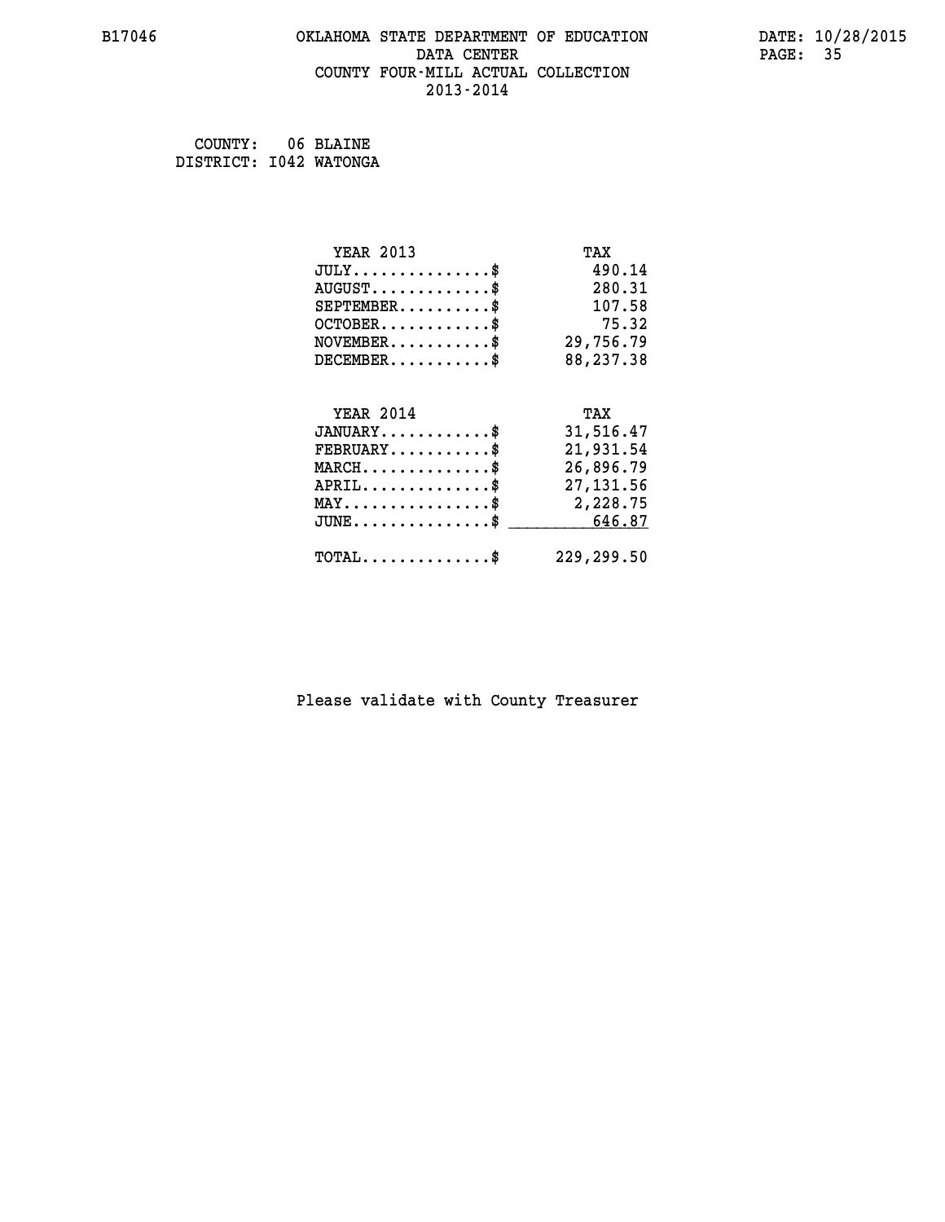B17046 OKLAHOMA STATE DEPARTMENT OF EDUCATION DATA CENTER COUNTY FOUR-MILL ACTUAL COLLECTION 2013-2014

DATE: 10/28/2015

COUNTY: 06 BLAINE
DISTRICT: I042 WATONGA

| YEAR 2013 | TAX |
|---|---|
| JULY..............$ | 490.14 |
| AUGUST............$ | 280.31 |
| SEPTEMBER.........$ | 107.58 |
| OCTOBER...........$ | 75.32 |
| NOVEMBER..........$ | 29,756.79 |
| DECEMBER..........$ | 88,237.38 |

| YEAR 2014 | TAX |
|---|---|
| JANUARY...........$ | 31,516.47 |
| FEBRUARY..........$ | 21,931.54 |
| MARCH.............$ | 26,896.79 |
| APRIL.............$ | 27,131.56 |
| MAY...............$ | 2,228.75 |
| JUNE..............$ | 646.87 |
| TOTAL.............$ | 229,299.50 |

Please validate with County Treasurer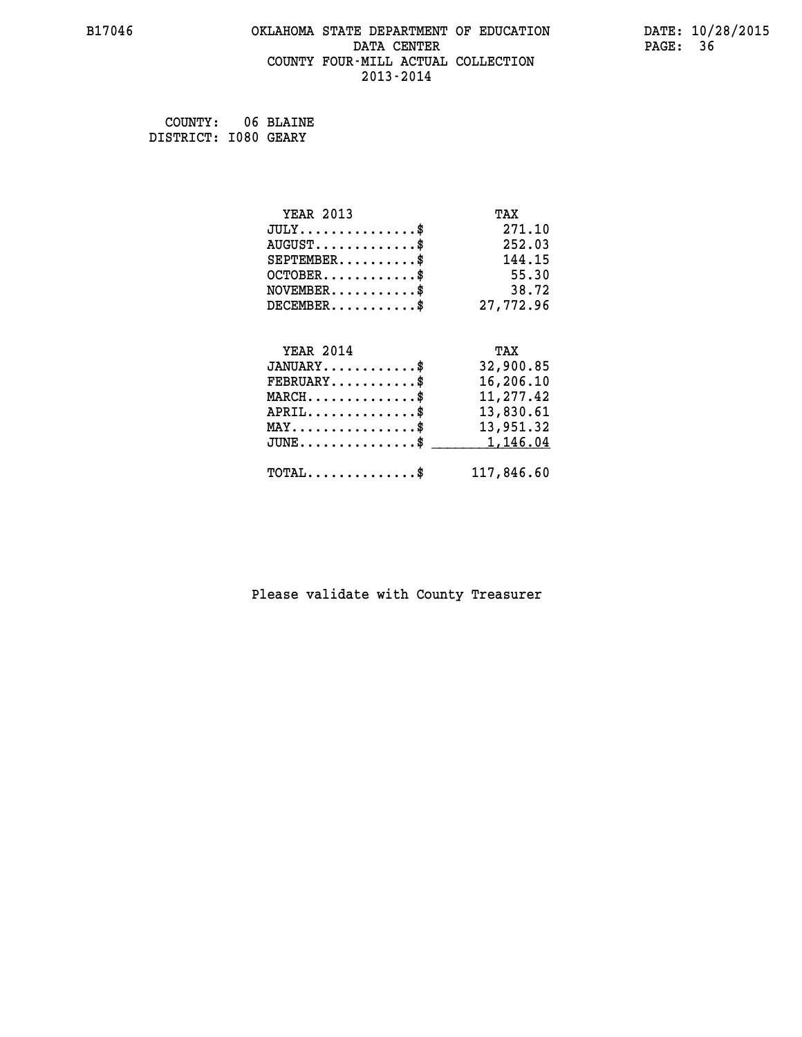# OKLAHOMA STATE DEPARTMENT OF EDUCATION
## DATA CENTER
## COUNTY FOUR-MILL ACTUAL COLLECTION
## 2013-2014

COUNTY: 06 BLAINE
DISTRICT: I080 GEARY

| YEAR 2013 | TAX |
|---|---|
| JULY...............$ | 271.10 |
| AUGUST.............$ | 252.03 |
| SEPTEMBER..........$ | 144.15 |
| OCTOBER............$ | 55.30 |
| NOVEMBER...........$ | 38.72 |
| DECEMBER...........$ | 27,772.96 |

| YEAR 2014 | TAX |
|---|---|
| JANUARY............$ | 32,900.85 |
| FEBRUARY...........$ | 16,206.10 |
| MARCH..............$ | 11,277.42 |
| APRIL..............$ | 13,830.61 |
| MAY................$ | 13,951.32 |
| JUNE...............$ | 1,146.04 |
| TOTAL..............$ | 117,846.60 |

Please validate with County Treasurer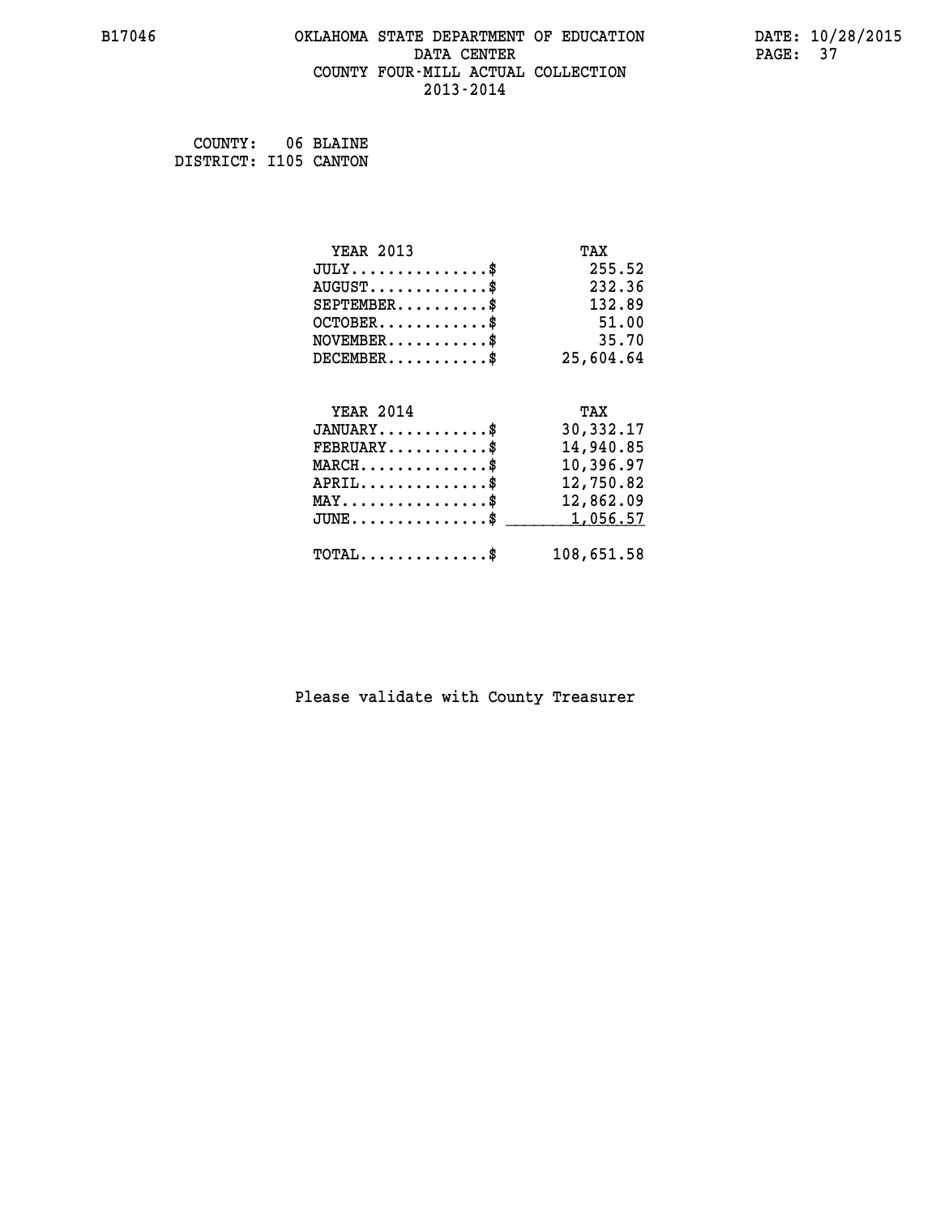# OKLAHOMA STATE DEPARTMENT OF EDUCATION
## DATA CENTER
## COUNTY FOUR-MILL ACTUAL COLLECTION
## 2013-2014

B17046 DATE: 10/28/2015

COUNTY: 06 BLAINE
DISTRICT: I105 CANTON

| YEAR 2013 | TAX |
|---|---|
| JULY..............$ | 255.52 |
| AUGUST.............$ | 232.36 |
| SEPTEMBER..........$ | 132.89 |
| OCTOBER............$ | 51.00 |
| NOVEMBER...........$ | 35.70 |
| DECEMBER...........$ | 25,604.64 |

| YEAR 2014 | TAX |
|---|---|
| JANUARY............$ | 30,332.17 |
| FEBRUARY...........$ | 14,940.85 |
| MARCH..............$ | 10,396.97 |
| APRIL..............$ | 12,750.82 |
| MAY................$ | 12,862.09 |
| JUNE...............$ | 1,056.57 |
| TOTAL..............$ | 108,651.58 |

Please validate with County Treasurer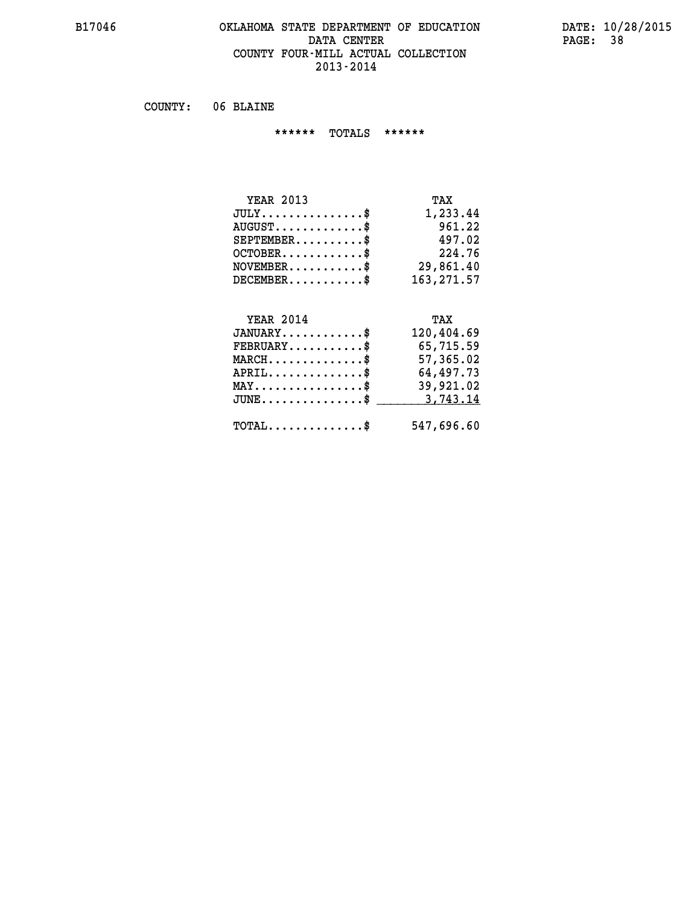# OKLAHOMA STATE DEPARTMENT OF EDUCATION
## DATA CENTER
## COUNTY FOUR-MILL ACTUAL COLLECTION
## 2013-2014

COUNTY: 06 BLAINE

****** TOTALS ******

| YEAR 2013 | TAX |
|---|---|
| JULY...............$ | 1,233.44 |
| AUGUST.............$ | 961.22 |
| SEPTEMBER..........$ | 497.02 |
| OCTOBER............$ | 224.76 |
| NOVEMBER...........$ | 29,861.40 |
| DECEMBER...........$ | 163,271.57 |

| YEAR 2014 | TAX |
|---|---|
| JANUARY............$ | 120,404.69 |
| FEBRUARY...........$ | 65,715.59 |
| MARCH..............$ | 57,365.02 |
| APRIL..............$ | 64,497.73 |
| MAY................$ | 39,921.02 |
| JUNE...............$ | 3,743.14 |
| TOTAL..............$ | 547,696.60 |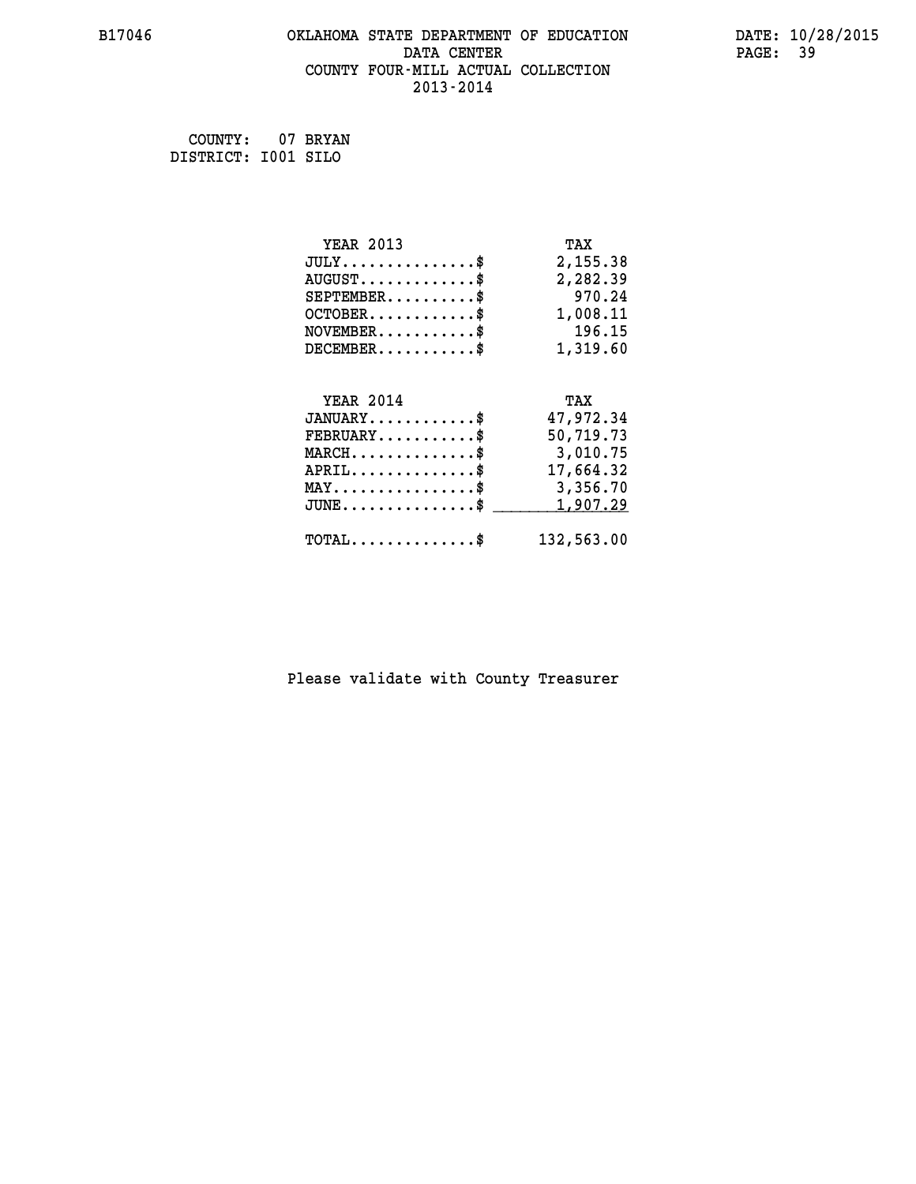# OKLAHOMA STATE DEPARTMENT OF EDUCATION
## DATA CENTER
## COUNTY FOUR-MILL ACTUAL COLLECTION
## 2013-2014

B17046 DATE: 10/28/2015

COUNTY: 07 BRYAN
DISTRICT: I001 SILO

| YEAR 2013 | TAX |
|---|---|
| JULY...............$ | 2,155.38 |
| AUGUST.............$ | 2,282.39 |
| SEPTEMBER..........$ | 970.24 |
| OCTOBER............$ | 1,008.11 |
| NOVEMBER...........$ | 196.15 |
| DECEMBER...........$ | 1,319.60 |

| YEAR 2014 | TAX |
|---|---|
| JANUARY............$ | 47,972.34 |
| FEBRUARY...........$ | 50,719.73 |
| MARCH..............$ | 3,010.75 |
| APRIL..............$ | 17,664.32 |
| MAY................$ | 3,356.70 |
| JUNE...............$ | 1,907.29 |
| TOTAL..............$ | 132,563.00 |

Please validate with County Treasurer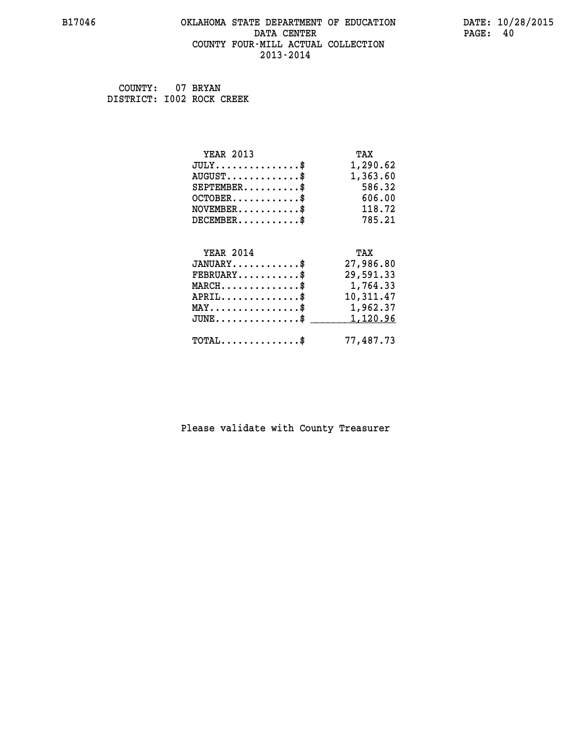COUNTY: 07 BRYAN
DISTRICT: I002 ROCK CREEK

| YEAR 2013 | TAX |
|---|---|
| JULY...............$ | 1,290.62 |
| AUGUST.............$ | 1,363.60 |
| SEPTEMBER..........$ | 586.32 |
| OCTOBER............$ | 606.00 |
| NOVEMBER...........$ | 118.72 |
| DECEMBER...........$ | 785.21 |

| YEAR 2014 | TAX |
|---|---|
| JANUARY............$ | 27,986.80 |
| FEBRUARY...........$ | 29,591.33 |
| MARCH..............$ | 1,764.33 |
| APRIL..............$ | 10,311.47 |
| MAY................$ | 1,962.37 |
| JUNE...............$ | 1,120.96 |
| TOTAL..............$ | 77,487.73 |

Please validate with County Treasurer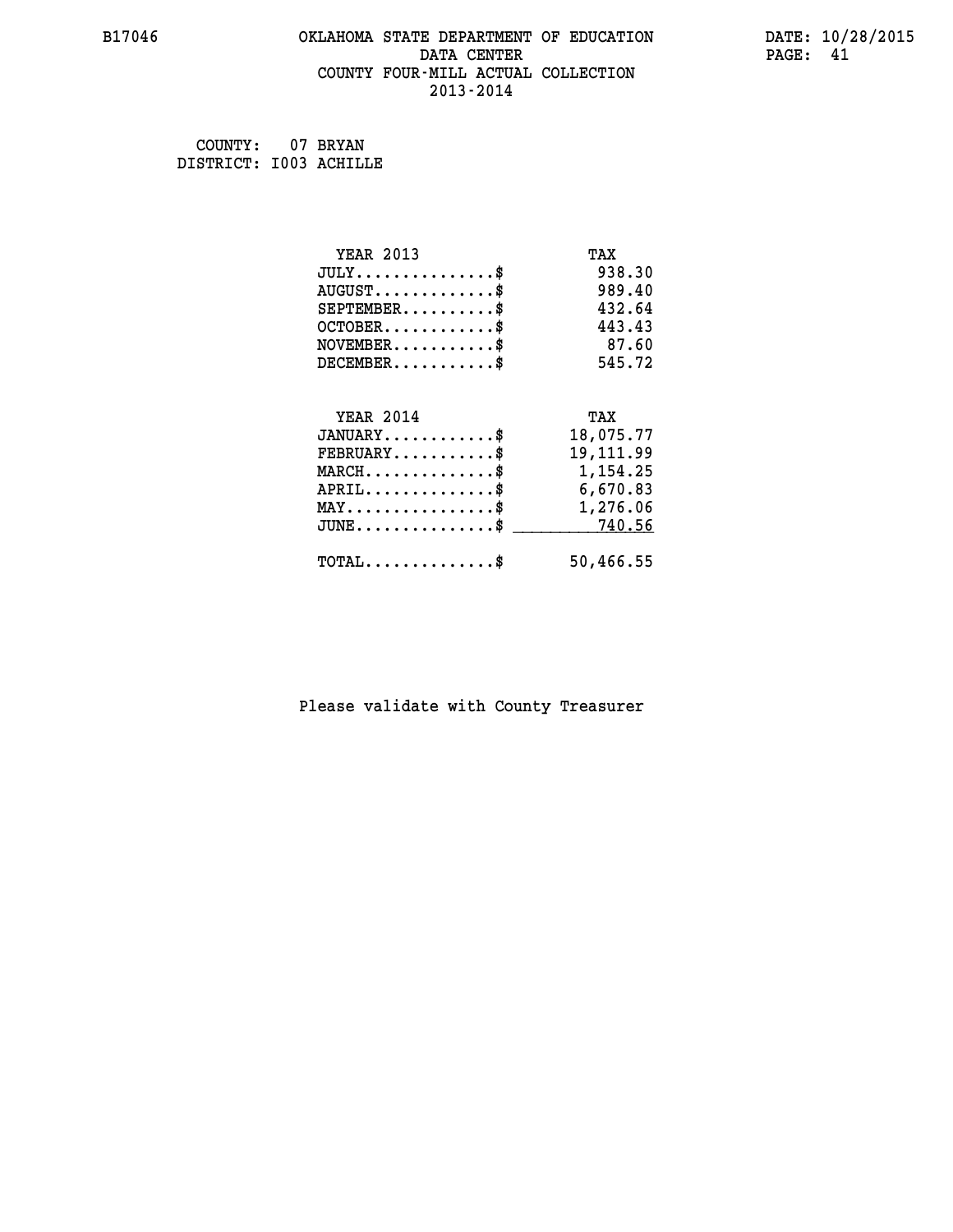# OKLAHOMA STATE DEPARTMENT OF EDUCATION
## DATA CENTER
## COUNTY FOUR-MILL ACTUAL COLLECTION
## 2013-2014

B17046 — DATE: 10/28/2015

COUNTY: 07 BRYAN
DISTRICT: I003 ACHILLE

| YEAR 2013 | TAX |
|---|---|
| JULY..............$ | 938.30 |
| AUGUST............$ | 989.40 |
| SEPTEMBER.........$ | 432.64 |
| OCTOBER...........$ | 443.43 |
| NOVEMBER..........$ | 87.60 |
| DECEMBER..........$ | 545.72 |

| YEAR 2014 | TAX |
|---|---|
| JANUARY...........$ | 18,075.77 |
| FEBRUARY..........$ | 19,111.99 |
| MARCH.............$ | 1,154.25 |
| APRIL.............$ | 6,670.83 |
| MAY...............$ | 1,276.06 |
| JUNE..............$ | 740.56 |
| TOTAL.............$ | 50,466.55 |

Please validate with County Treasurer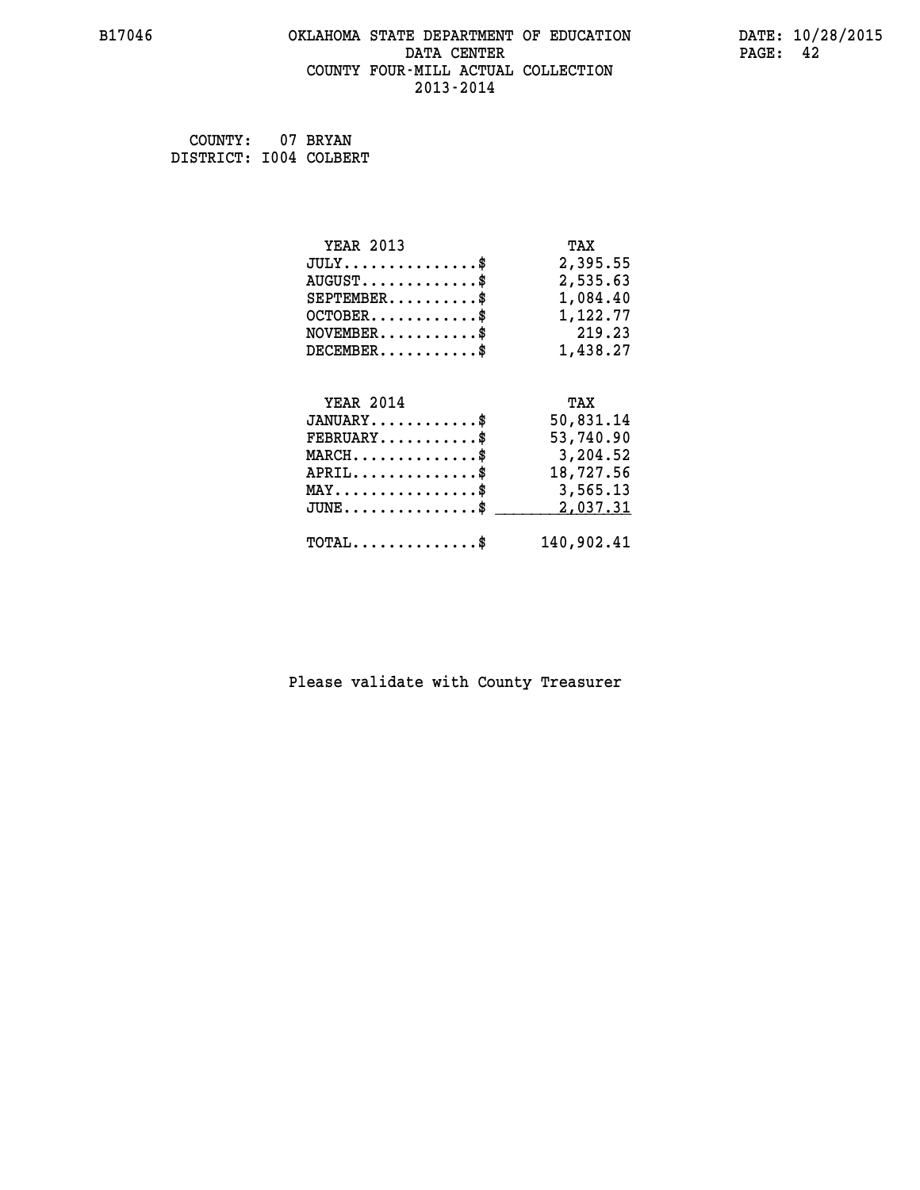COUNTY: 07 BRYAN
DISTRICT: I004 COLBERT

| YEAR 2013 | TAX |
|---|---|
| JULY...............$ | 2,395.55 |
| AUGUST.............$ | 2,535.63 |
| SEPTEMBER..........$ | 1,084.40 |
| OCTOBER............$ | 1,122.77 |
| NOVEMBER...........$ | 219.23 |
| DECEMBER...........$ | 1,438.27 |

| YEAR 2014 | TAX |
|---|---|
| JANUARY............$ | 50,831.14 |
| FEBRUARY...........$ | 53,740.90 |
| MARCH..............$ | 3,204.52 |
| APRIL..............$ | 18,727.56 |
| MAY................$ | 3,565.13 |
| JUNE...............$ | 2,037.31 |
| TOTAL..............$ | 140,902.41 |

Please validate with County Treasurer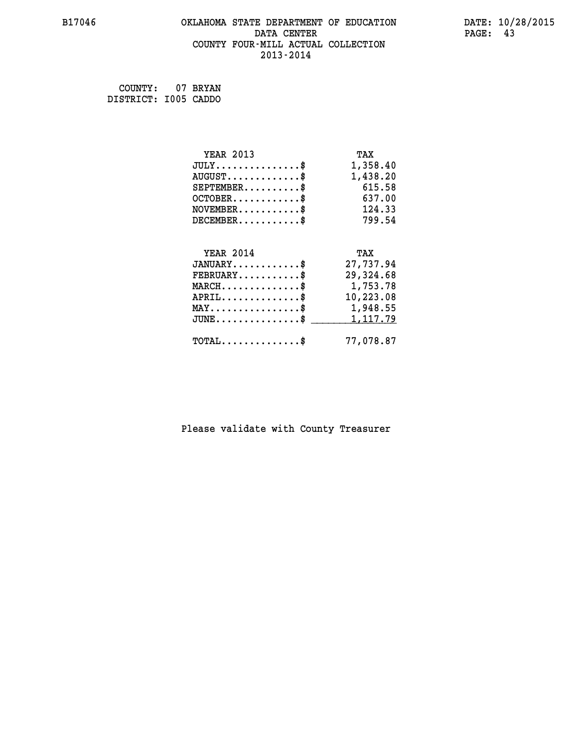# OKLAHOMA STATE DEPARTMENT OF EDUCATION
## DATA CENTER
## COUNTY FOUR-MILL ACTUAL COLLECTION
## 2013-2014

B17046 DATE: 10/28/2015

COUNTY: 07 BRYAN
DISTRICT: I005 CADDO

| YEAR 2013 | TAX |
|---|---|
| JULY...............$ | 1,358.40 |
| AUGUST.............$ | 1,438.20 |
| SEPTEMBER..........$ | 615.58 |
| OCTOBER............$ | 637.00 |
| NOVEMBER...........$ | 124.33 |
| DECEMBER...........$ | 799.54 |

| YEAR 2014 | TAX |
|---|---|
| JANUARY............$ | 27,737.94 |
| FEBRUARY...........$ | 29,324.68 |
| MARCH..............$ | 1,753.78 |
| APRIL..............$ | 10,223.08 |
| MAY................$ | 1,948.55 |
| JUNE...............$ | 1,117.79 |
| TOTAL..............$ | 77,078.87 |

Please validate with County Treasurer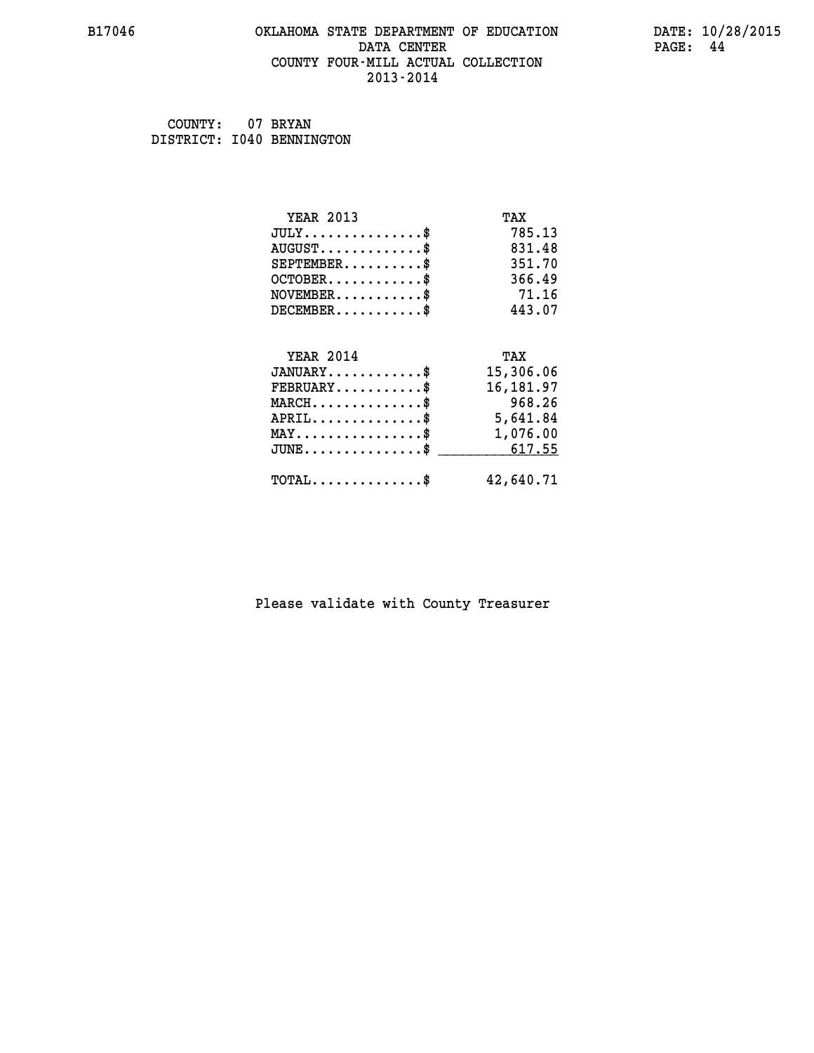B17046 OKLAHOMA STATE DEPARTMENT OF EDUCATION DATE: 10/28/2015
DATA CENTER
COUNTY FOUR-MILL ACTUAL COLLECTION
2013-2014

COUNTY: 07 BRYAN
DISTRICT: I040 BENNINGTON

| YEAR 2013 | TAX |
|---|---|
| JULY..............$ | 785.13 |
| AUGUST............$ | 831.48 |
| SEPTEMBER.........$ | 351.70 |
| OCTOBER...........$ | 366.49 |
| NOVEMBER..........$ | 71.16 |
| DECEMBER..........$ | 443.07 |

| YEAR 2014 | TAX |
|---|---|
| JANUARY...........$ | 15,306.06 |
| FEBRUARY..........$ | 16,181.97 |
| MARCH.............$ | 968.26 |
| APRIL.............$ | 5,641.84 |
| MAY...............$ | 1,076.00 |
| JUNE..............$ | 617.55 |
| TOTAL.............$ | 42,640.71 |

Please validate with County Treasurer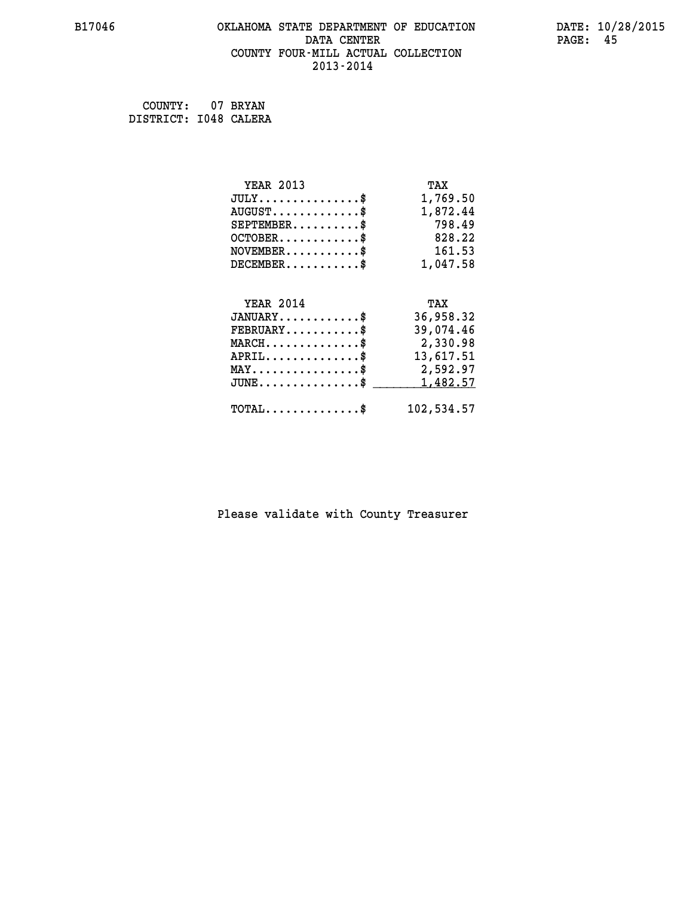B17046 OKLAHOMA STATE DEPARTMENT OF EDUCATION DATA CENTER COUNTY FOUR-MILL ACTUAL COLLECTION 2013-2014

DATE: 10/28/2015

COUNTY: 07 BRYAN
DISTRICT: I048 CALERA

| YEAR 2013 | TAX |
|---|---|
| JULY...............$ | 1,769.50 |
| AUGUST.............$ | 1,872.44 |
| SEPTEMBER..........$ | 798.49 |
| OCTOBER............$ | 828.22 |
| NOVEMBER...........$ | 161.53 |
| DECEMBER...........$ | 1,047.58 |

| YEAR 2014 | TAX |
|---|---|
| JANUARY............$ | 36,958.32 |
| FEBRUARY...........$ | 39,074.46 |
| MARCH..............$ | 2,330.98 |
| APRIL..............$ | 13,617.51 |
| MAY................$ | 2,592.97 |
| JUNE...............$ | 1,482.57 |
| TOTAL..............$ | 102,534.57 |

Please validate with County Treasurer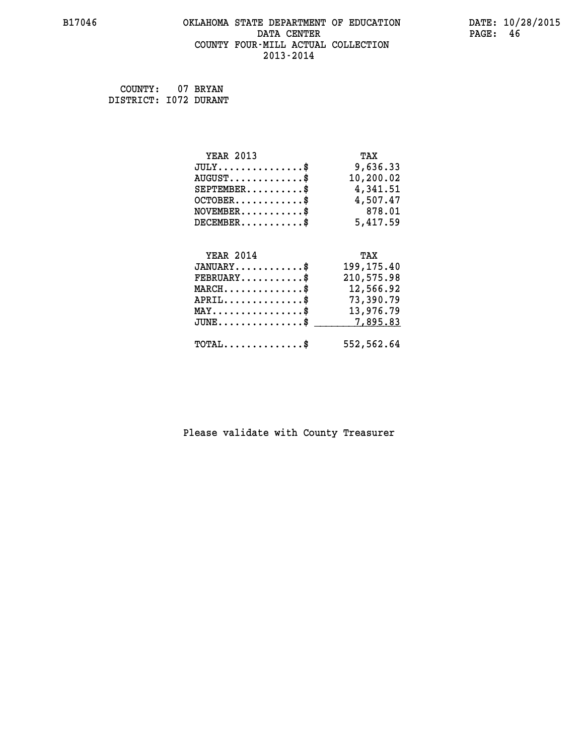B17046 OKLAHOMA STATE DEPARTMENT OF EDUCATION DATE: 10/28/2015

DATA CENTER

COUNTY FOUR-MILL ACTUAL COLLECTION

2013-2014

COUNTY: 07 BRYAN
DISTRICT: I072 DURANT

| YEAR 2013 | TAX |
|---|---|
| JULY...............$ | 9,636.33 |
| AUGUST.............$ | 10,200.02 |
| SEPTEMBER..........$ | 4,341.51 |
| OCTOBER............$ | 4,507.47 |
| NOVEMBER...........$ | 878.01 |
| DECEMBER...........$ | 5,417.59 |

| YEAR 2014 | TAX |
|---|---|
| JANUARY............$ | 199,175.40 |
| FEBRUARY...........$ | 210,575.98 |
| MARCH..............$ | 12,566.92 |
| APRIL..............$ | 73,390.79 |
| MAY................$ | 13,976.79 |
| JUNE...............$ | 7,895.83 |
| TOTAL..............$ | 552,562.64 |

Please validate with County Treasurer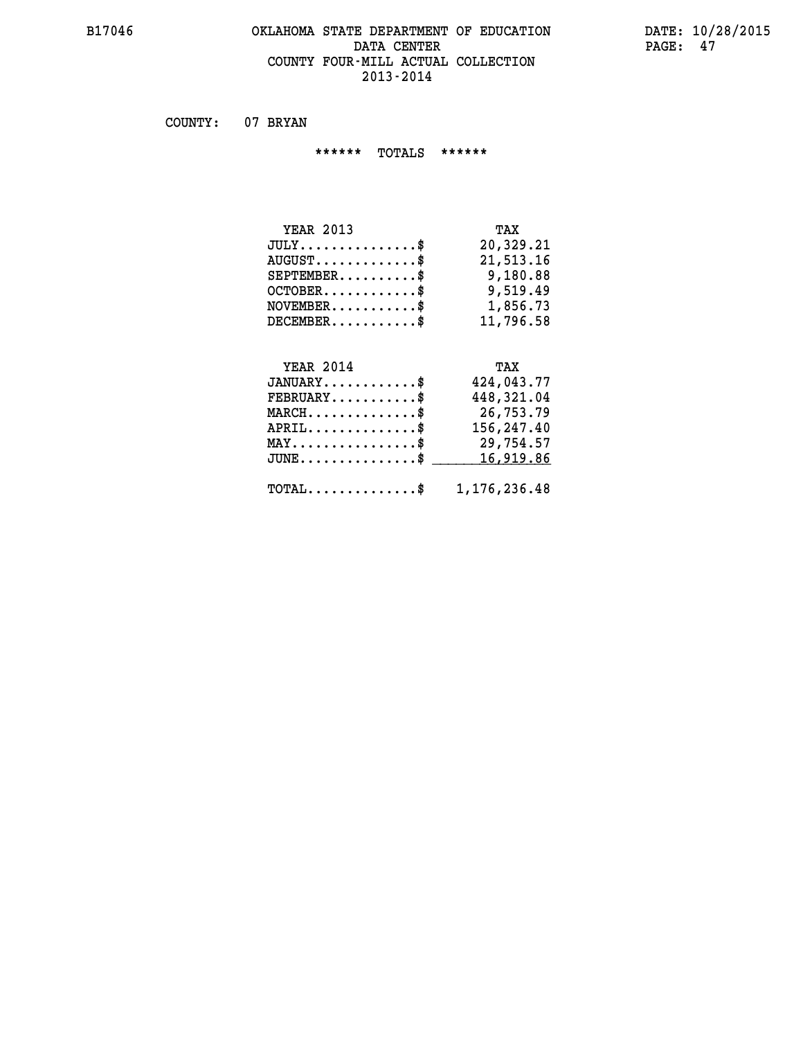B17046 OKLAHOMA STATE DEPARTMENT OF EDUCATION DATE: 10/28/2015

DATA CENTER

COUNTY FOUR-MILL ACTUAL COLLECTION

2013-2014

COUNTY: 07 BRYAN

****** TOTALS ******

| YEAR 2013 | TAX |
|---|---|
| JULY...............$ | 20,329.21 |
| AUGUST.............$ | 21,513.16 |
| SEPTEMBER..........$ | 9,180.88 |
| OCTOBER............$ | 9,519.49 |
| NOVEMBER...........$ | 1,856.73 |
| DECEMBER...........$ | 11,796.58 |

| YEAR 2014 | TAX |
|---|---|
| JANUARY............$ | 424,043.77 |
| FEBRUARY...........$ | 448,321.04 |
| MARCH..............$ | 26,753.79 |
| APRIL..............$ | 156,247.40 |
| MAY................$ | 29,754.57 |
| JUNE...............$ | 16,919.86 |
| TOTAL..............$ | 1,176,236.48 |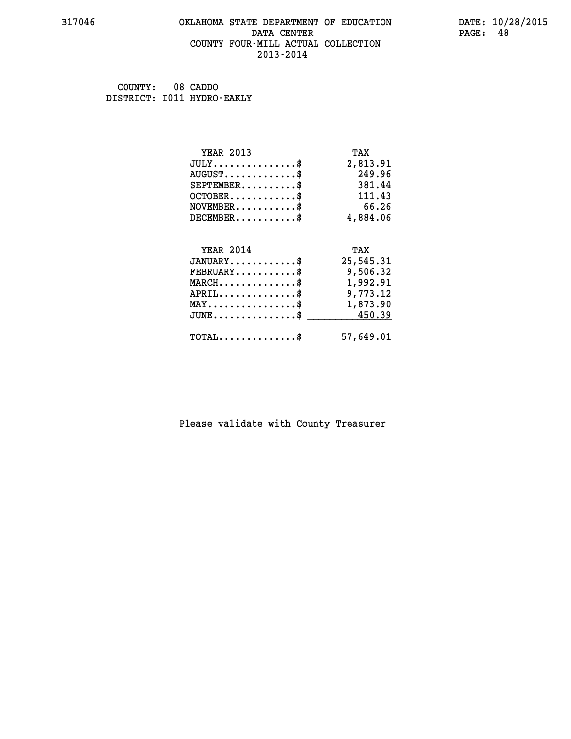# OKLAHOMA STATE DEPARTMENT OF EDUCATION
## DATA CENTER
## COUNTY FOUR-MILL ACTUAL COLLECTION
## 2013-2014

COUNTY: 08 CADDO
DISTRICT: I011 HYDRO-EAKLY

| YEAR 2013 | TAX |
|---|---|
| JULY..............$ | 2,813.91 |
| AUGUST............$ | 249.96 |
| SEPTEMBER.........$ | 381.44 |
| OCTOBER...........$ | 111.43 |
| NOVEMBER..........$ | 66.26 |
| DECEMBER..........$ | 4,884.06 |

| YEAR 2014 | TAX |
|---|---|
| JANUARY...........$ | 25,545.31 |
| FEBRUARY..........$ | 9,506.32 |
| MARCH.............$ | 1,992.91 |
| APRIL.............$ | 9,773.12 |
| MAY...............$ | 1,873.90 |
| JUNE..............$ | 450.39 |
| TOTAL.............$ | 57,649.01 |

Please validate with County Treasurer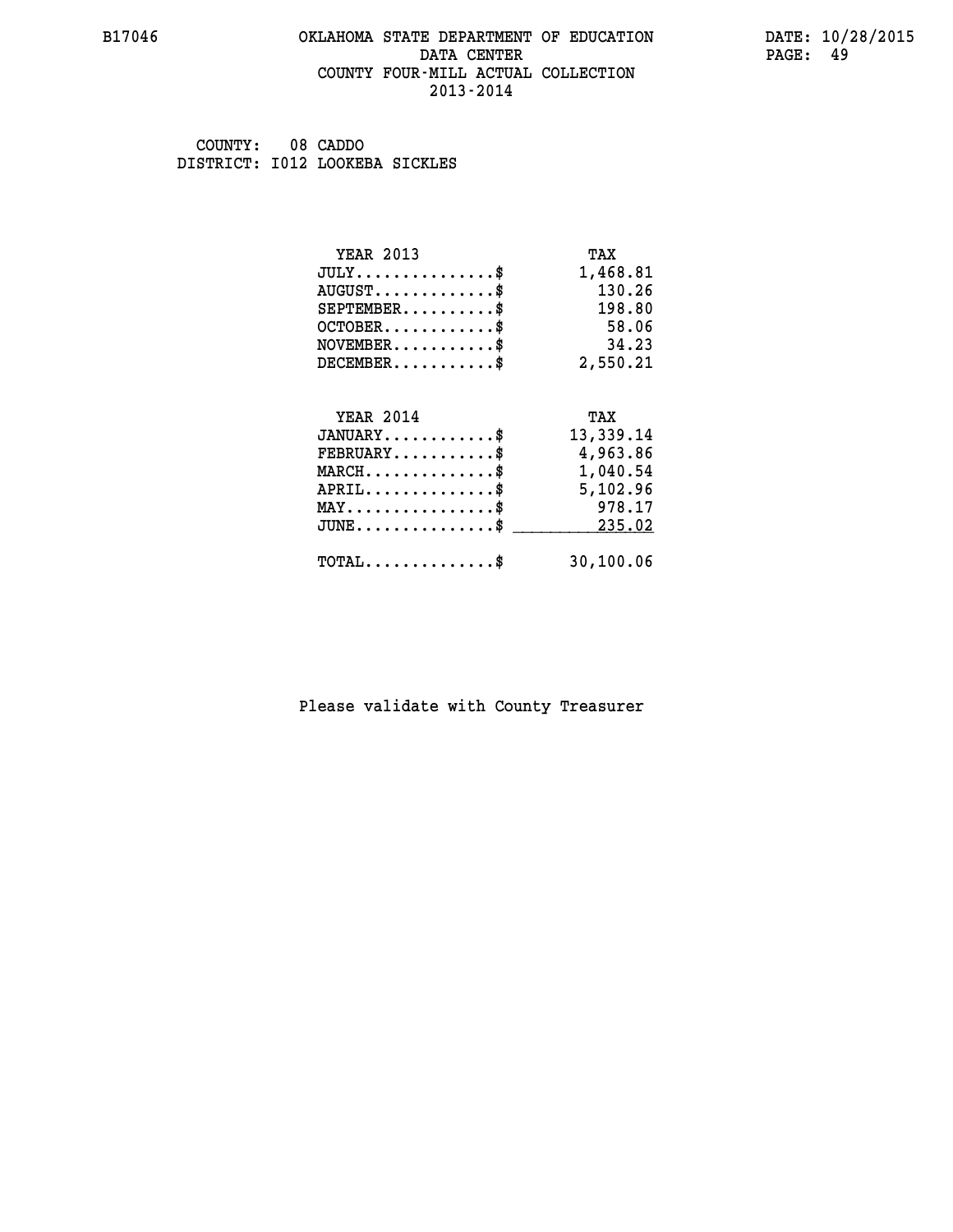# OKLAHOMA STATE DEPARTMENT OF EDUCATION
## DATA CENTER
## COUNTY FOUR-MILL ACTUAL COLLECTION
## 2013-2014

B17046 — DATE: 10/28/2015

COUNTY: 08 CADDO
DISTRICT: I012 LOOKEBA SICKLES

| YEAR 2013 | TAX |
|---|---|
| JULY...............$ | 1,468.81 |
| AUGUST.............$ | 130.26 |
| SEPTEMBER..........$ | 198.80 |
| OCTOBER............$ | 58.06 |
| NOVEMBER...........$ | 34.23 |
| DECEMBER...........$ | 2,550.21 |

| YEAR 2014 | TAX |
|---|---|
| JANUARY............$ | 13,339.14 |
| FEBRUARY...........$ | 4,963.86 |
| MARCH..............$ | 1,040.54 |
| APRIL..............$ | 5,102.96 |
| MAY................$ | 978.17 |
| JUNE...............$ | 235.02 |
| TOTAL..............$ | 30,100.06 |

Please validate with County Treasurer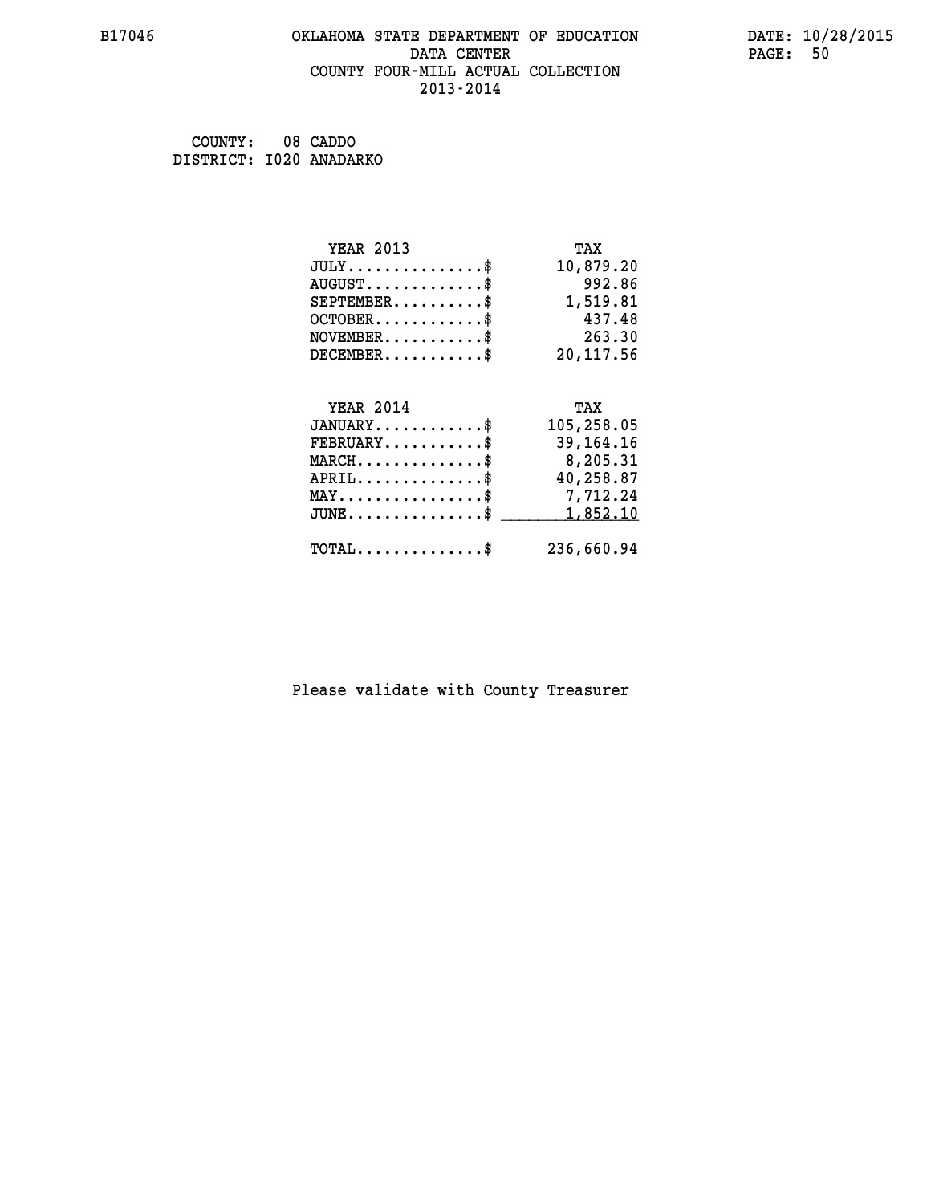OKLAHOMA STATE DEPARTMENT OF EDUCATION
DATA CENTER
COUNTY FOUR-MILL ACTUAL COLLECTION
2013-2014

COUNTY: 08 CADDO
DISTRICT: I020 ANADARKO

| YEAR 2013 | TAX |
|---|---|
| JULY..............$ | 10,879.20 |
| AUGUST............$ | 992.86 |
| SEPTEMBER.........$ | 1,519.81 |
| OCTOBER...........$ | 437.48 |
| NOVEMBER..........$ | 263.30 |
| DECEMBER..........$ | 20,117.56 |

| YEAR 2014 | TAX |
|---|---|
| JANUARY...........$ | 105,258.05 |
| FEBRUARY..........$ | 39,164.16 |
| MARCH.............$ | 8,205.31 |
| APRIL.............$ | 40,258.87 |
| MAY...............$ | 7,712.24 |
| JUNE..............$ | 1,852.10 |
| TOTAL.............$ | 236,660.94 |

Please validate with County Treasurer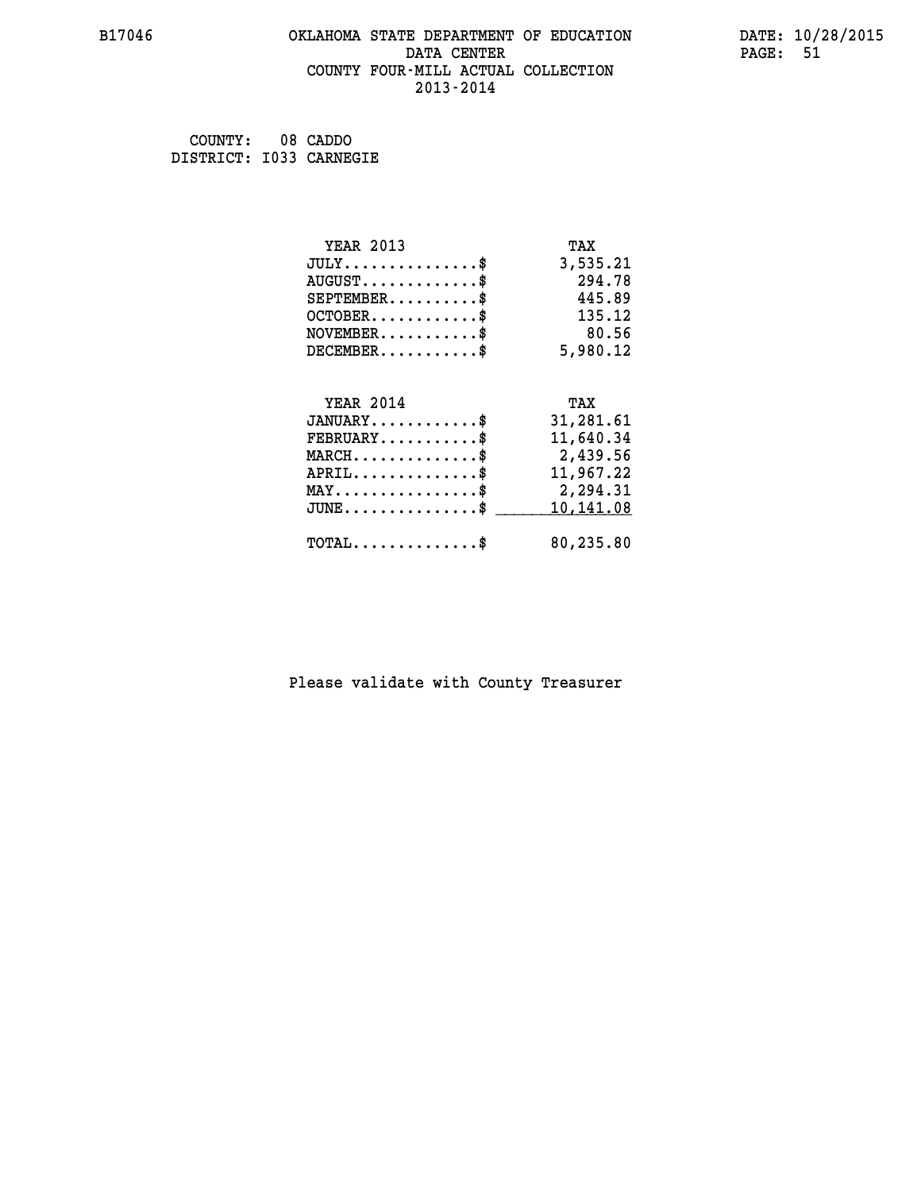B17046 OKLAHOMA STATE DEPARTMENT OF EDUCATION DATA CENTER COUNTY FOUR-MILL ACTUAL COLLECTION 2013-2014

DATE: 10/28/2015

COUNTY: 08 CADDO
DISTRICT: I033 CARNEGIE

| YEAR 2013 | TAX |
|---|---|
| JULY...............$ | 3,535.21 |
| AUGUST.............$ | 294.78 |
| SEPTEMBER..........$ | 445.89 |
| OCTOBER............$ | 135.12 |
| NOVEMBER...........$ | 80.56 |
| DECEMBER...........$ | 5,980.12 |

| YEAR 2014 | TAX |
|---|---|
| JANUARY............$ | 31,281.61 |
| FEBRUARY...........$ | 11,640.34 |
| MARCH..............$ | 2,439.56 |
| APRIL..............$ | 11,967.22 |
| MAY................$ | 2,294.31 |
| JUNE...............$ | 10,141.08 |
| TOTAL..............$ | 80,235.80 |

Please validate with County Treasurer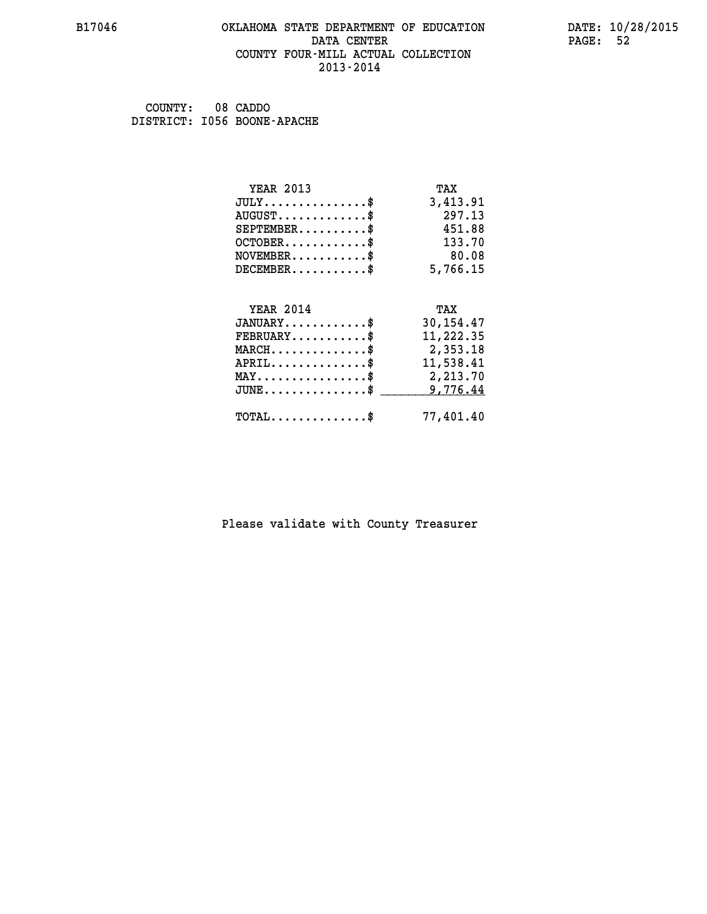B17046 OKLAHOMA STATE DEPARTMENT OF EDUCATION DATE: 10/28/2015

DATA CENTER

COUNTY FOUR-MILL ACTUAL COLLECTION

2013-2014

COUNTY: 08 CADDO
DISTRICT: I056 BOONE-APACHE

| YEAR 2013 | TAX |
|---|---|
| JULY...............$ | 3,413.91 |
| AUGUST.............$ | 297.13 |
| SEPTEMBER..........$ | 451.88 |
| OCTOBER............$ | 133.70 |
| NOVEMBER...........$ | 80.08 |
| DECEMBER...........$ | 5,766.15 |

| YEAR 2014 | TAX |
|---|---|
| JANUARY............$ | 30,154.47 |
| FEBRUARY...........$ | 11,222.35 |
| MARCH..............$ | 2,353.18 |
| APRIL..............$ | 11,538.41 |
| MAY................$ | 2,213.70 |
| JUNE...............$ | 9,776.44 |
| TOTAL..............$ | 77,401.40 |

Please validate with County Treasurer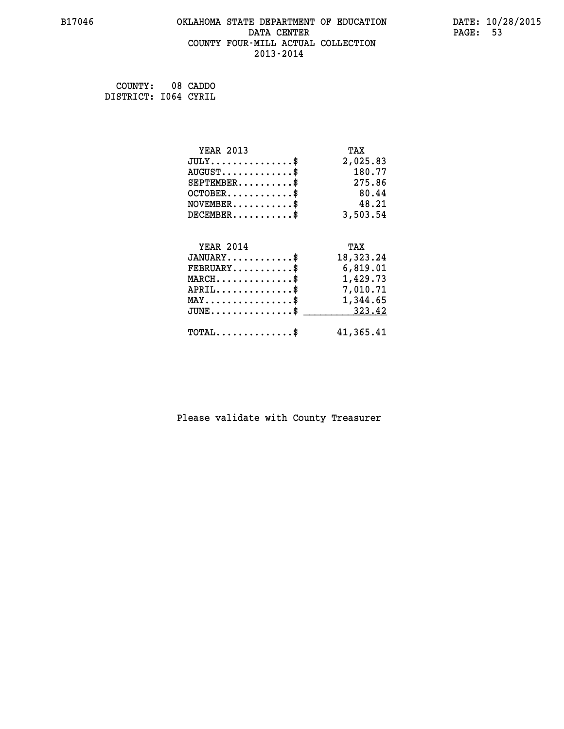OKLAHOMA STATE DEPARTMENT OF EDUCATION
DATA CENTER
COUNTY FOUR-MILL ACTUAL COLLECTION
2013-2014

B17046 DATE: 10/28/2015

COUNTY: 08 CADDO
DISTRICT: I064 CYRIL

| YEAR 2013 | TAX |
|---|---|
| JULY..............$ | 2,025.83 |
| AUGUST............$ | 180.77 |
| SEPTEMBER.........$ | 275.86 |
| OCTOBER...........$ | 80.44 |
| NOVEMBER..........$ | 48.21 |
| DECEMBER..........$ | 3,503.54 |

| YEAR 2014 | TAX |
|---|---|
| JANUARY...........$ | 18,323.24 |
| FEBRUARY..........$ | 6,819.01 |
| MARCH.............$ | 1,429.73 |
| APRIL.............$ | 7,010.71 |
| MAY...............$ | 1,344.65 |
| JUNE..............$ | 323.42 |
| TOTAL.............$ | 41,365.41 |

Please validate with County Treasurer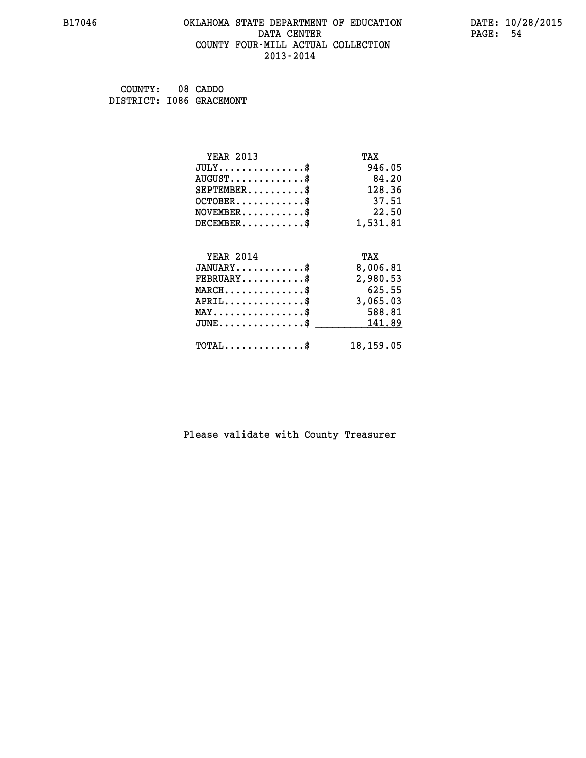# OKLAHOMA STATE DEPARTMENT OF EDUCATION
## DATA CENTER
## COUNTY FOUR-MILL ACTUAL COLLECTION
## 2013-2014

B17046 DATE: 10/28/2015

COUNTY: 08 CADDO
DISTRICT: I086 GRACEMONT

| YEAR 2013 | TAX |
|---|---|
| JULY...............$ | 946.05 |
| AUGUST.............$ | 84.20 |
| SEPTEMBER..........$ | 128.36 |
| OCTOBER............$ | 37.51 |
| NOVEMBER...........$ | 22.50 |
| DECEMBER...........$ | 1,531.81 |

| YEAR 2014 | TAX |
|---|---|
| JANUARY............$ | 8,006.81 |
| FEBRUARY...........$ | 2,980.53 |
| MARCH..............$ | 625.55 |
| APRIL..............$ | 3,065.03 |
| MAY................$ | 588.81 |
| JUNE...............$ | 141.89 |
| TOTAL..............$ | 18,159.05 |

Please validate with County Treasurer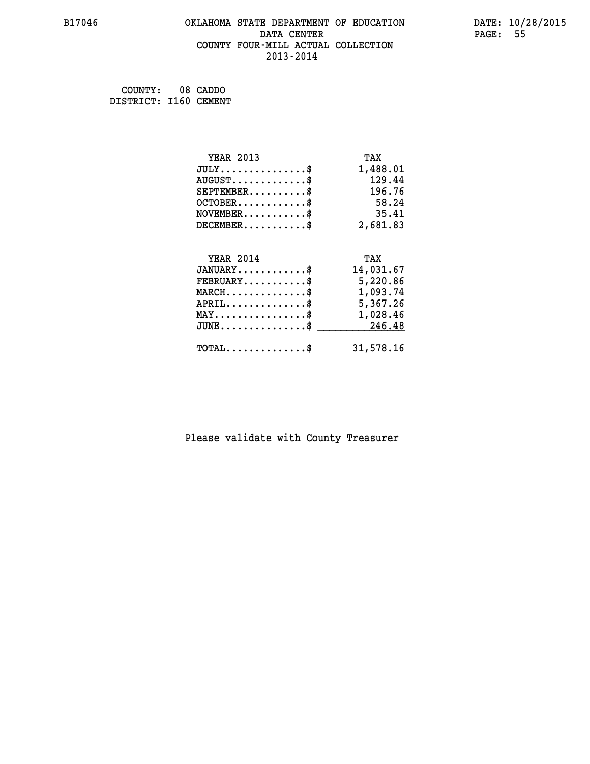COUNTY: 08 CADDO
DISTRICT: I160 CEMENT

| YEAR 2013 | TAX |
|---|---|
| JULY...............$ | 1,488.01 |
| AUGUST.............$ | 129.44 |
| SEPTEMBER..........$ | 196.76 |
| OCTOBER............$ | 58.24 |
| NOVEMBER...........$ | 35.41 |
| DECEMBER...........$ | 2,681.83 |

| YEAR 2014 | TAX |
|---|---|
| JANUARY............$ | 14,031.67 |
| FEBRUARY...........$ | 5,220.86 |
| MARCH..............$ | 1,093.74 |
| APRIL..............$ | 5,367.26 |
| MAY................$ | 1,028.46 |
| JUNE...............$ | 246.48 |
| TOTAL..............$ | 31,578.16 |

Please validate with County Treasurer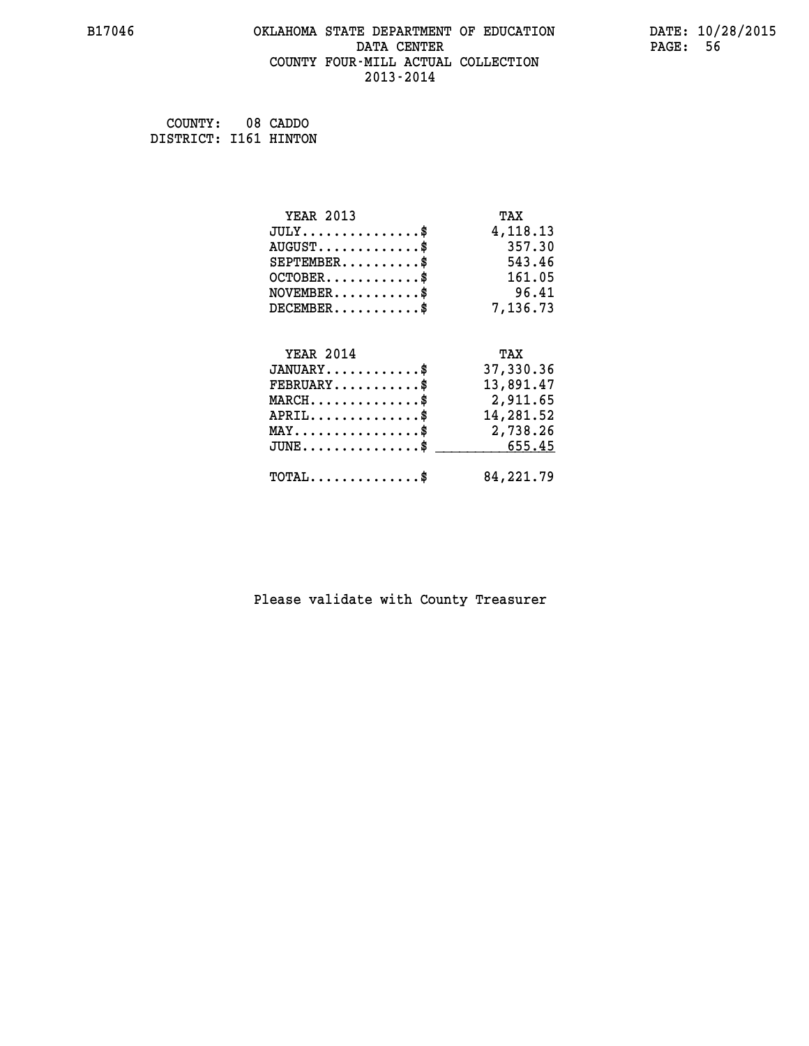B17046 OKLAHOMA STATE DEPARTMENT OF EDUCATION DATE: 10/28/2015

DATA CENTER

COUNTY FOUR-MILL ACTUAL COLLECTION

2013-2014

COUNTY: 08 CADDO
DISTRICT: I161 HINTON

| YEAR 2013 | TAX |
|---|---|
| JULY..............$ | 4,118.13 |
| AUGUST............$ | 357.30 |
| SEPTEMBER..........$ | 543.46 |
| OCTOBER............$ | 161.05 |
| NOVEMBER...........$ | 96.41 |
| DECEMBER...........$ | 7,136.73 |

| YEAR 2014 | TAX |
|---|---|
| JANUARY............$ | 37,330.36 |
| FEBRUARY...........$ | 13,891.47 |
| MARCH..............$ | 2,911.65 |
| APRIL..............$ | 14,281.52 |
| MAY................$ | 2,738.26 |
| JUNE...............$ | 655.45 |
| TOTAL..............$ | 84,221.79 |

Please validate with County Treasurer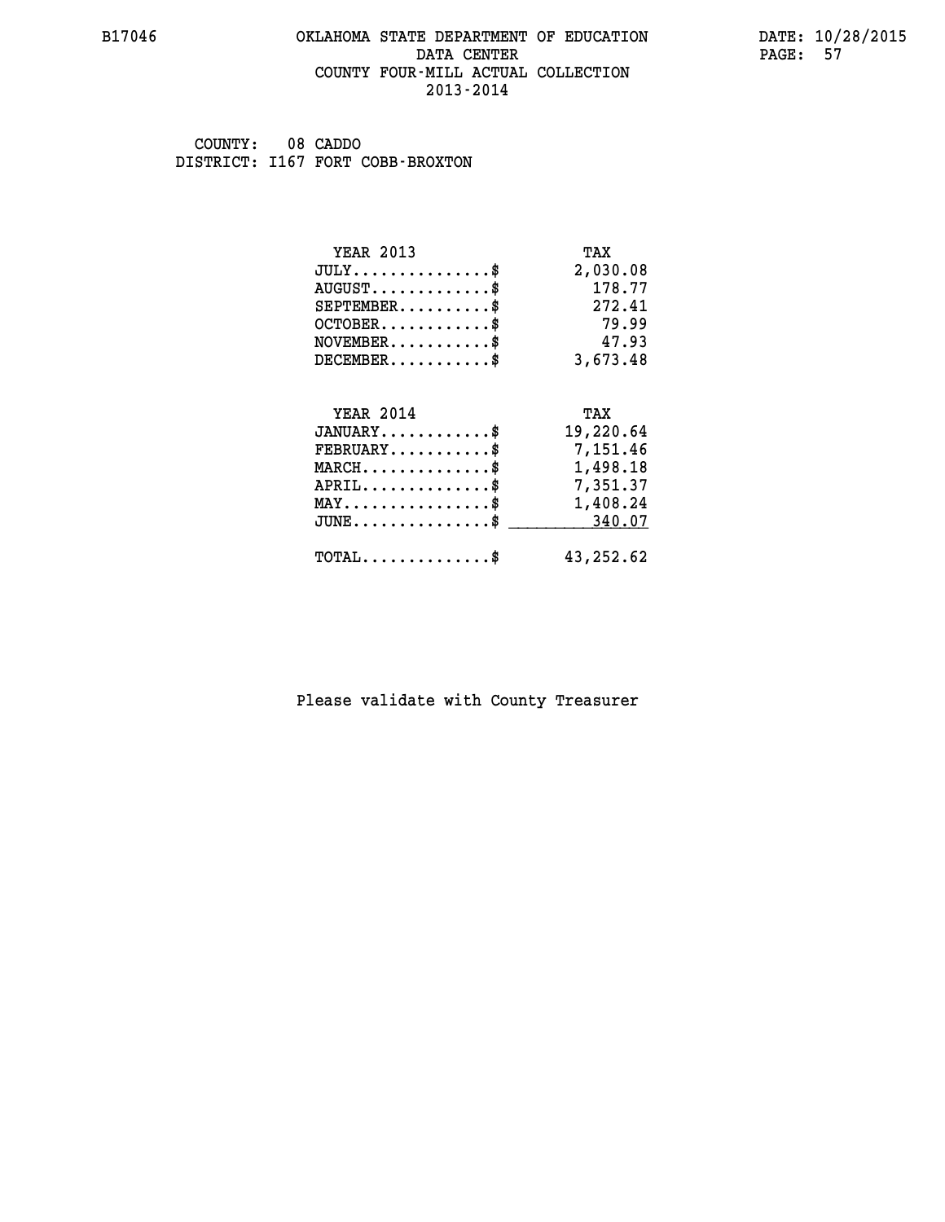# OKLAHOMA STATE DEPARTMENT OF EDUCATION
## DATA CENTER
## COUNTY FOUR-MILL ACTUAL COLLECTION
## 2013-2014

B17046 — DATE: 10/28/2015

COUNTY: 08 CADDO
DISTRICT: I167 FORT COBB-BROXTON

| YEAR 2013 | TAX |
|---|---|
| JULY...............$ | 2,030.08 |
| AUGUST.............$ | 178.77 |
| SEPTEMBER..........$ | 272.41 |
| OCTOBER............$ | 79.99 |
| NOVEMBER...........$ | 47.93 |
| DECEMBER...........$ | 3,673.48 |

| YEAR 2014 | TAX |
|---|---|
| JANUARY............$ | 19,220.64 |
| FEBRUARY...........$ | 7,151.46 |
| MARCH..............$ | 1,498.18 |
| APRIL..............$ | 7,351.37 |
| MAY................$ | 1,408.24 |
| JUNE...............$ | 340.07 |
| TOTAL..............$ | 43,252.62 |

Please validate with County Treasurer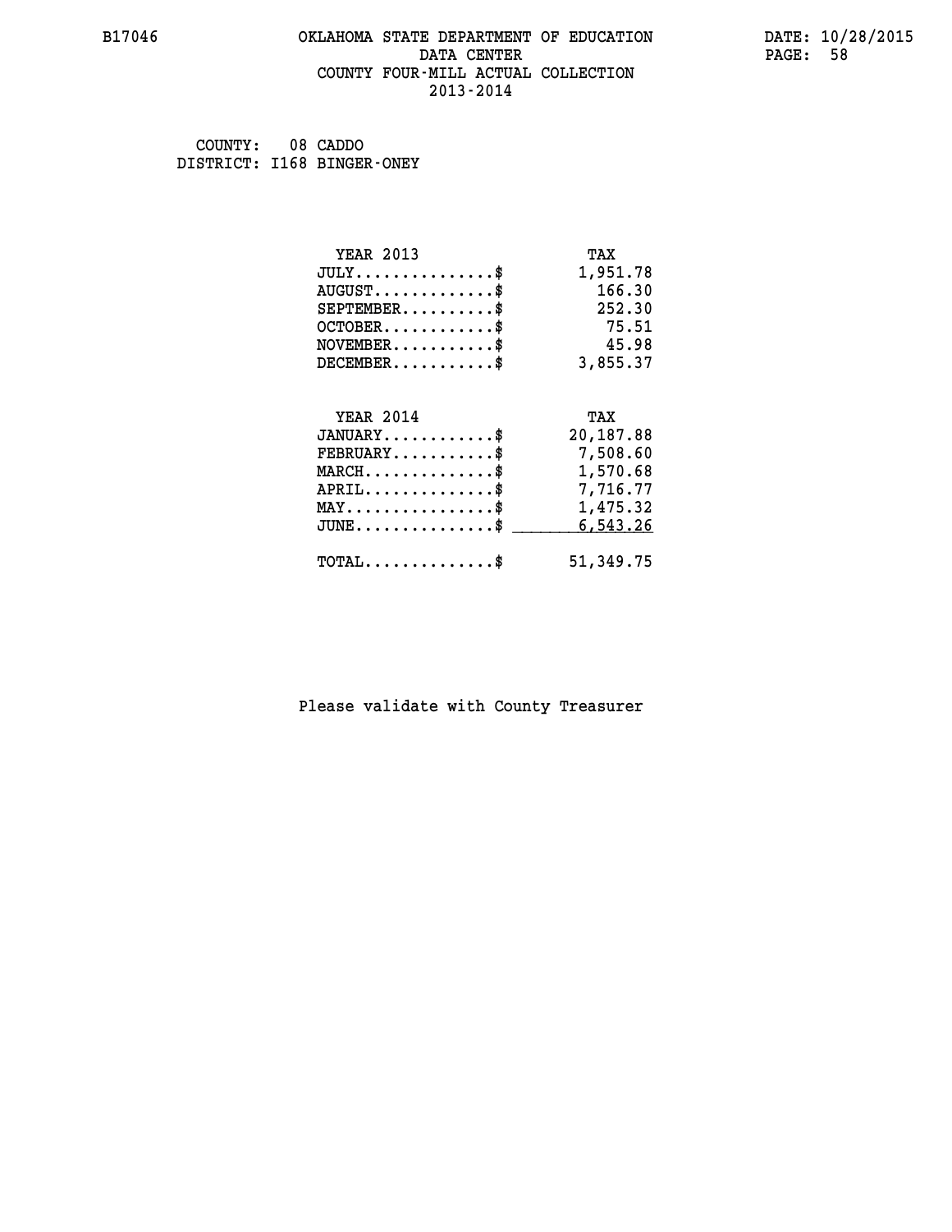B17046 OKLAHOMA STATE DEPARTMENT OF EDUCATION DATA CENTER COUNTY FOUR-MILL ACTUAL COLLECTION 2013-2014

DATE: 10/28/2015

COUNTY: 08 CADDO
DISTRICT: I168 BINGER-ONEY

| YEAR 2013 | TAX |
|---|---|
| JULY...............$ | 1,951.78 |
| AUGUST.............$ | 166.30 |
| SEPTEMBER..........$ | 252.30 |
| OCTOBER............$ | 75.51 |
| NOVEMBER...........$ | 45.98 |
| DECEMBER...........$ | 3,855.37 |

| YEAR 2014 | TAX |
|---|---|
| JANUARY............$ | 20,187.88 |
| FEBRUARY...........$ | 7,508.60 |
| MARCH..............$ | 1,570.68 |
| APRIL..............$ | 7,716.77 |
| MAY................$ | 1,475.32 |
| JUNE...............$ | 6,543.26 |
| TOTAL..............$ | 51,349.75 |

Please validate with County Treasurer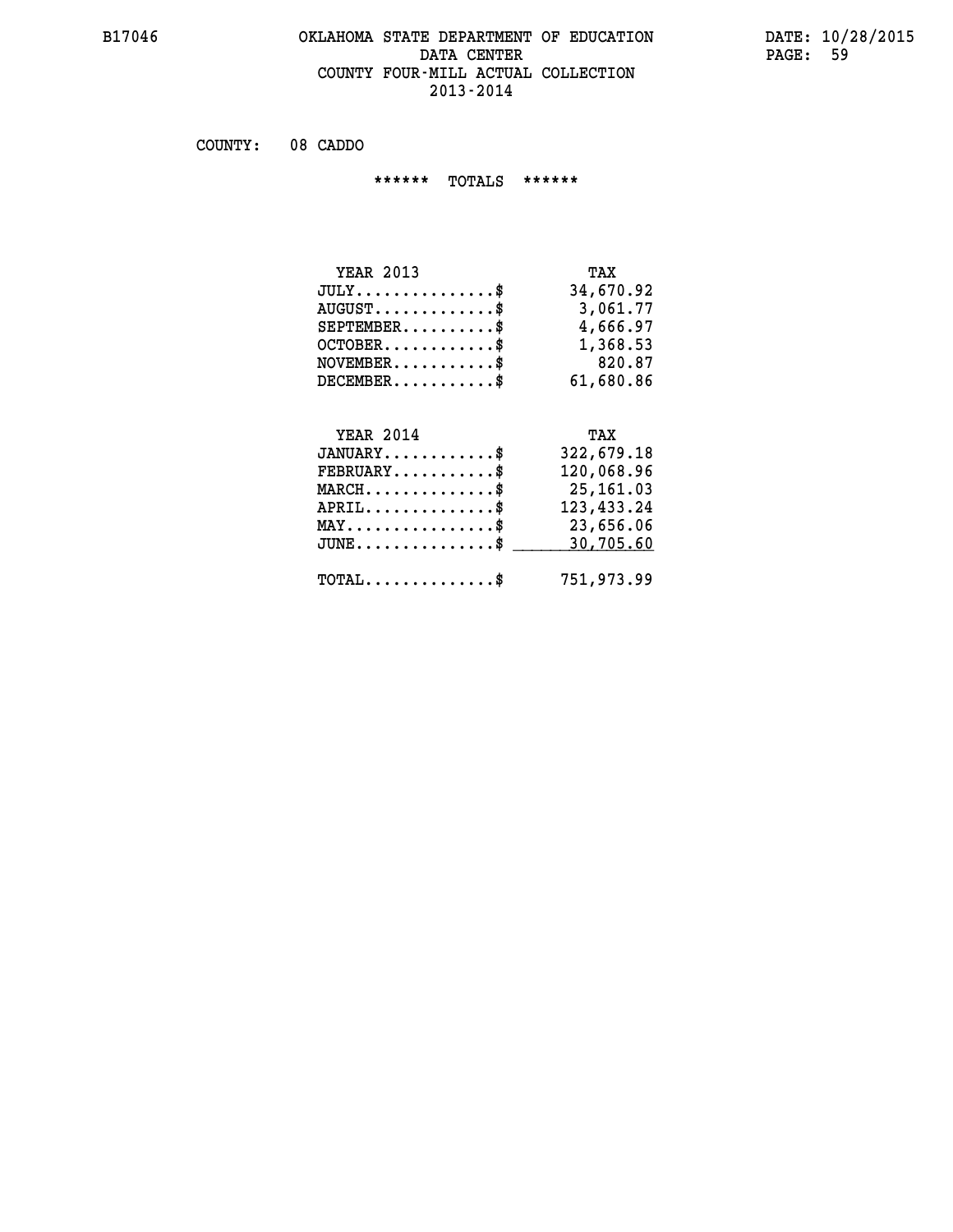# OKLAHOMA STATE DEPARTMENT OF EDUCATION
## DATA CENTER
## COUNTY FOUR-MILL ACTUAL COLLECTION
## 2013-2014

B17046 DATE: 10/28/2015

COUNTY: 08 CADDO

****** TOTALS ******

| YEAR 2013 | TAX |
|---|---|
| JULY...............$ | 34,670.92 |
| AUGUST.............$ | 3,061.77 |
| SEPTEMBER..........$ | 4,666.97 |
| OCTOBER............$ | 1,368.53 |
| NOVEMBER...........$ | 820.87 |
| DECEMBER...........$ | 61,680.86 |

| YEAR 2014 | TAX |
|---|---|
| JANUARY............$ | 322,679.18 |
| FEBRUARY...........$ | 120,068.96 |
| MARCH..............$ | 25,161.03 |
| APRIL..............$ | 123,433.24 |
| MAY................$ | 23,656.06 |
| JUNE...............$ | 30,705.60 |
| TOTAL..............$ | 751,973.99 |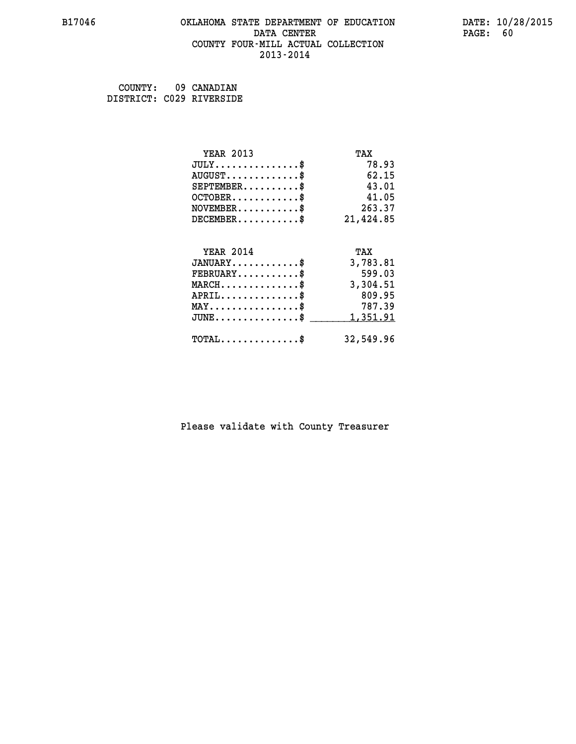B17046 OKLAHOMA STATE DEPARTMENT OF EDUCATION DATA CENTER COUNTY FOUR-MILL ACTUAL COLLECTION 2013-2014

DATE: 10/28/2015

COUNTY: 09 CANADIAN
DISTRICT: C029 RIVERSIDE

| YEAR 2013 | TAX |
|---|---|
| JULY...............$ | 78.93 |
| AUGUST.............$ | 62.15 |
| SEPTEMBER..........$ | 43.01 |
| OCTOBER............$ | 41.05 |
| NOVEMBER...........$ | 263.37 |
| DECEMBER...........$ | 21,424.85 |

| YEAR 2014 | TAX |
|---|---|
| JANUARY............$ | 3,783.81 |
| FEBRUARY...........$ | 599.03 |
| MARCH..............$ | 3,304.51 |
| APRIL..............$ | 809.95 |
| MAY................$ | 787.39 |
| JUNE...............$ | 1,351.91 |
| TOTAL..............$ | 32,549.96 |

Please validate with County Treasurer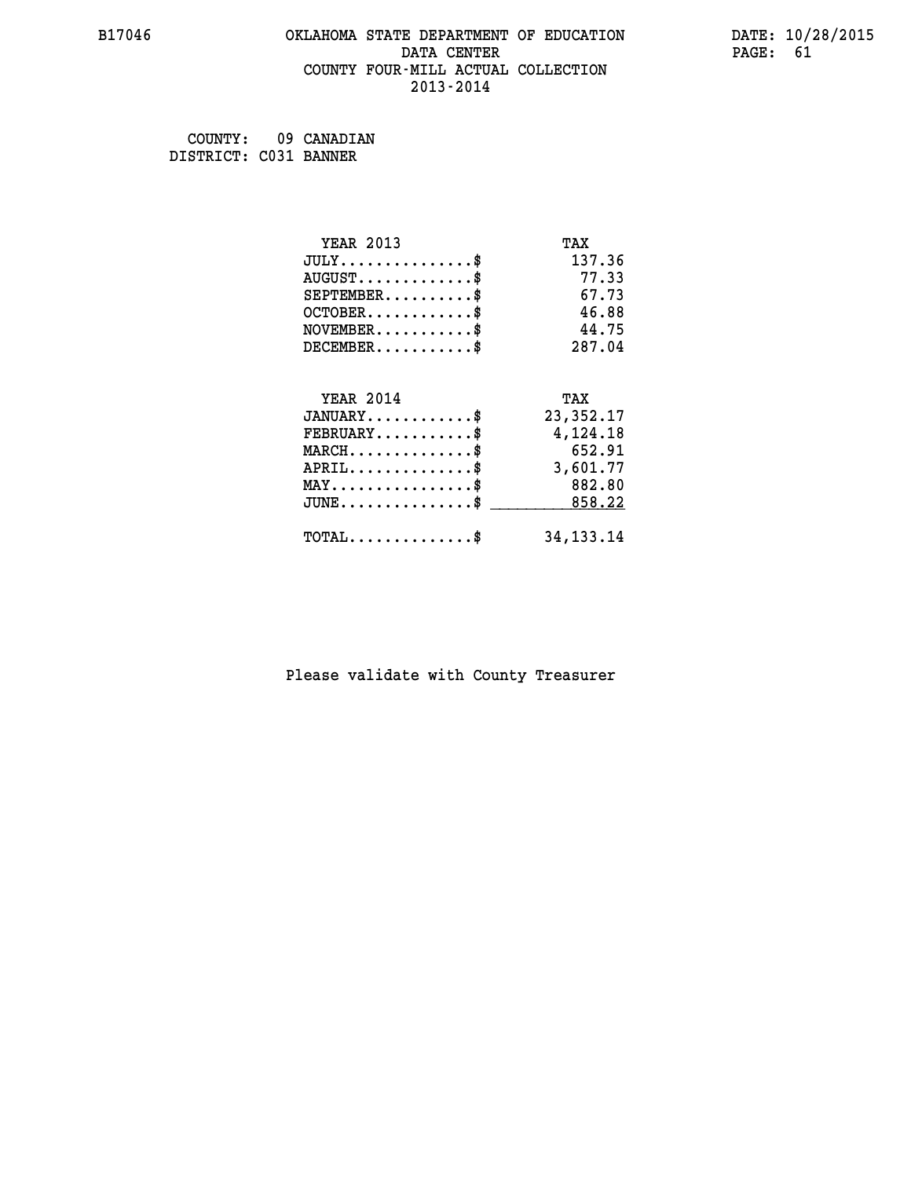B17046 OKLAHOMA STATE DEPARTMENT OF EDUCATION DATA CENTER COUNTY FOUR-MILL ACTUAL COLLECTION 2013-2014

DATE: 10/28/2015

COUNTY: 09 CANADIAN
DISTRICT: C031 BANNER

| YEAR 2013 | TAX |
|---|---|
| JULY...............$ | 137.36 |
| AUGUST.............$ | 77.33 |
| SEPTEMBER..........$ | 67.73 |
| OCTOBER............$ | 46.88 |
| NOVEMBER...........$ | 44.75 |
| DECEMBER...........$ | 287.04 |

| YEAR 2014 | TAX |
|---|---|
| JANUARY............$ | 23,352.17 |
| FEBRUARY...........$ | 4,124.18 |
| MARCH..............$ | 652.91 |
| APRIL..............$ | 3,601.77 |
| MAY................$ | 882.80 |
| JUNE...............$ | 858.22 |
| TOTAL..............$ | 34,133.14 |

Please validate with County Treasurer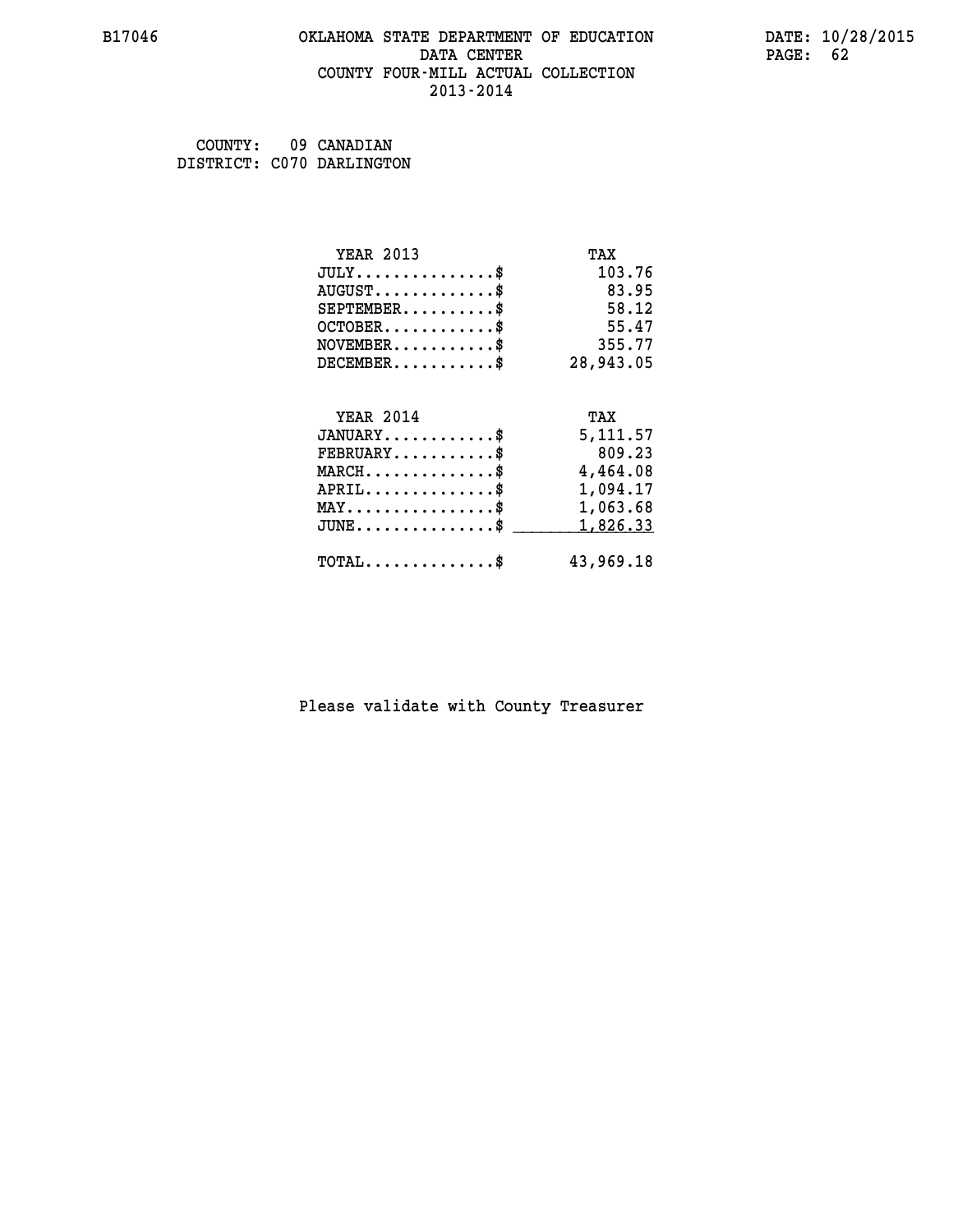B17046 OKLAHOMA STATE DEPARTMENT OF EDUCATION DATA CENTER COUNTY FOUR-MILL ACTUAL COLLECTION 2013-2014

DATE: 10/28/2015

COUNTY: 09 CANADIAN
DISTRICT: C070 DARLINGTON

| YEAR 2013 | TAX |
|---|---|
| JULY...............$ | 103.76 |
| AUGUST.............$ | 83.95 |
| SEPTEMBER..........$ | 58.12 |
| OCTOBER............$ | 55.47 |
| NOVEMBER...........$ | 355.77 |
| DECEMBER...........$ | 28,943.05 |

| YEAR 2014 | TAX |
|---|---|
| JANUARY............$ | 5,111.57 |
| FEBRUARY...........$ | 809.23 |
| MARCH..............$ | 4,464.08 |
| APRIL..............$ | 1,094.17 |
| MAY................$ | 1,063.68 |
| JUNE...............$ | 1,826.33 |
| TOTAL..............$ | 43,969.18 |

Please validate with County Treasurer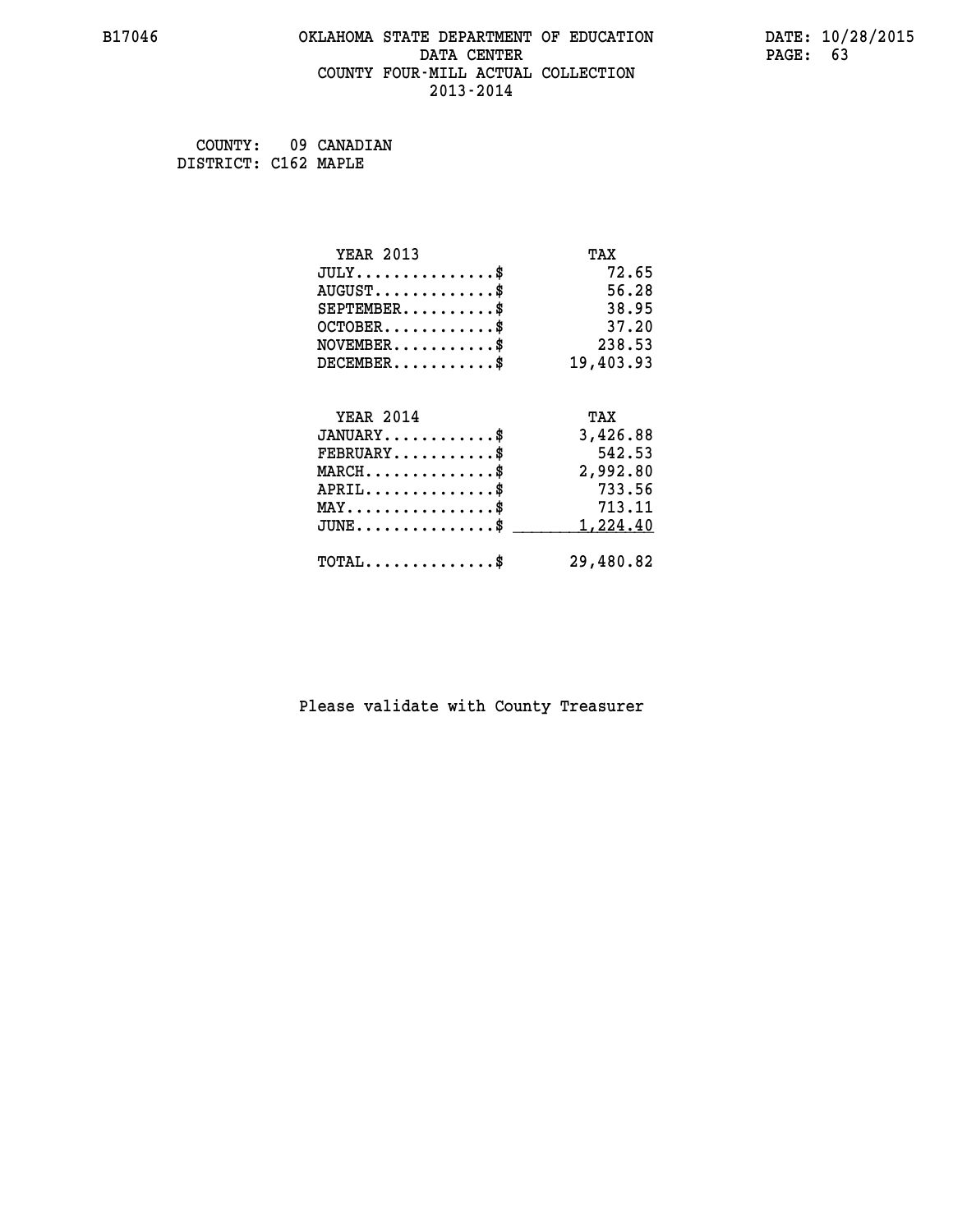B17046 OKLAHOMA STATE DEPARTMENT OF EDUCATION DATA CENTER COUNTY FOUR-MILL ACTUAL COLLECTION 2013-2014

DATE: 10/28/2015

COUNTY: 09 CANADIAN
DISTRICT: C162 MAPLE

| YEAR 2013 | TAX |
| --- | --- |
| JULY...............$ | 72.65 |
| AUGUST.............$ | 56.28 |
| SEPTEMBER..........$ | 38.95 |
| OCTOBER............$ | 37.20 |
| NOVEMBER...........$ | 238.53 |
| DECEMBER...........$ | 19,403.93 |

| YEAR 2014 | TAX |
| --- | --- |
| JANUARY............$ | 3,426.88 |
| FEBRUARY...........$ | 542.53 |
| MARCH..............$ | 2,992.80 |
| APRIL..............$ | 733.56 |
| MAY................$ | 713.11 |
| JUNE...............$ | 1,224.40 |
| TOTAL..............$ | 29,480.82 |

Please validate with County Treasurer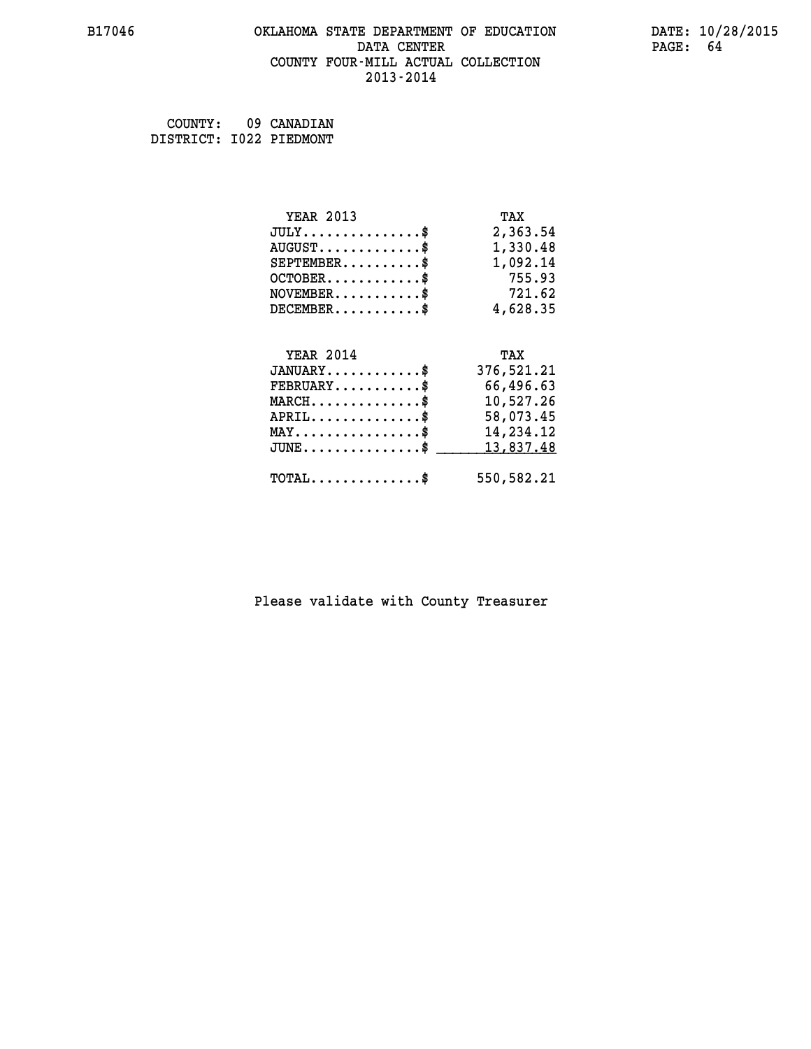# OKLAHOMA STATE DEPARTMENT OF EDUCATION
## DATA CENTER
## COUNTY FOUR-MILL ACTUAL COLLECTION
## 2013-2014

COUNTY: 09 CANADIAN
DISTRICT: I022 PIEDMONT

| YEAR 2013 | TAX |
|---|---|
| JULY..............$ | 2,363.54 |
| AUGUST............$ | 1,330.48 |
| SEPTEMBER.........$ | 1,092.14 |
| OCTOBER...........$ | 755.93 |
| NOVEMBER..........$ | 721.62 |
| DECEMBER..........$ | 4,628.35 |

| YEAR 2014 | TAX |
|---|---|
| JANUARY...........$ | 376,521.21 |
| FEBRUARY..........$ | 66,496.63 |
| MARCH.............$ | 10,527.26 |
| APRIL.............$ | 58,073.45 |
| MAY...............$ | 14,234.12 |
| JUNE..............$ | 13,837.48 |
| TOTAL.............$ | 550,582.21 |

Please validate with County Treasurer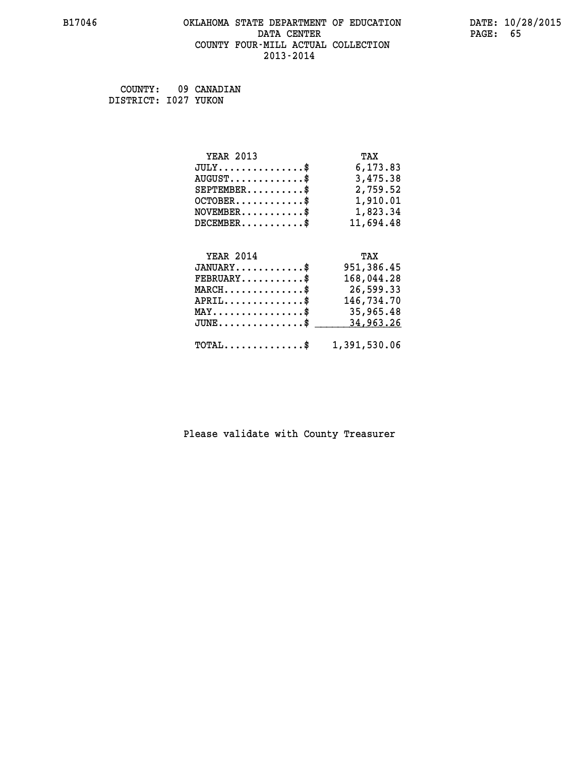# OKLAHOMA STATE DEPARTMENT OF EDUCATION
## DATA CENTER
## COUNTY FOUR-MILL ACTUAL COLLECTION
## 2013-2014

COUNTY: 09 CANADIAN
DISTRICT: I027 YUKON

| YEAR 2013 | TAX |
|---|---|
| JULY...............$ | 6,173.83 |
| AUGUST.............$ | 3,475.38 |
| SEPTEMBER..........$ | 2,759.52 |
| OCTOBER............$ | 1,910.01 |
| NOVEMBER...........$ | 1,823.34 |
| DECEMBER...........$ | 11,694.48 |

| YEAR 2014 | TAX |
|---|---|
| JANUARY............$ | 951,386.45 |
| FEBRUARY...........$ | 168,044.28 |
| MARCH..............$ | 26,599.33 |
| APRIL..............$ | 146,734.70 |
| MAY................$ | 35,965.48 |
| JUNE...............$ | 34,963.26 |
| TOTAL..............$ | 1,391,530.06 |

Please validate with County Treasurer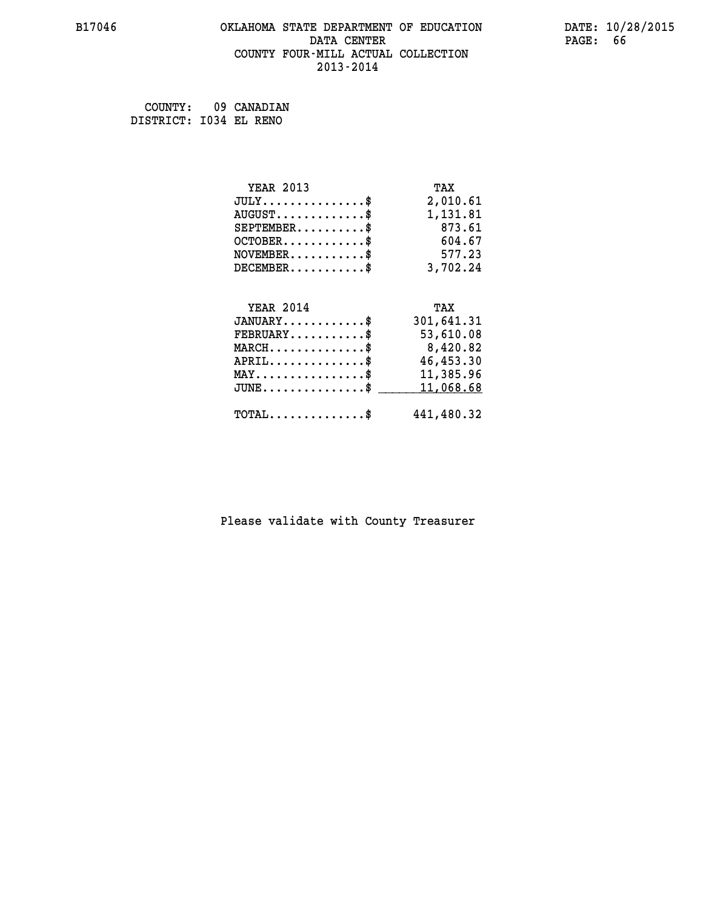# OKLAHOMA STATE DEPARTMENT OF EDUCATION
## DATA CENTER
## COUNTY FOUR-MILL ACTUAL COLLECTION
## 2013-2014

COUNTY: 09 CANADIAN
DISTRICT: I034 EL RENO

| YEAR 2013 | TAX |
|---|---|
| JULY...............$ | 2,010.61 |
| AUGUST.............$ | 1,131.81 |
| SEPTEMBER..........$ | 873.61 |
| OCTOBER............$ | 604.67 |
| NOVEMBER...........$ | 577.23 |
| DECEMBER...........$ | 3,702.24 |

| YEAR 2014 | TAX |
|---|---|
| JANUARY............$ | 301,641.31 |
| FEBRUARY...........$ | 53,610.08 |
| MARCH..............$ | 8,420.82 |
| APRIL..............$ | 46,453.30 |
| MAY................$ | 11,385.96 |
| JUNE...............$ | 11,068.68 |
| TOTAL..............$ | 441,480.32 |

Please validate with County Treasurer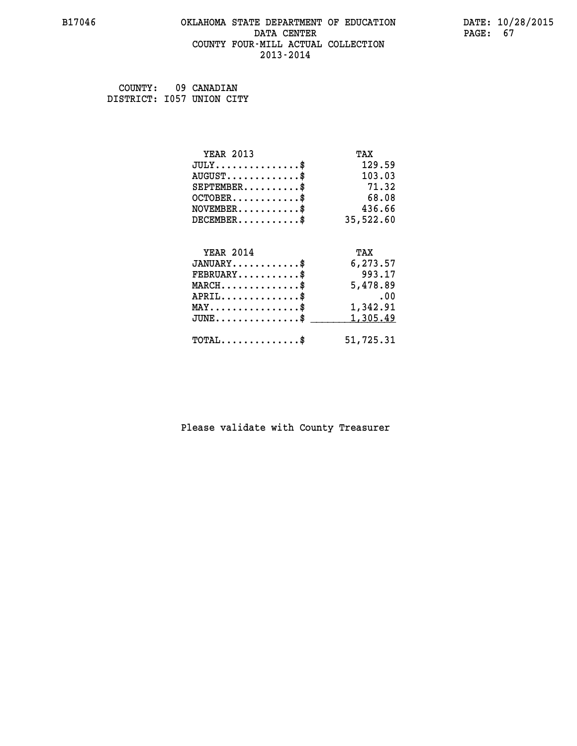B17046 OKLAHOMA STATE DEPARTMENT OF EDUCATION DATA CENTER COUNTY FOUR-MILL ACTUAL COLLECTION 2013-2014

DATE: 10/28/2015

COUNTY: 09 CANADIAN
DISTRICT: I057 UNION CITY

| YEAR 2013 | TAX |
| --- | --- |
| JULY..............$ | 129.59 |
| AUGUST............$ | 103.03 |
| SEPTEMBER..........$ | 71.32 |
| OCTOBER...........$ | 68.08 |
| NOVEMBER..........$ | 436.66 |
| DECEMBER..........$ | 35,522.60 |

| YEAR 2014 | TAX |
| --- | --- |
| JANUARY...........$ | 6,273.57 |
| FEBRUARY..........$ | 993.17 |
| MARCH.............$ | 5,478.89 |
| APRIL.............$ | .00 |
| MAY...............$ | 1,342.91 |
| JUNE..............$ | 1,305.49 |
| TOTAL.............$ | 51,725.31 |

Please validate with County Treasurer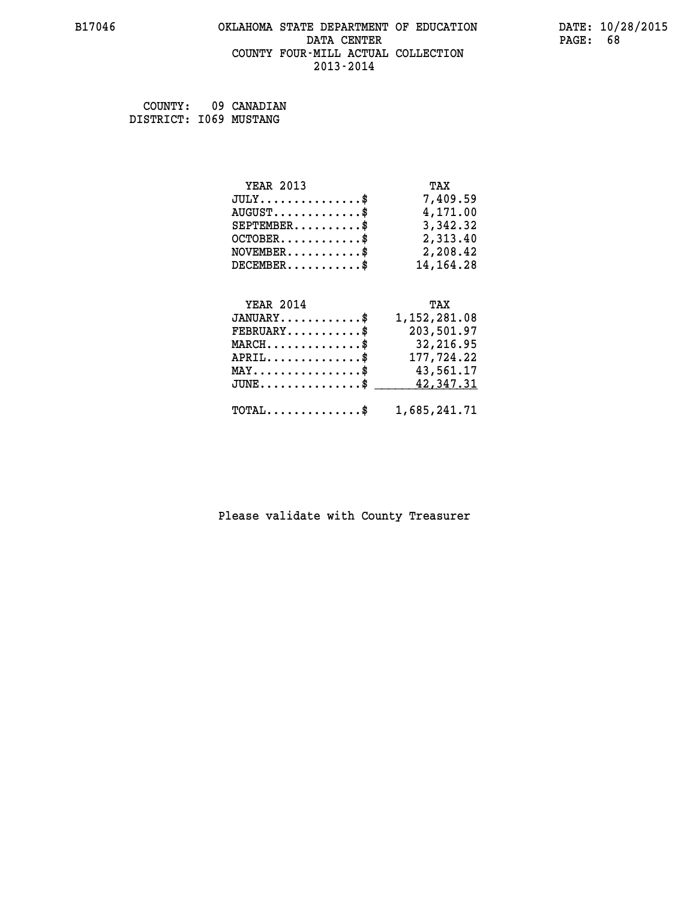COUNTY: 09 CANADIAN
DISTRICT: I069 MUSTANG

| YEAR 2013 | TAX |
| --- | --- |
| JULY..............$ | 7,409.59 |
| AUGUST............$ | 4,171.00 |
| SEPTEMBER.........$ | 3,342.32 |
| OCTOBER...........$ | 2,313.40 |
| NOVEMBER..........$ | 2,208.42 |
| DECEMBER..........$ | 14,164.28 |

| YEAR 2014 | TAX |
| --- | --- |
| JANUARY...........$ | 1,152,281.08 |
| FEBRUARY..........$ | 203,501.97 |
| MARCH.............$ | 32,216.95 |
| APRIL.............$ | 177,724.22 |
| MAY...............$ | 43,561.17 |
| JUNE..............$ | 42,347.31 |
| TOTAL.............$ | 1,685,241.71 |

Please validate with County Treasurer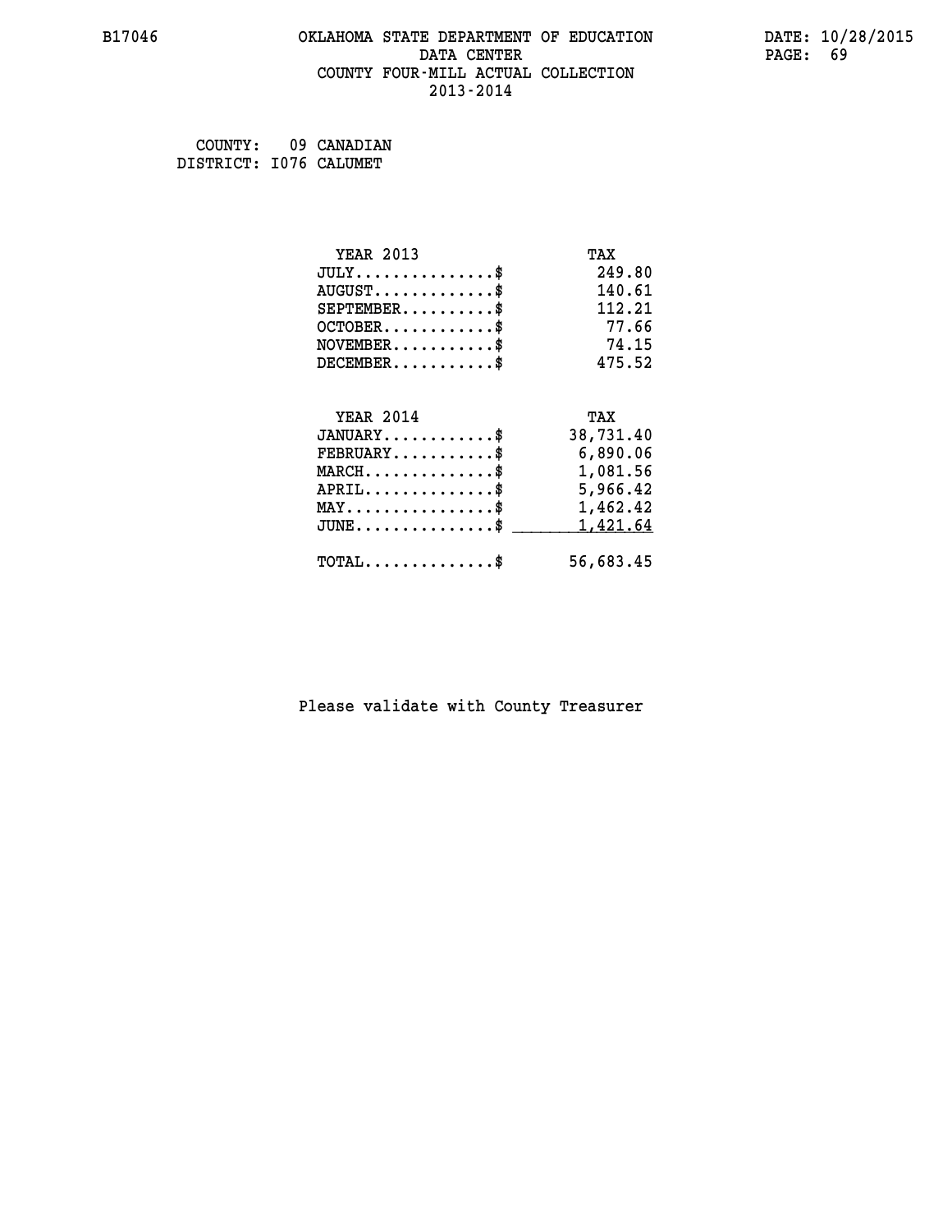# OKLAHOMA STATE DEPARTMENT OF EDUCATION
## DATA CENTER
## COUNTY FOUR-MILL ACTUAL COLLECTION
## 2013-2014

B17046

DATE: 10/28/2015

COUNTY: 09 CANADIAN
DISTRICT: I076 CALUMET

| YEAR 2013 | TAX |
|---|---|
| JULY...............$ | 249.80 |
| AUGUST.............$ | 140.61 |
| SEPTEMBER..........$ | 112.21 |
| OCTOBER............$ | 77.66 |
| NOVEMBER...........$ | 74.15 |
| DECEMBER...........$ | 475.52 |

| YEAR 2014 | TAX |
|---|---|
| JANUARY............$ | 38,731.40 |
| FEBRUARY...........$ | 6,890.06 |
| MARCH..............$ | 1,081.56 |
| APRIL..............$ | 5,966.42 |
| MAY................$ | 1,462.42 |
| JUNE...............$ | 1,421.64 |
| TOTAL..............$ | 56,683.45 |

Please validate with County Treasurer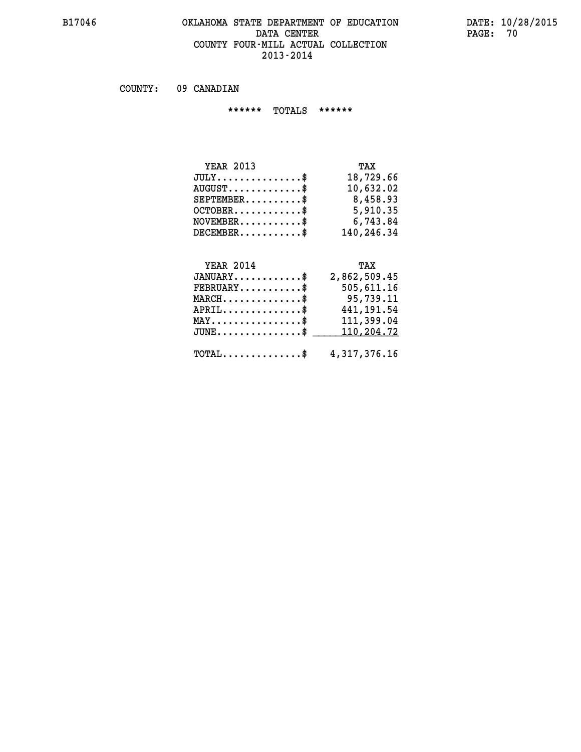B17046 OKLAHOMA STATE DEPARTMENT OF EDUCATION DATE: 10/28/2015

DATA CENTER

COUNTY FOUR-MILL ACTUAL COLLECTION

2013-2014

COUNTY: 09 CANADIAN

****** TOTALS ******

| YEAR 2013 | TAX |
|---|---|
| JULY...............$ | 18,729.66 |
| AUGUST.............$ | 10,632.02 |
| SEPTEMBER..........$ | 8,458.93 |
| OCTOBER............$ | 5,910.35 |
| NOVEMBER...........$ | 6,743.84 |
| DECEMBER...........$ | 140,246.34 |

| YEAR 2014 | TAX |
|---|---|
| JANUARY............$ | 2,862,509.45 |
| FEBRUARY...........$ | 505,611.16 |
| MARCH..............$ | 95,739.11 |
| APRIL..............$ | 441,191.54 |
| MAY................$ | 111,399.04 |
| JUNE...............$ | 110,204.72 |
| TOTAL..............$ | 4,317,376.16 |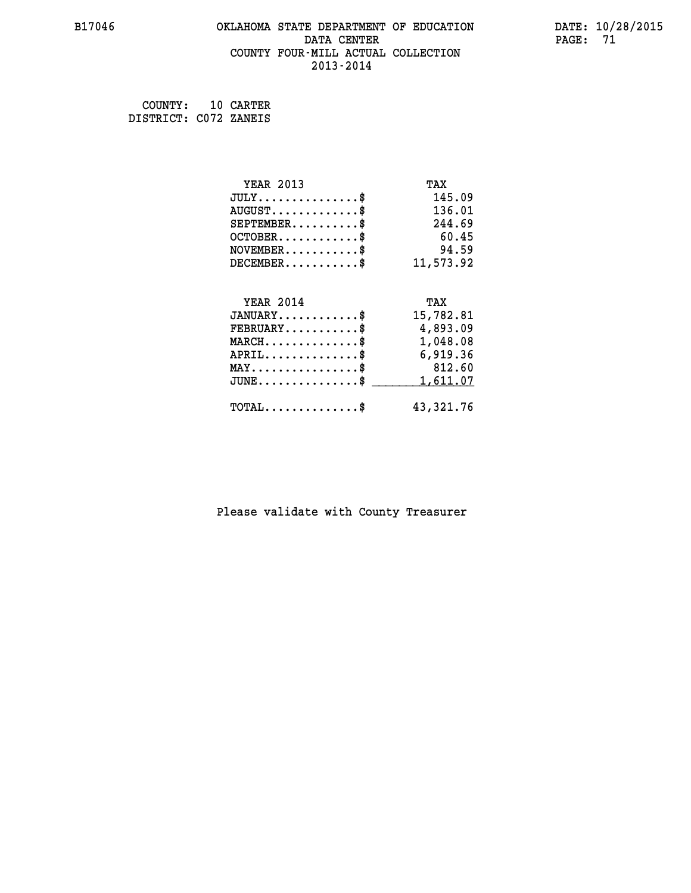B17046 OKLAHOMA STATE DEPARTMENT OF EDUCATION DATA CENTER COUNTY FOUR-MILL ACTUAL COLLECTION 2013-2014

DATE: 10/28/2015

COUNTY: 10 CARTER
DISTRICT: C072 ZANEIS

| YEAR 2013 | TAX |
|---|---|
| JULY..............$ | 145.09 |
| AUGUST............$ | 136.01 |
| SEPTEMBER.........$ | 244.69 |
| OCTOBER...........$ | 60.45 |
| NOVEMBER..........$ | 94.59 |
| DECEMBER..........$ | 11,573.92 |

| YEAR 2014 | TAX |
|---|---|
| JANUARY...........$ | 15,782.81 |
| FEBRUARY..........$ | 4,893.09 |
| MARCH.............$ | 1,048.08 |
| APRIL.............$ | 6,919.36 |
| MAY...............$ | 812.60 |
| JUNE..............$ | 1,611.07 |
| TOTAL.............$ | 43,321.76 |

Please validate with County Treasurer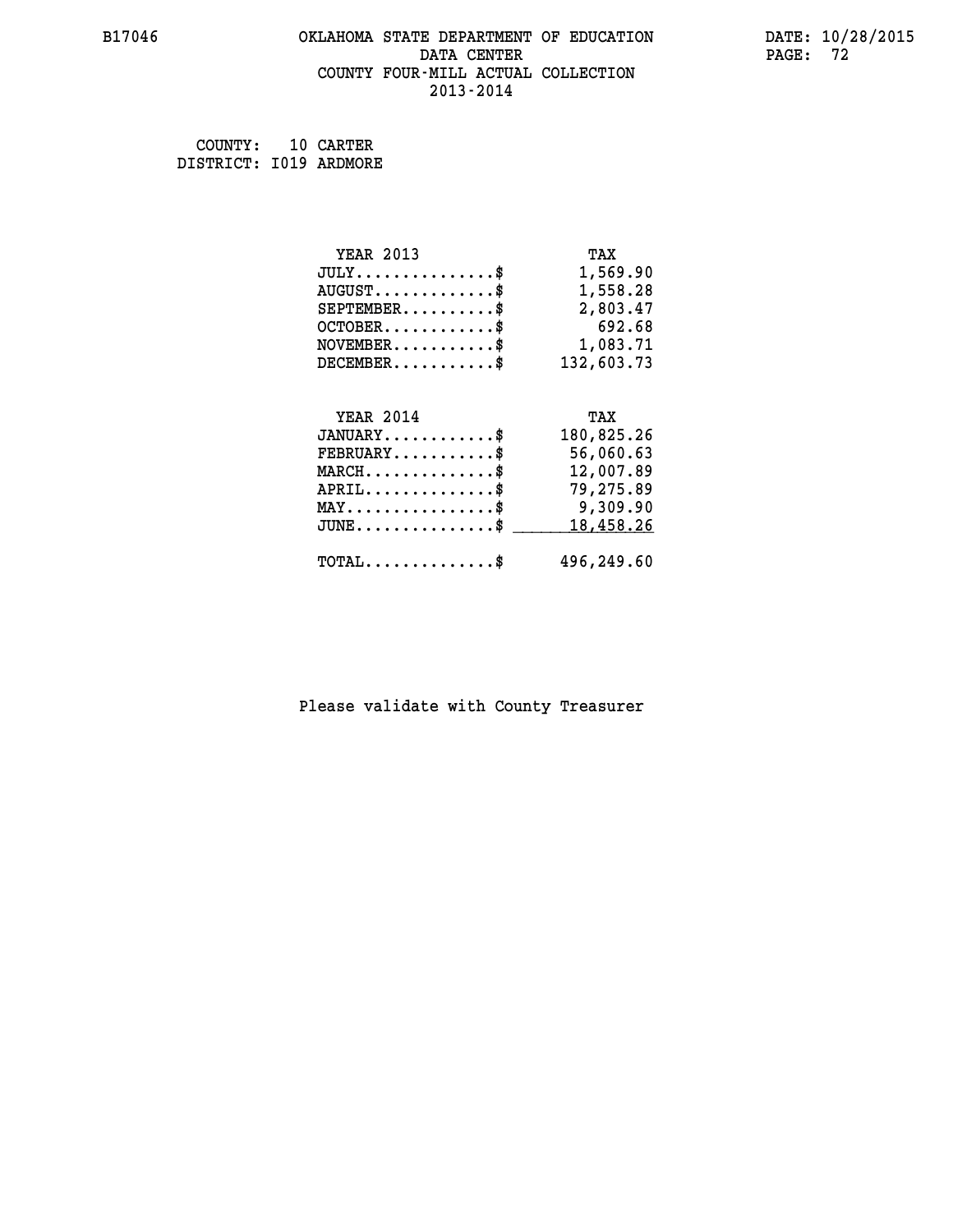B17046 OKLAHOMA STATE DEPARTMENT OF EDUCATION DATA CENTER COUNTY FOUR-MILL ACTUAL COLLECTION 2013-2014

DATE: 10/28/2015

COUNTY: 10 CARTER
DISTRICT: I019 ARDMORE

| YEAR 2013 | TAX |
|---|---|
| JULY..............$ | 1,569.90 |
| AUGUST............$ | 1,558.28 |
| SEPTEMBER.........$ | 2,803.47 |
| OCTOBER...........$ | 692.68 |
| NOVEMBER..........$ | 1,083.71 |
| DECEMBER..........$ | 132,603.73 |

| YEAR 2014 | TAX |
|---|---|
| JANUARY...........$ | 180,825.26 |
| FEBRUARY..........$ | 56,060.63 |
| MARCH.............$ | 12,007.89 |
| APRIL.............$ | 79,275.89 |
| MAY...............$ | 9,309.90 |
| JUNE..............$ | 18,458.26 |
| TOTAL.............$ | 496,249.60 |

Please validate with County Treasurer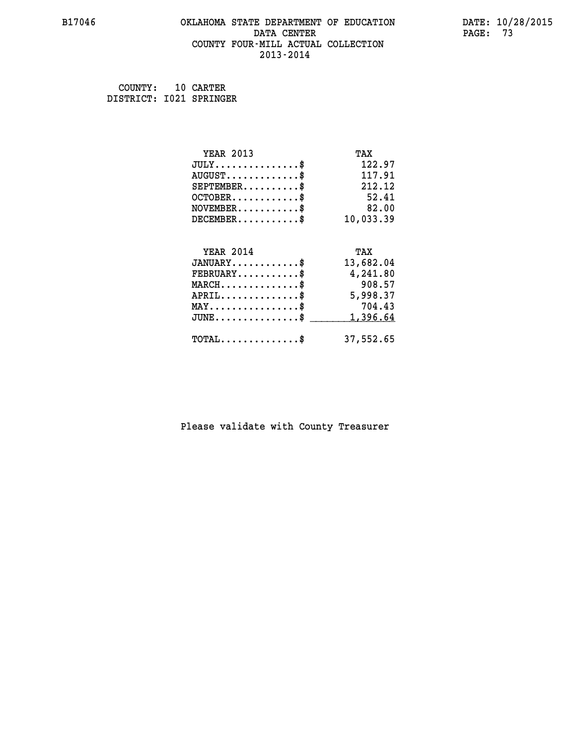COUNTY: 10 CARTER
DISTRICT: I021 SPRINGER

| YEAR 2013 | TAX |
|---|---|
| JULY...............$ | 122.97 |
| AUGUST.............$ | 117.91 |
| SEPTEMBER..........$ | 212.12 |
| OCTOBER............$ | 52.41 |
| NOVEMBER...........$ | 82.00 |
| DECEMBER...........$ | 10,033.39 |

| YEAR 2014 | TAX |
|---|---|
| JANUARY............$ | 13,682.04 |
| FEBRUARY...........$ | 4,241.80 |
| MARCH..............$ | 908.57 |
| APRIL..............$ | 5,998.37 |
| MAY................$ | 704.43 |
| JUNE...............$ | 1,396.64 |
| TOTAL..............$ | 37,552.65 |

Please validate with County Treasurer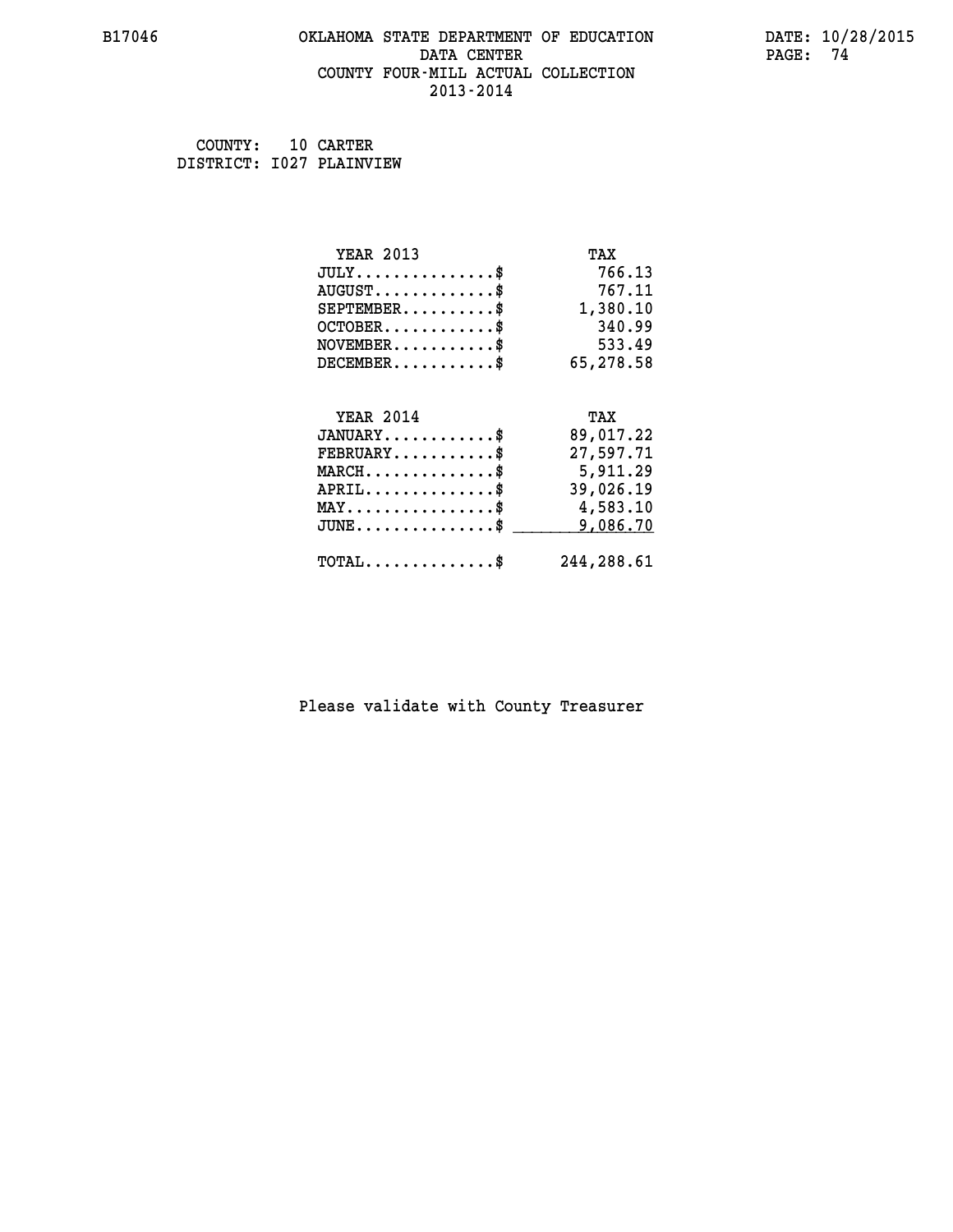# OKLAHOMA STATE DEPARTMENT OF EDUCATION
## DATA CENTER
## COUNTY FOUR-MILL ACTUAL COLLECTION
## 2013-2014

B17046 DATE: 10/28/2015

COUNTY: 10 CARTER
DISTRICT: I027 PLAINVIEW

| YEAR 2013 | TAX |
|---|---|
| JULY...............$ | 766.13 |
| AUGUST.............$ | 767.11 |
| SEPTEMBER..........$ | 1,380.10 |
| OCTOBER............$ | 340.99 |
| NOVEMBER...........$ | 533.49 |
| DECEMBER...........$ | 65,278.58 |

| YEAR 2014 | TAX |
|---|---|
| JANUARY............$ | 89,017.22 |
| FEBRUARY...........$ | 27,597.71 |
| MARCH..............$ | 5,911.29 |
| APRIL..............$ | 39,026.19 |
| MAY................$ | 4,583.10 |
| JUNE...............$ | 9,086.70 |
| TOTAL..............$ | 244,288.61 |

Please validate with County Treasurer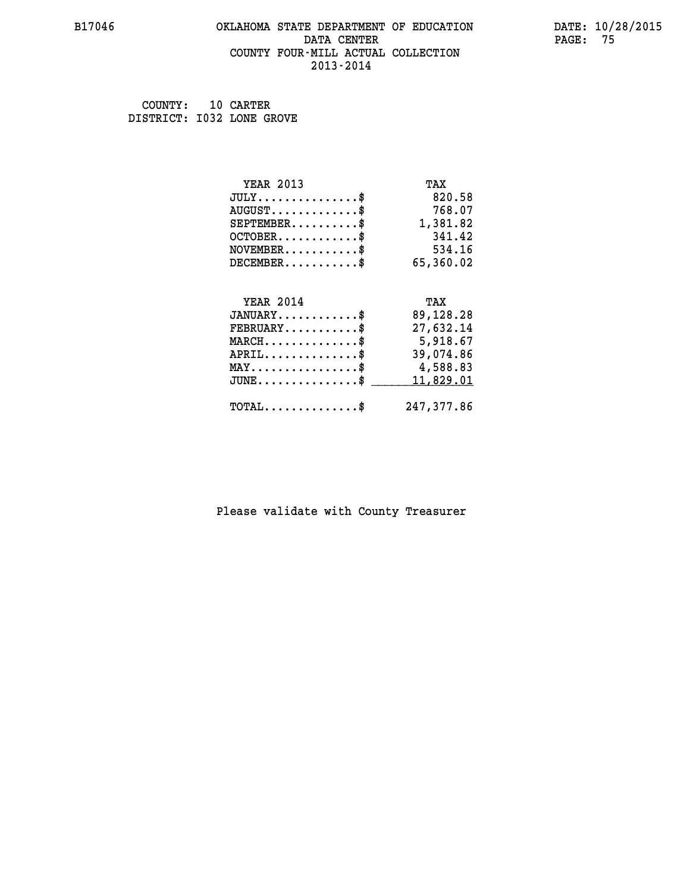# OKLAHOMA STATE DEPARTMENT OF EDUCATION
## DATA CENTER
## COUNTY FOUR-MILL ACTUAL COLLECTION
## 2013-2014

COUNTY: 10 CARTER
DISTRICT: I032 LONE GROVE

| YEAR 2013 | TAX |
|---|---|
| JULY..............$ | 820.58 |
| AUGUST............$ | 768.07 |
| SEPTEMBER.........$ | 1,381.82 |
| OCTOBER...........$ | 341.42 |
| NOVEMBER..........$ | 534.16 |
| DECEMBER..........$ | 65,360.02 |

| YEAR 2014 | TAX |
|---|---|
| JANUARY...........$ | 89,128.28 |
| FEBRUARY..........$ | 27,632.14 |
| MARCH.............$ | 5,918.67 |
| APRIL.............$ | 39,074.86 |
| MAY...............$ | 4,588.83 |
| JUNE..............$ | 11,829.01 |
| TOTAL.............$ | 247,377.86 |

Please validate with County Treasurer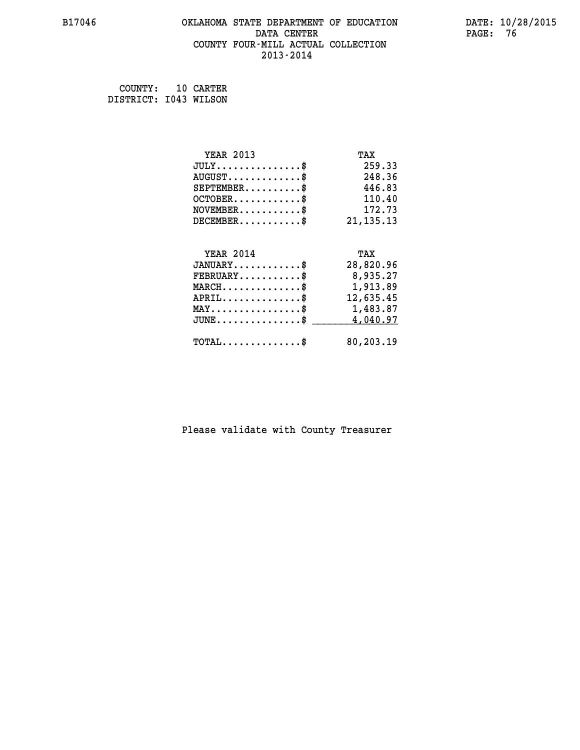B17046 OKLAHOMA STATE DEPARTMENT OF EDUCATION DATA CENTER COUNTY FOUR-MILL ACTUAL COLLECTION 2013-2014

DATE: 10/28/2015

COUNTY: 10 CARTER
DISTRICT: I043 WILSON

| YEAR 2013 | TAX |
|---|---|
| JULY...............$ | 259.33 |
| AUGUST.............$ | 248.36 |
| SEPTEMBER..........$ | 446.83 |
| OCTOBER............$ | 110.40 |
| NOVEMBER...........$ | 172.73 |
| DECEMBER...........$ | 21,135.13 |

| YEAR 2014 | TAX |
|---|---|
| JANUARY............$ | 28,820.96 |
| FEBRUARY...........$ | 8,935.27 |
| MARCH..............$ | 1,913.89 |
| APRIL..............$ | 12,635.45 |
| MAY................$ | 1,483.87 |
| JUNE...............$ | 4,040.97 |
| TOTAL..............$ | 80,203.19 |

Please validate with County Treasurer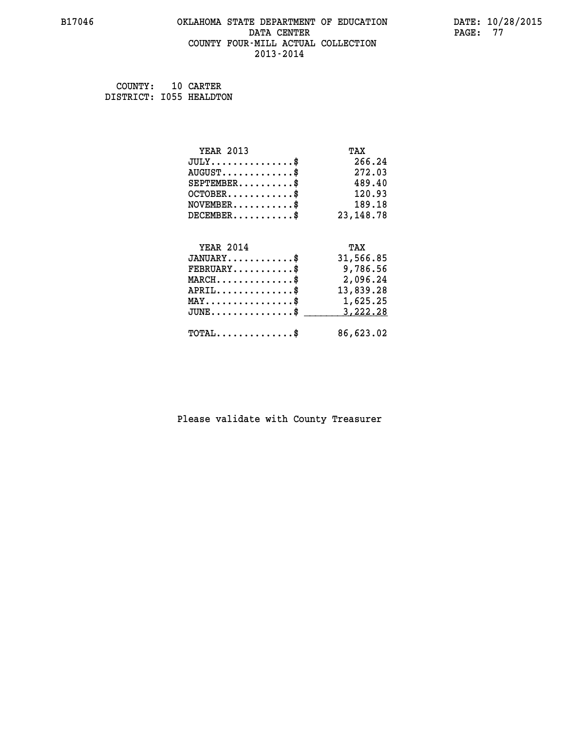B17046 OKLAHOMA STATE DEPARTMENT OF EDUCATION DATE: 10/28/2015
DATA CENTER
COUNTY FOUR-MILL ACTUAL COLLECTION
2013-2014

COUNTY: 10 CARTER
DISTRICT: I055 HEALDTON

| YEAR 2013 | TAX |
|---|---|
| JULY...............$ | 266.24 |
| AUGUST.............$ | 272.03 |
| SEPTEMBER..........$ | 489.40 |
| OCTOBER............$ | 120.93 |
| NOVEMBER...........$ | 189.18 |
| DECEMBER...........$ | 23,148.78 |

| YEAR 2014 | TAX |
|---|---|
| JANUARY............$ | 31,566.85 |
| FEBRUARY...........$ | 9,786.56 |
| MARCH..............$ | 2,096.24 |
| APRIL..............$ | 13,839.28 |
| MAY................$ | 1,625.25 |
| JUNE...............$ | 3,222.28 |
| TOTAL..............$ | 86,623.02 |

Please validate with County Treasurer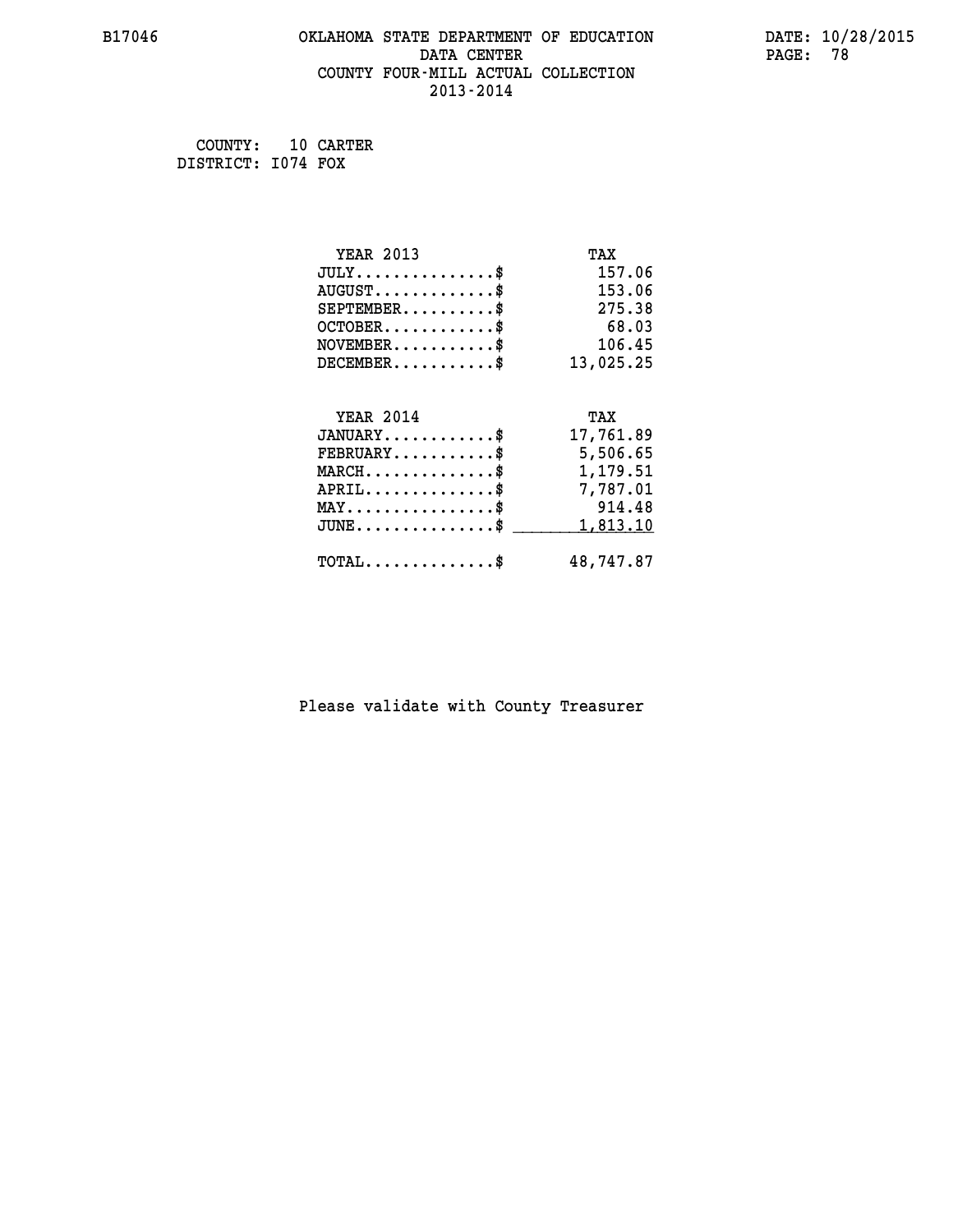# OKLAHOMA STATE DEPARTMENT OF EDUCATION
## DATA CENTER
## COUNTY FOUR-MILL ACTUAL COLLECTION
## 2013-2014

B17046 DATE: 10/28/2015

COUNTY: 10 CARTER
DISTRICT: I074 FOX

| YEAR 2013 | TAX |
|---|---|
| JULY...............$ | 157.06 |
| AUGUST.............$ | 153.06 |
| SEPTEMBER..........$ | 275.38 |
| OCTOBER............$ | 68.03 |
| NOVEMBER...........$ | 106.45 |
| DECEMBER...........$ | 13,025.25 |

| YEAR 2014 | TAX |
|---|---|
| JANUARY............$ | 17,761.89 |
| FEBRUARY...........$ | 5,506.65 |
| MARCH..............$ | 1,179.51 |
| APRIL..............$ | 7,787.01 |
| MAY................$ | 914.48 |
| JUNE...............$ | 1,813.10 |
| TOTAL..............$ | 48,747.87 |

Please validate with County Treasurer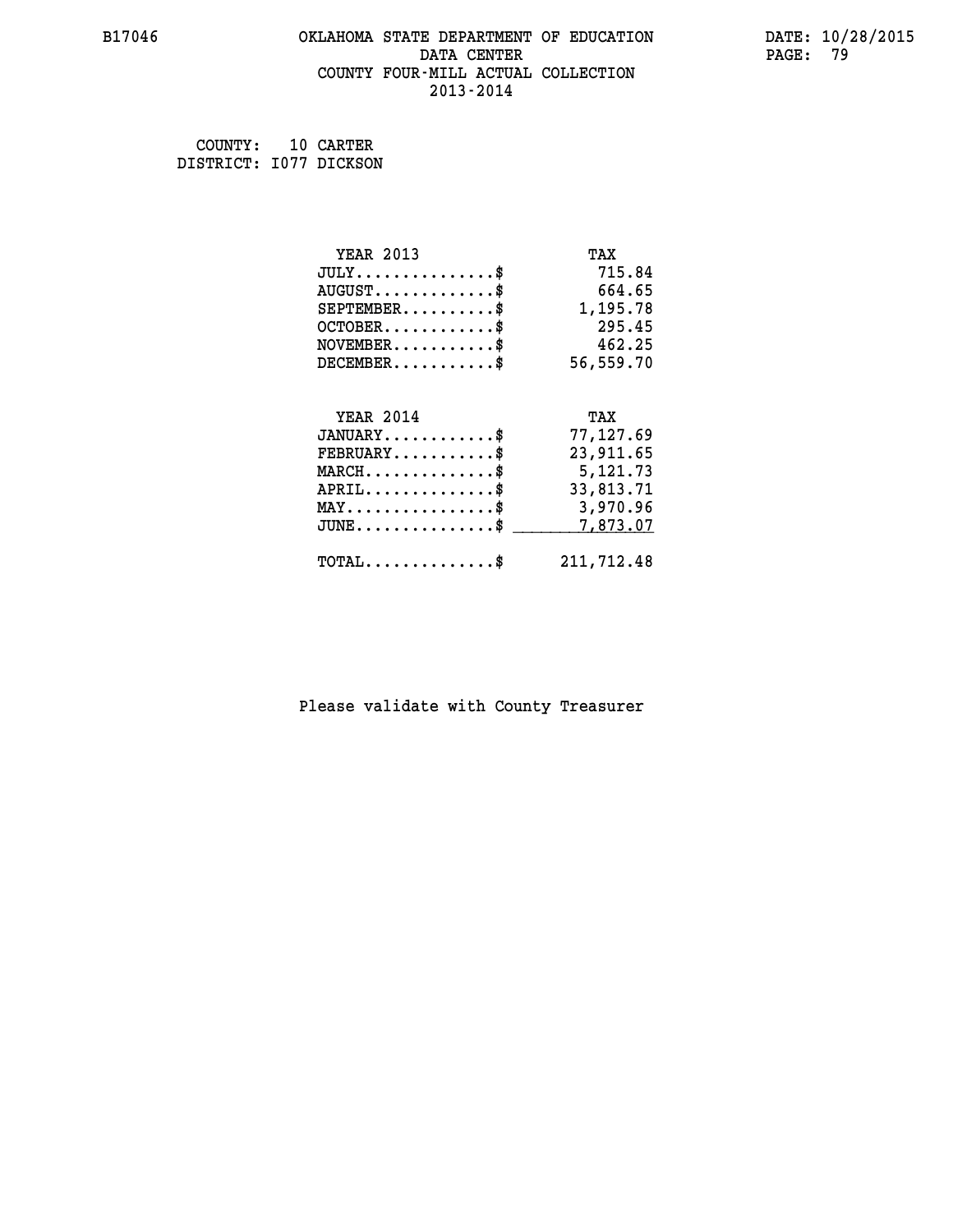# OKLAHOMA STATE DEPARTMENT OF EDUCATION
## DATA CENTER
## COUNTY FOUR-MILL ACTUAL COLLECTION
## 2013-2014

B17046

DATE: 10/28/2015

COUNTY: 10 CARTER
DISTRICT: I077 DICKSON

| YEAR 2013 | TAX |
|---|---|
| JULY...............$ | 715.84 |
| AUGUST.............$ | 664.65 |
| SEPTEMBER..........$ | 1,195.78 |
| OCTOBER............$ | 295.45 |
| NOVEMBER...........$ | 462.25 |
| DECEMBER...........$ | 56,559.70 |

| YEAR 2014 | TAX |
|---|---|
| JANUARY............$ | 77,127.69 |
| FEBRUARY...........$ | 23,911.65 |
| MARCH..............$ | 5,121.73 |
| APRIL..............$ | 33,813.71 |
| MAY................$ | 3,970.96 |
| JUNE...............$ | 7,873.07 |
| TOTAL..............$ | 211,712.48 |

Please validate with County Treasurer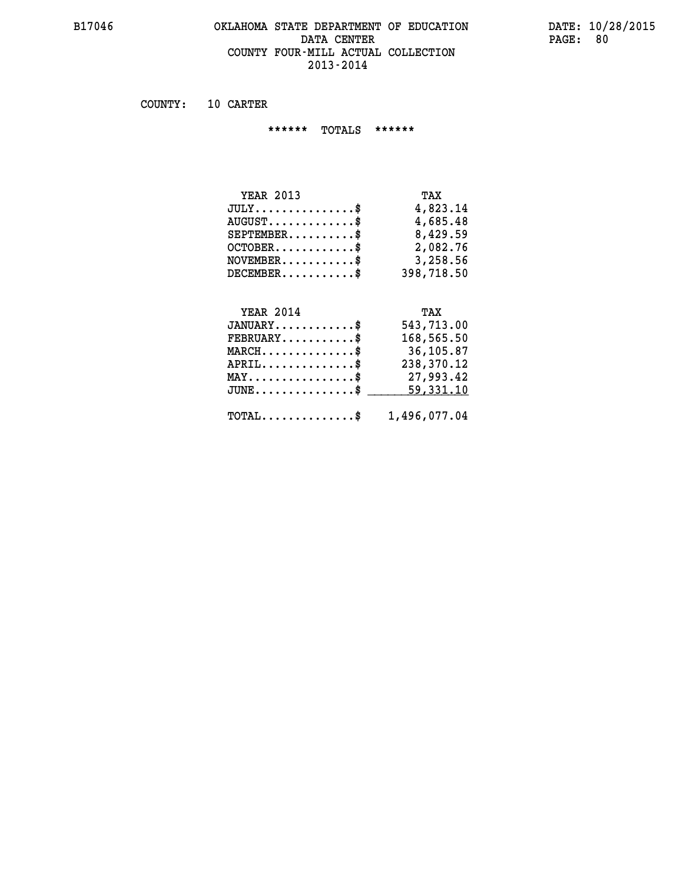# OKLAHOMA STATE DEPARTMENT OF EDUCATION
## DATA CENTER
## COUNTY FOUR-MILL ACTUAL COLLECTION
## 2013-2014

COUNTY: 10 CARTER

****** TOTALS ******

| YEAR 2013 | TAX |
|---|---|
| JULY...............$ | 4,823.14 |
| AUGUST.............$ | 4,685.48 |
| SEPTEMBER..........$ | 8,429.59 |
| OCTOBER............$ | 2,082.76 |
| NOVEMBER...........$ | 3,258.56 |
| DECEMBER...........$ | 398,718.50 |

| YEAR 2014 | TAX |
|---|---|
| JANUARY............$ | 543,713.00 |
| FEBRUARY...........$ | 168,565.50 |
| MARCH..............$ | 36,105.87 |
| APRIL..............$ | 238,370.12 |
| MAY................$ | 27,993.42 |
| JUNE...............$ | 59,331.10 |
| TOTAL..............$ | 1,496,077.04 |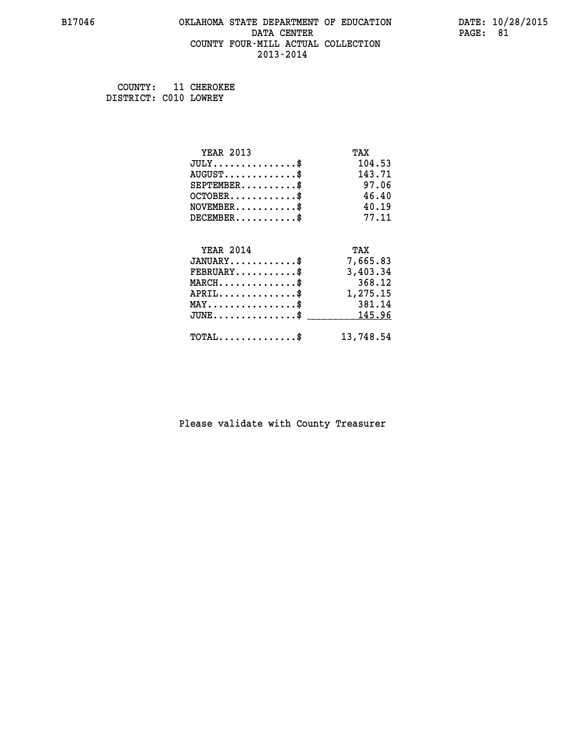# OKLAHOMA STATE DEPARTMENT OF EDUCATION
## DATA CENTER
## COUNTY FOUR-MILL ACTUAL COLLECTION
## 2013-2014

B17046 DATE: 10/28/2015

COUNTY: 11 CHEROKEE
DISTRICT: C010 LOWREY

| YEAR 2013 | TAX |
|---|---|
| JULY..............$ | 104.53 |
| AUGUST............$ | 143.71 |
| SEPTEMBER.........$ | 97.06 |
| OCTOBER...........$ | 46.40 |
| NOVEMBER..........$ | 40.19 |
| DECEMBER..........$ | 77.11 |

| YEAR 2014 | TAX |
|---|---|
| JANUARY...........$ | 7,665.83 |
| FEBRUARY..........$ | 3,403.34 |
| MARCH.............$ | 368.12 |
| APRIL.............$ | 1,275.15 |
| MAY...............$ | 381.14 |
| JUNE..............$ | 145.96 |
| TOTAL.............$ | 13,748.54 |

Please validate with County Treasurer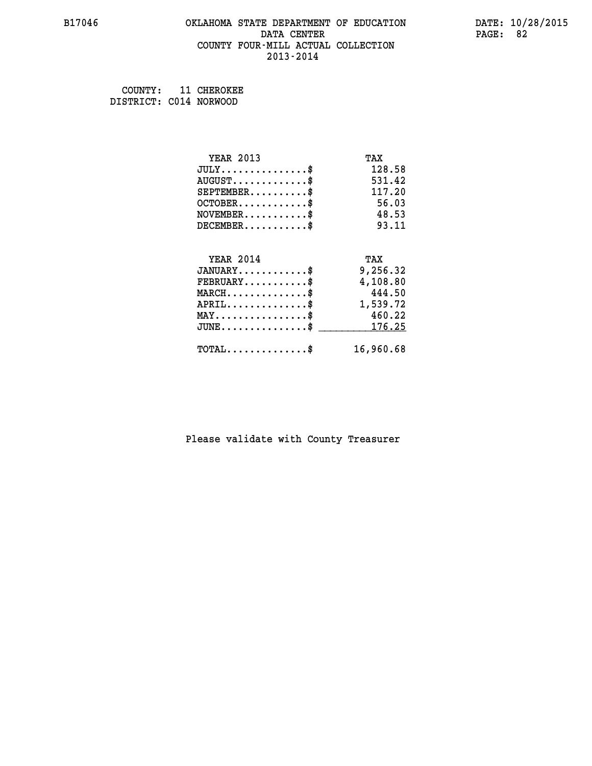COUNTY: 11 CHEROKEE
DISTRICT: C014 NORWOOD

| YEAR 2013 | TAX |
|---|---|
| JULY...............$ | 128.58 |
| AUGUST.............$ | 531.42 |
| SEPTEMBER..........$ | 117.20 |
| OCTOBER............$ | 56.03 |
| NOVEMBER...........$ | 48.53 |
| DECEMBER...........$ | 93.11 |

| YEAR 2014 | TAX |
|---|---|
| JANUARY............$ | 9,256.32 |
| FEBRUARY...........$ | 4,108.80 |
| MARCH..............$ | 444.50 |
| APRIL..............$ | 1,539.72 |
| MAY................$ | 460.22 |
| JUNE...............$ | 176.25 |
| TOTAL..............$ | 16,960.68 |

Please validate with County Treasurer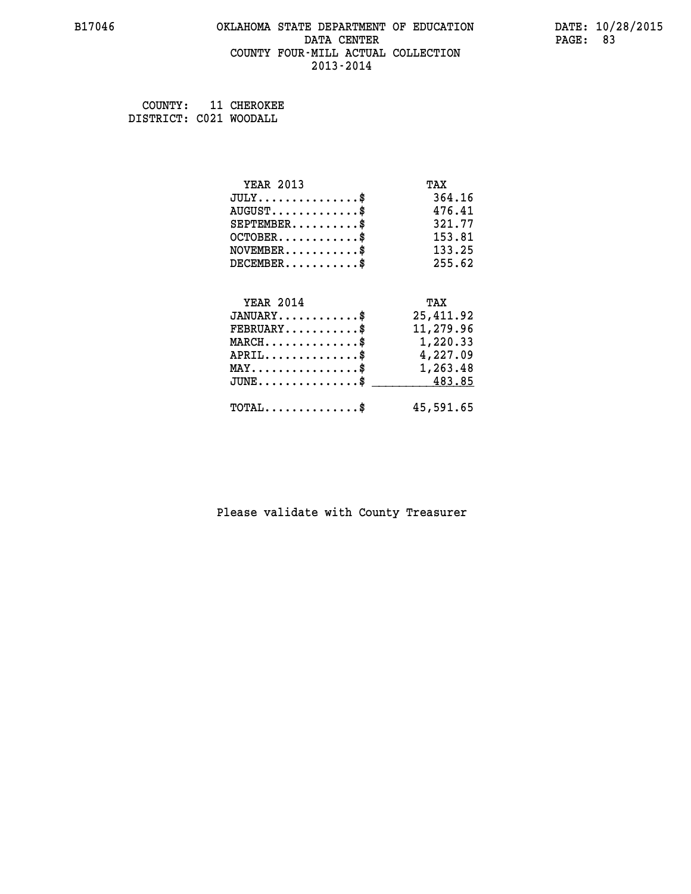COUNTY: 11 CHEROKEE
DISTRICT: C021 WOODALL

| YEAR 2013 | TAX |
|---|---|
| JULY...............$ | 364.16 |
| AUGUST.............$ | 476.41 |
| SEPTEMBER..........$ | 321.77 |
| OCTOBER............$ | 153.81 |
| NOVEMBER...........$ | 133.25 |
| DECEMBER...........$ | 255.62 |

| YEAR 2014 | TAX |
|---|---|
| JANUARY............$ | 25,411.92 |
| FEBRUARY...........$ | 11,279.96 |
| MARCH..............$ | 1,220.33 |
| APRIL..............$ | 4,227.09 |
| MAY................$ | 1,263.48 |
| JUNE...............$ | 483.85 |
| TOTAL..............$ | 45,591.65 |

Please validate with County Treasurer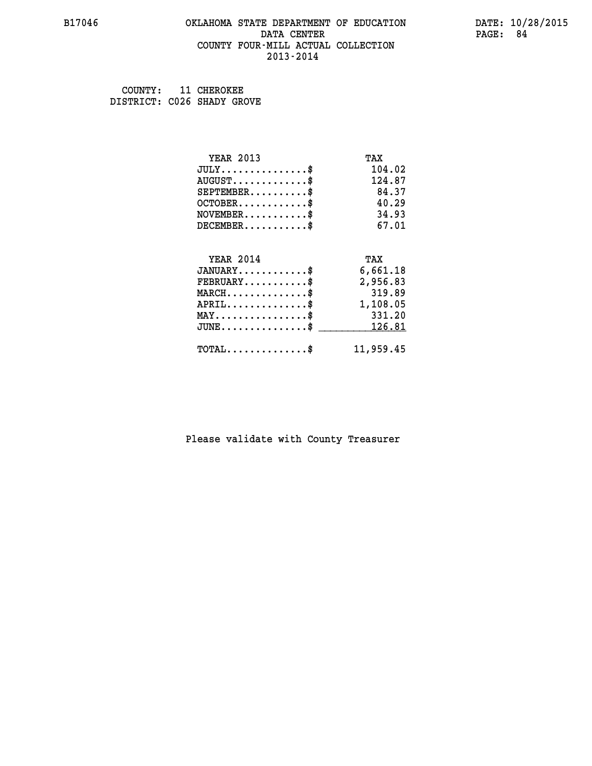COUNTY: 11 CHEROKEE
DISTRICT: C026 SHADY GROVE

| YEAR 2013 | TAX |
| --- | --- |
| JULY...............$ | 104.02 |
| AUGUST.............$ | 124.87 |
| SEPTEMBER..........$ | 84.37 |
| OCTOBER............$ | 40.29 |
| NOVEMBER...........$ | 34.93 |
| DECEMBER...........$ | 67.01 |

| YEAR 2014 | TAX |
| --- | --- |
| JANUARY............$ | 6,661.18 |
| FEBRUARY...........$ | 2,956.83 |
| MARCH..............$ | 319.89 |
| APRIL..............$ | 1,108.05 |
| MAY................$ | 331.20 |
| JUNE...............$ | 126.81 |
| TOTAL..............$ | 11,959.45 |

Please validate with County Treasurer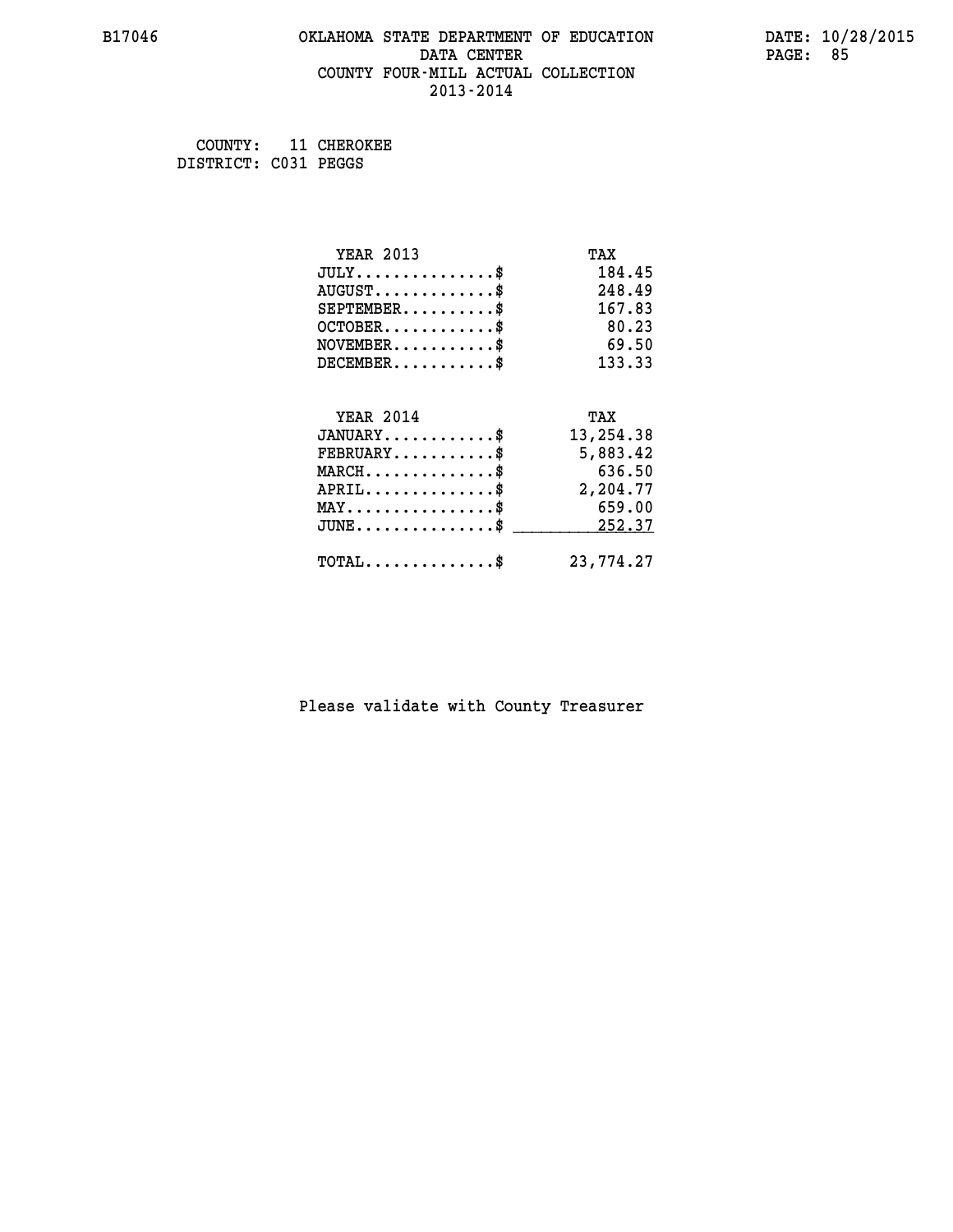B17046 OKLAHOMA STATE DEPARTMENT OF EDUCATION DATA CENTER COUNTY FOUR-MILL ACTUAL COLLECTION 2013-2014

DATE: 10/28/2015

COUNTY: 11 CHEROKEE
DISTRICT: C031 PEGGS

| YEAR 2013 | TAX |
|---|---|
| JULY..............$ | 184.45 |
| AUGUST............$ | 248.49 |
| SEPTEMBER.........$ | 167.83 |
| OCTOBER...........$ | 80.23 |
| NOVEMBER..........$ | 69.50 |
| DECEMBER..........$ | 133.33 |

| YEAR 2014 | TAX |
|---|---|
| JANUARY...........$ | 13,254.38 |
| FEBRUARY..........$ | 5,883.42 |
| MARCH.............$ | 636.50 |
| APRIL.............$ | 2,204.77 |
| MAY...............$ | 659.00 |
| JUNE..............$ | 252.37 |
| TOTAL.............$ | 23,774.27 |

Please validate with County Treasurer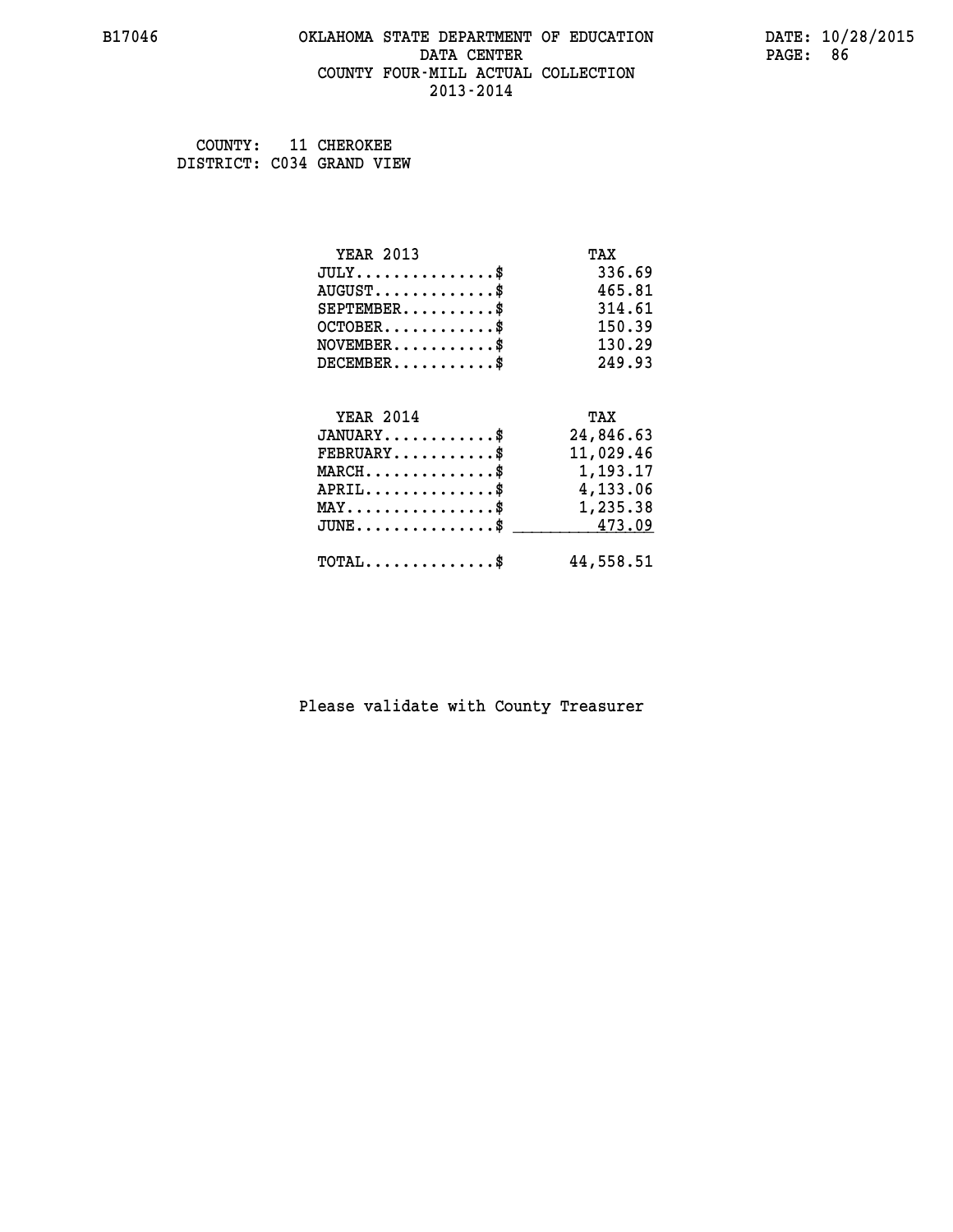# OKLAHOMA STATE DEPARTMENT OF EDUCATION
## DATA CENTER
## COUNTY FOUR-MILL ACTUAL COLLECTION
## 2013-2014

B17046

DATE: 10/28/2015

COUNTY: 11 CHEROKEE
DISTRICT: C034 GRAND VIEW

| YEAR 2013 | TAX |
|---|---|
| JULY...............$ | 336.69 |
| AUGUST.............$ | 465.81 |
| SEPTEMBER..........$ | 314.61 |
| OCTOBER............$ | 150.39 |
| NOVEMBER...........$ | 130.29 |
| DECEMBER...........$ | 249.93 |

| YEAR 2014 | TAX |
|---|---|
| JANUARY............$ | 24,846.63 |
| FEBRUARY...........$ | 11,029.46 |
| MARCH..............$ | 1,193.17 |
| APRIL..............$ | 4,133.06 |
| MAY................$ | 1,235.38 |
| JUNE...............$ | 473.09 |
| TOTAL..............$ | 44,558.51 |

Please validate with County Treasurer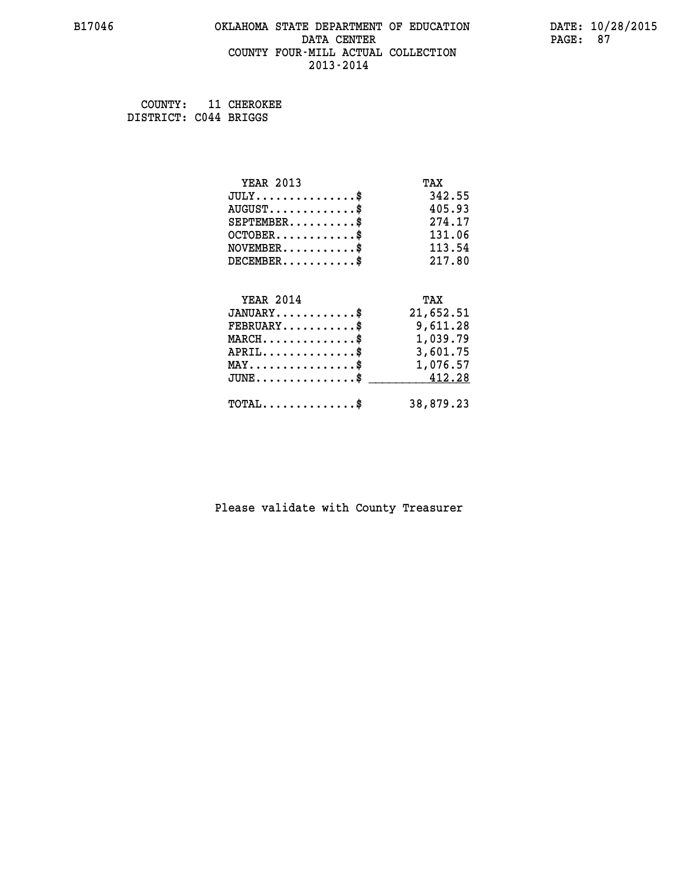# OKLAHOMA STATE DEPARTMENT OF EDUCATION
## DATA CENTER
## COUNTY FOUR-MILL ACTUAL COLLECTION
## 2013-2014

COUNTY: 11 CHEROKEE
DISTRICT: C044 BRIGGS

| YEAR 2013 | TAX |
|---|---|
| JULY...............$ | 342.55 |
| AUGUST.............$ | 405.93 |
| SEPTEMBER..........$ | 274.17 |
| OCTOBER............$ | 131.06 |
| NOVEMBER...........$ | 113.54 |
| DECEMBER...........$ | 217.80 |

| YEAR 2014 | TAX |
|---|---|
| JANUARY............$ | 21,652.51 |
| FEBRUARY...........$ | 9,611.28 |
| MARCH..............$ | 1,039.79 |
| APRIL..............$ | 3,601.75 |
| MAY................$ | 1,076.57 |
| JUNE...............$ | 412.28 |
| TOTAL..............$ | 38,879.23 |

Please validate with County Treasurer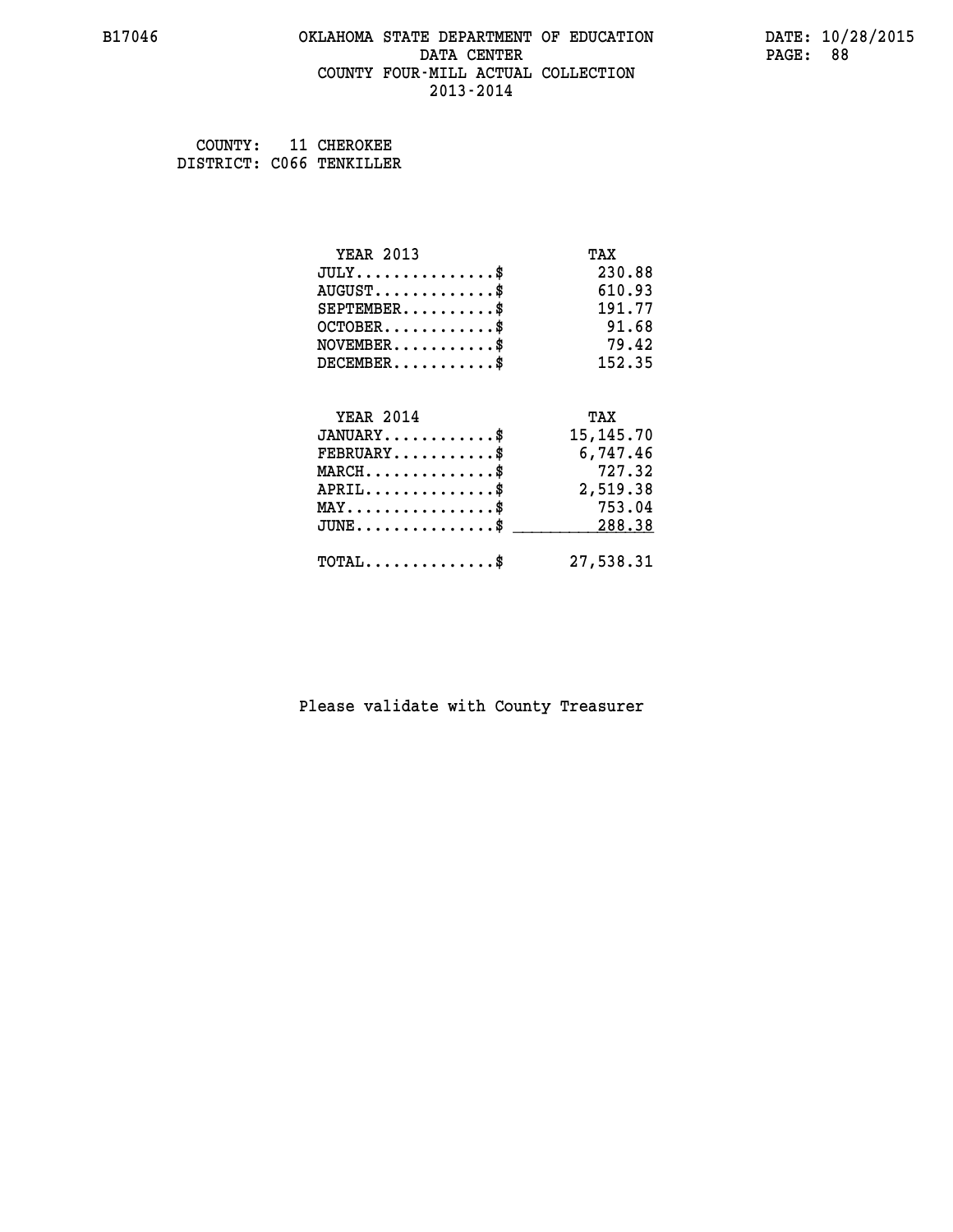OKLAHOMA STATE DEPARTMENT OF EDUCATION
DATA CENTER
COUNTY FOUR-MILL ACTUAL COLLECTION
2013-2014

COUNTY: 11 CHEROKEE
DISTRICT: C066 TENKILLER

| YEAR 2013 | TAX |
|---|---|
| JULY..............$ | 230.88 |
| AUGUST............$ | 610.93 |
| SEPTEMBER.........$ | 191.77 |
| OCTOBER...........$ | 91.68 |
| NOVEMBER..........$ | 79.42 |
| DECEMBER..........$ | 152.35 |

| YEAR 2014 | TAX |
|---|---|
| JANUARY...........$ | 15,145.70 |
| FEBRUARY..........$ | 6,747.46 |
| MARCH.............$ | 727.32 |
| APRIL.............$ | 2,519.38 |
| MAY...............$ | 753.04 |
| JUNE..............$ | 288.38 |
| TOTAL.............$ | 27,538.31 |

Please validate with County Treasurer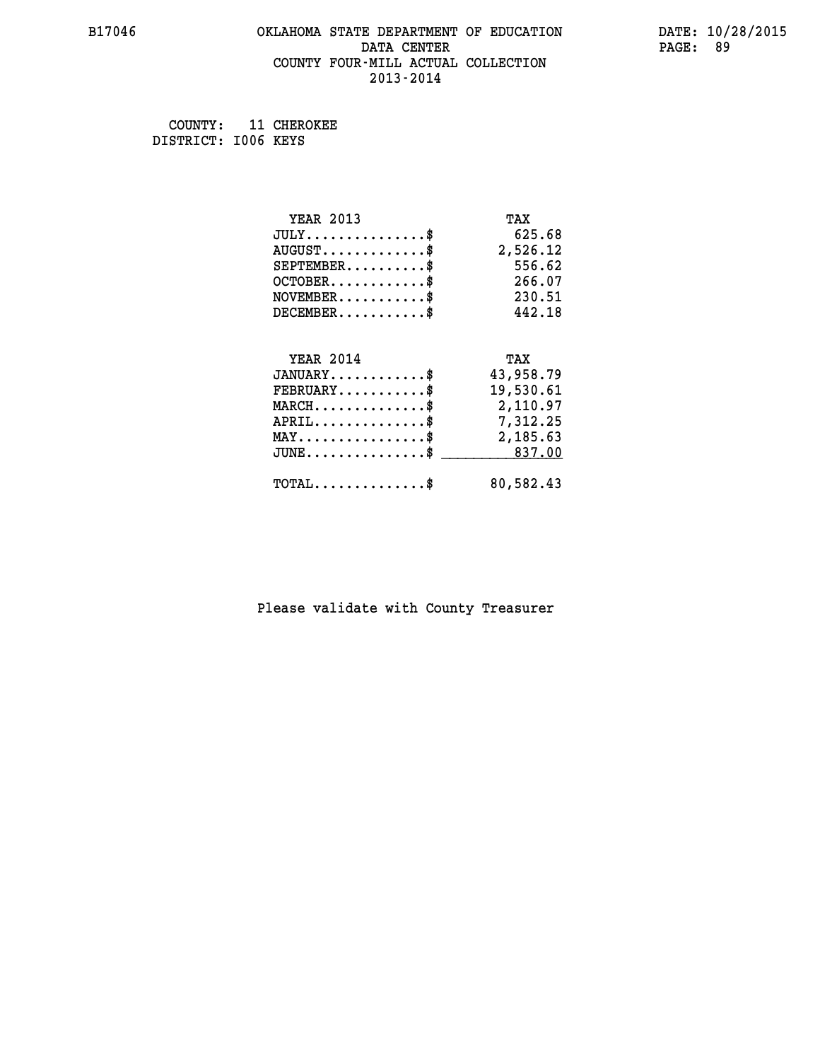B17046 OKLAHOMA STATE DEPARTMENT OF EDUCATION DATE: 10/28/2015

DATA CENTER

COUNTY FOUR-MILL ACTUAL COLLECTION

2013-2014

COUNTY: 11 CHEROKEE
DISTRICT: I006 KEYS

| YEAR 2013 | TAX |
|---|---|
| JULY...............$ | 625.68 |
| AUGUST.............$ | 2,526.12 |
| SEPTEMBER..........$ | 556.62 |
| OCTOBER............$ | 266.07 |
| NOVEMBER...........$ | 230.51 |
| DECEMBER...........$ | 442.18 |

| YEAR 2014 | TAX |
|---|---|
| JANUARY............$ | 43,958.79 |
| FEBRUARY...........$ | 19,530.61 |
| MARCH..............$ | 2,110.97 |
| APRIL..............$ | 7,312.25 |
| MAY................$ | 2,185.63 |
| JUNE...............$ | 837.00 |
| TOTAL..............$ | 80,582.43 |

Please validate with County Treasurer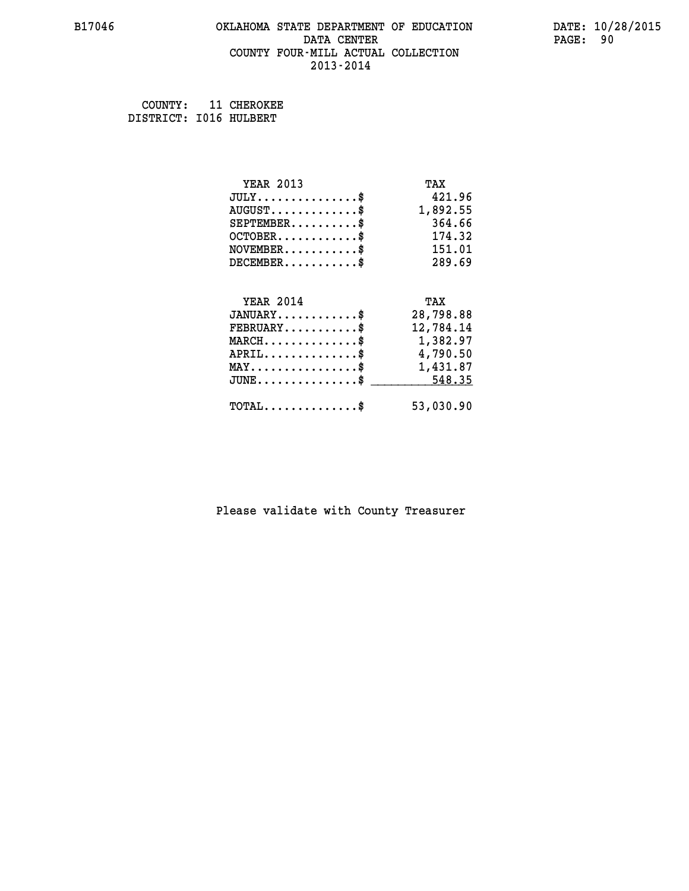# OKLAHOMA STATE DEPARTMENT OF EDUCATION
## DATA CENTER
## COUNTY FOUR-MILL ACTUAL COLLECTION
## 2013-2014

B17046

DATE: 10/28/2015

COUNTY: 11 CHEROKEE
DISTRICT: I016 HULBERT

| YEAR 2013 | TAX |
|---|---|
| JULY..............$ | 421.96 |
| AUGUST.............$ | 1,892.55 |
| SEPTEMBER..........$ | 364.66 |
| OCTOBER............$ | 174.32 |
| NOVEMBER...........$ | 151.01 |
| DECEMBER...........$ | 289.69 |

| YEAR 2014 | TAX |
|---|---|
| JANUARY............$ | 28,798.88 |
| FEBRUARY...........$ | 12,784.14 |
| MARCH..............$ | 1,382.97 |
| APRIL..............$ | 4,790.50 |
| MAY................$ | 1,431.87 |
| JUNE...............$ | 548.35 |
| TOTAL..............$ | 53,030.90 |

Please validate with County Treasurer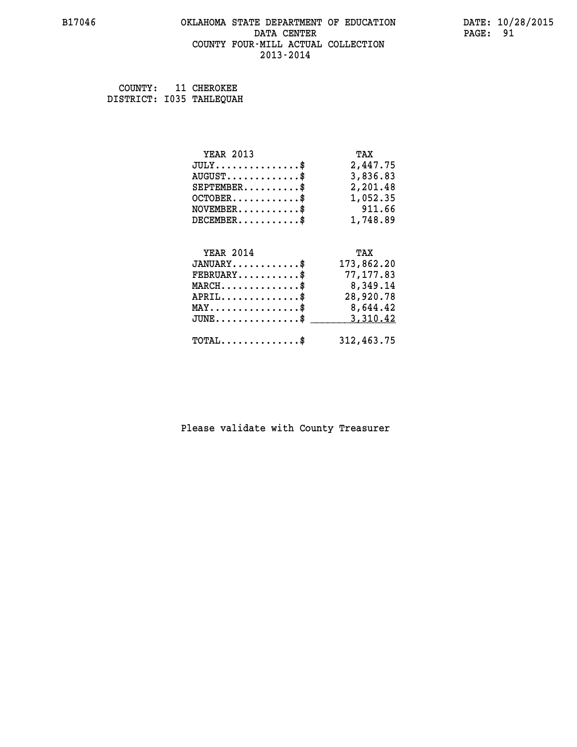COUNTY: 11 CHEROKEE
DISTRICT: I035 TAHLEQUAH

| YEAR 2013 | TAX |
|---|---|
| JULY..............$ | 2,447.75 |
| AUGUST............$ | 3,836.83 |
| SEPTEMBER.........$ | 2,201.48 |
| OCTOBER...........$ | 1,052.35 |
| NOVEMBER..........$ | 911.66 |
| DECEMBER..........$ | 1,748.89 |

| YEAR 2014 | TAX |
|---|---|
| JANUARY...........$ | 173,862.20 |
| FEBRUARY..........$ | 77,177.83 |
| MARCH.............$ | 8,349.14 |
| APRIL.............$ | 28,920.78 |
| MAY...............$ | 8,644.42 |
| JUNE..............$ | 3,310.42 |
| TOTAL.............$ | 312,463.75 |

Please validate with County Treasurer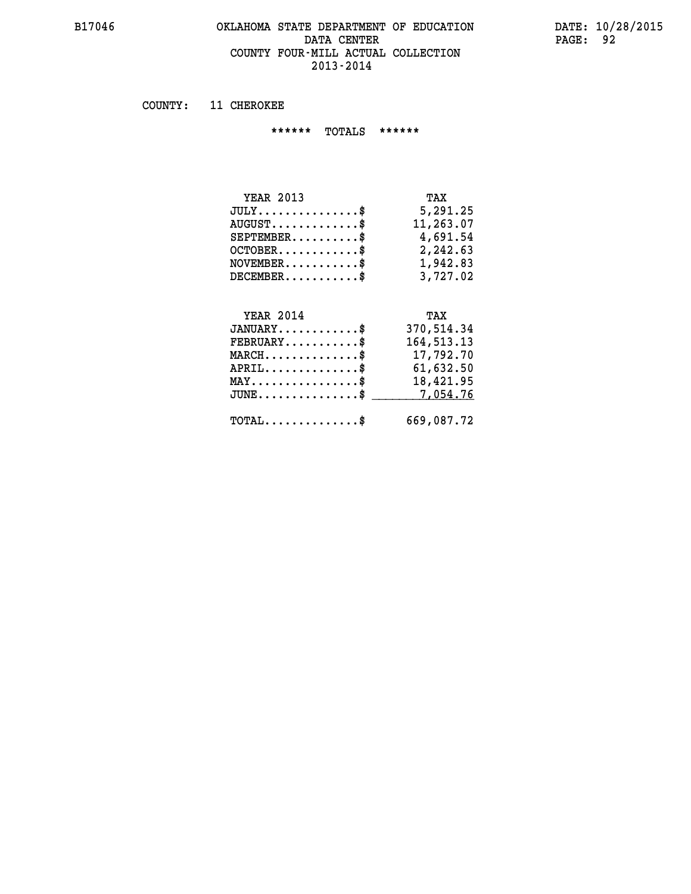# OKLAHOMA STATE DEPARTMENT OF EDUCATION
## DATA CENTER
## COUNTY FOUR-MILL ACTUAL COLLECTION
## 2013-2014

COUNTY: 11 CHEROKEE

****** TOTALS ******

| YEAR 2013 | TAX |
|---|---|
| JULY...............$ | 5,291.25 |
| AUGUST.............$ | 11,263.07 |
| SEPTEMBER..........$ | 4,691.54 |
| OCTOBER............$ | 2,242.63 |
| NOVEMBER...........$ | 1,942.83 |
| DECEMBER...........$ | 3,727.02 |

| YEAR 2014 | TAX |
|---|---|
| JANUARY............$ | 370,514.34 |
| FEBRUARY...........$ | 164,513.13 |
| MARCH..............$ | 17,792.70 |
| APRIL..............$ | 61,632.50 |
| MAY................$ | 18,421.95 |
| JUNE...............$ | 7,054.76 |
| TOTAL..............$ | 669,087.72 |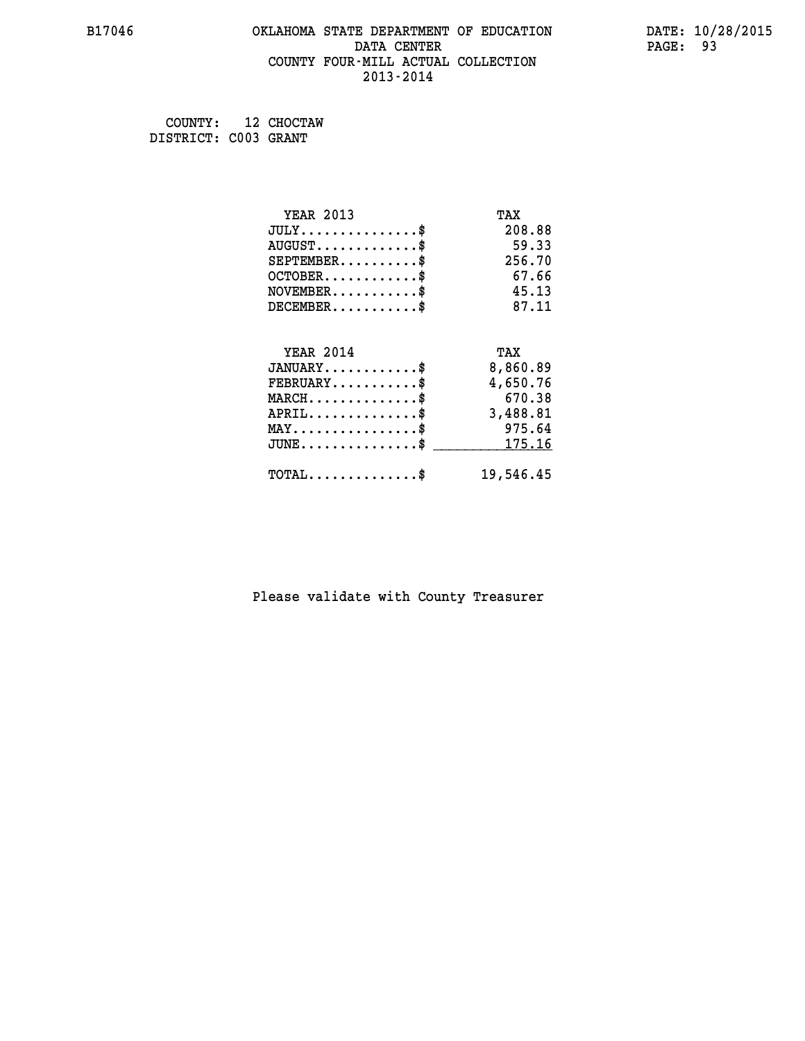B17046 OKLAHOMA STATE DEPARTMENT OF EDUCATION DATA CENTER COUNTY FOUR-MILL ACTUAL COLLECTION 2013-2014

DATE: 10/28/2015

COUNTY: 12 CHOCTAW
DISTRICT: C003 GRANT

| YEAR 2013 | TAX |
|---|---|
| JULY...............$ | 208.88 |
| AUGUST.............$ | 59.33 |
| SEPTEMBER..........$ | 256.70 |
| OCTOBER............$ | 67.66 |
| NOVEMBER...........$ | 45.13 |
| DECEMBER...........$ | 87.11 |

| YEAR 2014 | TAX |
|---|---|
| JANUARY............$ | 8,860.89 |
| FEBRUARY...........$ | 4,650.76 |
| MARCH..............$ | 670.38 |
| APRIL..............$ | 3,488.81 |
| MAY................$ | 975.64 |
| JUNE...............$ | 175.16 |
| TOTAL..............$ | 19,546.45 |

Please validate with County Treasurer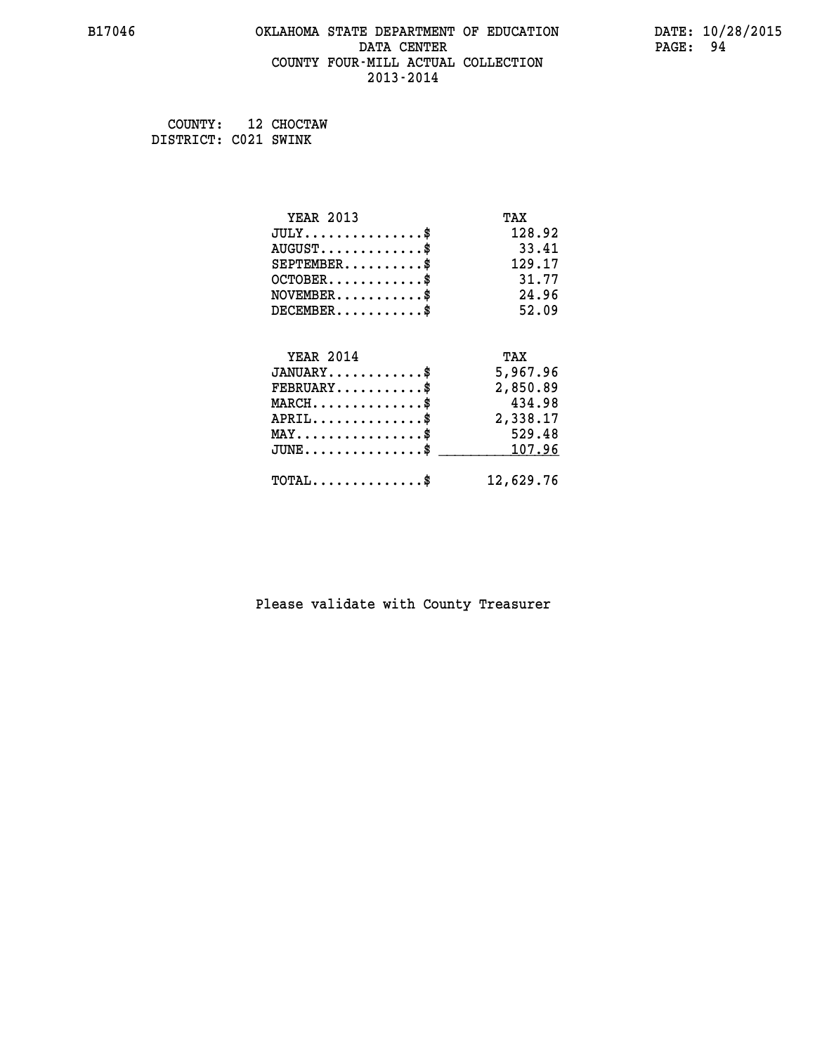# OKLAHOMA STATE DEPARTMENT OF EDUCATION
## DATA CENTER
## COUNTY FOUR-MILL ACTUAL COLLECTION
## 2013-2014

B17046 DATE: 10/28/2015

COUNTY: 12 CHOCTAW
DISTRICT: C021 SWINK

| YEAR 2013 | TAX |
|---|---|
| JULY...............$ | 128.92 |
| AUGUST.............$ | 33.41 |
| SEPTEMBER..........$ | 129.17 |
| OCTOBER............$ | 31.77 |
| NOVEMBER...........$ | 24.96 |
| DECEMBER...........$ | 52.09 |

| YEAR 2014 | TAX |
|---|---|
| JANUARY............$ | 5,967.96 |
| FEBRUARY...........$ | 2,850.89 |
| MARCH..............$ | 434.98 |
| APRIL..............$ | 2,338.17 |
| MAY................$ | 529.48 |
| JUNE...............$ | 107.96 |
| TOTAL..............$ | 12,629.76 |

Please validate with County Treasurer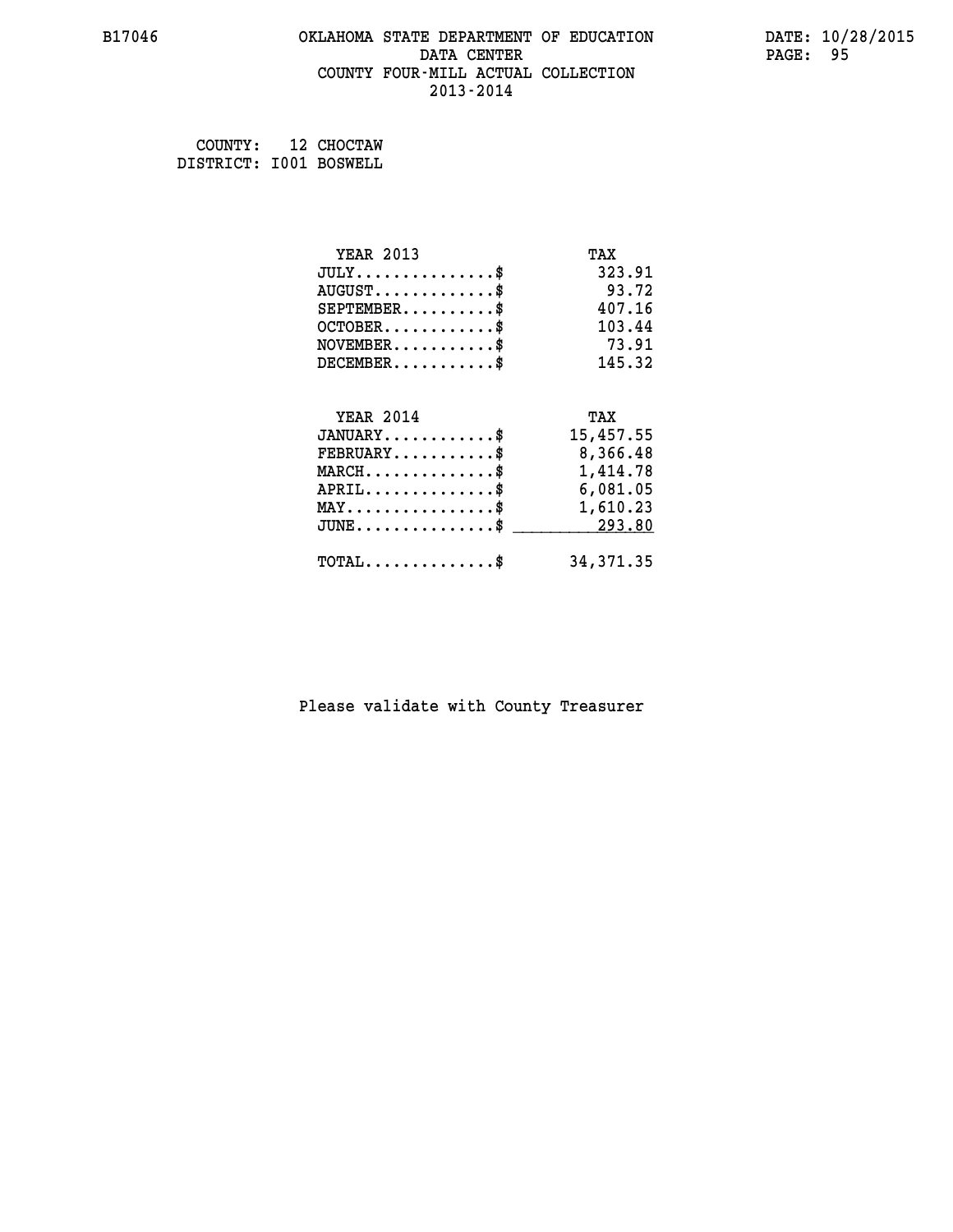COUNTY: 12 CHOCTAW
DISTRICT: I001 BOSWELL

| YEAR 2013 | TAX |
|---|---|
| JULY...............$ | 323.91 |
| AUGUST.............$ | 93.72 |
| SEPTEMBER..........$ | 407.16 |
| OCTOBER............$ | 103.44 |
| NOVEMBER...........$ | 73.91 |
| DECEMBER...........$ | 145.32 |

| YEAR 2014 | TAX |
|---|---|
| JANUARY............$ | 15,457.55 |
| FEBRUARY...........$ | 8,366.48 |
| MARCH..............$ | 1,414.78 |
| APRIL..............$ | 6,081.05 |
| MAY................$ | 1,610.23 |
| JUNE...............$ | 293.80 |
| TOTAL..............$ | 34,371.35 |

Please validate with County Treasurer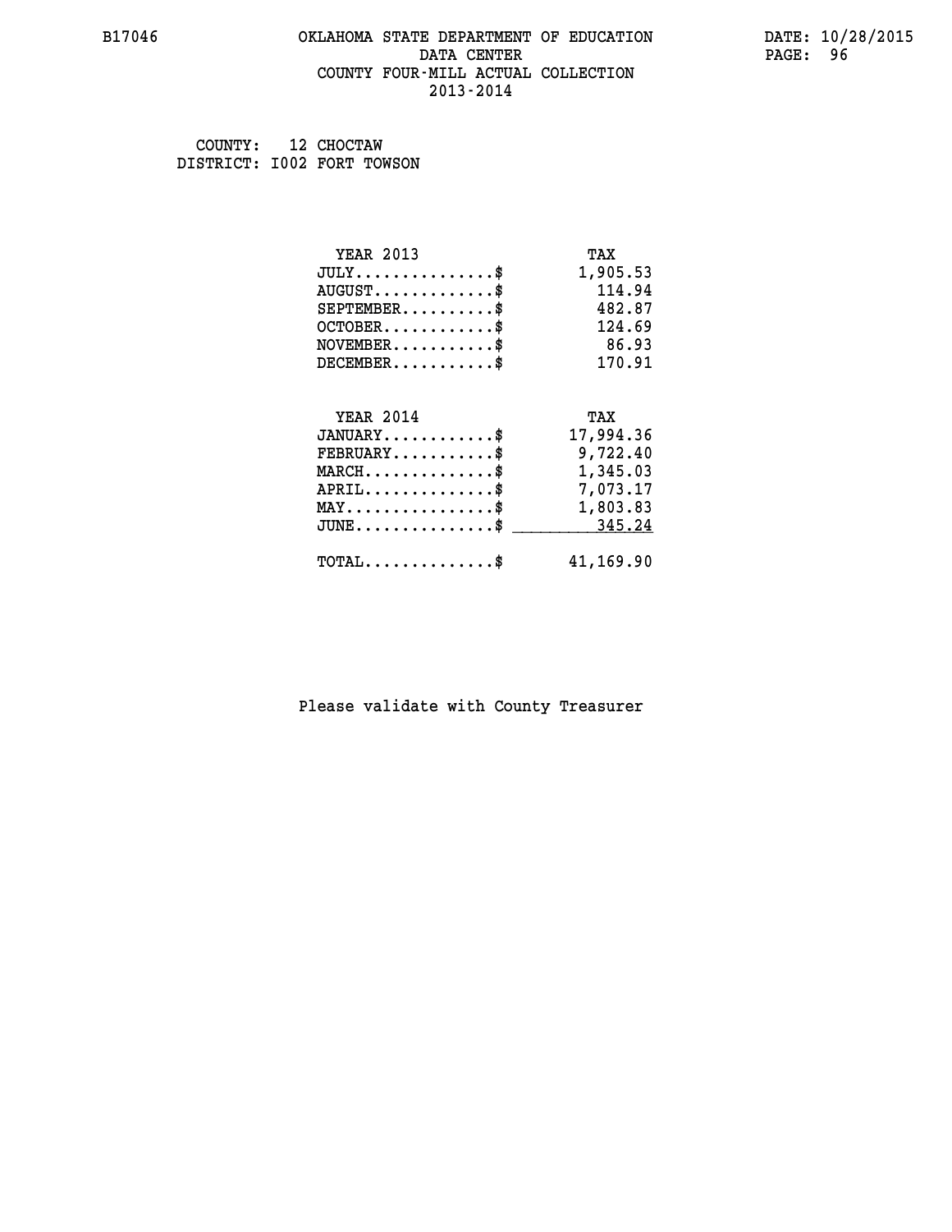B17046 OKLAHOMA STATE DEPARTMENT OF EDUCATION DATA CENTER COUNTY FOUR-MILL ACTUAL COLLECTION 2013-2014

DATE: 10/28/2015

COUNTY: 12 CHOCTAW
DISTRICT: I002 FORT TOWSON

| YEAR 2013 | TAX |
|---|---|
| JULY..............$ | 1,905.53 |
| AUGUST............$ | 114.94 |
| SEPTEMBER.........$ | 482.87 |
| OCTOBER...........$ | 124.69 |
| NOVEMBER..........$ | 86.93 |
| DECEMBER..........$ | 170.91 |

| YEAR 2014 | TAX |
|---|---|
| JANUARY...........$ | 17,994.36 |
| FEBRUARY..........$ | 9,722.40 |
| MARCH.............$ | 1,345.03 |
| APRIL.............$ | 7,073.17 |
| MAY...............$ | 1,803.83 |
| JUNE..............$ | 345.24 |
| TOTAL.............$ | 41,169.90 |

Please validate with County Treasurer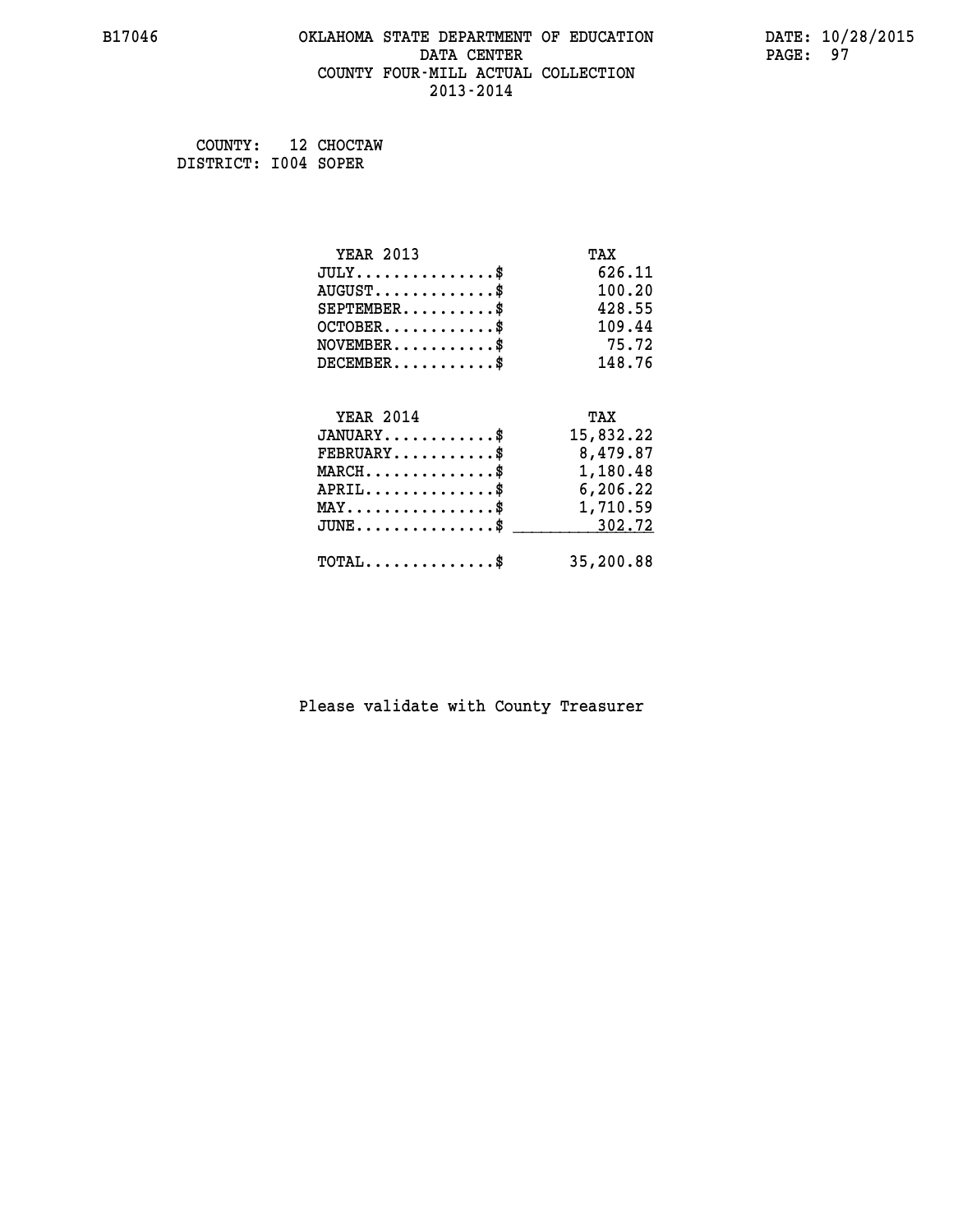# OKLAHOMA STATE DEPARTMENT OF EDUCATION
## DATA CENTER
## COUNTY FOUR-MILL ACTUAL COLLECTION
## 2013-2014

B17046

DATE: 10/28/2015

COUNTY: 12 CHOCTAW
DISTRICT: I004 SOPER

| YEAR 2013 | TAX |
|---|---|
| JULY...............$ | 626.11 |
| AUGUST.............$ | 100.20 |
| SEPTEMBER..........$ | 428.55 |
| OCTOBER............$ | 109.44 |
| NOVEMBER...........$ | 75.72 |
| DECEMBER...........$ | 148.76 |

| YEAR 2014 | TAX |
|---|---|
| JANUARY............$ | 15,832.22 |
| FEBRUARY...........$ | 8,479.87 |
| MARCH..............$ | 1,180.48 |
| APRIL..............$ | 6,206.22 |
| MAY................$ | 1,710.59 |
| JUNE...............$ | 302.72 |
| TOTAL..............$ | 35,200.88 |

Please validate with County Treasurer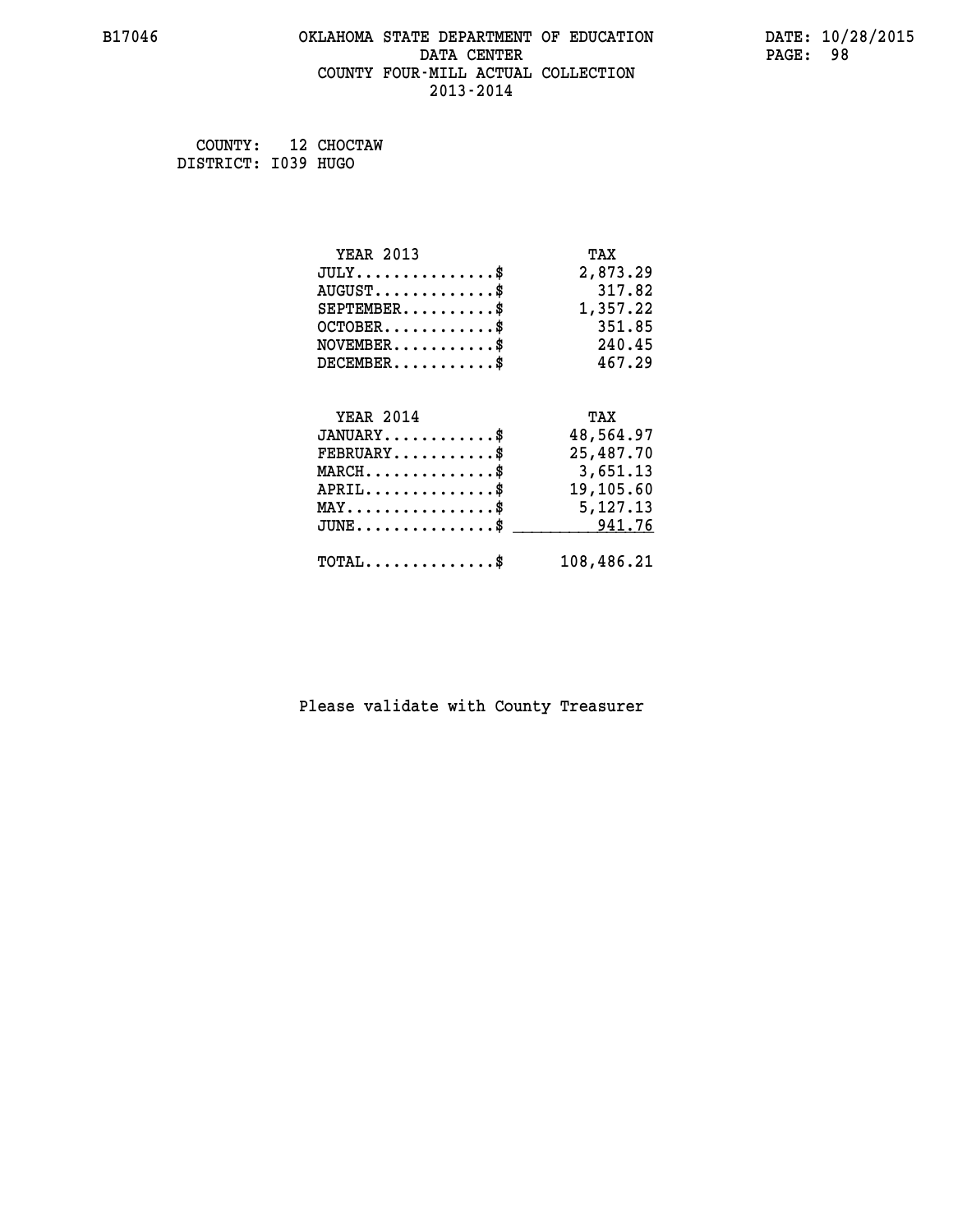# OKLAHOMA STATE DEPARTMENT OF EDUCATION
## DATA CENTER
## COUNTY FOUR-MILL ACTUAL COLLECTION
## 2013-2014

COUNTY: 12 CHOCTAW
DISTRICT: I039 HUGO

| YEAR 2013 | TAX |
|---|---|
| JULY...............$ | 2,873.29 |
| AUGUST.............$ | 317.82 |
| SEPTEMBER..........$ | 1,357.22 |
| OCTOBER............$ | 351.85 |
| NOVEMBER...........$ | 240.45 |
| DECEMBER...........$ | 467.29 |

| YEAR 2014 | TAX |
|---|---|
| JANUARY............$ | 48,564.97 |
| FEBRUARY...........$ | 25,487.70 |
| MARCH..............$ | 3,651.13 |
| APRIL..............$ | 19,105.60 |
| MAY................$ | 5,127.13 |
| JUNE...............$ | 941.76 |
| TOTAL..............$ | 108,486.21 |

Please validate with County Treasurer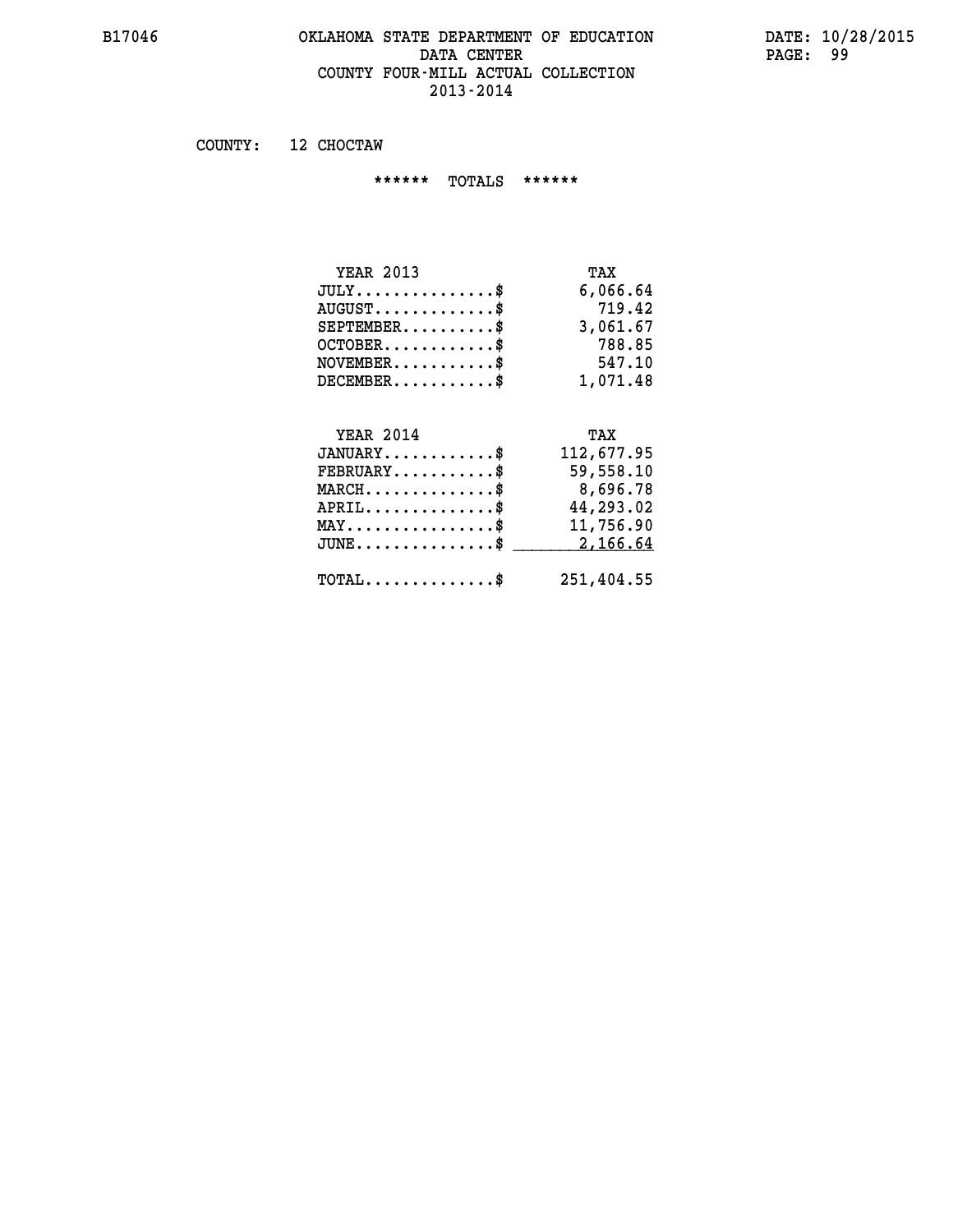B17046 OKLAHOMA STATE DEPARTMENT OF EDUCATION DATA CENTER COUNTY FOUR-MILL ACTUAL COLLECTION 2013-2014

DATE: 10/28/2015

COUNTY: 12 CHOCTAW

****** TOTALS ******

| YEAR 2013 | TAX |
|---|---|
| JULY..............$ | 6,066.64 |
| AUGUST............$ | 719.42 |
| SEPTEMBER.........$ | 3,061.67 |
| OCTOBER...........$ | 788.85 |
| NOVEMBER..........$ | 547.10 |
| DECEMBER..........$ | 1,071.48 |

| YEAR 2014 | TAX |
|---|---|
| JANUARY...........$ | 112,677.95 |
| FEBRUARY..........$ | 59,558.10 |
| MARCH.............$ | 8,696.78 |
| APRIL.............$ | 44,293.02 |
| MAY...............$ | 11,756.90 |
| JUNE..............$ | 2,166.64 |
| TOTAL.............$ | 251,404.55 |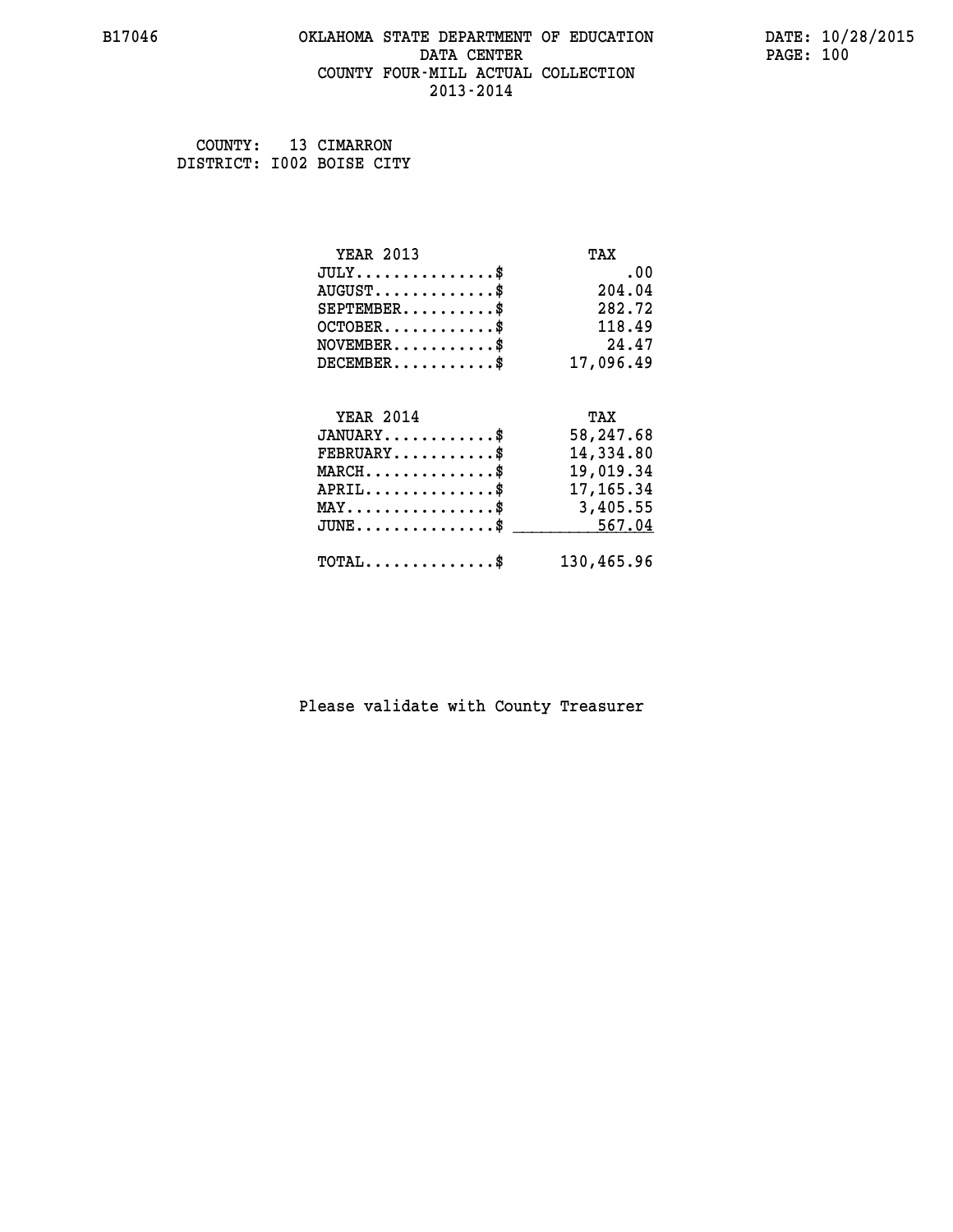# OKLAHOMA STATE DEPARTMENT OF EDUCATION
## DATA CENTER
## COUNTY FOUR-MILL ACTUAL COLLECTION
## 2013-2014

B17046 DATE: 10/28/2015

COUNTY: 13 CIMARRON
DISTRICT: I002 BOISE CITY

| YEAR 2013 | TAX |
|---|---|
| JULY...............$ | .00 |
| AUGUST.............$ | 204.04 |
| SEPTEMBER..........$ | 282.72 |
| OCTOBER............$ | 118.49 |
| NOVEMBER...........$ | 24.47 |
| DECEMBER...........$ | 17,096.49 |

| YEAR 2014 | TAX |
|---|---|
| JANUARY............$ | 58,247.68 |
| FEBRUARY...........$ | 14,334.80 |
| MARCH..............$ | 19,019.34 |
| APRIL..............$ | 17,165.34 |
| MAY................$ | 3,405.55 |
| JUNE...............$ | 567.04 |
| TOTAL..............$ | 130,465.96 |

Please validate with County Treasurer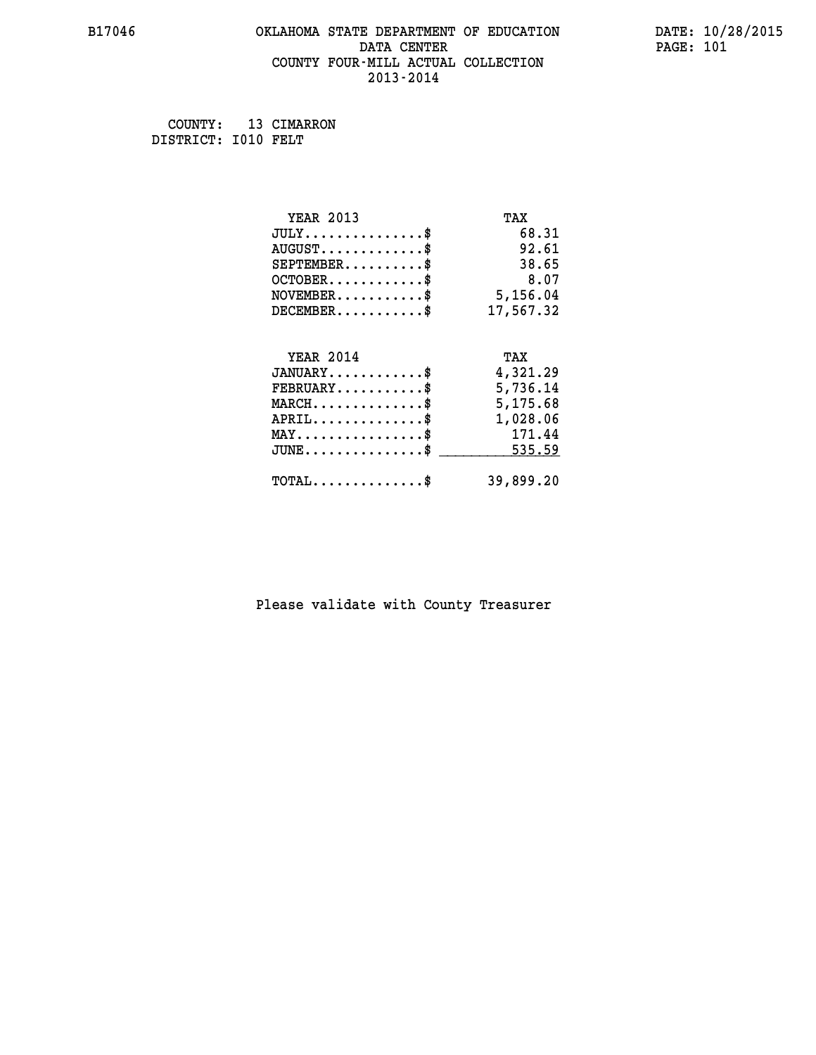# OKLAHOMA STATE DEPARTMENT OF EDUCATION
## DATA CENTER
## COUNTY FOUR-MILL ACTUAL COLLECTION
## 2013-2014

B17046

DATE: 10/28/2015

COUNTY: 13 CIMARRON
DISTRICT: I010 FELT

| YEAR 2013 | TAX |
|---|---|
| JULY...............$ | 68.31 |
| AUGUST.............$ | 92.61 |
| SEPTEMBER..........$ | 38.65 |
| OCTOBER............$ | 8.07 |
| NOVEMBER...........$ | 5,156.04 |
| DECEMBER...........$ | 17,567.32 |

| YEAR 2014 | TAX |
|---|---|
| JANUARY............$ | 4,321.29 |
| FEBRUARY...........$ | 5,736.14 |
| MARCH..............$ | 5,175.68 |
| APRIL..............$ | 1,028.06 |
| MAY................$ | 171.44 |
| JUNE...............$ | 535.59 |
| TOTAL..............$ | 39,899.20 |

Please validate with County Treasurer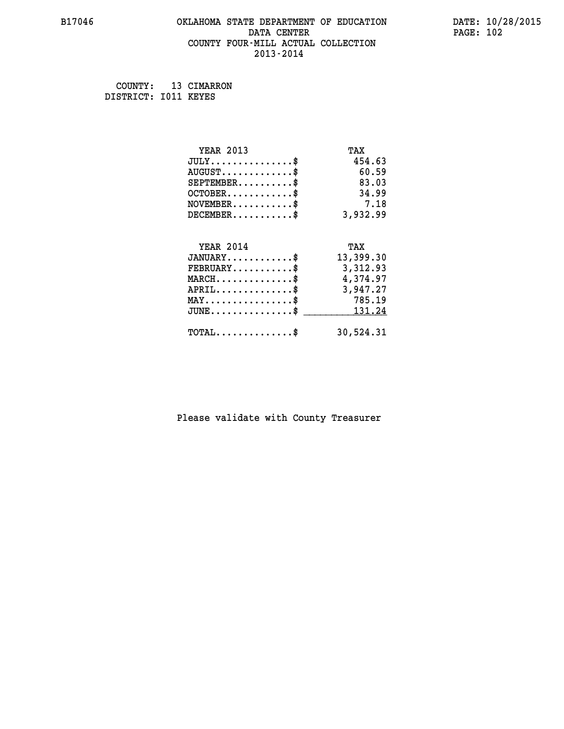B17046 OKLAHOMA STATE DEPARTMENT OF EDUCATION DATE: 10/28/2015
DATA CENTER PAGE: 102
COUNTY FOUR-MILL ACTUAL COLLECTION
2013-2014

COUNTY: 13 CIMARRON
DISTRICT: I011 KEYES

| YEAR 2013 | TAX |
|---|---|
| JULY...............$ | 454.63 |
| AUGUST.............$ | 60.59 |
| SEPTEMBER..........$ | 83.03 |
| OCTOBER............$ | 34.99 |
| NOVEMBER...........$ | 7.18 |
| DECEMBER...........$ | 3,932.99 |

| YEAR 2014 | TAX |
|---|---|
| JANUARY............$ | 13,399.30 |
| FEBRUARY...........$ | 3,312.93 |
| MARCH..............$ | 4,374.97 |
| APRIL..............$ | 3,947.27 |
| MAY................$ | 785.19 |
| JUNE...............$ | 131.24 |
| TOTAL..............$ | 30,524.31 |

Please validate with County Treasurer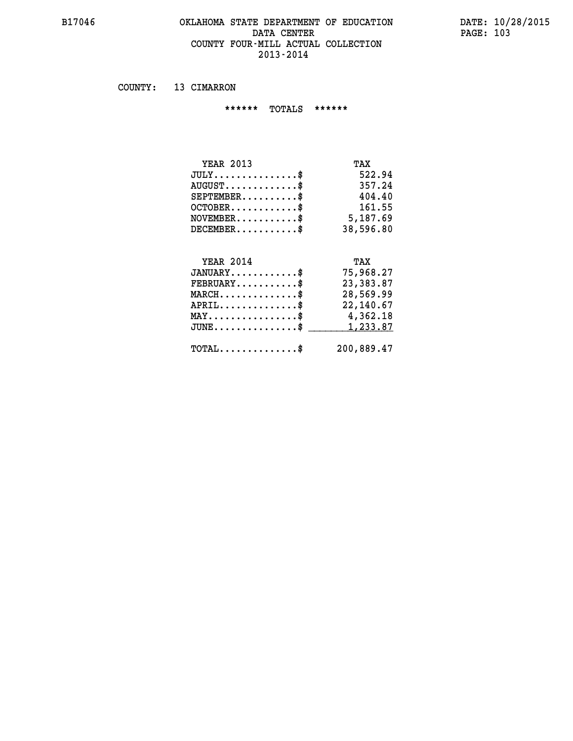# OKLAHOMA STATE DEPARTMENT OF EDUCATION
## DATA CENTER
## COUNTY FOUR-MILL ACTUAL COLLECTION
## 2013-2014

COUNTY: 13 CIMARRON

****** TOTALS ******

| YEAR 2013 | TAX |
|---|---|
| JULY...............$ | 522.94 |
| AUGUST.............$ | 357.24 |
| SEPTEMBER..........$ | 404.40 |
| OCTOBER............$ | 161.55 |
| NOVEMBER...........$ | 5,187.69 |
| DECEMBER...........$ | 38,596.80 |

| YEAR 2014 | TAX |
|---|---|
| JANUARY............$ | 75,968.27 |
| FEBRUARY...........$ | 23,383.87 |
| MARCH..............$ | 28,569.99 |
| APRIL..............$ | 22,140.67 |
| MAY................$ | 4,362.18 |
| JUNE...............$ | 1,233.87 |
| TOTAL..............$ | 200,889.47 |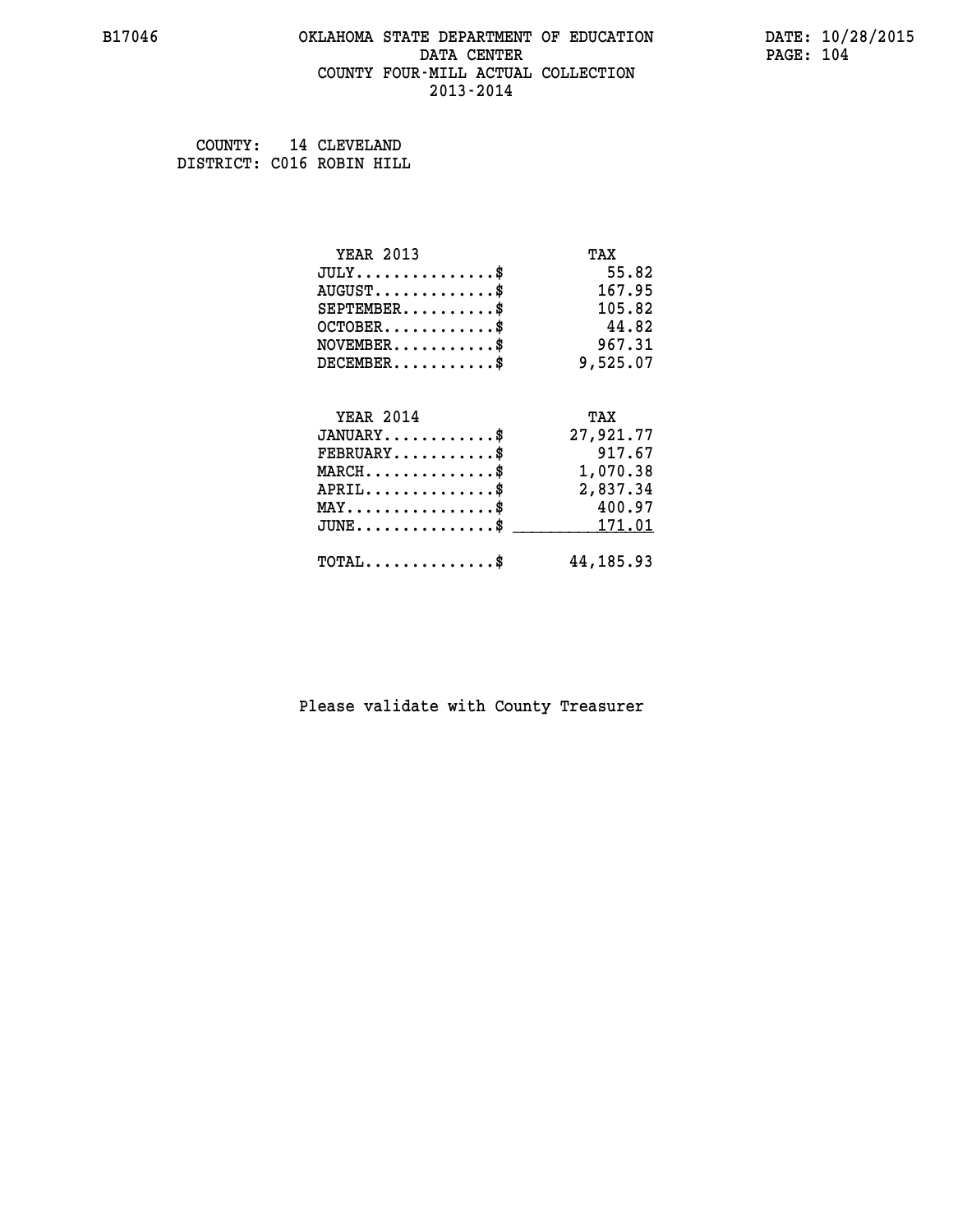# OKLAHOMA STATE DEPARTMENT OF EDUCATION
## DATA CENTER
## COUNTY FOUR-MILL ACTUAL COLLECTION
## 2013-2014

B17046

DATE: 10/28/2015

COUNTY: 14 CLEVELAND
DISTRICT: C016 ROBIN HILL

| YEAR 2013 | TAX |
|---|---|
| JULY...............$ | 55.82 |
| AUGUST.............$ | 167.95 |
| SEPTEMBER..........$ | 105.82 |
| OCTOBER............$ | 44.82 |
| NOVEMBER...........$ | 967.31 |
| DECEMBER...........$ | 9,525.07 |

| YEAR 2014 | TAX |
|---|---|
| JANUARY............$ | 27,921.77 |
| FEBRUARY...........$ | 917.67 |
| MARCH..............$ | 1,070.38 |
| APRIL..............$ | 2,837.34 |
| MAY................$ | 400.97 |
| JUNE...............$ | 171.01 |
| TOTAL..............$ | 44,185.93 |

Please validate with County Treasurer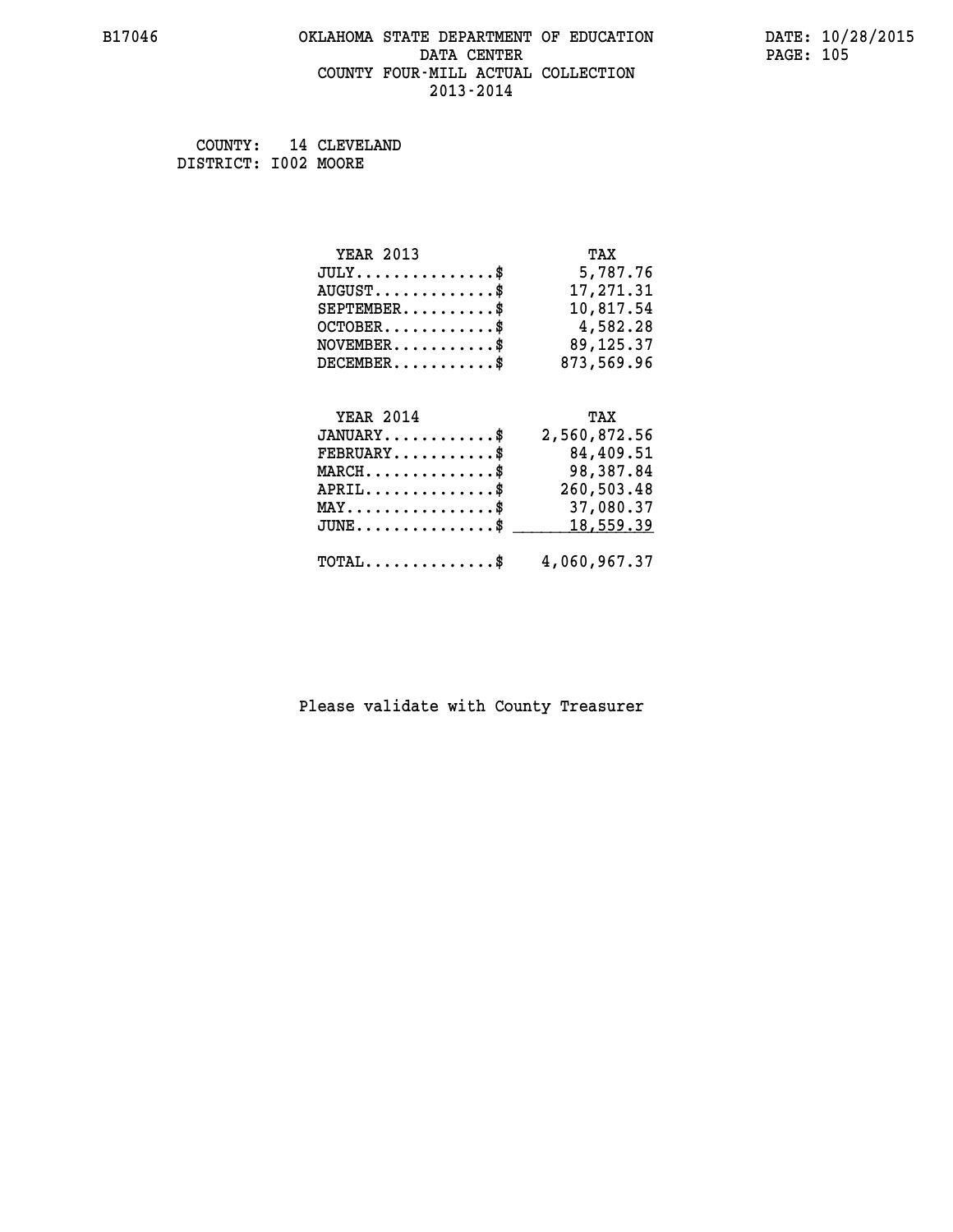B17046 OKLAHOMA STATE DEPARTMENT OF EDUCATION DATE: 10/28/2015

DATA CENTER

COUNTY FOUR-MILL ACTUAL COLLECTION

2013-2014

COUNTY: 14 CLEVELAND
DISTRICT: I002 MOORE

| YEAR 2013 | TAX |
|---|---|
| JULY..............$ | 5,787.76 |
| AUGUST............$ | 17,271.31 |
| SEPTEMBER.........$ | 10,817.54 |
| OCTOBER...........$ | 4,582.28 |
| NOVEMBER..........$ | 89,125.37 |
| DECEMBER..........$ | 873,569.96 |

| YEAR 2014 | TAX |
|---|---|
| JANUARY...........$ | 2,560,872.56 |
| FEBRUARY..........$ | 84,409.51 |
| MARCH.............$ | 98,387.84 |
| APRIL.............$ | 260,503.48 |
| MAY...............$ | 37,080.37 |
| JUNE..............$ | 18,559.39 |
| TOTAL.............$ | 4,060,967.37 |

Please validate with County Treasurer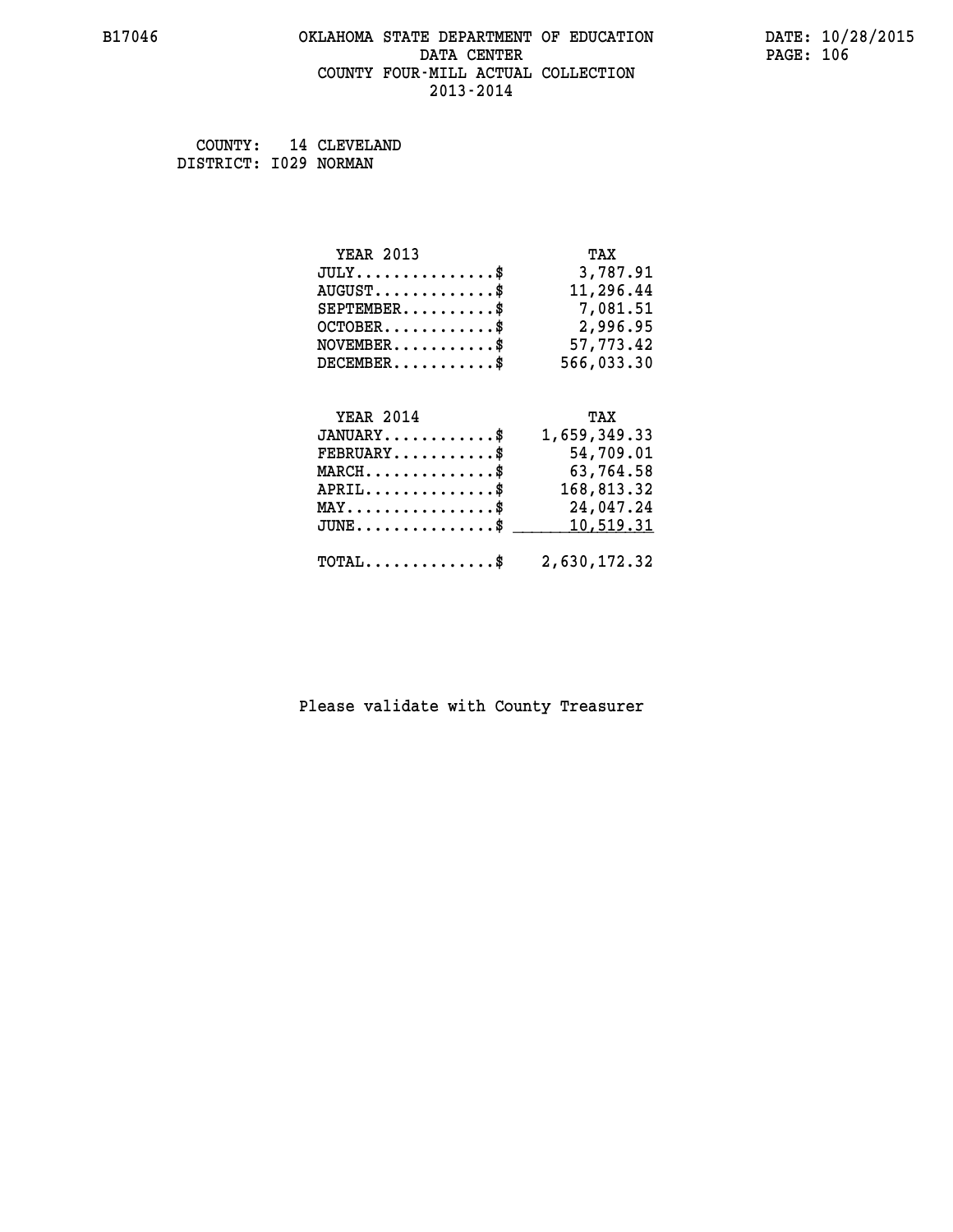B17046 OKLAHOMA STATE DEPARTMENT OF EDUCATION DATE: 10/28/2015
DATA CENTER
COUNTY FOUR-MILL ACTUAL COLLECTION
2013-2014

COUNTY: 14 CLEVELAND
DISTRICT: I029 NORMAN

| YEAR 2013 | TAX |
|---|---|
| JULY...............$ | 3,787.91 |
| AUGUST.............$ | 11,296.44 |
| SEPTEMBER..........$ | 7,081.51 |
| OCTOBER............$ | 2,996.95 |
| NOVEMBER...........$ | 57,773.42 |
| DECEMBER...........$ | 566,033.30 |

| YEAR 2014 | TAX |
|---|---|
| JANUARY............$ | 1,659,349.33 |
| FEBRUARY...........$ | 54,709.01 |
| MARCH..............$ | 63,764.58 |
| APRIL..............$ | 168,813.32 |
| MAY................$ | 24,047.24 |
| JUNE...............$ | 10,519.31 |
| TOTAL..............$ | 2,630,172.32 |

Please validate with County Treasurer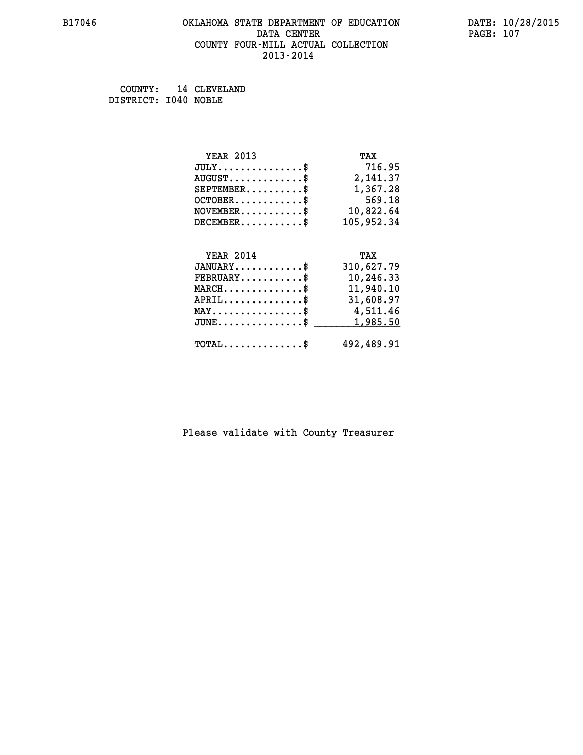# OKLAHOMA STATE DEPARTMENT OF EDUCATION
## DATA CENTER
## COUNTY FOUR-MILL ACTUAL COLLECTION
## 2013-2014

COUNTY: 14 CLEVELAND
DISTRICT: I040 NOBLE

| YEAR 2013 | TAX |
|---|---|
| JULY..............$ | 716.95 |
| AUGUST............$ | 2,141.37 |
| SEPTEMBER.........$ | 1,367.28 |
| OCTOBER...........$ | 569.18 |
| NOVEMBER..........$ | 10,822.64 |
| DECEMBER..........$ | 105,952.34 |

| YEAR 2014 | TAX |
|---|---|
| JANUARY...........$ | 310,627.79 |
| FEBRUARY..........$ | 10,246.33 |
| MARCH.............$ | 11,940.10 |
| APRIL.............$ | 31,608.97 |
| MAY...............$ | 4,511.46 |
| JUNE..............$ | 1,985.50 |
| TOTAL.............$ | 492,489.91 |

Please validate with County Treasurer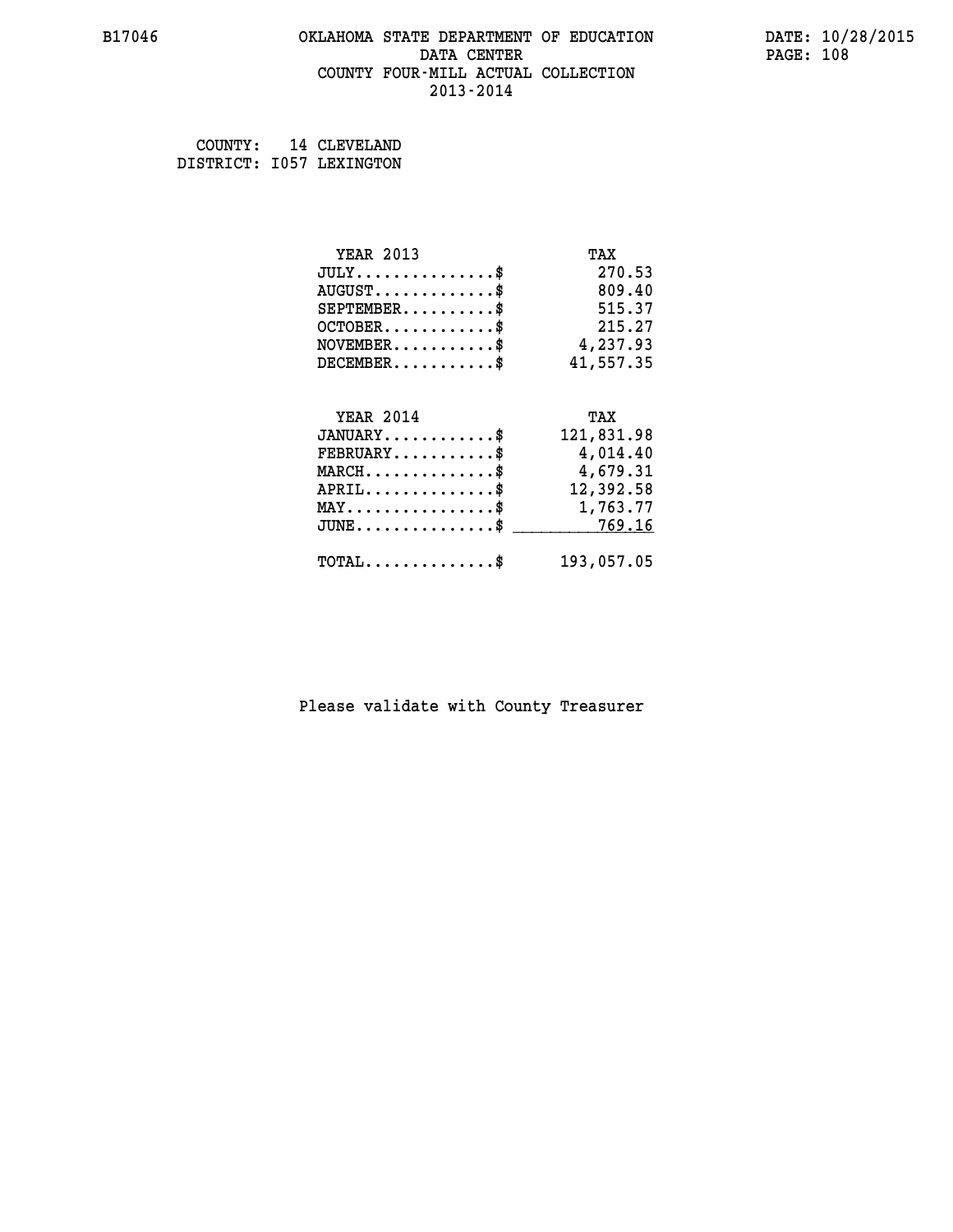# OKLAHOMA STATE DEPARTMENT OF EDUCATION
## DATA CENTER
## COUNTY FOUR-MILL ACTUAL COLLECTION
## 2013-2014

COUNTY: 14 CLEVELAND
DISTRICT: I057 LEXINGTON

| YEAR 2013 | TAX |
|---|---|
| JULY...............$ | 270.53 |
| AUGUST.............$ | 809.40 |
| SEPTEMBER..........$ | 515.37 |
| OCTOBER............$ | 215.27 |
| NOVEMBER...........$ | 4,237.93 |
| DECEMBER...........$ | 41,557.35 |

| YEAR 2014 | TAX |
|---|---|
| JANUARY............$ | 121,831.98 |
| FEBRUARY...........$ | 4,014.40 |
| MARCH..............$ | 4,679.31 |
| APRIL..............$ | 12,392.58 |
| MAY................$ | 1,763.77 |
| JUNE...............$ | 769.16 |
| TOTAL..............$ | 193,057.05 |

Please validate with County Treasurer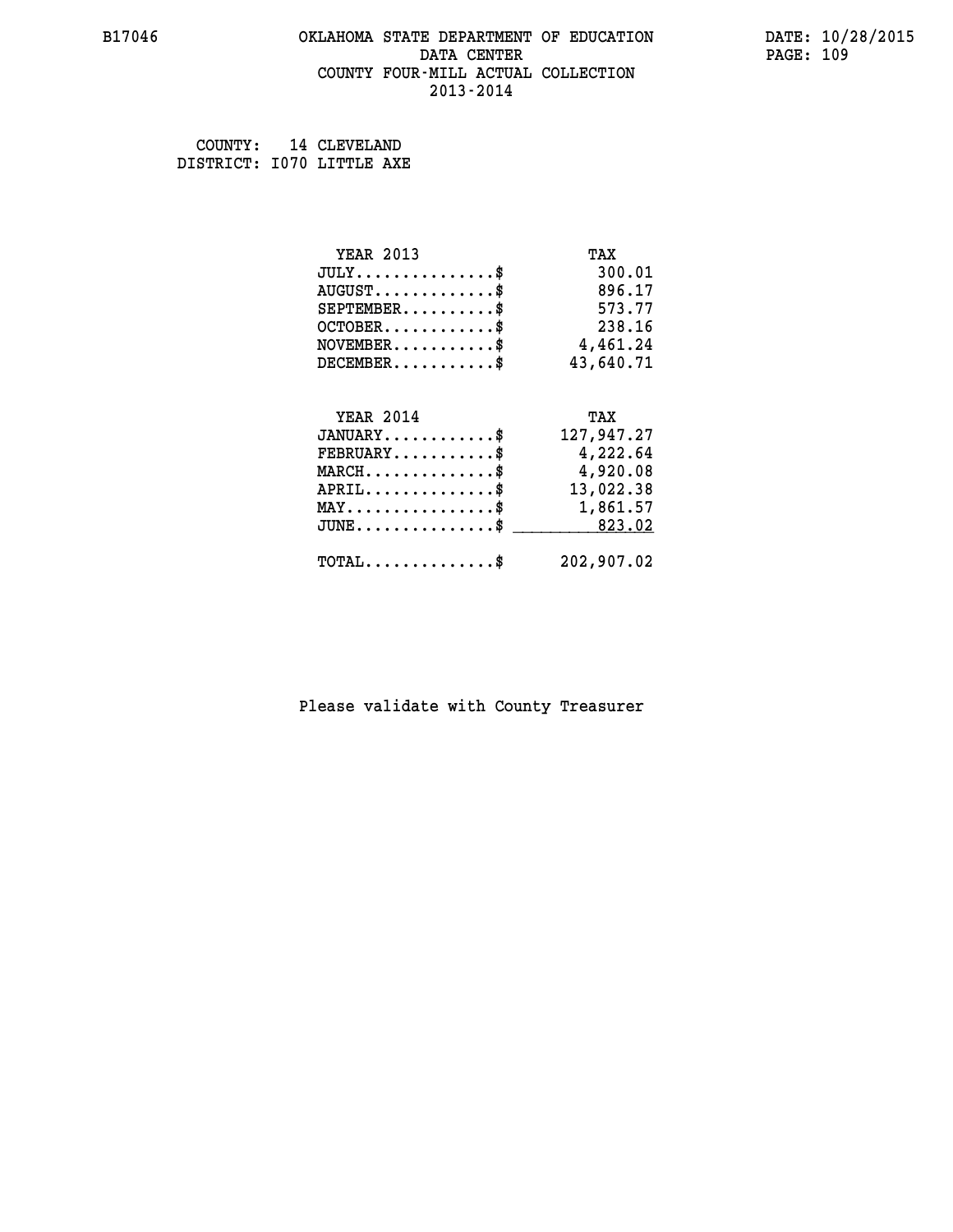# OKLAHOMA STATE DEPARTMENT OF EDUCATION
## DATA CENTER
## COUNTY FOUR-MILL ACTUAL COLLECTION
## 2013-2014

B17046

DATE: 10/28/2015

COUNTY: 14 CLEVELAND
DISTRICT: I070 LITTLE AXE

| YEAR 2013 | TAX |
|---|---|
| JULY...............$ | 300.01 |
| AUGUST.............$ | 896.17 |
| SEPTEMBER..........$ | 573.77 |
| OCTOBER............$ | 238.16 |
| NOVEMBER...........$ | 4,461.24 |
| DECEMBER...........$ | 43,640.71 |

| YEAR 2014 | TAX |
|---|---|
| JANUARY............$ | 127,947.27 |
| FEBRUARY...........$ | 4,222.64 |
| MARCH..............$ | 4,920.08 |
| APRIL..............$ | 13,022.38 |
| MAY................$ | 1,861.57 |
| JUNE...............$ | 823.02 |
| TOTAL..............$ | 202,907.02 |

Please validate with County Treasurer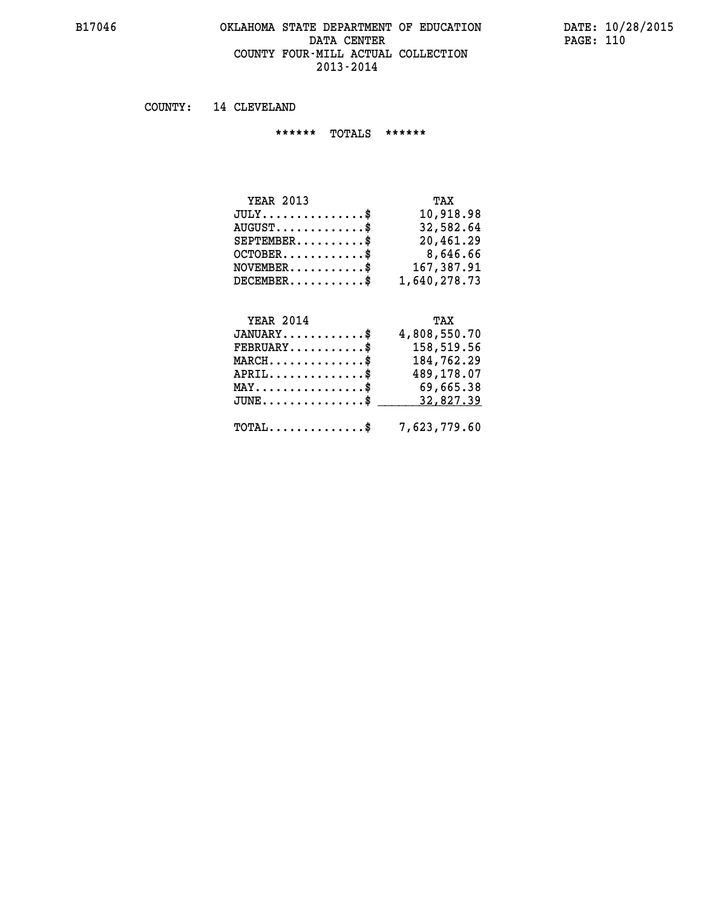# OKLAHOMA STATE DEPARTMENT OF EDUCATION
## DATA CENTER
## COUNTY FOUR-MILL ACTUAL COLLECTION
## 2013-2014

B17046

DATE: 10/28/2015

COUNTY: 14 CLEVELAND

****** TOTALS ******

| YEAR 2013 | TAX |
|---|---|
| JULY...............$ | 10,918.98 |
| AUGUST.............$ | 32,582.64 |
| SEPTEMBER..........$ | 20,461.29 |
| OCTOBER............$ | 8,646.66 |
| NOVEMBER...........$ | 167,387.91 |
| DECEMBER...........$ | 1,640,278.73 |

| YEAR 2014 | TAX |
|---|---|
| JANUARY............$ | 4,808,550.70 |
| FEBRUARY...........$ | 158,519.56 |
| MARCH..............$ | 184,762.29 |
| APRIL..............$ | 489,178.07 |
| MAY................$ | 69,665.38 |
| JUNE...............$ | 32,827.39 |
| TOTAL..............$ | 7,623,779.60 |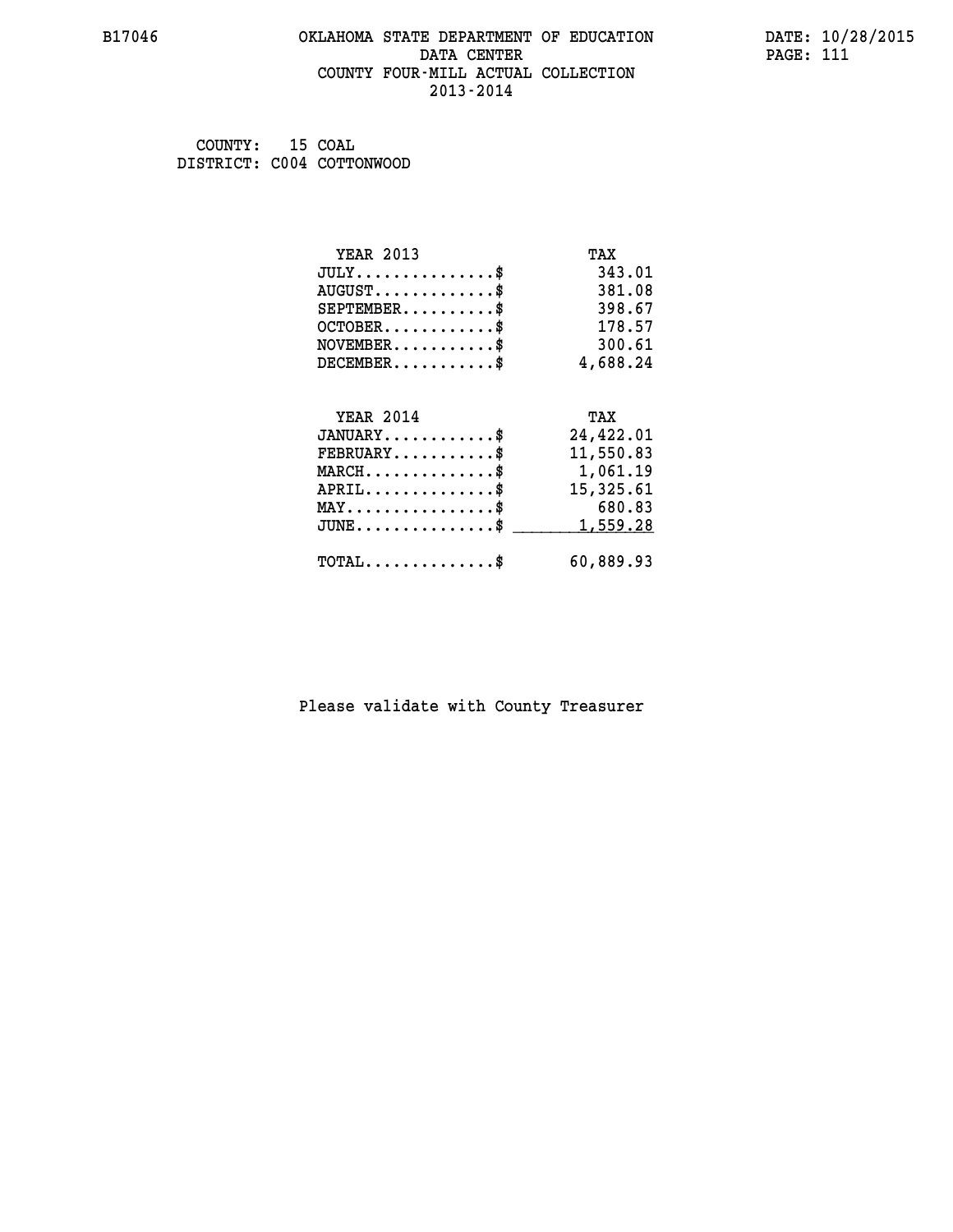B17046 OKLAHOMA STATE DEPARTMENT OF EDUCATION DATA CENTER COUNTY FOUR-MILL ACTUAL COLLECTION 2013-2014

DATE: 10/28/2015

COUNTY: 15 COAL
DISTRICT: C004 COTTONWOOD

| YEAR 2013 | TAX |
|---|---|
| JULY...............$ | 343.01 |
| AUGUST.............$ | 381.08 |
| SEPTEMBER..........$ | 398.67 |
| OCTOBER............$ | 178.57 |
| NOVEMBER...........$ | 300.61 |
| DECEMBER...........$ | 4,688.24 |

| YEAR 2014 | TAX |
|---|---|
| JANUARY............$ | 24,422.01 |
| FEBRUARY...........$ | 11,550.83 |
| MARCH..............$ | 1,061.19 |
| APRIL..............$ | 15,325.61 |
| MAY................$ | 680.83 |
| JUNE...............$ | 1,559.28 |
| TOTAL..............$ | 60,889.93 |

Please validate with County Treasurer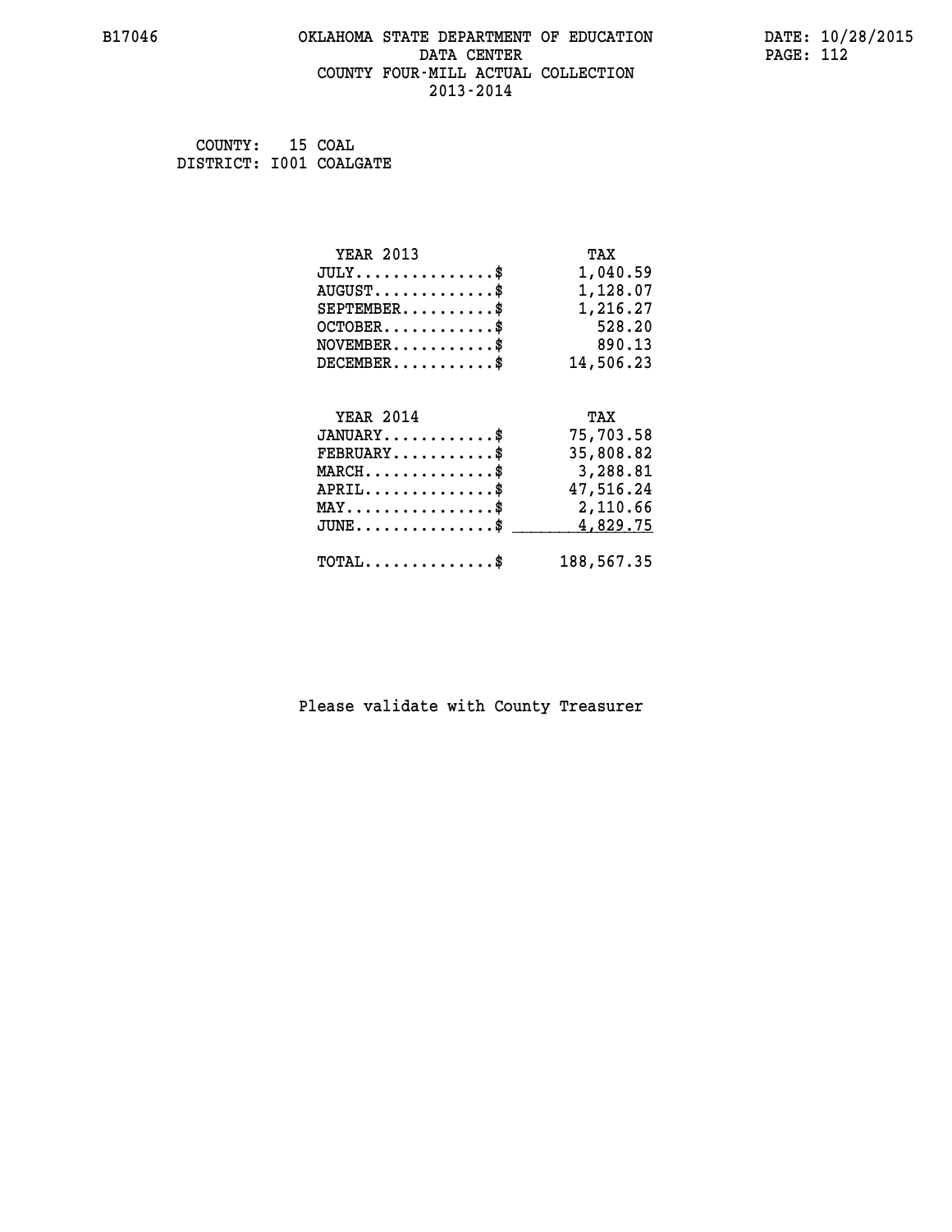B17046 OKLAHOMA STATE DEPARTMENT OF EDUCATION DATE: 10/28/2015

DATA CENTER

COUNTY FOUR-MILL ACTUAL COLLECTION

2013-2014

COUNTY: 15 COAL
DISTRICT: I001 COALGATE

| YEAR 2013 | TAX |
| --- | --- |
| JULY..............$ | 1,040.59 |
| AUGUST............$ | 1,128.07 |
| SEPTEMBER.........$ | 1,216.27 |
| OCTOBER...........$ | 528.20 |
| NOVEMBER..........$ | 890.13 |
| DECEMBER..........$ | 14,506.23 |

| YEAR 2014 | TAX |
| --- | --- |
| JANUARY...........$ | 75,703.58 |
| FEBRUARY..........$ | 35,808.82 |
| MARCH.............$ | 3,288.81 |
| APRIL.............$ | 47,516.24 |
| MAY...............$ | 2,110.66 |
| JUNE..............$ | 4,829.75 |
| TOTAL.............$ | 188,567.35 |

Please validate with County Treasurer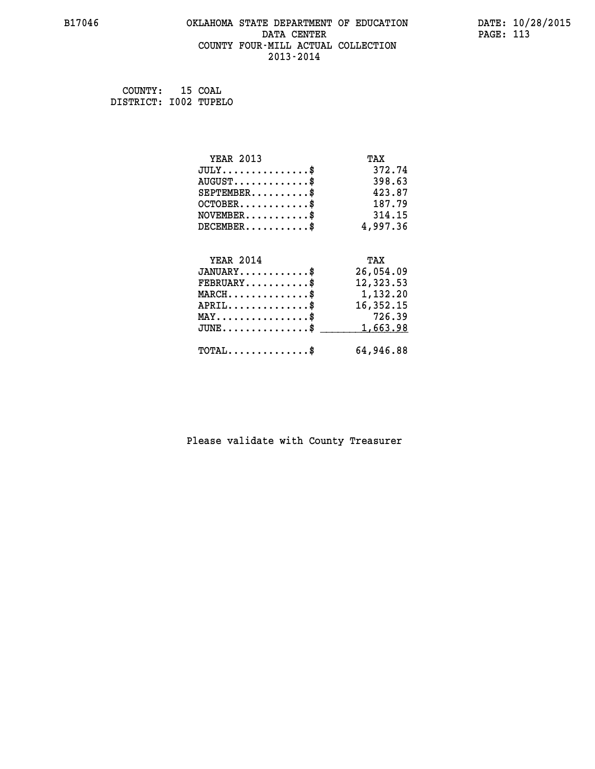# OKLAHOMA STATE DEPARTMENT OF EDUCATION
## DATA CENTER
## COUNTY FOUR-MILL ACTUAL COLLECTION
## 2013-2014

B17046 | DATE: 10/28/2015

COUNTY: 15 COAL
DISTRICT: I002 TUPELO

| YEAR 2013 | TAX |
|---|---|
| JULY...............$ | 372.74 |
| AUGUST.............$ | 398.63 |
| SEPTEMBER..........$ | 423.87 |
| OCTOBER............$ | 187.79 |
| NOVEMBER...........$ | 314.15 |
| DECEMBER...........$ | 4,997.36 |

| YEAR 2014 | TAX |
|---|---|
| JANUARY............$ | 26,054.09 |
| FEBRUARY...........$ | 12,323.53 |
| MARCH..............$ | 1,132.20 |
| APRIL..............$ | 16,352.15 |
| MAY................$ | 726.39 |
| JUNE...............$ | 1,663.98 |
| TOTAL..............$ | 64,946.88 |

Please validate with County Treasurer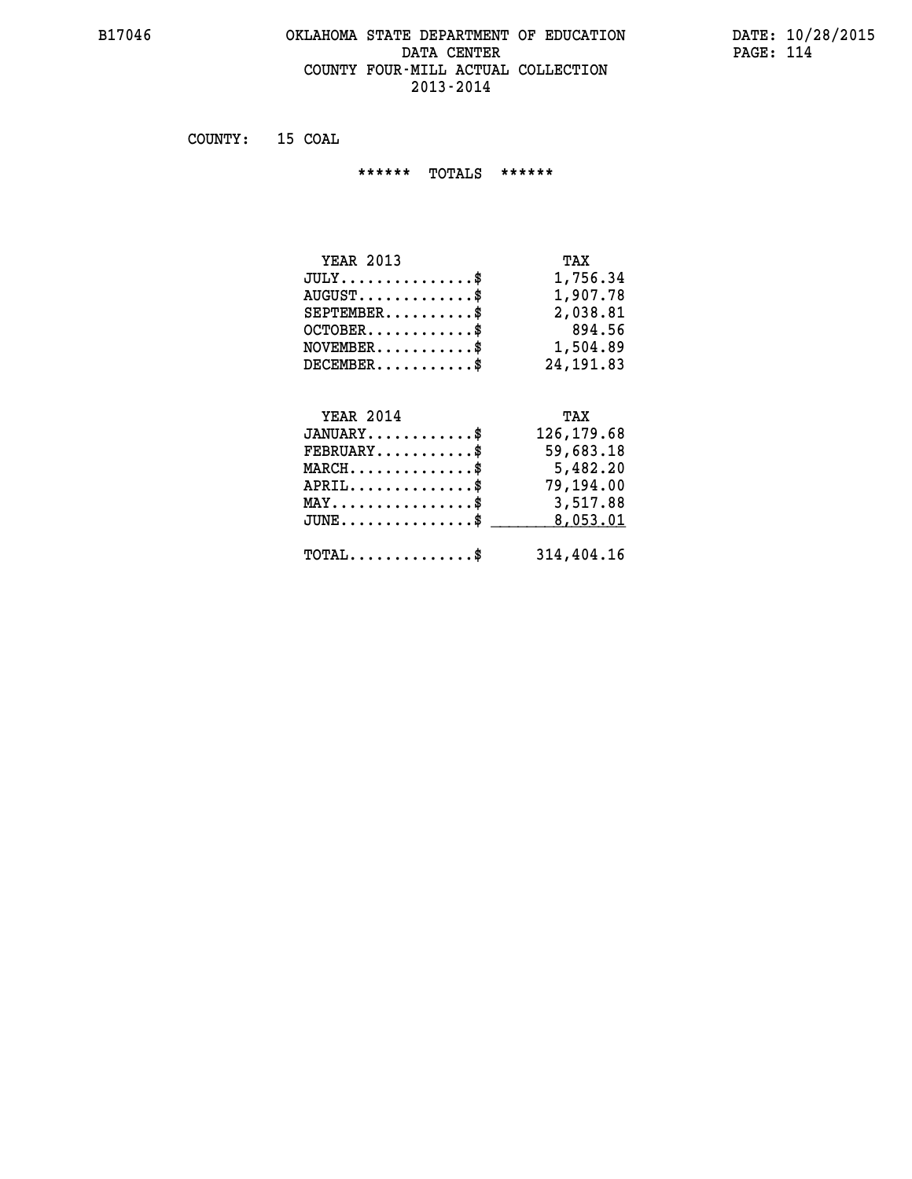# OKLAHOMA STATE DEPARTMENT OF EDUCATION
## DATA CENTER
## COUNTY FOUR-MILL ACTUAL COLLECTION
## 2013-2014

COUNTY: 15 COAL

****** TOTALS ******

| YEAR 2013 | TAX |
|---|---|
| JULY...............$ | 1,756.34 |
| AUGUST.............$ | 1,907.78 |
| SEPTEMBER..........$ | 2,038.81 |
| OCTOBER............$ | 894.56 |
| NOVEMBER...........$ | 1,504.89 |
| DECEMBER...........$ | 24,191.83 |

| YEAR 2014 | TAX |
|---|---|
| JANUARY............$ | 126,179.68 |
| FEBRUARY...........$ | 59,683.18 |
| MARCH..............$ | 5,482.20 |
| APRIL..............$ | 79,194.00 |
| MAY................$ | 3,517.88 |
| JUNE...............$ | 8,053.01 |
| TOTAL..............$ | 314,404.16 |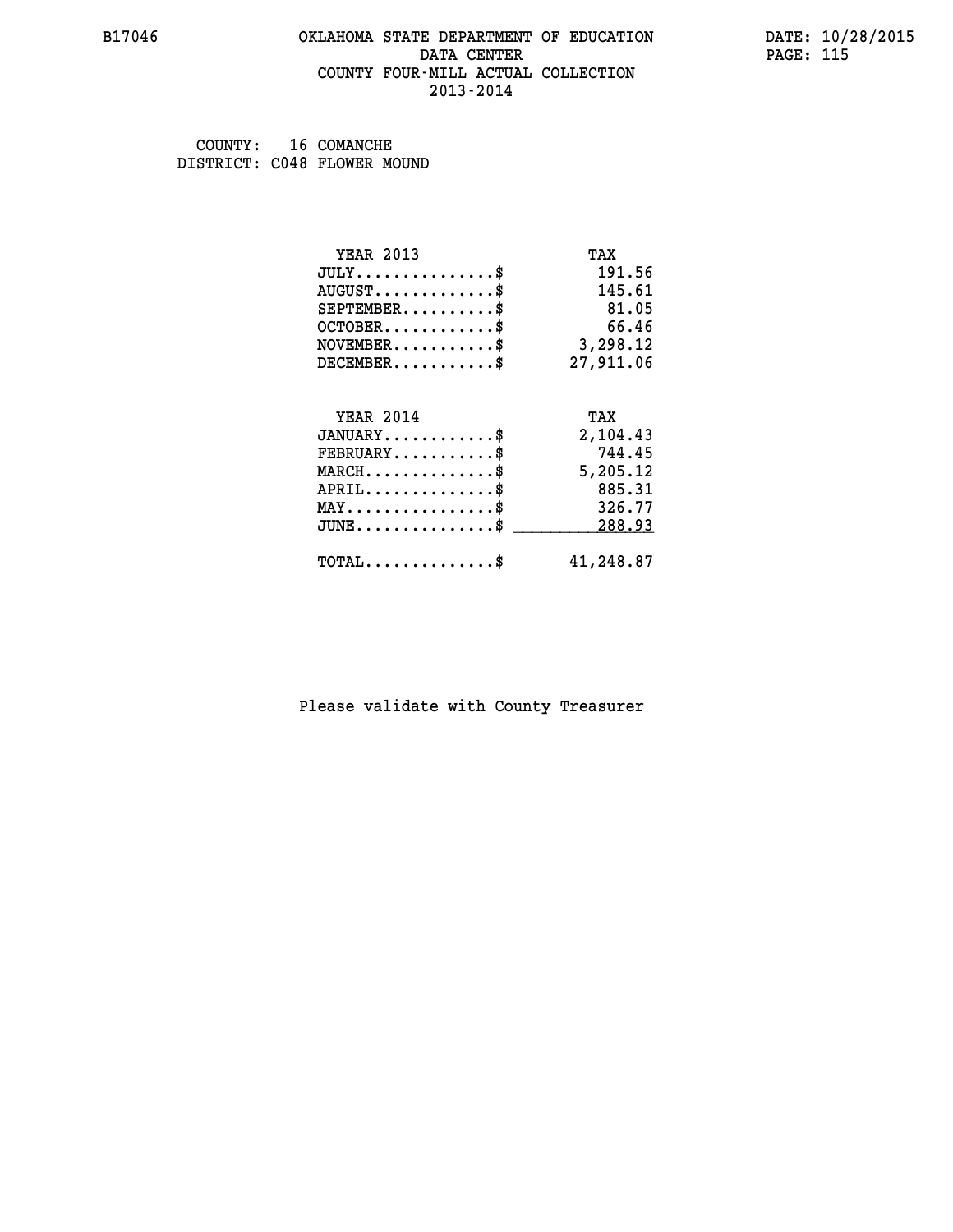# OKLAHOMA STATE DEPARTMENT OF EDUCATION
## DATA CENTER
## COUNTY FOUR-MILL ACTUAL COLLECTION
## 2013-2014

COUNTY: 16 COMANCHE
DISTRICT: C048 FLOWER MOUND

| YEAR 2013 | TAX |
|---|---|
| JULY...............$ | 191.56 |
| AUGUST.............$ | 145.61 |
| SEPTEMBER..........$ | 81.05 |
| OCTOBER............$ | 66.46 |
| NOVEMBER...........$ | 3,298.12 |
| DECEMBER...........$ | 27,911.06 |

| YEAR 2014 | TAX |
|---|---|
| JANUARY............$ | 2,104.43 |
| FEBRUARY...........$ | 744.45 |
| MARCH..............$ | 5,205.12 |
| APRIL..............$ | 885.31 |
| MAY................$ | 326.77 |
| JUNE...............$ | 288.93 |
| TOTAL..............$ | 41,248.87 |

Please validate with County Treasurer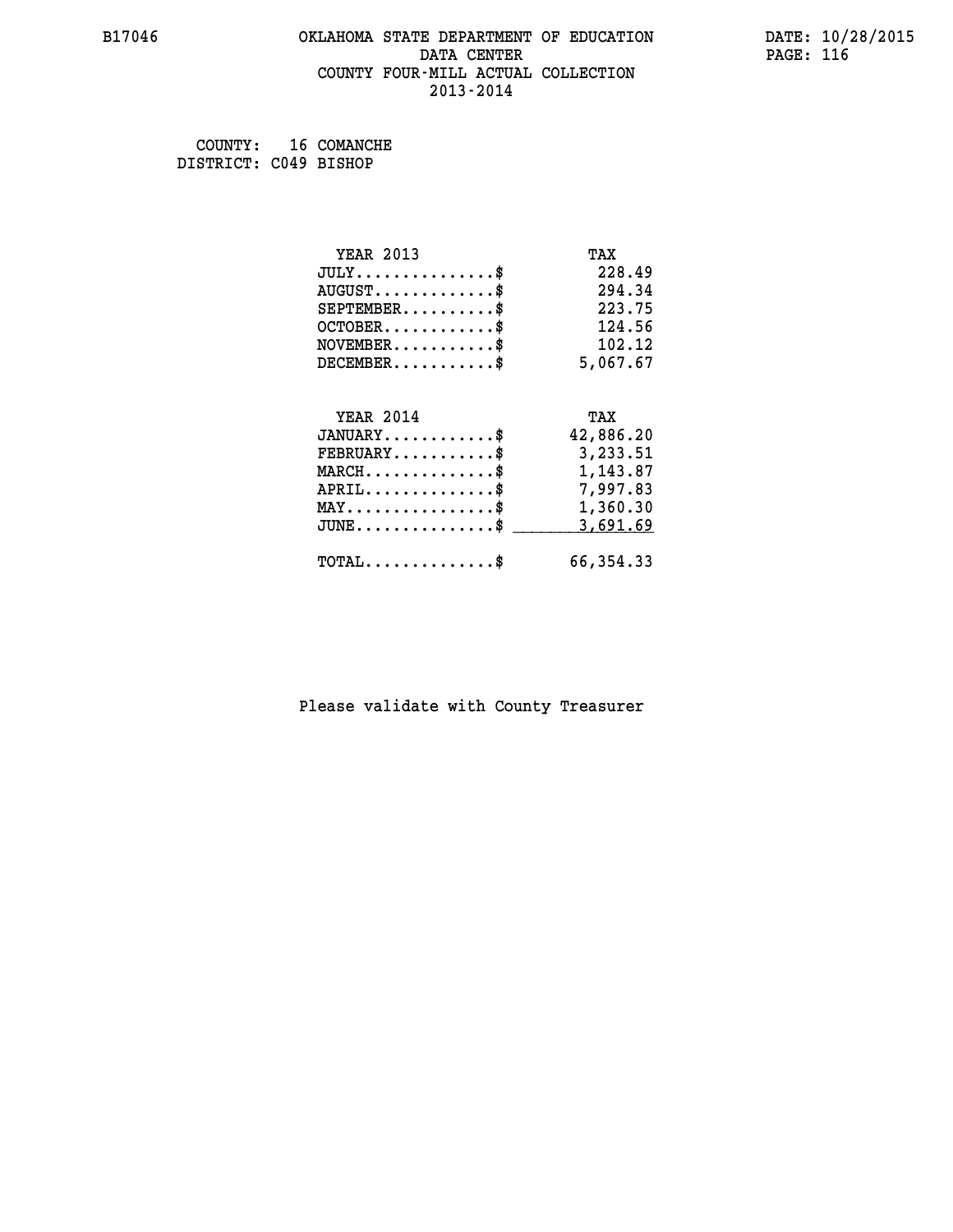COUNTY: 16 COMANCHE
DISTRICT: C049 BISHOP

| YEAR 2013 | TAX |
|---|---|
| JULY...............$ | 228.49 |
| AUGUST.............$ | 294.34 |
| SEPTEMBER..........$ | 223.75 |
| OCTOBER............$ | 124.56 |
| NOVEMBER...........$ | 102.12 |
| DECEMBER...........$ | 5,067.67 |

| YEAR 2014 | TAX |
|---|---|
| JANUARY............$ | 42,886.20 |
| FEBRUARY...........$ | 3,233.51 |
| MARCH..............$ | 1,143.87 |
| APRIL..............$ | 7,997.83 |
| MAY................$ | 1,360.30 |
| JUNE...............$ | 3,691.69 |
| TOTAL..............$ | 66,354.33 |

Please validate with County Treasurer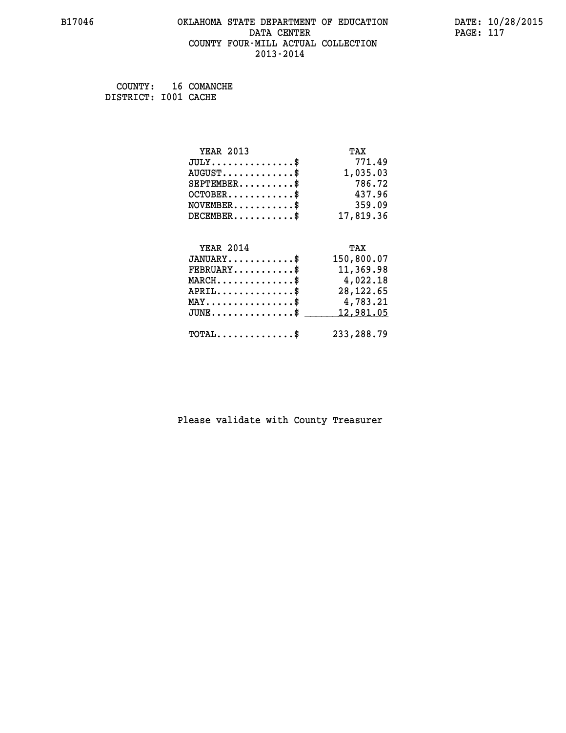B17046 OKLAHOMA STATE DEPARTMENT OF EDUCATION DATA CENTER COUNTY FOUR-MILL ACTUAL COLLECTION 2013-2014

DATE: 10/28/2015

COUNTY: 16 COMANCHE
DISTRICT: I001 CACHE

| YEAR 2013 | TAX |
|---|---|
| JULY..............$ | 771.49 |
| AUGUST............$ | 1,035.03 |
| SEPTEMBER.........$ | 786.72 |
| OCTOBER...........$ | 437.96 |
| NOVEMBER..........$ | 359.09 |
| DECEMBER..........$ | 17,819.36 |

| YEAR 2014 | TAX |
|---|---|
| JANUARY...........$ | 150,800.07 |
| FEBRUARY..........$ | 11,369.98 |
| MARCH.............$ | 4,022.18 |
| APRIL.............$ | 28,122.65 |
| MAY...............$ | 4,783.21 |
| JUNE..............$ | 12,981.05 |
| TOTAL.............$ | 233,288.79 |

Please validate with County Treasurer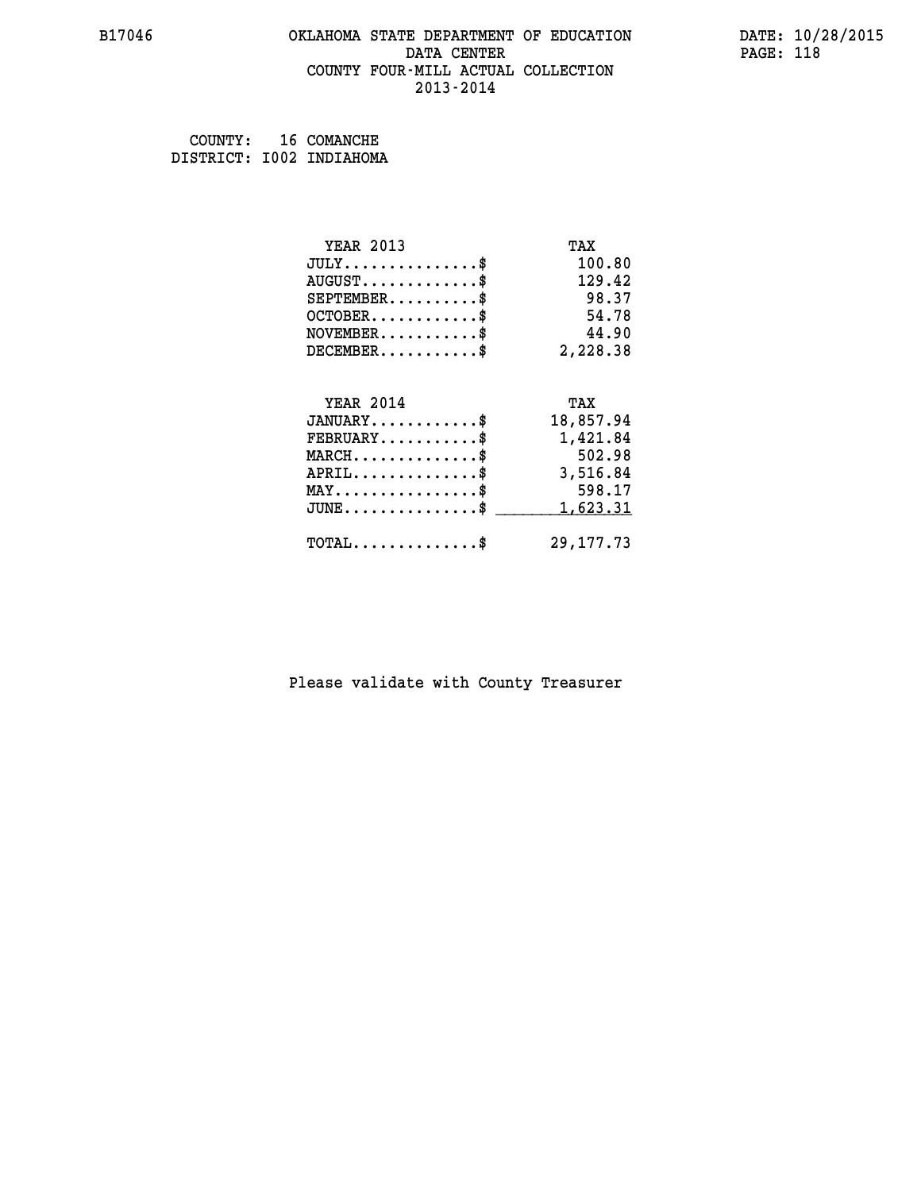B17046 OKLAHOMA STATE DEPARTMENT OF EDUCATION DATA CENTER COUNTY FOUR-MILL ACTUAL COLLECTION 2013-2014

DATE: 10/28/2015

COUNTY: 16 COMANCHE
DISTRICT: I002 INDIAHOMA

| YEAR 2013 | TAX |
|---|---|
| JULY...............$ | 100.80 |
| AUGUST.............$ | 129.42 |
| SEPTEMBER..........$ | 98.37 |
| OCTOBER............$ | 54.78 |
| NOVEMBER...........$ | 44.90 |
| DECEMBER...........$ | 2,228.38 |

| YEAR 2014 | TAX |
|---|---|
| JANUARY............$ | 18,857.94 |
| FEBRUARY...........$ | 1,421.84 |
| MARCH..............$ | 502.98 |
| APRIL..............$ | 3,516.84 |
| MAY................$ | 598.17 |
| JUNE...............$ | 1,623.31 |
| TOTAL..............$ | 29,177.73 |

Please validate with County Treasurer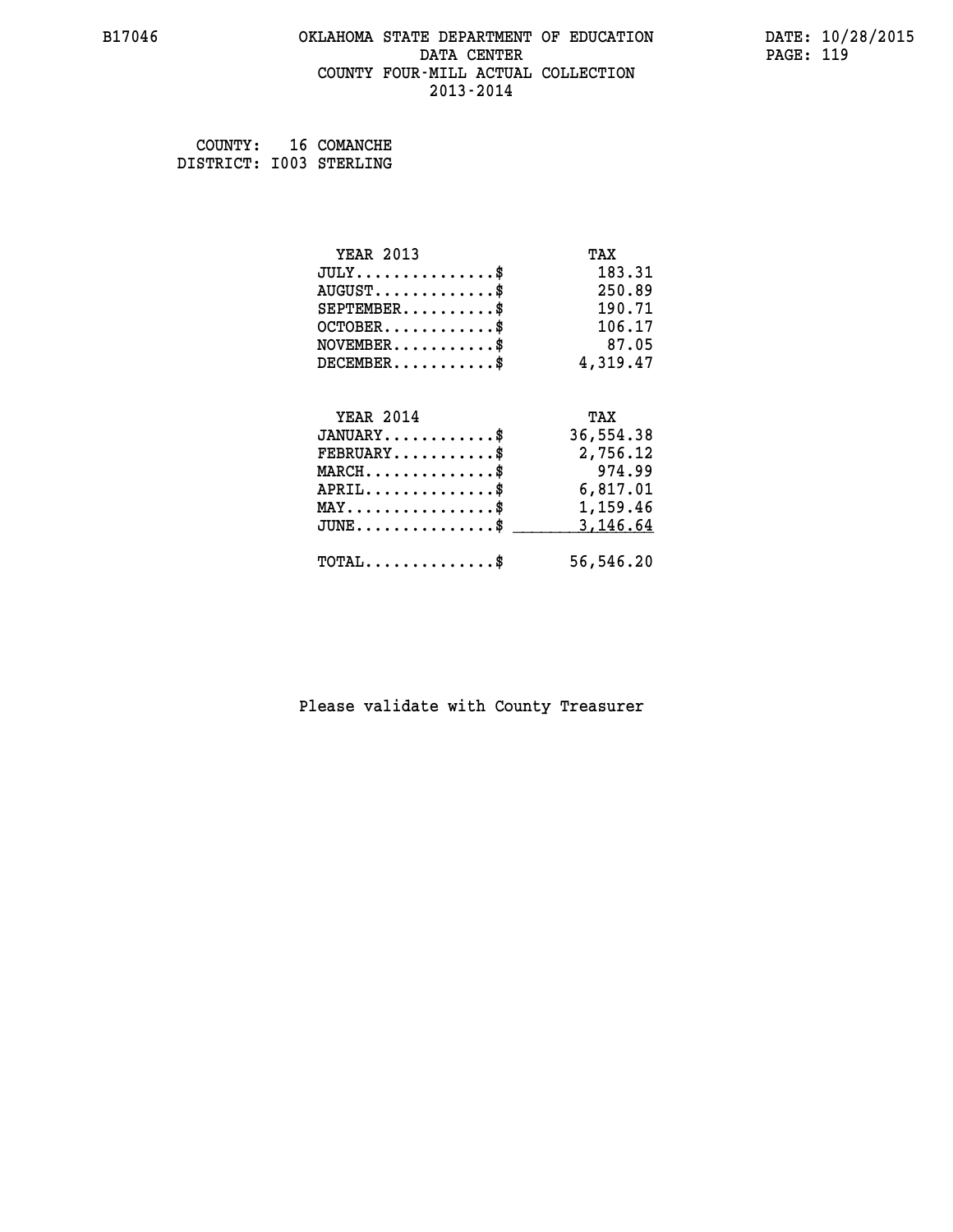# OKLAHOMA STATE DEPARTMENT OF EDUCATION
## DATA CENTER
## COUNTY FOUR-MILL ACTUAL COLLECTION
## 2013-2014

B17046

DATE: 10/28/2015

COUNTY: 16 COMANCHE
DISTRICT: I003 STERLING

| YEAR 2013 | TAX |
|---|---|
| JULY...............$ | 183.31 |
| AUGUST.............$ | 250.89 |
| SEPTEMBER..........$ | 190.71 |
| OCTOBER............$ | 106.17 |
| NOVEMBER...........$ | 87.05 |
| DECEMBER...........$ | 4,319.47 |

| YEAR 2014 | TAX |
|---|---|
| JANUARY............$ | 36,554.38 |
| FEBRUARY...........$ | 2,756.12 |
| MARCH..............$ | 974.99 |
| APRIL..............$ | 6,817.01 |
| MAY................$ | 1,159.46 |
| JUNE...............$ | 3,146.64 |
| TOTAL..............$ | 56,546.20 |

Please validate with County Treasurer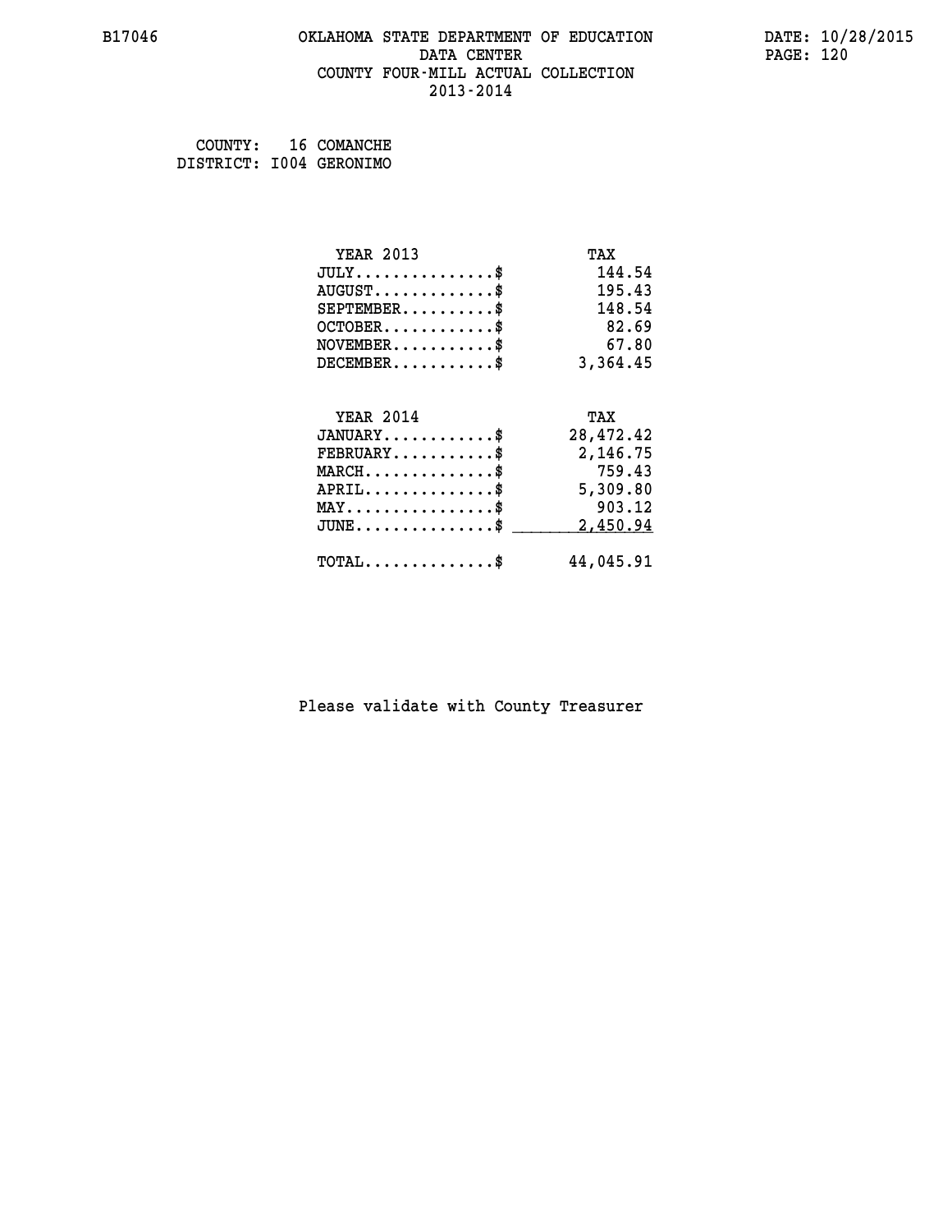B17046 OKLAHOMA STATE DEPARTMENT OF EDUCATION DATA CENTER COUNTY FOUR-MILL ACTUAL COLLECTION 2013-2014

DATE: 10/28/2015

COUNTY: 16 COMANCHE
DISTRICT: I004 GERONIMO

| YEAR 2013 | TAX |
|---|---|
| JULY..............$ | 144.54 |
| AUGUST............$ | 195.43 |
| SEPTEMBER.........$ | 148.54 |
| OCTOBER...........$ | 82.69 |
| NOVEMBER..........$ | 67.80 |
| DECEMBER..........$ | 3,364.45 |

| YEAR 2014 | TAX |
|---|---|
| JANUARY...........$ | 28,472.42 |
| FEBRUARY..........$ | 2,146.75 |
| MARCH.............$ | 759.43 |
| APRIL.............$ | 5,309.80 |
| MAY...............$ | 903.12 |
| JUNE..............$ | 2,450.94 |
| TOTAL.............$ | 44,045.91 |

Please validate with County Treasurer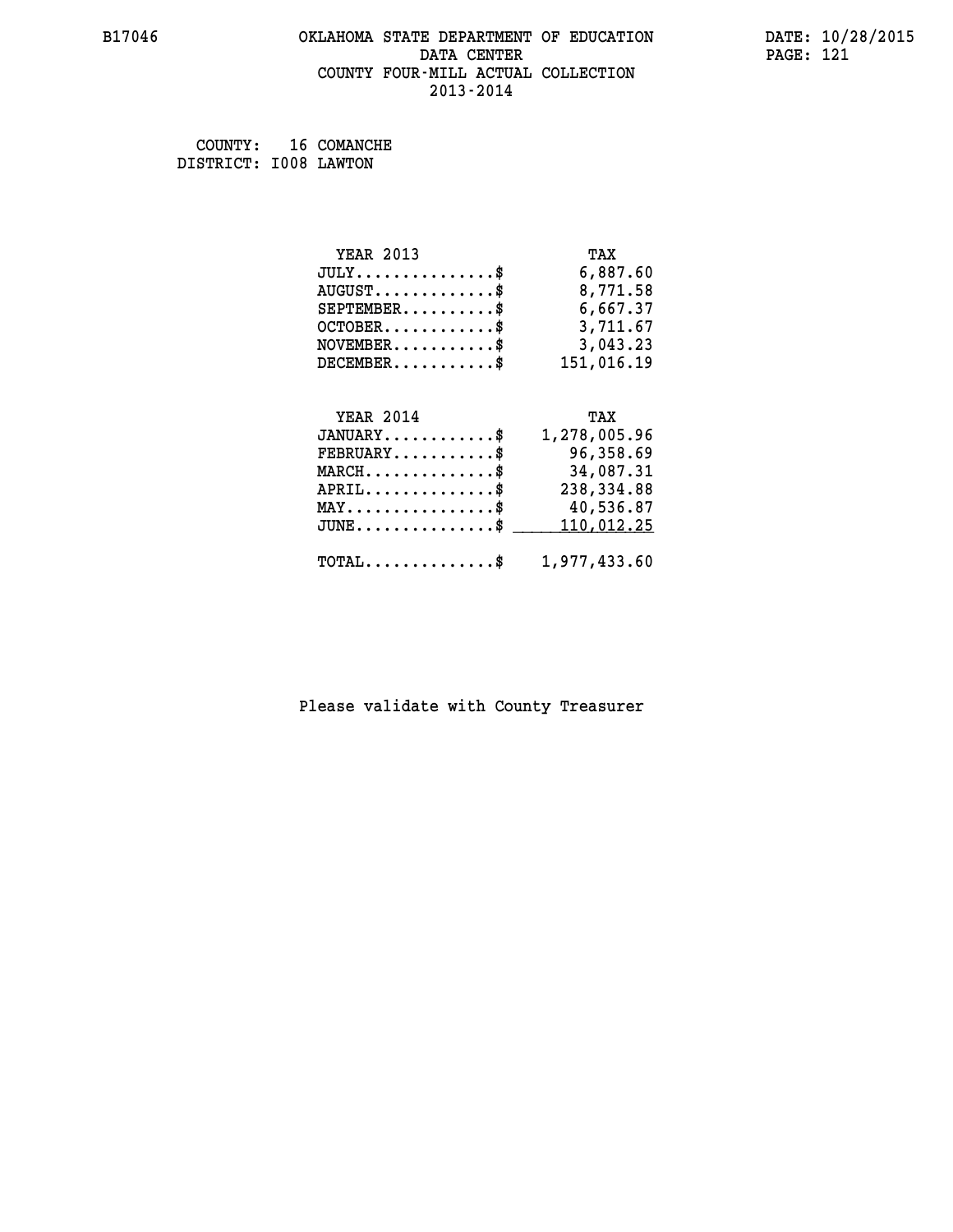# OKLAHOMA STATE DEPARTMENT OF EDUCATION
## DATA CENTER
## COUNTY FOUR-MILL ACTUAL COLLECTION
## 2013-2014

B17046

DATE: 10/28/2015

COUNTY: 16 COMANCHE
DISTRICT: I008 LAWTON

| YEAR 2013 | TAX |
|---|---|
| JULY...............$ | 6,887.60 |
| AUGUST.............$ | 8,771.58 |
| SEPTEMBER..........$ | 6,667.37 |
| OCTOBER............$ | 3,711.67 |
| NOVEMBER...........$ | 3,043.23 |
| DECEMBER...........$ | 151,016.19 |

| YEAR 2014 | TAX |
|---|---|
| JANUARY............$ | 1,278,005.96 |
| FEBRUARY...........$ | 96,358.69 |
| MARCH..............$ | 34,087.31 |
| APRIL..............$ | 238,334.88 |
| MAY................$ | 40,536.87 |
| JUNE...............$ | 110,012.25 |
| TOTAL..............$ | 1,977,433.60 |

Please validate with County Treasurer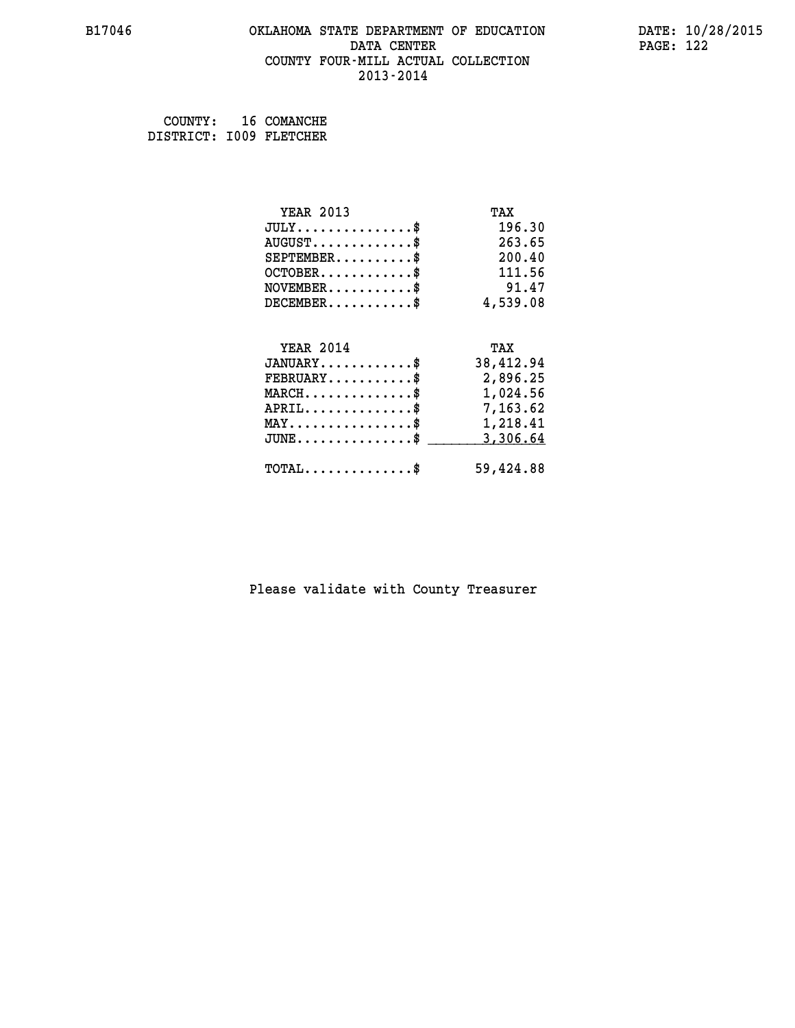COUNTY: 16 COMANCHE
DISTRICT: I009 FLETCHER

| YEAR 2013 | TAX |
| --- | --- |
| JULY...............$ | 196.30 |
| AUGUST.............$ | 263.65 |
| SEPTEMBER..........$ | 200.40 |
| OCTOBER............$ | 111.56 |
| NOVEMBER...........$ | 91.47 |
| DECEMBER...........$ | 4,539.08 |

| YEAR 2014 | TAX |
| --- | --- |
| JANUARY............$ | 38,412.94 |
| FEBRUARY...........$ | 2,896.25 |
| MARCH..............$ | 1,024.56 |
| APRIL..............$ | 7,163.62 |
| MAY................$ | 1,218.41 |
| JUNE...............$ | 3,306.64 |
| TOTAL..............$ | 59,424.88 |

Please validate with County Treasurer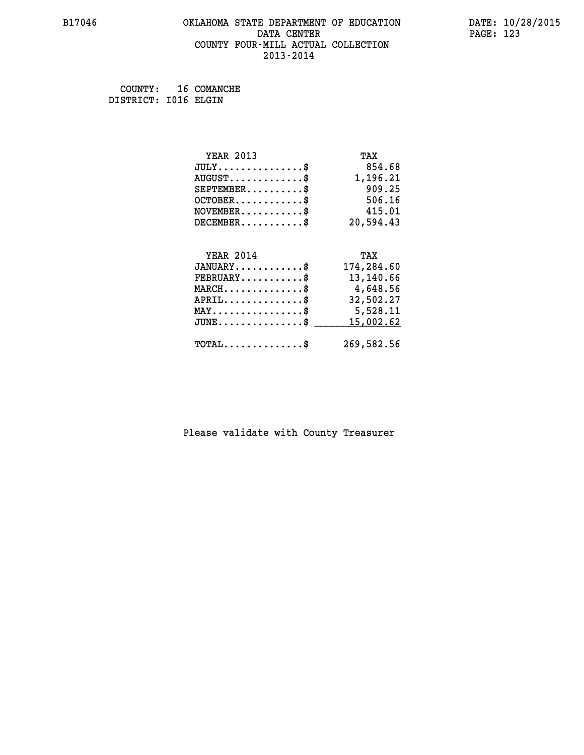B17046 OKLAHOMA STATE DEPARTMENT OF EDUCATION DATA CENTER COUNTY FOUR-MILL ACTUAL COLLECTION 2013-2014

DATE: 10/28/2015

COUNTY: 16 COMANCHE
DISTRICT: I016 ELGIN

| YEAR 2013 | TAX |
|---|---|
| JULY...............$ | 854.68 |
| AUGUST.............$ | 1,196.21 |
| SEPTEMBER..........$ | 909.25 |
| OCTOBER............$ | 506.16 |
| NOVEMBER...........$ | 415.01 |
| DECEMBER...........$ | 20,594.43 |

| YEAR 2014 | TAX |
|---|---|
| JANUARY............$ | 174,284.60 |
| FEBRUARY...........$ | 13,140.66 |
| MARCH..............$ | 4,648.56 |
| APRIL..............$ | 32,502.27 |
| MAY................$ | 5,528.11 |
| JUNE...............$ | 15,002.62 |
| TOTAL..............$ | 269,582.56 |

Please validate with County Treasurer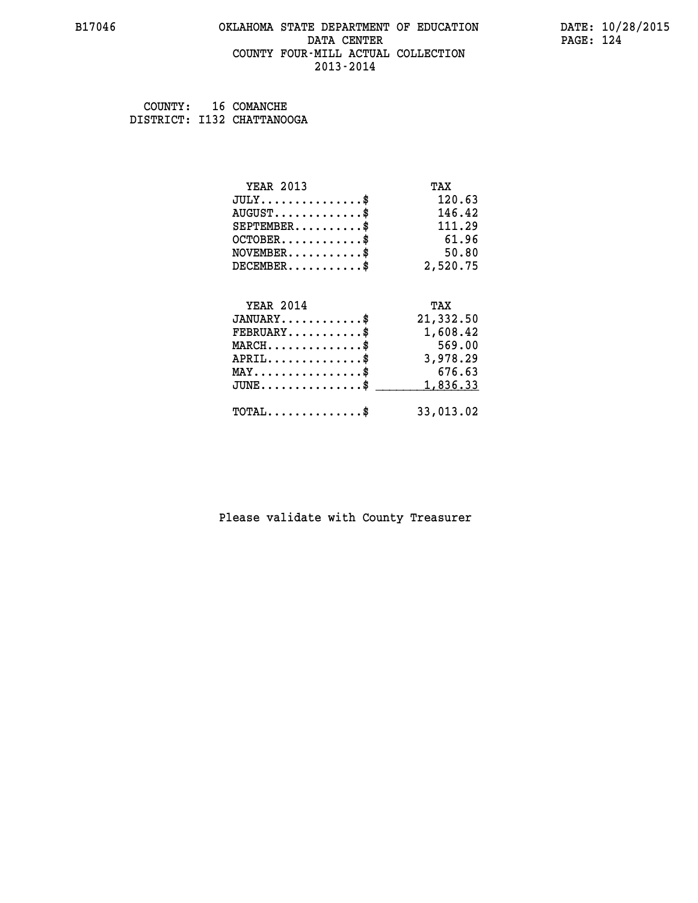B17046 OKLAHOMA STATE DEPARTMENT OF EDUCATION DATA CENTER COUNTY FOUR-MILL ACTUAL COLLECTION 2013-2014

DATE: 10/28/2015

COUNTY: 16 COMANCHE
DISTRICT: I132 CHATTANOOGA

| YEAR 2013 | TAX |
|---|---|
| JULY...............$ | 120.63 |
| AUGUST.............$ | 146.42 |
| SEPTEMBER..........$ | 111.29 |
| OCTOBER............$ | 61.96 |
| NOVEMBER...........$ | 50.80 |
| DECEMBER...........$ | 2,520.75 |

| YEAR 2014 | TAX |
|---|---|
| JANUARY............$ | 21,332.50 |
| FEBRUARY...........$ | 1,608.42 |
| MARCH..............$ | 569.00 |
| APRIL..............$ | 3,978.29 |
| MAY................$ | 676.63 |
| JUNE...............$ | 1,836.33 |
| TOTAL..............$ | 33,013.02 |

Please validate with County Treasurer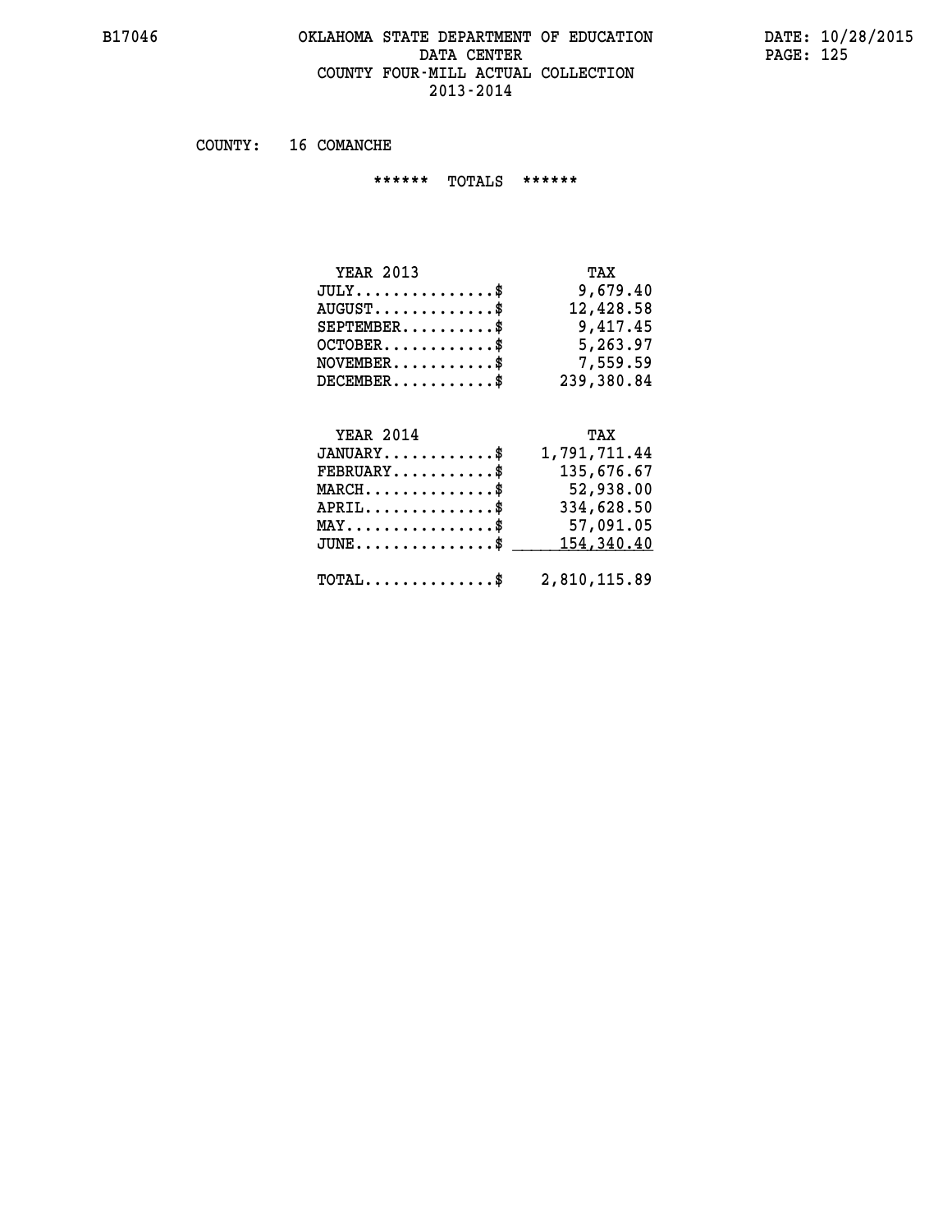# OKLAHOMA STATE DEPARTMENT OF EDUCATION
## DATA CENTER
## COUNTY FOUR-MILL ACTUAL COLLECTION
## 2013-2014

COUNTY: 16 COMANCHE

****** TOTALS ******

| YEAR 2013 | TAX |
|---|---|
| JULY...............$ | 9,679.40 |
| AUGUST.............$ | 12,428.58 |
| SEPTEMBER..........$ | 9,417.45 |
| OCTOBER............$ | 5,263.97 |
| NOVEMBER...........$ | 7,559.59 |
| DECEMBER...........$ | 239,380.84 |

| YEAR 2014 | TAX |
|---|---|
| JANUARY............$ | 1,791,711.44 |
| FEBRUARY...........$ | 135,676.67 |
| MARCH..............$ | 52,938.00 |
| APRIL..............$ | 334,628.50 |
| MAY................$ | 57,091.05 |
| JUNE...............$ | 154,340.40 |
| TOTAL..............$ | 2,810,115.89 |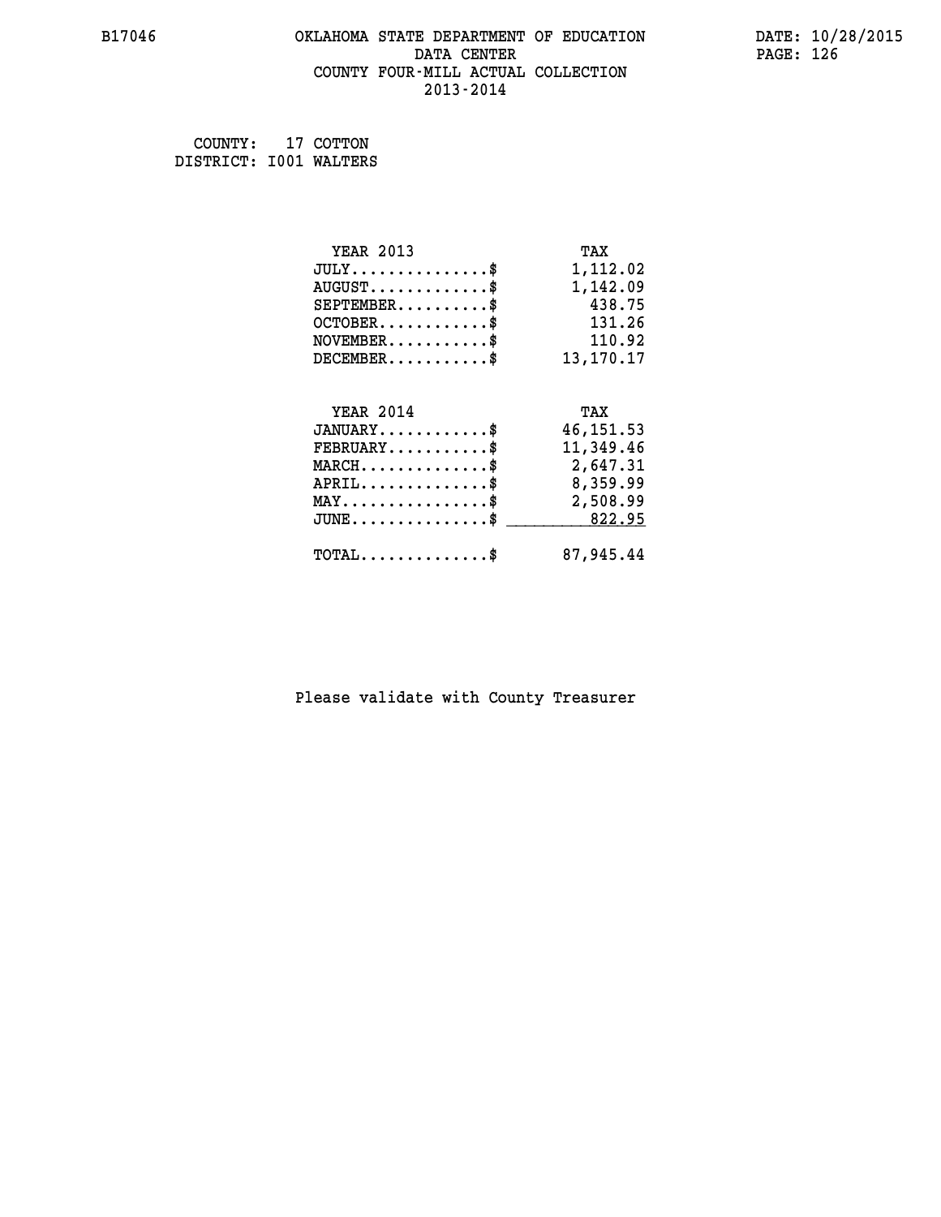# OKLAHOMA STATE DEPARTMENT OF EDUCATION
## DATA CENTER
## COUNTY FOUR-MILL ACTUAL COLLECTION
## 2013-2014

B17046 DATE: 10/28/2015

COUNTY: 17 COTTON
DISTRICT: I001 WALTERS

| YEAR 2013 | TAX |
| --- | --- |
| JULY...............$ | 1,112.02 |
| AUGUST.............$ | 1,142.09 |
| SEPTEMBER..........$ | 438.75 |
| OCTOBER............$ | 131.26 |
| NOVEMBER...........$ | 110.92 |
| DECEMBER...........$ | 13,170.17 |

| YEAR 2014 | TAX |
| --- | --- |
| JANUARY............$ | 46,151.53 |
| FEBRUARY...........$ | 11,349.46 |
| MARCH..............$ | 2,647.31 |
| APRIL..............$ | 8,359.99 |
| MAY................$ | 2,508.99 |
| JUNE...............$ | 822.95 |
| TOTAL..............$ | 87,945.44 |

Please validate with County Treasurer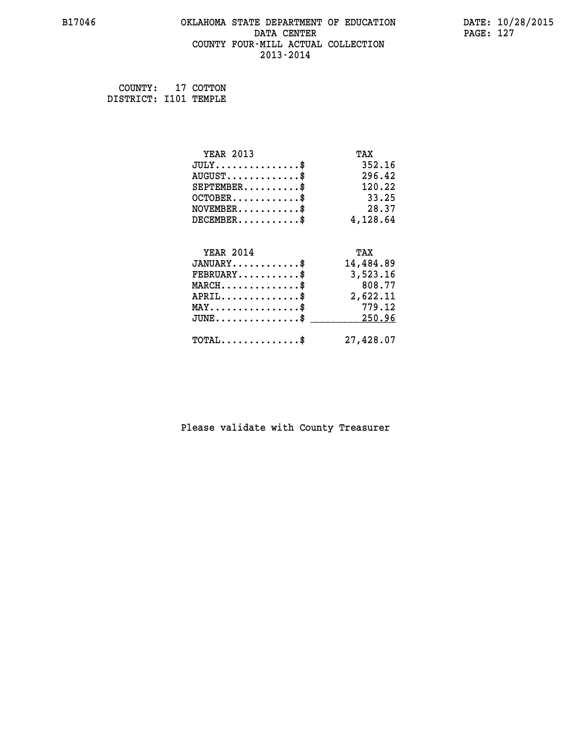COUNTY: 17 COTTON
DISTRICT: I101 TEMPLE

| YEAR 2013 | TAX |
|---|---|
| JULY...............$ | 352.16 |
| AUGUST.............$ | 296.42 |
| SEPTEMBER..........$ | 120.22 |
| OCTOBER............$ | 33.25 |
| NOVEMBER...........$ | 28.37 |
| DECEMBER...........$ | 4,128.64 |

| YEAR 2014 | TAX |
|---|---|
| JANUARY............$ | 14,484.89 |
| FEBRUARY...........$ | 3,523.16 |
| MARCH..............$ | 808.77 |
| APRIL..............$ | 2,622.11 |
| MAY................$ | 779.12 |
| JUNE...............$ | 250.96 |
| TOTAL..............$ | 27,428.07 |

Please validate with County Treasurer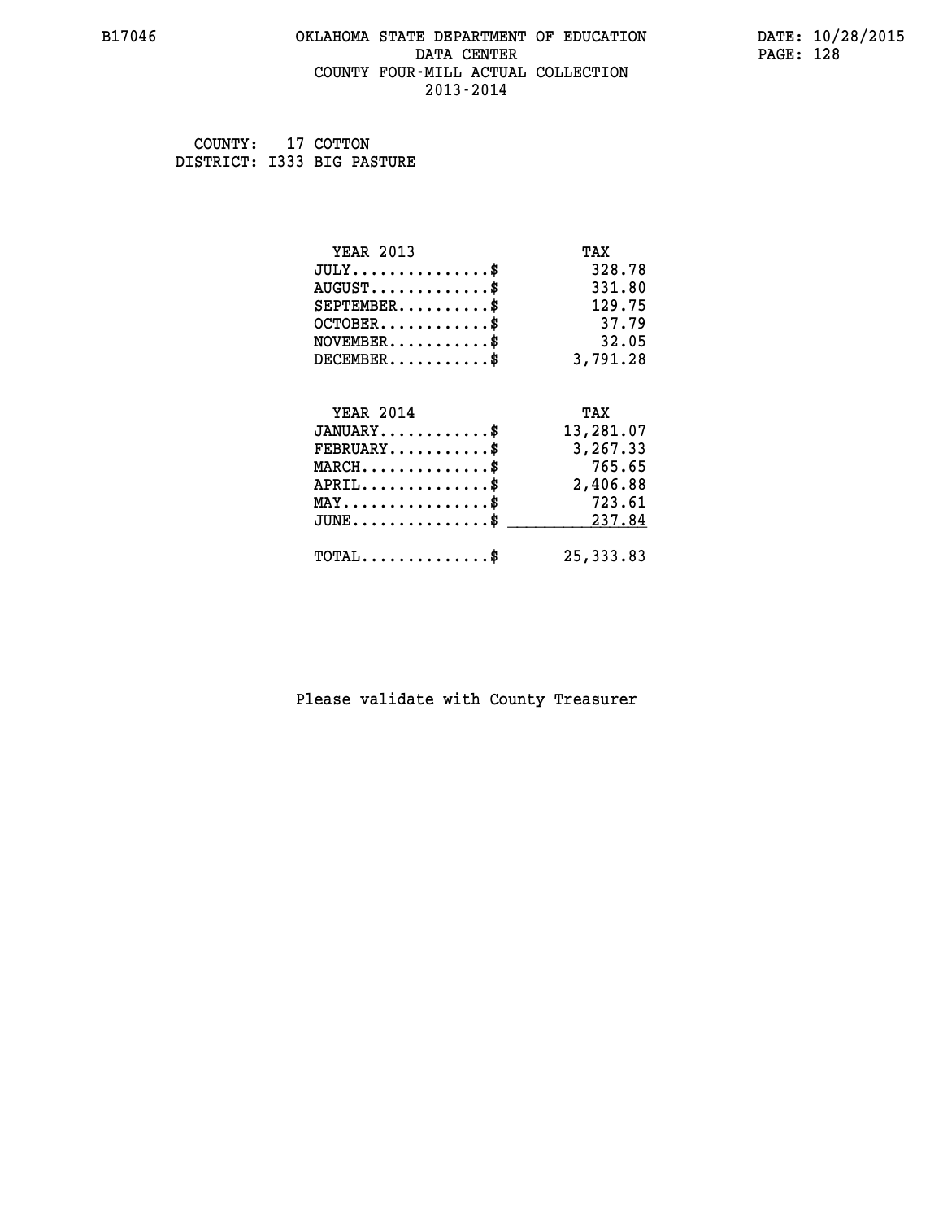OKLAHOMA STATE DEPARTMENT OF EDUCATION
DATA CENTER
COUNTY FOUR-MILL ACTUAL COLLECTION
2013-2014

COUNTY: 17 COTTON
DISTRICT: I333 BIG PASTURE

| YEAR 2013 | TAX |
|---|---|
| JULY..............$ | 328.78 |
| AUGUST.............$ | 331.80 |
| SEPTEMBER..........$ | 129.75 |
| OCTOBER............$ | 37.79 |
| NOVEMBER...........$ | 32.05 |
| DECEMBER...........$ | 3,791.28 |

| YEAR 2014 | TAX |
|---|---|
| JANUARY............$ | 13,281.07 |
| FEBRUARY...........$ | 3,267.33 |
| MARCH..............$ | 765.65 |
| APRIL..............$ | 2,406.88 |
| MAY................$ | 723.61 |
| JUNE...............$ | 237.84 |
| TOTAL..............$ | 25,333.83 |

Please validate with County Treasurer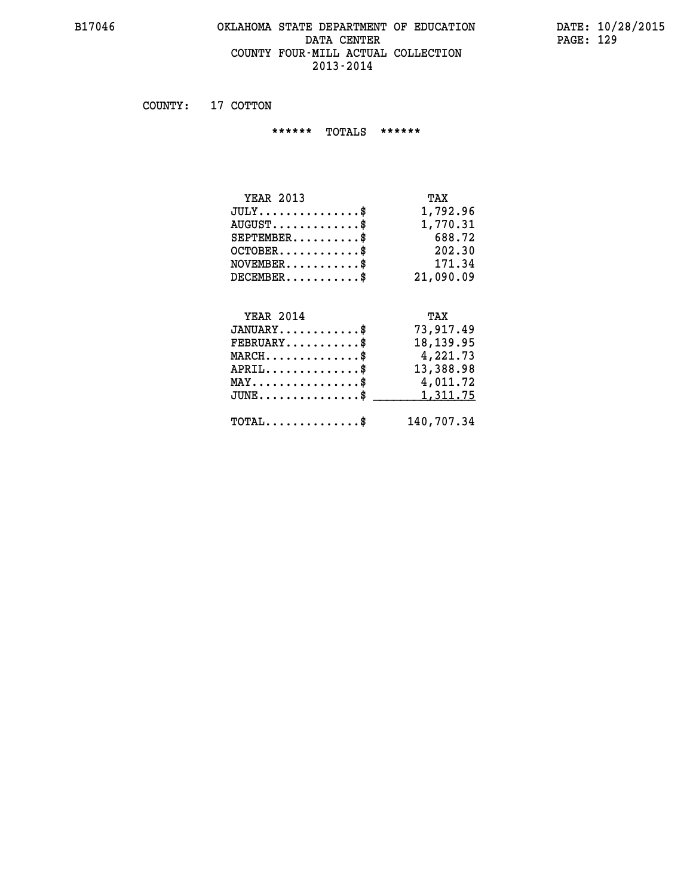COUNTY: 17 COTTON

****** TOTALS ******

| YEAR 2013 | TAX |
| --- | --- |
| JULY...............$ | 1,792.96 |
| AUGUST.............$ | 1,770.31 |
| SEPTEMBER..........$ | 688.72 |
| OCTOBER............$ | 202.30 |
| NOVEMBER...........$ | 171.34 |
| DECEMBER...........$ | 21,090.09 |

| YEAR 2014 | TAX |
| --- | --- |
| JANUARY............$ | 73,917.49 |
| FEBRUARY...........$ | 18,139.95 |
| MARCH..............$ | 4,221.73 |
| APRIL..............$ | 13,388.98 |
| MAY................$ | 4,011.72 |
| JUNE...............$ | 1,311.75 |
| TOTAL..............$ | 140,707.34 |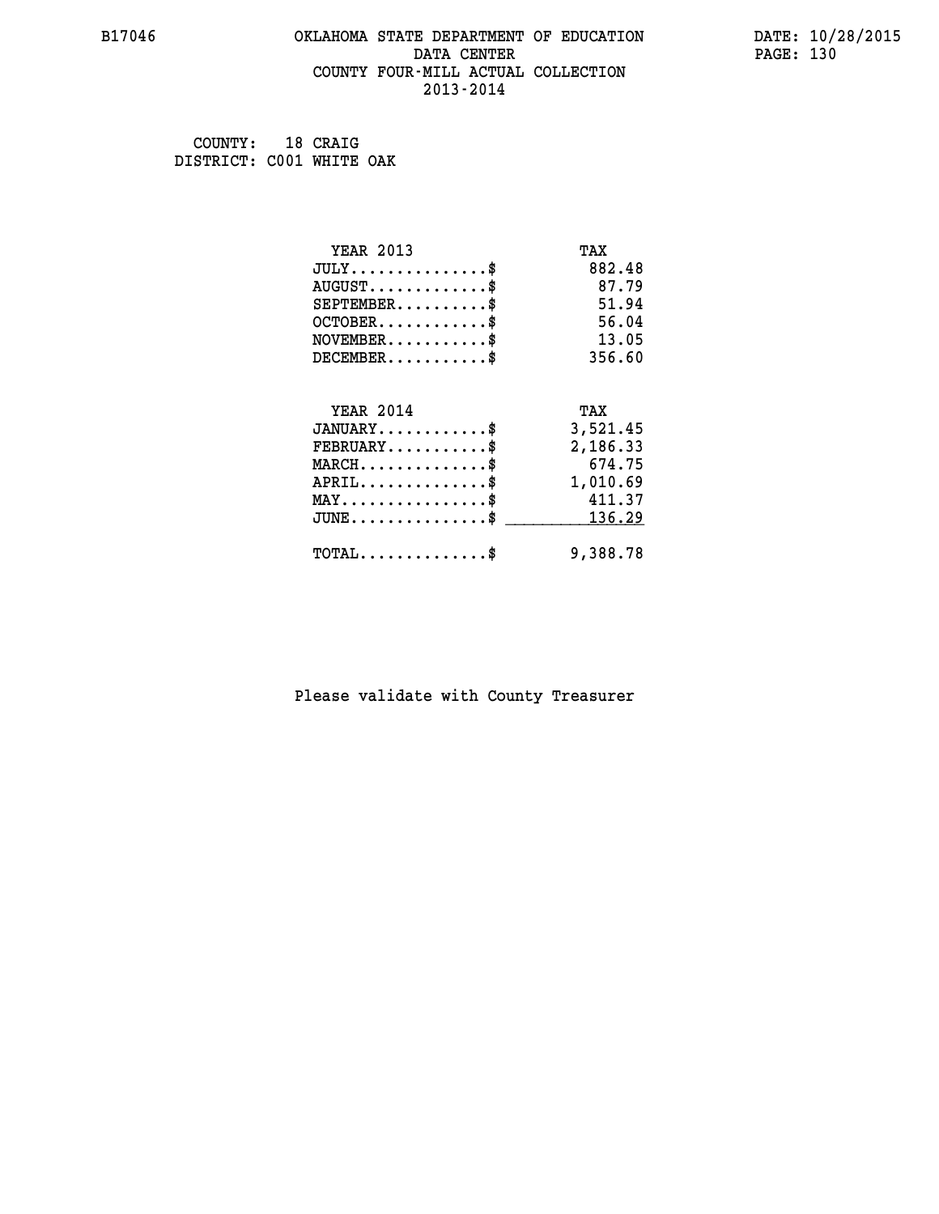COUNTY: 18 CRAIG
DISTRICT: C001 WHITE OAK

| YEAR 2013 | TAX |
| --- | --- |
| JULY...............$ | 882.48 |
| AUGUST.............$ | 87.79 |
| SEPTEMBER..........$ | 51.94 |
| OCTOBER............$ | 56.04 |
| NOVEMBER...........$ | 13.05 |
| DECEMBER...........$ | 356.60 |

| YEAR 2014 | TAX |
| --- | --- |
| JANUARY............$ | 3,521.45 |
| FEBRUARY...........$ | 2,186.33 |
| MARCH..............$ | 674.75 |
| APRIL..............$ | 1,010.69 |
| MAY................$ | 411.37 |
| JUNE...............$ | 136.29 |
| TOTAL..............$ | 9,388.78 |

Please validate with County Treasurer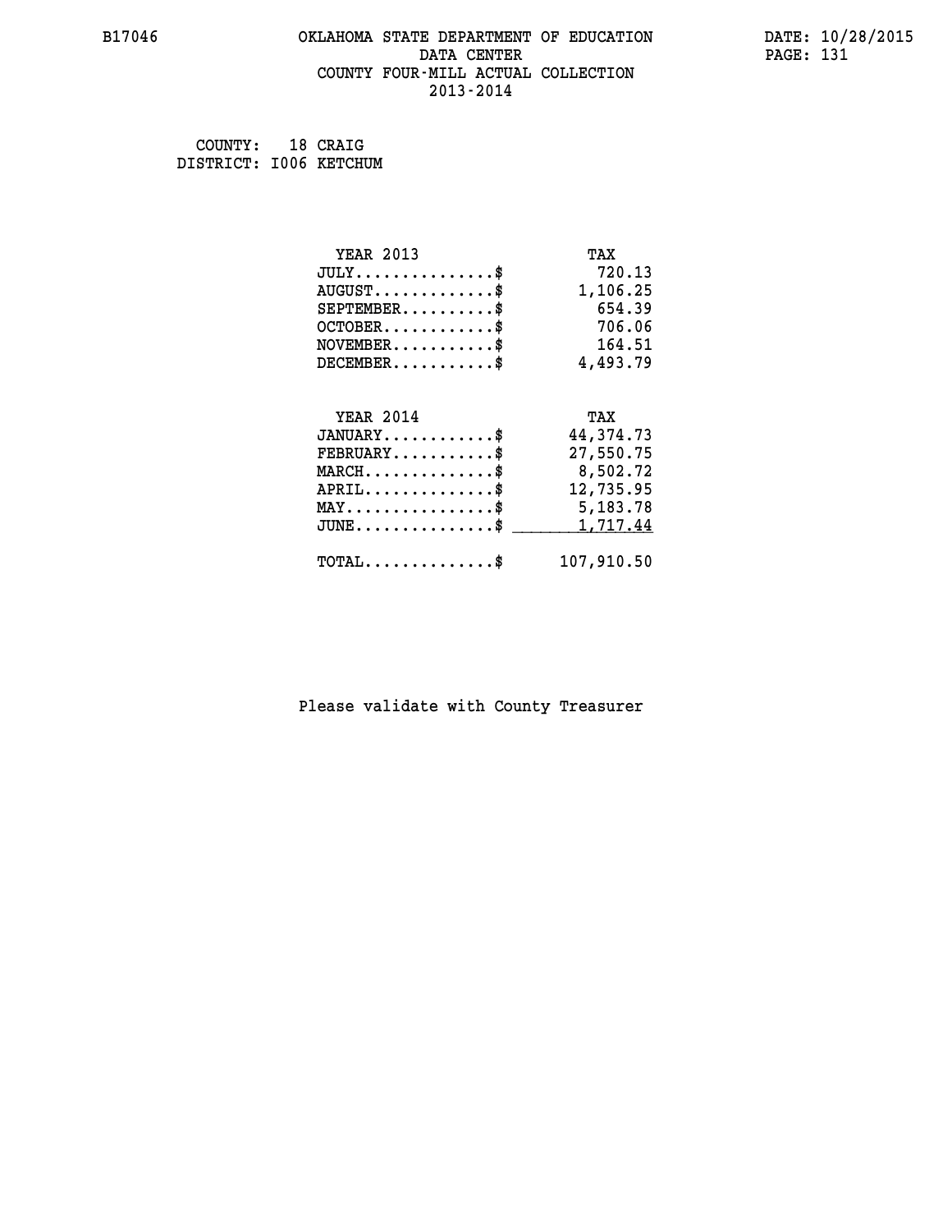# OKLAHOMA STATE DEPARTMENT OF EDUCATION
## DATA CENTER
## COUNTY FOUR-MILL ACTUAL COLLECTION
## 2013-2014

COUNTY: 18 CRAIG
DISTRICT: I006 KETCHUM

| YEAR 2013 | TAX |
|---|---|
| JULY...............$ | 720.13 |
| AUGUST.............$ | 1,106.25 |
| SEPTEMBER..........$ | 654.39 |
| OCTOBER............$ | 706.06 |
| NOVEMBER...........$ | 164.51 |
| DECEMBER...........$ | 4,493.79 |

| YEAR 2014 | TAX |
|---|---|
| JANUARY............$ | 44,374.73 |
| FEBRUARY...........$ | 27,550.75 |
| MARCH..............$ | 8,502.72 |
| APRIL..............$ | 12,735.95 |
| MAY................$ | 5,183.78 |
| JUNE...............$ | 1,717.44 |
| TOTAL..............$ | 107,910.50 |

Please validate with County Treasurer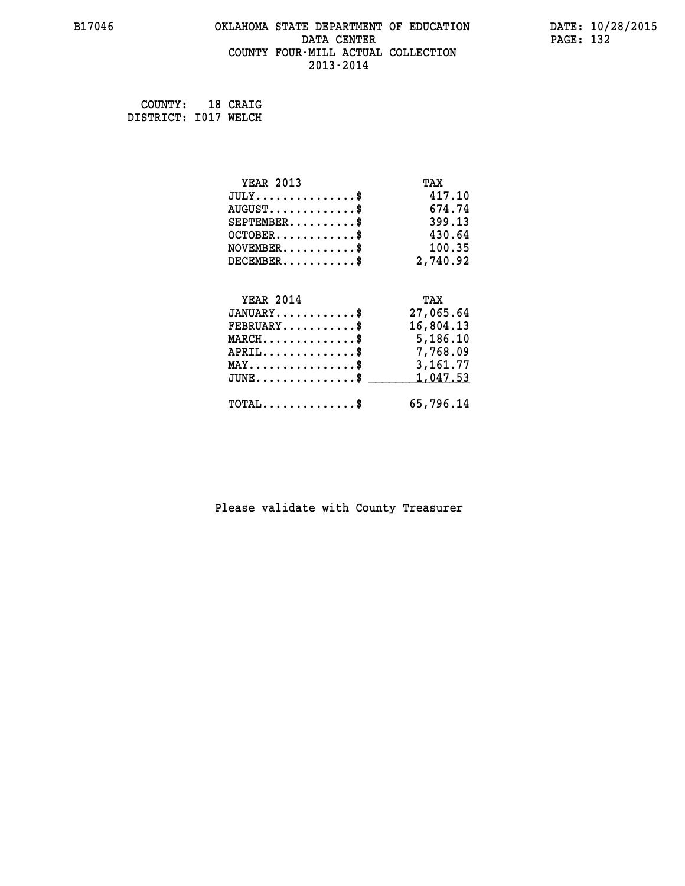OKLAHOMA STATE DEPARTMENT OF EDUCATION
DATA CENTER
COUNTY FOUR-MILL ACTUAL COLLECTION
2013-2014

COUNTY: 18 CRAIG
DISTRICT: I017 WELCH

| YEAR 2013 | TAX |
|---|---|
| JULY...............$ | 417.10 |
| AUGUST.............$ | 674.74 |
| SEPTEMBER..........$ | 399.13 |
| OCTOBER............$ | 430.64 |
| NOVEMBER...........$ | 100.35 |
| DECEMBER...........$ | 2,740.92 |

| YEAR 2014 | TAX |
|---|---|
| JANUARY............$ | 27,065.64 |
| FEBRUARY...........$ | 16,804.13 |
| MARCH..............$ | 5,186.10 |
| APRIL..............$ | 7,768.09 |
| MAY................$ | 3,161.77 |
| JUNE...............$ | 1,047.53 |
| TOTAL..............$ | 65,796.14 |

Please validate with County Treasurer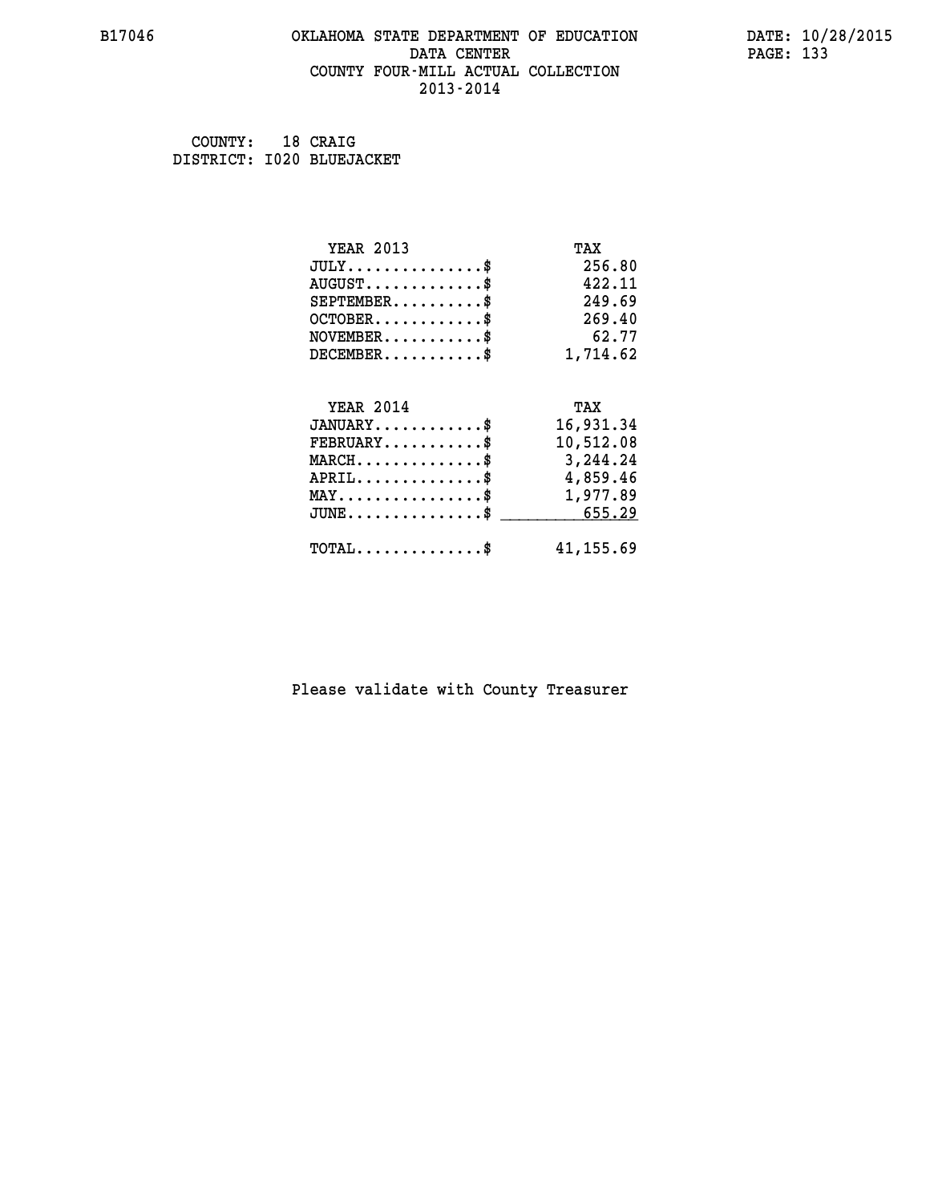COUNTY: 18 CRAIG
DISTRICT: I020 BLUEJACKET

| YEAR 2013 | TAX |
| --- | --- |
| JULY..............$ | 256.80 |
| AUGUST............$ | 422.11 |
| SEPTEMBER.........$ | 249.69 |
| OCTOBER...........$ | 269.40 |
| NOVEMBER..........$ | 62.77 |
| DECEMBER..........$ | 1,714.62 |

| YEAR 2014 | TAX |
| --- | --- |
| JANUARY...........$ | 16,931.34 |
| FEBRUARY..........$ | 10,512.08 |
| MARCH.............$ | 3,244.24 |
| APRIL.............$ | 4,859.46 |
| MAY...............$ | 1,977.89 |
| JUNE..............$ | 655.29 |
| TOTAL.............$ | 41,155.69 |

Please validate with County Treasurer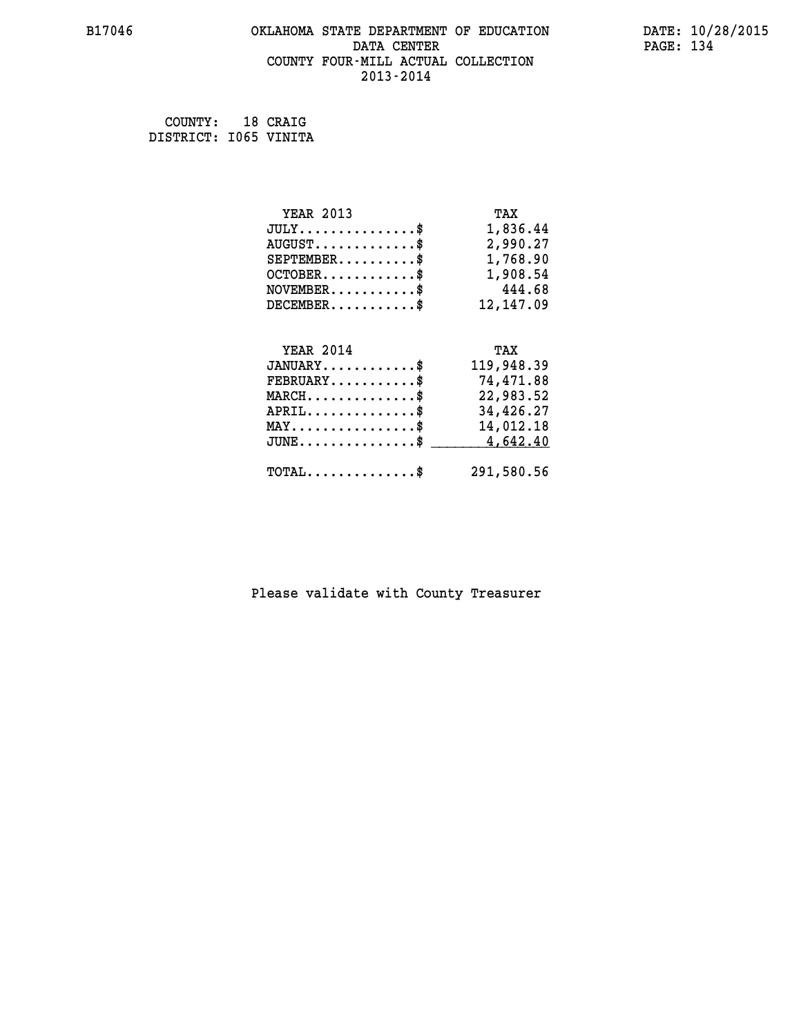B17046 OKLAHOMA STATE DEPARTMENT OF EDUCATION DATA CENTER COUNTY FOUR-MILL ACTUAL COLLECTION 2013-2014

DATE: 10/28/2015

COUNTY: 18 CRAIG
DISTRICT: I065 VINITA

| YEAR 2013 | TAX |
|---|---|
| JULY..............$ | 1,836.44 |
| AUGUST............$ | 2,990.27 |
| SEPTEMBER.........$ | 1,768.90 |
| OCTOBER...........$ | 1,908.54 |
| NOVEMBER..........$ | 444.68 |
| DECEMBER..........$ | 12,147.09 |

| YEAR 2014 | TAX |
|---|---|
| JANUARY...........$ | 119,948.39 |
| FEBRUARY..........$ | 74,471.88 |
| MARCH.............$ | 22,983.52 |
| APRIL.............$ | 34,426.27 |
| MAY...............$ | 14,012.18 |
| JUNE..............$ | 4,642.40 |
| TOTAL.............$ | 291,580.56 |

Please validate with County Treasurer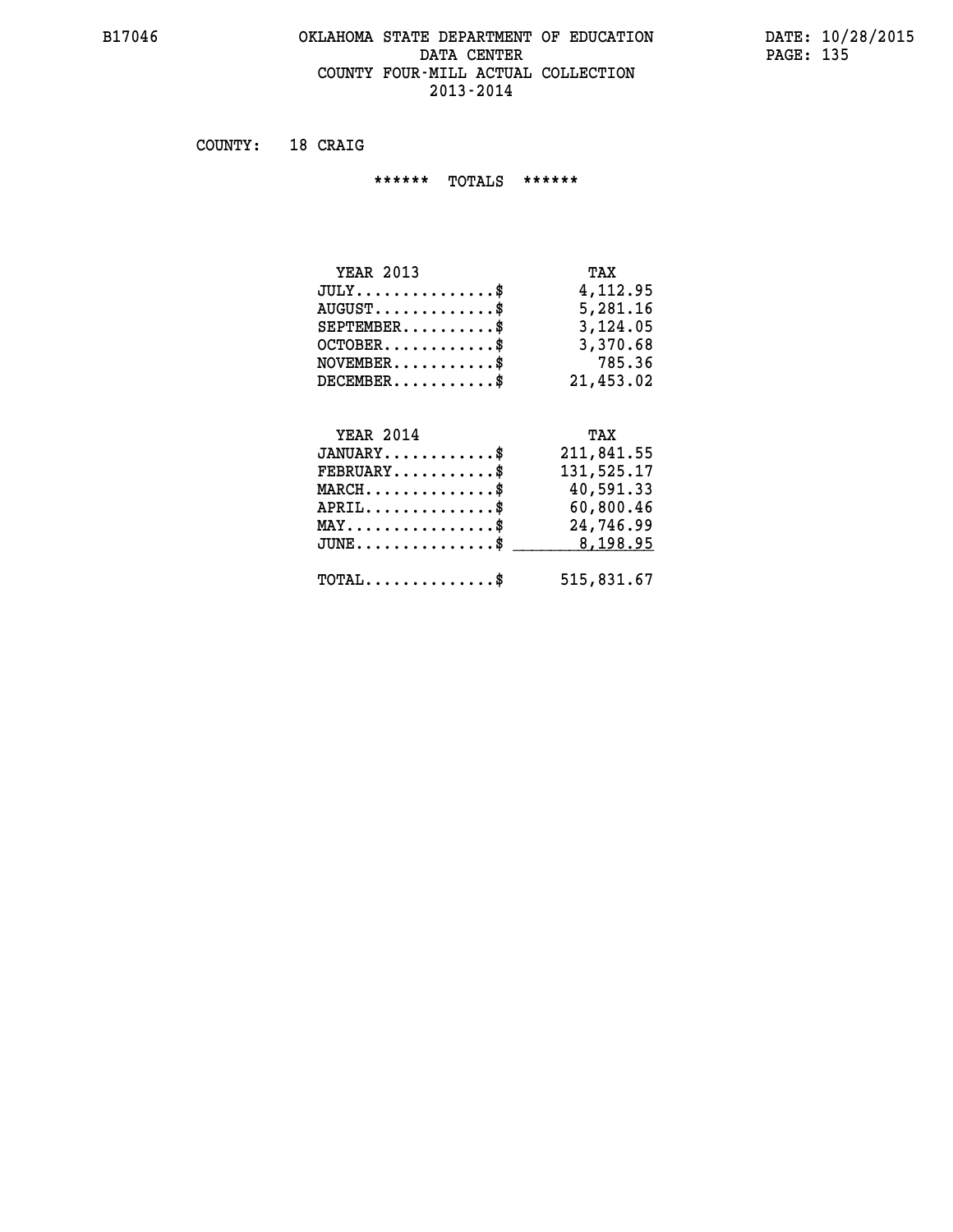B17046 OKLAHOMA STATE DEPARTMENT OF EDUCATION DATA CENTER COUNTY FOUR-MILL ACTUAL COLLECTION 2013-2014

DATE: 10/28/2015

COUNTY: 18 CRAIG

****** TOTALS ******

| YEAR 2013 | TAX |
|---|---|
| JULY...............$ | 4,112.95 |
| AUGUST.............$ | 5,281.16 |
| SEPTEMBER..........$ | 3,124.05 |
| OCTOBER............$ | 3,370.68 |
| NOVEMBER...........$ | 785.36 |
| DECEMBER...........$ | 21,453.02 |

| YEAR 2014 | TAX |
|---|---|
| JANUARY............$ | 211,841.55 |
| FEBRUARY...........$ | 131,525.17 |
| MARCH..............$ | 40,591.33 |
| APRIL..............$ | 60,800.46 |
| MAY................$ | 24,746.99 |
| JUNE...............$ | 8,198.95 |
| TOTAL..............$ | 515,831.67 |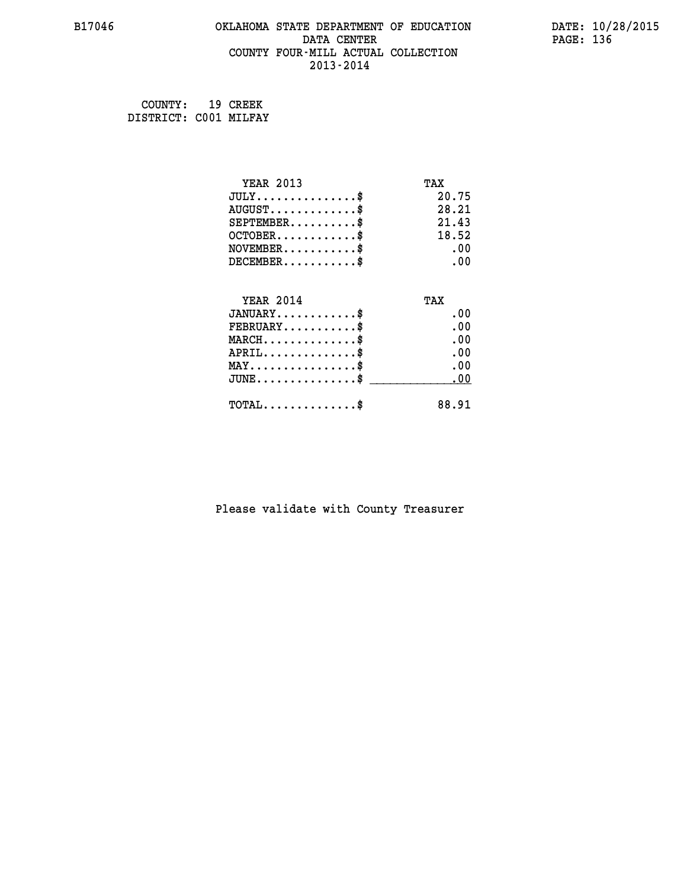# OKLAHOMA STATE DEPARTMENT OF EDUCATION
## DATA CENTER
## COUNTY FOUR-MILL ACTUAL COLLECTION
## 2013-2014

COUNTY: 19 CREEK
DISTRICT: C001 MILFAY

| YEAR 2013 | TAX |
|---|---|
| JULY...............$ | 20.75 |
| AUGUST.............$ | 28.21 |
| SEPTEMBER..........$ | 21.43 |
| OCTOBER............$ | 18.52 |
| NOVEMBER...........$ | .00 |
| DECEMBER...........$ | .00 |

| YEAR 2014 | TAX |
|---|---|
| JANUARY............$ | .00 |
| FEBRUARY...........$ | .00 |
| MARCH..............$ | .00 |
| APRIL..............$ | .00 |
| MAY................$ | .00 |
| JUNE...............$ | .00 |
| TOTAL..............$ | 88.91 |

Please validate with County Treasurer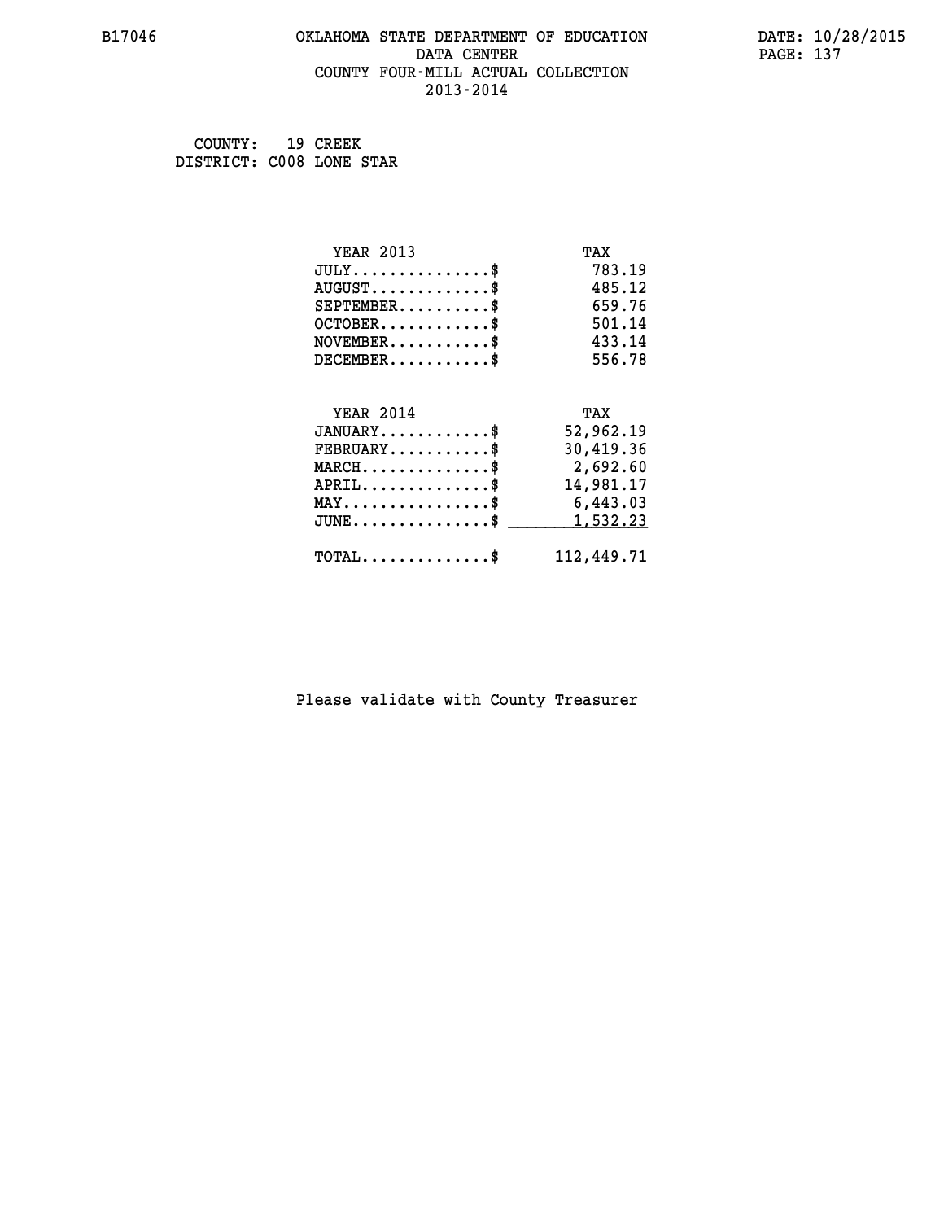B17046 OKLAHOMA STATE DEPARTMENT OF EDUCATION DATE: 10/28/2015

DATA CENTER

COUNTY FOUR-MILL ACTUAL COLLECTION

2013-2014

COUNTY: 19 CREEK
DISTRICT: C008 LONE STAR

| YEAR 2013 | TAX |
|---|---|
| JULY...............$ | 783.19 |
| AUGUST.............$ | 485.12 |
| SEPTEMBER..........$ | 659.76 |
| OCTOBER............$ | 501.14 |
| NOVEMBER...........$ | 433.14 |
| DECEMBER...........$ | 556.78 |

| YEAR 2014 | TAX |
|---|---|
| JANUARY............$ | 52,962.19 |
| FEBRUARY...........$ | 30,419.36 |
| MARCH..............$ | 2,692.60 |
| APRIL..............$ | 14,981.17 |
| MAY................$ | 6,443.03 |
| JUNE...............$ | 1,532.23 |
| TOTAL..............$ | 112,449.71 |

Please validate with County Treasurer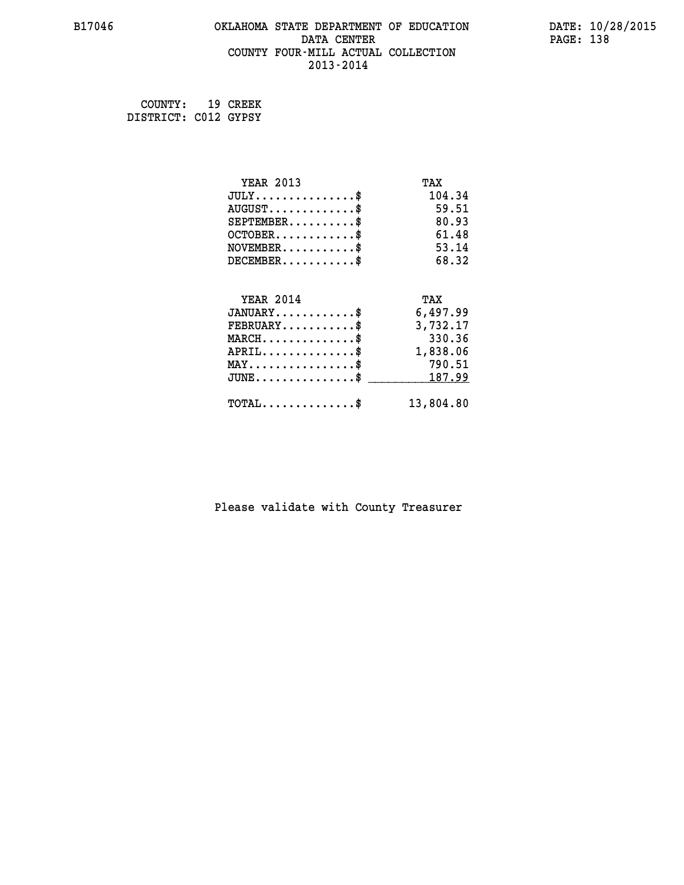OKLAHOMA STATE DEPARTMENT OF EDUCATION
DATA CENTER
COUNTY FOUR-MILL ACTUAL COLLECTION
2013-2014

COUNTY: 19 CREEK
DISTRICT: C012 GYPSY

| YEAR 2013 | TAX |
|---|---|
| JULY...............$ | 104.34 |
| AUGUST.............$ | 59.51 |
| SEPTEMBER..........$ | 80.93 |
| OCTOBER............$ | 61.48 |
| NOVEMBER...........$ | 53.14 |
| DECEMBER...........$ | 68.32 |

| YEAR 2014 | TAX |
|---|---|
| JANUARY............$ | 6,497.99 |
| FEBRUARY...........$ | 3,732.17 |
| MARCH..............$ | 330.36 |
| APRIL..............$ | 1,838.06 |
| MAY................$ | 790.51 |
| JUNE...............$ | 187.99 |
| TOTAL..............$ | 13,804.80 |

Please validate with County Treasurer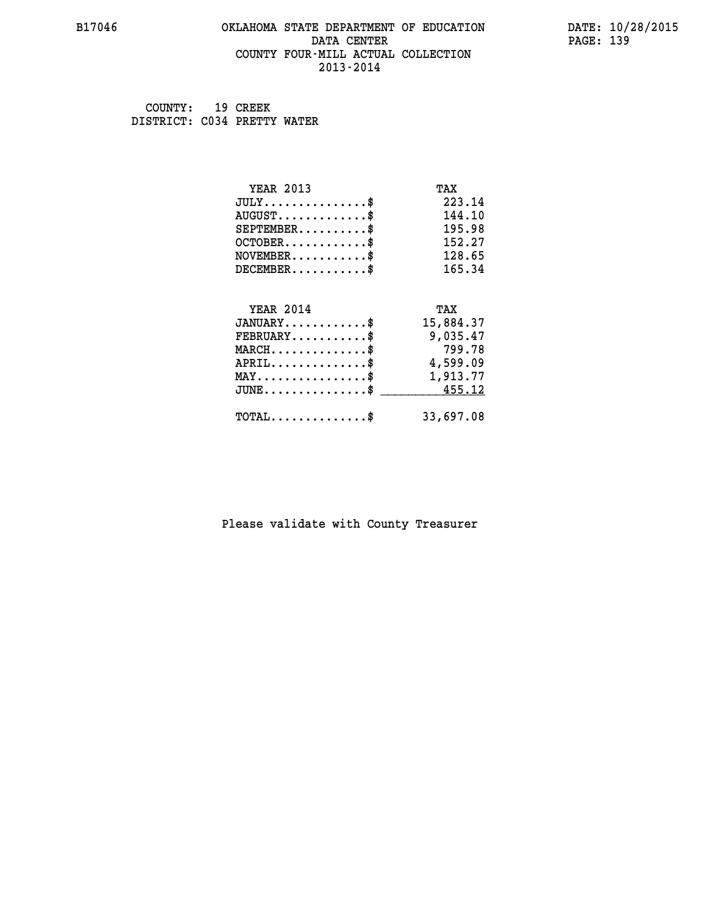OKLAHOMA STATE DEPARTMENT OF EDUCATION
DATA CENTER
COUNTY FOUR-MILL ACTUAL COLLECTION
2013-2014

COUNTY: 19 CREEK
DISTRICT: C034 PRETTY WATER

| YEAR 2013 | TAX |
|---|---|
| JULY...............$ | 223.14 |
| AUGUST.............$ | 144.10 |
| SEPTEMBER..........$ | 195.98 |
| OCTOBER............$ | 152.27 |
| NOVEMBER...........$ | 128.65 |
| DECEMBER...........$ | 165.34 |

| YEAR 2014 | TAX |
|---|---|
| JANUARY............$ | 15,884.37 |
| FEBRUARY...........$ | 9,035.47 |
| MARCH..............$ | 799.78 |
| APRIL..............$ | 4,599.09 |
| MAY................$ | 1,913.77 |
| JUNE...............$ | 455.12 |
| TOTAL..............$ | 33,697.08 |

Please validate with County Treasurer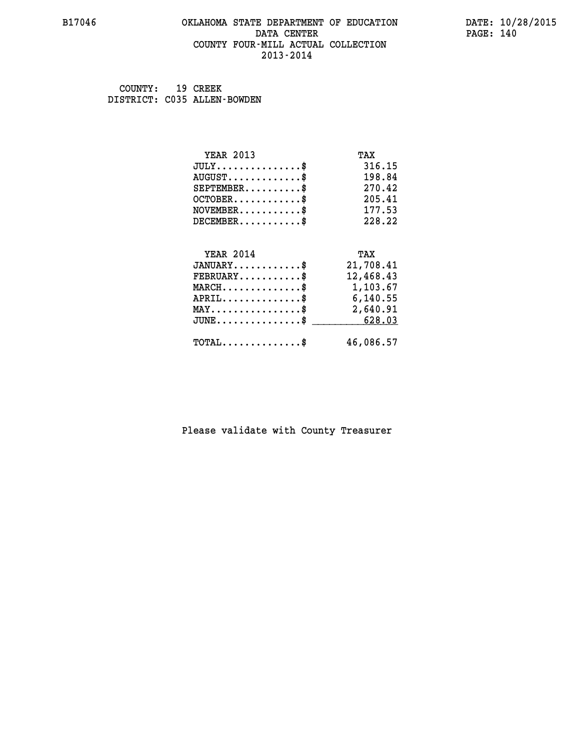B17046 OKLAHOMA STATE DEPARTMENT OF EDUCATION DATE: 10/28/2015
DATA CENTER
COUNTY FOUR-MILL ACTUAL COLLECTION
2013-2014

COUNTY: 19 CREEK
DISTRICT: C035 ALLEN-BOWDEN

| YEAR 2013 | TAX |
|---|---|
| JULY...............$ | 316.15 |
| AUGUST.............$ | 198.84 |
| SEPTEMBER..........$ | 270.42 |
| OCTOBER............$ | 205.41 |
| NOVEMBER...........$ | 177.53 |
| DECEMBER...........$ | 228.22 |

| YEAR 2014 | TAX |
|---|---|
| JANUARY............$ | 21,708.41 |
| FEBRUARY...........$ | 12,468.43 |
| MARCH..............$ | 1,103.67 |
| APRIL..............$ | 6,140.55 |
| MAY................$ | 2,640.91 |
| JUNE...............$ | 628.03 |
| TOTAL..............$ | 46,086.57 |

Please validate with County Treasurer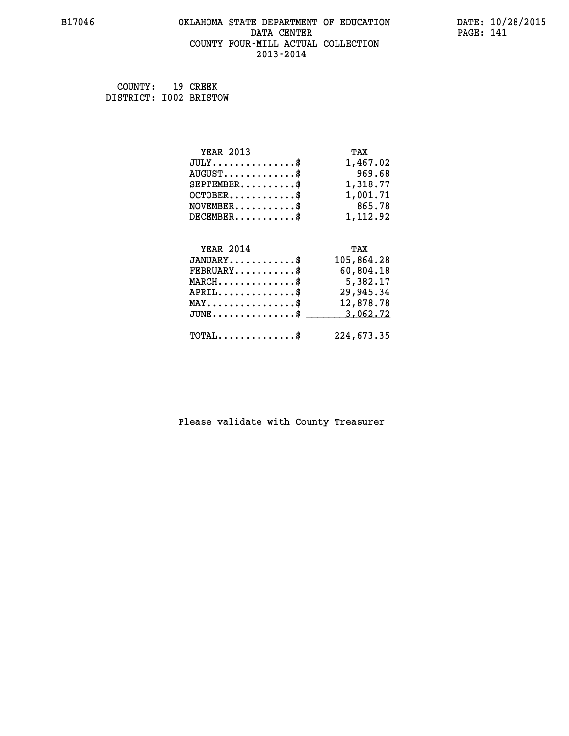# OKLAHOMA STATE DEPARTMENT OF EDUCATION
## DATA CENTER
## COUNTY FOUR-MILL ACTUAL COLLECTION
## 2013-2014

B17046 — DATE: 10/28/2015

COUNTY: 19 CREEK
DISTRICT: I002 BRISTOW

| YEAR 2013 | TAX |
|---|---|
| JULY..............$ | 1,467.02 |
| AUGUST............$ | 969.68 |
| SEPTEMBER.........$ | 1,318.77 |
| OCTOBER...........$ | 1,001.71 |
| NOVEMBER..........$ | 865.78 |
| DECEMBER..........$ | 1,112.92 |

| YEAR 2014 | TAX |
|---|---|
| JANUARY...........$ | 105,864.28 |
| FEBRUARY..........$ | 60,804.18 |
| MARCH.............$ | 5,382.17 |
| APRIL.............$ | 29,945.34 |
| MAY...............$ | 12,878.78 |
| JUNE..............$ | 3,062.72 |
| TOTAL.............$ | 224,673.35 |

Please validate with County Treasurer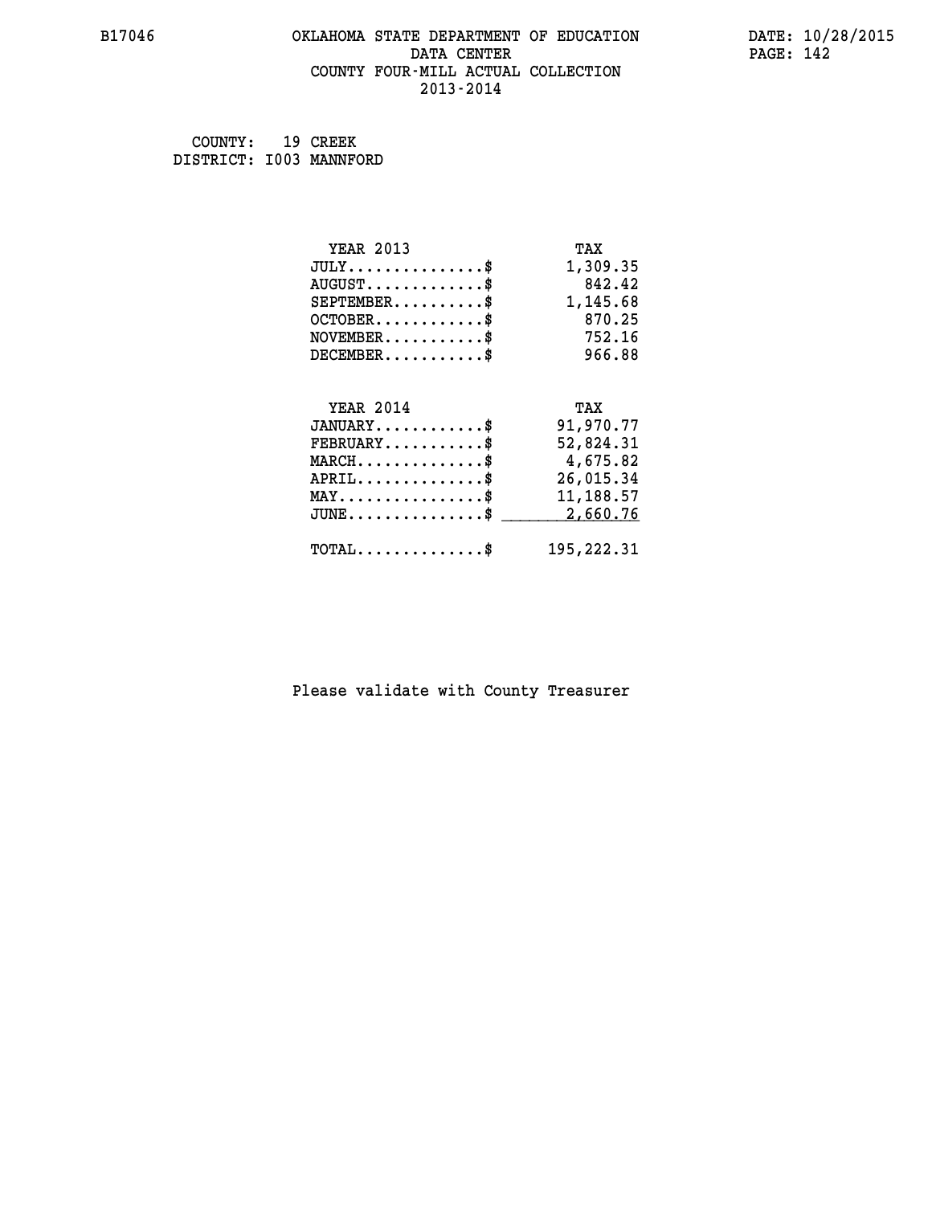B17046 OKLAHOMA STATE DEPARTMENT OF EDUCATION DATE: 10/28/2015
DATA CENTER
COUNTY FOUR-MILL ACTUAL COLLECTION
2013-2014

COUNTY: 19 CREEK
DISTRICT: I003 MANNFORD

| YEAR 2013 | TAX |
| --- | --- |
| JULY...............$ | 1,309.35 |
| AUGUST.............$ | 842.42 |
| SEPTEMBER..........$ | 1,145.68 |
| OCTOBER............$ | 870.25 |
| NOVEMBER...........$ | 752.16 |
| DECEMBER...........$ | 966.88 |

| YEAR 2014 | TAX |
| --- | --- |
| JANUARY............$ | 91,970.77 |
| FEBRUARY...........$ | 52,824.31 |
| MARCH..............$ | 4,675.82 |
| APRIL..............$ | 26,015.34 |
| MAY................$ | 11,188.57 |
| JUNE...............$ | 2,660.76 |
| TOTAL..............$ | 195,222.31 |

Please validate with County Treasurer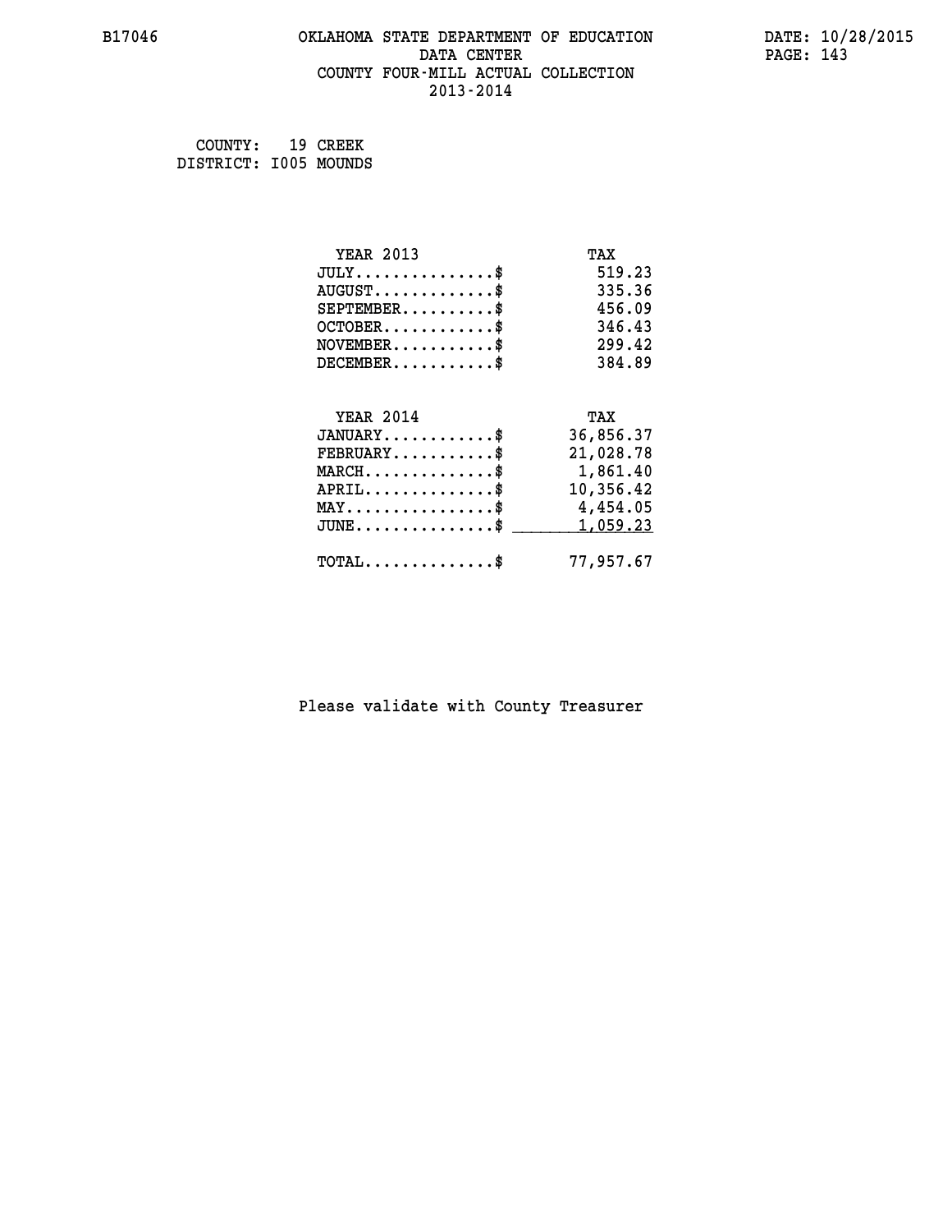B17046 OKLAHOMA STATE DEPARTMENT OF EDUCATION DATA CENTER COUNTY FOUR-MILL ACTUAL COLLECTION 2013-2014

DATE: 10/28/2015

COUNTY: 19 CREEK
DISTRICT: I005 MOUNDS

| YEAR 2013 | TAX |
|---|---|
| JULY...............$ | 519.23 |
| AUGUST.............$ | 335.36 |
| SEPTEMBER..........$ | 456.09 |
| OCTOBER............$ | 346.43 |
| NOVEMBER...........$ | 299.42 |
| DECEMBER...........$ | 384.89 |

| YEAR 2014 | TAX |
|---|---|
| JANUARY............$ | 36,856.37 |
| FEBRUARY...........$ | 21,028.78 |
| MARCH..............$ | 1,861.40 |
| APRIL..............$ | 10,356.42 |
| MAY................$ | 4,454.05 |
| JUNE...............$ | 1,059.23 |
| TOTAL..............$ | 77,957.67 |

Please validate with County Treasurer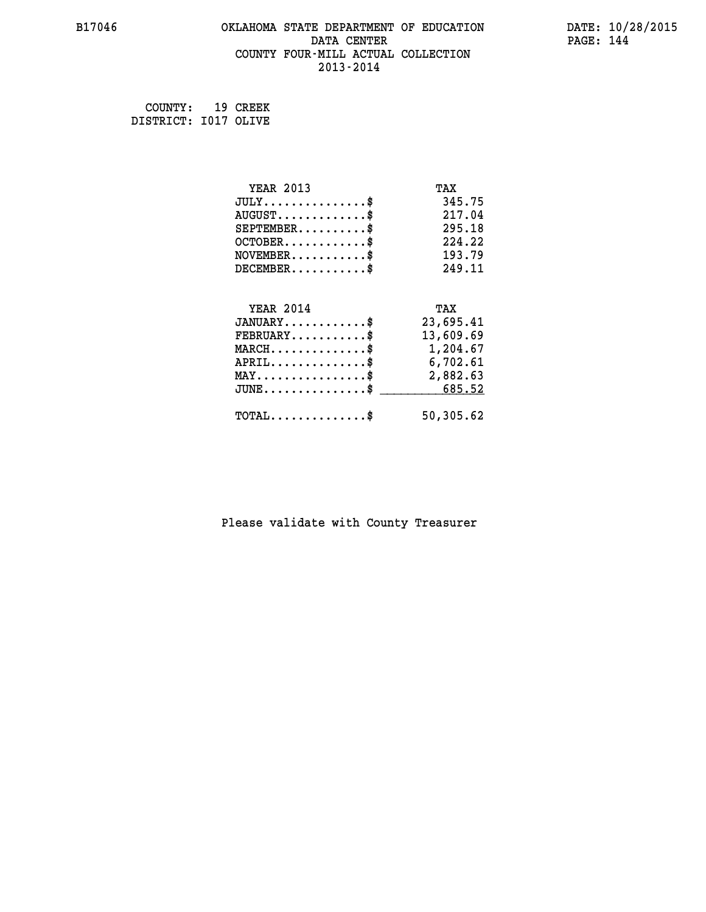B17046 OKLAHOMA STATE DEPARTMENT OF EDUCATION DATA CENTER COUNTY FOUR-MILL ACTUAL COLLECTION 2013-2014

DATE: 10/28/2015

COUNTY: 19 CREEK
DISTRICT: I017 OLIVE

| YEAR 2013 | TAX |
|---|---|
| JULY..............$ | 345.75 |
| AUGUST............$ | 217.04 |
| SEPTEMBER.........$ | 295.18 |
| OCTOBER...........$ | 224.22 |
| NOVEMBER..........$ | 193.79 |
| DECEMBER..........$ | 249.11 |

| YEAR 2014 | TAX |
|---|---|
| JANUARY...........$ | 23,695.41 |
| FEBRUARY..........$ | 13,609.69 |
| MARCH.............$ | 1,204.67 |
| APRIL.............$ | 6,702.61 |
| MAY...............$ | 2,882.63 |
| JUNE..............$ | 685.52 |
| TOTAL.............$ | 50,305.62 |

Please validate with County Treasurer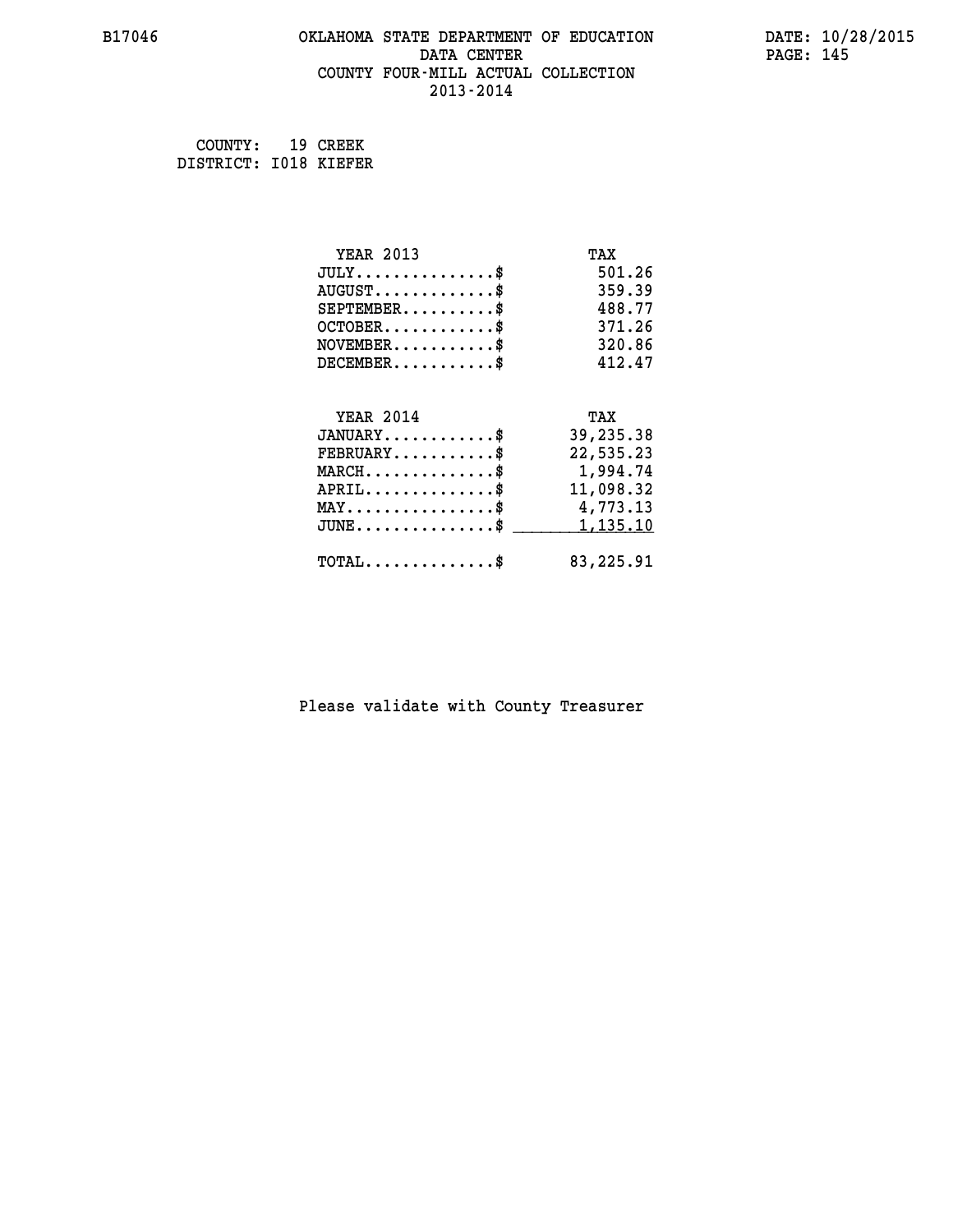B17046 OKLAHOMA STATE DEPARTMENT OF EDUCATION DATE: 10/28/2015

DATA CENTER

COUNTY FOUR-MILL ACTUAL COLLECTION

2013-2014

COUNTY: 19 CREEK
DISTRICT: I018 KIEFER

| YEAR 2013 | TAX |
|---|---|
| JULY...............$ | 501.26 |
| AUGUST.............$ | 359.39 |
| SEPTEMBER..........$ | 488.77 |
| OCTOBER............$ | 371.26 |
| NOVEMBER...........$ | 320.86 |
| DECEMBER...........$ | 412.47 |

| YEAR 2014 | TAX |
|---|---|
| JANUARY............$ | 39,235.38 |
| FEBRUARY...........$ | 22,535.23 |
| MARCH..............$ | 1,994.74 |
| APRIL..............$ | 11,098.32 |
| MAY................$ | 4,773.13 |
| JUNE...............$ | 1,135.10 |
| TOTAL..............$ | 83,225.91 |

Please validate with County Treasurer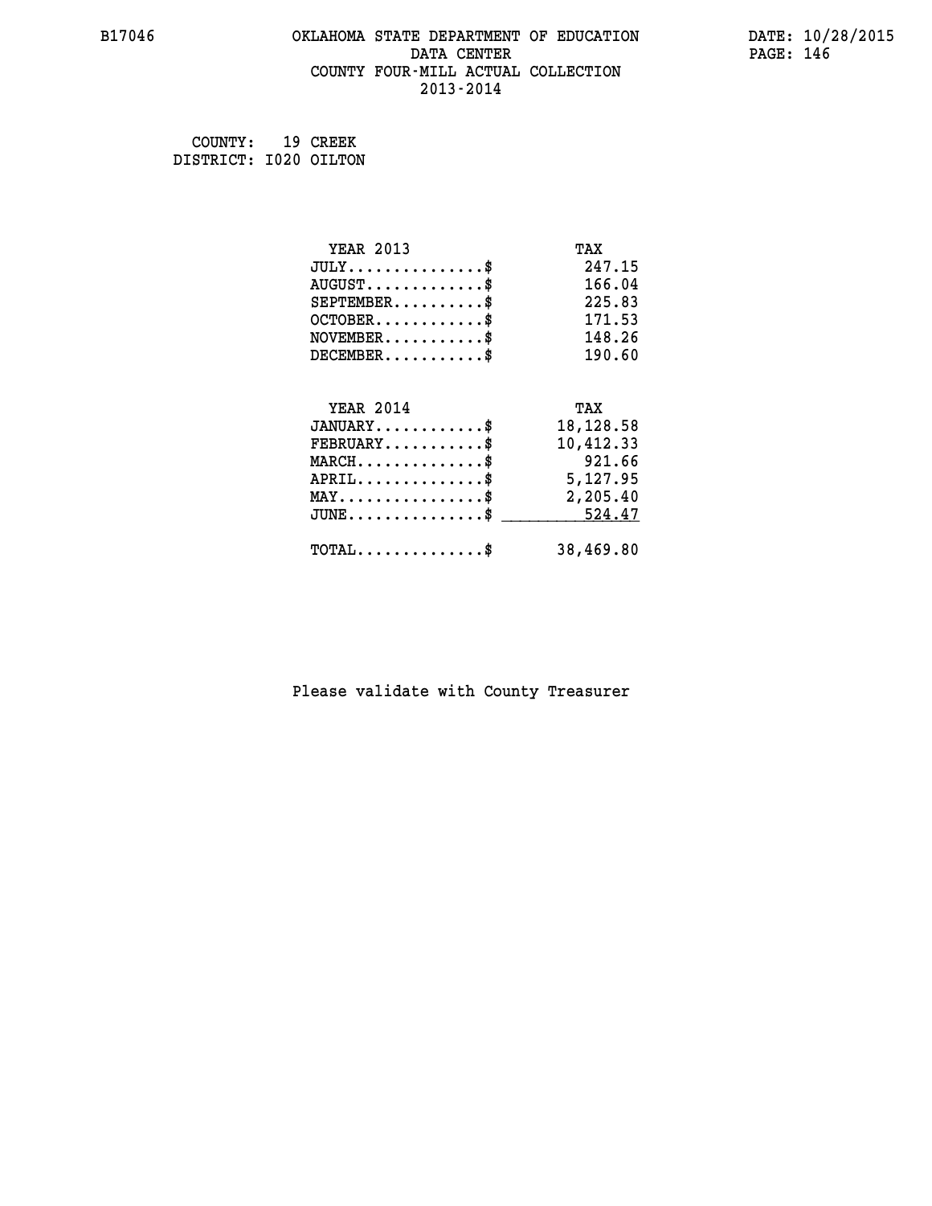# OKLAHOMA STATE DEPARTMENT OF EDUCATION
## DATA CENTER
## COUNTY FOUR-MILL ACTUAL COLLECTION
## 2013-2014

COUNTY: 19 CREEK
DISTRICT: I020 OILTON

| YEAR 2013 | TAX |
|---|---|
| JULY...............$ | 247.15 |
| AUGUST.............$ | 166.04 |
| SEPTEMBER..........$ | 225.83 |
| OCTOBER............$ | 171.53 |
| NOVEMBER...........$ | 148.26 |
| DECEMBER...........$ | 190.60 |

| YEAR 2014 | TAX |
|---|---|
| JANUARY............$ | 18,128.58 |
| FEBRUARY...........$ | 10,412.33 |
| MARCH..............$ | 921.66 |
| APRIL..............$ | 5,127.95 |
| MAY................$ | 2,205.40 |
| JUNE...............$ | 524.47 |
| TOTAL..............$ | 38,469.80 |

Please validate with County Treasurer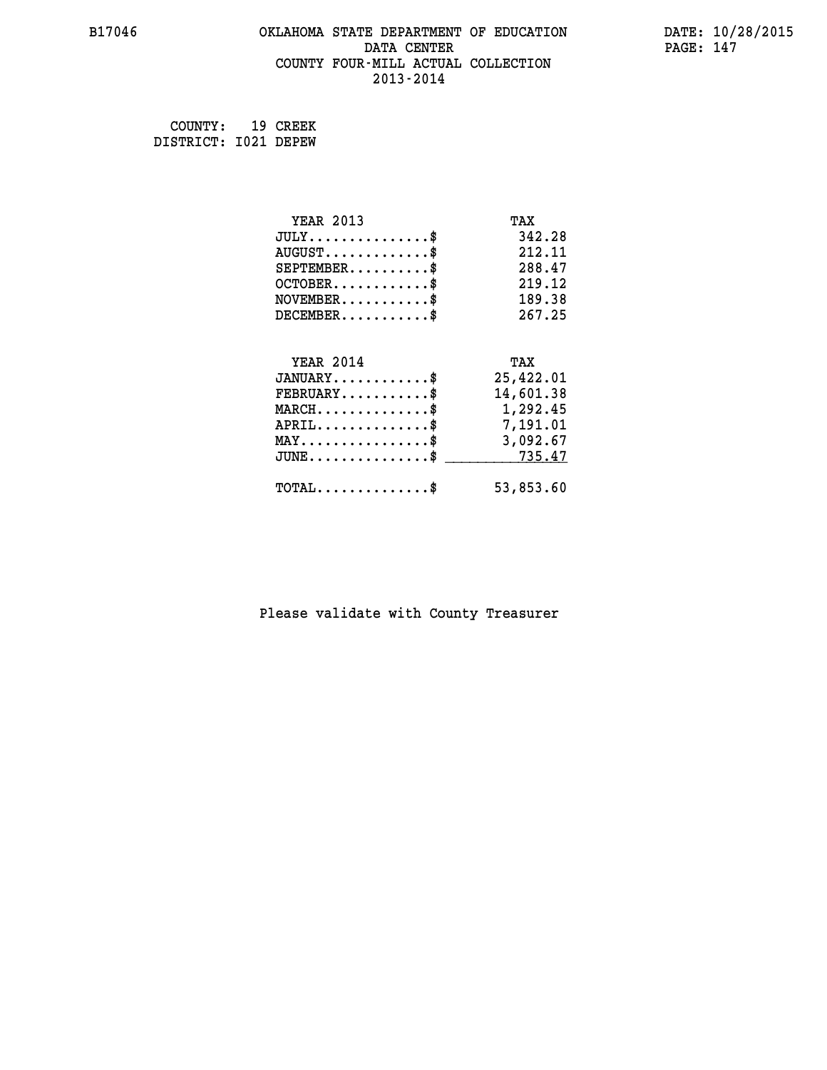# OKLAHOMA STATE DEPARTMENT OF EDUCATION
## DATA CENTER
## COUNTY FOUR-MILL ACTUAL COLLECTION
## 2013-2014

B17046

DATE: 10/28/2015

COUNTY: 19 CREEK
DISTRICT: I021 DEPEW

| YEAR 2013 | TAX |
|---|---|
| JULY...............$ | 342.28 |
| AUGUST.............$ | 212.11 |
| SEPTEMBER..........$ | 288.47 |
| OCTOBER............$ | 219.12 |
| NOVEMBER...........$ | 189.38 |
| DECEMBER...........$ | 267.25 |

| YEAR 2014 | TAX |
|---|---|
| JANUARY............$ | 25,422.01 |
| FEBRUARY...........$ | 14,601.38 |
| MARCH..............$ | 1,292.45 |
| APRIL..............$ | 7,191.01 |
| MAY................$ | 3,092.67 |
| JUNE...............$ | 735.47 |
| TOTAL..............$ | 53,853.60 |

Please validate with County Treasurer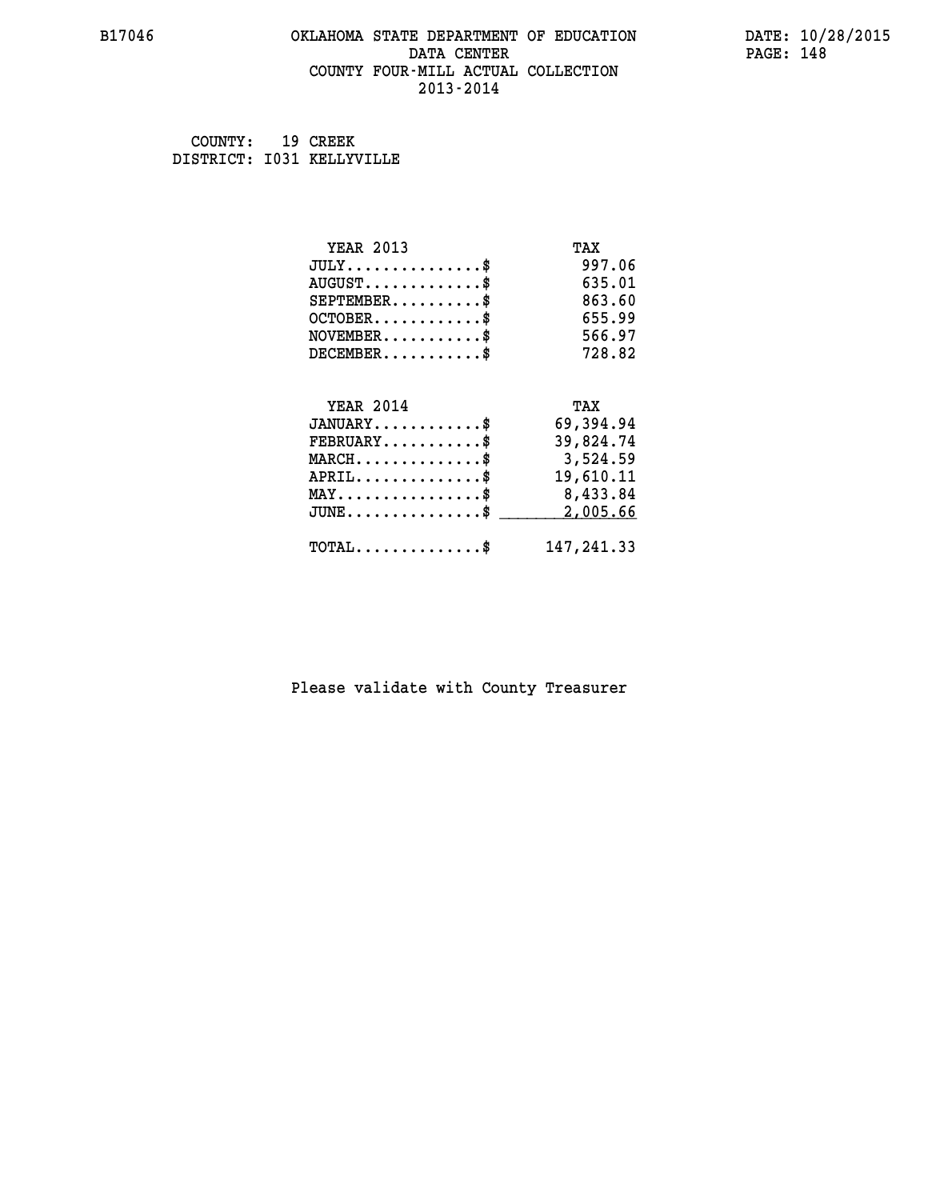B17046 OKLAHOMA STATE DEPARTMENT OF EDUCATION DATE: 10/28/2015
DATA CENTER
COUNTY FOUR-MILL ACTUAL COLLECTION
2013-2014

COUNTY: 19 CREEK
DISTRICT: I031 KELLYVILLE

| YEAR 2013 | TAX |
|---|---|
| JULY...............$ | 997.06 |
| AUGUST.............$ | 635.01 |
| SEPTEMBER..........$ | 863.60 |
| OCTOBER............$ | 655.99 |
| NOVEMBER...........$ | 566.97 |
| DECEMBER...........$ | 728.82 |

| YEAR 2014 | TAX |
|---|---|
| JANUARY............$ | 69,394.94 |
| FEBRUARY...........$ | 39,824.74 |
| MARCH..............$ | 3,524.59 |
| APRIL..............$ | 19,610.11 |
| MAY................$ | 8,433.84 |
| JUNE...............$ | 2,005.66 |
| TOTAL..............$ | 147,241.33 |

Please validate with County Treasurer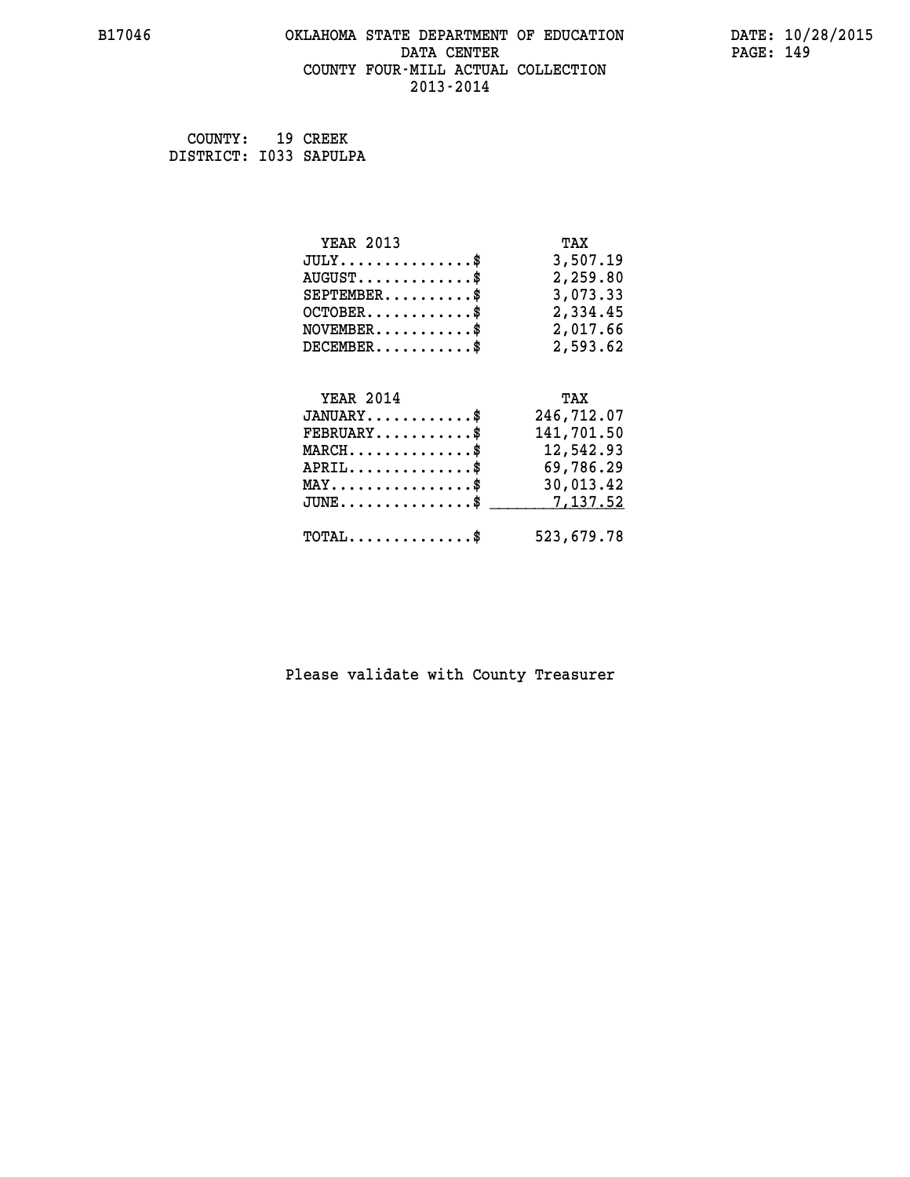COUNTY: 19 CREEK
DISTRICT: I033 SAPULPA

| YEAR 2013 | TAX |
|---|---|
| JULY...............$ | 3,507.19 |
| AUGUST.............$ | 2,259.80 |
| SEPTEMBER..........$ | 3,073.33 |
| OCTOBER............$ | 2,334.45 |
| NOVEMBER...........$ | 2,017.66 |
| DECEMBER...........$ | 2,593.62 |

| YEAR 2014 | TAX |
|---|---|
| JANUARY............$ | 246,712.07 |
| FEBRUARY...........$ | 141,701.50 |
| MARCH..............$ | 12,542.93 |
| APRIL..............$ | 69,786.29 |
| MAY................$ | 30,013.42 |
| JUNE...............$ | 7,137.52 |
| TOTAL..............$ | 523,679.78 |

Please validate with County Treasurer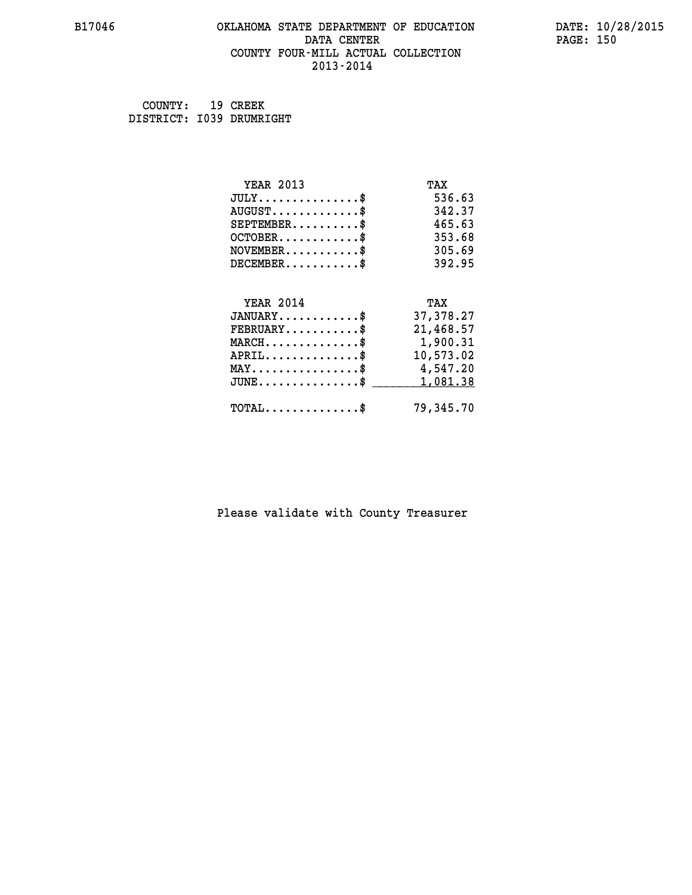# OKLAHOMA STATE DEPARTMENT OF EDUCATION
## DATA CENTER
## COUNTY FOUR-MILL ACTUAL COLLECTION
## 2013-2014

B17046

DATE: 10/28/2015

COUNTY: 19 CREEK
DISTRICT: I039 DRUMRIGHT

| YEAR 2013 | TAX |
|---|---|
| JULY...............$ | 536.63 |
| AUGUST.............$ | 342.37 |
| SEPTEMBER..........$ | 465.63 |
| OCTOBER............$ | 353.68 |
| NOVEMBER...........$ | 305.69 |
| DECEMBER...........$ | 392.95 |

| YEAR 2014 | TAX |
|---|---|
| JANUARY............$ | 37,378.27 |
| FEBRUARY...........$ | 21,468.57 |
| MARCH..............$ | 1,900.31 |
| APRIL..............$ | 10,573.02 |
| MAY................$ | 4,547.20 |
| JUNE...............$ | 1,081.38 |
| TOTAL..............$ | 79,345.70 |

Please validate with County Treasurer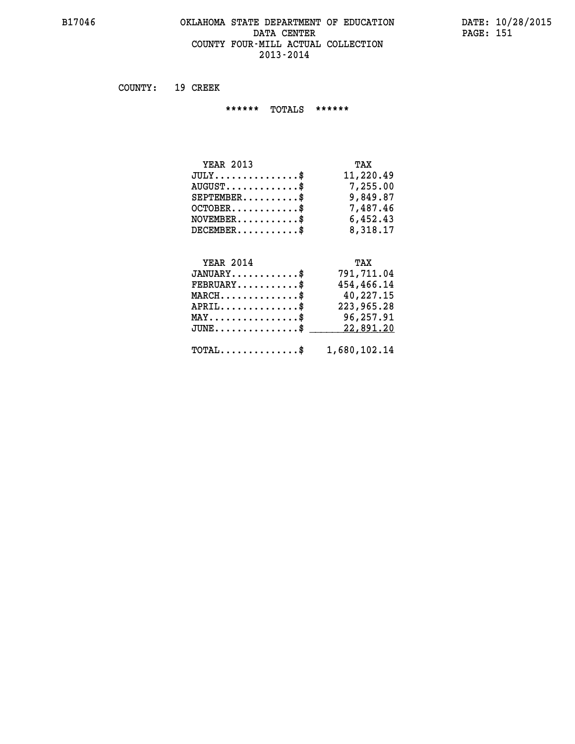COUNTY: 19 CREEK

****** TOTALS ******

| YEAR 2013 | TAX |
| --- | --- |
| JULY...............$ | 11,220.49 |
| AUGUST.............$ | 7,255.00 |
| SEPTEMBER..........$ | 9,849.87 |
| OCTOBER............$ | 7,487.46 |
| NOVEMBER...........$ | 6,452.43 |
| DECEMBER...........$ | 8,318.17 |

| YEAR 2014 | TAX |
| --- | --- |
| JANUARY............$ | 791,711.04 |
| FEBRUARY...........$ | 454,466.14 |
| MARCH..............$ | 40,227.15 |
| APRIL..............$ | 223,965.28 |
| MAY................$ | 96,257.91 |
| JUNE...............$ | 22,891.20 |
| TOTAL..............$ | 1,680,102.14 |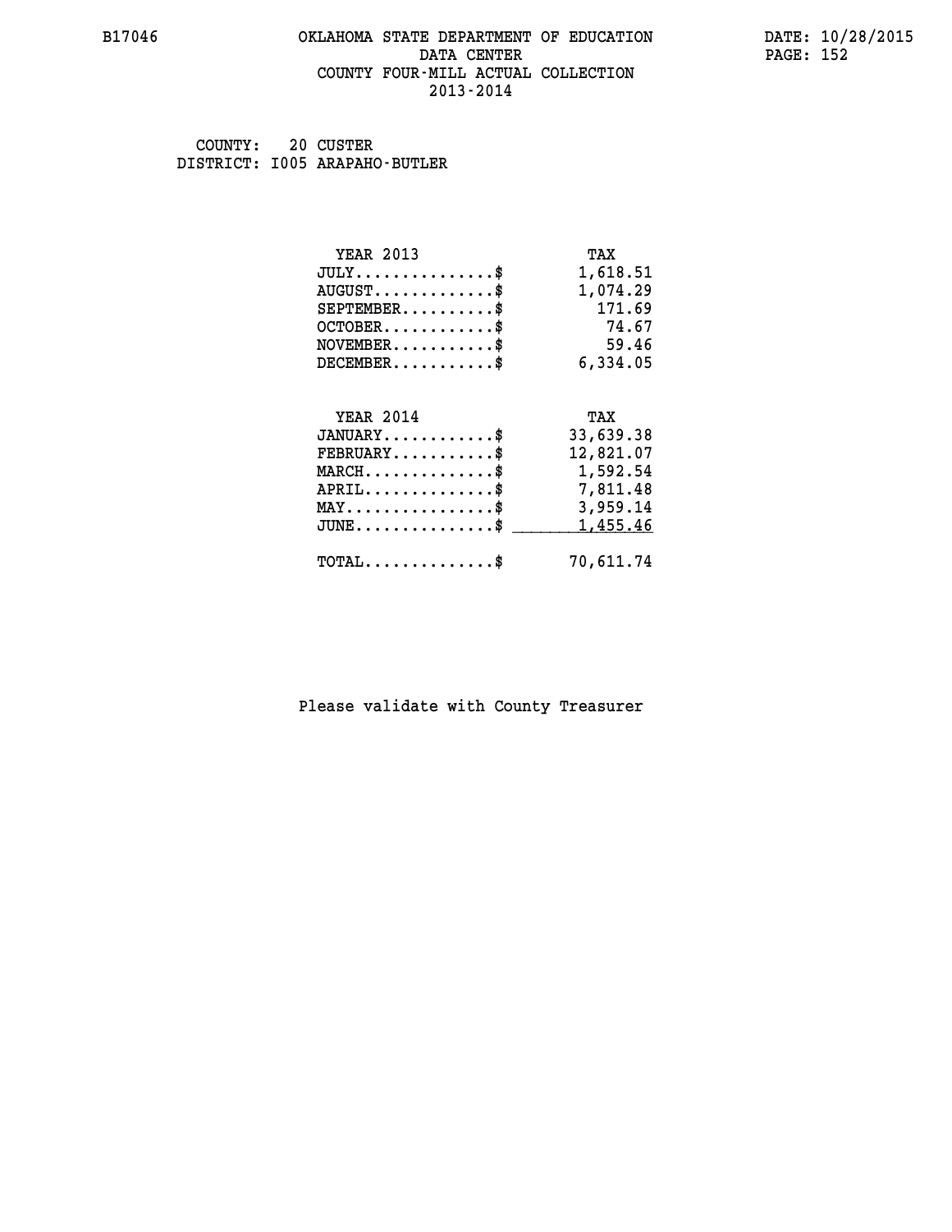# OKLAHOMA STATE DEPARTMENT OF EDUCATION
## DATA CENTER
## COUNTY FOUR-MILL ACTUAL COLLECTION
## 2013-2014

COUNTY: 20 CUSTER
DISTRICT: I005 ARAPAHO-BUTLER

| YEAR 2013 | TAX |
|---|---|
| JULY..............$ | 1,618.51 |
| AUGUST............$ | 1,074.29 |
| SEPTEMBER.........$ | 171.69 |
| OCTOBER...........$ | 74.67 |
| NOVEMBER..........$ | 59.46 |
| DECEMBER..........$ | 6,334.05 |

| YEAR 2014 | TAX |
|---|---|
| JANUARY...........$ | 33,639.38 |
| FEBRUARY..........$ | 12,821.07 |
| MARCH.............$ | 1,592.54 |
| APRIL.............$ | 7,811.48 |
| MAY...............$ | 3,959.14 |
| JUNE..............$ | 1,455.46 |
| TOTAL.............$ | 70,611.74 |

Please validate with County Treasurer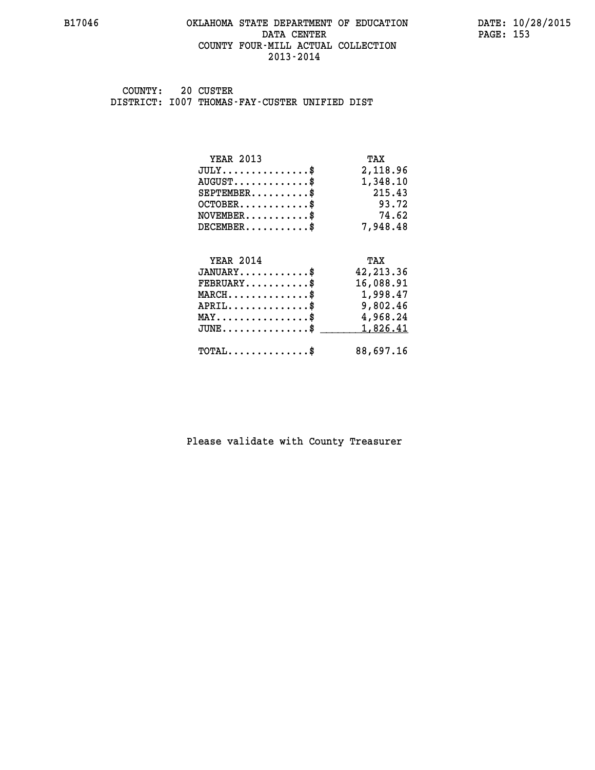B17046

# OKLAHOMA STATE DEPARTMENT OF EDUCATION
## DATA CENTER
## COUNTY FOUR-MILL ACTUAL COLLECTION
## 2013-2014

DATE: 10/28/2015

COUNTY: 20 CUSTER
DISTRICT: I007 THOMAS-FAY-CUSTER UNIFIED DIST

| YEAR 2013 | TAX |
| --- | --- |
| JULY...............$ | 2,118.96 |
| AUGUST.............$ | 1,348.10 |
| SEPTEMBER..........$ | 215.43 |
| OCTOBER............$ | 93.72 |
| NOVEMBER...........$ | 74.62 |
| DECEMBER...........$ | 7,948.48 |

| YEAR 2014 | TAX |
| --- | --- |
| JANUARY............$ | 42,213.36 |
| FEBRUARY...........$ | 16,088.91 |
| MARCH..............$ | 1,998.47 |
| APRIL..............$ | 9,802.46 |
| MAY................$ | 4,968.24 |
| JUNE...............$ | 1,826.41 |
| TOTAL..............$ | 88,697.16 |

Please validate with County Treasurer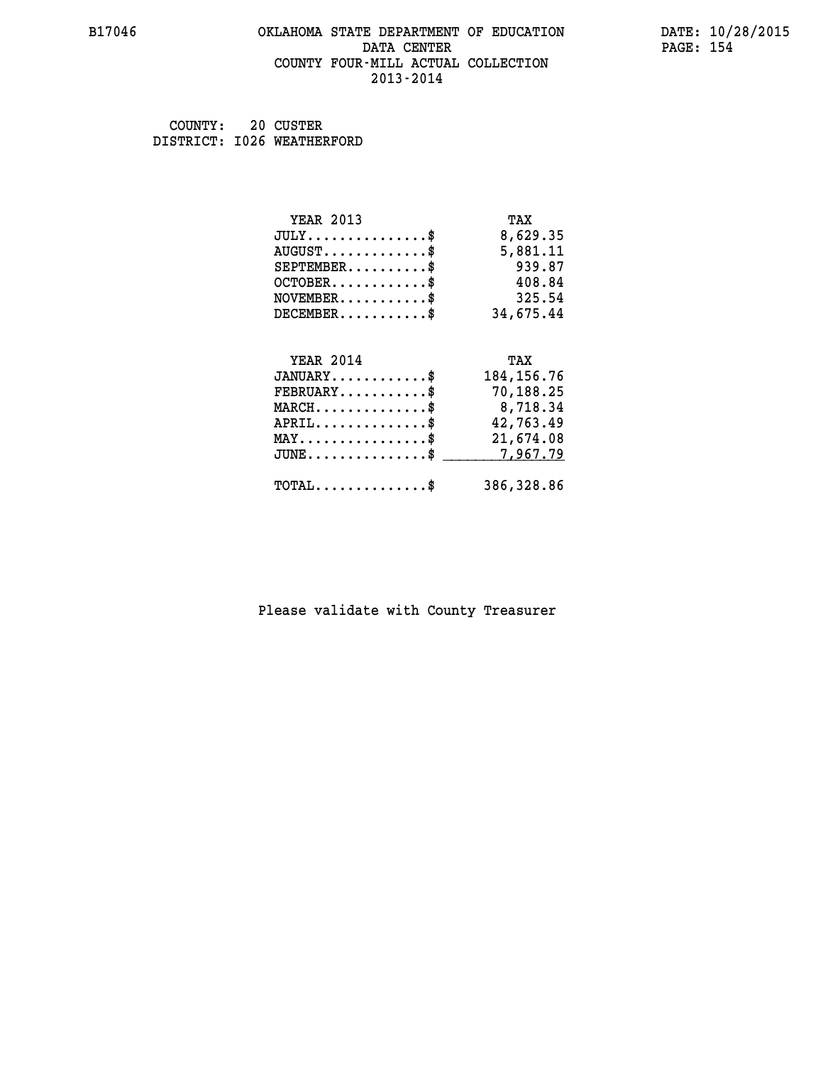B17046 OKLAHOMA STATE DEPARTMENT OF EDUCATION DATE: 10/28/2015

DATA CENTER

COUNTY FOUR-MILL ACTUAL COLLECTION

2013-2014

COUNTY: 20 CUSTER
DISTRICT: I026 WEATHERFORD

| YEAR 2013 | TAX |
|---|---|
| JULY..............$ | 8,629.35 |
| AUGUST............$ | 5,881.11 |
| SEPTEMBER..........$ | 939.87 |
| OCTOBER...........$ | 408.84 |
| NOVEMBER..........$ | 325.54 |
| DECEMBER..........$ | 34,675.44 |

| YEAR 2014 | TAX |
|---|---|
| JANUARY...........$ | 184,156.76 |
| FEBRUARY..........$ | 70,188.25 |
| MARCH.............$ | 8,718.34 |
| APRIL.............$ | 42,763.49 |
| MAY...............$ | 21,674.08 |
| JUNE..............$ | 7,967.79 |
| TOTAL.............$ | 386,328.86 |

Please validate with County Treasurer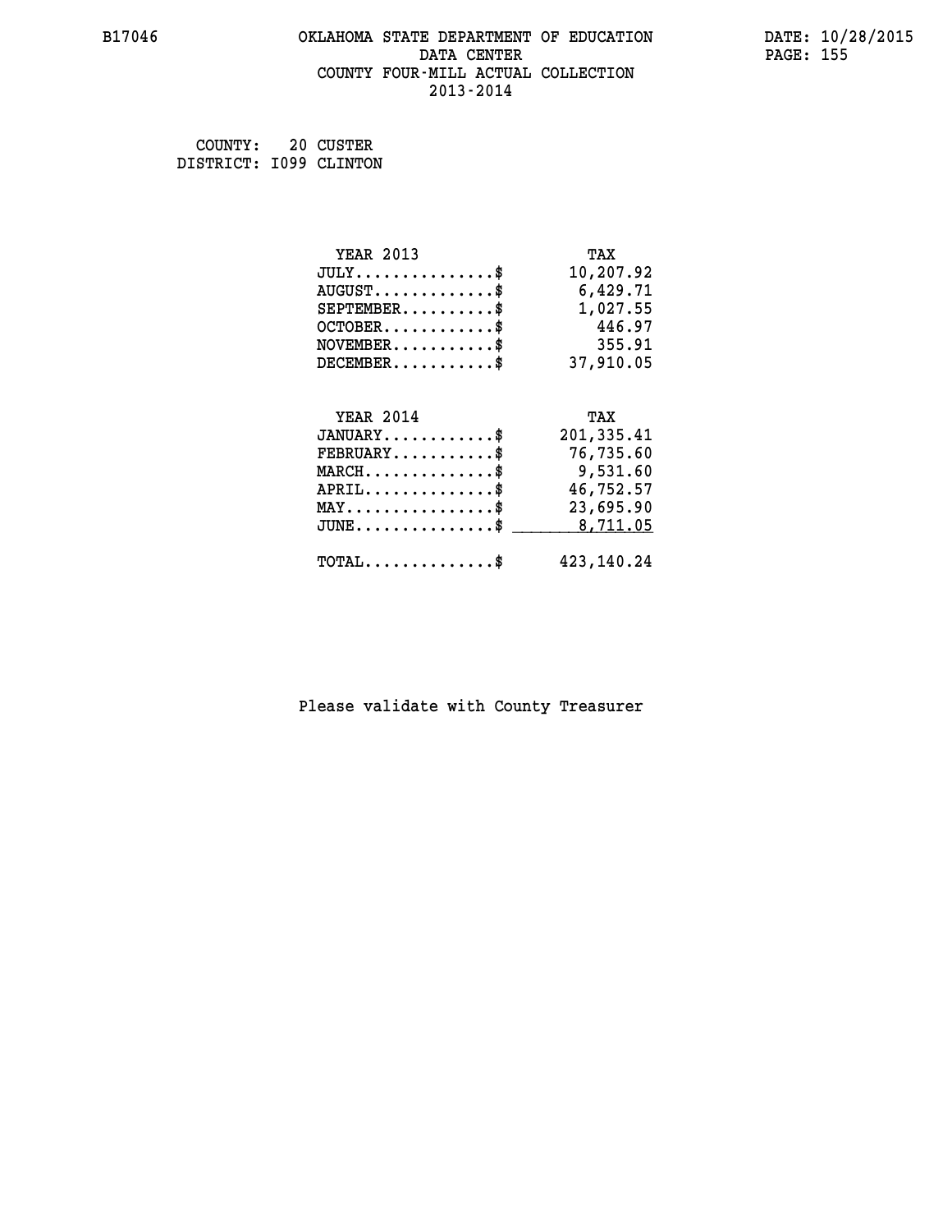# OKLAHOMA STATE DEPARTMENT OF EDUCATION
## DATA CENTER
## COUNTY FOUR-MILL ACTUAL COLLECTION
## 2013-2014

COUNTY: 20 CUSTER
DISTRICT: I099 CLINTON

| YEAR 2013 | TAX |
|---|---|
| JULY...............$ | 10,207.92 |
| AUGUST.............$ | 6,429.71 |
| SEPTEMBER..........$ | 1,027.55 |
| OCTOBER............$ | 446.97 |
| NOVEMBER...........$ | 355.91 |
| DECEMBER...........$ | 37,910.05 |

| YEAR 2014 | TAX |
|---|---|
| JANUARY............$ | 201,335.41 |
| FEBRUARY...........$ | 76,735.60 |
| MARCH..............$ | 9,531.60 |
| APRIL..............$ | 46,752.57 |
| MAY................$ | 23,695.90 |
| JUNE...............$ | 8,711.05 |
| TOTAL..............$ | 423,140.24 |

Please validate with County Treasurer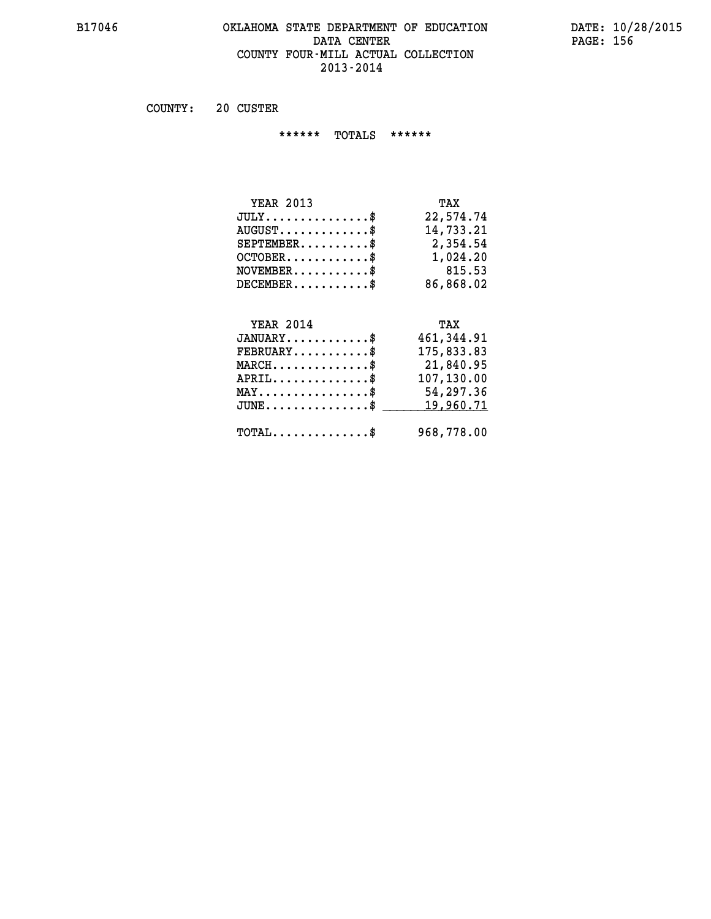# OKLAHOMA STATE DEPARTMENT OF EDUCATION
## DATA CENTER
## COUNTY FOUR-MILL ACTUAL COLLECTION
## 2013-2014

COUNTY: 20 CUSTER

****** TOTALS ******

| YEAR 2013 | TAX |
|---|---|
| JULY...............$ | 22,574.74 |
| AUGUST.............$ | 14,733.21 |
| SEPTEMBER..........$ | 2,354.54 |
| OCTOBER............$ | 1,024.20 |
| NOVEMBER...........$ | 815.53 |
| DECEMBER...........$ | 86,868.02 |

| YEAR 2014 | TAX |
|---|---|
| JANUARY............$ | 461,344.91 |
| FEBRUARY...........$ | 175,833.83 |
| MARCH..............$ | 21,840.95 |
| APRIL..............$ | 107,130.00 |
| MAY................$ | 54,297.36 |
| JUNE...............$ | 19,960.71 |
| TOTAL..............$ | 968,778.00 |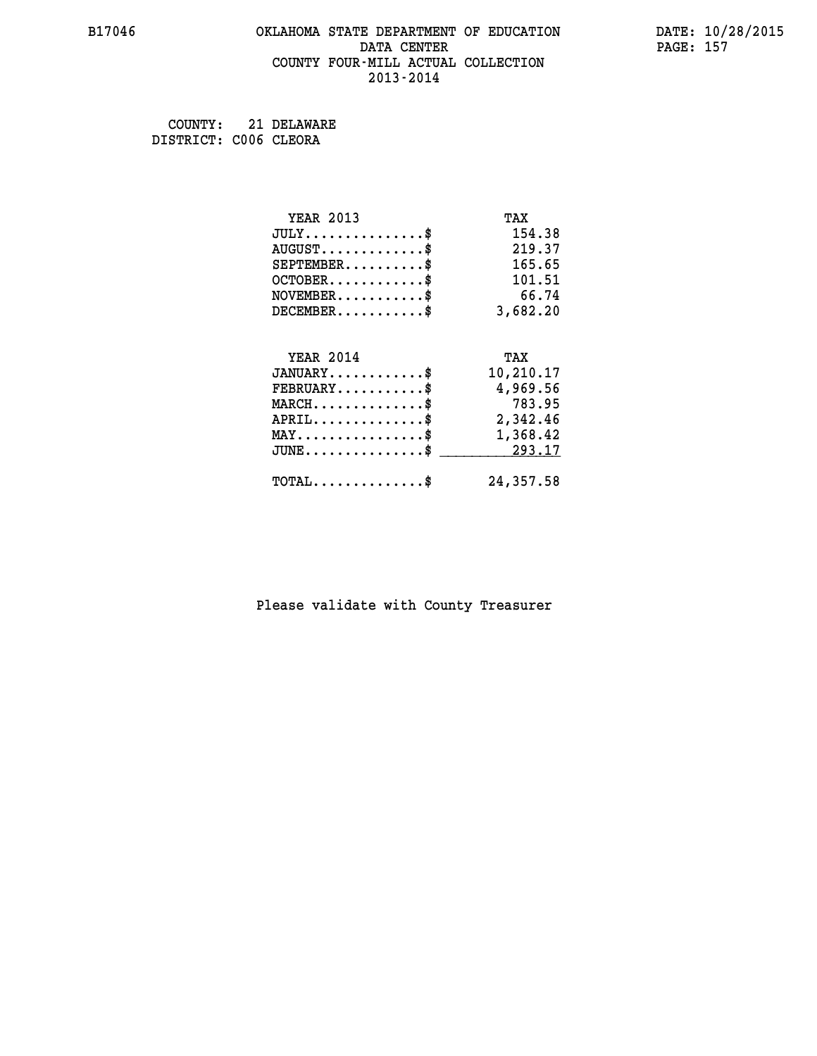# OKLAHOMA STATE DEPARTMENT OF EDUCATION
## DATA CENTER
## COUNTY FOUR-MILL ACTUAL COLLECTION
## 2013-2014

COUNTY: 21 DELAWARE
DISTRICT: C006 CLEORA

| YEAR 2013 | TAX |
|---|---|
| JULY..............$ | 154.38 |
| AUGUST............$ | 219.37 |
| SEPTEMBER.........$ | 165.65 |
| OCTOBER...........$ | 101.51 |
| NOVEMBER..........$ | 66.74 |
| DECEMBER..........$ | 3,682.20 |

| YEAR 2014 | TAX |
|---|---|
| JANUARY...........$ | 10,210.17 |
| FEBRUARY..........$ | 4,969.56 |
| MARCH.............$ | 783.95 |
| APRIL.............$ | 2,342.46 |
| MAY...............$ | 1,368.42 |
| JUNE..............$ | 293.17 |
| TOTAL.............$ | 24,357.58 |

Please validate with County Treasurer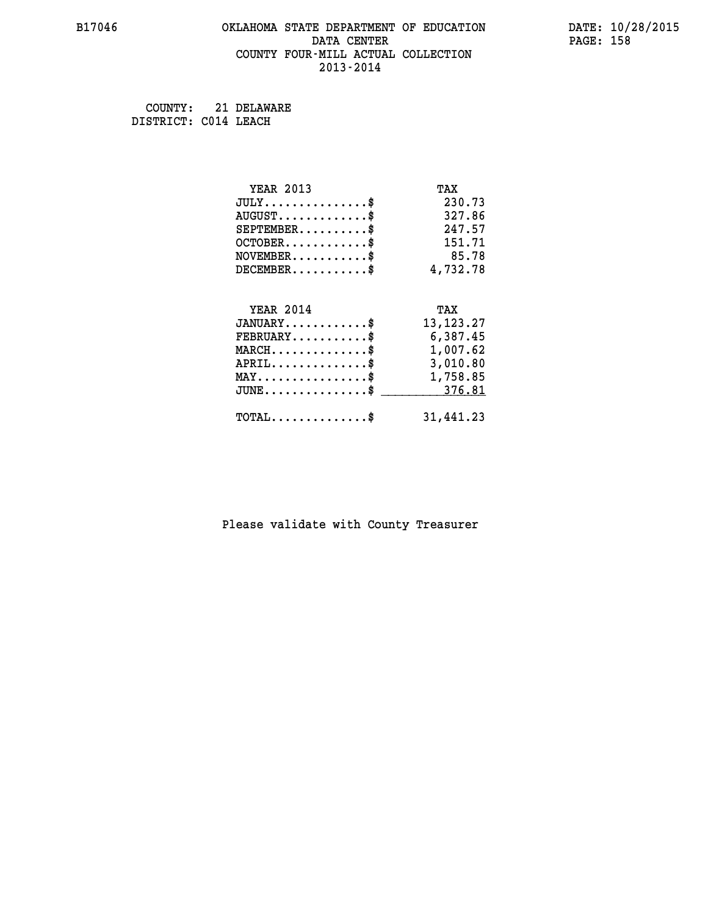B17046

# OKLAHOMA STATE DEPARTMENT OF EDUCATION
## DATA CENTER
## COUNTY FOUR-MILL ACTUAL COLLECTION
## 2013-2014

DATE: 10/28/2015

COUNTY: 21 DELAWARE
DISTRICT: C014 LEACH

| YEAR 2013 | TAX |
|---|---|
| JULY...............$ | 230.73 |
| AUGUST.............$ | 327.86 |
| SEPTEMBER..........$ | 247.57 |
| OCTOBER............$ | 151.71 |
| NOVEMBER...........$ | 85.78 |
| DECEMBER...........$ | 4,732.78 |

| YEAR 2014 | TAX |
|---|---|
| JANUARY............$ | 13,123.27 |
| FEBRUARY...........$ | 6,387.45 |
| MARCH..............$ | 1,007.62 |
| APRIL..............$ | 3,010.80 |
| MAY................$ | 1,758.85 |
| JUNE...............$ | 376.81 |
| TOTAL..............$ | 31,441.23 |

Please validate with County Treasurer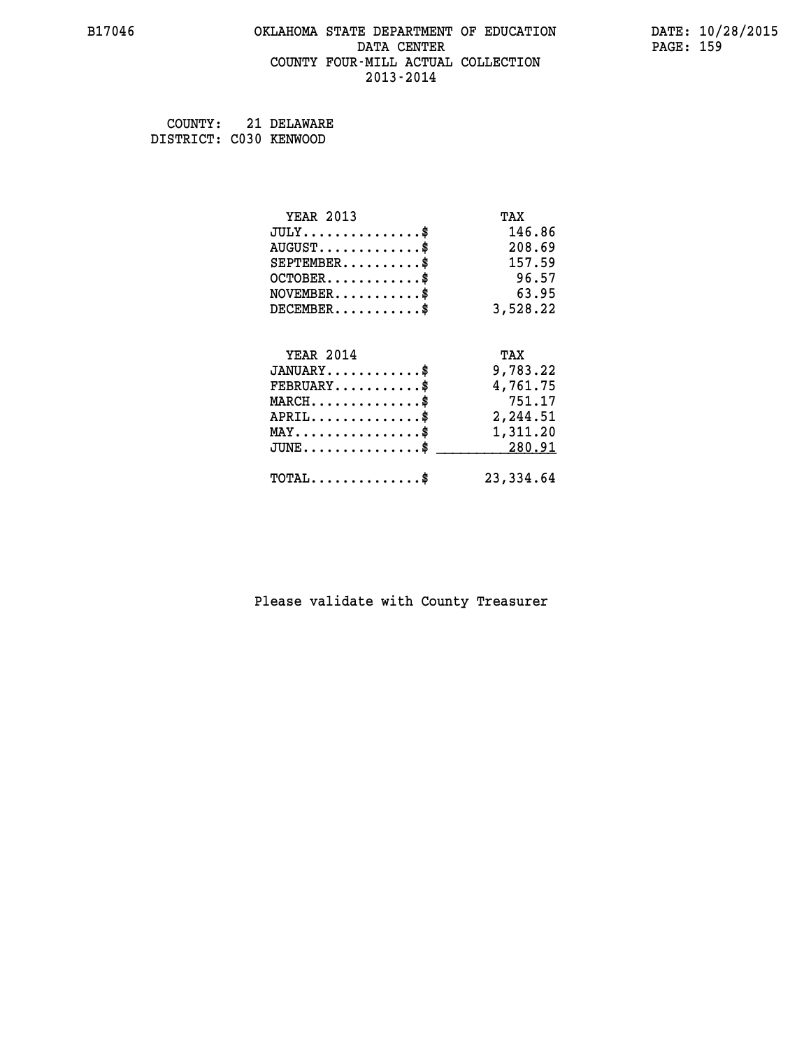B17046 OKLAHOMA STATE DEPARTMENT OF EDUCATION DATA CENTER COUNTY FOUR-MILL ACTUAL COLLECTION 2013-2014

DATE: 10/28/2015

COUNTY: 21 DELAWARE
DISTRICT: C030 KENWOOD

| YEAR 2013 | TAX |
|---|---|
| JULY...............$ | 146.86 |
| AUGUST.............$ | 208.69 |
| SEPTEMBER..........$ | 157.59 |
| OCTOBER............$ | 96.57 |
| NOVEMBER...........$ | 63.95 |
| DECEMBER...........$ | 3,528.22 |

| YEAR 2014 | TAX |
|---|---|
| JANUARY............$ | 9,783.22 |
| FEBRUARY...........$ | 4,761.75 |
| MARCH..............$ | 751.17 |
| APRIL..............$ | 2,244.51 |
| MAY................$ | 1,311.20 |
| JUNE...............$ | 280.91 |
| TOTAL..............$ | 23,334.64 |

Please validate with County Treasurer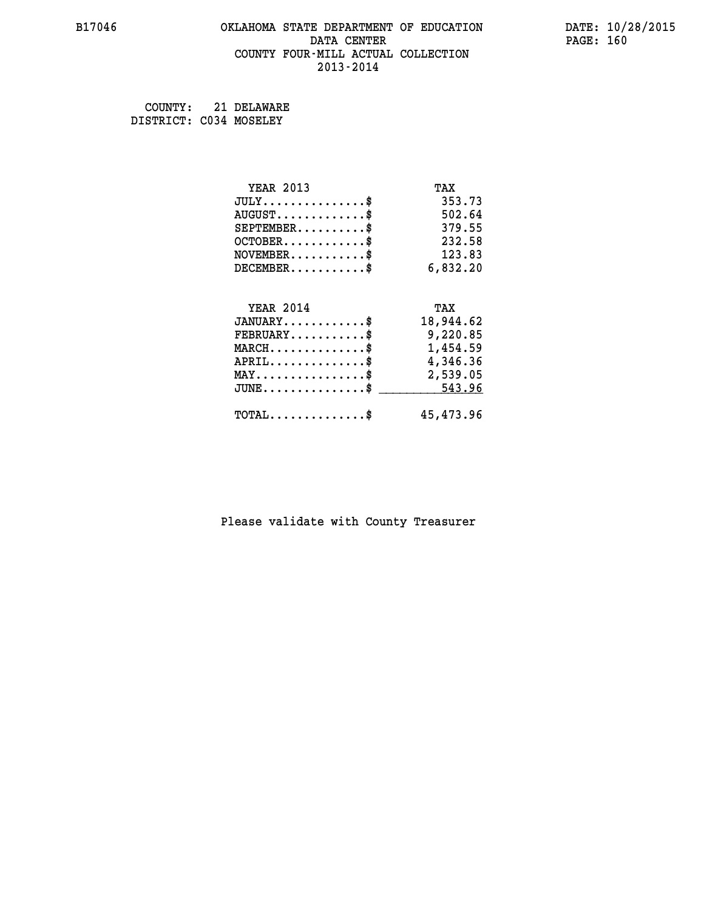B17046 OKLAHOMA STATE DEPARTMENT OF EDUCATION DATE: 10/28/2015

DATA CENTER

COUNTY FOUR-MILL ACTUAL COLLECTION

2013-2014

COUNTY: 21 DELAWARE
DISTRICT: C034 MOSELEY

| YEAR 2013 | TAX |
|---|---|
| JULY...............$ | 353.73 |
| AUGUST.............$ | 502.64 |
| SEPTEMBER..........$ | 379.55 |
| OCTOBER............$ | 232.58 |
| NOVEMBER...........$ | 123.83 |
| DECEMBER...........$ | 6,832.20 |

| YEAR 2014 | TAX |
|---|---|
| JANUARY............$ | 18,944.62 |
| FEBRUARY...........$ | 9,220.85 |
| MARCH..............$ | 1,454.59 |
| APRIL..............$ | 4,346.36 |
| MAY................$ | 2,539.05 |
| JUNE...............$ | 543.96 |
| TOTAL..............$ | 45,473.96 |

Please validate with County Treasurer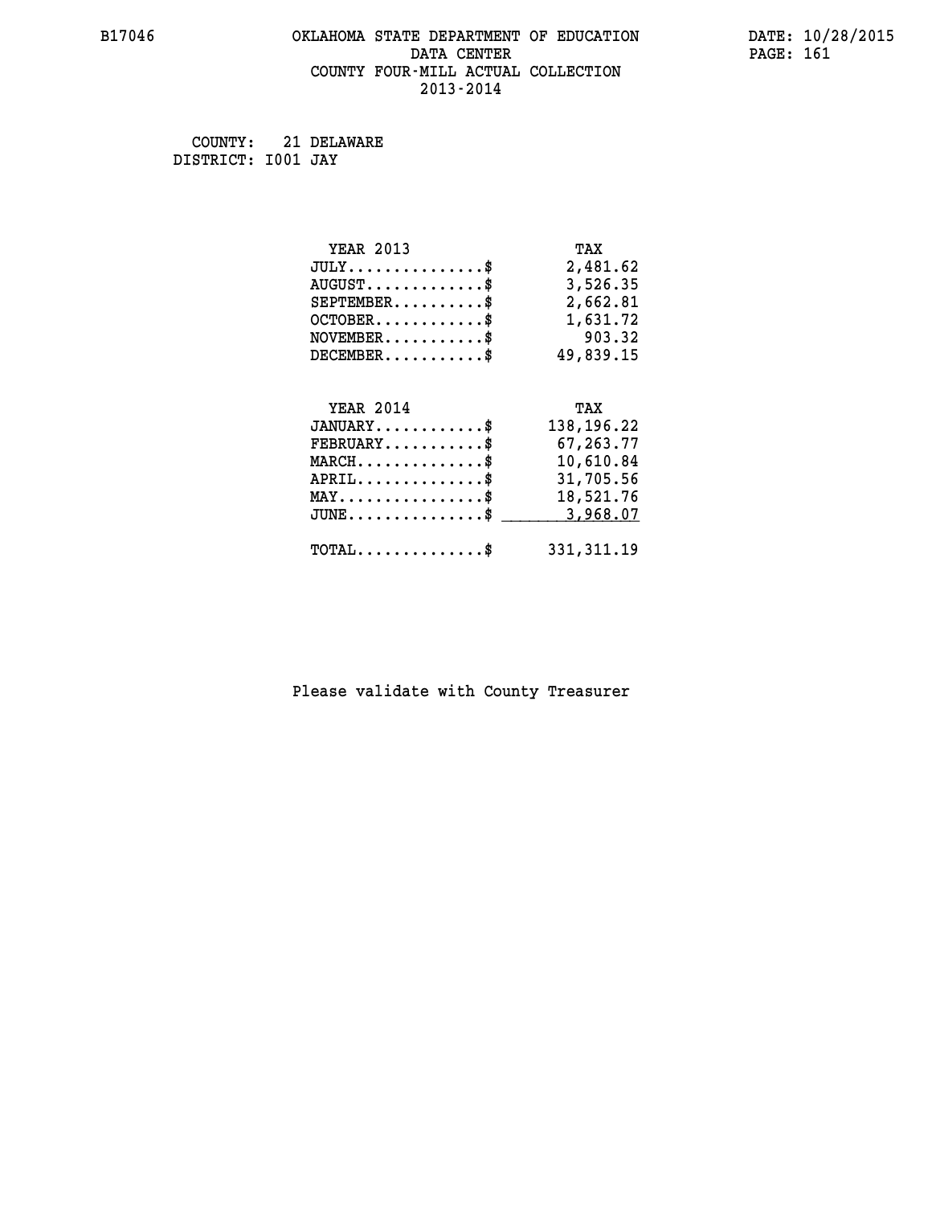COUNTY: 21 DELAWARE
DISTRICT: I001 JAY

| YEAR 2013 | TAX |
|---|---|
| JULY..............$ | 2,481.62 |
| AUGUST............$ | 3,526.35 |
| SEPTEMBER.........$ | 2,662.81 |
| OCTOBER...........$ | 1,631.72 |
| NOVEMBER..........$ | 903.32 |
| DECEMBER..........$ | 49,839.15 |

| YEAR 2014 | TAX |
|---|---|
| JANUARY...........$ | 138,196.22 |
| FEBRUARY..........$ | 67,263.77 |
| MARCH.............$ | 10,610.84 |
| APRIL.............$ | 31,705.56 |
| MAY...............$ | 18,521.76 |
| JUNE..............$ | 3,968.07 |
| TOTAL.............$ | 331,311.19 |

Please validate with County Treasurer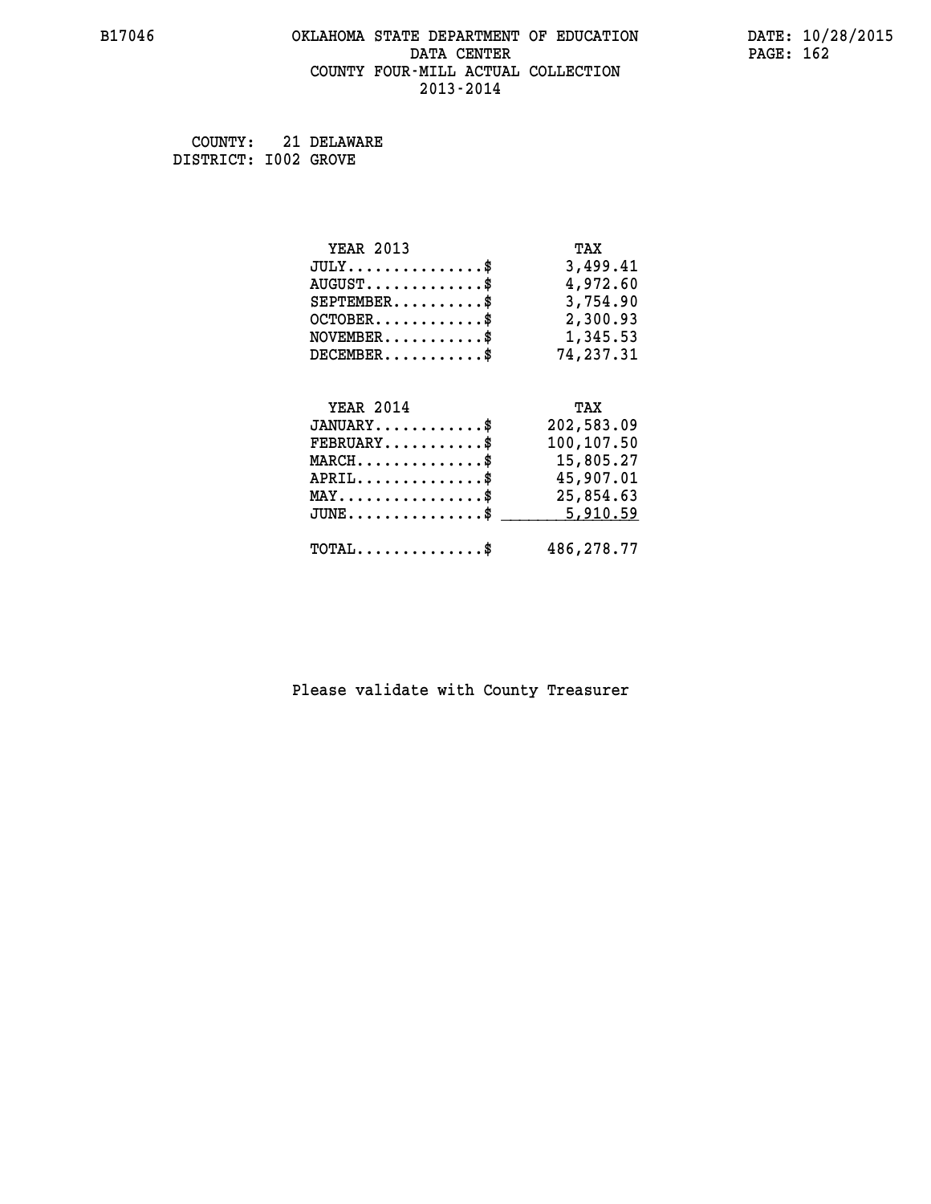B17046 OKLAHOMA STATE DEPARTMENT OF EDUCATION DATE: 10/28/2015
DATA CENTER
COUNTY FOUR-MILL ACTUAL COLLECTION
2013-2014

COUNTY: 21 DELAWARE
DISTRICT: I002 GROVE

| YEAR 2013 | TAX |
|---|---|
| JULY...............$ | 3,499.41 |
| AUGUST.............$ | 4,972.60 |
| SEPTEMBER..........$ | 3,754.90 |
| OCTOBER............$ | 2,300.93 |
| NOVEMBER...........$ | 1,345.53 |
| DECEMBER...........$ | 74,237.31 |

| YEAR 2014 | TAX |
|---|---|
| JANUARY............$ | 202,583.09 |
| FEBRUARY...........$ | 100,107.50 |
| MARCH..............$ | 15,805.27 |
| APRIL..............$ | 45,907.01 |
| MAY................$ | 25,854.63 |
| JUNE...............$ | 5,910.59 |
| TOTAL..............$ | 486,278.77 |

Please validate with County Treasurer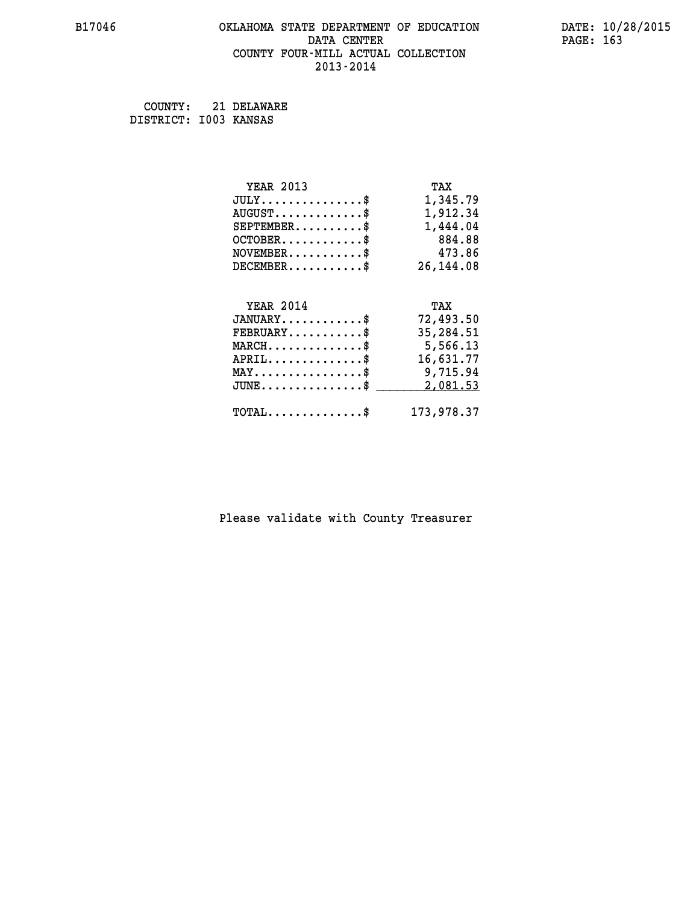B17046

# OKLAHOMA STATE DEPARTMENT OF EDUCATION
## DATA CENTER
## COUNTY FOUR-MILL ACTUAL COLLECTION
## 2013-2014

DATE: 10/28/2015

COUNTY: 21 DELAWARE
DISTRICT: I003 KANSAS

| YEAR 2013 | TAX |
|---|---|
| JULY...............$ | 1,345.79 |
| AUGUST.............$ | 1,912.34 |
| SEPTEMBER..........$ | 1,444.04 |
| OCTOBER............$ | 884.88 |
| NOVEMBER...........$ | 473.86 |
| DECEMBER...........$ | 26,144.08 |

| YEAR 2014 | TAX |
|---|---|
| JANUARY............$ | 72,493.50 |
| FEBRUARY...........$ | 35,284.51 |
| MARCH..............$ | 5,566.13 |
| APRIL..............$ | 16,631.77 |
| MAY................$ | 9,715.94 |
| JUNE...............$ | 2,081.53 |
| TOTAL..............$ | 173,978.37 |

Please validate with County Treasurer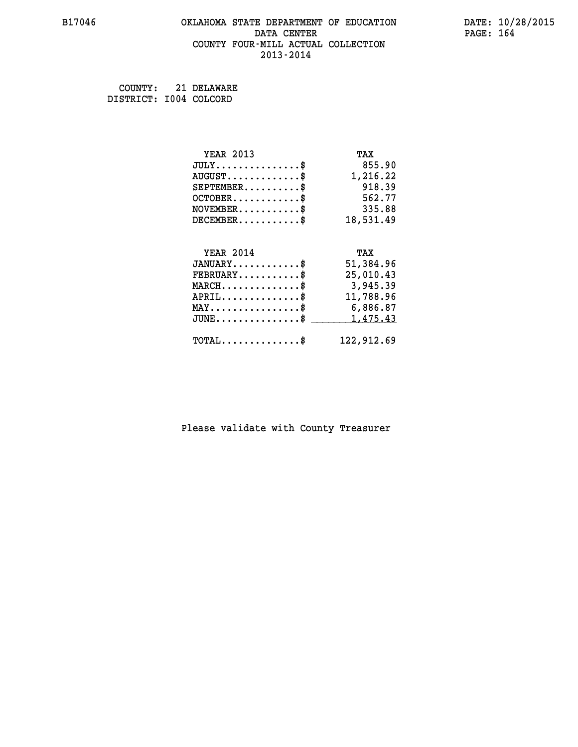B17046 OKLAHOMA STATE DEPARTMENT OF EDUCATION DATA CENTER COUNTY FOUR-MILL ACTUAL COLLECTION 2013-2014

DATE: 10/28/2015

COUNTY: 21 DELAWARE
DISTRICT: I004 COLCORD

| YEAR 2013 | TAX |
|---|---|
| JULY...............$ | 855.90 |
| AUGUST.............$ | 1,216.22 |
| SEPTEMBER..........$ | 918.39 |
| OCTOBER............$ | 562.77 |
| NOVEMBER...........$ | 335.88 |
| DECEMBER...........$ | 18,531.49 |

| YEAR 2014 | TAX |
|---|---|
| JANUARY............$ | 51,384.96 |
| FEBRUARY...........$ | 25,010.43 |
| MARCH..............$ | 3,945.39 |
| APRIL..............$ | 11,788.96 |
| MAY................$ | 6,886.87 |
| JUNE...............$ | 1,475.43 |
| TOTAL..............$ | 122,912.69 |

Please validate with County Treasurer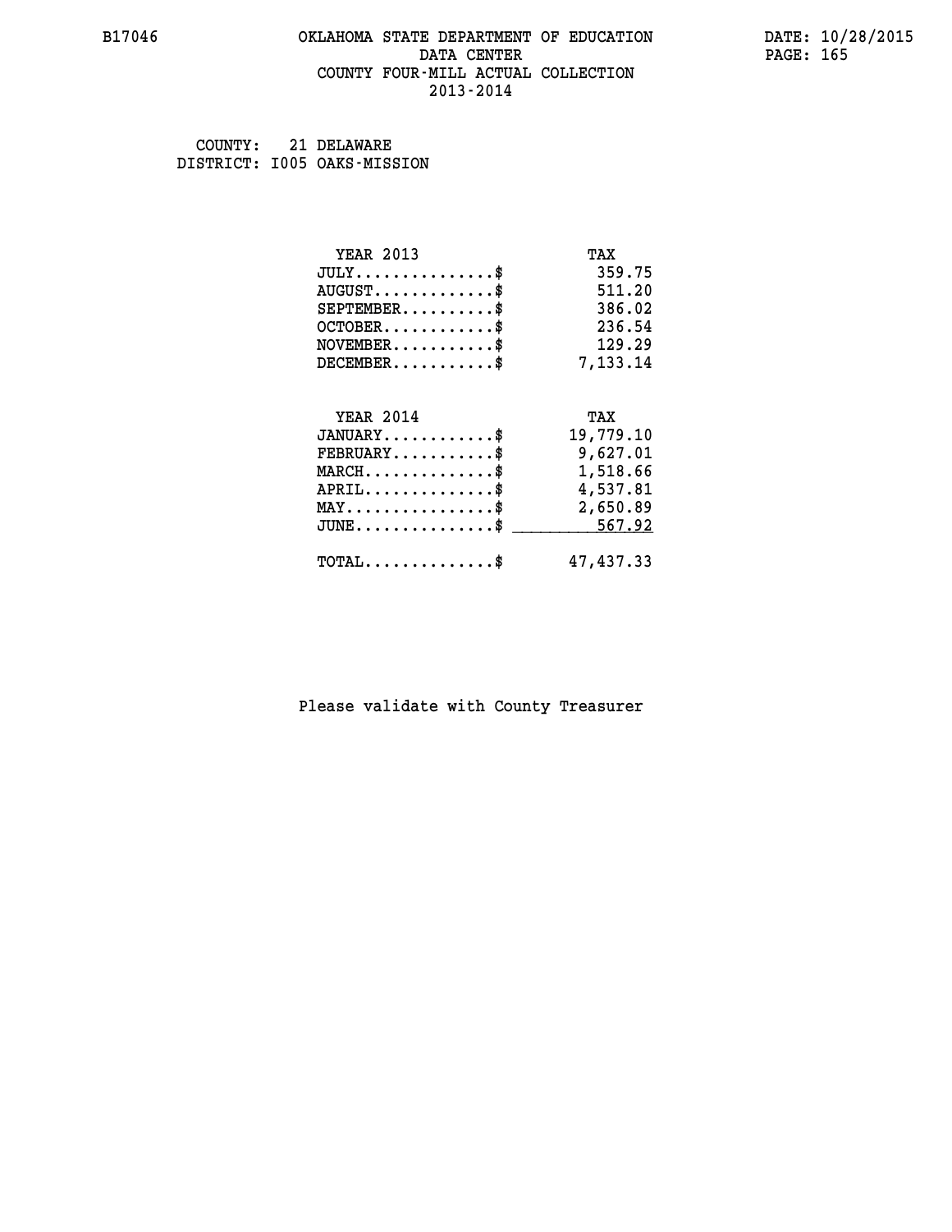# OKLAHOMA STATE DEPARTMENT OF EDUCATION
## DATA CENTER
## COUNTY FOUR-MILL ACTUAL COLLECTION
## 2013-2014

B17046 — DATE: 10/28/2015

COUNTY: 21 DELAWARE
DISTRICT: I005 OAKS-MISSION

| YEAR 2013 | TAX |
|---|---|
| JULY..............$ | 359.75 |
| AUGUST............$ | 511.20 |
| SEPTEMBER.........$ | 386.02 |
| OCTOBER...........$ | 236.54 |
| NOVEMBER..........$ | 129.29 |
| DECEMBER..........$ | 7,133.14 |

| YEAR 2014 | TAX |
|---|---|
| JANUARY...........$ | 19,779.10 |
| FEBRUARY..........$ | 9,627.01 |
| MARCH.............$ | 1,518.66 |
| APRIL.............$ | 4,537.81 |
| MAY...............$ | 2,650.89 |
| JUNE..............$ | 567.92 |
| TOTAL.............$ | 47,437.33 |

Please validate with County Treasurer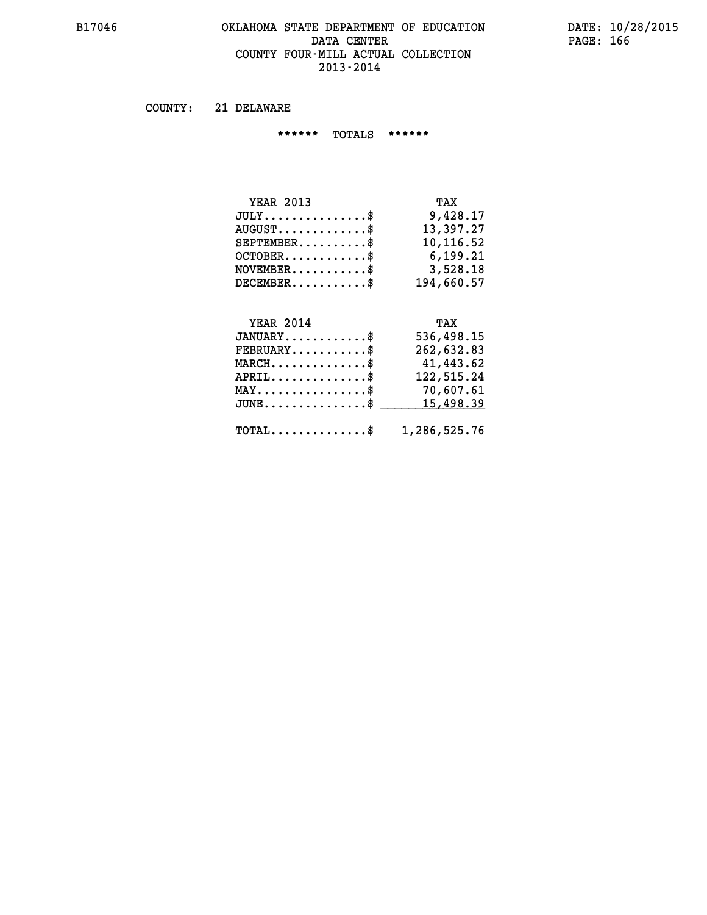B17046 OKLAHOMA STATE DEPARTMENT OF EDUCATION DATA CENTER COUNTY FOUR-MILL ACTUAL COLLECTION 2013-2014

DATE: 10/28/2015

COUNTY: 21 DELAWARE

****** TOTALS ******

| YEAR 2013 | TAX |
|---|---|
| JULY...............$ | 9,428.17 |
| AUGUST.............$ | 13,397.27 |
| SEPTEMBER..........$ | 10,116.52 |
| OCTOBER............$ | 6,199.21 |
| NOVEMBER...........$ | 3,528.18 |
| DECEMBER...........$ | 194,660.57 |

| YEAR 2014 | TAX |
|---|---|
| JANUARY............$ | 536,498.15 |
| FEBRUARY...........$ | 262,632.83 |
| MARCH..............$ | 41,443.62 |
| APRIL..............$ | 122,515.24 |
| MAY................$ | 70,607.61 |
| JUNE...............$ | 15,498.39 |
| TOTAL..............$ | 1,286,525.76 |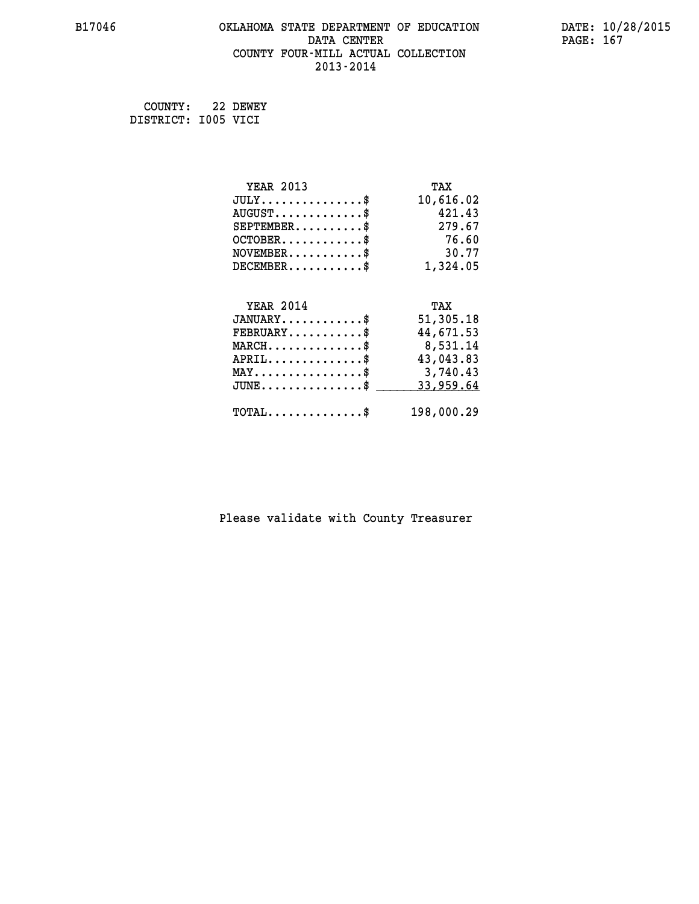B17046 OKLAHOMA STATE DEPARTMENT OF EDUCATION DATE: 10/28/2015

DATA CENTER

COUNTY FOUR-MILL ACTUAL COLLECTION

2013-2014

COUNTY: 22 DEWEY
DISTRICT: I005 VICI

| YEAR 2013 | TAX |
|---|---|
| JULY..............$ | 10,616.02 |
| AUGUST............$ | 421.43 |
| SEPTEMBER.........$ | 279.67 |
| OCTOBER...........$ | 76.60 |
| NOVEMBER..........$ | 30.77 |
| DECEMBER..........$ | 1,324.05 |

| YEAR 2014 | TAX |
|---|---|
| JANUARY...........$ | 51,305.18 |
| FEBRUARY..........$ | 44,671.53 |
| MARCH.............$ | 8,531.14 |
| APRIL.............$ | 43,043.83 |
| MAY...............$ | 3,740.43 |
| JUNE..............$ | 33,959.64 |
| TOTAL.............$ | 198,000.29 |

Please validate with County Treasurer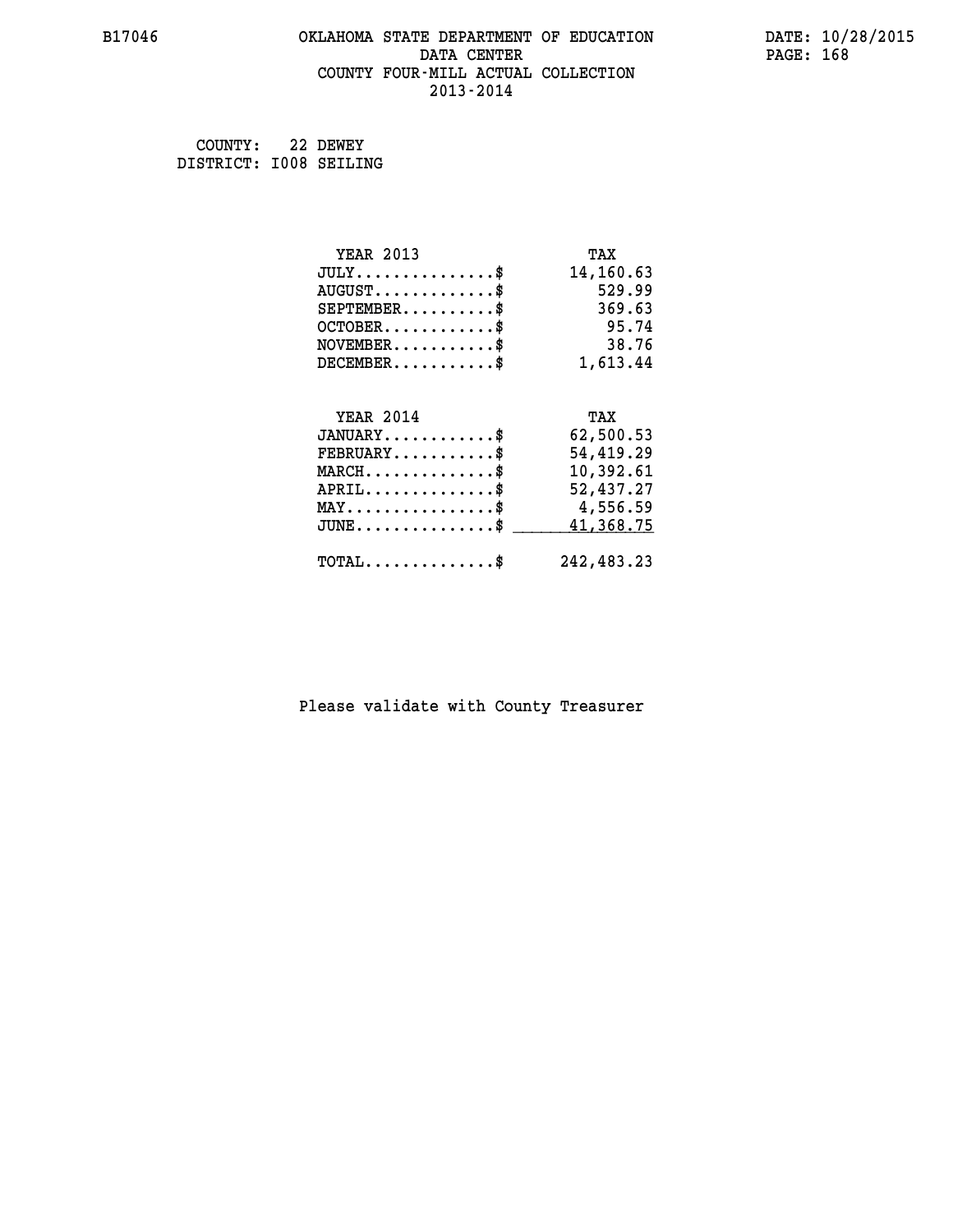B17046 OKLAHOMA STATE DEPARTMENT OF EDUCATION DATE: 10/28/2015
DATA CENTER
COUNTY FOUR-MILL ACTUAL COLLECTION
2013-2014

COUNTY: 22 DEWEY
DISTRICT: I008 SEILING

| YEAR 2013 | TAX |
|---|---|
| JULY...............$ | 14,160.63 |
| AUGUST.............$ | 529.99 |
| SEPTEMBER..........$ | 369.63 |
| OCTOBER............$ | 95.74 |
| NOVEMBER...........$ | 38.76 |
| DECEMBER...........$ | 1,613.44 |

| YEAR 2014 | TAX |
|---|---|
| JANUARY............$ | 62,500.53 |
| FEBRUARY...........$ | 54,419.29 |
| MARCH..............$ | 10,392.61 |
| APRIL..............$ | 52,437.27 |
| MAY................$ | 4,556.59 |
| JUNE...............$ | 41,368.75 |
| TOTAL..............$ | 242,483.23 |

Please validate with County Treasurer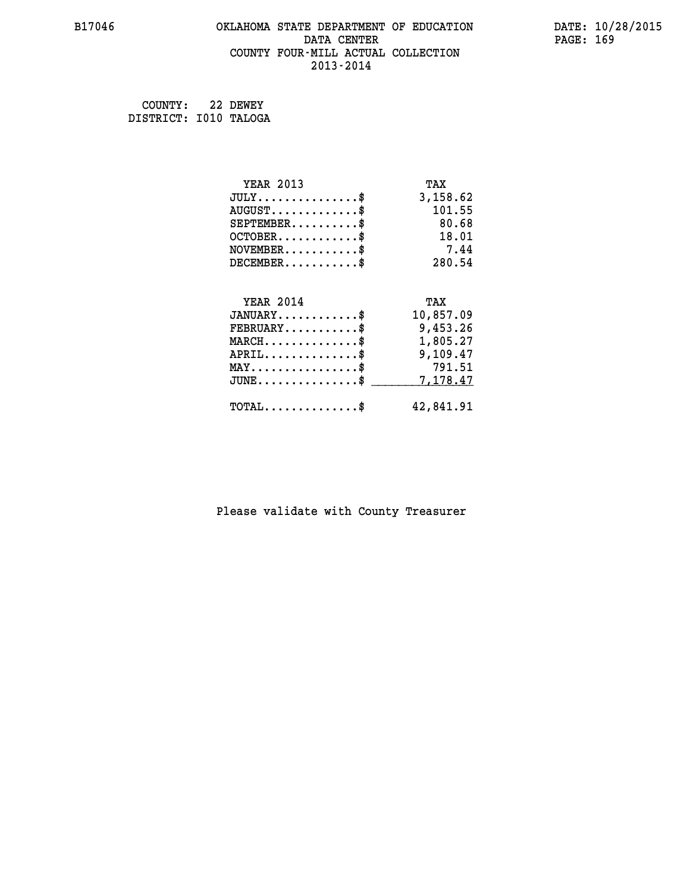# OKLAHOMA STATE DEPARTMENT OF EDUCATION
## DATA CENTER
## COUNTY FOUR-MILL ACTUAL COLLECTION
## 2013-2014

B17046

DATE: 10/28/2015

COUNTY: 22 DEWEY
DISTRICT: I010 TALOGA

| YEAR 2013 | TAX |
|---|---|
| JULY..............$ | 3,158.62 |
| AUGUST............$ | 101.55 |
| SEPTEMBER.........$ | 80.68 |
| OCTOBER...........$ | 18.01 |
| NOVEMBER..........$ | 7.44 |
| DECEMBER..........$ | 280.54 |

| YEAR 2014 | TAX |
|---|---|
| JANUARY...........$ | 10,857.09 |
| FEBRUARY..........$ | 9,453.26 |
| MARCH.............$ | 1,805.27 |
| APRIL.............$ | 9,109.47 |
| MAY...............$ | 791.51 |
| JUNE..............$ | 7,178.47 |
| TOTAL.............$ | 42,841.91 |

Please validate with County Treasurer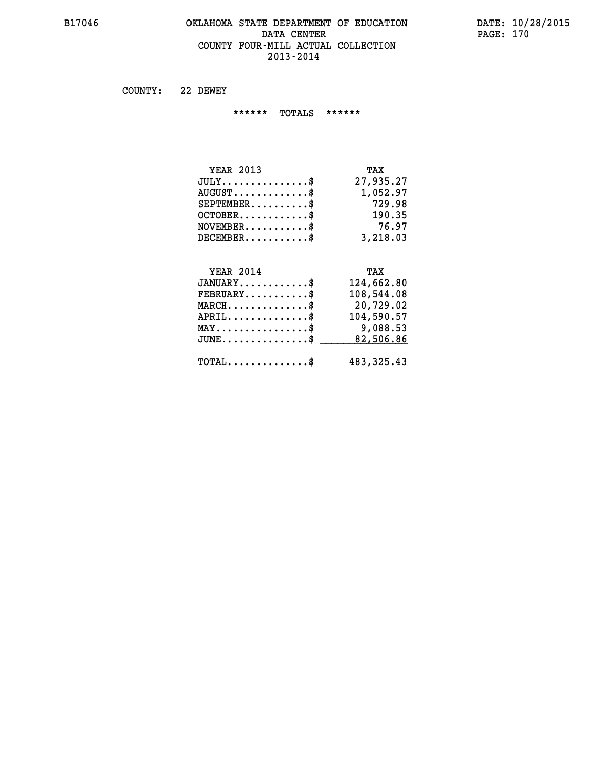# OKLAHOMA STATE DEPARTMENT OF EDUCATION
## DATA CENTER
## COUNTY FOUR-MILL ACTUAL COLLECTION
## 2013-2014

COUNTY: 22 DEWEY

****** TOTALS ******

| YEAR 2013 | TAX |
|---|---|
| JULY...............$ | 27,935.27 |
| AUGUST.............$ | 1,052.97 |
| SEPTEMBER..........$ | 729.98 |
| OCTOBER............$ | 190.35 |
| NOVEMBER...........$ | 76.97 |
| DECEMBER...........$ | 3,218.03 |

| YEAR 2014 | TAX |
|---|---|
| JANUARY............$ | 124,662.80 |
| FEBRUARY...........$ | 108,544.08 |
| MARCH..............$ | 20,729.02 |
| APRIL..............$ | 104,590.57 |
| MAY................$ | 9,088.53 |
| JUNE...............$ | 82,506.86 |
| TOTAL..............$ | 483,325.43 |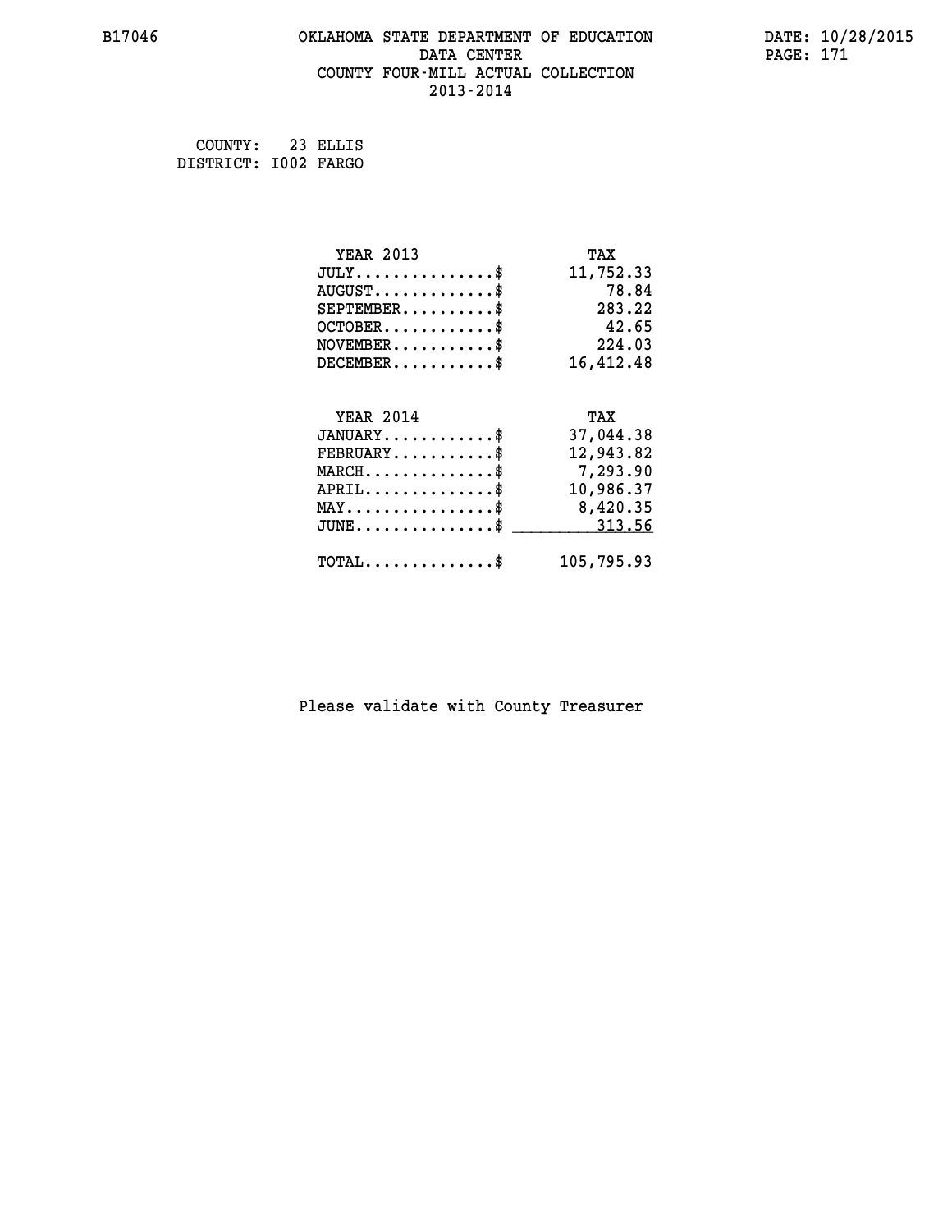B17046 OKLAHOMA STATE DEPARTMENT OF EDUCATION DATA CENTER COUNTY FOUR-MILL ACTUAL COLLECTION 2013-2014

DATE: 10/28/2015

COUNTY: 23 ELLIS
DISTRICT: I002 FARGO

| YEAR 2013 | TAX |
|---|---|
| JULY...............$ | 11,752.33 |
| AUGUST.............$ | 78.84 |
| SEPTEMBER..........$ | 283.22 |
| OCTOBER............$ | 42.65 |
| NOVEMBER...........$ | 224.03 |
| DECEMBER...........$ | 16,412.48 |

| YEAR 2014 | TAX |
|---|---|
| JANUARY............$ | 37,044.38 |
| FEBRUARY...........$ | 12,943.82 |
| MARCH..............$ | 7,293.90 |
| APRIL..............$ | 10,986.37 |
| MAY................$ | 8,420.35 |
| JUNE...............$ | 313.56 |
| TOTAL..............$ | 105,795.93 |

Please validate with County Treasurer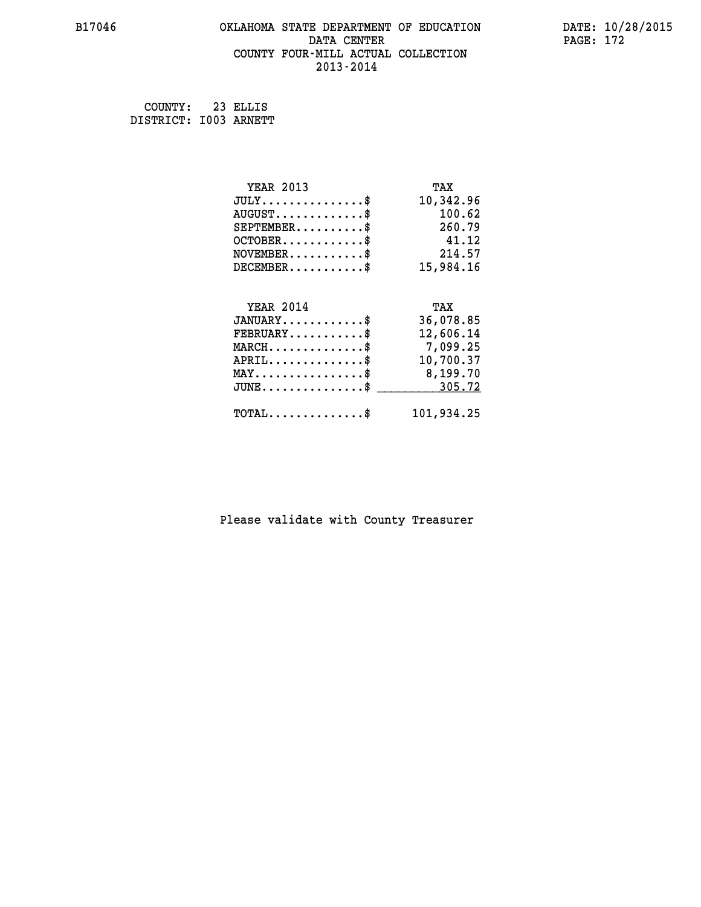# OKLAHOMA STATE DEPARTMENT OF EDUCATION
## DATA CENTER
## COUNTY FOUR-MILL ACTUAL COLLECTION
## 2013-2014

B17046

DATE: 10/28/2015

COUNTY: 23 ELLIS
DISTRICT: I003 ARNETT

| YEAR 2013 | TAX |
|---|---|
| JULY...............$ | 10,342.96 |
| AUGUST.............$ | 100.62 |
| SEPTEMBER..........$ | 260.79 |
| OCTOBER............$ | 41.12 |
| NOVEMBER...........$ | 214.57 |
| DECEMBER...........$ | 15,984.16 |

| YEAR 2014 | TAX |
|---|---|
| JANUARY............$ | 36,078.85 |
| FEBRUARY...........$ | 12,606.14 |
| MARCH..............$ | 7,099.25 |
| APRIL..............$ | 10,700.37 |
| MAY................$ | 8,199.70 |
| JUNE...............$ | 305.72 |
| TOTAL..............$ | 101,934.25 |

Please validate with County Treasurer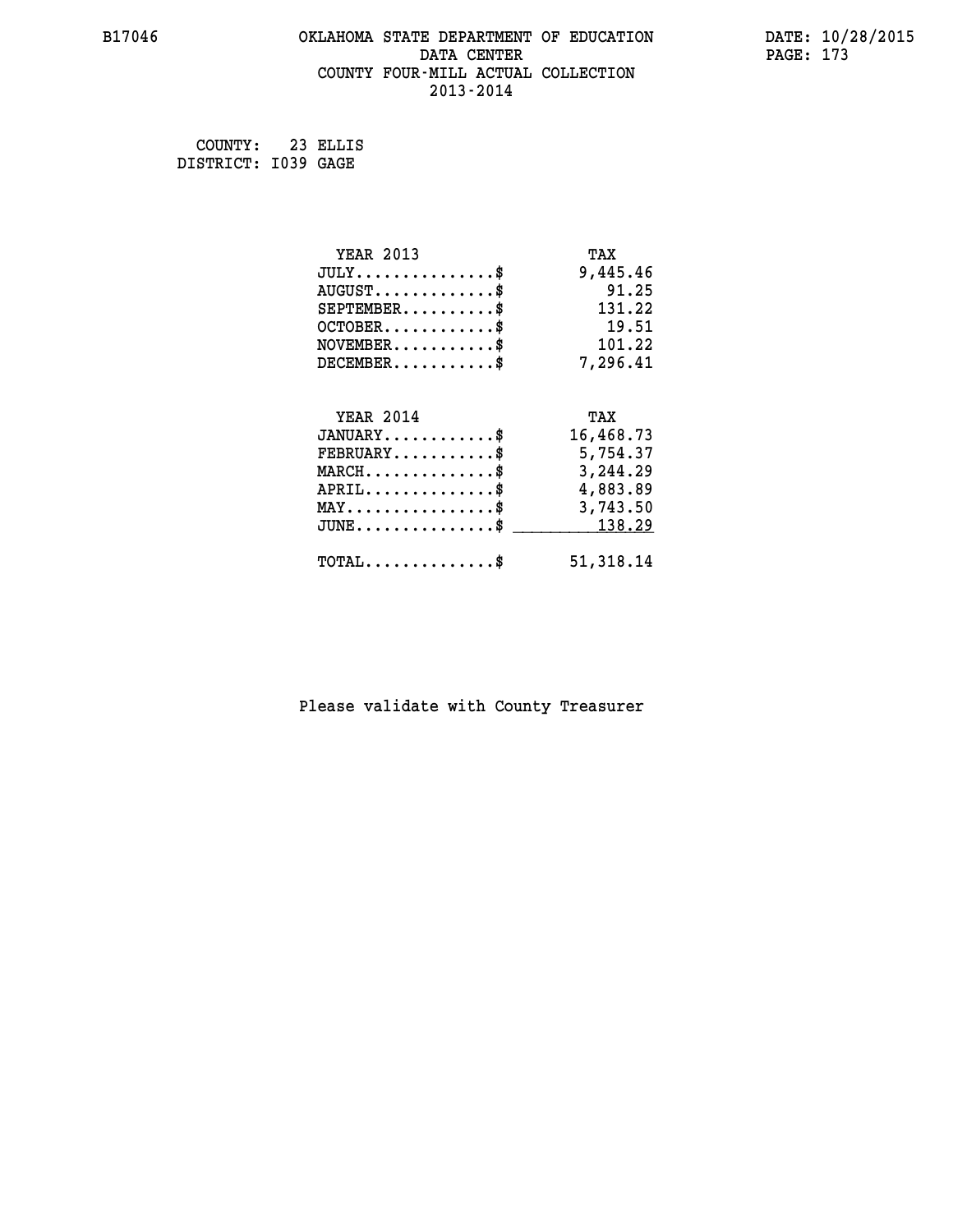B17046 OKLAHOMA STATE DEPARTMENT OF EDUCATION DATA CENTER COUNTY FOUR-MILL ACTUAL COLLECTION 2013-2014

DATE: 10/28/2015

COUNTY: 23 ELLIS
DISTRICT: I039 GAGE

| YEAR 2013 | TAX |
|---|---|
| JULY...............$ | 9,445.46 |
| AUGUST.............$ | 91.25 |
| SEPTEMBER..........$ | 131.22 |
| OCTOBER............$ | 19.51 |
| NOVEMBER...........$ | 101.22 |
| DECEMBER...........$ | 7,296.41 |

| YEAR 2014 | TAX |
|---|---|
| JANUARY............$ | 16,468.73 |
| FEBRUARY...........$ | 5,754.37 |
| MARCH..............$ | 3,244.29 |
| APRIL..............$ | 4,883.89 |
| MAY................$ | 3,743.50 |
| JUNE...............$ | 138.29 |
| TOTAL..............$ | 51,318.14 |

Please validate with County Treasurer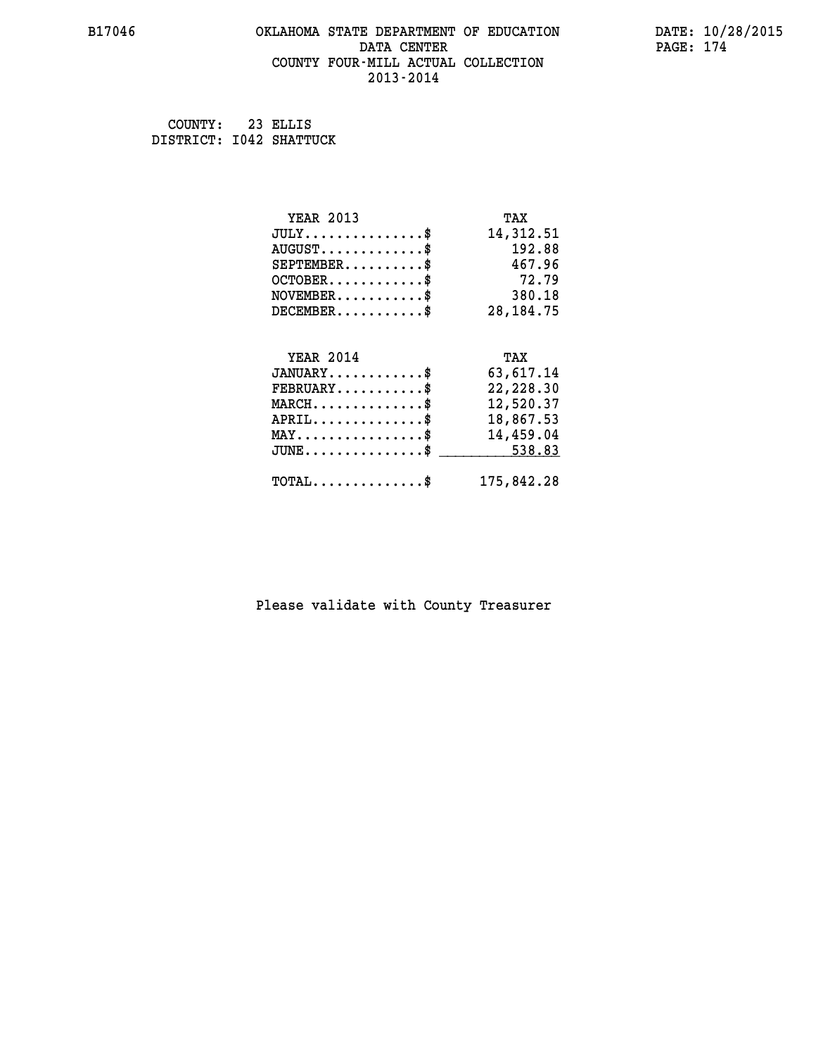# OKLAHOMA STATE DEPARTMENT OF EDUCATION
## DATA CENTER
## COUNTY FOUR-MILL ACTUAL COLLECTION
## 2013-2014

B17046 DATE: 10/28/2015

COUNTY: 23 ELLIS
DISTRICT: I042 SHATTUCK

| YEAR 2013 | TAX |
|---|---|
| JULY..............$ | 14,312.51 |
| AUGUST............$ | 192.88 |
| SEPTEMBER.........$ | 467.96 |
| OCTOBER...........$ | 72.79 |
| NOVEMBER..........$ | 380.18 |
| DECEMBER..........$ | 28,184.75 |

| YEAR 2014 | TAX |
|---|---|
| JANUARY...........$ | 63,617.14 |
| FEBRUARY..........$ | 22,228.30 |
| MARCH.............$ | 12,520.37 |
| APRIL.............$ | 18,867.53 |
| MAY...............$ | 14,459.04 |
| JUNE..............$ | 538.83 |
| TOTAL.............$ | 175,842.28 |

Please validate with County Treasurer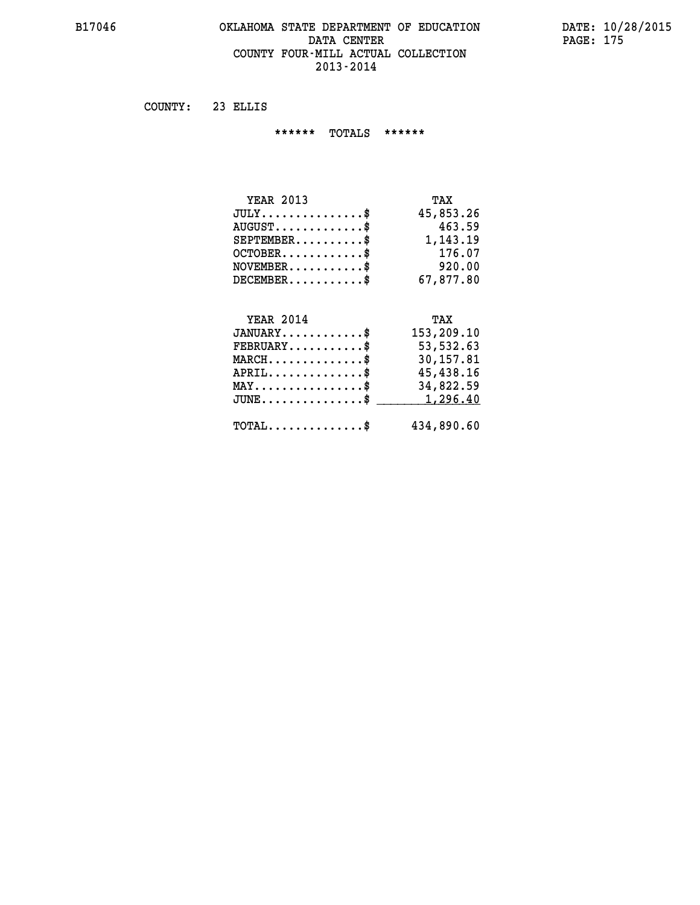B17046 OKLAHOMA STATE DEPARTMENT OF EDUCATION DATE: 10/28/2015
DATA CENTER
COUNTY FOUR-MILL ACTUAL COLLECTION
2013-2014

COUNTY: 23 ELLIS

****** TOTALS ******

| YEAR 2013 | TAX |
|---|---|
| JULY...............$ | 45,853.26 |
| AUGUST.............$ | 463.59 |
| SEPTEMBER..........$ | 1,143.19 |
| OCTOBER............$ | 176.07 |
| NOVEMBER...........$ | 920.00 |
| DECEMBER...........$ | 67,877.80 |

| YEAR 2014 | TAX |
|---|---|
| JANUARY............$ | 153,209.10 |
| FEBRUARY...........$ | 53,532.63 |
| MARCH..............$ | 30,157.81 |
| APRIL..............$ | 45,438.16 |
| MAY................$ | 34,822.59 |
| JUNE...............$ | 1,296.40 |
| TOTAL..............$ | 434,890.60 |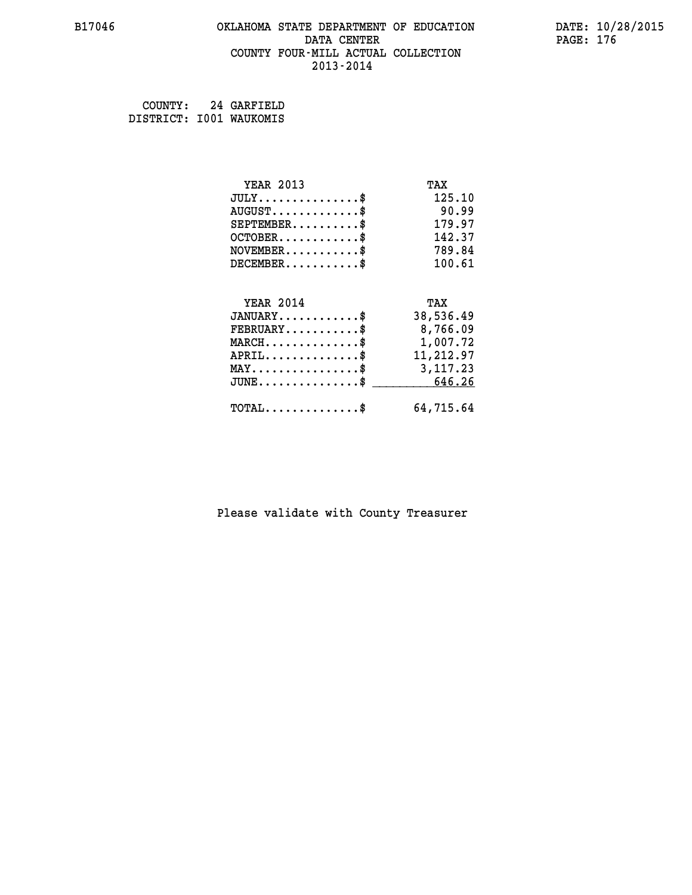B17046 OKLAHOMA STATE DEPARTMENT OF EDUCATION DATE: 10/28/2015
DATA CENTER
COUNTY FOUR-MILL ACTUAL COLLECTION
2013-2014

COUNTY: 24 GARFIELD
DISTRICT: I001 WAUKOMIS

| YEAR 2013 | TAX |
|---|---|
| JULY..............$ | 125.10 |
| AUGUST............$ | 90.99 |
| SEPTEMBER.........$ | 179.97 |
| OCTOBER...........$ | 142.37 |
| NOVEMBER..........$ | 789.84 |
| DECEMBER..........$ | 100.61 |

| YEAR 2014 | TAX |
|---|---|
| JANUARY...........$ | 38,536.49 |
| FEBRUARY..........$ | 8,766.09 |
| MARCH.............$ | 1,007.72 |
| APRIL.............$ | 11,212.97 |
| MAY...............$ | 3,117.23 |
| JUNE..............$ | 646.26 |
| TOTAL.............$ | 64,715.64 |

Please validate with County Treasurer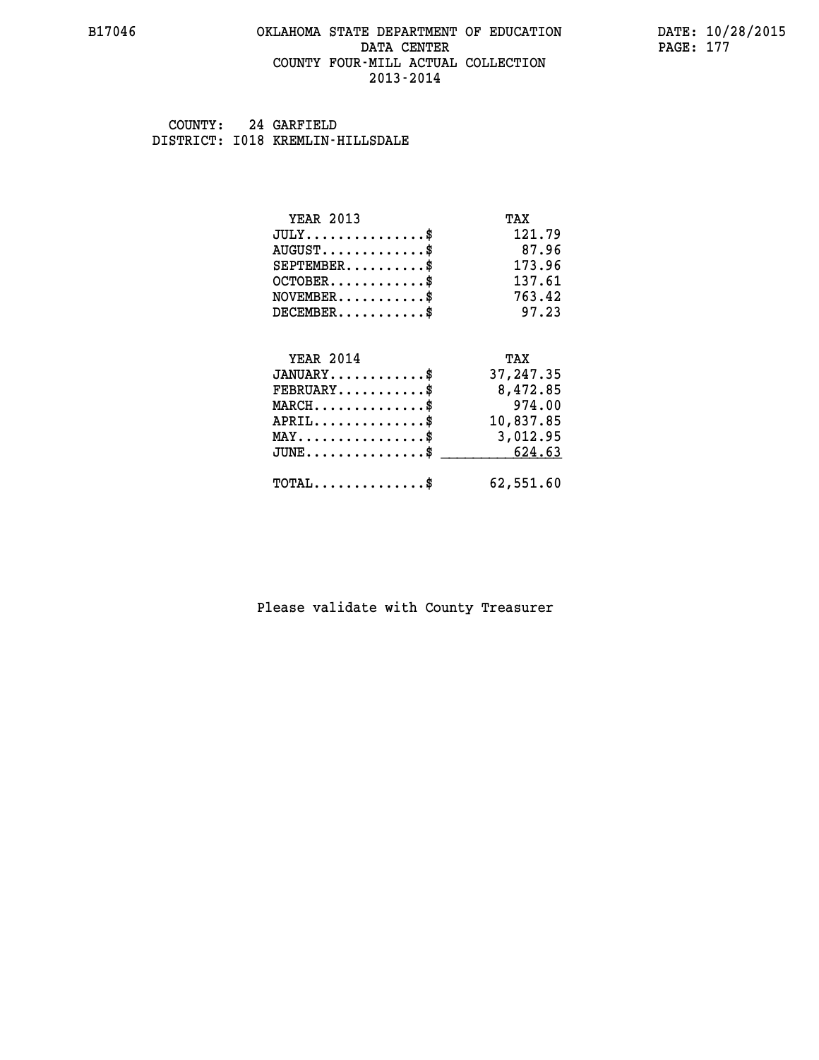B17046 OKLAHOMA STATE DEPARTMENT OF EDUCATION DATA CENTER COUNTY FOUR-MILL ACTUAL COLLECTION 2013-2014

DATE: 10/28/2015

COUNTY: 24 GARFIELD
DISTRICT: I018 KREMLIN-HILLSDALE

| YEAR 2013 | TAX |
| --- | --- |
| JULY...............$ | 121.79 |
| AUGUST.............$ | 87.96 |
| SEPTEMBER..........$ | 173.96 |
| OCTOBER............$ | 137.61 |
| NOVEMBER...........$ | 763.42 |
| DECEMBER...........$ | 97.23 |

| YEAR 2014 | TAX |
| --- | --- |
| JANUARY............$ | 37,247.35 |
| FEBRUARY...........$ | 8,472.85 |
| MARCH..............$ | 974.00 |
| APRIL..............$ | 10,837.85 |
| MAY................$ | 3,012.95 |
| JUNE...............$ | 624.63 |
| TOTAL..............$ | 62,551.60 |

Please validate with County Treasurer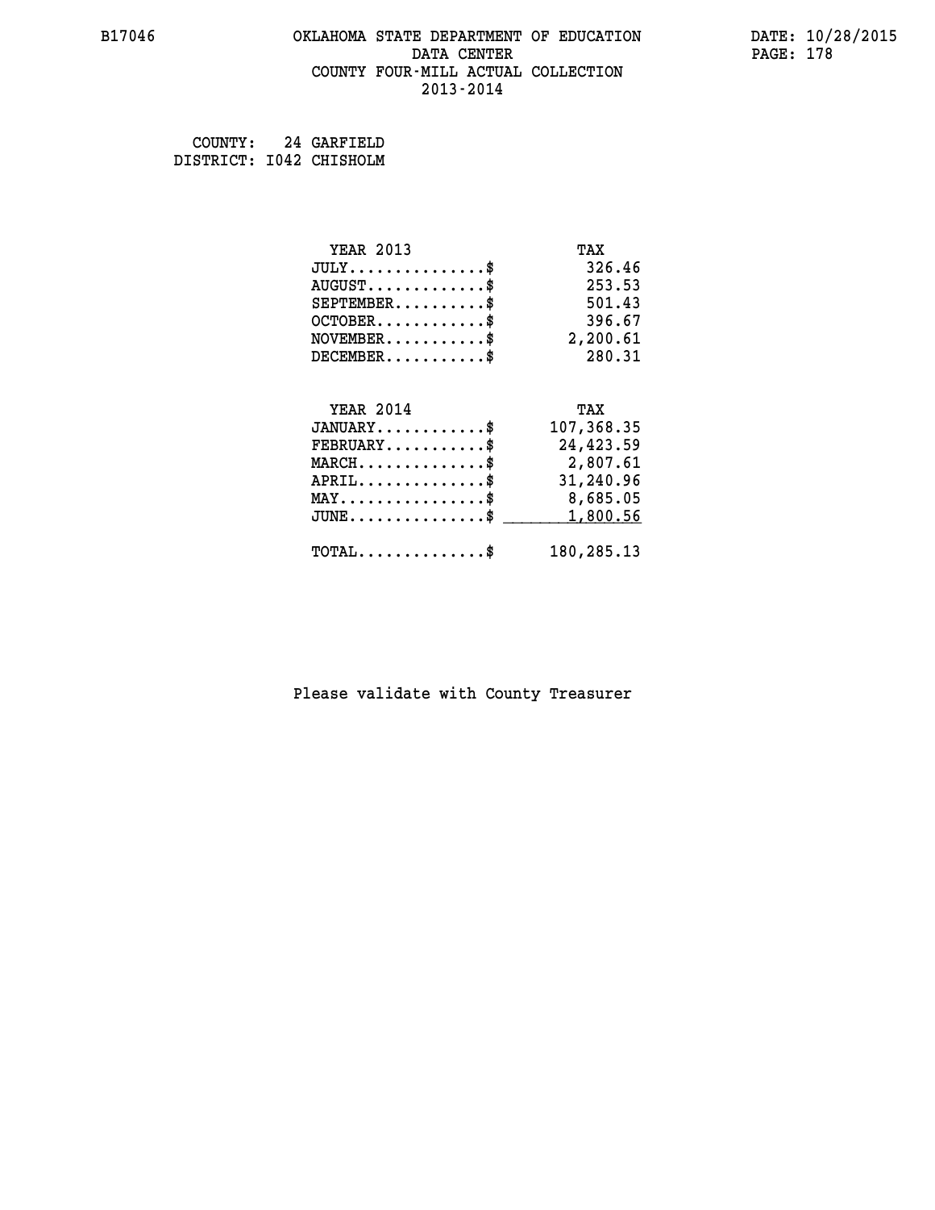# OKLAHOMA STATE DEPARTMENT OF EDUCATION
## DATA CENTER
## COUNTY FOUR-MILL ACTUAL COLLECTION
## 2013-2014

COUNTY: 24 GARFIELD
DISTRICT: I042 CHISHOLM

| YEAR 2013 | TAX |
|---|---|
| JULY..............$ | 326.46 |
| AUGUST............$ | 253.53 |
| SEPTEMBER.........$ | 501.43 |
| OCTOBER...........$ | 396.67 |
| NOVEMBER..........$ | 2,200.61 |
| DECEMBER..........$ | 280.31 |

| YEAR 2014 | TAX |
|---|---|
| JANUARY...........$ | 107,368.35 |
| FEBRUARY..........$ | 24,423.59 |
| MARCH.............$ | 2,807.61 |
| APRIL.............$ | 31,240.96 |
| MAY...............$ | 8,685.05 |
| JUNE..............$ | 1,800.56 |
| TOTAL.............$ | 180,285.13 |

Please validate with County Treasurer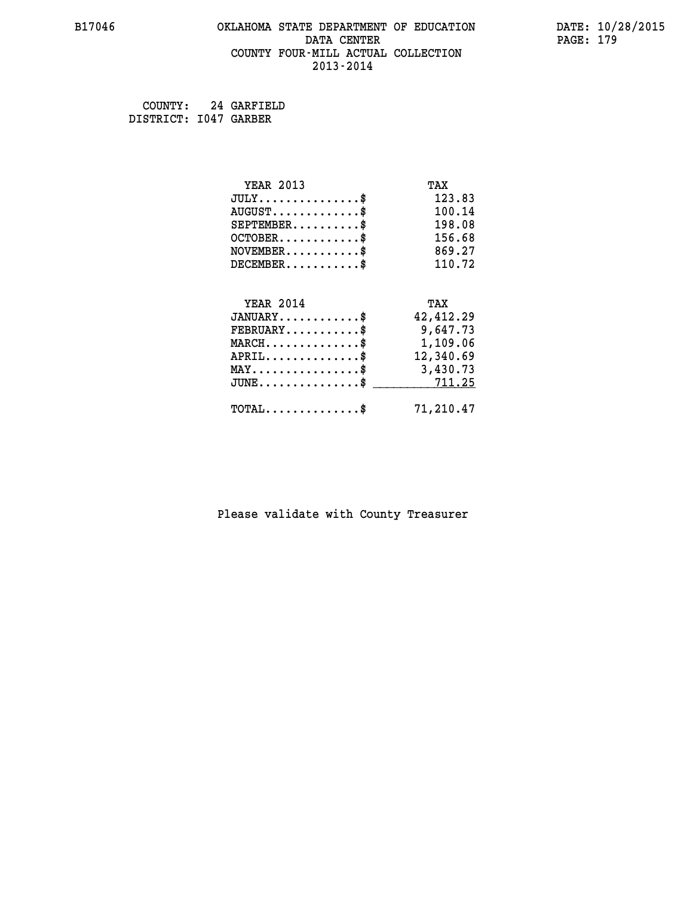# OKLAHOMA STATE DEPARTMENT OF EDUCATION
## DATA CENTER
## COUNTY FOUR-MILL ACTUAL COLLECTION
## 2013-2014

B17046

DATE: 10/28/2015

COUNTY: 24 GARFIELD
DISTRICT: I047 GARBER

| YEAR 2013 | TAX |
|---|---|
| JULY..............$ | 123.83 |
| AUGUST............$ | 100.14 |
| SEPTEMBER.........$ | 198.08 |
| OCTOBER...........$ | 156.68 |
| NOVEMBER..........$ | 869.27 |
| DECEMBER..........$ | 110.72 |

| YEAR 2014 | TAX |
|---|---|
| JANUARY...........$ | 42,412.29 |
| FEBRUARY..........$ | 9,647.73 |
| MARCH.............$ | 1,109.06 |
| APRIL.............$ | 12,340.69 |
| MAY...............$ | 3,430.73 |
| JUNE..............$ | 711.25 |
| TOTAL.............$ | 71,210.47 |

Please validate with County Treasurer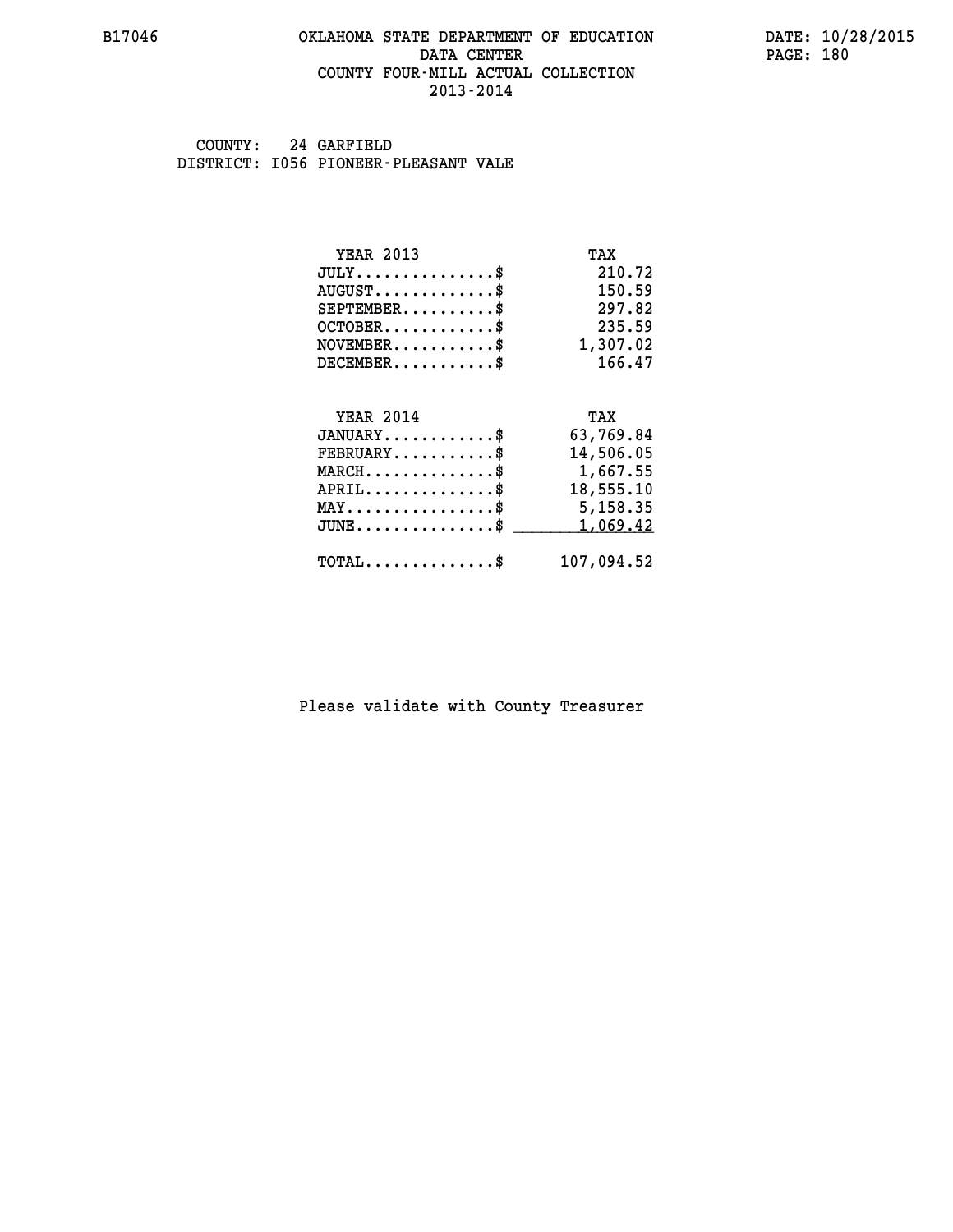COUNTY: 24 GARFIELD
DISTRICT: I056 PIONEER-PLEASANT VALE

| YEAR 2013 | TAX |
|---|---|
| JULY..............$ | 210.72 |
| AUGUST.............$ | 150.59 |
| SEPTEMBER..........$ | 297.82 |
| OCTOBER............$ | 235.59 |
| NOVEMBER...........$ | 1,307.02 |
| DECEMBER...........$ | 166.47 |

| YEAR 2014 | TAX |
|---|---|
| JANUARY............$ | 63,769.84 |
| FEBRUARY...........$ | 14,506.05 |
| MARCH..............$ | 1,667.55 |
| APRIL..............$ | 18,555.10 |
| MAY................$ | 5,158.35 |
| JUNE...............$ | 1,069.42 |
| TOTAL..............$ | 107,094.52 |

Please validate with County Treasurer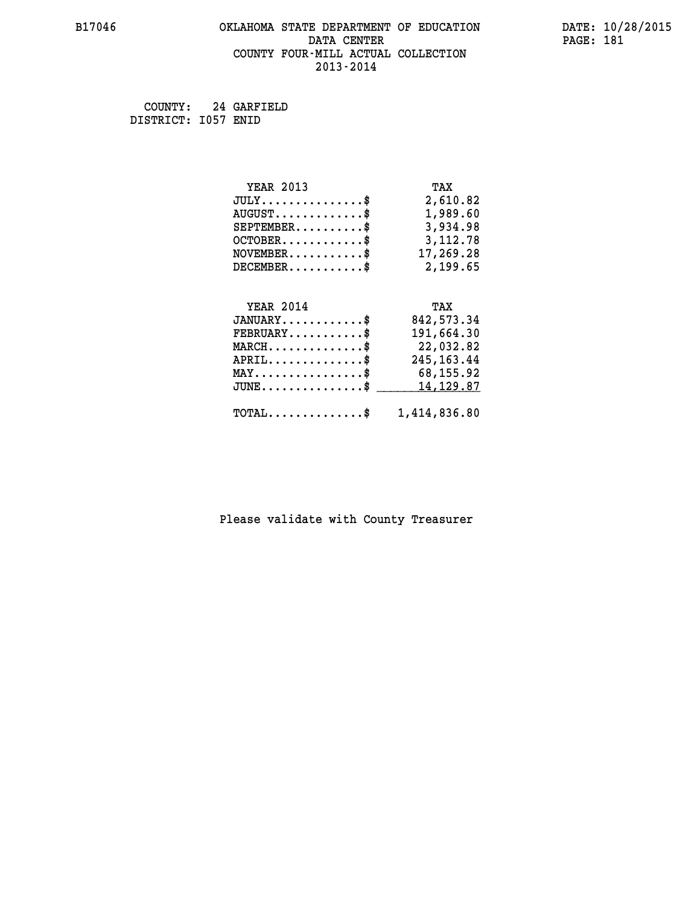# OKLAHOMA STATE DEPARTMENT OF EDUCATION
## DATA CENTER
## COUNTY FOUR-MILL ACTUAL COLLECTION
## 2013-2014

COUNTY: 24 GARFIELD
DISTRICT: I057 ENID

| YEAR 2013 | TAX |
|---|---|
| JULY..............$ | 2,610.82 |
| AUGUST............$ | 1,989.60 |
| SEPTEMBER.........$ | 3,934.98 |
| OCTOBER...........$ | 3,112.78 |
| NOVEMBER..........$ | 17,269.28 |
| DECEMBER..........$ | 2,199.65 |

| YEAR 2014 | TAX |
|---|---|
| JANUARY...........$ | 842,573.34 |
| FEBRUARY..........$ | 191,664.30 |
| MARCH.............$ | 22,032.82 |
| APRIL.............$ | 245,163.44 |
| MAY...............$ | 68,155.92 |
| JUNE..............$ | 14,129.87 |
| TOTAL.............$ | 1,414,836.80 |

Please validate with County Treasurer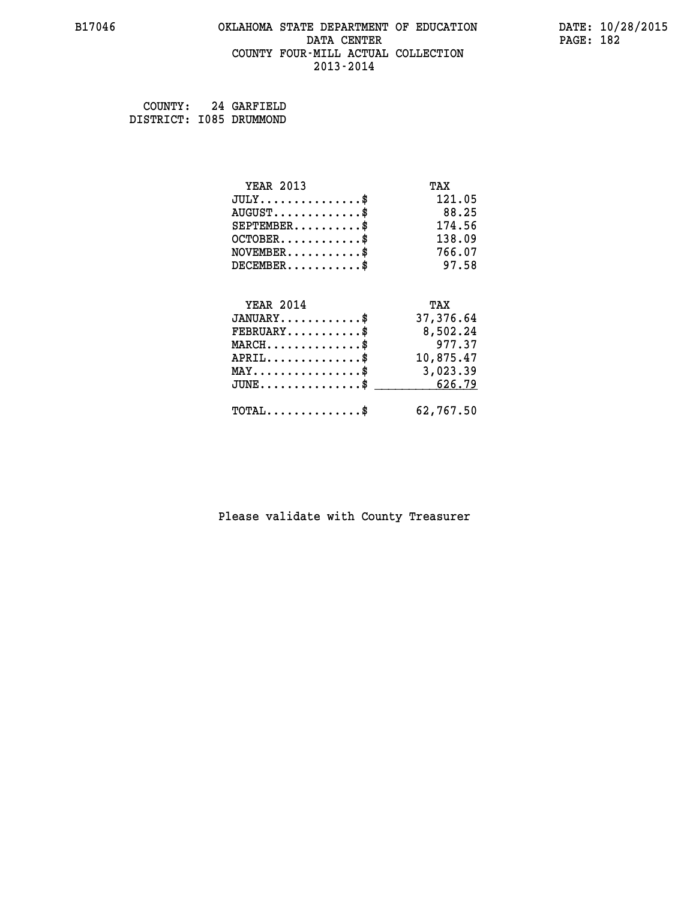COUNTY: 24 GARFIELD
DISTRICT: I085 DRUMMOND

| YEAR 2013 | TAX |
| --- | --- |
| JULY...............$ | 121.05 |
| AUGUST.............$ | 88.25 |
| SEPTEMBER..........$ | 174.56 |
| OCTOBER............$ | 138.09 |
| NOVEMBER...........$ | 766.07 |
| DECEMBER...........$ | 97.58 |

| YEAR 2014 | TAX |
| --- | --- |
| JANUARY............$ | 37,376.64 |
| FEBRUARY...........$ | 8,502.24 |
| MARCH..............$ | 977.37 |
| APRIL..............$ | 10,875.47 |
| MAY................$ | 3,023.39 |
| JUNE...............$ | 626.79 |
| TOTAL..............$ | 62,767.50 |

Please validate with County Treasurer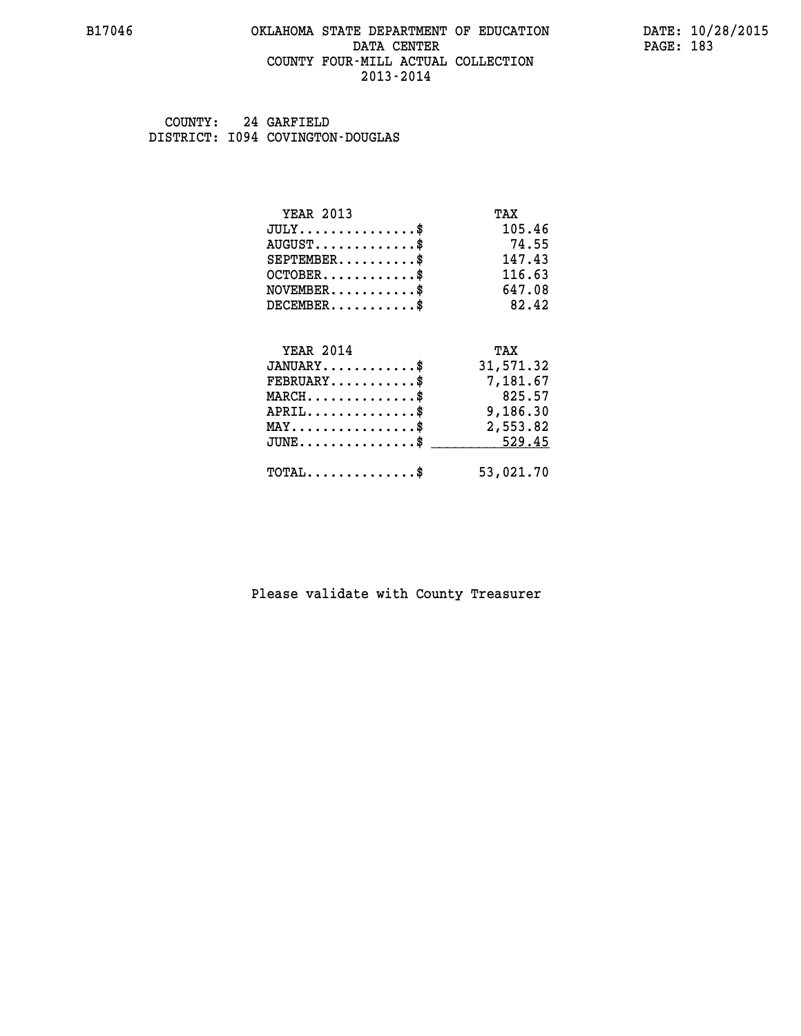B17046 OKLAHOMA STATE DEPARTMENT OF EDUCATION DATE: 10/28/2015

DATA CENTER

COUNTY FOUR-MILL ACTUAL COLLECTION

2013-2014

COUNTY: 24 GARFIELD
DISTRICT: I094 COVINGTON-DOUGLAS

| YEAR 2013 | TAX |
|---|---|
| JULY...............$ | 105.46 |
| AUGUST.............$ | 74.55 |
| SEPTEMBER..........$ | 147.43 |
| OCTOBER............$ | 116.63 |
| NOVEMBER...........$ | 647.08 |
| DECEMBER...........$ | 82.42 |

| YEAR 2014 | TAX |
|---|---|
| JANUARY............$ | 31,571.32 |
| FEBRUARY...........$ | 7,181.67 |
| MARCH..............$ | 825.57 |
| APRIL..............$ | 9,186.30 |
| MAY................$ | 2,553.82 |
| JUNE...............$ | 529.45 |
| TOTAL..............$ | 53,021.70 |

Please validate with County Treasurer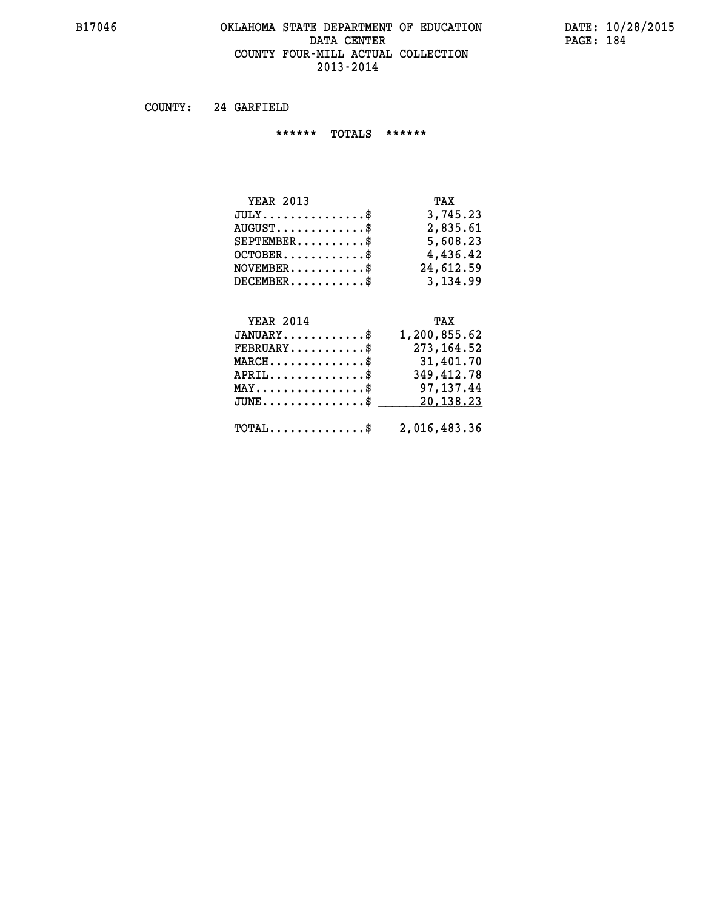COUNTY: 24 GARFIELD

****** TOTALS ******

| YEAR 2013 | TAX |
|---|---|
| JULY...............$ | 3,745.23 |
| AUGUST.............$ | 2,835.61 |
| SEPTEMBER..........$ | 5,608.23 |
| OCTOBER............$ | 4,436.42 |
| NOVEMBER...........$ | 24,612.59 |
| DECEMBER...........$ | 3,134.99 |

| YEAR 2014 | TAX |
|---|---|
| JANUARY............$ | 1,200,855.62 |
| FEBRUARY...........$ | 273,164.52 |
| MARCH..............$ | 31,401.70 |
| APRIL..............$ | 349,412.78 |
| MAY................$ | 97,137.44 |
| JUNE...............$ | 20,138.23 |
| TOTAL..............$ | 2,016,483.36 |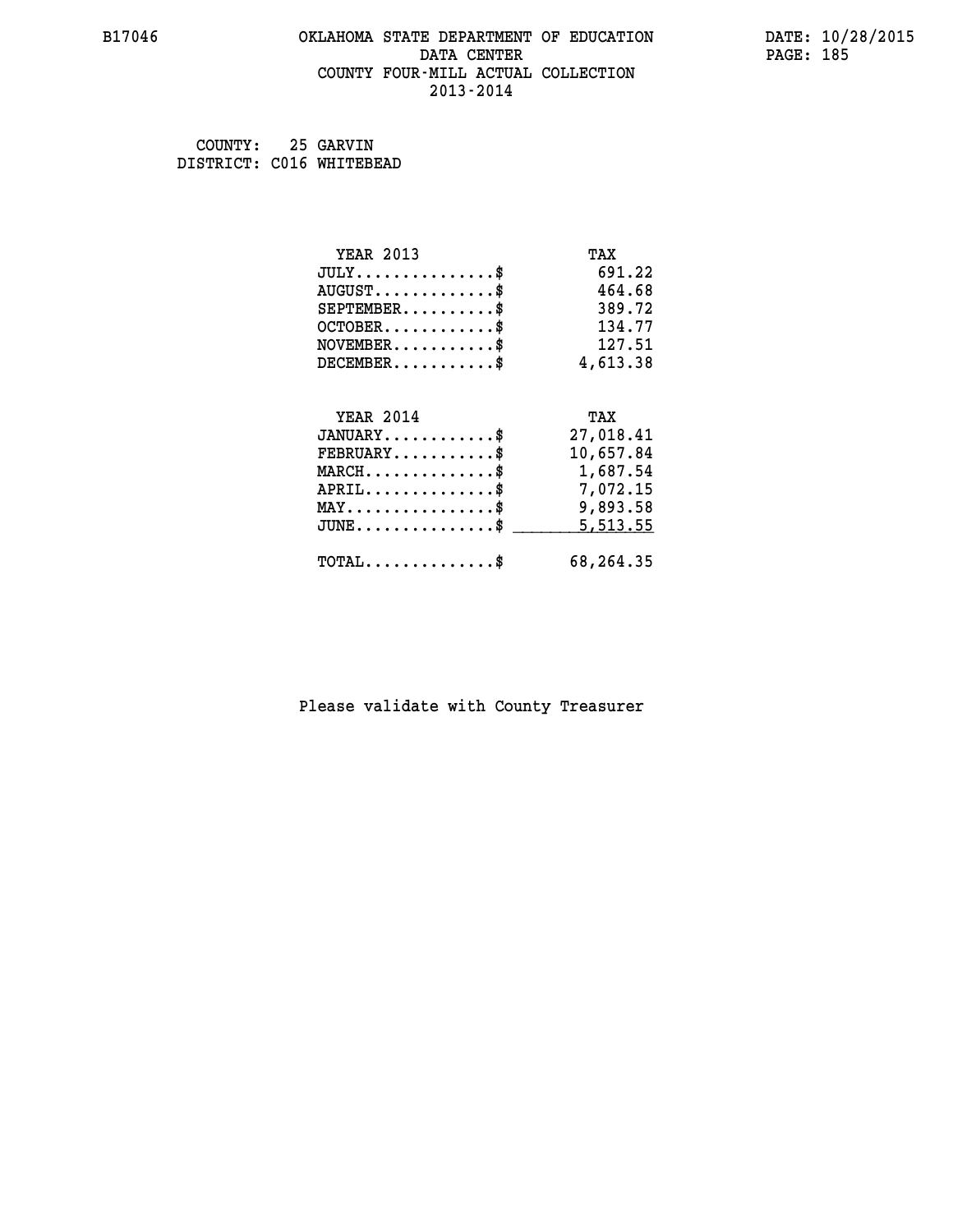B17046 OKLAHOMA STATE DEPARTMENT OF EDUCATION DATE: 10/28/2015
DATA CENTER
COUNTY FOUR-MILL ACTUAL COLLECTION
2013-2014

COUNTY: 25 GARVIN
DISTRICT: C016 WHITEBEAD

| YEAR 2013 | TAX |
|---|---|
| JULY...............$ | 691.22 |
| AUGUST.............$ | 464.68 |
| SEPTEMBER..........$ | 389.72 |
| OCTOBER............$ | 134.77 |
| NOVEMBER...........$ | 127.51 |
| DECEMBER...........$ | 4,613.38 |

| YEAR 2014 | TAX |
|---|---|
| JANUARY............$ | 27,018.41 |
| FEBRUARY...........$ | 10,657.84 |
| MARCH..............$ | 1,687.54 |
| APRIL..............$ | 7,072.15 |
| MAY................$ | 9,893.58 |
| JUNE...............$ | 5,513.55 |
| TOTAL..............$ | 68,264.35 |

Please validate with County Treasurer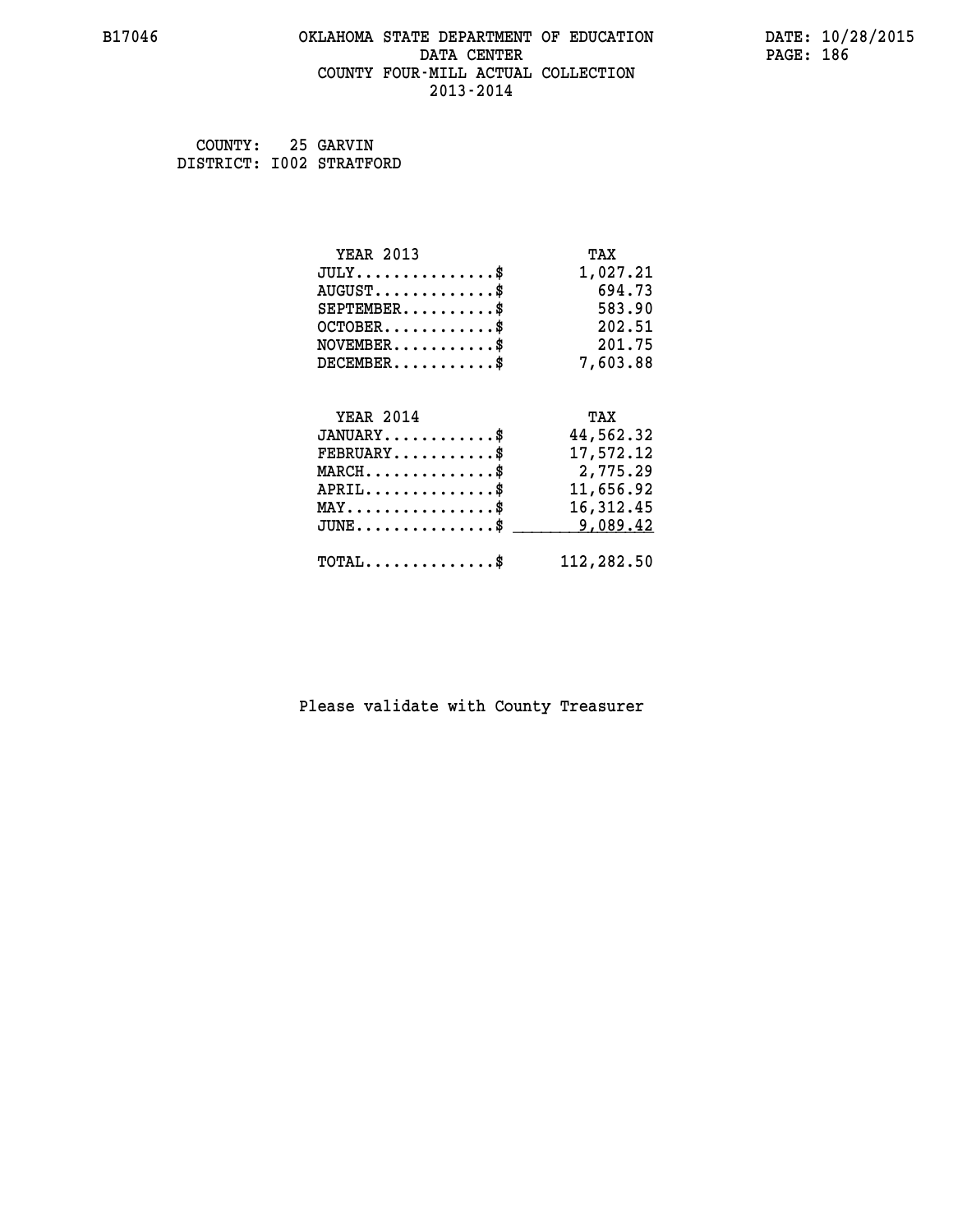B17046 OKLAHOMA STATE DEPARTMENT OF EDUCATION DATE: 10/28/2015
DATA CENTER
COUNTY FOUR-MILL ACTUAL COLLECTION
2013-2014

COUNTY: 25 GARVIN
DISTRICT: I002 STRATFORD

| YEAR 2013 | TAX |
|---|---|
| JULY...............$ | 1,027.21 |
| AUGUST.............$ | 694.73 |
| SEPTEMBER..........$ | 583.90 |
| OCTOBER............$ | 202.51 |
| NOVEMBER...........$ | 201.75 |
| DECEMBER...........$ | 7,603.88 |

| YEAR 2014 | TAX |
|---|---|
| JANUARY............$ | 44,562.32 |
| FEBRUARY...........$ | 17,572.12 |
| MARCH..............$ | 2,775.29 |
| APRIL..............$ | 11,656.92 |
| MAY................$ | 16,312.45 |
| JUNE...............$ | 9,089.42 |
| TOTAL..............$ | 112,282.50 |

Please validate with County Treasurer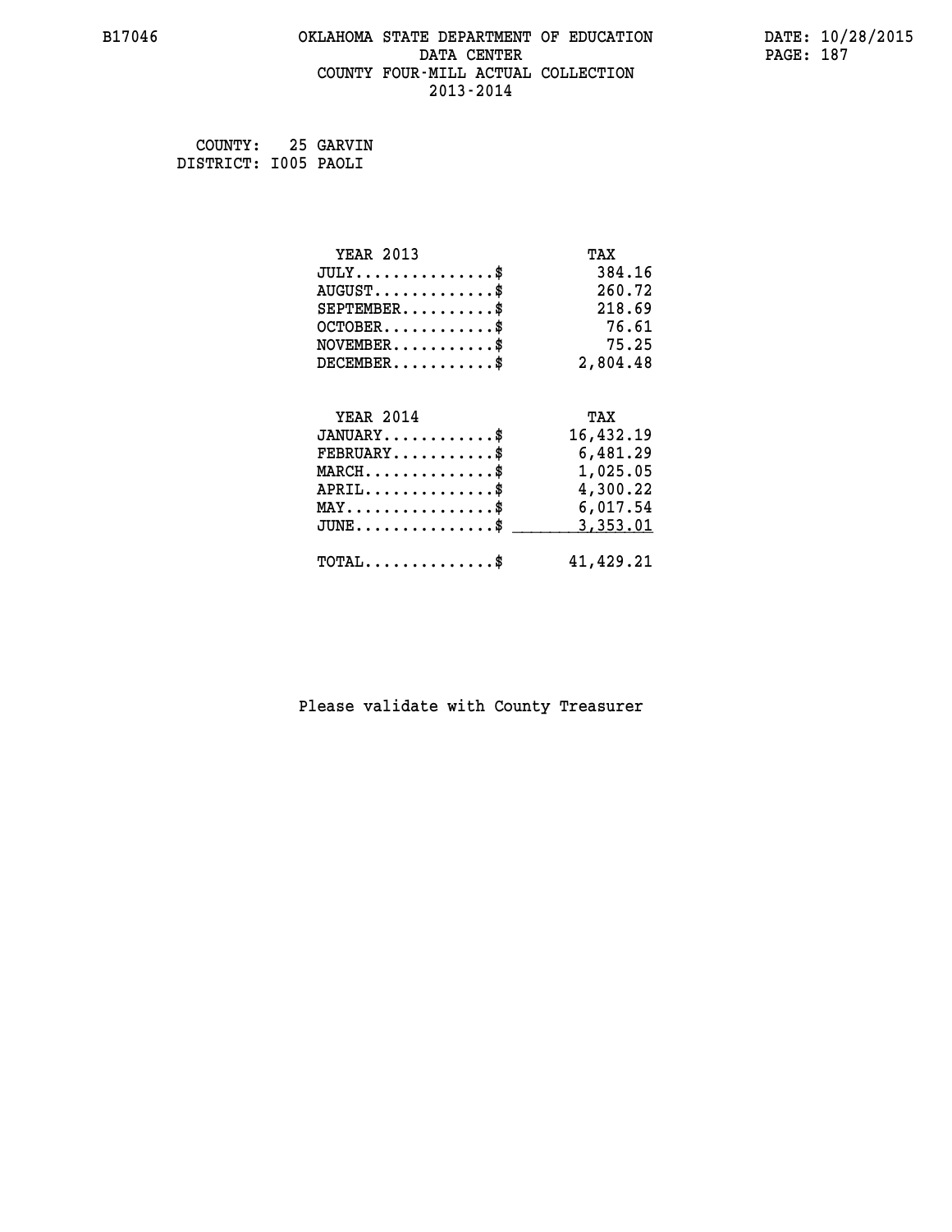COUNTY: 25 GARVIN
DISTRICT: I005 PAOLI

| YEAR 2013 | TAX |
|---|---|
| JULY..............$ | 384.16 |
| AUGUST.............$ | 260.72 |
| SEPTEMBER..........$ | 218.69 |
| OCTOBER............$ | 76.61 |
| NOVEMBER...........$ | 75.25 |
| DECEMBER...........$ | 2,804.48 |

| YEAR 2014 | TAX |
|---|---|
| JANUARY............$ | 16,432.19 |
| FEBRUARY...........$ | 6,481.29 |
| MARCH..............$ | 1,025.05 |
| APRIL..............$ | 4,300.22 |
| MAY................$ | 6,017.54 |
| JUNE...............$ | 3,353.01 |
| TOTAL..............$ | 41,429.21 |

Please validate with County Treasurer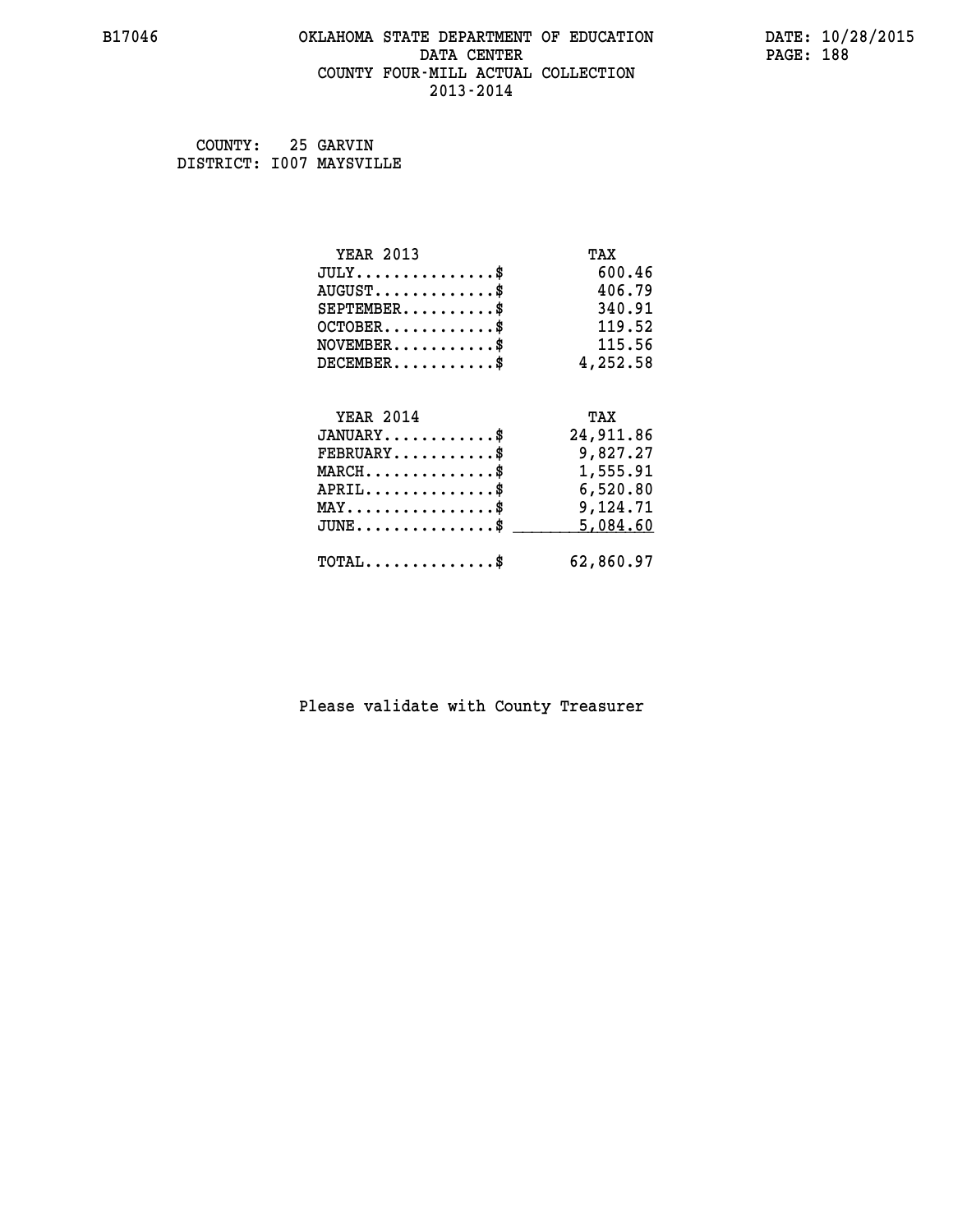B17046 OKLAHOMA STATE DEPARTMENT OF EDUCATION DATE: 10/28/2015

DATA CENTER

COUNTY FOUR-MILL ACTUAL COLLECTION

2013-2014

COUNTY: 25 GARVIN
DISTRICT: I007 MAYSVILLE

| YEAR 2013 | TAX |
|---|---|
| JULY...............$ | 600.46 |
| AUGUST.............$ | 406.79 |
| SEPTEMBER..........$ | 340.91 |
| OCTOBER............$ | 119.52 |
| NOVEMBER...........$ | 115.56 |
| DECEMBER...........$ | 4,252.58 |

| YEAR 2014 | TAX |
|---|---|
| JANUARY............$ | 24,911.86 |
| FEBRUARY...........$ | 9,827.27 |
| MARCH..............$ | 1,555.91 |
| APRIL..............$ | 6,520.80 |
| MAY................$ | 9,124.71 |
| JUNE...............$ | 5,084.60 |
| TOTAL..............$ | 62,860.97 |

Please validate with County Treasurer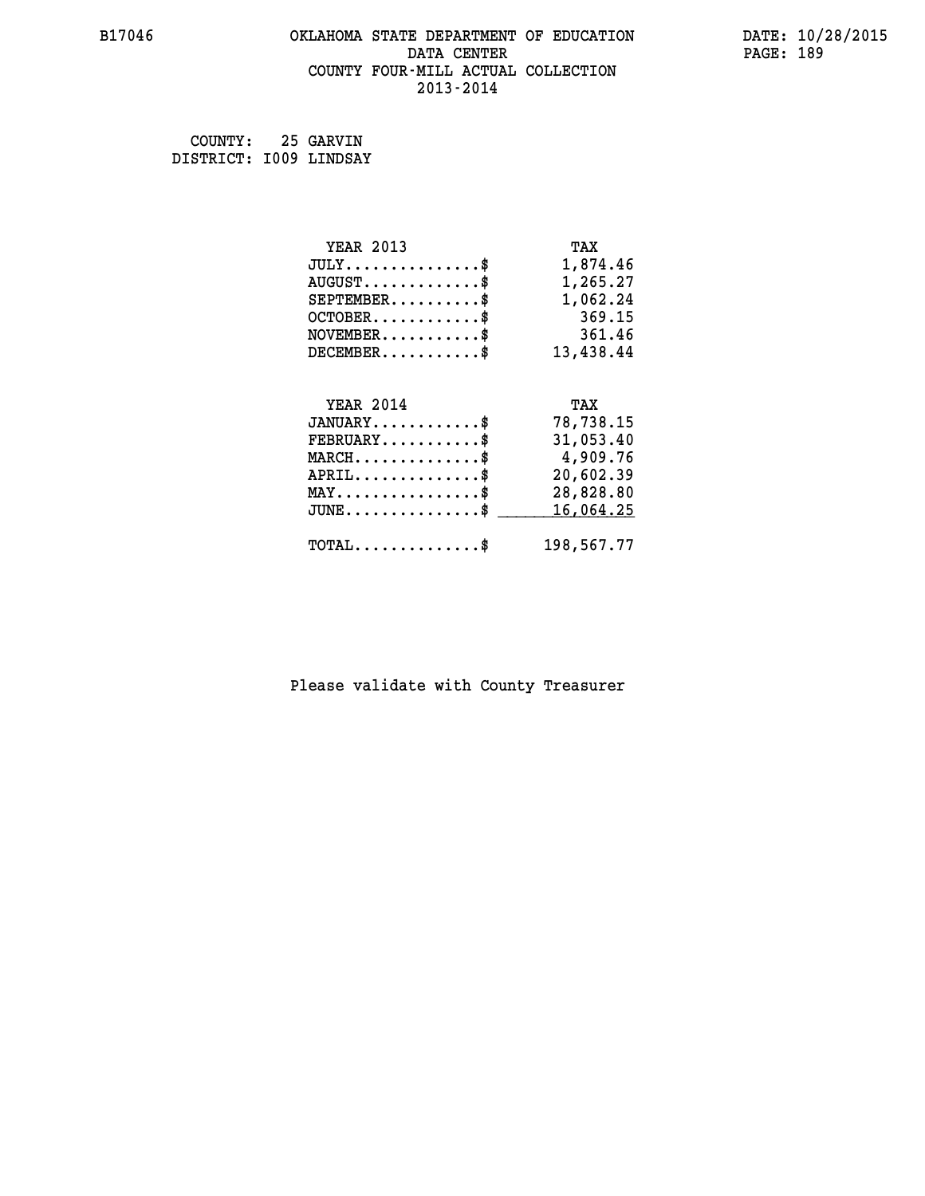B17046 OKLAHOMA STATE DEPARTMENT OF EDUCATION DATA CENTER COUNTY FOUR-MILL ACTUAL COLLECTION 2013-2014

DATE: 10/28/2015

COUNTY: 25 GARVIN
DISTRICT: I009 LINDSAY

| YEAR 2013 | TAX |
|---|---|
| JULY..............$ | 1,874.46 |
| AUGUST............$ | 1,265.27 |
| SEPTEMBER.........$ | 1,062.24 |
| OCTOBER...........$ | 369.15 |
| NOVEMBER..........$ | 361.46 |
| DECEMBER..........$ | 13,438.44 |

| YEAR 2014 | TAX |
|---|---|
| JANUARY...........$ | 78,738.15 |
| FEBRUARY..........$ | 31,053.40 |
| MARCH.............$ | 4,909.76 |
| APRIL.............$ | 20,602.39 |
| MAY...............$ | 28,828.80 |
| JUNE..............$ | 16,064.25 |
| TOTAL.............$ | 198,567.77 |

Please validate with County Treasurer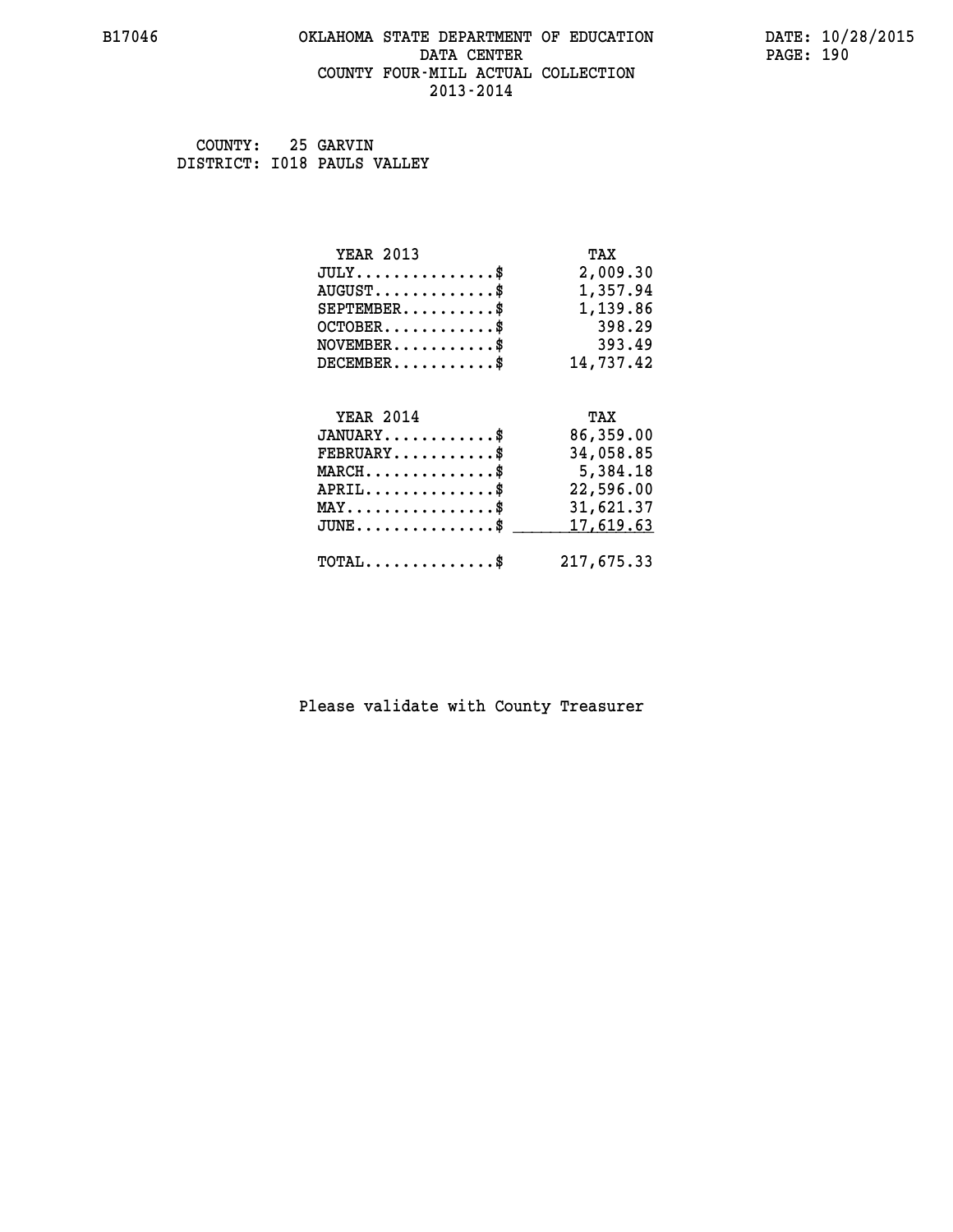B17046 OKLAHOMA STATE DEPARTMENT OF EDUCATION DATE: 10/28/2015

DATA CENTER

COUNTY FOUR-MILL ACTUAL COLLECTION

2013-2014

COUNTY: 25 GARVIN
DISTRICT: I018 PAULS VALLEY

| YEAR 2013 | TAX |
|---|---|
| JULY..............$ | 2,009.30 |
| AUGUST.............$ | 1,357.94 |
| SEPTEMBER..........$ | 1,139.86 |
| OCTOBER............$ | 398.29 |
| NOVEMBER...........$ | 393.49 |
| DECEMBER...........$ | 14,737.42 |

| YEAR 2014 | TAX |
|---|---|
| JANUARY............$ | 86,359.00 |
| FEBRUARY...........$ | 34,058.85 |
| MARCH..............$ | 5,384.18 |
| APRIL..............$ | 22,596.00 |
| MAY................$ | 31,621.37 |
| JUNE...............$ | 17,619.63 |
| TOTAL..............$ | 217,675.33 |

Please validate with County Treasurer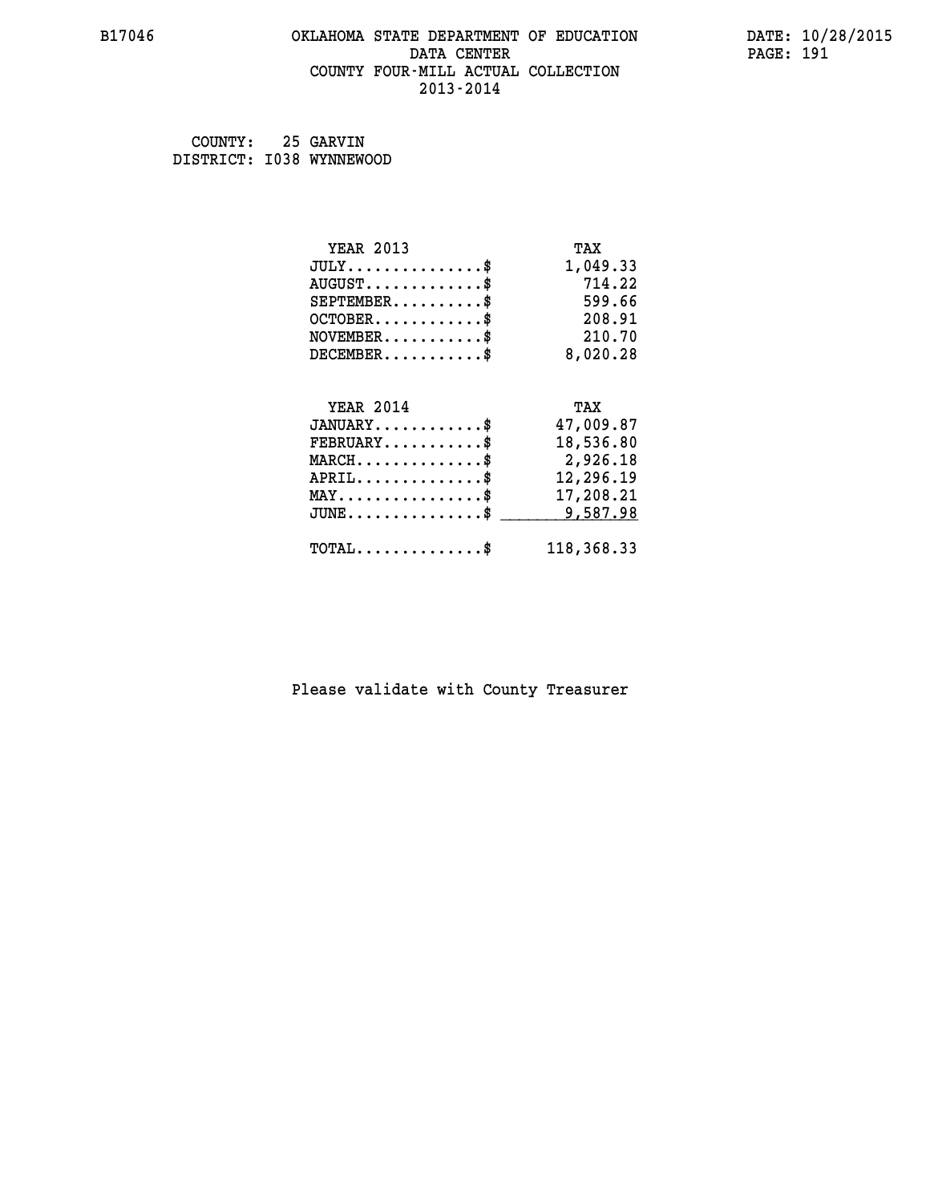# OKLAHOMA STATE DEPARTMENT OF EDUCATION
## DATA CENTER
## COUNTY FOUR-MILL ACTUAL COLLECTION
## 2013-2014

B17046 DATE: 10/28/2015

COUNTY: 25 GARVIN
DISTRICT: I038 WYNNEWOOD

| YEAR 2013 | TAX |
|---|---|
| JULY..............$ | 1,049.33 |
| AUGUST............$ | 714.22 |
| SEPTEMBER.........$ | 599.66 |
| OCTOBER...........$ | 208.91 |
| NOVEMBER..........$ | 210.70 |
| DECEMBER..........$ | 8,020.28 |

| YEAR 2014 | TAX |
|---|---|
| JANUARY...........$ | 47,009.87 |
| FEBRUARY..........$ | 18,536.80 |
| MARCH.............$ | 2,926.18 |
| APRIL.............$ | 12,296.19 |
| MAY...............$ | 17,208.21 |
| JUNE..............$ | 9,587.98 |
| TOTAL.............$ | 118,368.33 |

Please validate with County Treasurer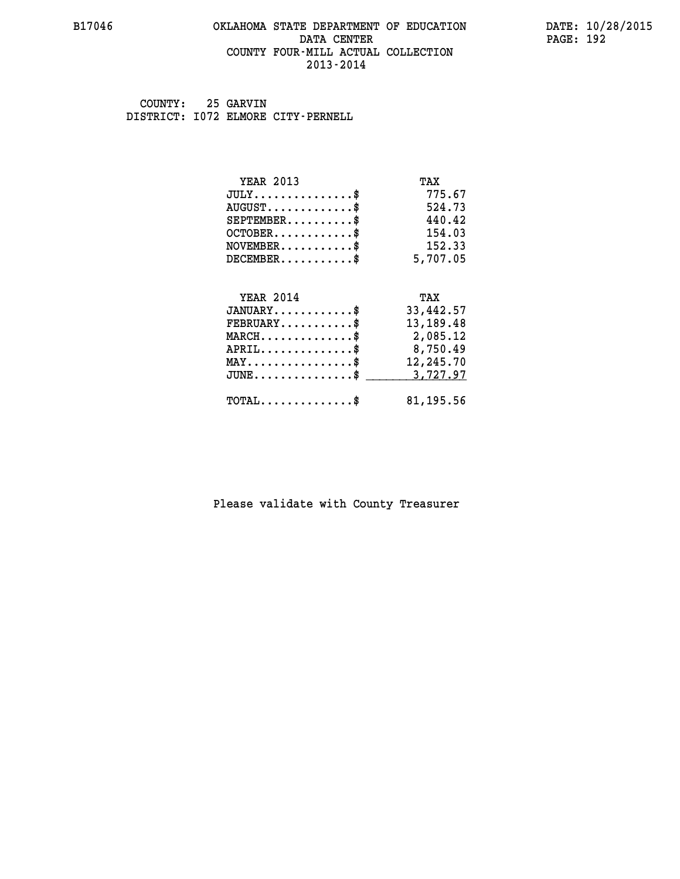B17046 OKLAHOMA STATE DEPARTMENT OF EDUCATION DATE: 10/28/2015
DATA CENTER
COUNTY FOUR-MILL ACTUAL COLLECTION
2013-2014

COUNTY: 25 GARVIN
DISTRICT: I072 ELMORE CITY-PERNELL

| YEAR 2013 | TAX |
| --- | --- |
| JULY...............$ | 775.67 |
| AUGUST.............$ | 524.73 |
| SEPTEMBER..........$ | 440.42 |
| OCTOBER............$ | 154.03 |
| NOVEMBER...........$ | 152.33 |
| DECEMBER...........$ | 5,707.05 |

| YEAR 2014 | TAX |
| --- | --- |
| JANUARY............$ | 33,442.57 |
| FEBRUARY...........$ | 13,189.48 |
| MARCH..............$ | 2,085.12 |
| APRIL..............$ | 8,750.49 |
| MAY................$ | 12,245.70 |
| JUNE...............$ | 3,727.97 |
| TOTAL..............$ | 81,195.56 |

Please validate with County Treasurer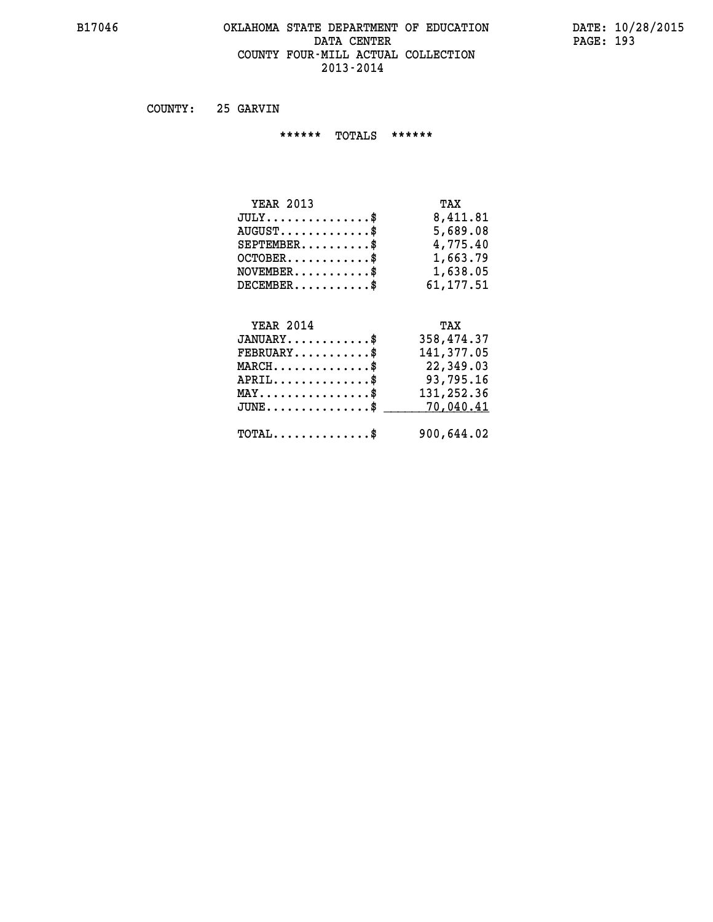# OKLAHOMA STATE DEPARTMENT OF EDUCATION
## DATA CENTER
## COUNTY FOUR-MILL ACTUAL COLLECTION
## 2013-2014

COUNTY: 25 GARVIN

****** TOTALS ******

| YEAR 2013 | TAX |
|---|---|
| JULY...............$ | 8,411.81 |
| AUGUST.............$ | 5,689.08 |
| SEPTEMBER..........$ | 4,775.40 |
| OCTOBER............$ | 1,663.79 |
| NOVEMBER...........$ | 1,638.05 |
| DECEMBER...........$ | 61,177.51 |

| YEAR 2014 | TAX |
|---|---|
| JANUARY............$ | 358,474.37 |
| FEBRUARY...........$ | 141,377.05 |
| MARCH..............$ | 22,349.03 |
| APRIL..............$ | 93,795.16 |
| MAY................$ | 131,252.36 |
| JUNE...............$ | 70,040.41 |
| TOTAL..............$ | 900,644.02 |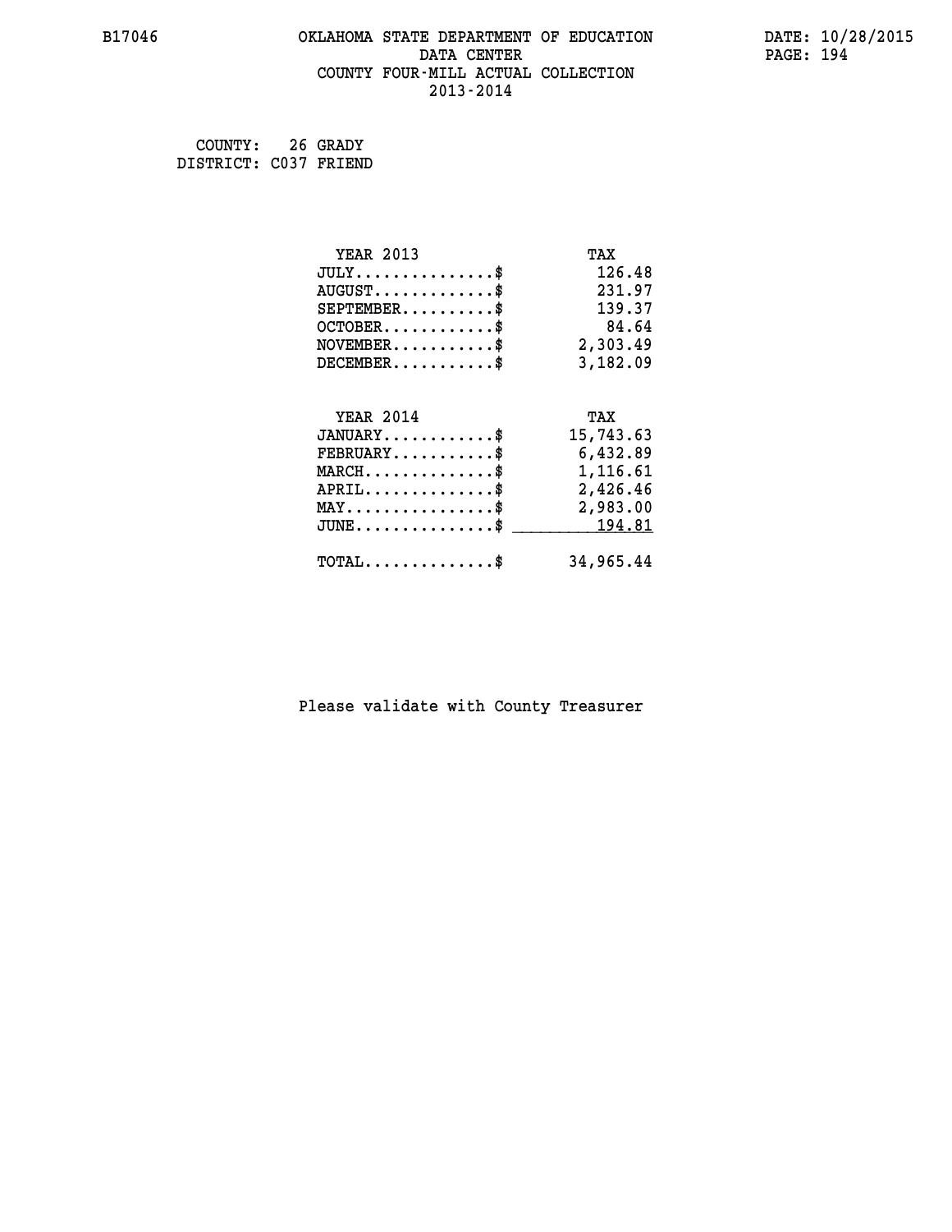# OKLAHOMA STATE DEPARTMENT OF EDUCATION
## DATA CENTER
## COUNTY FOUR-MILL ACTUAL COLLECTION
## 2013-2014

B17046

DATE: 10/28/2015

COUNTY: 26 GRADY
DISTRICT: C037 FRIEND

| YEAR 2013 | TAX |
|---|---|
| JULY...............$ | 126.48 |
| AUGUST.............$ | 231.97 |
| SEPTEMBER..........$ | 139.37 |
| OCTOBER............$ | 84.64 |
| NOVEMBER...........$ | 2,303.49 |
| DECEMBER...........$ | 3,182.09 |

| YEAR 2014 | TAX |
|---|---|
| JANUARY............$ | 15,743.63 |
| FEBRUARY...........$ | 6,432.89 |
| MARCH..............$ | 1,116.61 |
| APRIL..............$ | 2,426.46 |
| MAY................$ | 2,983.00 |
| JUNE...............$ | 194.81 |
| TOTAL..............$ | 34,965.44 |

Please validate with County Treasurer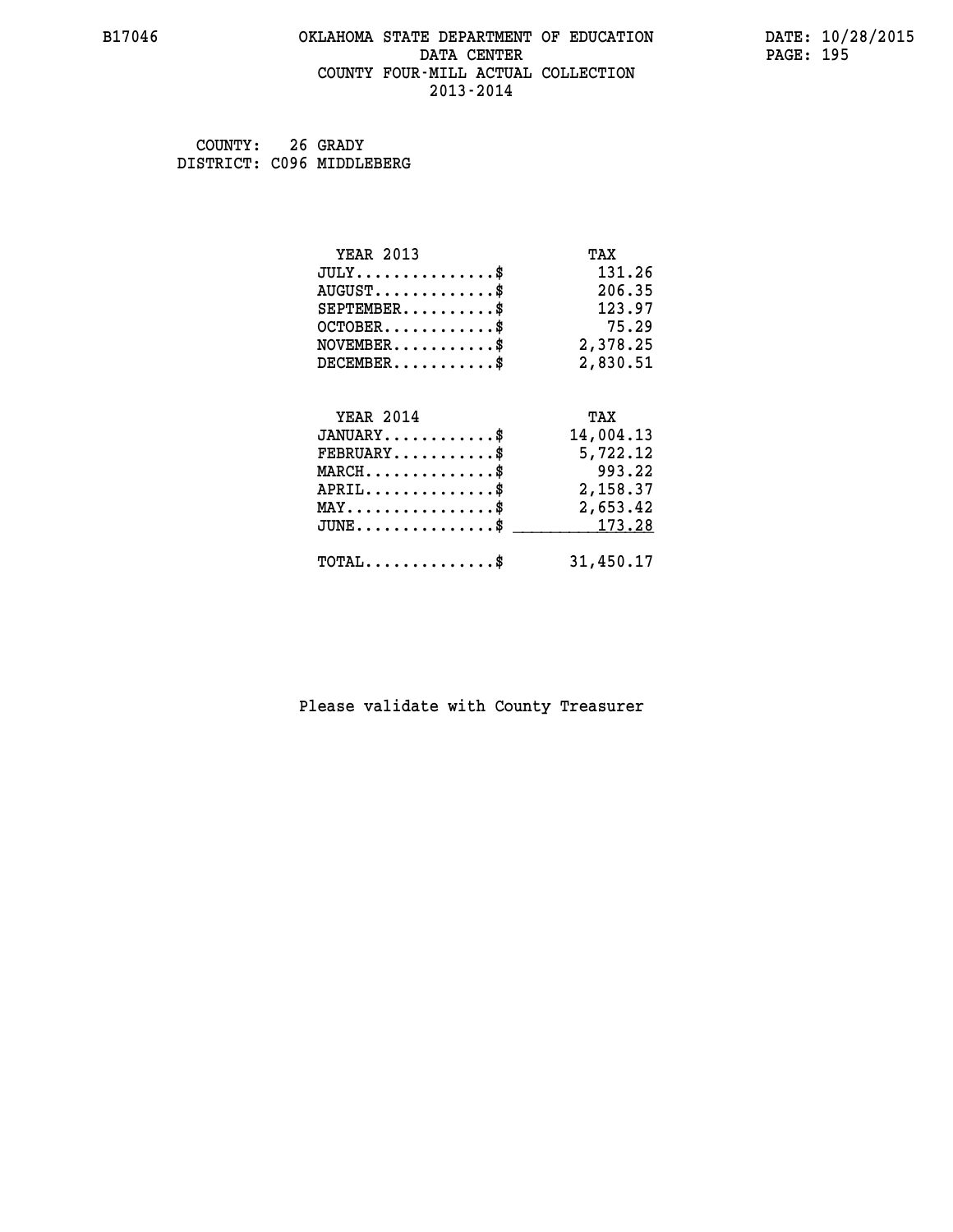B17046 OKLAHOMA STATE DEPARTMENT OF EDUCATION DATA CENTER COUNTY FOUR-MILL ACTUAL COLLECTION 2013-2014

DATE: 10/28/2015

COUNTY: 26 GRADY
DISTRICT: C096 MIDDLEBERG

| YEAR 2013 | TAX |
|---|---|
| JULY...............$ | 131.26 |
| AUGUST.............$ | 206.35 |
| SEPTEMBER..........$ | 123.97 |
| OCTOBER............$ | 75.29 |
| NOVEMBER...........$ | 2,378.25 |
| DECEMBER...........$ | 2,830.51 |

| YEAR 2014 | TAX |
|---|---|
| JANUARY............$ | 14,004.13 |
| FEBRUARY...........$ | 5,722.12 |
| MARCH..............$ | 993.22 |
| APRIL..............$ | 2,158.37 |
| MAY................$ | 2,653.42 |
| JUNE...............$ | 173.28 |
| TOTAL..............$ | 31,450.17 |

Please validate with County Treasurer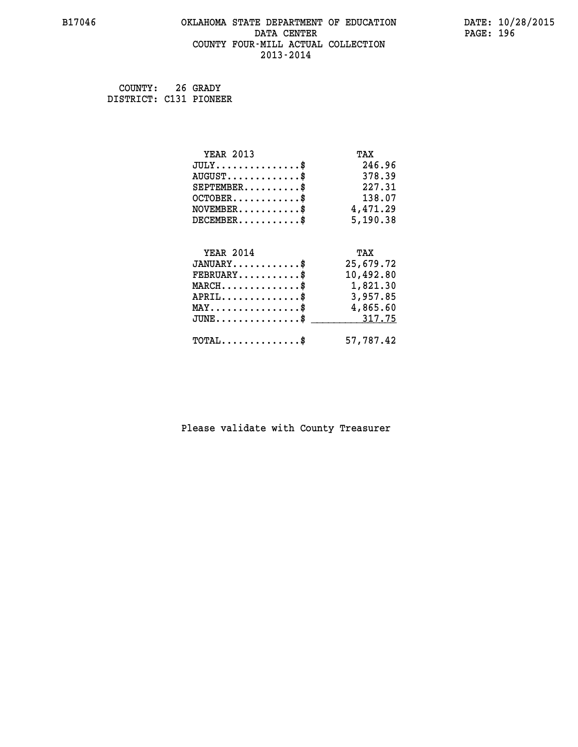# OKLAHOMA STATE DEPARTMENT OF EDUCATION
## DATA CENTER
## COUNTY FOUR-MILL ACTUAL COLLECTION
## 2013-2014

COUNTY: 26 GRADY
DISTRICT: C131 PIONEER

| YEAR 2013 | TAX |
|---|---|
| JULY...............$ | 246.96 |
| AUGUST.............$ | 378.39 |
| SEPTEMBER..........$ | 227.31 |
| OCTOBER............$ | 138.07 |
| NOVEMBER...........$ | 4,471.29 |
| DECEMBER...........$ | 5,190.38 |

| YEAR 2014 | TAX |
|---|---|
| JANUARY............$ | 25,679.72 |
| FEBRUARY...........$ | 10,492.80 |
| MARCH..............$ | 1,821.30 |
| APRIL..............$ | 3,957.85 |
| MAY................$ | 4,865.60 |
| JUNE...............$ | 317.75 |
| TOTAL..............$ | 57,787.42 |

Please validate with County Treasurer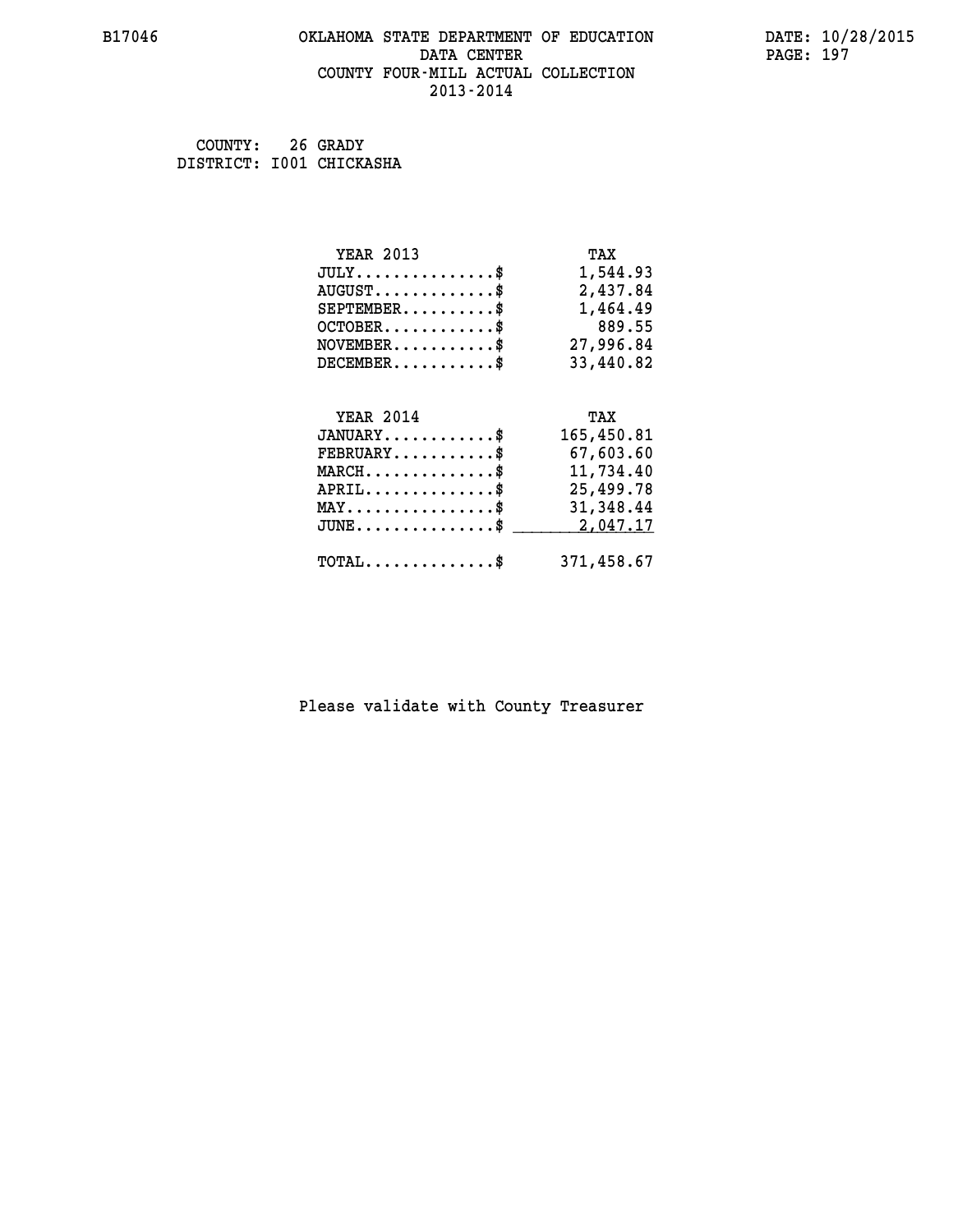B17046 OKLAHOMA STATE DEPARTMENT OF EDUCATION DATA CENTER COUNTY FOUR-MILL ACTUAL COLLECTION 2013-2014

DATE: 10/28/2015

COUNTY: 26 GRADY
DISTRICT: I001 CHICKASHA

| YEAR 2013 | TAX |
|---|---|
| JULY..............$ | 1,544.93 |
| AUGUST............$ | 2,437.84 |
| SEPTEMBER.........$ | 1,464.49 |
| OCTOBER...........$ | 889.55 |
| NOVEMBER..........$ | 27,996.84 |
| DECEMBER..........$ | 33,440.82 |

| YEAR 2014 | TAX |
|---|---|
| JANUARY...........$ | 165,450.81 |
| FEBRUARY..........$ | 67,603.60 |
| MARCH.............$ | 11,734.40 |
| APRIL.............$ | 25,499.78 |
| MAY...............$ | 31,348.44 |
| JUNE..............$ | 2,047.17 |
| TOTAL.............$ | 371,458.67 |

Please validate with County Treasurer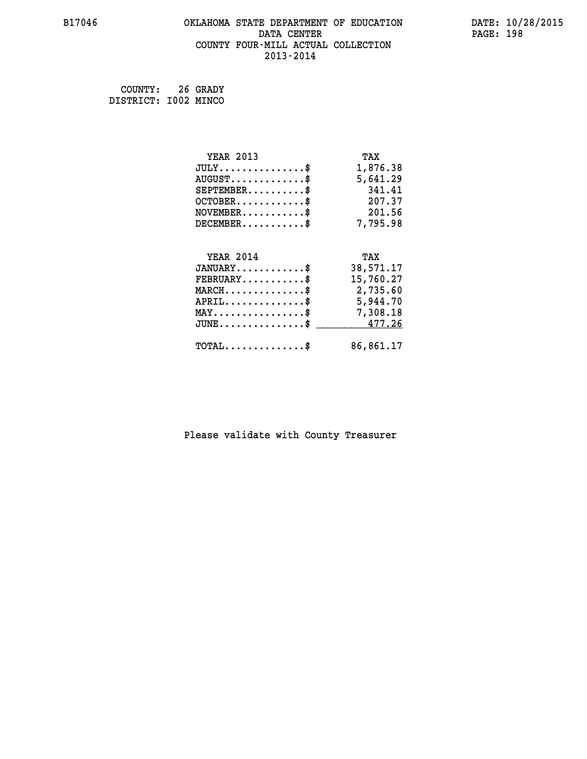B17046 OKLAHOMA STATE DEPARTMENT OF EDUCATION DATE: 10/28/2015
DATA CENTER PAGE: 198
COUNTY FOUR-MILL ACTUAL COLLECTION
2013-2014

COUNTY: 26 GRADY
DISTRICT: I002 MINCO

| YEAR 2013 | TAX |
|---|---|
| JULY...............$ | 1,876.38 |
| AUGUST.............$ | 5,641.29 |
| SEPTEMBER..........$ | 341.41 |
| OCTOBER............$ | 207.37 |
| NOVEMBER...........$ | 201.56 |
| DECEMBER...........$ | 7,795.98 |

| YEAR 2014 | TAX |
|---|---|
| JANUARY............$ | 38,571.17 |
| FEBRUARY...........$ | 15,760.27 |
| MARCH..............$ | 2,735.60 |
| APRIL..............$ | 5,944.70 |
| MAY................$ | 7,308.18 |
| JUNE...............$ | 477.26 |
| TOTAL..............$ | 86,861.17 |

Please validate with County Treasurer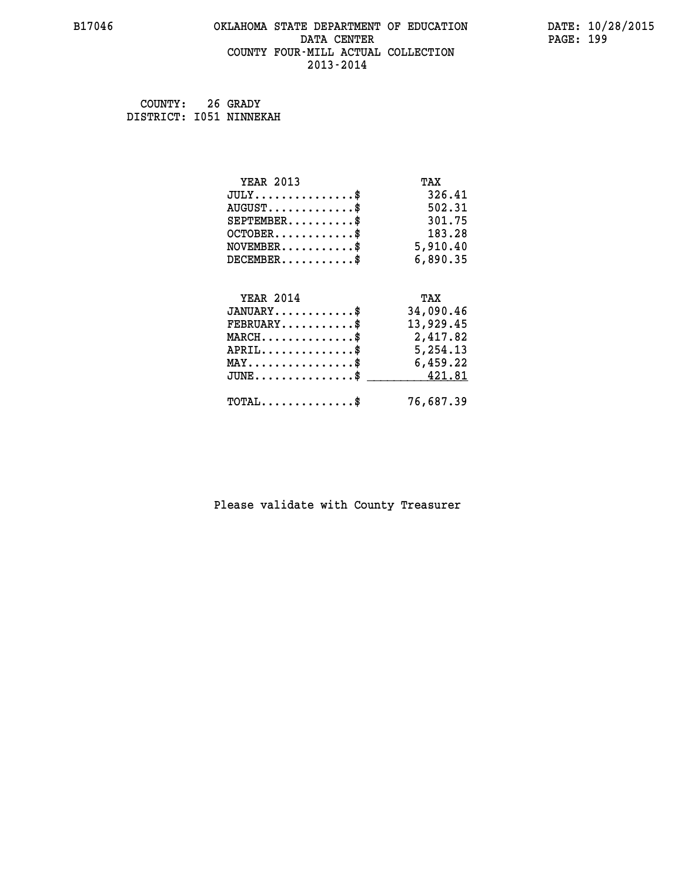B17046 OKLAHOMA STATE DEPARTMENT OF EDUCATION DATA CENTER COUNTY FOUR-MILL ACTUAL COLLECTION 2013-2014

DATE: 10/28/2015

COUNTY: 26 GRADY
DISTRICT: I051 NINNEKAH

| YEAR 2013 | TAX |
|---|---|
| JULY...............$ | 326.41 |
| AUGUST.............$ | 502.31 |
| SEPTEMBER..........$ | 301.75 |
| OCTOBER............$ | 183.28 |
| NOVEMBER...........$ | 5,910.40 |
| DECEMBER...........$ | 6,890.35 |

| YEAR 2014 | TAX |
|---|---|
| JANUARY............$ | 34,090.46 |
| FEBRUARY...........$ | 13,929.45 |
| MARCH..............$ | 2,417.82 |
| APRIL..............$ | 5,254.13 |
| MAY................$ | 6,459.22 |
| JUNE...............$ | 421.81 |
| TOTAL..............$ | 76,687.39 |

Please validate with County Treasurer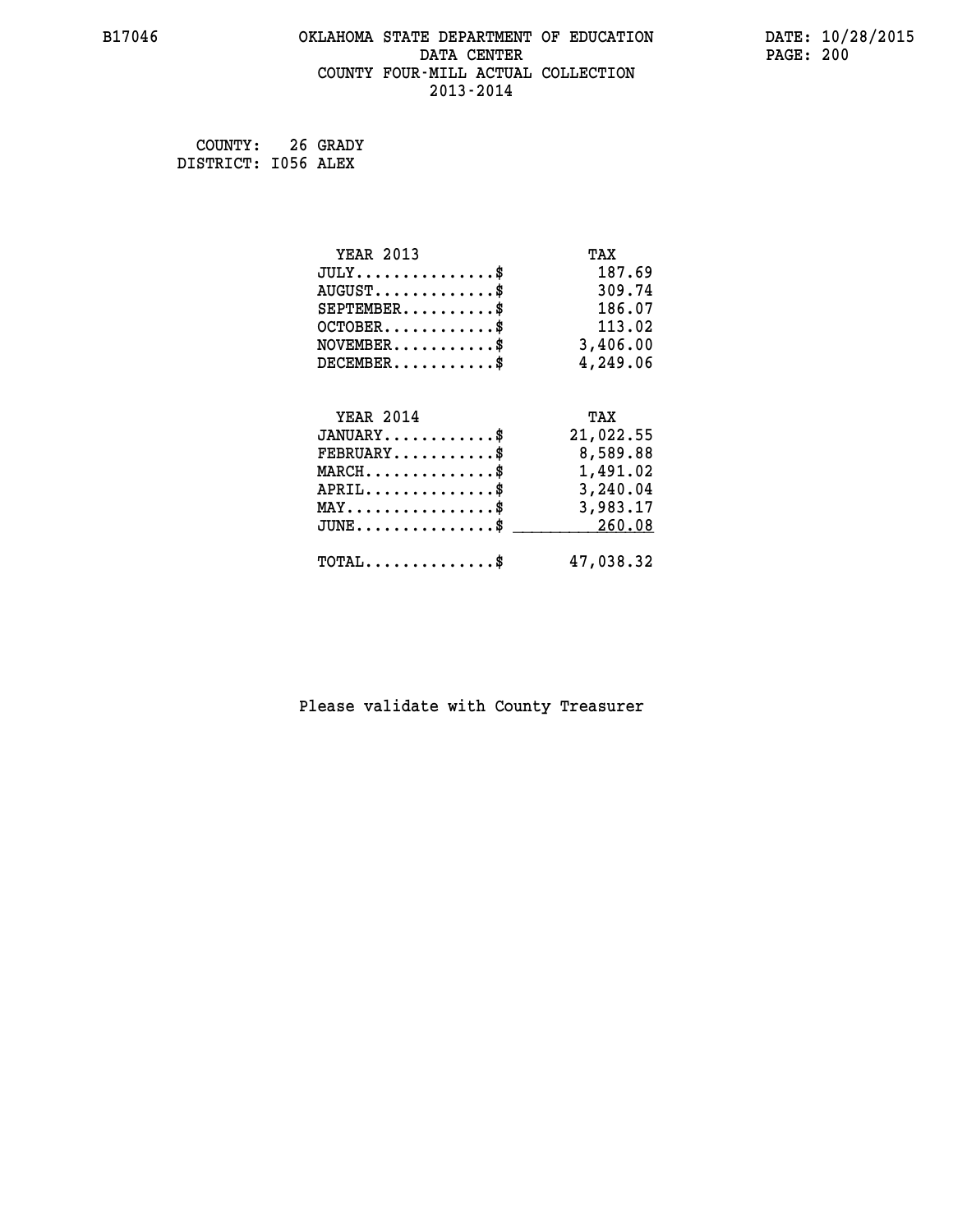B17046 OKLAHOMA STATE DEPARTMENT OF EDUCATION DATE: 10/28/2015

DATA CENTER

COUNTY FOUR-MILL ACTUAL COLLECTION

2013-2014

COUNTY: 26 GRADY
DISTRICT: I056 ALEX

| YEAR 2013 | TAX |
|---|---|
| JULY...............$ | 187.69 |
| AUGUST.............$ | 309.74 |
| SEPTEMBER..........$ | 186.07 |
| OCTOBER............$ | 113.02 |
| NOVEMBER...........$ | 3,406.00 |
| DECEMBER...........$ | 4,249.06 |

| YEAR 2014 | TAX |
|---|---|
| JANUARY............$ | 21,022.55 |
| FEBRUARY...........$ | 8,589.88 |
| MARCH..............$ | 1,491.02 |
| APRIL..............$ | 3,240.04 |
| MAY................$ | 3,983.17 |
| JUNE...............$ | 260.08 |
| TOTAL..............$ | 47,038.32 |

Please validate with County Treasurer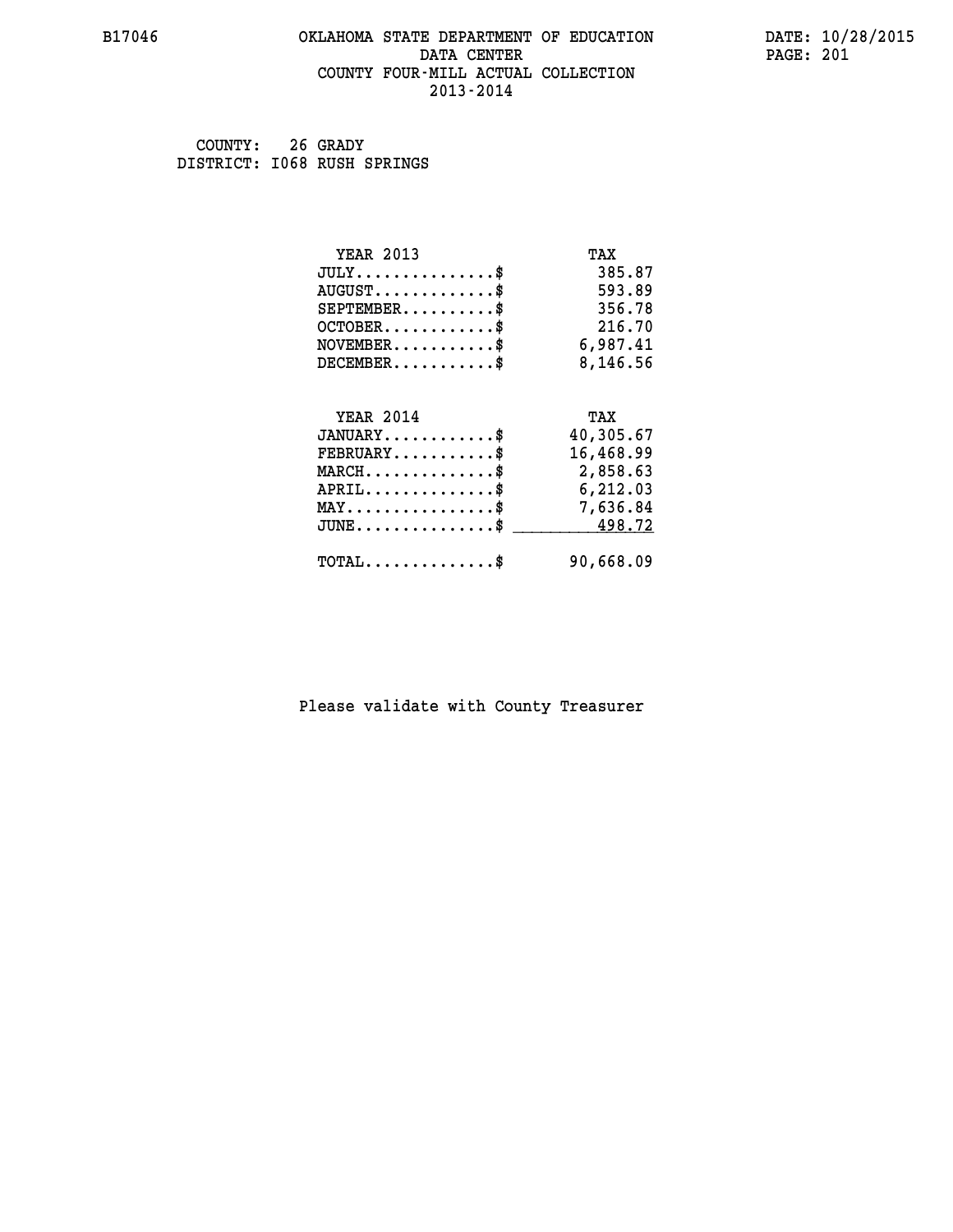# OKLAHOMA STATE DEPARTMENT OF EDUCATION
## DATA CENTER
## COUNTY FOUR-MILL ACTUAL COLLECTION
## 2013-2014

B17046 DATE: 10/28/2015

COUNTY: 26 GRADY
DISTRICT: I068 RUSH SPRINGS

| YEAR 2013 | TAX |
|---|---|
| JULY..............$ | 385.87 |
| AUGUST............$ | 593.89 |
| SEPTEMBER.........$ | 356.78 |
| OCTOBER...........$ | 216.70 |
| NOVEMBER..........$ | 6,987.41 |
| DECEMBER..........$ | 8,146.56 |

| YEAR 2014 | TAX |
|---|---|
| JANUARY...........$ | 40,305.67 |
| FEBRUARY..........$ | 16,468.99 |
| MARCH.............$ | 2,858.63 |
| APRIL.............$ | 6,212.03 |
| MAY...............$ | 7,636.84 |
| JUNE..............$ | 498.72 |
| TOTAL.............$ | 90,668.09 |

Please validate with County Treasurer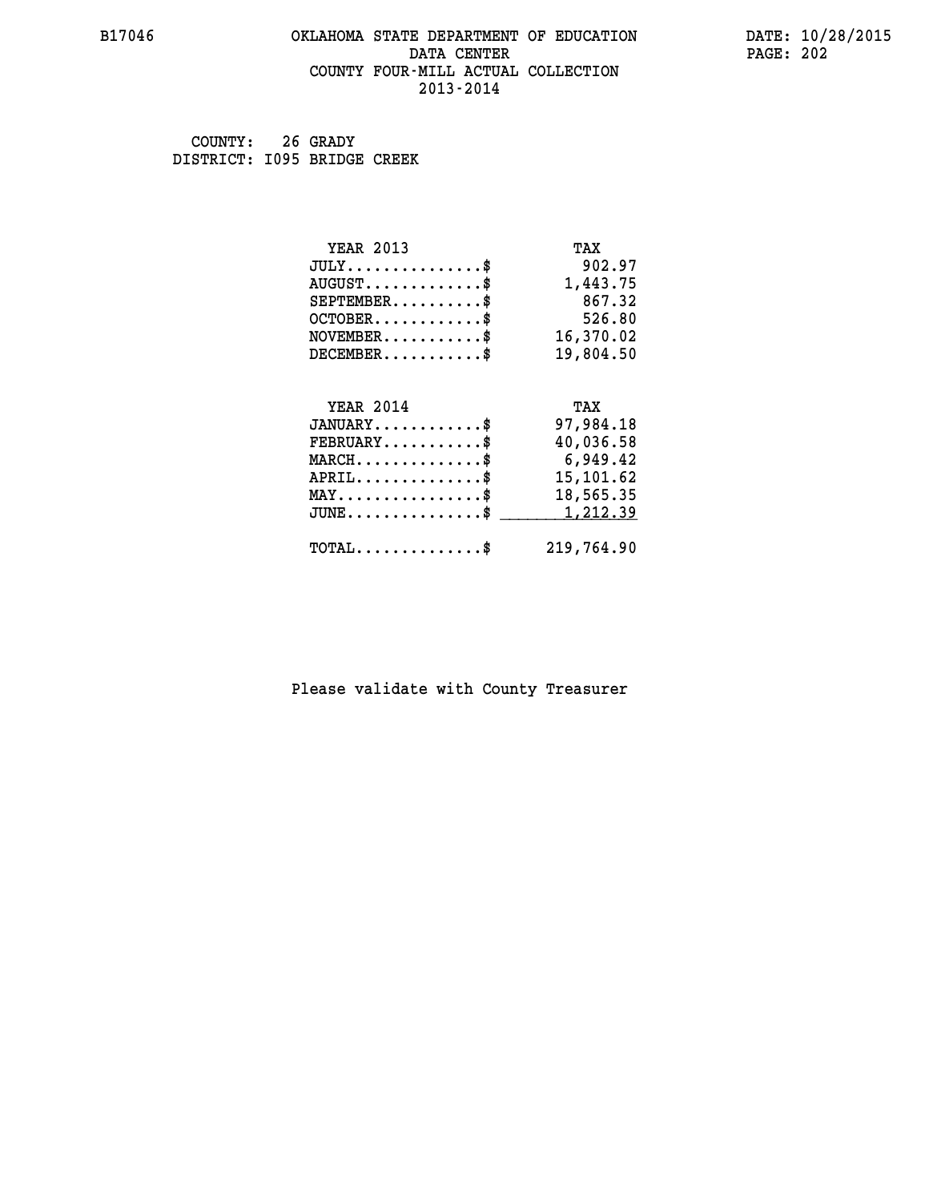# OKLAHOMA STATE DEPARTMENT OF EDUCATION
## DATA CENTER
## COUNTY FOUR-MILL ACTUAL COLLECTION
## 2013-2014

COUNTY: 26 GRADY
DISTRICT: I095 BRIDGE CREEK

| YEAR 2013 | TAX |
|---|---|
| JULY...............$ | 902.97 |
| AUGUST.............$ | 1,443.75 |
| SEPTEMBER..........$ | 867.32 |
| OCTOBER............$ | 526.80 |
| NOVEMBER...........$ | 16,370.02 |
| DECEMBER...........$ | 19,804.50 |

| YEAR 2014 | TAX |
|---|---|
| JANUARY............$ | 97,984.18 |
| FEBRUARY...........$ | 40,036.58 |
| MARCH..............$ | 6,949.42 |
| APRIL..............$ | 15,101.62 |
| MAY................$ | 18,565.35 |
| JUNE...............$ | 1,212.39 |
| TOTAL..............$ | 219,764.90 |

Please validate with County Treasurer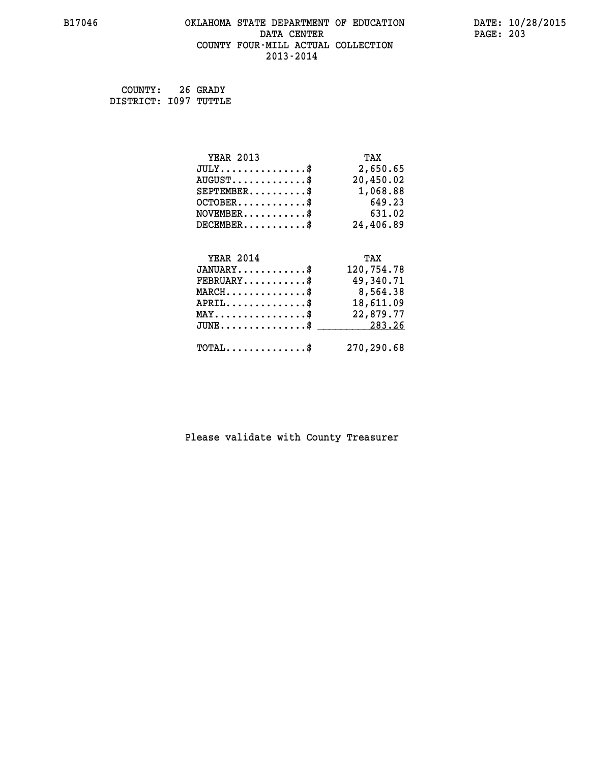COUNTY: 26 GRADY
DISTRICT: I097 TUTTLE

| YEAR 2013 | TAX |
|---|---|
| JULY...............$ | 2,650.65 |
| AUGUST.............$ | 20,450.02 |
| SEPTEMBER..........$ | 1,068.88 |
| OCTOBER............$ | 649.23 |
| NOVEMBER...........$ | 631.02 |
| DECEMBER...........$ | 24,406.89 |

| YEAR 2014 | TAX |
|---|---|
| JANUARY............$ | 120,754.78 |
| FEBRUARY...........$ | 49,340.71 |
| MARCH..............$ | 8,564.38 |
| APRIL..............$ | 18,611.09 |
| MAY................$ | 22,879.77 |
| JUNE...............$ | 283.26 |
| TOTAL..............$ | 270,290.68 |

Please validate with County Treasurer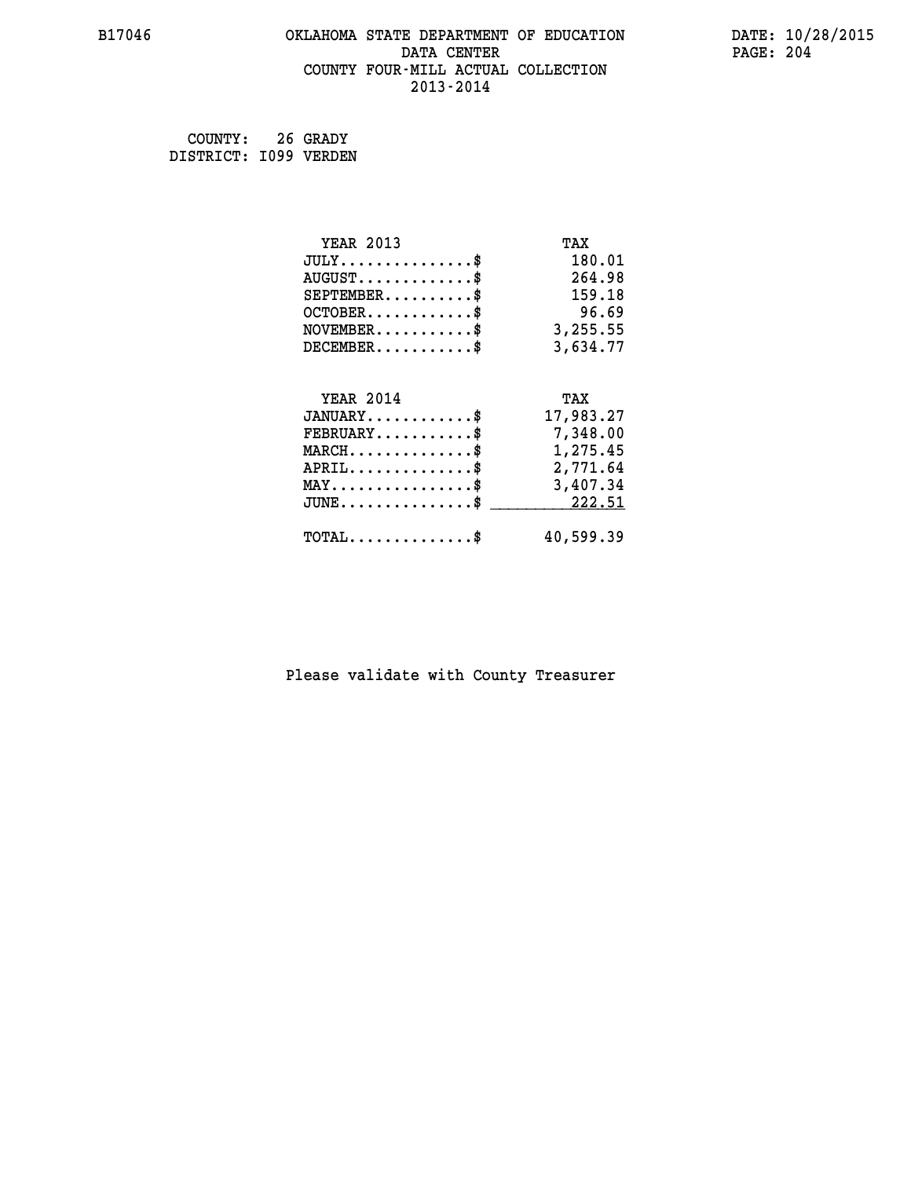# OKLAHOMA STATE DEPARTMENT OF EDUCATION
## DATA CENTER
## COUNTY FOUR-MILL ACTUAL COLLECTION
## 2013-2014

B17046 DATE: 10/28/2015

COUNTY: 26 GRADY
DISTRICT: I099 VERDEN

| YEAR 2013 | TAX |
|---|---|
| JULY...............$ | 180.01 |
| AUGUST.............$ | 264.98 |
| SEPTEMBER..........$ | 159.18 |
| OCTOBER............$ | 96.69 |
| NOVEMBER...........$ | 3,255.55 |
| DECEMBER...........$ | 3,634.77 |

| YEAR 2014 | TAX |
|---|---|
| JANUARY............$ | 17,983.27 |
| FEBRUARY...........$ | 7,348.00 |
| MARCH..............$ | 1,275.45 |
| APRIL..............$ | 2,771.64 |
| MAY................$ | 3,407.34 |
| JUNE...............$ | 222.51 |
| TOTAL..............$ | 40,599.39 |

Please validate with County Treasurer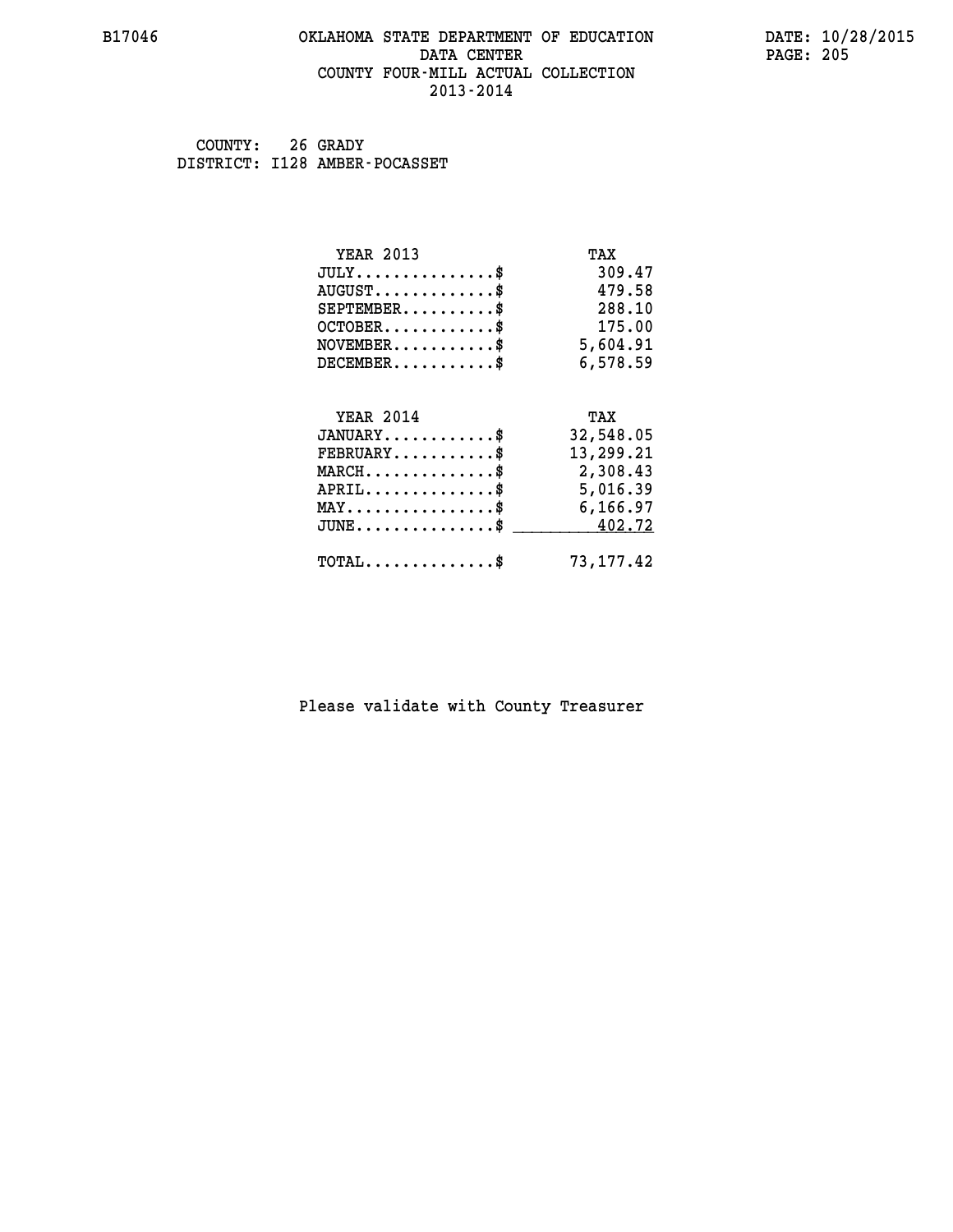B17046 OKLAHOMA STATE DEPARTMENT OF EDUCATION DATE: 10/28/2015
DATA CENTER
COUNTY FOUR-MILL ACTUAL COLLECTION
2013-2014

COUNTY: 26 GRADY
DISTRICT: I128 AMBER-POCASSET

| YEAR 2013 | TAX |
|---|---|
| JULY...............$ | 309.47 |
| AUGUST.............$ | 479.58 |
| SEPTEMBER..........$ | 288.10 |
| OCTOBER............$ | 175.00 |
| NOVEMBER...........$ | 5,604.91 |
| DECEMBER...........$ | 6,578.59 |

| YEAR 2014 | TAX |
|---|---|
| JANUARY............$ | 32,548.05 |
| FEBRUARY...........$ | 13,299.21 |
| MARCH..............$ | 2,308.43 |
| APRIL..............$ | 5,016.39 |
| MAY................$ | 6,166.97 |
| JUNE...............$ | 402.72 |
| TOTAL..............$ | 73,177.42 |

Please validate with County Treasurer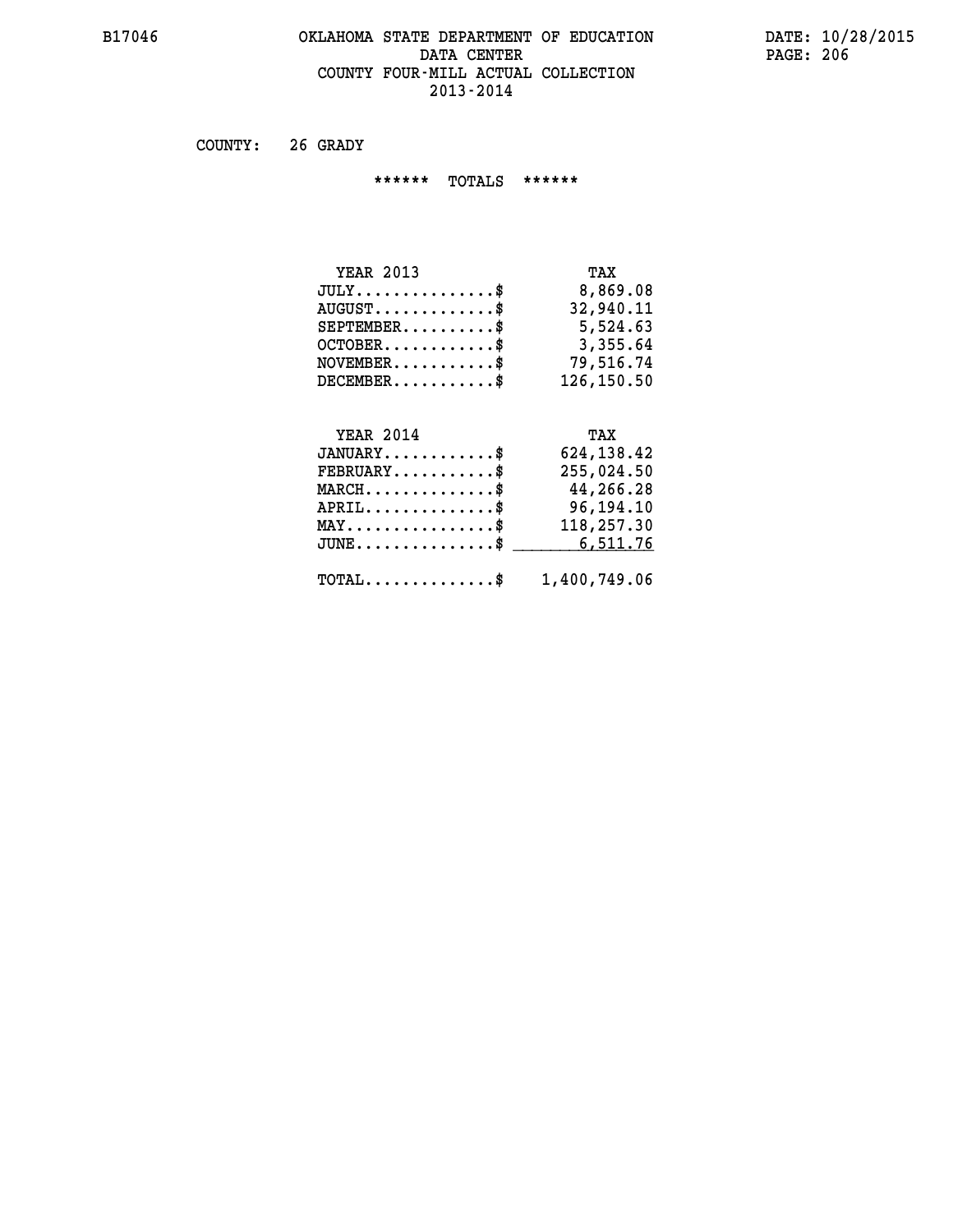# OKLAHOMA STATE DEPARTMENT OF EDUCATION
## DATA CENTER
## COUNTY FOUR-MILL ACTUAL COLLECTION
## 2013-2014

B17046

DATE: 10/28/2015

COUNTY: 26 GRADY

****** TOTALS ******

| YEAR 2013 | TAX |
|---|---|
| JULY..............$ | 8,869.08 |
| AUGUST............$ | 32,940.11 |
| SEPTEMBER.........$ | 5,524.63 |
| OCTOBER...........$ | 3,355.64 |
| NOVEMBER..........$ | 79,516.74 |
| DECEMBER..........$ | 126,150.50 |

| YEAR 2014 | TAX |
|---|---|
| JANUARY...........$ | 624,138.42 |
| FEBRUARY..........$ | 255,024.50 |
| MARCH.............$ | 44,266.28 |
| APRIL.............$ | 96,194.10 |
| MAY...............$ | 118,257.30 |
| JUNE..............$ | 6,511.76 |
| TOTAL.............$ | 1,400,749.06 |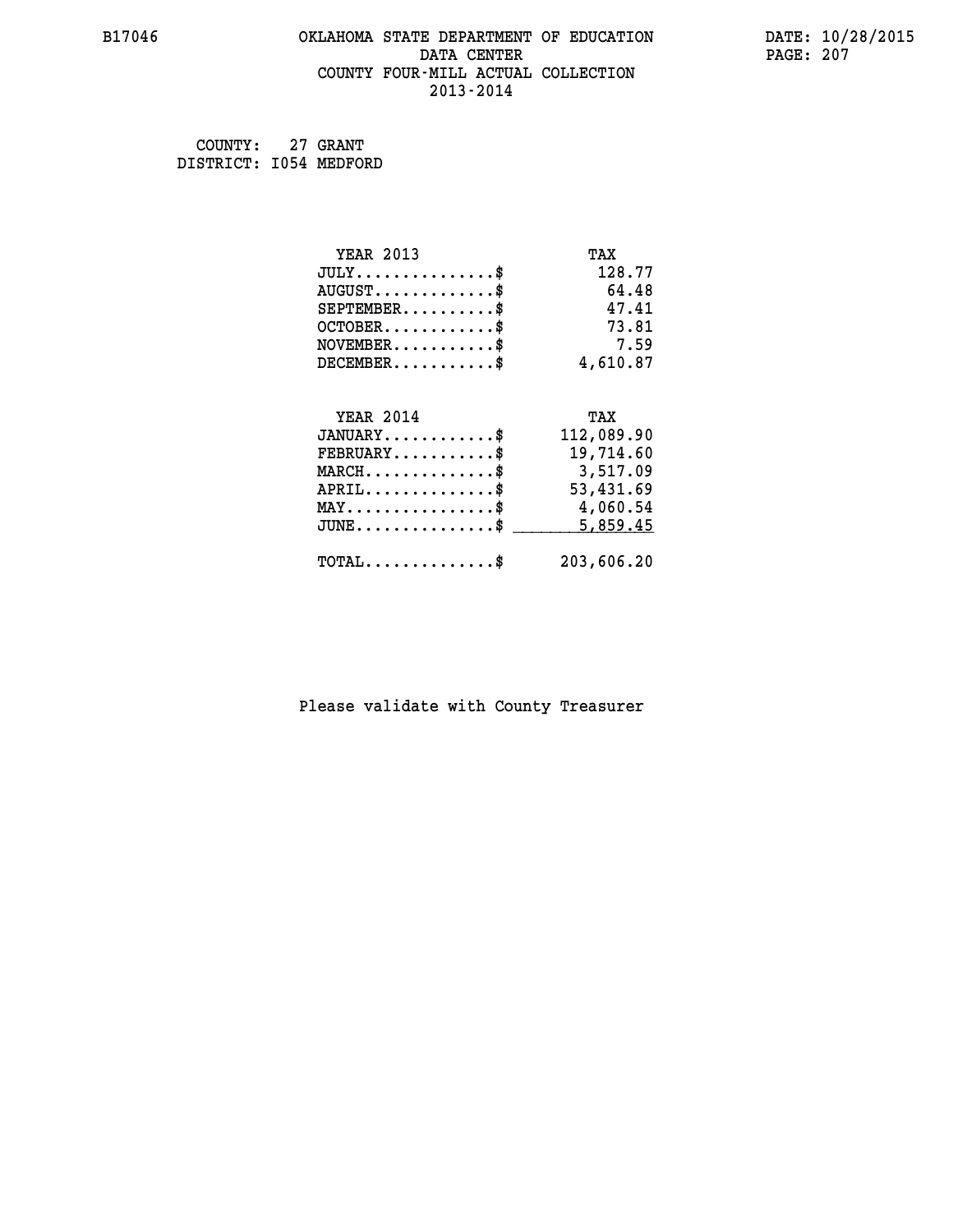B17046 OKLAHOMA STATE DEPARTMENT OF EDUCATION DATA CENTER COUNTY FOUR-MILL ACTUAL COLLECTION 2013-2014

DATE: 10/28/2015

COUNTY: 27 GRANT
DISTRICT: I054 MEDFORD

| YEAR 2013 | TAX |
|---|---|
| JULY..............$ | 128.77 |
| AUGUST............$ | 64.48 |
| SEPTEMBER..........$ | 47.41 |
| OCTOBER............$ | 73.81 |
| NOVEMBER...........$ | 7.59 |
| DECEMBER...........$ | 4,610.87 |

| YEAR 2014 | TAX |
|---|---|
| JANUARY............$ | 112,089.90 |
| FEBRUARY...........$ | 19,714.60 |
| MARCH..............$ | 3,517.09 |
| APRIL..............$ | 53,431.69 |
| MAY................$ | 4,060.54 |
| JUNE...............$ | 5,859.45 |
| TOTAL..............$ | 203,606.20 |

Please validate with County Treasurer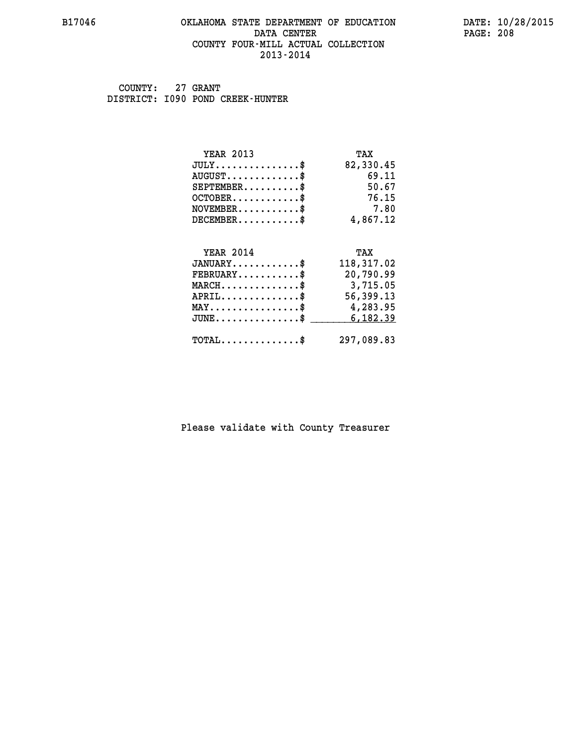# OKLAHOMA STATE DEPARTMENT OF EDUCATION
## DATA CENTER
## COUNTY FOUR-MILL ACTUAL COLLECTION
## 2013-2014

COUNTY: 27 GRANT
DISTRICT: I090 POND CREEK-HUNTER

| YEAR 2013 | TAX |
|---|---|
| JULY..............$ | 82,330.45 |
| AUGUST............$ | 69.11 |
| SEPTEMBER.........$ | 50.67 |
| OCTOBER...........$ | 76.15 |
| NOVEMBER..........$ | 7.80 |
| DECEMBER..........$ | 4,867.12 |

| YEAR 2014 | TAX |
|---|---|
| JANUARY...........$ | 118,317.02 |
| FEBRUARY..........$ | 20,790.99 |
| MARCH.............$ | 3,715.05 |
| APRIL.............$ | 56,399.13 |
| MAY...............$ | 4,283.95 |
| JUNE..............$ | 6,182.39 |
| TOTAL.............$ | 297,089.83 |

Please validate with County Treasurer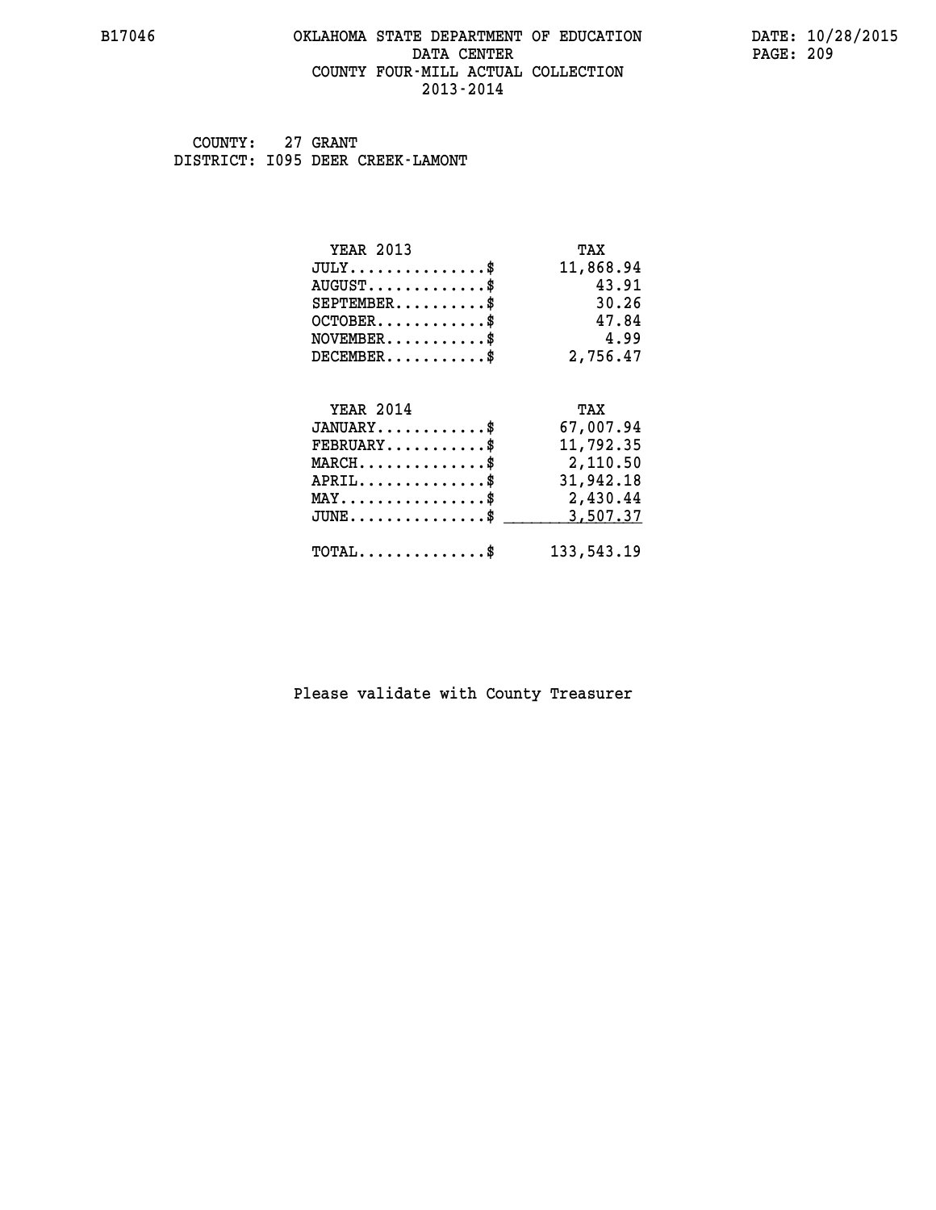B17046 OKLAHOMA STATE DEPARTMENT OF EDUCATION DATE: 10/28/2015
DATA CENTER PAGE: 209
COUNTY FOUR-MILL ACTUAL COLLECTION
2013-2014

COUNTY: 27 GRANT
DISTRICT: I095 DEER CREEK-LAMONT

| YEAR 2013 | TAX |
|---|---|
| JULY...............$ | 11,868.94 |
| AUGUST.............$ | 43.91 |
| SEPTEMBER..........$ | 30.26 |
| OCTOBER............$ | 47.84 |
| NOVEMBER...........$ | 4.99 |
| DECEMBER...........$ | 2,756.47 |

| YEAR 2014 | TAX |
|---|---|
| JANUARY............$ | 67,007.94 |
| FEBRUARY...........$ | 11,792.35 |
| MARCH..............$ | 2,110.50 |
| APRIL..............$ | 31,942.18 |
| MAY................$ | 2,430.44 |
| JUNE...............$ | 3,507.37 |
| TOTAL..............$ | 133,543.19 |

Please validate with County Treasurer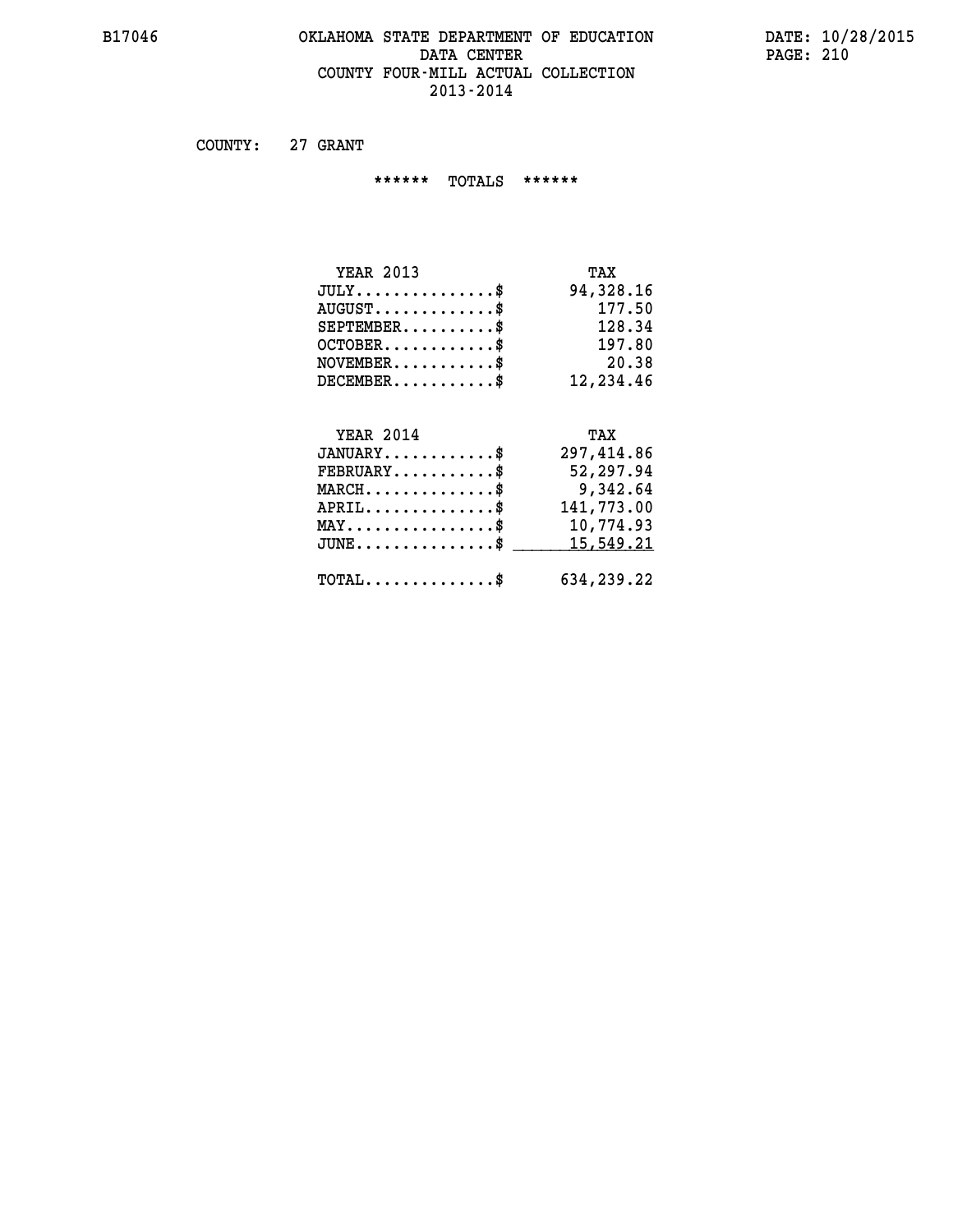# OKLAHOMA STATE DEPARTMENT OF EDUCATION
## DATA CENTER
## COUNTY FOUR-MILL ACTUAL COLLECTION
## 2013-2014

B17046 DATE: 10/28/2015

COUNTY: 27 GRANT

****** TOTALS ******

| YEAR 2013 | TAX |
|---|---|
| JULY...............$ | 94,328.16 |
| AUGUST.............$ | 177.50 |
| SEPTEMBER..........$ | 128.34 |
| OCTOBER............$ | 197.80 |
| NOVEMBER...........$ | 20.38 |
| DECEMBER...........$ | 12,234.46 |

| YEAR 2014 | TAX |
|---|---|
| JANUARY............$ | 297,414.86 |
| FEBRUARY...........$ | 52,297.94 |
| MARCH..............$ | 9,342.64 |
| APRIL..............$ | 141,773.00 |
| MAY................$ | 10,774.93 |
| JUNE...............$ | 15,549.21 |
| TOTAL..............$ | 634,239.22 |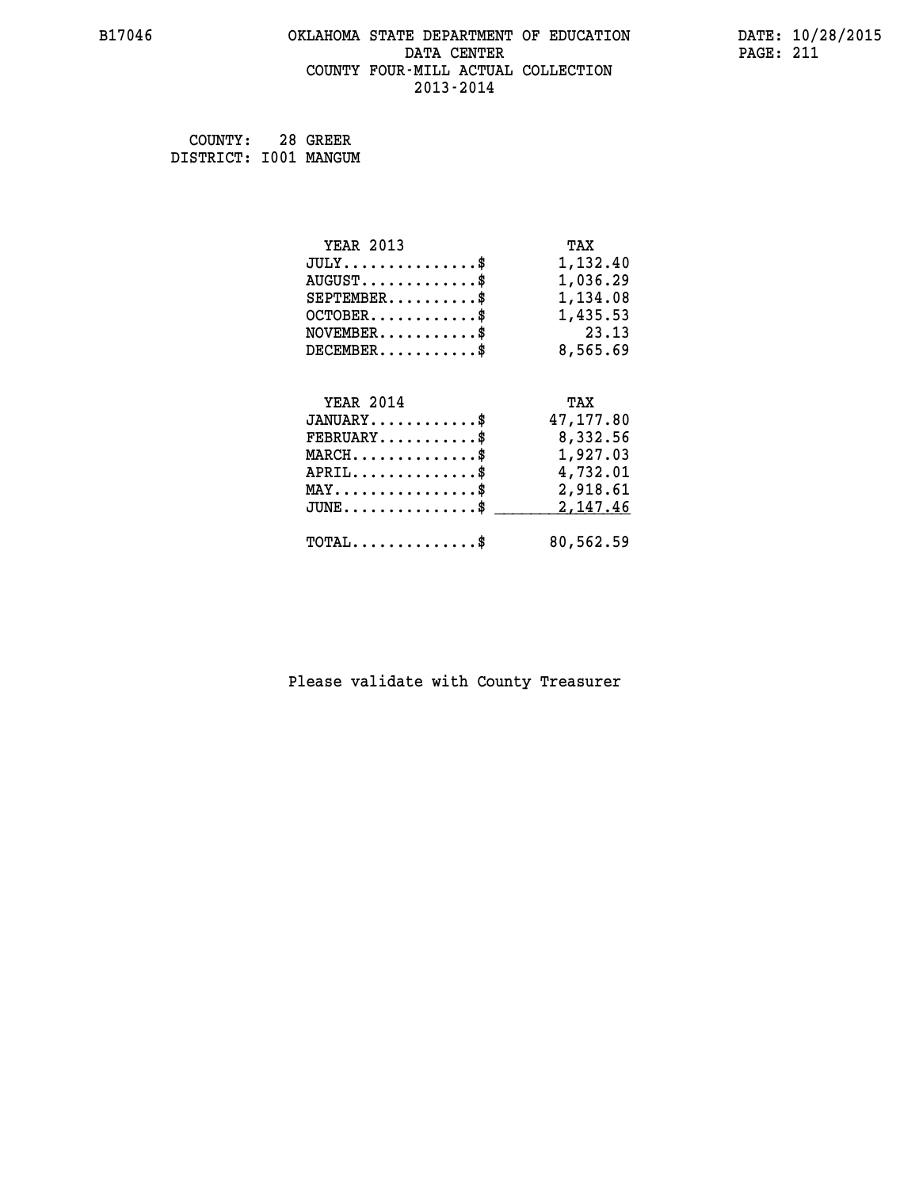COUNTY: 28 GREER
DISTRICT: I001 MANGUM

| YEAR 2013 | TAX |
| --- | --- |
| JULY...............$ | 1,132.40 |
| AUGUST.............$ | 1,036.29 |
| SEPTEMBER..........$ | 1,134.08 |
| OCTOBER............$ | 1,435.53 |
| NOVEMBER...........$ | 23.13 |
| DECEMBER...........$ | 8,565.69 |

| YEAR 2014 | TAX |
| --- | --- |
| JANUARY............$ | 47,177.80 |
| FEBRUARY...........$ | 8,332.56 |
| MARCH..............$ | 1,927.03 |
| APRIL..............$ | 4,732.01 |
| MAY................$ | 2,918.61 |
| JUNE...............$ | 2,147.46 |
| TOTAL..............$ | 80,562.59 |

Please validate with County Treasurer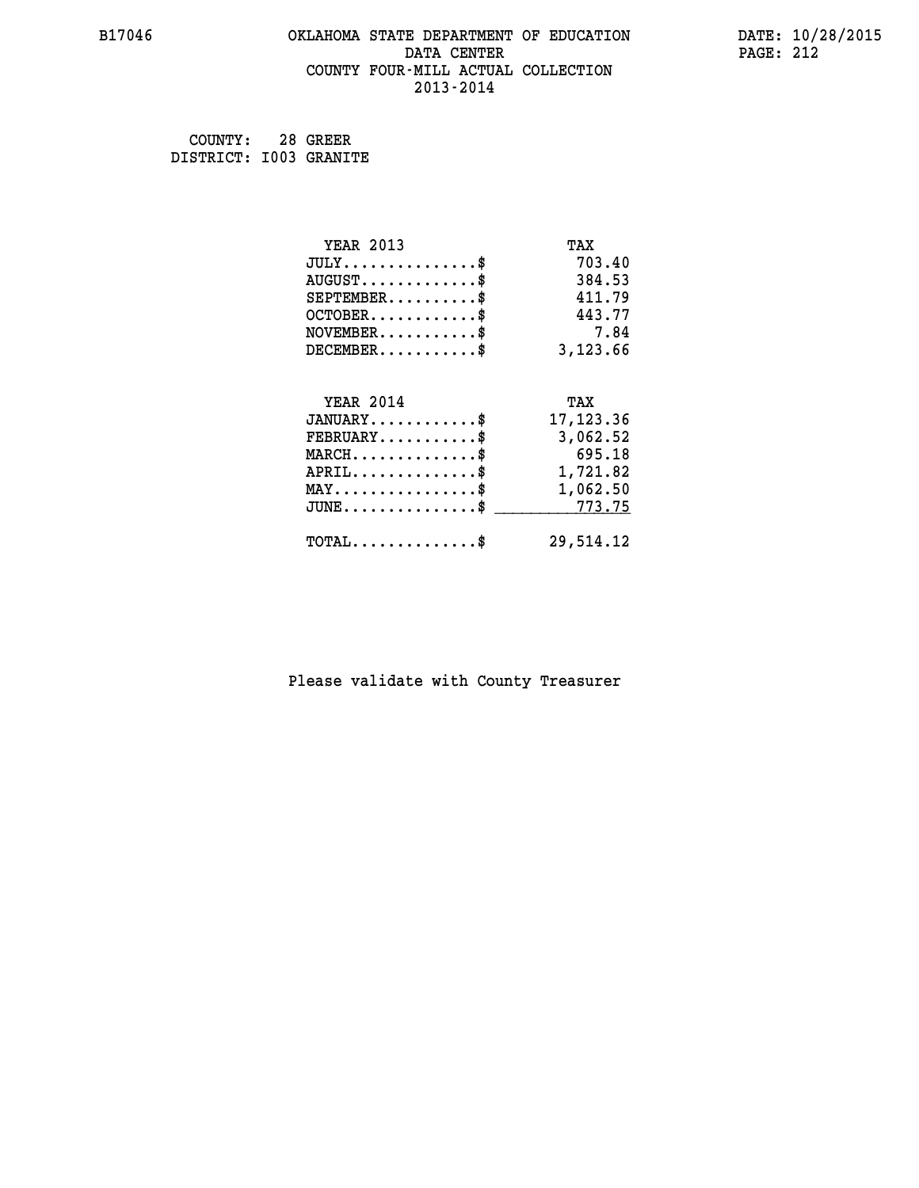B17046

# OKLAHOMA STATE DEPARTMENT OF EDUCATION
## DATA CENTER
## COUNTY FOUR-MILL ACTUAL COLLECTION
## 2013-2014

DATE: 10/28/2015

COUNTY: 28 GREER
DISTRICT: I003 GRANITE

| YEAR 2013 | TAX |
|---|---|
| JULY...............$ | 703.40 |
| AUGUST.............$ | 384.53 |
| SEPTEMBER..........$ | 411.79 |
| OCTOBER............$ | 443.77 |
| NOVEMBER...........$ | 7.84 |
| DECEMBER...........$ | 3,123.66 |

| YEAR 2014 | TAX |
|---|---|
| JANUARY............$ | 17,123.36 |
| FEBRUARY...........$ | 3,062.52 |
| MARCH..............$ | 695.18 |
| APRIL..............$ | 1,721.82 |
| MAY................$ | 1,062.50 |
| JUNE...............$ | 773.75 |
| TOTAL..............$ | 29,514.12 |

Please validate with County Treasurer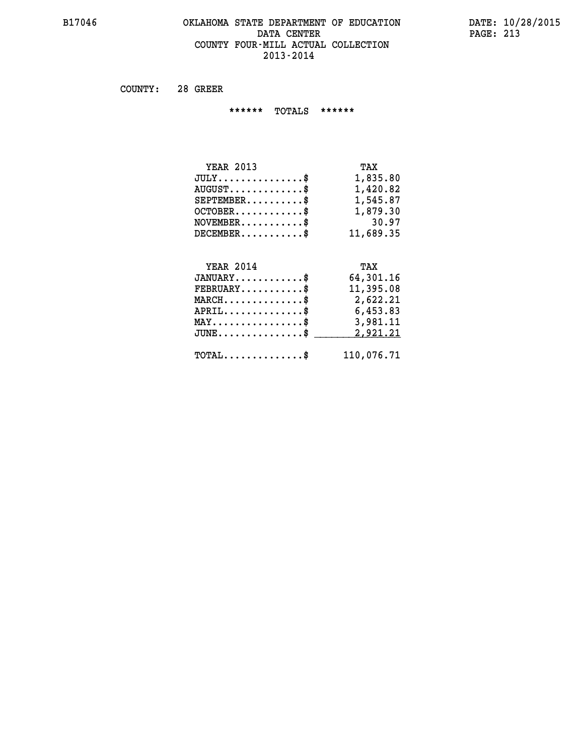# OKLAHOMA STATE DEPARTMENT OF EDUCATION
## DATA CENTER
## COUNTY FOUR-MILL ACTUAL COLLECTION
## 2013-2014

B17046 DATE: 10/28/2015

COUNTY: 28 GREER

****** TOTALS ******

| YEAR 2013 | TAX |
|---|---|
| JULY...............$ | 1,835.80 |
| AUGUST.............$ | 1,420.82 |
| SEPTEMBER..........$ | 1,545.87 |
| OCTOBER............$ | 1,879.30 |
| NOVEMBER...........$ | 30.97 |
| DECEMBER...........$ | 11,689.35 |

| YEAR 2014 | TAX |
|---|---|
| JANUARY............$ | 64,301.16 |
| FEBRUARY...........$ | 11,395.08 |
| MARCH..............$ | 2,622.21 |
| APRIL..............$ | 6,453.83 |
| MAY................$ | 3,981.11 |
| JUNE...............$ | 2,921.21 |
| TOTAL..............$ | 110,076.71 |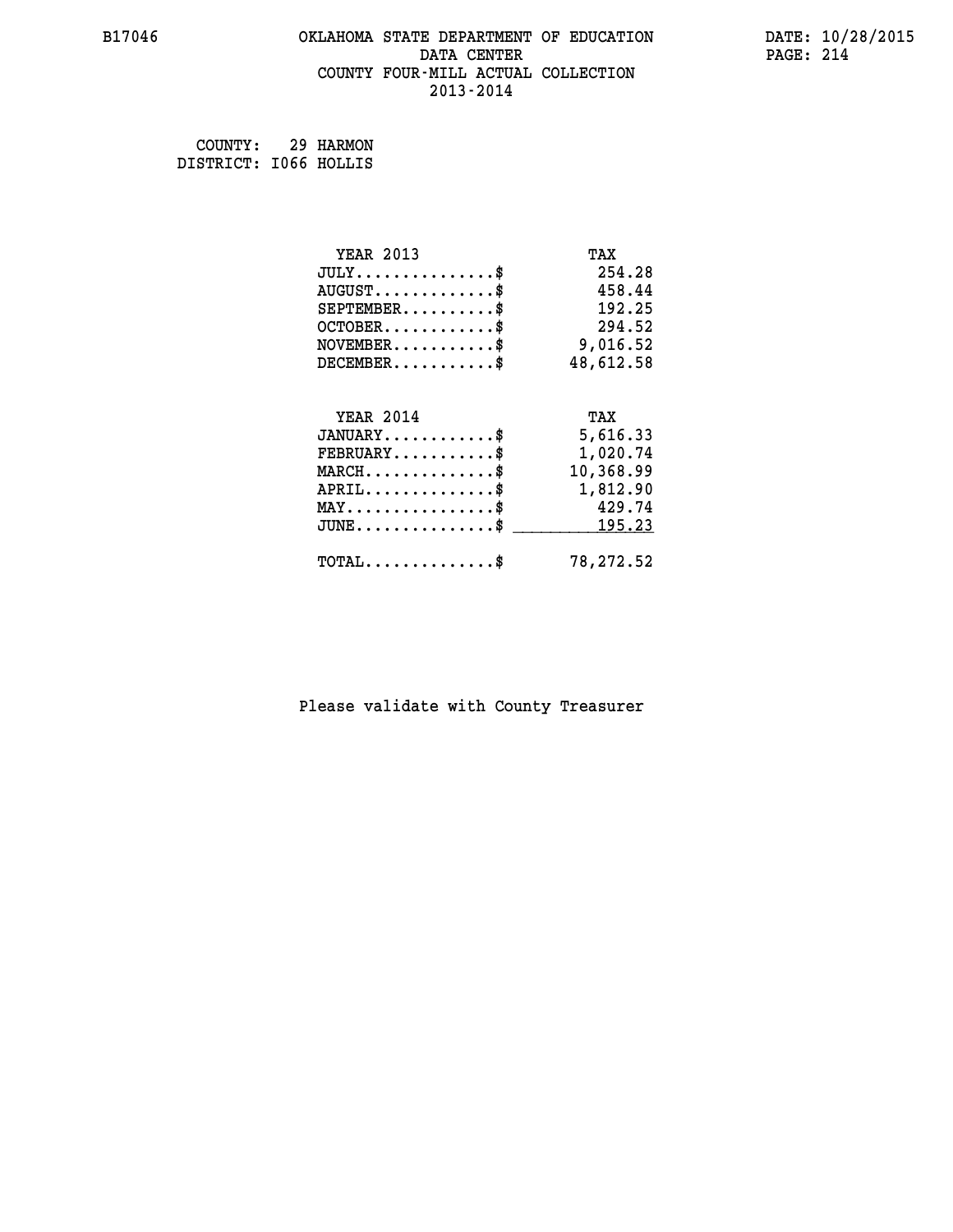B17046 OKLAHOMA STATE DEPARTMENT OF EDUCATION DATE: 10/28/2015

DATA CENTER

COUNTY FOUR-MILL ACTUAL COLLECTION

2013-2014

COUNTY: 29 HARMON
DISTRICT: I066 HOLLIS

| YEAR 2013 | TAX |
|---|---|
| JULY...............$ | 254.28 |
| AUGUST.............$ | 458.44 |
| SEPTEMBER..........$ | 192.25 |
| OCTOBER............$ | 294.52 |
| NOVEMBER...........$ | 9,016.52 |
| DECEMBER...........$ | 48,612.58 |

| YEAR 2014 | TAX |
|---|---|
| JANUARY............$ | 5,616.33 |
| FEBRUARY...........$ | 1,020.74 |
| MARCH..............$ | 10,368.99 |
| APRIL..............$ | 1,812.90 |
| MAY................$ | 429.74 |
| JUNE...............$ | 195.23 |
| TOTAL..............$ | 78,272.52 |

Please validate with County Treasurer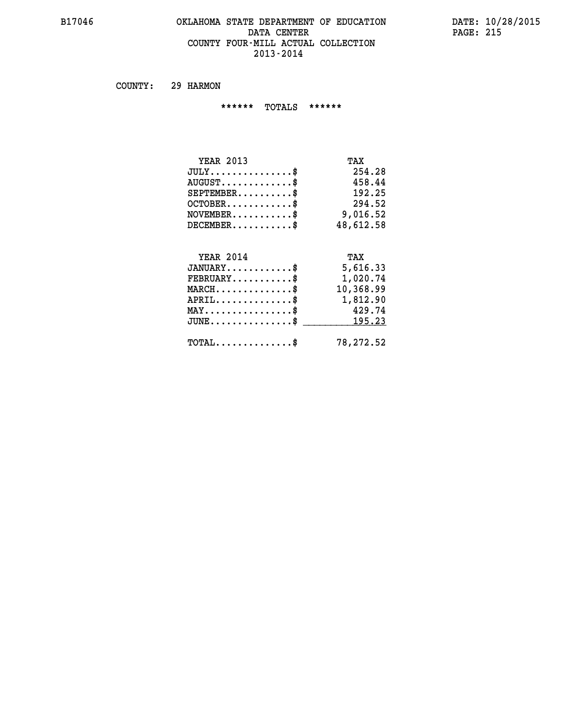B17046

# OKLAHOMA STATE DEPARTMENT OF EDUCATION
## DATA CENTER
## COUNTY FOUR-MILL ACTUAL COLLECTION
## 2013-2014

DATE: 10/28/2015

COUNTY: 29 HARMON

****** TOTALS ******

| YEAR 2013 | TAX |
|---|---|
| JULY..............$ | 254.28 |
| AUGUST............$ | 458.44 |
| SEPTEMBER.........$ | 192.25 |
| OCTOBER...........$ | 294.52 |
| NOVEMBER..........$ | 9,016.52 |
| DECEMBER..........$ | 48,612.58 |

| YEAR 2014 | TAX |
|---|---|
| JANUARY...........$ | 5,616.33 |
| FEBRUARY..........$ | 1,020.74 |
| MARCH.............$ | 10,368.99 |
| APRIL.............$ | 1,812.90 |
| MAY...............$ | 429.74 |
| JUNE..............$ | 195.23 |
| TOTAL.............$ | 78,272.52 |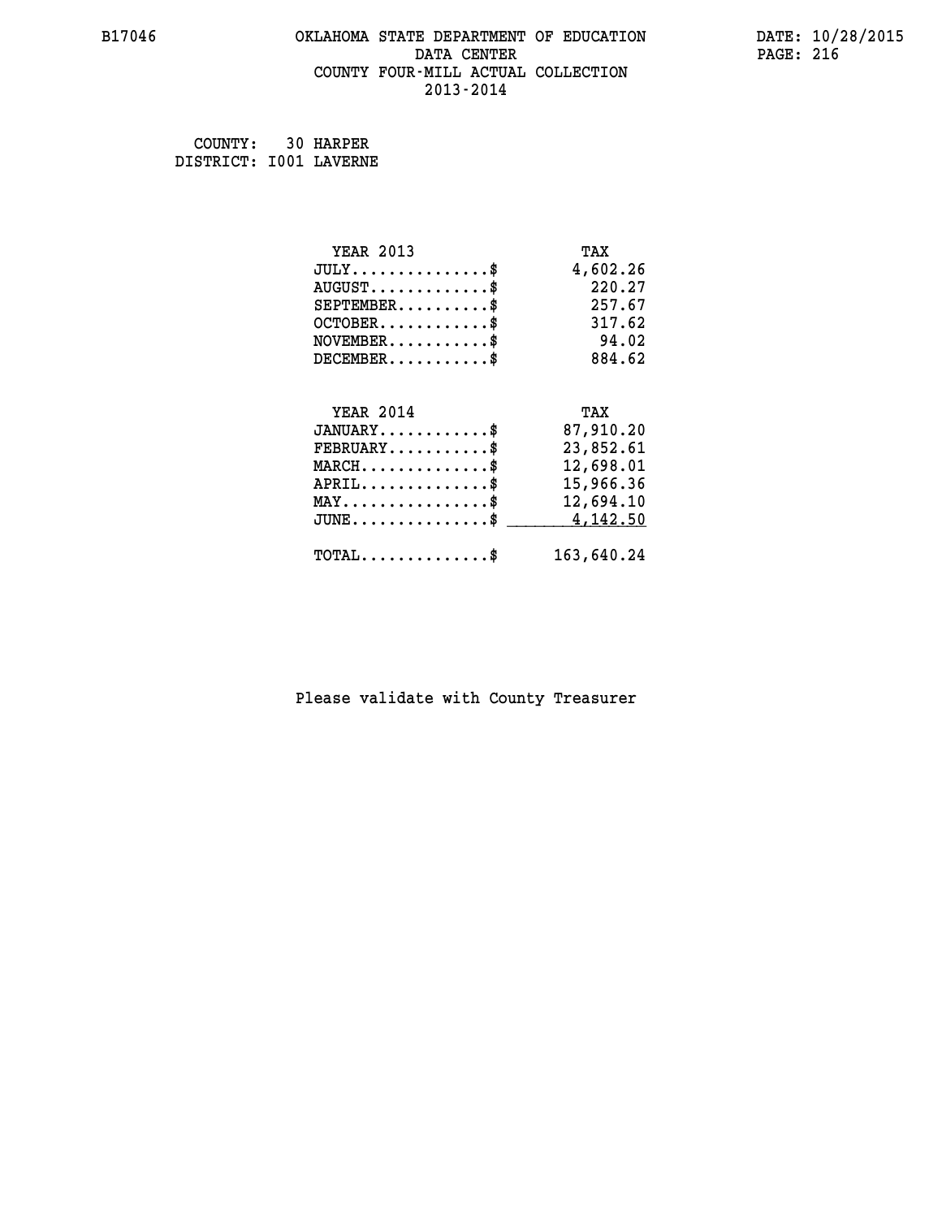# OKLAHOMA STATE DEPARTMENT OF EDUCATION
## DATA CENTER
## COUNTY FOUR-MILL ACTUAL COLLECTION
## 2013-2014

COUNTY: 30 HARPER
DISTRICT: I001 LAVERNE

| YEAR 2013 | TAX |
|---|---|
| JULY...............$ | 4,602.26 |
| AUGUST.............$ | 220.27 |
| SEPTEMBER..........$ | 257.67 |
| OCTOBER............$ | 317.62 |
| NOVEMBER...........$ | 94.02 |
| DECEMBER...........$ | 884.62 |

| YEAR 2014 | TAX |
|---|---|
| JANUARY............$ | 87,910.20 |
| FEBRUARY...........$ | 23,852.61 |
| MARCH..............$ | 12,698.01 |
| APRIL..............$ | 15,966.36 |
| MAY................$ | 12,694.10 |
| JUNE...............$ | 4,142.50 |
| TOTAL..............$ | 163,640.24 |

Please validate with County Treasurer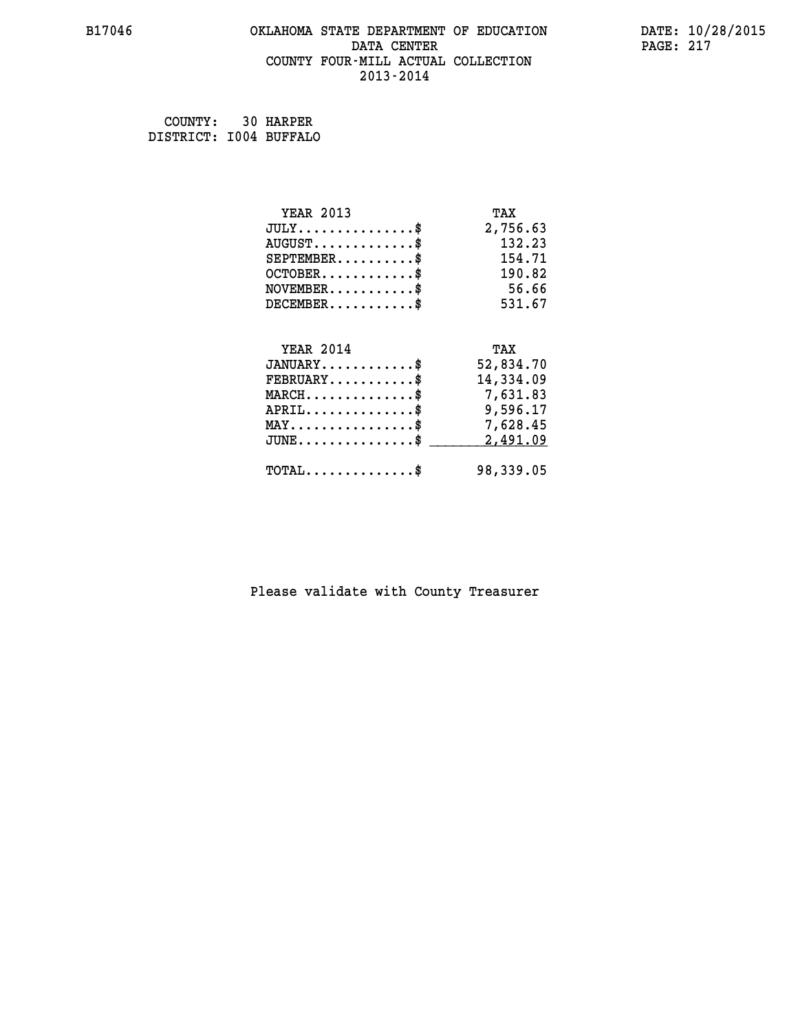# OKLAHOMA STATE DEPARTMENT OF EDUCATION
## DATA CENTER
## COUNTY FOUR-MILL ACTUAL COLLECTION
## 2013-2014

COUNTY: 30 HARPER
DISTRICT: I004 BUFFALO

| YEAR 2013 | TAX |
|---|---|
| JULY..............$ | 2,756.63 |
| AUGUST............$ | 132.23 |
| SEPTEMBER.........$ | 154.71 |
| OCTOBER...........$ | 190.82 |
| NOVEMBER..........$ | 56.66 |
| DECEMBER..........$ | 531.67 |

| YEAR 2014 | TAX |
|---|---|
| JANUARY...........$ | 52,834.70 |
| FEBRUARY..........$ | 14,334.09 |
| MARCH.............$ | 7,631.83 |
| APRIL.............$ | 9,596.17 |
| MAY...............$ | 7,628.45 |
| JUNE..............$ | 2,491.09 |
| TOTAL.............$ | 98,339.05 |

Please validate with County Treasurer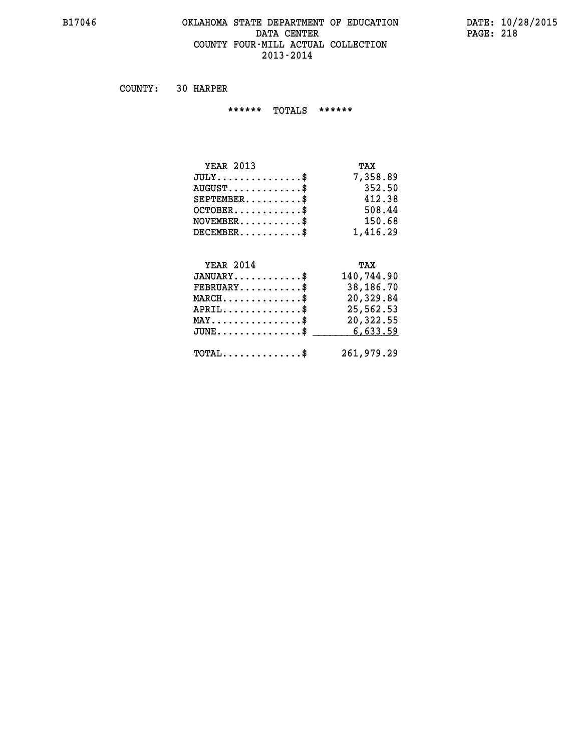# OKLAHOMA STATE DEPARTMENT OF EDUCATION
## DATA CENTER
## COUNTY FOUR-MILL ACTUAL COLLECTION
## 2013-2014

COUNTY: 30 HARPER

****** TOTALS ******

| YEAR 2013 | TAX |
|---|---|
| JULY...............$ | 7,358.89 |
| AUGUST.............$ | 352.50 |
| SEPTEMBER..........$ | 412.38 |
| OCTOBER............$ | 508.44 |
| NOVEMBER...........$ | 150.68 |
| DECEMBER...........$ | 1,416.29 |

| YEAR 2014 | TAX |
|---|---|
| JANUARY............$ | 140,744.90 |
| FEBRUARY...........$ | 38,186.70 |
| MARCH..............$ | 20,329.84 |
| APRIL..............$ | 25,562.53 |
| MAY................$ | 20,322.55 |
| JUNE...............$ | 6,633.59 |
| TOTAL..............$ | 261,979.29 |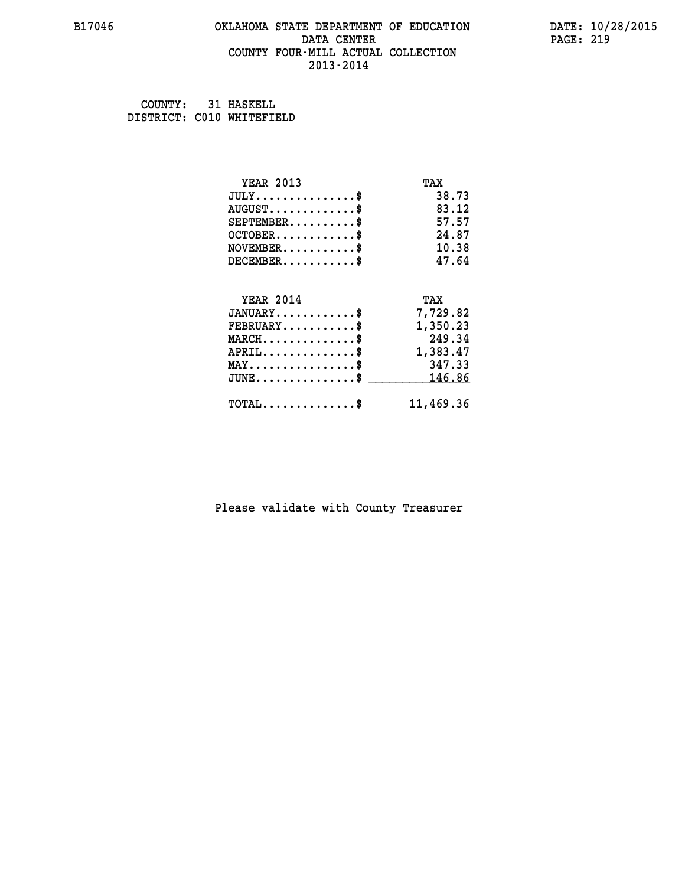B17046 OKLAHOMA STATE DEPARTMENT OF EDUCATION DATA CENTER COUNTY FOUR-MILL ACTUAL COLLECTION 2013-2014

DATE: 10/28/2015

COUNTY: 31 HASKELL
DISTRICT: C010 WHITEFIELD

| YEAR 2013 | TAX |
|---|---|
| JULY..............$ | 38.73 |
| AUGUST............$ | 83.12 |
| SEPTEMBER..........$ | 57.57 |
| OCTOBER............$ | 24.87 |
| NOVEMBER...........$ | 10.38 |
| DECEMBER...........$ | 47.64 |

| YEAR 2014 | TAX |
|---|---|
| JANUARY............$ | 7,729.82 |
| FEBRUARY...........$ | 1,350.23 |
| MARCH..............$ | 249.34 |
| APRIL..............$ | 1,383.47 |
| MAY................$ | 347.33 |
| JUNE...............$ | 146.86 |
| TOTAL..............$ | 11,469.36 |

Please validate with County Treasurer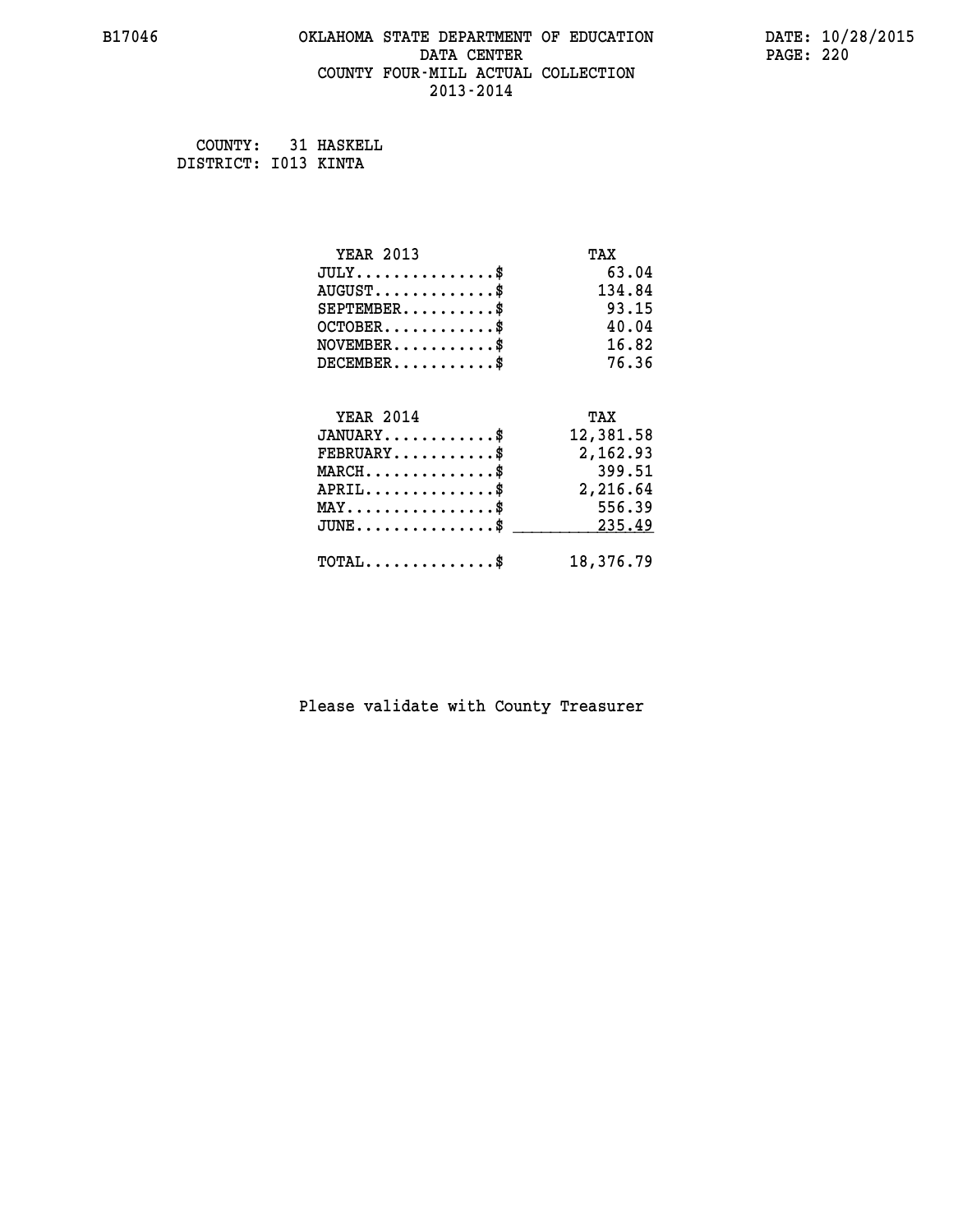B17046 OKLAHOMA STATE DEPARTMENT OF EDUCATION DATA CENTER COUNTY FOUR-MILL ACTUAL COLLECTION 2013-2014

DATE: 10/28/2015

COUNTY: 31 HASKELL
DISTRICT: I013 KINTA

| YEAR 2013 | TAX |
|---|---|
| JULY..............$ | 63.04 |
| AUGUST............$ | 134.84 |
| SEPTEMBER.........$ | 93.15 |
| OCTOBER...........$ | 40.04 |
| NOVEMBER..........$ | 16.82 |
| DECEMBER..........$ | 76.36 |

| YEAR 2014 | TAX |
|---|---|
| JANUARY...........$ | 12,381.58 |
| FEBRUARY..........$ | 2,162.93 |
| MARCH.............$ | 399.51 |
| APRIL.............$ | 2,216.64 |
| MAY...............$ | 556.39 |
| JUNE..............$ | 235.49 |
| TOTAL.............$ | 18,376.79 |

Please validate with County Treasurer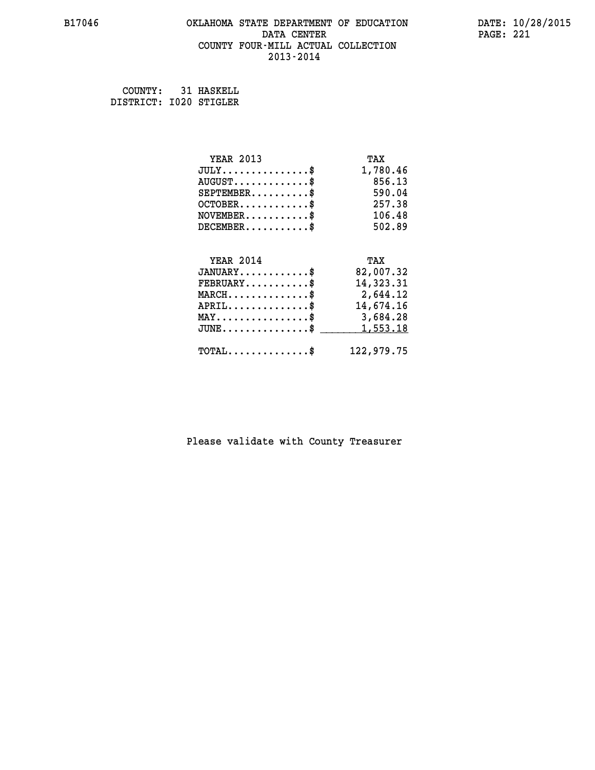# OKLAHOMA STATE DEPARTMENT OF EDUCATION
## DATA CENTER
## COUNTY FOUR-MILL ACTUAL COLLECTION
## 2013-2014

B17046

DATE: 10/28/2015

COUNTY: 31 HASKELL
DISTRICT: I020 STIGLER

| YEAR 2013 | TAX |
|---|---|
| JULY..............$ | 1,780.46 |
| AUGUST............$ | 856.13 |
| SEPTEMBER.........$ | 590.04 |
| OCTOBER...........$ | 257.38 |
| NOVEMBER..........$ | 106.48 |
| DECEMBER..........$ | 502.89 |

| YEAR 2014 | TAX |
|---|---|
| JANUARY...........$ | 82,007.32 |
| FEBRUARY..........$ | 14,323.31 |
| MARCH.............$ | 2,644.12 |
| APRIL.............$ | 14,674.16 |
| MAY...............$ | 3,684.28 |
| JUNE..............$ | 1,553.18 |
| TOTAL.............$ | 122,979.75 |

Please validate with County Treasurer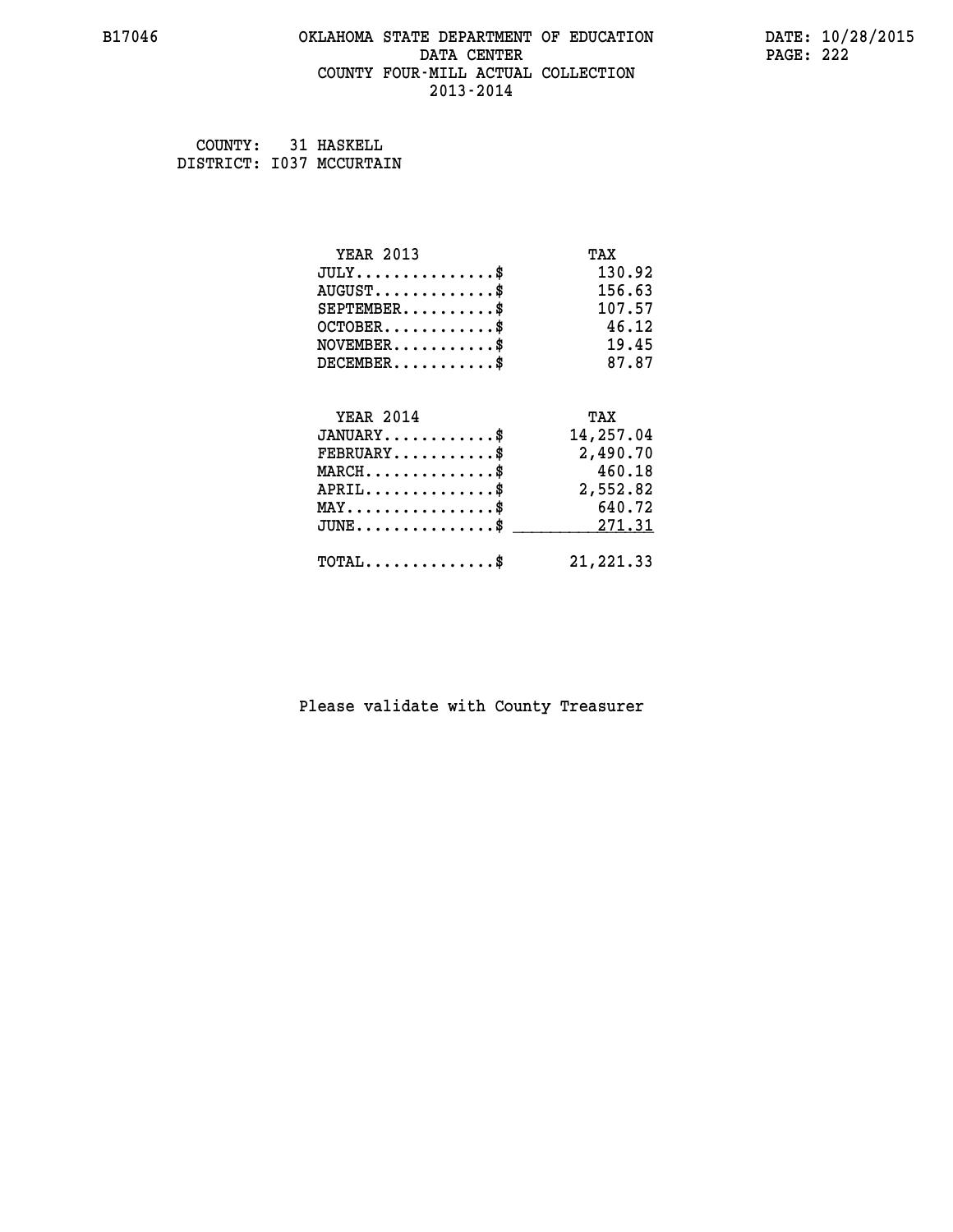B17046 OKLAHOMA STATE DEPARTMENT OF EDUCATION DATA CENTER COUNTY FOUR-MILL ACTUAL COLLECTION 2013-2014

DATE: 10/28/2015

COUNTY: 31 HASKELL
DISTRICT: I037 MCCURTAIN

| YEAR 2013 | TAX |
|---|---|
| JULY...............$ | 130.92 |
| AUGUST.............$ | 156.63 |
| SEPTEMBER..........$ | 107.57 |
| OCTOBER............$ | 46.12 |
| NOVEMBER...........$ | 19.45 |
| DECEMBER...........$ | 87.87 |

| YEAR 2014 | TAX |
|---|---|
| JANUARY............$ | 14,257.04 |
| FEBRUARY...........$ | 2,490.70 |
| MARCH..............$ | 460.18 |
| APRIL..............$ | 2,552.82 |
| MAY................$ | 640.72 |
| JUNE...............$ | 271.31 |
| TOTAL..............$ | 21,221.33 |

Please validate with County Treasurer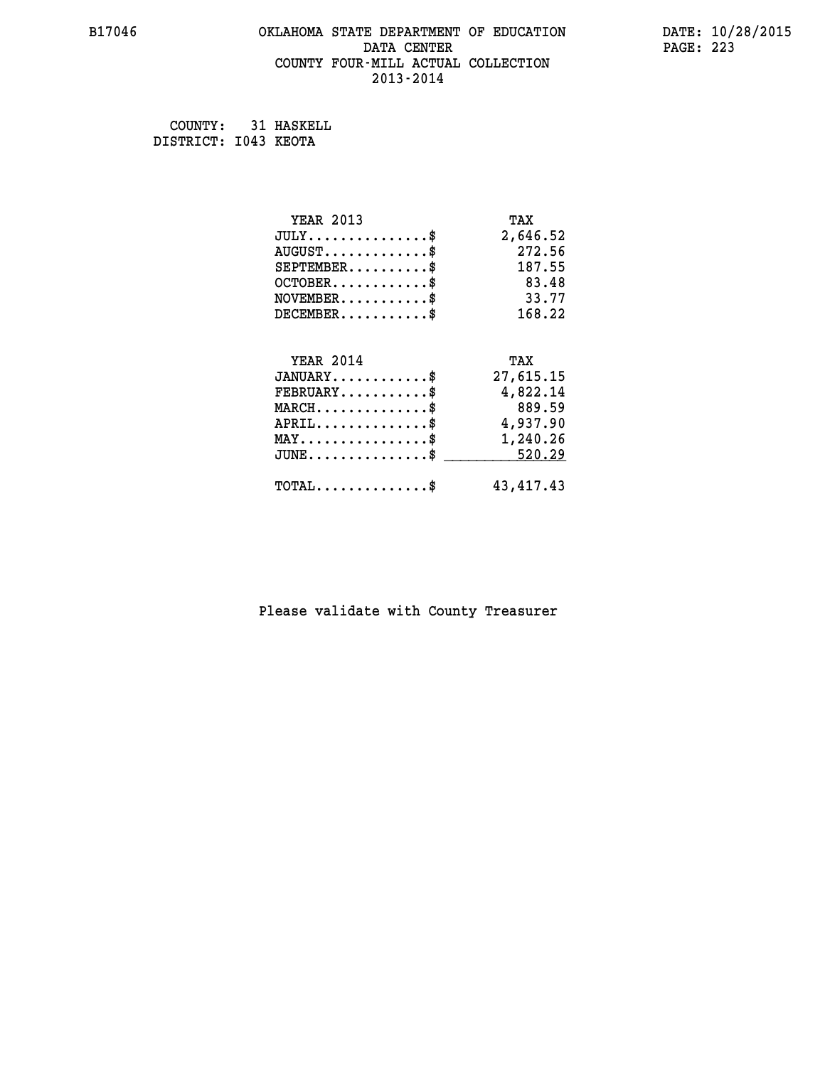B17046 OKLAHOMA STATE DEPARTMENT OF EDUCATION DATA CENTER COUNTY FOUR-MILL ACTUAL COLLECTION 2013-2014

DATE: 10/28/2015

COUNTY: 31 HASKELL
DISTRICT: I043 KEOTA

| YEAR 2013 | TAX |
|---|---|
| JULY...............$ | 2,646.52 |
| AUGUST.............$ | 272.56 |
| SEPTEMBER..........$ | 187.55 |
| OCTOBER............$ | 83.48 |
| NOVEMBER...........$ | 33.77 |
| DECEMBER...........$ | 168.22 |

| YEAR 2014 | TAX |
|---|---|
| JANUARY............$ | 27,615.15 |
| FEBRUARY...........$ | 4,822.14 |
| MARCH..............$ | 889.59 |
| APRIL..............$ | 4,937.90 |
| MAY................$ | 1,240.26 |
| JUNE...............$ | 520.29 |
| TOTAL..............$ | 43,417.43 |

Please validate with County Treasurer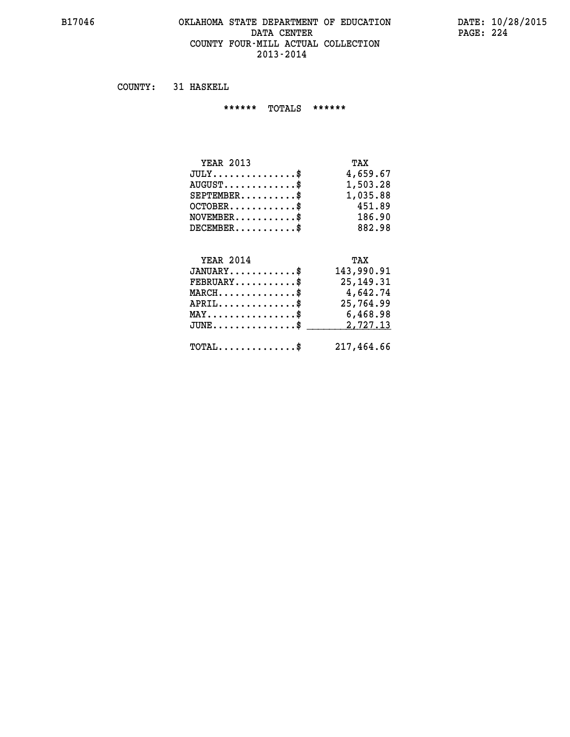B17046

# OKLAHOMA STATE DEPARTMENT OF EDUCATION
## DATA CENTER
## COUNTY FOUR-MILL ACTUAL COLLECTION
## 2013-2014

DATE: 10/28/2015

COUNTY: 31 HASKELL

****** TOTALS ******

| YEAR 2013 | TAX |
|---|---|
| JULY...............$ | 4,659.67 |
| AUGUST.............$ | 1,503.28 |
| SEPTEMBER..........$ | 1,035.88 |
| OCTOBER............$ | 451.89 |
| NOVEMBER...........$ | 186.90 |
| DECEMBER...........$ | 882.98 |

| YEAR 2014 | TAX |
|---|---|
| JANUARY............$ | 143,990.91 |
| FEBRUARY...........$ | 25,149.31 |
| MARCH..............$ | 4,642.74 |
| APRIL..............$ | 25,764.99 |
| MAY................$ | 6,468.98 |
| JUNE...............$ | 2,727.13 |
| TOTAL..............$ | 217,464.66 |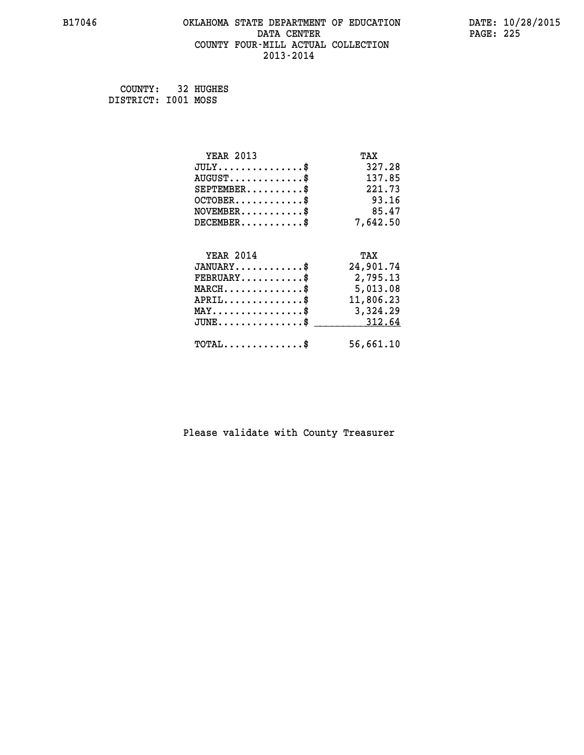B17046 OKLAHOMA STATE DEPARTMENT OF EDUCATION DATE: 10/28/2015

DATA CENTER

COUNTY FOUR-MILL ACTUAL COLLECTION

2013-2014

COUNTY: 32 HUGHES
DISTRICT: I001 MOSS

| YEAR 2013 | TAX |
|---|---|
| JULY...............$ | 327.28 |
| AUGUST.............$ | 137.85 |
| SEPTEMBER..........$ | 221.73 |
| OCTOBER............$ | 93.16 |
| NOVEMBER...........$ | 85.47 |
| DECEMBER...........$ | 7,642.50 |

| YEAR 2014 | TAX |
|---|---|
| JANUARY............$ | 24,901.74 |
| FEBRUARY...........$ | 2,795.13 |
| MARCH..............$ | 5,013.08 |
| APRIL..............$ | 11,806.23 |
| MAY................$ | 3,324.29 |
| JUNE...............$ | 312.64 |
| TOTAL..............$ | 56,661.10 |

Please validate with County Treasurer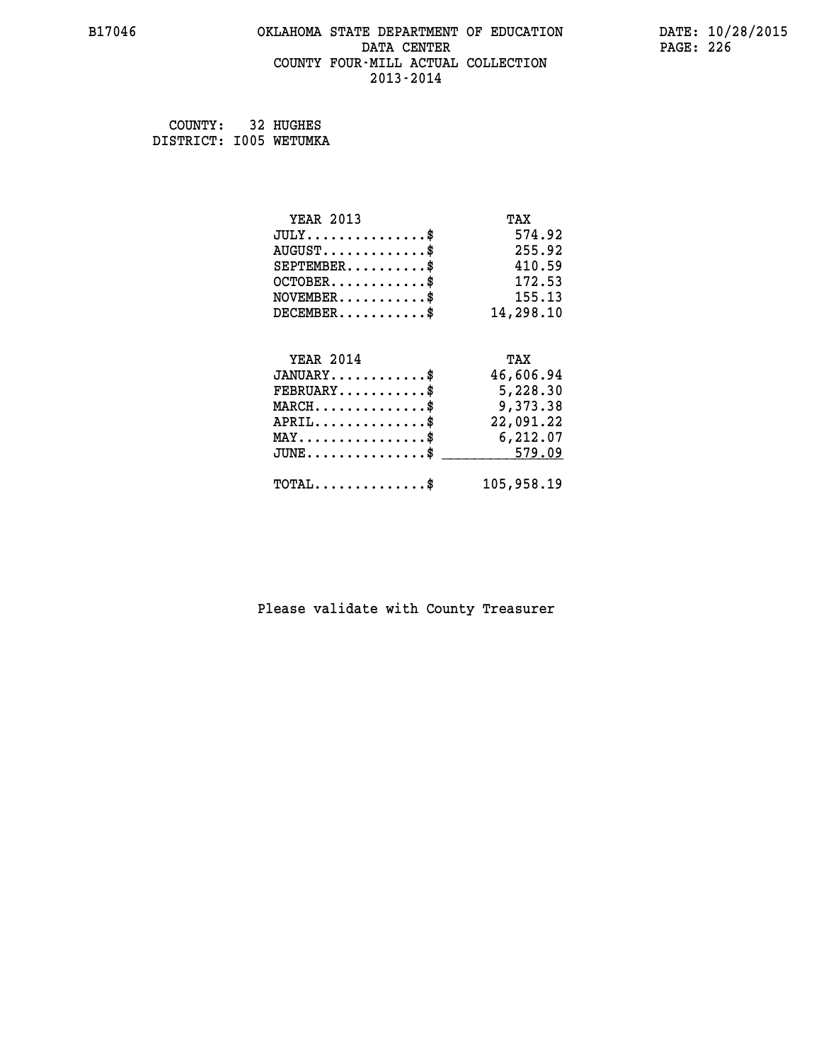# OKLAHOMA STATE DEPARTMENT OF EDUCATION
## DATA CENTER
## COUNTY FOUR-MILL ACTUAL COLLECTION
## 2013-2014

COUNTY: 32 HUGHES
DISTRICT: I005 WETUMKA

| YEAR 2013 | TAX |
|---|---|
| JULY...............$ | 574.92 |
| AUGUST.............$ | 255.92 |
| SEPTEMBER..........$ | 410.59 |
| OCTOBER............$ | 172.53 |
| NOVEMBER...........$ | 155.13 |
| DECEMBER...........$ | 14,298.10 |

| YEAR 2014 | TAX |
|---|---|
| JANUARY............$ | 46,606.94 |
| FEBRUARY...........$ | 5,228.30 |
| MARCH..............$ | 9,373.38 |
| APRIL..............$ | 22,091.22 |
| MAY................$ | 6,212.07 |
| JUNE...............$ | 579.09 |
| TOTAL..............$ | 105,958.19 |

Please validate with County Treasurer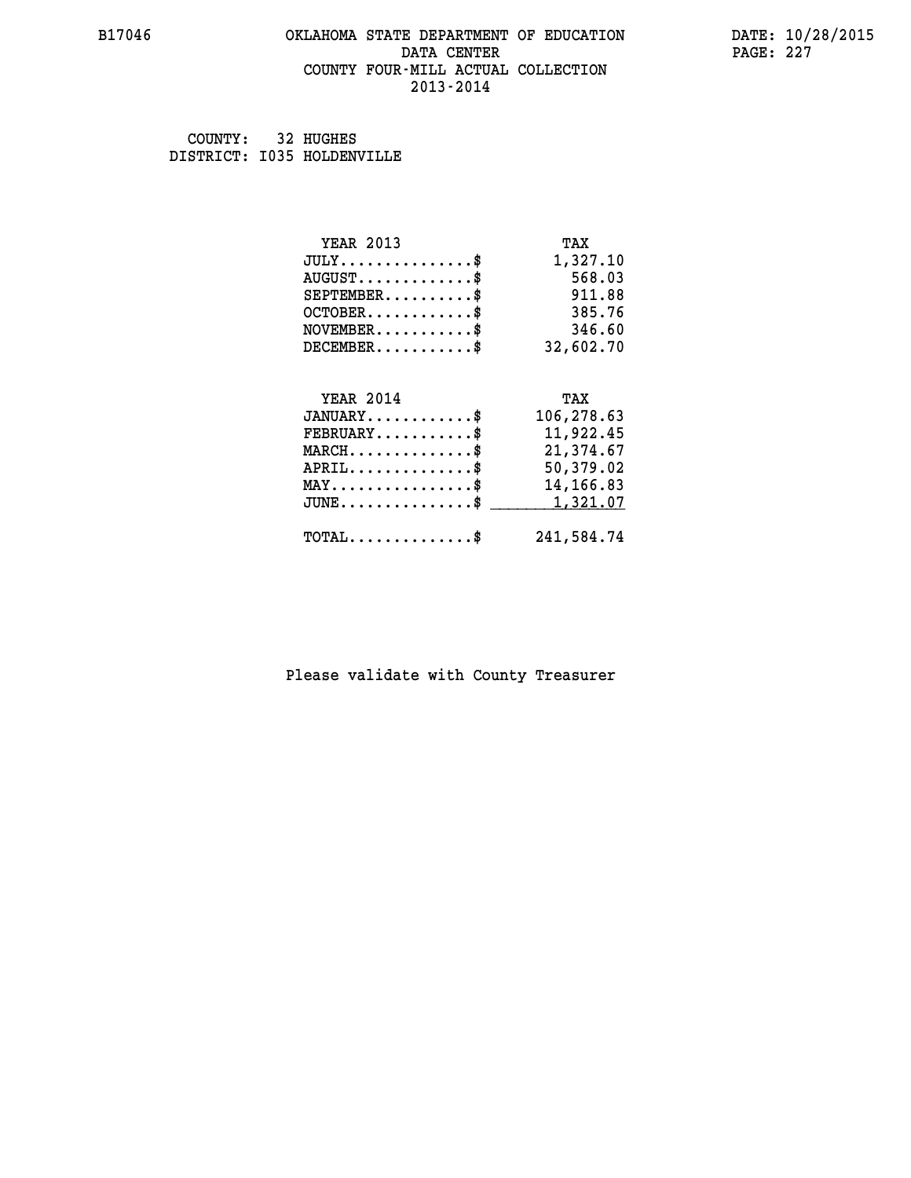# OKLAHOMA STATE DEPARTMENT OF EDUCATION
## DATA CENTER
## COUNTY FOUR-MILL ACTUAL COLLECTION
## 2013-2014

COUNTY: 32 HUGHES
DISTRICT: I035 HOLDENVILLE

| YEAR 2013 | TAX |
|---|---|
| JULY..............$ | 1,327.10 |
| AUGUST............$ | 568.03 |
| SEPTEMBER.........$ | 911.88 |
| OCTOBER...........$ | 385.76 |
| NOVEMBER..........$ | 346.60 |
| DECEMBER..........$ | 32,602.70 |

| YEAR 2014 | TAX |
|---|---|
| JANUARY...........$ | 106,278.63 |
| FEBRUARY..........$ | 11,922.45 |
| MARCH.............$ | 21,374.67 |
| APRIL.............$ | 50,379.02 |
| MAY...............$ | 14,166.83 |
| JUNE..............$ | 1,321.07 |
| TOTAL.............$ | 241,584.74 |

Please validate with County Treasurer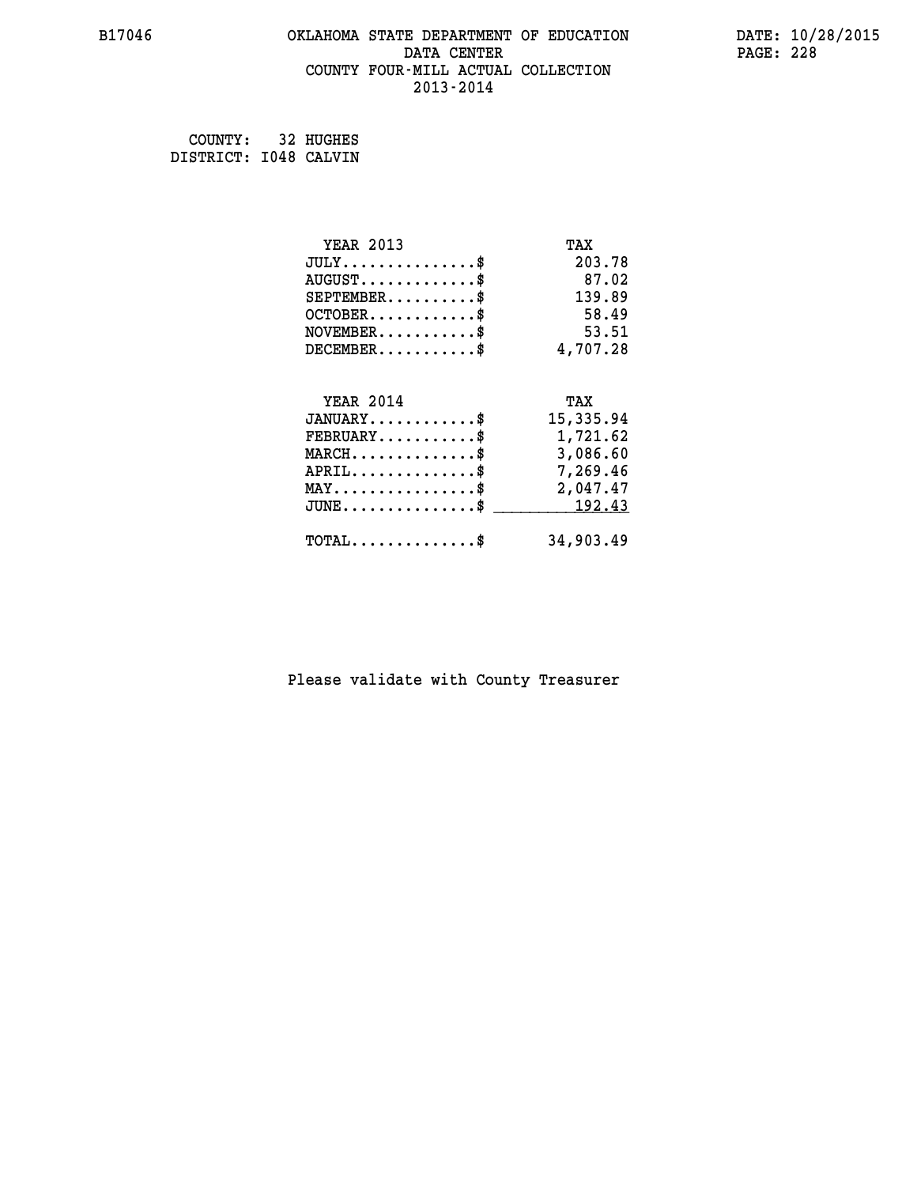# OKLAHOMA STATE DEPARTMENT OF EDUCATION
## DATA CENTER
## COUNTY FOUR-MILL ACTUAL COLLECTION
## 2013-2014

B17046

DATE: 10/28/2015

COUNTY: 32 HUGHES
DISTRICT: I048 CALVIN

| YEAR 2013 | TAX |
|---|---|
| JULY...............$ | 203.78 |
| AUGUST.............$ | 87.02 |
| SEPTEMBER..........$ | 139.89 |
| OCTOBER............$ | 58.49 |
| NOVEMBER...........$ | 53.51 |
| DECEMBER...........$ | 4,707.28 |

| YEAR 2014 | TAX |
|---|---|
| JANUARY............$ | 15,335.94 |
| FEBRUARY...........$ | 1,721.62 |
| MARCH..............$ | 3,086.60 |
| APRIL..............$ | 7,269.46 |
| MAY................$ | 2,047.47 |
| JUNE...............$ | 192.43 |
| TOTAL..............$ | 34,903.49 |

Please validate with County Treasurer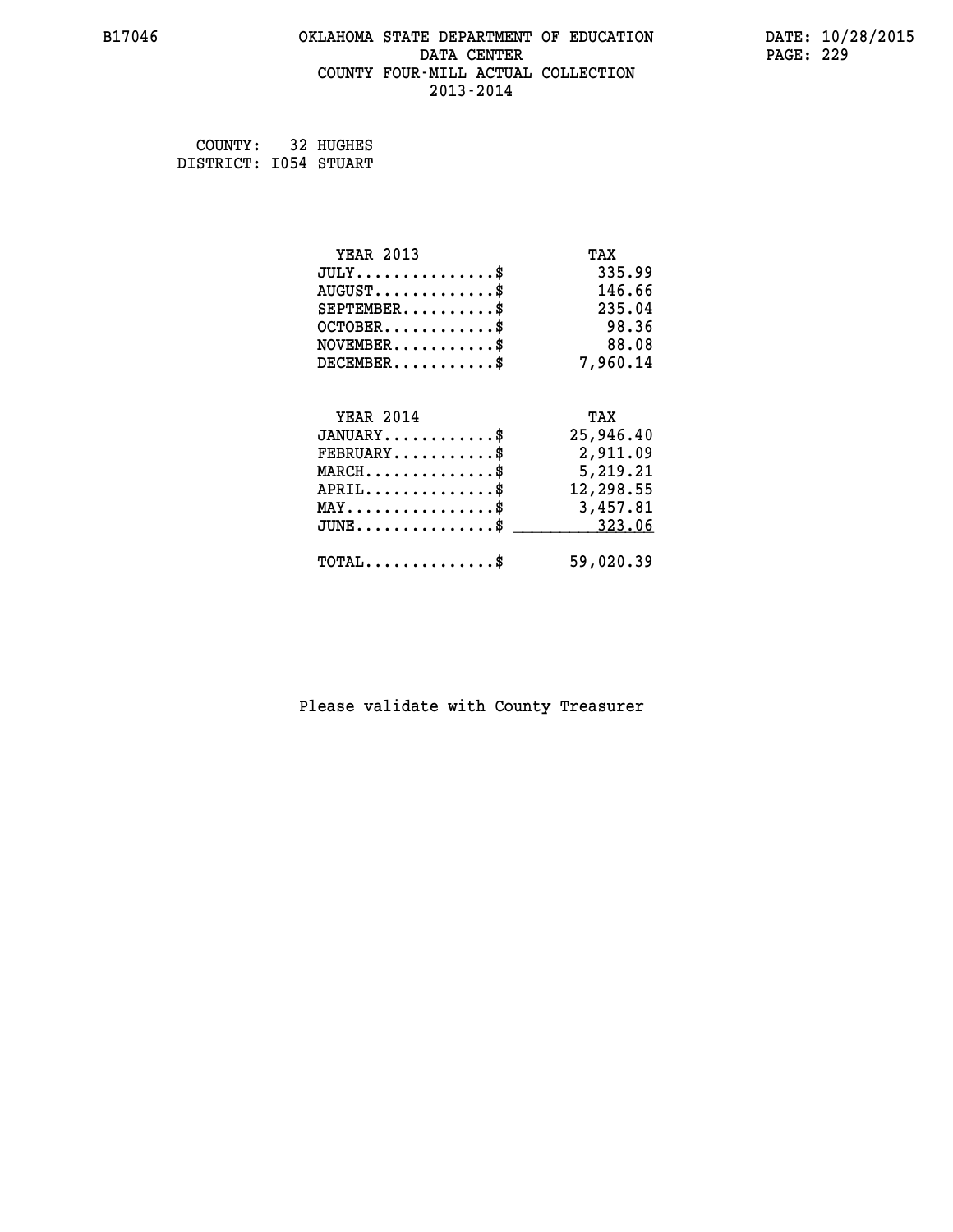B17046 OKLAHOMA STATE DEPARTMENT OF EDUCATION DATE: 10/28/2015

DATA CENTER

COUNTY FOUR-MILL ACTUAL COLLECTION

2013-2014

COUNTY: 32 HUGHES
DISTRICT: I054 STUART

| YEAR 2013 | TAX |
|---|---|
| JULY..............$ | 335.99 |
| AUGUST............$ | 146.66 |
| SEPTEMBER.........$ | 235.04 |
| OCTOBER...........$ | 98.36 |
| NOVEMBER..........$ | 88.08 |
| DECEMBER..........$ | 7,960.14 |

| YEAR 2014 | TAX |
|---|---|
| JANUARY...........$ | 25,946.40 |
| FEBRUARY..........$ | 2,911.09 |
| MARCH.............$ | 5,219.21 |
| APRIL.............$ | 12,298.55 |
| MAY...............$ | 3,457.81 |
| JUNE..............$ | 323.06 |
| TOTAL.............$ | 59,020.39 |

Please validate with County Treasurer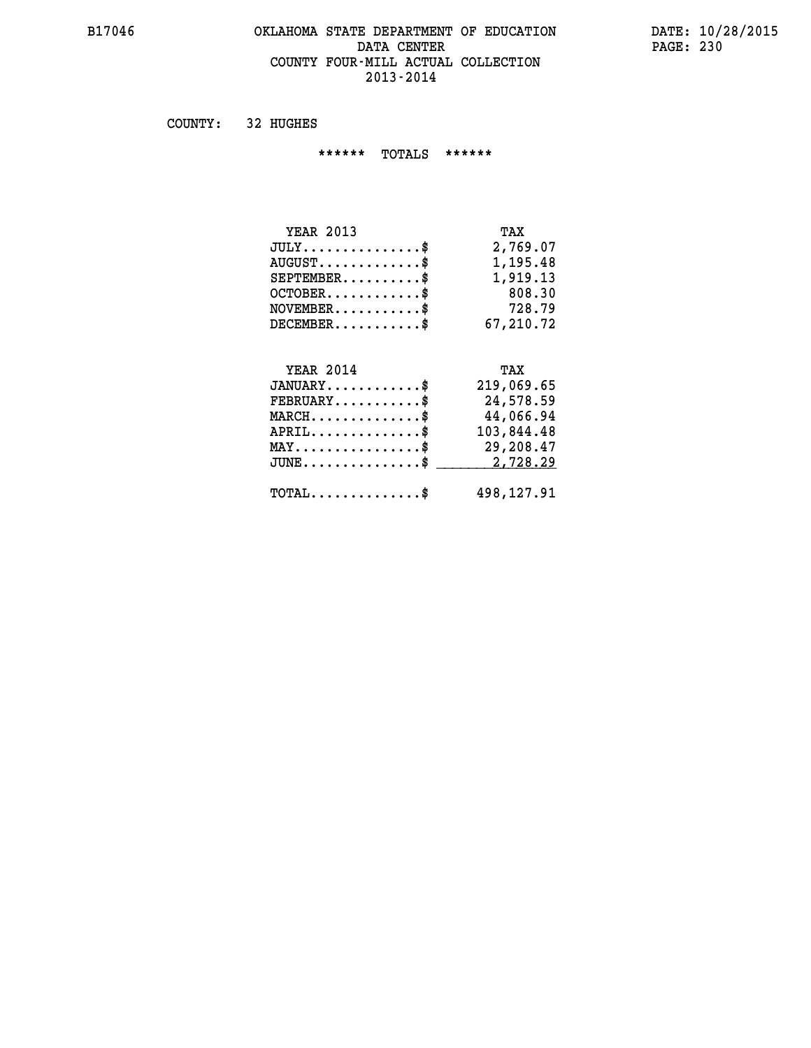# OKLAHOMA STATE DEPARTMENT OF EDUCATION
## DATA CENTER
## COUNTY FOUR-MILL ACTUAL COLLECTION
## 2013-2014

COUNTY: 32 HUGHES

****** TOTALS ******

| YEAR 2013 | TAX |
|---|---|
| JULY...............$ | 2,769.07 |
| AUGUST.............$ | 1,195.48 |
| SEPTEMBER..........$ | 1,919.13 |
| OCTOBER............$ | 808.30 |
| NOVEMBER...........$ | 728.79 |
| DECEMBER...........$ | 67,210.72 |

| YEAR 2014 | TAX |
|---|---|
| JANUARY............$ | 219,069.65 |
| FEBRUARY...........$ | 24,578.59 |
| MARCH..............$ | 44,066.94 |
| APRIL..............$ | 103,844.48 |
| MAY................$ | 29,208.47 |
| JUNE...............$ | 2,728.29 |
| TOTAL..............$ | 498,127.91 |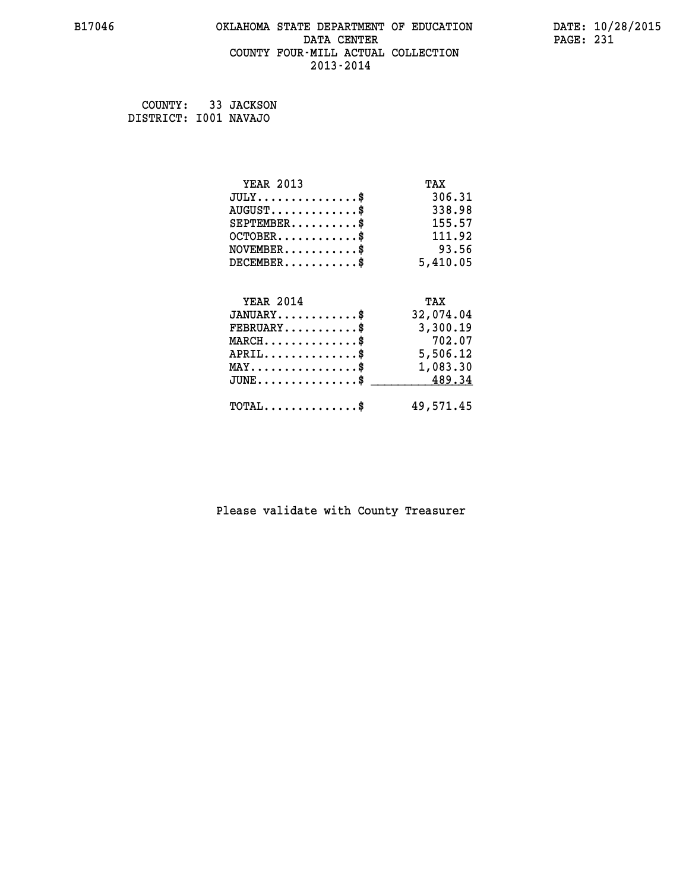B17046 OKLAHOMA STATE DEPARTMENT OF EDUCATION DATE: 10/28/2015

DATA CENTER

COUNTY FOUR-MILL ACTUAL COLLECTION

2013-2014

COUNTY: 33 JACKSON
DISTRICT: I001 NAVAJO

| YEAR 2013 | TAX |
|---|---|
| JULY..............$ | 306.31 |
| AUGUST............$ | 338.98 |
| SEPTEMBER..........$ | 155.57 |
| OCTOBER...........$ | 111.92 |
| NOVEMBER...........$ | 93.56 |
| DECEMBER...........$ | 5,410.05 |

| YEAR 2014 | TAX |
|---|---|
| JANUARY............$ | 32,074.04 |
| FEBRUARY...........$ | 3,300.19 |
| MARCH..............$ | 702.07 |
| APRIL..............$ | 5,506.12 |
| MAY................$ | 1,083.30 |
| JUNE...............$ | 489.34 |
| TOTAL.............$ | 49,571.45 |

Please validate with County Treasurer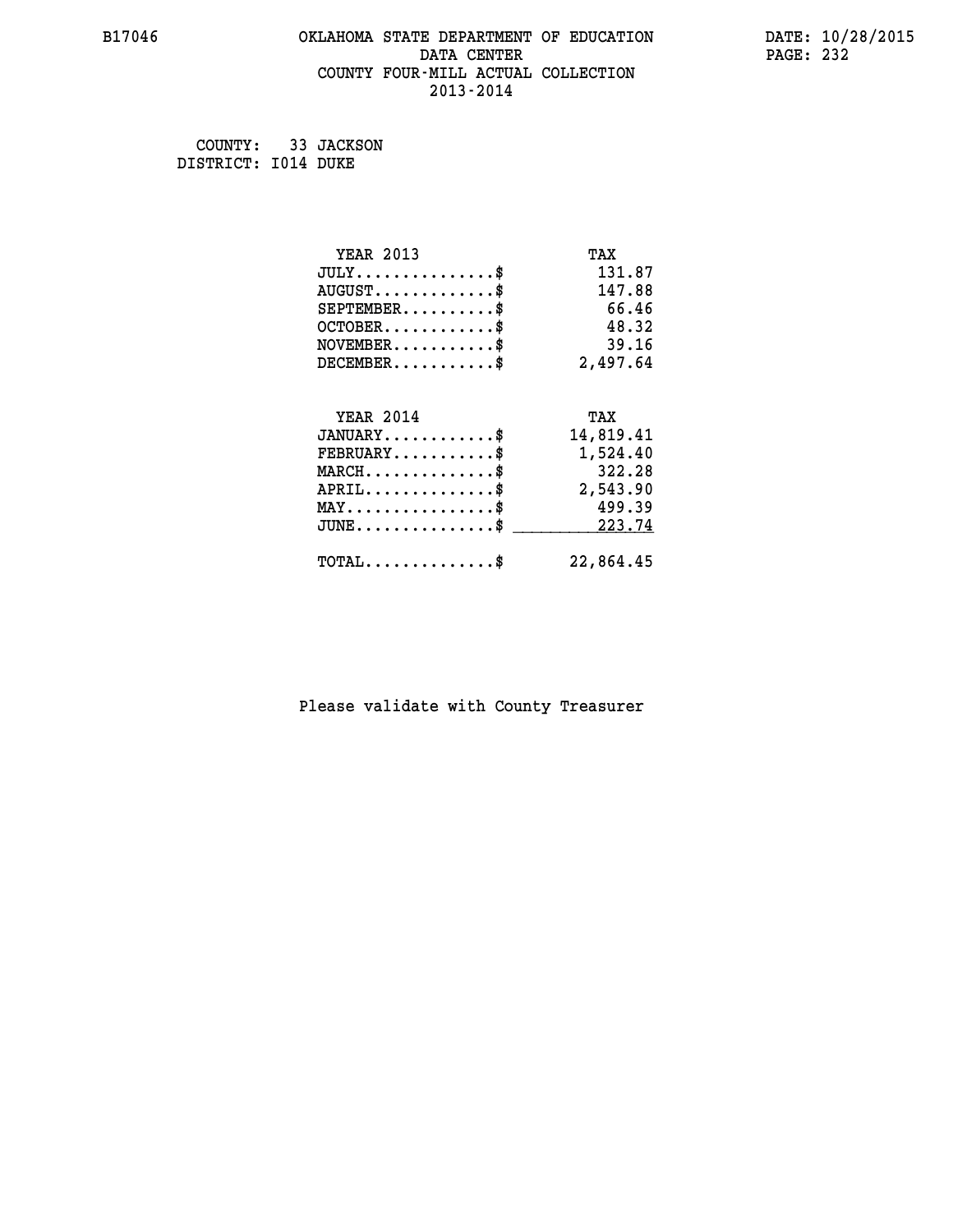# OKLAHOMA STATE DEPARTMENT OF EDUCATION
## DATA CENTER
## COUNTY FOUR-MILL ACTUAL COLLECTION
## 2013-2014

B17046

DATE: 10/28/2015

COUNTY: 33 JACKSON
DISTRICT: I014 DUKE

| YEAR 2013 | TAX |
|---|---|
| JULY...............$ | 131.87 |
| AUGUST.............$ | 147.88 |
| SEPTEMBER..........$ | 66.46 |
| OCTOBER............$ | 48.32 |
| NOVEMBER...........$ | 39.16 |
| DECEMBER...........$ | 2,497.64 |

| YEAR 2014 | TAX |
|---|---|
| JANUARY............$ | 14,819.41 |
| FEBRUARY...........$ | 1,524.40 |
| MARCH..............$ | 322.28 |
| APRIL..............$ | 2,543.90 |
| MAY................$ | 499.39 |
| JUNE...............$ | 223.74 |
| TOTAL..............$ | 22,864.45 |

Please validate with County Treasurer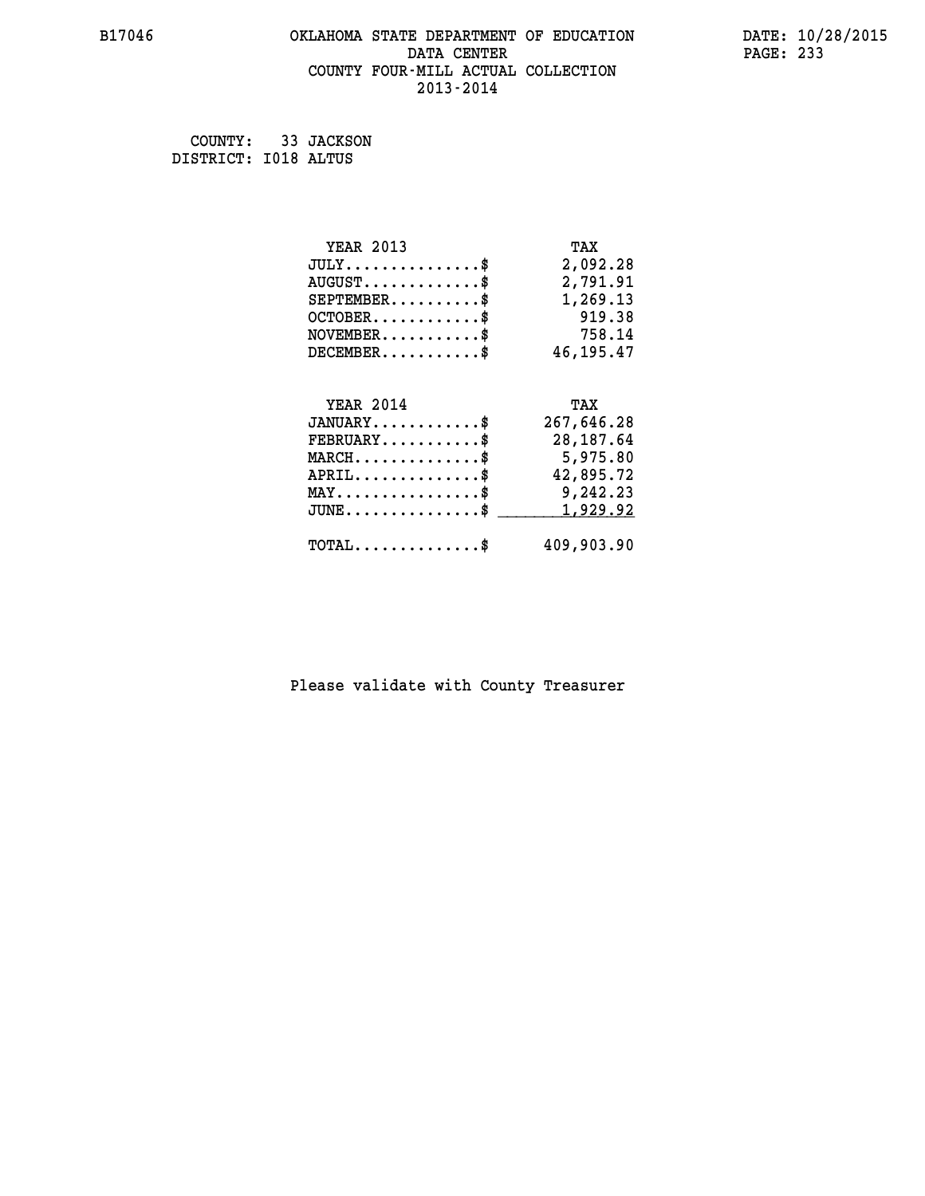B17046 OKLAHOMA STATE DEPARTMENT OF EDUCATION DATA CENTER COUNTY FOUR-MILL ACTUAL COLLECTION 2013-2014

DATE: 10/28/2015

COUNTY: 33 JACKSON
DISTRICT: I018 ALTUS

| YEAR 2013 | TAX |
|---|---|
| JULY...............$ | 2,092.28 |
| AUGUST.............$ | 2,791.91 |
| SEPTEMBER..........$ | 1,269.13 |
| OCTOBER............$ | 919.38 |
| NOVEMBER...........$ | 758.14 |
| DECEMBER...........$ | 46,195.47 |

| YEAR 2014 | TAX |
|---|---|
| JANUARY............$ | 267,646.28 |
| FEBRUARY...........$ | 28,187.64 |
| MARCH..............$ | 5,975.80 |
| APRIL..............$ | 42,895.72 |
| MAY................$ | 9,242.23 |
| JUNE...............$ | 1,929.92 |
| TOTAL..............$ | 409,903.90 |

Please validate with County Treasurer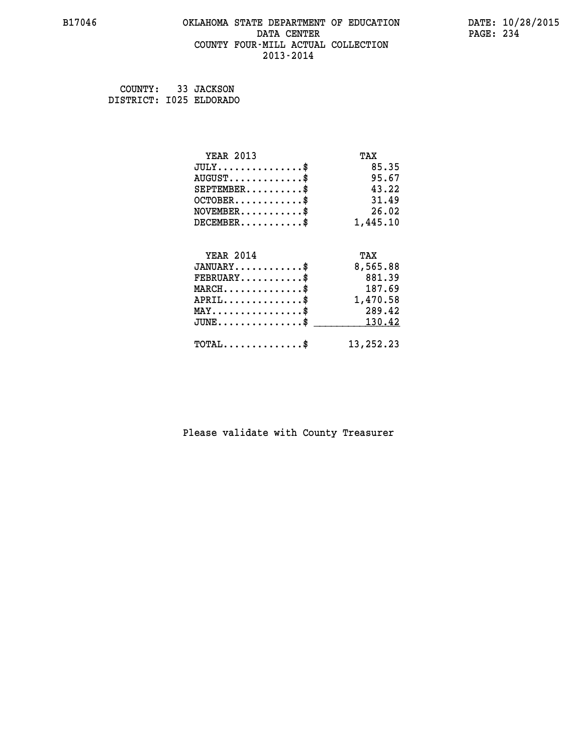B17046

# OKLAHOMA STATE DEPARTMENT OF EDUCATION
## DATA CENTER
## COUNTY FOUR-MILL ACTUAL COLLECTION
## 2013-2014

DATE: 10/28/2015

COUNTY: 33 JACKSON
DISTRICT: I025 ELDORADO

| YEAR 2013 | TAX |
|---|---|
| JULY...............$ | 85.35 |
| AUGUST.............$ | 95.67 |
| SEPTEMBER..........$ | 43.22 |
| OCTOBER............$ | 31.49 |
| NOVEMBER...........$ | 26.02 |
| DECEMBER...........$ | 1,445.10 |

| YEAR 2014 | TAX |
|---|---|
| JANUARY............$ | 8,565.88 |
| FEBRUARY...........$ | 881.39 |
| MARCH..............$ | 187.69 |
| APRIL..............$ | 1,470.58 |
| MAY................$ | 289.42 |
| JUNE...............$ | 130.42 |
| TOTAL..............$ | 13,252.23 |

Please validate with County Treasurer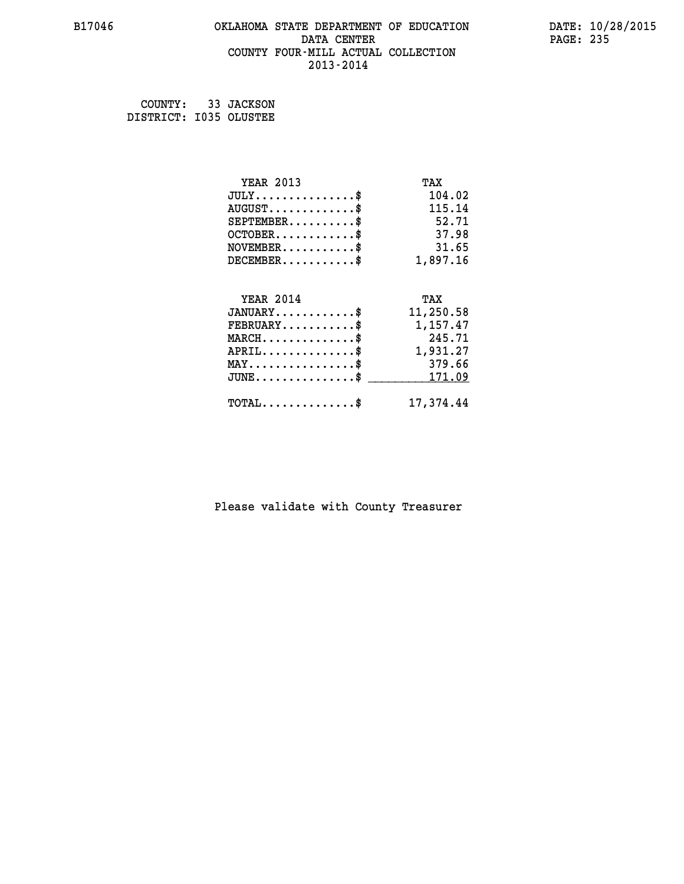# OKLAHOMA STATE DEPARTMENT OF EDUCATION
## DATA CENTER
## COUNTY FOUR-MILL ACTUAL COLLECTION
## 2013-2014

B17046 DATE: 10/28/2015

COUNTY: 33 JACKSON
DISTRICT: I035 OLUSTEE

| YEAR 2013 | TAX |
|---|---|
| JULY..............$ | 104.02 |
| AUGUST............$ | 115.14 |
| SEPTEMBER.........$ | 52.71 |
| OCTOBER...........$ | 37.98 |
| NOVEMBER..........$ | 31.65 |
| DECEMBER..........$ | 1,897.16 |

| YEAR 2014 | TAX |
|---|---|
| JANUARY...........$ | 11,250.58 |
| FEBRUARY..........$ | 1,157.47 |
| MARCH.............$ | 245.71 |
| APRIL.............$ | 1,931.27 |
| MAY...............$ | 379.66 |
| JUNE..............$ | 171.09 |
| TOTAL.............$ | 17,374.44 |

Please validate with County Treasurer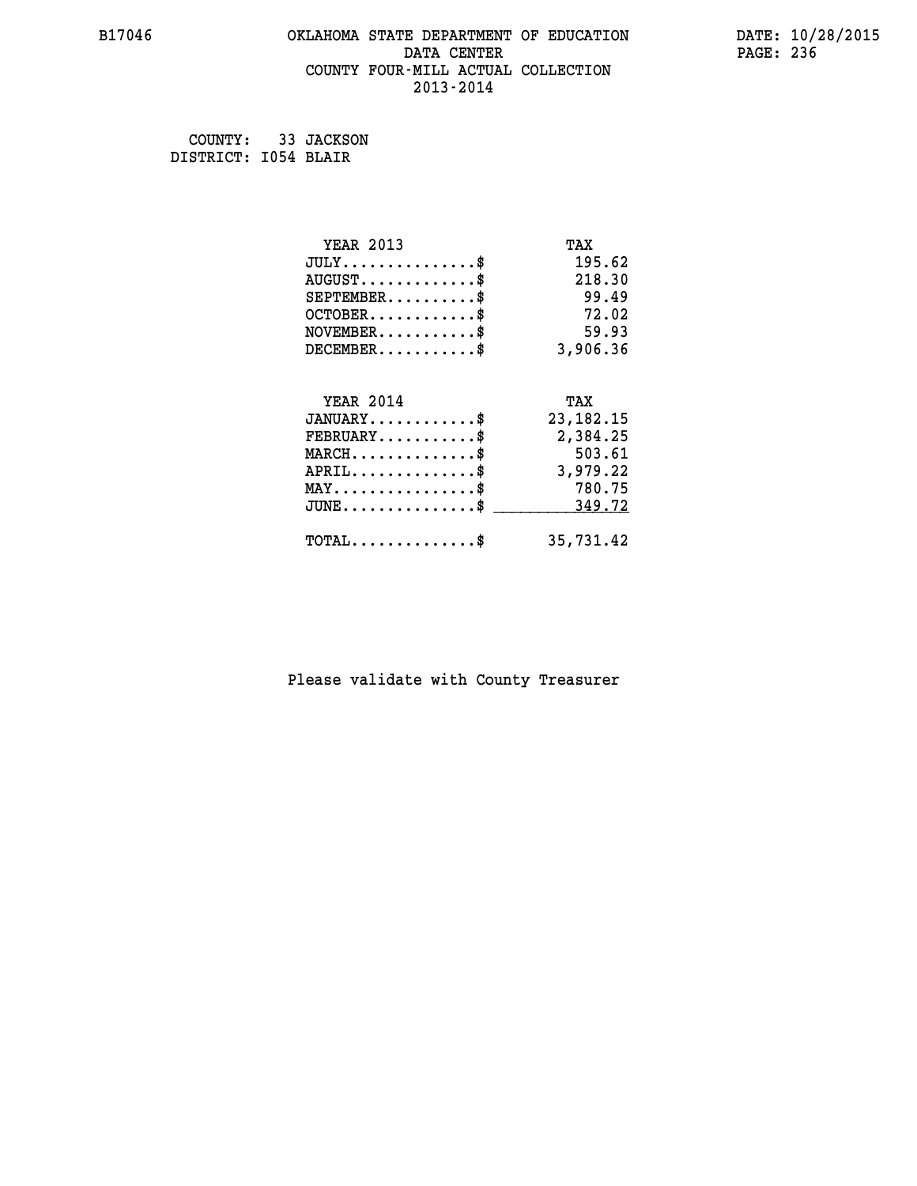COUNTY: 33 JACKSON
DISTRICT: I054 BLAIR

| YEAR 2013 | TAX |
|---|---|
| JULY...............$ | 195.62 |
| AUGUST.............$ | 218.30 |
| SEPTEMBER..........$ | 99.49 |
| OCTOBER............$ | 72.02 |
| NOVEMBER...........$ | 59.93 |
| DECEMBER...........$ | 3,906.36 |

| YEAR 2014 | TAX |
|---|---|
| JANUARY............$ | 23,182.15 |
| FEBRUARY...........$ | 2,384.25 |
| MARCH..............$ | 503.61 |
| APRIL..............$ | 3,979.22 |
| MAY................$ | 780.75 |
| JUNE...............$ | 349.72 |
| TOTAL..............$ | 35,731.42 |

Please validate with County Treasurer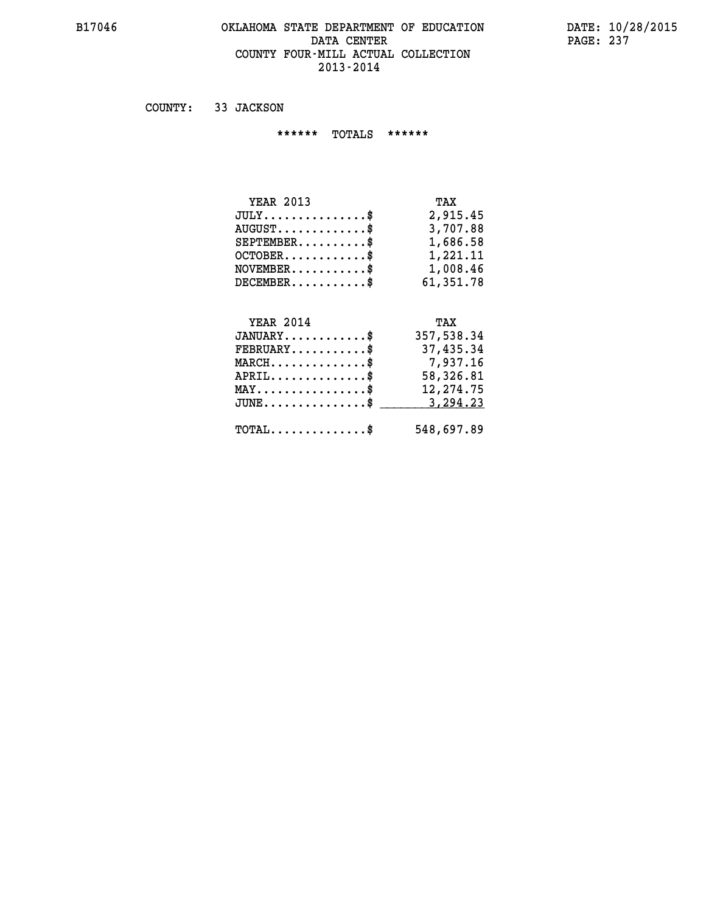# OKLAHOMA STATE DEPARTMENT OF EDUCATION
## DATA CENTER
## COUNTY FOUR-MILL ACTUAL COLLECTION
## 2013-2014

COUNTY: 33 JACKSON

****** TOTALS ******

| YEAR 2013 | TAX |
|---|---|
| JULY...............$ | 2,915.45 |
| AUGUST.............$ | 3,707.88 |
| SEPTEMBER..........$ | 1,686.58 |
| OCTOBER............$ | 1,221.11 |
| NOVEMBER...........$ | 1,008.46 |
| DECEMBER...........$ | 61,351.78 |

| YEAR 2014 | TAX |
|---|---|
| JANUARY............$ | 357,538.34 |
| FEBRUARY...........$ | 37,435.34 |
| MARCH..............$ | 7,937.16 |
| APRIL..............$ | 58,326.81 |
| MAY................$ | 12,274.75 |
| JUNE...............$ | 3,294.23 |
| TOTAL..............$ | 548,697.89 |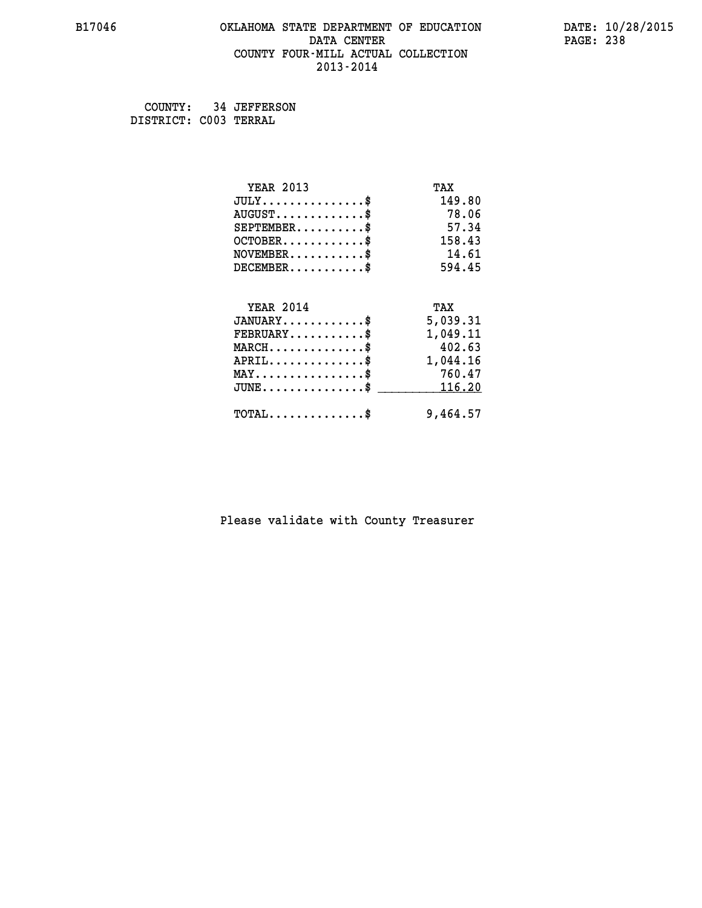B17046 OKLAHOMA STATE DEPARTMENT OF EDUCATION DATE: 10/28/2015

DATA CENTER

COUNTY FOUR-MILL ACTUAL COLLECTION

2013-2014

COUNTY: 34 JEFFERSON

DISTRICT: C003 TERRAL

| YEAR 2013 | TAX |
|---|---|
| JULY...............$ | 149.80 |
| AUGUST.............$ | 78.06 |
| SEPTEMBER..........$ | 57.34 |
| OCTOBER............$ | 158.43 |
| NOVEMBER...........$ | 14.61 |
| DECEMBER...........$ | 594.45 |

| YEAR 2014 | TAX |
|---|---|
| JANUARY............$ | 5,039.31 |
| FEBRUARY...........$ | 1,049.11 |
| MARCH..............$ | 402.63 |
| APRIL..............$ | 1,044.16 |
| MAY................$ | 760.47 |
| JUNE...............$ | 116.20 |
| TOTAL..............$ | 9,464.57 |

Please validate with County Treasurer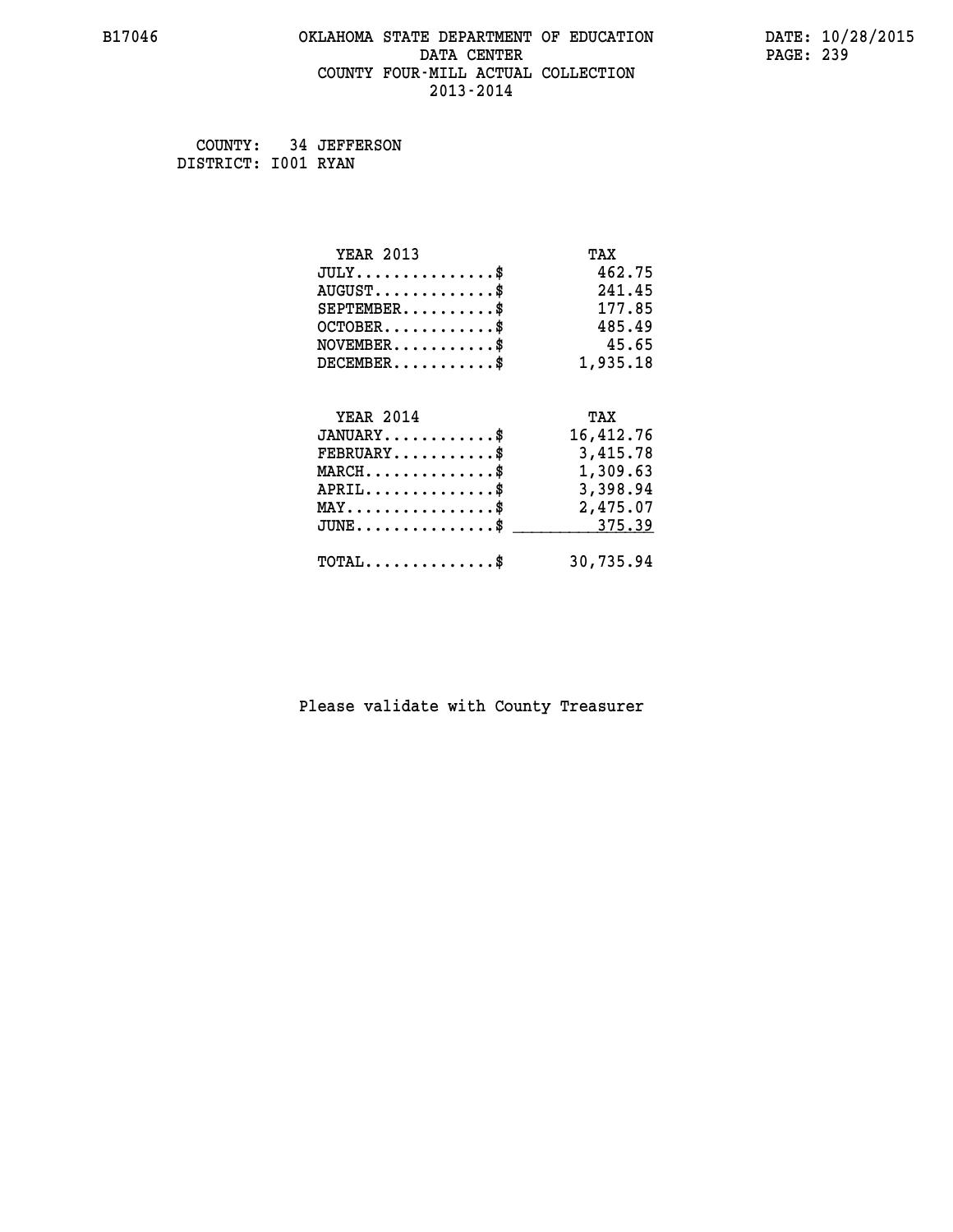OKLAHOMA STATE DEPARTMENT OF EDUCATION
DATA CENTER
COUNTY FOUR-MILL ACTUAL COLLECTION
2013-2014

B17046 DATE: 10/28/2015

COUNTY: 34 JEFFERSON
DISTRICT: I001 RYAN

| YEAR 2013 | TAX |
|---|---|
| JULY..............$ | 462.75 |
| AUGUST............$ | 241.45 |
| SEPTEMBER.........$ | 177.85 |
| OCTOBER...........$ | 485.49 |
| NOVEMBER..........$ | 45.65 |
| DECEMBER..........$ | 1,935.18 |

| YEAR 2014 | TAX |
|---|---|
| JANUARY...........$ | 16,412.76 |
| FEBRUARY..........$ | 3,415.78 |
| MARCH.............$ | 1,309.63 |
| APRIL.............$ | 3,398.94 |
| MAY...............$ | 2,475.07 |
| JUNE..............$ | 375.39 |
| TOTAL.............$ | 30,735.94 |

Please validate with County Treasurer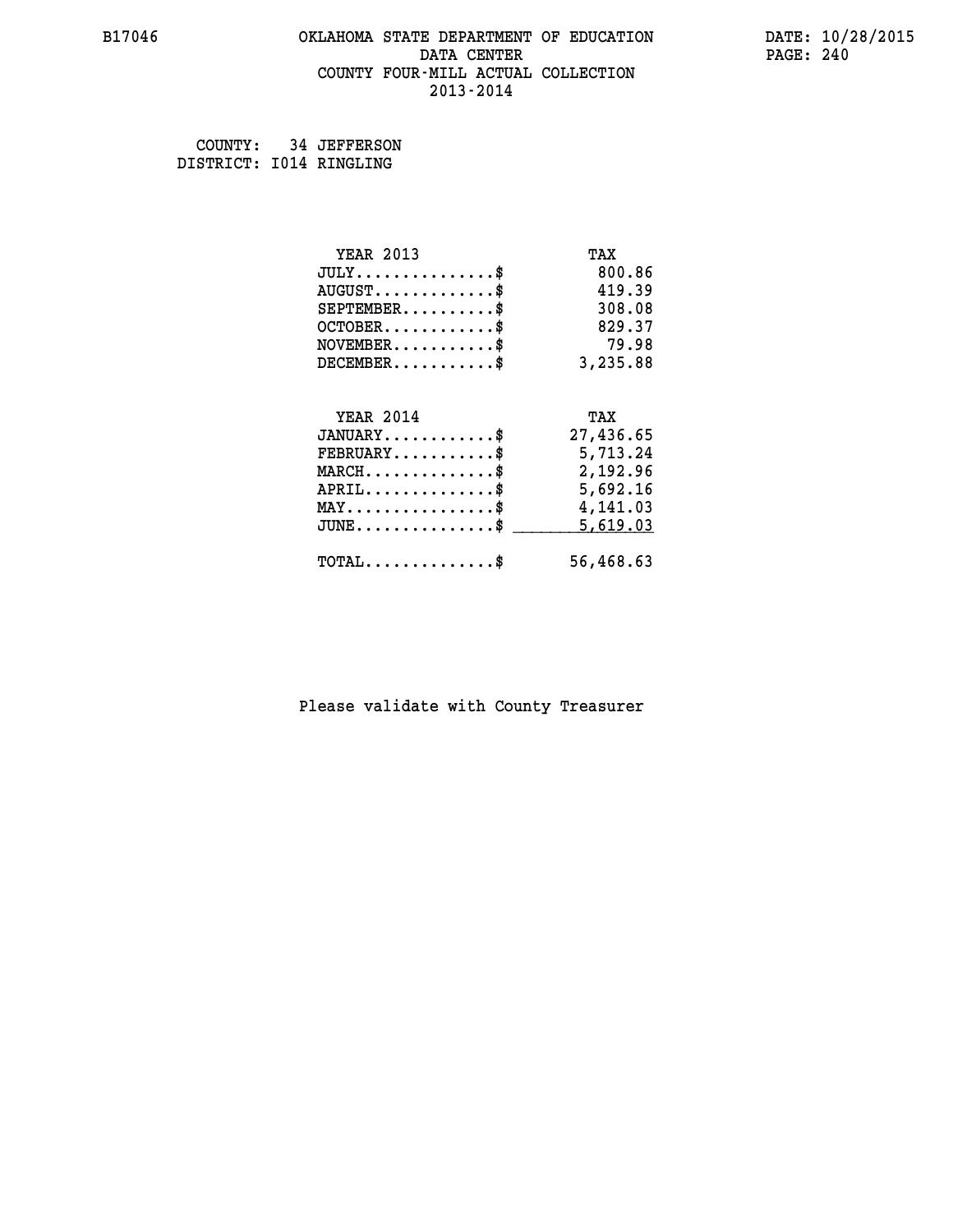COUNTY: 34 JEFFERSON
DISTRICT: I014 RINGLING

| YEAR 2013 | TAX |
|---|---|
| JULY...............$ | 800.86 |
| AUGUST.............$ | 419.39 |
| SEPTEMBER..........$ | 308.08 |
| OCTOBER............$ | 829.37 |
| NOVEMBER...........$ | 79.98 |
| DECEMBER...........$ | 3,235.88 |

| YEAR 2014 | TAX |
|---|---|
| JANUARY............$ | 27,436.65 |
| FEBRUARY...........$ | 5,713.24 |
| MARCH..............$ | 2,192.96 |
| APRIL..............$ | 5,692.16 |
| MAY................$ | 4,141.03 |
| JUNE...............$ | 5,619.03 |
| TOTAL..............$ | 56,468.63 |

Please validate with County Treasurer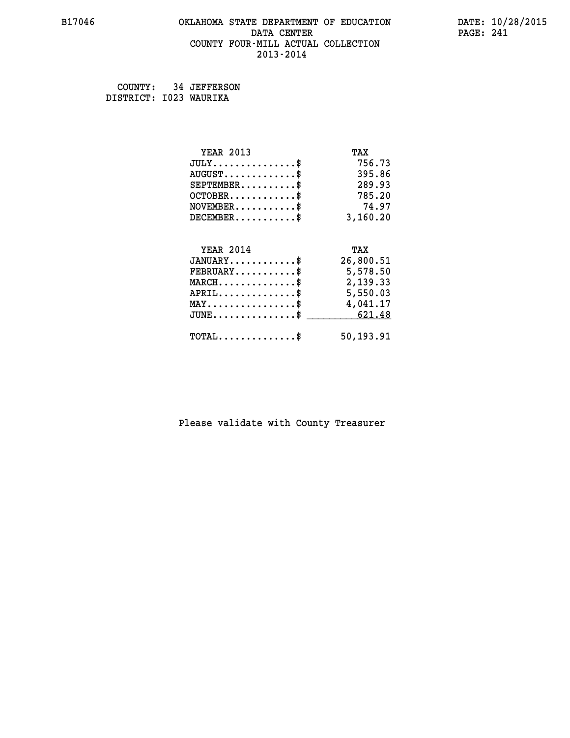# OKLAHOMA STATE DEPARTMENT OF EDUCATION
## DATA CENTER
## COUNTY FOUR-MILL ACTUAL COLLECTION
## 2013-2014

B17046 — DATE: 10/28/2015

COUNTY: 34 JEFFERSON
DISTRICT: I023 WAURIKA

| YEAR 2013 | TAX |
|---|---|
| JULY..............$ | 756.73 |
| AUGUST............$ | 395.86 |
| SEPTEMBER.........$ | 289.93 |
| OCTOBER...........$ | 785.20 |
| NOVEMBER..........$ | 74.97 |
| DECEMBER..........$ | 3,160.20 |

| YEAR 2014 | TAX |
|---|---|
| JANUARY...........$ | 26,800.51 |
| FEBRUARY..........$ | 5,578.50 |
| MARCH.............$ | 2,139.33 |
| APRIL.............$ | 5,550.03 |
| MAY...............$ | 4,041.17 |
| JUNE..............$ | 621.48 |
| TOTAL.............$ | 50,193.91 |

Please validate with County Treasurer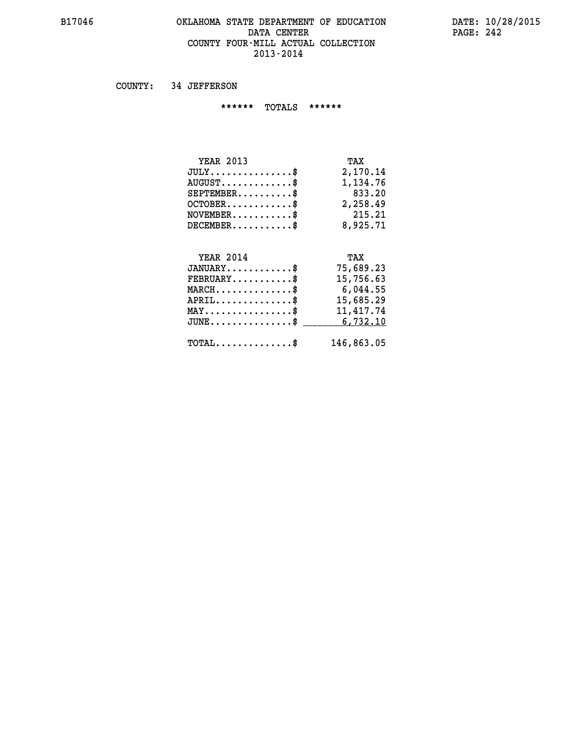# OKLAHOMA STATE DEPARTMENT OF EDUCATION
## DATA CENTER
## COUNTY FOUR-MILL ACTUAL COLLECTION
## 2013-2014

B17046 DATE: 10/28/2015

COUNTY: 34 JEFFERSON

****** TOTALS ******

| YEAR 2013 | TAX |
|---|---|
| JULY...............$ | 2,170.14 |
| AUGUST.............$ | 1,134.76 |
| SEPTEMBER..........$ | 833.20 |
| OCTOBER............$ | 2,258.49 |
| NOVEMBER...........$ | 215.21 |
| DECEMBER...........$ | 8,925.71 |

| YEAR 2014 | TAX |
|---|---|
| JANUARY............$ | 75,689.23 |
| FEBRUARY...........$ | 15,756.63 |
| MARCH..............$ | 6,044.55 |
| APRIL..............$ | 15,685.29 |
| MAY................$ | 11,417.74 |
| JUNE...............$ | 6,732.10 |
| TOTAL..............$ | 146,863.05 |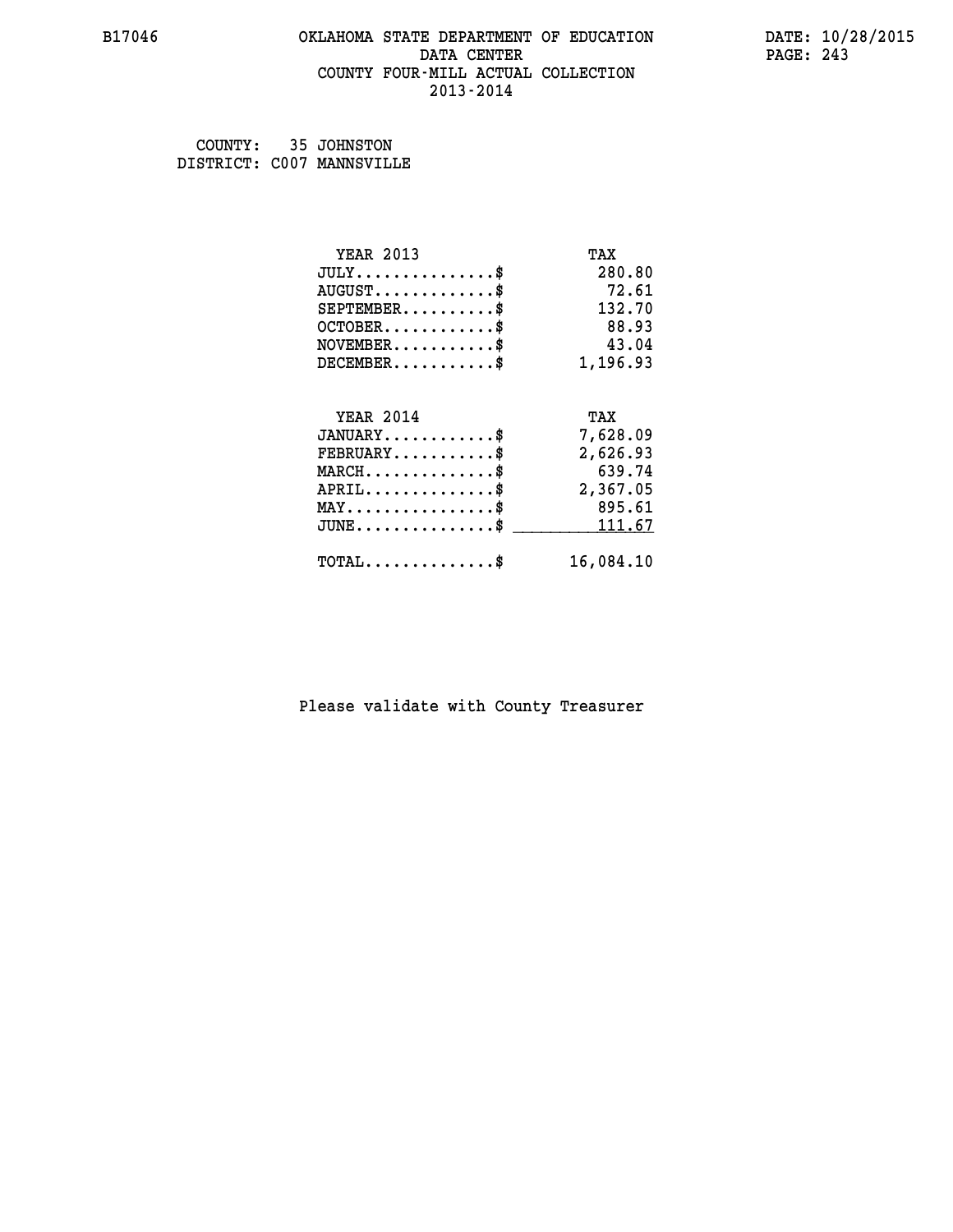COUNTY: 35 JOHNSTON
DISTRICT: C007 MANNSVILLE

| YEAR 2013 | TAX |
|---|---|
| JULY...............$ | 280.80 |
| AUGUST.............$ | 72.61 |
| SEPTEMBER..........$ | 132.70 |
| OCTOBER............$ | 88.93 |
| NOVEMBER...........$ | 43.04 |
| DECEMBER...........$ | 1,196.93 |

| YEAR 2014 | TAX |
|---|---|
| JANUARY............$ | 7,628.09 |
| FEBRUARY...........$ | 2,626.93 |
| MARCH..............$ | 639.74 |
| APRIL..............$ | 2,367.05 |
| MAY................$ | 895.61 |
| JUNE...............$ | 111.67 |
| TOTAL..............$ | 16,084.10 |

Please validate with County Treasurer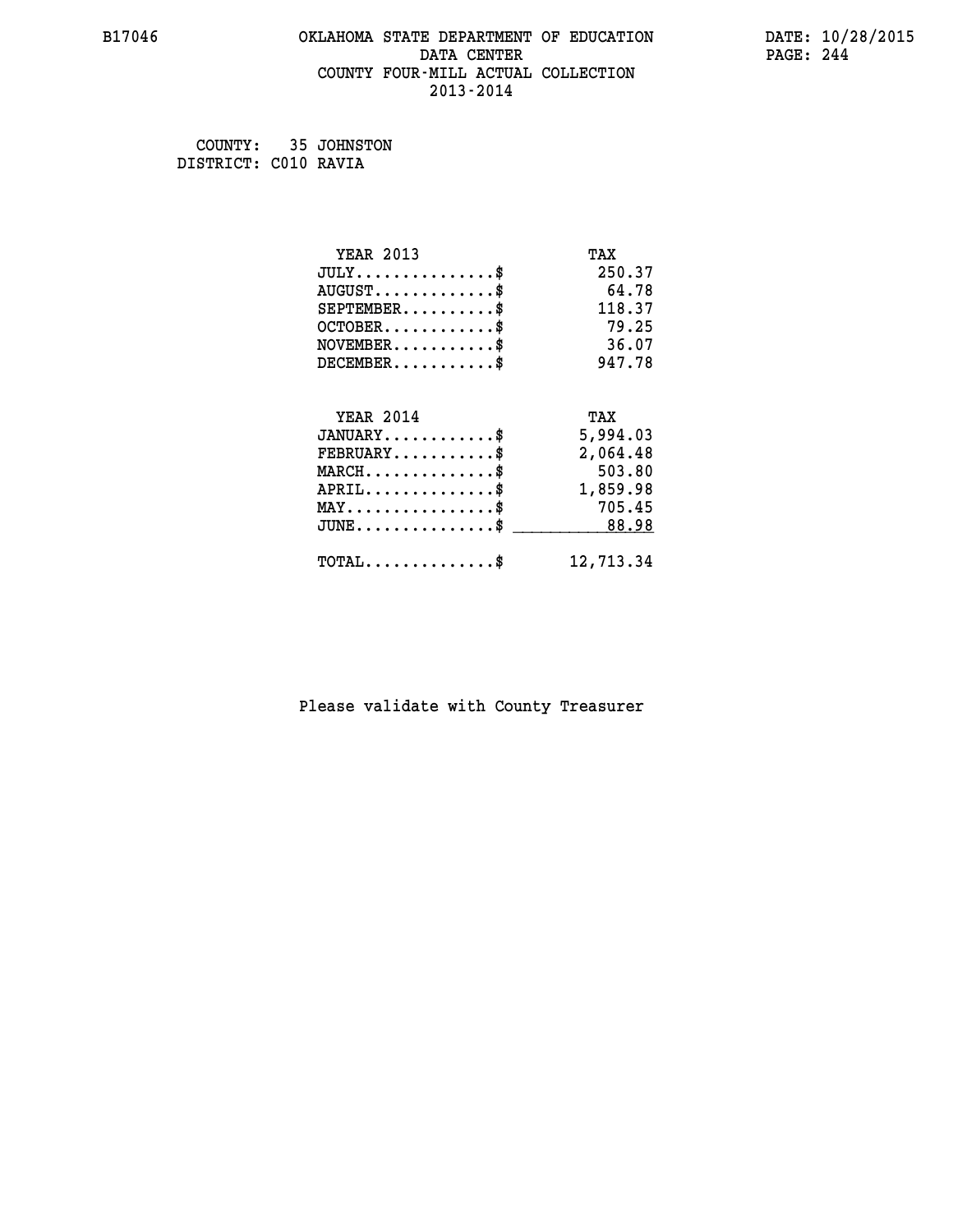B17046 OKLAHOMA STATE DEPARTMENT OF EDUCATION DATE: 10/28/2015

DATA CENTER

COUNTY FOUR-MILL ACTUAL COLLECTION

2013-2014

COUNTY: 35 JOHNSTON
DISTRICT: C010 RAVIA

| YEAR 2013 | TAX |
|---|---|
| JULY..............$ | 250.37 |
| AUGUST.............$ | 64.78 |
| SEPTEMBER..........$ | 118.37 |
| OCTOBER............$ | 79.25 |
| NOVEMBER...........$ | 36.07 |
| DECEMBER...........$ | 947.78 |

| YEAR 2014 | TAX |
|---|---|
| JANUARY............$ | 5,994.03 |
| FEBRUARY...........$ | 2,064.48 |
| MARCH..............$ | 503.80 |
| APRIL..............$ | 1,859.98 |
| MAY................$ | 705.45 |
| JUNE...............$ | 88.98 |
| TOTAL..............$ | 12,713.34 |

Please validate with County Treasurer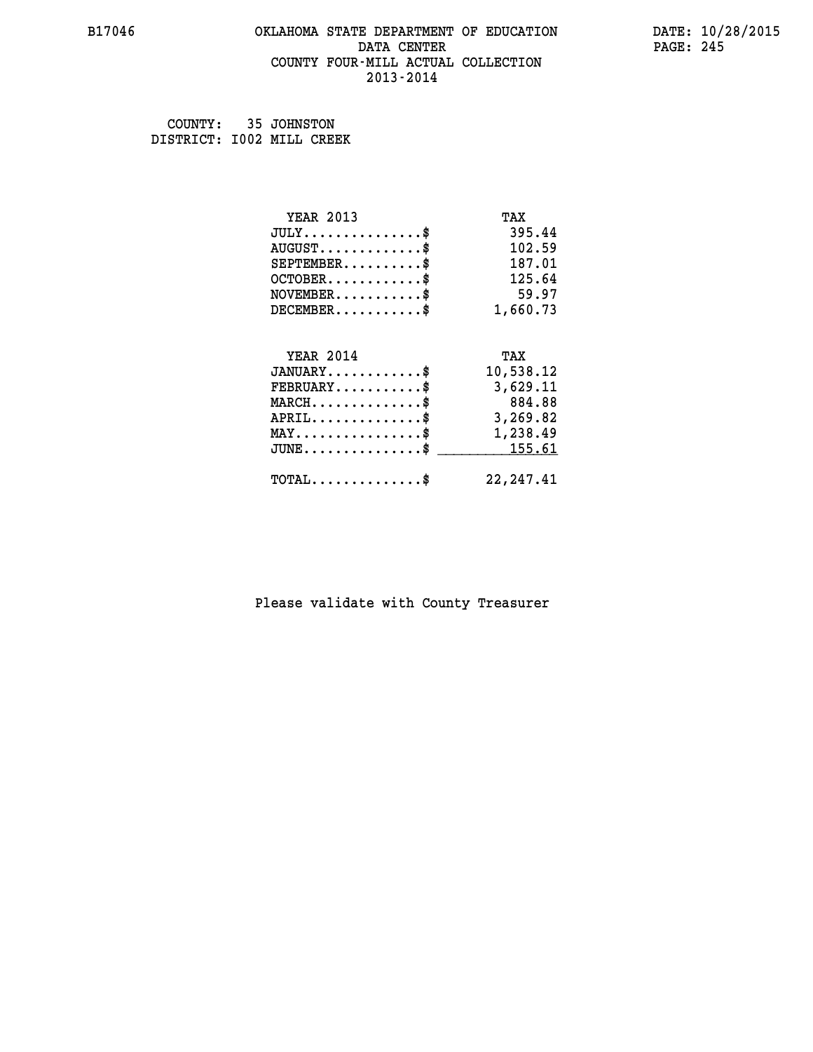COUNTY: 35 JOHNSTON
DISTRICT: I002 MILL CREEK

| YEAR 2013 | TAX |
|---|---|
| JULY..............$ | 395.44 |
| AUGUST............$ | 102.59 |
| SEPTEMBER.........$ | 187.01 |
| OCTOBER...........$ | 125.64 |
| NOVEMBER..........$ | 59.97 |
| DECEMBER..........$ | 1,660.73 |

| YEAR 2014 | TAX |
|---|---|
| JANUARY...........$ | 10,538.12 |
| FEBRUARY..........$ | 3,629.11 |
| MARCH.............$ | 884.88 |
| APRIL.............$ | 3,269.82 |
| MAY...............$ | 1,238.49 |
| JUNE..............$ | 155.61 |
| TOTAL.............$ | 22,247.41 |

Please validate with County Treasurer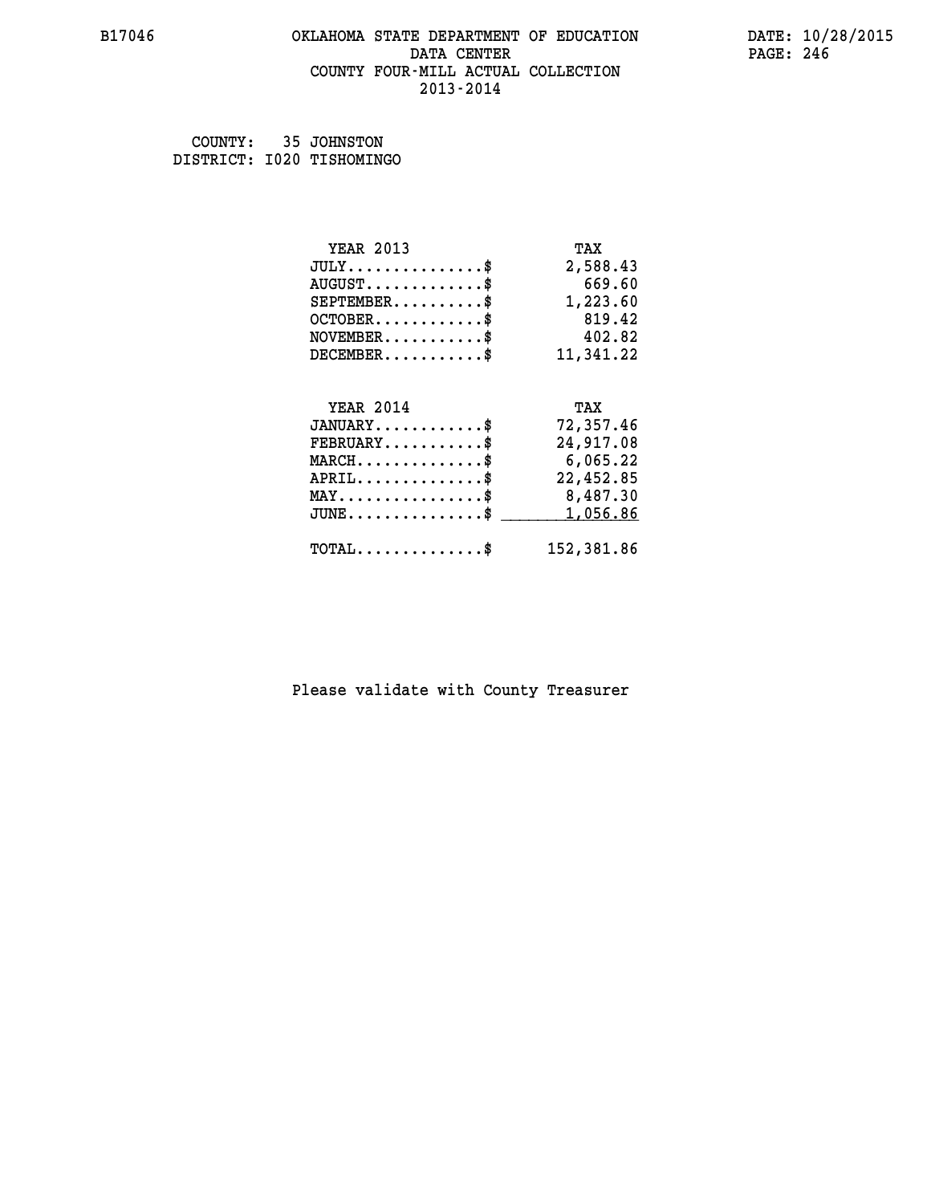B17046

# OKLAHOMA STATE DEPARTMENT OF EDUCATION
## DATA CENTER
## COUNTY FOUR-MILL ACTUAL COLLECTION
## 2013-2014

DATE: 10/28/2015

COUNTY: 35 JOHNSTON
DISTRICT: I020 TISHOMINGO

| YEAR 2013 | TAX |
|---|---|
| JULY..............$ | 2,588.43 |
| AUGUST............$ | 669.60 |
| SEPTEMBER.........$ | 1,223.60 |
| OCTOBER...........$ | 819.42 |
| NOVEMBER..........$ | 402.82 |
| DECEMBER..........$ | 11,341.22 |

| YEAR 2014 | TAX |
|---|---|
| JANUARY...........$ | 72,357.46 |
| FEBRUARY..........$ | 24,917.08 |
| MARCH.............$ | 6,065.22 |
| APRIL.............$ | 22,452.85 |
| MAY...............$ | 8,487.30 |
| JUNE..............$ | 1,056.86 |
| TOTAL.............$ | 152,381.86 |

Please validate with County Treasurer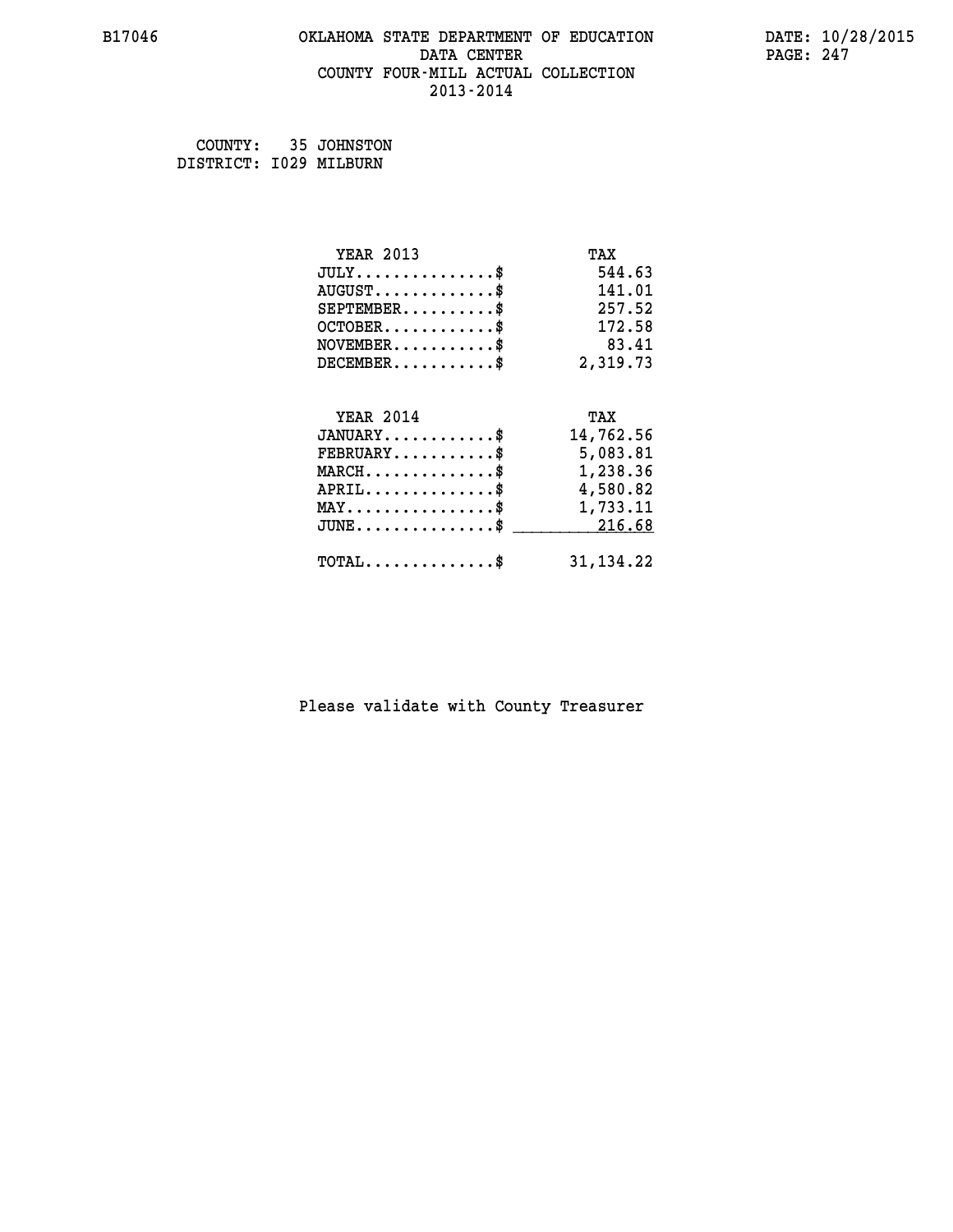B17046 OKLAHOMA STATE DEPARTMENT OF EDUCATION DATA CENTER COUNTY FOUR-MILL ACTUAL COLLECTION 2013-2014

DATE: 10/28/2015

COUNTY: 35 JOHNSTON
DISTRICT: I029 MILBURN

| YEAR 2013 | TAX |
|---|---|
| JULY..............$ | 544.63 |
| AUGUST............$ | 141.01 |
| SEPTEMBER.........$ | 257.52 |
| OCTOBER...........$ | 172.58 |
| NOVEMBER..........$ | 83.41 |
| DECEMBER..........$ | 2,319.73 |

| YEAR 2014 | TAX |
|---|---|
| JANUARY...........$ | 14,762.56 |
| FEBRUARY..........$ | 5,083.81 |
| MARCH.............$ | 1,238.36 |
| APRIL.............$ | 4,580.82 |
| MAY...............$ | 1,733.11 |
| JUNE..............$ | 216.68 |
| TOTAL.............$ | 31,134.22 |

Please validate with County Treasurer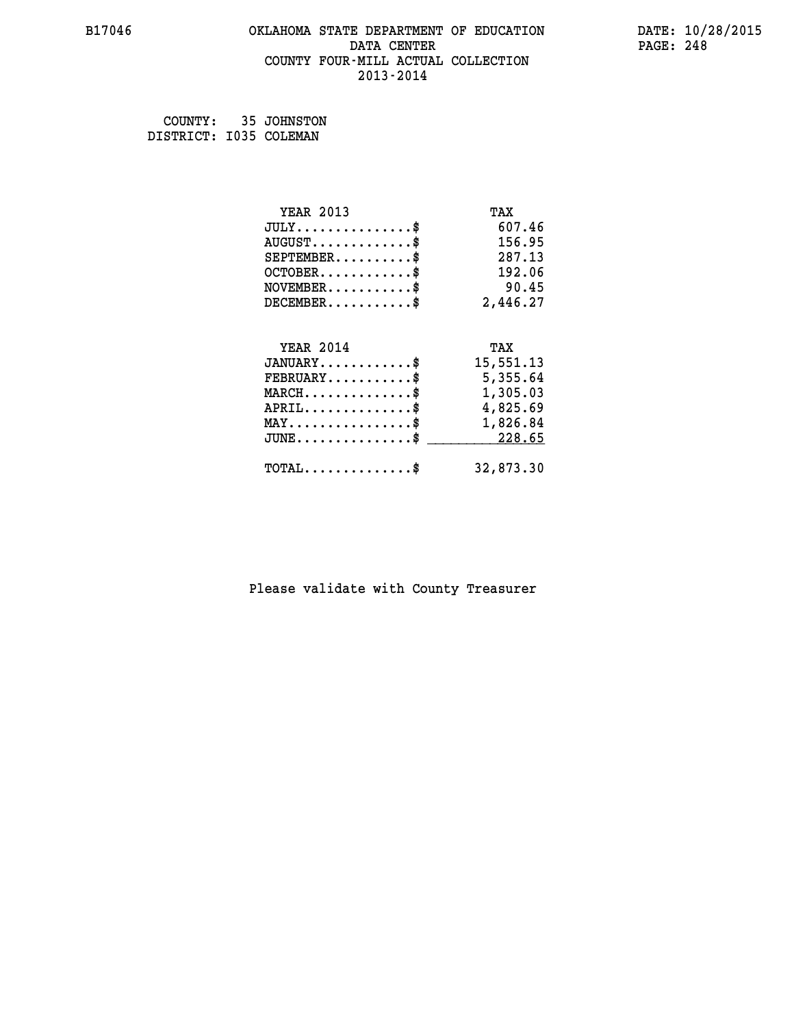B17046 OKLAHOMA STATE DEPARTMENT OF EDUCATION DATE: 10/28/2015
DATA CENTER
COUNTY FOUR-MILL ACTUAL COLLECTION
2013-2014

COUNTY: 35 JOHNSTON
DISTRICT: I035 COLEMAN

| YEAR 2013 | TAX |
| --- | --- |
| JULY...............$ | 607.46 |
| AUGUST.............$ | 156.95 |
| SEPTEMBER..........$ | 287.13 |
| OCTOBER............$ | 192.06 |
| NOVEMBER...........$ | 90.45 |
| DECEMBER...........$ | 2,446.27 |

| YEAR 2014 | TAX |
| --- | --- |
| JANUARY............$ | 15,551.13 |
| FEBRUARY...........$ | 5,355.64 |
| MARCH..............$ | 1,305.03 |
| APRIL..............$ | 4,825.69 |
| MAY................$ | 1,826.84 |
| JUNE...............$ | 228.65 |
| TOTAL..............$ | 32,873.30 |

Please validate with County Treasurer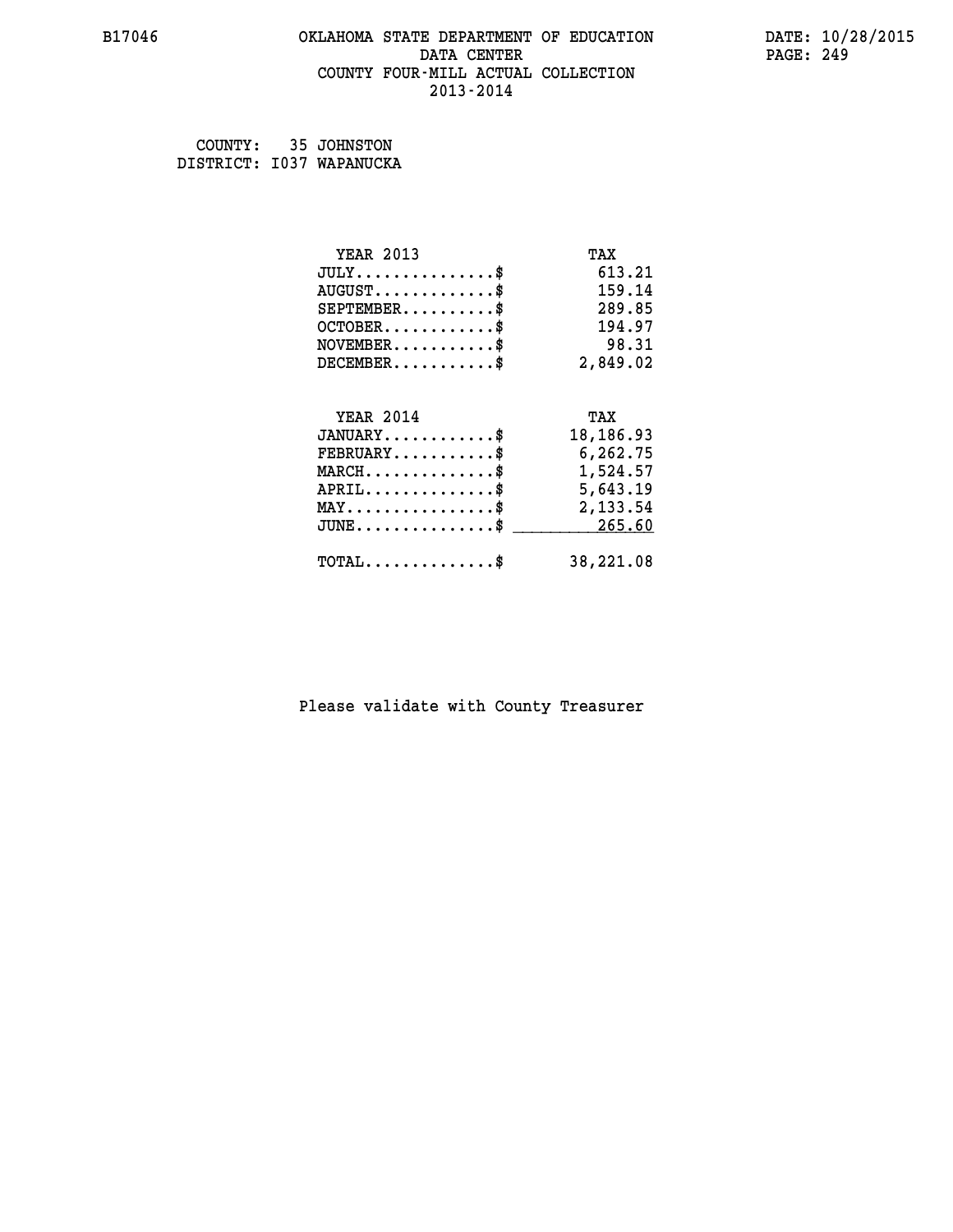B17046 OKLAHOMA STATE DEPARTMENT OF EDUCATION DATA CENTER COUNTY FOUR-MILL ACTUAL COLLECTION 2013-2014

DATE: 10/28/2015

COUNTY: 35 JOHNSTON
DISTRICT: I037 WAPANUCKA

| YEAR 2013 | TAX |
|---|---|
| JULY..............$ | 613.21 |
| AUGUST............$ | 159.14 |
| SEPTEMBER.........$ | 289.85 |
| OCTOBER...........$ | 194.97 |
| NOVEMBER..........$ | 98.31 |
| DECEMBER..........$ | 2,849.02 |

| YEAR 2014 | TAX |
|---|---|
| JANUARY...........$ | 18,186.93 |
| FEBRUARY..........$ | 6,262.75 |
| MARCH.............$ | 1,524.57 |
| APRIL.............$ | 5,643.19 |
| MAY...............$ | 2,133.54 |
| JUNE..............$ | 265.60 |
| TOTAL.............$ | 38,221.08 |

Please validate with County Treasurer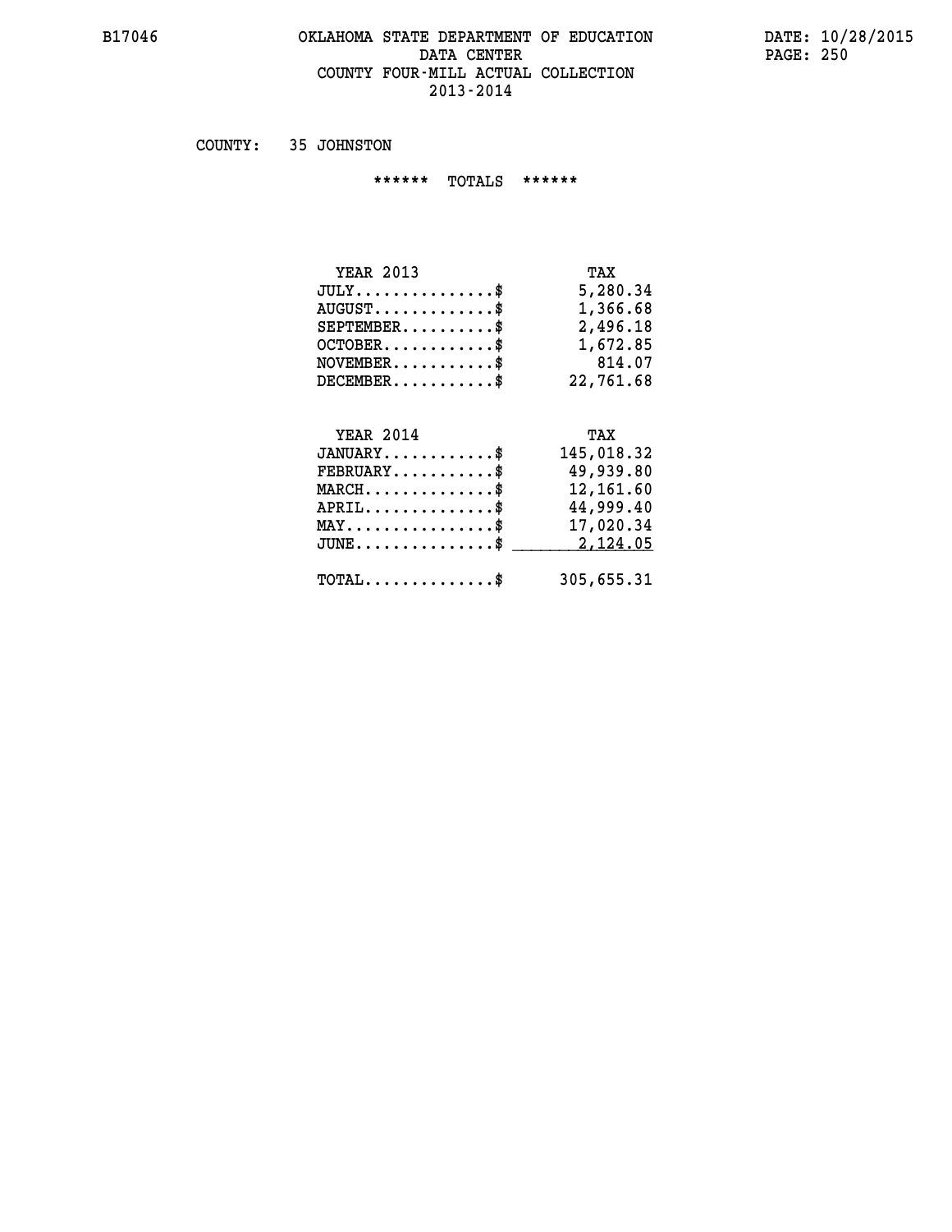COUNTY: 35 JOHNSTON

****** TOTALS ******

| YEAR 2013 | TAX |
|---|---|
| JULY...............$ | 5,280.34 |
| AUGUST.............$ | 1,366.68 |
| SEPTEMBER..........$ | 2,496.18 |
| OCTOBER............$ | 1,672.85 |
| NOVEMBER...........$ | 814.07 |
| DECEMBER...........$ | 22,761.68 |

| YEAR 2014 | TAX |
|---|---|
| JANUARY............$ | 145,018.32 |
| FEBRUARY...........$ | 49,939.80 |
| MARCH..............$ | 12,161.60 |
| APRIL..............$ | 44,999.40 |
| MAY................$ | 17,020.34 |
| JUNE...............$ | 2,124.05 |
| TOTAL..............$ | 305,655.31 |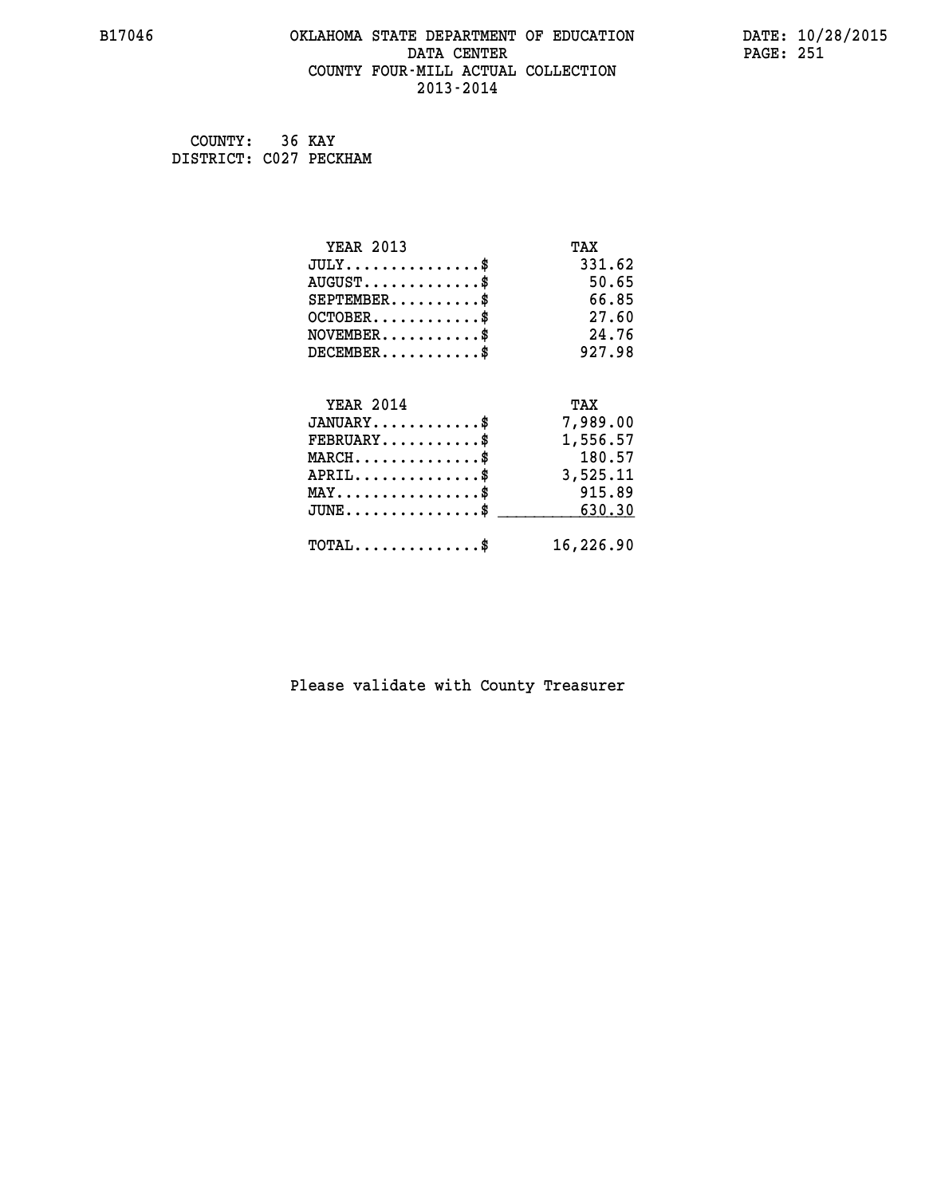B17046 OKLAHOMA STATE DEPARTMENT OF EDUCATION DATA CENTER COUNTY FOUR-MILL ACTUAL COLLECTION 2013-2014

DATE: 10/28/2015

COUNTY: 36 KAY
DISTRICT: C027 PECKHAM

| YEAR 2013 | TAX |
|---|---|
| JULY..............$ | 331.62 |
| AUGUST............$ | 50.65 |
| SEPTEMBER.........$ | 66.85 |
| OCTOBER...........$ | 27.60 |
| NOVEMBER..........$ | 24.76 |
| DECEMBER..........$ | 927.98 |

| YEAR 2014 | TAX |
|---|---|
| JANUARY...........$ | 7,989.00 |
| FEBRUARY..........$ | 1,556.57 |
| MARCH.............$ | 180.57 |
| APRIL.............$ | 3,525.11 |
| MAY...............$ | 915.89 |
| JUNE..............$ | 630.30 |
| TOTAL.............$ | 16,226.90 |

Please validate with County Treasurer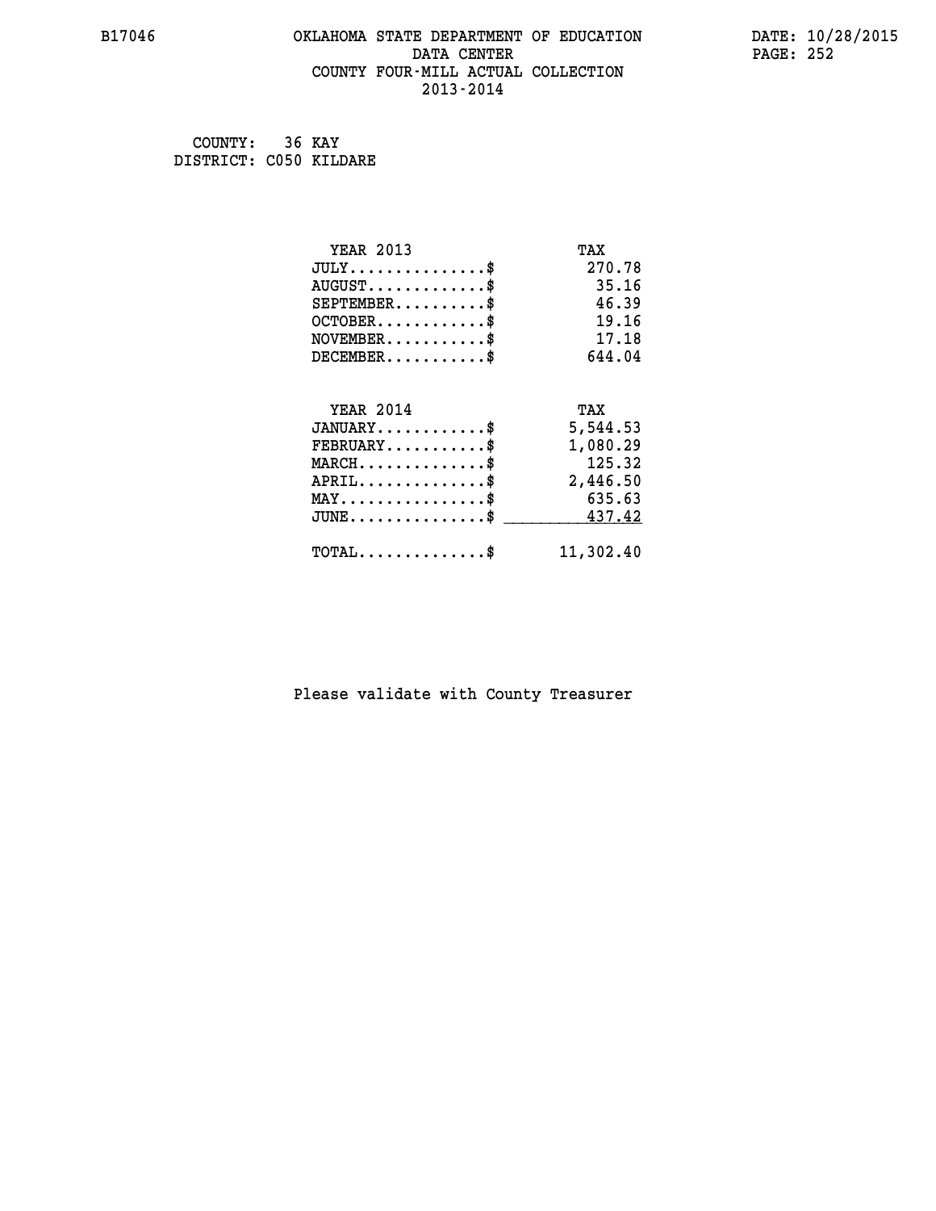# OKLAHOMA STATE DEPARTMENT OF EDUCATION
## DATA CENTER
## COUNTY FOUR-MILL ACTUAL COLLECTION
## 2013-2014

B17046 | DATE: 10/28/2015

COUNTY: 36 KAY
DISTRICT: C050 KILDARE

| YEAR 2013 | TAX |
|---|---|
| JULY..............$ | 270.78 |
| AUGUST............$ | 35.16 |
| SEPTEMBER.........$ | 46.39 |
| OCTOBER...........$ | 19.16 |
| NOVEMBER..........$ | 17.18 |
| DECEMBER..........$ | 644.04 |

| YEAR 2014 | TAX |
|---|---|
| JANUARY...........$ | 5,544.53 |
| FEBRUARY..........$ | 1,080.29 |
| MARCH.............$ | 125.32 |
| APRIL.............$ | 2,446.50 |
| MAY...............$ | 635.63 |
| JUNE..............$ | 437.42 |
| TOTAL.............$ | 11,302.40 |

Please validate with County Treasurer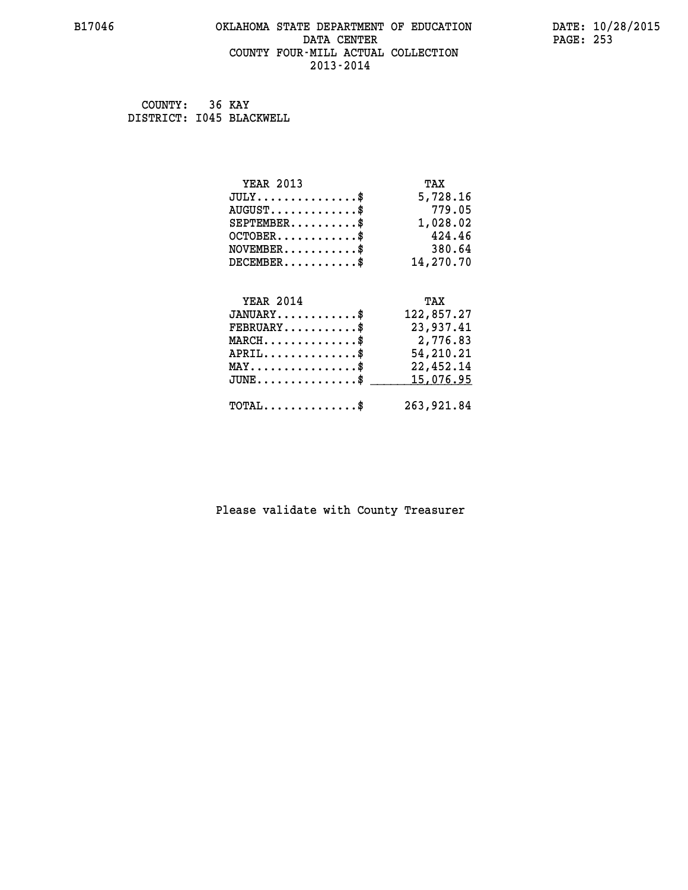# OKLAHOMA STATE DEPARTMENT OF EDUCATION
## DATA CENTER
## COUNTY FOUR-MILL ACTUAL COLLECTION
## 2013-2014

COUNTY: 36 KAY
DISTRICT: I045 BLACKWELL

| YEAR 2013 | TAX |
|---|---|
| JULY...............$ | 5,728.16 |
| AUGUST.............$ | 779.05 |
| SEPTEMBER..........$ | 1,028.02 |
| OCTOBER............$ | 424.46 |
| NOVEMBER...........$ | 380.64 |
| DECEMBER...........$ | 14,270.70 |

| YEAR 2014 | TAX |
|---|---|
| JANUARY............$ | 122,857.27 |
| FEBRUARY...........$ | 23,937.41 |
| MARCH..............$ | 2,776.83 |
| APRIL..............$ | 54,210.21 |
| MAY................$ | 22,452.14 |
| JUNE...............$ | 15,076.95 |
| TOTAL..............$ | 263,921.84 |

Please validate with County Treasurer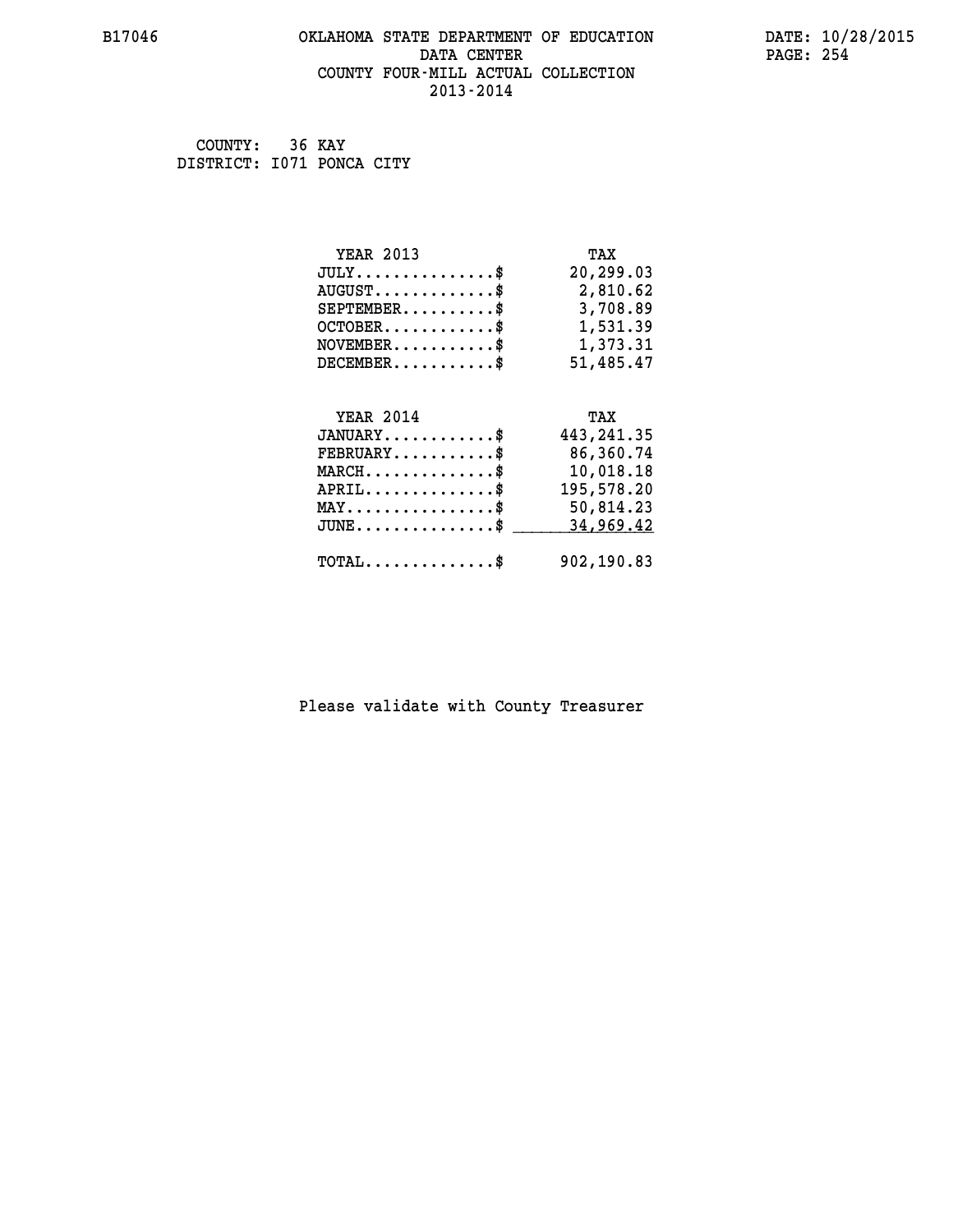B17046 OKLAHOMA STATE DEPARTMENT OF EDUCATION DATE: 10/28/2015
DATA CENTER
COUNTY FOUR-MILL ACTUAL COLLECTION
2013-2014

COUNTY: 36 KAY
DISTRICT: I071 PONCA CITY

| YEAR 2013 | TAX |
|---|---|
| JULY..............$ | 20,299.03 |
| AUGUST............$ | 2,810.62 |
| SEPTEMBER.........$ | 3,708.89 |
| OCTOBER...........$ | 1,531.39 |
| NOVEMBER..........$ | 1,373.31 |
| DECEMBER..........$ | 51,485.47 |

| YEAR 2014 | TAX |
|---|---|
| JANUARY...........$ | 443,241.35 |
| FEBRUARY..........$ | 86,360.74 |
| MARCH.............$ | 10,018.18 |
| APRIL.............$ | 195,578.20 |
| MAY...............$ | 50,814.23 |
| JUNE..............$ | 34,969.42 |
| TOTAL.............$ | 902,190.83 |

Please validate with County Treasurer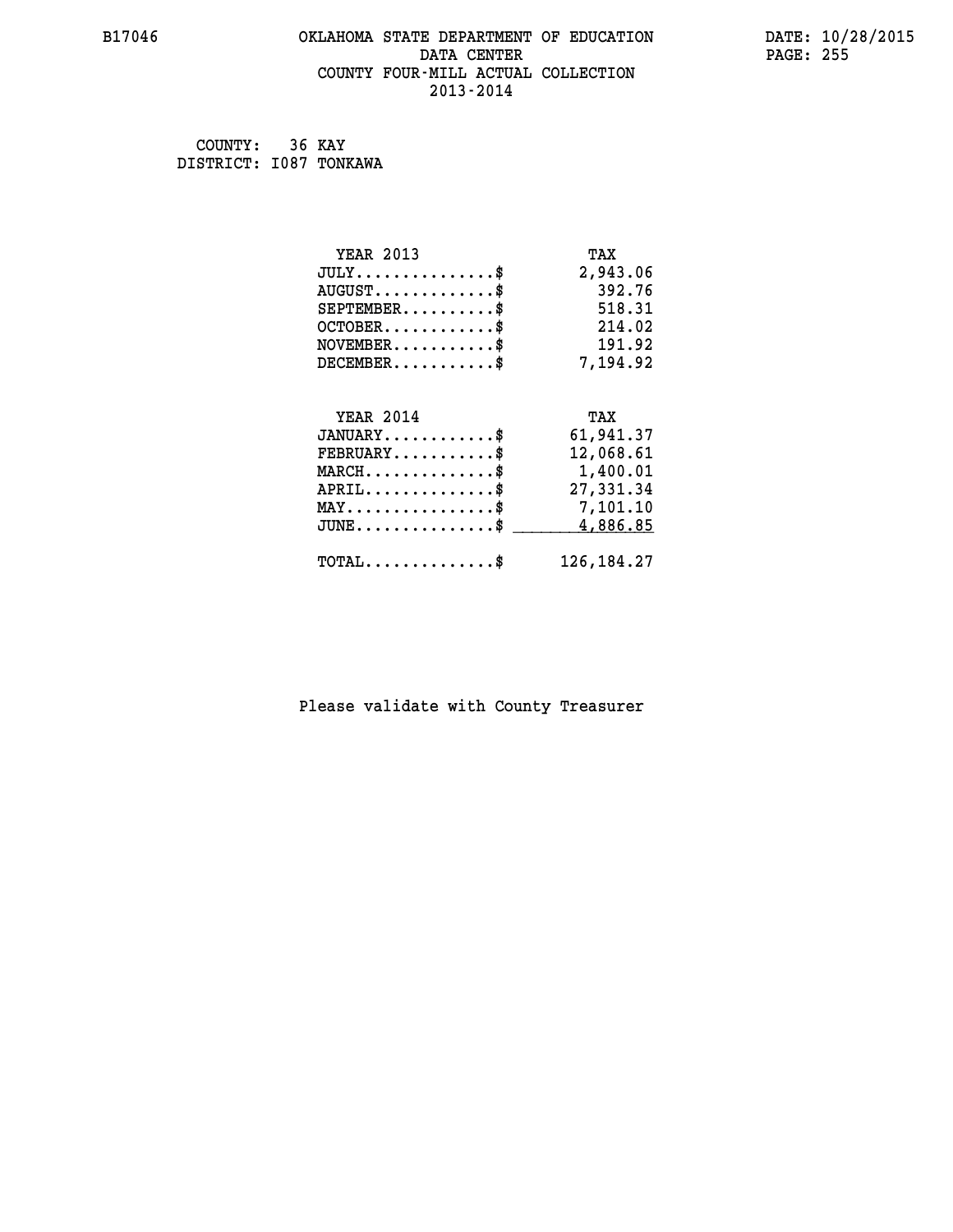# OKLAHOMA STATE DEPARTMENT OF EDUCATION
## DATA CENTER
## COUNTY FOUR-MILL ACTUAL COLLECTION
## 2013-2014

COUNTY: 36 KAY
DISTRICT: I087 TONKAWA

| YEAR 2013 | TAX |
|---|---|
| JULY...............$ | 2,943.06 |
| AUGUST.............$ | 392.76 |
| SEPTEMBER..........$ | 518.31 |
| OCTOBER............$ | 214.02 |
| NOVEMBER...........$ | 191.92 |
| DECEMBER...........$ | 7,194.92 |

| YEAR 2014 | TAX |
|---|---|
| JANUARY............$ | 61,941.37 |
| FEBRUARY...........$ | 12,068.61 |
| MARCH..............$ | 1,400.01 |
| APRIL..............$ | 27,331.34 |
| MAY................$ | 7,101.10 |
| JUNE...............$ | 4,886.85 |
| TOTAL..............$ | 126,184.27 |

Please validate with County Treasurer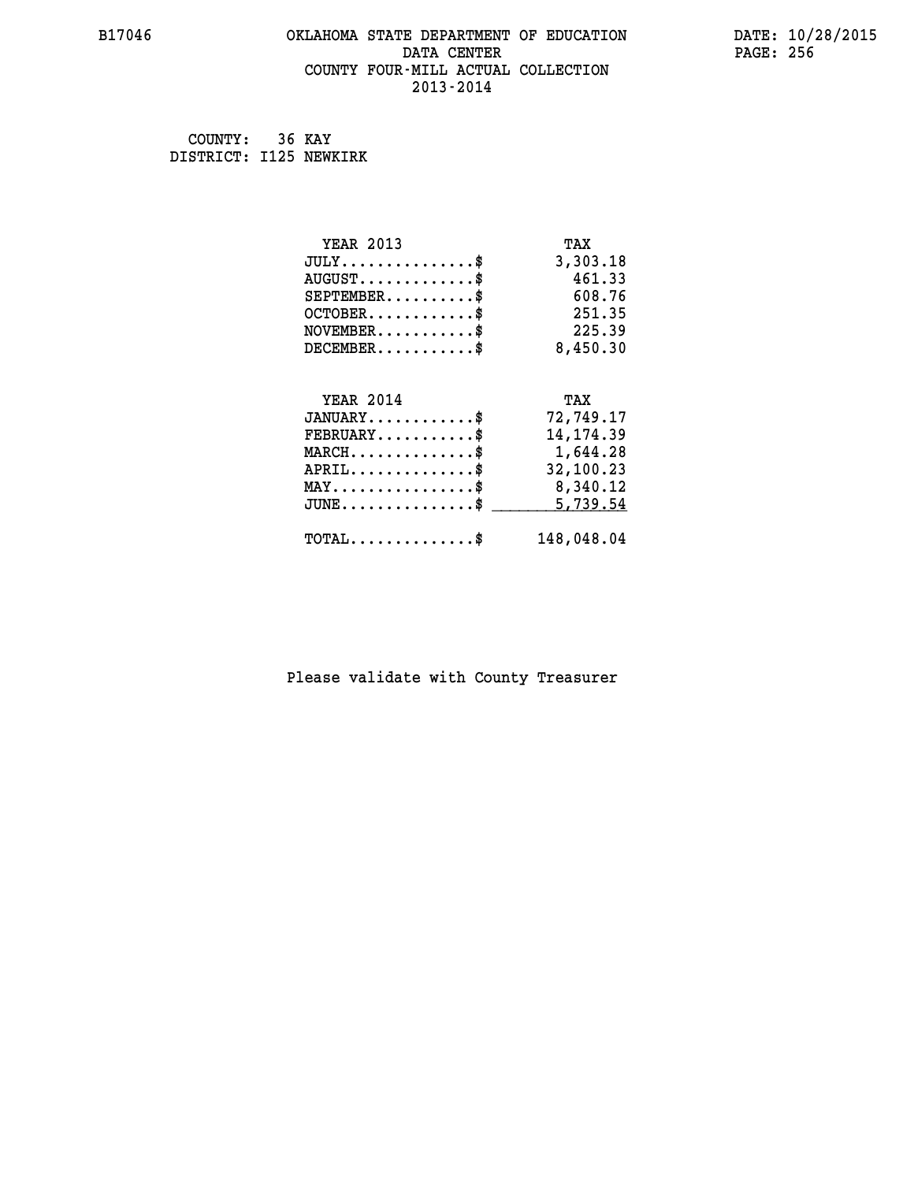B17046 OKLAHOMA STATE DEPARTMENT OF EDUCATION DATE: 10/28/2015

DATA CENTER

COUNTY FOUR-MILL ACTUAL COLLECTION

2013-2014

COUNTY: 36 KAY
DISTRICT: I125 NEWKIRK

| YEAR 2013 | TAX |
|---|---|
| JULY...............$ | 3,303.18 |
| AUGUST.............$ | 461.33 |
| SEPTEMBER..........$ | 608.76 |
| OCTOBER............$ | 251.35 |
| NOVEMBER...........$ | 225.39 |
| DECEMBER...........$ | 8,450.30 |

| YEAR 2014 | TAX |
|---|---|
| JANUARY............$ | 72,749.17 |
| FEBRUARY...........$ | 14,174.39 |
| MARCH..............$ | 1,644.28 |
| APRIL..............$ | 32,100.23 |
| MAY................$ | 8,340.12 |
| JUNE...............$ | 5,739.54 |
| TOTAL..............$ | 148,048.04 |

Please validate with County Treasurer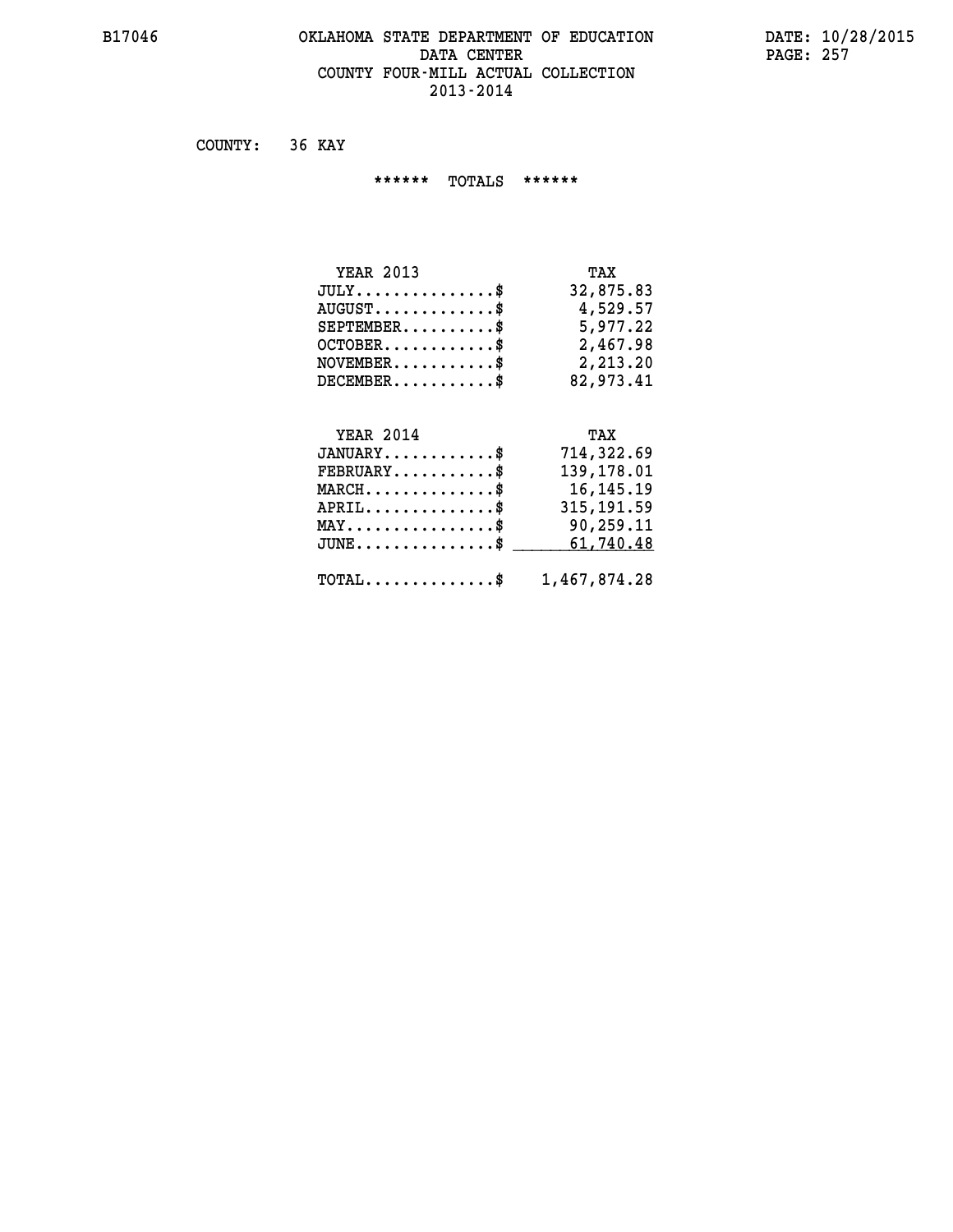# OKLAHOMA STATE DEPARTMENT OF EDUCATION
## DATA CENTER
## COUNTY FOUR-MILL ACTUAL COLLECTION
## 2013-2014

B17046

DATE: 10/28/2015

COUNTY: 36 KAY

****** TOTALS ******

| YEAR 2013 | TAX |
|---|---|
| JULY...............$ | 32,875.83 |
| AUGUST.............$ | 4,529.57 |
| SEPTEMBER..........$ | 5,977.22 |
| OCTOBER............$ | 2,467.98 |
| NOVEMBER...........$ | 2,213.20 |
| DECEMBER...........$ | 82,973.41 |

| YEAR 2014 | TAX |
|---|---|
| JANUARY............$ | 714,322.69 |
| FEBRUARY...........$ | 139,178.01 |
| MARCH..............$ | 16,145.19 |
| APRIL..............$ | 315,191.59 |
| MAY................$ | 90,259.11 |
| JUNE...............$ | 61,740.48 |
| TOTAL..............$ | 1,467,874.28 |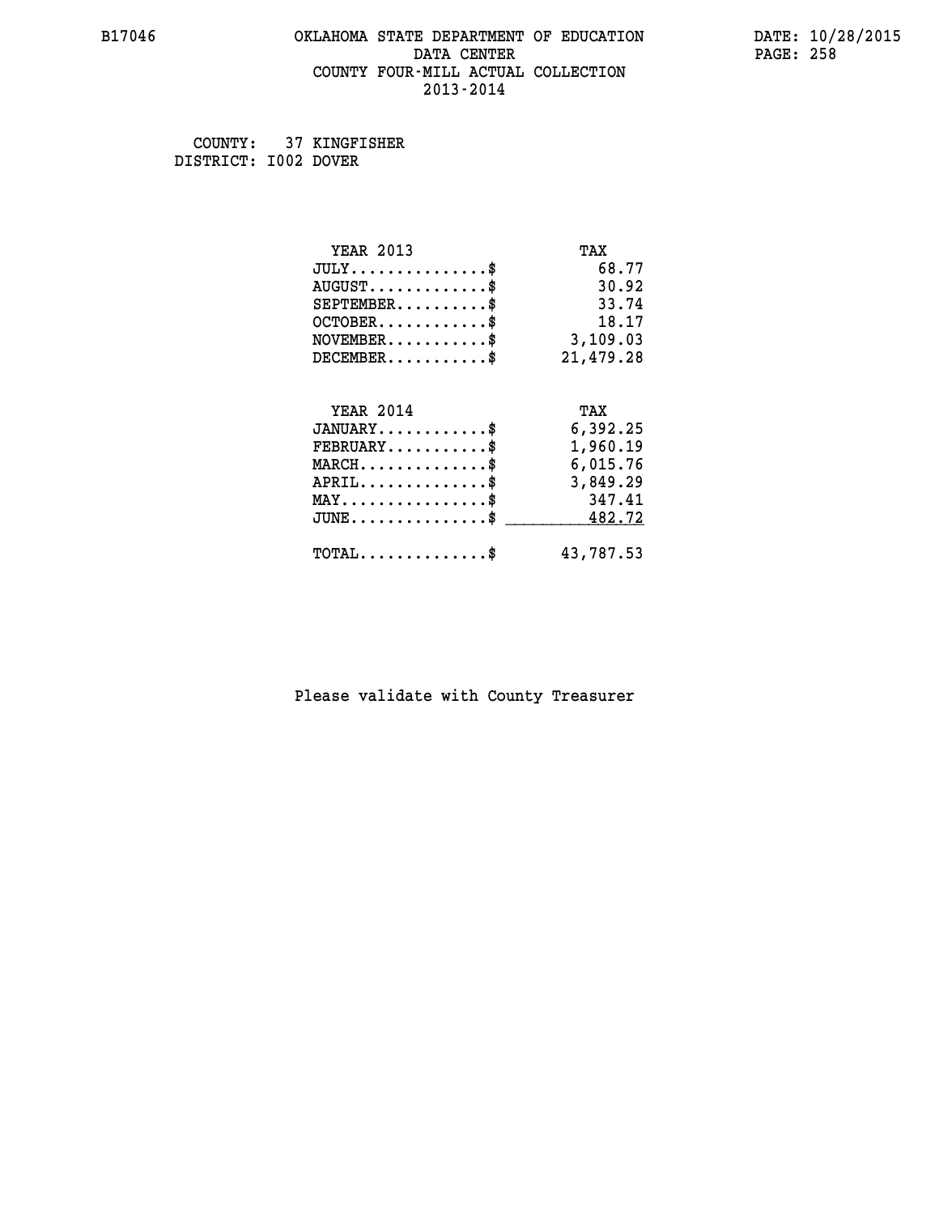COUNTY: 37 KINGFISHER
DISTRICT: I002 DOVER

| YEAR 2013 | TAX |
|---|---|
| JULY..............$ | 68.77 |
| AUGUST............$ | 30.92 |
| SEPTEMBER.........$ | 33.74 |
| OCTOBER...........$ | 18.17 |
| NOVEMBER..........$ | 3,109.03 |
| DECEMBER..........$ | 21,479.28 |

| YEAR 2014 | TAX |
|---|---|
| JANUARY...........$ | 6,392.25 |
| FEBRUARY..........$ | 1,960.19 |
| MARCH.............$ | 6,015.76 |
| APRIL.............$ | 3,849.29 |
| MAY...............$ | 347.41 |
| JUNE..............$ | 482.72 |
| TOTAL.............$ | 43,787.53 |

Please validate with County Treasurer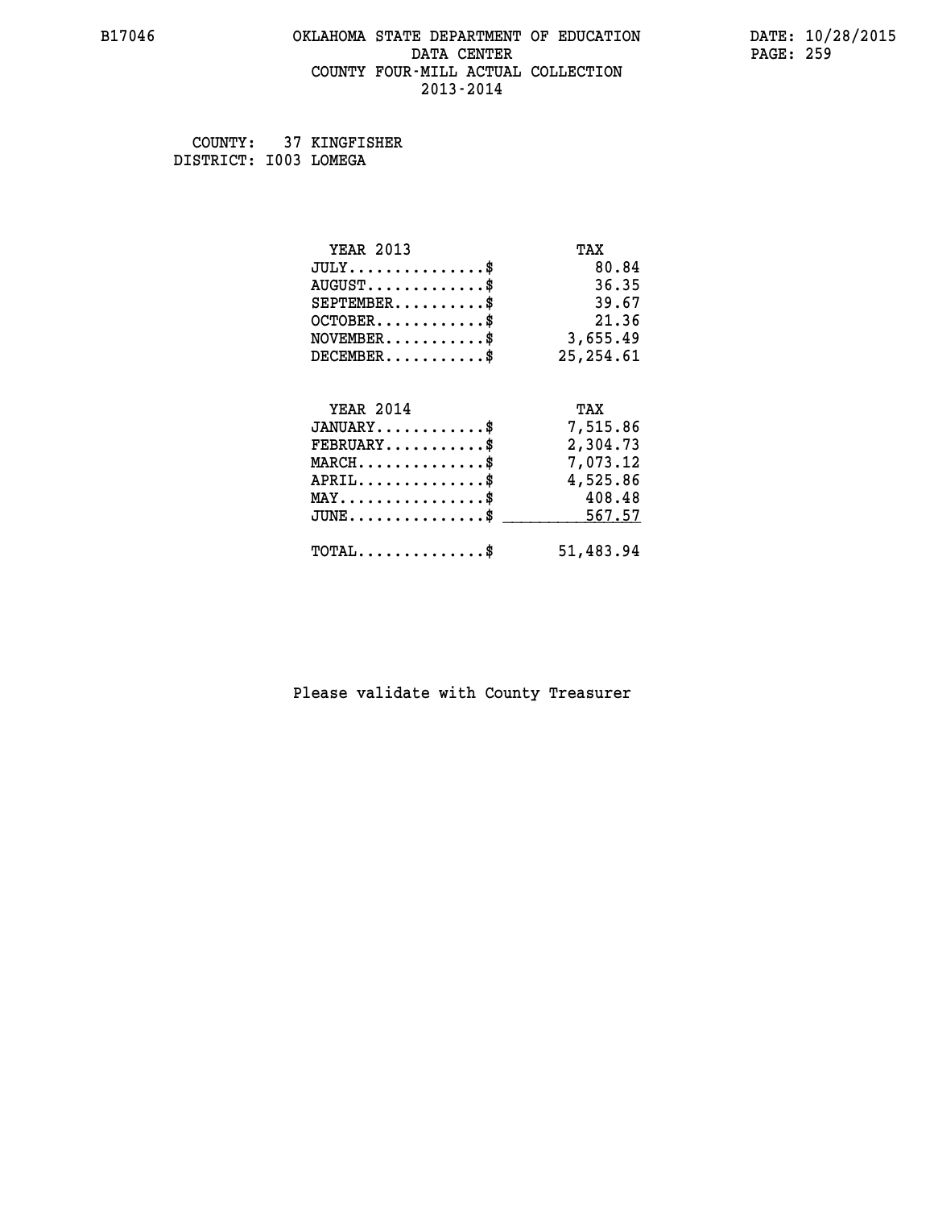B17046 OKLAHOMA STATE DEPARTMENT OF EDUCATION DATE: 10/28/2015
DATA CENTER
COUNTY FOUR-MILL ACTUAL COLLECTION
2013-2014

COUNTY: 37 KINGFISHER
DISTRICT: I003 LOMEGA

| YEAR 2013 | TAX |
|---|---|
| JULY...............$ | 80.84 |
| AUGUST.............$ | 36.35 |
| SEPTEMBER..........$ | 39.67 |
| OCTOBER............$ | 21.36 |
| NOVEMBER...........$ | 3,655.49 |
| DECEMBER...........$ | 25,254.61 |

| YEAR 2014 | TAX |
|---|---|
| JANUARY............$ | 7,515.86 |
| FEBRUARY...........$ | 2,304.73 |
| MARCH..............$ | 7,073.12 |
| APRIL..............$ | 4,525.86 |
| MAY................$ | 408.48 |
| JUNE...............$ | 567.57 |
| TOTAL..............$ | 51,483.94 |

Please validate with County Treasurer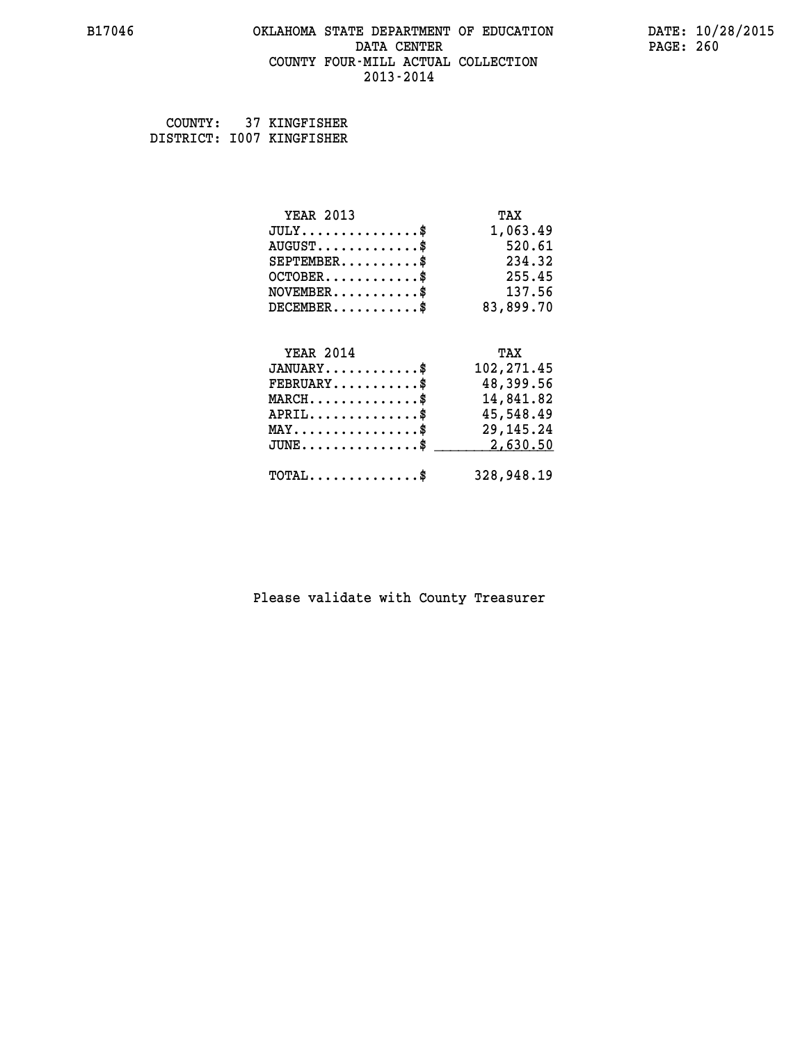COUNTY: 37 KINGFISHER
DISTRICT: I007 KINGFISHER

| YEAR 2013 | TAX |
|---|---|
| JULY...............$ | 1,063.49 |
| AUGUST.............$ | 520.61 |
| SEPTEMBER..........$ | 234.32 |
| OCTOBER............$ | 255.45 |
| NOVEMBER...........$ | 137.56 |
| DECEMBER...........$ | 83,899.70 |

| YEAR 2014 | TAX |
|---|---|
| JANUARY............$ | 102,271.45 |
| FEBRUARY...........$ | 48,399.56 |
| MARCH..............$ | 14,841.82 |
| APRIL..............$ | 45,548.49 |
| MAY................$ | 29,145.24 |
| JUNE...............$ | 2,630.50 |
| TOTAL..............$ | 328,948.19 |

Please validate with County Treasurer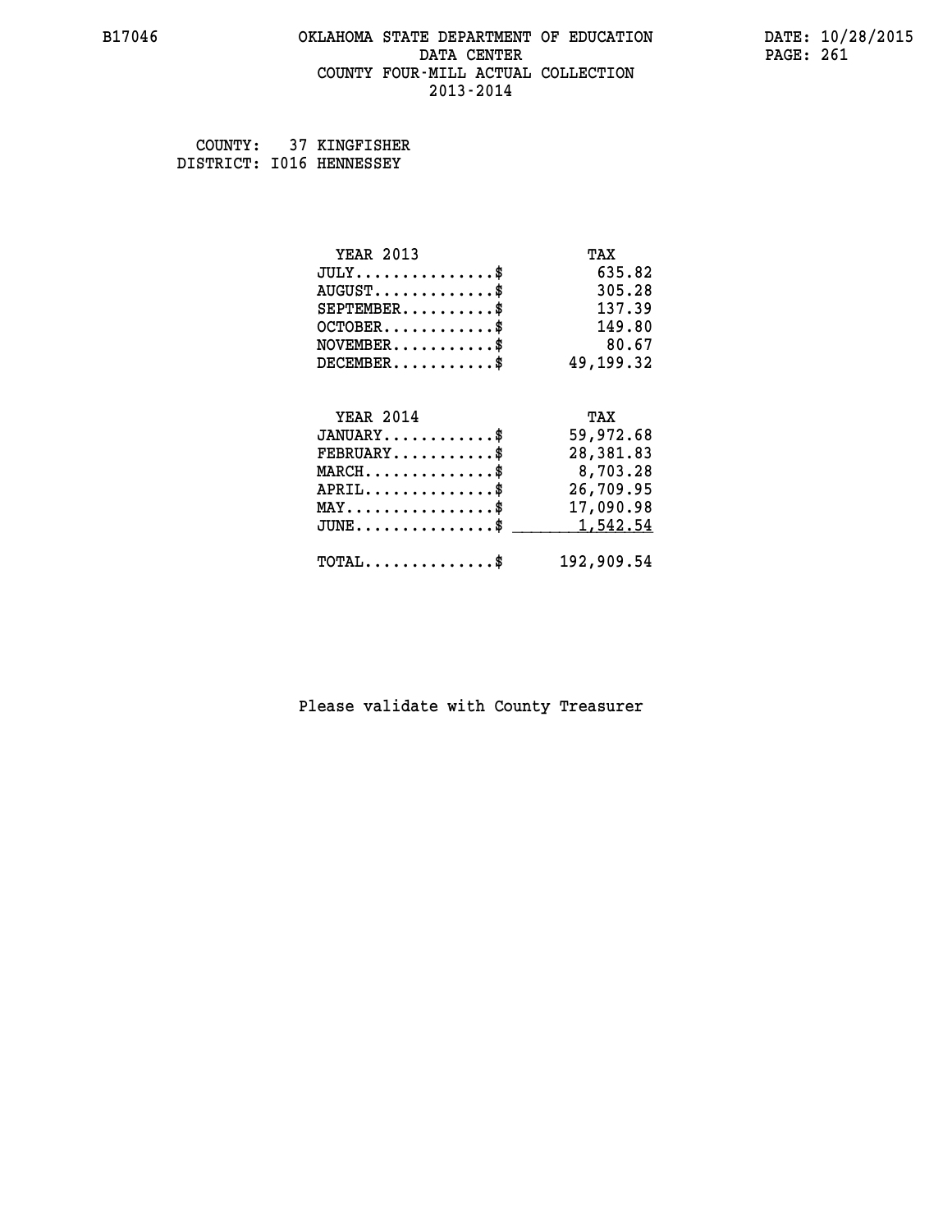COUNTY: 37 KINGFISHER
DISTRICT: I016 HENNESSEY

| YEAR 2013 | TAX |
|---|---|
| JULY...............$ | 635.82 |
| AUGUST.............$ | 305.28 |
| SEPTEMBER..........$ | 137.39 |
| OCTOBER............$ | 149.80 |
| NOVEMBER...........$ | 80.67 |
| DECEMBER...........$ | 49,199.32 |

| YEAR 2014 | TAX |
|---|---|
| JANUARY............$ | 59,972.68 |
| FEBRUARY...........$ | 28,381.83 |
| MARCH..............$ | 8,703.28 |
| APRIL..............$ | 26,709.95 |
| MAY................$ | 17,090.98 |
| JUNE...............$ | 1,542.54 |
| TOTAL..............$ | 192,909.54 |

Please validate with County Treasurer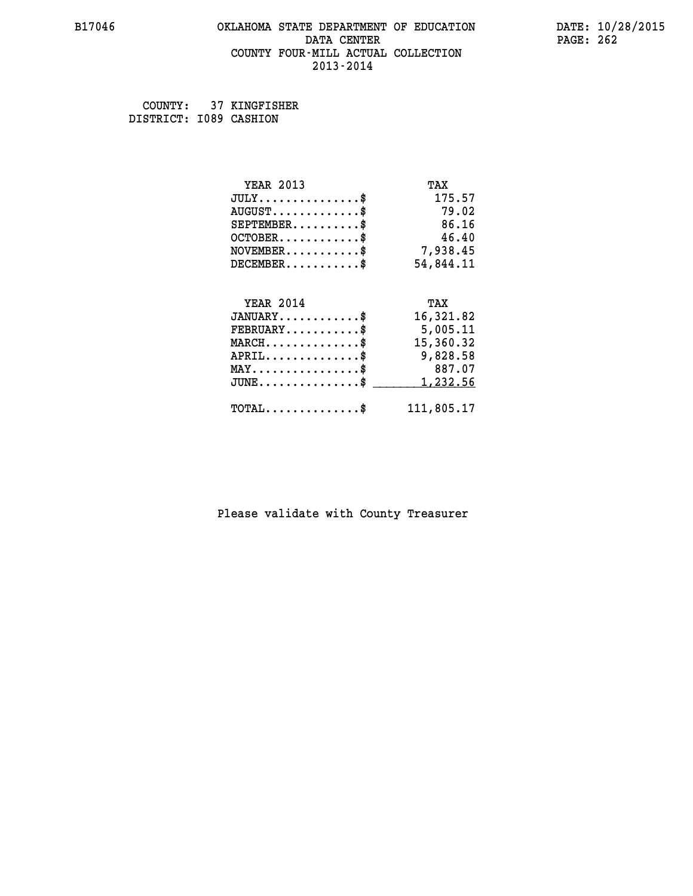B17046 OKLAHOMA STATE DEPARTMENT OF EDUCATION DATA CENTER COUNTY FOUR-MILL ACTUAL COLLECTION 2013-2014

DATE: 10/28/2015

COUNTY: 37 KINGFISHER
DISTRICT: I089 CASHION

| YEAR 2013 | TAX |
| --- | --- |
| JULY..............$ | 175.57 |
| AUGUST............$ | 79.02 |
| SEPTEMBER.........$ | 86.16 |
| OCTOBER...........$ | 46.40 |
| NOVEMBER..........$ | 7,938.45 |
| DECEMBER..........$ | 54,844.11 |

| YEAR 2014 | TAX |
| --- | --- |
| JANUARY...........$ | 16,321.82 |
| FEBRUARY..........$ | 5,005.11 |
| MARCH.............$ | 15,360.32 |
| APRIL.............$ | 9,828.58 |
| MAY...............$ | 887.07 |
| JUNE..............$ | 1,232.56 |
| TOTAL.............$ | 111,805.17 |

Please validate with County Treasurer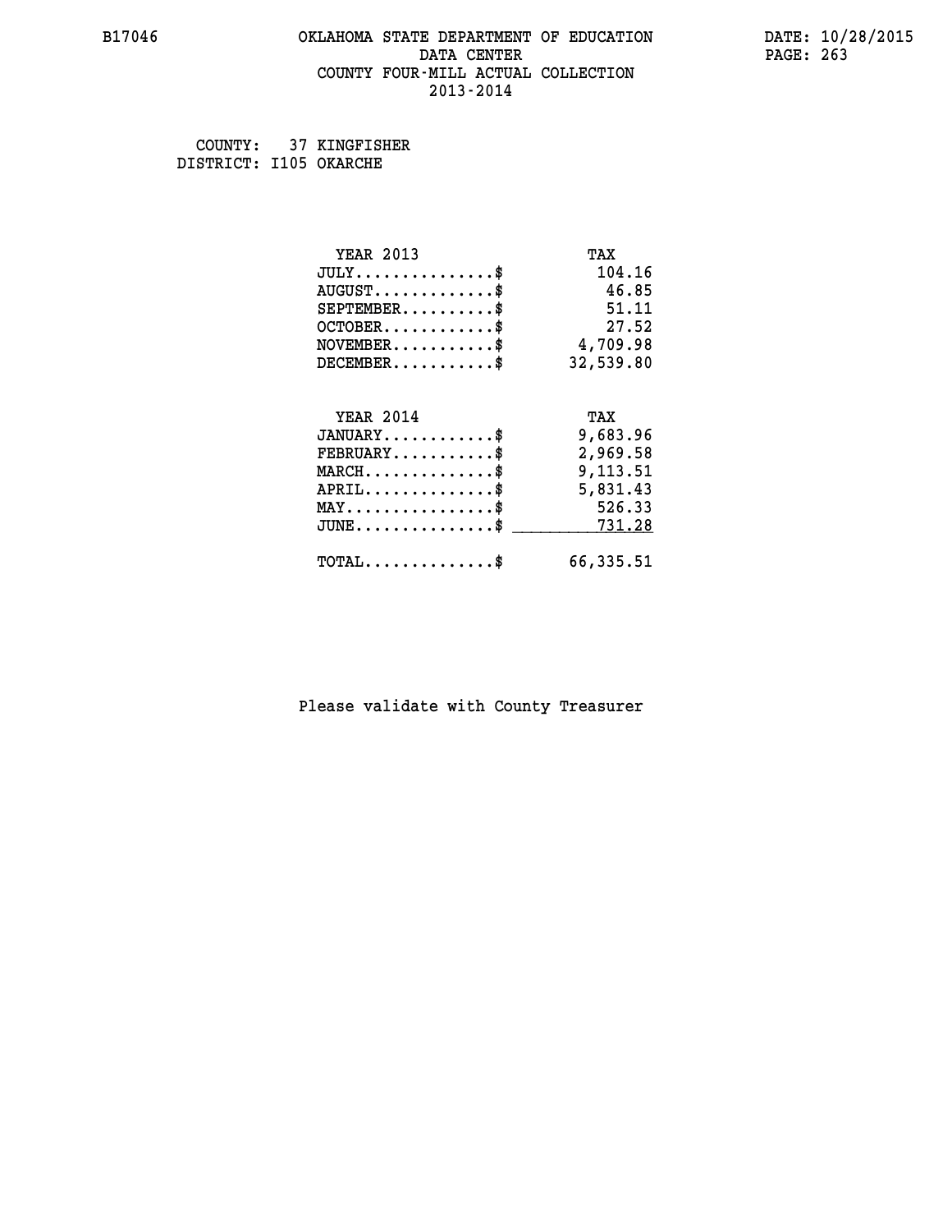COUNTY: 37 KINGFISHER
DISTRICT: I105 OKARCHE

| YEAR 2013 | TAX |
|---|---|
| JULY..............$ | 104.16 |
| AUGUST.............$ | 46.85 |
| SEPTEMBER..........$ | 51.11 |
| OCTOBER............$ | 27.52 |
| NOVEMBER...........$ | 4,709.98 |
| DECEMBER...........$ | 32,539.80 |

| YEAR 2014 | TAX |
|---|---|
| JANUARY............$ | 9,683.96 |
| FEBRUARY...........$ | 2,969.58 |
| MARCH..............$ | 9,113.51 |
| APRIL..............$ | 5,831.43 |
| MAY................$ | 526.33 |
| JUNE...............$ | 731.28 |
| TOTAL..............$ | 66,335.51 |

Please validate with County Treasurer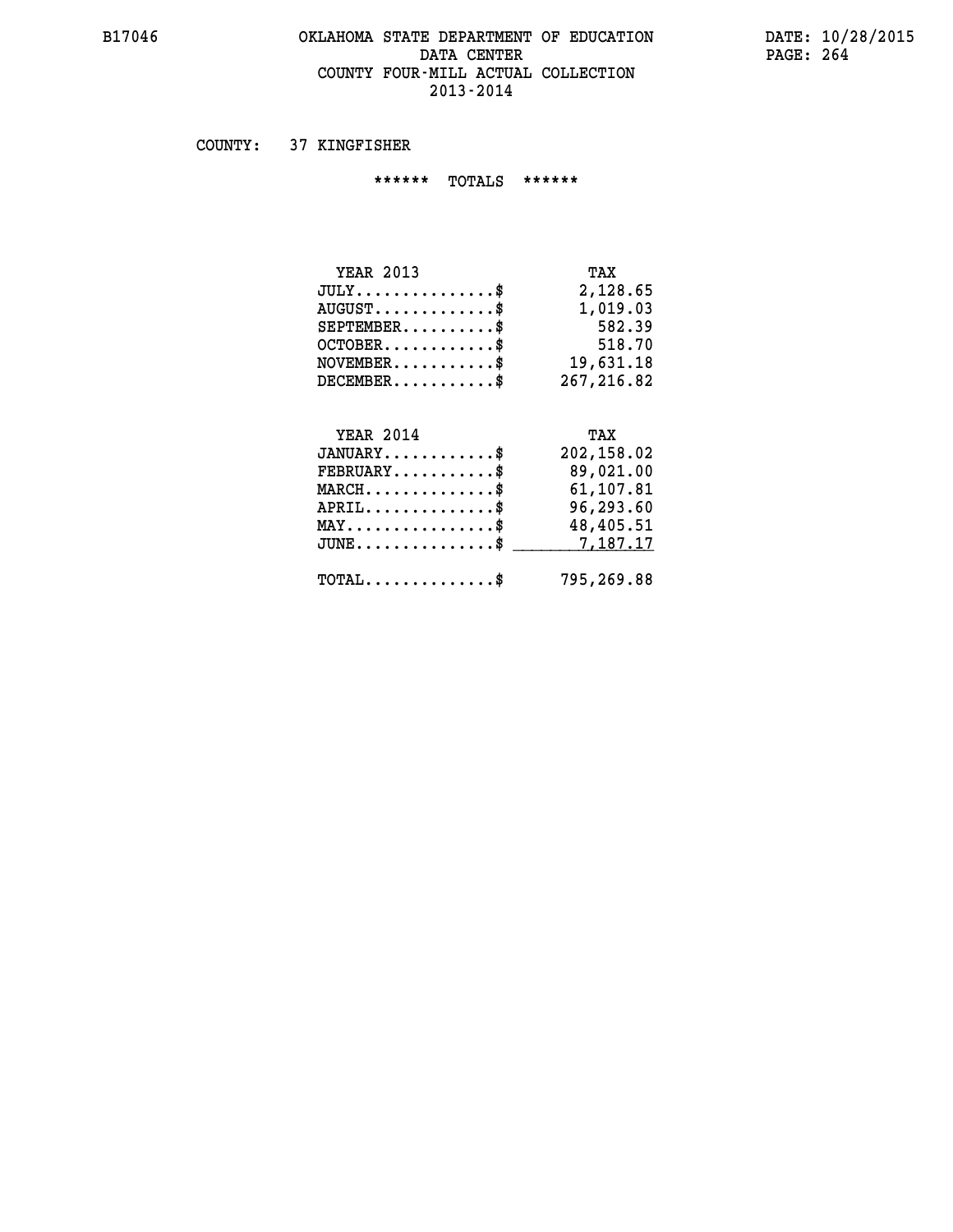# OKLAHOMA STATE DEPARTMENT OF EDUCATION
## DATA CENTER
## COUNTY FOUR-MILL ACTUAL COLLECTION
## 2013-2014

COUNTY: 37 KINGFISHER

****** TOTALS ******

| YEAR 2013 | TAX |
|---|---|
| JULY...............$ | 2,128.65 |
| AUGUST.............$ | 1,019.03 |
| SEPTEMBER..........$ | 582.39 |
| OCTOBER............$ | 518.70 |
| NOVEMBER...........$ | 19,631.18 |
| DECEMBER...........$ | 267,216.82 |

| YEAR 2014 | TAX |
|---|---|
| JANUARY............$ | 202,158.02 |
| FEBRUARY...........$ | 89,021.00 |
| MARCH..............$ | 61,107.81 |
| APRIL..............$ | 96,293.60 |
| MAY................$ | 48,405.51 |
| JUNE...............$ | 7,187.17 |
| TOTAL..............$ | 795,269.88 |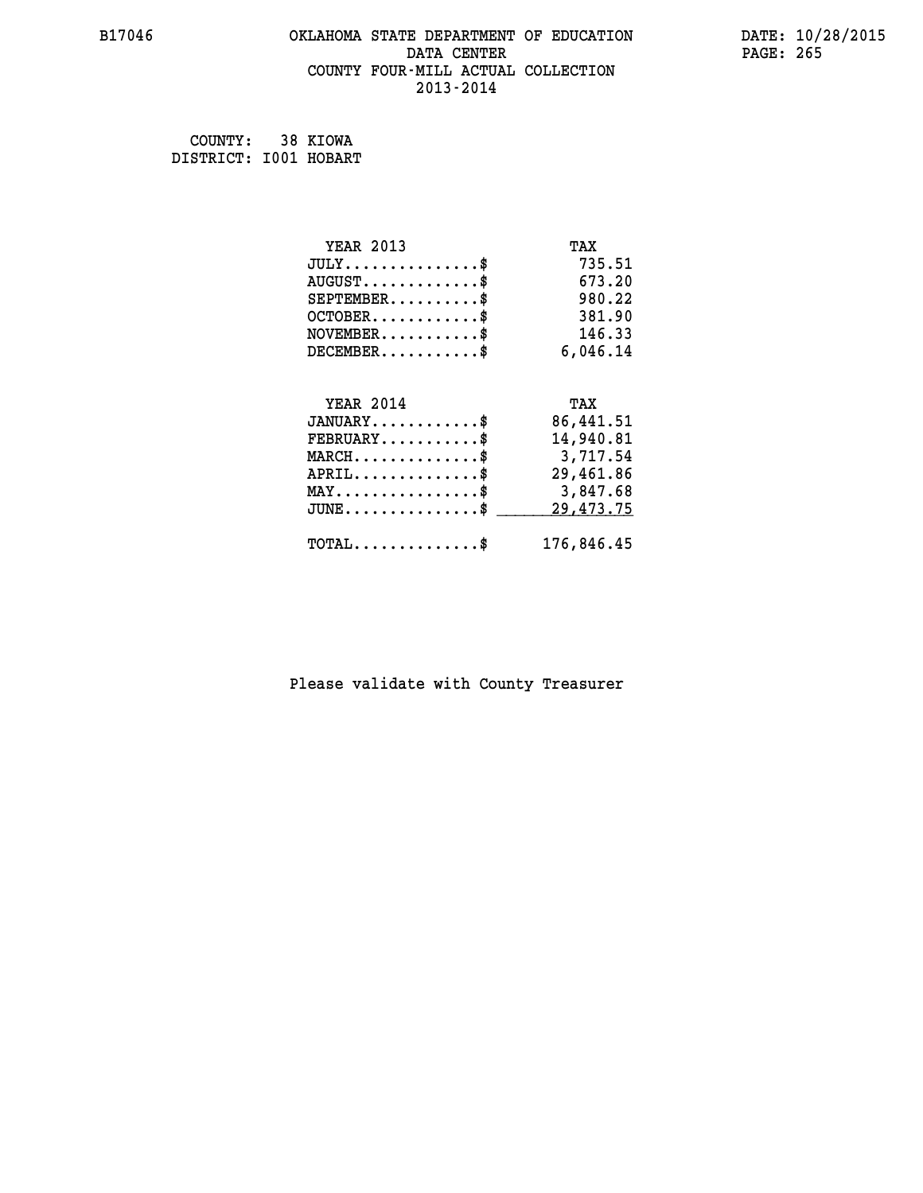# OKLAHOMA STATE DEPARTMENT OF EDUCATION
## DATA CENTER
## COUNTY FOUR-MILL ACTUAL COLLECTION
## 2013-2014

B17046

DATE: 10/28/2015

COUNTY: 38 KIOWA
DISTRICT: I001 HOBART

| YEAR 2013 | TAX |
|---|---|
| JULY..............$ | 735.51 |
| AUGUST............$ | 673.20 |
| SEPTEMBER.........$ | 980.22 |
| OCTOBER...........$ | 381.90 |
| NOVEMBER..........$ | 146.33 |
| DECEMBER..........$ | 6,046.14 |

| YEAR 2014 | TAX |
|---|---|
| JANUARY...........$ | 86,441.51 |
| FEBRUARY..........$ | 14,940.81 |
| MARCH.............$ | 3,717.54 |
| APRIL.............$ | 29,461.86 |
| MAY...............$ | 3,847.68 |
| JUNE..............$ | 29,473.75 |
| TOTAL.............$ | 176,846.45 |

Please validate with County Treasurer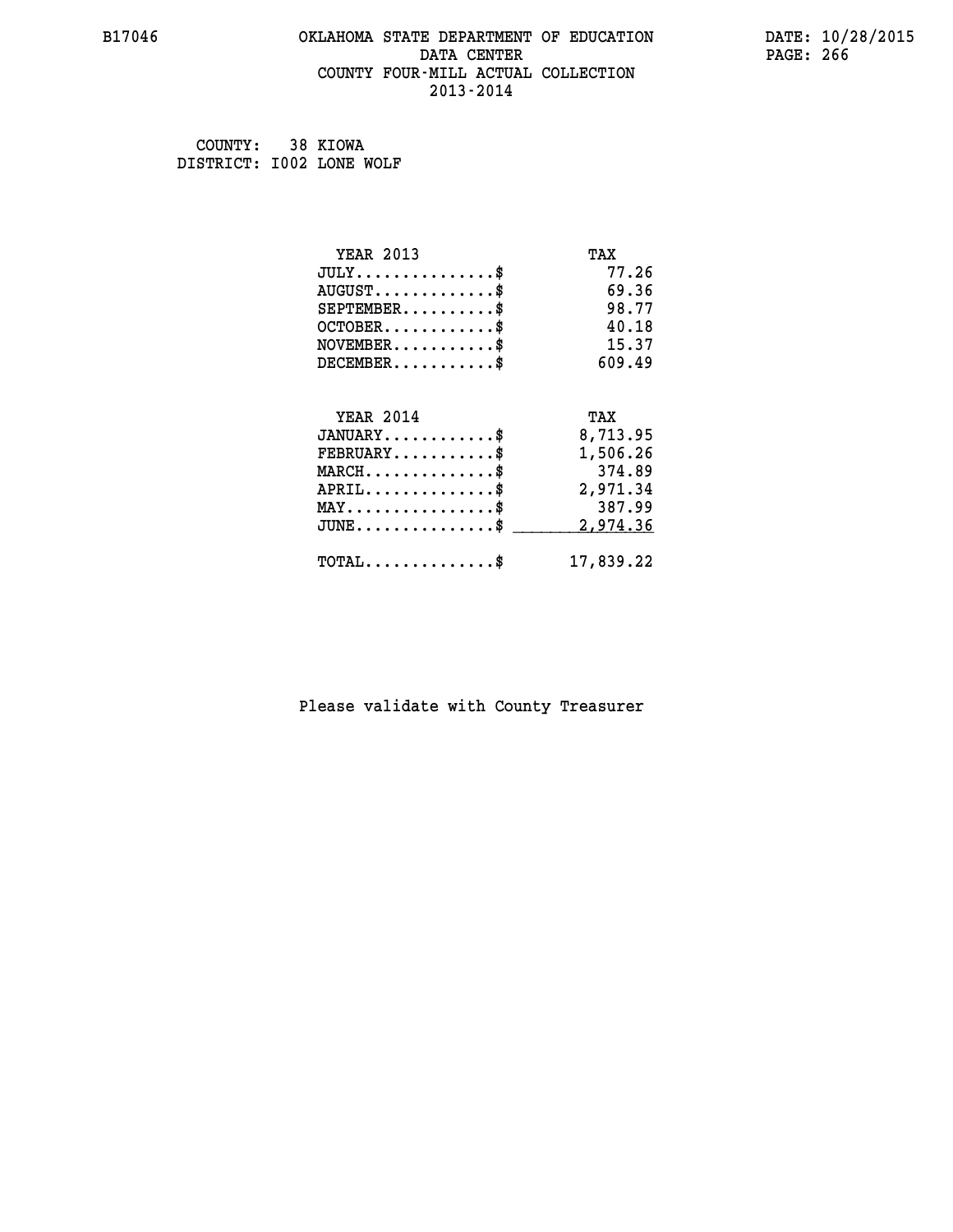COUNTY: 38 KIOWA
DISTRICT: I002 LONE WOLF

| YEAR 2013 | TAX |
|---|---|
| JULY...............$ | 77.26 |
| AUGUST.............$ | 69.36 |
| SEPTEMBER..........$ | 98.77 |
| OCTOBER............$ | 40.18 |
| NOVEMBER...........$ | 15.37 |
| DECEMBER...........$ | 609.49 |

| YEAR 2014 | TAX |
|---|---|
| JANUARY............$ | 8,713.95 |
| FEBRUARY...........$ | 1,506.26 |
| MARCH..............$ | 374.89 |
| APRIL..............$ | 2,971.34 |
| MAY................$ | 387.99 |
| JUNE...............$ | 2,974.36 |
| TOTAL..............$ | 17,839.22 |

Please validate with County Treasurer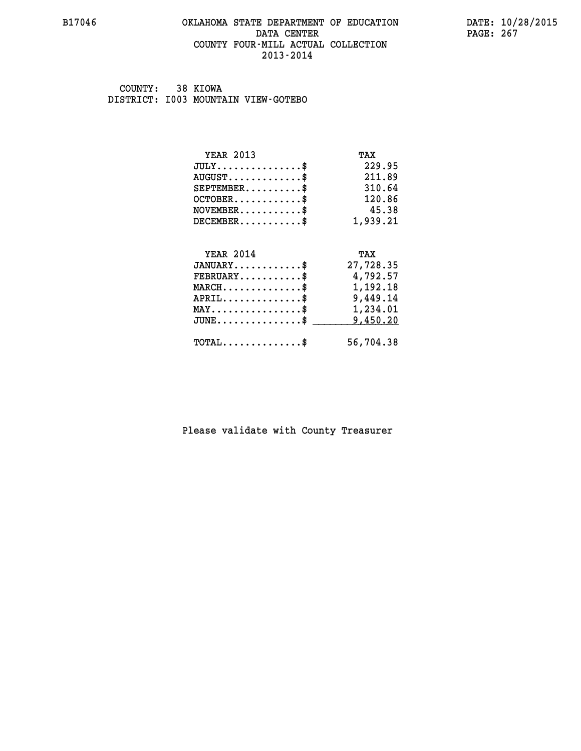# OKLAHOMA STATE DEPARTMENT OF EDUCATION
## DATA CENTER
## COUNTY FOUR-MILL ACTUAL COLLECTION
## 2013-2014

B17046 DATE: 10/28/2015

COUNTY: 38 KIOWA
DISTRICT: I003 MOUNTAIN VIEW-GOTEBO

| YEAR 2013 | TAX |
|---|---|
| JULY...............$ | 229.95 |
| AUGUST.............$ | 211.89 |
| SEPTEMBER..........$ | 310.64 |
| OCTOBER............$ | 120.86 |
| NOVEMBER...........$ | 45.38 |
| DECEMBER...........$ | 1,939.21 |

| YEAR 2014 | TAX |
|---|---|
| JANUARY............$ | 27,728.35 |
| FEBRUARY...........$ | 4,792.57 |
| MARCH..............$ | 1,192.18 |
| APRIL..............$ | 9,449.14 |
| MAY................$ | 1,234.01 |
| JUNE...............$ | 9,450.20 |
| TOTAL..............$ | 56,704.38 |

Please validate with County Treasurer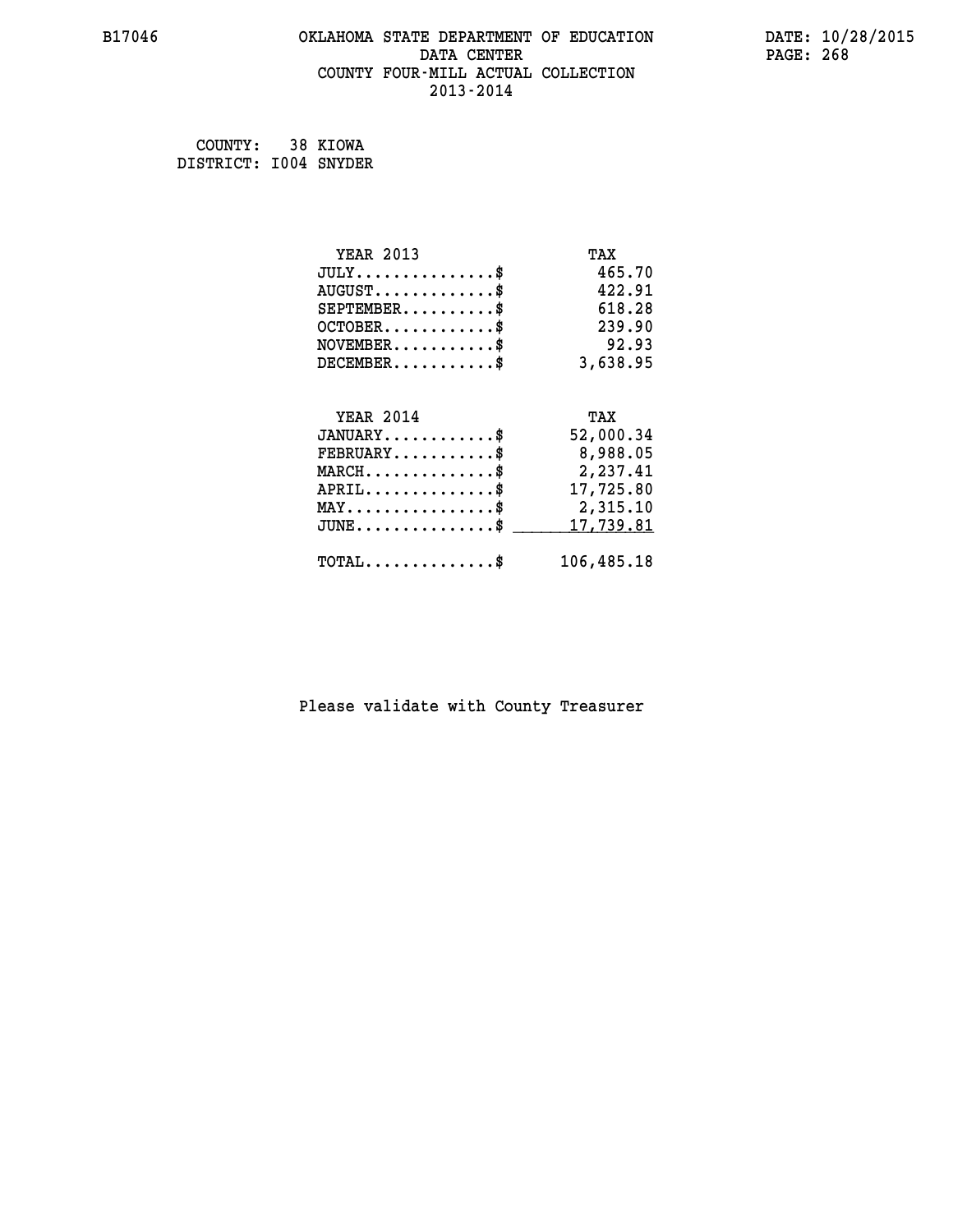COUNTY: 38 KIOWA
DISTRICT: I004 SNYDER

| YEAR 2013 | TAX |
|---|---|
| JULY...............$ | 465.70 |
| AUGUST.............$ | 422.91 |
| SEPTEMBER..........$ | 618.28 |
| OCTOBER............$ | 239.90 |
| NOVEMBER...........$ | 92.93 |
| DECEMBER...........$ | 3,638.95 |

| YEAR 2014 | TAX |
|---|---|
| JANUARY............$ | 52,000.34 |
| FEBRUARY...........$ | 8,988.05 |
| MARCH..............$ | 2,237.41 |
| APRIL..............$ | 17,725.80 |
| MAY................$ | 2,315.10 |
| JUNE...............$ | 17,739.81 |
| TOTAL..............$ | 106,485.18 |

Please validate with County Treasurer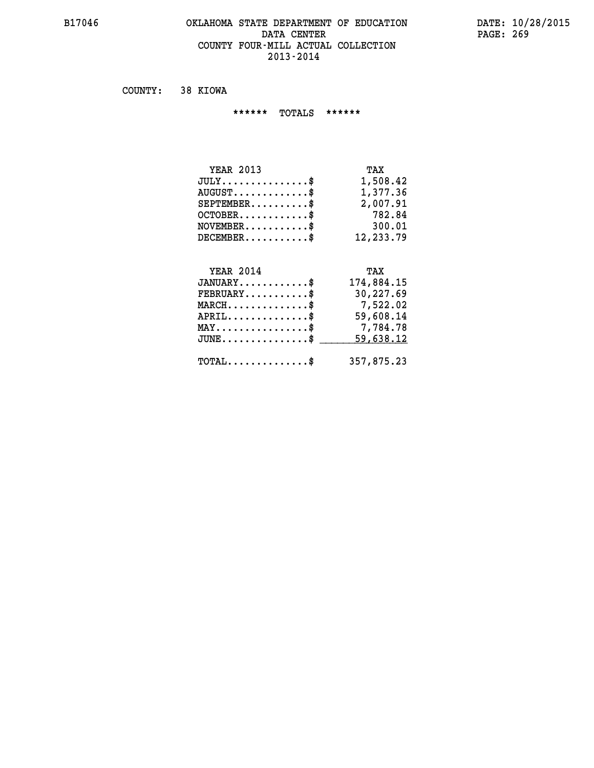# OKLAHOMA STATE DEPARTMENT OF EDUCATION
## DATA CENTER
## COUNTY FOUR-MILL ACTUAL COLLECTION
## 2013-2014

B17046 DATE: 10/28/2015

COUNTY: 38 KIOWA

****** TOTALS ******

| YEAR 2013 | TAX |
|---|---|
| JULY...............$ | 1,508.42 |
| AUGUST.............$ | 1,377.36 |
| SEPTEMBER..........$ | 2,007.91 |
| OCTOBER............$ | 782.84 |
| NOVEMBER...........$ | 300.01 |
| DECEMBER...........$ | 12,233.79 |

| YEAR 2014 | TAX |
|---|---|
| JANUARY............$ | 174,884.15 |
| FEBRUARY...........$ | 30,227.69 |
| MARCH..............$ | 7,522.02 |
| APRIL..............$ | 59,608.14 |
| MAY................$ | 7,784.78 |
| JUNE...............$ | 59,638.12 |
| TOTAL..............$ | 357,875.23 |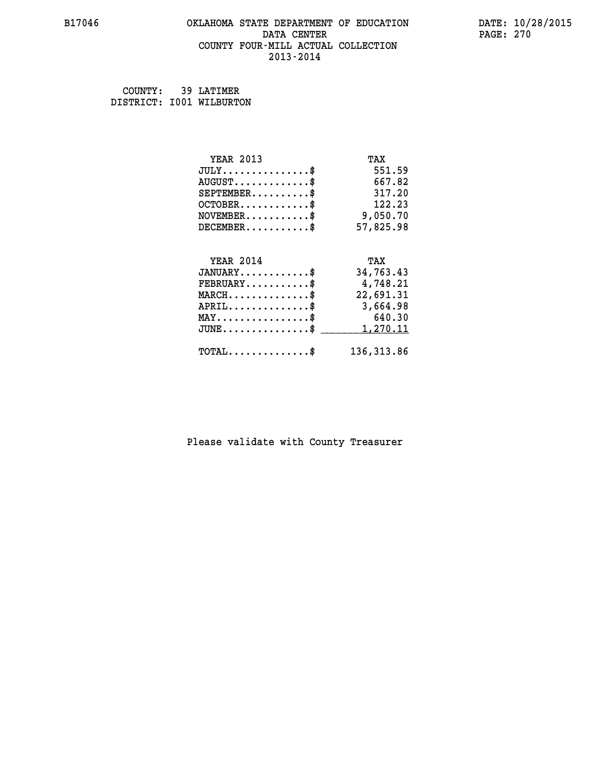B17046 OKLAHOMA STATE DEPARTMENT OF EDUCATION DATE: 10/28/2015

DATA CENTER

COUNTY FOUR-MILL ACTUAL COLLECTION

2013-2014

COUNTY: 39 LATIMER
DISTRICT: I001 WILBURTON

| YEAR 2013 | TAX |
|---|---|
| JULY...............$ | 551.59 |
| AUGUST.............$ | 667.82 |
| SEPTEMBER..........$ | 317.20 |
| OCTOBER............$ | 122.23 |
| NOVEMBER...........$ | 9,050.70 |
| DECEMBER...........$ | 57,825.98 |

| YEAR 2014 | TAX |
|---|---|
| JANUARY............$ | 34,763.43 |
| FEBRUARY...........$ | 4,748.21 |
| MARCH..............$ | 22,691.31 |
| APRIL..............$ | 3,664.98 |
| MAY................$ | 640.30 |
| JUNE...............$ | 1,270.11 |
| TOTAL..............$ | 136,313.86 |

Please validate with County Treasurer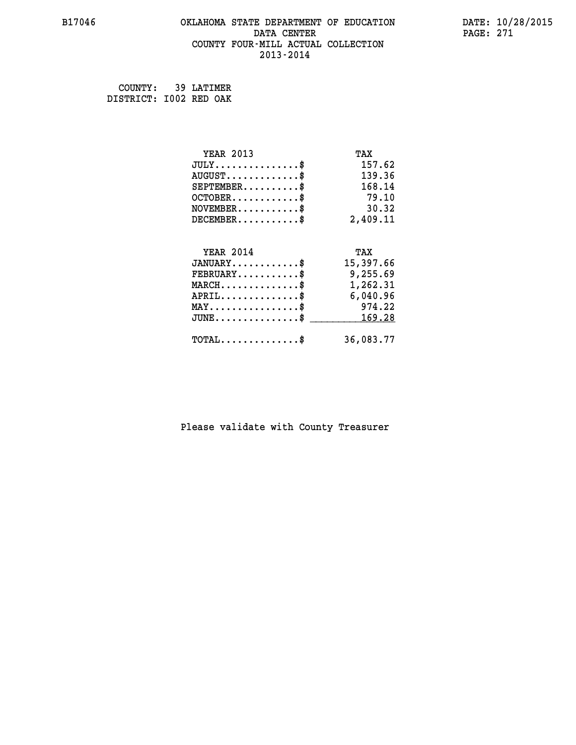B17046 OKLAHOMA STATE DEPARTMENT OF EDUCATION DATA CENTER COUNTY FOUR-MILL ACTUAL COLLECTION 2013-2014

DATE: 10/28/2015

COUNTY: 39 LATIMER
DISTRICT: I002 RED OAK

| YEAR 2013 | TAX |
|---|---|
| JULY..............$ | 157.62 |
| AUGUST............$ | 139.36 |
| SEPTEMBER.........$ | 168.14 |
| OCTOBER...........$ | 79.10 |
| NOVEMBER..........$ | 30.32 |
| DECEMBER..........$ | 2,409.11 |

| YEAR 2014 | TAX |
|---|---|
| JANUARY...........$ | 15,397.66 |
| FEBRUARY..........$ | 9,255.69 |
| MARCH.............$ | 1,262.31 |
| APRIL.............$ | 6,040.96 |
| MAY...............$ | 974.22 |
| JUNE..............$ | 169.28 |
| TOTAL.............$ | 36,083.77 |

Please validate with County Treasurer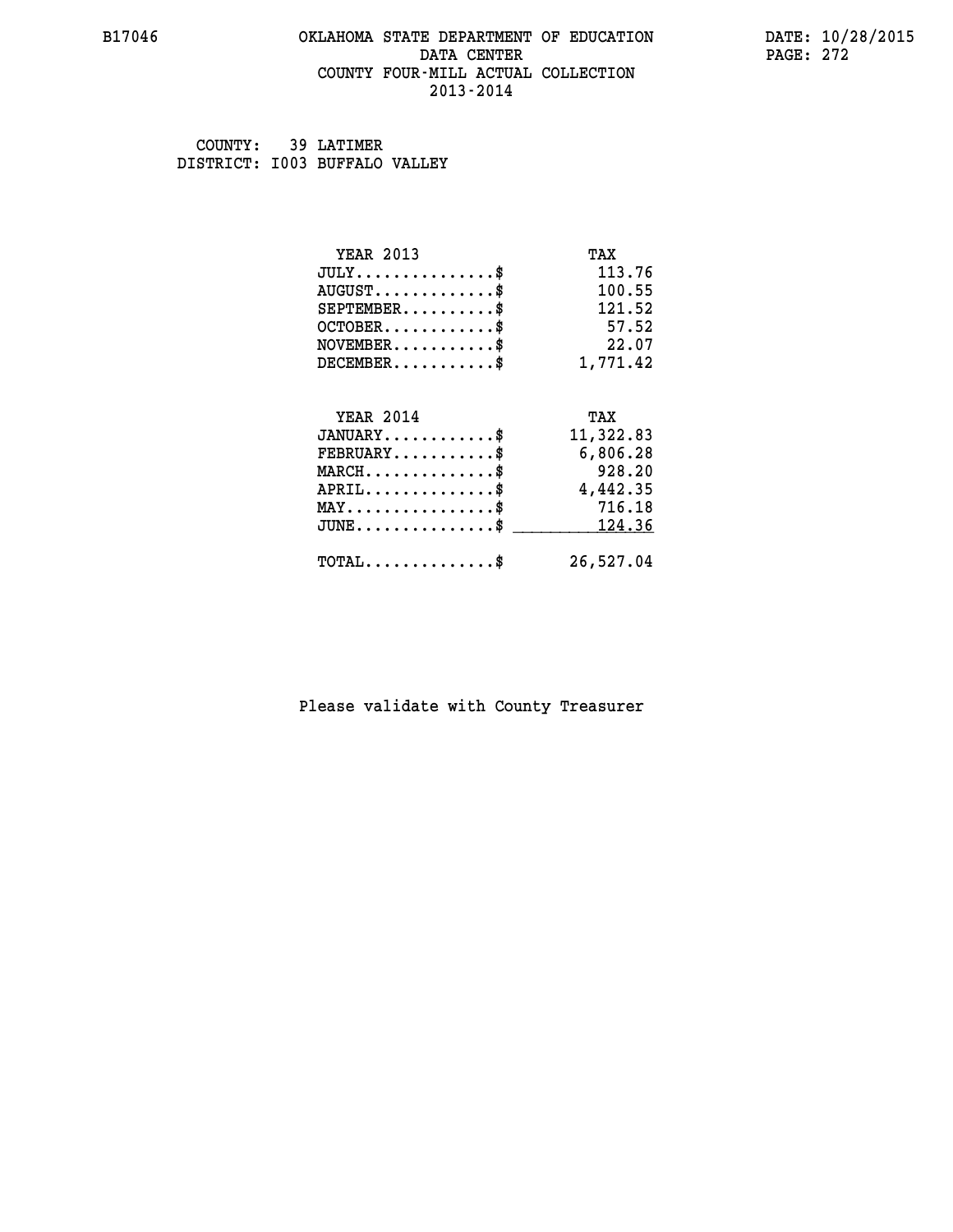B17046 OKLAHOMA STATE DEPARTMENT OF EDUCATION DATE: 10/28/2015

DATA CENTER

COUNTY FOUR-MILL ACTUAL COLLECTION

2013-2014

COUNTY: 39 LATIMER

DISTRICT: I003 BUFFALO VALLEY

| YEAR 2013 | TAX |
|---|---|
| JULY...............$ | 113.76 |
| AUGUST.............$ | 100.55 |
| SEPTEMBER..........$ | 121.52 |
| OCTOBER............$ | 57.52 |
| NOVEMBER...........$ | 22.07 |
| DECEMBER...........$ | 1,771.42 |

| YEAR 2014 | TAX |
|---|---|
| JANUARY............$ | 11,322.83 |
| FEBRUARY...........$ | 6,806.28 |
| MARCH..............$ | 928.20 |
| APRIL..............$ | 4,442.35 |
| MAY................$ | 716.18 |
| JUNE...............$ | 124.36 |
| TOTAL..............$ | 26,527.04 |

Please validate with County Treasurer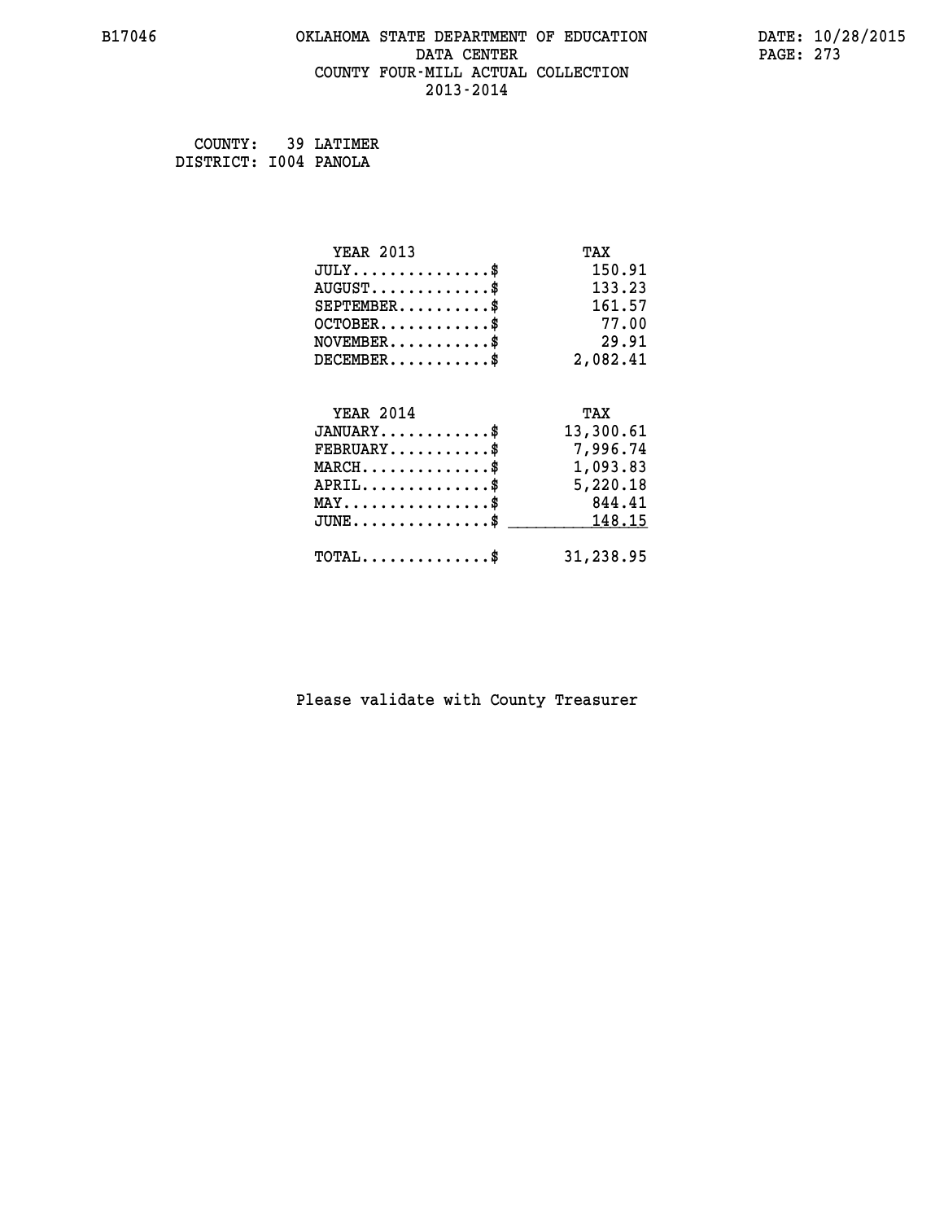# OKLAHOMA STATE DEPARTMENT OF EDUCATION
## DATA CENTER
## COUNTY FOUR-MILL ACTUAL COLLECTION
## 2013-2014

COUNTY: 39 LATIMER
DISTRICT: I004 PANOLA

| YEAR 2013 | TAX |
|---|---|
| JULY..............$ | 150.91 |
| AUGUST............$ | 133.23 |
| SEPTEMBER.........$ | 161.57 |
| OCTOBER...........$ | 77.00 |
| NOVEMBER..........$ | 29.91 |
| DECEMBER..........$ | 2,082.41 |

| YEAR 2014 | TAX |
|---|---|
| JANUARY...........$ | 13,300.61 |
| FEBRUARY..........$ | 7,996.74 |
| MARCH.............$ | 1,093.83 |
| APRIL.............$ | 5,220.18 |
| MAY...............$ | 844.41 |
| JUNE..............$ | 148.15 |
| TOTAL.............$ | 31,238.95 |

Please validate with County Treasurer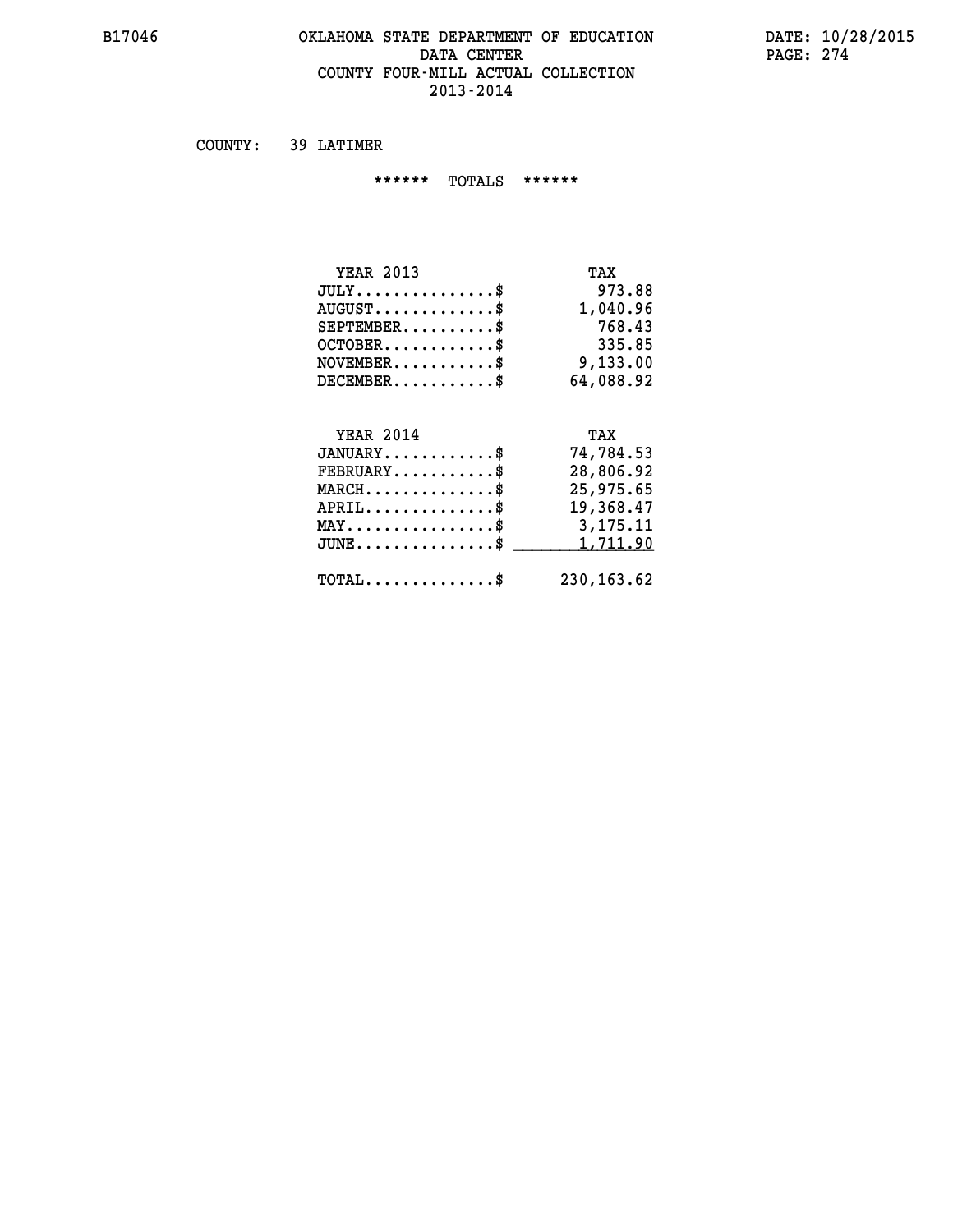COUNTY: 39 LATIMER

****** TOTALS ******

| YEAR 2013 | TAX |
| --- | --- |
| JULY...............$ | 973.88 |
| AUGUST.............$ | 1,040.96 |
| SEPTEMBER..........$ | 768.43 |
| OCTOBER............$ | 335.85 |
| NOVEMBER...........$ | 9,133.00 |
| DECEMBER...........$ | 64,088.92 |

| YEAR 2014 | TAX |
| --- | --- |
| JANUARY............$ | 74,784.53 |
| FEBRUARY...........$ | 28,806.92 |
| MARCH..............$ | 25,975.65 |
| APRIL..............$ | 19,368.47 |
| MAY................$ | 3,175.11 |
| JUNE...............$ | 1,711.90 |
| TOTAL..............$ | 230,163.62 |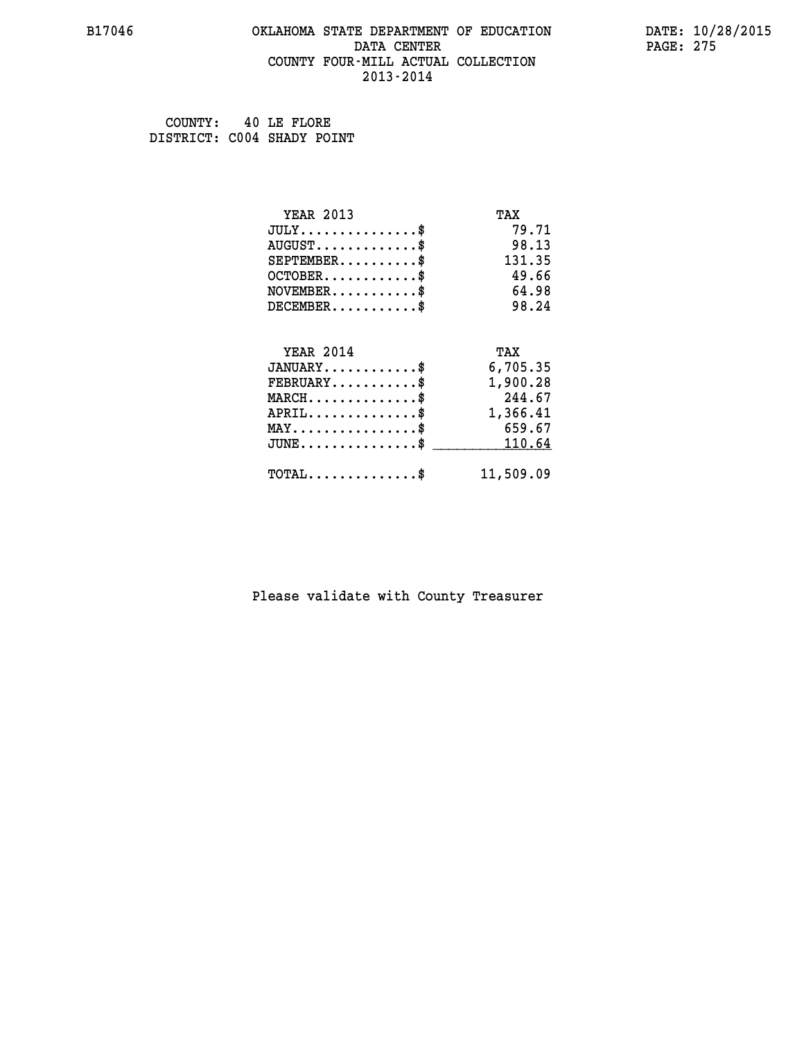# OKLAHOMA STATE DEPARTMENT OF EDUCATION
## DATA CENTER
## COUNTY FOUR-MILL ACTUAL COLLECTION
## 2013-2014

B17046

DATE: 10/28/2015

COUNTY: 40 LE FLORE
DISTRICT: C004 SHADY POINT

| YEAR 2013 | TAX |
|---|---|
| JULY..............$ | 79.71 |
| AUGUST............$ | 98.13 |
| SEPTEMBER.........$ | 131.35 |
| OCTOBER...........$ | 49.66 |
| NOVEMBER..........$ | 64.98 |
| DECEMBER..........$ | 98.24 |

| YEAR 2014 | TAX |
|---|---|
| JANUARY...........$ | 6,705.35 |
| FEBRUARY..........$ | 1,900.28 |
| MARCH.............$ | 244.67 |
| APRIL.............$ | 1,366.41 |
| MAY...............$ | 659.67 |
| JUNE..............$ | 110.64 |
| TOTAL.............$ | 11,509.09 |

Please validate with County Treasurer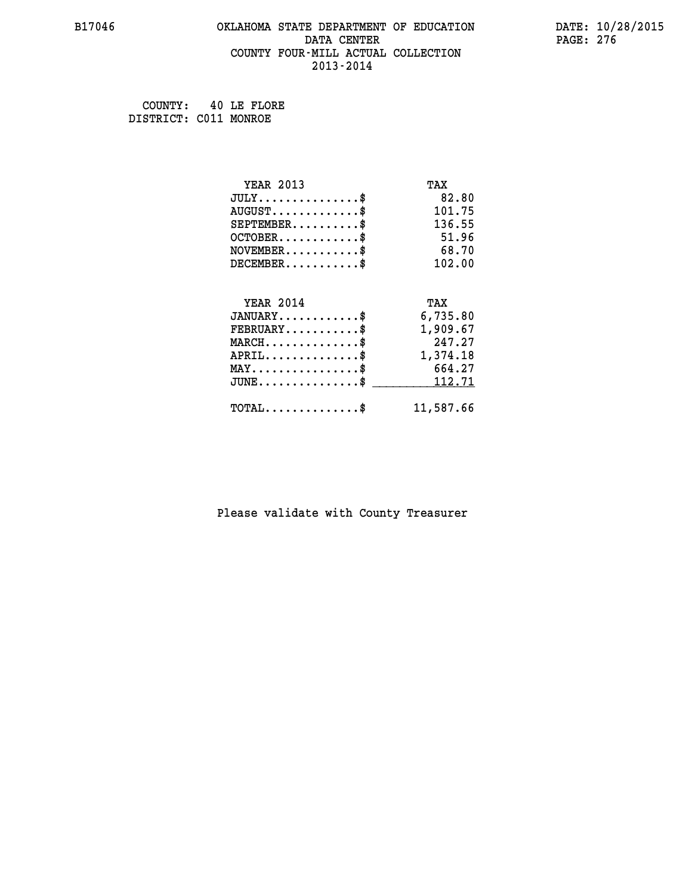B17046 OKLAHOMA STATE DEPARTMENT OF EDUCATION DATA CENTER COUNTY FOUR-MILL ACTUAL COLLECTION 2013-2014

DATE: 10/28/2015

COUNTY: 40 LE FLORE
DISTRICT: C011 MONROE

| YEAR 2013 | TAX |
|---|---|
| JULY...............$ | 82.80 |
| AUGUST.............$ | 101.75 |
| SEPTEMBER..........$ | 136.55 |
| OCTOBER............$ | 51.96 |
| NOVEMBER...........$ | 68.70 |
| DECEMBER...........$ | 102.00 |

| YEAR 2014 | TAX |
|---|---|
| JANUARY............$ | 6,735.80 |
| FEBRUARY...........$ | 1,909.67 |
| MARCH..............$ | 247.27 |
| APRIL..............$ | 1,374.18 |
| MAY................$ | 664.27 |
| JUNE...............$ | 112.71 |
| TOTAL..............$ | 11,587.66 |

Please validate with County Treasurer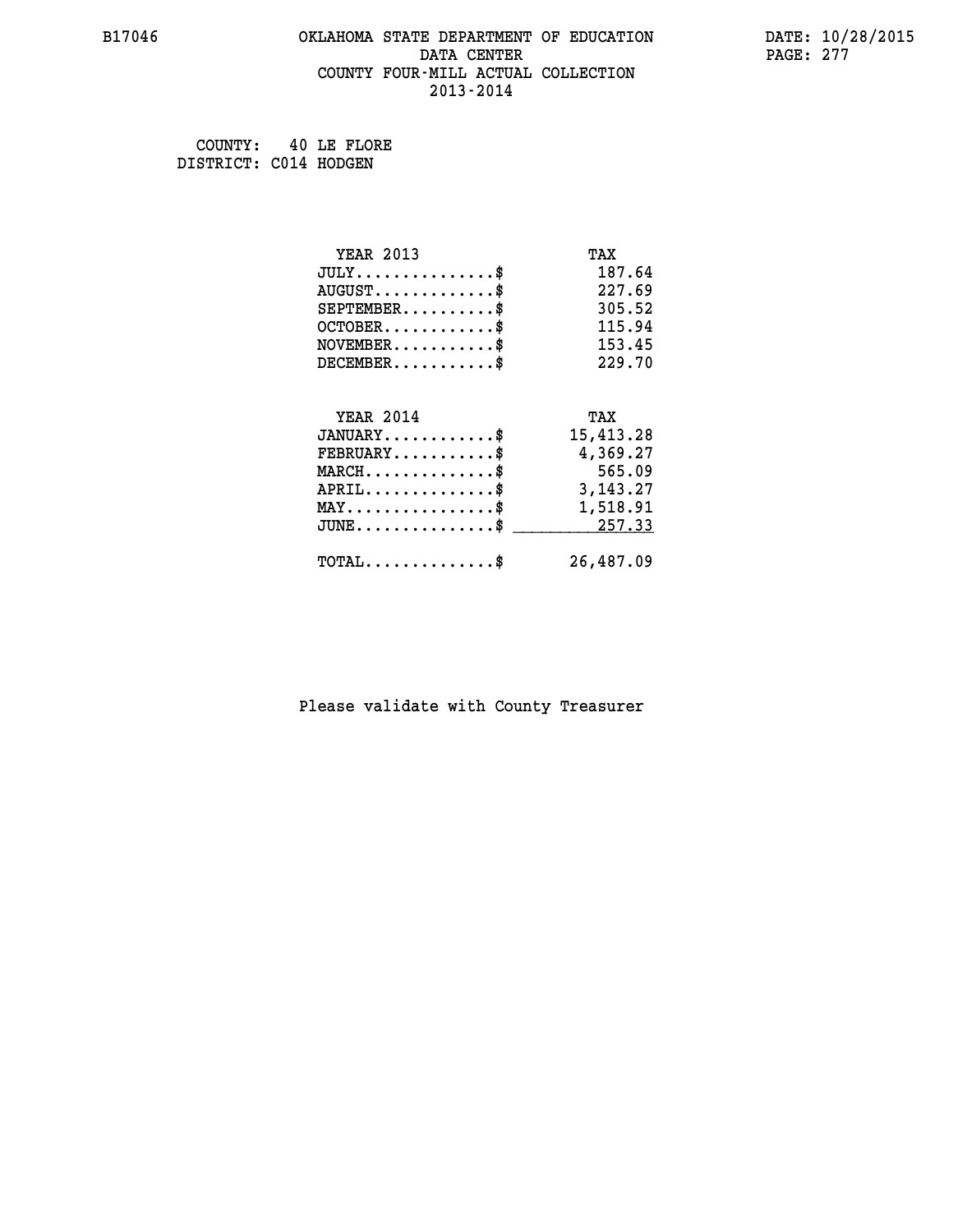B17046 OKLAHOMA STATE DEPARTMENT OF EDUCATION DATA CENTER COUNTY FOUR-MILL ACTUAL COLLECTION 2013-2014

DATE: 10/28/2015

COUNTY: 40 LE FLORE
DISTRICT: C014 HODGEN

| YEAR 2013 | TAX |
|---|---|
| JULY...............$ | 187.64 |
| AUGUST.............$ | 227.69 |
| SEPTEMBER..........$ | 305.52 |
| OCTOBER............$ | 115.94 |
| NOVEMBER...........$ | 153.45 |
| DECEMBER...........$ | 229.70 |

| YEAR 2014 | TAX |
|---|---|
| JANUARY............$ | 15,413.28 |
| FEBRUARY...........$ | 4,369.27 |
| MARCH..............$ | 565.09 |
| APRIL..............$ | 3,143.27 |
| MAY................$ | 1,518.91 |
| JUNE...............$ | 257.33 |
| TOTAL..............$ | 26,487.09 |

Please validate with County Treasurer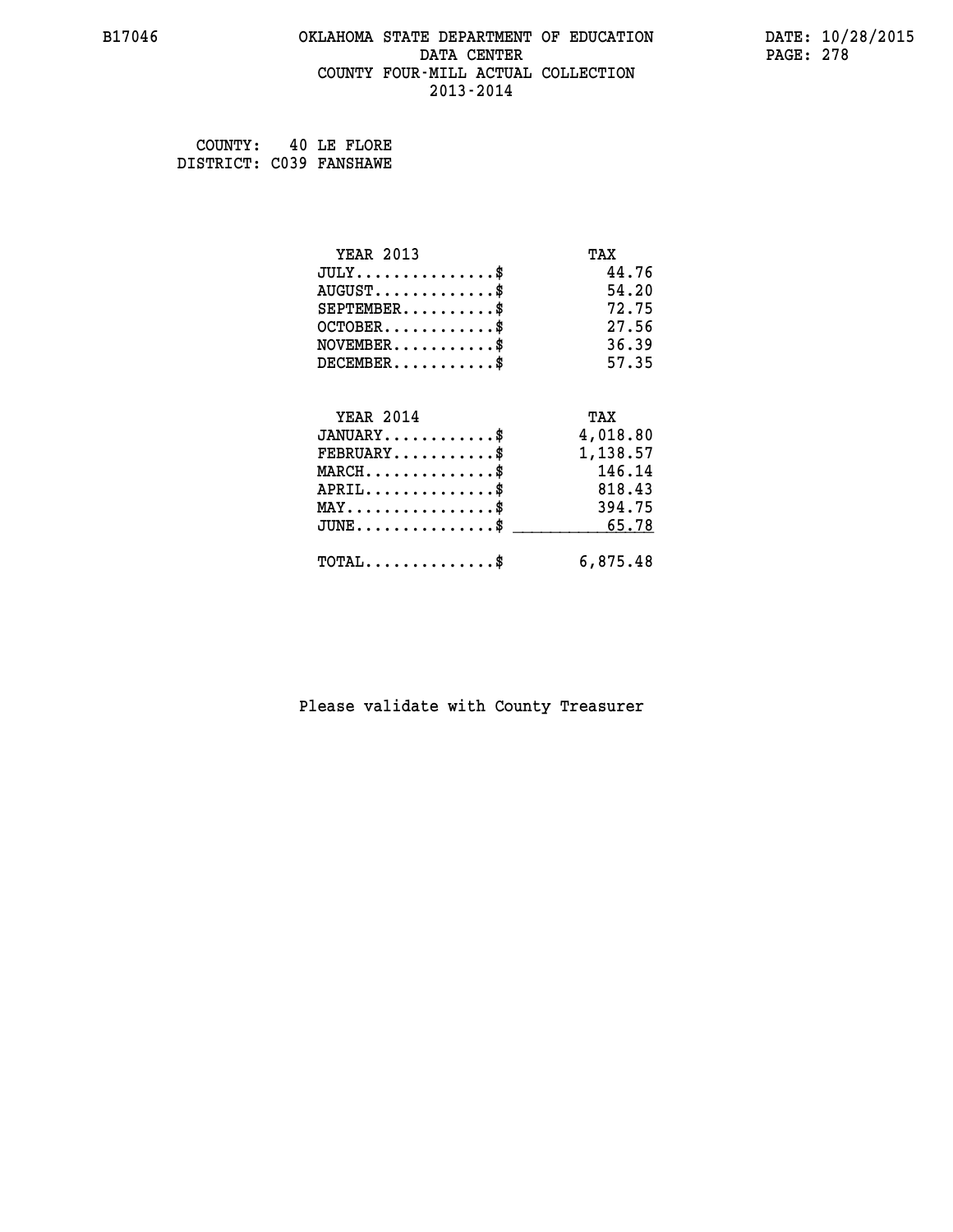B17046 OKLAHOMA STATE DEPARTMENT OF EDUCATION DATE: 10/28/2015

DATA CENTER

COUNTY FOUR-MILL ACTUAL COLLECTION

2013-2014

COUNTY: 40 LE FLORE
DISTRICT: C039 FANSHAWE

| YEAR 2013 | TAX |
|---|---|
| JULY...............$ | 44.76 |
| AUGUST.............$ | 54.20 |
| SEPTEMBER..........$ | 72.75 |
| OCTOBER............$ | 27.56 |
| NOVEMBER...........$ | 36.39 |
| DECEMBER...........$ | 57.35 |

| YEAR 2014 | TAX |
|---|---|
| JANUARY............$ | 4,018.80 |
| FEBRUARY...........$ | 1,138.57 |
| MARCH..............$ | 146.14 |
| APRIL..............$ | 818.43 |
| MAY................$ | 394.75 |
| JUNE...............$ | 65.78 |
| TOTAL..............$ | 6,875.48 |

Please validate with County Treasurer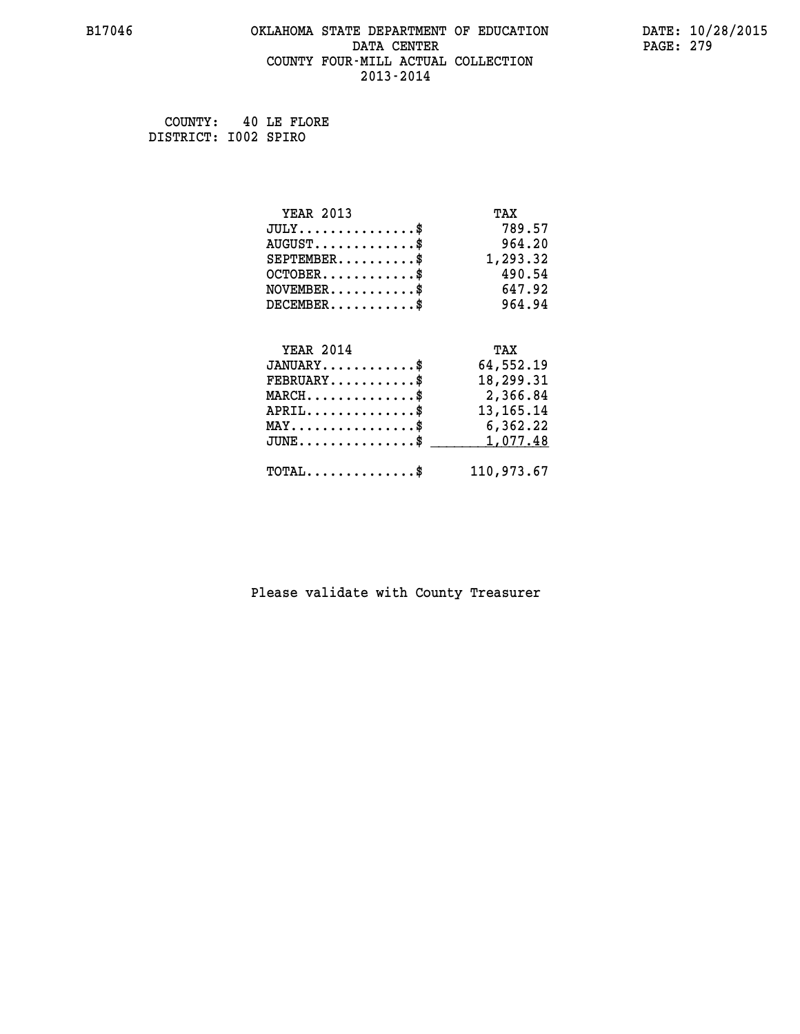B17046 OKLAHOMA STATE DEPARTMENT OF EDUCATION DATA CENTER COUNTY FOUR-MILL ACTUAL COLLECTION 2013-2014

DATE: 10/28/2015

COUNTY: 40 LE FLORE
DISTRICT: I002 SPIRO

| YEAR 2013 | TAX |
|---|---|
| JULY...............$ | 789.57 |
| AUGUST.............$ | 964.20 |
| SEPTEMBER..........$ | 1,293.32 |
| OCTOBER............$ | 490.54 |
| NOVEMBER...........$ | 647.92 |
| DECEMBER...........$ | 964.94 |

| YEAR 2014 | TAX |
|---|---|
| JANUARY............$ | 64,552.19 |
| FEBRUARY...........$ | 18,299.31 |
| MARCH..............$ | 2,366.84 |
| APRIL..............$ | 13,165.14 |
| MAY................$ | 6,362.22 |
| JUNE...............$ | 1,077.48 |
| TOTAL..............$ | 110,973.67 |

Please validate with County Treasurer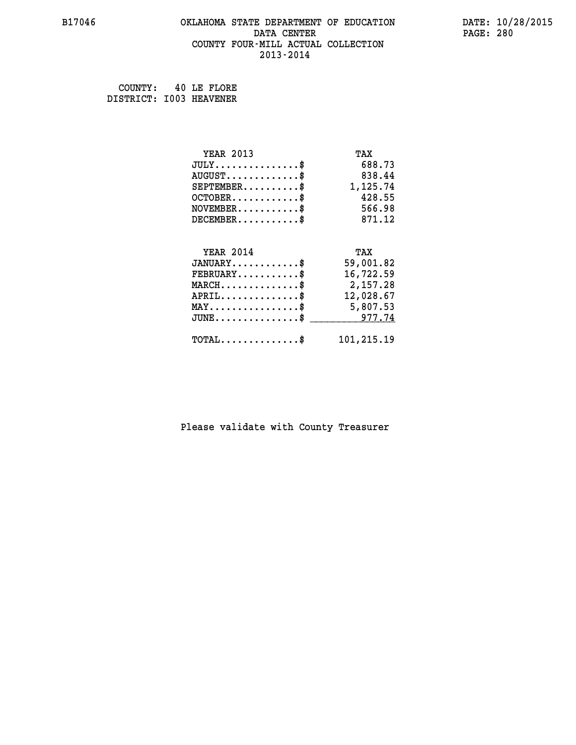B17046 OKLAHOMA STATE DEPARTMENT OF EDUCATION DATE: 10/28/2015

DATA CENTER

COUNTY FOUR-MILL ACTUAL COLLECTION

2013-2014

COUNTY: 40 LE FLORE
DISTRICT: I003 HEAVENER

| YEAR 2013 | TAX |
|---|---|
| JULY..............$ | 688.73 |
| AUGUST.............$ | 838.44 |
| SEPTEMBER..........$ | 1,125.74 |
| OCTOBER............$ | 428.55 |
| NOVEMBER...........$ | 566.98 |
| DECEMBER...........$ | 871.12 |

| YEAR 2014 | TAX |
|---|---|
| JANUARY............$ | 59,001.82 |
| FEBRUARY...........$ | 16,722.59 |
| MARCH..............$ | 2,157.28 |
| APRIL..............$ | 12,028.67 |
| MAY................$ | 5,807.53 |
| JUNE...............$ | 977.74 |
| TOTAL..............$ | 101,215.19 |

Please validate with County Treasurer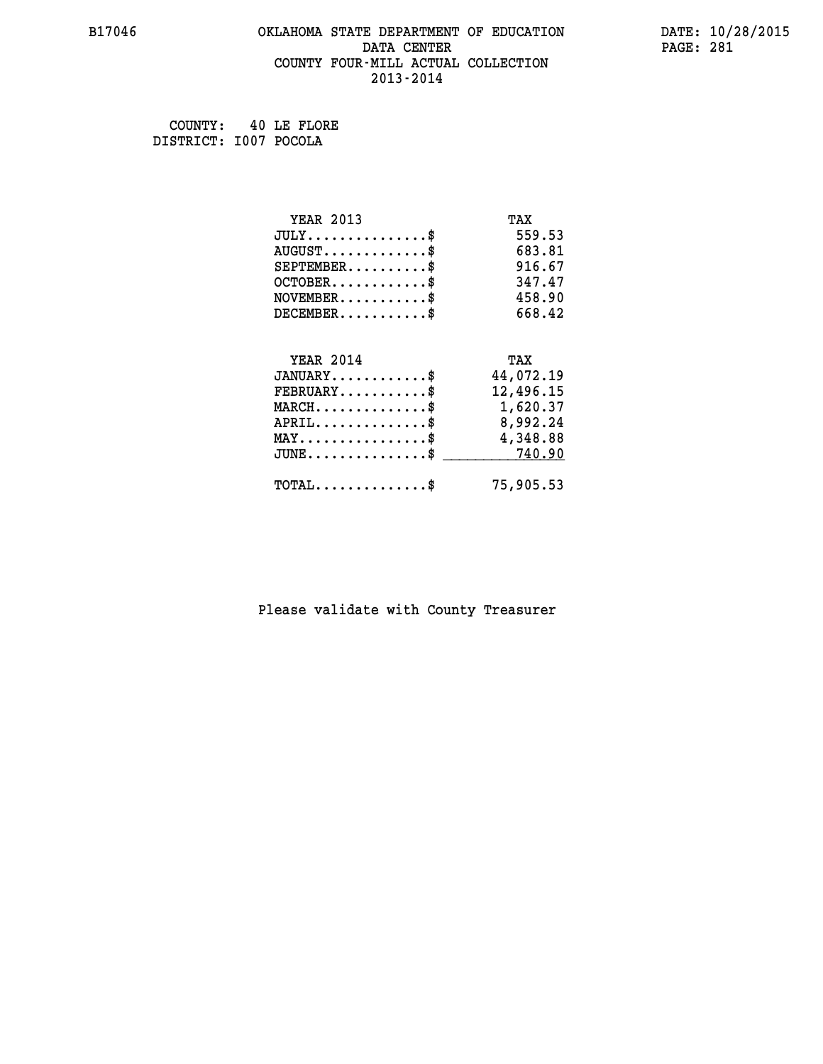B17046

# OKLAHOMA STATE DEPARTMENT OF EDUCATION
## DATA CENTER
## COUNTY FOUR-MILL ACTUAL COLLECTION
## 2013-2014

DATE: 10/28/2015

COUNTY: 40 LE FLORE
DISTRICT: I007 POCOLA

| YEAR 2013 | TAX |
|---|---|
| JULY...............$ | 559.53 |
| AUGUST.............$ | 683.81 |
| SEPTEMBER..........$ | 916.67 |
| OCTOBER............$ | 347.47 |
| NOVEMBER...........$ | 458.90 |
| DECEMBER...........$ | 668.42 |

| YEAR 2014 | TAX |
|---|---|
| JANUARY............$ | 44,072.19 |
| FEBRUARY...........$ | 12,496.15 |
| MARCH..............$ | 1,620.37 |
| APRIL..............$ | 8,992.24 |
| MAY................$ | 4,348.88 |
| JUNE...............$ | 740.90 |
| TOTAL..............$ | 75,905.53 |

Please validate with County Treasurer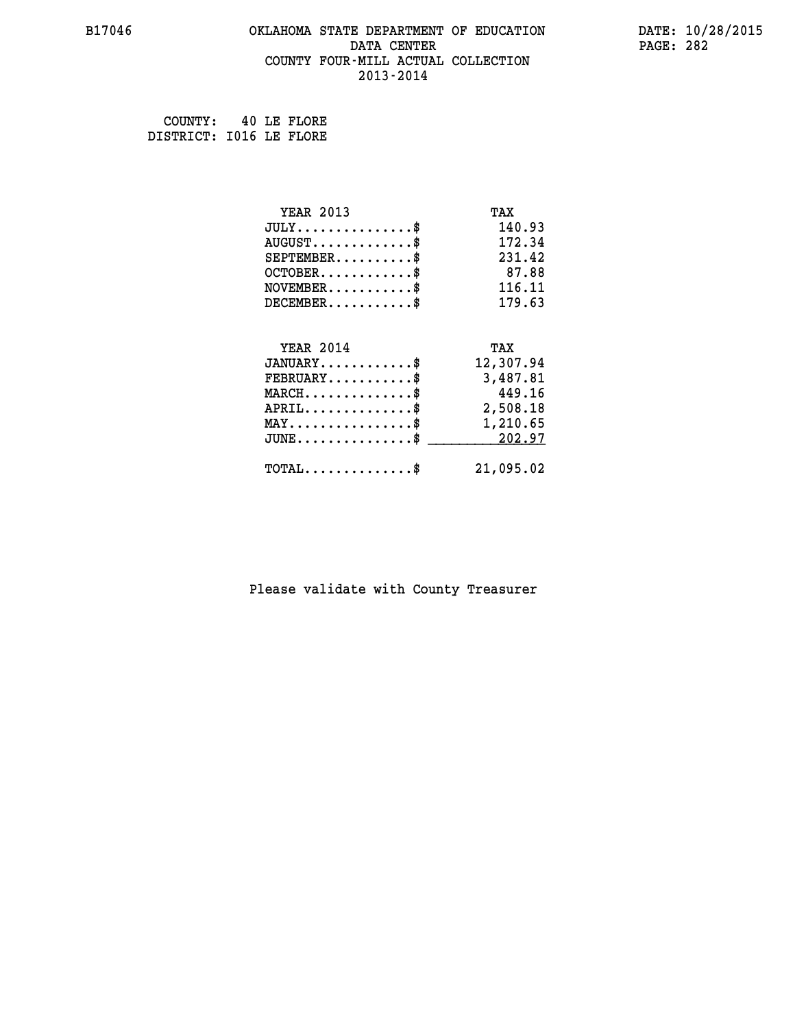B17046 OKLAHOMA STATE DEPARTMENT OF EDUCATION DATA CENTER COUNTY FOUR-MILL ACTUAL COLLECTION 2013-2014

DATE: 10/28/2015

COUNTY: 40 LE FLORE
DISTRICT: I016 LE FLORE

| YEAR 2013 | TAX |
|---|---|
| JULY...............$ | 140.93 |
| AUGUST.............$ | 172.34 |
| SEPTEMBER..........$ | 231.42 |
| OCTOBER............$ | 87.88 |
| NOVEMBER...........$ | 116.11 |
| DECEMBER...........$ | 179.63 |

| YEAR 2014 | TAX |
|---|---|
| JANUARY............$ | 12,307.94 |
| FEBRUARY...........$ | 3,487.81 |
| MARCH..............$ | 449.16 |
| APRIL..............$ | 2,508.18 |
| MAY................$ | 1,210.65 |
| JUNE...............$ | 202.97 |
| TOTAL..............$ | 21,095.02 |

Please validate with County Treasurer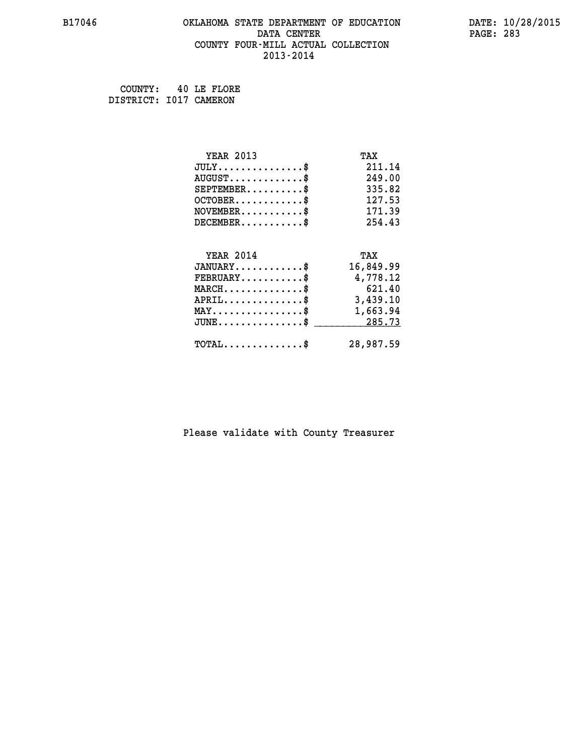# OKLAHOMA STATE DEPARTMENT OF EDUCATION
## DATA CENTER
## COUNTY FOUR-MILL ACTUAL COLLECTION
## 2013-2014

COUNTY: 40 LE FLORE
DISTRICT: I017 CAMERON

| YEAR 2013 | TAX |
|---|---|
| JULY...............$ | 211.14 |
| AUGUST.............$ | 249.00 |
| SEPTEMBER..........$ | 335.82 |
| OCTOBER............$ | 127.53 |
| NOVEMBER...........$ | 171.39 |
| DECEMBER...........$ | 254.43 |

| YEAR 2014 | TAX |
|---|---|
| JANUARY............$ | 16,849.99 |
| FEBRUARY...........$ | 4,778.12 |
| MARCH..............$ | 621.40 |
| APRIL..............$ | 3,439.10 |
| MAY................$ | 1,663.94 |
| JUNE...............$ | 285.73 |
| TOTAL..............$ | 28,987.59 |

Please validate with County Treasurer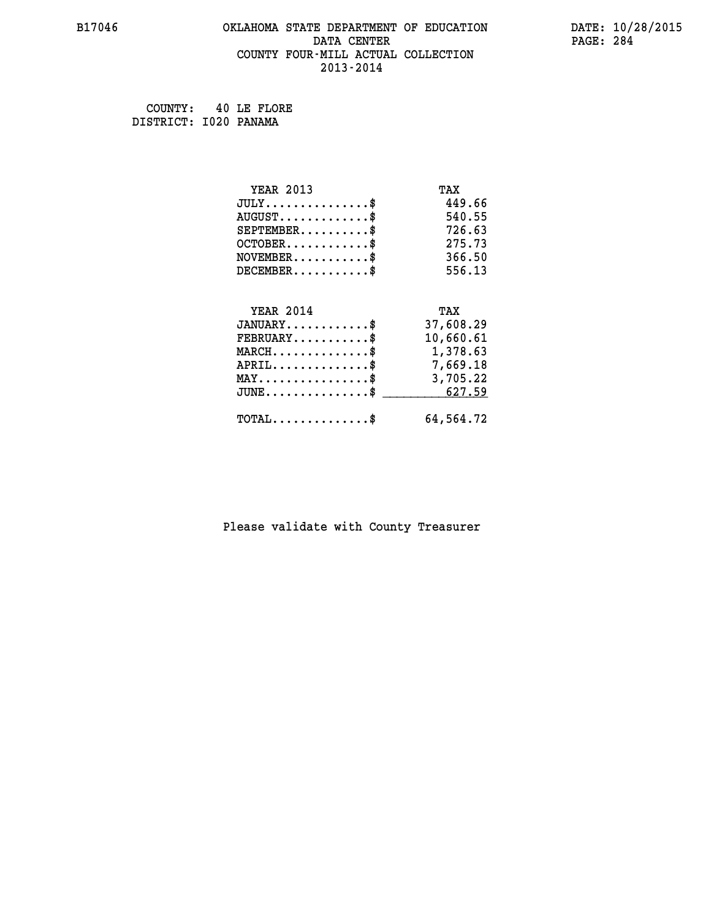OKLAHOMA STATE DEPARTMENT OF EDUCATION
DATA CENTER
COUNTY FOUR-MILL ACTUAL COLLECTION
2013-2014

COUNTY: 40 LE FLORE
DISTRICT: I020 PANAMA

| YEAR 2013 | TAX |
|---|---|
| JULY...............$ | 449.66 |
| AUGUST.............$ | 540.55 |
| SEPTEMBER..........$ | 726.63 |
| OCTOBER............$ | 275.73 |
| NOVEMBER...........$ | 366.50 |
| DECEMBER...........$ | 556.13 |

| YEAR 2014 | TAX |
|---|---|
| JANUARY............$ | 37,608.29 |
| FEBRUARY...........$ | 10,660.61 |
| MARCH..............$ | 1,378.63 |
| APRIL..............$ | 7,669.18 |
| MAY................$ | 3,705.22 |
| JUNE...............$ | 627.59 |
| TOTAL..............$ | 64,564.72 |

Please validate with County Treasurer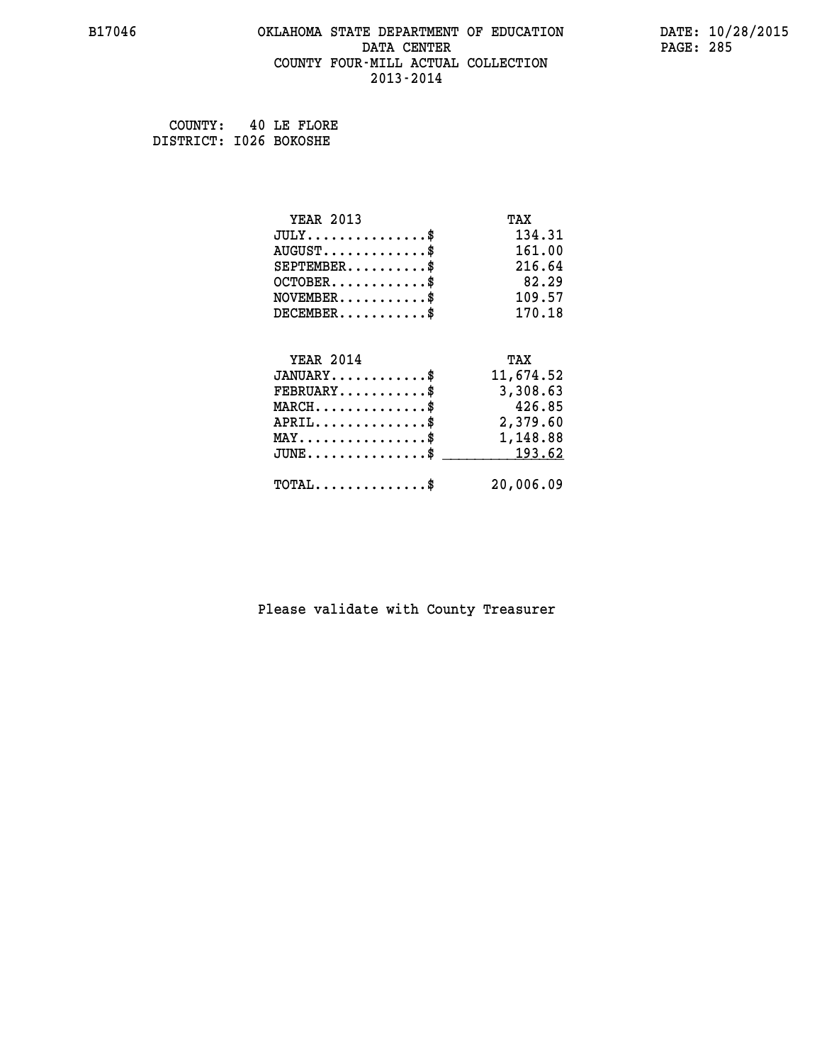B17046 OKLAHOMA STATE DEPARTMENT OF EDUCATION DATA CENTER COUNTY FOUR-MILL ACTUAL COLLECTION 2013-2014

DATE: 10/28/2015

COUNTY: 40 LE FLORE
DISTRICT: I026 BOKOSHE

| YEAR 2013 | TAX |
| --- | --- |
| JULY...............$ | 134.31 |
| AUGUST.............$ | 161.00 |
| SEPTEMBER..........$ | 216.64 |
| OCTOBER............$ | 82.29 |
| NOVEMBER...........$ | 109.57 |
| DECEMBER...........$ | 170.18 |

| YEAR 2014 | TAX |
| --- | --- |
| JANUARY............$ | 11,674.52 |
| FEBRUARY...........$ | 3,308.63 |
| MARCH..............$ | 426.85 |
| APRIL..............$ | 2,379.60 |
| MAY................$ | 1,148.88 |
| JUNE...............$ | 193.62 |
| TOTAL..............$ | 20,006.09 |

Please validate with County Treasurer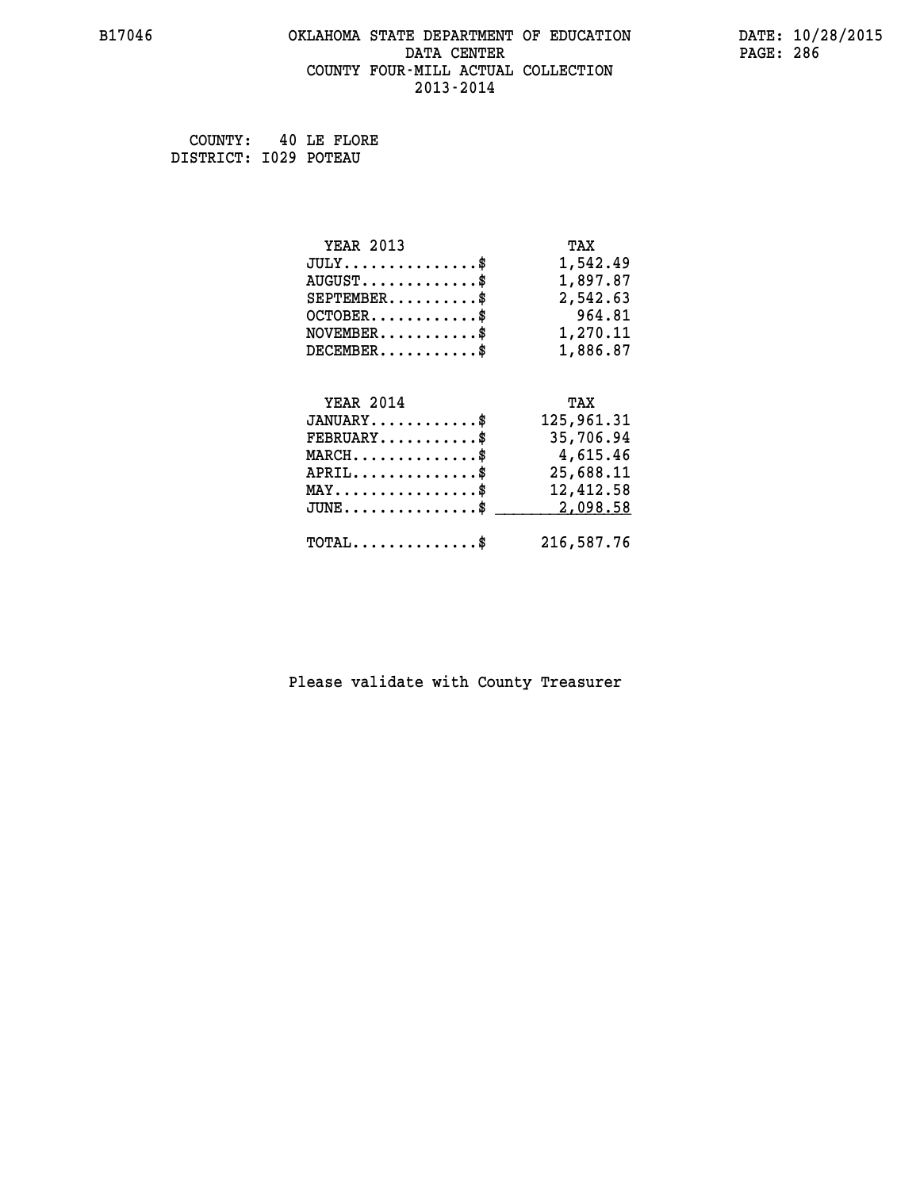# OKLAHOMA STATE DEPARTMENT OF EDUCATION
## DATA CENTER
## COUNTY FOUR-MILL ACTUAL COLLECTION
## 2013-2014

B17046 DATE: 10/28/2015

COUNTY: 40 LE FLORE
DISTRICT: I029 POTEAU

| YEAR 2013 | TAX |
|---|---|
| JULY...............$ | 1,542.49 |
| AUGUST.............$ | 1,897.87 |
| SEPTEMBER..........$ | 2,542.63 |
| OCTOBER............$ | 964.81 |
| NOVEMBER...........$ | 1,270.11 |
| DECEMBER...........$ | 1,886.87 |

| YEAR 2014 | TAX |
|---|---|
| JANUARY............$ | 125,961.31 |
| FEBRUARY...........$ | 35,706.94 |
| MARCH..............$ | 4,615.46 |
| APRIL..............$ | 25,688.11 |
| MAY................$ | 12,412.58 |
| JUNE...............$ | 2,098.58 |
| TOTAL..............$ | 216,587.76 |

Please validate with County Treasurer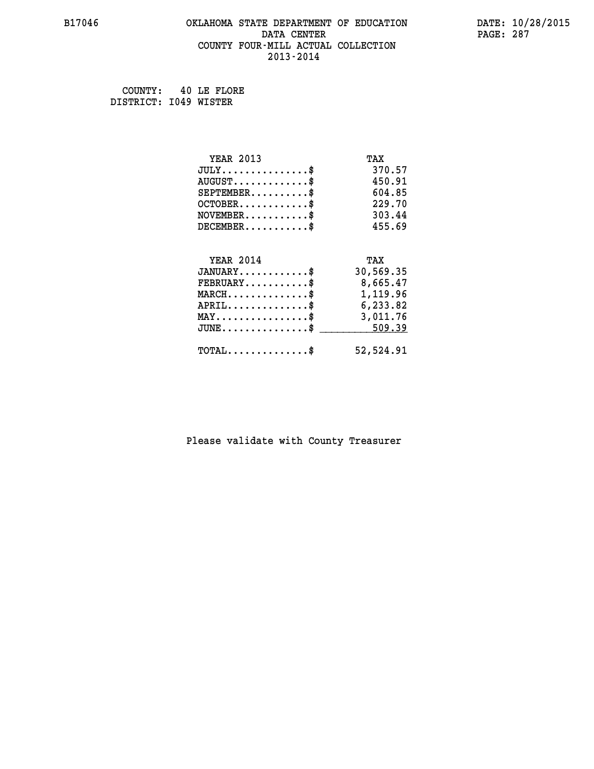B17046 OKLAHOMA STATE DEPARTMENT OF EDUCATION DATA CENTER COUNTY FOUR-MILL ACTUAL COLLECTION 2013-2014

DATE: 10/28/2015

COUNTY: 40 LE FLORE
DISTRICT: I049 WISTER

| YEAR 2013 | TAX |
|---|---|
| JULY...............$ | 370.57 |
| AUGUST.............$ | 450.91 |
| SEPTEMBER..........$ | 604.85 |
| OCTOBER............$ | 229.70 |
| NOVEMBER...........$ | 303.44 |
| DECEMBER...........$ | 455.69 |

| YEAR 2014 | TAX |
|---|---|
| JANUARY............$ | 30,569.35 |
| FEBRUARY...........$ | 8,665.47 |
| MARCH..............$ | 1,119.96 |
| APRIL..............$ | 6,233.82 |
| MAY................$ | 3,011.76 |
| JUNE...............$ | 509.39 |
| TOTAL..............$ | 52,524.91 |

Please validate with County Treasurer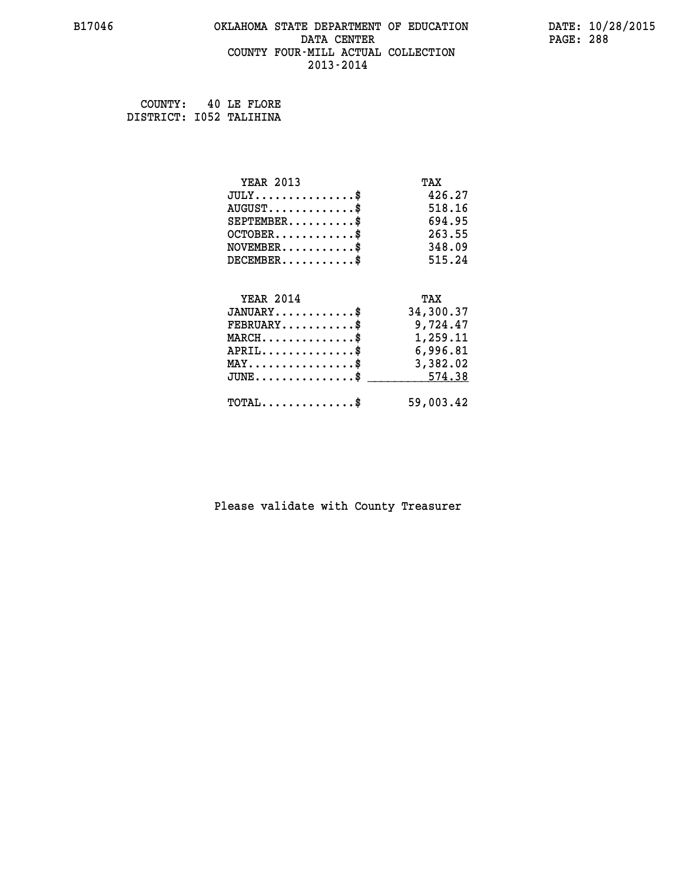B17046 OKLAHOMA STATE DEPARTMENT OF EDUCATION DATA CENTER COUNTY FOUR-MILL ACTUAL COLLECTION 2013-2014

DATE: 10/28/2015

COUNTY: 40 LE FLORE
DISTRICT: I052 TALIHINA

| YEAR 2013 | TAX |
|---|---|
| JULY..............$ | 426.27 |
| AUGUST.............$ | 518.16 |
| SEPTEMBER..........$ | 694.95 |
| OCTOBER............$ | 263.55 |
| NOVEMBER...........$ | 348.09 |
| DECEMBER...........$ | 515.24 |

| YEAR 2014 | TAX |
|---|---|
| JANUARY............$ | 34,300.37 |
| FEBRUARY...........$ | 9,724.47 |
| MARCH..............$ | 1,259.11 |
| APRIL..............$ | 6,996.81 |
| MAY................$ | 3,382.02 |
| JUNE...............$ | 574.38 |
| TOTAL..............$ | 59,003.42 |

Please validate with County Treasurer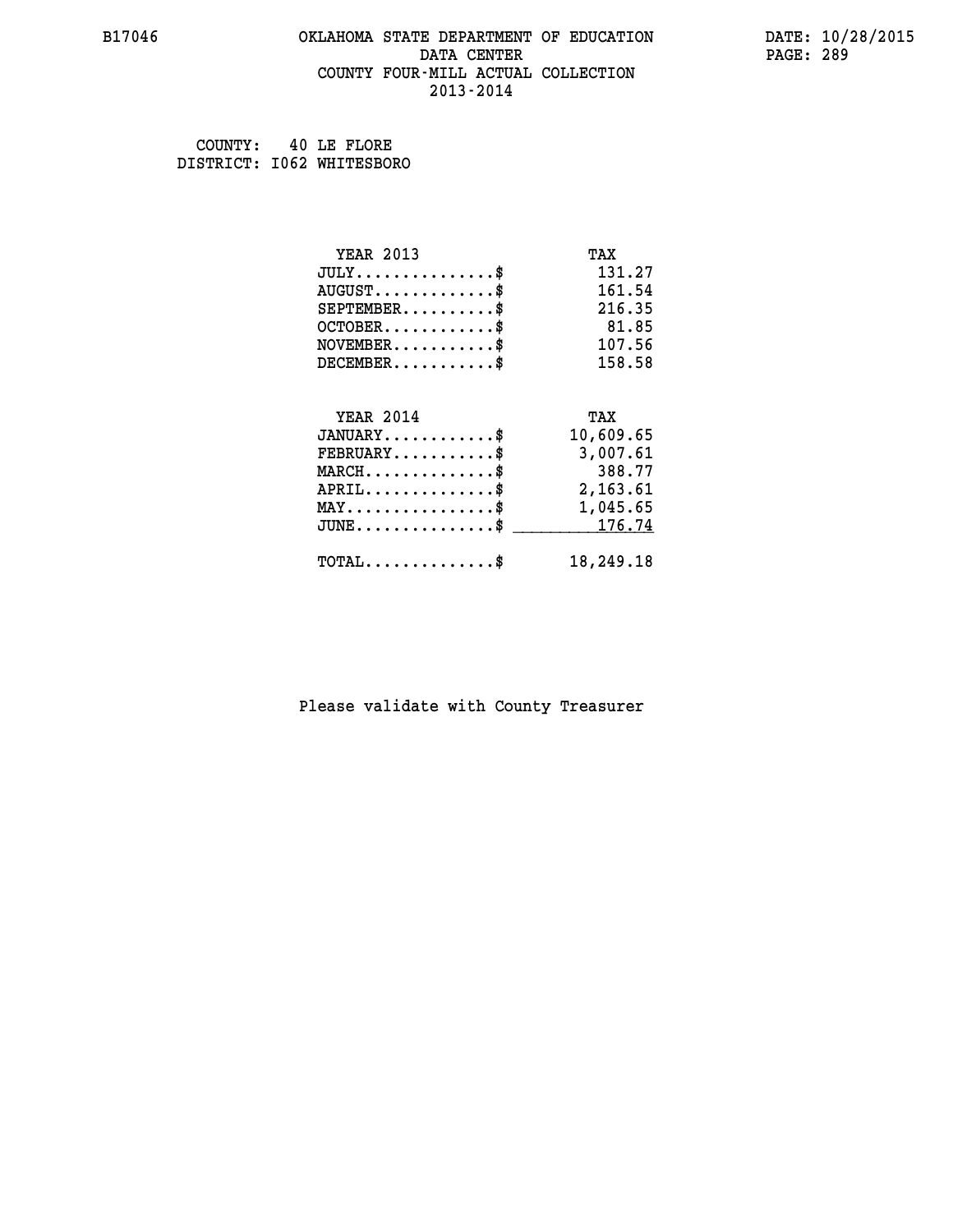# OKLAHOMA STATE DEPARTMENT OF EDUCATION
## DATA CENTER
## COUNTY FOUR-MILL ACTUAL COLLECTION
## 2013-2014

COUNTY: 40 LE FLORE
DISTRICT: I062 WHITESBORO

| YEAR 2013 | TAX |
|---|---|
| JULY...............$ | 131.27 |
| AUGUST.............$ | 161.54 |
| SEPTEMBER..........$ | 216.35 |
| OCTOBER............$ | 81.85 |
| NOVEMBER...........$ | 107.56 |
| DECEMBER...........$ | 158.58 |

| YEAR 2014 | TAX |
|---|---|
| JANUARY............$ | 10,609.65 |
| FEBRUARY...........$ | 3,007.61 |
| MARCH..............$ | 388.77 |
| APRIL..............$ | 2,163.61 |
| MAY................$ | 1,045.65 |
| JUNE...............$ | 176.74 |
| TOTAL..............$ | 18,249.18 |

Please validate with County Treasurer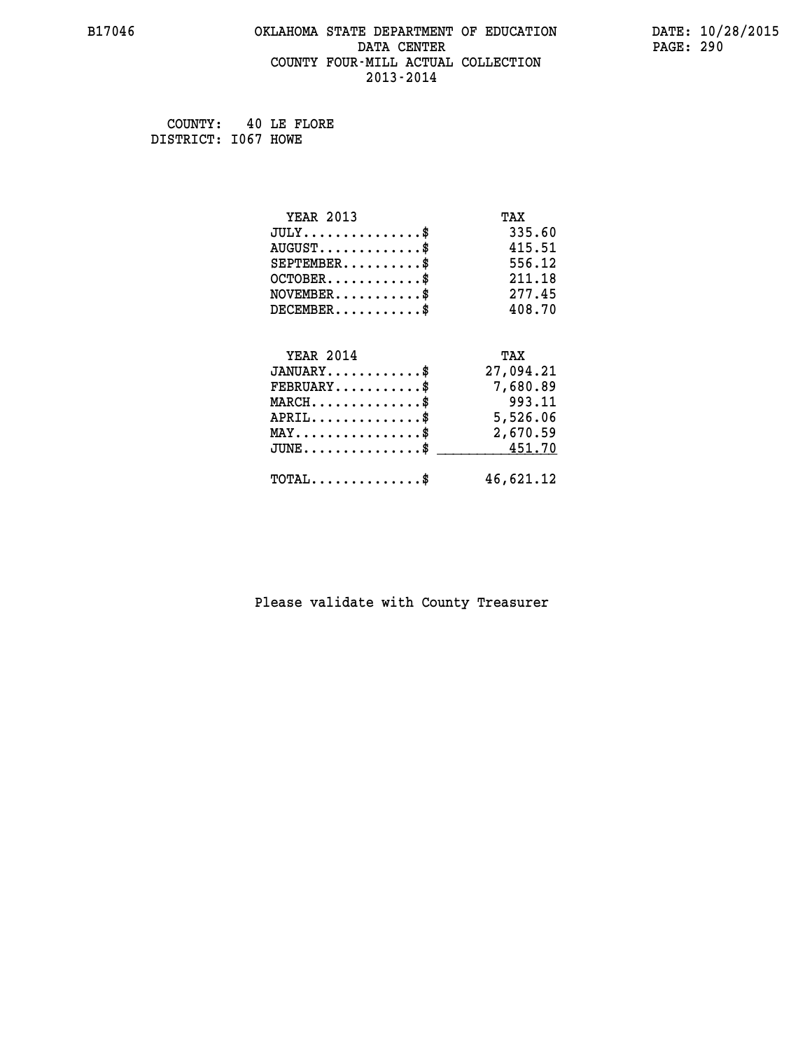# OKLAHOMA STATE DEPARTMENT OF EDUCATION
## DATA CENTER
## COUNTY FOUR-MILL ACTUAL COLLECTION
## 2013-2014

B17046 DATE: 10/28/2015

COUNTY: 40 LE FLORE
DISTRICT: I067 HOWE

| YEAR 2013 | TAX |
|---|---|
| JULY..............$ | 335.60 |
| AUGUST............$ | 415.51 |
| SEPTEMBER.........$ | 556.12 |
| OCTOBER...........$ | 211.18 |
| NOVEMBER..........$ | 277.45 |
| DECEMBER..........$ | 408.70 |

| YEAR 2014 | TAX |
|---|---|
| JANUARY...........$ | 27,094.21 |
| FEBRUARY..........$ | 7,680.89 |
| MARCH.............$ | 993.11 |
| APRIL.............$ | 5,526.06 |
| MAY...............$ | 2,670.59 |
| JUNE..............$ | 451.70 |
| TOTAL.............$ | 46,621.12 |

Please validate with County Treasurer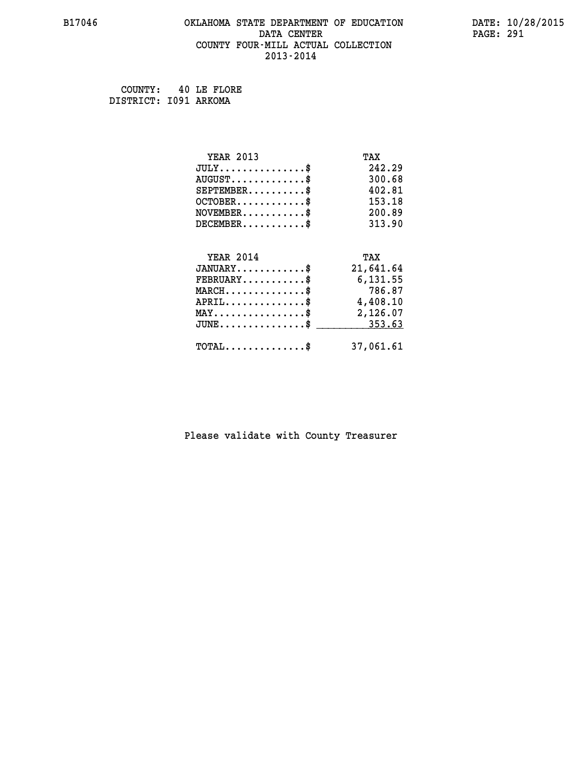# OKLAHOMA STATE DEPARTMENT OF EDUCATION
## DATA CENTER
## COUNTY FOUR-MILL ACTUAL COLLECTION
## 2013-2014

B17046 — DATE: 10/28/2015

COUNTY: 40 LE FLORE
DISTRICT: I091 ARKOMA

| YEAR 2013 | TAX |
|---|---|
| JULY...............$ | 242.29 |
| AUGUST.............$ | 300.68 |
| SEPTEMBER..........$ | 402.81 |
| OCTOBER............$ | 153.18 |
| NOVEMBER...........$ | 200.89 |
| DECEMBER...........$ | 313.90 |

| YEAR 2014 | TAX |
|---|---|
| JANUARY............$ | 21,641.64 |
| FEBRUARY...........$ | 6,131.55 |
| MARCH..............$ | 786.87 |
| APRIL..............$ | 4,408.10 |
| MAY................$ | 2,126.07 |
| JUNE...............$ | 353.63 |
| TOTAL..............$ | 37,061.61 |

Please validate with County Treasurer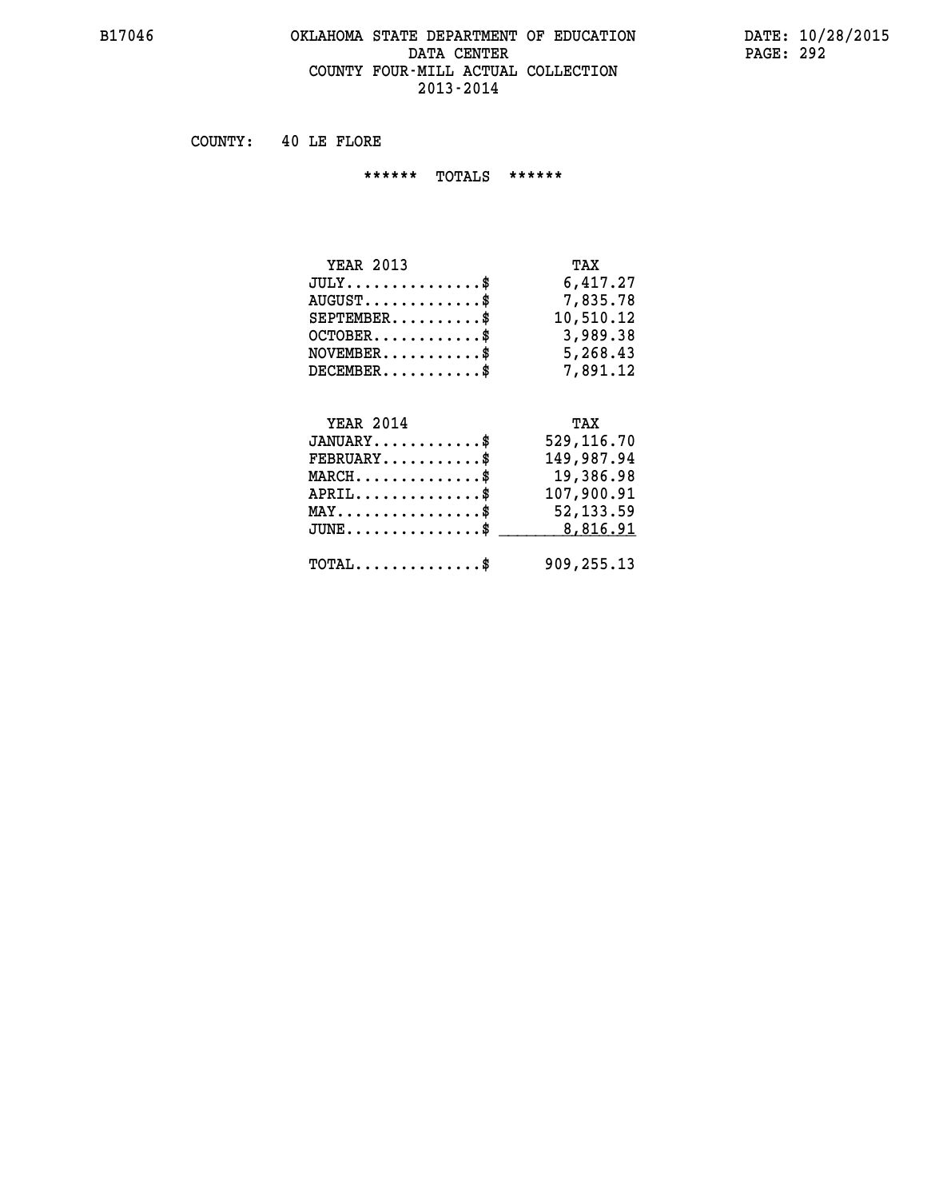# OKLAHOMA STATE DEPARTMENT OF EDUCATION
## DATA CENTER
## COUNTY FOUR-MILL ACTUAL COLLECTION
## 2013-2014

B17046 — DATE: 10/28/2015

COUNTY: 40 LE FLORE

****** TOTALS ******

| YEAR 2013 | TAX |
|---|---|
| JULY...............$ | 6,417.27 |
| AUGUST.............$ | 7,835.78 |
| SEPTEMBER..........$ | 10,510.12 |
| OCTOBER............$ | 3,989.38 |
| NOVEMBER...........$ | 5,268.43 |
| DECEMBER...........$ | 7,891.12 |

| YEAR 2014 | TAX |
|---|---|
| JANUARY............$ | 529,116.70 |
| FEBRUARY...........$ | 149,987.94 |
| MARCH..............$ | 19,386.98 |
| APRIL..............$ | 107,900.91 |
| MAY................$ | 52,133.59 |
| JUNE...............$ | 8,816.91 |
| TOTAL..............$ | 909,255.13 |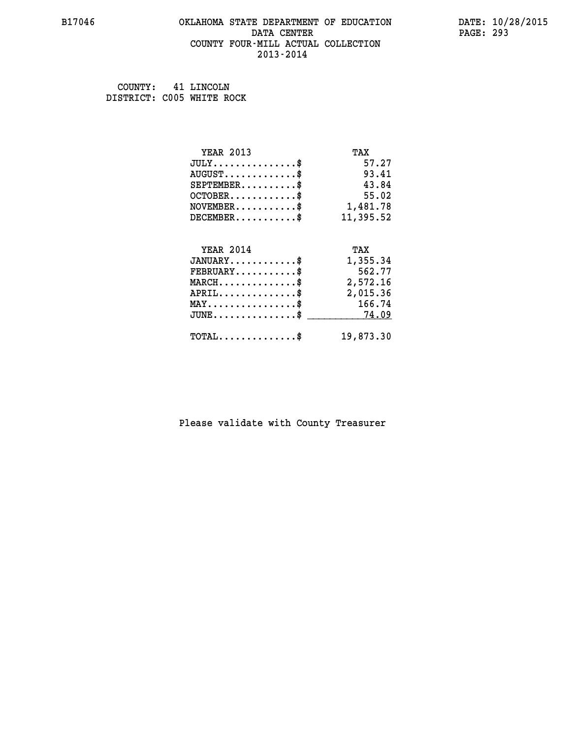B17046 OKLAHOMA STATE DEPARTMENT OF EDUCATION DATE: 10/28/2015

DATA CENTER

COUNTY FOUR-MILL ACTUAL COLLECTION

2013-2014

COUNTY: 41 LINCOLN
DISTRICT: C005 WHITE ROCK

| YEAR 2013 | TAX |
|---|---|
| JULY...............$ | 57.27 |
| AUGUST.............$ | 93.41 |
| SEPTEMBER..........$ | 43.84 |
| OCTOBER............$ | 55.02 |
| NOVEMBER...........$ | 1,481.78 |
| DECEMBER...........$ | 11,395.52 |

| YEAR 2014 | TAX |
|---|---|
| JANUARY............$ | 1,355.34 |
| FEBRUARY...........$ | 562.77 |
| MARCH..............$ | 2,572.16 |
| APRIL..............$ | 2,015.36 |
| MAY................$ | 166.74 |
| JUNE...............$ | 74.09 |
| TOTAL..............$ | 19,873.30 |

Please validate with County Treasurer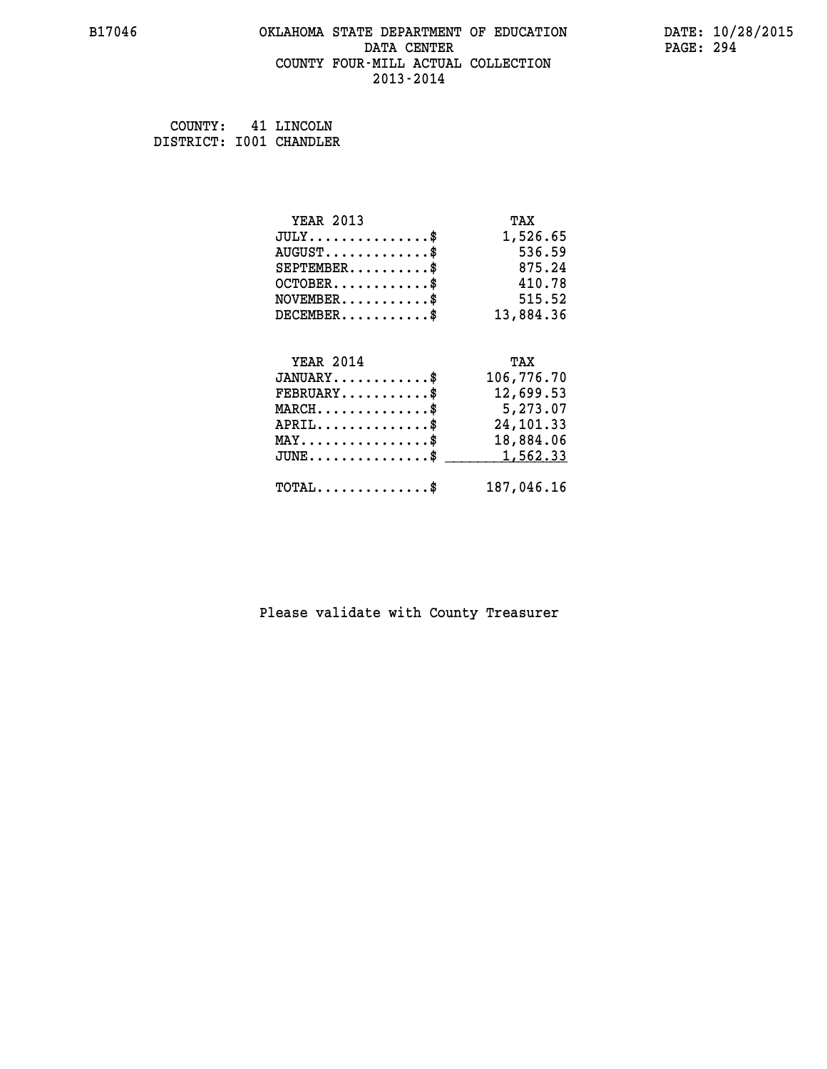B17046 OKLAHOMA STATE DEPARTMENT OF EDUCATION DATA CENTER COUNTY FOUR-MILL ACTUAL COLLECTION 2013-2014

DATE: 10/28/2015

COUNTY: 41 LINCOLN
DISTRICT: I001 CHANDLER

| YEAR 2013 | TAX |
| --- | --- |
| JULY...............$ | 1,526.65 |
| AUGUST.............$ | 536.59 |
| SEPTEMBER..........$ | 875.24 |
| OCTOBER............$ | 410.78 |
| NOVEMBER...........$ | 515.52 |
| DECEMBER...........$ | 13,884.36 |

| YEAR 2014 | TAX |
| --- | --- |
| JANUARY............$ | 106,776.70 |
| FEBRUARY...........$ | 12,699.53 |
| MARCH..............$ | 5,273.07 |
| APRIL..............$ | 24,101.33 |
| MAY................$ | 18,884.06 |
| JUNE...............$ | 1,562.33 |
| TOTAL..............$ | 187,046.16 |

Please validate with County Treasurer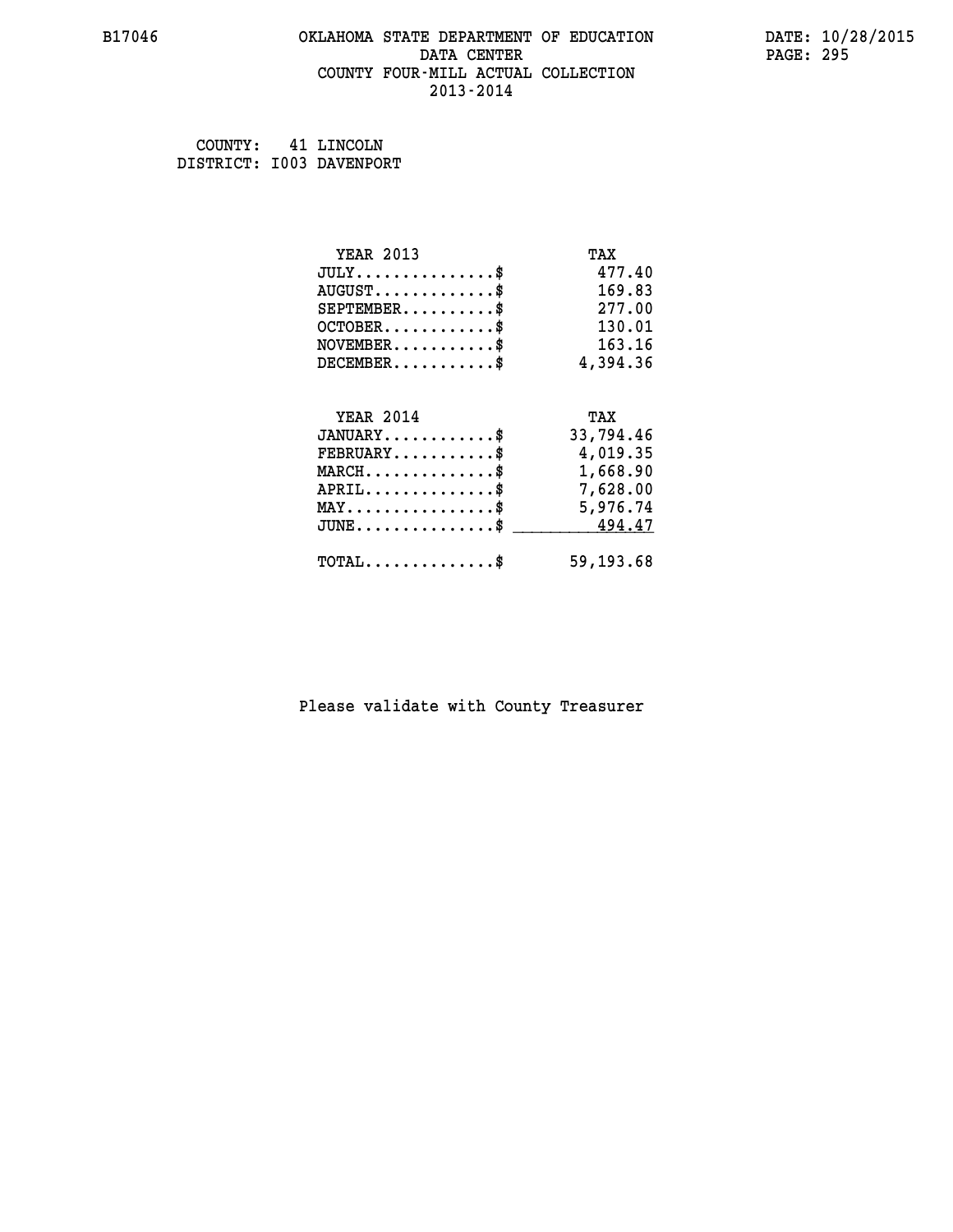# OKLAHOMA STATE DEPARTMENT OF EDUCATION
## DATA CENTER
## COUNTY FOUR-MILL ACTUAL COLLECTION
## 2013-2014

B17046

DATE: 10/28/2015

COUNTY: 41 LINCOLN
DISTRICT: I003 DAVENPORT

| YEAR 2013 | TAX |
|---|---|
| JULY..............$ | 477.40 |
| AUGUST............$ | 169.83 |
| SEPTEMBER..........$ | 277.00 |
| OCTOBER............$ | 130.01 |
| NOVEMBER...........$ | 163.16 |
| DECEMBER...........$ | 4,394.36 |

| YEAR 2014 | TAX |
|---|---|
| JANUARY............$ | 33,794.46 |
| FEBRUARY...........$ | 4,019.35 |
| MARCH..............$ | 1,668.90 |
| APRIL..............$ | 7,628.00 |
| MAY................$ | 5,976.74 |
| JUNE...............$ | 494.47 |
| TOTAL..............$ | 59,193.68 |

Please validate with County Treasurer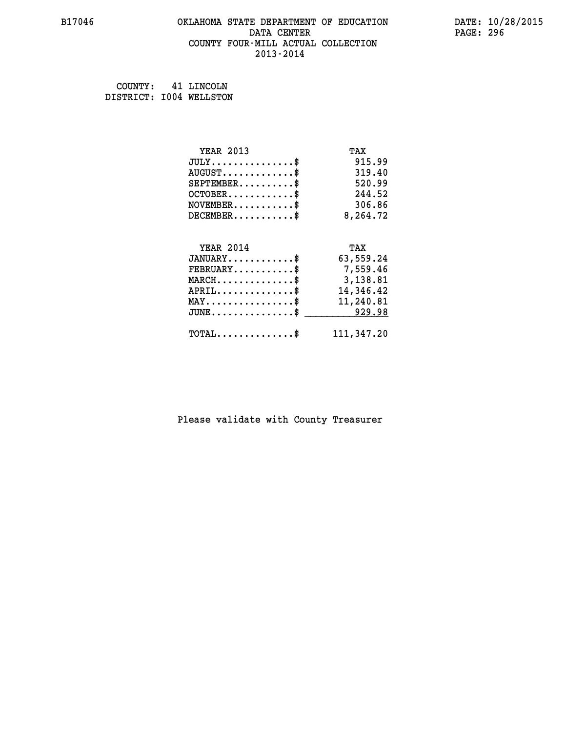B17046 OKLAHOMA STATE DEPARTMENT OF EDUCATION DATA CENTER COUNTY FOUR-MILL ACTUAL COLLECTION 2013-2014

DATE: 10/28/2015

COUNTY: 41 LINCOLN
DISTRICT: I004 WELLSTON

| YEAR 2013 | TAX |
|---|---|
| JULY...............$ | 915.99 |
| AUGUST.............$ | 319.40 |
| SEPTEMBER..........$ | 520.99 |
| OCTOBER............$ | 244.52 |
| NOVEMBER...........$ | 306.86 |
| DECEMBER...........$ | 8,264.72 |

| YEAR 2014 | TAX |
|---|---|
| JANUARY............$ | 63,559.24 |
| FEBRUARY...........$ | 7,559.46 |
| MARCH..............$ | 3,138.81 |
| APRIL..............$ | 14,346.42 |
| MAY................$ | 11,240.81 |
| JUNE...............$ | 929.98 |
| TOTAL..............$ | 111,347.20 |

Please validate with County Treasurer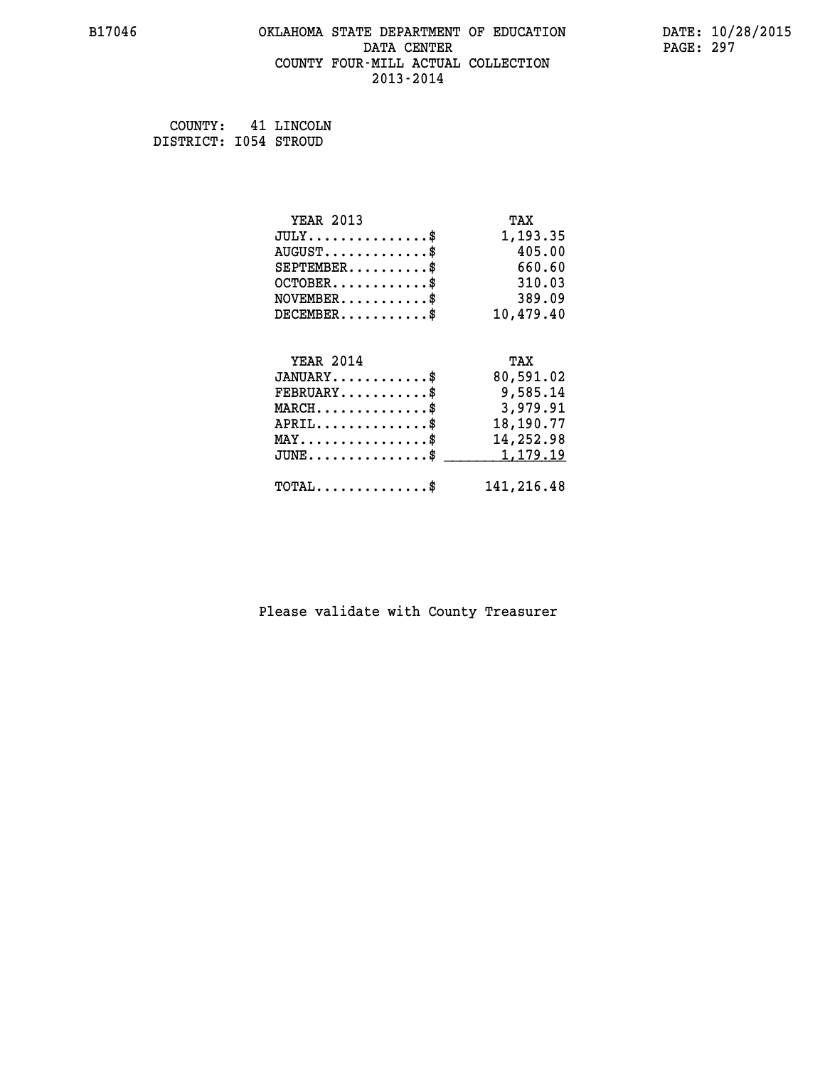B17046 OKLAHOMA STATE DEPARTMENT OF EDUCATION DATA CENTER COUNTY FOUR-MILL ACTUAL COLLECTION 2013-2014

DATE: 10/28/2015

COUNTY: 41 LINCOLN
DISTRICT: I054 STROUD

| YEAR 2013 | TAX |
|---|---|
| JULY...............$ | 1,193.35 |
| AUGUST.............$ | 405.00 |
| SEPTEMBER..........$ | 660.60 |
| OCTOBER............$ | 310.03 |
| NOVEMBER...........$ | 389.09 |
| DECEMBER...........$ | 10,479.40 |

| YEAR 2014 | TAX |
|---|---|
| JANUARY............$ | 80,591.02 |
| FEBRUARY...........$ | 9,585.14 |
| MARCH..............$ | 3,979.91 |
| APRIL..............$ | 18,190.77 |
| MAY................$ | 14,252.98 |
| JUNE...............$ | 1,179.19 |
| TOTAL..............$ | 141,216.48 |

Please validate with County Treasurer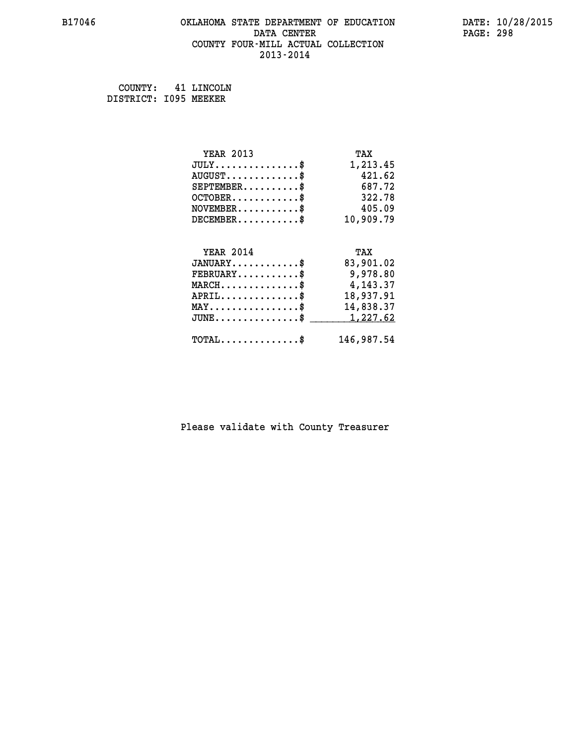B17046 OKLAHOMA STATE DEPARTMENT OF EDUCATION DATE: 10/28/2015

DATA CENTER

COUNTY FOUR-MILL ACTUAL COLLECTION

2013-2014

COUNTY: 41 LINCOLN

DISTRICT: I095 MEEKER

| YEAR 2013 | TAX |
|---|---|
| JULY...............$ | 1,213.45 |
| AUGUST.............$ | 421.62 |
| SEPTEMBER..........$ | 687.72 |
| OCTOBER............$ | 322.78 |
| NOVEMBER...........$ | 405.09 |
| DECEMBER...........$ | 10,909.79 |

| YEAR 2014 | TAX |
|---|---|
| JANUARY............$ | 83,901.02 |
| FEBRUARY...........$ | 9,978.80 |
| MARCH..............$ | 4,143.37 |
| APRIL..............$ | 18,937.91 |
| MAY................$ | 14,838.37 |
| JUNE...............$ | 1,227.62 |
| TOTAL..............$ | 146,987.54 |

Please validate with County Treasurer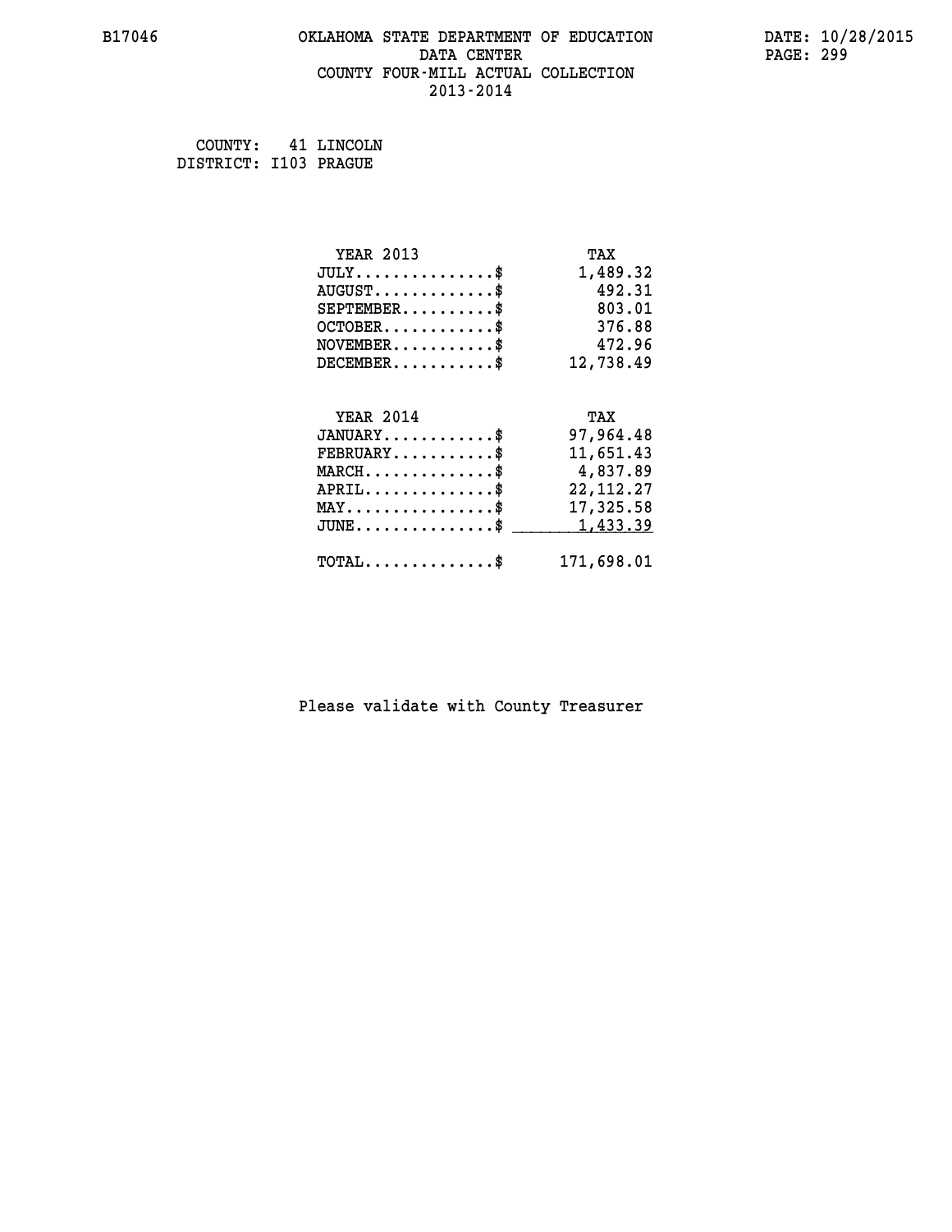B17046 OKLAHOMA STATE DEPARTMENT OF EDUCATION DATA CENTER COUNTY FOUR-MILL ACTUAL COLLECTION 2013-2014

DATE: 10/28/2015

COUNTY: 41 LINCOLN
DISTRICT: I103 PRAGUE

| YEAR 2013 | TAX |
|---|---|
| JULY...............$ | 1,489.32 |
| AUGUST.............$ | 492.31 |
| SEPTEMBER..........$ | 803.01 |
| OCTOBER............$ | 376.88 |
| NOVEMBER...........$ | 472.96 |
| DECEMBER...........$ | 12,738.49 |

| YEAR 2014 | TAX |
|---|---|
| JANUARY............$ | 97,964.48 |
| FEBRUARY...........$ | 11,651.43 |
| MARCH..............$ | 4,837.89 |
| APRIL..............$ | 22,112.27 |
| MAY................$ | 17,325.58 |
| JUNE...............$ | 1,433.39 |
| TOTAL..............$ | 171,698.01 |

Please validate with County Treasurer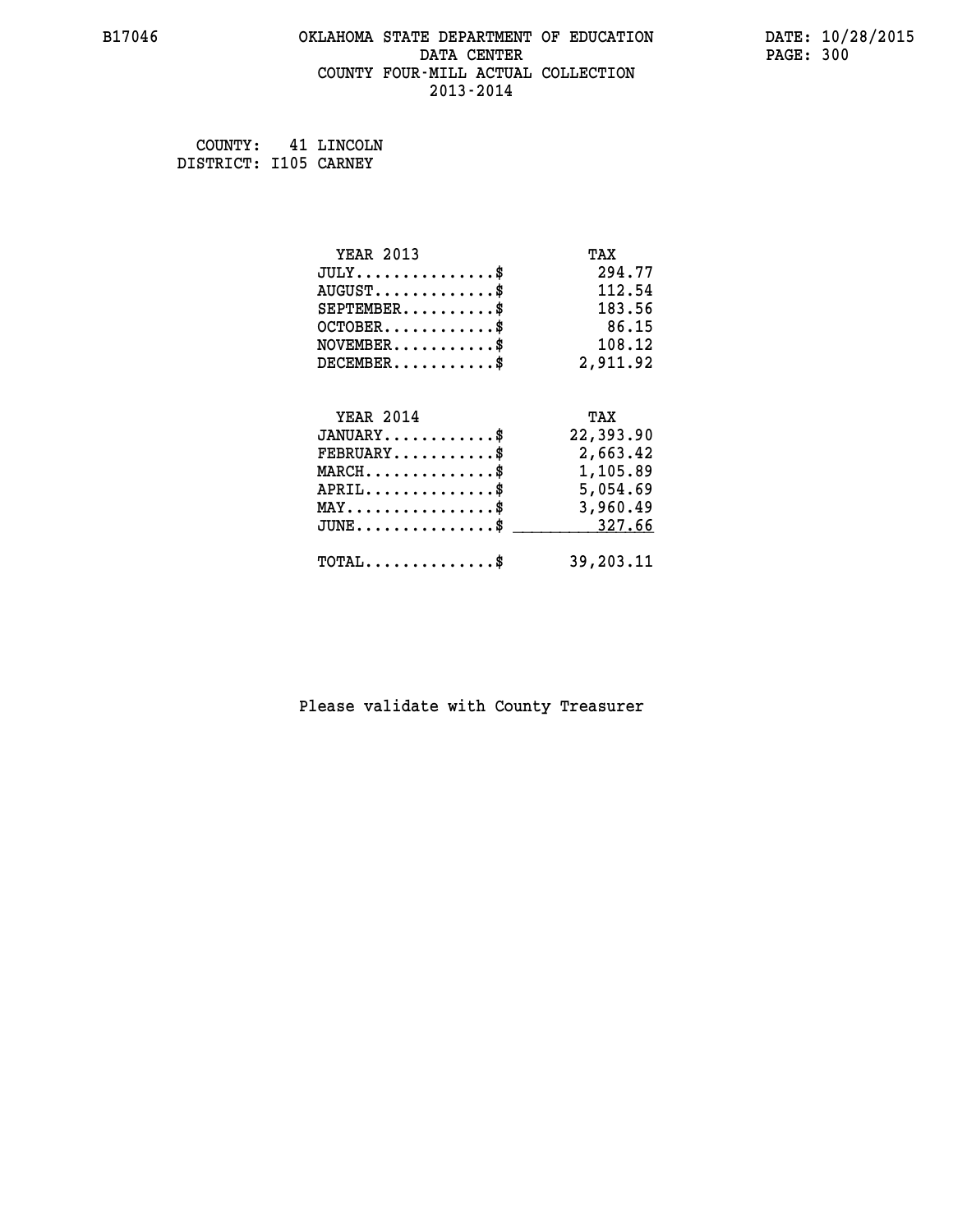# OKLAHOMA STATE DEPARTMENT OF EDUCATION
## DATA CENTER
## COUNTY FOUR-MILL ACTUAL COLLECTION
## 2013-2014

COUNTY: 41 LINCOLN
DISTRICT: I105 CARNEY

| YEAR 2013 | TAX |
|---|---|
| JULY..............$ | 294.77 |
| AUGUST............$ | 112.54 |
| SEPTEMBER.........$ | 183.56 |
| OCTOBER...........$ | 86.15 |
| NOVEMBER..........$ | 108.12 |
| DECEMBER..........$ | 2,911.92 |

| YEAR 2014 | TAX |
|---|---|
| JANUARY...........$ | 22,393.90 |
| FEBRUARY..........$ | 2,663.42 |
| MARCH.............$ | 1,105.89 |
| APRIL.............$ | 5,054.69 |
| MAY...............$ | 3,960.49 |
| JUNE..............$ | 327.66 |
| TOTAL.............$ | 39,203.11 |

Please validate with County Treasurer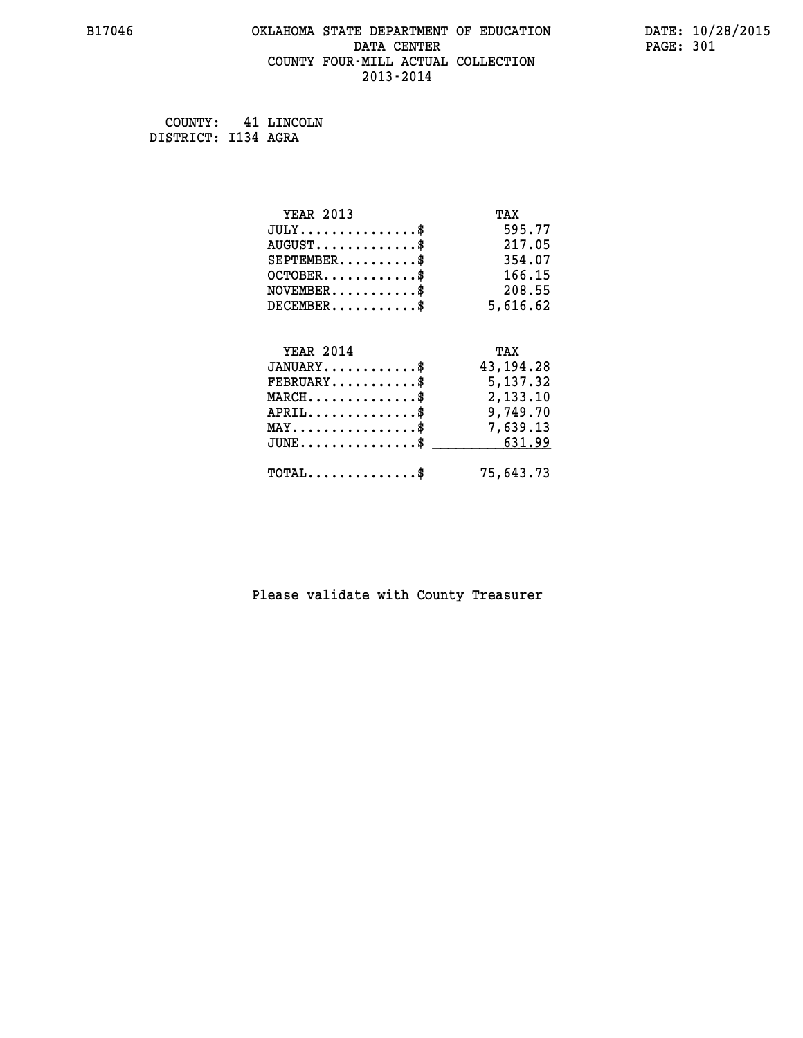# OKLAHOMA STATE DEPARTMENT OF EDUCATION
## DATA CENTER
## COUNTY FOUR-MILL ACTUAL COLLECTION
## 2013-2014

B17046

DATE: 10/28/2015

COUNTY: 41 LINCOLN
DISTRICT: I134 AGRA

| YEAR 2013 | TAX |
|---|---|
| JULY..............$ | 595.77 |
| AUGUST............$ | 217.05 |
| SEPTEMBER.........$ | 354.07 |
| OCTOBER...........$ | 166.15 |
| NOVEMBER..........$ | 208.55 |
| DECEMBER..........$ | 5,616.62 |

| YEAR 2014 | TAX |
|---|---|
| JANUARY...........$ | 43,194.28 |
| FEBRUARY..........$ | 5,137.32 |
| MARCH.............$ | 2,133.10 |
| APRIL.............$ | 9,749.70 |
| MAY...............$ | 7,639.13 |
| JUNE..............$ | 631.99 |
| TOTAL.............$ | 75,643.73 |

Please validate with County Treasurer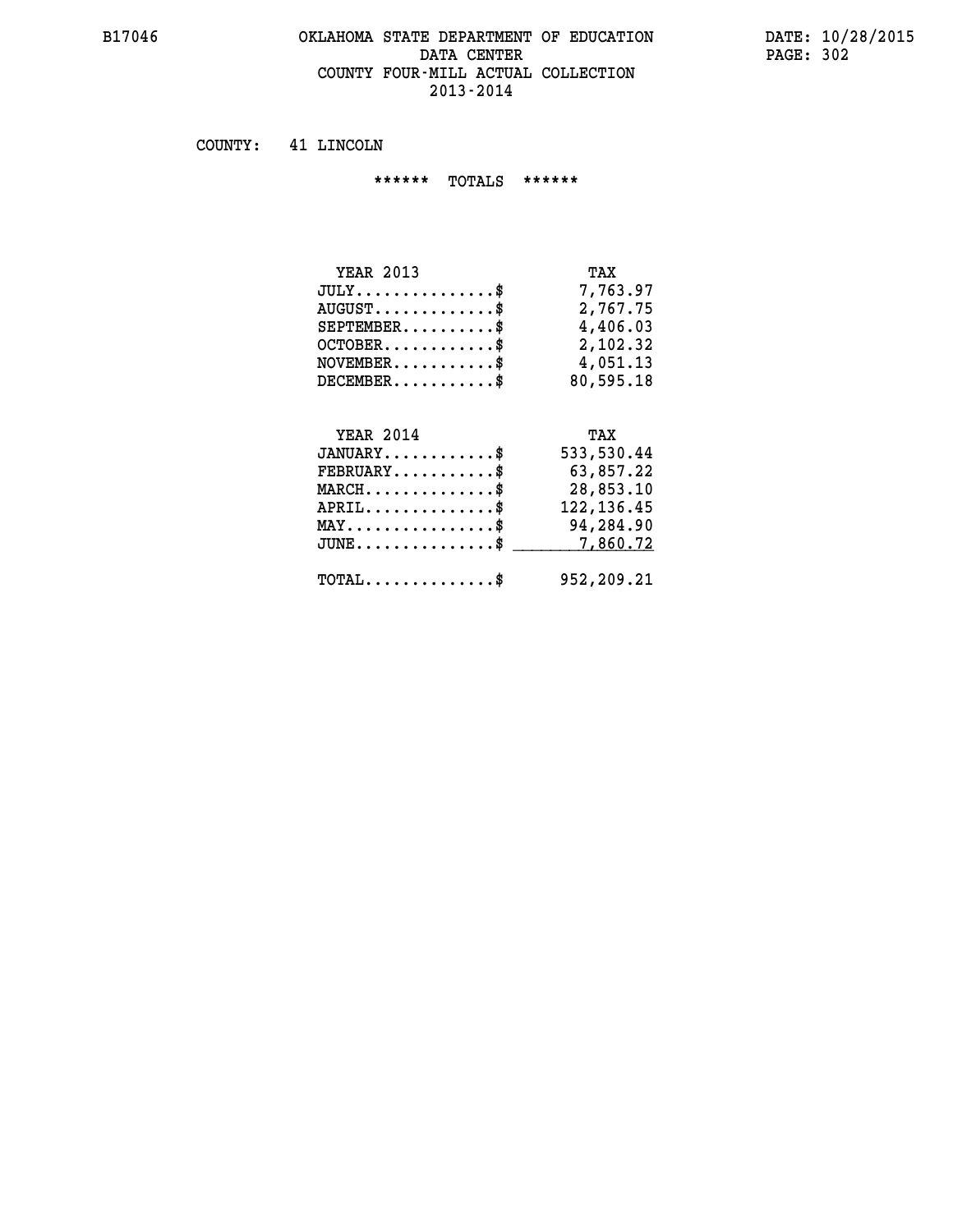B17046 OKLAHOMA STATE DEPARTMENT OF EDUCATION DATE: 10/28/2015

DATA CENTER

COUNTY FOUR-MILL ACTUAL COLLECTION

2013-2014

COUNTY: 41 LINCOLN

****** TOTALS ******

| YEAR 2013 | TAX |
|---|---|
| JULY...............$ | 7,763.97 |
| AUGUST.............$ | 2,767.75 |
| SEPTEMBER..........$ | 4,406.03 |
| OCTOBER............$ | 2,102.32 |
| NOVEMBER...........$ | 4,051.13 |
| DECEMBER...........$ | 80,595.18 |

| YEAR 2014 | TAX |
|---|---|
| JANUARY............$ | 533,530.44 |
| FEBRUARY...........$ | 63,857.22 |
| MARCH..............$ | 28,853.10 |
| APRIL..............$ | 122,136.45 |
| MAY................$ | 94,284.90 |
| JUNE...............$ | 7,860.72 |
| TOTAL..............$ | 952,209.21 |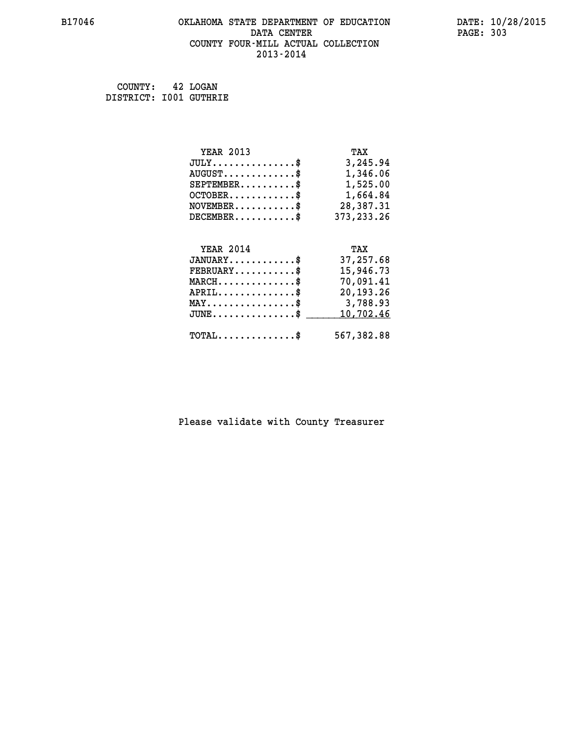B17046 OKLAHOMA STATE DEPARTMENT OF EDUCATION DATA CENTER COUNTY FOUR-MILL ACTUAL COLLECTION 2013-2014

DATE: 10/28/2015

COUNTY: 42 LOGAN
DISTRICT: I001 GUTHRIE

| YEAR 2013 | TAX |
|---|---|
| JULY...............$ | 3,245.94 |
| AUGUST.............$ | 1,346.06 |
| SEPTEMBER..........$ | 1,525.00 |
| OCTOBER............$ | 1,664.84 |
| NOVEMBER...........$ | 28,387.31 |
| DECEMBER...........$ | 373,233.26 |

| YEAR 2014 | TAX |
|---|---|
| JANUARY............$ | 37,257.68 |
| FEBRUARY...........$ | 15,946.73 |
| MARCH..............$ | 70,091.41 |
| APRIL..............$ | 20,193.26 |
| MAY................$ | 3,788.93 |
| JUNE...............$ | 10,702.46 |
| TOTAL..............$ | 567,382.88 |

Please validate with County Treasurer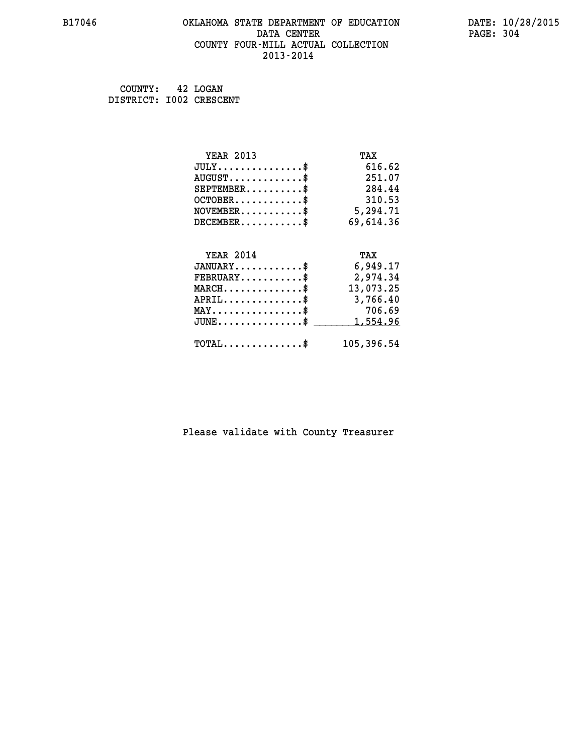OKLAHOMA STATE DEPARTMENT OF EDUCATION
DATA CENTER
COUNTY FOUR-MILL ACTUAL COLLECTION
2013-2014

B17046 DATE: 10/28/2015

COUNTY: 42 LOGAN
DISTRICT: I002 CRESCENT

| YEAR 2013 | TAX |
|---|---|
| JULY...............$ | 616.62 |
| AUGUST.............$ | 251.07 |
| SEPTEMBER..........$ | 284.44 |
| OCTOBER............$ | 310.53 |
| NOVEMBER...........$ | 5,294.71 |
| DECEMBER...........$ | 69,614.36 |

| YEAR 2014 | TAX |
|---|---|
| JANUARY............$ | 6,949.17 |
| FEBRUARY...........$ | 2,974.34 |
| MARCH..............$ | 13,073.25 |
| APRIL..............$ | 3,766.40 |
| MAY................$ | 706.69 |
| JUNE...............$ | 1,554.96 |
| TOTAL..............$ | 105,396.54 |

Please validate with County Treasurer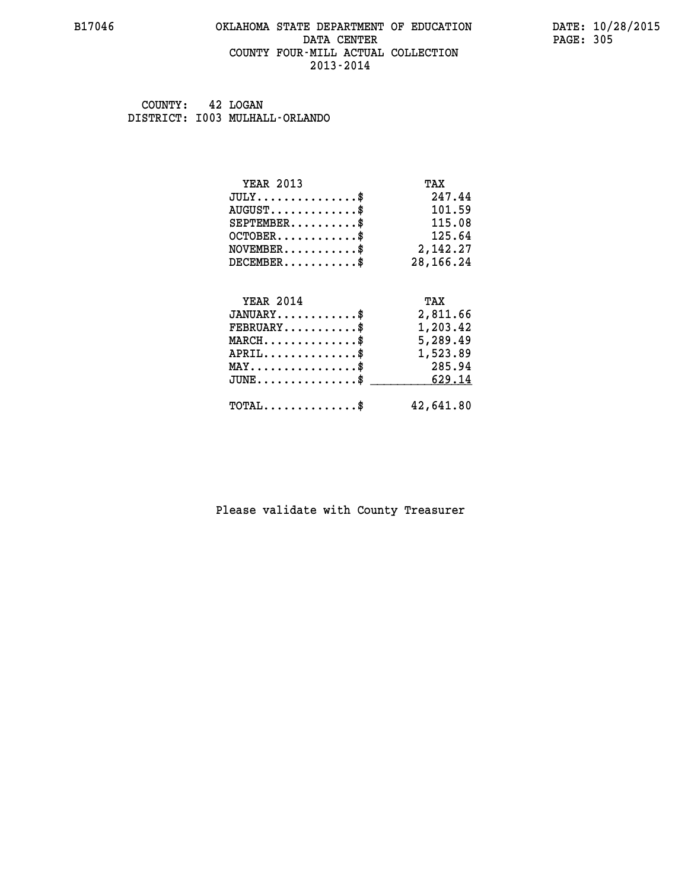B17046 OKLAHOMA STATE DEPARTMENT OF EDUCATION DATA CENTER COUNTY FOUR-MILL ACTUAL COLLECTION 2013-2014

DATE: 10/28/2015

COUNTY: 42 LOGAN
DISTRICT: I003 MULHALL-ORLANDO

| YEAR 2013 | TAX |
|---|---|
| JULY...............$ | 247.44 |
| AUGUST.............$ | 101.59 |
| SEPTEMBER..........$ | 115.08 |
| OCTOBER............$ | 125.64 |
| NOVEMBER...........$ | 2,142.27 |
| DECEMBER...........$ | 28,166.24 |

| YEAR 2014 | TAX |
|---|---|
| JANUARY............$ | 2,811.66 |
| FEBRUARY...........$ | 1,203.42 |
| MARCH..............$ | 5,289.49 |
| APRIL..............$ | 1,523.89 |
| MAY................$ | 285.94 |
| JUNE...............$ | 629.14 |
| TOTAL..............$ | 42,641.80 |

Please validate with County Treasurer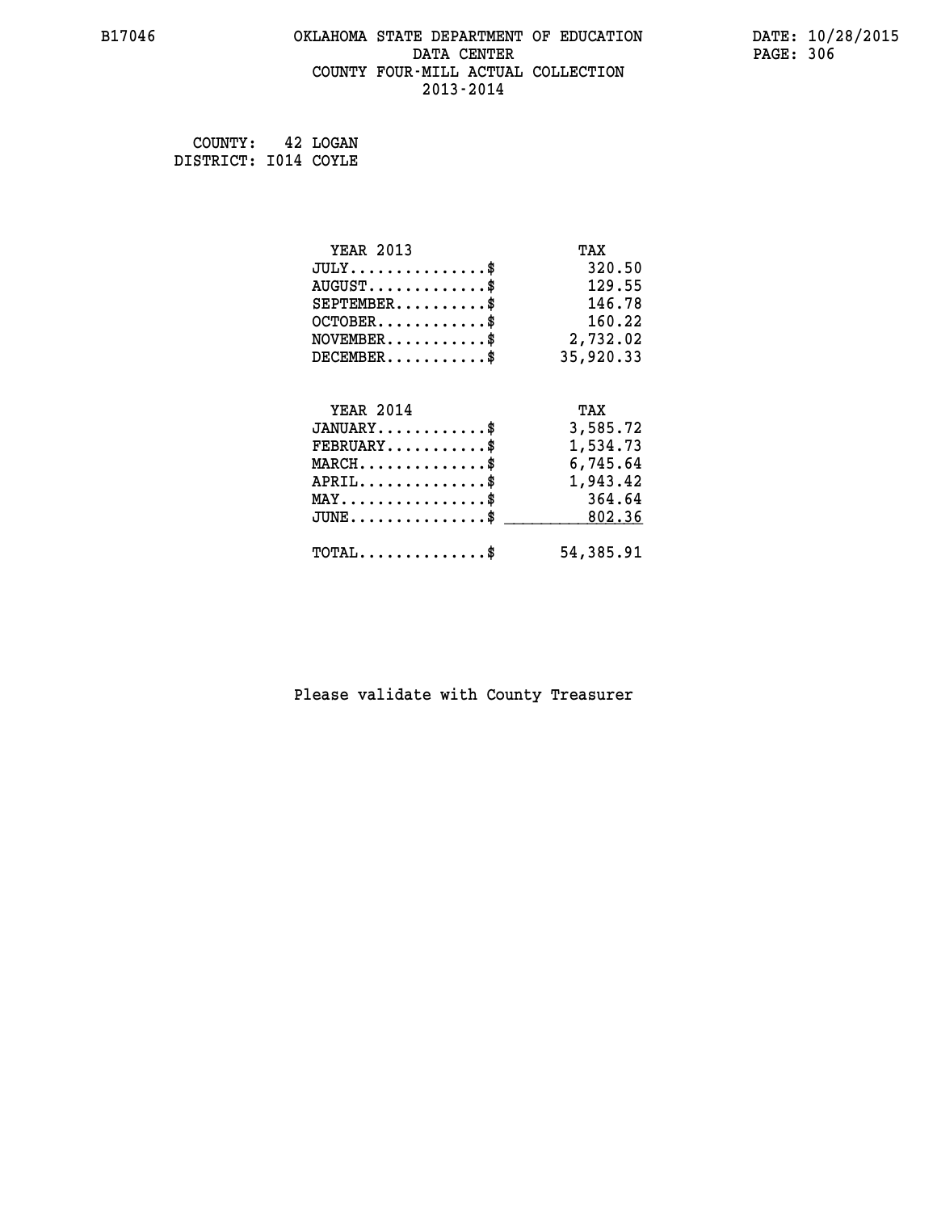B17046 OKLAHOMA STATE DEPARTMENT OF EDUCATION DATE: 10/28/2015
DATA CENTER
COUNTY FOUR-MILL ACTUAL COLLECTION
2013-2014

COUNTY: 42 LOGAN
DISTRICT: I014 COYLE

| YEAR 2013 | TAX |
|---|---|
| JULY..............$ | 320.50 |
| AUGUST............$ | 129.55 |
| SEPTEMBER.........$ | 146.78 |
| OCTOBER...........$ | 160.22 |
| NOVEMBER..........$ | 2,732.02 |
| DECEMBER..........$ | 35,920.33 |

| YEAR 2014 | TAX |
|---|---|
| JANUARY...........$ | 3,585.72 |
| FEBRUARY..........$ | 1,534.73 |
| MARCH.............$ | 6,745.64 |
| APRIL.............$ | 1,943.42 |
| MAY...............$ | 364.64 |
| JUNE..............$ | 802.36 |
| TOTAL.............$ | 54,385.91 |

Please validate with County Treasurer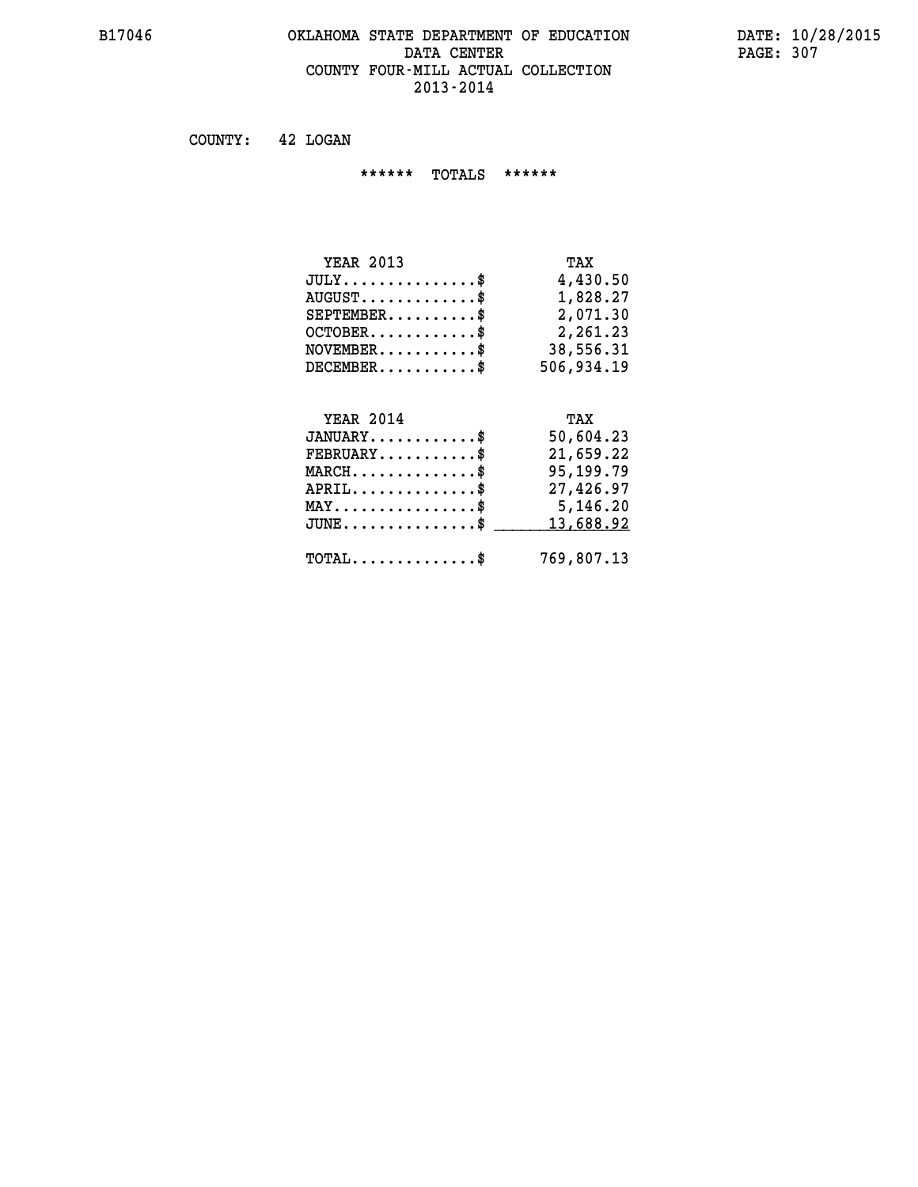OKLAHOMA STATE DEPARTMENT OF EDUCATION
DATA CENTER
COUNTY FOUR-MILL ACTUAL COLLECTION
2013-2014

COUNTY: 42 LOGAN

****** TOTALS ******

| YEAR 2013 | TAX |
|---|---|
| JULY...............$ | 4,430.50 |
| AUGUST.............$ | 1,828.27 |
| SEPTEMBER..........$ | 2,071.30 |
| OCTOBER............$ | 2,261.23 |
| NOVEMBER...........$ | 38,556.31 |
| DECEMBER...........$ | 506,934.19 |

| YEAR 2014 | TAX |
|---|---|
| JANUARY............$ | 50,604.23 |
| FEBRUARY...........$ | 21,659.22 |
| MARCH..............$ | 95,199.79 |
| APRIL..............$ | 27,426.97 |
| MAY................$ | 5,146.20 |
| JUNE...............$ | 13,688.92 |
| TOTAL..............$ | 769,807.13 |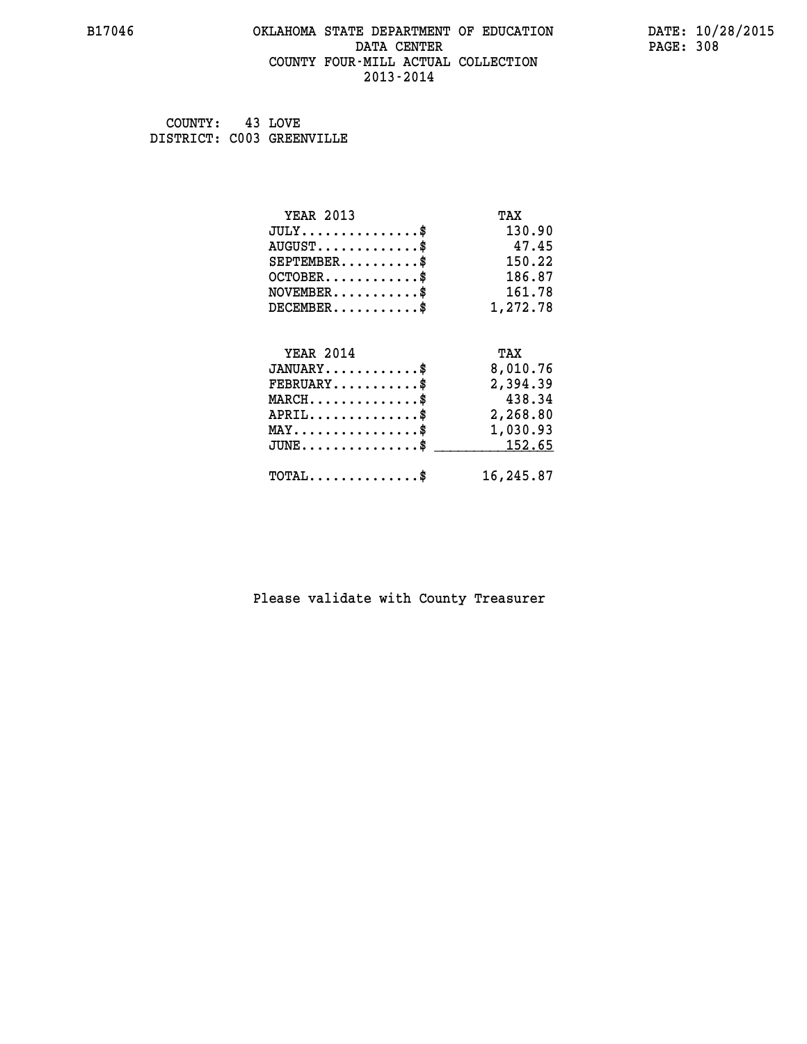# OKLAHOMA STATE DEPARTMENT OF EDUCATION
## DATA CENTER
## COUNTY FOUR-MILL ACTUAL COLLECTION
## 2013-2014

B17046 DATE: 10/28/2015

COUNTY: 43 LOVE
DISTRICT: C003 GREENVILLE

| YEAR 2013 | TAX |
|---|---|
| JULY...............$ | 130.90 |
| AUGUST.............$ | 47.45 |
| SEPTEMBER..........$ | 150.22 |
| OCTOBER............$ | 186.87 |
| NOVEMBER...........$ | 161.78 |
| DECEMBER...........$ | 1,272.78 |

| YEAR 2014 | TAX |
|---|---|
| JANUARY............$ | 8,010.76 |
| FEBRUARY...........$ | 2,394.39 |
| MARCH..............$ | 438.34 |
| APRIL..............$ | 2,268.80 |
| MAY................$ | 1,030.93 |
| JUNE...............$ | 152.65 |
| TOTAL..............$ | 16,245.87 |

Please validate with County Treasurer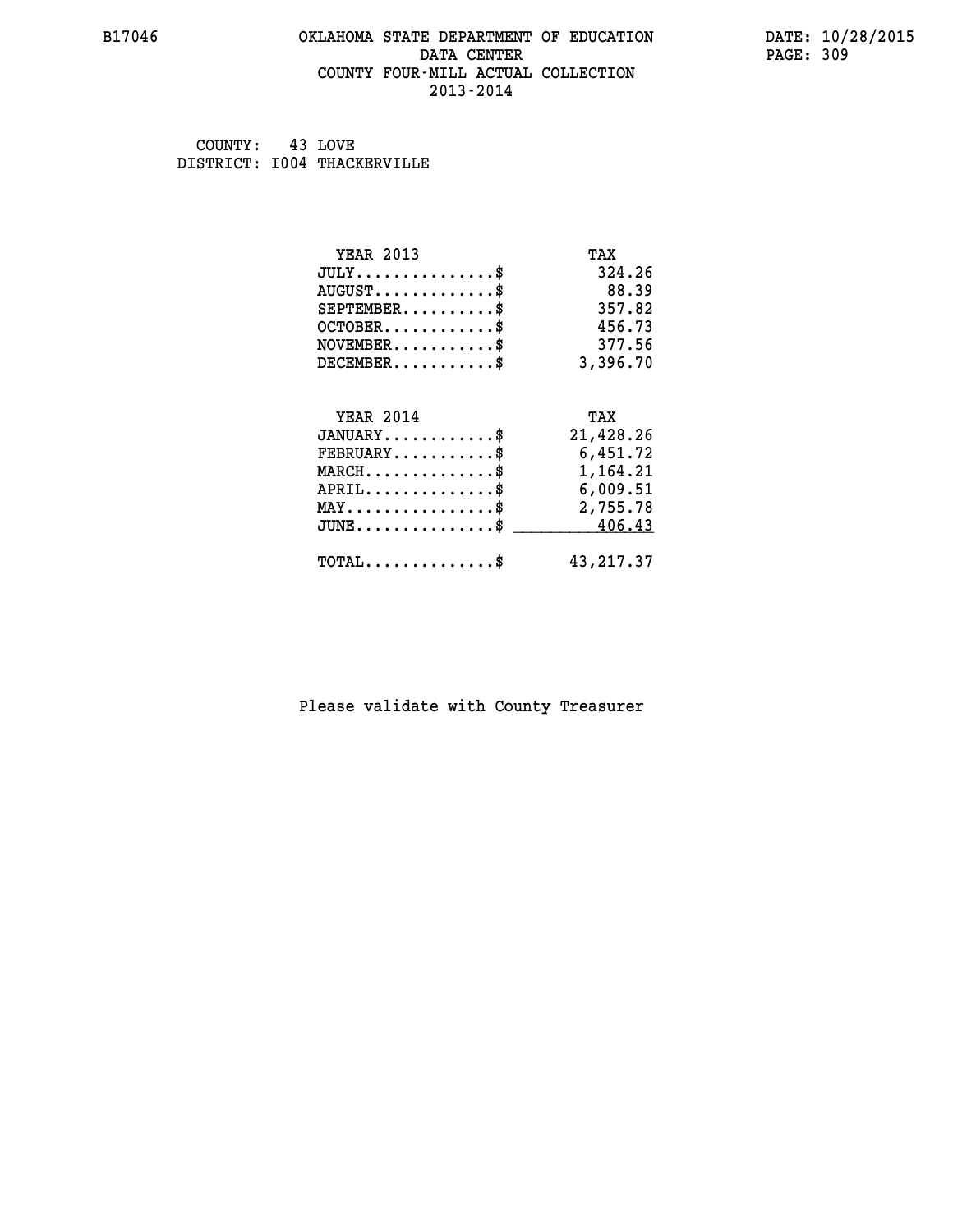# OKLAHOMA STATE DEPARTMENT OF EDUCATION
## DATA CENTER
## COUNTY FOUR-MILL ACTUAL COLLECTION
## 2013-2014

B17046 DATE: 10/28/2015

COUNTY: 43 LOVE
DISTRICT: I004 THACKERVILLE

| YEAR 2013 | TAX |
|---|---|
| JULY..............$ | 324.26 |
| AUGUST............$ | 88.39 |
| SEPTEMBER.........$ | 357.82 |
| OCTOBER...........$ | 456.73 |
| NOVEMBER..........$ | 377.56 |
| DECEMBER..........$ | 3,396.70 |

| YEAR 2014 | TAX |
|---|---|
| JANUARY...........$ | 21,428.26 |
| FEBRUARY..........$ | 6,451.72 |
| MARCH.............$ | 1,164.21 |
| APRIL.............$ | 6,009.51 |
| MAY...............$ | 2,755.78 |
| JUNE..............$ | 406.43 |
| TOTAL.............$ | 43,217.37 |

Please validate with County Treasurer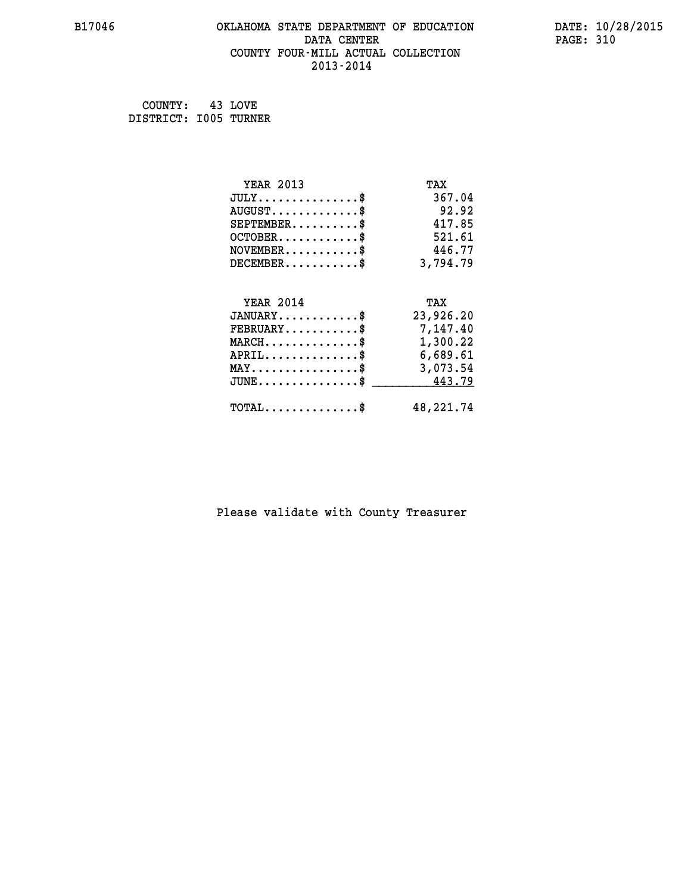B17046 OKLAHOMA STATE DEPARTMENT OF EDUCATION DATE: 10/28/2015

DATA CENTER

COUNTY FOUR-MILL ACTUAL COLLECTION

2013-2014

COUNTY: 43 LOVE
DISTRICT: I005 TURNER

| YEAR 2013 | TAX |
|---|---|
| JULY..............$ | 367.04 |
| AUGUST............$ | 92.92 |
| SEPTEMBER.........$ | 417.85 |
| OCTOBER...........$ | 521.61 |
| NOVEMBER..........$ | 446.77 |
| DECEMBER..........$ | 3,794.79 |

| YEAR 2014 | TAX |
|---|---|
| JANUARY...........$ | 23,926.20 |
| FEBRUARY..........$ | 7,147.40 |
| MARCH.............$ | 1,300.22 |
| APRIL.............$ | 6,689.61 |
| MAY...............$ | 3,073.54 |
| JUNE..............$ | 443.79 |
| TOTAL.............$ | 48,221.74 |

Please validate with County Treasurer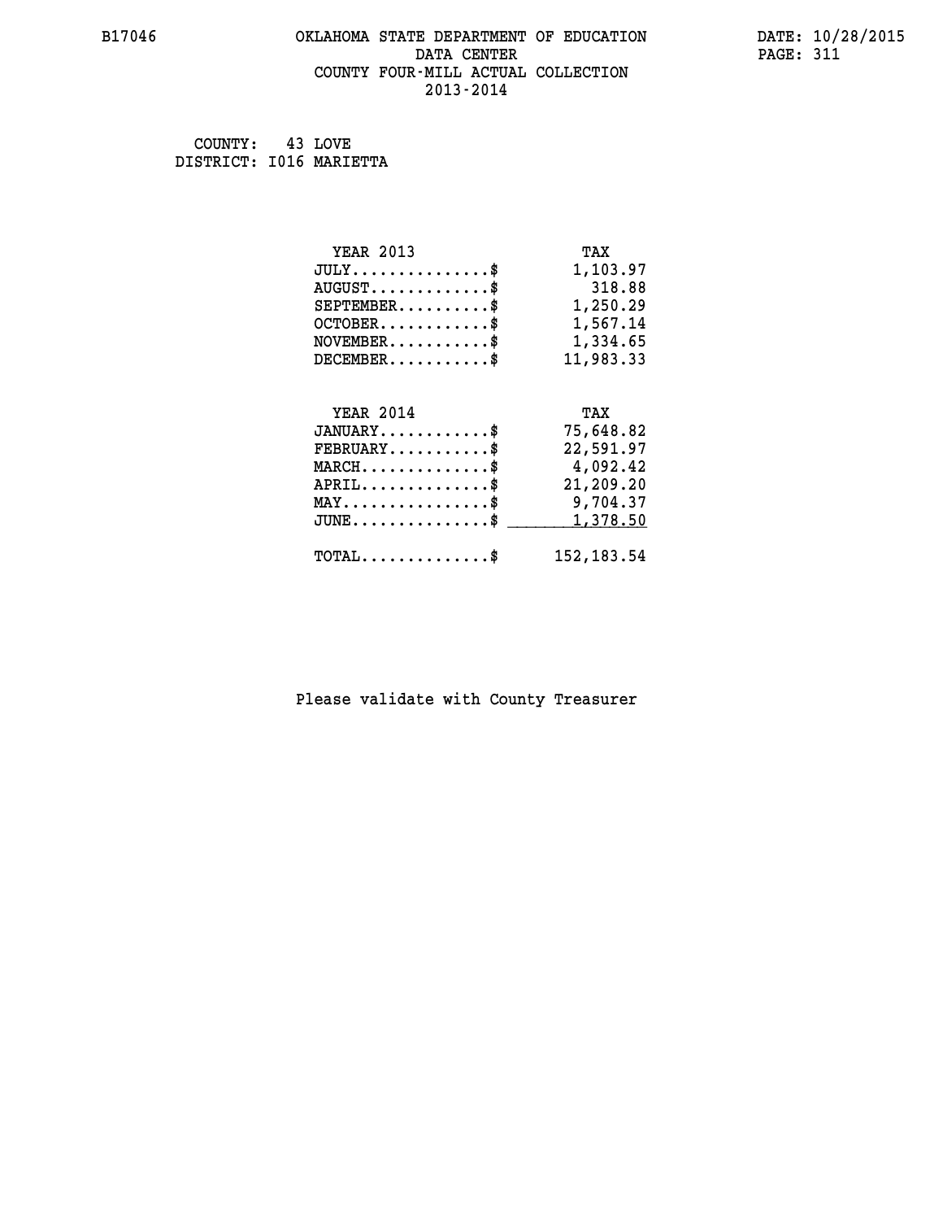B17046 OKLAHOMA STATE DEPARTMENT OF EDUCATION DATE: 10/28/2015

DATA CENTER

COUNTY FOUR-MILL ACTUAL COLLECTION

2013-2014

COUNTY: 43 LOVE
DISTRICT: I016 MARIETTA

| YEAR 2013 | TAX |
|---|---|
| JULY...............$ | 1,103.97 |
| AUGUST.............$ | 318.88 |
| SEPTEMBER..........$ | 1,250.29 |
| OCTOBER............$ | 1,567.14 |
| NOVEMBER...........$ | 1,334.65 |
| DECEMBER...........$ | 11,983.33 |

| YEAR 2014 | TAX |
|---|---|
| JANUARY............$ | 75,648.82 |
| FEBRUARY...........$ | 22,591.97 |
| MARCH..............$ | 4,092.42 |
| APRIL..............$ | 21,209.20 |
| MAY................$ | 9,704.37 |
| JUNE...............$ | 1,378.50 |
| TOTAL..............$ | 152,183.54 |

Please validate with County Treasurer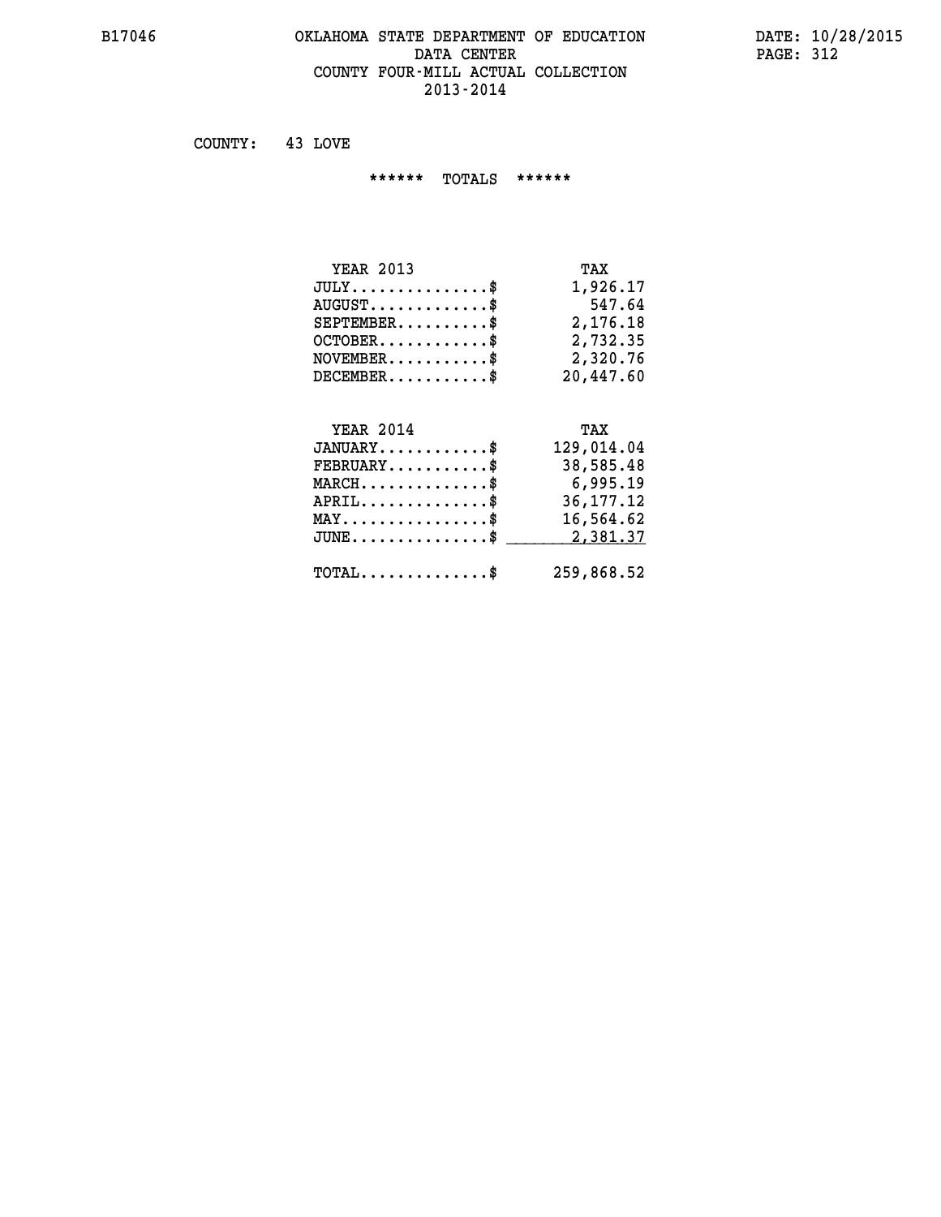# OKLAHOMA STATE DEPARTMENT OF EDUCATION
## DATA CENTER
## COUNTY FOUR-MILL ACTUAL COLLECTION
## 2013-2014

COUNTY: 43 LOVE

****** TOTALS ******

| YEAR 2013 | TAX |
|---|---|
| JULY...............$ | 1,926.17 |
| AUGUST.............$ | 547.64 |
| SEPTEMBER..........$ | 2,176.18 |
| OCTOBER............$ | 2,732.35 |
| NOVEMBER...........$ | 2,320.76 |
| DECEMBER...........$ | 20,447.60 |

| YEAR 2014 | TAX |
|---|---|
| JANUARY............$ | 129,014.04 |
| FEBRUARY...........$ | 38,585.48 |
| MARCH..............$ | 6,995.19 |
| APRIL..............$ | 36,177.12 |
| MAY................$ | 16,564.62 |
| JUNE...............$ | 2,381.37 |
| TOTAL..............$ | 259,868.52 |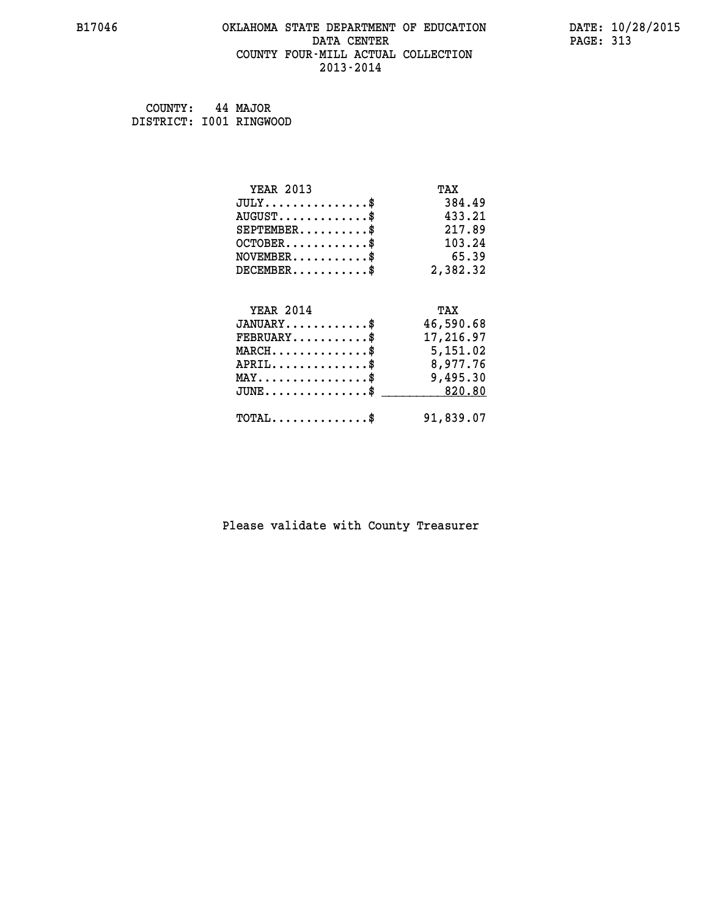B17046 OKLAHOMA STATE DEPARTMENT OF EDUCATION DATA CENTER COUNTY FOUR-MILL ACTUAL COLLECTION 2013-2014

DATE: 10/28/2015

COUNTY: 44 MAJOR
DISTRICT: I001 RINGWOOD

| YEAR 2013 | TAX |
|---|---|
| JULY...............$ | 384.49 |
| AUGUST.............$ | 433.21 |
| SEPTEMBER..........$ | 217.89 |
| OCTOBER............$ | 103.24 |
| NOVEMBER...........$ | 65.39 |
| DECEMBER...........$ | 2,382.32 |

| YEAR 2014 | TAX |
|---|---|
| JANUARY............$ | 46,590.68 |
| FEBRUARY...........$ | 17,216.97 |
| MARCH..............$ | 5,151.02 |
| APRIL..............$ | 8,977.76 |
| MAY................$ | 9,495.30 |
| JUNE...............$ | 820.80 |
| TOTAL..............$ | 91,839.07 |

Please validate with County Treasurer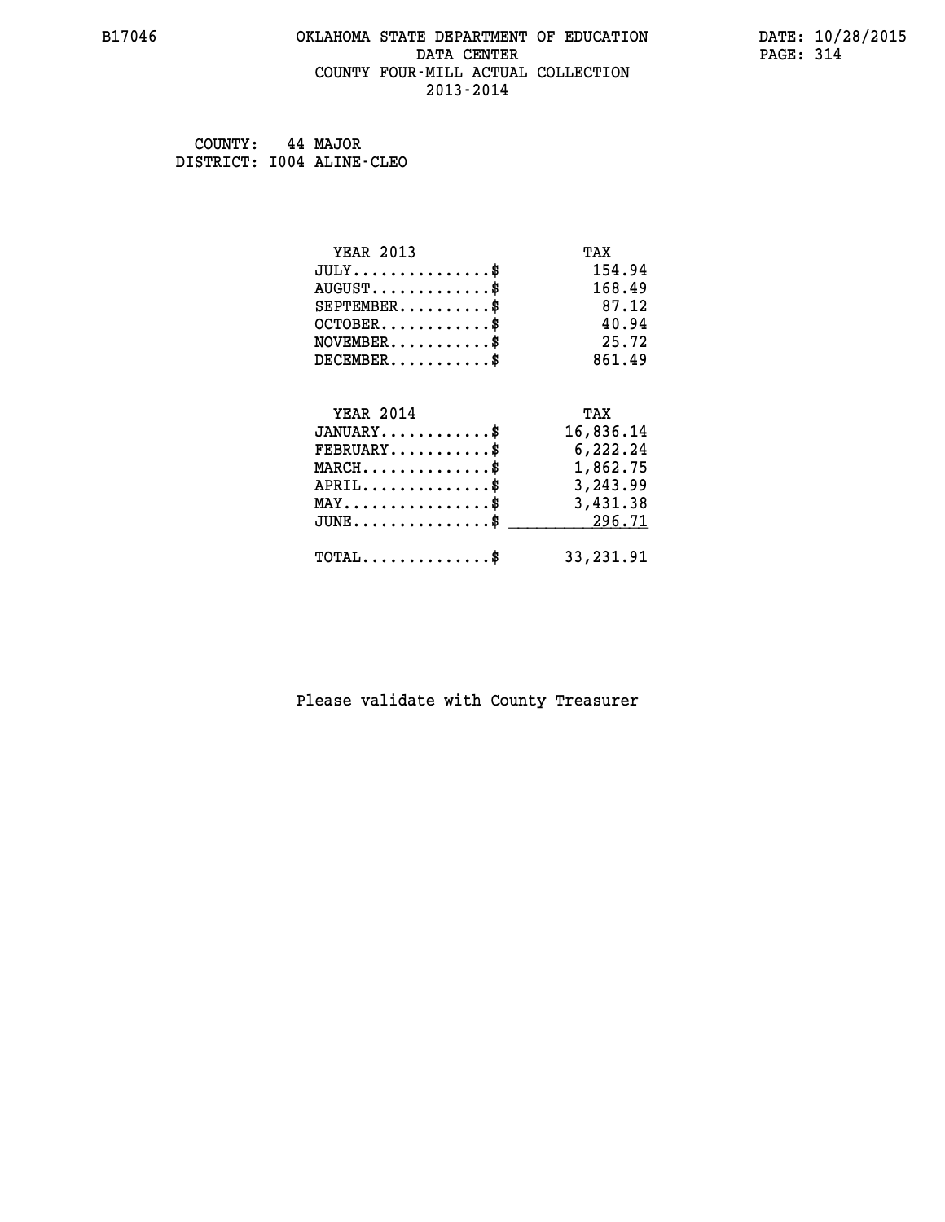B17046 OKLAHOMA STATE DEPARTMENT OF EDUCATION DATE: 10/28/2015

DATA CENTER

COUNTY FOUR-MILL ACTUAL COLLECTION

2013-2014

COUNTY: 44 MAJOR
DISTRICT: I004 ALINE-CLEO

| YEAR 2013 | TAX |
|---|---|
| JULY...............$ | 154.94 |
| AUGUST.............$ | 168.49 |
| SEPTEMBER..........$ | 87.12 |
| OCTOBER............$ | 40.94 |
| NOVEMBER...........$ | 25.72 |
| DECEMBER...........$ | 861.49 |

| YEAR 2014 | TAX |
|---|---|
| JANUARY............$ | 16,836.14 |
| FEBRUARY...........$ | 6,222.24 |
| MARCH..............$ | 1,862.75 |
| APRIL..............$ | 3,243.99 |
| MAY................$ | 3,431.38 |
| JUNE...............$ | 296.71 |
| TOTAL..............$ | 33,231.91 |

Please validate with County Treasurer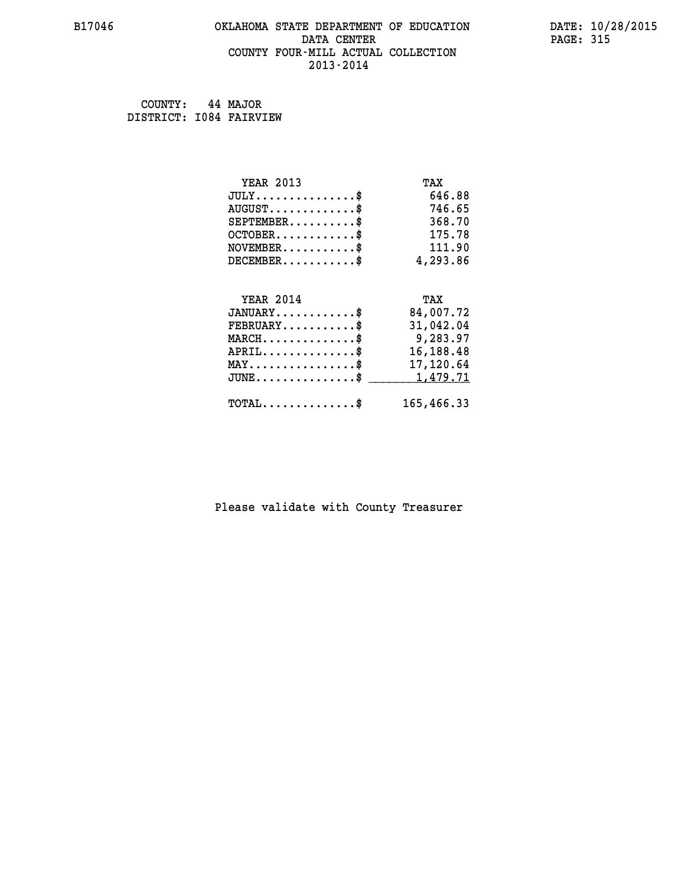B17046 OKLAHOMA STATE DEPARTMENT OF EDUCATION DATE: 10/28/2015
DATA CENTER
COUNTY FOUR-MILL ACTUAL COLLECTION
2013-2014

COUNTY: 44 MAJOR
DISTRICT: I084 FAIRVIEW

| YEAR 2013 | TAX |
|---|---|
| JULY..............$ | 646.88 |
| AUGUST............$ | 746.65 |
| SEPTEMBER.........$ | 368.70 |
| OCTOBER...........$ | 175.78 |
| NOVEMBER..........$ | 111.90 |
| DECEMBER..........$ | 4,293.86 |

| YEAR 2014 | TAX |
|---|---|
| JANUARY...........$ | 84,007.72 |
| FEBRUARY..........$ | 31,042.04 |
| MARCH.............$ | 9,283.97 |
| APRIL.............$ | 16,188.48 |
| MAY...............$ | 17,120.64 |
| JUNE..............$ | 1,479.71 |
| TOTAL.............$ | 165,466.33 |

Please validate with County Treasurer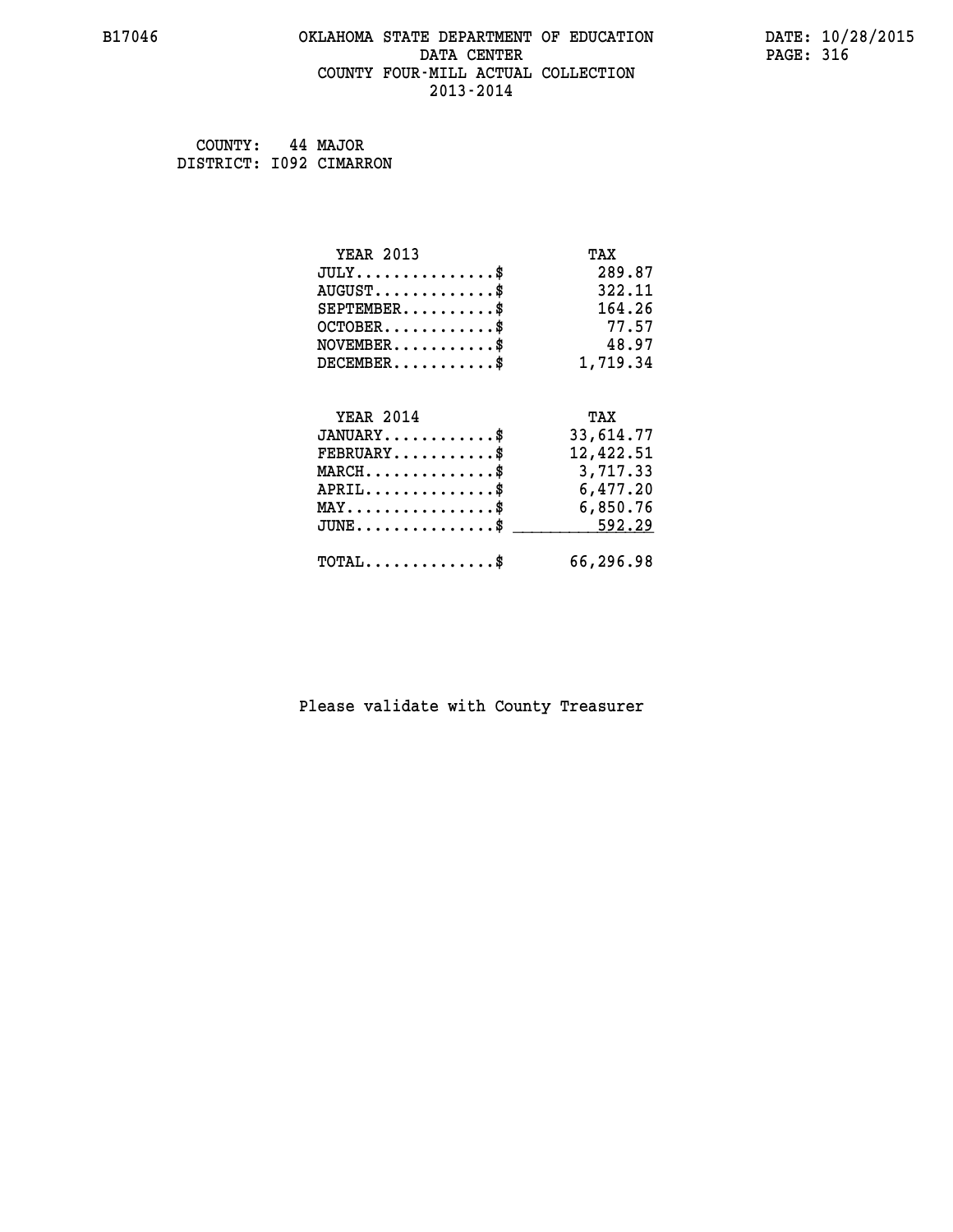B17046 OKLAHOMA STATE DEPARTMENT OF EDUCATION DATA CENTER COUNTY FOUR-MILL ACTUAL COLLECTION 2013-2014

DATE: 10/28/2015

COUNTY: 44 MAJOR
DISTRICT: I092 CIMARRON

| YEAR 2013 | TAX |
|---|---|
| JULY...............$ | 289.87 |
| AUGUST.............$ | 322.11 |
| SEPTEMBER..........$ | 164.26 |
| OCTOBER............$ | 77.57 |
| NOVEMBER...........$ | 48.97 |
| DECEMBER...........$ | 1,719.34 |

| YEAR 2014 | TAX |
|---|---|
| JANUARY............$ | 33,614.77 |
| FEBRUARY...........$ | 12,422.51 |
| MARCH..............$ | 3,717.33 |
| APRIL..............$ | 6,477.20 |
| MAY................$ | 6,850.76 |
| JUNE...............$ | 592.29 |
| TOTAL..............$ | 66,296.98 |

Please validate with County Treasurer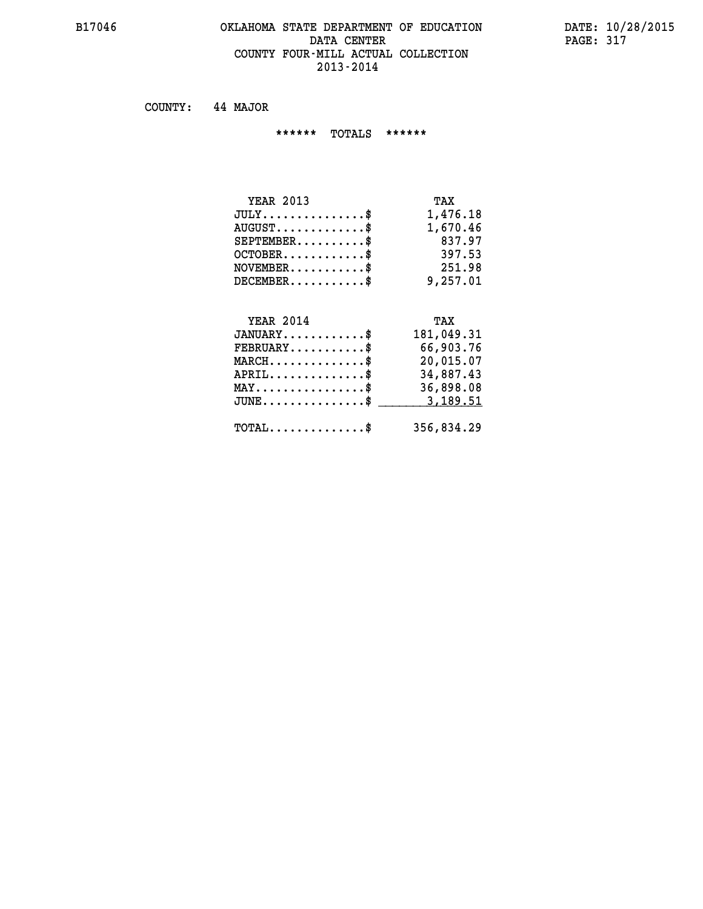# OKLAHOMA STATE DEPARTMENT OF EDUCATION
## DATA CENTER
## COUNTY FOUR-MILL ACTUAL COLLECTION
## 2013-2014

COUNTY: 44 MAJOR

****** TOTALS ******

| YEAR 2013 | TAX |
|---|---|
| JULY...............$ | 1,476.18 |
| AUGUST.............$ | 1,670.46 |
| SEPTEMBER..........$ | 837.97 |
| OCTOBER............$ | 397.53 |
| NOVEMBER...........$ | 251.98 |
| DECEMBER...........$ | 9,257.01 |

| YEAR 2014 | TAX |
|---|---|
| JANUARY............$ | 181,049.31 |
| FEBRUARY...........$ | 66,903.76 |
| MARCH..............$ | 20,015.07 |
| APRIL..............$ | 34,887.43 |
| MAY................$ | 36,898.08 |
| JUNE...............$ | 3,189.51 |
| TOTAL..............$ | 356,834.29 |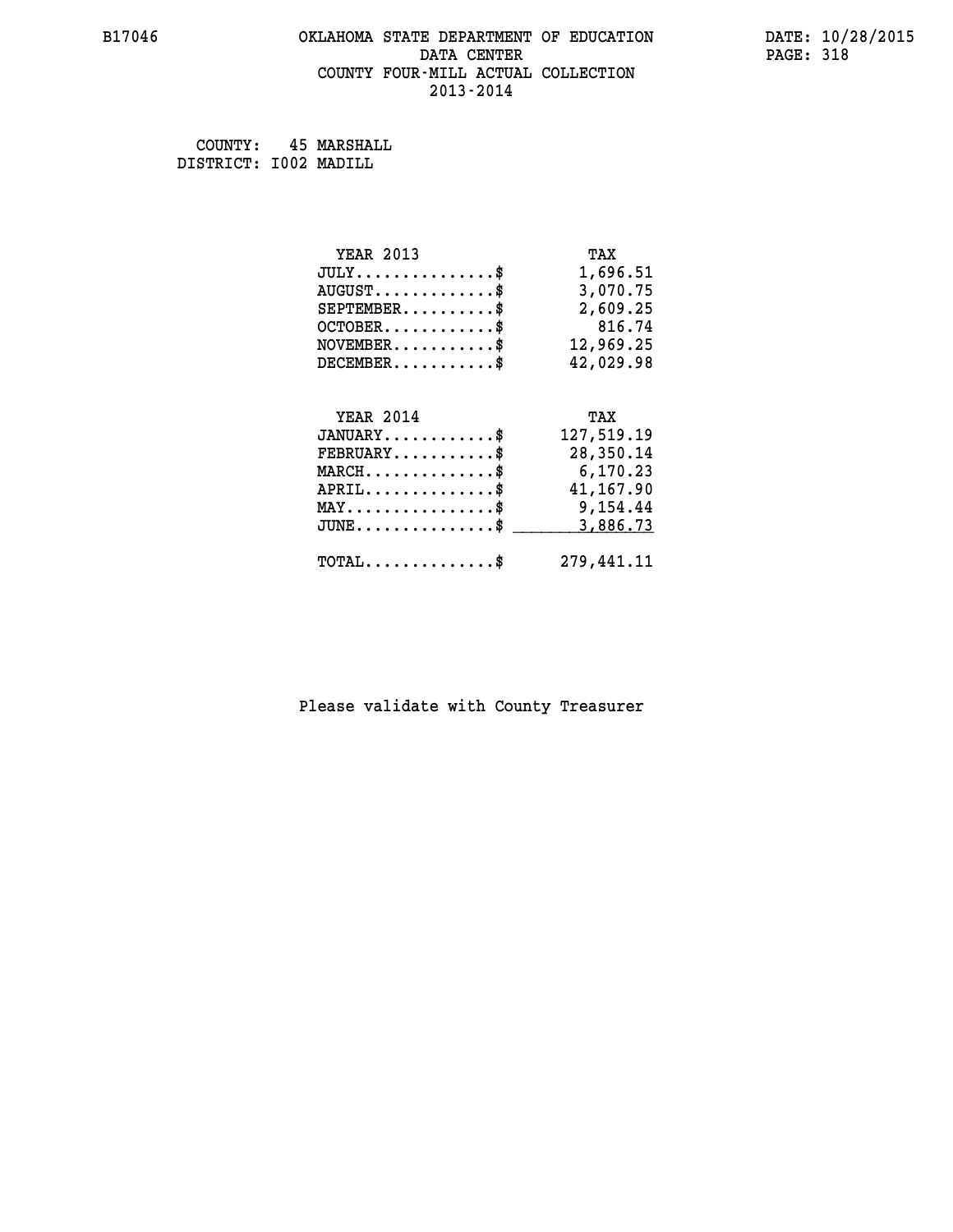B17046 OKLAHOMA STATE DEPARTMENT OF EDUCATION DATE: 10/28/2015

DATA CENTER

COUNTY FOUR-MILL ACTUAL COLLECTION

2013-2014

COUNTY: 45 MARSHALL

DISTRICT: I002 MADILL

| YEAR 2013 | TAX |
|---|---|
| JULY...............$ | 1,696.51 |
| AUGUST.............$ | 3,070.75 |
| SEPTEMBER..........$ | 2,609.25 |
| OCTOBER............$ | 816.74 |
| NOVEMBER...........$ | 12,969.25 |
| DECEMBER...........$ | 42,029.98 |

| YEAR 2014 | TAX |
|---|---|
| JANUARY............$ | 127,519.19 |
| FEBRUARY...........$ | 28,350.14 |
| MARCH..............$ | 6,170.23 |
| APRIL..............$ | 41,167.90 |
| MAY................$ | 9,154.44 |
| JUNE...............$ | 3,886.73 |
| TOTAL..............$ | 279,441.11 |

Please validate with County Treasurer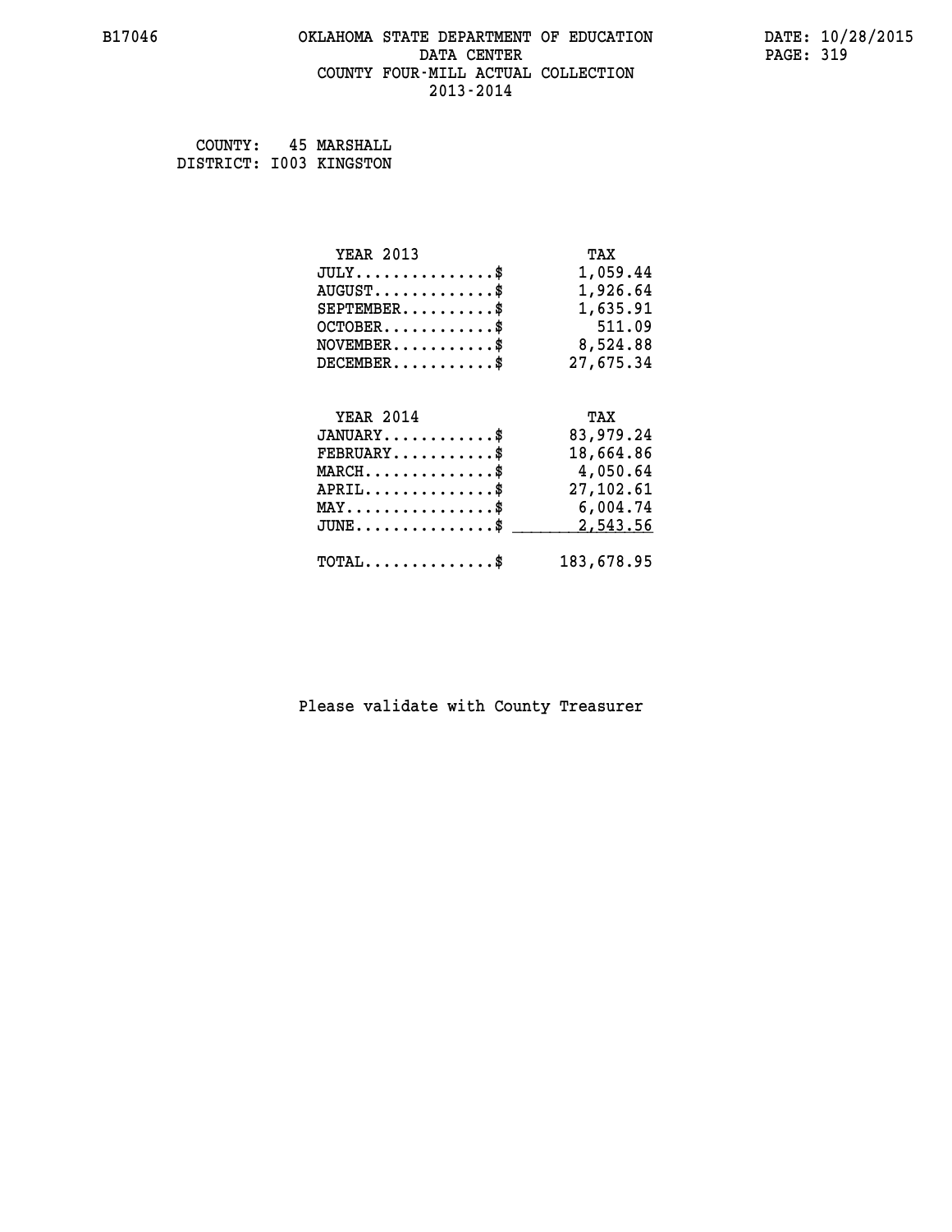OKLAHOMA STATE DEPARTMENT OF EDUCATION
DATA CENTER
COUNTY FOUR-MILL ACTUAL COLLECTION
2013-2014

COUNTY: 45 MARSHALL
DISTRICT: I003 KINGSTON

| YEAR 2013 | TAX |
|---|---|
| JULY...............$ | 1,059.44 |
| AUGUST.............$ | 1,926.64 |
| SEPTEMBER..........$ | 1,635.91 |
| OCTOBER............$ | 511.09 |
| NOVEMBER...........$ | 8,524.88 |
| DECEMBER...........$ | 27,675.34 |

| YEAR 2014 | TAX |
|---|---|
| JANUARY............$ | 83,979.24 |
| FEBRUARY...........$ | 18,664.86 |
| MARCH..............$ | 4,050.64 |
| APRIL..............$ | 27,102.61 |
| MAY................$ | 6,004.74 |
| JUNE...............$ | 2,543.56 |
| TOTAL..............$ | 183,678.95 |

Please validate with County Treasurer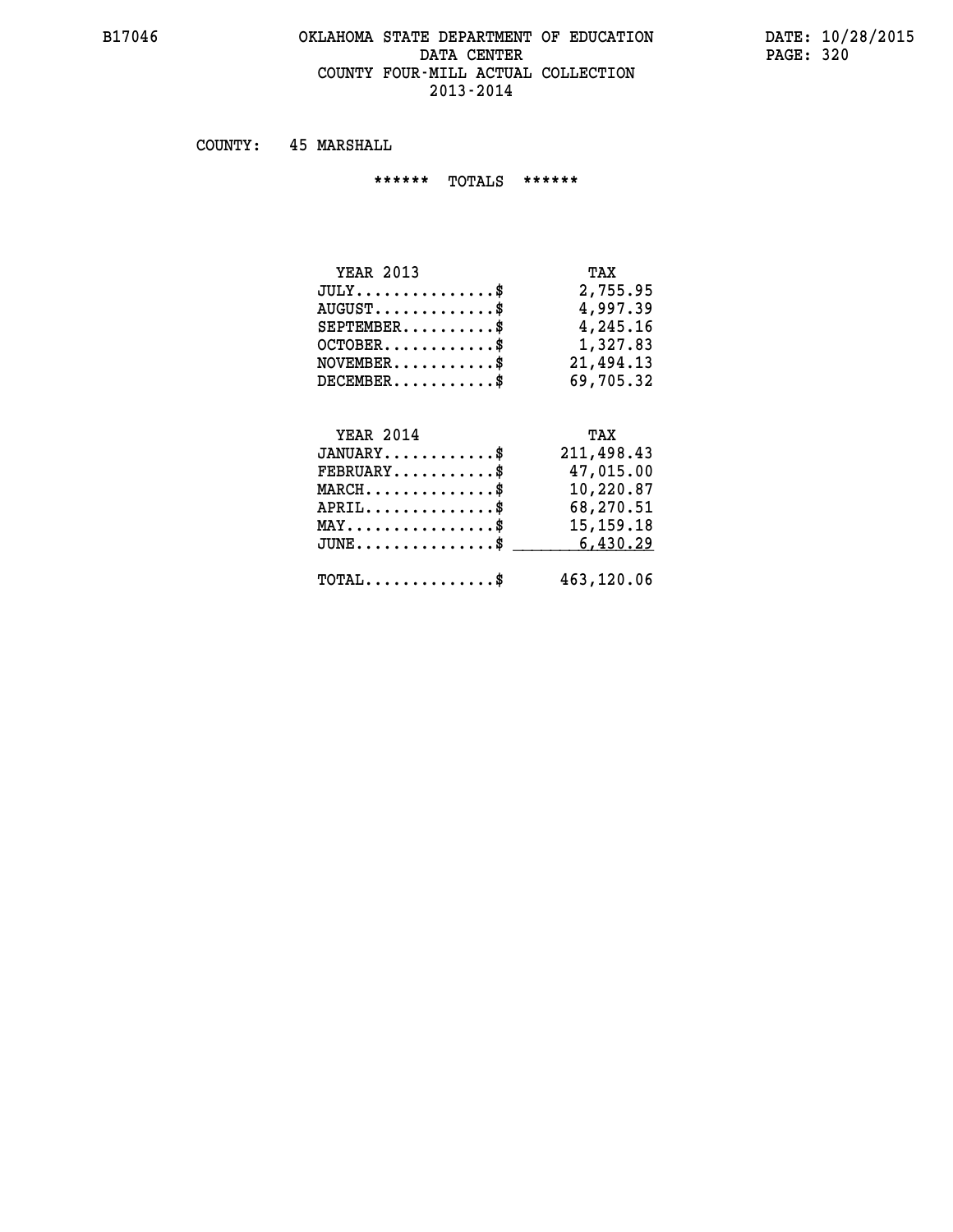# OKLAHOMA STATE DEPARTMENT OF EDUCATION
## DATA CENTER
## COUNTY FOUR-MILL ACTUAL COLLECTION
## 2013-2014

B17046 DATE: 10/28/2015

COUNTY: 45 MARSHALL

****** TOTALS ******

| YEAR 2013 | TAX |
|---|---|
| JULY...............$ | 2,755.95 |
| AUGUST.............$ | 4,997.39 |
| SEPTEMBER..........$ | 4,245.16 |
| OCTOBER............$ | 1,327.83 |
| NOVEMBER...........$ | 21,494.13 |
| DECEMBER...........$ | 69,705.32 |

| YEAR 2014 | TAX |
|---|---|
| JANUARY............$ | 211,498.43 |
| FEBRUARY...........$ | 47,015.00 |
| MARCH..............$ | 10,220.87 |
| APRIL..............$ | 68,270.51 |
| MAY................$ | 15,159.18 |
| JUNE...............$ | 6,430.29 |
| TOTAL..............$ | 463,120.06 |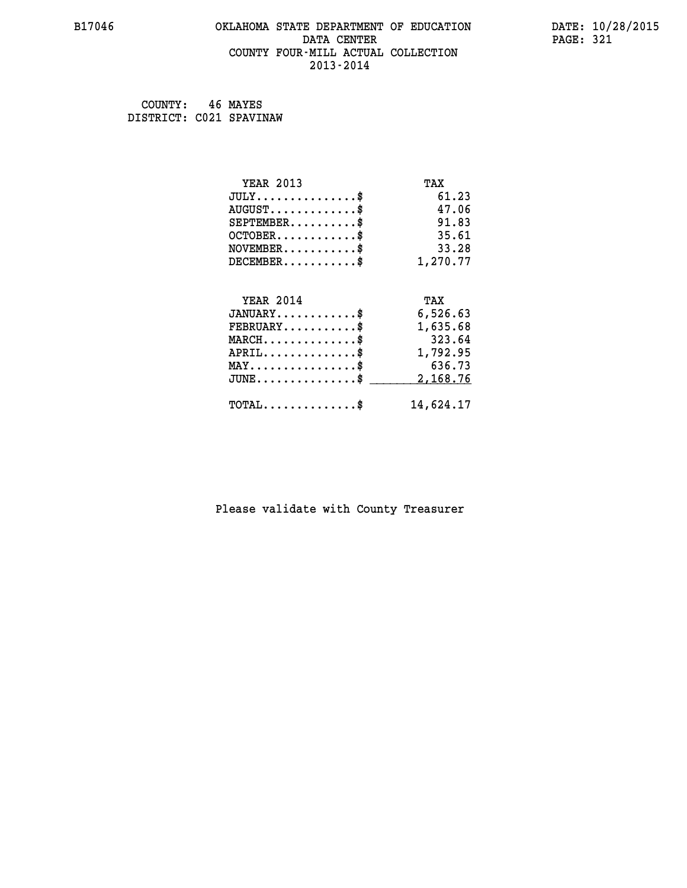B17046 OKLAHOMA STATE DEPARTMENT OF EDUCATION DATA CENTER COUNTY FOUR-MILL ACTUAL COLLECTION 2013-2014

DATE: 10/28/2015

COUNTY: 46 MAYES
DISTRICT: C021 SPAVINAW

| YEAR 2013 | TAX |
|---|---|
| JULY...............$ | 61.23 |
| AUGUST.............$ | 47.06 |
| SEPTEMBER..........$ | 91.83 |
| OCTOBER............$ | 35.61 |
| NOVEMBER...........$ | 33.28 |
| DECEMBER...........$ | 1,270.77 |

| YEAR 2014 | TAX |
|---|---|
| JANUARY............$ | 6,526.63 |
| FEBRUARY...........$ | 1,635.68 |
| MARCH..............$ | 323.64 |
| APRIL..............$ | 1,792.95 |
| MAY................$ | 636.73 |
| JUNE...............$ | 2,168.76 |
| TOTAL..............$ | 14,624.17 |

Please validate with County Treasurer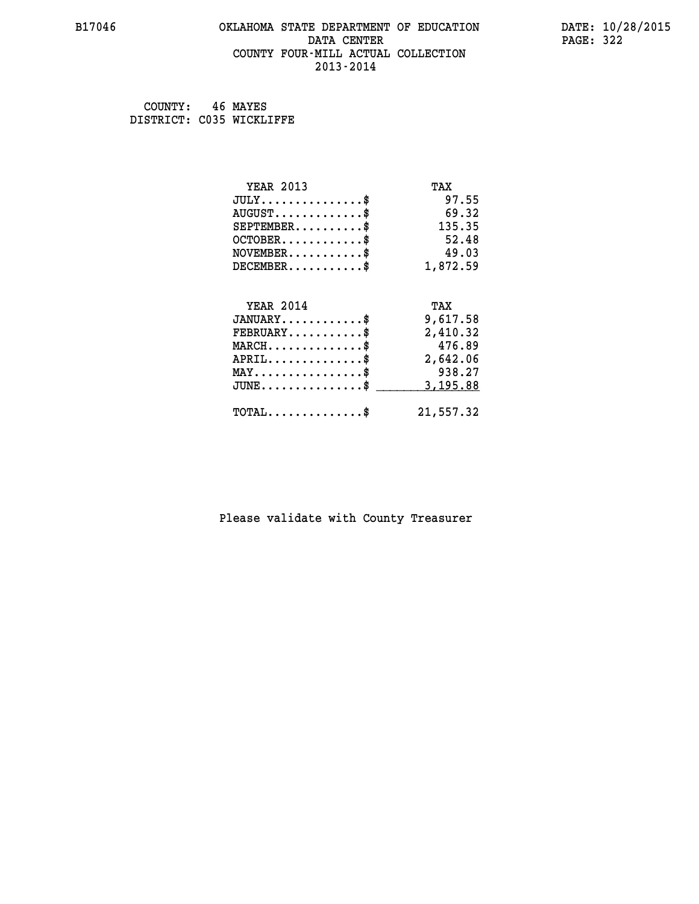B17046 OKLAHOMA STATE DEPARTMENT OF EDUCATION DATA CENTER COUNTY FOUR-MILL ACTUAL COLLECTION 2013-2014

DATE: 10/28/2015

COUNTY: 46 MAYES
DISTRICT: C035 WICKLIFFE

| YEAR 2013 | TAX |
|---|---|
| JULY...............$ | 97.55 |
| AUGUST.............$ | 69.32 |
| SEPTEMBER..........$ | 135.35 |
| OCTOBER............$ | 52.48 |
| NOVEMBER...........$ | 49.03 |
| DECEMBER...........$ | 1,872.59 |

| YEAR 2014 | TAX |
|---|---|
| JANUARY............$ | 9,617.58 |
| FEBRUARY...........$ | 2,410.32 |
| MARCH..............$ | 476.89 |
| APRIL..............$ | 2,642.06 |
| MAY................$ | 938.27 |
| JUNE...............$ | 3,195.88 |
| TOTAL..............$ | 21,557.32 |

Please validate with County Treasurer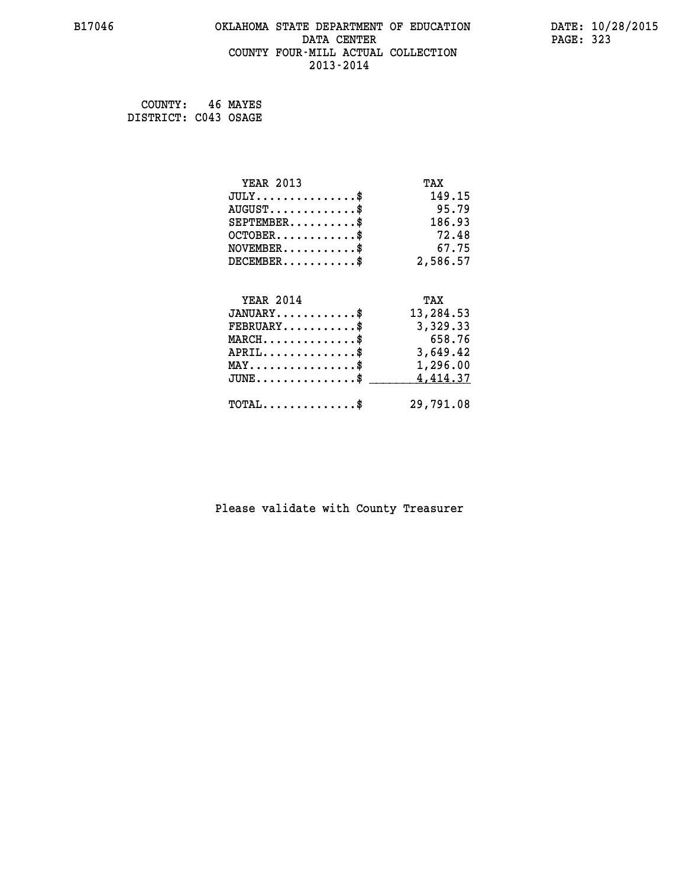B17046 OKLAHOMA STATE DEPARTMENT OF EDUCATION DATA CENTER COUNTY FOUR-MILL ACTUAL COLLECTION 2013-2014

DATE: 10/28/2015

COUNTY: 46 MAYES
DISTRICT: C043 OSAGE

| YEAR 2013 | TAX |
|---|---|
| JULY...............$ | 149.15 |
| AUGUST.............$ | 95.79 |
| SEPTEMBER..........$ | 186.93 |
| OCTOBER............$ | 72.48 |
| NOVEMBER...........$ | 67.75 |
| DECEMBER...........$ | 2,586.57 |

| YEAR 2014 | TAX |
|---|---|
| JANUARY............$ | 13,284.53 |
| FEBRUARY...........$ | 3,329.33 |
| MARCH..............$ | 658.76 |
| APRIL..............$ | 3,649.42 |
| MAY................$ | 1,296.00 |
| JUNE...............$ | 4,414.37 |
| TOTAL..............$ | 29,791.08 |

Please validate with County Treasurer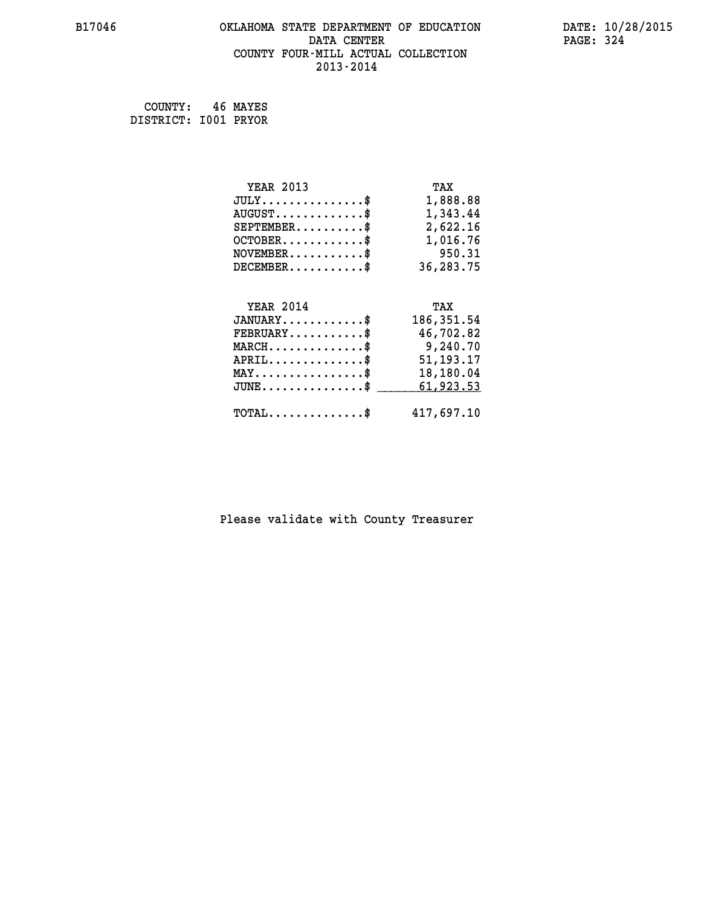B17046 OKLAHOMA STATE DEPARTMENT OF EDUCATION DATA CENTER COUNTY FOUR-MILL ACTUAL COLLECTION 2013-2014

DATE: 10/28/2015

COUNTY: 46 MAYES
DISTRICT: I001 PRYOR

| YEAR 2013 | TAX |
|---|---|
| JULY...............$ | 1,888.88 |
| AUGUST.............$ | 1,343.44 |
| SEPTEMBER..........$ | 2,622.16 |
| OCTOBER............$ | 1,016.76 |
| NOVEMBER...........$ | 950.31 |
| DECEMBER...........$ | 36,283.75 |

| YEAR 2014 | TAX |
|---|---|
| JANUARY............$ | 186,351.54 |
| FEBRUARY...........$ | 46,702.82 |
| MARCH..............$ | 9,240.70 |
| APRIL..............$ | 51,193.17 |
| MAY................$ | 18,180.04 |
| JUNE...............$ | 61,923.53 |
| TOTAL..............$ | 417,697.10 |

Please validate with County Treasurer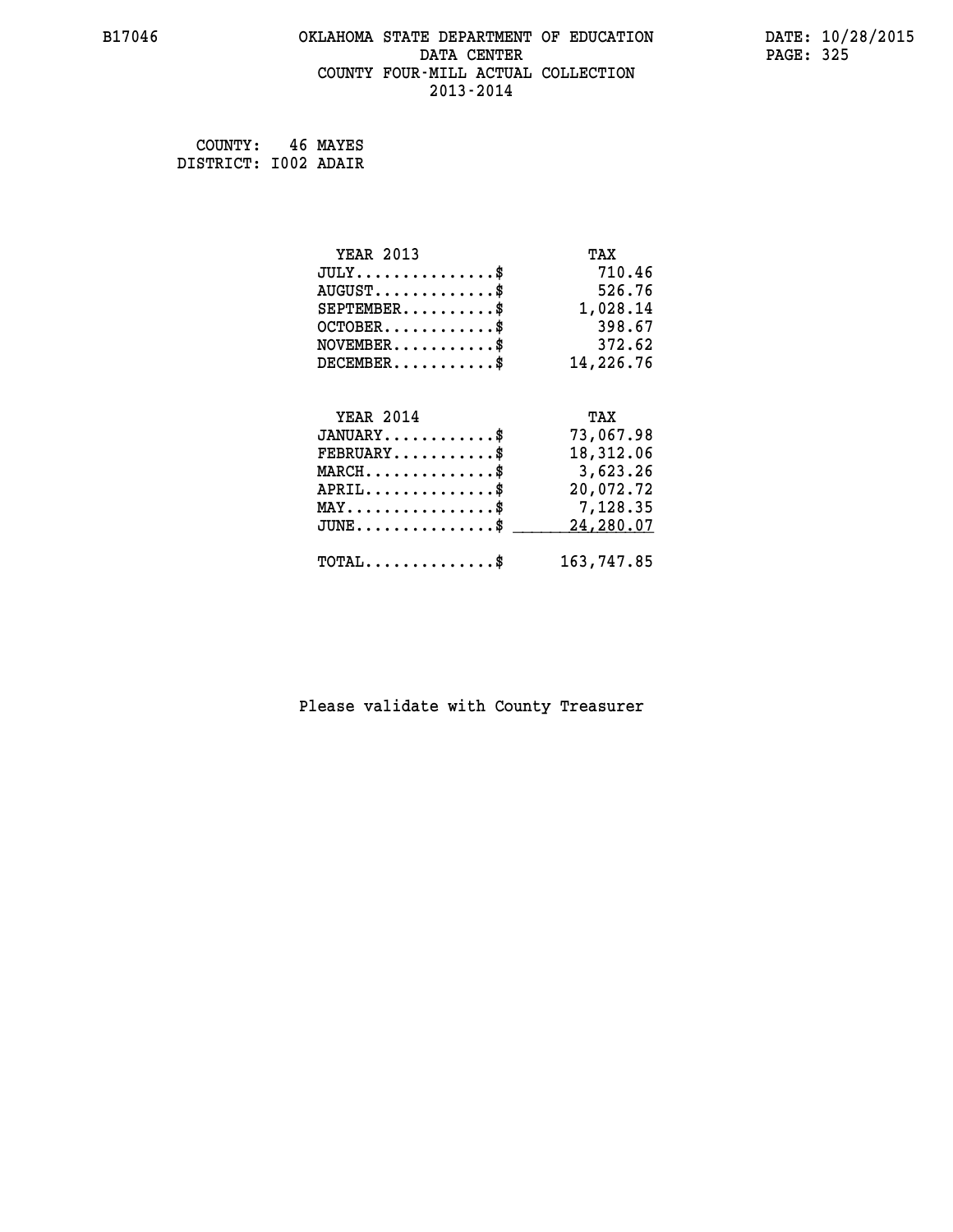B17046 OKLAHOMA STATE DEPARTMENT OF EDUCATION DATA CENTER COUNTY FOUR-MILL ACTUAL COLLECTION 2013-2014

DATE: 10/28/2015

COUNTY: 46 MAYES
DISTRICT: I002 ADAIR

| YEAR 2013 | TAX |
|---|---|
| JULY..............$ | 710.46 |
| AUGUST............$ | 526.76 |
| SEPTEMBER.........$ | 1,028.14 |
| OCTOBER...........$ | 398.67 |
| NOVEMBER..........$ | 372.62 |
| DECEMBER..........$ | 14,226.76 |

| YEAR 2014 | TAX |
|---|---|
| JANUARY...........$ | 73,067.98 |
| FEBRUARY..........$ | 18,312.06 |
| MARCH.............$ | 3,623.26 |
| APRIL.............$ | 20,072.72 |
| MAY...............$ | 7,128.35 |
| JUNE..............$ | 24,280.07 |
| TOTAL.............$ | 163,747.85 |

Please validate with County Treasurer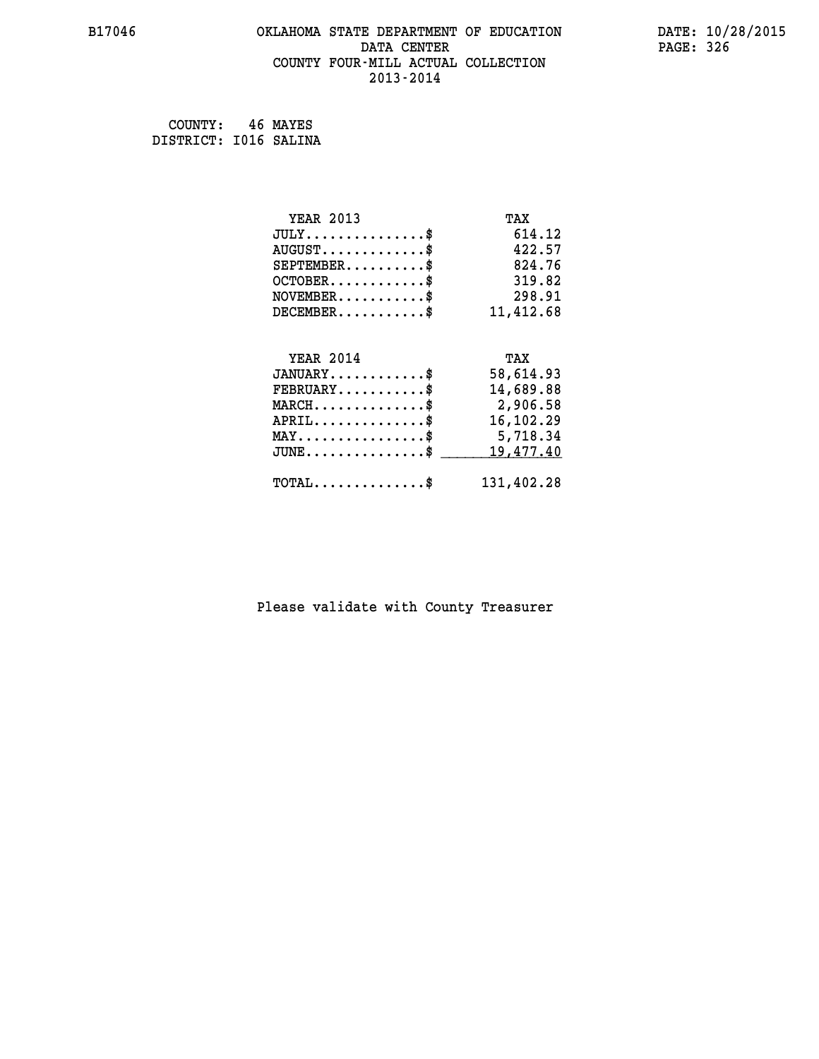B17046 OKLAHOMA STATE DEPARTMENT OF EDUCATION DATE: 10/28/2015

DATA CENTER

COUNTY FOUR-MILL ACTUAL COLLECTION

2013-2014

COUNTY: 46 MAYES
DISTRICT: I016 SALINA

| YEAR 2013 | TAX |
|---|---|
| JULY...............$ | 614.12 |
| AUGUST.............$ | 422.57 |
| SEPTEMBER..........$ | 824.76 |
| OCTOBER............$ | 319.82 |
| NOVEMBER...........$ | 298.91 |
| DECEMBER...........$ | 11,412.68 |

| YEAR 2014 | TAX |
|---|---|
| JANUARY............$ | 58,614.93 |
| FEBRUARY...........$ | 14,689.88 |
| MARCH..............$ | 2,906.58 |
| APRIL..............$ | 16,102.29 |
| MAY................$ | 5,718.34 |
| JUNE...............$ | 19,477.40 |
| TOTAL..............$ | 131,402.28 |

Please validate with County Treasurer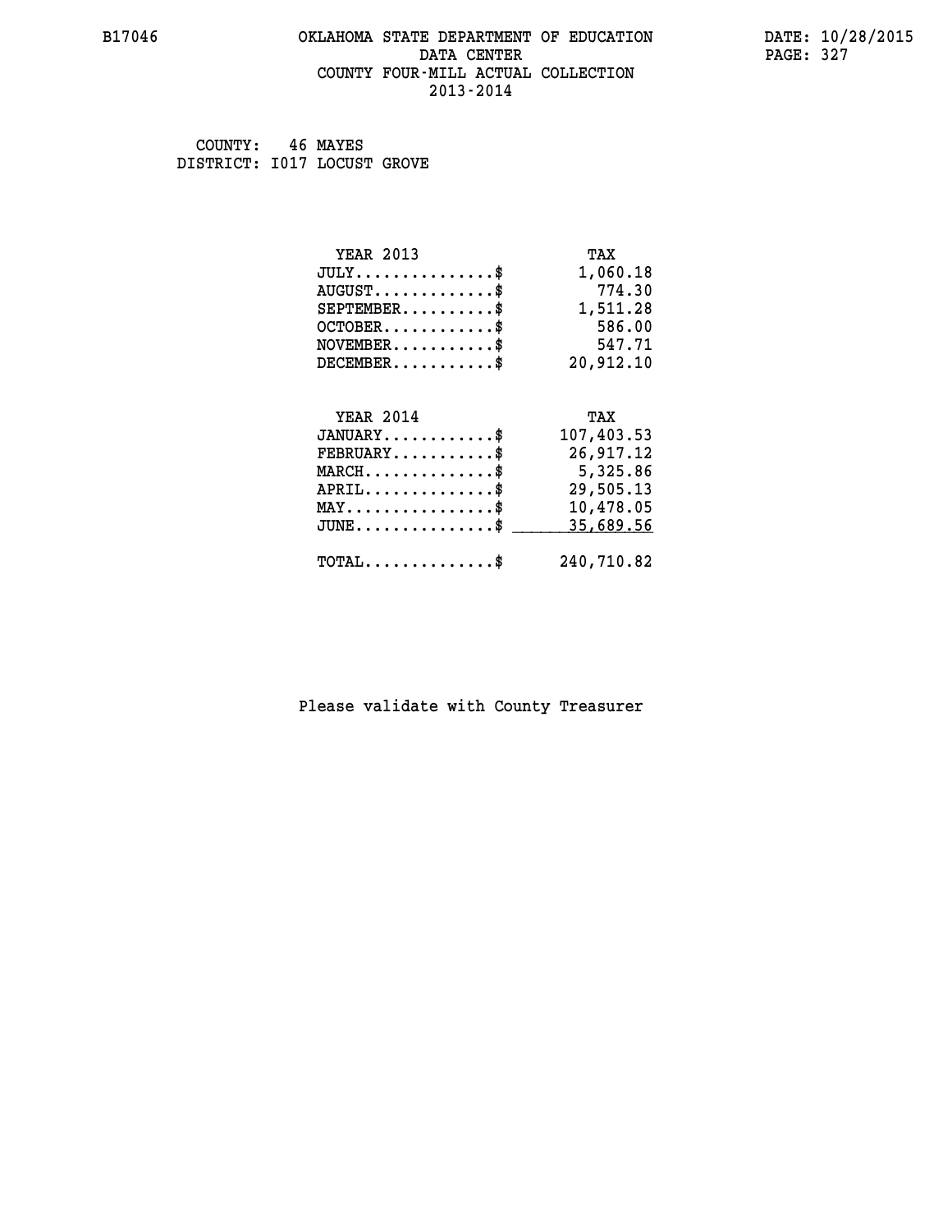B17046 OKLAHOMA STATE DEPARTMENT OF EDUCATION DATE: 10/28/2015

DATA CENTER

COUNTY FOUR-MILL ACTUAL COLLECTION

2013-2014

COUNTY: 46 MAYES
DISTRICT: I017 LOCUST GROVE

| YEAR 2013 | TAX |
|---|---|
| JULY...............$ | 1,060.18 |
| AUGUST.............$ | 774.30 |
| SEPTEMBER..........$ | 1,511.28 |
| OCTOBER............$ | 586.00 |
| NOVEMBER...........$ | 547.71 |
| DECEMBER...........$ | 20,912.10 |

| YEAR 2014 | TAX |
|---|---|
| JANUARY............$ | 107,403.53 |
| FEBRUARY...........$ | 26,917.12 |
| MARCH..............$ | 5,325.86 |
| APRIL..............$ | 29,505.13 |
| MAY................$ | 10,478.05 |
| JUNE...............$ | 35,689.56 |
| TOTAL..............$ | 240,710.82 |

Please validate with County Treasurer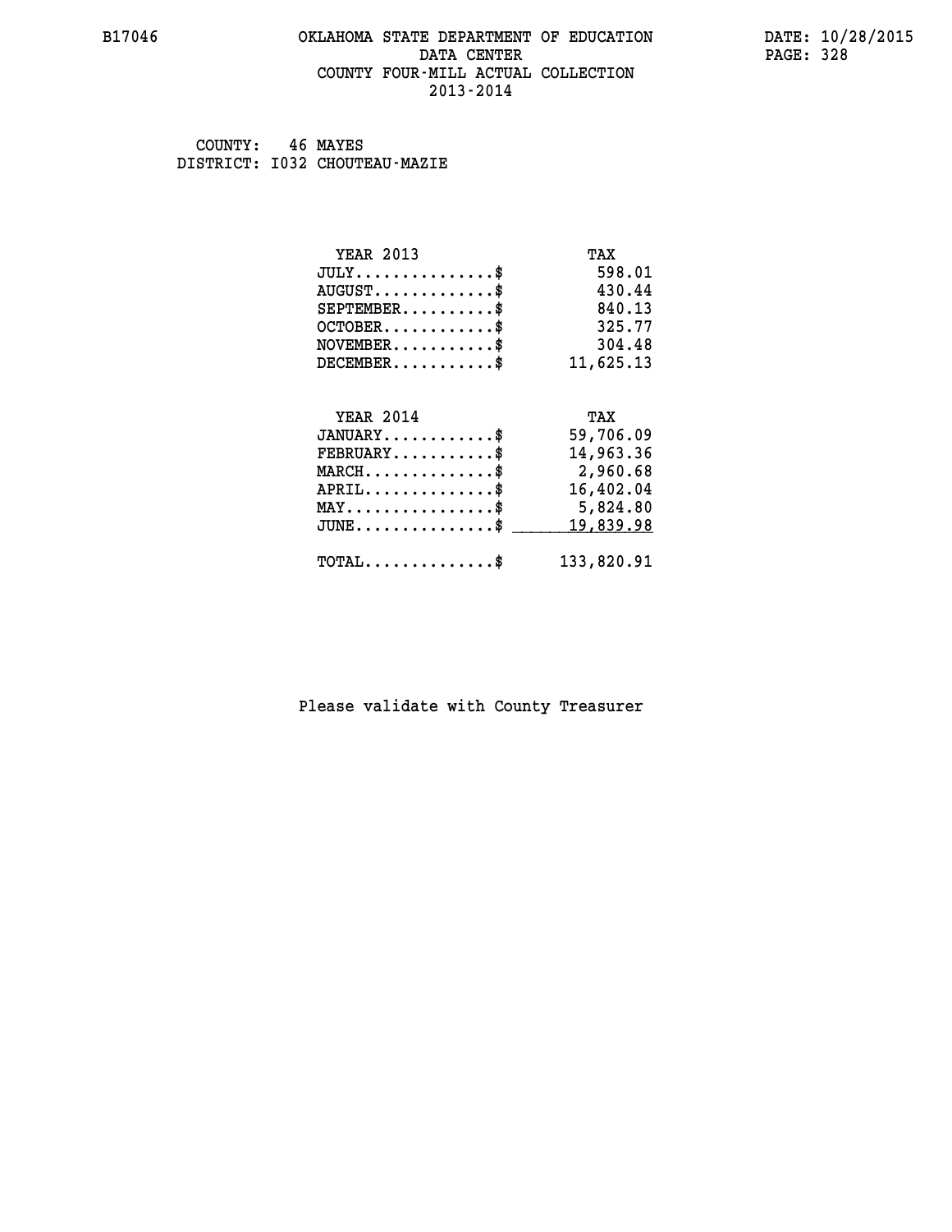COUNTY: 46 MAYES
DISTRICT: I032 CHOUTEAU-MAZIE

| YEAR 2013 | TAX |
|---|---|
| JULY..............$ | 598.01 |
| AUGUST.............$ | 430.44 |
| SEPTEMBER..........$ | 840.13 |
| OCTOBER............$ | 325.77 |
| NOVEMBER...........$ | 304.48 |
| DECEMBER...........$ | 11,625.13 |

| YEAR 2014 | TAX |
|---|---|
| JANUARY............$ | 59,706.09 |
| FEBRUARY...........$ | 14,963.36 |
| MARCH..............$ | 2,960.68 |
| APRIL..............$ | 16,402.04 |
| MAY................$ | 5,824.80 |
| JUNE...............$ | 19,839.98 |
| TOTAL..............$ | 133,820.91 |

Please validate with County Treasurer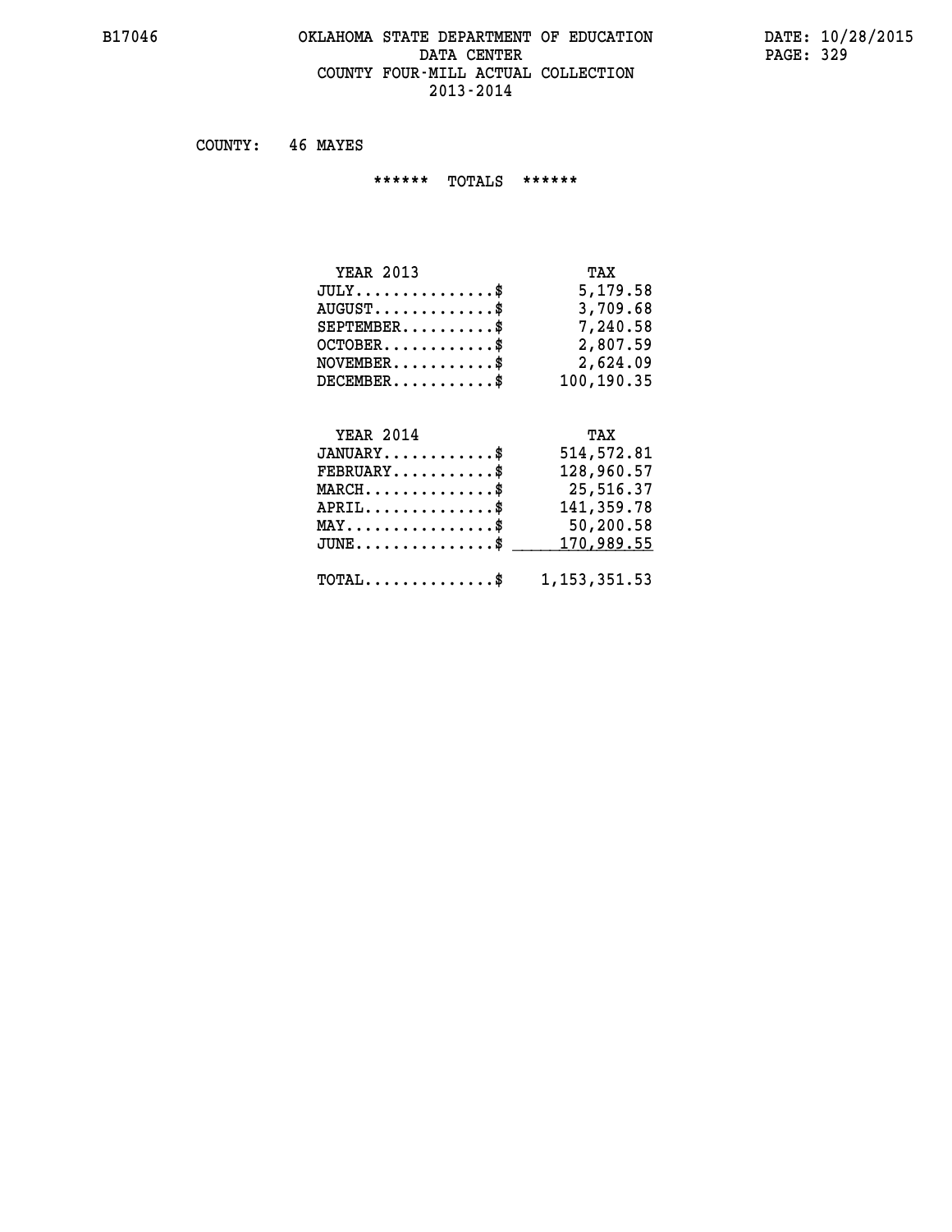COUNTY: 46 MAYES

****** TOTALS ******

| YEAR 2013 | TAX |
|---|---|
| JULY...............$ | 5,179.58 |
| AUGUST.............$ | 3,709.68 |
| SEPTEMBER..........$ | 7,240.58 |
| OCTOBER............$ | 2,807.59 |
| NOVEMBER...........$ | 2,624.09 |
| DECEMBER...........$ | 100,190.35 |

| YEAR 2014 | TAX |
|---|---|
| JANUARY............$ | 514,572.81 |
| FEBRUARY...........$ | 128,960.57 |
| MARCH..............$ | 25,516.37 |
| APRIL..............$ | 141,359.78 |
| MAY................$ | 50,200.58 |
| JUNE...............$ | 170,989.55 |
| TOTAL..............$ | 1,153,351.53 |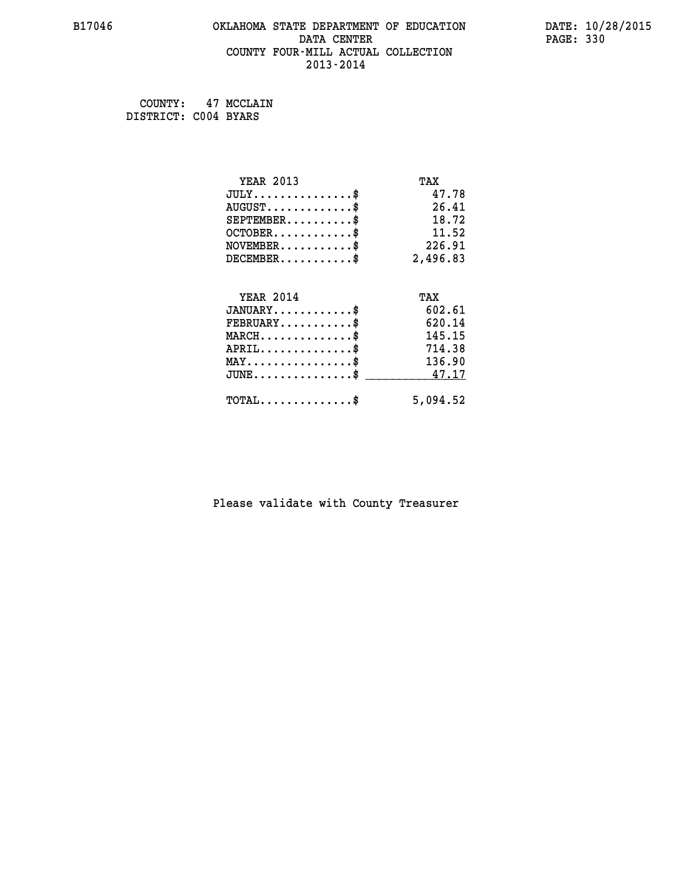# OKLAHOMA STATE DEPARTMENT OF EDUCATION
## DATA CENTER
## COUNTY FOUR-MILL ACTUAL COLLECTION
## 2013-2014

B17046 — DATE: 10/28/2015

COUNTY: 47 MCCLAIN
DISTRICT: C004 BYARS

| YEAR 2013 | TAX |
|---|---|
| JULY..............$ | 47.78 |
| AUGUST............$ | 26.41 |
| SEPTEMBER.........$ | 18.72 |
| OCTOBER...........$ | 11.52 |
| NOVEMBER..........$ | 226.91 |
| DECEMBER..........$ | 2,496.83 |

| YEAR 2014 | TAX |
|---|---|
| JANUARY...........$ | 602.61 |
| FEBRUARY..........$ | 620.14 |
| MARCH.............$ | 145.15 |
| APRIL.............$ | 714.38 |
| MAY...............$ | 136.90 |
| JUNE..............$ | 47.17 |
| TOTAL.............$ | 5,094.52 |

Please validate with County Treasurer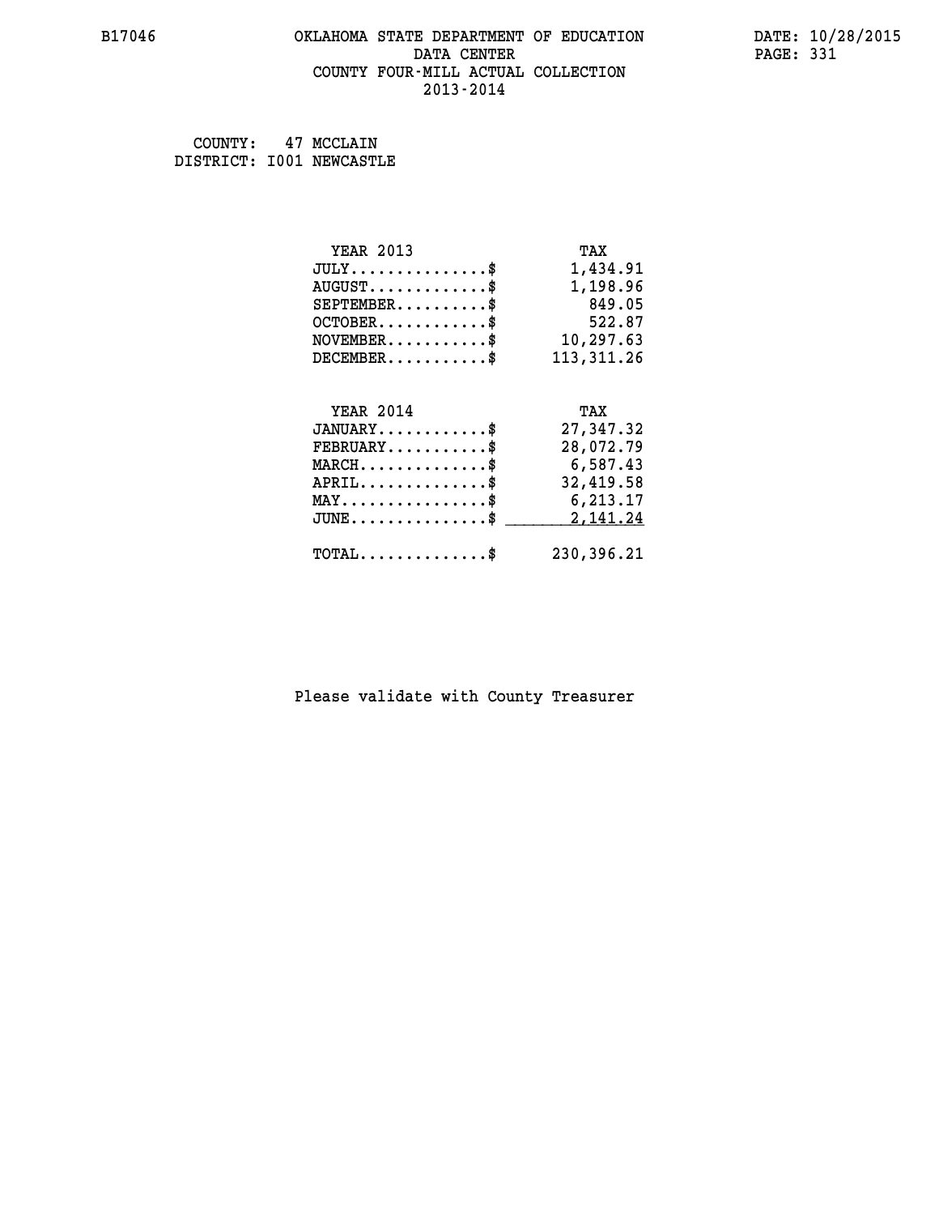# OKLAHOMA STATE DEPARTMENT OF EDUCATION
## DATA CENTER
## COUNTY FOUR-MILL ACTUAL COLLECTION
## 2013-2014

COUNTY: 47 MCCLAIN
DISTRICT: I001 NEWCASTLE

| YEAR 2013 | TAX |
|---|---|
| JULY..............$ | 1,434.91 |
| AUGUST............$ | 1,198.96 |
| SEPTEMBER.........$ | 849.05 |
| OCTOBER...........$ | 522.87 |
| NOVEMBER..........$ | 10,297.63 |
| DECEMBER..........$ | 113,311.26 |

| YEAR 2014 | TAX |
|---|---|
| JANUARY...........$ | 27,347.32 |
| FEBRUARY..........$ | 28,072.79 |
| MARCH.............$ | 6,587.43 |
| APRIL.............$ | 32,419.58 |
| MAY...............$ | 6,213.17 |
| JUNE..............$ | 2,141.24 |
| TOTAL.............$ | 230,396.21 |

Please validate with County Treasurer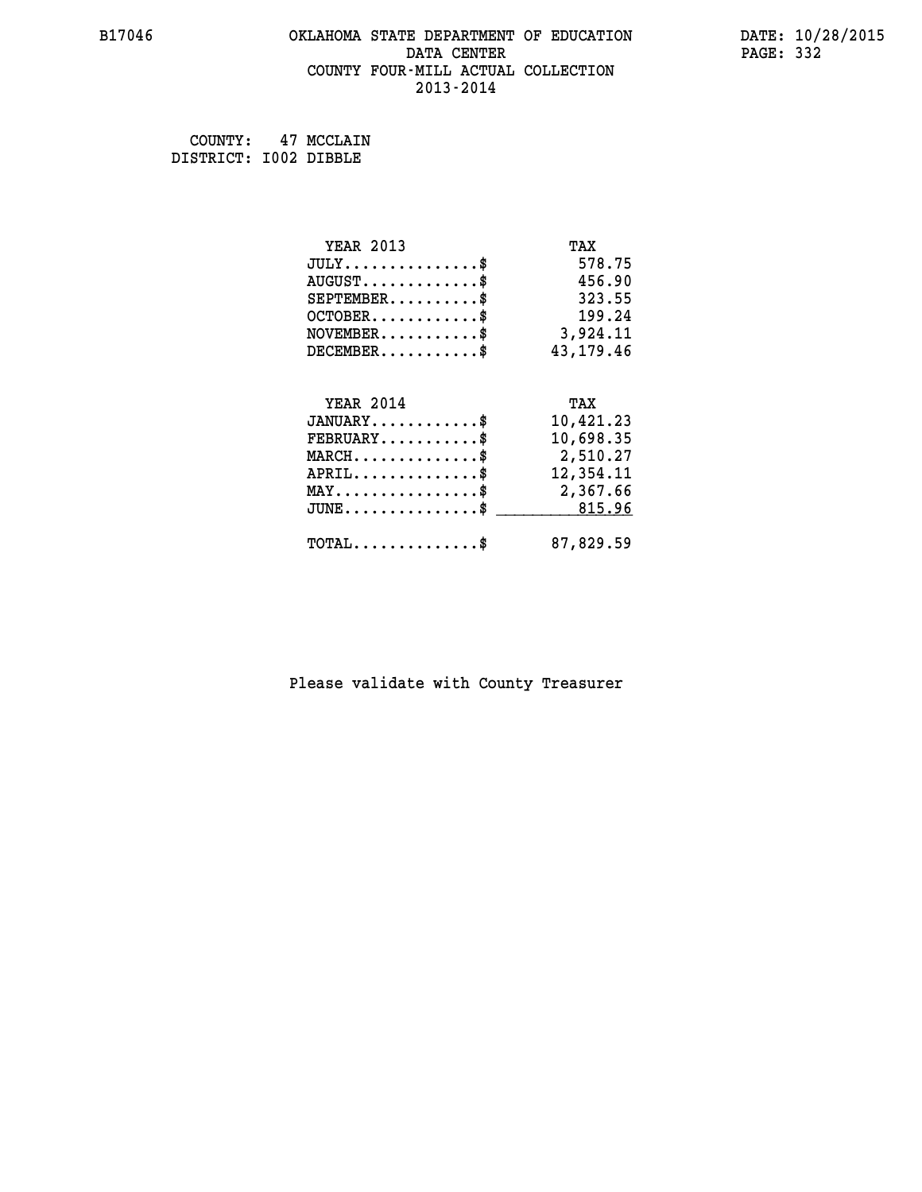COUNTY: 47 MCCLAIN
DISTRICT: I002 DIBBLE

| YEAR 2013 | TAX |
|---|---|
| JULY..............$ | 578.75 |
| AUGUST............$ | 456.90 |
| SEPTEMBER.........$ | 323.55 |
| OCTOBER...........$ | 199.24 |
| NOVEMBER..........$ | 3,924.11 |
| DECEMBER..........$ | 43,179.46 |

| YEAR 2014 | TAX |
|---|---|
| JANUARY...........$ | 10,421.23 |
| FEBRUARY..........$ | 10,698.35 |
| MARCH.............$ | 2,510.27 |
| APRIL.............$ | 12,354.11 |
| MAY...............$ | 2,367.66 |
| JUNE..............$ | 815.96 |
| TOTAL.............$ | 87,829.59 |

Please validate with County Treasurer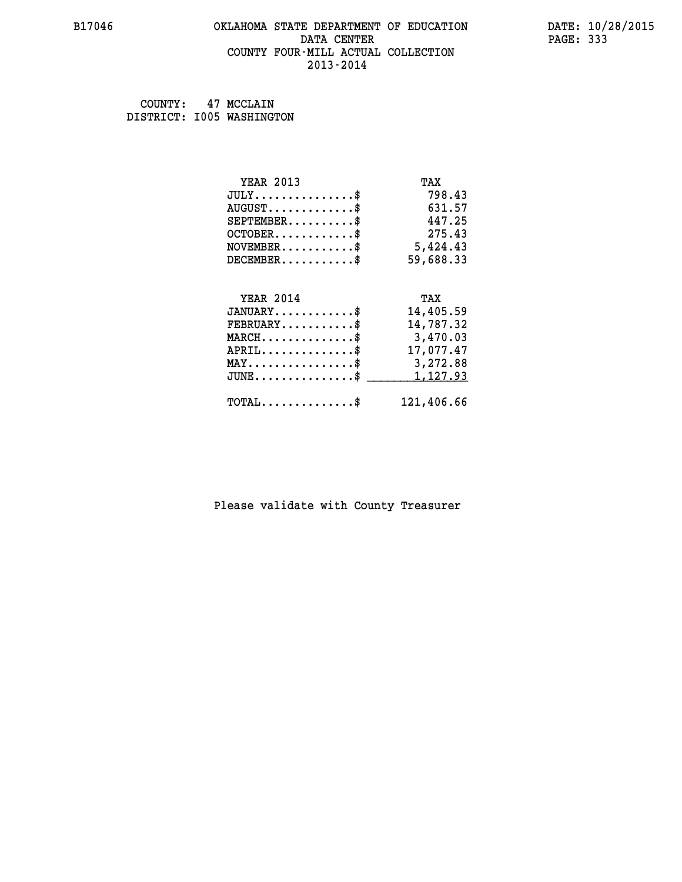B17046 OKLAHOMA STATE DEPARTMENT OF EDUCATION DATA CENTER COUNTY FOUR-MILL ACTUAL COLLECTION 2013-2014

DATE: 10/28/2015

COUNTY: 47 MCCLAIN
DISTRICT: I005 WASHINGTON

| YEAR 2013 | TAX |
|---|---|
| JULY...............$ | 798.43 |
| AUGUST.............$ | 631.57 |
| SEPTEMBER..........$ | 447.25 |
| OCTOBER............$ | 275.43 |
| NOVEMBER...........$ | 5,424.43 |
| DECEMBER...........$ | 59,688.33 |

| YEAR 2014 | TAX |
|---|---|
| JANUARY............$ | 14,405.59 |
| FEBRUARY...........$ | 14,787.32 |
| MARCH..............$ | 3,470.03 |
| APRIL..............$ | 17,077.47 |
| MAY................$ | 3,272.88 |
| JUNE...............$ | 1,127.93 |
| TOTAL..............$ | 121,406.66 |

Please validate with County Treasurer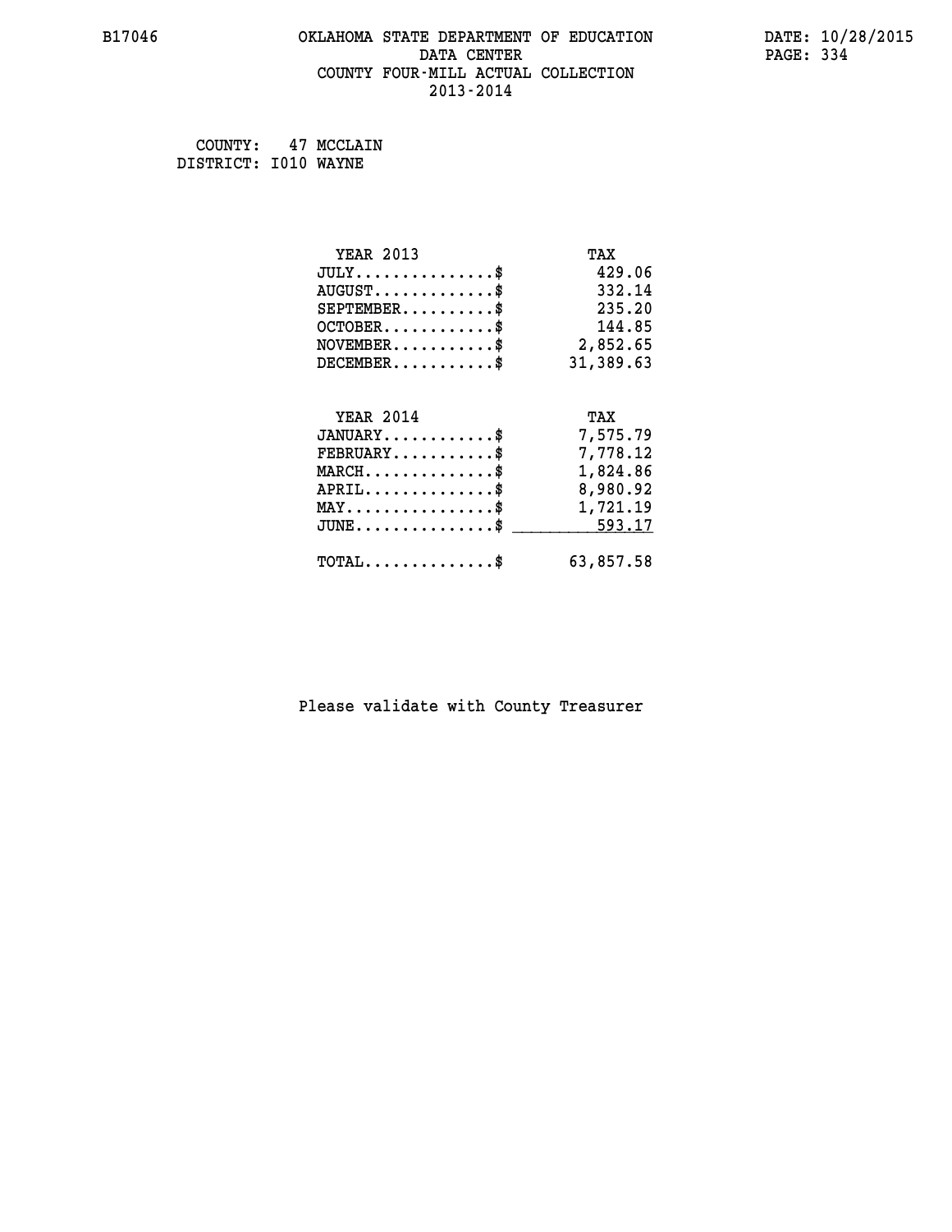B17046 OKLAHOMA STATE DEPARTMENT OF EDUCATION DATA CENTER COUNTY FOUR-MILL ACTUAL COLLECTION 2013-2014

DATE: 10/28/2015

COUNTY: 47 MCCLAIN
DISTRICT: I010 WAYNE

| YEAR 2013 | TAX |
|---|---|
| JULY..............$ | 429.06 |
| AUGUST............$ | 332.14 |
| SEPTEMBER.........$ | 235.20 |
| OCTOBER...........$ | 144.85 |
| NOVEMBER..........$ | 2,852.65 |
| DECEMBER..........$ | 31,389.63 |

| YEAR 2014 | TAX |
|---|---|
| JANUARY...........$ | 7,575.79 |
| FEBRUARY..........$ | 7,778.12 |
| MARCH.............$ | 1,824.86 |
| APRIL.............$ | 8,980.92 |
| MAY...............$ | 1,721.19 |
| JUNE..............$ | 593.17 |
| TOTAL.............$ | 63,857.58 |

Please validate with County Treasurer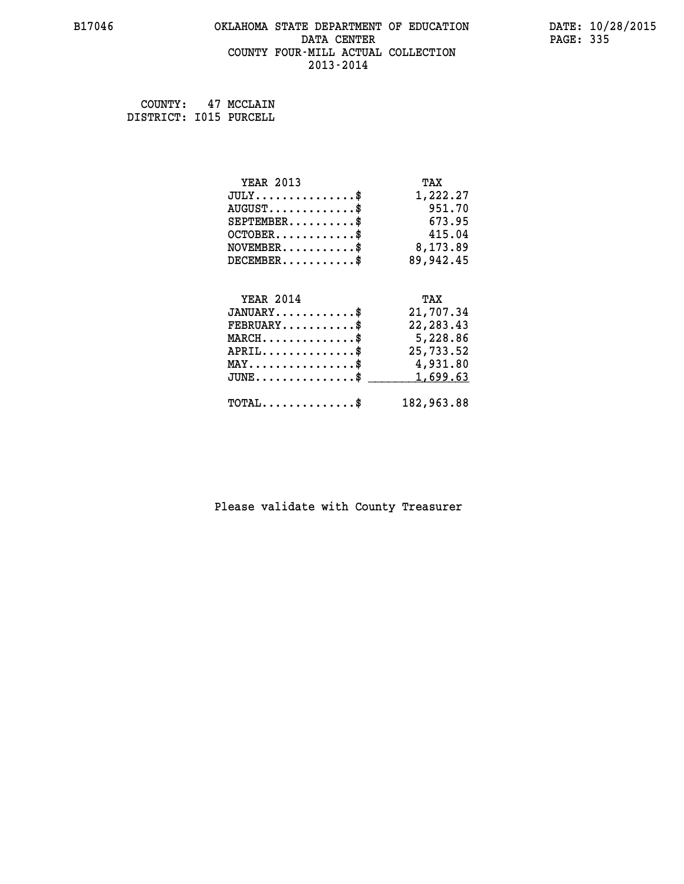B17046 OKLAHOMA STATE DEPARTMENT OF EDUCATION DATE: 10/28/2015
DATA CENTER
COUNTY FOUR-MILL ACTUAL COLLECTION
2013-2014

COUNTY: 47 MCCLAIN
DISTRICT: I015 PURCELL

| YEAR 2013 | TAX |
|---|---|
| JULY..............$ | 1,222.27 |
| AUGUST............$ | 951.70 |
| SEPTEMBER.........$ | 673.95 |
| OCTOBER...........$ | 415.04 |
| NOVEMBER..........$ | 8,173.89 |
| DECEMBER..........$ | 89,942.45 |

| YEAR 2014 | TAX |
|---|---|
| JANUARY...........$ | 21,707.34 |
| FEBRUARY..........$ | 22,283.43 |
| MARCH.............$ | 5,228.86 |
| APRIL.............$ | 25,733.52 |
| MAY...............$ | 4,931.80 |
| JUNE..............$ | 1,699.63 |
| TOTAL.............$ | 182,963.88 |

Please validate with County Treasurer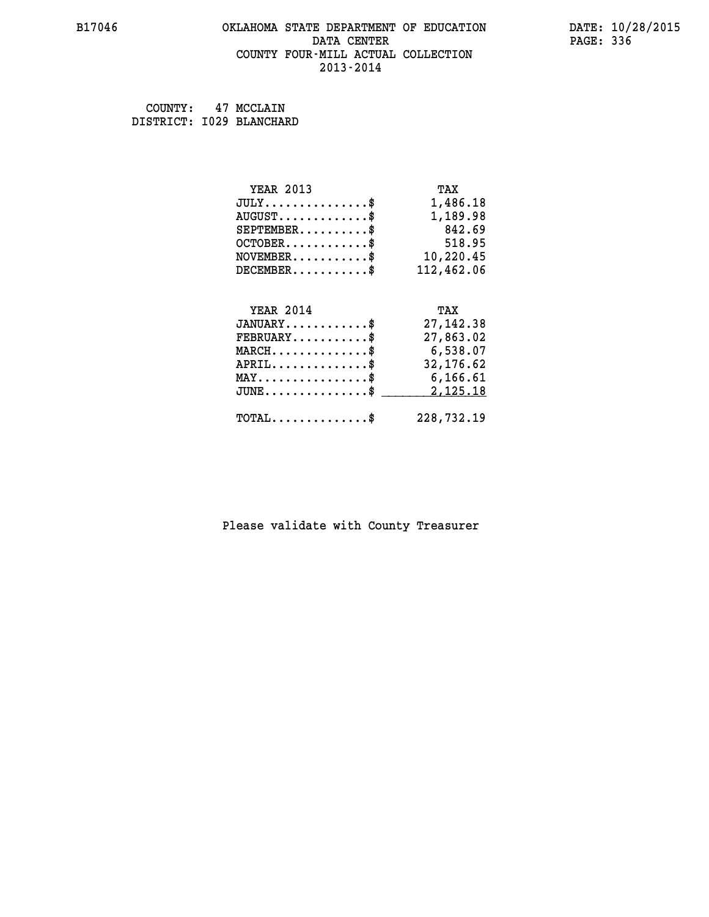B17046 OKLAHOMA STATE DEPARTMENT OF EDUCATION DATA CENTER COUNTY FOUR-MILL ACTUAL COLLECTION 2013-2014

DATE: 10/28/2015

COUNTY: 47 MCCLAIN
DISTRICT: I029 BLANCHARD

| YEAR 2013 | TAX |
|---|---|
| JULY...............$ | 1,486.18 |
| AUGUST.............$ | 1,189.98 |
| SEPTEMBER..........$ | 842.69 |
| OCTOBER............$ | 518.95 |
| NOVEMBER...........$ | 10,220.45 |
| DECEMBER...........$ | 112,462.06 |

| YEAR 2014 | TAX |
|---|---|
| JANUARY............$ | 27,142.38 |
| FEBRUARY...........$ | 27,863.02 |
| MARCH..............$ | 6,538.07 |
| APRIL..............$ | 32,176.62 |
| MAY................$ | 6,166.61 |
| JUNE...............$ | 2,125.18 |
| TOTAL..............$ | 228,732.19 |

Please validate with County Treasurer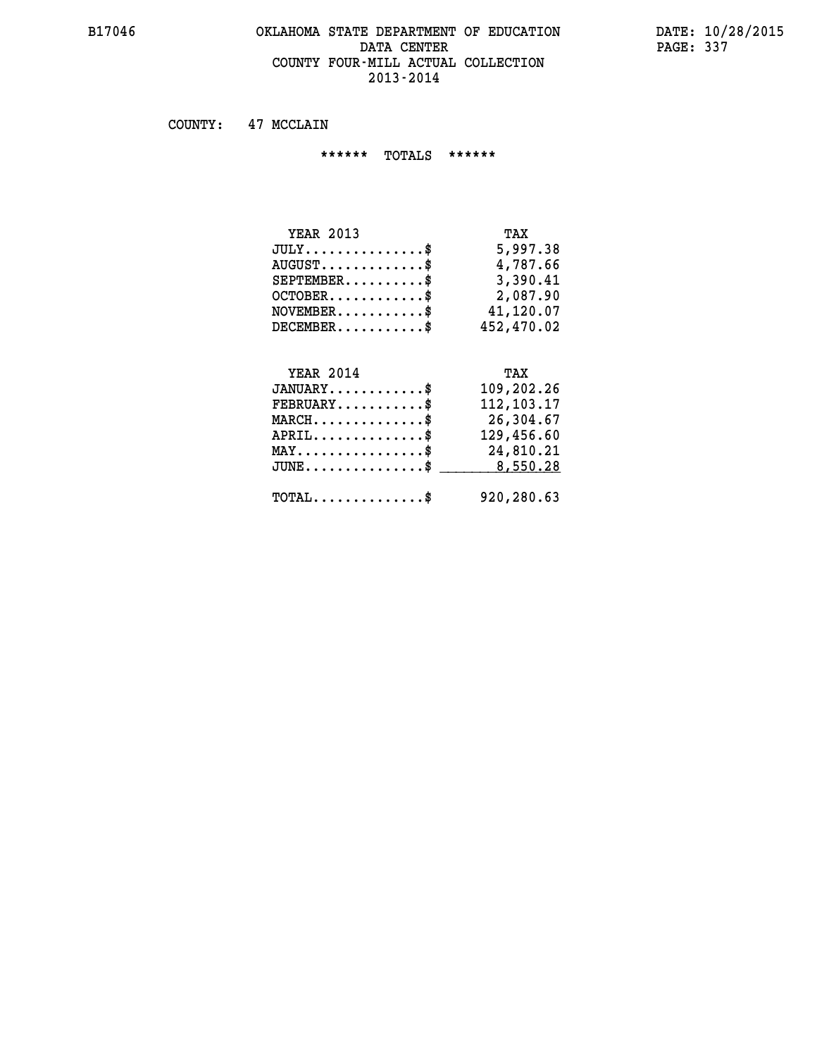B17046 OKLAHOMA STATE DEPARTMENT OF EDUCATION DATA CENTER COUNTY FOUR-MILL ACTUAL COLLECTION 2013-2014

DATE: 10/28/2015

COUNTY: 47 MCCLAIN

****** TOTALS ******

| YEAR 2013 | TAX |
|---|---|
| JULY...............$ | 5,997.38 |
| AUGUST.............$ | 4,787.66 |
| SEPTEMBER..........$ | 3,390.41 |
| OCTOBER............$ | 2,087.90 |
| NOVEMBER...........$ | 41,120.07 |
| DECEMBER...........$ | 452,470.02 |

| YEAR 2014 | TAX |
|---|---|
| JANUARY............$ | 109,202.26 |
| FEBRUARY...........$ | 112,103.17 |
| MARCH..............$ | 26,304.67 |
| APRIL..............$ | 129,456.60 |
| MAY................$ | 24,810.21 |
| JUNE...............$ | 8,550.28 |
| TOTAL..............$ | 920,280.63 |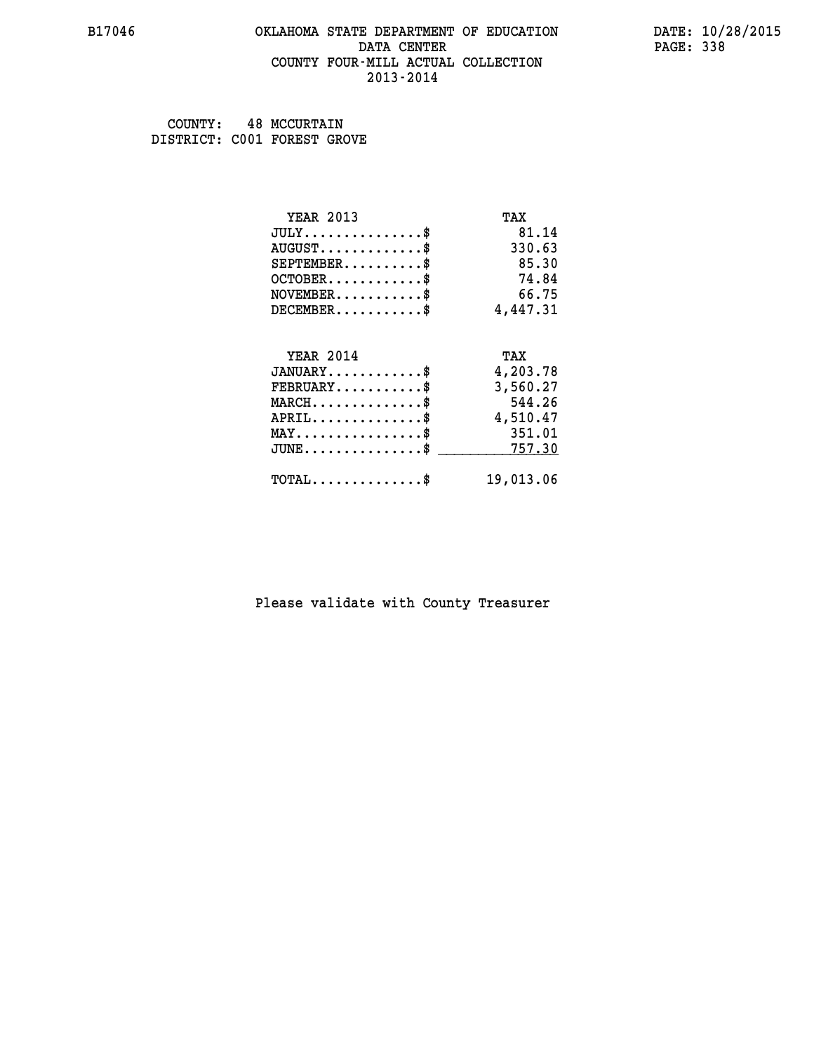# OKLAHOMA STATE DEPARTMENT OF EDUCATION
## DATA CENTER
## COUNTY FOUR-MILL ACTUAL COLLECTION
## 2013-2014

B17046

DATE: 10/28/2015

COUNTY: 48 MCCURTAIN
DISTRICT: C001 FOREST GROVE

| YEAR 2013 | TAX |
|---|---|
| JULY..............$ | 81.14 |
| AUGUST............$ | 330.63 |
| SEPTEMBER.........$ | 85.30 |
| OCTOBER...........$ | 74.84 |
| NOVEMBER..........$ | 66.75 |
| DECEMBER..........$ | 4,447.31 |

| YEAR 2014 | TAX |
|---|---|
| JANUARY...........$ | 4,203.78 |
| FEBRUARY..........$ | 3,560.27 |
| MARCH.............$ | 544.26 |
| APRIL.............$ | 4,510.47 |
| MAY...............$ | 351.01 |
| JUNE..............$ | 757.30 |
| TOTAL.............$ | 19,013.06 |

Please validate with County Treasurer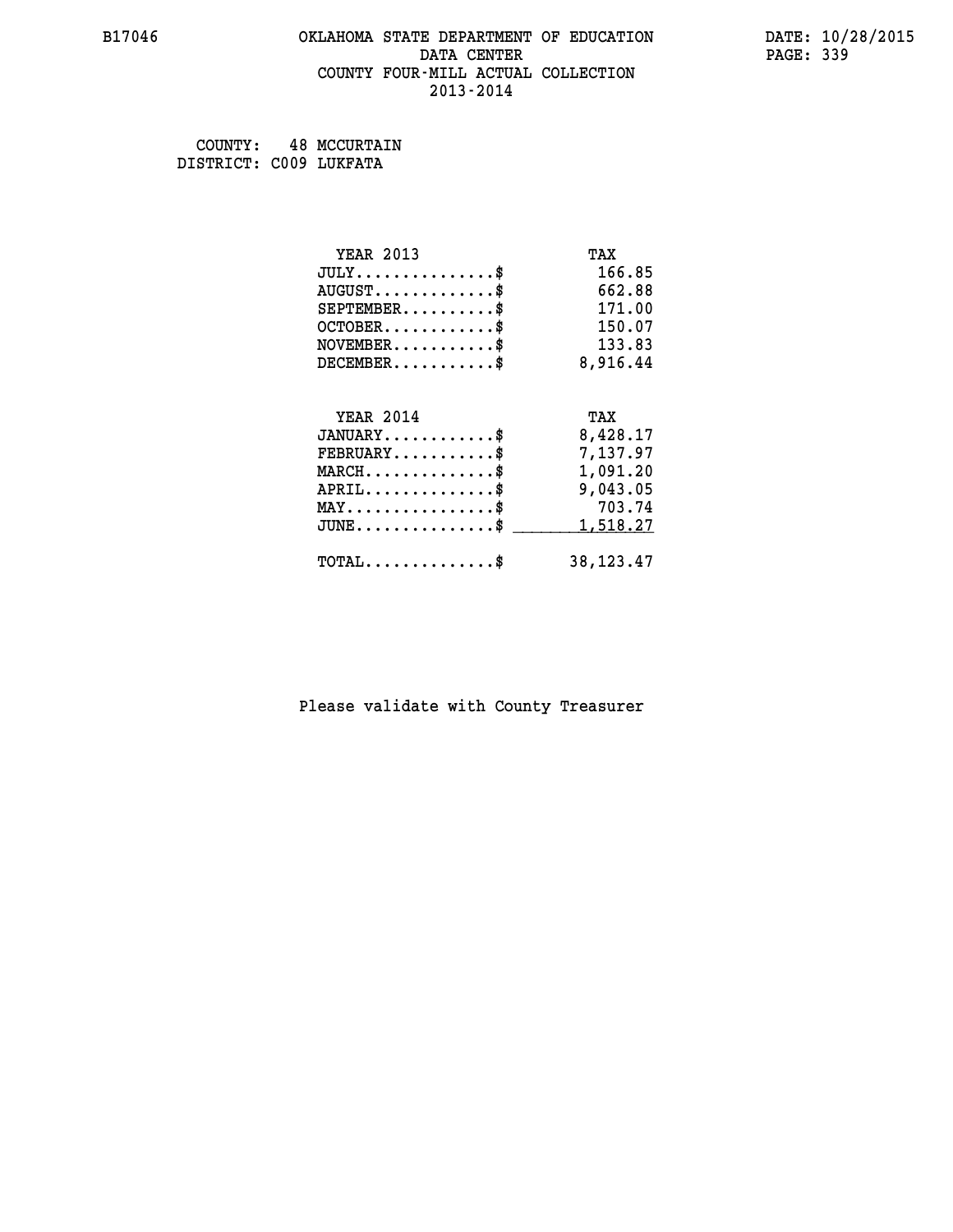B17046 OKLAHOMA STATE DEPARTMENT OF EDUCATION DATE: 10/28/2015

DATA CENTER

COUNTY FOUR-MILL ACTUAL COLLECTION

2013-2014

COUNTY: 48 MCCURTAIN
DISTRICT: C009 LUKFATA

| YEAR 2013 | TAX |
|---|---|
| JULY...............$ | 166.85 |
| AUGUST.............$ | 662.88 |
| SEPTEMBER..........$ | 171.00 |
| OCTOBER............$ | 150.07 |
| NOVEMBER...........$ | 133.83 |
| DECEMBER...........$ | 8,916.44 |

| YEAR 2014 | TAX |
|---|---|
| JANUARY............$ | 8,428.17 |
| FEBRUARY...........$ | 7,137.97 |
| MARCH..............$ | 1,091.20 |
| APRIL..............$ | 9,043.05 |
| MAY................$ | 703.74 |
| JUNE...............$ | 1,518.27 |
| TOTAL..............$ | 38,123.47 |

Please validate with County Treasurer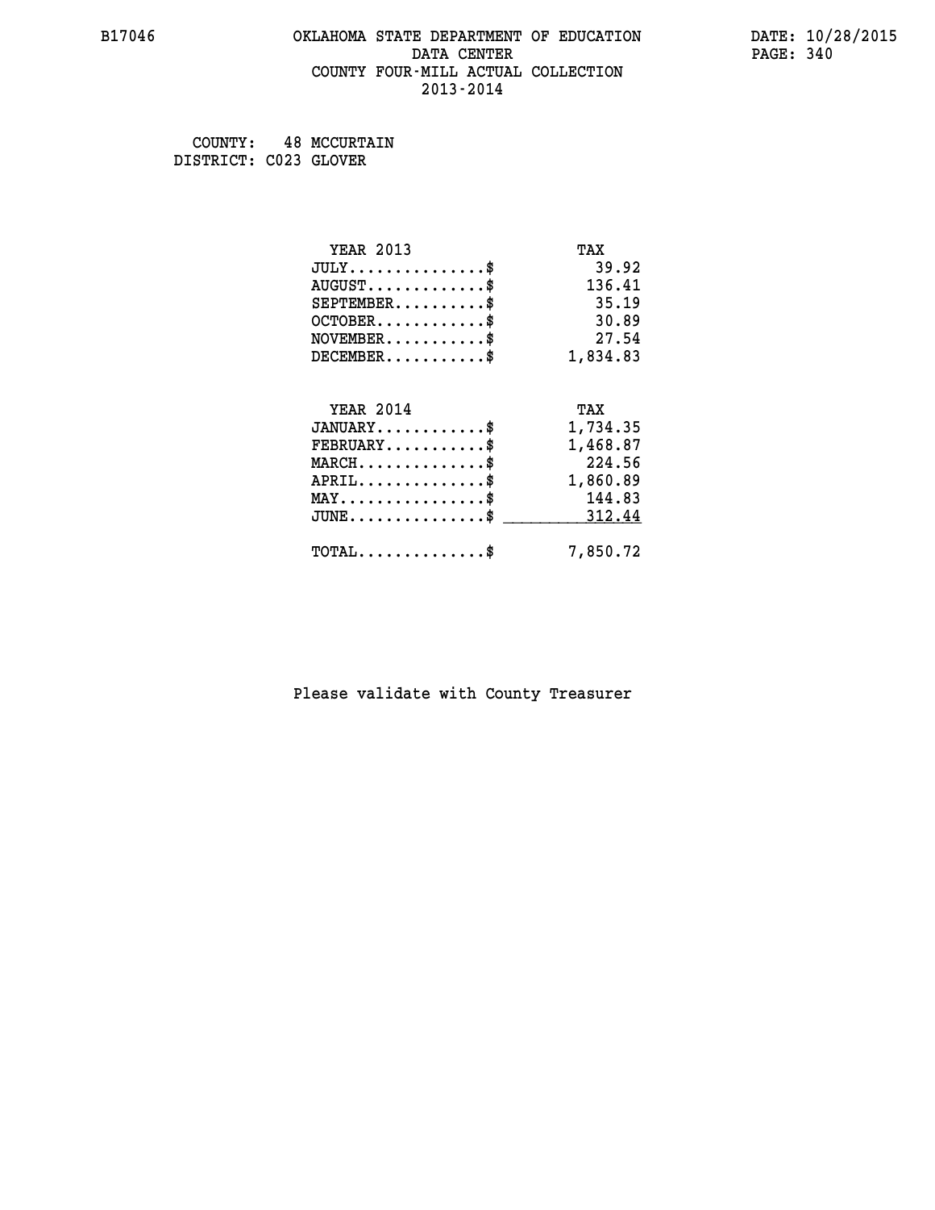B17046 OKLAHOMA STATE DEPARTMENT OF EDUCATION DATA CENTER COUNTY FOUR-MILL ACTUAL COLLECTION 2013-2014

DATE: 10/28/2015

COUNTY: 48 MCCURTAIN
DISTRICT: C023 GLOVER

| YEAR 2013 | TAX |
|---|---|
| JULY...............$ | 39.92 |
| AUGUST.............$ | 136.41 |
| SEPTEMBER..........$ | 35.19 |
| OCTOBER............$ | 30.89 |
| NOVEMBER...........$ | 27.54 |
| DECEMBER...........$ | 1,834.83 |

| YEAR 2014 | TAX |
|---|---|
| JANUARY............$ | 1,734.35 |
| FEBRUARY...........$ | 1,468.87 |
| MARCH..............$ | 224.56 |
| APRIL..............$ | 1,860.89 |
| MAY................$ | 144.83 |
| JUNE...............$ | 312.44 |
| TOTAL..............$ | 7,850.72 |

Please validate with County Treasurer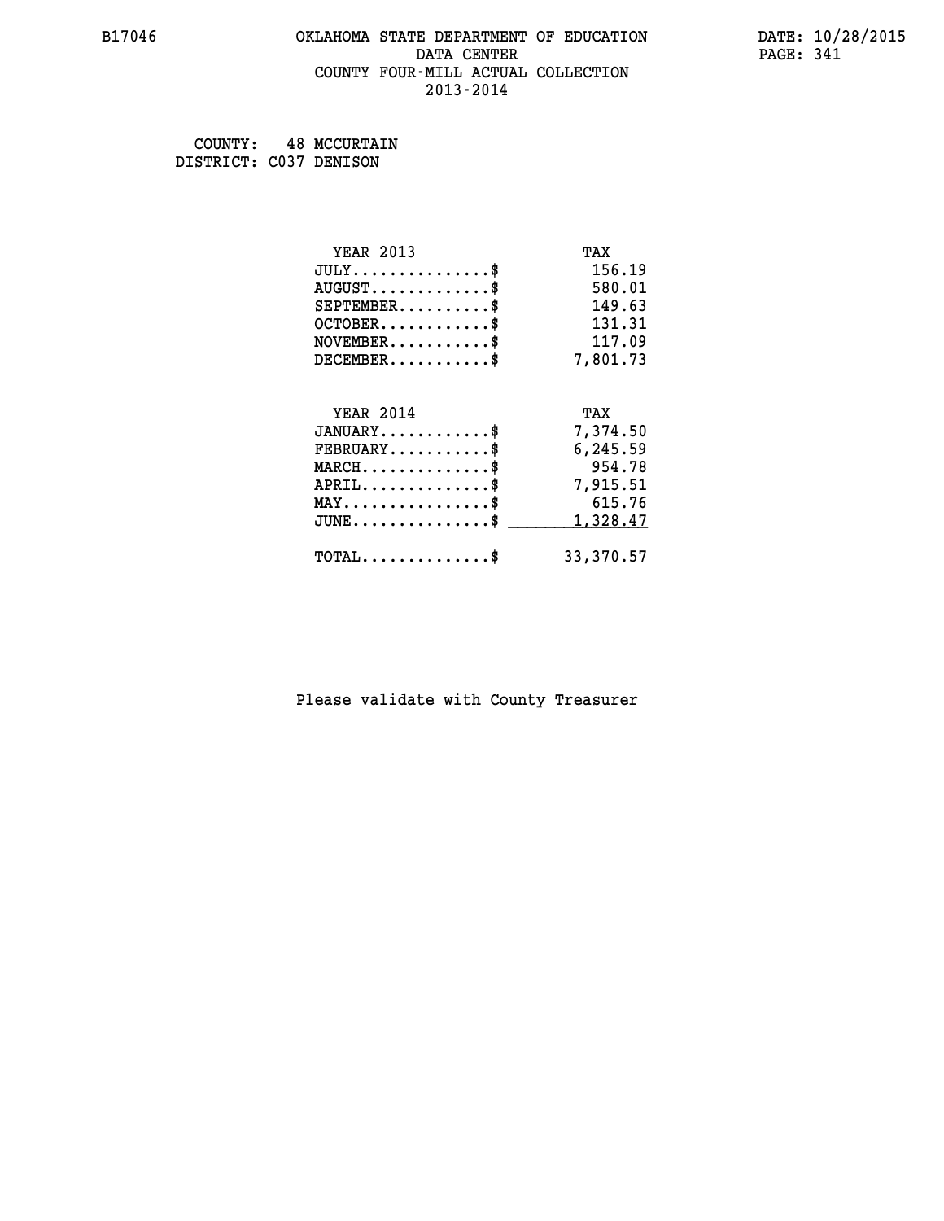B17046 OKLAHOMA STATE DEPARTMENT OF EDUCATION DATA CENTER COUNTY FOUR-MILL ACTUAL COLLECTION 2013-2014

DATE: 10/28/2015

COUNTY: 48 MCCURTAIN
DISTRICT: C037 DENISON

| YEAR 2013 | TAX |
| --- | --- |
| JULY...............$ | 156.19 |
| AUGUST.............$ | 580.01 |
| SEPTEMBER..........$ | 149.63 |
| OCTOBER............$ | 131.31 |
| NOVEMBER...........$ | 117.09 |
| DECEMBER...........$ | 7,801.73 |

| YEAR 2014 | TAX |
| --- | --- |
| JANUARY............$ | 7,374.50 |
| FEBRUARY...........$ | 6,245.59 |
| MARCH..............$ | 954.78 |
| APRIL..............$ | 7,915.51 |
| MAY................$ | 615.76 |
| JUNE...............$ | 1,328.47 |
| TOTAL..............$ | 33,370.57 |

Please validate with County Treasurer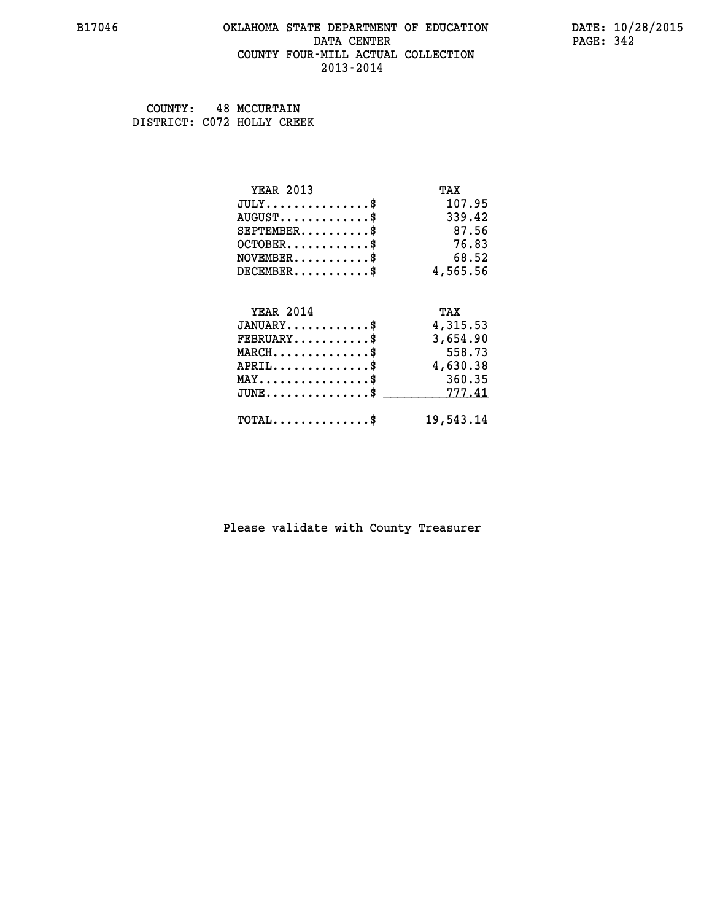COUNTY: 48 MCCURTAIN
DISTRICT: C072 HOLLY CREEK

| YEAR 2013 | TAX |
|---|---|
| JULY...............$ | 107.95 |
| AUGUST.............$ | 339.42 |
| SEPTEMBER..........$ | 87.56 |
| OCTOBER............$ | 76.83 |
| NOVEMBER...........$ | 68.52 |
| DECEMBER...........$ | 4,565.56 |

| YEAR 2014 | TAX |
|---|---|
| JANUARY............$ | 4,315.53 |
| FEBRUARY...........$ | 3,654.90 |
| MARCH..............$ | 558.73 |
| APRIL..............$ | 4,630.38 |
| MAY................$ | 360.35 |
| JUNE...............$ | 777.41 |
| TOTAL..............$ | 19,543.14 |

Please validate with County Treasurer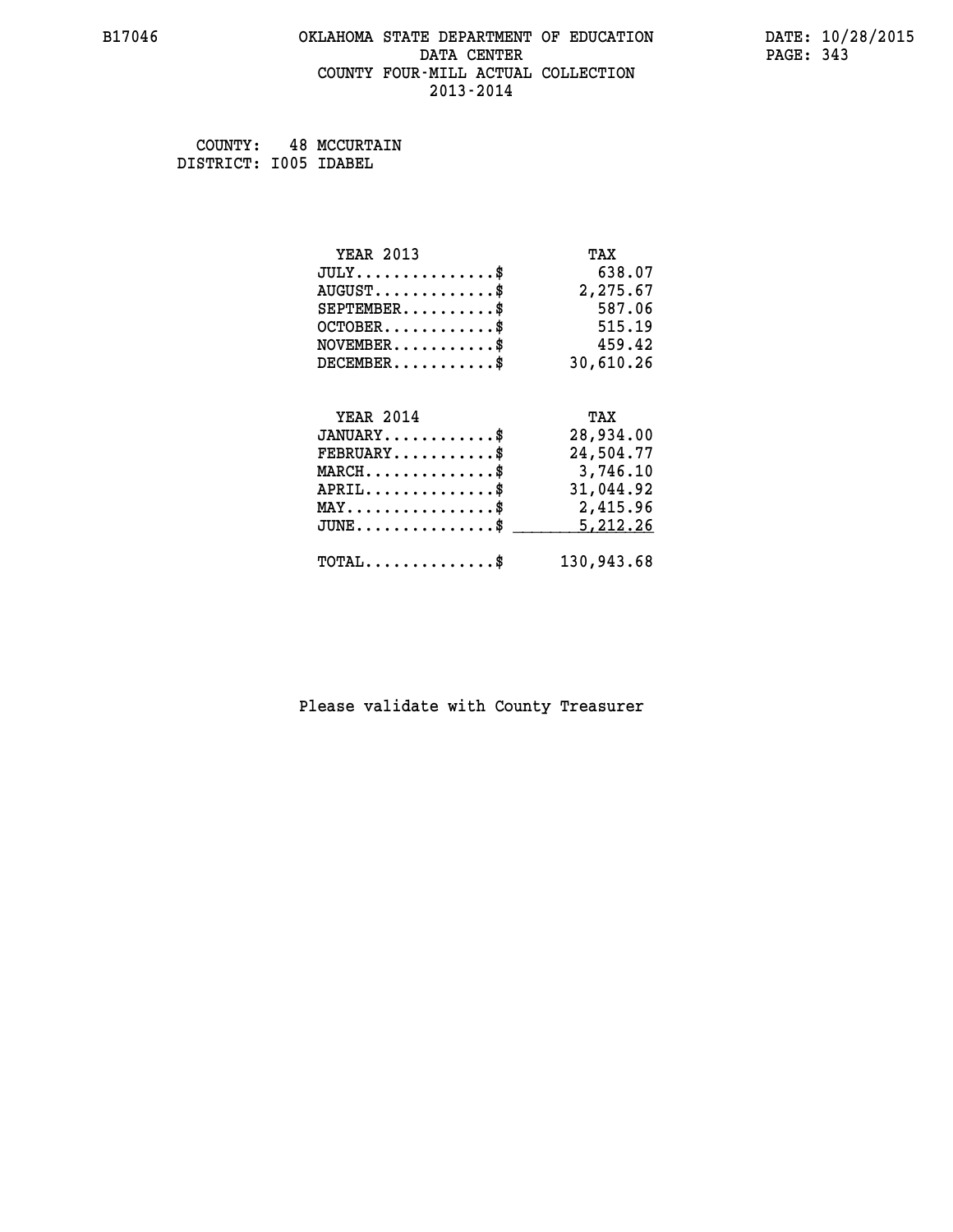# OKLAHOMA STATE DEPARTMENT OF EDUCATION
## DATA CENTER
## COUNTY FOUR-MILL ACTUAL COLLECTION
## 2013-2014

B17046 DATE: 10/28/2015

COUNTY: 48 MCCURTAIN
DISTRICT: I005 IDABEL

| YEAR 2013 | TAX |
|---|---|
| JULY..............$ | 638.07 |
| AUGUST............$ | 2,275.67 |
| SEPTEMBER..........$ | 587.06 |
| OCTOBER............$ | 515.19 |
| NOVEMBER...........$ | 459.42 |
| DECEMBER...........$ | 30,610.26 |

| YEAR 2014 | TAX |
|---|---|
| JANUARY............$ | 28,934.00 |
| FEBRUARY...........$ | 24,504.77 |
| MARCH..............$ | 3,746.10 |
| APRIL..............$ | 31,044.92 |
| MAY................$ | 2,415.96 |
| JUNE...............$ | 5,212.26 |
| TOTAL..............$ | 130,943.68 |

Please validate with County Treasurer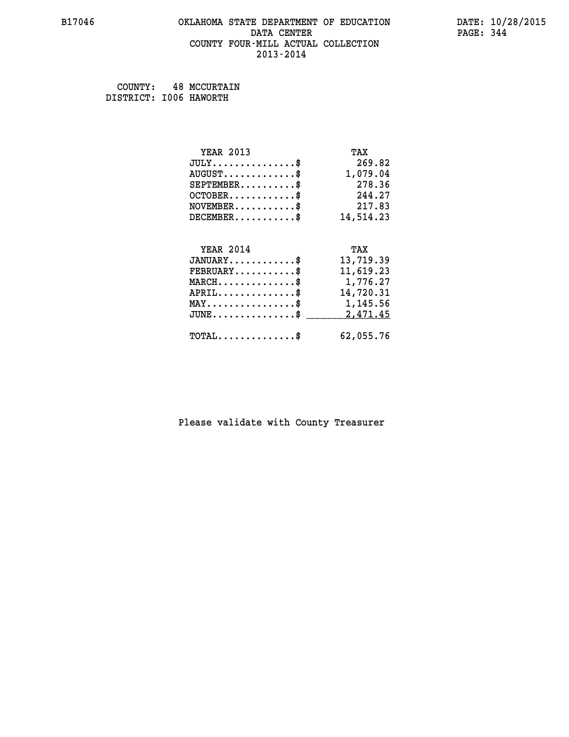B17046 OKLAHOMA STATE DEPARTMENT OF EDUCATION DATE: 10/28/2015
DATA CENTER
COUNTY FOUR-MILL ACTUAL COLLECTION
2013-2014

COUNTY: 48 MCCURTAIN
DISTRICT: I006 HAWORTH

| YEAR 2013 | TAX |
|---|---|
| JULY..............$ | 269.82 |
| AUGUST............$ | 1,079.04 |
| SEPTEMBER.........$ | 278.36 |
| OCTOBER...........$ | 244.27 |
| NOVEMBER..........$ | 217.83 |
| DECEMBER..........$ | 14,514.23 |

| YEAR 2014 | TAX |
|---|---|
| JANUARY...........$ | 13,719.39 |
| FEBRUARY..........$ | 11,619.23 |
| MARCH.............$ | 1,776.27 |
| APRIL.............$ | 14,720.31 |
| MAY...............$ | 1,145.56 |
| JUNE..............$ | 2,471.45 |
| TOTAL.............$ | 62,055.76 |

Please validate with County Treasurer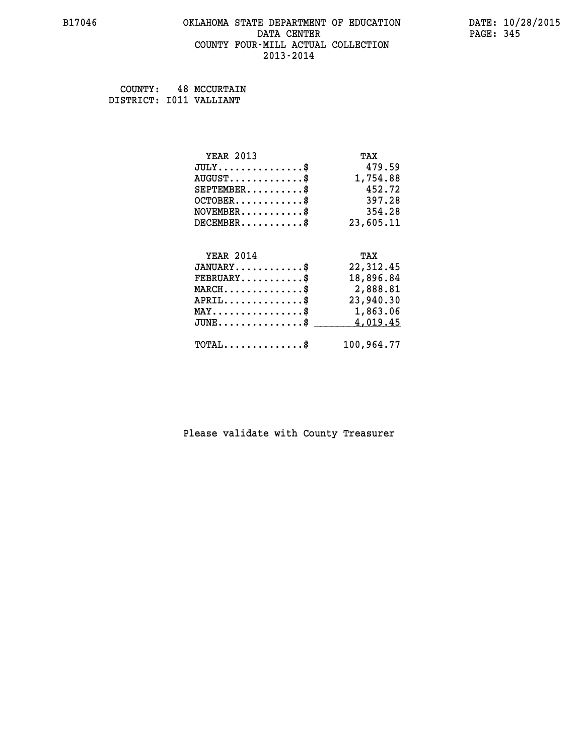B17046 OKLAHOMA STATE DEPARTMENT OF EDUCATION DATA CENTER COUNTY FOUR-MILL ACTUAL COLLECTION 2013-2014

DATE: 10/28/2015

COUNTY: 48 MCCURTAIN
DISTRICT: I011 VALLIANT

| YEAR 2013 | TAX |
|---|---|
| JULY..............$ | 479.59 |
| AUGUST.............$ | 1,754.88 |
| SEPTEMBER..........$ | 452.72 |
| OCTOBER............$ | 397.28 |
| NOVEMBER...........$ | 354.28 |
| DECEMBER...........$ | 23,605.11 |

| YEAR 2014 | TAX |
|---|---|
| JANUARY............$ | 22,312.45 |
| FEBRUARY...........$ | 18,896.84 |
| MARCH..............$ | 2,888.81 |
| APRIL..............$ | 23,940.30 |
| MAY................$ | 1,863.06 |
| JUNE...............$ | 4,019.45 |
| TOTAL..............$ | 100,964.77 |

Please validate with County Treasurer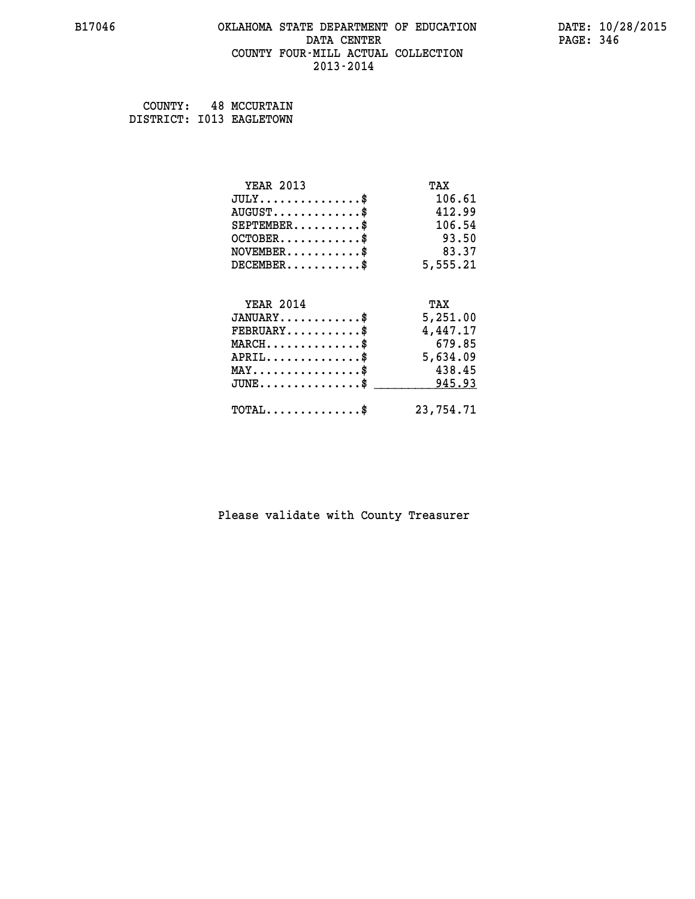B17046 OKLAHOMA STATE DEPARTMENT OF EDUCATION DATE: 10/28/2015

DATA CENTER PAGE: 346

COUNTY FOUR-MILL ACTUAL COLLECTION

2013-2014

COUNTY: 48 MCCURTAIN
DISTRICT: I013 EAGLETOWN

| YEAR 2013 | TAX |
|---|---|
| JULY...............$ | 106.61 |
| AUGUST.............$ | 412.99 |
| SEPTEMBER..........$ | 106.54 |
| OCTOBER............$ | 93.50 |
| NOVEMBER...........$ | 83.37 |
| DECEMBER...........$ | 5,555.21 |

| YEAR 2014 | TAX |
|---|---|
| JANUARY............$ | 5,251.00 |
| FEBRUARY...........$ | 4,447.17 |
| MARCH..............$ | 679.85 |
| APRIL..............$ | 5,634.09 |
| MAY................$ | 438.45 |
| JUNE...............$ | 945.93 |
| TOTAL..............$ | 23,754.71 |

Please validate with County Treasurer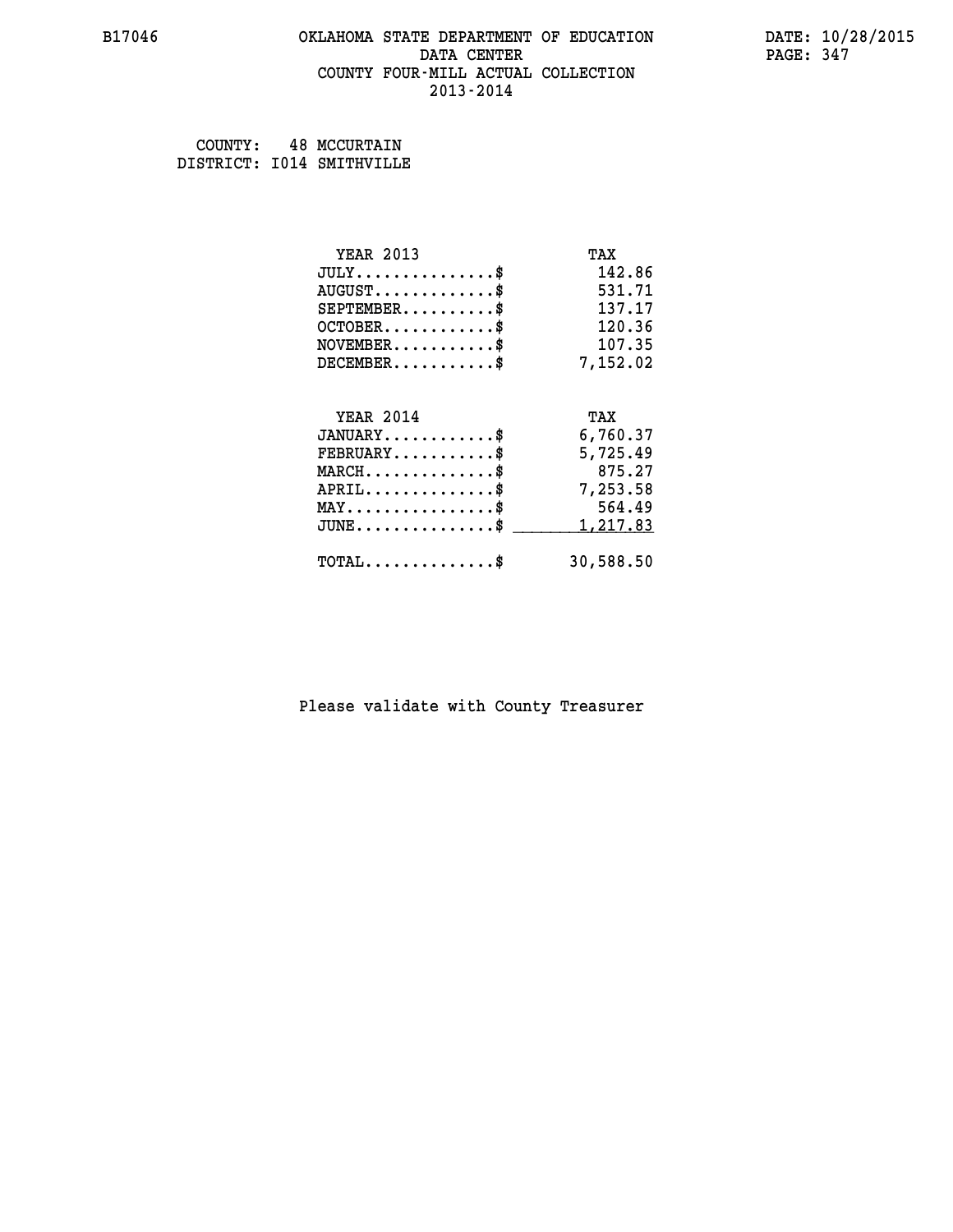B17046 OKLAHOMA STATE DEPARTMENT OF EDUCATION DATA CENTER COUNTY FOUR-MILL ACTUAL COLLECTION 2013-2014

DATE: 10/28/2015

COUNTY: 48 MCCURTAIN
DISTRICT: I014 SMITHVILLE

| YEAR 2013 | TAX |
|---|---|
| JULY...............$ | 142.86 |
| AUGUST.............$ | 531.71 |
| SEPTEMBER..........$ | 137.17 |
| OCTOBER............$ | 120.36 |
| NOVEMBER...........$ | 107.35 |
| DECEMBER...........$ | 7,152.02 |

| YEAR 2014 | TAX |
|---|---|
| JANUARY............$ | 6,760.37 |
| FEBRUARY...........$ | 5,725.49 |
| MARCH..............$ | 875.27 |
| APRIL..............$ | 7,253.58 |
| MAY................$ | 564.49 |
| JUNE...............$ | 1,217.83 |
| TOTAL..............$ | 30,588.50 |

Please validate with County Treasurer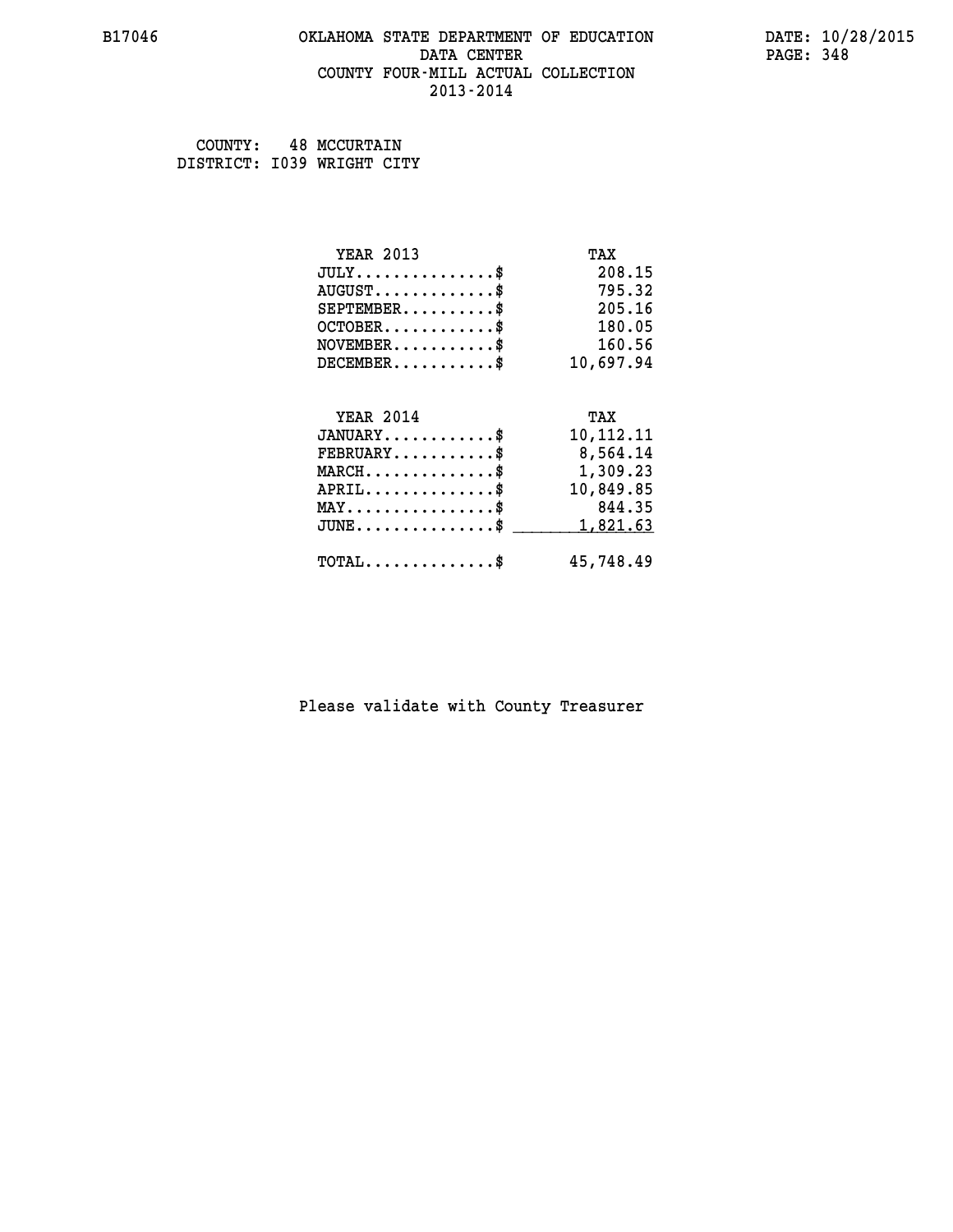B17046 OKLAHOMA STATE DEPARTMENT OF EDUCATION DATA CENTER COUNTY FOUR-MILL ACTUAL COLLECTION 2013-2014

DATE: 10/28/2015

COUNTY: 48 MCCURTAIN
DISTRICT: I039 WRIGHT CITY

| YEAR 2013 | TAX |
|---|---|
| JULY...............$ | 208.15 |
| AUGUST.............$ | 795.32 |
| SEPTEMBER..........$ | 205.16 |
| OCTOBER............$ | 180.05 |
| NOVEMBER...........$ | 160.56 |
| DECEMBER...........$ | 10,697.94 |

| YEAR 2014 | TAX |
|---|---|
| JANUARY............$ | 10,112.11 |
| FEBRUARY...........$ | 8,564.14 |
| MARCH..............$ | 1,309.23 |
| APRIL..............$ | 10,849.85 |
| MAY................$ | 844.35 |
| JUNE...............$ | 1,821.63 |
| TOTAL..............$ | 45,748.49 |

Please validate with County Treasurer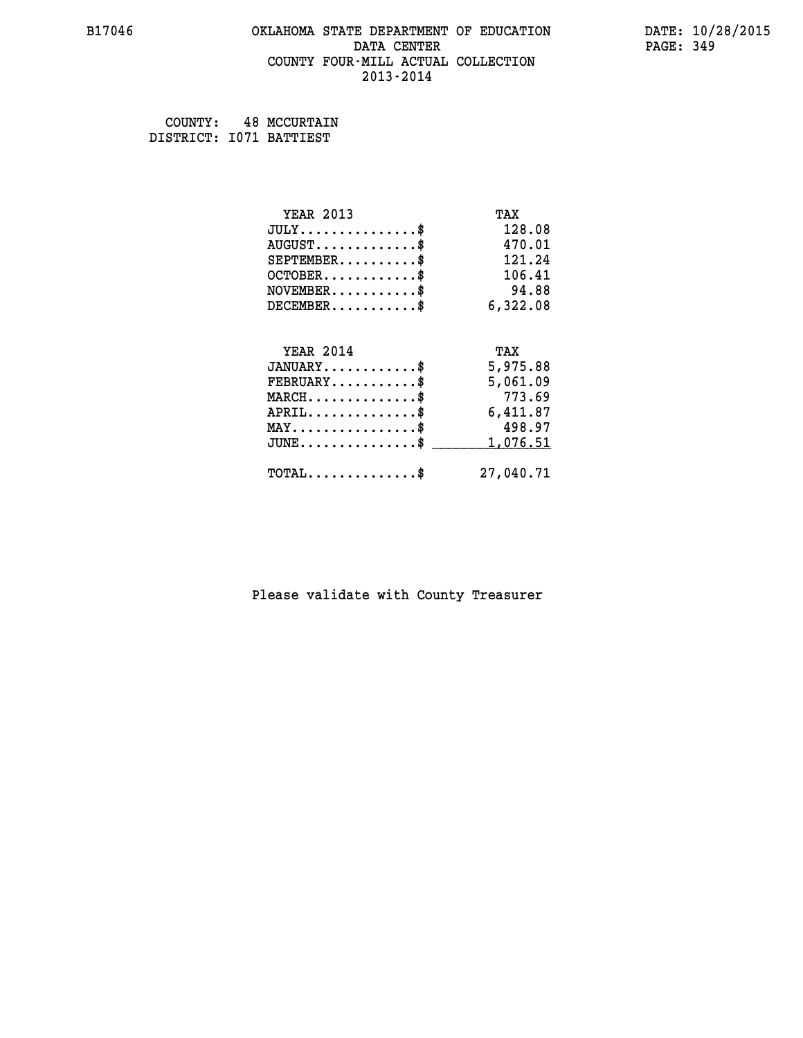# OKLAHOMA STATE DEPARTMENT OF EDUCATION
## DATA CENTER
## COUNTY FOUR-MILL ACTUAL COLLECTION
## 2013-2014

B17046 DATE: 10/28/2015

COUNTY: 48 MCCURTAIN
DISTRICT: I071 BATTIEST

| YEAR 2013 | TAX |
|---|---|
| JULY..............$ | 128.08 |
| AUGUST............$ | 470.01 |
| SEPTEMBER.........$ | 121.24 |
| OCTOBER...........$ | 106.41 |
| NOVEMBER..........$ | 94.88 |
| DECEMBER..........$ | 6,322.08 |

| YEAR 2014 | TAX |
|---|---|
| JANUARY...........$ | 5,975.88 |
| FEBRUARY..........$ | 5,061.09 |
| MARCH.............$ | 773.69 |
| APRIL.............$ | 6,411.87 |
| MAY...............$ | 498.97 |
| JUNE..............$ | 1,076.51 |
| TOTAL.............$ | 27,040.71 |

Please validate with County Treasurer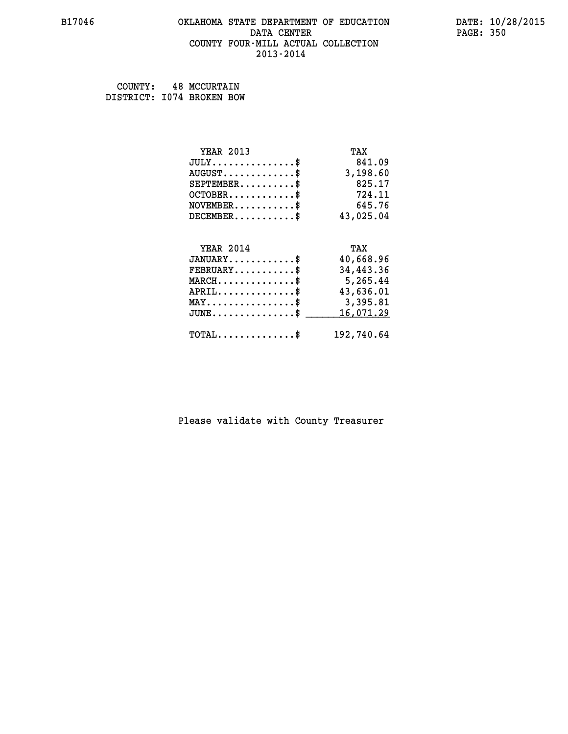# OKLAHOMA STATE DEPARTMENT OF EDUCATION
## DATA CENTER
## COUNTY FOUR-MILL ACTUAL COLLECTION
## 2013-2014

COUNTY: 48 MCCURTAIN
DISTRICT: I074 BROKEN BOW

| YEAR 2013 | TAX |
|---|---|
| JULY...............$ | 841.09 |
| AUGUST.............$ | 3,198.60 |
| SEPTEMBER..........$ | 825.17 |
| OCTOBER............$ | 724.11 |
| NOVEMBER...........$ | 645.76 |
| DECEMBER...........$ | 43,025.04 |

| YEAR 2014 | TAX |
|---|---|
| JANUARY............$ | 40,668.96 |
| FEBRUARY...........$ | 34,443.36 |
| MARCH..............$ | 5,265.44 |
| APRIL..............$ | 43,636.01 |
| MAY................$ | 3,395.81 |
| JUNE...............$ | 16,071.29 |
| TOTAL..............$ | 192,740.64 |

Please validate with County Treasurer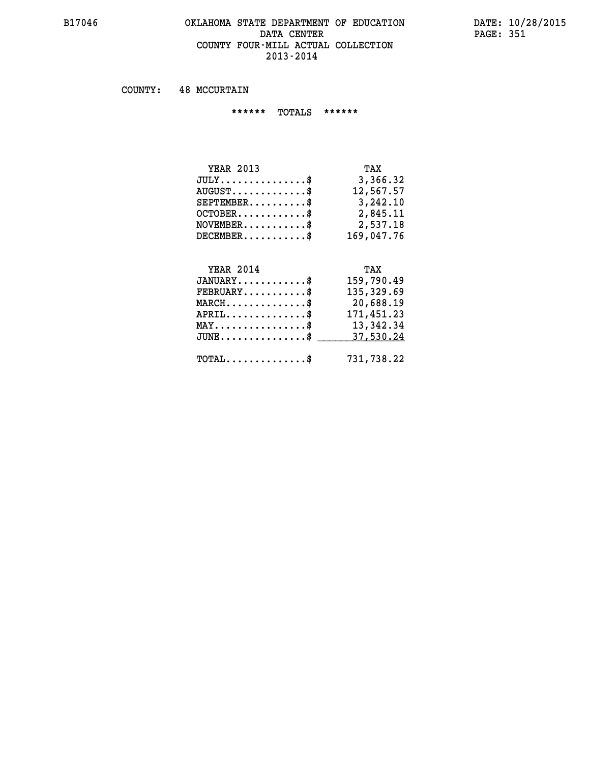# OKLAHOMA STATE DEPARTMENT OF EDUCATION
## DATA CENTER
## COUNTY FOUR-MILL ACTUAL COLLECTION
## 2013-2014

B17046 DATE: 10/28/2015

COUNTY: 48 MCCURTAIN

****** TOTALS ******

| YEAR 2013 | TAX |
|---|---|
| JULY...............$ | 3,366.32 |
| AUGUST.............$ | 12,567.57 |
| SEPTEMBER..........$ | 3,242.10 |
| OCTOBER............$ | 2,845.11 |
| NOVEMBER...........$ | 2,537.18 |
| DECEMBER...........$ | 169,047.76 |

| YEAR 2014 | TAX |
|---|---|
| JANUARY............$ | 159,790.49 |
| FEBRUARY...........$ | 135,329.69 |
| MARCH..............$ | 20,688.19 |
| APRIL..............$ | 171,451.23 |
| MAY................$ | 13,342.34 |
| JUNE...............$ | 37,530.24 |
| TOTAL..............$ | 731,738.22 |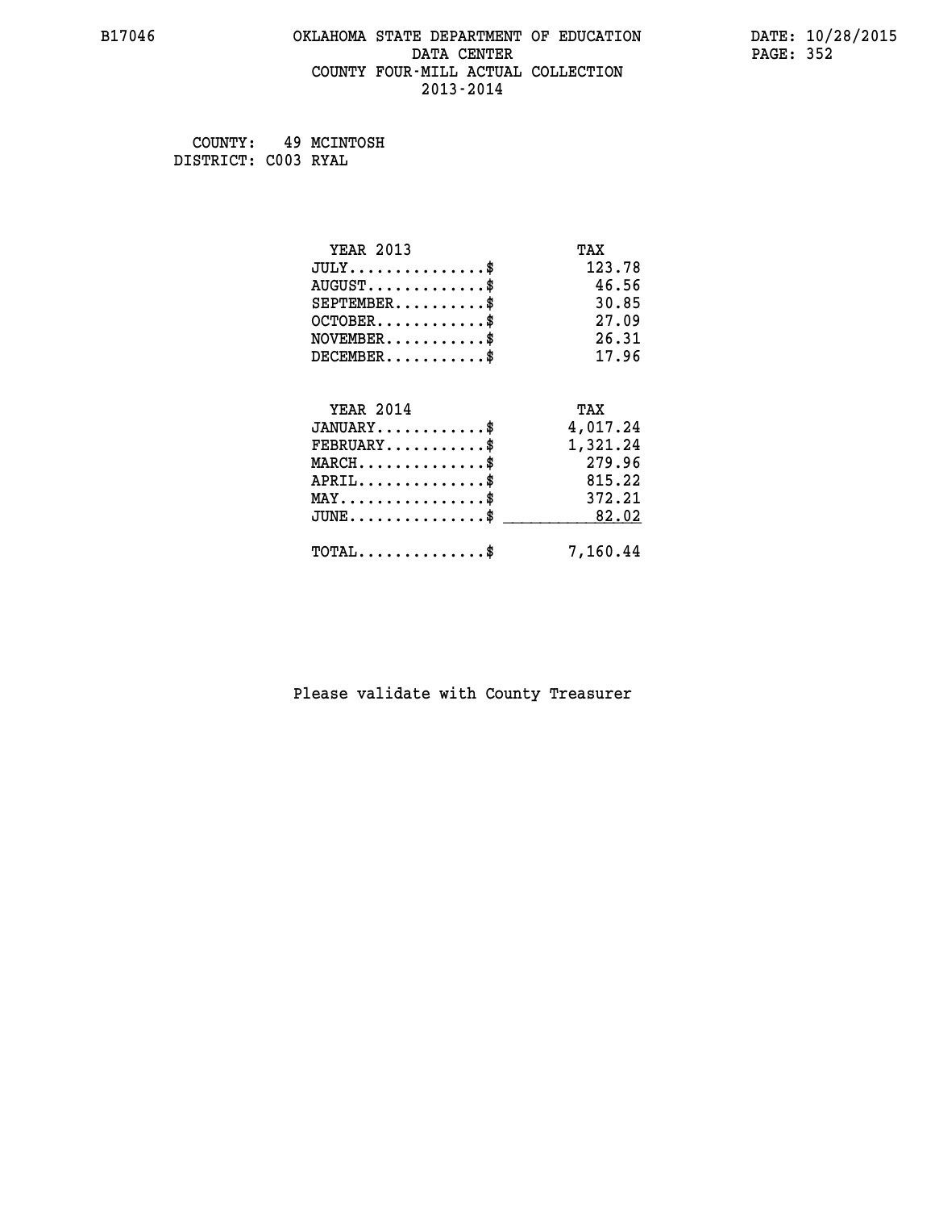# OKLAHOMA STATE DEPARTMENT OF EDUCATION
## DATA CENTER
## COUNTY FOUR-MILL ACTUAL COLLECTION
## 2013-2014

B17046

DATE: 10/28/2015

COUNTY: 49 MCINTOSH
DISTRICT: C003 RYAL

| YEAR 2013 | TAX |
|---|---|
| JULY...............$ | 123.78 |
| AUGUST.............$ | 46.56 |
| SEPTEMBER..........$ | 30.85 |
| OCTOBER............$ | 27.09 |
| NOVEMBER...........$ | 26.31 |
| DECEMBER...........$ | 17.96 |

| YEAR 2014 | TAX |
|---|---|
| JANUARY............$ | 4,017.24 |
| FEBRUARY...........$ | 1,321.24 |
| MARCH..............$ | 279.96 |
| APRIL..............$ | 815.22 |
| MAY................$ | 372.21 |
| JUNE...............$ | 82.02 |
| TOTAL..............$ | 7,160.44 |

Please validate with County Treasurer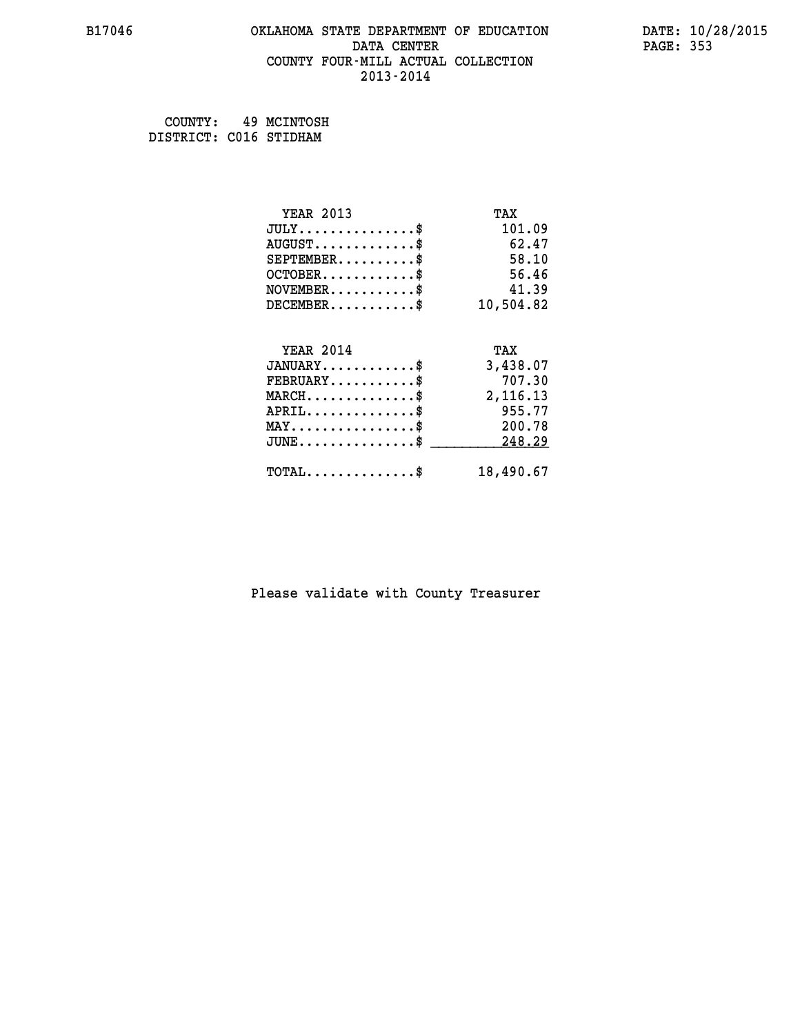B17046

# OKLAHOMA STATE DEPARTMENT OF EDUCATION
## DATA CENTER
## COUNTY FOUR-MILL ACTUAL COLLECTION
## 2013-2014

DATE: 10/28/2015

COUNTY: 49 MCINTOSH
DISTRICT: C016 STIDHAM

| YEAR 2013 | TAX |
|---|---|
| JULY...............$ | 101.09 |
| AUGUST.............$ | 62.47 |
| SEPTEMBER..........$ | 58.10 |
| OCTOBER............$ | 56.46 |
| NOVEMBER...........$ | 41.39 |
| DECEMBER...........$ | 10,504.82 |

| YEAR 2014 | TAX |
|---|---|
| JANUARY............$ | 3,438.07 |
| FEBRUARY...........$ | 707.30 |
| MARCH..............$ | 2,116.13 |
| APRIL..............$ | 955.77 |
| MAY................$ | 200.78 |
| JUNE...............$ | 248.29 |
| TOTAL..............$ | 18,490.67 |

Please validate with County Treasurer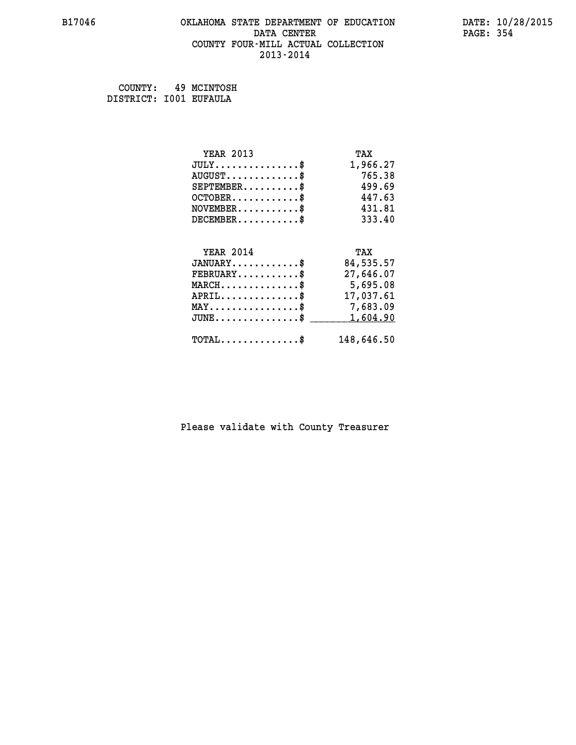B17046 OKLAHOMA STATE DEPARTMENT OF EDUCATION DATE: 10/28/2015
DATA CENTER
COUNTY FOUR-MILL ACTUAL COLLECTION
2013-2014

COUNTY: 49 MCINTOSH
DISTRICT: I001 EUFAULA

| YEAR 2013 | TAX |
|---|---|
| JULY..............$ | 1,966.27 |
| AUGUST............$ | 765.38 |
| SEPTEMBER.........$ | 499.69 |
| OCTOBER...........$ | 447.63 |
| NOVEMBER..........$ | 431.81 |
| DECEMBER..........$ | 333.40 |

| YEAR 2014 | TAX |
|---|---|
| JANUARY...........$ | 84,535.57 |
| FEBRUARY..........$ | 27,646.07 |
| MARCH.............$ | 5,695.08 |
| APRIL.............$ | 17,037.61 |
| MAY...............$ | 7,683.09 |
| JUNE..............$ | 1,604.90 |
| TOTAL.............$ | 148,646.50 |

Please validate with County Treasurer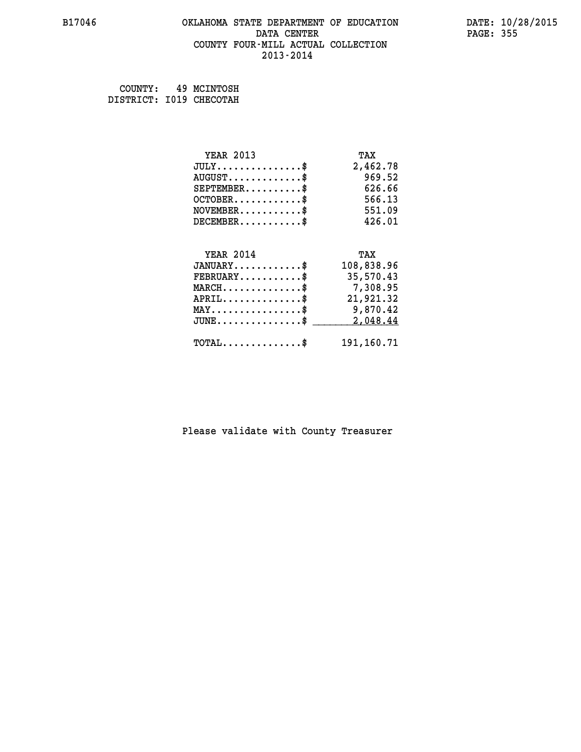B17046 OKLAHOMA STATE DEPARTMENT OF EDUCATION DATA CENTER COUNTY FOUR-MILL ACTUAL COLLECTION 2013-2014

DATE: 10/28/2015

COUNTY: 49 MCINTOSH
DISTRICT: I019 CHECOTAH

| YEAR 2013 | TAX |
|---|---|
| JULY..............$ | 2,462.78 |
| AUGUST............$ | 969.52 |
| SEPTEMBER..........$ | 626.66 |
| OCTOBER............$ | 566.13 |
| NOVEMBER...........$ | 551.09 |
| DECEMBER...........$ | 426.01 |

| YEAR 2014 | TAX |
|---|---|
| JANUARY............$ | 108,838.96 |
| FEBRUARY...........$ | 35,570.43 |
| MARCH..............$ | 7,308.95 |
| APRIL..............$ | 21,921.32 |
| MAY................$ | 9,870.42 |
| JUNE...............$ | 2,048.44 |
| TOTAL..............$ | 191,160.71 |

Please validate with County Treasurer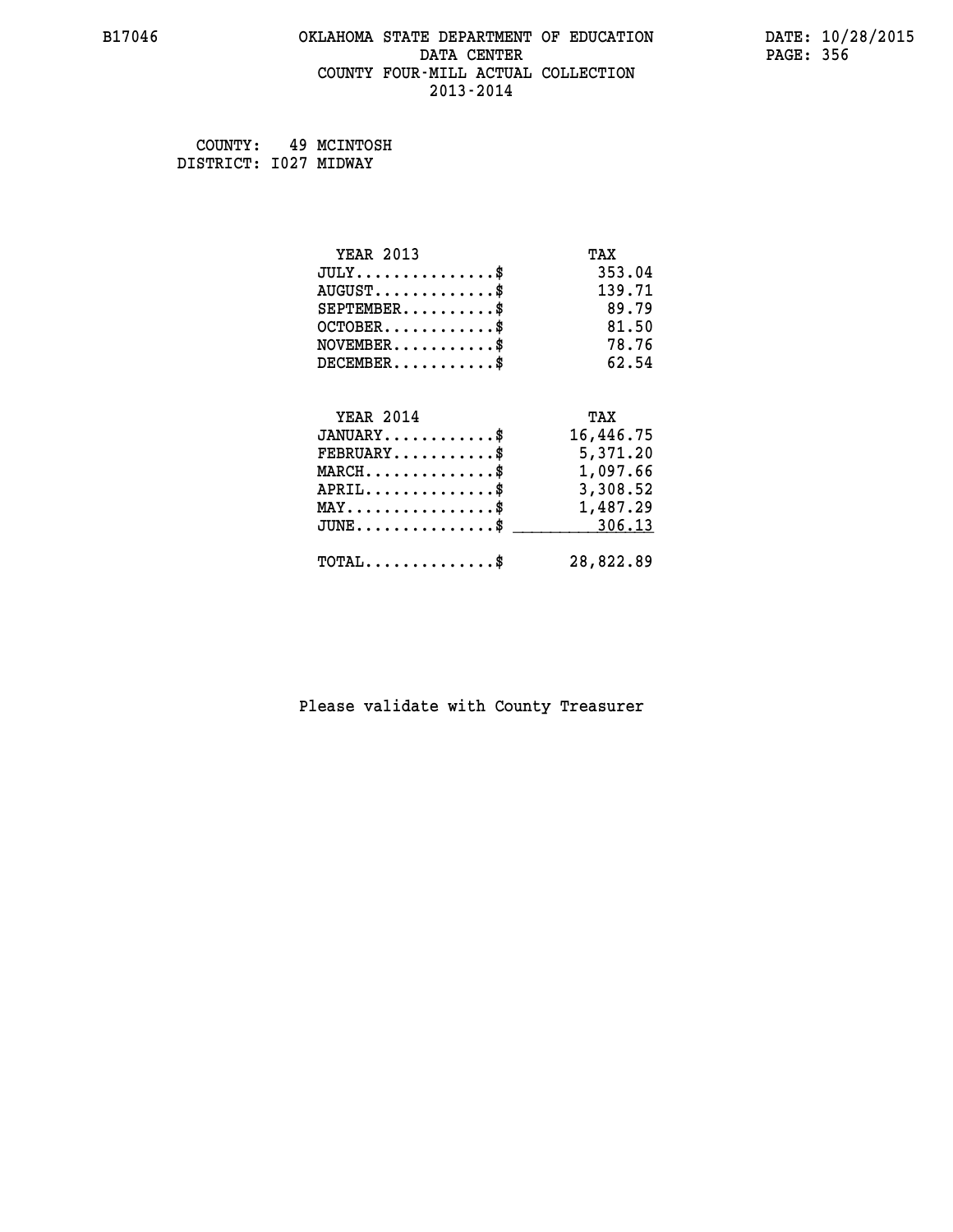B17046 OKLAHOMA STATE DEPARTMENT OF EDUCATION DATE: 10/28/2015
DATA CENTER
COUNTY FOUR-MILL ACTUAL COLLECTION
2013-2014

COUNTY: 49 MCINTOSH
DISTRICT: I027 MIDWAY

| YEAR 2013 | TAX |
|---|---|
| JULY...............$ | 353.04 |
| AUGUST.............$ | 139.71 |
| SEPTEMBER..........$ | 89.79 |
| OCTOBER............$ | 81.50 |
| NOVEMBER...........$ | 78.76 |
| DECEMBER...........$ | 62.54 |

| YEAR 2014 | TAX |
|---|---|
| JANUARY............$ | 16,446.75 |
| FEBRUARY...........$ | 5,371.20 |
| MARCH..............$ | 1,097.66 |
| APRIL..............$ | 3,308.52 |
| MAY................$ | 1,487.29 |
| JUNE...............$ | 306.13 |
| TOTAL..............$ | 28,822.89 |

Please validate with County Treasurer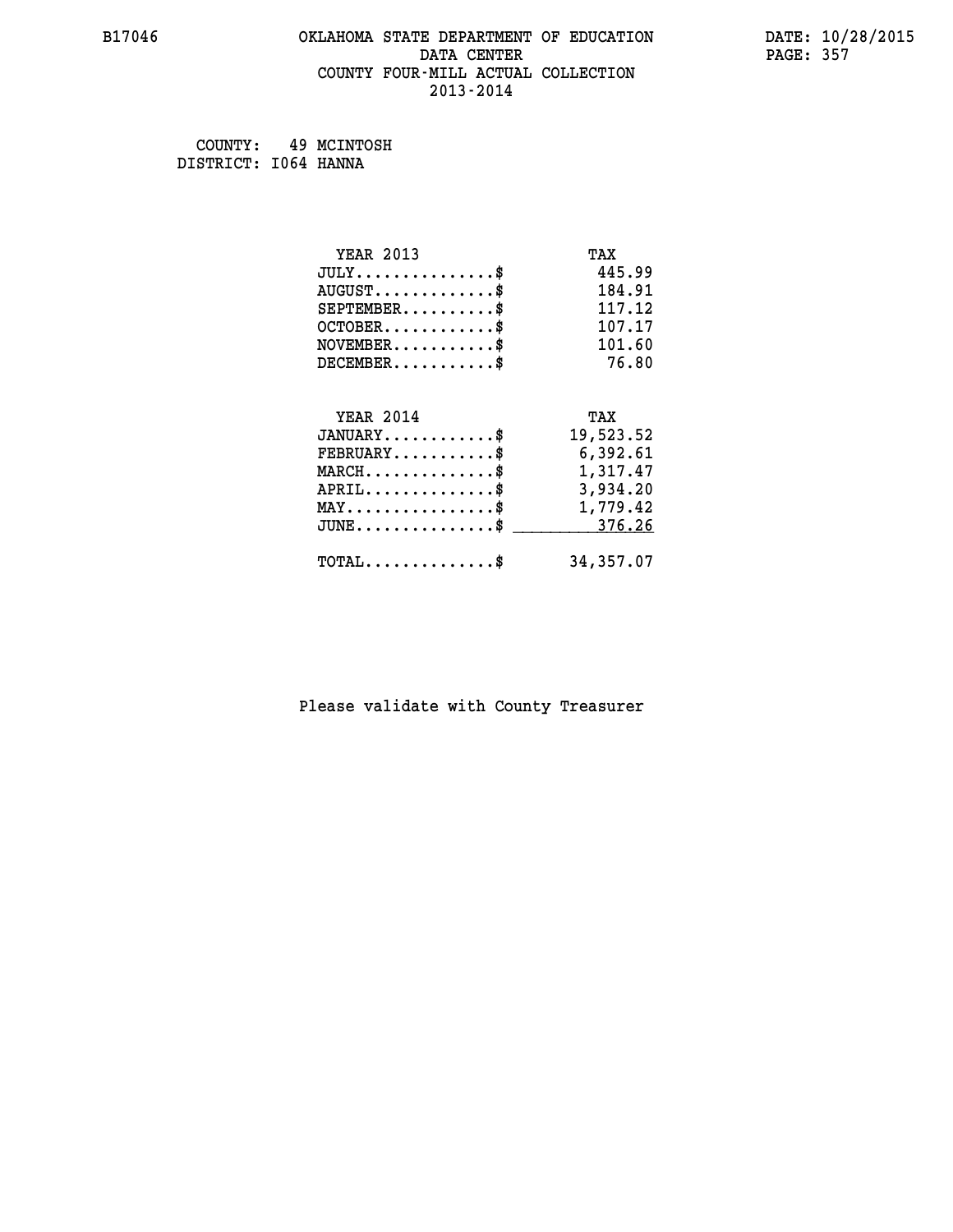# OKLAHOMA STATE DEPARTMENT OF EDUCATION
## DATA CENTER
## COUNTY FOUR-MILL ACTUAL COLLECTION
## 2013-2014

B17046

DATE: 10/28/2015

COUNTY: 49 MCINTOSH
DISTRICT: I064 HANNA

| YEAR 2013 | TAX |
|---|---|
| JULY...............$ | 445.99 |
| AUGUST.............$ | 184.91 |
| SEPTEMBER..........$ | 117.12 |
| OCTOBER............$ | 107.17 |
| NOVEMBER...........$ | 101.60 |
| DECEMBER...........$ | 76.80 |

| YEAR 2014 | TAX |
|---|---|
| JANUARY............$ | 19,523.52 |
| FEBRUARY...........$ | 6,392.61 |
| MARCH..............$ | 1,317.47 |
| APRIL..............$ | 3,934.20 |
| MAY................$ | 1,779.42 |
| JUNE...............$ | 376.26 |
| TOTAL..............$ | 34,357.07 |

Please validate with County Treasurer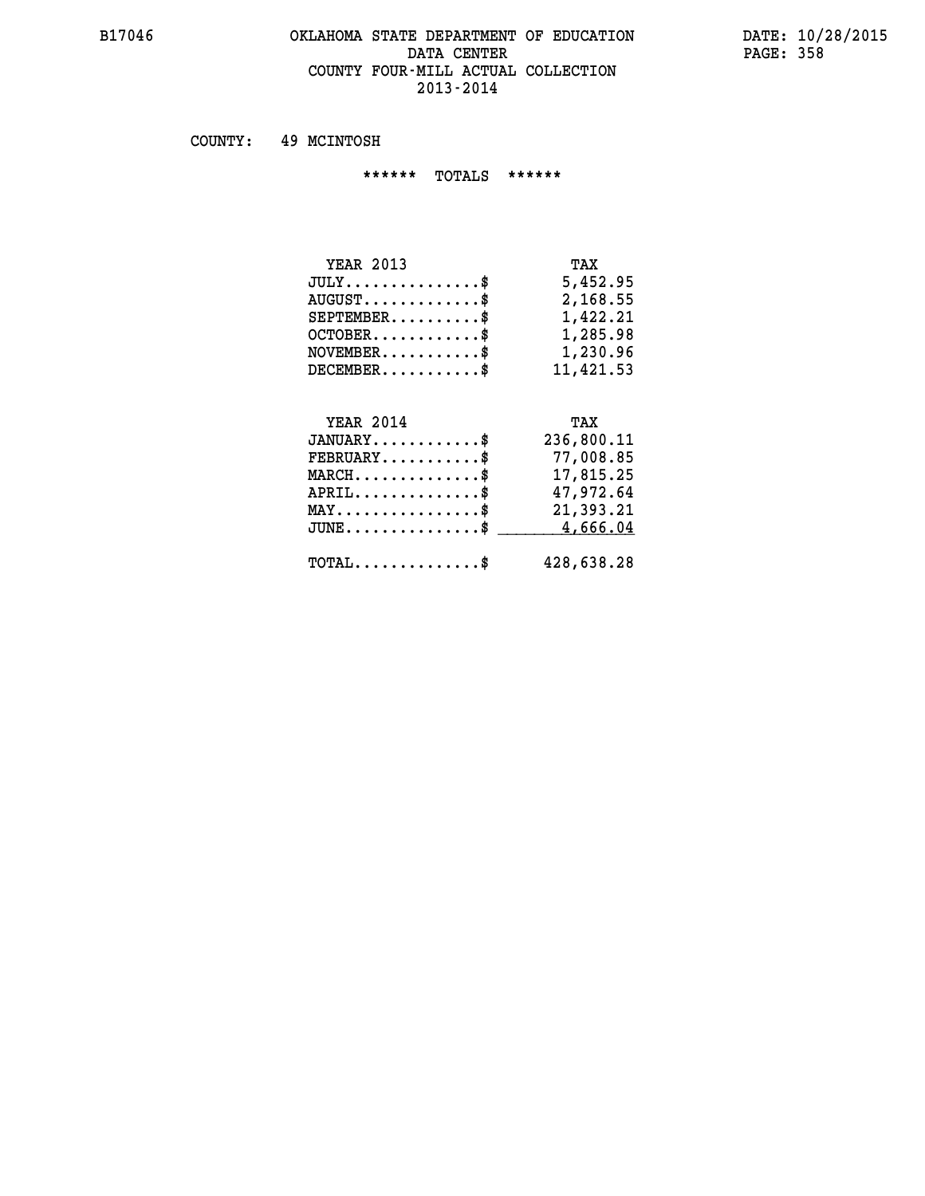# OKLAHOMA STATE DEPARTMENT OF EDUCATION
## DATA CENTER
## COUNTY FOUR-MILL ACTUAL COLLECTION
## 2013-2014

COUNTY: 49 MCINTOSH

****** TOTALS ******

| YEAR 2013 | TAX |
|---|---|
| JULY...............$ | 5,452.95 |
| AUGUST.............$ | 2,168.55 |
| SEPTEMBER..........$ | 1,422.21 |
| OCTOBER............$ | 1,285.98 |
| NOVEMBER...........$ | 1,230.96 |
| DECEMBER...........$ | 11,421.53 |

| YEAR 2014 | TAX |
|---|---|
| JANUARY............$ | 236,800.11 |
| FEBRUARY...........$ | 77,008.85 |
| MARCH..............$ | 17,815.25 |
| APRIL..............$ | 47,972.64 |
| MAY................$ | 21,393.21 |
| JUNE...............$ | 4,666.04 |
| TOTAL..............$ | 428,638.28 |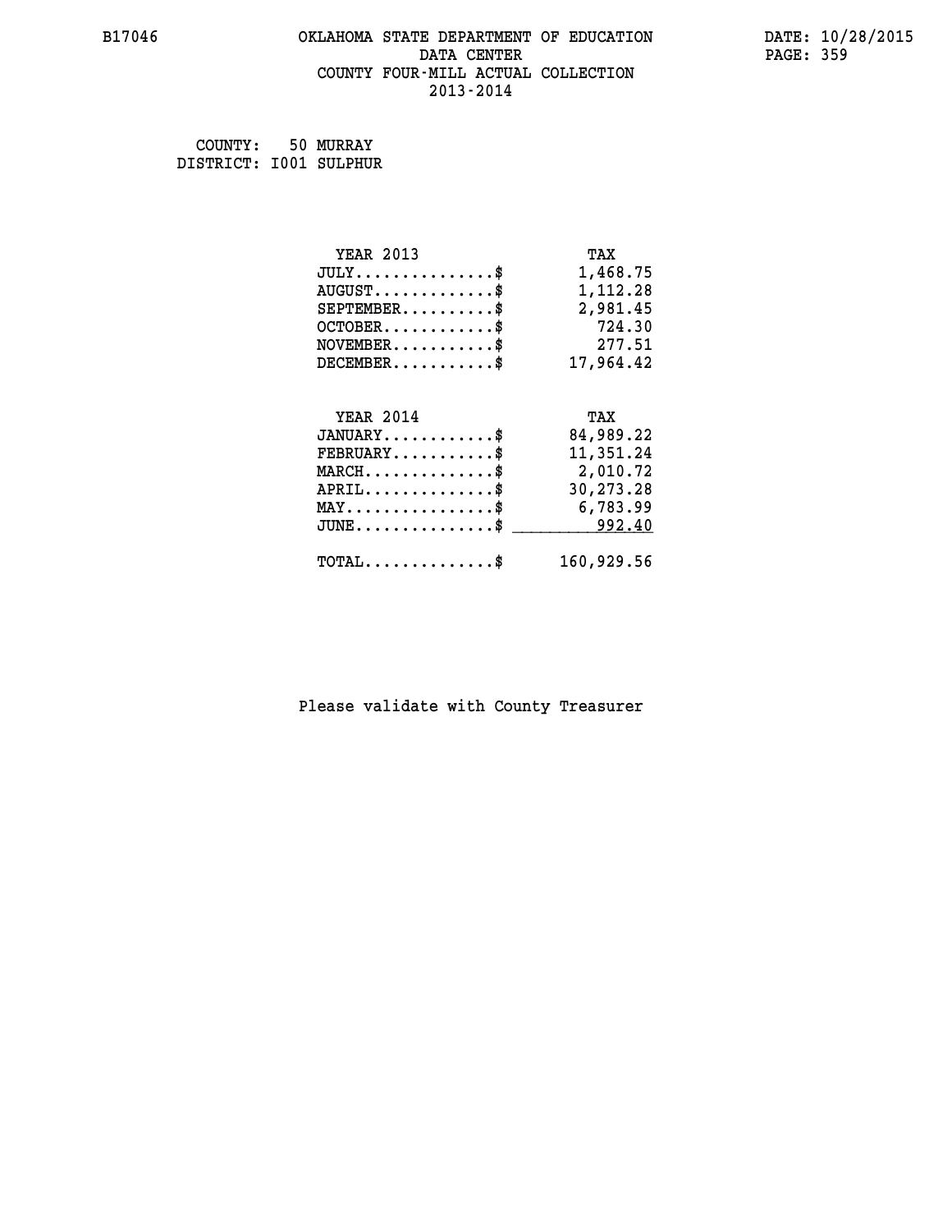B17046 OKLAHOMA STATE DEPARTMENT OF EDUCATION DATA CENTER COUNTY FOUR-MILL ACTUAL COLLECTION 2013-2014

DATE: 10/28/2015

COUNTY: 50 MURRAY
DISTRICT: I001 SULPHUR

| YEAR 2013 | TAX |
|---|---|
| JULY..............$ | 1,468.75 |
| AUGUST............$ | 1,112.28 |
| SEPTEMBER.........$ | 2,981.45 |
| OCTOBER...........$ | 724.30 |
| NOVEMBER..........$ | 277.51 |
| DECEMBER..........$ | 17,964.42 |

| YEAR 2014 | TAX |
|---|---|
| JANUARY...........$ | 84,989.22 |
| FEBRUARY..........$ | 11,351.24 |
| MARCH.............$ | 2,010.72 |
| APRIL.............$ | 30,273.28 |
| MAY...............$ | 6,783.99 |
| JUNE..............$ | 992.40 |
| TOTAL.............$ | 160,929.56 |

Please validate with County Treasurer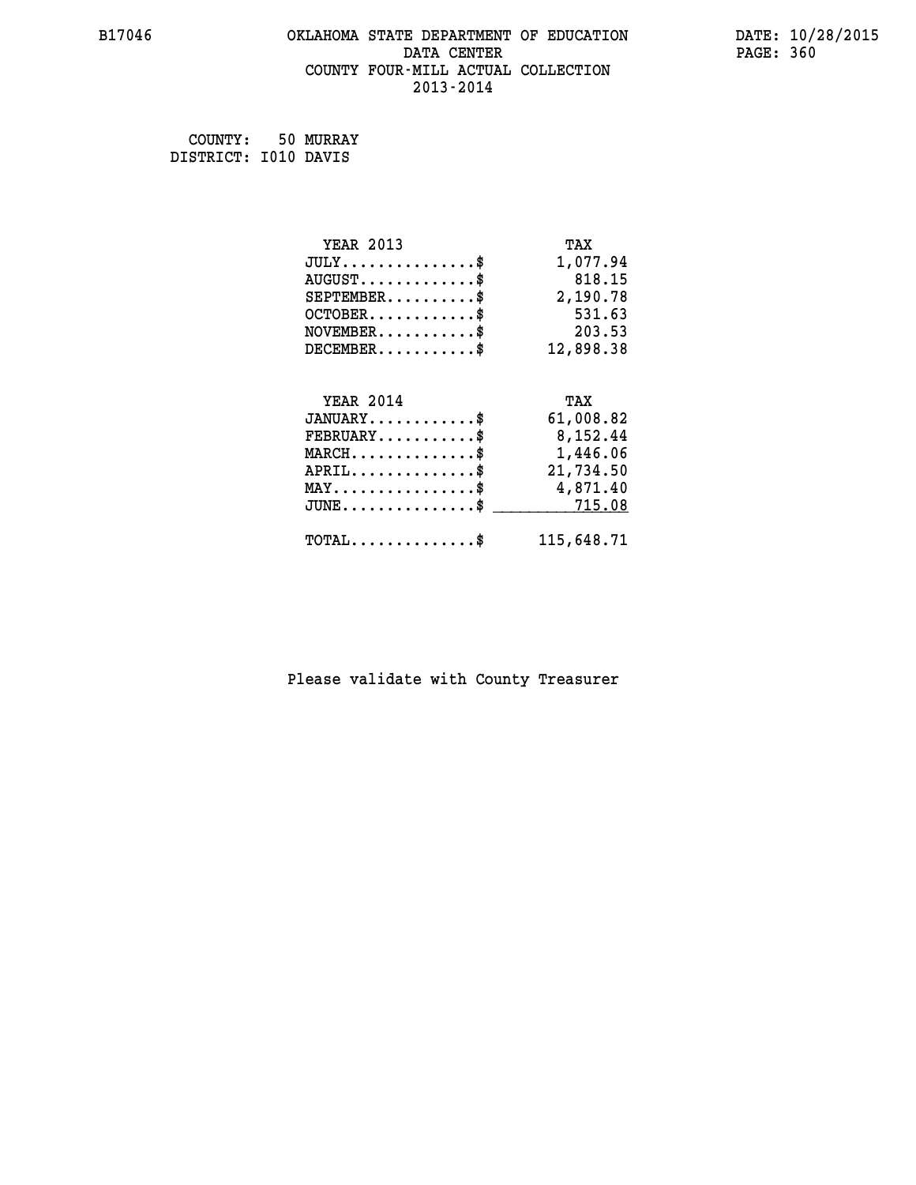B17046 OKLAHOMA STATE DEPARTMENT OF EDUCATION DATA CENTER COUNTY FOUR-MILL ACTUAL COLLECTION 2013-2014

DATE: 10/28/2015

COUNTY: 50 MURRAY
DISTRICT: I010 DAVIS

| YEAR 2013 | TAX |
|---|---|
| JULY..............$ | 1,077.94 |
| AUGUST............$ | 818.15 |
| SEPTEMBER.........$ | 2,190.78 |
| OCTOBER...........$ | 531.63 |
| NOVEMBER..........$ | 203.53 |
| DECEMBER..........$ | 12,898.38 |

| YEAR 2014 | TAX |
|---|---|
| JANUARY...........$ | 61,008.82 |
| FEBRUARY..........$ | 8,152.44 |
| MARCH.............$ | 1,446.06 |
| APRIL.............$ | 21,734.50 |
| MAY...............$ | 4,871.40 |
| JUNE..............$ | 715.08 |
| TOTAL.............$ | 115,648.71 |

Please validate with County Treasurer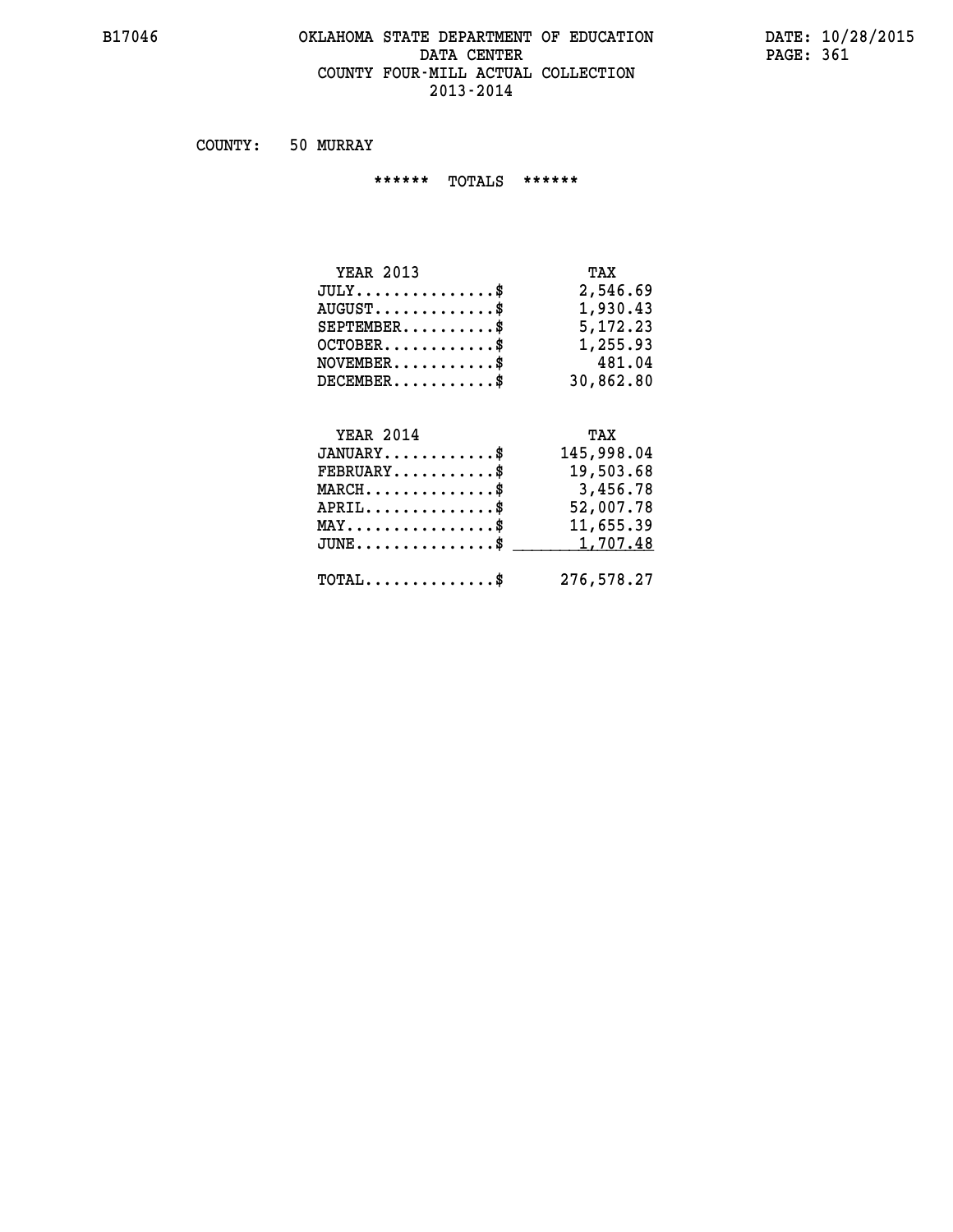# OKLAHOMA STATE DEPARTMENT OF EDUCATION
## DATA CENTER
## COUNTY FOUR-MILL ACTUAL COLLECTION
## 2013-2014

B17046

DATE: 10/28/2015

COUNTY: 50 MURRAY

****** TOTALS ******

| YEAR 2013 | TAX |
|---|---|
| JULY...............$ | 2,546.69 |
| AUGUST.............$ | 1,930.43 |
| SEPTEMBER..........$ | 5,172.23 |
| OCTOBER............$ | 1,255.93 |
| NOVEMBER...........$ | 481.04 |
| DECEMBER...........$ | 30,862.80 |

| YEAR 2014 | TAX |
|---|---|
| JANUARY............$ | 145,998.04 |
| FEBRUARY...........$ | 19,503.68 |
| MARCH..............$ | 3,456.78 |
| APRIL..............$ | 52,007.78 |
| MAY................$ | 11,655.39 |
| JUNE...............$ | 1,707.48 |
| TOTAL..............$ | 276,578.27 |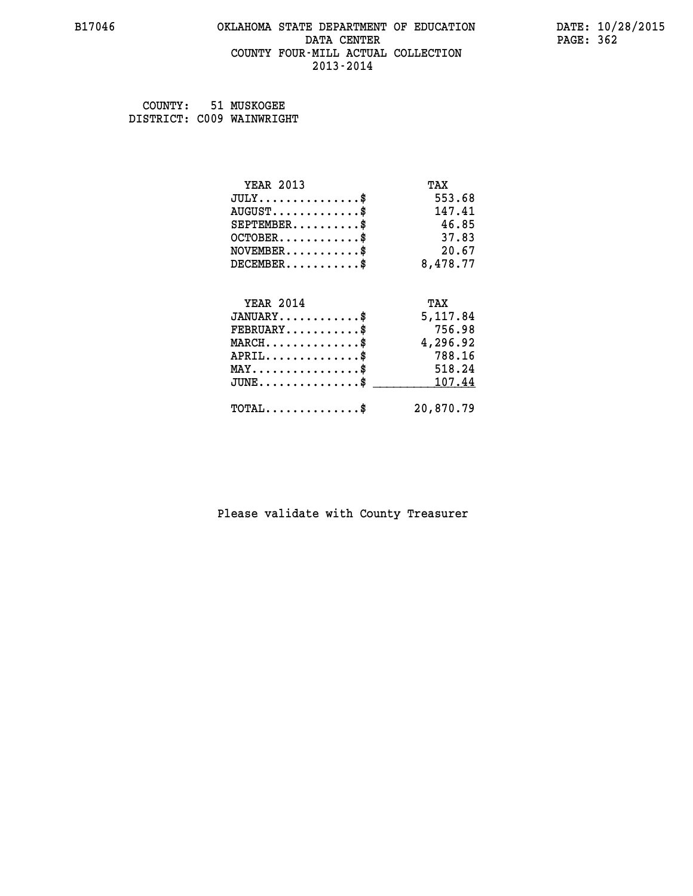B17046

# OKLAHOMA STATE DEPARTMENT OF EDUCATION
## DATA CENTER
## COUNTY FOUR-MILL ACTUAL COLLECTION
## 2013-2014

DATE: 10/28/2015

COUNTY: 51 MUSKOGEE
DISTRICT: C009 WAINWRIGHT

| YEAR 2013 | TAX |
|---|---|
| JULY..............$ | 553.68 |
| AUGUST............$ | 147.41 |
| SEPTEMBER.........$ | 46.85 |
| OCTOBER...........$ | 37.83 |
| NOVEMBER..........$ | 20.67 |
| DECEMBER..........$ | 8,478.77 |

| YEAR 2014 | TAX |
|---|---|
| JANUARY...........$ | 5,117.84 |
| FEBRUARY..........$ | 756.98 |
| MARCH.............$ | 4,296.92 |
| APRIL.............$ | 788.16 |
| MAY...............$ | 518.24 |
| JUNE..............$ | 107.44 |
| TOTAL.............$ | 20,870.79 |

Please validate with County Treasurer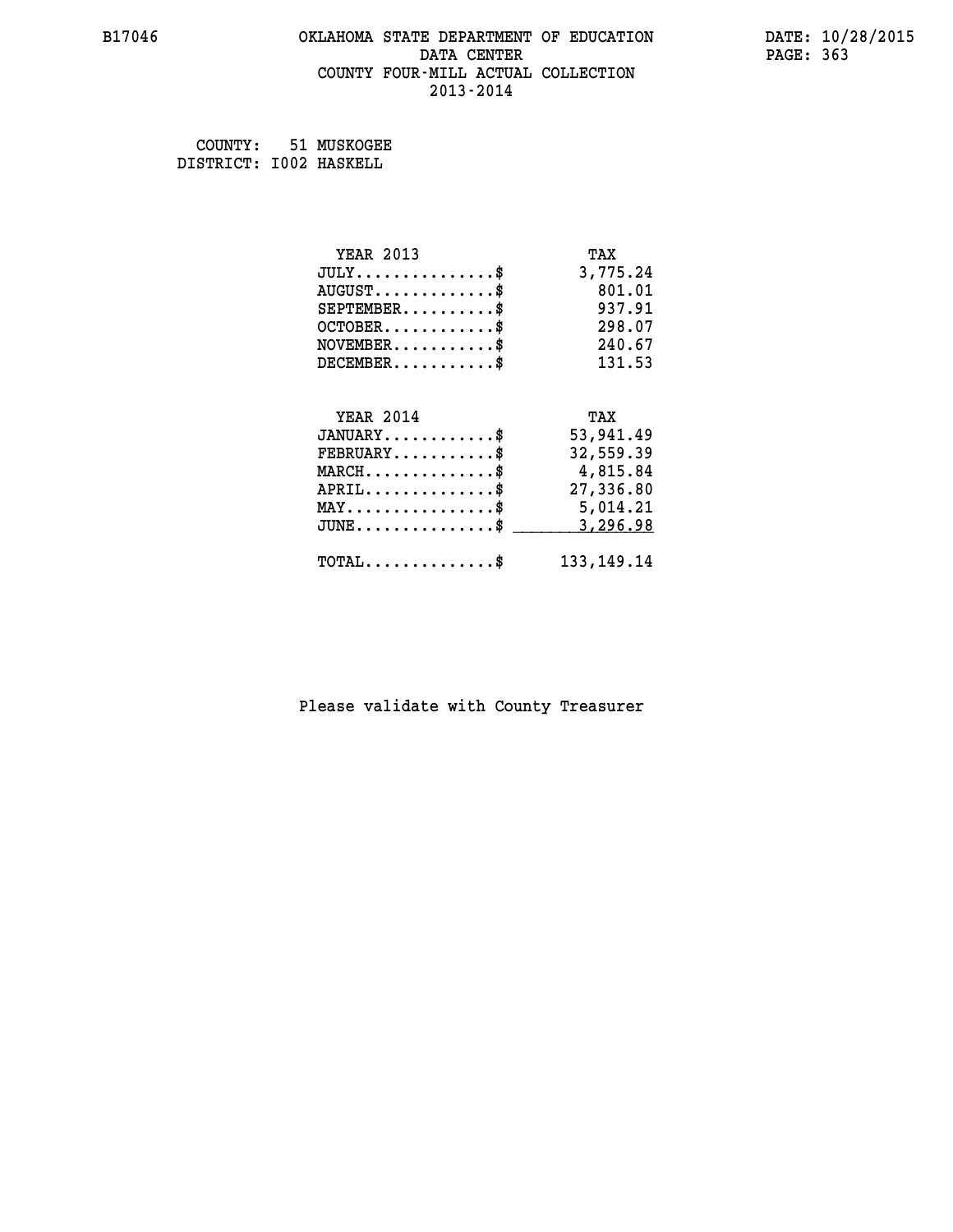B17046 OKLAHOMA STATE DEPARTMENT OF EDUCATION DATE: 10/28/2015
DATA CENTER
COUNTY FOUR-MILL ACTUAL COLLECTION
2013-2014

COUNTY: 51 MUSKOGEE
DISTRICT: I002 HASKELL

| YEAR 2013 | TAX |
|---|---|
| JULY..............$ | 3,775.24 |
| AUGUST............$ | 801.01 |
| SEPTEMBER.........$ | 937.91 |
| OCTOBER...........$ | 298.07 |
| NOVEMBER..........$ | 240.67 |
| DECEMBER..........$ | 131.53 |

| YEAR 2014 | TAX |
|---|---|
| JANUARY...........$ | 53,941.49 |
| FEBRUARY..........$ | 32,559.39 |
| MARCH.............$ | 4,815.84 |
| APRIL.............$ | 27,336.80 |
| MAY...............$ | 5,014.21 |
| JUNE..............$ | 3,296.98 |
| TOTAL.............$ | 133,149.14 |

Please validate with County Treasurer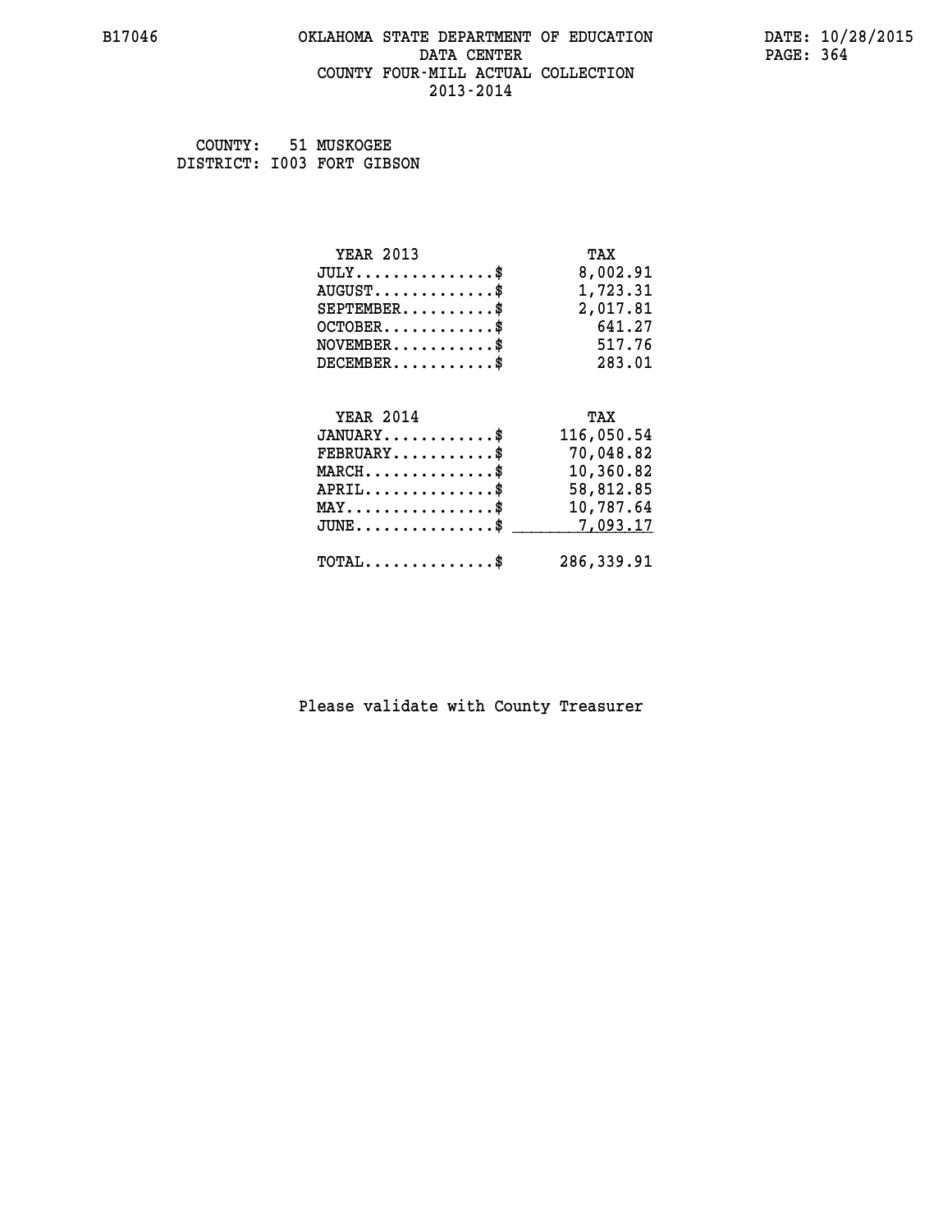# OKLAHOMA STATE DEPARTMENT OF EDUCATION
## DATA CENTER
## COUNTY FOUR-MILL ACTUAL COLLECTION
## 2013-2014

B17046 DATE: 10/28/2015

COUNTY: 51 MUSKOGEE
DISTRICT: I003 FORT GIBSON

| YEAR 2013 | TAX |
|---|---|
| JULY...............$ | 8,002.91 |
| AUGUST.............$ | 1,723.31 |
| SEPTEMBER..........$ | 2,017.81 |
| OCTOBER............$ | 641.27 |
| NOVEMBER...........$ | 517.76 |
| DECEMBER...........$ | 283.01 |

| YEAR 2014 | TAX |
|---|---|
| JANUARY............$ | 116,050.54 |
| FEBRUARY...........$ | 70,048.82 |
| MARCH..............$ | 10,360.82 |
| APRIL..............$ | 58,812.85 |
| MAY................$ | 10,787.64 |
| JUNE...............$ | 7,093.17 |
| TOTAL..............$ | 286,339.91 |

Please validate with County Treasurer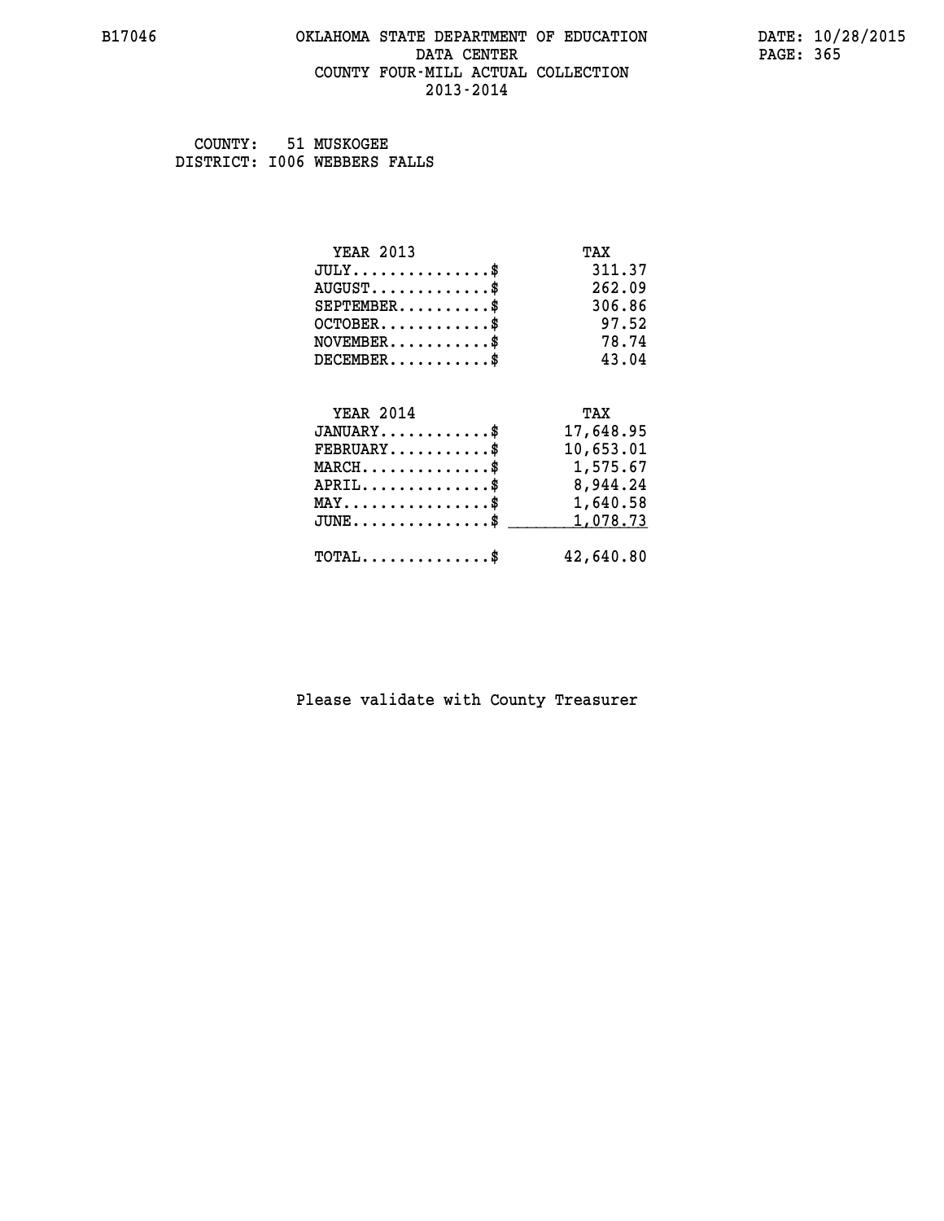# OKLAHOMA STATE DEPARTMENT OF EDUCATION
## DATA CENTER
## COUNTY FOUR-MILL ACTUAL COLLECTION
## 2013-2014

COUNTY: 51 MUSKOGEE
DISTRICT: I006 WEBBERS FALLS

| YEAR 2013 | TAX |
|---|---|
| JULY...............$ | 311.37 |
| AUGUST.............$ | 262.09 |
| SEPTEMBER..........$ | 306.86 |
| OCTOBER............$ | 97.52 |
| NOVEMBER...........$ | 78.74 |
| DECEMBER...........$ | 43.04 |

| YEAR 2014 | TAX |
|---|---|
| JANUARY............$ | 17,648.95 |
| FEBRUARY...........$ | 10,653.01 |
| MARCH..............$ | 1,575.67 |
| APRIL..............$ | 8,944.24 |
| MAY................$ | 1,640.58 |
| JUNE...............$ | 1,078.73 |
| TOTAL..............$ | 42,640.80 |

Please validate with County Treasurer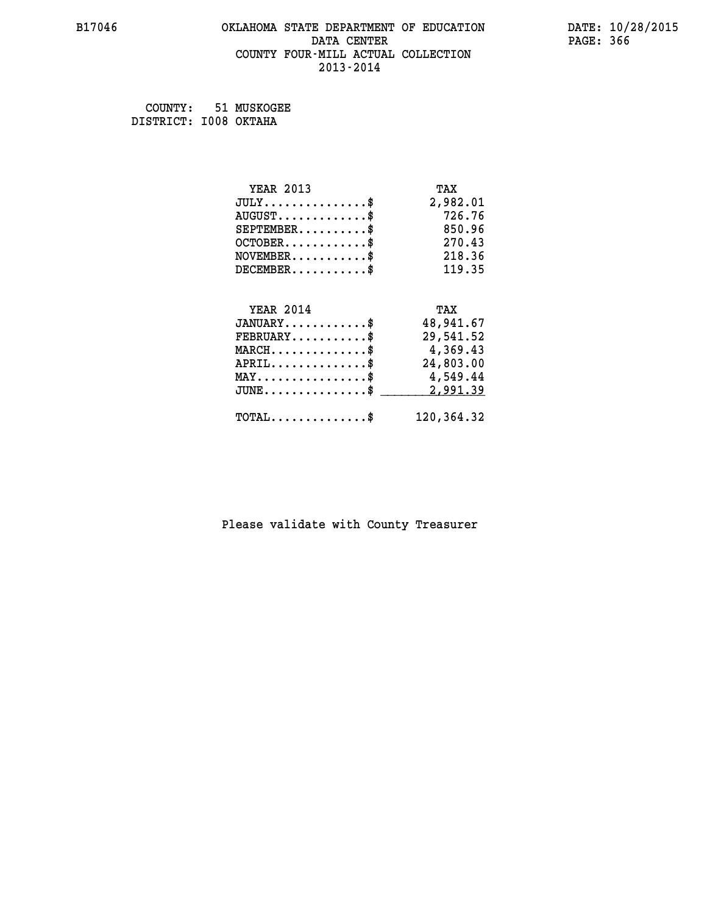# OKLAHOMA STATE DEPARTMENT OF EDUCATION
## DATA CENTER
## COUNTY FOUR-MILL ACTUAL COLLECTION
## 2013-2014

B17046

DATE: 10/28/2015

COUNTY: 51 MUSKOGEE
DISTRICT: I008 OKTAHA

| YEAR 2013 | TAX |
|---|---|
| JULY..............$ | 2,982.01 |
| AUGUST............$ | 726.76 |
| SEPTEMBER.........$ | 850.96 |
| OCTOBER...........$ | 270.43 |
| NOVEMBER..........$ | 218.36 |
| DECEMBER..........$ | 119.35 |

| YEAR 2014 | TAX |
|---|---|
| JANUARY...........$ | 48,941.67 |
| FEBRUARY..........$ | 29,541.52 |
| MARCH.............$ | 4,369.43 |
| APRIL.............$ | 24,803.00 |
| MAY...............$ | 4,549.44 |
| JUNE..............$ | 2,991.39 |
| TOTAL.............$ | 120,364.32 |

Please validate with County Treasurer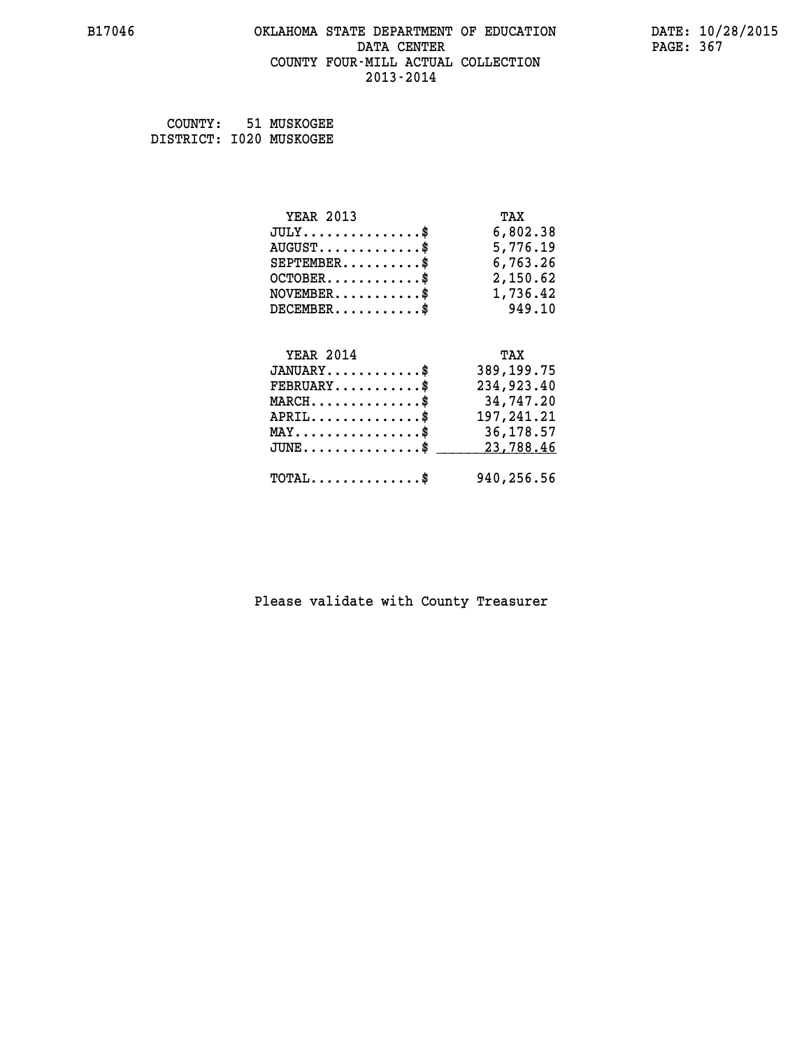B17046 OKLAHOMA STATE DEPARTMENT OF EDUCATION DATA CENTER COUNTY FOUR-MILL ACTUAL COLLECTION 2013-2014

DATE: 10/28/2015

COUNTY: 51 MUSKOGEE
DISTRICT: I020 MUSKOGEE

| YEAR 2013 | TAX |
|---|---|
| JULY...............$ | 6,802.38 |
| AUGUST.............$ | 5,776.19 |
| SEPTEMBER..........$ | 6,763.26 |
| OCTOBER............$ | 2,150.62 |
| NOVEMBER...........$ | 1,736.42 |
| DECEMBER...........$ | 949.10 |

| YEAR 2014 | TAX |
|---|---|
| JANUARY............$ | 389,199.75 |
| FEBRUARY...........$ | 234,923.40 |
| MARCH..............$ | 34,747.20 |
| APRIL..............$ | 197,241.21 |
| MAY................$ | 36,178.57 |
| JUNE...............$ | 23,788.46 |
| TOTAL..............$ | 940,256.56 |

Please validate with County Treasurer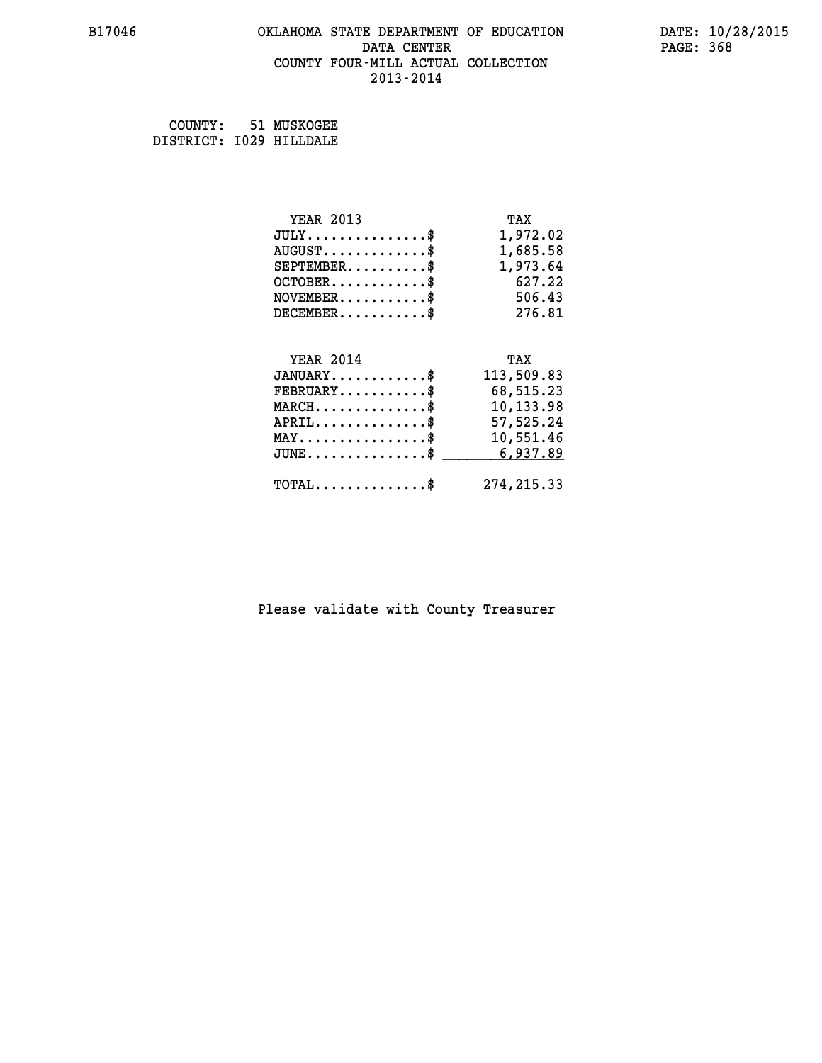B17046 OKLAHOMA STATE DEPARTMENT OF EDUCATION DATA CENTER COUNTY FOUR-MILL ACTUAL COLLECTION 2013-2014

DATE: 10/28/2015

COUNTY: 51 MUSKOGEE
DISTRICT: I029 HILLDALE

| YEAR 2013 | TAX |
|---|---|
| JULY..............$ | 1,972.02 |
| AUGUST............$ | 1,685.58 |
| SEPTEMBER.........$ | 1,973.64 |
| OCTOBER...........$ | 627.22 |
| NOVEMBER..........$ | 506.43 |
| DECEMBER..........$ | 276.81 |

| YEAR 2014 | TAX |
|---|---|
| JANUARY...........$ | 113,509.83 |
| FEBRUARY..........$ | 68,515.23 |
| MARCH.............$ | 10,133.98 |
| APRIL.............$ | 57,525.24 |
| MAY...............$ | 10,551.46 |
| JUNE..............$ | 6,937.89 |
| TOTAL.............$ | 274,215.33 |

Please validate with County Treasurer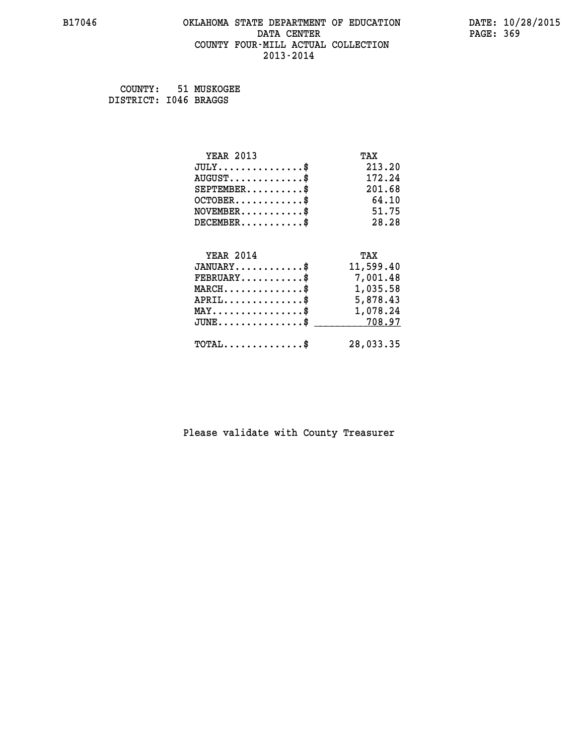# OKLAHOMA STATE DEPARTMENT OF EDUCATION
## DATA CENTER
## COUNTY FOUR-MILL ACTUAL COLLECTION
## 2013-2014

B17046

DATE: 10/28/2015

COUNTY: 51 MUSKOGEE
DISTRICT: I046 BRAGGS

| YEAR 2013 | TAX |
|---|---|
| JULY...............$ | 213.20 |
| AUGUST.............$ | 172.24 |
| SEPTEMBER..........$ | 201.68 |
| OCTOBER............$ | 64.10 |
| NOVEMBER...........$ | 51.75 |
| DECEMBER...........$ | 28.28 |

| YEAR 2014 | TAX |
|---|---|
| JANUARY............$ | 11,599.40 |
| FEBRUARY...........$ | 7,001.48 |
| MARCH..............$ | 1,035.58 |
| APRIL..............$ | 5,878.43 |
| MAY................$ | 1,078.24 |
| JUNE...............$ | 708.97 |
| TOTAL..............$ | 28,033.35 |

Please validate with County Treasurer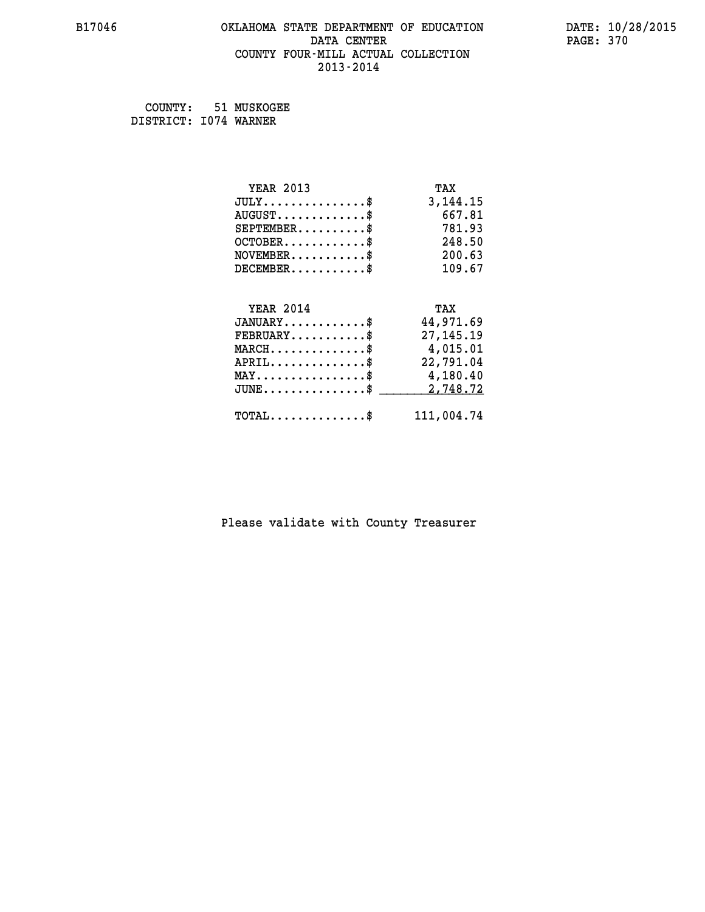B17046 OKLAHOMA STATE DEPARTMENT OF EDUCATION DATE: 10/28/2015

DATA CENTER

COUNTY FOUR-MILL ACTUAL COLLECTION

2013-2014

COUNTY: 51 MUSKOGEE
DISTRICT: I074 WARNER

| YEAR 2013 | TAX |
|---|---|
| JULY..............$ | 3,144.15 |
| AUGUST.............$ | 667.81 |
| SEPTEMBER..........$ | 781.93 |
| OCTOBER............$ | 248.50 |
| NOVEMBER...........$ | 200.63 |
| DECEMBER...........$ | 109.67 |

| YEAR 2014 | TAX |
|---|---|
| JANUARY............$ | 44,971.69 |
| FEBRUARY...........$ | 27,145.19 |
| MARCH..............$ | 4,015.01 |
| APRIL..............$ | 22,791.04 |
| MAY................$ | 4,180.40 |
| JUNE...............$ | 2,748.72 |
| TOTAL..............$ | 111,004.74 |

Please validate with County Treasurer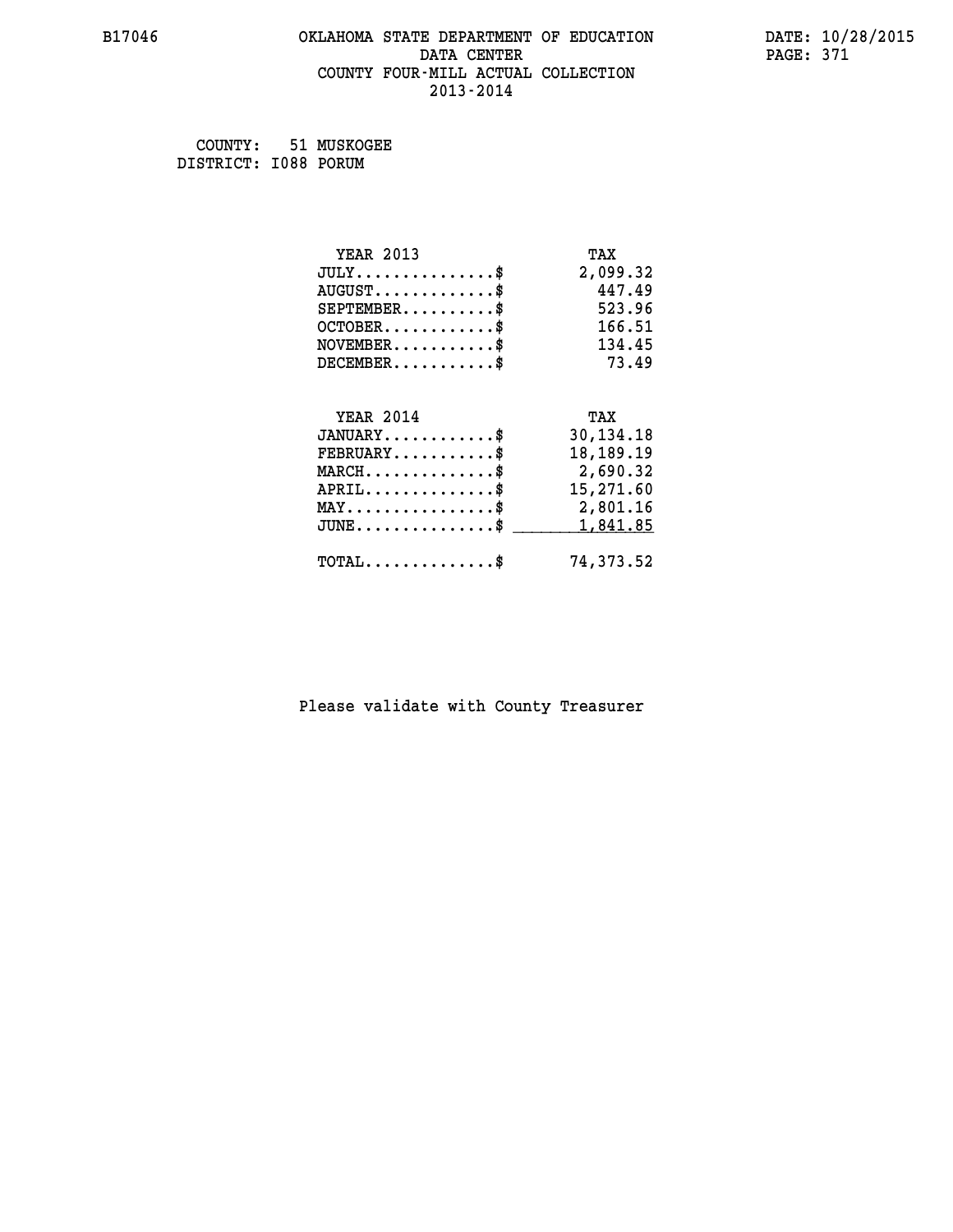B17046 OKLAHOMA STATE DEPARTMENT OF EDUCATION DATA CENTER COUNTY FOUR-MILL ACTUAL COLLECTION 2013-2014

DATE: 10/28/2015

COUNTY: 51 MUSKOGEE
DISTRICT: I088 PORUM

| YEAR 2013 | TAX |
|---|---|
| JULY..............$ | 2,099.32 |
| AUGUST............$ | 447.49 |
| SEPTEMBER.........$ | 523.96 |
| OCTOBER...........$ | 166.51 |
| NOVEMBER..........$ | 134.45 |
| DECEMBER..........$ | 73.49 |

| YEAR 2014 | TAX |
|---|---|
| JANUARY...........$ | 30,134.18 |
| FEBRUARY..........$ | 18,189.19 |
| MARCH.............$ | 2,690.32 |
| APRIL.............$ | 15,271.60 |
| MAY...............$ | 2,801.16 |
| JUNE..............$ | 1,841.85 |
| TOTAL.............$ | 74,373.52 |

Please validate with County Treasurer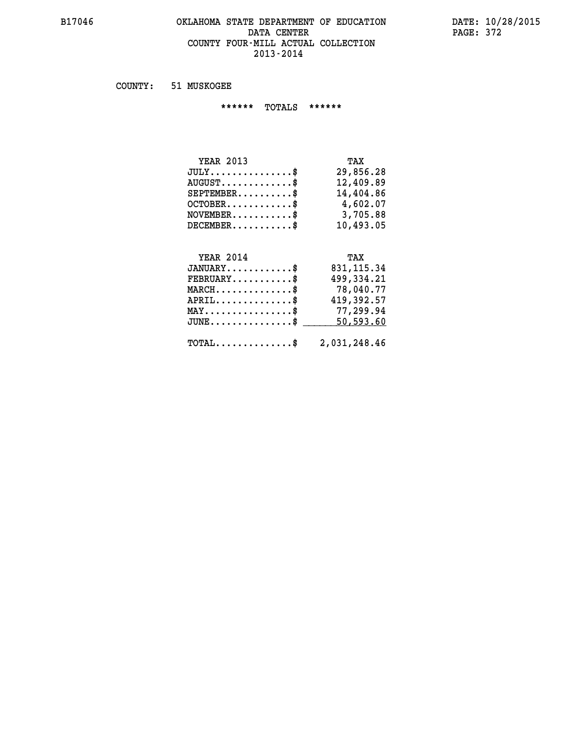B17046

# OKLAHOMA STATE DEPARTMENT OF EDUCATION
## DATA CENTER
## COUNTY FOUR-MILL ACTUAL COLLECTION
## 2013-2014

DATE: 10/28/2015

COUNTY: 51 MUSKOGEE

****** TOTALS ******

| YEAR 2013 | TAX |
|---|---|
| JULY...............$ | 29,856.28 |
| AUGUST.............$ | 12,409.89 |
| SEPTEMBER..........$ | 14,404.86 |
| OCTOBER............$ | 4,602.07 |
| NOVEMBER...........$ | 3,705.88 |
| DECEMBER...........$ | 10,493.05 |

| YEAR 2014 | TAX |
|---|---|
| JANUARY............$ | 831,115.34 |
| FEBRUARY...........$ | 499,334.21 |
| MARCH..............$ | 78,040.77 |
| APRIL..............$ | 419,392.57 |
| MAY................$ | 77,299.94 |
| JUNE...............$ | 50,593.60 |
| TOTAL..............$ | 2,031,248.46 |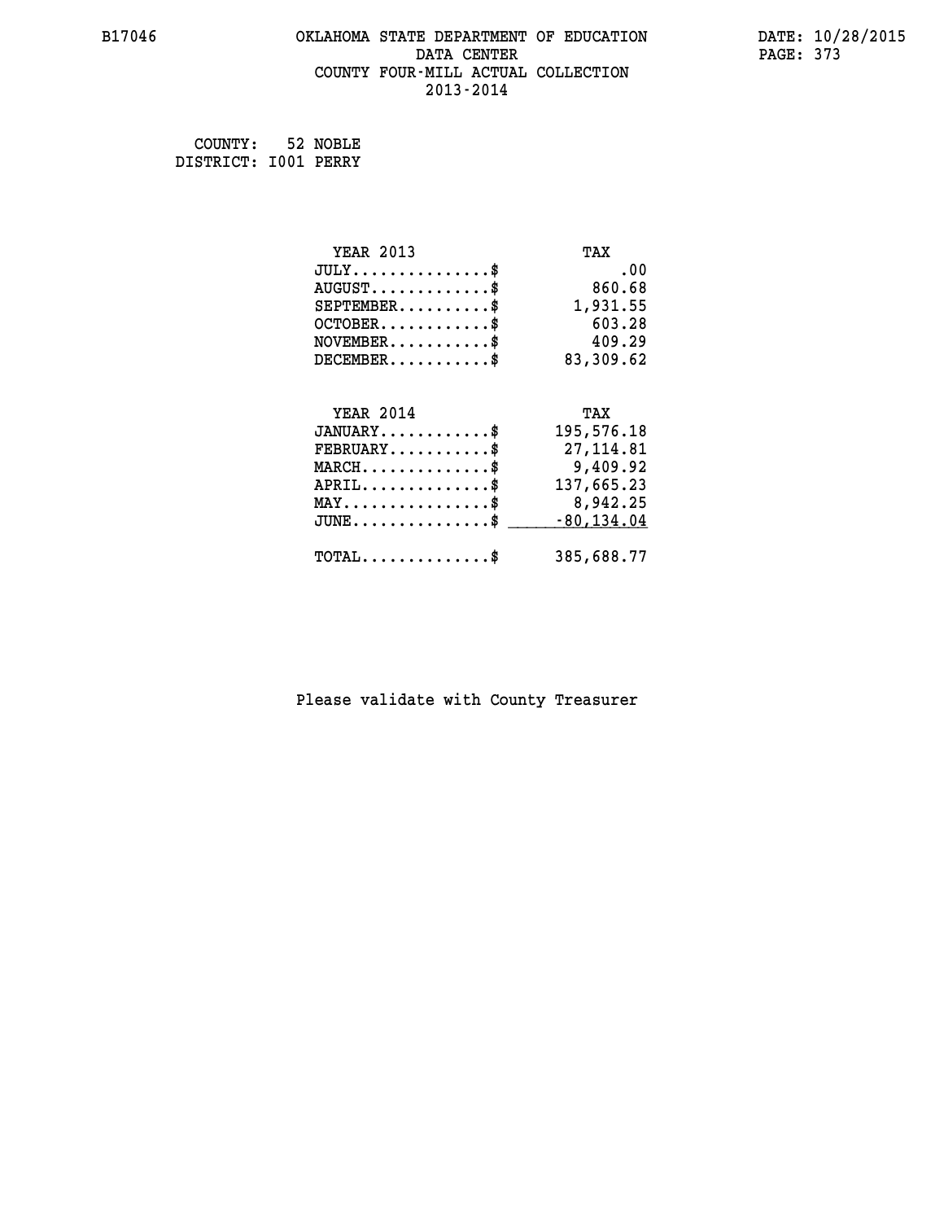B17046 OKLAHOMA STATE DEPARTMENT OF EDUCATION DATA CENTER COUNTY FOUR-MILL ACTUAL COLLECTION 2013-2014

DATE: 10/28/2015

COUNTY: 52 NOBLE
DISTRICT: I001 PERRY

| YEAR 2013 | TAX |
|---|---|
| JULY..............$ | .00 |
| AUGUST............$ | 860.68 |
| SEPTEMBER.........$ | 1,931.55 |
| OCTOBER...........$ | 603.28 |
| NOVEMBER..........$ | 409.29 |
| DECEMBER..........$ | 83,309.62 |

| YEAR 2014 | TAX |
|---|---|
| JANUARY...........$ | 195,576.18 |
| FEBRUARY..........$ | 27,114.81 |
| MARCH.............$ | 9,409.92 |
| APRIL.............$ | 137,665.23 |
| MAY...............$ | 8,942.25 |
| JUNE..............$ | -80,134.04 |
| TOTAL.............$ | 385,688.77 |

Please validate with County Treasurer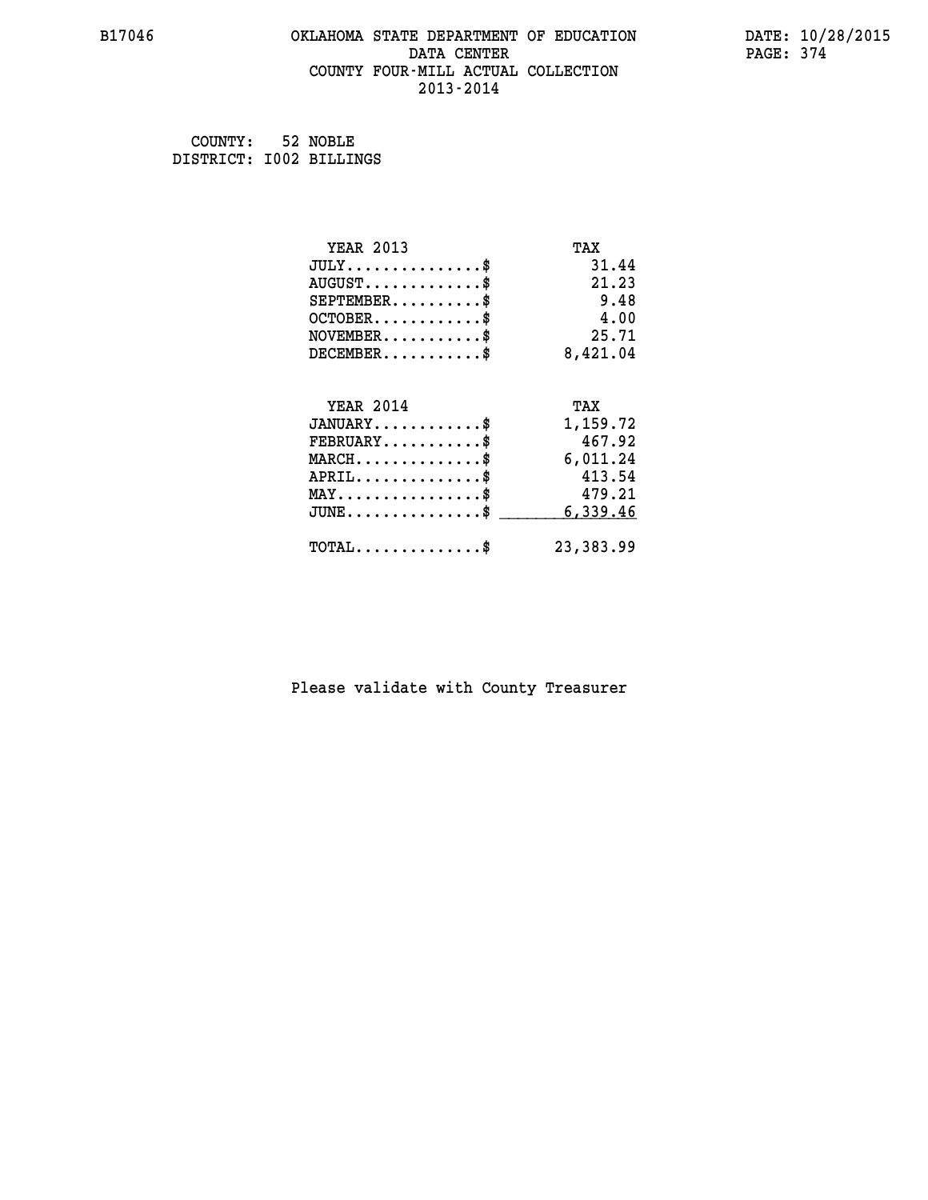B17046 OKLAHOMA STATE DEPARTMENT OF EDUCATION DATA CENTER COUNTY FOUR-MILL ACTUAL COLLECTION 2013-2014

DATE: 10/28/2015

COUNTY: 52 NOBLE
DISTRICT: I002 BILLINGS

| YEAR 2013 | TAX |
|---|---|
| JULY...............$ | 31.44 |
| AUGUST.............$ | 21.23 |
| SEPTEMBER..........$ | 9.48 |
| OCTOBER............$ | 4.00 |
| NOVEMBER...........$ | 25.71 |
| DECEMBER...........$ | 8,421.04 |

| YEAR 2014 | TAX |
|---|---|
| JANUARY............$ | 1,159.72 |
| FEBRUARY...........$ | 467.92 |
| MARCH..............$ | 6,011.24 |
| APRIL..............$ | 413.54 |
| MAY................$ | 479.21 |
| JUNE...............$ | 6,339.46 |
| TOTAL..............$ | 23,383.99 |

Please validate with County Treasurer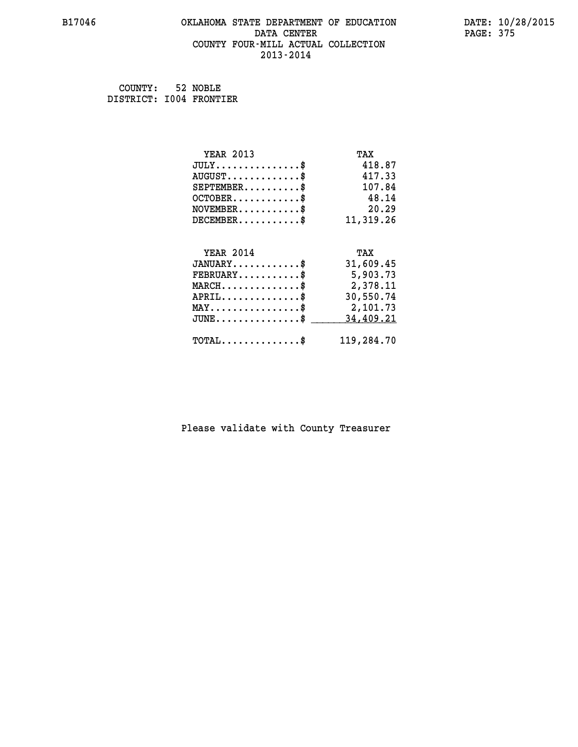# OKLAHOMA STATE DEPARTMENT OF EDUCATION
## DATA CENTER
## COUNTY FOUR-MILL ACTUAL COLLECTION
## 2013-2014

COUNTY: 52 NOBLE
DISTRICT: I004 FRONTIER

| YEAR 2013 | TAX |
|---|---|
| JULY...............$ | 418.87 |
| AUGUST.............$ | 417.33 |
| SEPTEMBER..........$ | 107.84 |
| OCTOBER............$ | 48.14 |
| NOVEMBER...........$ | 20.29 |
| DECEMBER...........$ | 11,319.26 |

| YEAR 2014 | TAX |
|---|---|
| JANUARY............$ | 31,609.45 |
| FEBRUARY...........$ | 5,903.73 |
| MARCH..............$ | 2,378.11 |
| APRIL..............$ | 30,550.74 |
| MAY................$ | 2,101.73 |
| JUNE...............$ | 34,409.21 |
| TOTAL..............$ | 119,284.70 |

Please validate with County Treasurer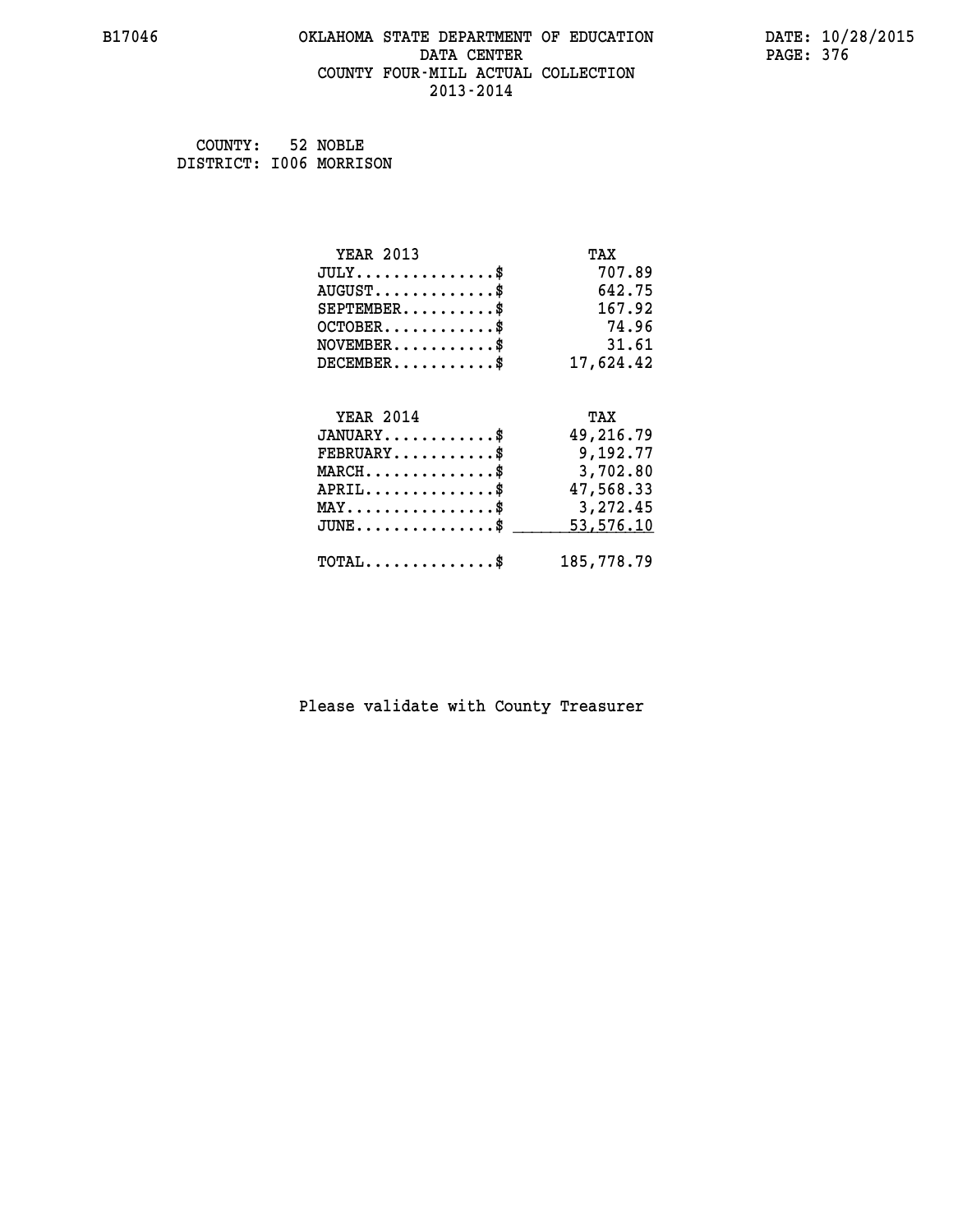# OKLAHOMA STATE DEPARTMENT OF EDUCATION
## DATA CENTER
## COUNTY FOUR-MILL ACTUAL COLLECTION
## 2013-2014

B17046

DATE: 10/28/2015

COUNTY: 52 NOBLE
DISTRICT: I006 MORRISON

| YEAR 2013 | TAX |
|---|---|
| JULY...............$ | 707.89 |
| AUGUST.............$ | 642.75 |
| SEPTEMBER..........$ | 167.92 |
| OCTOBER............$ | 74.96 |
| NOVEMBER...........$ | 31.61 |
| DECEMBER...........$ | 17,624.42 |

| YEAR 2014 | TAX |
|---|---|
| JANUARY............$ | 49,216.79 |
| FEBRUARY...........$ | 9,192.77 |
| MARCH..............$ | 3,702.80 |
| APRIL..............$ | 47,568.33 |
| MAY................$ | 3,272.45 |
| JUNE...............$ | 53,576.10 |
| TOTAL..............$ | 185,778.79 |

Please validate with County Treasurer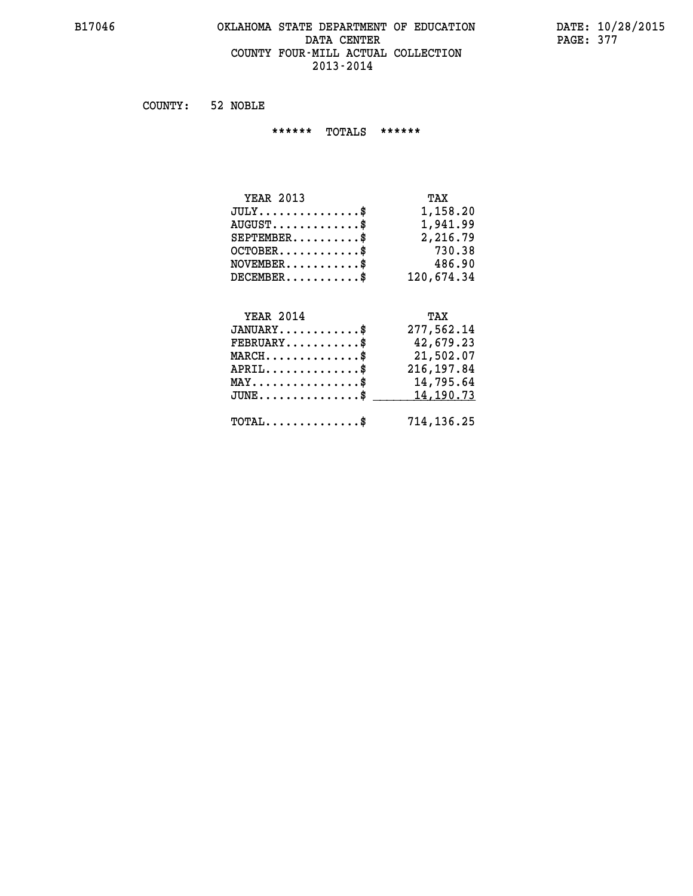# OKLAHOMA STATE DEPARTMENT OF EDUCATION
## DATA CENTER
## COUNTY FOUR-MILL ACTUAL COLLECTION
## 2013-2014

COUNTY: 52 NOBLE

****** TOTALS ******

| YEAR 2013 | TAX |
|---|---|
| JULY...............$ | 1,158.20 |
| AUGUST.............$ | 1,941.99 |
| SEPTEMBER..........$ | 2,216.79 |
| OCTOBER............$ | 730.38 |
| NOVEMBER...........$ | 486.90 |
| DECEMBER...........$ | 120,674.34 |

| YEAR 2014 | TAX |
|---|---|
| JANUARY............$ | 277,562.14 |
| FEBRUARY...........$ | 42,679.23 |
| MARCH..............$ | 21,502.07 |
| APRIL..............$ | 216,197.84 |
| MAY................$ | 14,795.64 |
| JUNE...............$ | 14,190.73 |
| TOTAL..............$ | 714,136.25 |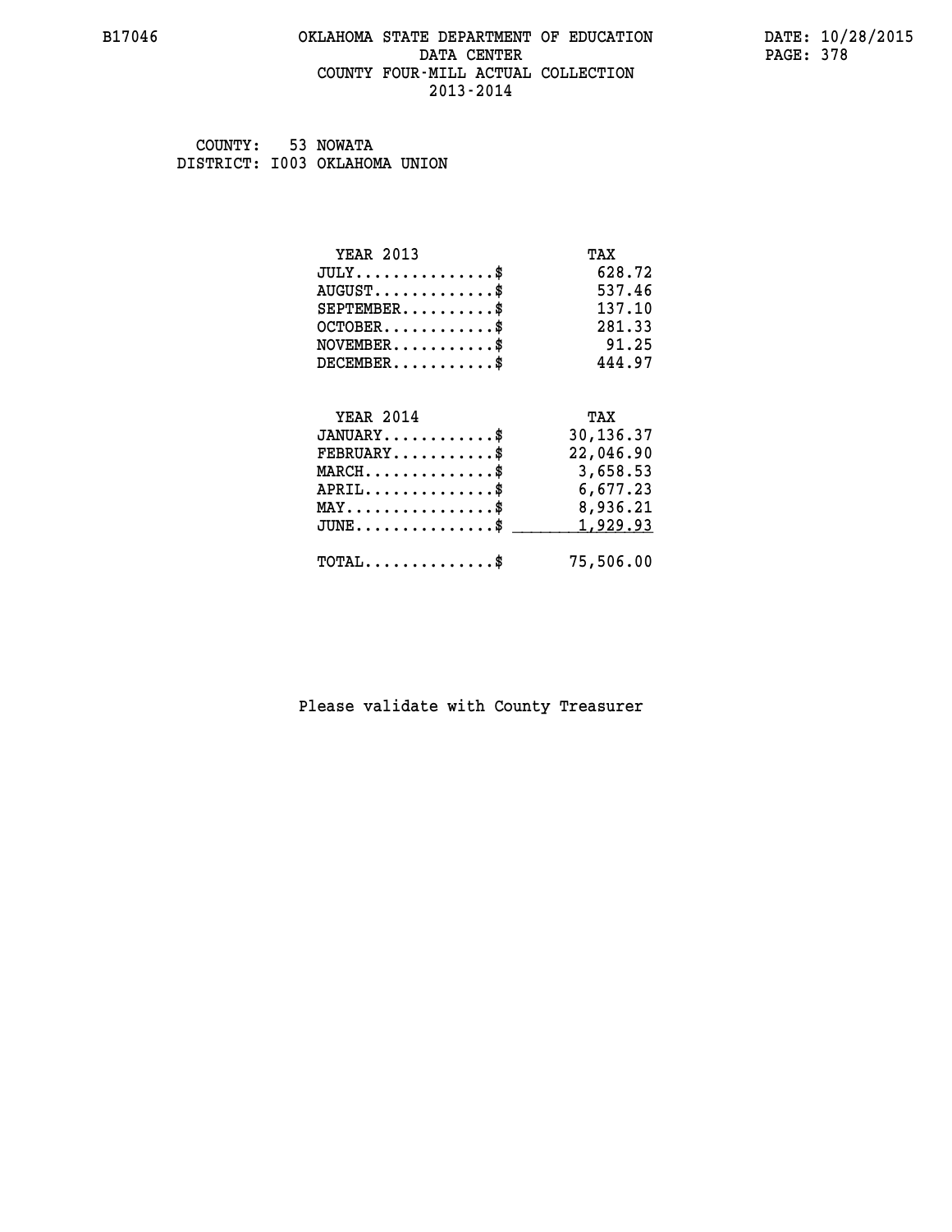B17046

# OKLAHOMA STATE DEPARTMENT OF EDUCATION
## DATA CENTER
## COUNTY FOUR-MILL ACTUAL COLLECTION
## 2013-2014

DATE: 10/28/2015

COUNTY: 53 NOWATA
DISTRICT: I003 OKLAHOMA UNION

| YEAR 2013 | TAX |
|---|---|
| JULY...............$ | 628.72 |
| AUGUST.............$ | 537.46 |
| SEPTEMBER..........$ | 137.10 |
| OCTOBER............$ | 281.33 |
| NOVEMBER...........$ | 91.25 |
| DECEMBER...........$ | 444.97 |

| YEAR 2014 | TAX |
|---|---|
| JANUARY............$ | 30,136.37 |
| FEBRUARY...........$ | 22,046.90 |
| MARCH..............$ | 3,658.53 |
| APRIL..............$ | 6,677.23 |
| MAY................$ | 8,936.21 |
| JUNE...............$ | 1,929.93 |
| TOTAL..............$ | 75,506.00 |

Please validate with County Treasurer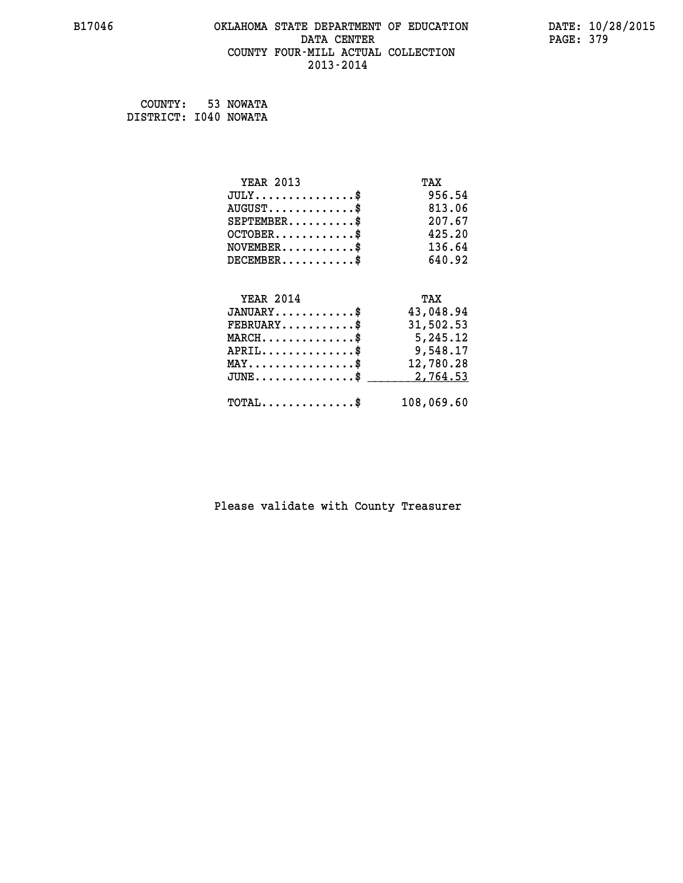# OKLAHOMA STATE DEPARTMENT OF EDUCATION
## DATA CENTER
## COUNTY FOUR-MILL ACTUAL COLLECTION
## 2013-2014

B17046

DATE: 10/28/2015

COUNTY: 53 NOWATA
DISTRICT: I040 NOWATA

| YEAR 2013 | TAX |
|---|---|
| JULY...............$ | 956.54 |
| AUGUST.............$ | 813.06 |
| SEPTEMBER..........$ | 207.67 |
| OCTOBER............$ | 425.20 |
| NOVEMBER...........$ | 136.64 |
| DECEMBER...........$ | 640.92 |

| YEAR 2014 | TAX |
|---|---|
| JANUARY............$ | 43,048.94 |
| FEBRUARY...........$ | 31,502.53 |
| MARCH..............$ | 5,245.12 |
| APRIL..............$ | 9,548.17 |
| MAY................$ | 12,780.28 |
| JUNE...............$ | 2,764.53 |
| TOTAL..............$ | 108,069.60 |

Please validate with County Treasurer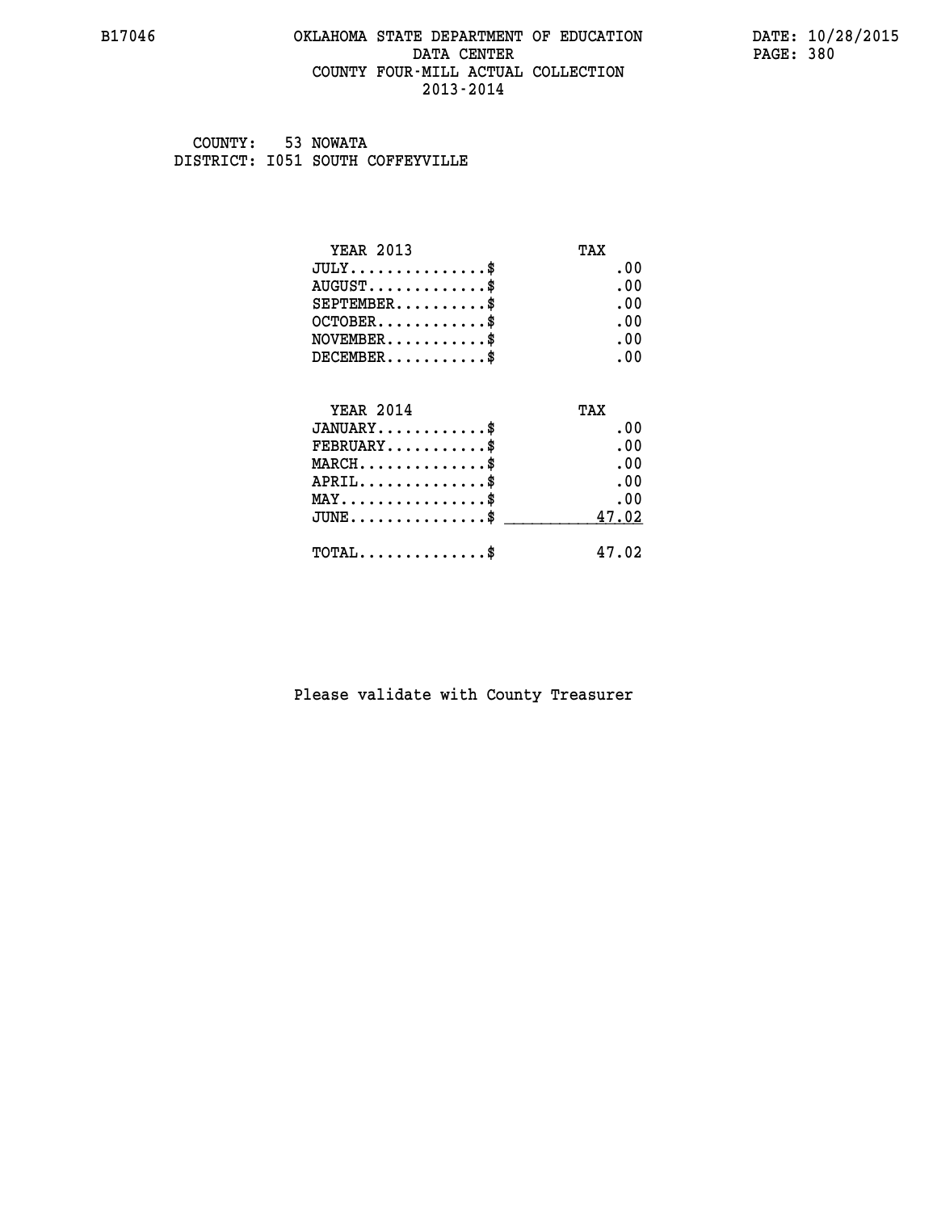B17046 OKLAHOMA STATE DEPARTMENT OF EDUCATION DATE: 10/28/2015

DATA CENTER

COUNTY FOUR-MILL ACTUAL COLLECTION

2013-2014

COUNTY: 53 NOWATA

DISTRICT: I051 SOUTH COFFEYVILLE

| YEAR 2013 | TAX |
|---|---|
| JULY...............$ | .00 |
| AUGUST.............$ | .00 |
| SEPTEMBER..........$ | .00 |
| OCTOBER............$ | .00 |
| NOVEMBER...........$ | .00 |
| DECEMBER...........$ | .00 |

| YEAR 2014 | TAX |
|---|---|
| JANUARY............$ | .00 |
| FEBRUARY...........$ | .00 |
| MARCH..............$ | .00 |
| APRIL..............$ | .00 |
| MAY................$ | .00 |
| JUNE...............$ | 47.02 |
| TOTAL..............$ | 47.02 |

Please validate with County Treasurer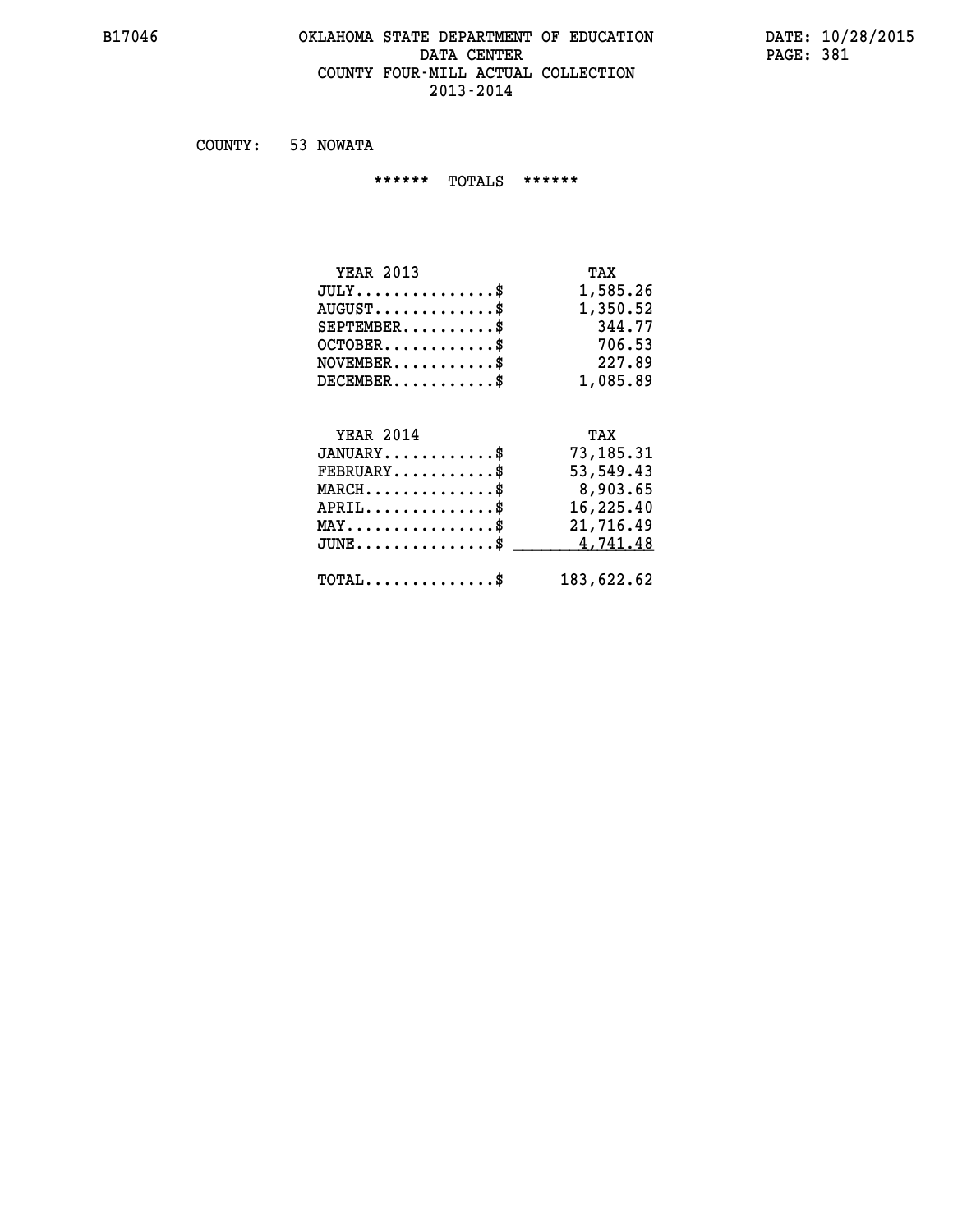# OKLAHOMA STATE DEPARTMENT OF EDUCATION
## DATA CENTER
## COUNTY FOUR-MILL ACTUAL COLLECTION
## 2013-2014

B17046 — DATE: 10/28/2015

COUNTY: 53 NOWATA

****** TOTALS ******

| YEAR 2013 | TAX |
|---|---|
| JULY...............$ | 1,585.26 |
| AUGUST.............$ | 1,350.52 |
| SEPTEMBER..........$ | 344.77 |
| OCTOBER............$ | 706.53 |
| NOVEMBER...........$ | 227.89 |
| DECEMBER...........$ | 1,085.89 |

| YEAR 2014 | TAX |
|---|---|
| JANUARY............$ | 73,185.31 |
| FEBRUARY...........$ | 53,549.43 |
| MARCH..............$ | 8,903.65 |
| APRIL..............$ | 16,225.40 |
| MAY................$ | 21,716.49 |
| JUNE...............$ | 4,741.48 |
| TOTAL..............$ | 183,622.62 |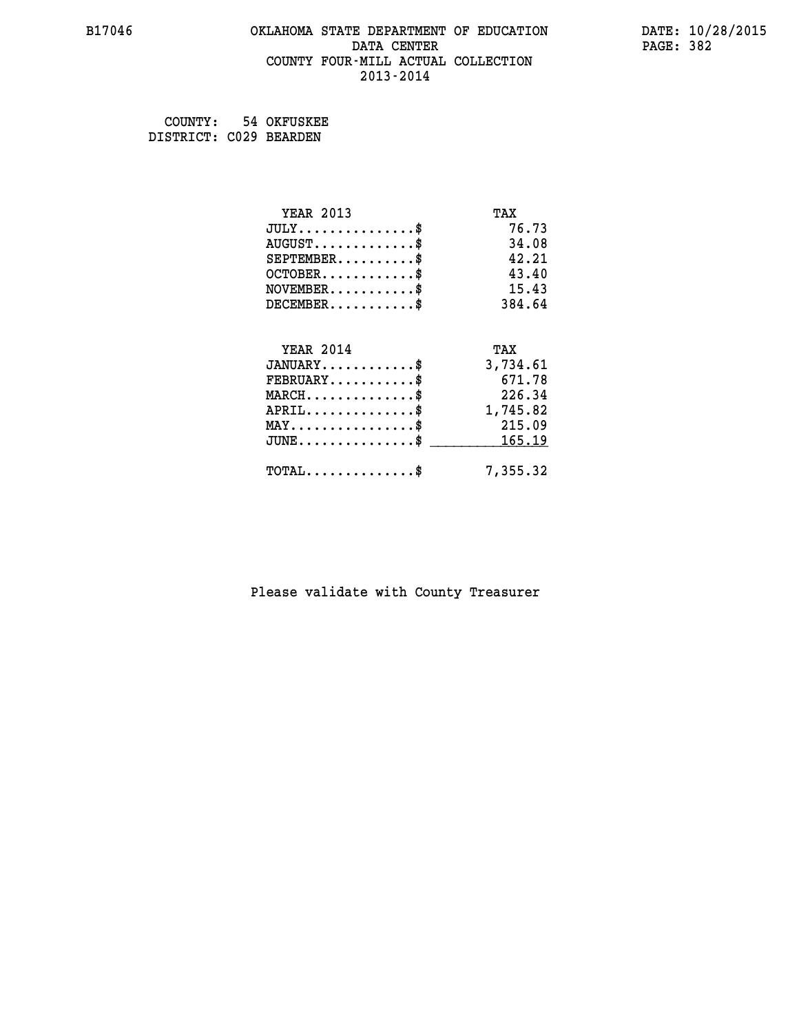B17046 OKLAHOMA STATE DEPARTMENT OF EDUCATION DATA CENTER COUNTY FOUR-MILL ACTUAL COLLECTION 2013-2014

DATE: 10/28/2015

COUNTY: 54 OKFUSKEE
DISTRICT: C029 BEARDEN

| YEAR 2013 | TAX |
|---|---|
| JULY..............$ | 76.73 |
| AUGUST............$ | 34.08 |
| SEPTEMBER.........$ | 42.21 |
| OCTOBER...........$ | 43.40 |
| NOVEMBER..........$ | 15.43 |
| DECEMBER..........$ | 384.64 |

| YEAR 2014 | TAX |
|---|---|
| JANUARY...........$ | 3,734.61 |
| FEBRUARY..........$ | 671.78 |
| MARCH.............$ | 226.34 |
| APRIL.............$ | 1,745.82 |
| MAY...............$ | 215.09 |
| JUNE..............$ | 165.19 |
| TOTAL.............$ | 7,355.32 |

Please validate with County Treasurer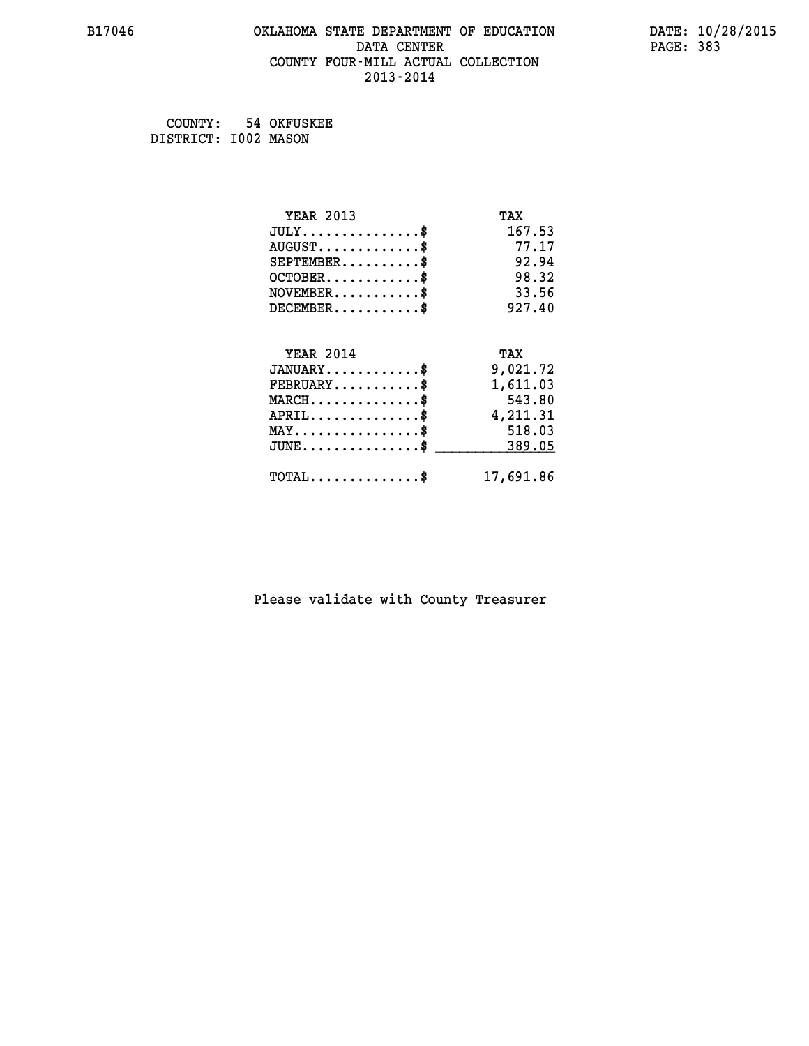B17046 OKLAHOMA STATE DEPARTMENT OF EDUCATION DATA CENTER COUNTY FOUR-MILL ACTUAL COLLECTION 2013-2014

DATE: 10/28/2015

COUNTY: 54 OKFUSKEE
DISTRICT: I002 MASON

| YEAR 2013 | TAX |
|---|---|
| JULY...............$ | 167.53 |
| AUGUST.............$ | 77.17 |
| SEPTEMBER..........$ | 92.94 |
| OCTOBER............$ | 98.32 |
| NOVEMBER...........$ | 33.56 |
| DECEMBER...........$ | 927.40 |

| YEAR 2014 | TAX |
|---|---|
| JANUARY............$ | 9,021.72 |
| FEBRUARY...........$ | 1,611.03 |
| MARCH..............$ | 543.80 |
| APRIL..............$ | 4,211.31 |
| MAY................$ | 518.03 |
| JUNE...............$ | 389.05 |
| TOTAL..............$ | 17,691.86 |

Please validate with County Treasurer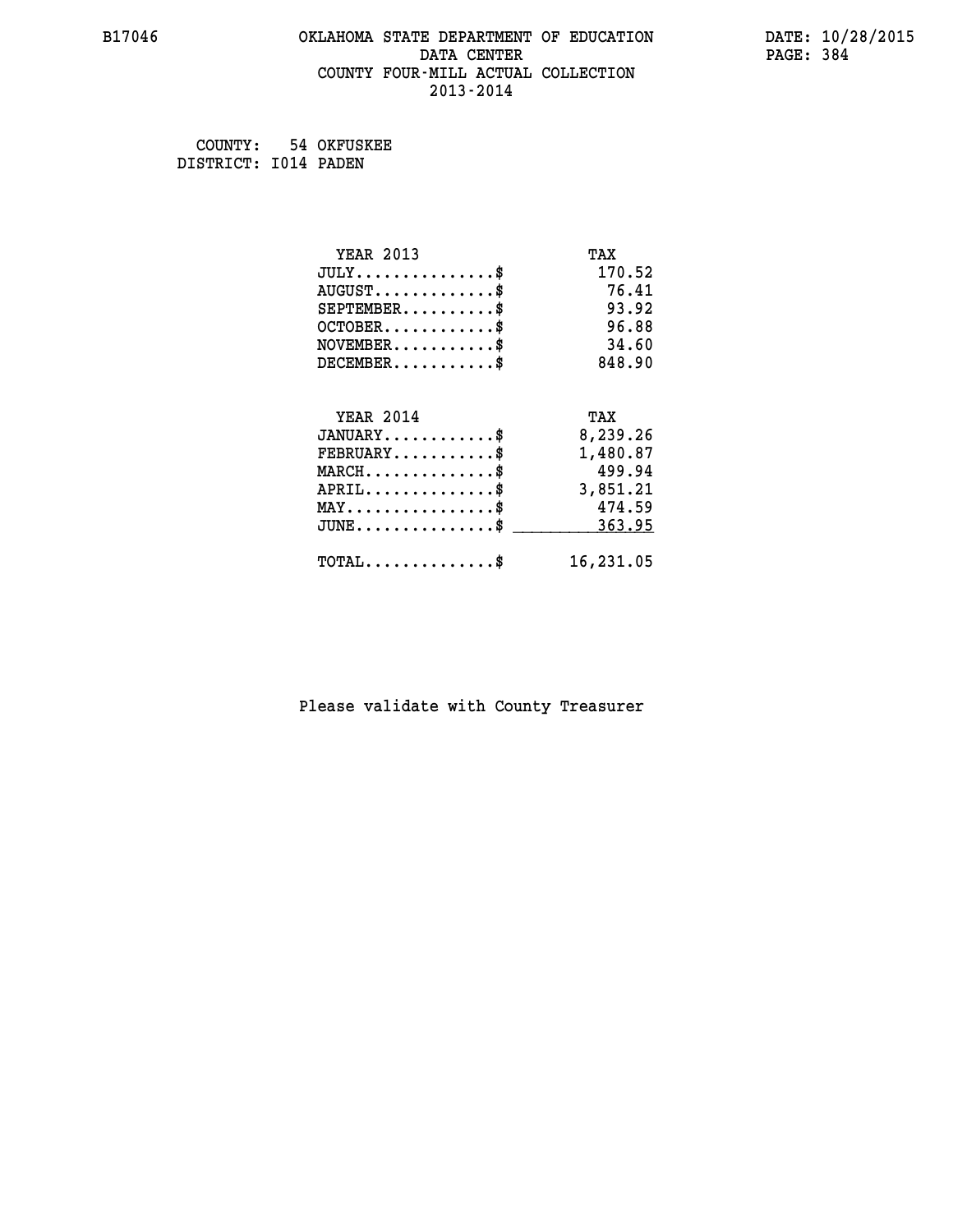B17046 OKLAHOMA STATE DEPARTMENT OF EDUCATION DATA CENTER COUNTY FOUR-MILL ACTUAL COLLECTION 2013-2014

DATE: 10/28/2015

COUNTY: 54 OKFUSKEE
DISTRICT: I014 PADEN

| YEAR 2013 | TAX |
|---|---|
| JULY...............$ | 170.52 |
| AUGUST.............$ | 76.41 |
| SEPTEMBER..........$ | 93.92 |
| OCTOBER............$ | 96.88 |
| NOVEMBER...........$ | 34.60 |
| DECEMBER...........$ | 848.90 |

| YEAR 2014 | TAX |
|---|---|
| JANUARY............$ | 8,239.26 |
| FEBRUARY...........$ | 1,480.87 |
| MARCH..............$ | 499.94 |
| APRIL..............$ | 3,851.21 |
| MAY................$ | 474.59 |
| JUNE...............$ | 363.95 |
| TOTAL..............$ | 16,231.05 |

Please validate with County Treasurer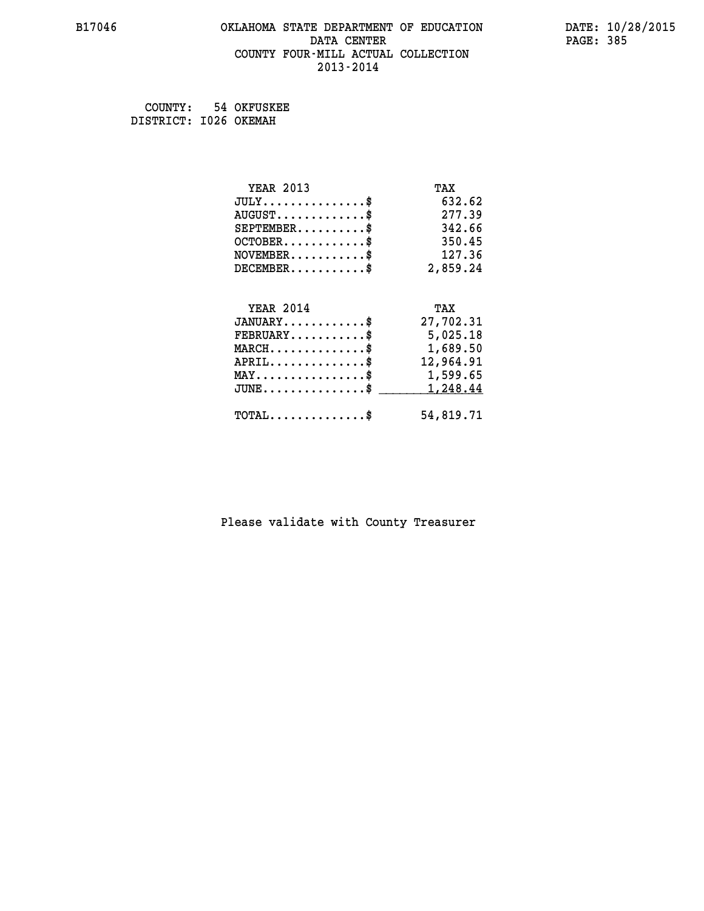B17046 OKLAHOMA STATE DEPARTMENT OF EDUCATION DATA CENTER COUNTY FOUR-MILL ACTUAL COLLECTION 2013-2014

DATE: 10/28/2015

COUNTY: 54 OKFUSKEE
DISTRICT: I026 OKEMAH

| YEAR 2013 | TAX |
|---|---|
| JULY...............$ | 632.62 |
| AUGUST.............$ | 277.39 |
| SEPTEMBER..........$ | 342.66 |
| OCTOBER............$ | 350.45 |
| NOVEMBER...........$ | 127.36 |
| DECEMBER...........$ | 2,859.24 |

| YEAR 2014 | TAX |
|---|---|
| JANUARY............$ | 27,702.31 |
| FEBRUARY...........$ | 5,025.18 |
| MARCH..............$ | 1,689.50 |
| APRIL..............$ | 12,964.91 |
| MAY................$ | 1,599.65 |
| JUNE...............$ | 1,248.44 |
| TOTAL..............$ | 54,819.71 |

Please validate with County Treasurer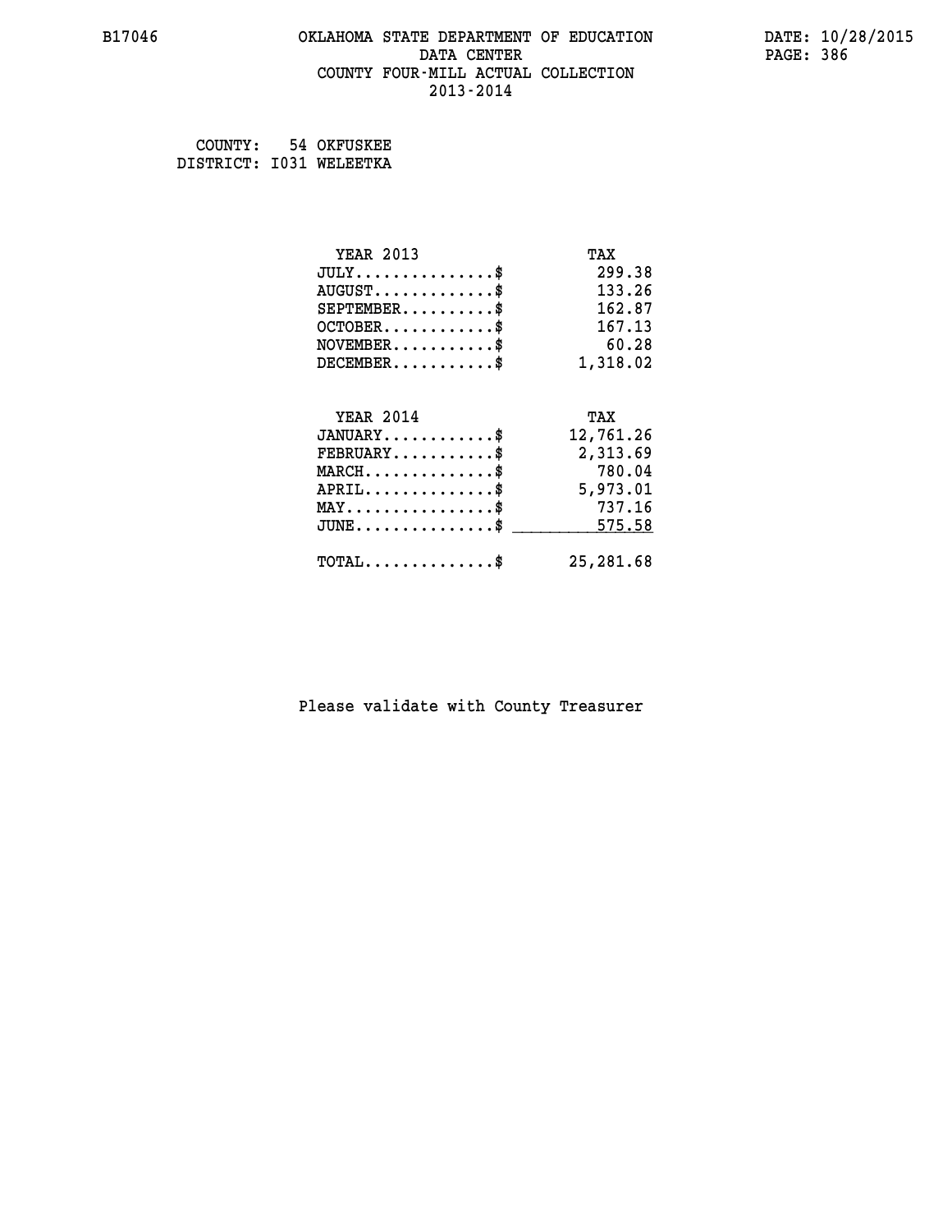B17046 OKLAHOMA STATE DEPARTMENT OF EDUCATION DATA CENTER COUNTY FOUR-MILL ACTUAL COLLECTION 2013-2014

DATE: 10/28/2015

COUNTY: 54 OKFUSKEE
DISTRICT: I031 WELEETKA

| YEAR 2013 | TAX |
| --- | --- |
| JULY...............$ | 299.38 |
| AUGUST.............$ | 133.26 |
| SEPTEMBER..........$ | 162.87 |
| OCTOBER............$ | 167.13 |
| NOVEMBER...........$ | 60.28 |
| DECEMBER...........$ | 1,318.02 |

| YEAR 2014 | TAX |
| --- | --- |
| JANUARY............$ | 12,761.26 |
| FEBRUARY...........$ | 2,313.69 |
| MARCH..............$ | 780.04 |
| APRIL..............$ | 5,973.01 |
| MAY................$ | 737.16 |
| JUNE...............$ | 575.58 |
| TOTAL..............$ | 25,281.68 |

Please validate with County Treasurer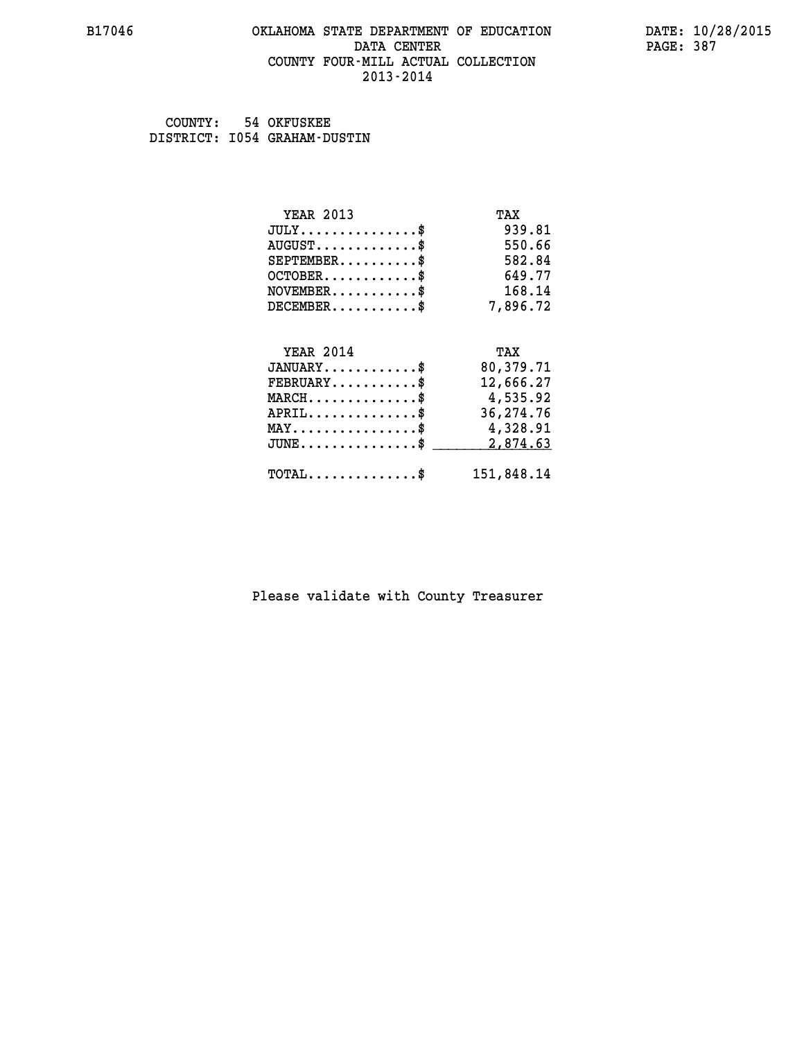B17046 OKLAHOMA STATE DEPARTMENT OF EDUCATION DATA CENTER COUNTY FOUR-MILL ACTUAL COLLECTION 2013-2014

DATE: 10/28/2015

COUNTY: 54 OKFUSKEE
DISTRICT: I054 GRAHAM-DUSTIN

| YEAR 2013 | TAX |
|---|---|
| JULY..............$ | 939.81 |
| AUGUST............$ | 550.66 |
| SEPTEMBER.........$ | 582.84 |
| OCTOBER...........$ | 649.77 |
| NOVEMBER..........$ | 168.14 |
| DECEMBER..........$ | 7,896.72 |

| YEAR 2014 | TAX |
|---|---|
| JANUARY...........$ | 80,379.71 |
| FEBRUARY..........$ | 12,666.27 |
| MARCH.............$ | 4,535.92 |
| APRIL.............$ | 36,274.76 |
| MAY...............$ | 4,328.91 |
| JUNE..............$ | 2,874.63 |
| TOTAL.............$ | 151,848.14 |

Please validate with County Treasurer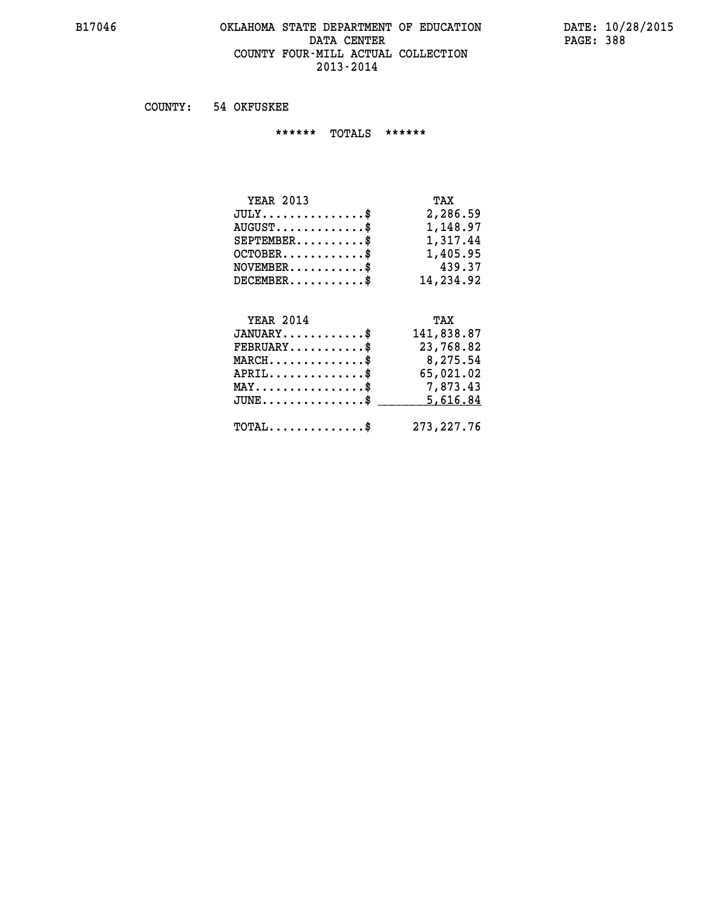COUNTY: 54 OKFUSKEE

****** TOTALS ******

| YEAR 2013 | TAX |
| --- | --- |
| JULY..............$ | 2,286.59 |
| AUGUST.............$ | 1,148.97 |
| SEPTEMBER..........$ | 1,317.44 |
| OCTOBER............$ | 1,405.95 |
| NOVEMBER...........$ | 439.37 |
| DECEMBER...........$ | 14,234.92 |

| YEAR 2014 | TAX |
| --- | --- |
| JANUARY............$ | 141,838.87 |
| FEBRUARY...........$ | 23,768.82 |
| MARCH..............$ | 8,275.54 |
| APRIL..............$ | 65,021.02 |
| MAY................$ | 7,873.43 |
| JUNE...............$ | 5,616.84 |
| TOTAL..............$ | 273,227.76 |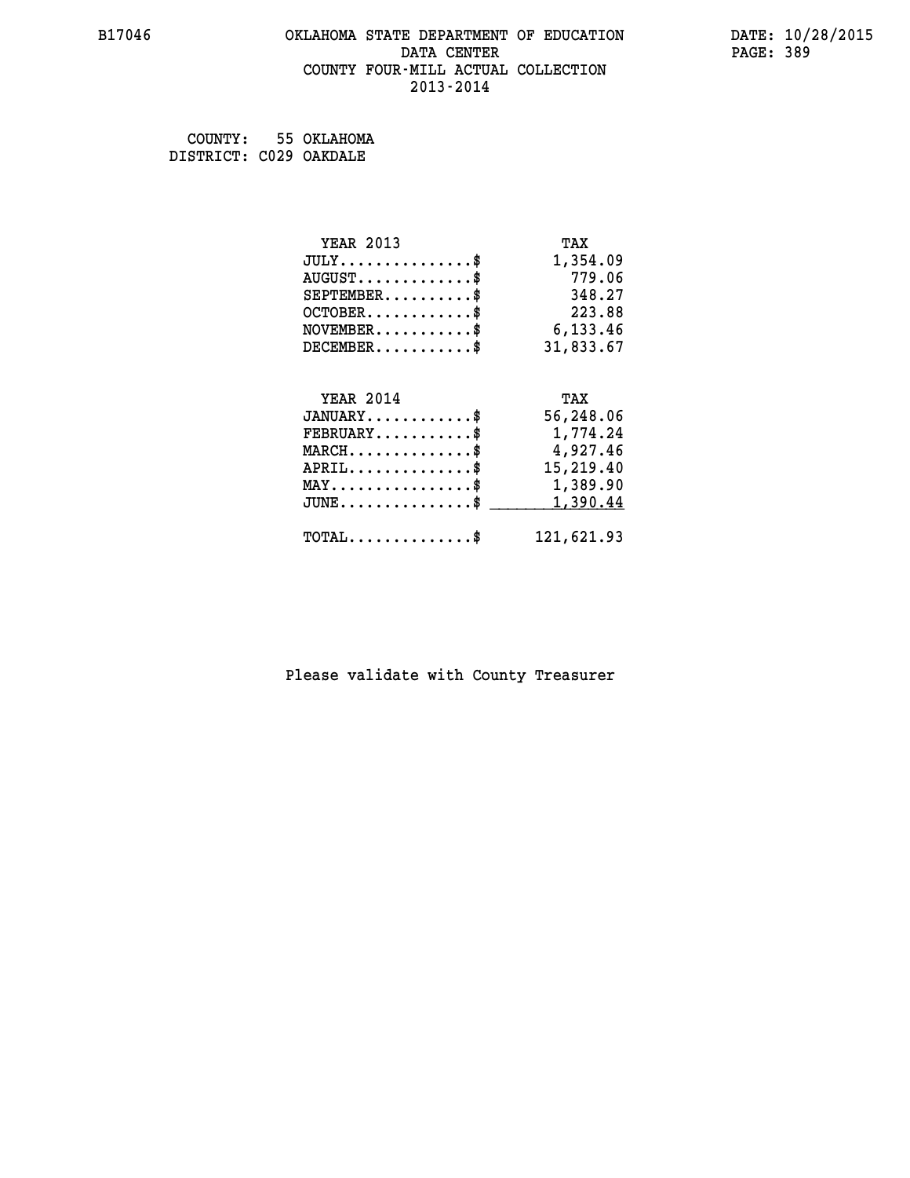B17046 OKLAHOMA STATE DEPARTMENT OF EDUCATION DATA CENTER COUNTY FOUR-MILL ACTUAL COLLECTION 2013-2014

DATE: 10/28/2015

COUNTY: 55 OKLAHOMA
DISTRICT: C029 OAKDALE

| YEAR 2013 | TAX |
|---|---|
| JULY...............$ | 1,354.09 |
| AUGUST.............$ | 779.06 |
| SEPTEMBER..........$ | 348.27 |
| OCTOBER............$ | 223.88 |
| NOVEMBER...........$ | 6,133.46 |
| DECEMBER...........$ | 31,833.67 |

| YEAR 2014 | TAX |
|---|---|
| JANUARY............$ | 56,248.06 |
| FEBRUARY...........$ | 1,774.24 |
| MARCH..............$ | 4,927.46 |
| APRIL..............$ | 15,219.40 |
| MAY................$ | 1,389.90 |
| JUNE...............$ | 1,390.44 |
| TOTAL..............$ | 121,621.93 |

Please validate with County Treasurer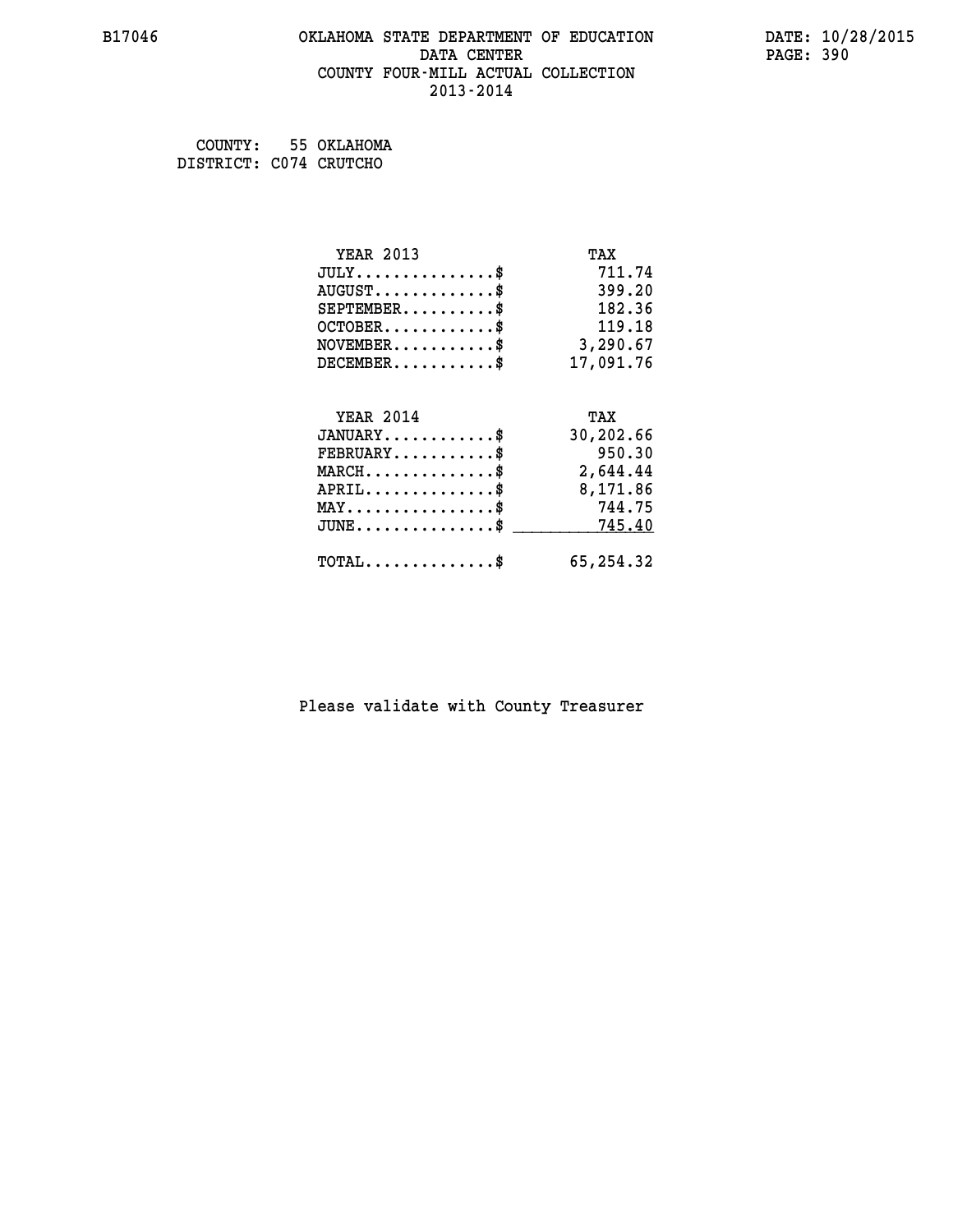COUNTY: 55 OKLAHOMA
DISTRICT: C074 CRUTCHO

| YEAR 2013 | TAX |
| --- | --- |
| JULY..............$ | 711.74 |
| AUGUST............$ | 399.20 |
| SEPTEMBER.........$ | 182.36 |
| OCTOBER...........$ | 119.18 |
| NOVEMBER..........$ | 3,290.67 |
| DECEMBER..........$ | 17,091.76 |

| YEAR 2014 | TAX |
| --- | --- |
| JANUARY...........$ | 30,202.66 |
| FEBRUARY..........$ | 950.30 |
| MARCH.............$ | 2,644.44 |
| APRIL.............$ | 8,171.86 |
| MAY...............$ | 744.75 |
| JUNE..............$ | 745.40 |
| TOTAL.............$ | 65,254.32 |

Please validate with County Treasurer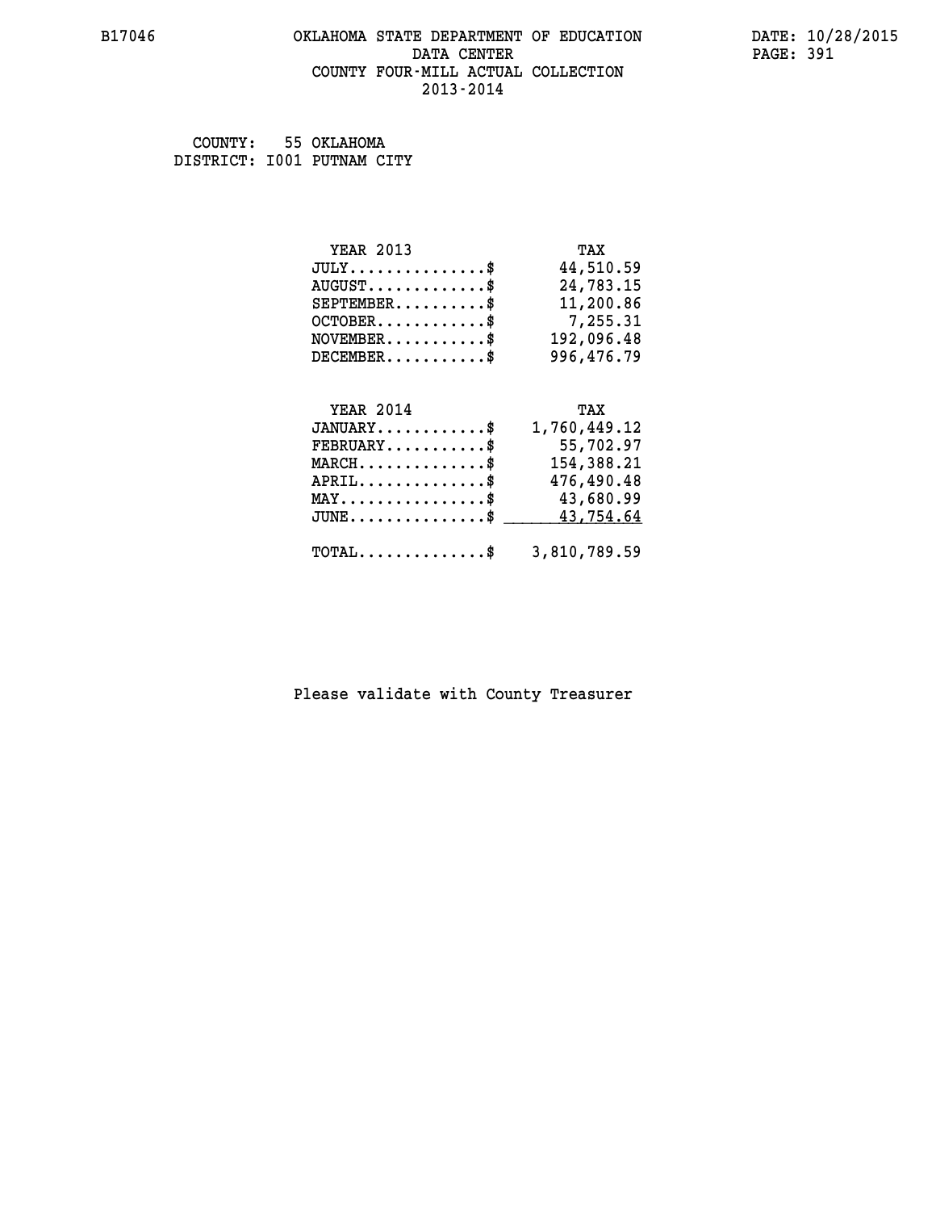B17046 OKLAHOMA STATE DEPARTMENT OF EDUCATION DATE: 10/28/2015

DATA CENTER

COUNTY FOUR-MILL ACTUAL COLLECTION

2013-2014

COUNTY: 55 OKLAHOMA
DISTRICT: I001 PUTNAM CITY

| YEAR 2013 | TAX |
|---|---|
| JULY...............$ | 44,510.59 |
| AUGUST.............$ | 24,783.15 |
| SEPTEMBER..........$ | 11,200.86 |
| OCTOBER............$ | 7,255.31 |
| NOVEMBER...........$ | 192,096.48 |
| DECEMBER...........$ | 996,476.79 |

| YEAR 2014 | TAX |
|---|---|
| JANUARY............$ | 1,760,449.12 |
| FEBRUARY...........$ | 55,702.97 |
| MARCH..............$ | 154,388.21 |
| APRIL..............$ | 476,490.48 |
| MAY................$ | 43,680.99 |
| JUNE...............$ | 43,754.64 |
| TOTAL..............$ | 3,810,789.59 |

Please validate with County Treasurer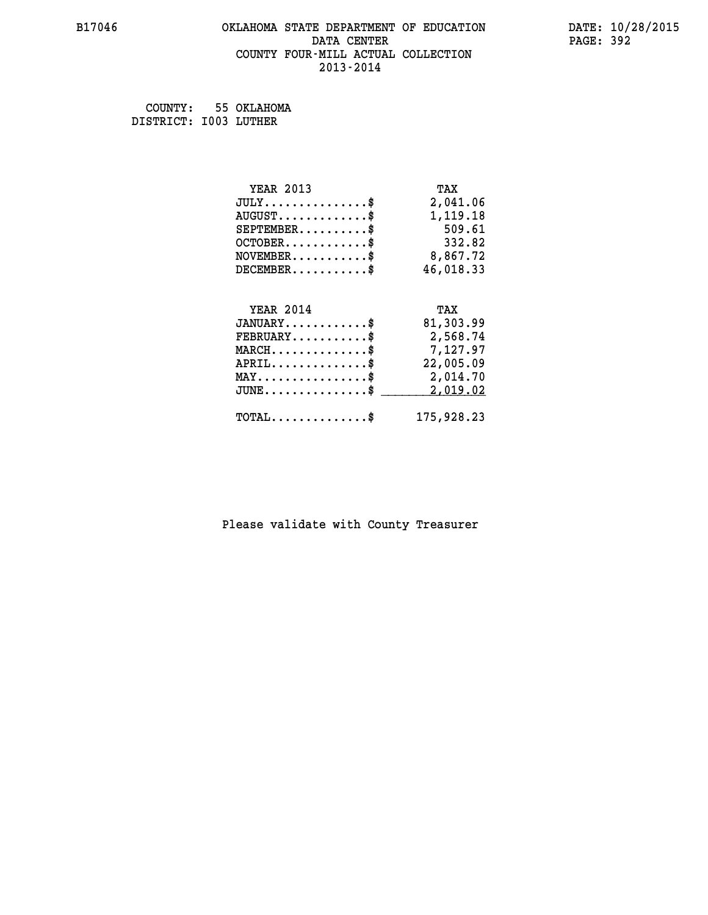B17046 OKLAHOMA STATE DEPARTMENT OF EDUCATION DATA CENTER COUNTY FOUR-MILL ACTUAL COLLECTION 2013-2014

DATE: 10/28/2015

COUNTY: 55 OKLAHOMA
DISTRICT: I003 LUTHER

| YEAR 2013 | TAX |
|---|---|
| JULY..............$ | 2,041.06 |
| AUGUST............$ | 1,119.18 |
| SEPTEMBER.........$ | 509.61 |
| OCTOBER...........$ | 332.82 |
| NOVEMBER..........$ | 8,867.72 |
| DECEMBER..........$ | 46,018.33 |

| YEAR 2014 | TAX |
|---|---|
| JANUARY...........$ | 81,303.99 |
| FEBRUARY..........$ | 2,568.74 |
| MARCH.............$ | 7,127.97 |
| APRIL.............$ | 22,005.09 |
| MAY...............$ | 2,014.70 |
| JUNE..............$ | 2,019.02 |
| TOTAL.............$ | 175,928.23 |

Please validate with County Treasurer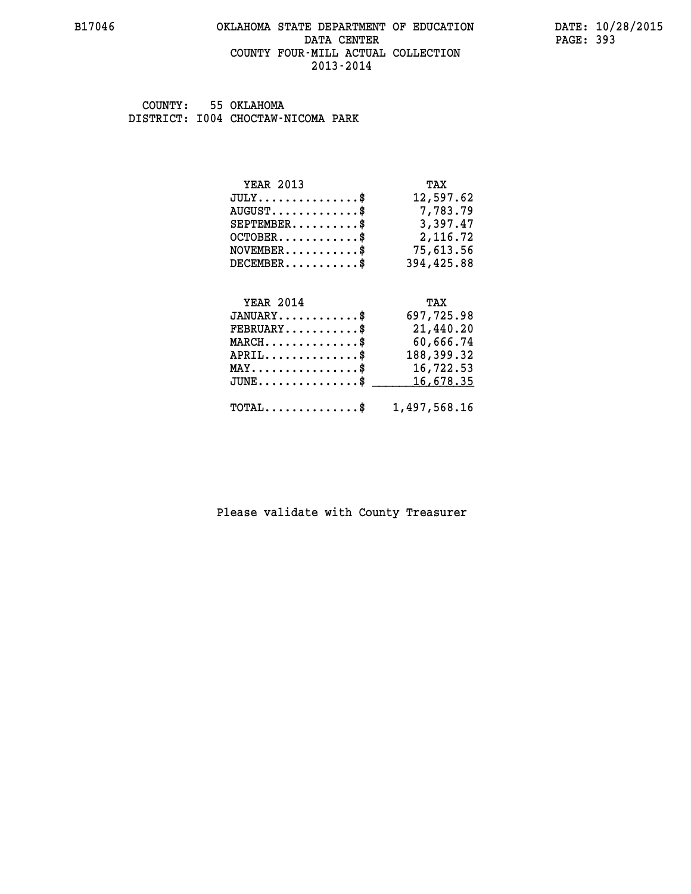# OKLAHOMA STATE DEPARTMENT OF EDUCATION
## DATA CENTER
## COUNTY FOUR-MILL ACTUAL COLLECTION
## 2013-2014

B17046

DATE: 10/28/2015

COUNTY: 55 OKLAHOMA
DISTRICT: I004 CHOCTAW-NICOMA PARK

| YEAR 2013 | TAX |
|---|---|
| JULY..............$ | 12,597.62 |
| AUGUST............$ | 7,783.79 |
| SEPTEMBER.........$ | 3,397.47 |
| OCTOBER...........$ | 2,116.72 |
| NOVEMBER..........$ | 75,613.56 |
| DECEMBER..........$ | 394,425.88 |

| YEAR 2014 | TAX |
|---|---|
| JANUARY...........$ | 697,725.98 |
| FEBRUARY..........$ | 21,440.20 |
| MARCH.............$ | 60,666.74 |
| APRIL.............$ | 188,399.32 |
| MAY...............$ | 16,722.53 |
| JUNE..............$ | 16,678.35 |
| TOTAL.............$ | 1,497,568.16 |

Please validate with County Treasurer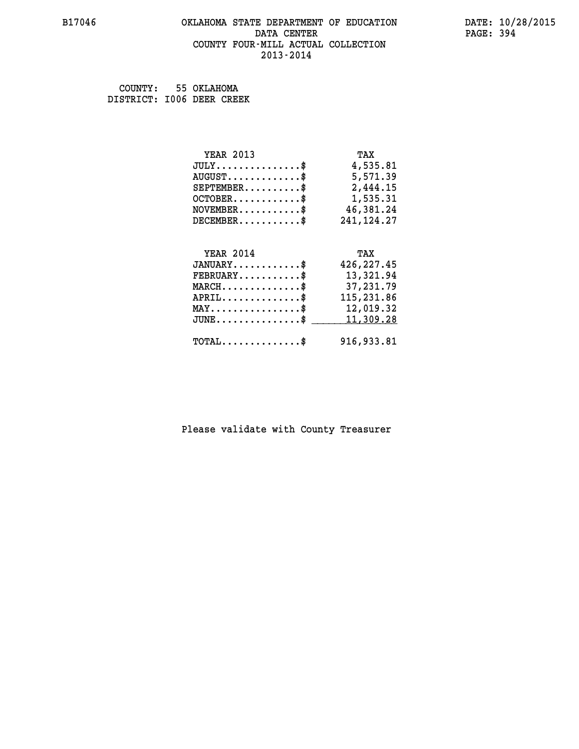B17046

# OKLAHOMA STATE DEPARTMENT OF EDUCATION
## DATA CENTER
## COUNTY FOUR-MILL ACTUAL COLLECTION
## 2013-2014

DATE: 10/28/2015

COUNTY: 55 OKLAHOMA
DISTRICT: I006 DEER CREEK

| YEAR 2013 | TAX |
|---|---|
| JULY...............$ | 4,535.81 |
| AUGUST.............$ | 5,571.39 |
| SEPTEMBER..........$ | 2,444.15 |
| OCTOBER............$ | 1,535.31 |
| NOVEMBER...........$ | 46,381.24 |
| DECEMBER...........$ | 241,124.27 |

| YEAR 2014 | TAX |
|---|---|
| JANUARY............$ | 426,227.45 |
| FEBRUARY...........$ | 13,321.94 |
| MARCH..............$ | 37,231.79 |
| APRIL..............$ | 115,231.86 |
| MAY................$ | 12,019.32 |
| JUNE...............$ | 11,309.28 |
| TOTAL..............$ | 916,933.81 |

Please validate with County Treasurer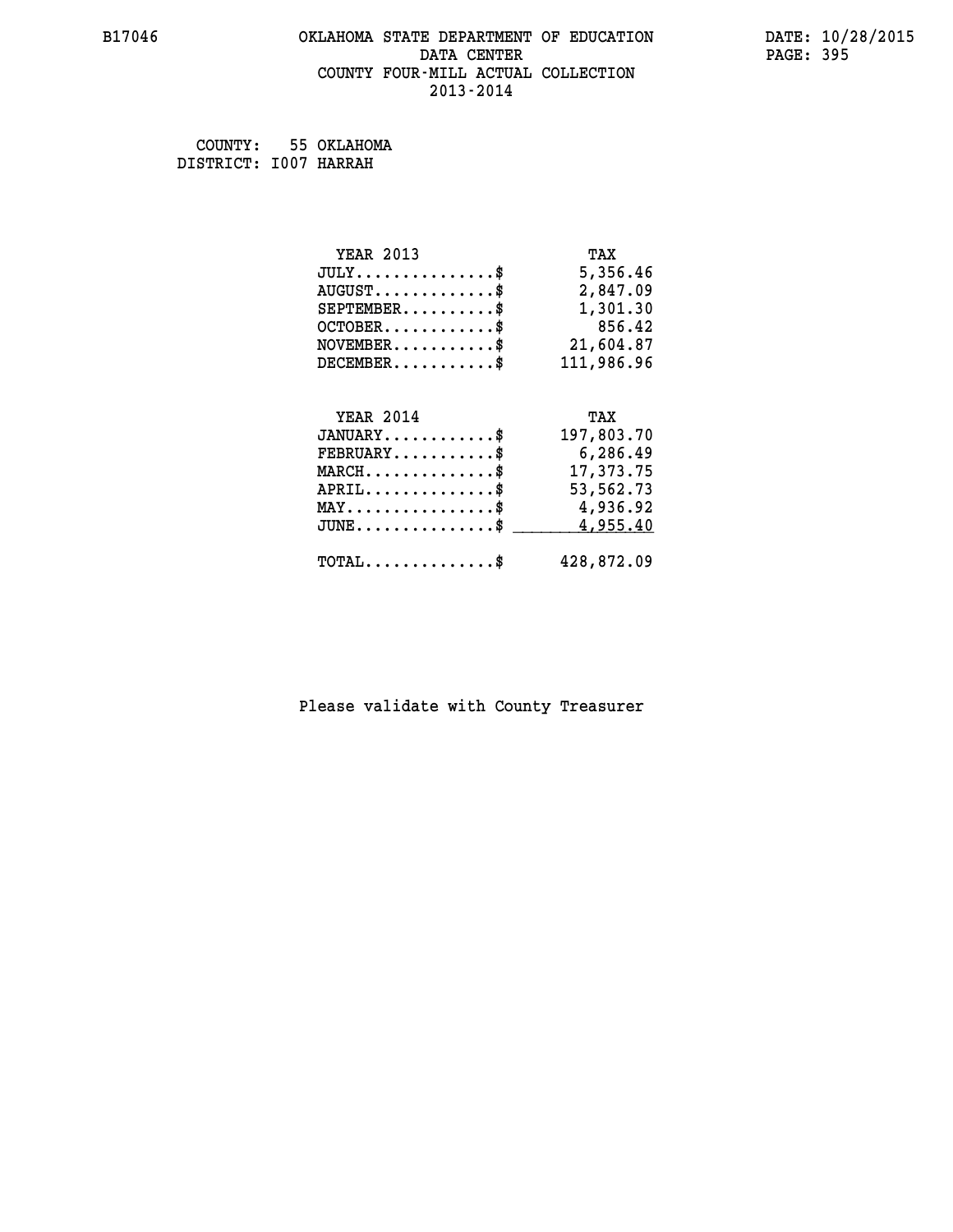# OKLAHOMA STATE DEPARTMENT OF EDUCATION
## DATA CENTER
## COUNTY FOUR-MILL ACTUAL COLLECTION
## 2013-2014

B17046 DATE: 10/28/2015

COUNTY: 55 OKLAHOMA
DISTRICT: I007 HARRAH

| YEAR 2013 | TAX |
|---|---|
| JULY...............$ | 5,356.46 |
| AUGUST.............$ | 2,847.09 |
| SEPTEMBER..........$ | 1,301.30 |
| OCTOBER............$ | 856.42 |
| NOVEMBER...........$ | 21,604.87 |
| DECEMBER...........$ | 111,986.96 |

| YEAR 2014 | TAX |
|---|---|
| JANUARY............$ | 197,803.70 |
| FEBRUARY...........$ | 6,286.49 |
| MARCH..............$ | 17,373.75 |
| APRIL..............$ | 53,562.73 |
| MAY................$ | 4,936.92 |
| JUNE...............$ | 4,955.40 |
| TOTAL..............$ | 428,872.09 |

Please validate with County Treasurer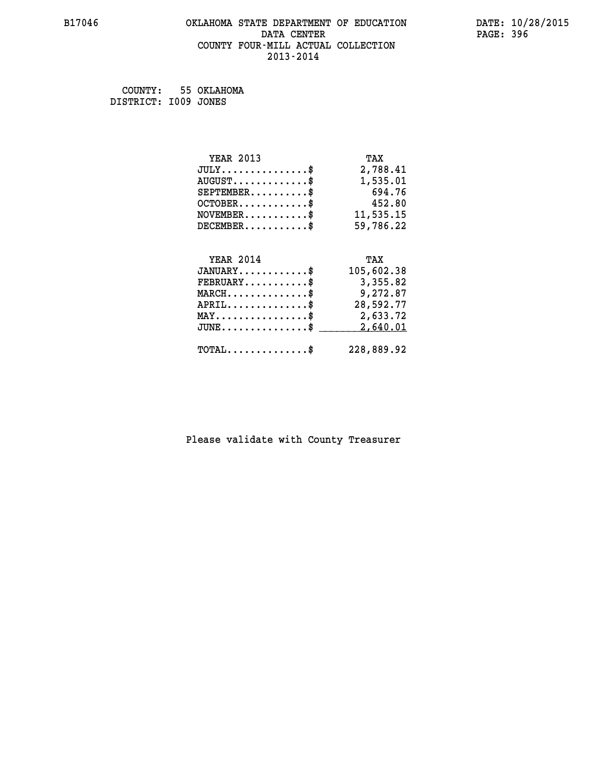COUNTY: 55 OKLAHOMA
DISTRICT: I009 JONES

| YEAR 2013 | TAX |
| --- | --- |
| JULY..............$ | 2,788.41 |
| AUGUST.............$ | 1,535.01 |
| SEPTEMBER..........$ | 694.76 |
| OCTOBER............$ | 452.80 |
| NOVEMBER...........$ | 11,535.15 |
| DECEMBER...........$ | 59,786.22 |

| YEAR 2014 | TAX |
| --- | --- |
| JANUARY............$ | 105,602.38 |
| FEBRUARY...........$ | 3,355.82 |
| MARCH..............$ | 9,272.87 |
| APRIL..............$ | 28,592.77 |
| MAY................$ | 2,633.72 |
| JUNE...............$ | 2,640.01 |
| TOTAL..............$ | 228,889.92 |

Please validate with County Treasurer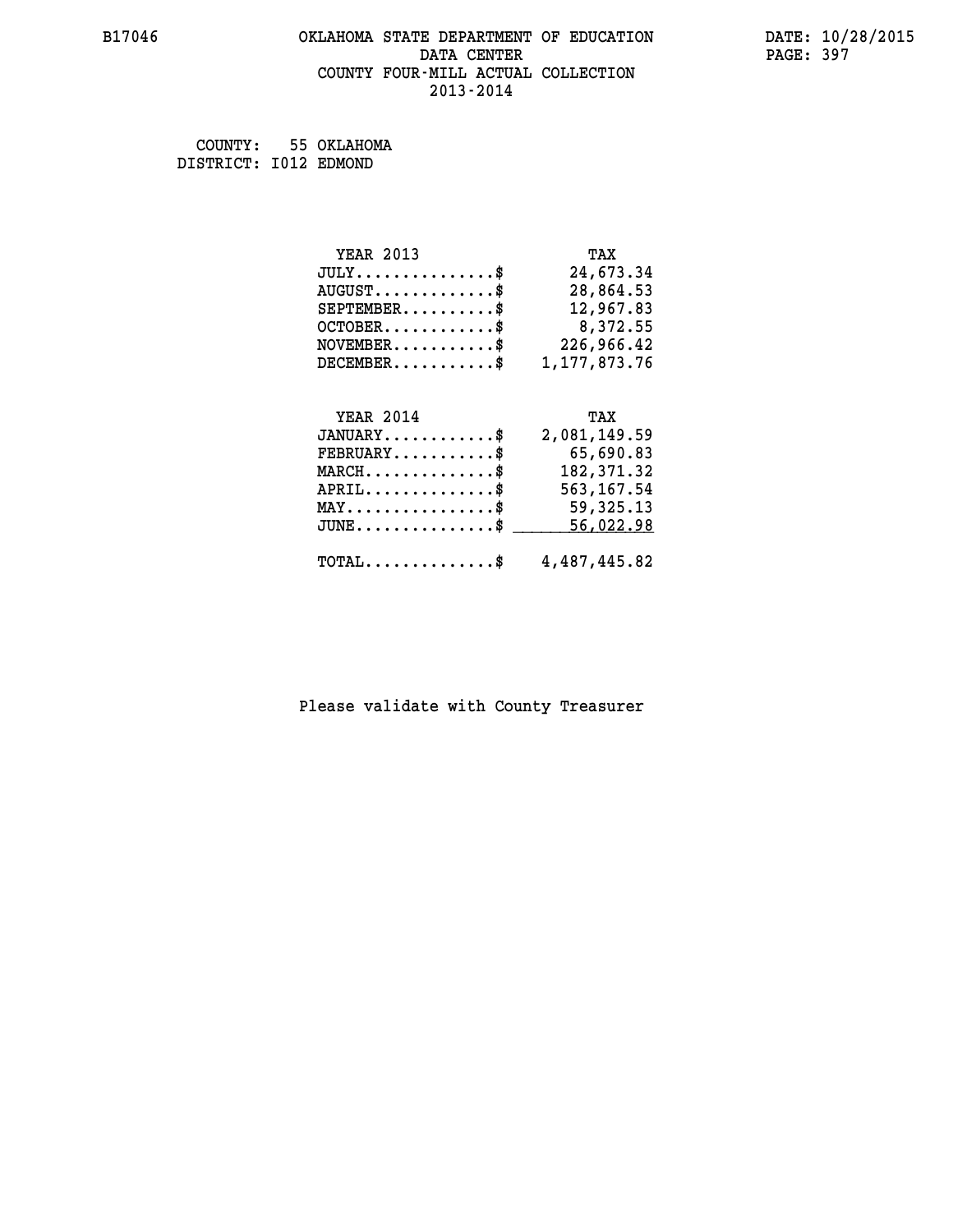B17046 OKLAHOMA STATE DEPARTMENT OF EDUCATION DATA CENTER COUNTY FOUR-MILL ACTUAL COLLECTION 2013-2014

DATE: 10/28/2015

COUNTY: 55 OKLAHOMA
DISTRICT: I012 EDMOND

| YEAR 2013 | TAX |
|---|---|
| JULY..............$ | 24,673.34 |
| AUGUST............$ | 28,864.53 |
| SEPTEMBER.........$ | 12,967.83 |
| OCTOBER...........$ | 8,372.55 |
| NOVEMBER..........$ | 226,966.42 |
| DECEMBER..........$ | 1,177,873.76 |

| YEAR 2014 | TAX |
|---|---|
| JANUARY...........$ | 2,081,149.59 |
| FEBRUARY..........$ | 65,690.83 |
| MARCH.............$ | 182,371.32 |
| APRIL.............$ | 563,167.54 |
| MAY...............$ | 59,325.13 |
| JUNE..............$ | 56,022.98 |
| TOTAL.............$ | 4,487,445.82 |

Please validate with County Treasurer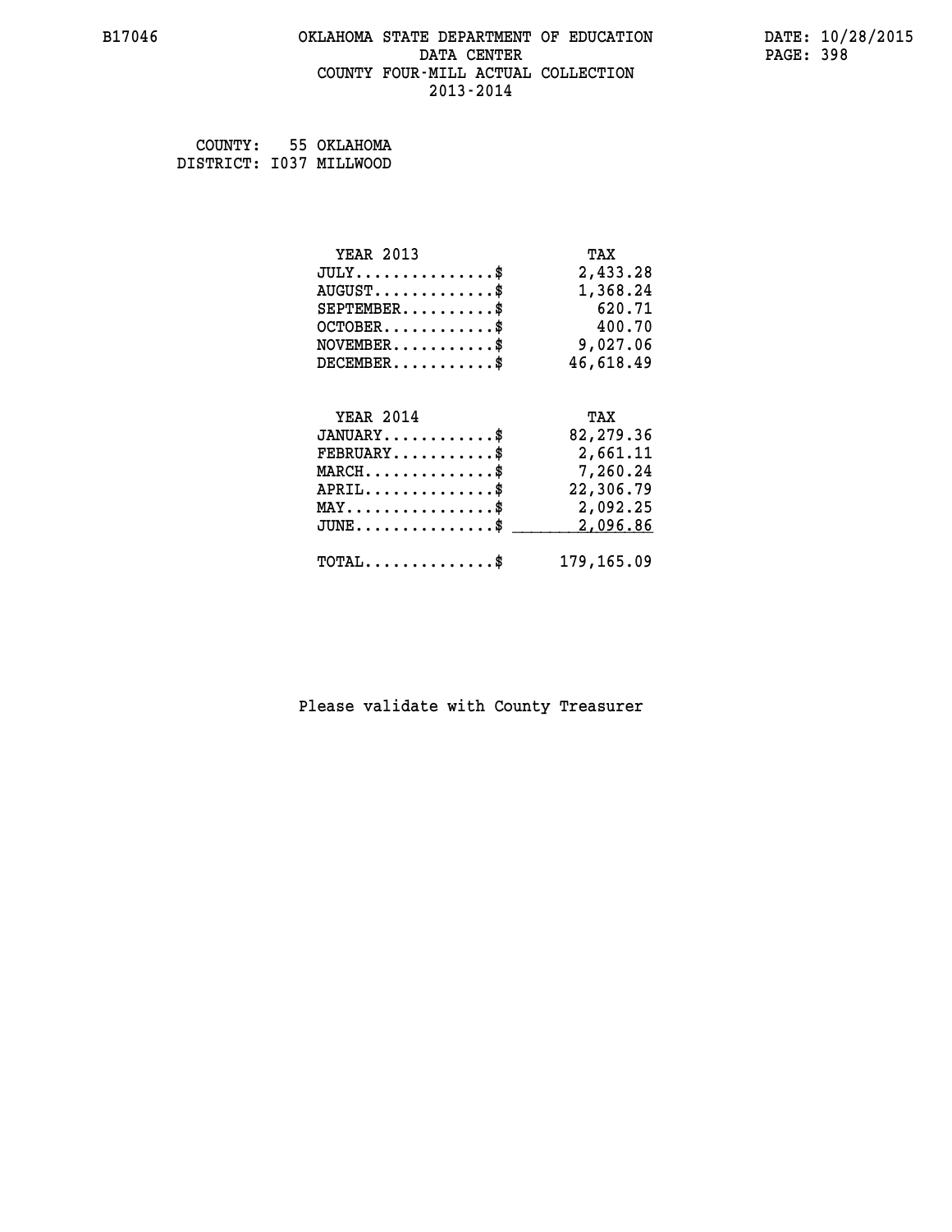B17046 OKLAHOMA STATE DEPARTMENT OF EDUCATION DATA CENTER COUNTY FOUR-MILL ACTUAL COLLECTION 2013-2014

DATE: 10/28/2015

COUNTY: 55 OKLAHOMA
DISTRICT: I037 MILLWOOD

| YEAR 2013 | TAX |
|---|---|
| JULY..............$ | 2,433.28 |
| AUGUST............$ | 1,368.24 |
| SEPTEMBER.........$ | 620.71 |
| OCTOBER...........$ | 400.70 |
| NOVEMBER..........$ | 9,027.06 |
| DECEMBER..........$ | 46,618.49 |

| YEAR 2014 | TAX |
|---|---|
| JANUARY...........$ | 82,279.36 |
| FEBRUARY..........$ | 2,661.11 |
| MARCH.............$ | 7,260.24 |
| APRIL.............$ | 22,306.79 |
| MAY...............$ | 2,092.25 |
| JUNE..............$ | 2,096.86 |
| TOTAL.............$ | 179,165.09 |

Please validate with County Treasurer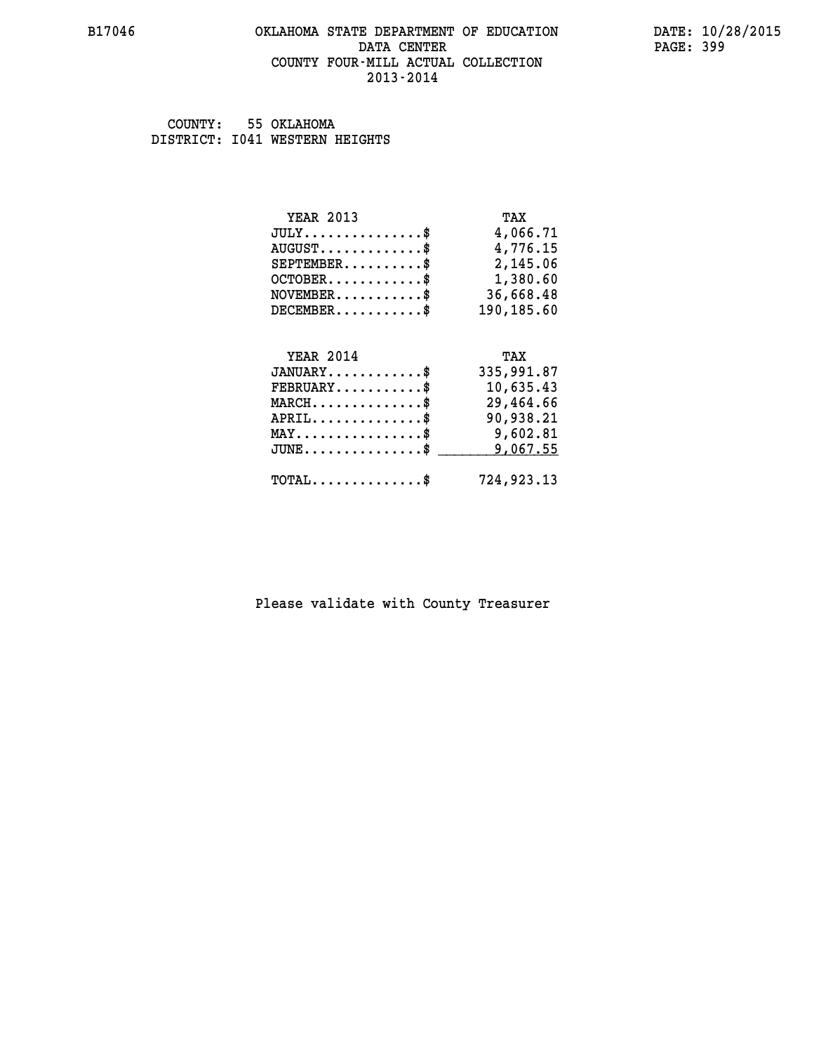OKLAHOMA STATE DEPARTMENT OF EDUCATION
DATA CENTER
COUNTY FOUR-MILL ACTUAL COLLECTION
2013-2014

COUNTY: 55 OKLAHOMA
DISTRICT: I041 WESTERN HEIGHTS

| YEAR 2013 | TAX |
|---|---|
| JULY...............$ | 4,066.71 |
| AUGUST.............$ | 4,776.15 |
| SEPTEMBER..........$ | 2,145.06 |
| OCTOBER............$ | 1,380.60 |
| NOVEMBER...........$ | 36,668.48 |
| DECEMBER...........$ | 190,185.60 |

| YEAR 2014 | TAX |
|---|---|
| JANUARY............$ | 335,991.87 |
| FEBRUARY...........$ | 10,635.43 |
| MARCH..............$ | 29,464.66 |
| APRIL..............$ | 90,938.21 |
| MAY................$ | 9,602.81 |
| JUNE...............$ | 9,067.55 |
| TOTAL..............$ | 724,923.13 |

Please validate with County Treasurer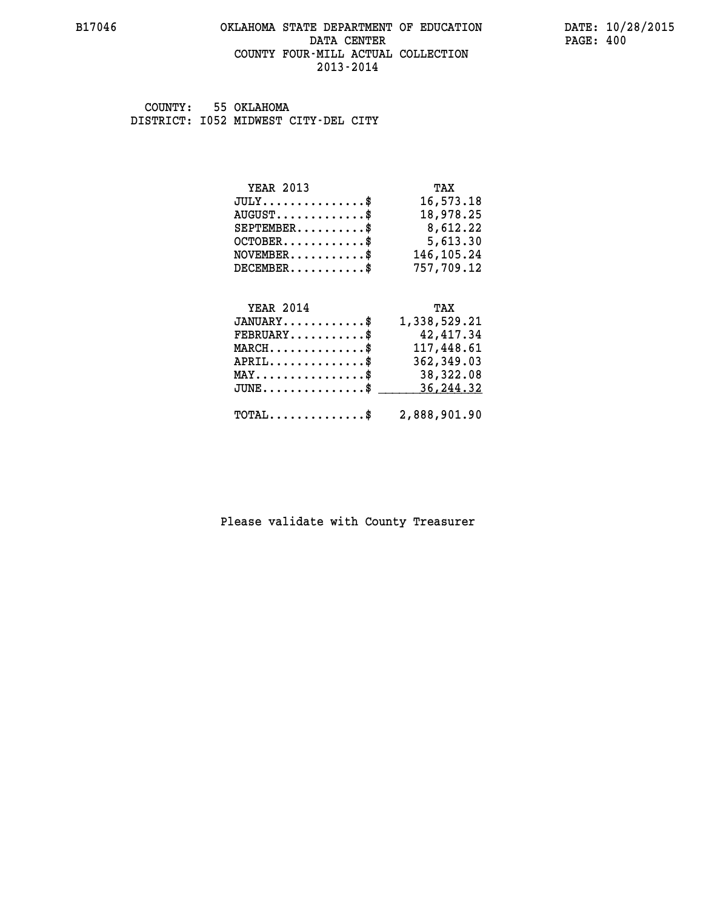# OKLAHOMA STATE DEPARTMENT OF EDUCATION
## DATA CENTER
## COUNTY FOUR-MILL ACTUAL COLLECTION
## 2013-2014

B17046 — DATE: 10/28/2015

COUNTY: 55 OKLAHOMA
DISTRICT: I052 MIDWEST CITY-DEL CITY

| YEAR 2013 | TAX |
|---|---|
| JULY...............$ | 16,573.18 |
| AUGUST.............$ | 18,978.25 |
| SEPTEMBER..........$ | 8,612.22 |
| OCTOBER............$ | 5,613.30 |
| NOVEMBER...........$ | 146,105.24 |
| DECEMBER...........$ | 757,709.12 |

| YEAR 2014 | TAX |
|---|---|
| JANUARY............$ | 1,338,529.21 |
| FEBRUARY...........$ | 42,417.34 |
| MARCH..............$ | 117,448.61 |
| APRIL..............$ | 362,349.03 |
| MAY................$ | 38,322.08 |
| JUNE...............$ | 36,244.32 |
| TOTAL..............$ | 2,888,901.90 |

Please validate with County Treasurer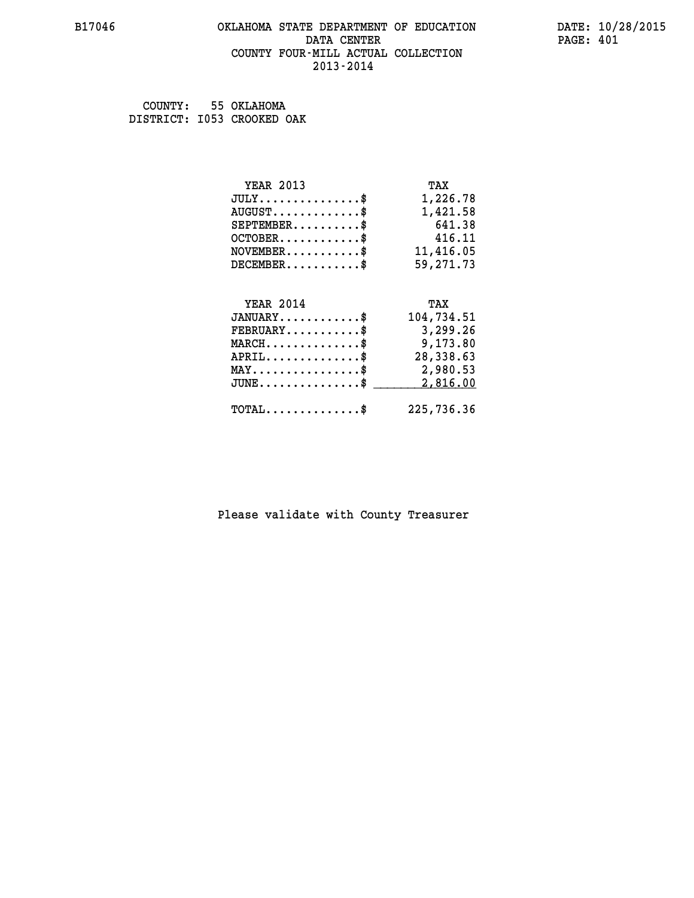# OKLAHOMA STATE DEPARTMENT OF EDUCATION
## DATA CENTER
## COUNTY FOUR-MILL ACTUAL COLLECTION
## 2013-2014

B17046

DATE: 10/28/2015

COUNTY: 55 OKLAHOMA
DISTRICT: I053 CROOKED OAK

| YEAR 2013 | TAX |
|---|---|
| JULY..............$ | 1,226.78 |
| AUGUST............$ | 1,421.58 |
| SEPTEMBER.........$ | 641.38 |
| OCTOBER...........$ | 416.11 |
| NOVEMBER..........$ | 11,416.05 |
| DECEMBER..........$ | 59,271.73 |

| YEAR 2014 | TAX |
|---|---|
| JANUARY...........$ | 104,734.51 |
| FEBRUARY..........$ | 3,299.26 |
| MARCH.............$ | 9,173.80 |
| APRIL.............$ | 28,338.63 |
| MAY...............$ | 2,980.53 |
| JUNE..............$ | 2,816.00 |
| TOTAL.............$ | 225,736.36 |

Please validate with County Treasurer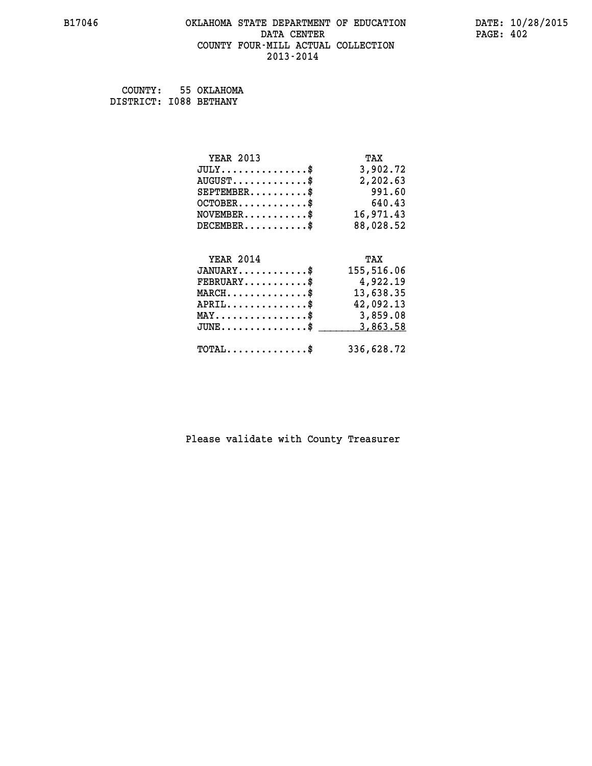B17046 OKLAHOMA STATE DEPARTMENT OF EDUCATION DATA CENTER COUNTY FOUR-MILL ACTUAL COLLECTION 2013-2014

DATE: 10/28/2015

COUNTY: 55 OKLAHOMA
DISTRICT: I088 BETHANY

| YEAR 2013 | TAX |
|---|---|
| JULY...............$ | 3,902.72 |
| AUGUST.............$ | 2,202.63 |
| SEPTEMBER..........$ | 991.60 |
| OCTOBER............$ | 640.43 |
| NOVEMBER...........$ | 16,971.43 |
| DECEMBER...........$ | 88,028.52 |

| YEAR 2014 | TAX |
|---|---|
| JANUARY............$ | 155,516.06 |
| FEBRUARY...........$ | 4,922.19 |
| MARCH..............$ | 13,638.35 |
| APRIL..............$ | 42,092.13 |
| MAY................$ | 3,859.08 |
| JUNE...............$ | 3,863.58 |
| TOTAL..............$ | 336,628.72 |

Please validate with County Treasurer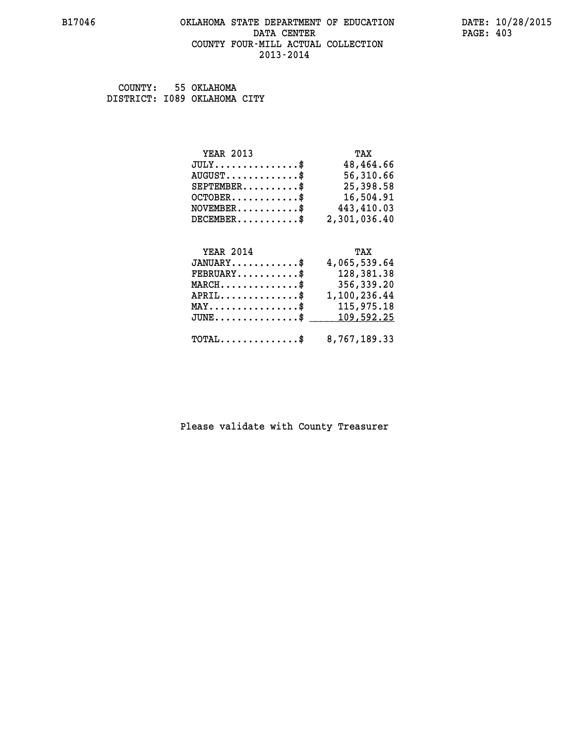# OKLAHOMA STATE DEPARTMENT OF EDUCATION
## DATA CENTER
## COUNTY FOUR-MILL ACTUAL COLLECTION
## 2013-2014

B17046

DATE: 10/28/2015

COUNTY: 55 OKLAHOMA
DISTRICT: I089 OKLAHOMA CITY

| YEAR 2013 | TAX |
|---|---|
| JULY...............$ | 48,464.66 |
| AUGUST.............$ | 56,310.66 |
| SEPTEMBER..........$ | 25,398.58 |
| OCTOBER............$ | 16,504.91 |
| NOVEMBER...........$ | 443,410.03 |
| DECEMBER...........$ | 2,301,036.40 |

| YEAR 2014 | TAX |
|---|---|
| JANUARY............$ | 4,065,539.64 |
| FEBRUARY...........$ | 128,381.38 |
| MARCH..............$ | 356,339.20 |
| APRIL..............$ | 1,100,236.44 |
| MAY................$ | 115,975.18 |
| JUNE...............$ | 109,592.25 |
| TOTAL..............$ | 8,767,189.33 |

Please validate with County Treasurer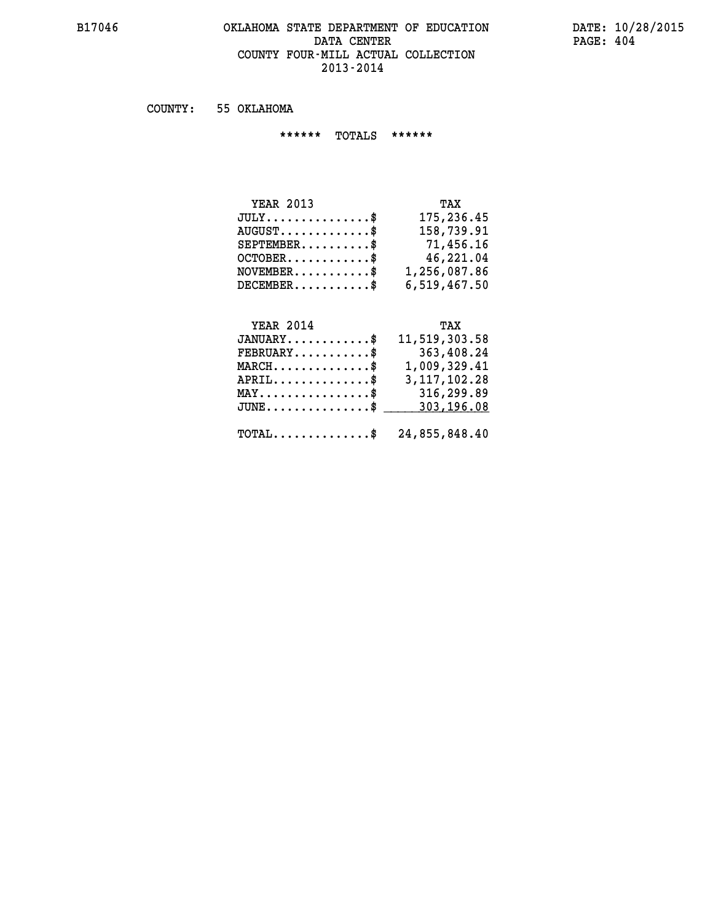B17046

# OKLAHOMA STATE DEPARTMENT OF EDUCATION
## DATA CENTER
## COUNTY FOUR-MILL ACTUAL COLLECTION
## 2013-2014

DATE: 10/28/2015

COUNTY: 55 OKLAHOMA

****** TOTALS ******

| YEAR 2013 | TAX |
|---|---|
| JULY...............$ | 175,236.45 |
| AUGUST.............$ | 158,739.91 |
| SEPTEMBER..........$ | 71,456.16 |
| OCTOBER............$ | 46,221.04 |
| NOVEMBER...........$ | 1,256,087.86 |
| DECEMBER...........$ | 6,519,467.50 |

| YEAR 2014 | TAX |
|---|---|
| JANUARY............$ | 11,519,303.58 |
| FEBRUARY...........$ | 363,408.24 |
| MARCH..............$ | 1,009,329.41 |
| APRIL..............$ | 3,117,102.28 |
| MAY................$ | 316,299.89 |
| JUNE...............$ | 303,196.08 |
| TOTAL..............$ | 24,855,848.40 |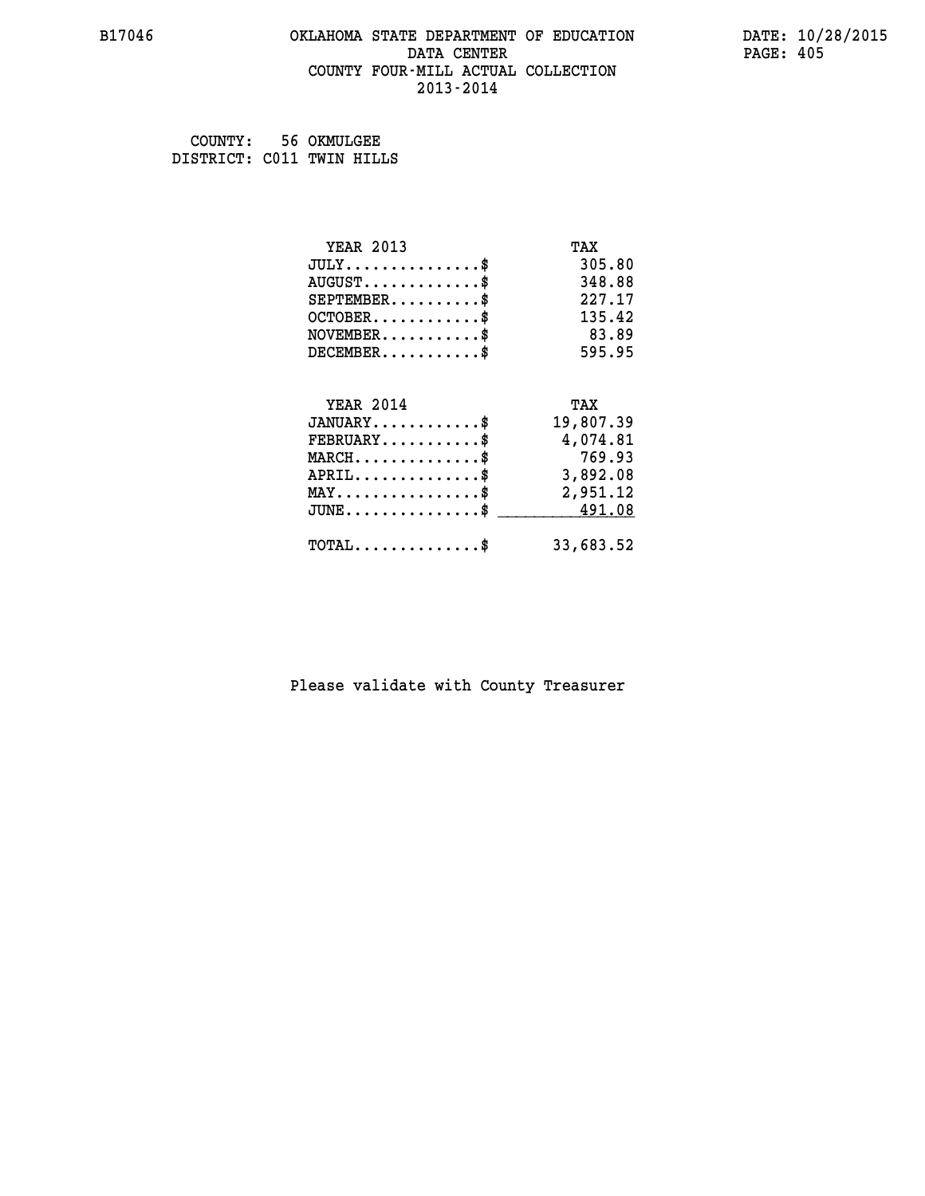B17046 OKLAHOMA STATE DEPARTMENT OF EDUCATION DATA CENTER COUNTY FOUR-MILL ACTUAL COLLECTION 2013-2014

DATE: 10/28/2015

COUNTY: 56 OKMULGEE
DISTRICT: C011 TWIN HILLS

| YEAR 2013 | TAX |
|---|---|
| JULY...............$ | 305.80 |
| AUGUST.............$ | 348.88 |
| SEPTEMBER..........$ | 227.17 |
| OCTOBER............$ | 135.42 |
| NOVEMBER...........$ | 83.89 |
| DECEMBER...........$ | 595.95 |

| YEAR 2014 | TAX |
|---|---|
| JANUARY............$ | 19,807.39 |
| FEBRUARY...........$ | 4,074.81 |
| MARCH..............$ | 769.93 |
| APRIL..............$ | 3,892.08 |
| MAY................$ | 2,951.12 |
| JUNE...............$ | 491.08 |
| TOTAL..............$ | 33,683.52 |

Please validate with County Treasurer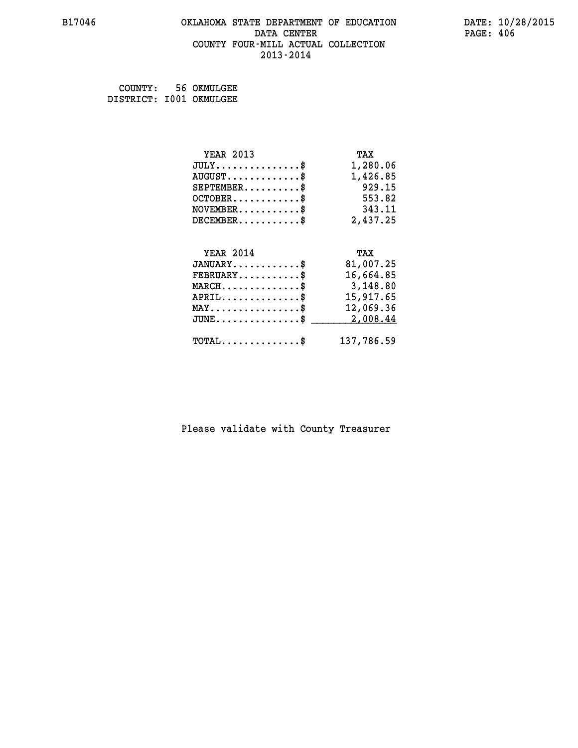B17046 OKLAHOMA STATE DEPARTMENT OF EDUCATION DATA CENTER COUNTY FOUR-MILL ACTUAL COLLECTION 2013-2014

DATE: 10/28/2015

COUNTY: 56 OKMULGEE
DISTRICT: I001 OKMULGEE

| YEAR 2013 | TAX |
|---|---|
| JULY..............$ | 1,280.06 |
| AUGUST............$ | 1,426.85 |
| SEPTEMBER.........$ | 929.15 |
| OCTOBER...........$ | 553.82 |
| NOVEMBER..........$ | 343.11 |
| DECEMBER..........$ | 2,437.25 |

| YEAR 2014 | TAX |
|---|---|
| JANUARY...........$ | 81,007.25 |
| FEBRUARY..........$ | 16,664.85 |
| MARCH.............$ | 3,148.80 |
| APRIL.............$ | 15,917.65 |
| MAY...............$ | 12,069.36 |
| JUNE..............$ | 2,008.44 |
| TOTAL.............$ | 137,786.59 |

Please validate with County Treasurer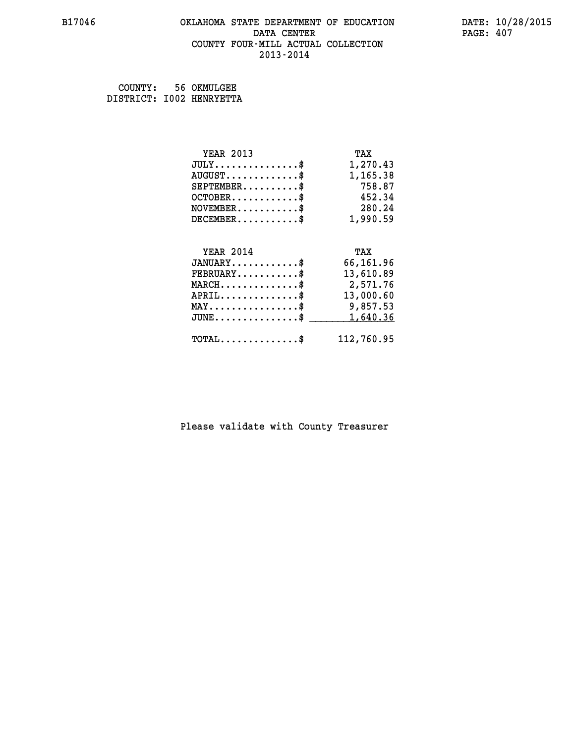B17046 OKLAHOMA STATE DEPARTMENT OF EDUCATION DATA CENTER COUNTY FOUR-MILL ACTUAL COLLECTION 2013-2014

DATE: 10/28/2015

COUNTY: 56 OKMULGEE
DISTRICT: I002 HENRYETTA

| YEAR 2013 | TAX |
|---|---|
| JULY...............$ | 1,270.43 |
| AUGUST.............$ | 1,165.38 |
| SEPTEMBER..........$ | 758.87 |
| OCTOBER............$ | 452.34 |
| NOVEMBER...........$ | 280.24 |
| DECEMBER...........$ | 1,990.59 |

| YEAR 2014 | TAX |
|---|---|
| JANUARY............$ | 66,161.96 |
| FEBRUARY...........$ | 13,610.89 |
| MARCH..............$ | 2,571.76 |
| APRIL..............$ | 13,000.60 |
| MAY................$ | 9,857.53 |
| JUNE...............$ | 1,640.36 |
| TOTAL..............$ | 112,760.95 |

Please validate with County Treasurer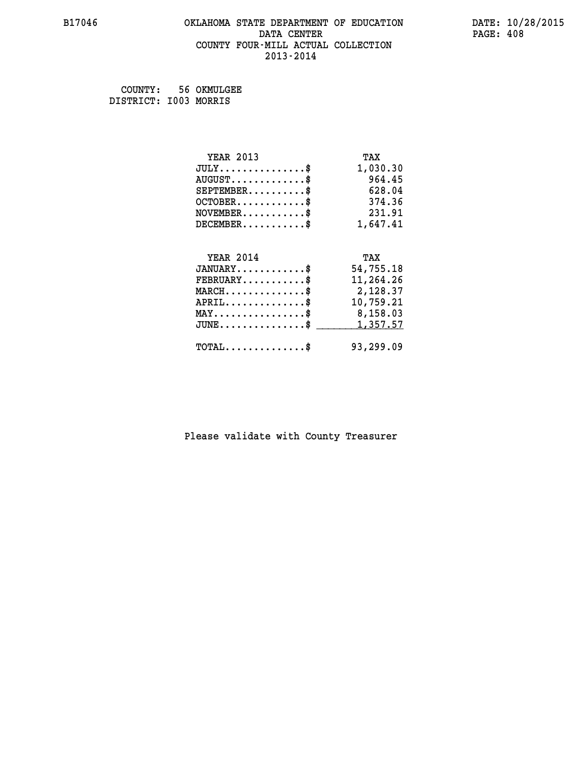B17046 OKLAHOMA STATE DEPARTMENT OF EDUCATION DATA CENTER COUNTY FOUR-MILL ACTUAL COLLECTION 2013-2014

DATE: 10/28/2015

COUNTY: 56 OKMULGEE
DISTRICT: I003 MORRIS

| YEAR 2013 | TAX |
|---|---|
| JULY...............$ | 1,030.30 |
| AUGUST.............$ | 964.45 |
| SEPTEMBER..........$ | 628.04 |
| OCTOBER............$ | 374.36 |
| NOVEMBER...........$ | 231.91 |
| DECEMBER...........$ | 1,647.41 |

| YEAR 2014 | TAX |
|---|---|
| JANUARY............$ | 54,755.18 |
| FEBRUARY...........$ | 11,264.26 |
| MARCH..............$ | 2,128.37 |
| APRIL..............$ | 10,759.21 |
| MAY................$ | 8,158.03 |
| JUNE...............$ | 1,357.57 |
| TOTAL..............$ | 93,299.09 |

Please validate with County Treasurer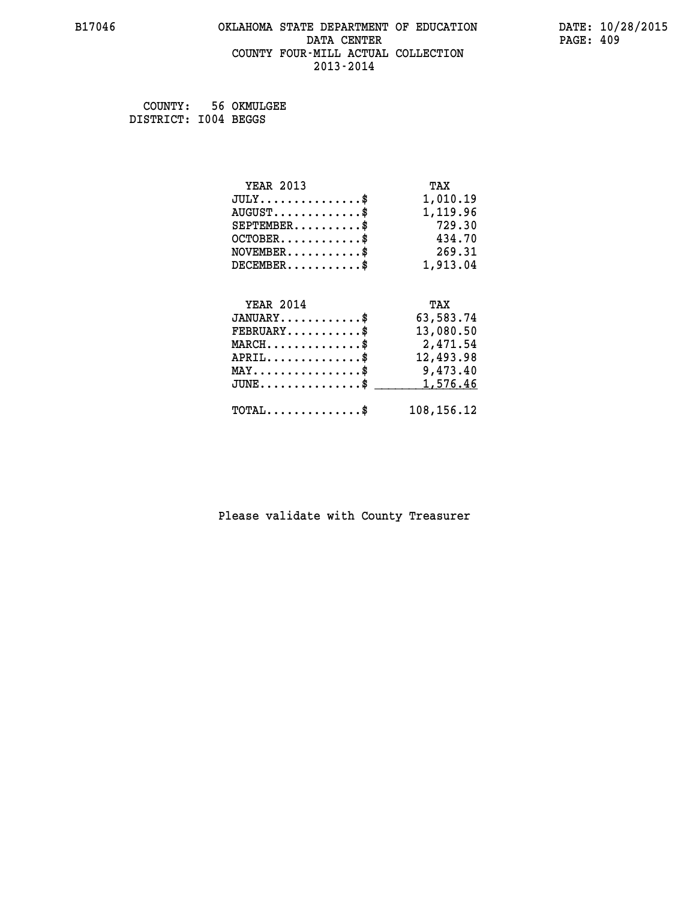COUNTY: 56 OKMULGEE
DISTRICT: I004 BEGGS

| YEAR 2013 | TAX |
|---|---|
| JULY..............$ | 1,010.19 |
| AUGUST.............$ | 1,119.96 |
| SEPTEMBER..........$ | 729.30 |
| OCTOBER............$ | 434.70 |
| NOVEMBER...........$ | 269.31 |
| DECEMBER...........$ | 1,913.04 |

| YEAR 2014 | TAX |
|---|---|
| JANUARY............$ | 63,583.74 |
| FEBRUARY...........$ | 13,080.50 |
| MARCH..............$ | 2,471.54 |
| APRIL..............$ | 12,493.98 |
| MAY................$ | 9,473.40 |
| JUNE...............$ | 1,576.46 |
| TOTAL..............$ | 108,156.12 |

Please validate with County Treasurer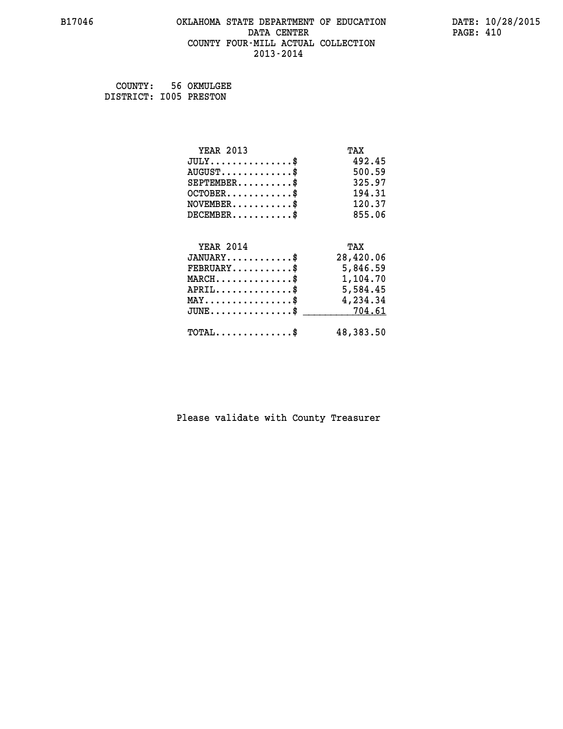# OKLAHOMA STATE DEPARTMENT OF EDUCATION
## DATA CENTER
## COUNTY FOUR-MILL ACTUAL COLLECTION
## 2013-2014

COUNTY: 56 OKMULGEE
DISTRICT: I005 PRESTON

| YEAR 2013 | TAX |
|---|---|
| JULY..............$ | 492.45 |
| AUGUST............$ | 500.59 |
| SEPTEMBER.........$ | 325.97 |
| OCTOBER...........$ | 194.31 |
| NOVEMBER..........$ | 120.37 |
| DECEMBER..........$ | 855.06 |

| YEAR 2014 | TAX |
|---|---|
| JANUARY...........$ | 28,420.06 |
| FEBRUARY..........$ | 5,846.59 |
| MARCH.............$ | 1,104.70 |
| APRIL.............$ | 5,584.45 |
| MAY...............$ | 4,234.34 |
| JUNE..............$ | 704.61 |
| TOTAL.............$ | 48,383.50 |

Please validate with County Treasurer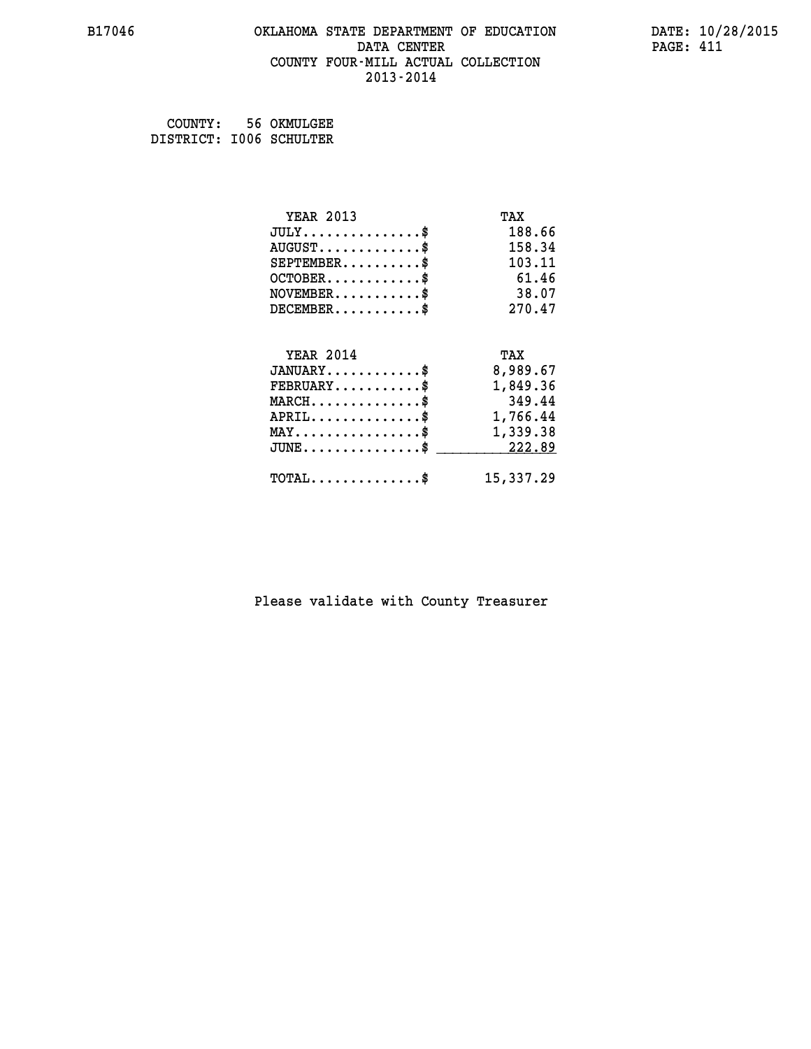COUNTY: 56 OKMULGEE
DISTRICT: I006 SCHULTER

| YEAR 2013 | TAX |
|---|---|
| JULY...............$ | 188.66 |
| AUGUST.............$ | 158.34 |
| SEPTEMBER..........$ | 103.11 |
| OCTOBER............$ | 61.46 |
| NOVEMBER...........$ | 38.07 |
| DECEMBER...........$ | 270.47 |

| YEAR 2014 | TAX |
|---|---|
| JANUARY............$ | 8,989.67 |
| FEBRUARY...........$ | 1,849.36 |
| MARCH..............$ | 349.44 |
| APRIL..............$ | 1,766.44 |
| MAY................$ | 1,339.38 |
| JUNE...............$ | 222.89 |
| TOTAL..............$ | 15,337.29 |

Please validate with County Treasurer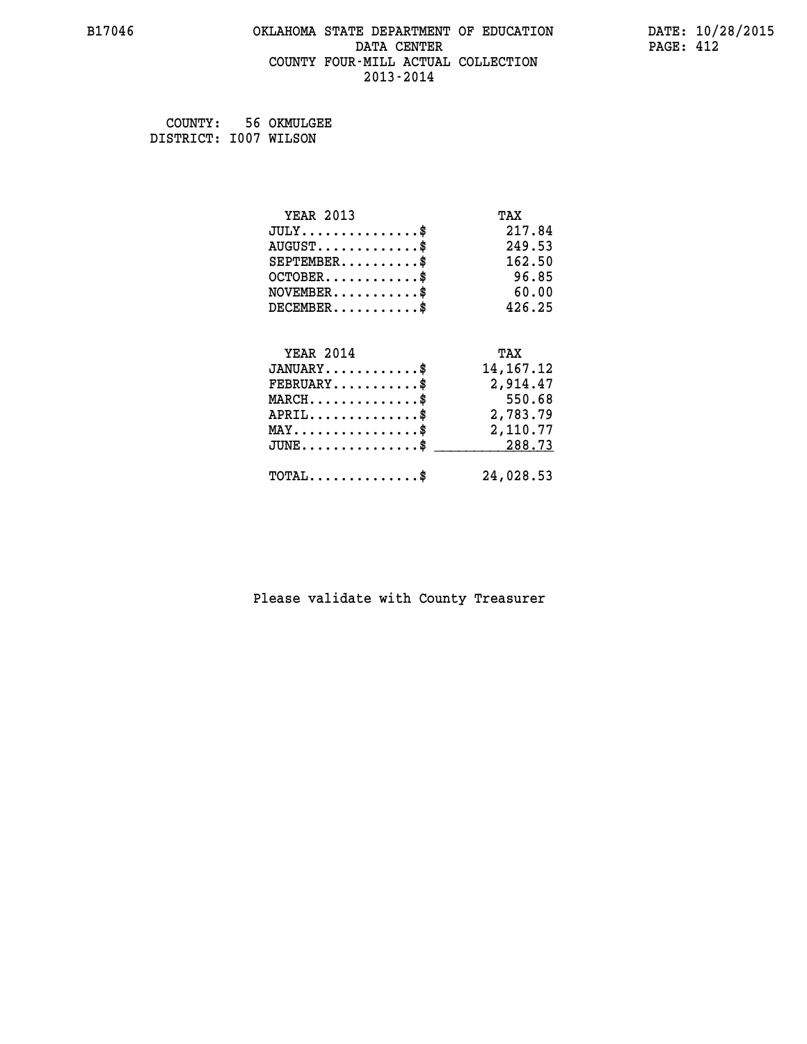B17046 OKLAHOMA STATE DEPARTMENT OF EDUCATION DATE: 10/28/2015

DATA CENTER

COUNTY FOUR-MILL ACTUAL COLLECTION

2013-2014

COUNTY: 56 OKMULGEE
DISTRICT: I007 WILSON

| YEAR 2013 | TAX |
|---|---|
| JULY...............$ | 217.84 |
| AUGUST.............$ | 249.53 |
| SEPTEMBER..........$ | 162.50 |
| OCTOBER............$ | 96.85 |
| NOVEMBER...........$ | 60.00 |
| DECEMBER...........$ | 426.25 |

| YEAR 2014 | TAX |
|---|---|
| JANUARY............$ | 14,167.12 |
| FEBRUARY...........$ | 2,914.47 |
| MARCH..............$ | 550.68 |
| APRIL..............$ | 2,783.79 |
| MAY................$ | 2,110.77 |
| JUNE...............$ | 288.73 |
| TOTAL..............$ | 24,028.53 |

Please validate with County Treasurer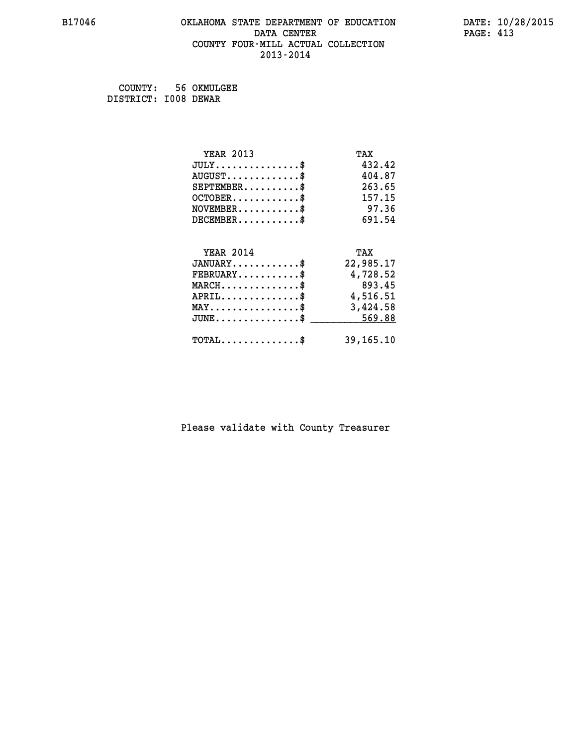# OKLAHOMA STATE DEPARTMENT OF EDUCATION
## DATA CENTER
## COUNTY FOUR-MILL ACTUAL COLLECTION
## 2013-2014

B17046

DATE: 10/28/2015

COUNTY: 56 OKMULGEE
DISTRICT: I008 DEWAR

| YEAR 2013 | TAX |
|---|---|
| JULY...............$ | 432.42 |
| AUGUST.............$ | 404.87 |
| SEPTEMBER..........$ | 263.65 |
| OCTOBER............$ | 157.15 |
| NOVEMBER...........$ | 97.36 |
| DECEMBER...........$ | 691.54 |

| YEAR 2014 | TAX |
|---|---|
| JANUARY............$ | 22,985.17 |
| FEBRUARY...........$ | 4,728.52 |
| MARCH..............$ | 893.45 |
| APRIL..............$ | 4,516.51 |
| MAY................$ | 3,424.58 |
| JUNE...............$ | 569.88 |
| TOTAL..............$ | 39,165.10 |

Please validate with County Treasurer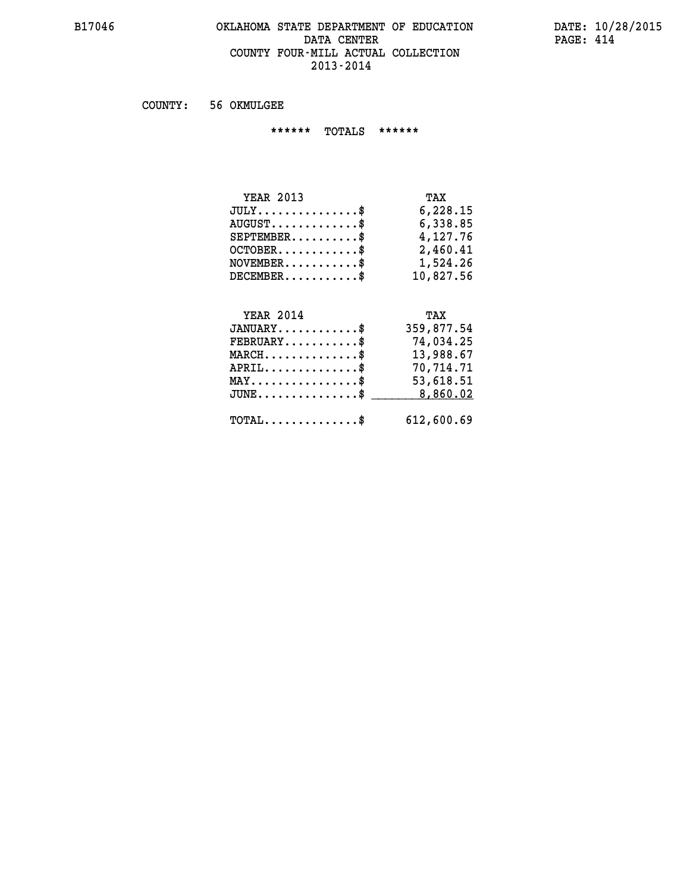# OKLAHOMA STATE DEPARTMENT OF EDUCATION
## DATA CENTER
## COUNTY FOUR-MILL ACTUAL COLLECTION
## 2013-2014

COUNTY: 56 OKMULGEE

****** TOTALS ******

| YEAR 2013 | TAX |
|---|---|
| JULY...............$ | 6,228.15 |
| AUGUST.............$ | 6,338.85 |
| SEPTEMBER..........$ | 4,127.76 |
| OCTOBER............$ | 2,460.41 |
| NOVEMBER...........$ | 1,524.26 |
| DECEMBER...........$ | 10,827.56 |

| YEAR 2014 | TAX |
|---|---|
| JANUARY............$ | 359,877.54 |
| FEBRUARY...........$ | 74,034.25 |
| MARCH..............$ | 13,988.67 |
| APRIL..............$ | 70,714.71 |
| MAY................$ | 53,618.51 |
| JUNE...............$ | 8,860.02 |
| TOTAL..............$ | 612,600.69 |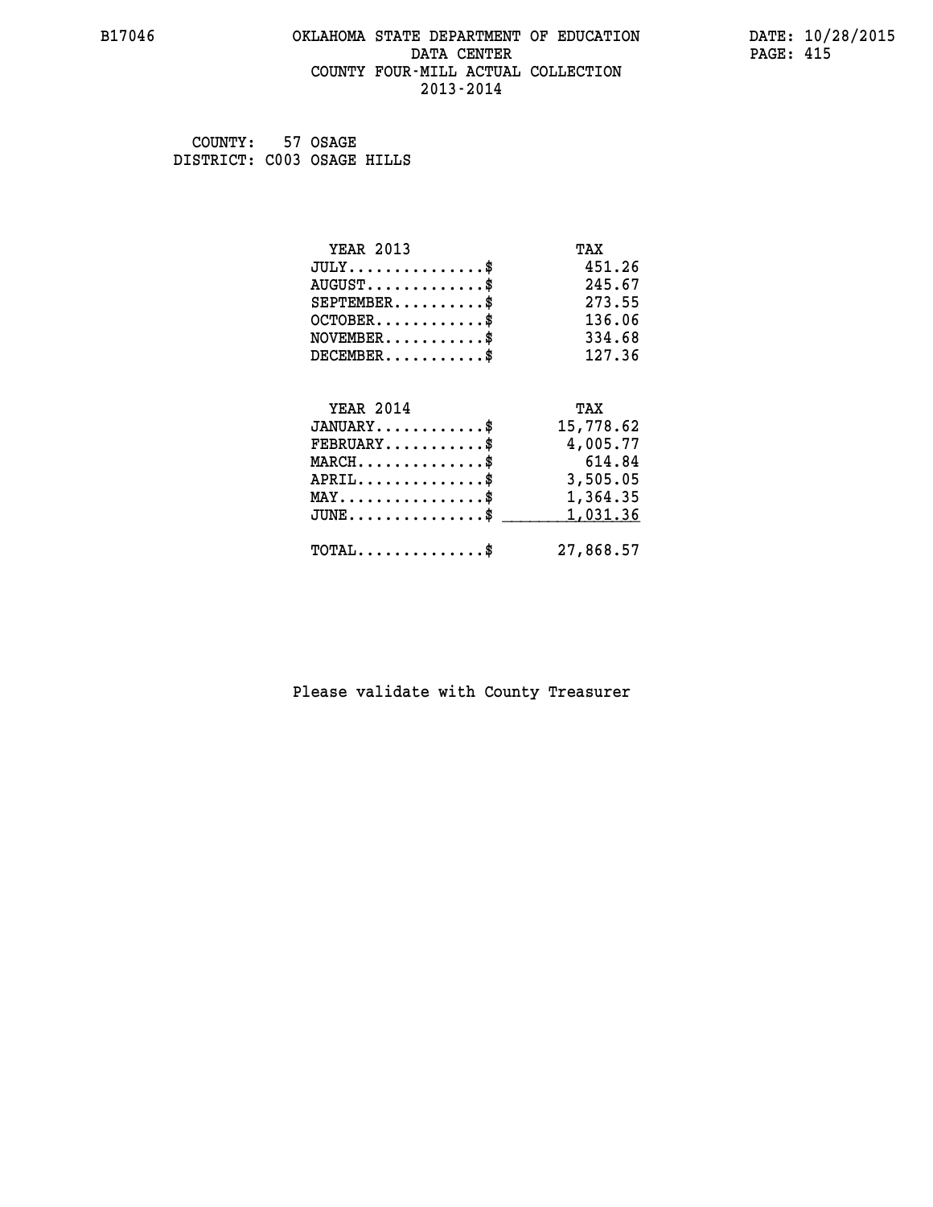# OKLAHOMA STATE DEPARTMENT OF EDUCATION
## DATA CENTER
## COUNTY FOUR-MILL ACTUAL COLLECTION
## 2013-2014

B17046

DATE: 10/28/2015
PAGE: 415

COUNTY: 57 OSAGE
DISTRICT: C003 OSAGE HILLS

| YEAR 2013 | TAX |
|---|---|
| JULY..............$ | 451.26 |
| AUGUST............$ | 245.67 |
| SEPTEMBER.........$ | 273.55 |
| OCTOBER...........$ | 136.06 |
| NOVEMBER..........$ | 334.68 |
| DECEMBER..........$ | 127.36 |

| YEAR 2014 | TAX |
|---|---|
| JANUARY...........$ | 15,778.62 |
| FEBRUARY..........$ | 4,005.77 |
| MARCH.............$ | 614.84 |
| APRIL.............$ | 3,505.05 |
| MAY...............$ | 1,364.35 |
| JUNE..............$ | 1,031.36 |
| TOTAL.............$ | 27,868.57 |

Please validate with County Treasurer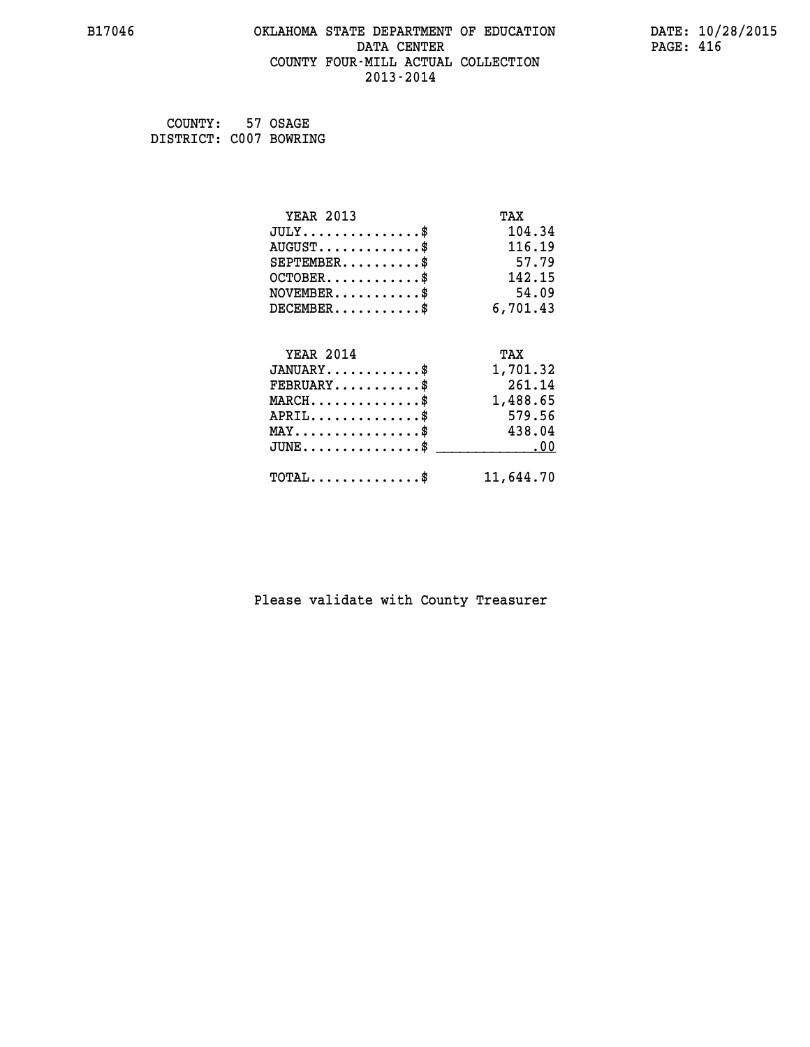B17046 OKLAHOMA STATE DEPARTMENT OF EDUCATION DATE: 10/28/2015
DATA CENTER
COUNTY FOUR-MILL ACTUAL COLLECTION
2013-2014

COUNTY: 57 OSAGE
DISTRICT: C007 BOWRING

| YEAR 2013 | TAX |
|---|---|
| JULY..............$ | 104.34 |
| AUGUST............$ | 116.19 |
| SEPTEMBER.........$ | 57.79 |
| OCTOBER...........$ | 142.15 |
| NOVEMBER..........$ | 54.09 |
| DECEMBER..........$ | 6,701.43 |

| YEAR 2014 | TAX |
|---|---|
| JANUARY...........$ | 1,701.32 |
| FEBRUARY..........$ | 261.14 |
| MARCH.............$ | 1,488.65 |
| APRIL.............$ | 579.56 |
| MAY...............$ | 438.04 |
| JUNE..............$ | .00 |
| TOTAL.............$ | 11,644.70 |

Please validate with County Treasurer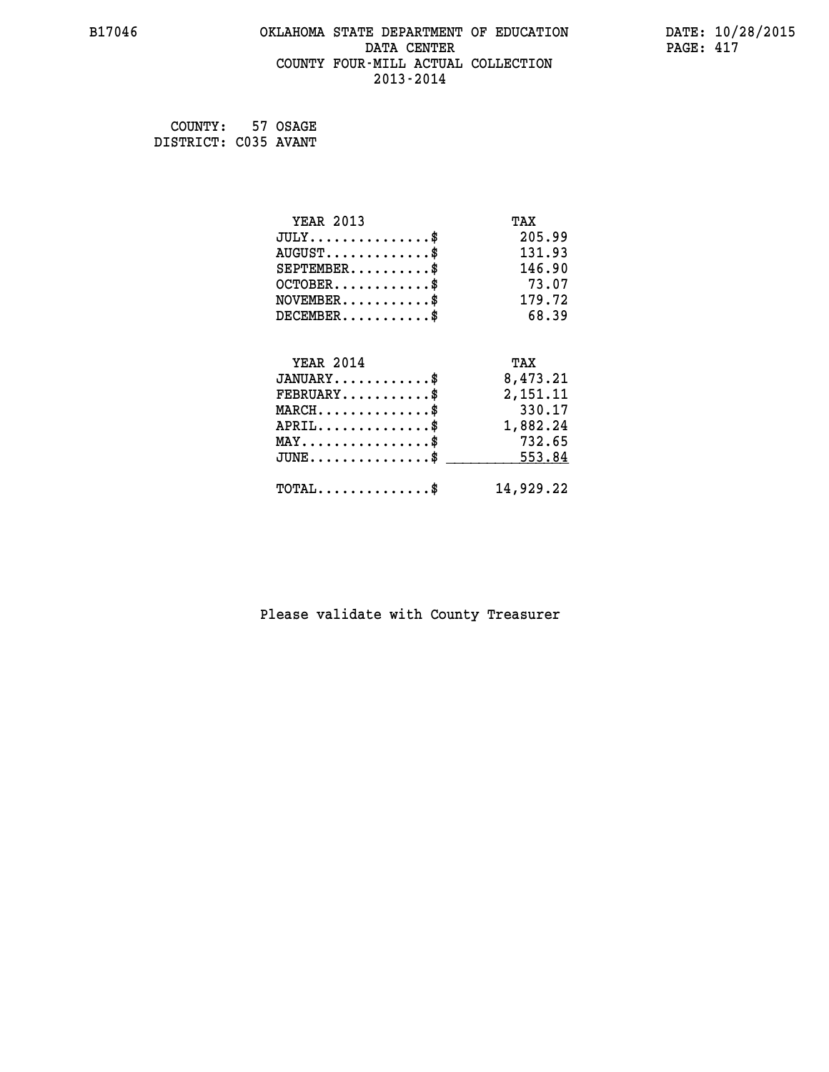B17046 OKLAHOMA STATE DEPARTMENT OF EDUCATION DATA CENTER COUNTY FOUR-MILL ACTUAL COLLECTION 2013-2014

DATE: 10/28/2015

COUNTY: 57 OSAGE
DISTRICT: C035 AVANT

| YEAR 2013 | TAX |
|---|---|
| JULY...............$ | 205.99 |
| AUGUST.............$ | 131.93 |
| SEPTEMBER..........$ | 146.90 |
| OCTOBER............$ | 73.07 |
| NOVEMBER...........$ | 179.72 |
| DECEMBER...........$ | 68.39 |

| YEAR 2014 | TAX |
|---|---|
| JANUARY............$ | 8,473.21 |
| FEBRUARY...........$ | 2,151.11 |
| MARCH..............$ | 330.17 |
| APRIL..............$ | 1,882.24 |
| MAY................$ | 732.65 |
| JUNE...............$ | 553.84 |
| TOTAL..............$ | 14,929.22 |

Please validate with County Treasurer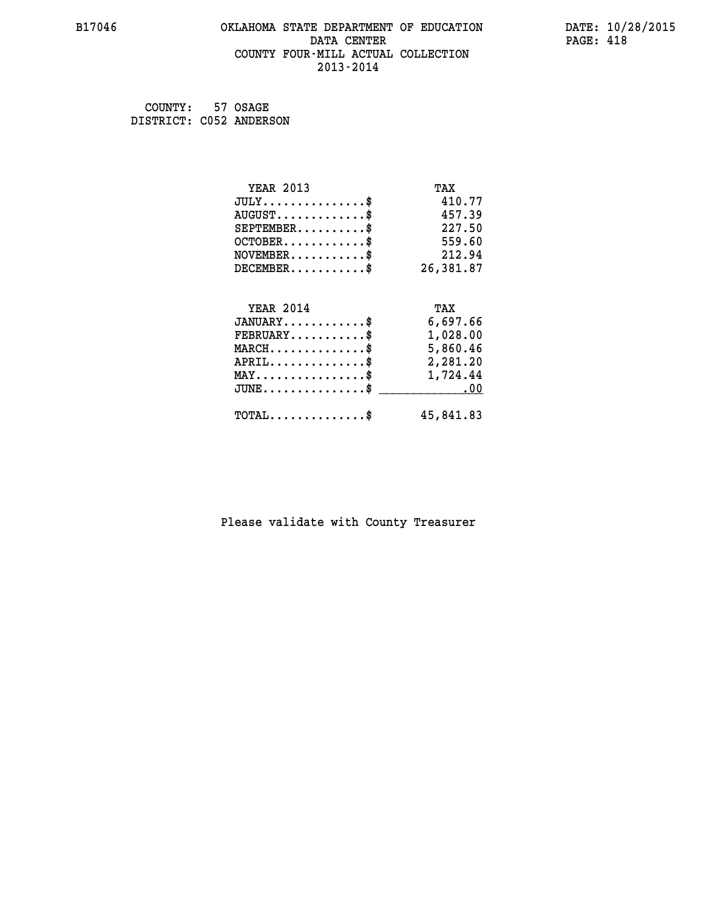B17046 OKLAHOMA STATE DEPARTMENT OF EDUCATION DATA CENTER COUNTY FOUR-MILL ACTUAL COLLECTION 2013-2014

DATE: 10/28/2015

COUNTY: 57 OSAGE
DISTRICT: C052 ANDERSON

| YEAR 2013 | TAX |
|---|---|
| JULY...............$ | 410.77 |
| AUGUST.............$ | 457.39 |
| SEPTEMBER..........$ | 227.50 |
| OCTOBER............$ | 559.60 |
| NOVEMBER...........$ | 212.94 |
| DECEMBER...........$ | 26,381.87 |

| YEAR 2014 | TAX |
|---|---|
| JANUARY............$ | 6,697.66 |
| FEBRUARY...........$ | 1,028.00 |
| MARCH..............$ | 5,860.46 |
| APRIL..............$ | 2,281.20 |
| MAY................$ | 1,724.44 |
| JUNE...............$ | .00 |
| TOTAL..............$ | 45,841.83 |

Please validate with County Treasurer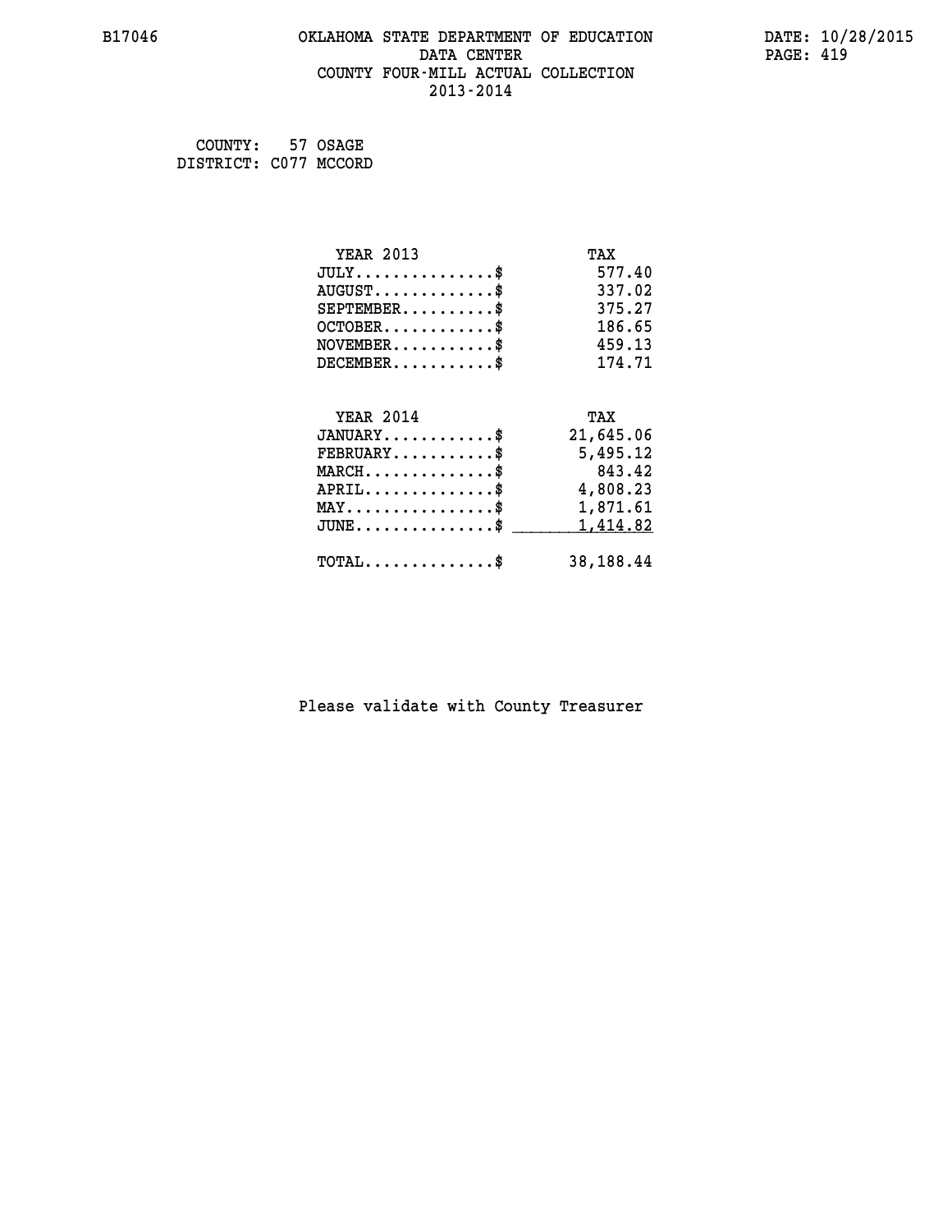B17046 OKLAHOMA STATE DEPARTMENT OF EDUCATION DATA CENTER COUNTY FOUR-MILL ACTUAL COLLECTION 2013-2014

DATE: 10/28/2015

COUNTY: 57 OSAGE
DISTRICT: C077 MCCORD

| YEAR 2013 | TAX |
|---|---|
| JULY...............$ | 577.40 |
| AUGUST.............$ | 337.02 |
| SEPTEMBER..........$ | 375.27 |
| OCTOBER............$ | 186.65 |
| NOVEMBER...........$ | 459.13 |
| DECEMBER...........$ | 174.71 |

| YEAR 2014 | TAX |
|---|---|
| JANUARY............$ | 21,645.06 |
| FEBRUARY...........$ | 5,495.12 |
| MARCH..............$ | 843.42 |
| APRIL..............$ | 4,808.23 |
| MAY................$ | 1,871.61 |
| JUNE...............$ | 1,414.82 |
| TOTAL..............$ | 38,188.44 |

Please validate with County Treasurer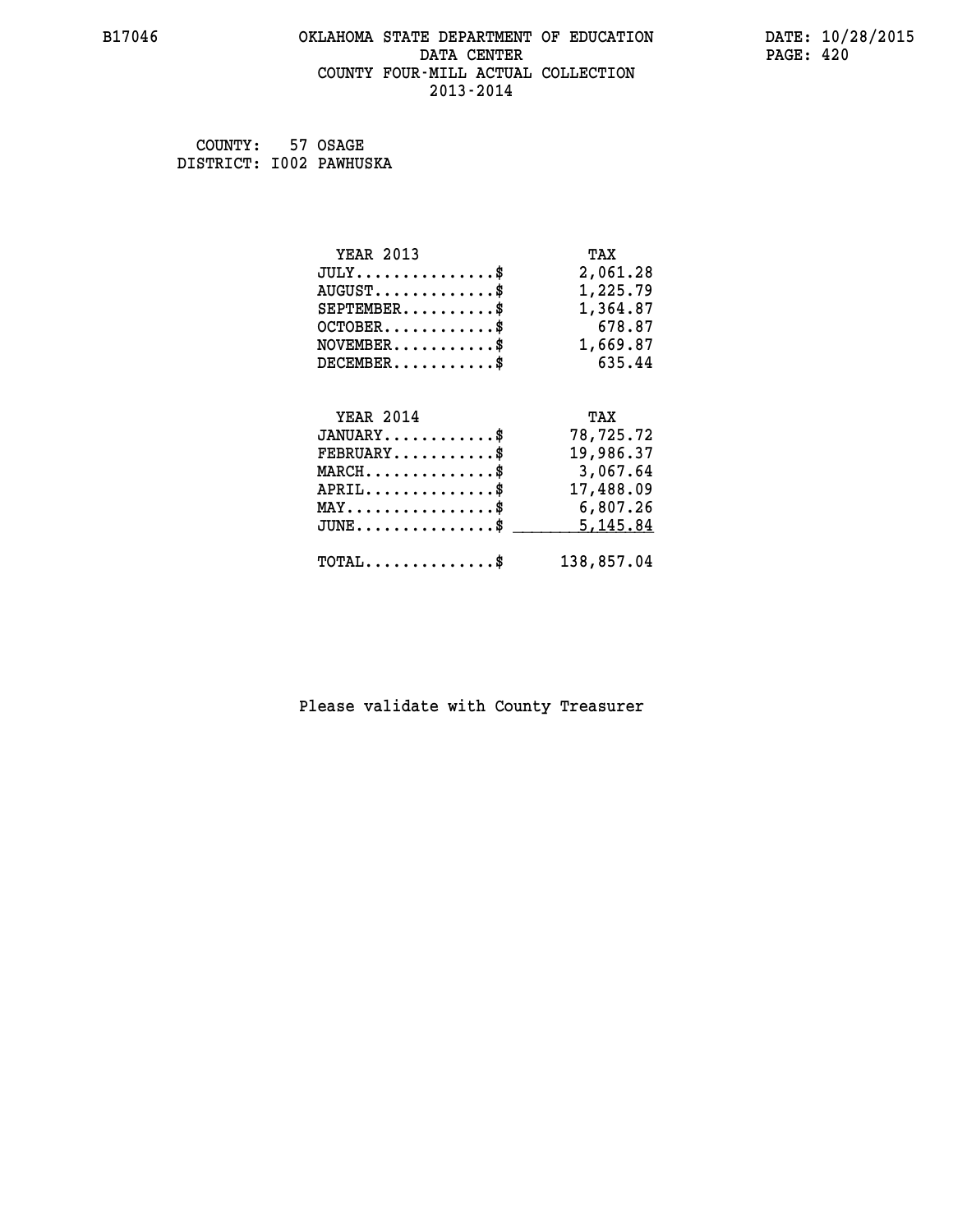COUNTY: 57 OSAGE
DISTRICT: I002 PAWHUSKA

| YEAR 2013 | TAX |
|---|---|
| JULY...............$ | 2,061.28 |
| AUGUST.............$ | 1,225.79 |
| SEPTEMBER..........$ | 1,364.87 |
| OCTOBER............$ | 678.87 |
| NOVEMBER...........$ | 1,669.87 |
| DECEMBER...........$ | 635.44 |

| YEAR 2014 | TAX |
|---|---|
| JANUARY............$ | 78,725.72 |
| FEBRUARY...........$ | 19,986.37 |
| MARCH..............$ | 3,067.64 |
| APRIL..............$ | 17,488.09 |
| MAY................$ | 6,807.26 |
| JUNE...............$ | 5,145.84 |
| TOTAL..............$ | 138,857.04 |

Please validate with County Treasurer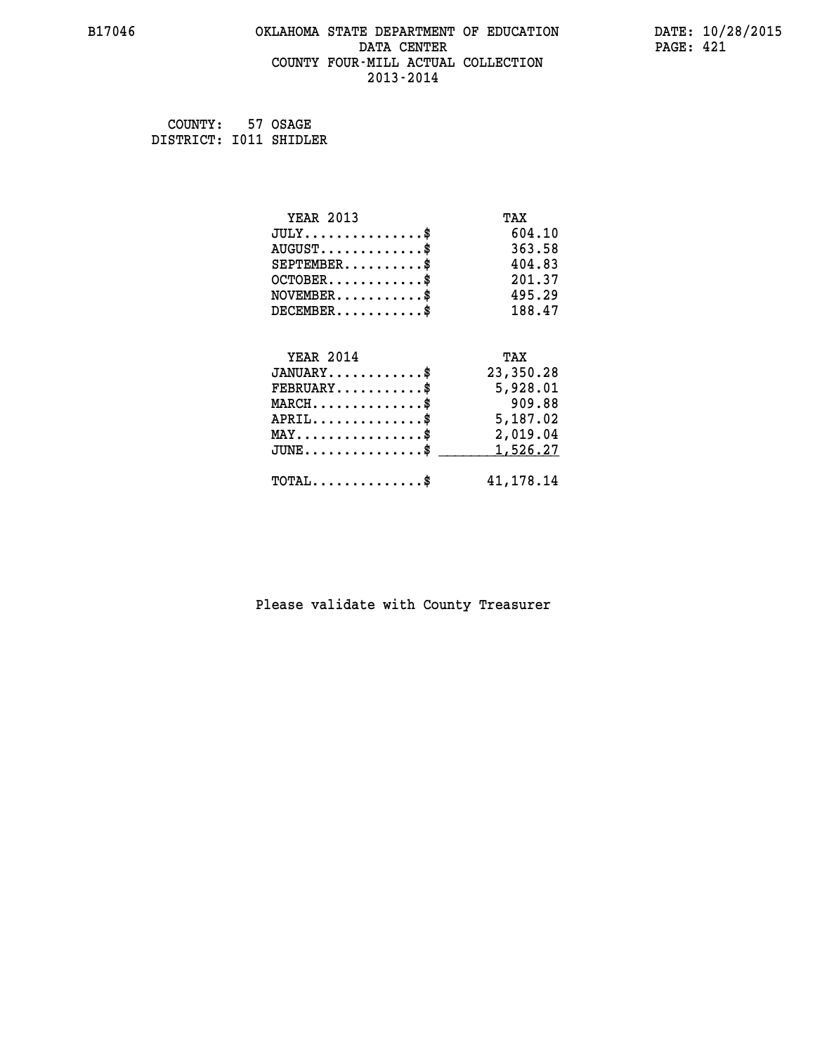B17046 OKLAHOMA STATE DEPARTMENT OF EDUCATION DATE: 10/28/2015
DATA CENTER
COUNTY FOUR-MILL ACTUAL COLLECTION
2013-2014

COUNTY: 57 OSAGE
DISTRICT: I011 SHIDLER

| YEAR 2013 | TAX |
|---|---|
| JULY...............$ | 604.10 |
| AUGUST.............$ | 363.58 |
| SEPTEMBER..........$ | 404.83 |
| OCTOBER............$ | 201.37 |
| NOVEMBER...........$ | 495.29 |
| DECEMBER...........$ | 188.47 |

| YEAR 2014 | TAX |
|---|---|
| JANUARY............$ | 23,350.28 |
| FEBRUARY...........$ | 5,928.01 |
| MARCH..............$ | 909.88 |
| APRIL..............$ | 5,187.02 |
| MAY................$ | 2,019.04 |
| JUNE...............$ | 1,526.27 |
| TOTAL..............$ | 41,178.14 |

Please validate with County Treasurer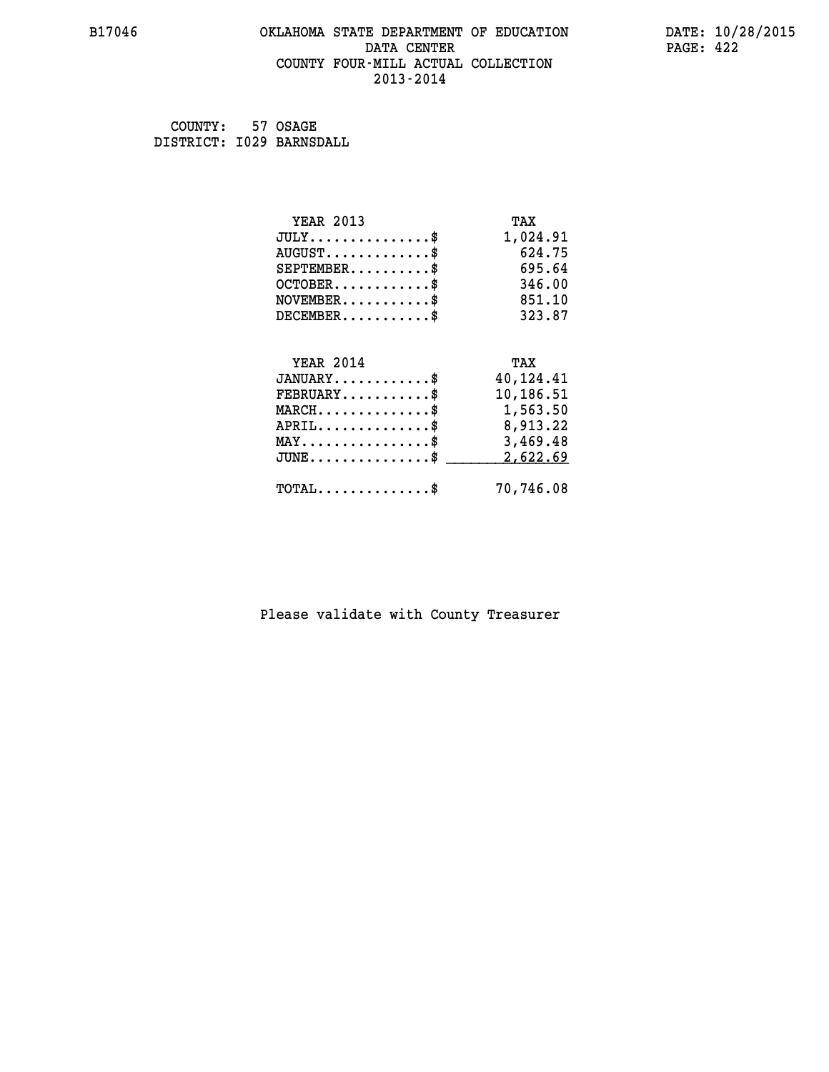# OKLAHOMA STATE DEPARTMENT OF EDUCATION
## DATA CENTER
## COUNTY FOUR-MILL ACTUAL COLLECTION
## 2013-2014

B17046

DATE: 10/28/2015

COUNTY: 57 OSAGE
DISTRICT: I029 BARNSDALL

| YEAR 2013 | TAX |
|---|---|
| JULY..............$ | 1,024.91 |
| AUGUST............$ | 624.75 |
| SEPTEMBER.........$ | 695.64 |
| OCTOBER...........$ | 346.00 |
| NOVEMBER..........$ | 851.10 |
| DECEMBER..........$ | 323.87 |

| YEAR 2014 | TAX |
|---|---|
| JANUARY...........$ | 40,124.41 |
| FEBRUARY..........$ | 10,186.51 |
| MARCH.............$ | 1,563.50 |
| APRIL.............$ | 8,913.22 |
| MAY...............$ | 3,469.48 |
| JUNE..............$ | 2,622.69 |
| TOTAL.............$ | 70,746.08 |

Please validate with County Treasurer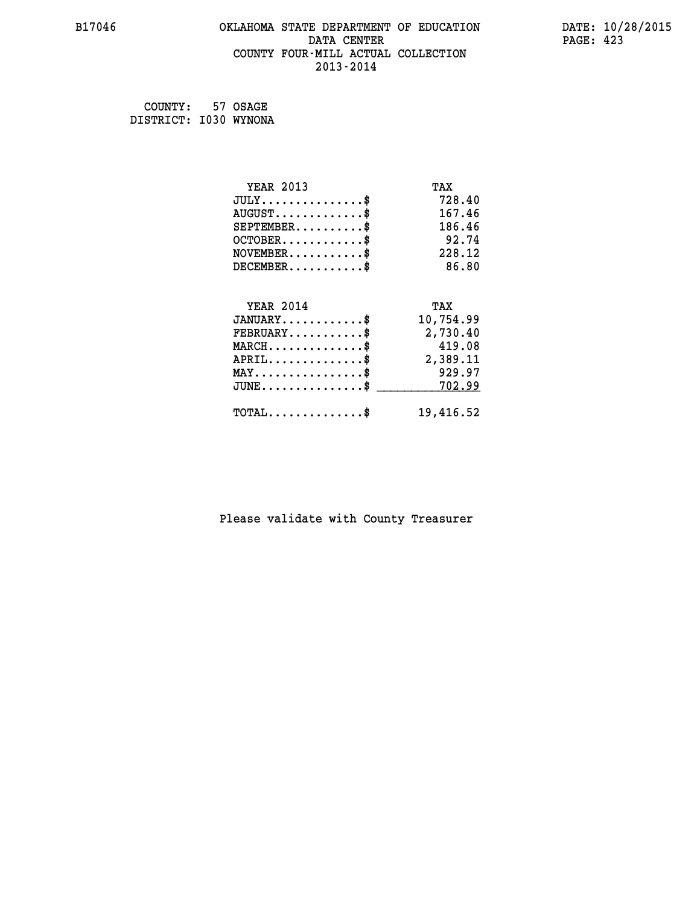B17046 OKLAHOMA STATE DEPARTMENT OF EDUCATION DATA CENTER COUNTY FOUR-MILL ACTUAL COLLECTION 2013-2014

DATE: 10/28/2015

COUNTY: 57 OSAGE
DISTRICT: I030 WYNONA

| YEAR 2013 | TAX |
|---|---|
| JULY...............$ | 728.40 |
| AUGUST.............$ | 167.46 |
| SEPTEMBER..........$ | 186.46 |
| OCTOBER............$ | 92.74 |
| NOVEMBER...........$ | 228.12 |
| DECEMBER...........$ | 86.80 |

| YEAR 2014 | TAX |
|---|---|
| JANUARY............$ | 10,754.99 |
| FEBRUARY...........$ | 2,730.40 |
| MARCH..............$ | 419.08 |
| APRIL..............$ | 2,389.11 |
| MAY................$ | 929.97 |
| JUNE...............$ | 702.99 |
| TOTAL..............$ | 19,416.52 |

Please validate with County Treasurer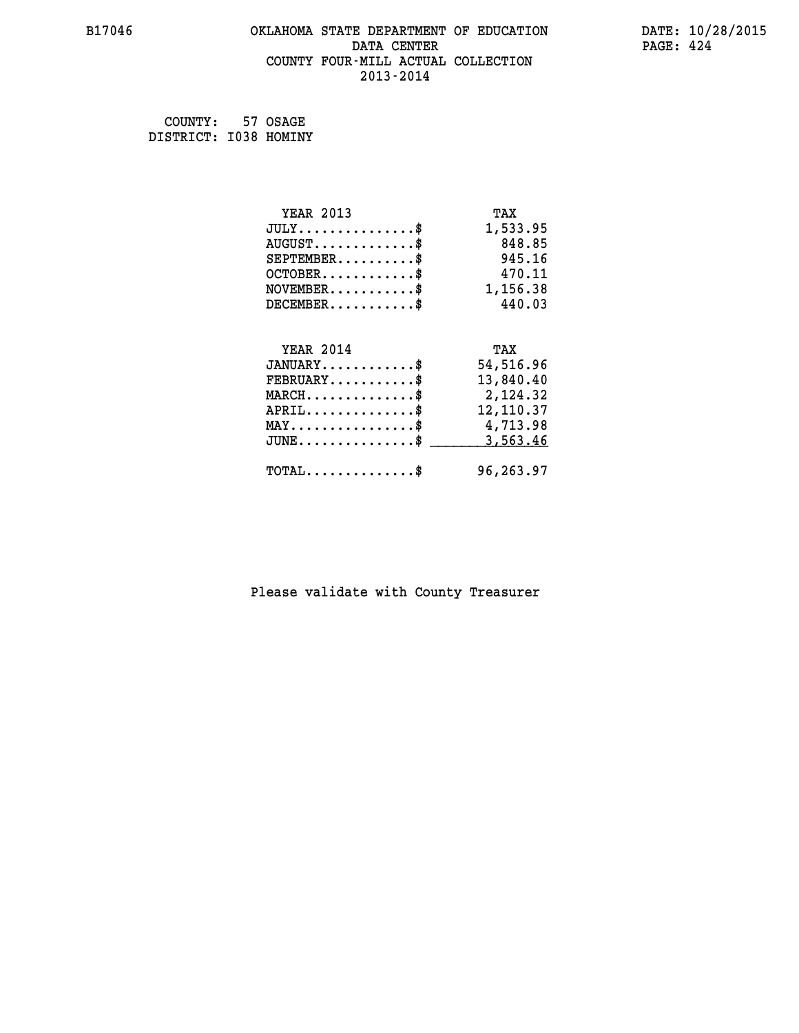B17046 OKLAHOMA STATE DEPARTMENT OF EDUCATION DATE: 10/28/2015
DATA CENTER
COUNTY FOUR-MILL ACTUAL COLLECTION
2013-2014

COUNTY: 57 OSAGE
DISTRICT: I038 HOMINY

| YEAR 2013 | TAX |
|---|---|
| JULY..............$ | 1,533.95 |
| AUGUST............$ | 848.85 |
| SEPTEMBER.........$ | 945.16 |
| OCTOBER...........$ | 470.11 |
| NOVEMBER..........$ | 1,156.38 |
| DECEMBER..........$ | 440.03 |

| YEAR 2014 | TAX |
|---|---|
| JANUARY...........$ | 54,516.96 |
| FEBRUARY..........$ | 13,840.40 |
| MARCH.............$ | 2,124.32 |
| APRIL.............$ | 12,110.37 |
| MAY...............$ | 4,713.98 |
| JUNE..............$ | 3,563.46 |
| TOTAL.............$ | 96,263.97 |

Please validate with County Treasurer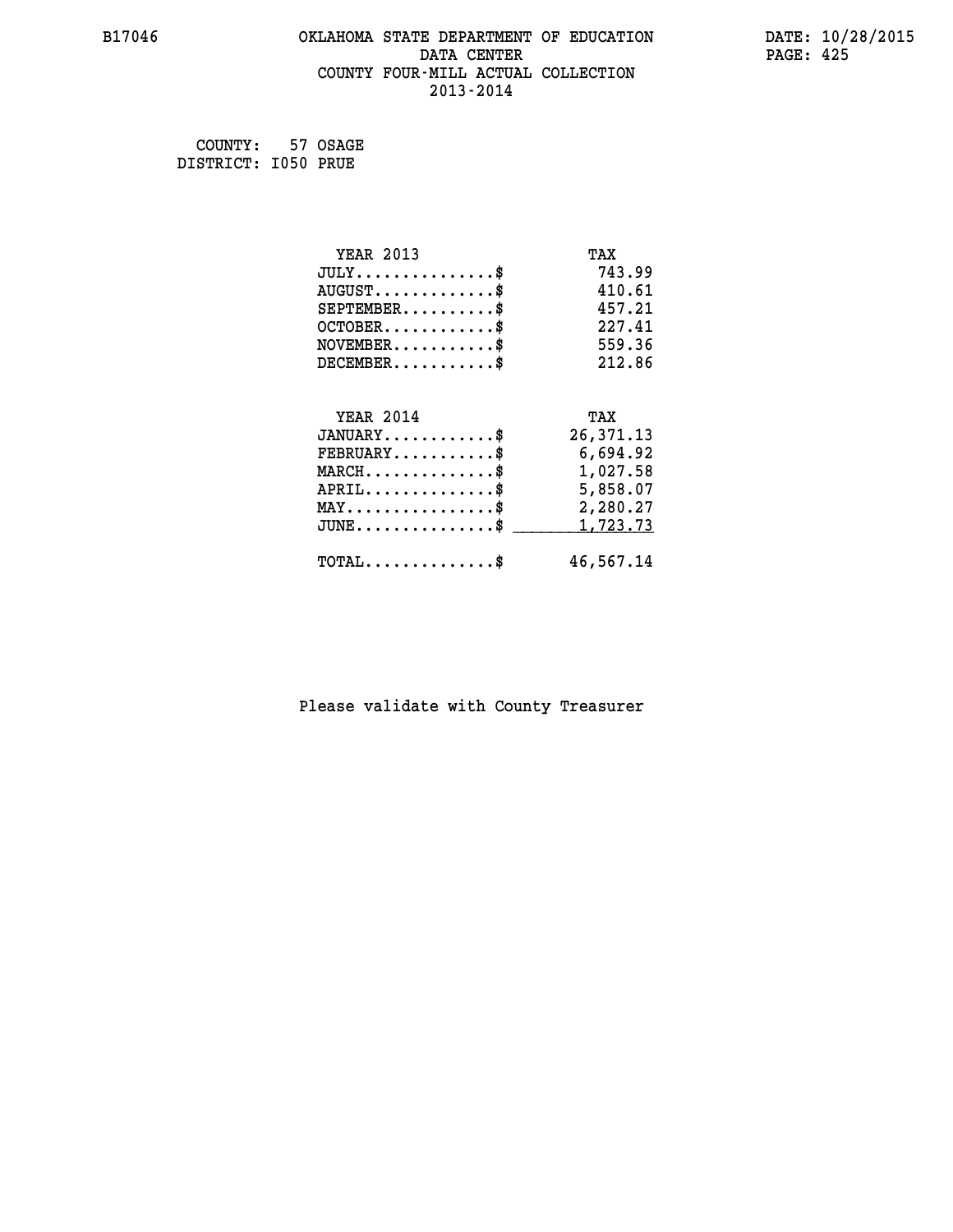# OKLAHOMA STATE DEPARTMENT OF EDUCATION
## DATA CENTER
## COUNTY FOUR-MILL ACTUAL COLLECTION
## 2013-2014

B17046

DATE: 10/28/2015

COUNTY: 57 OSAGE
DISTRICT: I050 PRUE

| YEAR 2013 | TAX |
|---|---|
| JULY...............$ | 743.99 |
| AUGUST.............$ | 410.61 |
| SEPTEMBER..........$ | 457.21 |
| OCTOBER............$ | 227.41 |
| NOVEMBER...........$ | 559.36 |
| DECEMBER...........$ | 212.86 |

| YEAR 2014 | TAX |
|---|---|
| JANUARY............$ | 26,371.13 |
| FEBRUARY...........$ | 6,694.92 |
| MARCH..............$ | 1,027.58 |
| APRIL..............$ | 5,858.07 |
| MAY................$ | 2,280.27 |
| JUNE...............$ | 1,723.73 |
| TOTAL..............$ | 46,567.14 |

Please validate with County Treasurer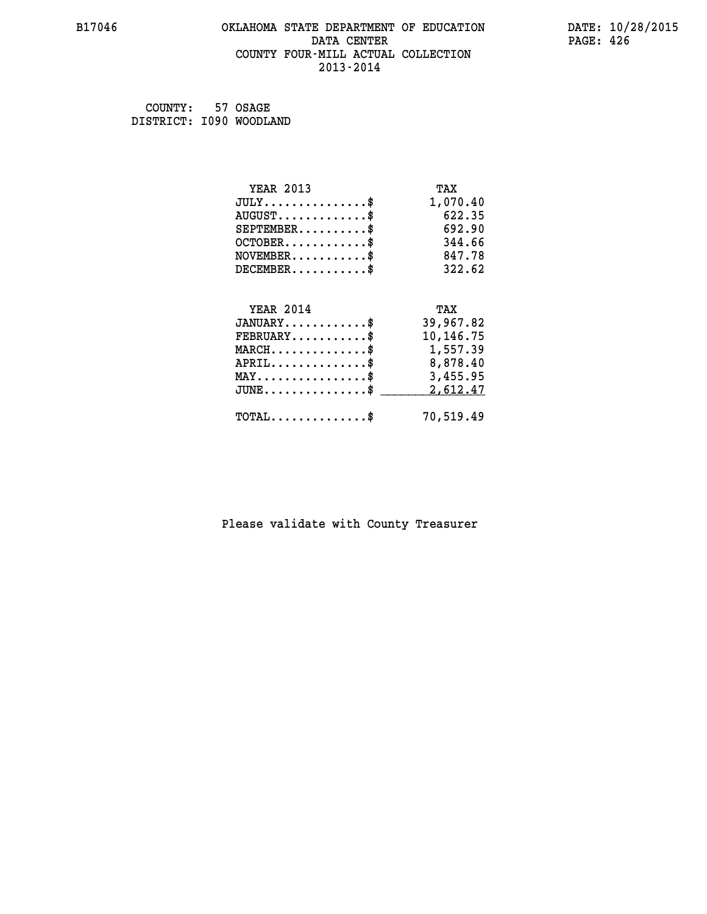# OKLAHOMA STATE DEPARTMENT OF EDUCATION
## DATA CENTER
## COUNTY FOUR-MILL ACTUAL COLLECTION
## 2013-2014

B17046

DATE: 10/28/2015

COUNTY: 57 OSAGE
DISTRICT: I090 WOODLAND

| YEAR 2013 | TAX |
|---|---|
| JULY...............$ | 1,070.40 |
| AUGUST.............$ | 622.35 |
| SEPTEMBER..........$ | 692.90 |
| OCTOBER............$ | 344.66 |
| NOVEMBER...........$ | 847.78 |
| DECEMBER...........$ | 322.62 |

| YEAR 2014 | TAX |
|---|---|
| JANUARY............$ | 39,967.82 |
| FEBRUARY...........$ | 10,146.75 |
| MARCH..............$ | 1,557.39 |
| APRIL..............$ | 8,878.40 |
| MAY................$ | 3,455.95 |
| JUNE...............$ | 2,612.47 |
| TOTAL..............$ | 70,519.49 |

Please validate with County Treasurer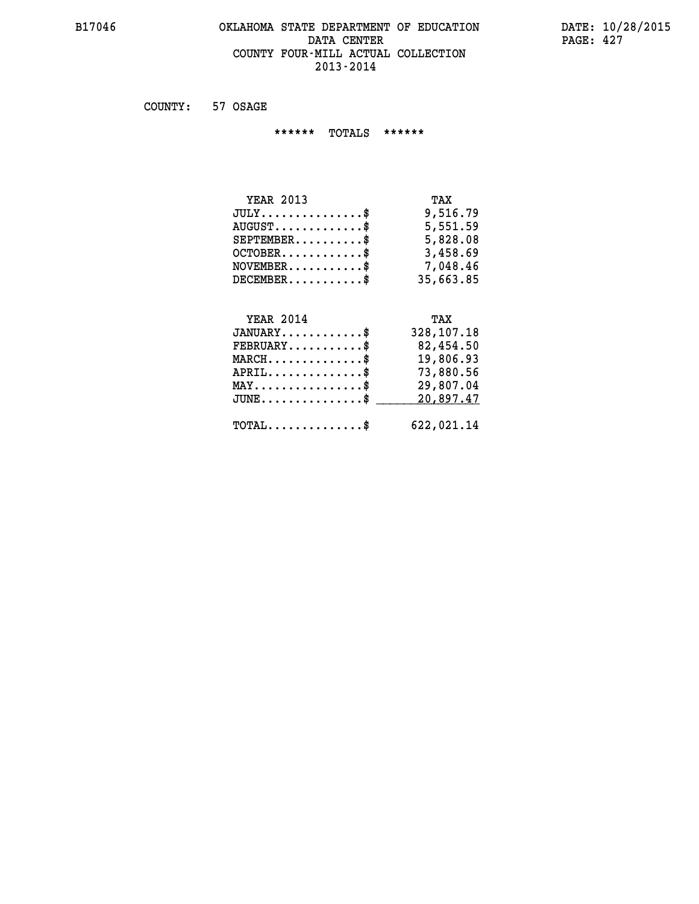# OKLAHOMA STATE DEPARTMENT OF EDUCATION
## DATA CENTER
## COUNTY FOUR-MILL ACTUAL COLLECTION
## 2013-2014

B17046

DATE: 10/28/2015

COUNTY: 57 OSAGE

****** TOTALS ******

| YEAR 2013 | TAX |
|---|---|
| JULY...............$ | 9,516.79 |
| AUGUST.............$ | 5,551.59 |
| SEPTEMBER..........$ | 5,828.08 |
| OCTOBER............$ | 3,458.69 |
| NOVEMBER...........$ | 7,048.46 |
| DECEMBER...........$ | 35,663.85 |

| YEAR 2014 | TAX |
|---|---|
| JANUARY............$ | 328,107.18 |
| FEBRUARY...........$ | 82,454.50 |
| MARCH..............$ | 19,806.93 |
| APRIL..............$ | 73,880.56 |
| MAY................$ | 29,807.04 |
| JUNE...............$ | 20,897.47 |
| TOTAL..............$ | 622,021.14 |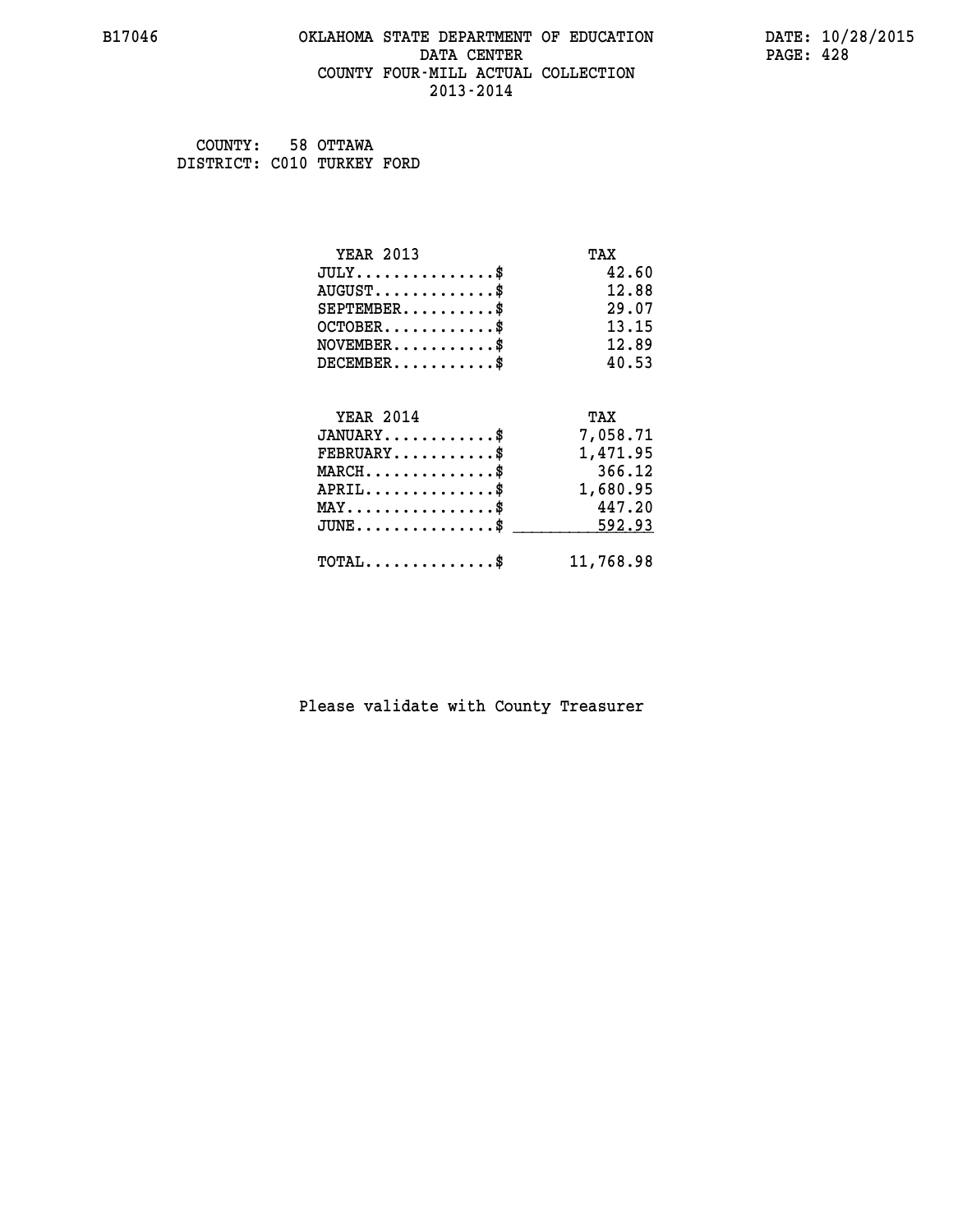# OKLAHOMA STATE DEPARTMENT OF EDUCATION
## DATA CENTER
## COUNTY FOUR-MILL ACTUAL COLLECTION
## 2013-2014

COUNTY: 58 OTTAWA
DISTRICT: C010 TURKEY FORD

| YEAR 2013 | TAX |
|---|---|
| JULY..............$ | 42.60 |
| AUGUST............$ | 12.88 |
| SEPTEMBER.........$ | 29.07 |
| OCTOBER...........$ | 13.15 |
| NOVEMBER..........$ | 12.89 |
| DECEMBER..........$ | 40.53 |

| YEAR 2014 | TAX |
|---|---|
| JANUARY...........$ | 7,058.71 |
| FEBRUARY..........$ | 1,471.95 |
| MARCH.............$ | 366.12 |
| APRIL.............$ | 1,680.95 |
| MAY...............$ | 447.20 |
| JUNE..............$ | 592.93 |
| TOTAL.............$ | 11,768.98 |

Please validate with County Treasurer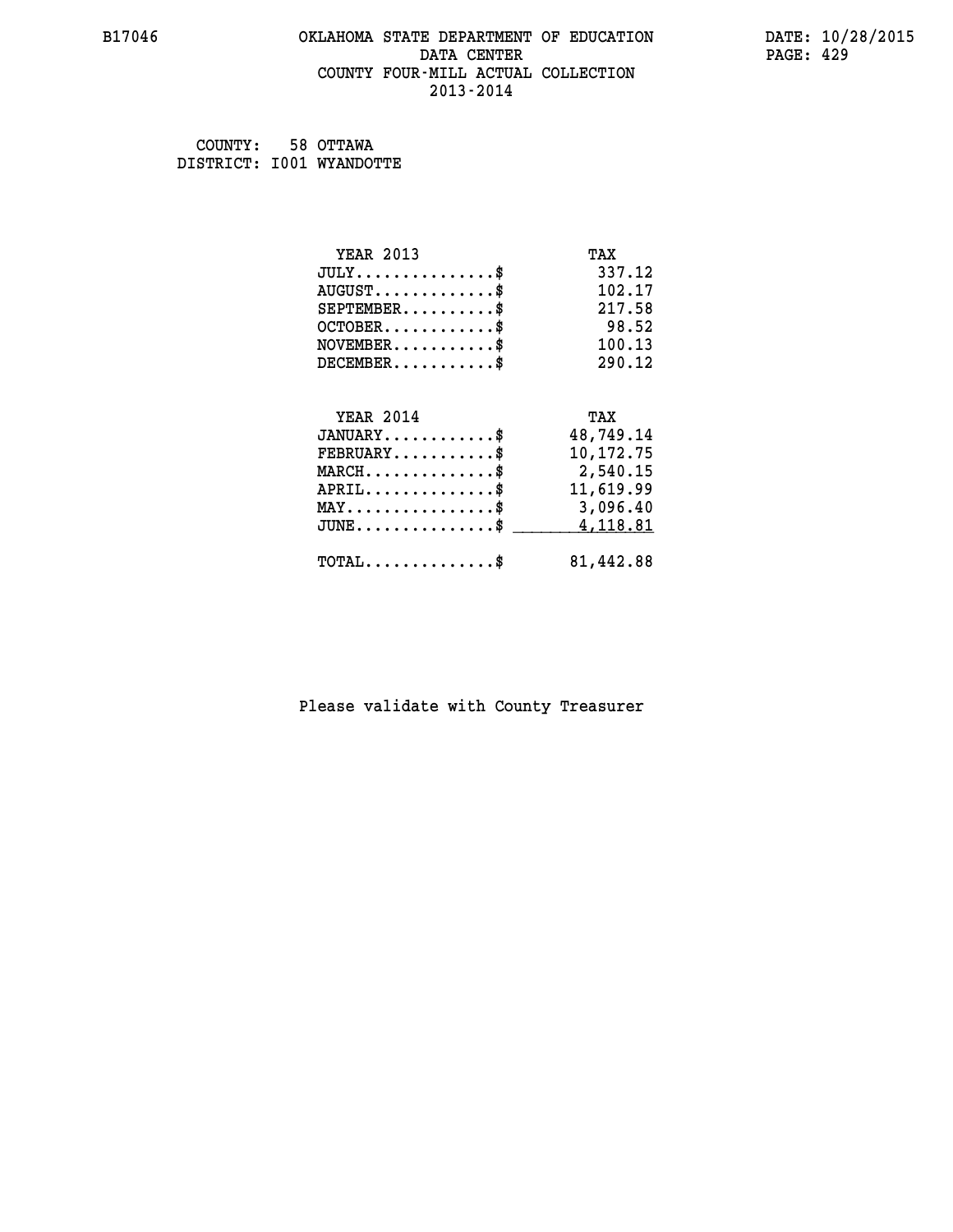B17046 OKLAHOMA STATE DEPARTMENT OF EDUCATION DATA CENTER COUNTY FOUR-MILL ACTUAL COLLECTION 2013-2014

DATE: 10/28/2015

COUNTY: 58 OTTAWA
DISTRICT: I001 WYANDOTTE

| YEAR 2013 | TAX |
|---|---|
| JULY...............$ | 337.12 |
| AUGUST.............$ | 102.17 |
| SEPTEMBER..........$ | 217.58 |
| OCTOBER............$ | 98.52 |
| NOVEMBER...........$ | 100.13 |
| DECEMBER...........$ | 290.12 |

| YEAR 2014 | TAX |
|---|---|
| JANUARY............$ | 48,749.14 |
| FEBRUARY...........$ | 10,172.75 |
| MARCH..............$ | 2,540.15 |
| APRIL..............$ | 11,619.99 |
| MAY................$ | 3,096.40 |
| JUNE...............$ | 4,118.81 |
| TOTAL..............$ | 81,442.88 |

Please validate with County Treasurer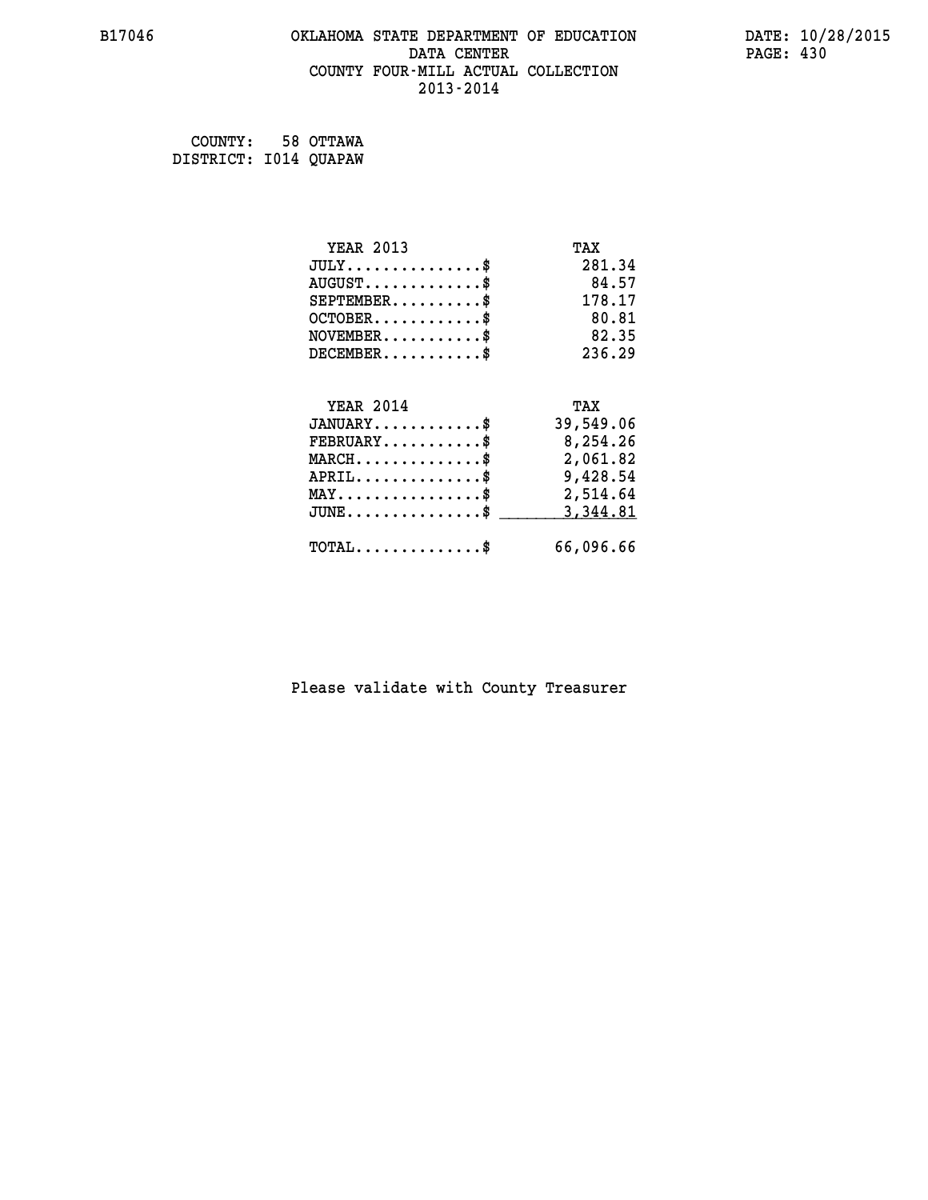COUNTY: 58 OTTAWA
DISTRICT: I014 QUAPAW

| YEAR 2013 | TAX |
| --- | --- |
| JULY...............$ | 281.34 |
| AUGUST.............$ | 84.57 |
| SEPTEMBER..........$ | 178.17 |
| OCTOBER............$ | 80.81 |
| NOVEMBER...........$ | 82.35 |
| DECEMBER...........$ | 236.29 |

| YEAR 2014 | TAX |
| --- | --- |
| JANUARY............$ | 39,549.06 |
| FEBRUARY...........$ | 8,254.26 |
| MARCH..............$ | 2,061.82 |
| APRIL..............$ | 9,428.54 |
| MAY................$ | 2,514.64 |
| JUNE...............$ | 3,344.81 |
| TOTAL..............$ | 66,096.66 |

Please validate with County Treasurer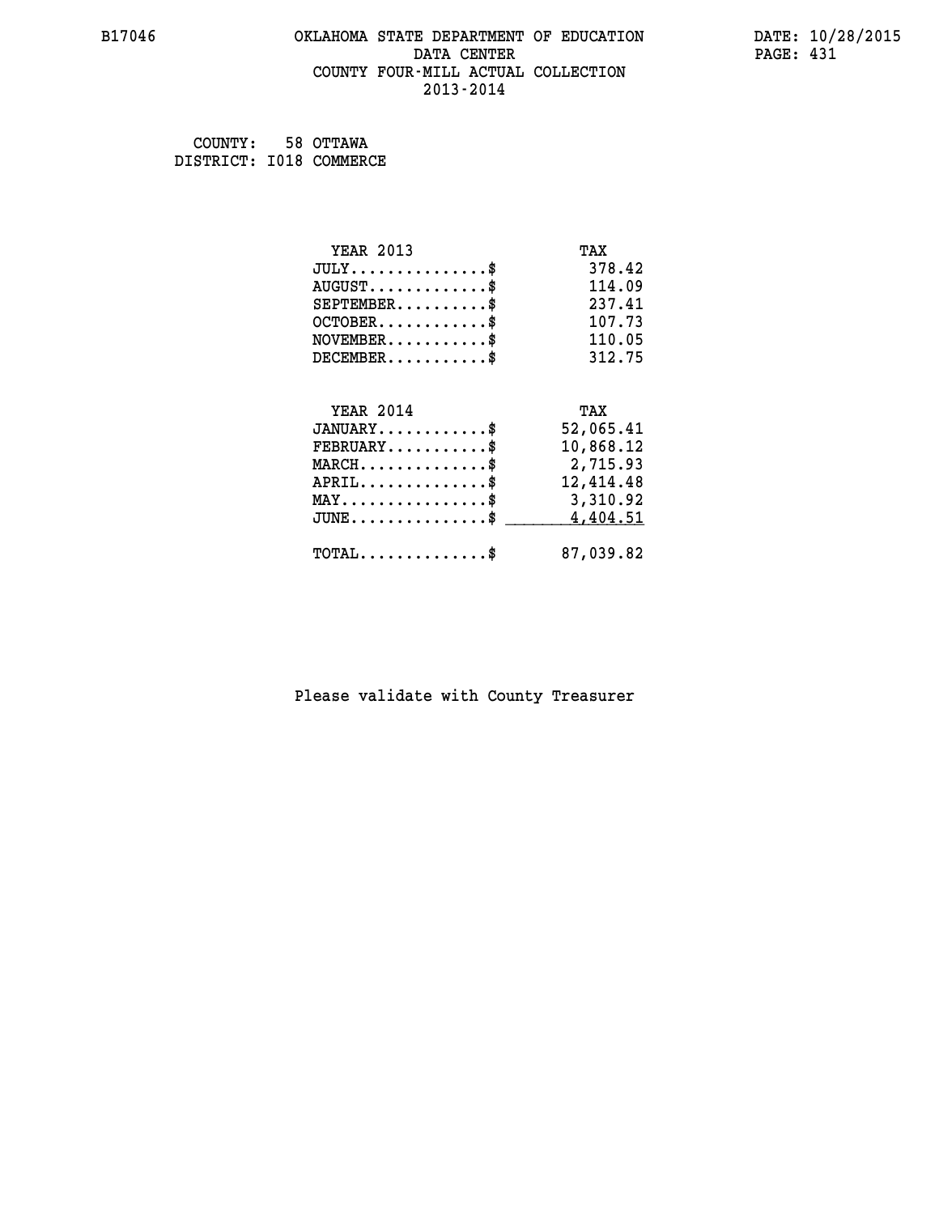B17046 OKLAHOMA STATE DEPARTMENT OF EDUCATION DATE: 10/28/2015
DATA CENTER
COUNTY FOUR-MILL ACTUAL COLLECTION
2013-2014

COUNTY: 58 OTTAWA
DISTRICT: I018 COMMERCE

| YEAR 2013 | TAX |
|---|---|
| JULY...............$ | 378.42 |
| AUGUST.............$ | 114.09 |
| SEPTEMBER..........$ | 237.41 |
| OCTOBER............$ | 107.73 |
| NOVEMBER...........$ | 110.05 |
| DECEMBER...........$ | 312.75 |

| YEAR 2014 | TAX |
|---|---|
| JANUARY............$ | 52,065.41 |
| FEBRUARY...........$ | 10,868.12 |
| MARCH..............$ | 2,715.93 |
| APRIL..............$ | 12,414.48 |
| MAY................$ | 3,310.92 |
| JUNE...............$ | 4,404.51 |
| TOTAL..............$ | 87,039.82 |

Please validate with County Treasurer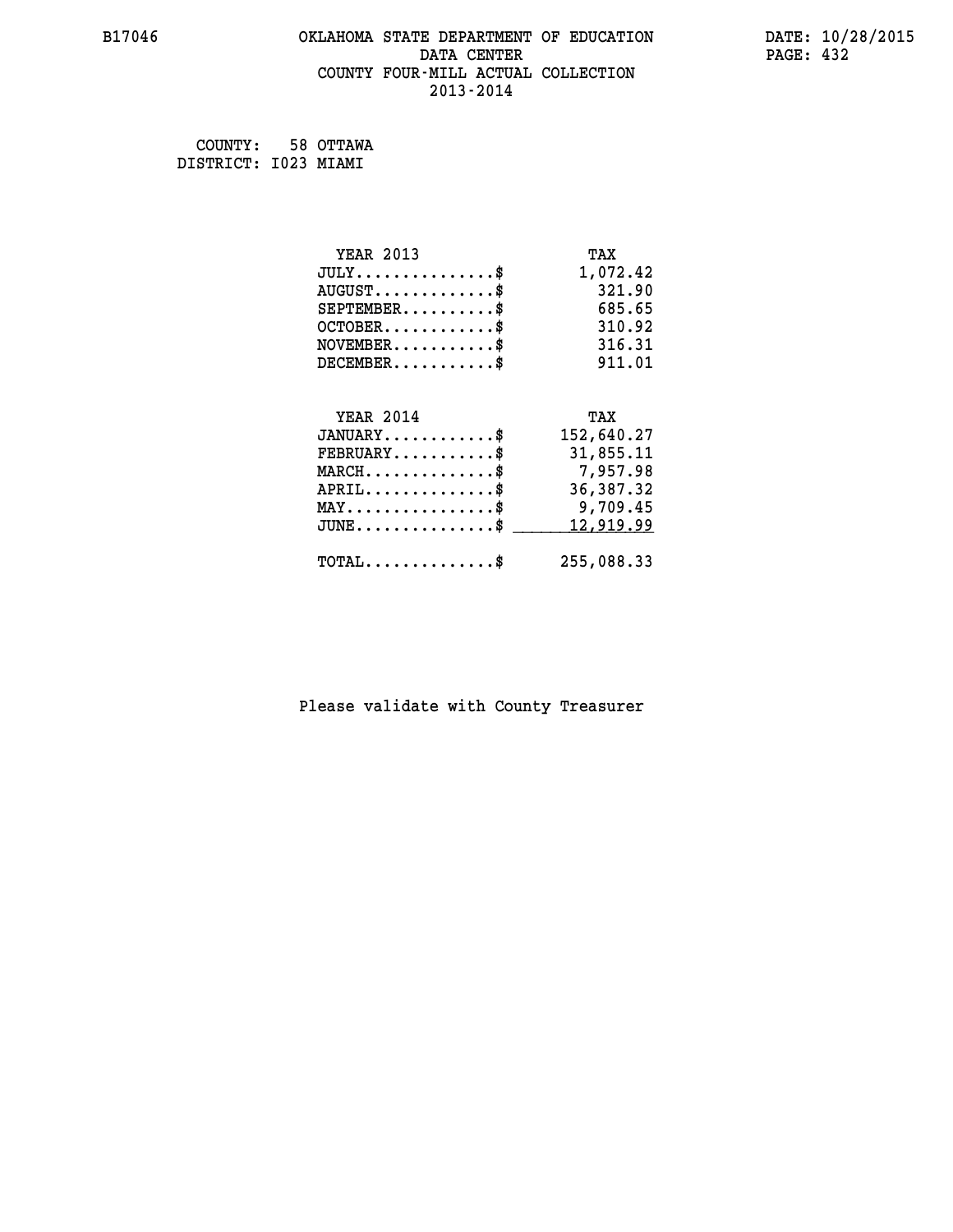B17046 OKLAHOMA STATE DEPARTMENT OF EDUCATION DATA CENTER COUNTY FOUR-MILL ACTUAL COLLECTION 2013-2014

DATE: 10/28/2015

COUNTY: 58 OTTAWA
DISTRICT: I023 MIAMI

| YEAR 2013 | TAX |
|---|---|
| JULY..............$ | 1,072.42 |
| AUGUST............$ | 321.90 |
| SEPTEMBER.........$ | 685.65 |
| OCTOBER...........$ | 310.92 |
| NOVEMBER..........$ | 316.31 |
| DECEMBER..........$ | 911.01 |

| YEAR 2014 | TAX |
|---|---|
| JANUARY...........$ | 152,640.27 |
| FEBRUARY..........$ | 31,855.11 |
| MARCH.............$ | 7,957.98 |
| APRIL.............$ | 36,387.32 |
| MAY...............$ | 9,709.45 |
| JUNE..............$ | 12,919.99 |
| TOTAL.............$ | 255,088.33 |

Please validate with County Treasurer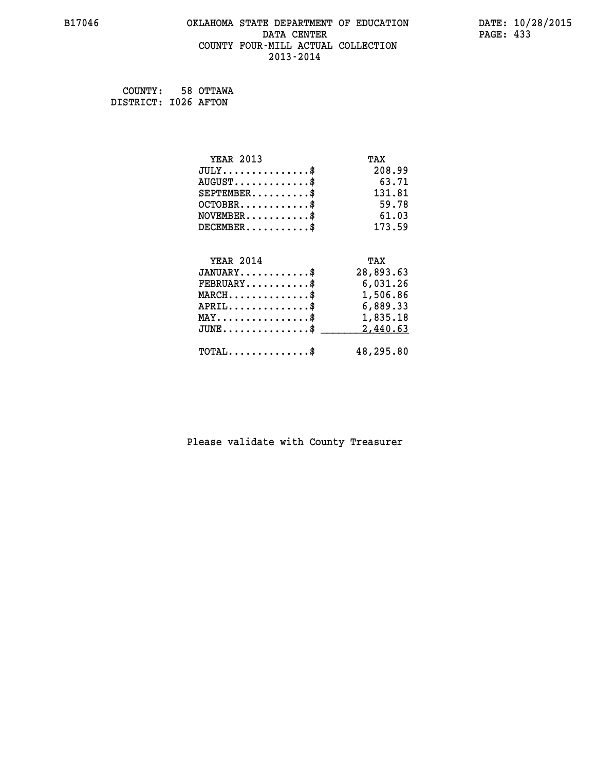B17046 OKLAHOMA STATE DEPARTMENT OF EDUCATION DATE: 10/28/2015
DATA CENTER
COUNTY FOUR-MILL ACTUAL COLLECTION
2013-2014

COUNTY: 58 OTTAWA
DISTRICT: I026 AFTON

| YEAR 2013 | TAX |
|---|---|
| JULY...............$ | 208.99 |
| AUGUST.............$ | 63.71 |
| SEPTEMBER..........$ | 131.81 |
| OCTOBER............$ | 59.78 |
| NOVEMBER...........$ | 61.03 |
| DECEMBER...........$ | 173.59 |

| YEAR 2014 | TAX |
|---|---|
| JANUARY............$ | 28,893.63 |
| FEBRUARY...........$ | 6,031.26 |
| MARCH..............$ | 1,506.86 |
| APRIL..............$ | 6,889.33 |
| MAY................$ | 1,835.18 |
| JUNE...............$ | 2,440.63 |
| TOTAL..............$ | 48,295.80 |

Please validate with County Treasurer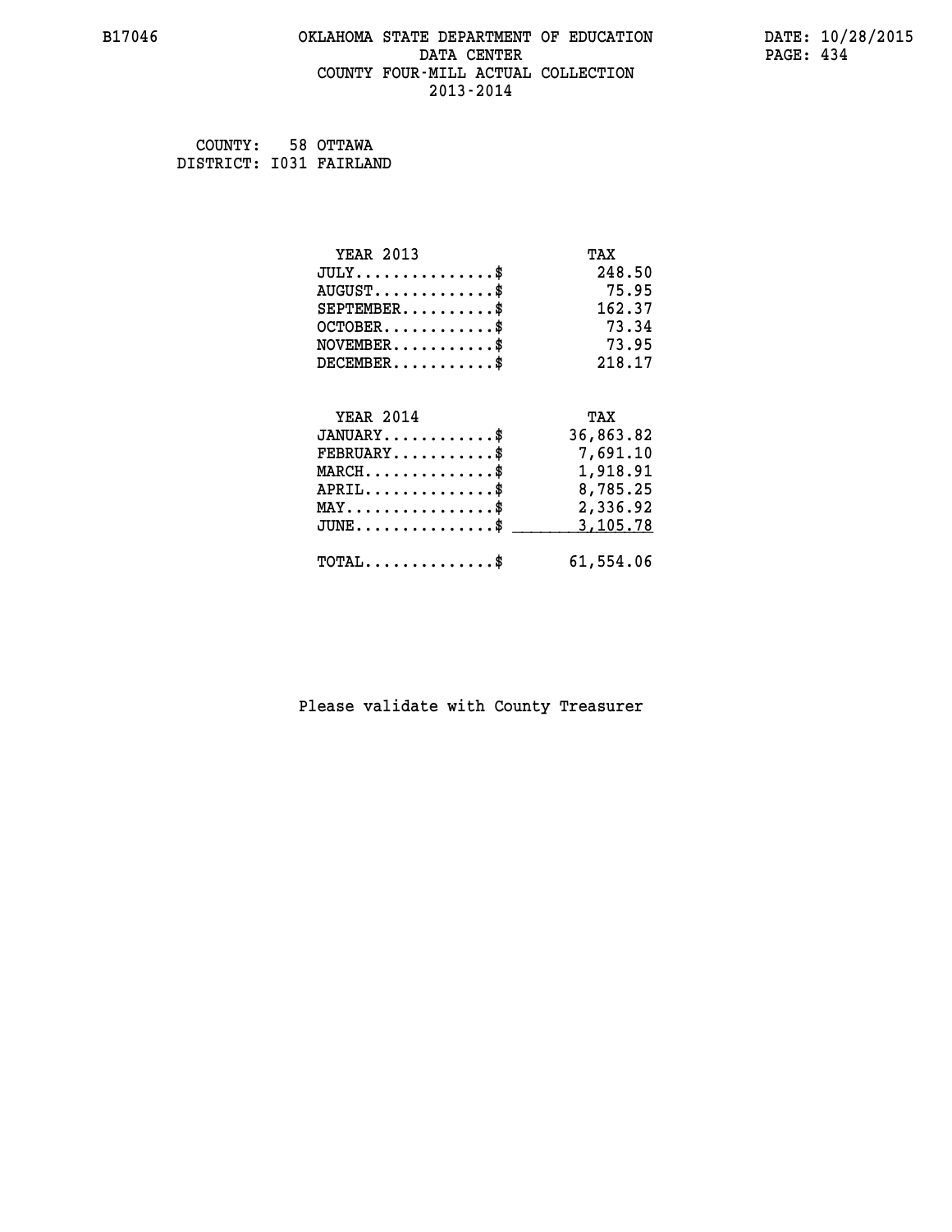B17046 OKLAHOMA STATE DEPARTMENT OF EDUCATION DATE: 10/28/2015
DATA CENTER
COUNTY FOUR-MILL ACTUAL COLLECTION
2013-2014

COUNTY: 58 OTTAWA
DISTRICT: I031 FAIRLAND

| YEAR 2013 | TAX |
|---|---|
| JULY..............$ | 248.50 |
| AUGUST............$ | 75.95 |
| SEPTEMBER.........$ | 162.37 |
| OCTOBER...........$ | 73.34 |
| NOVEMBER..........$ | 73.95 |
| DECEMBER..........$ | 218.17 |

| YEAR 2014 | TAX |
|---|---|
| JANUARY...........$ | 36,863.82 |
| FEBRUARY..........$ | 7,691.10 |
| MARCH.............$ | 1,918.91 |
| APRIL.............$ | 8,785.25 |
| MAY...............$ | 2,336.92 |
| JUNE..............$ | 3,105.78 |
| TOTAL.............$ | 61,554.06 |

Please validate with County Treasurer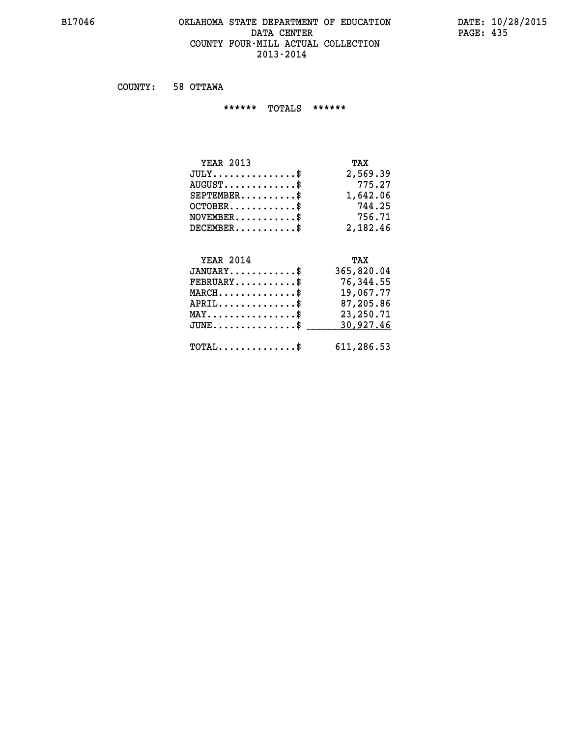B17046 OKLAHOMA STATE DEPARTMENT OF EDUCATION DATA CENTER COUNTY FOUR-MILL ACTUAL COLLECTION 2013-2014

DATE: 10/28/2015

COUNTY: 58 OTTAWA

****** TOTALS ******

| YEAR 2013 | TAX |
|---|---|
| JULY...............$ | 2,569.39 |
| AUGUST.............$ | 775.27 |
| SEPTEMBER..........$ | 1,642.06 |
| OCTOBER............$ | 744.25 |
| NOVEMBER...........$ | 756.71 |
| DECEMBER...........$ | 2,182.46 |

| YEAR 2014 | TAX |
|---|---|
| JANUARY............$ | 365,820.04 |
| FEBRUARY...........$ | 76,344.55 |
| MARCH..............$ | 19,067.77 |
| APRIL..............$ | 87,205.86 |
| MAY................$ | 23,250.71 |
| JUNE...............$ | 30,927.46 |
| TOTAL..............$ | 611,286.53 |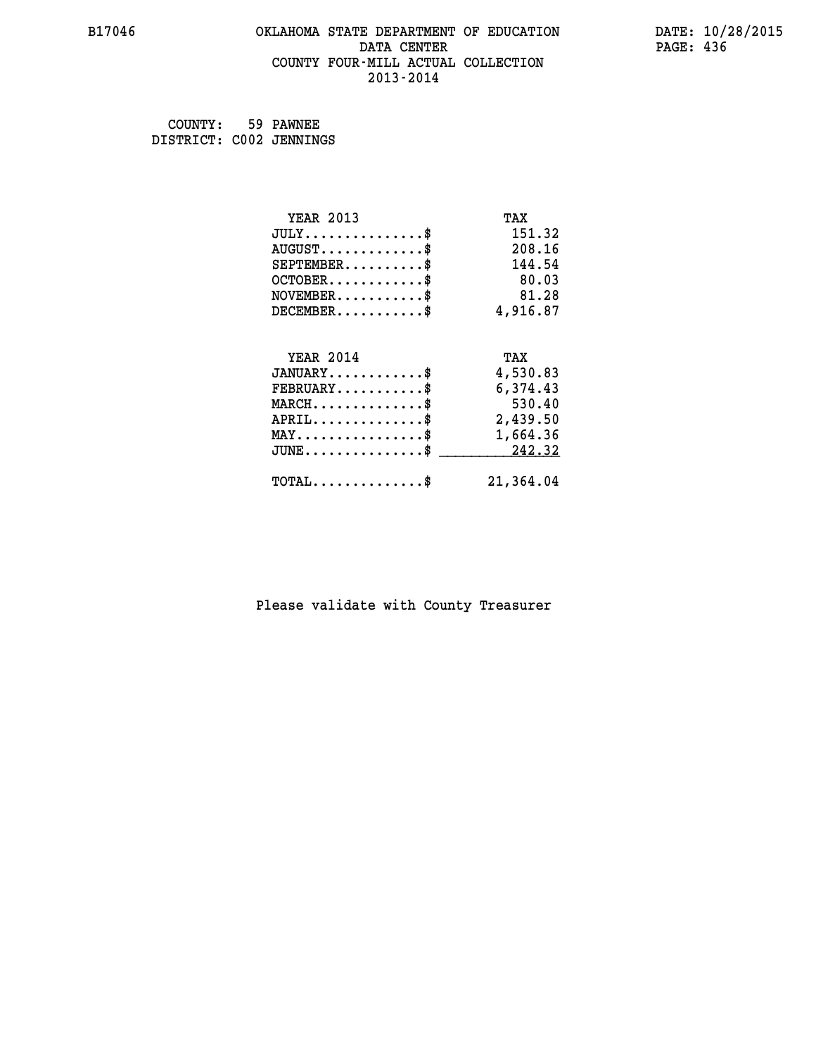B17046 OKLAHOMA STATE DEPARTMENT OF EDUCATION DATA CENTER COUNTY FOUR-MILL ACTUAL COLLECTION 2013-2014

DATE: 10/28/2015

COUNTY: 59 PAWNEE
DISTRICT: C002 JENNINGS

| YEAR 2013 | TAX |
|---|---|
| JULY...............$ | 151.32 |
| AUGUST.............$ | 208.16 |
| SEPTEMBER..........$ | 144.54 |
| OCTOBER............$ | 80.03 |
| NOVEMBER...........$ | 81.28 |
| DECEMBER...........$ | 4,916.87 |

| YEAR 2014 | TAX |
|---|---|
| JANUARY............$ | 4,530.83 |
| FEBRUARY...........$ | 6,374.43 |
| MARCH..............$ | 530.40 |
| APRIL..............$ | 2,439.50 |
| MAY................$ | 1,664.36 |
| JUNE...............$ | 242.32 |
| TOTAL..............$ | 21,364.04 |

Please validate with County Treasurer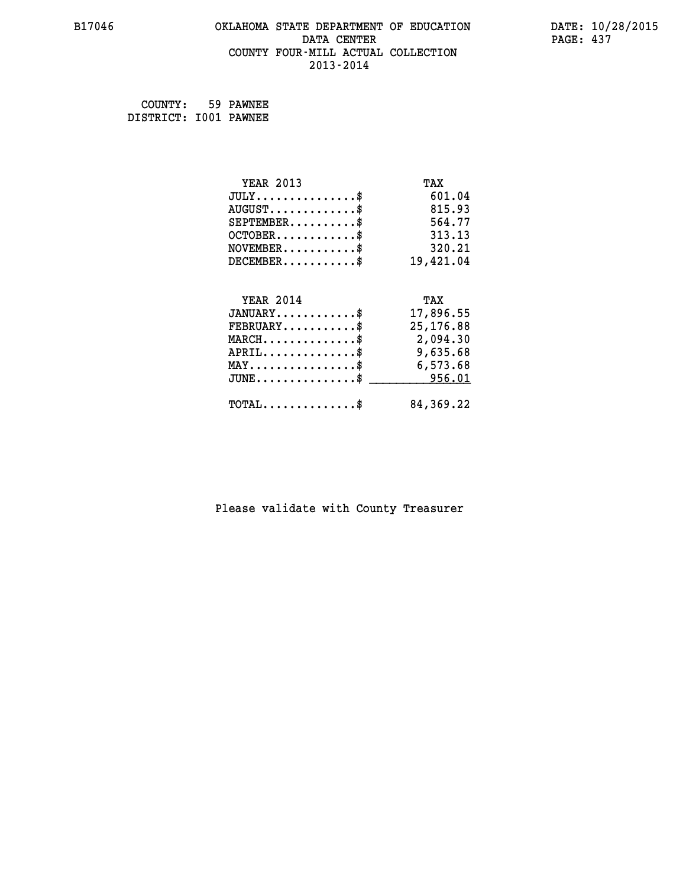# OKLAHOMA STATE DEPARTMENT OF EDUCATION
## DATA CENTER
## COUNTY FOUR-MILL ACTUAL COLLECTION
## 2013-2014

B17046

DATE: 10/28/2015

COUNTY: 59 PAWNEE
DISTRICT: I001 PAWNEE

| YEAR 2013 | TAX |
|---|---|
| JULY...............$ | 601.04 |
| AUGUST.............$ | 815.93 |
| SEPTEMBER..........$ | 564.77 |
| OCTOBER............$ | 313.13 |
| NOVEMBER...........$ | 320.21 |
| DECEMBER...........$ | 19,421.04 |

| YEAR 2014 | TAX |
|---|---|
| JANUARY............$ | 17,896.55 |
| FEBRUARY...........$ | 25,176.88 |
| MARCH..............$ | 2,094.30 |
| APRIL..............$ | 9,635.68 |
| MAY................$ | 6,573.68 |
| JUNE...............$ | 956.01 |
| TOTAL..............$ | 84,369.22 |

Please validate with County Treasurer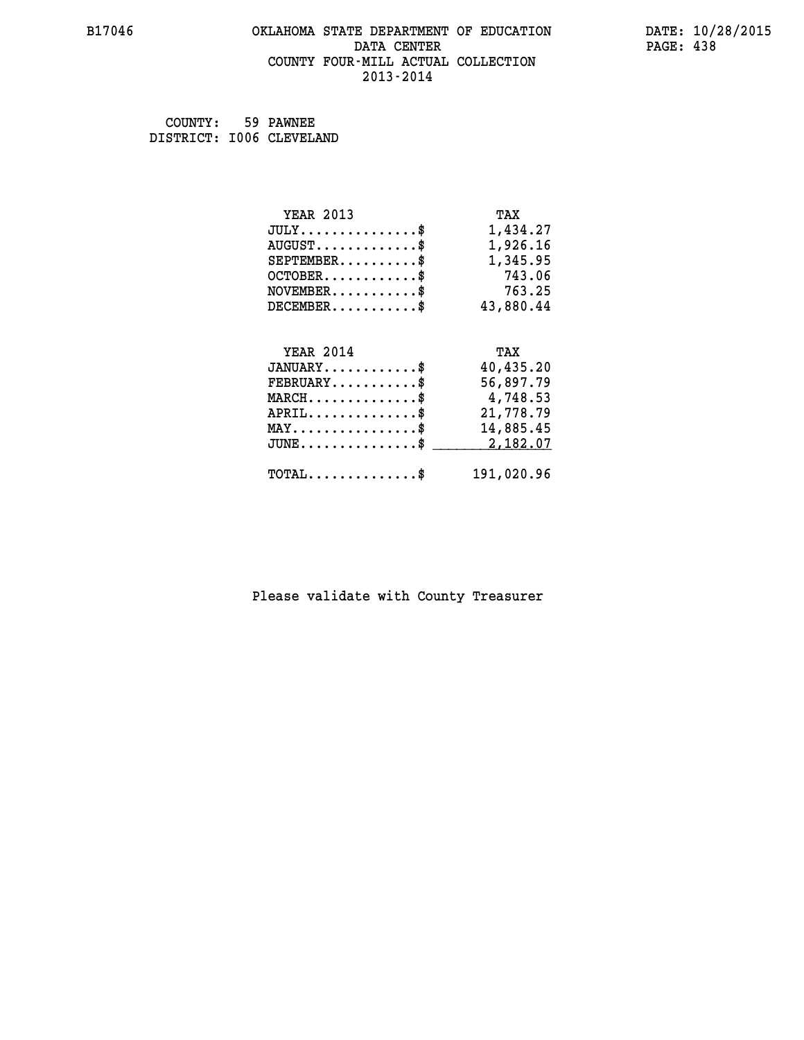B17046 OKLAHOMA STATE DEPARTMENT OF EDUCATION DATA CENTER COUNTY FOUR-MILL ACTUAL COLLECTION 2013-2014

DATE: 10/28/2015

COUNTY: 59 PAWNEE
DISTRICT: I006 CLEVELAND

| YEAR 2013 | TAX |
|---|---|
| JULY...............$ | 1,434.27 |
| AUGUST.............$ | 1,926.16 |
| SEPTEMBER..........$ | 1,345.95 |
| OCTOBER............$ | 743.06 |
| NOVEMBER...........$ | 763.25 |
| DECEMBER...........$ | 43,880.44 |

| YEAR 2014 | TAX |
|---|---|
| JANUARY............$ | 40,435.20 |
| FEBRUARY...........$ | 56,897.79 |
| MARCH..............$ | 4,748.53 |
| APRIL..............$ | 21,778.79 |
| MAY................$ | 14,885.45 |
| JUNE...............$ | 2,182.07 |
| TOTAL..............$ | 191,020.96 |

Please validate with County Treasurer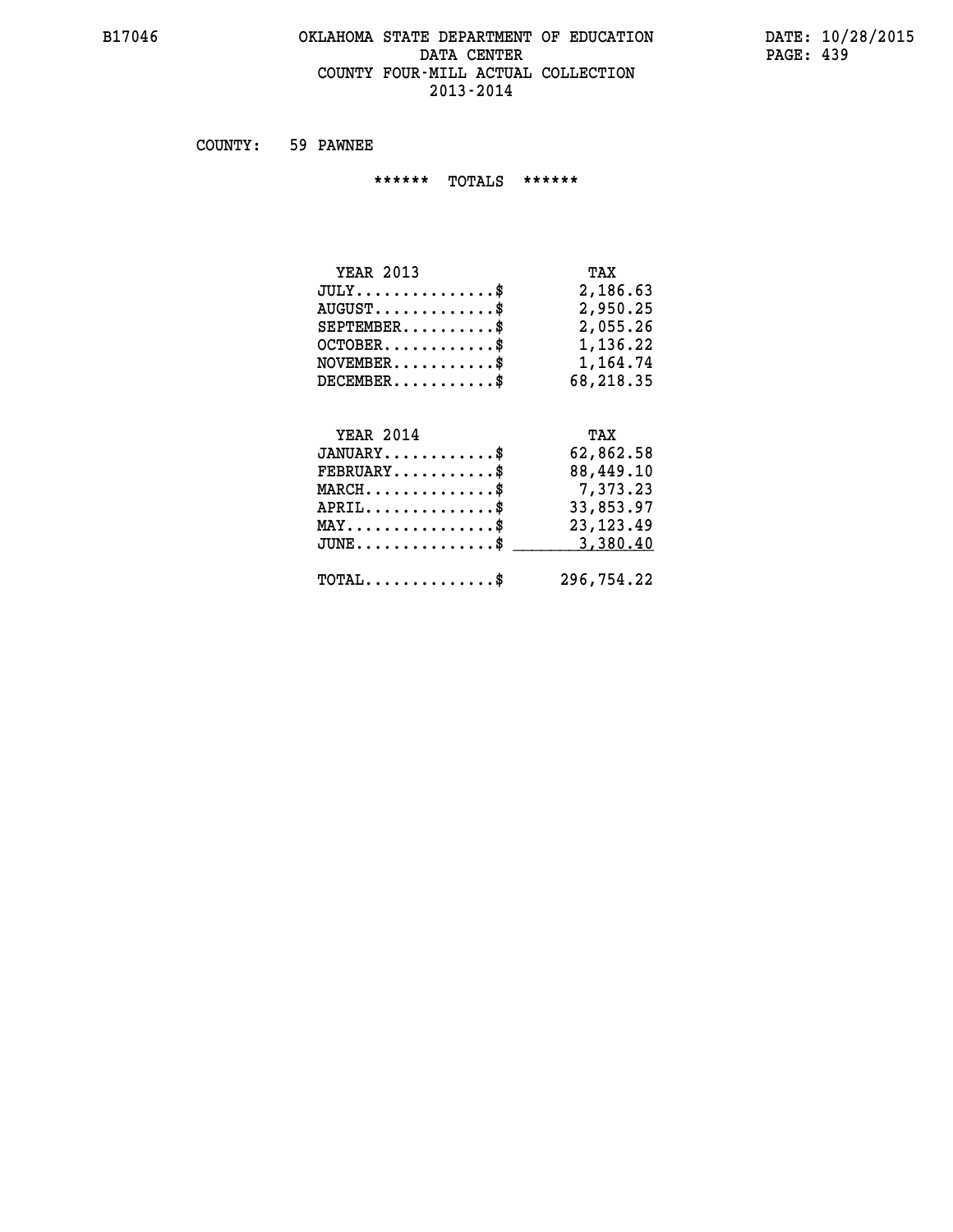B17046 OKLAHOMA STATE DEPARTMENT OF EDUCATION DATA CENTER COUNTY FOUR-MILL ACTUAL COLLECTION 2013-2014

DATE: 10/28/2015

COUNTY: 59 PAWNEE

****** TOTALS ******

| YEAR 2013 | TAX |
|---|---|
| JULY..............$ | 2,186.63 |
| AUGUST.............$ | 2,950.25 |
| SEPTEMBER..........$ | 2,055.26 |
| OCTOBER............$ | 1,136.22 |
| NOVEMBER...........$ | 1,164.74 |
| DECEMBER...........$ | 68,218.35 |

| YEAR 2014 | TAX |
|---|---|
| JANUARY............$ | 62,862.58 |
| FEBRUARY...........$ | 88,449.10 |
| MARCH..............$ | 7,373.23 |
| APRIL..............$ | 33,853.97 |
| MAY................$ | 23,123.49 |
| JUNE...............$ | 3,380.40 |
| TOTAL..............$ | 296,754.22 |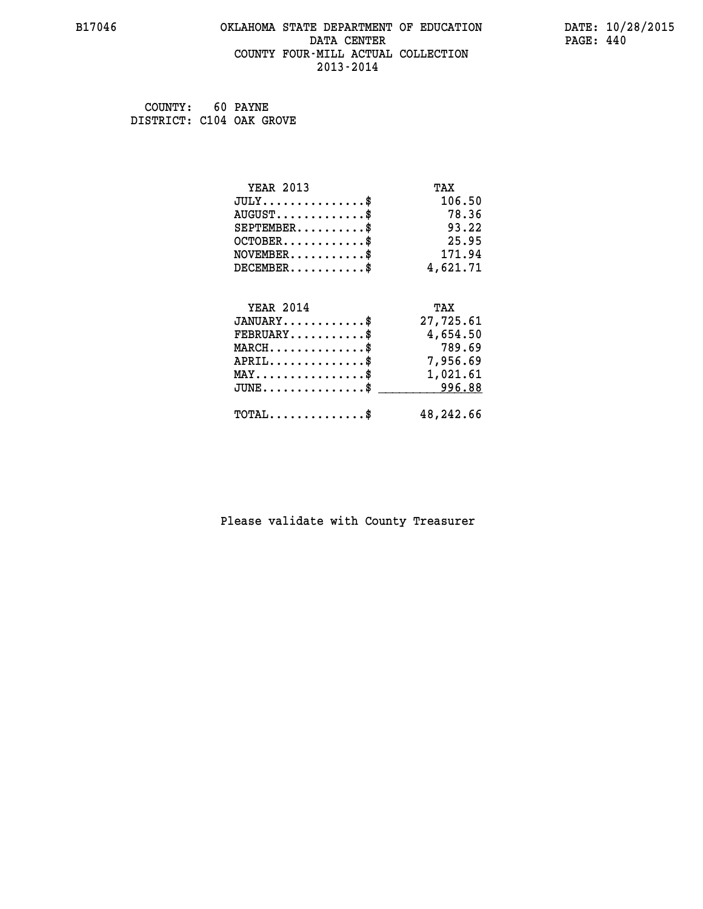B17046

# OKLAHOMA STATE DEPARTMENT OF EDUCATION
## DATA CENTER
## COUNTY FOUR-MILL ACTUAL COLLECTION
## 2013-2014

DATE: 10/28/2015

COUNTY: 60 PAYNE
DISTRICT: C104 OAK GROVE

| YEAR 2013 | TAX |
| --- | --- |
| JULY..............$ | 106.50 |
| AUGUST............$ | 78.36 |
| SEPTEMBER..........$ | 93.22 |
| OCTOBER...........$ | 25.95 |
| NOVEMBER..........$ | 171.94 |
| DECEMBER..........$ | 4,621.71 |

| YEAR 2014 | TAX |
| --- | --- |
| JANUARY...........$ | 27,725.61 |
| FEBRUARY..........$ | 4,654.50 |
| MARCH.............$ | 789.69 |
| APRIL.............$ | 7,956.69 |
| MAY...............$ | 1,021.61 |
| JUNE..............$ | 996.88 |
| TOTAL.............$ | 48,242.66 |

Please validate with County Treasurer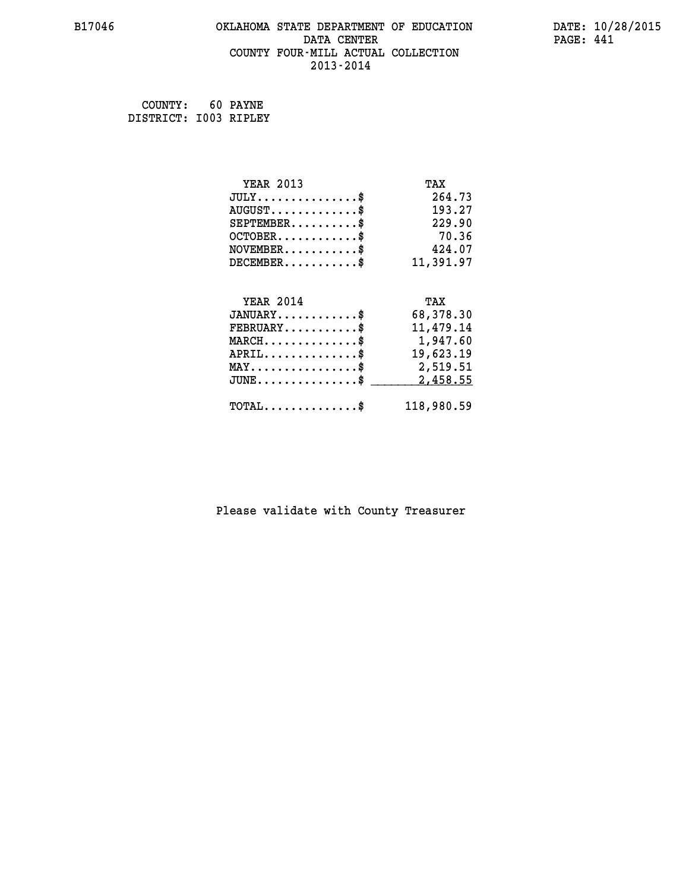# OKLAHOMA STATE DEPARTMENT OF EDUCATION
## DATA CENTER
## COUNTY FOUR-MILL ACTUAL COLLECTION
## 2013-2014

B17046

DATE: 10/28/2015

COUNTY: 60 PAYNE
DISTRICT: I003 RIPLEY

| YEAR 2013 | TAX |
|---|---|
| JULY...............$ | 264.73 |
| AUGUST.............$ | 193.27 |
| SEPTEMBER..........$ | 229.90 |
| OCTOBER............$ | 70.36 |
| NOVEMBER...........$ | 424.07 |
| DECEMBER...........$ | 11,391.97 |

| YEAR 2014 | TAX |
|---|---|
| JANUARY............$ | 68,378.30 |
| FEBRUARY...........$ | 11,479.14 |
| MARCH..............$ | 1,947.60 |
| APRIL..............$ | 19,623.19 |
| MAY................$ | 2,519.51 |
| JUNE...............$ | 2,458.55 |
| TOTAL..............$ | 118,980.59 |

Please validate with County Treasurer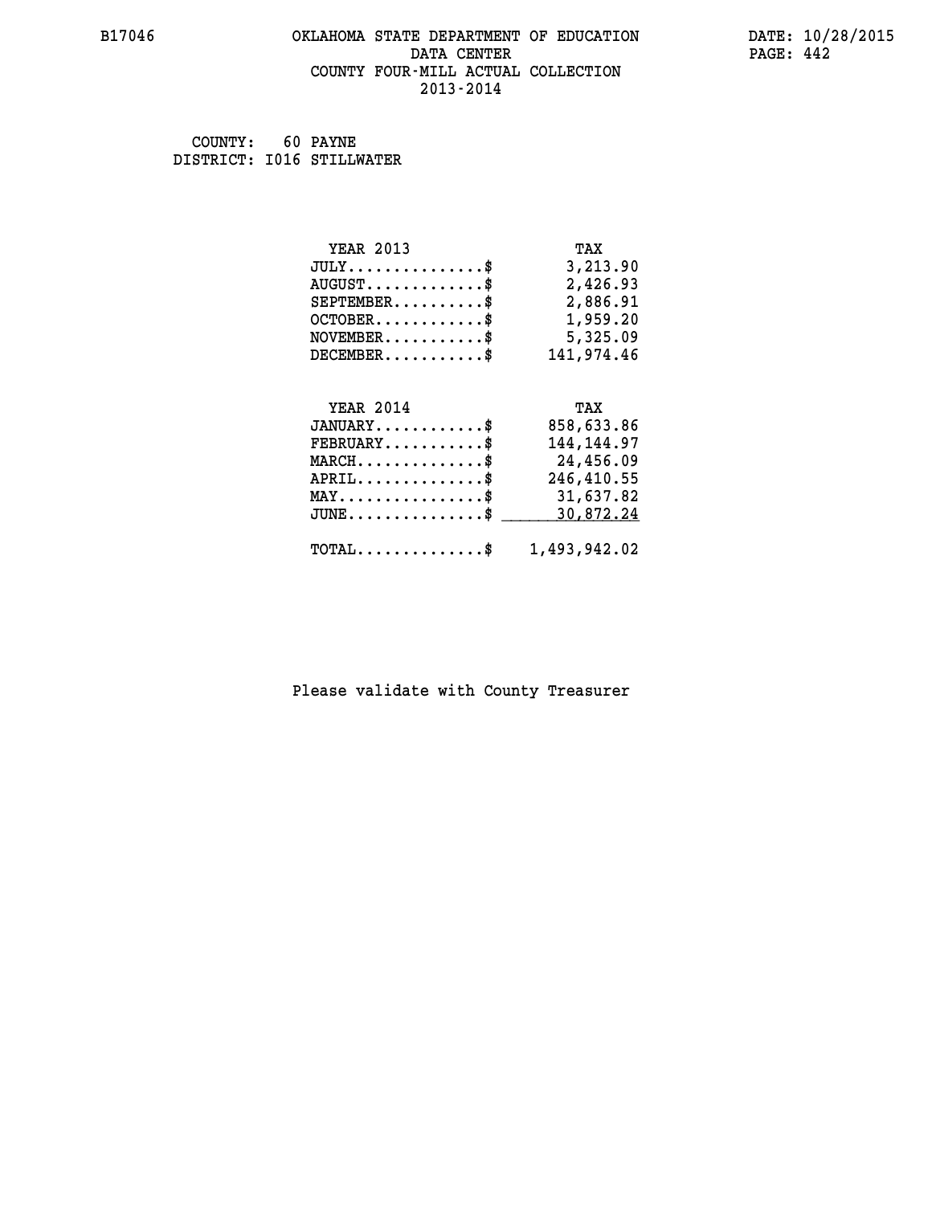# OKLAHOMA STATE DEPARTMENT OF EDUCATION
## DATA CENTER
## COUNTY FOUR-MILL ACTUAL COLLECTION
## 2013-2014

B17046

DATE: 10/28/2015

COUNTY: 60 PAYNE
DISTRICT: I016 STILLWATER

| YEAR 2013 | TAX |
|---|---|
| JULY...............$ | 3,213.90 |
| AUGUST.............$ | 2,426.93 |
| SEPTEMBER..........$ | 2,886.91 |
| OCTOBER............$ | 1,959.20 |
| NOVEMBER...........$ | 5,325.09 |
| DECEMBER...........$ | 141,974.46 |

| YEAR 2014 | TAX |
|---|---|
| JANUARY............$ | 858,633.86 |
| FEBRUARY...........$ | 144,144.97 |
| MARCH..............$ | 24,456.09 |
| APRIL..............$ | 246,410.55 |
| MAY................$ | 31,637.82 |
| JUNE...............$ | 30,872.24 |
| TOTAL..............$ | 1,493,942.02 |

Please validate with County Treasurer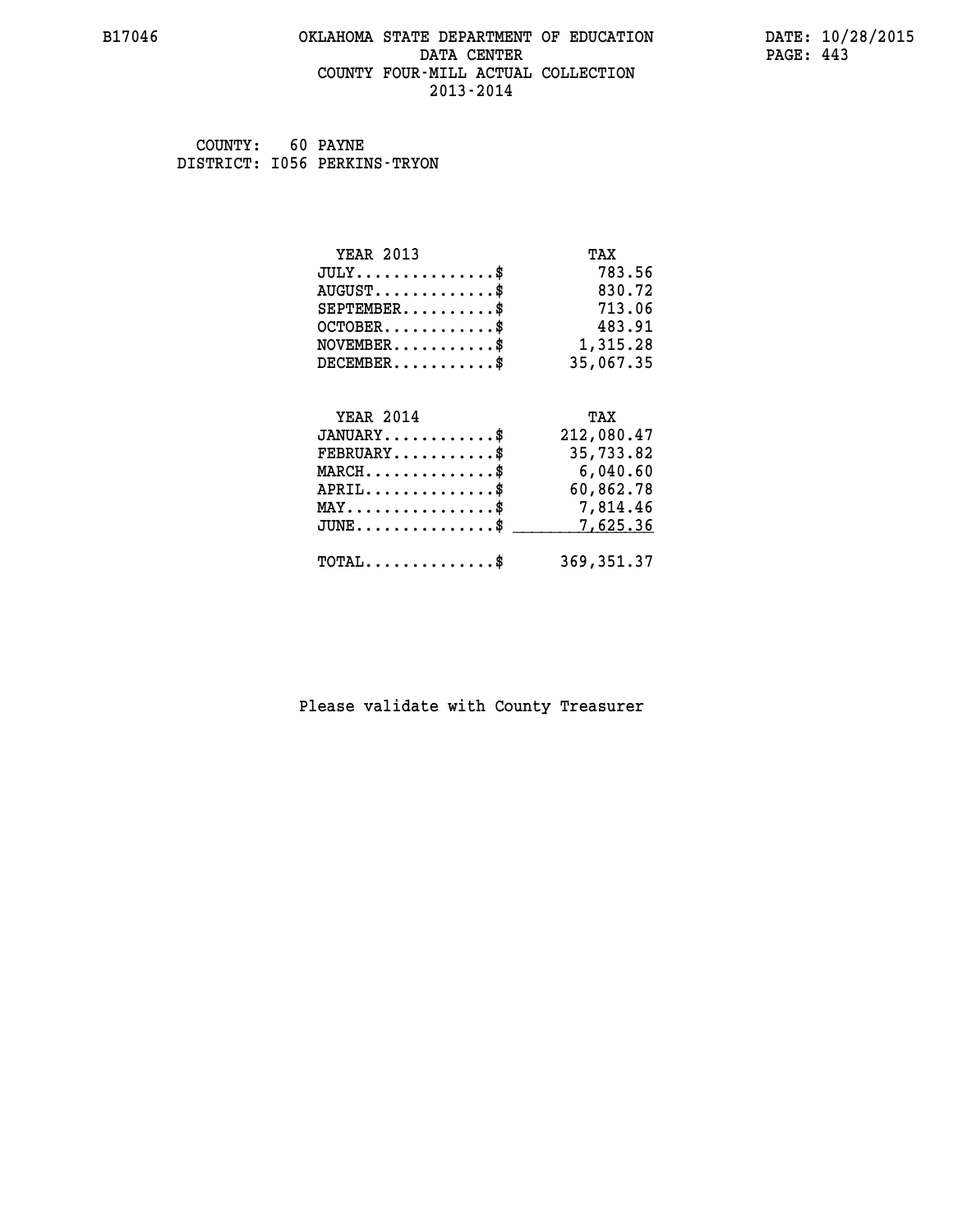B17046 OKLAHOMA STATE DEPARTMENT OF EDUCATION DATA CENTER COUNTY FOUR-MILL ACTUAL COLLECTION 2013-2014

DATE: 10/28/2015

COUNTY: 60 PAYNE
DISTRICT: I056 PERKINS-TRYON

| YEAR 2013 | TAX |
| --- | --- |
| JULY...............$ | 783.56 |
| AUGUST.............$ | 830.72 |
| SEPTEMBER..........$ | 713.06 |
| OCTOBER............$ | 483.91 |
| NOVEMBER...........$ | 1,315.28 |
| DECEMBER...........$ | 35,067.35 |

| YEAR 2014 | TAX |
| --- | --- |
| JANUARY............$ | 212,080.47 |
| FEBRUARY...........$ | 35,733.82 |
| MARCH..............$ | 6,040.60 |
| APRIL..............$ | 60,862.78 |
| MAY................$ | 7,814.46 |
| JUNE...............$ | 7,625.36 |
| TOTAL..............$ | 369,351.37 |

Please validate with County Treasurer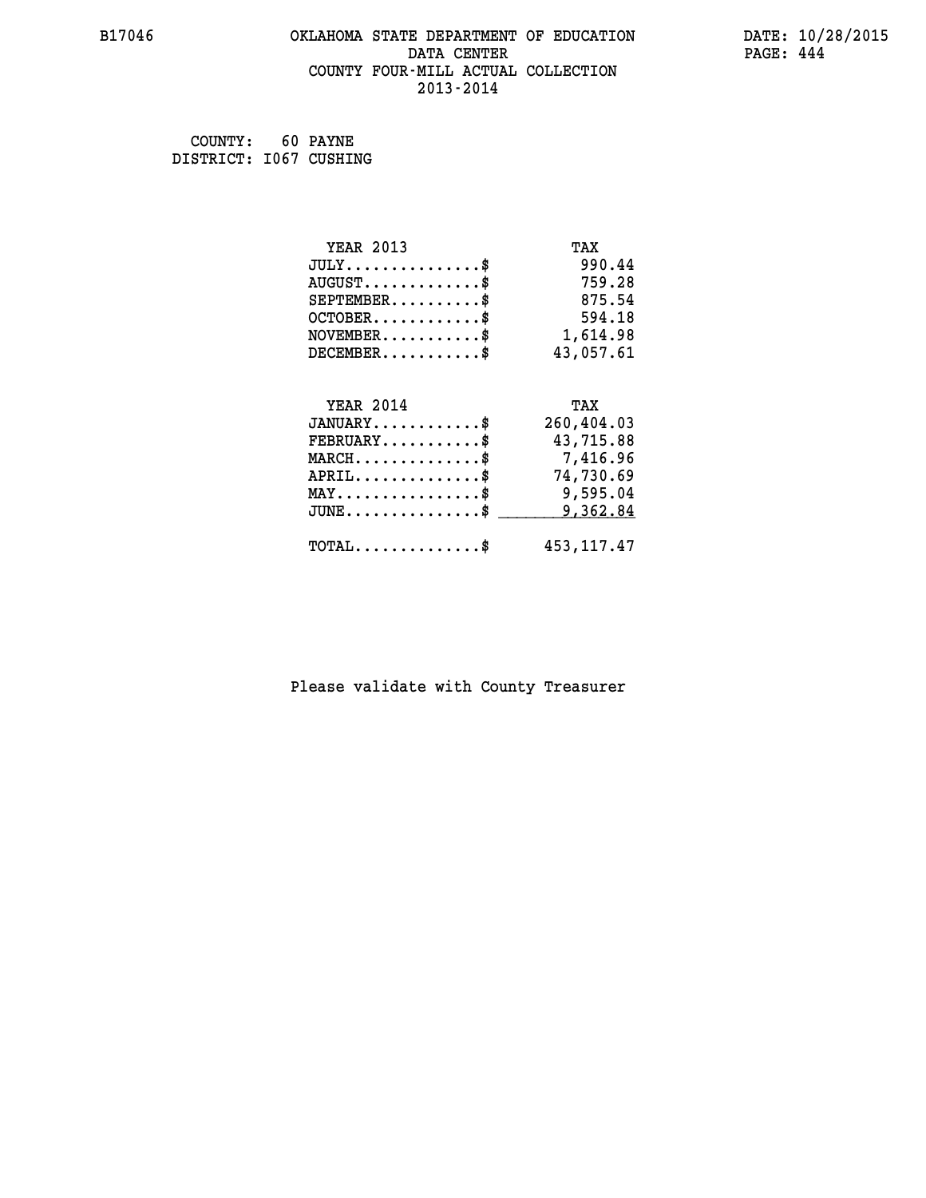OKLAHOMA STATE DEPARTMENT OF EDUCATION
DATA CENTER
COUNTY FOUR-MILL ACTUAL COLLECTION
2013-2014

COUNTY: 60 PAYNE
DISTRICT: I067 CUSHING

| YEAR 2013 | TAX |
|---|---|
| JULY...............$ | 990.44 |
| AUGUST.............$ | 759.28 |
| SEPTEMBER..........$ | 875.54 |
| OCTOBER............$ | 594.18 |
| NOVEMBER...........$ | 1,614.98 |
| DECEMBER...........$ | 43,057.61 |

| YEAR 2014 | TAX |
|---|---|
| JANUARY............$ | 260,404.03 |
| FEBRUARY...........$ | 43,715.88 |
| MARCH..............$ | 7,416.96 |
| APRIL..............$ | 74,730.69 |
| MAY................$ | 9,595.04 |
| JUNE...............$ | 9,362.84 |
| TOTAL..............$ | 453,117.47 |

Please validate with County Treasurer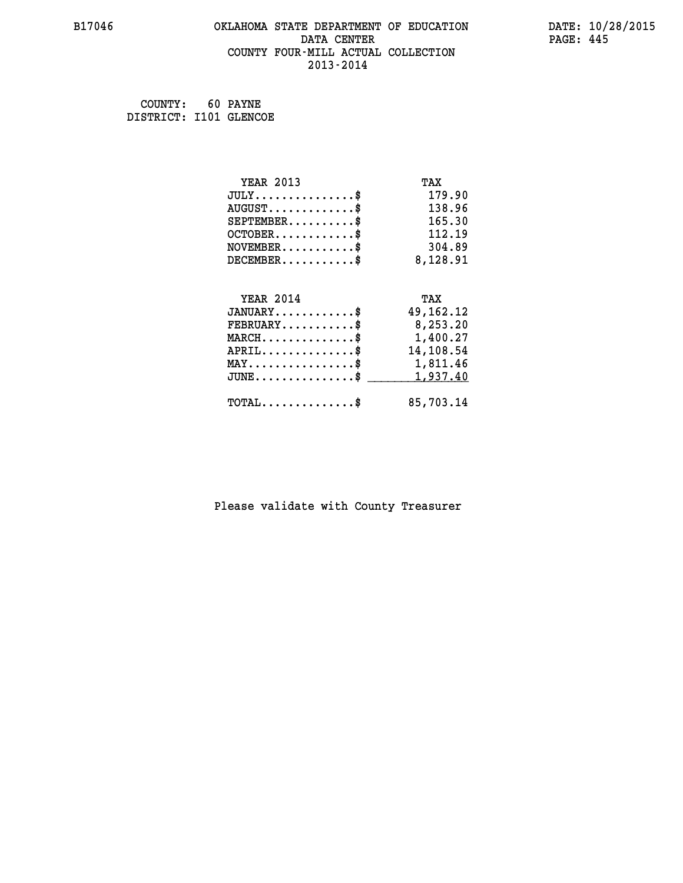B17046 OKLAHOMA STATE DEPARTMENT OF EDUCATION DATE: 10/28/2015

DATA CENTER

COUNTY FOUR-MILL ACTUAL COLLECTION

2013-2014

COUNTY: 60 PAYNE
DISTRICT: I101 GLENCOE

| YEAR 2013 | TAX |
| --- | --- |
| JULY...............$ | 179.90 |
| AUGUST.............$ | 138.96 |
| SEPTEMBER..........$ | 165.30 |
| OCTOBER............$ | 112.19 |
| NOVEMBER...........$ | 304.89 |
| DECEMBER...........$ | 8,128.91 |

| YEAR 2014 | TAX |
| --- | --- |
| JANUARY............$ | 49,162.12 |
| FEBRUARY...........$ | 8,253.20 |
| MARCH..............$ | 1,400.27 |
| APRIL..............$ | 14,108.54 |
| MAY................$ | 1,811.46 |
| JUNE...............$ | 1,937.40 |
| TOTAL..............$ | 85,703.14 |

Please validate with County Treasurer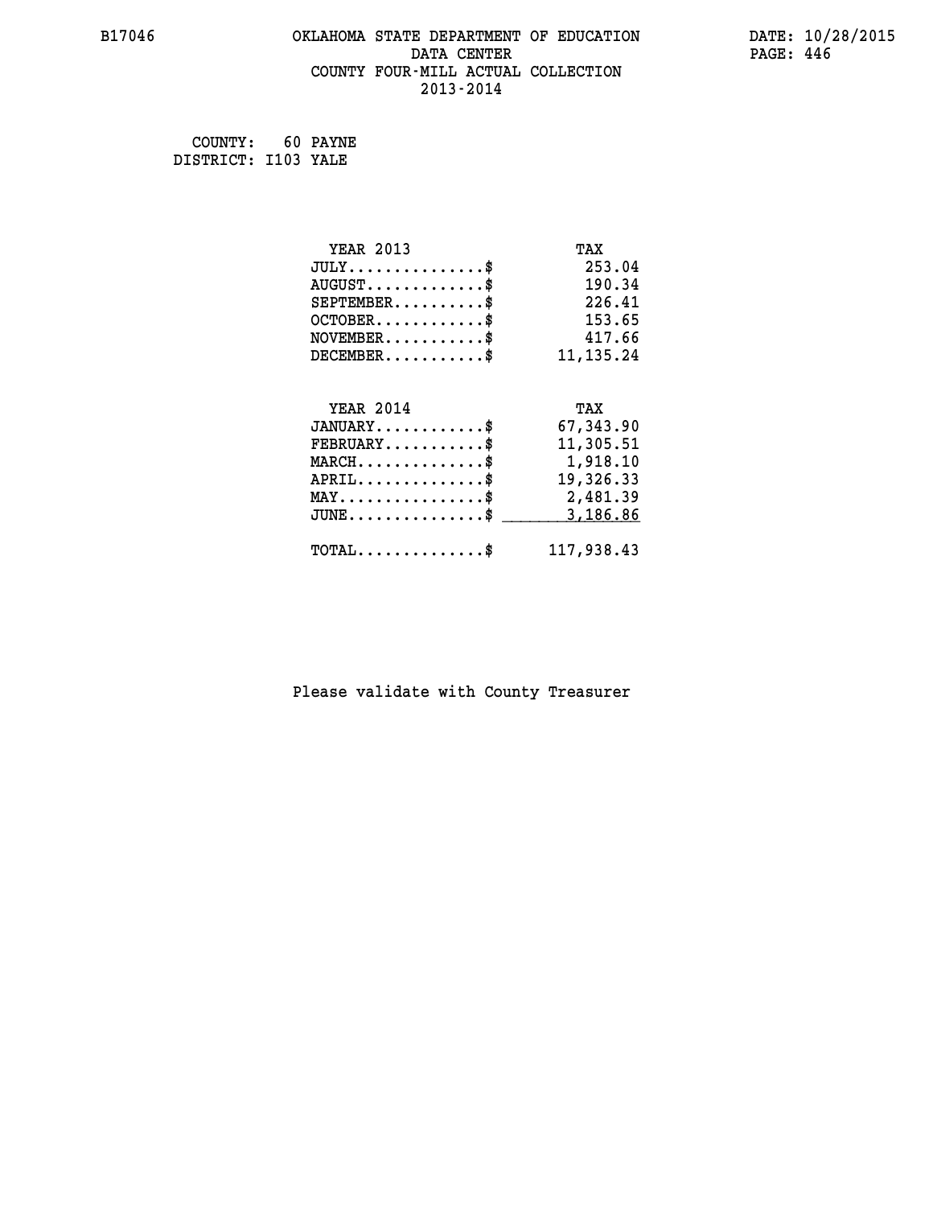B17046 OKLAHOMA STATE DEPARTMENT OF EDUCATION DATE: 10/28/2015

DATA CENTER

COUNTY FOUR-MILL ACTUAL COLLECTION

2013-2014

COUNTY: 60 PAYNE
DISTRICT: I103 YALE

| YEAR 2013 | TAX |
|---|---|
| JULY...............$ | 253.04 |
| AUGUST.............$ | 190.34 |
| SEPTEMBER..........$ | 226.41 |
| OCTOBER............$ | 153.65 |
| NOVEMBER...........$ | 417.66 |
| DECEMBER...........$ | 11,135.24 |

| YEAR 2014 | TAX |
|---|---|
| JANUARY............$ | 67,343.90 |
| FEBRUARY...........$ | 11,305.51 |
| MARCH..............$ | 1,918.10 |
| APRIL..............$ | 19,326.33 |
| MAY................$ | 2,481.39 |
| JUNE...............$ | 3,186.86 |
| TOTAL..............$ | 117,938.43 |

Please validate with County Treasurer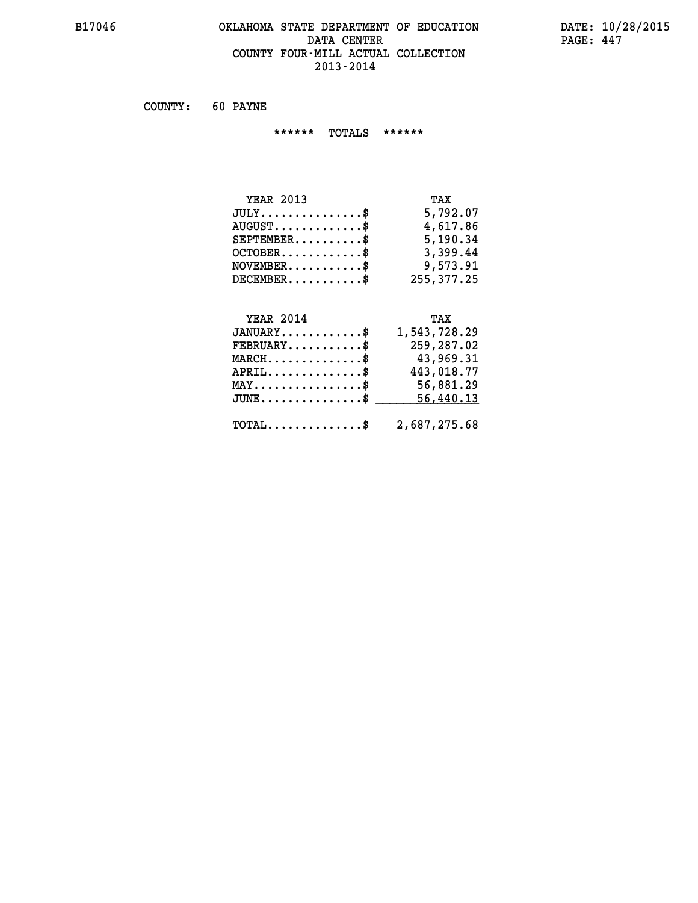B17046

# OKLAHOMA STATE DEPARTMENT OF EDUCATION
## DATA CENTER
## COUNTY FOUR-MILL ACTUAL COLLECTION
## 2013-2014

DATE: 10/28/2015

COUNTY: 60 PAYNE

****** TOTALS ******

| YEAR 2013 | TAX |
|---|---|
| JULY..............$ | 5,792.07 |
| AUGUST............$ | 4,617.86 |
| SEPTEMBER.........$ | 5,190.34 |
| OCTOBER...........$ | 3,399.44 |
| NOVEMBER..........$ | 9,573.91 |
| DECEMBER..........$ | 255,377.25 |

| YEAR 2014 | TAX |
|---|---|
| JANUARY...........$ | 1,543,728.29 |
| FEBRUARY..........$ | 259,287.02 |
| MARCH.............$ | 43,969.31 |
| APRIL.............$ | 443,018.77 |
| MAY...............$ | 56,881.29 |
| JUNE..............$ | 56,440.13 |

| TOTAL.............$ | 2,687,275.68 |
|---|---|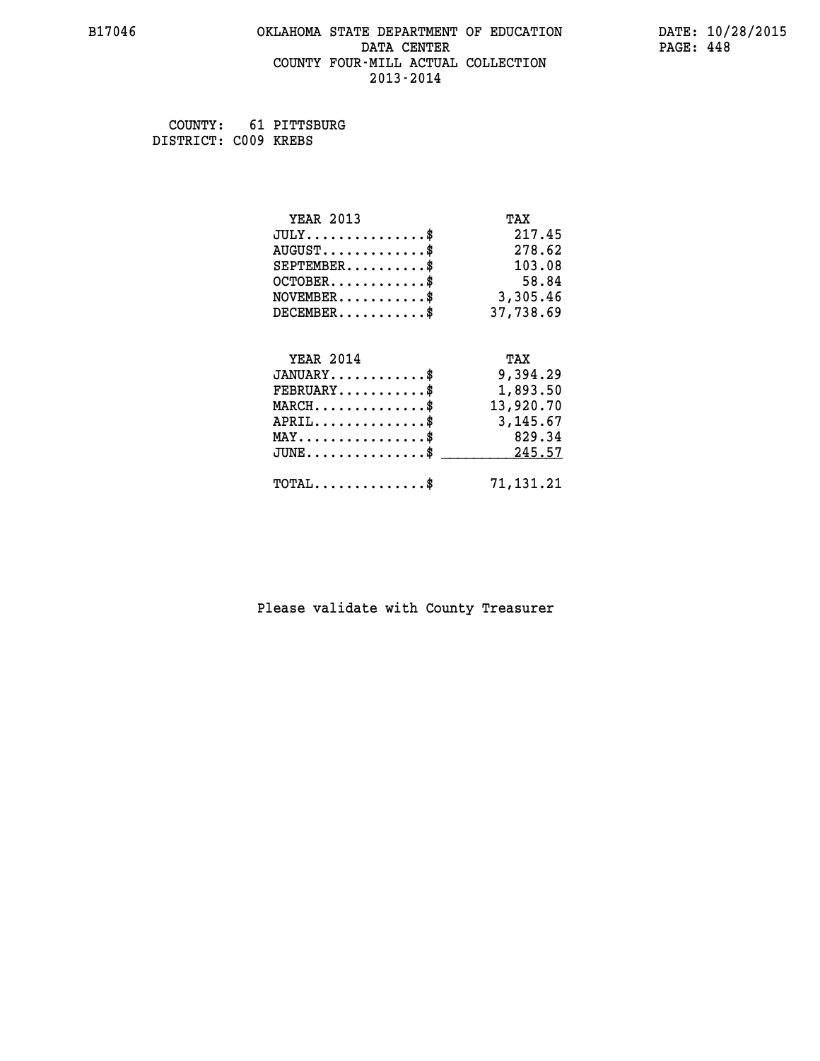B17046 OKLAHOMA STATE DEPARTMENT OF EDUCATION DATA CENTER COUNTY FOUR-MILL ACTUAL COLLECTION 2013-2014

DATE: 10/28/2015

COUNTY: 61 PITTSBURG
DISTRICT: C009 KREBS

| YEAR 2013 | TAX |
|---|---|
| JULY..............$ | 217.45 |
| AUGUST............$ | 278.62 |
| SEPTEMBER.........$ | 103.08 |
| OCTOBER...........$ | 58.84 |
| NOVEMBER..........$ | 3,305.46 |
| DECEMBER..........$ | 37,738.69 |

| YEAR 2014 | TAX |
|---|---|
| JANUARY...........$ | 9,394.29 |
| FEBRUARY..........$ | 1,893.50 |
| MARCH.............$ | 13,920.70 |
| APRIL.............$ | 3,145.67 |
| MAY...............$ | 829.34 |
| JUNE..............$ | 245.57 |
| TOTAL.............$ | 71,131.21 |

Please validate with County Treasurer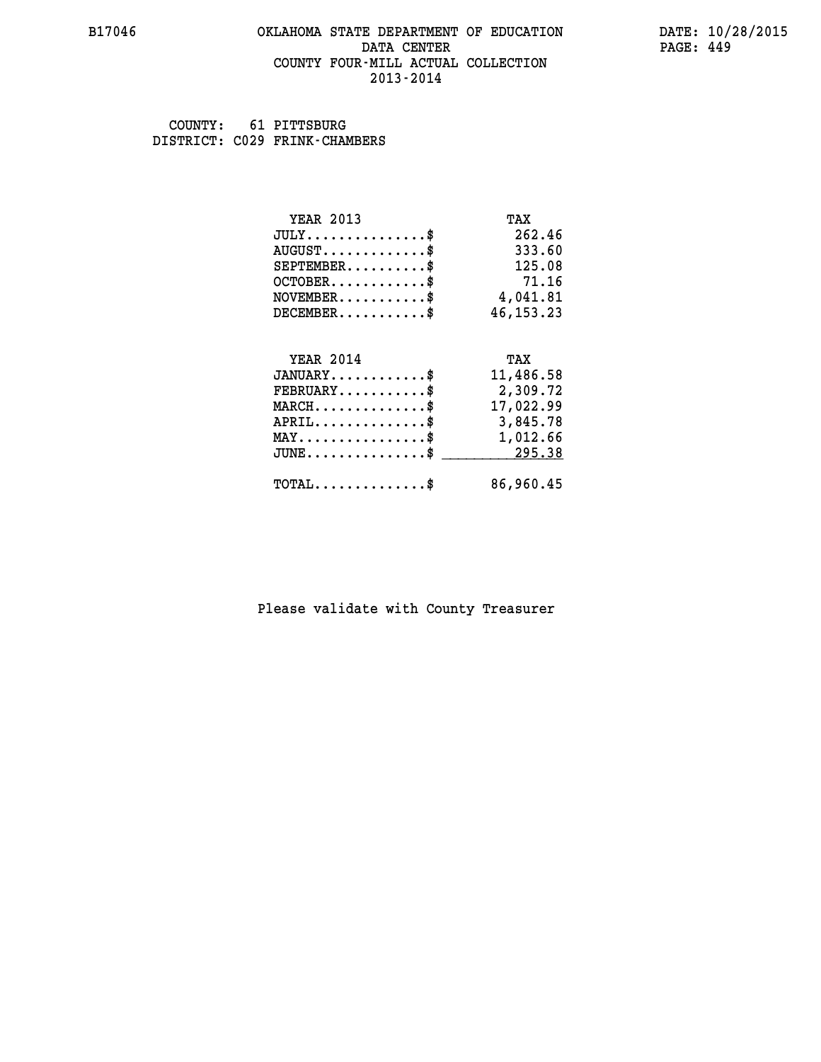# OKLAHOMA STATE DEPARTMENT OF EDUCATION
## DATA CENTER
## COUNTY FOUR-MILL ACTUAL COLLECTION
## 2013-2014

B17046

DATE: 10/28/2015

COUNTY: 61 PITTSBURG
DISTRICT: C029 FRINK-CHAMBERS

| YEAR 2013 | TAX |
|---|---|
| JULY..............$ | 262.46 |
| AUGUST............$ | 333.60 |
| SEPTEMBER.........$ | 125.08 |
| OCTOBER...........$ | 71.16 |
| NOVEMBER..........$ | 4,041.81 |
| DECEMBER..........$ | 46,153.23 |

| YEAR 2014 | TAX |
|---|---|
| JANUARY...........$ | 11,486.58 |
| FEBRUARY..........$ | 2,309.72 |
| MARCH.............$ | 17,022.99 |
| APRIL.............$ | 3,845.78 |
| MAY...............$ | 1,012.66 |
| JUNE..............$ | 295.38 |
| TOTAL.............$ | 86,960.45 |

Please validate with County Treasurer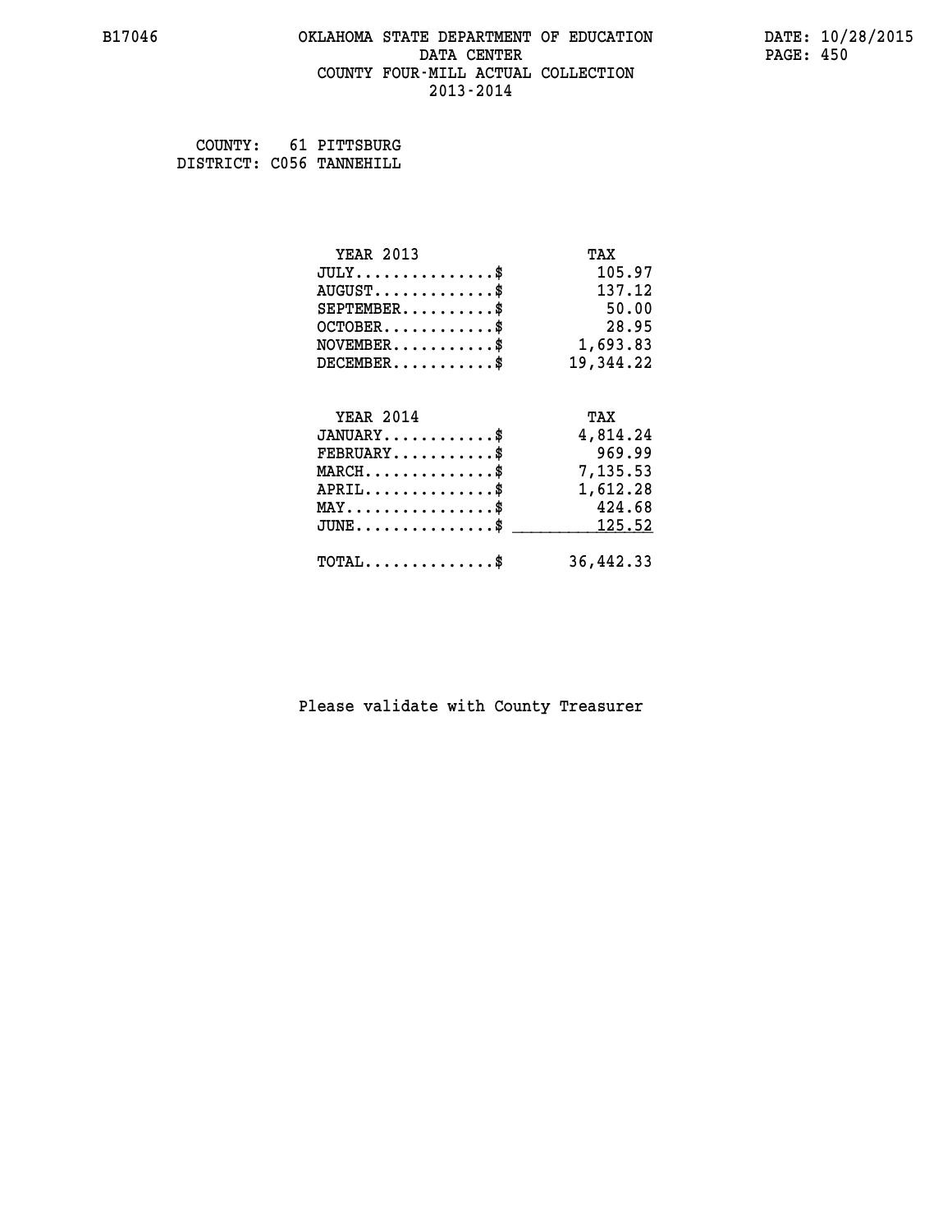B17046 OKLAHOMA STATE DEPARTMENT OF EDUCATION DATE: 10/28/2015
DATA CENTER
COUNTY FOUR-MILL ACTUAL COLLECTION
2013-2014

COUNTY: 61 PITTSBURG
DISTRICT: C056 TANNEHILL

| YEAR 2013 | TAX |
|---|---|
| JULY...............$ | 105.97 |
| AUGUST.............$ | 137.12 |
| SEPTEMBER..........$ | 50.00 |
| OCTOBER............$ | 28.95 |
| NOVEMBER...........$ | 1,693.83 |
| DECEMBER...........$ | 19,344.22 |

| YEAR 2014 | TAX |
|---|---|
| JANUARY............$ | 4,814.24 |
| FEBRUARY...........$ | 969.99 |
| MARCH..............$ | 7,135.53 |
| APRIL..............$ | 1,612.28 |
| MAY................$ | 424.68 |
| JUNE...............$ | 125.52 |
| TOTAL..............$ | 36,442.33 |

Please validate with County Treasurer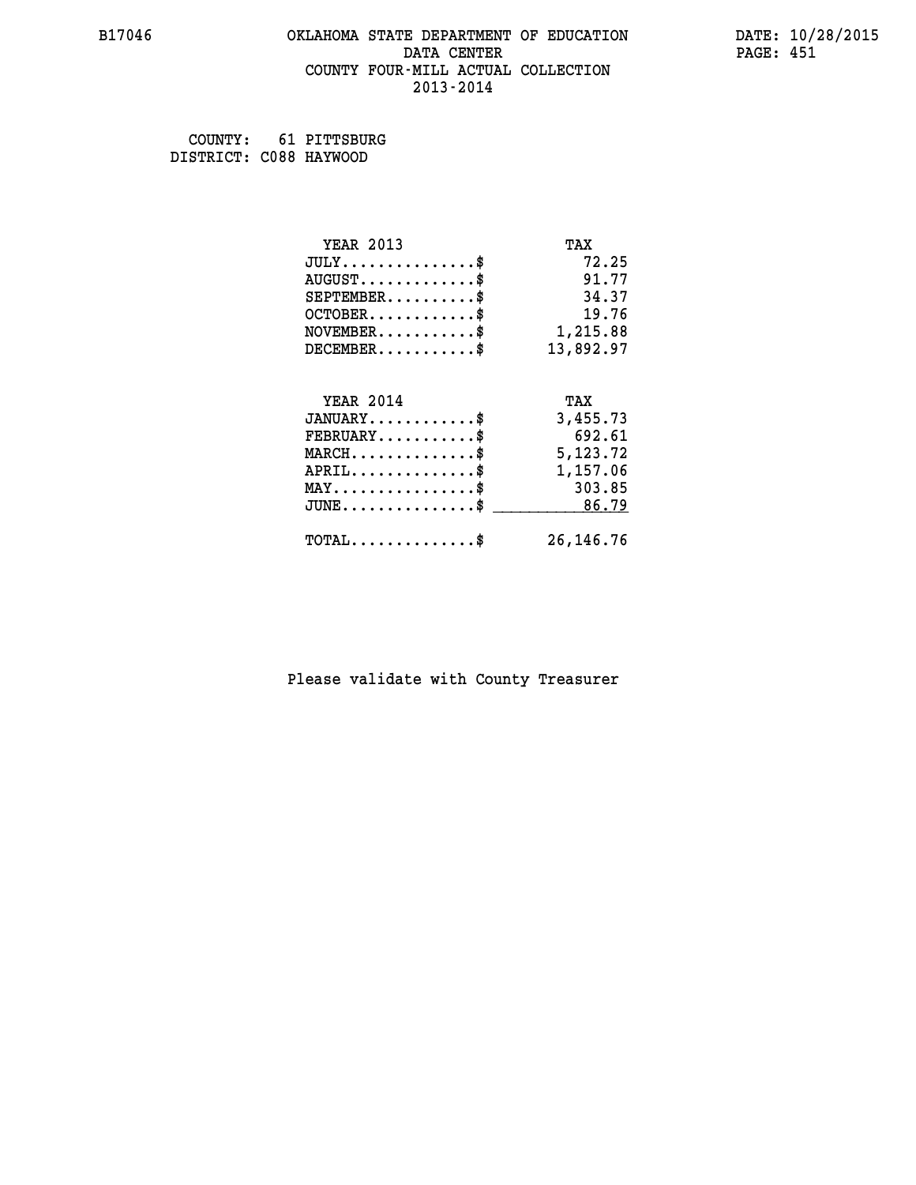B17046 OKLAHOMA STATE DEPARTMENT OF EDUCATION DATA CENTER COUNTY FOUR-MILL ACTUAL COLLECTION 2013-2014

DATE: 10/28/2015

COUNTY: 61 PITTSBURG
DISTRICT: C088 HAYWOOD

| YEAR 2013 | TAX |
|---|---|
| JULY..............$ | 72.25 |
| AUGUST............$ | 91.77 |
| SEPTEMBER.........$ | 34.37 |
| OCTOBER...........$ | 19.76 |
| NOVEMBER..........$ | 1,215.88 |
| DECEMBER..........$ | 13,892.97 |

| YEAR 2014 | TAX |
|---|---|
| JANUARY...........$ | 3,455.73 |
| FEBRUARY..........$ | 692.61 |
| MARCH.............$ | 5,123.72 |
| APRIL.............$ | 1,157.06 |
| MAY...............$ | 303.85 |
| JUNE..............$ | 86.79 |
| TOTAL.............$ | 26,146.76 |

Please validate with County Treasurer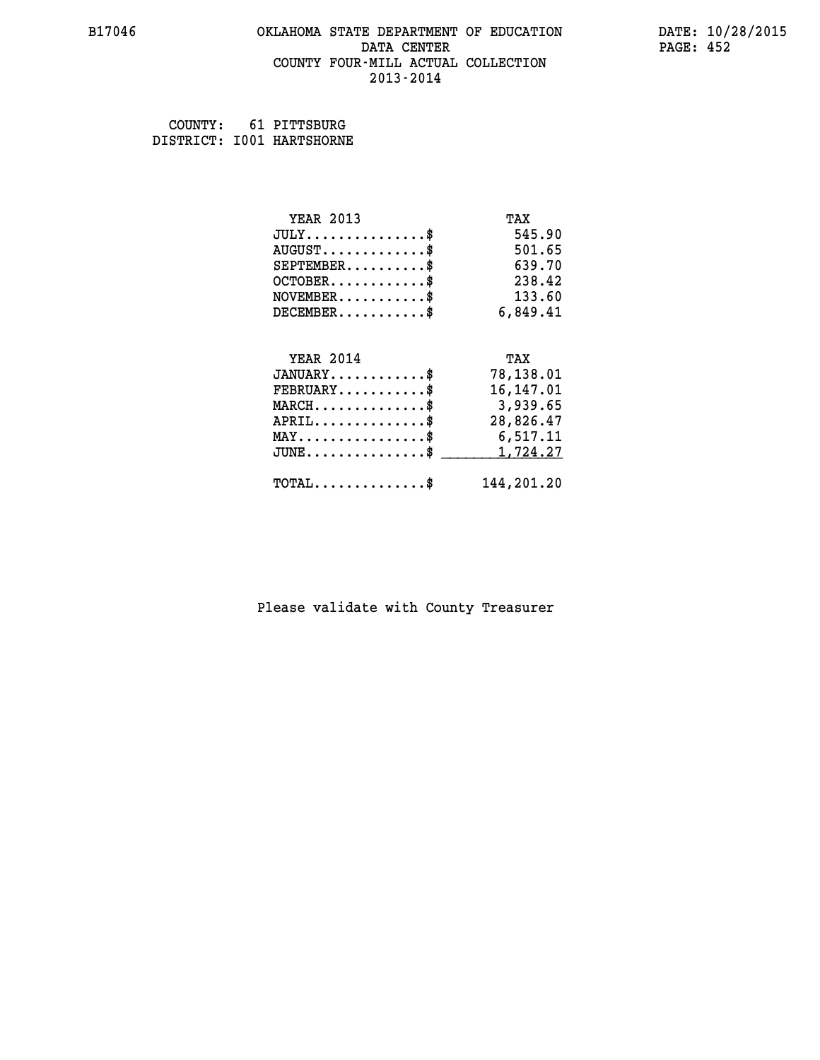B17046 OKLAHOMA STATE DEPARTMENT OF EDUCATION DATE: 10/28/2015
DATA CENTER
COUNTY FOUR-MILL ACTUAL COLLECTION
2013-2014

COUNTY: 61 PITTSBURG
DISTRICT: I001 HARTSHORNE

| YEAR 2013 | TAX |
|---|---|
| JULY...............$ | 545.90 |
| AUGUST.............$ | 501.65 |
| SEPTEMBER..........$ | 639.70 |
| OCTOBER............$ | 238.42 |
| NOVEMBER...........$ | 133.60 |
| DECEMBER...........$ | 6,849.41 |

| YEAR 2014 | TAX |
|---|---|
| JANUARY............$ | 78,138.01 |
| FEBRUARY...........$ | 16,147.01 |
| MARCH..............$ | 3,939.65 |
| APRIL..............$ | 28,826.47 |
| MAY................$ | 6,517.11 |
| JUNE...............$ | 1,724.27 |
| TOTAL..............$ | 144,201.20 |

Please validate with County Treasurer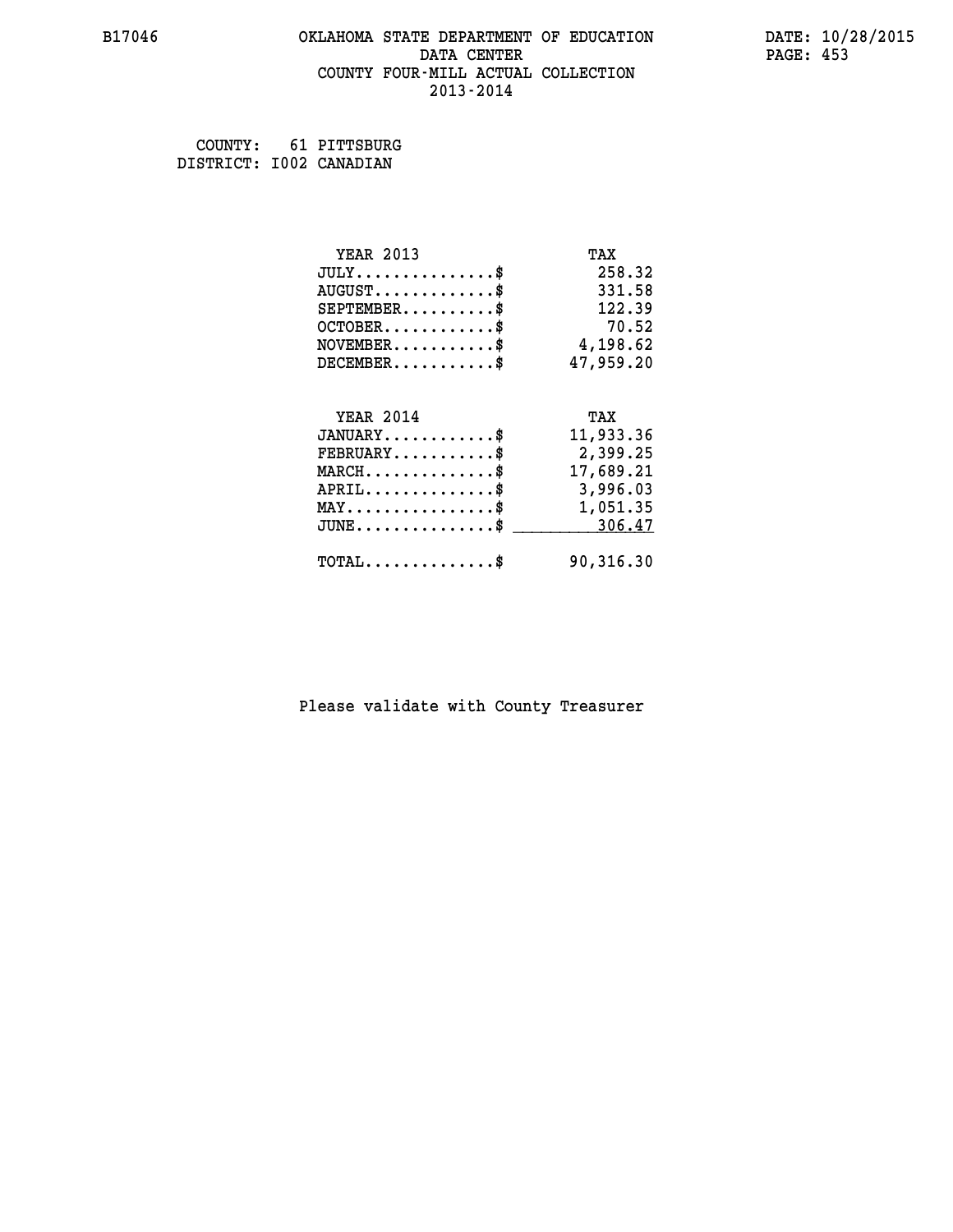B17046 OKLAHOMA STATE DEPARTMENT OF EDUCATION DATA CENTER COUNTY FOUR-MILL ACTUAL COLLECTION 2013-2014

DATE: 10/28/2015

COUNTY: 61 PITTSBURG
DISTRICT: I002 CANADIAN

| YEAR 2013 | TAX |
|---|---|
| JULY...............$ | 258.32 |
| AUGUST.............$ | 331.58 |
| SEPTEMBER..........$ | 122.39 |
| OCTOBER............$ | 70.52 |
| NOVEMBER...........$ | 4,198.62 |
| DECEMBER...........$ | 47,959.20 |

| YEAR 2014 | TAX |
|---|---|
| JANUARY............$ | 11,933.36 |
| FEBRUARY...........$ | 2,399.25 |
| MARCH..............$ | 17,689.21 |
| APRIL..............$ | 3,996.03 |
| MAY................$ | 1,051.35 |
| JUNE...............$ | 306.47 |
| TOTAL..............$ | 90,316.30 |

Please validate with County Treasurer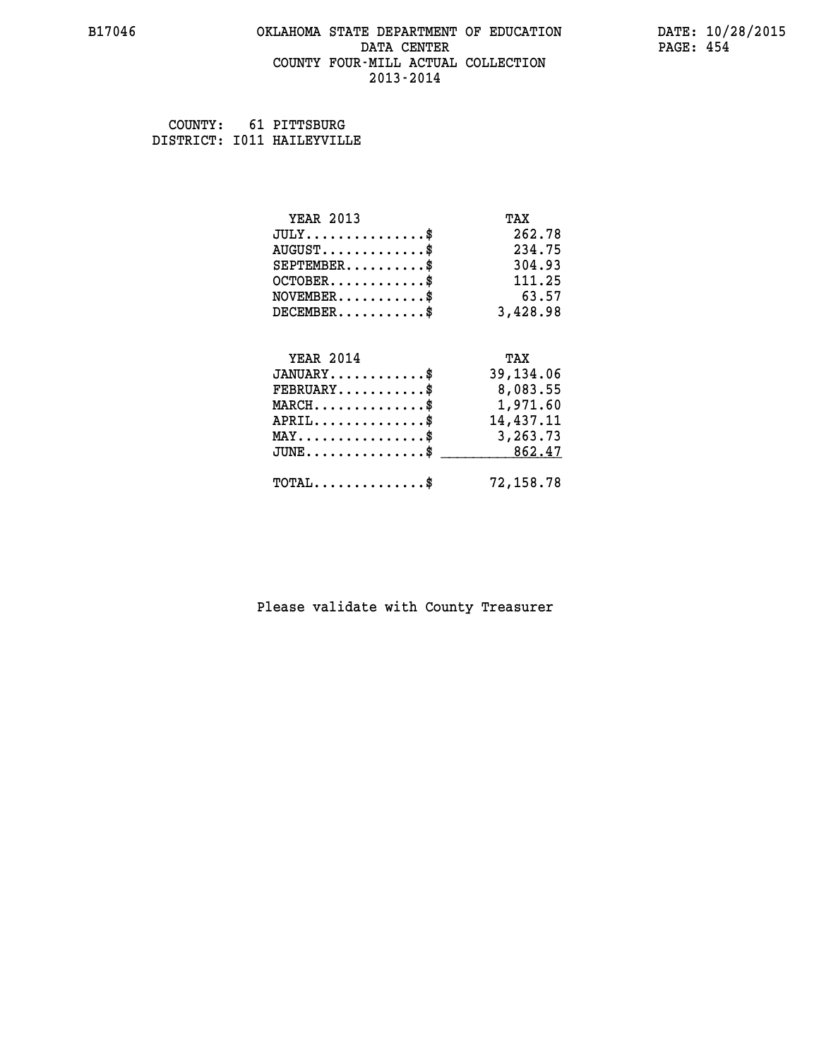B17046 OKLAHOMA STATE DEPARTMENT OF EDUCATION DATA CENTER COUNTY FOUR-MILL ACTUAL COLLECTION 2013-2014

DATE: 10/28/2015

COUNTY: 61 PITTSBURG
DISTRICT: I011 HAILEYVILLE

| YEAR 2013 | TAX |
|---|---|
| JULY...............$ | 262.78 |
| AUGUST.............$ | 234.75 |
| SEPTEMBER..........$ | 304.93 |
| OCTOBER............$ | 111.25 |
| NOVEMBER...........$ | 63.57 |
| DECEMBER...........$ | 3,428.98 |

| YEAR 2014 | TAX |
|---|---|
| JANUARY............$ | 39,134.06 |
| FEBRUARY...........$ | 8,083.55 |
| MARCH..............$ | 1,971.60 |
| APRIL..............$ | 14,437.11 |
| MAY................$ | 3,263.73 |
| JUNE...............$ | 862.47 |
| TOTAL..............$ | 72,158.78 |

Please validate with County Treasurer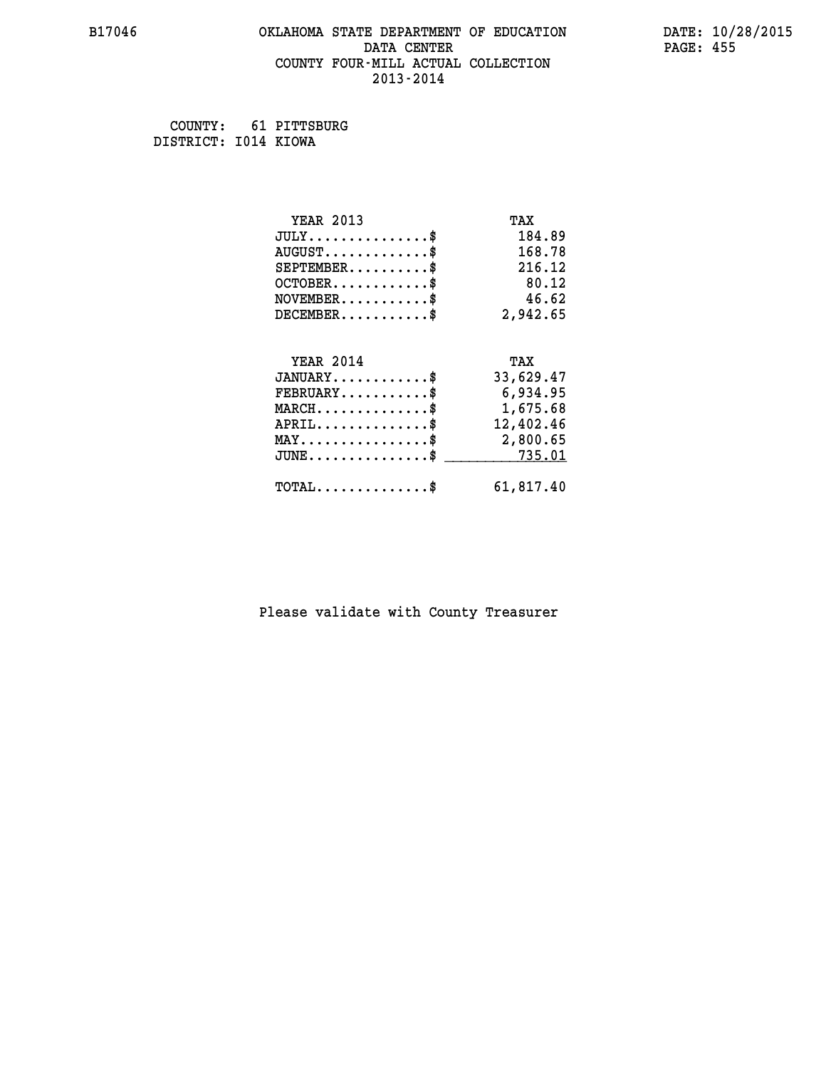# OKLAHOMA STATE DEPARTMENT OF EDUCATION
## DATA CENTER
## COUNTY FOUR-MILL ACTUAL COLLECTION
## 2013-2014

B17046

DATE: 10/28/2015

COUNTY: 61 PITTSBURG
DISTRICT: I014 KIOWA

| YEAR 2013 | TAX |
|---|---|
| JULY..............$ | 184.89 |
| AUGUST............$ | 168.78 |
| SEPTEMBER.........$ | 216.12 |
| OCTOBER...........$ | 80.12 |
| NOVEMBER..........$ | 46.62 |
| DECEMBER..........$ | 2,942.65 |

| YEAR 2014 | TAX |
|---|---|
| JANUARY...........$ | 33,629.47 |
| FEBRUARY..........$ | 6,934.95 |
| MARCH.............$ | 1,675.68 |
| APRIL.............$ | 12,402.46 |
| MAY...............$ | 2,800.65 |
| JUNE..............$ | 735.01 |
| TOTAL.............$ | 61,817.40 |

Please validate with County Treasurer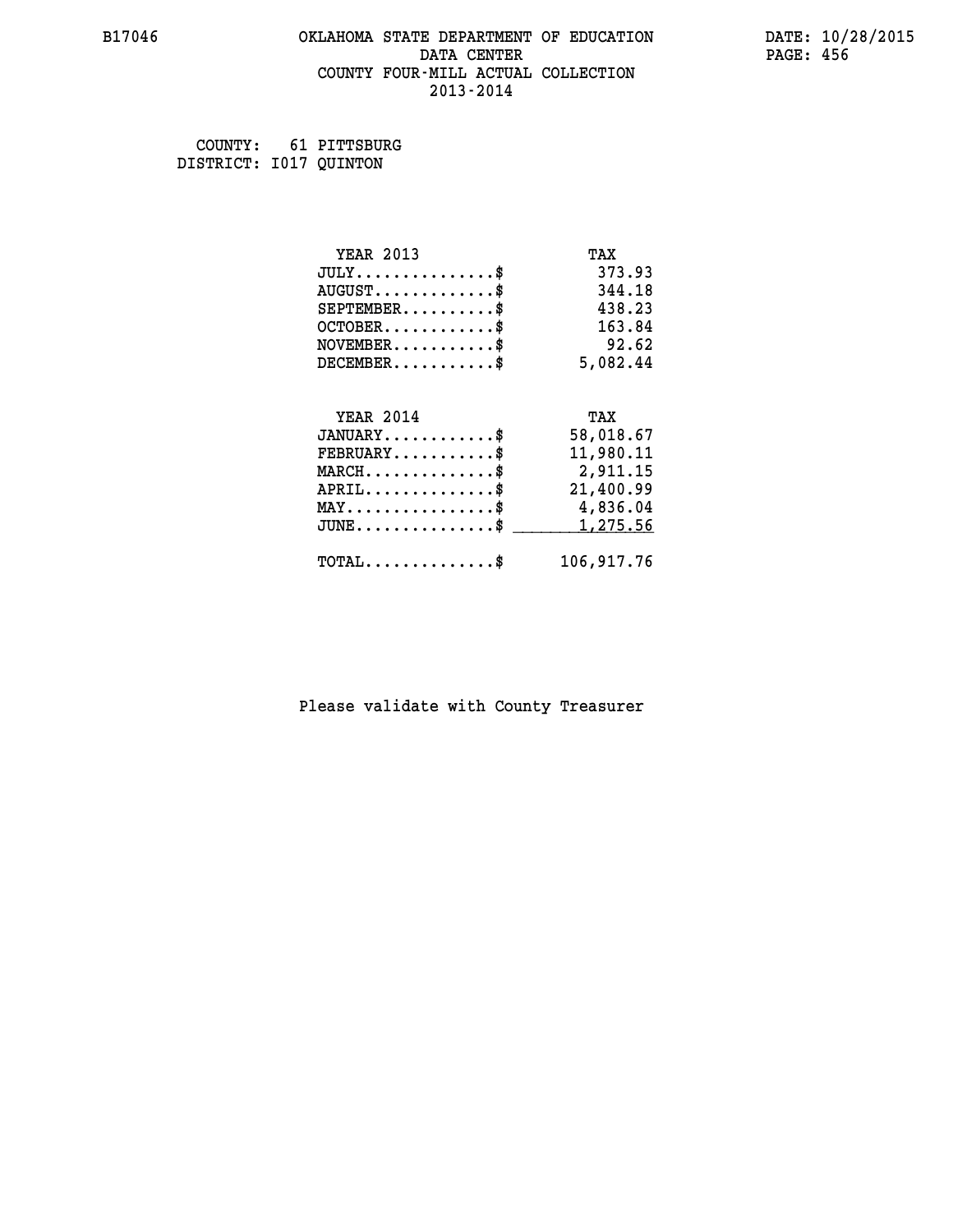B17046 OKLAHOMA STATE DEPARTMENT OF EDUCATION DATA CENTER COUNTY FOUR-MILL ACTUAL COLLECTION 2013-2014

DATE: 10/28/2015

COUNTY: 61 PITTSBURG
DISTRICT: I017 QUINTON

| YEAR 2013 | TAX |
|---|---|
| JULY..............$ | 373.93 |
| AUGUST............$ | 344.18 |
| SEPTEMBER.........$ | 438.23 |
| OCTOBER...........$ | 163.84 |
| NOVEMBER..........$ | 92.62 |
| DECEMBER..........$ | 5,082.44 |

| YEAR 2014 | TAX |
|---|---|
| JANUARY...........$ | 58,018.67 |
| FEBRUARY..........$ | 11,980.11 |
| MARCH.............$ | 2,911.15 |
| APRIL.............$ | 21,400.99 |
| MAY...............$ | 4,836.04 |
| JUNE..............$ | 1,275.56 |
| TOTAL.............$ | 106,917.76 |

Please validate with County Treasurer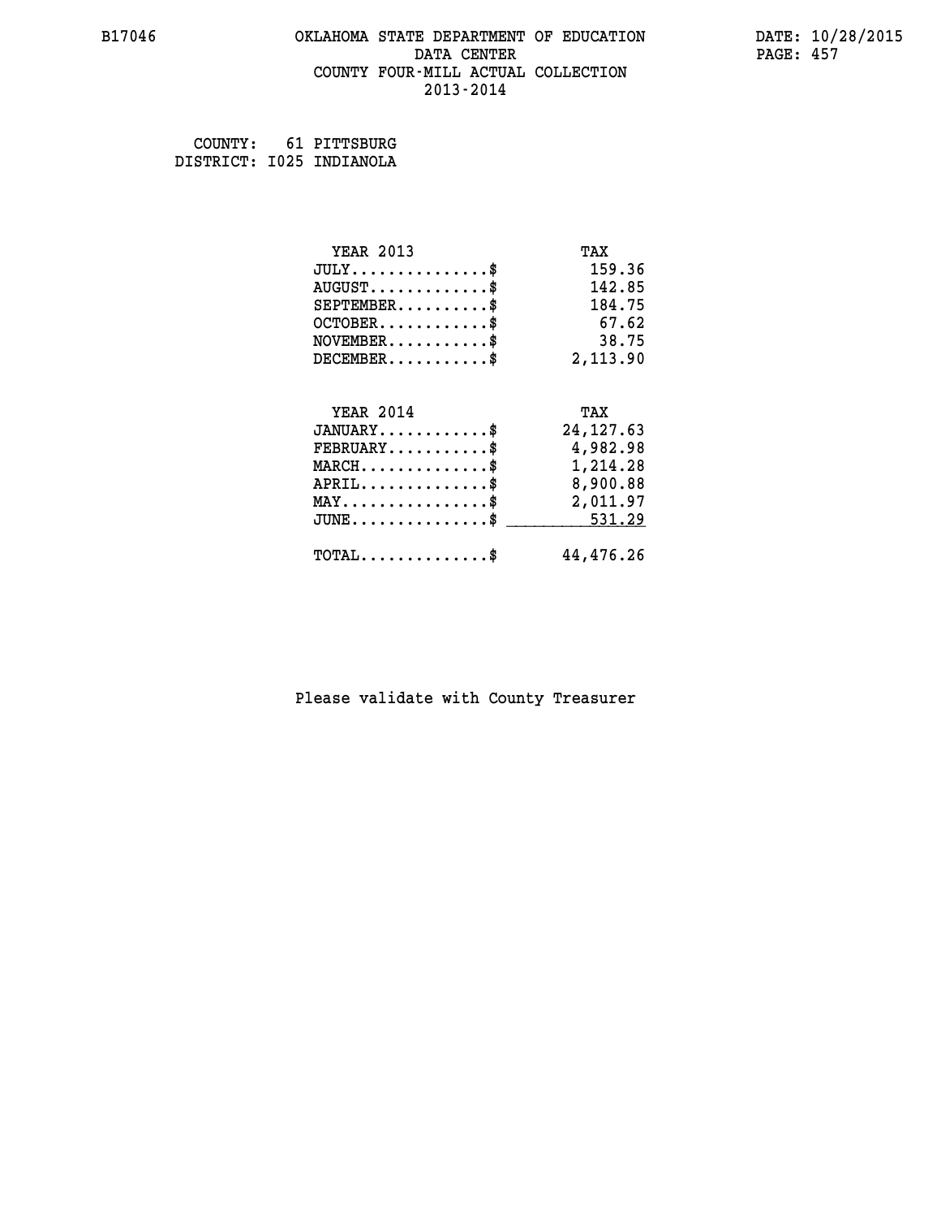B17046 OKLAHOMA STATE DEPARTMENT OF EDUCATION DATA CENTER COUNTY FOUR-MILL ACTUAL COLLECTION 2013-2014

DATE: 10/28/2015

COUNTY: 61 PITTSBURG
DISTRICT: I025 INDIANOLA

| YEAR 2013 | TAX |
|---|---|
| JULY...............$ | 159.36 |
| AUGUST.............$ | 142.85 |
| SEPTEMBER..........$ | 184.75 |
| OCTOBER............$ | 67.62 |
| NOVEMBER...........$ | 38.75 |
| DECEMBER...........$ | 2,113.90 |

| YEAR 2014 | TAX |
|---|---|
| JANUARY............$ | 24,127.63 |
| FEBRUARY...........$ | 4,982.98 |
| MARCH..............$ | 1,214.28 |
| APRIL..............$ | 8,900.88 |
| MAY................$ | 2,011.97 |
| JUNE...............$ | 531.29 |
| TOTAL..............$ | 44,476.26 |

Please validate with County Treasurer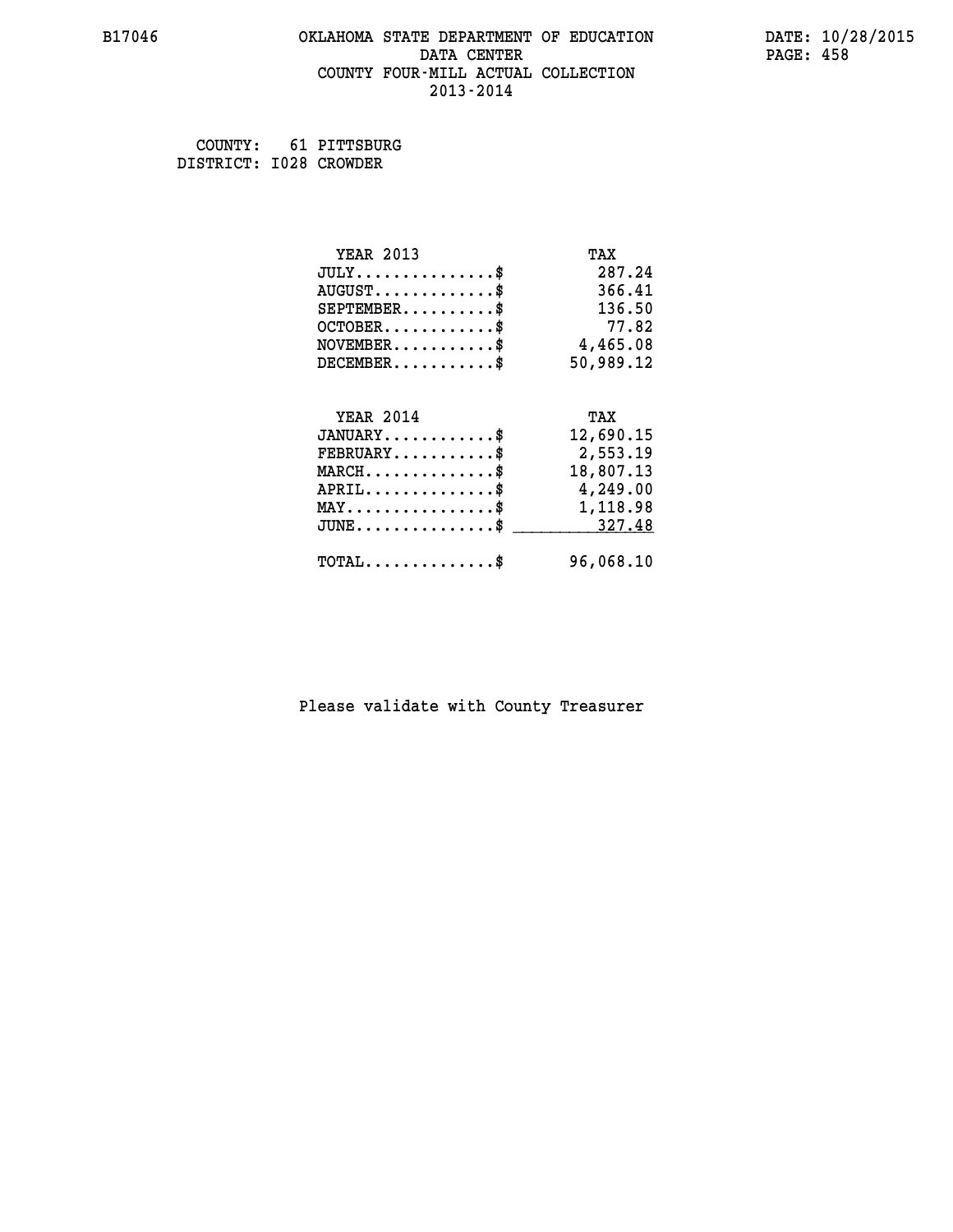B17046 OKLAHOMA STATE DEPARTMENT OF EDUCATION DATA CENTER COUNTY FOUR-MILL ACTUAL COLLECTION 2013-2014

DATE: 10/28/2015

COUNTY: 61 PITTSBURG
DISTRICT: I028 CROWDER

| YEAR 2013 | TAX |
|---|---|
| JULY..............$ | 287.24 |
| AUGUST............$ | 366.41 |
| SEPTEMBER.........$ | 136.50 |
| OCTOBER...........$ | 77.82 |
| NOVEMBER..........$ | 4,465.08 |
| DECEMBER..........$ | 50,989.12 |

| YEAR 2014 | TAX |
|---|---|
| JANUARY...........$ | 12,690.15 |
| FEBRUARY..........$ | 2,553.19 |
| MARCH.............$ | 18,807.13 |
| APRIL.............$ | 4,249.00 |
| MAY...............$ | 1,118.98 |
| JUNE..............$ | 327.48 |
| TOTAL.............$ | 96,068.10 |

Please validate with County Treasurer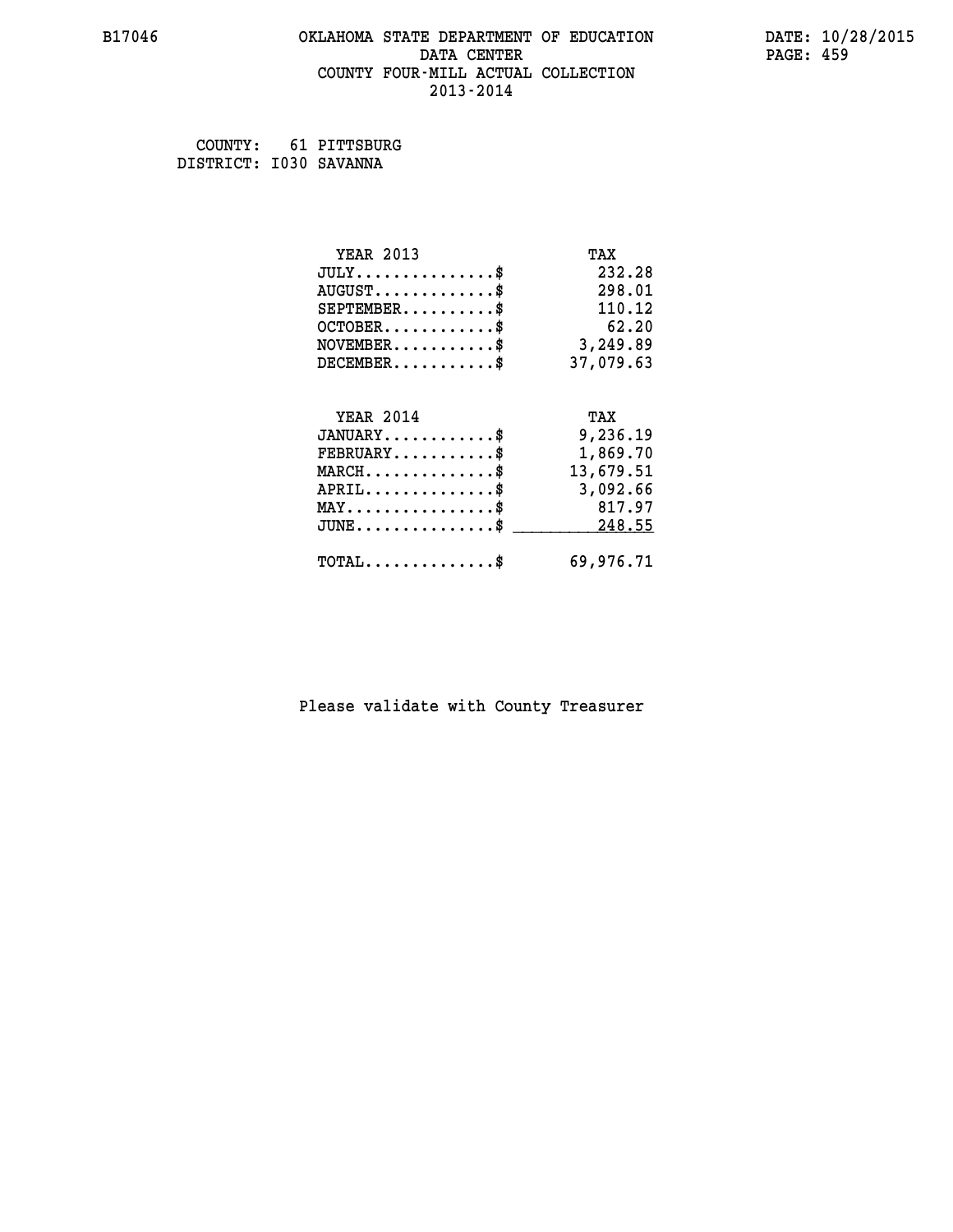# OKLAHOMA STATE DEPARTMENT OF EDUCATION
## DATA CENTER
## COUNTY FOUR-MILL ACTUAL COLLECTION
## 2013-2014

B17046

DATE: 10/28/2015

COUNTY: 61 PITTSBURG
DISTRICT: I030 SAVANNA

| YEAR 2013 | TAX |
|---|---|
| JULY..............$ | 232.28 |
| AUGUST............$ | 298.01 |
| SEPTEMBER.........$ | 110.12 |
| OCTOBER...........$ | 62.20 |
| NOVEMBER..........$ | 3,249.89 |
| DECEMBER..........$ | 37,079.63 |

| YEAR 2014 | TAX |
|---|---|
| JANUARY...........$ | 9,236.19 |
| FEBRUARY..........$ | 1,869.70 |
| MARCH.............$ | 13,679.51 |
| APRIL.............$ | 3,092.66 |
| MAY...............$ | 817.97 |
| JUNE..............$ | 248.55 |
| TOTAL.............$ | 69,976.71 |

Please validate with County Treasurer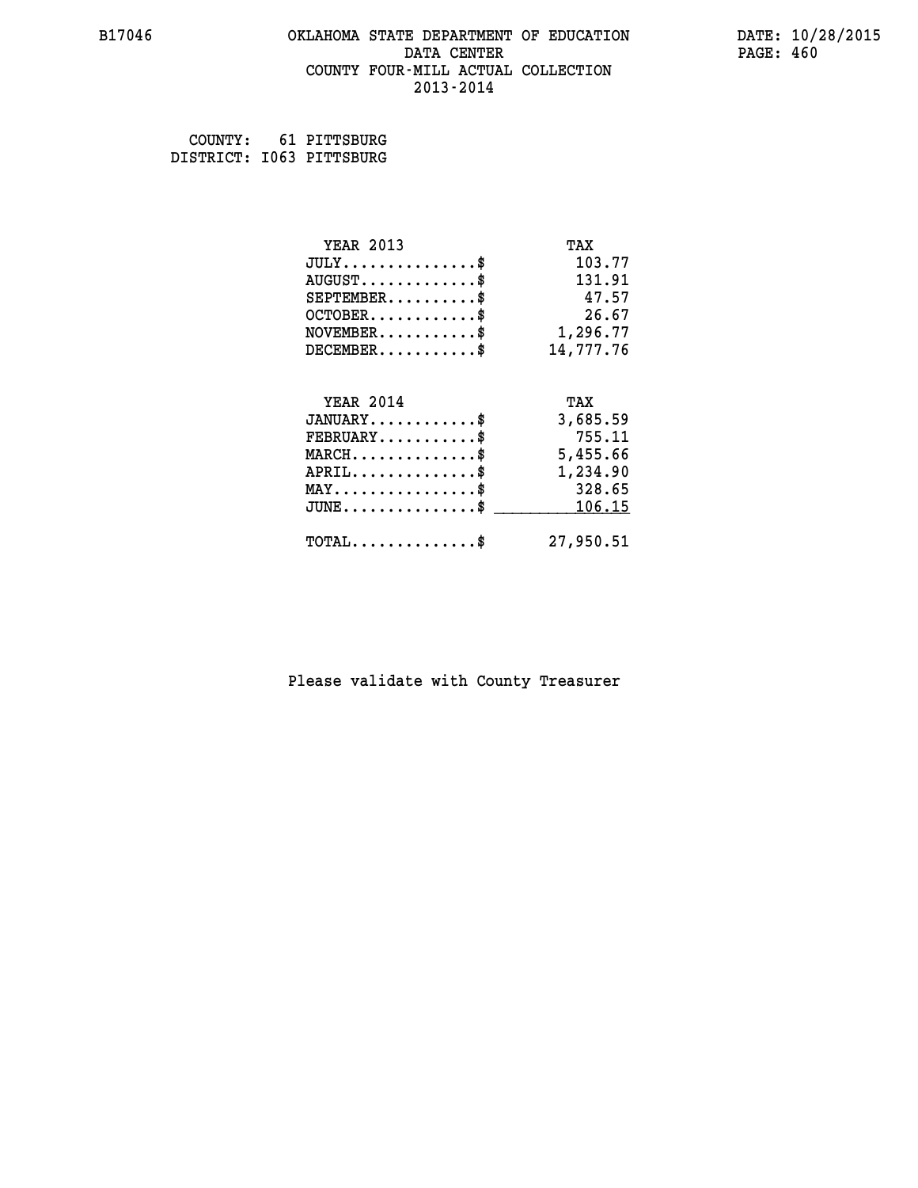B17046 OKLAHOMA STATE DEPARTMENT OF EDUCATION DATE: 10/28/2015
DATA CENTER
COUNTY FOUR-MILL ACTUAL COLLECTION
2013-2014

COUNTY: 61 PITTSBURG
DISTRICT: I063 PITTSBURG

| YEAR 2013 | TAX |
|---|---|
| JULY..............$ | 103.77 |
| AUGUST............$ | 131.91 |
| SEPTEMBER.........$ | 47.57 |
| OCTOBER...........$ | 26.67 |
| NOVEMBER..........$ | 1,296.77 |
| DECEMBER..........$ | 14,777.76 |

| YEAR 2014 | TAX |
|---|---|
| JANUARY...........$ | 3,685.59 |
| FEBRUARY..........$ | 755.11 |
| MARCH.............$ | 5,455.66 |
| APRIL.............$ | 1,234.90 |
| MAY...............$ | 328.65 |
| JUNE..............$ | 106.15 |
| TOTAL.............$ | 27,950.51 |

Please validate with County Treasurer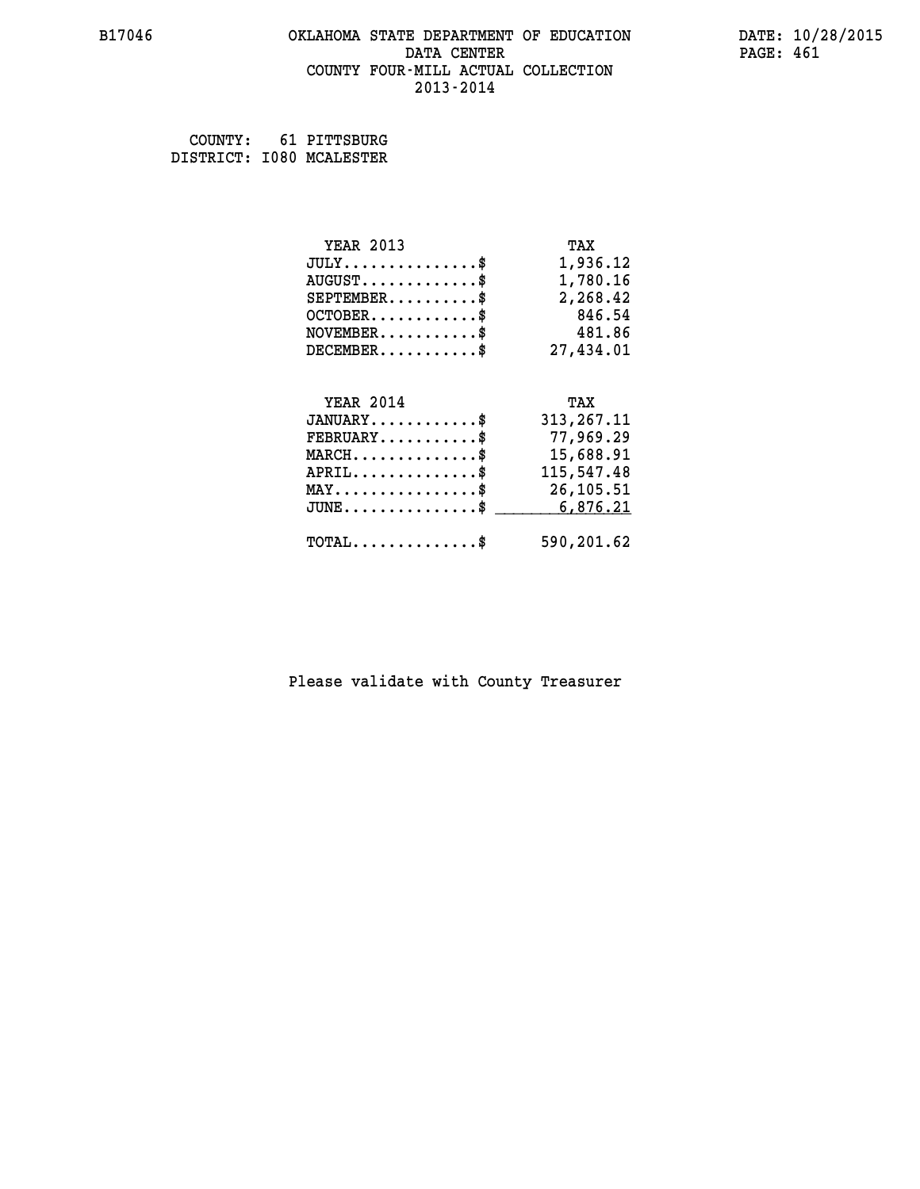B17046 OKLAHOMA STATE DEPARTMENT OF EDUCATION DATE: 10/28/2015
DATA CENTER
COUNTY FOUR-MILL ACTUAL COLLECTION
2013-2014

COUNTY: 61 PITTSBURG
DISTRICT: I080 MCALESTER

| YEAR 2013 | TAX |
|---|---|
| JULY...............$ | 1,936.12 |
| AUGUST.............$ | 1,780.16 |
| SEPTEMBER..........$ | 2,268.42 |
| OCTOBER............$ | 846.54 |
| NOVEMBER...........$ | 481.86 |
| DECEMBER...........$ | 27,434.01 |

| YEAR 2014 | TAX |
|---|---|
| JANUARY............$ | 313,267.11 |
| FEBRUARY...........$ | 77,969.29 |
| MARCH..............$ | 15,688.91 |
| APRIL..............$ | 115,547.48 |
| MAY................$ | 26,105.51 |
| JUNE...............$ | 6,876.21 |
| TOTAL..............$ | 590,201.62 |

Please validate with County Treasurer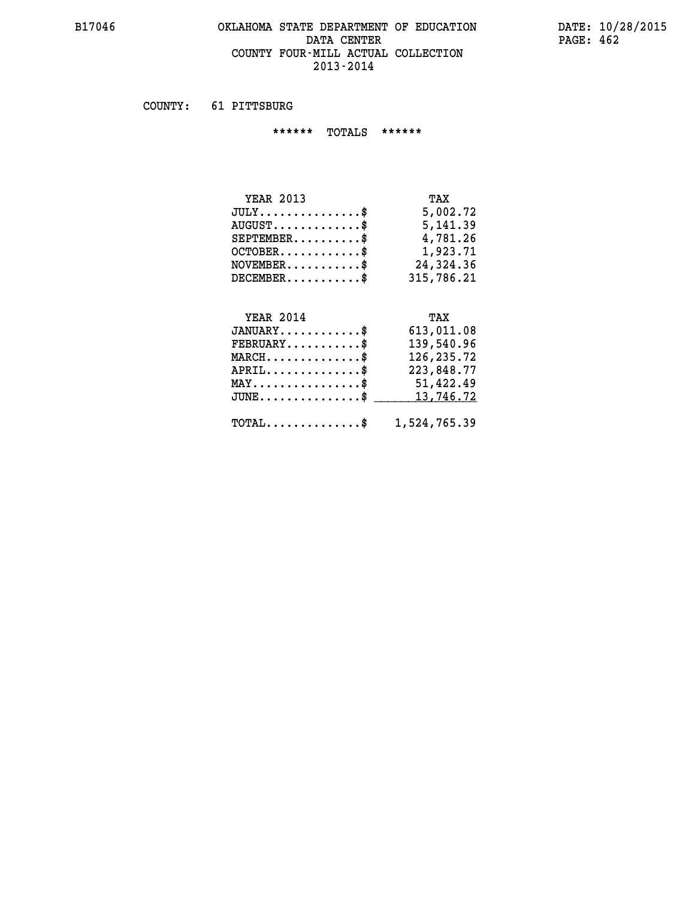# OKLAHOMA STATE DEPARTMENT OF EDUCATION
## DATA CENTER
## COUNTY FOUR-MILL ACTUAL COLLECTION
## 2013-2014

B17046

DATE: 10/28/2015

COUNTY: 61 PITTSBURG

****** TOTALS ******

| YEAR 2013 | TAX |
|---|---|
| JULY...............$ | 5,002.72 |
| AUGUST.............$ | 5,141.39 |
| SEPTEMBER..........$ | 4,781.26 |
| OCTOBER............$ | 1,923.71 |
| NOVEMBER...........$ | 24,324.36 |
| DECEMBER...........$ | 315,786.21 |

| YEAR 2014 | TAX |
|---|---|
| JANUARY............$ | 613,011.08 |
| FEBRUARY...........$ | 139,540.96 |
| MARCH..............$ | 126,235.72 |
| APRIL..............$ | 223,848.77 |
| MAY................$ | 51,422.49 |
| JUNE...............$ | 13,746.72 |
| TOTAL..............$ | 1,524,765.39 |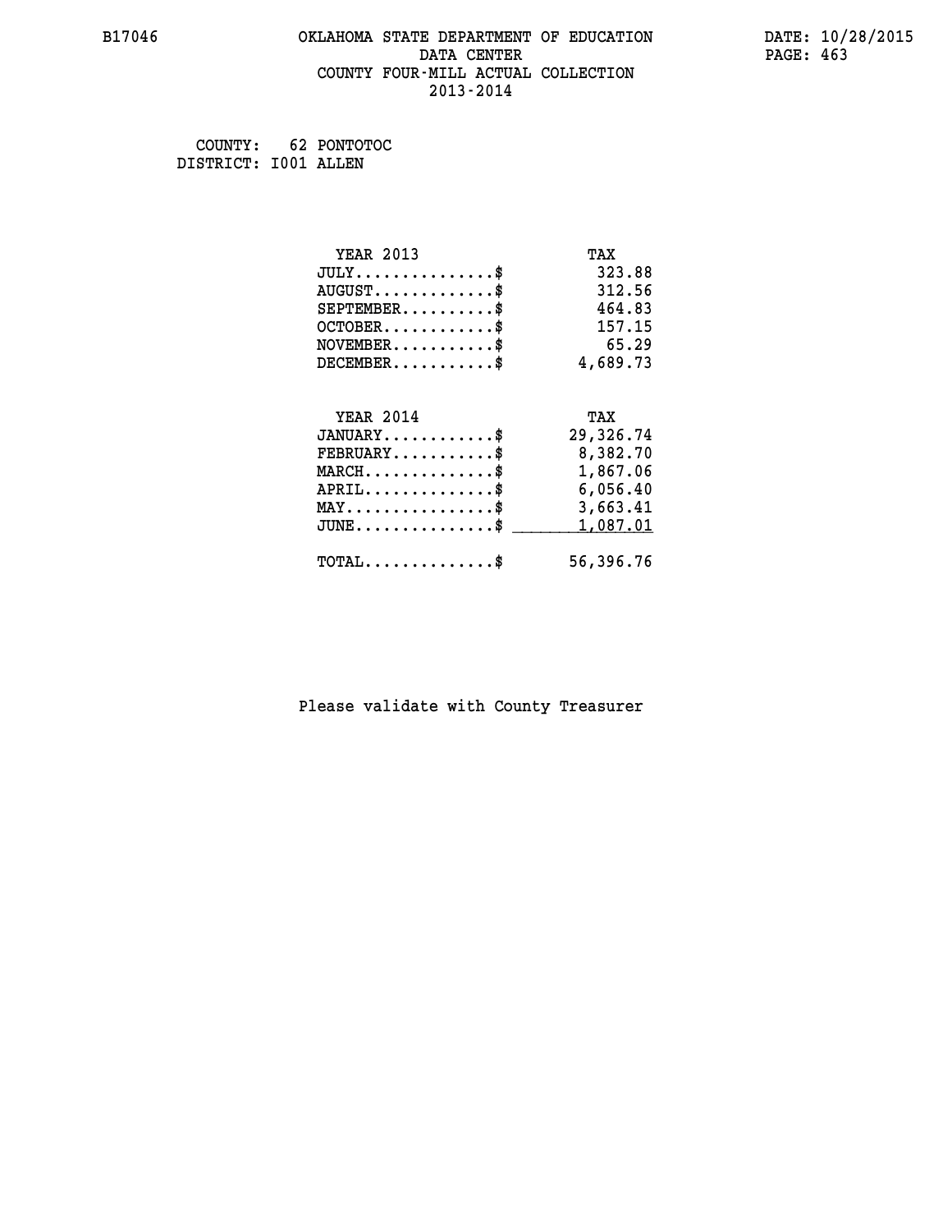B17046 OKLAHOMA STATE DEPARTMENT OF EDUCATION DATA CENTER COUNTY FOUR-MILL ACTUAL COLLECTION 2013-2014

DATE: 10/28/2015

COUNTY: 62 PONTOTOC
DISTRICT: I001 ALLEN

| YEAR 2013 | TAX |
|---|---|
| JULY...............$ | 323.88 |
| AUGUST.............$ | 312.56 |
| SEPTEMBER..........$ | 464.83 |
| OCTOBER............$ | 157.15 |
| NOVEMBER...........$ | 65.29 |
| DECEMBER...........$ | 4,689.73 |

| YEAR 2014 | TAX |
|---|---|
| JANUARY............$ | 29,326.74 |
| FEBRUARY...........$ | 8,382.70 |
| MARCH..............$ | 1,867.06 |
| APRIL..............$ | 6,056.40 |
| MAY................$ | 3,663.41 |
| JUNE...............$ | 1,087.01 |
| TOTAL..............$ | 56,396.76 |

Please validate with County Treasurer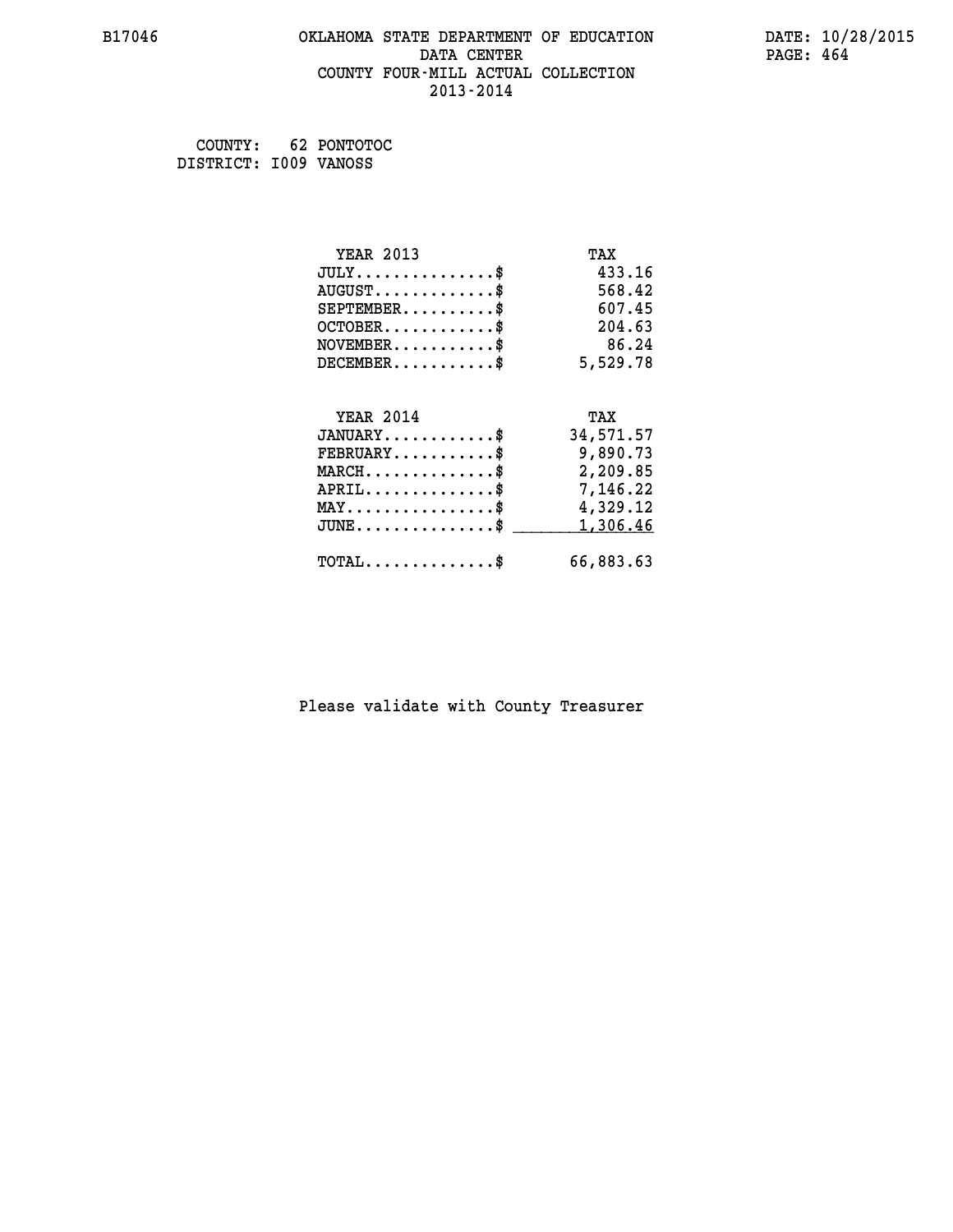# OKLAHOMA STATE DEPARTMENT OF EDUCATION
## DATA CENTER
## COUNTY FOUR-MILL ACTUAL COLLECTION
## 2013-2014

B17046

DATE: 10/28/2015

COUNTY: 62 PONTOTOC
DISTRICT: I009 VANOSS

| YEAR 2013 | TAX |
|---|---|
| JULY..............$ | 433.16 |
| AUGUST............$ | 568.42 |
| SEPTEMBER.........$ | 607.45 |
| OCTOBER...........$ | 204.63 |
| NOVEMBER..........$ | 86.24 |
| DECEMBER..........$ | 5,529.78 |

| YEAR 2014 | TAX |
|---|---|
| JANUARY...........$ | 34,571.57 |
| FEBRUARY..........$ | 9,890.73 |
| MARCH.............$ | 2,209.85 |
| APRIL.............$ | 7,146.22 |
| MAY...............$ | 4,329.12 |
| JUNE..............$ | 1,306.46 |
| TOTAL.............$ | 66,883.63 |

Please validate with County Treasurer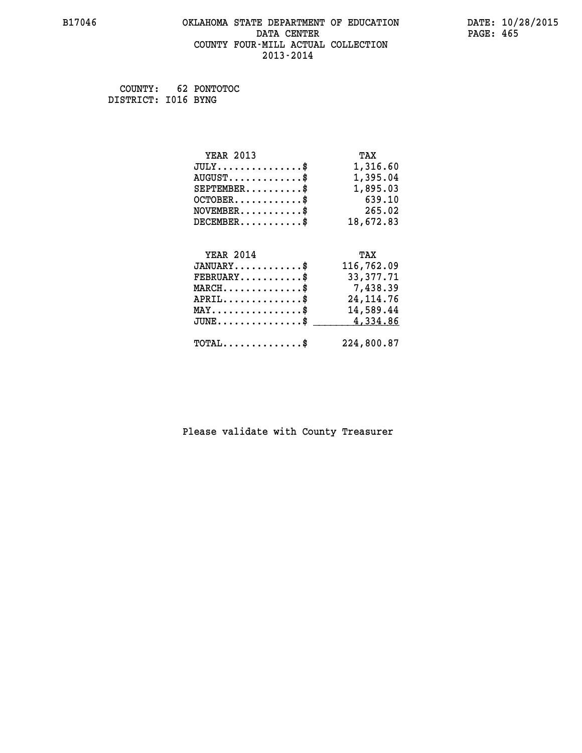# OKLAHOMA STATE DEPARTMENT OF EDUCATION
## DATA CENTER
## COUNTY FOUR-MILL ACTUAL COLLECTION
## 2013-2014

B17046 DATE: 10/28/2015

COUNTY: 62 PONTOTOC
DISTRICT: I016 BYNG

| YEAR 2013 | TAX |
|---|---|
| JULY...............$ | 1,316.60 |
| AUGUST.............$ | 1,395.04 |
| SEPTEMBER..........$ | 1,895.03 |
| OCTOBER............$ | 639.10 |
| NOVEMBER...........$ | 265.02 |
| DECEMBER...........$ | 18,672.83 |

| YEAR 2014 | TAX |
|---|---|
| JANUARY............$ | 116,762.09 |
| FEBRUARY...........$ | 33,377.71 |
| MARCH..............$ | 7,438.39 |
| APRIL..............$ | 24,114.76 |
| MAY................$ | 14,589.44 |
| JUNE...............$ | 4,334.86 |
| TOTAL..............$ | 224,800.87 |

Please validate with County Treasurer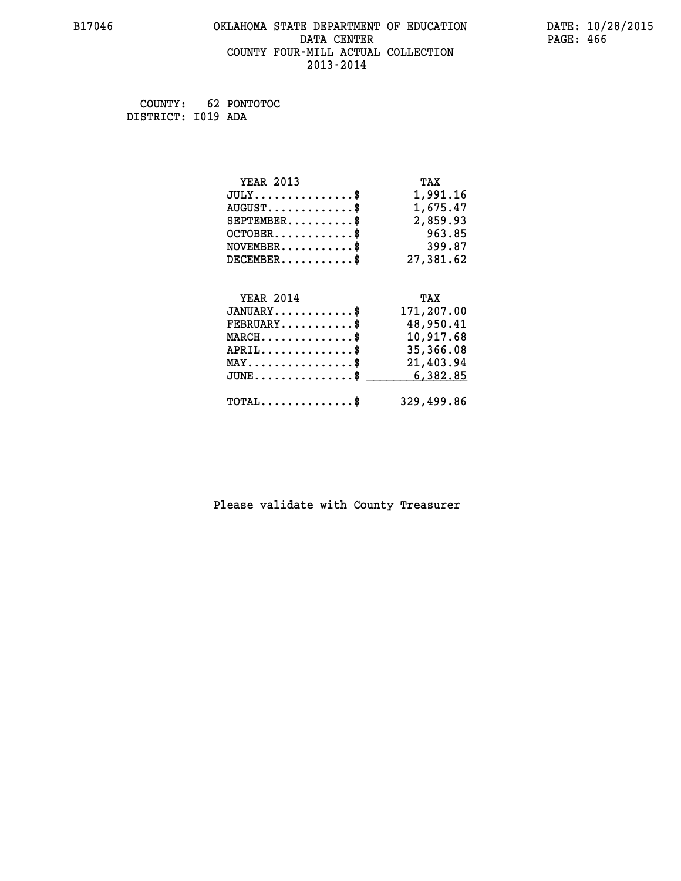B17046 OKLAHOMA STATE DEPARTMENT OF EDUCATION DATA CENTER COUNTY FOUR-MILL ACTUAL COLLECTION 2013-2014

DATE: 10/28/2015

COUNTY: 62 PONTOTOC
DISTRICT: I019 ADA

| YEAR 2013 | TAX |
|---|---|
| JULY...............$ | 1,991.16 |
| AUGUST.............$ | 1,675.47 |
| SEPTEMBER..........$ | 2,859.93 |
| OCTOBER............$ | 963.85 |
| NOVEMBER...........$ | 399.87 |
| DECEMBER...........$ | 27,381.62 |

| YEAR 2014 | TAX |
|---|---|
| JANUARY............$ | 171,207.00 |
| FEBRUARY...........$ | 48,950.41 |
| MARCH..............$ | 10,917.68 |
| APRIL..............$ | 35,366.08 |
| MAY................$ | 21,403.94 |
| JUNE...............$ | 6,382.85 |
| TOTAL..............$ | 329,499.86 |

Please validate with County Treasurer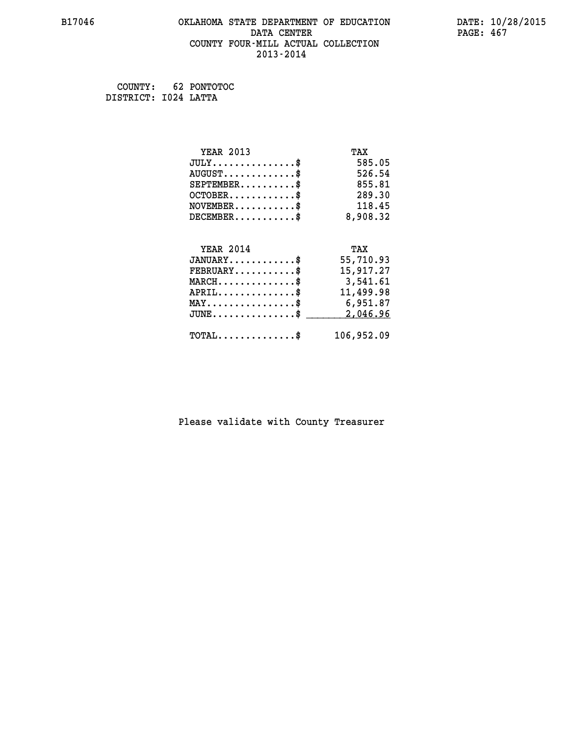B17046 OKLAHOMA STATE DEPARTMENT OF EDUCATION DATE: 10/28/2015
DATA CENTER
COUNTY FOUR-MILL ACTUAL COLLECTION
2013-2014

COUNTY: 62 PONTOTOC
DISTRICT: I024 LATTA

| YEAR 2013 | TAX |
|---|---|
| JULY...............$ | 585.05 |
| AUGUST.............$ | 526.54 |
| SEPTEMBER..........$ | 855.81 |
| OCTOBER............$ | 289.30 |
| NOVEMBER...........$ | 118.45 |
| DECEMBER...........$ | 8,908.32 |

| YEAR 2014 | TAX |
|---|---|
| JANUARY............$ | 55,710.93 |
| FEBRUARY...........$ | 15,917.27 |
| MARCH..............$ | 3,541.61 |
| APRIL..............$ | 11,499.98 |
| MAY................$ | 6,951.87 |
| JUNE...............$ | 2,046.96 |
| TOTAL..............$ | 106,952.09 |

Please validate with County Treasurer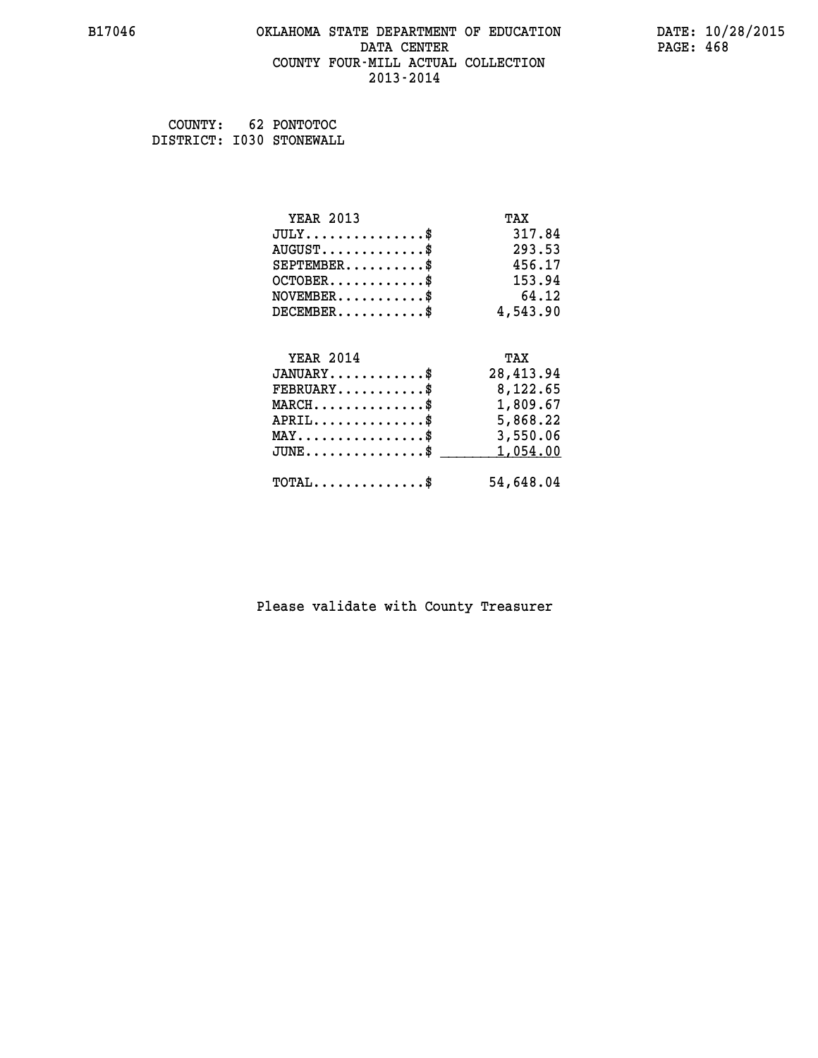# OKLAHOMA STATE DEPARTMENT OF EDUCATION
## DATA CENTER
## COUNTY FOUR-MILL ACTUAL COLLECTION
## 2013-2014

B17046

DATE: 10/28/2015

COUNTY: 62 PONTOTOC
DISTRICT: I030 STONEWALL

| YEAR 2013 | TAX |
|---|---|
| JULY..............$ | 317.84 |
| AUGUST............$ | 293.53 |
| SEPTEMBER..........$ | 456.17 |
| OCTOBER...........$ | 153.94 |
| NOVEMBER..........$ | 64.12 |
| DECEMBER..........$ | 4,543.90 |

| YEAR 2014 | TAX |
|---|---|
| JANUARY...........$ | 28,413.94 |
| FEBRUARY..........$ | 8,122.65 |
| MARCH.............$ | 1,809.67 |
| APRIL.............$ | 5,868.22 |
| MAY...............$ | 3,550.06 |
| JUNE..............$ | 1,054.00 |
| TOTAL.............$ | 54,648.04 |

Please validate with County Treasurer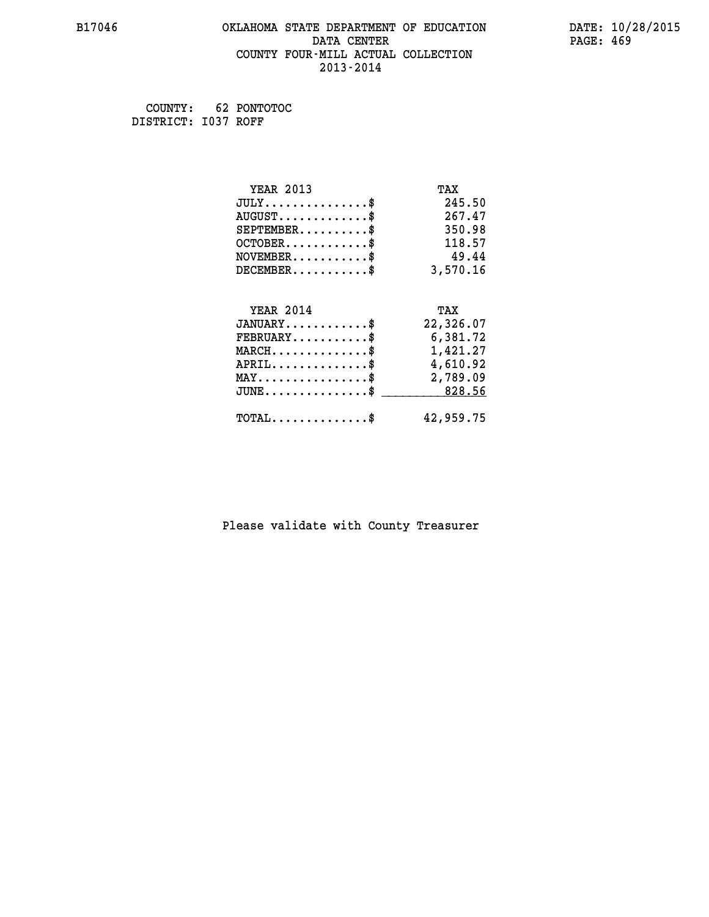B17046 OKLAHOMA STATE DEPARTMENT OF EDUCATION DATA CENTER COUNTY FOUR-MILL ACTUAL COLLECTION 2013-2014

DATE: 10/28/2015

COUNTY: 62 PONTOTOC
DISTRICT: I037 ROFF

| YEAR 2013 | TAX |
|---|---|
| JULY..............$ | 245.50 |
| AUGUST............$ | 267.47 |
| SEPTEMBER.........$ | 350.98 |
| OCTOBER...........$ | 118.57 |
| NOVEMBER..........$ | 49.44 |
| DECEMBER..........$ | 3,570.16 |

| YEAR 2014 | TAX |
|---|---|
| JANUARY...........$ | 22,326.07 |
| FEBRUARY..........$ | 6,381.72 |
| MARCH.............$ | 1,421.27 |
| APRIL.............$ | 4,610.92 |
| MAY...............$ | 2,789.09 |
| JUNE..............$ | 828.56 |
| TOTAL.............$ | 42,959.75 |

Please validate with County Treasurer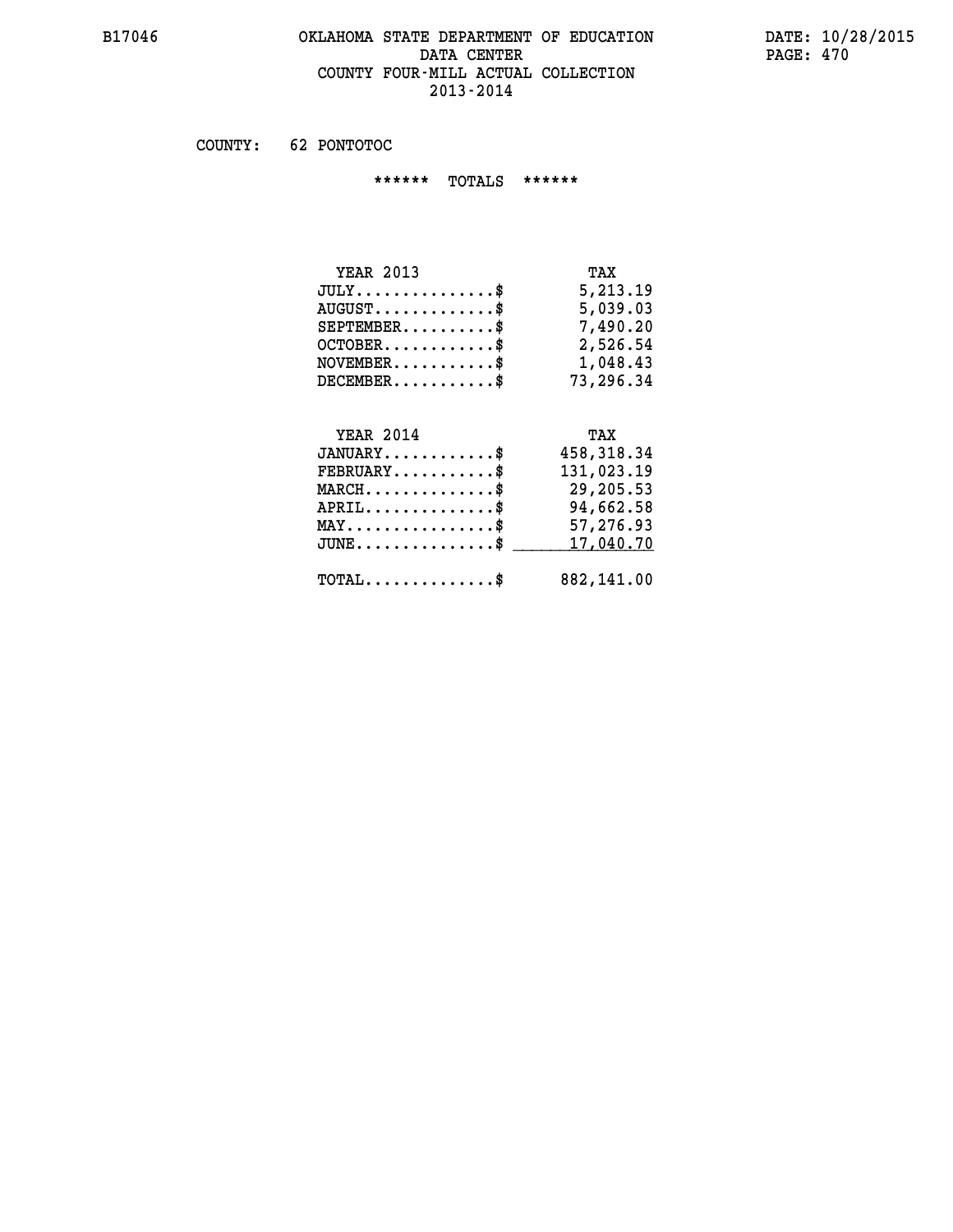B17046 OKLAHOMA STATE DEPARTMENT OF EDUCATION DATE: 10/28/2015

DATA CENTER

COUNTY FOUR-MILL ACTUAL COLLECTION

2013-2014

COUNTY: 62 PONTOTOC

****** TOTALS ******

| YEAR 2013 | TAX |
|---|---|
| JULY...............$ | 5,213.19 |
| AUGUST.............$ | 5,039.03 |
| SEPTEMBER..........$ | 7,490.20 |
| OCTOBER............$ | 2,526.54 |
| NOVEMBER...........$ | 1,048.43 |
| DECEMBER...........$ | 73,296.34 |

| YEAR 2014 | TAX |
|---|---|
| JANUARY............$ | 458,318.34 |
| FEBRUARY...........$ | 131,023.19 |
| MARCH..............$ | 29,205.53 |
| APRIL..............$ | 94,662.58 |
| MAY................$ | 57,276.93 |
| JUNE...............$ | 17,040.70 |
| TOTAL..............$ | 882,141.00 |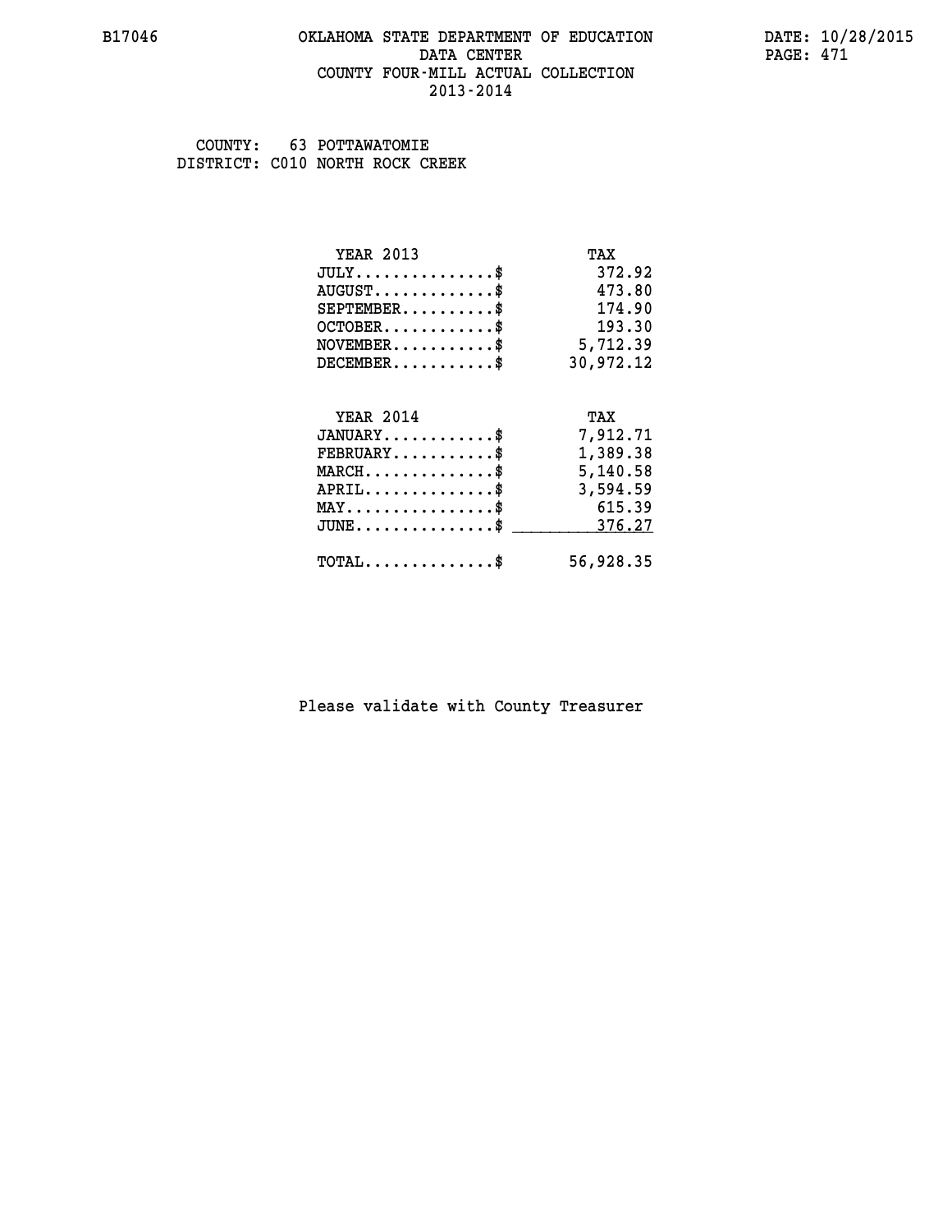B17046 OKLAHOMA STATE DEPARTMENT OF EDUCATION DATA CENTER COUNTY FOUR-MILL ACTUAL COLLECTION 2013-2014

DATE: 10/28/2015

COUNTY: 63 POTTAWATOMIE
DISTRICT: C010 NORTH ROCK CREEK

| YEAR 2013 | TAX |
|---|---|
| JULY...............$ | 372.92 |
| AUGUST.............$ | 473.80 |
| SEPTEMBER..........$ | 174.90 |
| OCTOBER............$ | 193.30 |
| NOVEMBER...........$ | 5,712.39 |
| DECEMBER...........$ | 30,972.12 |

| YEAR 2014 | TAX |
|---|---|
| JANUARY............$ | 7,912.71 |
| FEBRUARY...........$ | 1,389.38 |
| MARCH..............$ | 5,140.58 |
| APRIL..............$ | 3,594.59 |
| MAY................$ | 615.39 |
| JUNE...............$ | 376.27 |
| TOTAL..............$ | 56,928.35 |

Please validate with County Treasurer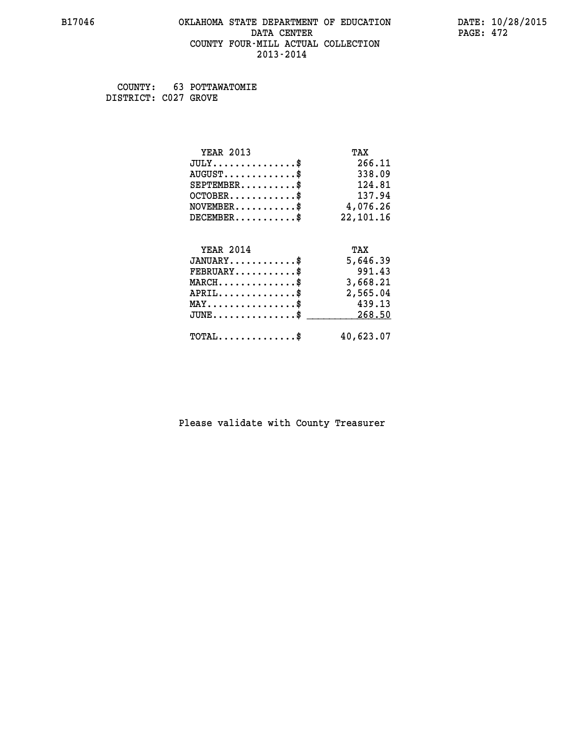B17046 OKLAHOMA STATE DEPARTMENT OF EDUCATION DATE: 10/28/2015
DATA CENTER
COUNTY FOUR-MILL ACTUAL COLLECTION
2013-2014

COUNTY: 63 POTTAWATOMIE
DISTRICT: C027 GROVE

| YEAR 2013 | TAX |
|---|---|
| JULY..............$ | 266.11 |
| AUGUST............$ | 338.09 |
| SEPTEMBER.........$ | 124.81 |
| OCTOBER...........$ | 137.94 |
| NOVEMBER..........$ | 4,076.26 |
| DECEMBER..........$ | 22,101.16 |

| YEAR 2014 | TAX |
|---|---|
| JANUARY...........$ | 5,646.39 |
| FEBRUARY..........$ | 991.43 |
| MARCH.............$ | 3,668.21 |
| APRIL.............$ | 2,565.04 |
| MAY...............$ | 439.13 |
| JUNE..............$ | 268.50 |
| TOTAL.............$ | 40,623.07 |

Please validate with County Treasurer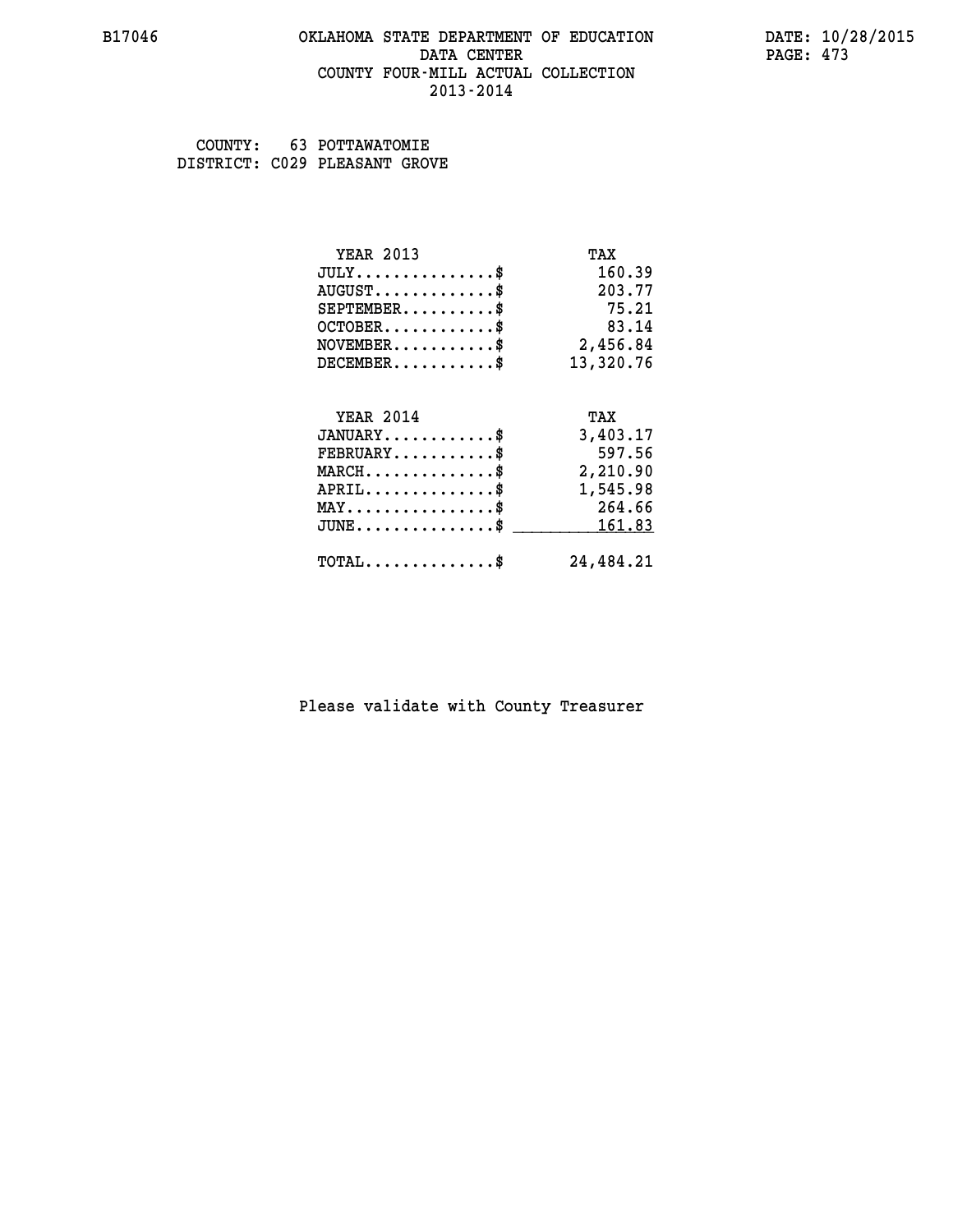B17046 OKLAHOMA STATE DEPARTMENT OF EDUCATION DATA CENTER COUNTY FOUR-MILL ACTUAL COLLECTION 2013-2014

DATE: 10/28/2015

COUNTY: 63 POTTAWATOMIE
DISTRICT: C029 PLEASANT GROVE

| YEAR 2013 | TAX |
|---|---|
| JULY..............$ | 160.39 |
| AUGUST............$ | 203.77 |
| SEPTEMBER.........$ | 75.21 |
| OCTOBER...........$ | 83.14 |
| NOVEMBER..........$ | 2,456.84 |
| DECEMBER..........$ | 13,320.76 |

| YEAR 2014 | TAX |
|---|---|
| JANUARY...........$ | 3,403.17 |
| FEBRUARY..........$ | 597.56 |
| MARCH.............$ | 2,210.90 |
| APRIL.............$ | 1,545.98 |
| MAY...............$ | 264.66 |
| JUNE..............$ | 161.83 |
| TOTAL.............$ | 24,484.21 |

Please validate with County Treasurer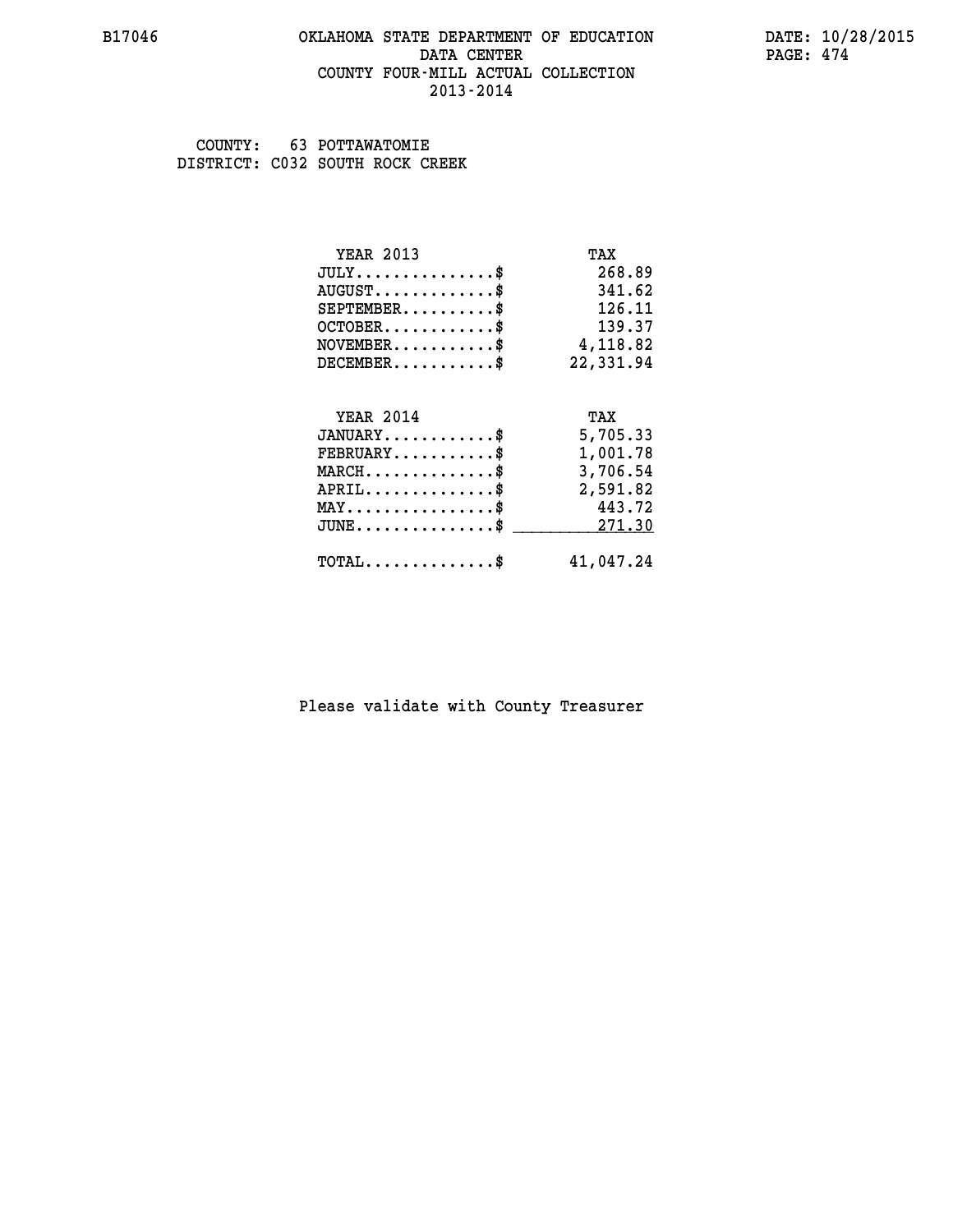# OKLAHOMA STATE DEPARTMENT OF EDUCATION
## DATA CENTER
## COUNTY FOUR-MILL ACTUAL COLLECTION
## 2013-2014

B17046 DATE: 10/28/2015

COUNTY: 63 POTTAWATOMIE
DISTRICT: C032 SOUTH ROCK CREEK

| YEAR 2013 | TAX |
|---|---|
| JULY..............$ | 268.89 |
| AUGUST............$ | 341.62 |
| SEPTEMBER.........$ | 126.11 |
| OCTOBER...........$ | 139.37 |
| NOVEMBER..........$ | 4,118.82 |
| DECEMBER..........$ | 22,331.94 |

| YEAR 2014 | TAX |
|---|---|
| JANUARY...........$ | 5,705.33 |
| FEBRUARY..........$ | 1,001.78 |
| MARCH.............$ | 3,706.54 |
| APRIL.............$ | 2,591.82 |
| MAY...............$ | 443.72 |
| JUNE..............$ | 271.30 |
| TOTAL.............$ | 41,047.24 |

Please validate with County Treasurer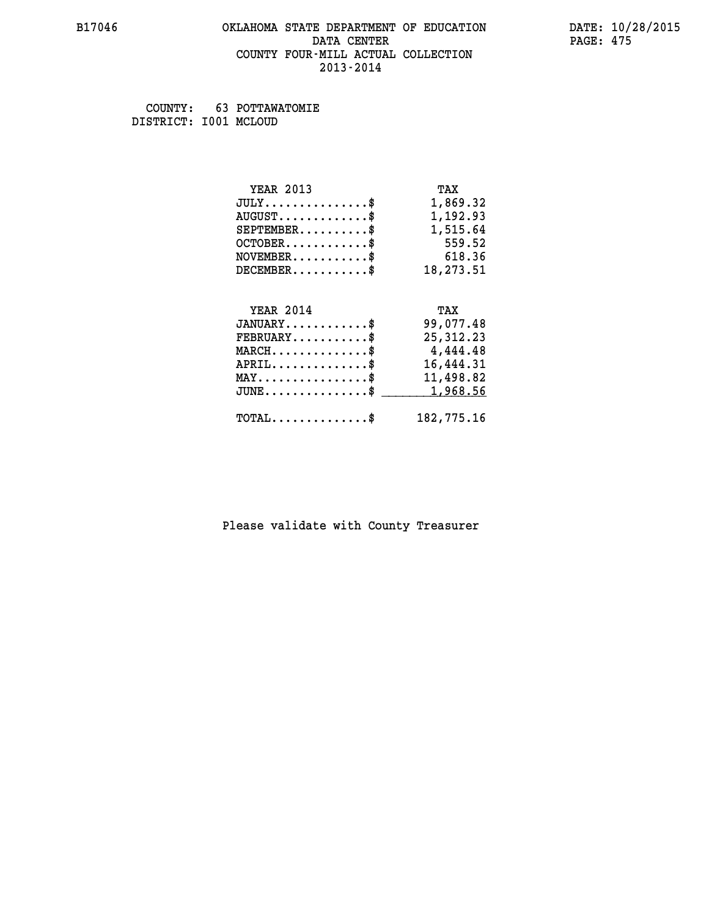COUNTY: 63 POTTAWATOMIE
DISTRICT: I001 MCLOUD

| YEAR 2013 | TAX |
|---|---|
| JULY...............$ | 1,869.32 |
| AUGUST.............$ | 1,192.93 |
| SEPTEMBER..........$ | 1,515.64 |
| OCTOBER............$ | 559.52 |
| NOVEMBER...........$ | 618.36 |
| DECEMBER...........$ | 18,273.51 |

| YEAR 2014 | TAX |
|---|---|
| JANUARY............$ | 99,077.48 |
| FEBRUARY...........$ | 25,312.23 |
| MARCH..............$ | 4,444.48 |
| APRIL..............$ | 16,444.31 |
| MAY................$ | 11,498.82 |
| JUNE...............$ | 1,968.56 |
| TOTAL..............$ | 182,775.16 |

Please validate with County Treasurer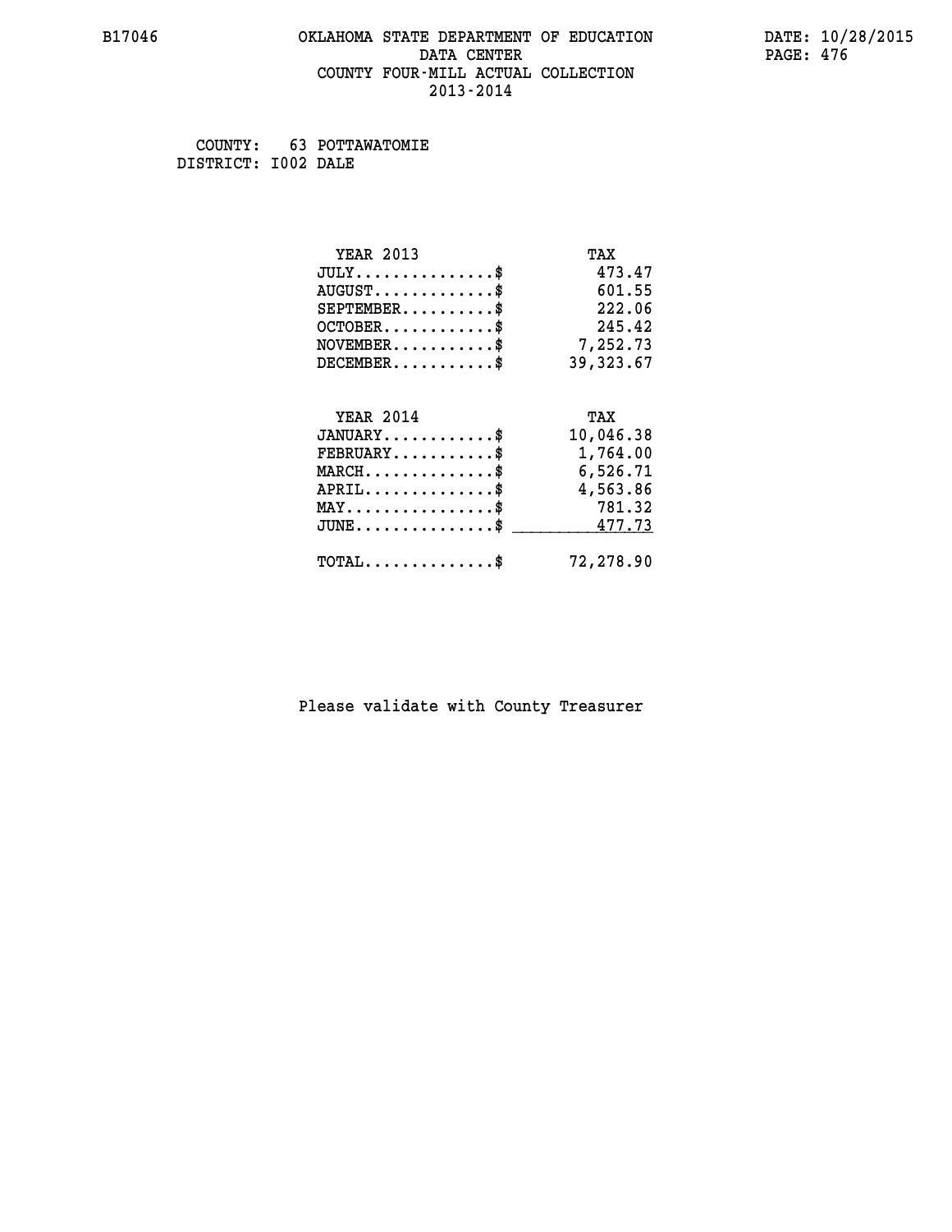B17046 OKLAHOMA STATE DEPARTMENT OF EDUCATION DATA CENTER COUNTY FOUR-MILL ACTUAL COLLECTION 2013-2014

DATE: 10/28/2015

COUNTY: 63 POTTAWATOMIE
DISTRICT: I002 DALE

| YEAR 2013 | TAX |
|---|---|
| JULY..............$ | 473.47 |
| AUGUST............$ | 601.55 |
| SEPTEMBER.........$ | 222.06 |
| OCTOBER...........$ | 245.42 |
| NOVEMBER..........$ | 7,252.73 |
| DECEMBER..........$ | 39,323.67 |

| YEAR 2014 | TAX |
|---|---|
| JANUARY...........$ | 10,046.38 |
| FEBRUARY..........$ | 1,764.00 |
| MARCH.............$ | 6,526.71 |
| APRIL.............$ | 4,563.86 |
| MAY...............$ | 781.32 |
| JUNE..............$ | 477.73 |
| TOTAL.............$ | 72,278.90 |

Please validate with County Treasurer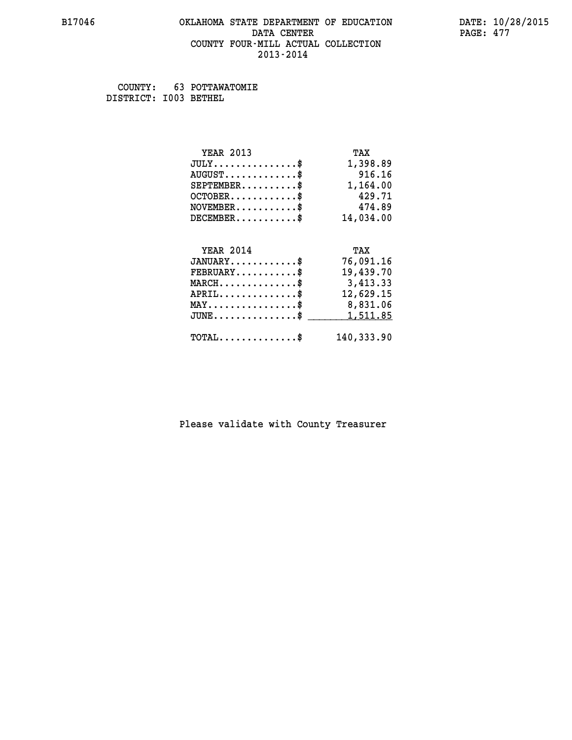B17046 OKLAHOMA STATE DEPARTMENT OF EDUCATION DATA CENTER COUNTY FOUR-MILL ACTUAL COLLECTION 2013-2014

DATE: 10/28/2015

COUNTY: 63 POTTAWATOMIE
DISTRICT: I003 BETHEL

| YEAR 2013 | TAX |
|---|---|
| JULY..............$ | 1,398.89 |
| AUGUST............$ | 916.16 |
| SEPTEMBER..........$ | 1,164.00 |
| OCTOBER............$ | 429.71 |
| NOVEMBER...........$ | 474.89 |
| DECEMBER...........$ | 14,034.00 |

| YEAR 2014 | TAX |
|---|---|
| JANUARY............$ | 76,091.16 |
| FEBRUARY...........$ | 19,439.70 |
| MARCH..............$ | 3,413.33 |
| APRIL..............$ | 12,629.15 |
| MAY................$ | 8,831.06 |
| JUNE...............$ | 1,511.85 |
| TOTAL..............$ | 140,333.90 |

Please validate with County Treasurer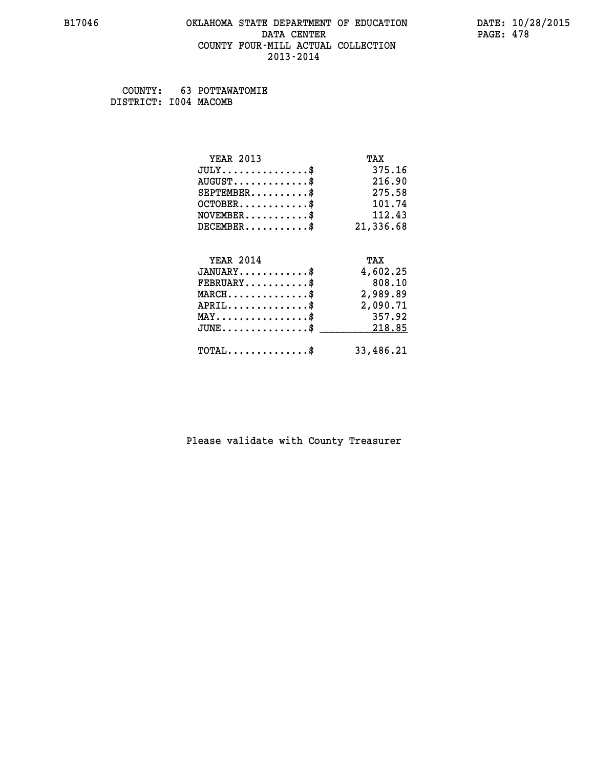B17046 OKLAHOMA STATE DEPARTMENT OF EDUCATION DATA CENTER COUNTY FOUR-MILL ACTUAL COLLECTION 2013-2014

DATE: 10/28/2015

COUNTY: 63 POTTAWATOMIE
DISTRICT: I004 MACOMB

| YEAR 2013 | TAX |
|---|---|
| JULY..............$ | 375.16 |
| AUGUST............$ | 216.90 |
| SEPTEMBER.........$ | 275.58 |
| OCTOBER...........$ | 101.74 |
| NOVEMBER..........$ | 112.43 |
| DECEMBER..........$ | 21,336.68 |

| YEAR 2014 | TAX |
|---|---|
| JANUARY...........$ | 4,602.25 |
| FEBRUARY..........$ | 808.10 |
| MARCH.............$ | 2,989.89 |
| APRIL.............$ | 2,090.71 |
| MAY...............$ | 357.92 |
| JUNE..............$ | 218.85 |
| TOTAL.............$ | 33,486.21 |

Please validate with County Treasurer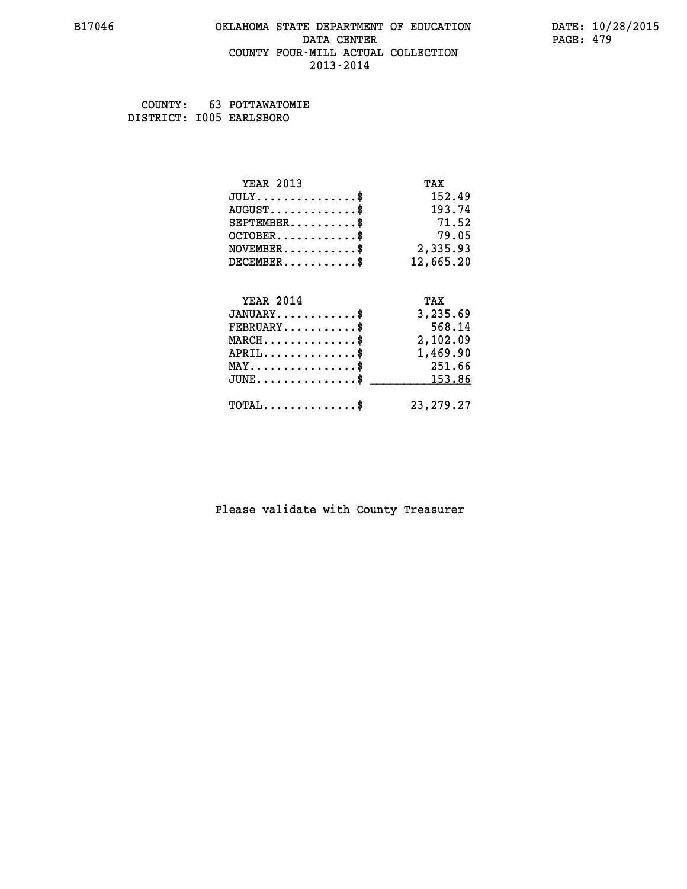# OKLAHOMA STATE DEPARTMENT OF EDUCATION
## DATA CENTER
## COUNTY FOUR-MILL ACTUAL COLLECTION
## 2013-2014

B17046 | DATE: 10/28/2015

COUNTY: 63 POTTAWATOMIE
DISTRICT: I005 EARLSBORO

| YEAR 2013 | TAX |
|---|---|
| JULY..............$ | 152.49 |
| AUGUST............$ | 193.74 |
| SEPTEMBER.........$ | 71.52 |
| OCTOBER...........$ | 79.05 |
| NOVEMBER..........$ | 2,335.93 |
| DECEMBER..........$ | 12,665.20 |

| YEAR 2014 | TAX |
|---|---|
| JANUARY...........$ | 3,235.69 |
| FEBRUARY..........$ | 568.14 |
| MARCH.............$ | 2,102.09 |
| APRIL.............$ | 1,469.90 |
| MAY...............$ | 251.66 |
| JUNE..............$ | 153.86 |
| TOTAL.............$ | 23,279.27 |

Please validate with County Treasurer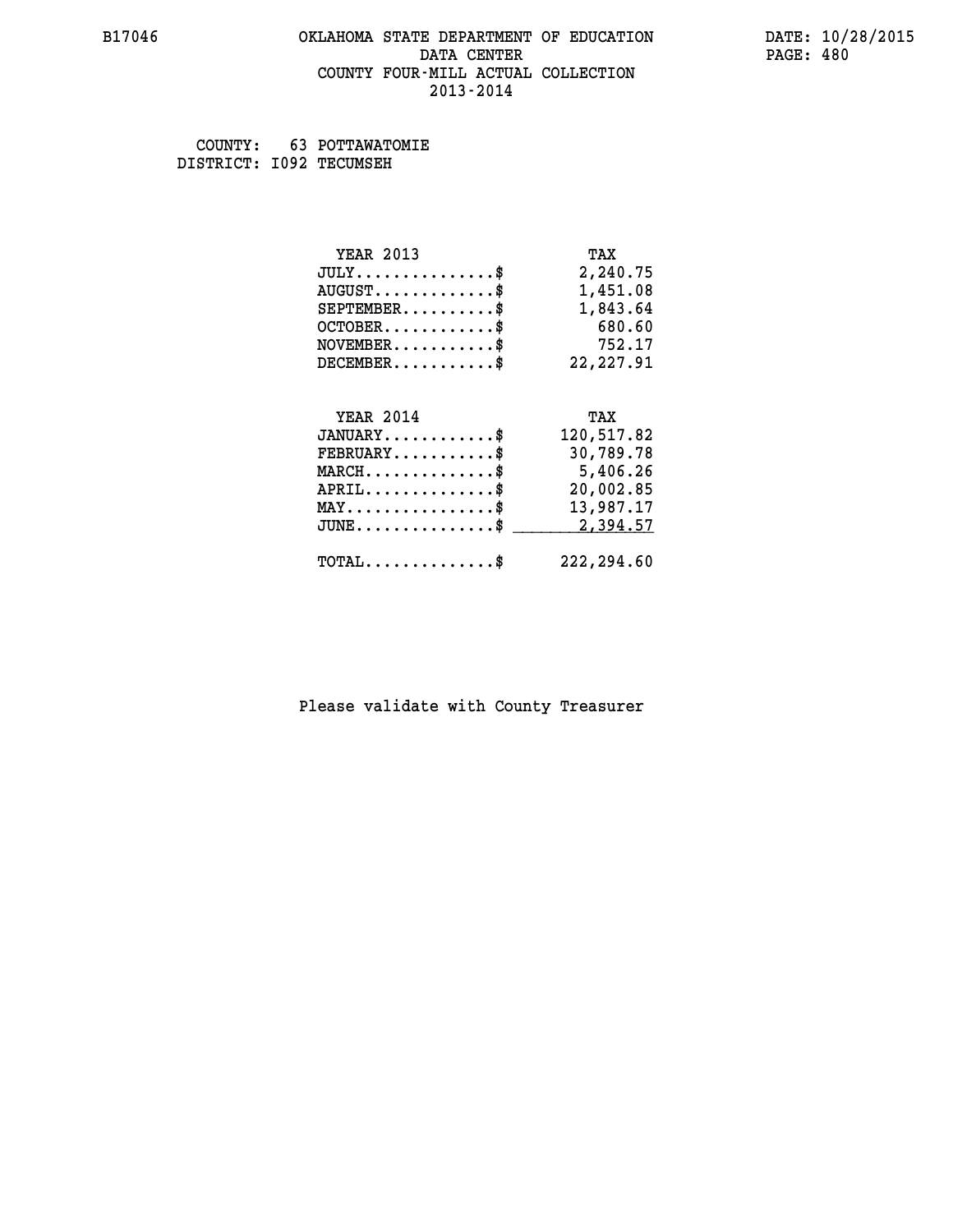COUNTY: 63 POTTAWATOMIE
DISTRICT: I092 TECUMSEH

| YEAR 2013 | TAX |
| --- | --- |
| JULY..............$ | 2,240.75 |
| AUGUST............$ | 1,451.08 |
| SEPTEMBER.........$ | 1,843.64 |
| OCTOBER...........$ | 680.60 |
| NOVEMBER..........$ | 752.17 |
| DECEMBER..........$ | 22,227.91 |

| YEAR 2014 | TAX |
| --- | --- |
| JANUARY...........$ | 120,517.82 |
| FEBRUARY..........$ | 30,789.78 |
| MARCH.............$ | 5,406.26 |
| APRIL.............$ | 20,002.85 |
| MAY...............$ | 13,987.17 |
| JUNE..............$ | 2,394.57 |
| TOTAL.............$ | 222,294.60 |

Please validate with County Treasurer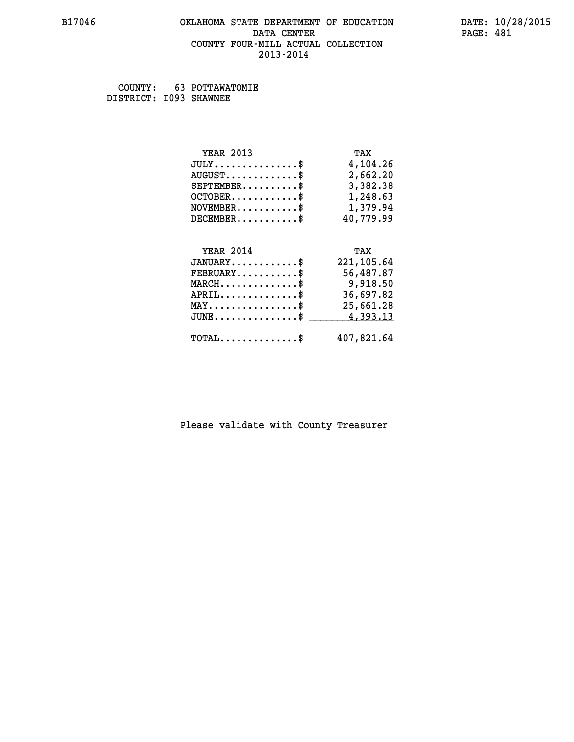B17046

# OKLAHOMA STATE DEPARTMENT OF EDUCATION
## DATA CENTER
## COUNTY FOUR-MILL ACTUAL COLLECTION
## 2013-2014

DATE: 10/28/2015

COUNTY: 63 POTTAWATOMIE
DISTRICT: I093 SHAWNEE

| YEAR 2013 | TAX |
|---|---|
| JULY...............$ | 4,104.26 |
| AUGUST.............$ | 2,662.20 |
| SEPTEMBER..........$ | 3,382.38 |
| OCTOBER............$ | 1,248.63 |
| NOVEMBER...........$ | 1,379.94 |
| DECEMBER...........$ | 40,779.99 |

| YEAR 2014 | TAX |
|---|---|
| JANUARY............$ | 221,105.64 |
| FEBRUARY...........$ | 56,487.87 |
| MARCH..............$ | 9,918.50 |
| APRIL..............$ | 36,697.82 |
| MAY................$ | 25,661.28 |
| JUNE...............$ | 4,393.13 |
| TOTAL..............$ | 407,821.64 |

Please validate with County Treasurer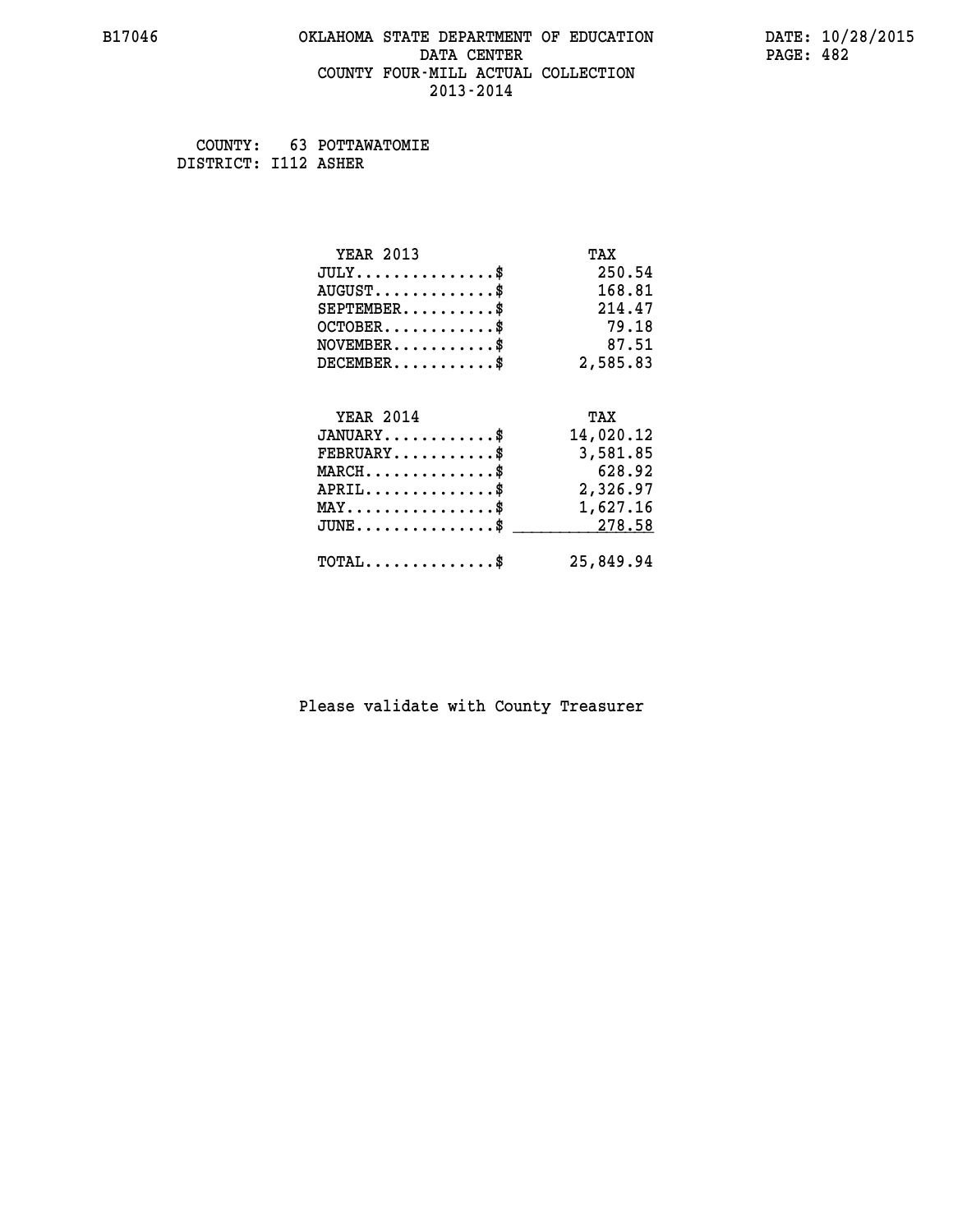B17046 OKLAHOMA STATE DEPARTMENT OF EDUCATION DATE: 10/28/2015
DATA CENTER PAGE: 482
COUNTY FOUR-MILL ACTUAL COLLECTION
2013-2014

COUNTY: 63 POTTAWATOMIE
DISTRICT: I112 ASHER

| YEAR 2013 | TAX |
| --- | --- |
| JULY...............$ | 250.54 |
| AUGUST.............$ | 168.81 |
| SEPTEMBER..........$ | 214.47 |
| OCTOBER............$ | 79.18 |
| NOVEMBER...........$ | 87.51 |
| DECEMBER...........$ | 2,585.83 |

| YEAR 2014 | TAX |
| --- | --- |
| JANUARY............$ | 14,020.12 |
| FEBRUARY...........$ | 3,581.85 |
| MARCH..............$ | 628.92 |
| APRIL..............$ | 2,326.97 |
| MAY................$ | 1,627.16 |
| JUNE...............$ | 278.58 |
| TOTAL..............$ | 25,849.94 |

Please validate with County Treasurer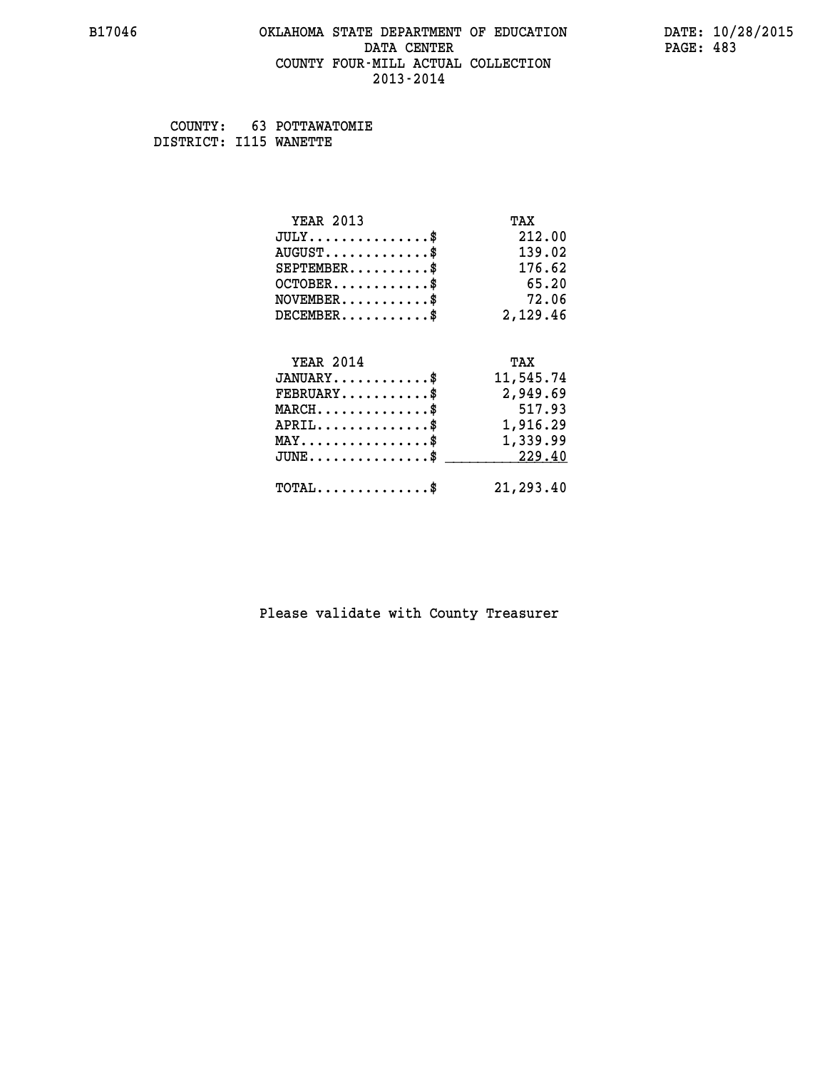COUNTY: 63 POTTAWATOMIE
DISTRICT: I115 WANETTE

| YEAR 2013 | TAX |
| --- | --- |
| JULY...............$ | 212.00 |
| AUGUST.............$ | 139.02 |
| SEPTEMBER..........$ | 176.62 |
| OCTOBER............$ | 65.20 |
| NOVEMBER...........$ | 72.06 |
| DECEMBER...........$ | 2,129.46 |

| YEAR 2014 | TAX |
| --- | --- |
| JANUARY............$ | 11,545.74 |
| FEBRUARY...........$ | 2,949.69 |
| MARCH..............$ | 517.93 |
| APRIL..............$ | 1,916.29 |
| MAY................$ | 1,339.99 |
| JUNE...............$ | 229.40 |
| TOTAL..............$ | 21,293.40 |

Please validate with County Treasurer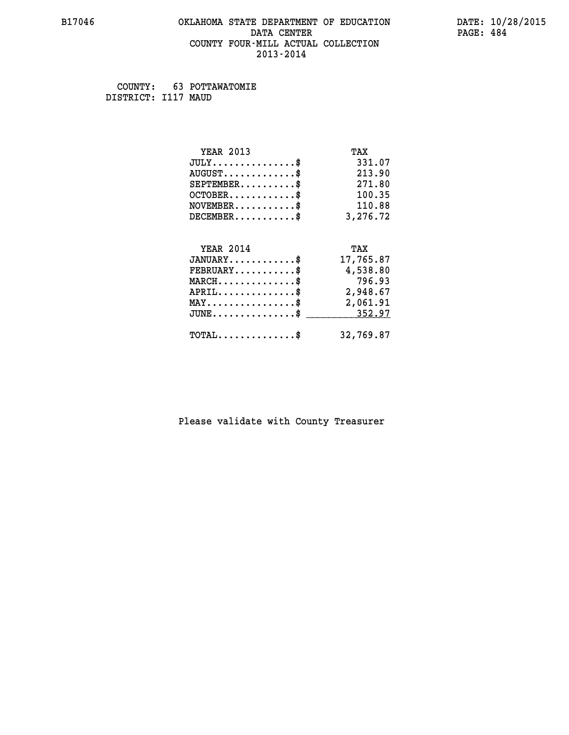COUNTY: 63 POTTAWATOMIE
DISTRICT: I117 MAUD

| YEAR 2013 | TAX |
|---|---|
| JULY..............$ | 331.07 |
| AUGUST............$ | 213.90 |
| SEPTEMBER.........$ | 271.80 |
| OCTOBER...........$ | 100.35 |
| NOVEMBER..........$ | 110.88 |
| DECEMBER..........$ | 3,276.72 |

| YEAR 2014 | TAX |
|---|---|
| JANUARY...........$ | 17,765.87 |
| FEBRUARY..........$ | 4,538.80 |
| MARCH.............$ | 796.93 |
| APRIL.............$ | 2,948.67 |
| MAY...............$ | 2,061.91 |
| JUNE..............$ | 352.97 |
| TOTAL.............$ | 32,769.87 |

Please validate with County Treasurer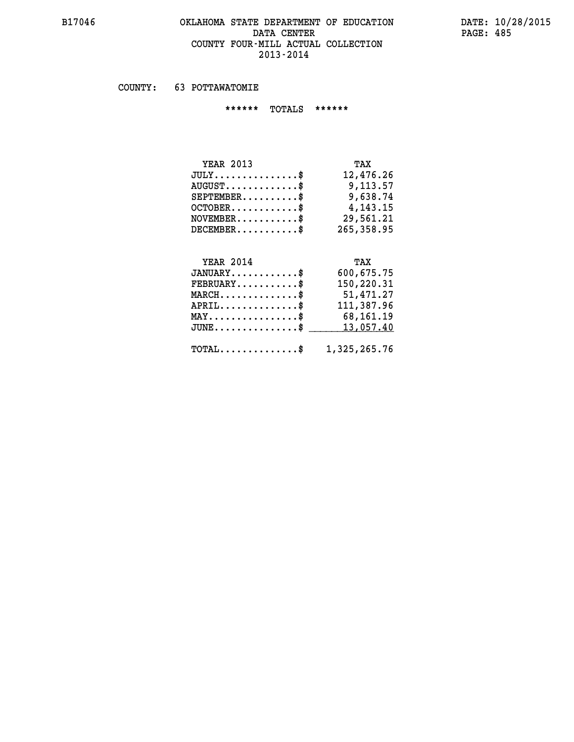# OKLAHOMA STATE DEPARTMENT OF EDUCATION
## DATA CENTER
## COUNTY FOUR-MILL ACTUAL COLLECTION
## 2013-2014

COUNTY: 63 POTTAWATOMIE

****** TOTALS ******

| YEAR 2013 | TAX |
|---|---|
| JULY...............$ | 12,476.26 |
| AUGUST.............$ | 9,113.57 |
| SEPTEMBER..........$ | 9,638.74 |
| OCTOBER............$ | 4,143.15 |
| NOVEMBER...........$ | 29,561.21 |
| DECEMBER...........$ | 265,358.95 |

| YEAR 2014 | TAX |
|---|---|
| JANUARY............$ | 600,675.75 |
| FEBRUARY...........$ | 150,220.31 |
| MARCH..............$ | 51,471.27 |
| APRIL..............$ | 111,387.96 |
| MAY................$ | 68,161.19 |
| JUNE...............$ | 13,057.40 |
| TOTAL..............$ | 1,325,265.76 |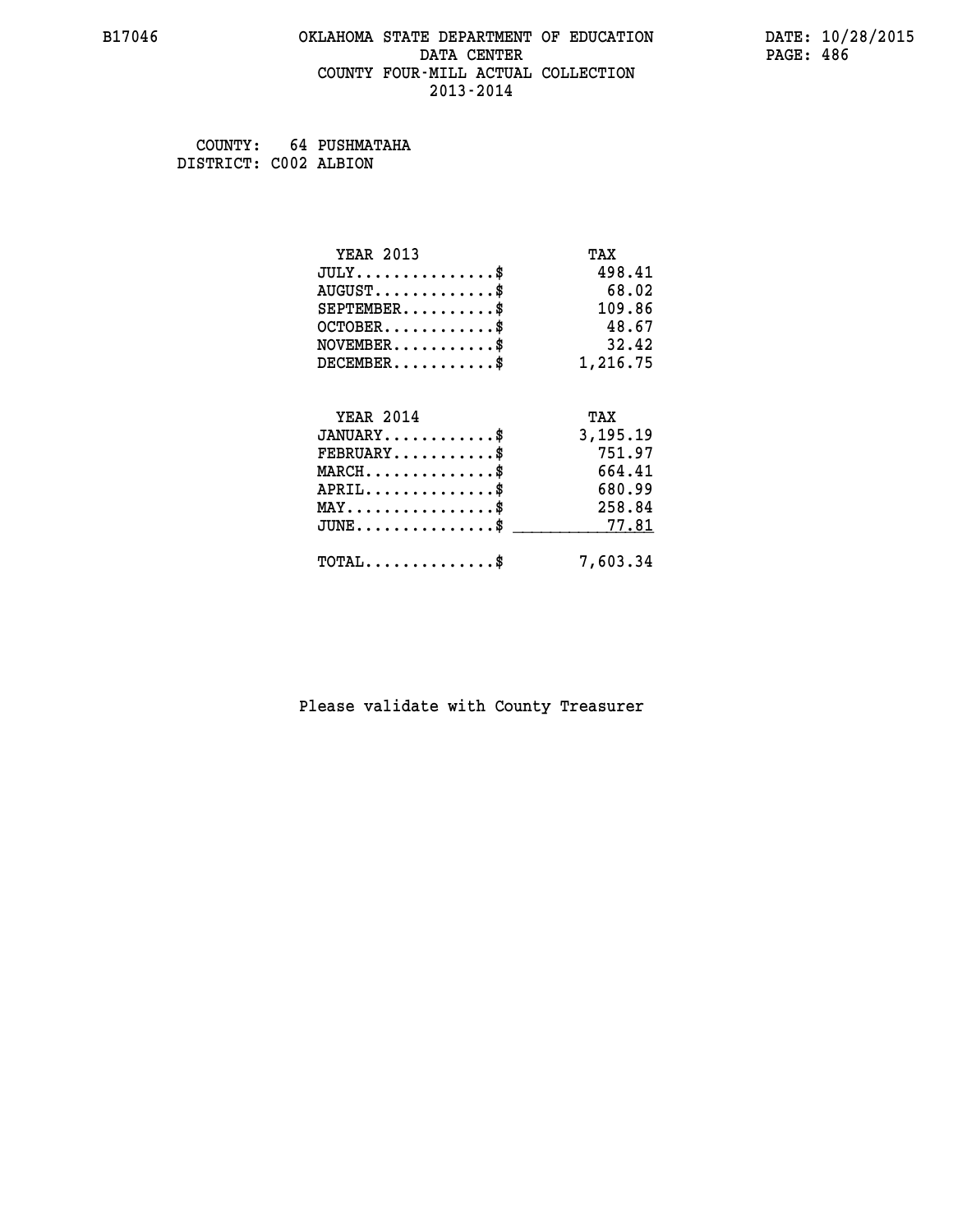# OKLAHOMA STATE DEPARTMENT OF EDUCATION
## DATA CENTER
## COUNTY FOUR-MILL ACTUAL COLLECTION
## 2013-2014

B17046 — DATE: 10/28/2015

COUNTY: 64 PUSHMATAHA
DISTRICT: C002 ALBION

| YEAR 2013 | TAX |
|---|---|
| JULY...............$ | 498.41 |
| AUGUST.............$ | 68.02 |
| SEPTEMBER..........$ | 109.86 |
| OCTOBER............$ | 48.67 |
| NOVEMBER...........$ | 32.42 |
| DECEMBER...........$ | 1,216.75 |

| YEAR 2014 | TAX |
|---|---|
| JANUARY............$ | 3,195.19 |
| FEBRUARY...........$ | 751.97 |
| MARCH..............$ | 664.41 |
| APRIL..............$ | 680.99 |
| MAY................$ | 258.84 |
| JUNE...............$ | 77.81 |
| TOTAL..............$ | 7,603.34 |

Please validate with County Treasurer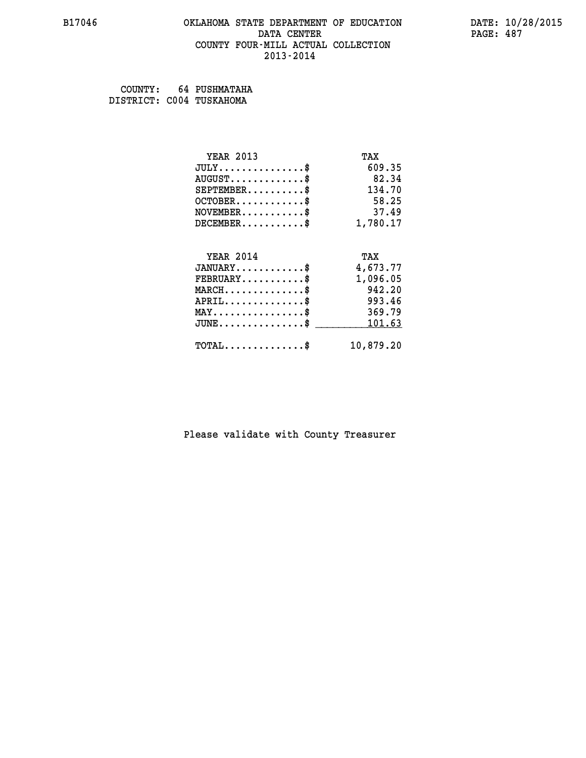# OKLAHOMA STATE DEPARTMENT OF EDUCATION
## DATA CENTER
## COUNTY FOUR-MILL ACTUAL COLLECTION
## 2013-2014

B17046

DATE: 10/28/2015

COUNTY: 64 PUSHMATAHA
DISTRICT: C004 TUSKAHOMA

| YEAR 2013 | TAX |
|---|---|
| JULY...............$ | 609.35 |
| AUGUST.............$ | 82.34 |
| SEPTEMBER..........$ | 134.70 |
| OCTOBER............$ | 58.25 |
| NOVEMBER...........$ | 37.49 |
| DECEMBER...........$ | 1,780.17 |

| YEAR 2014 | TAX |
|---|---|
| JANUARY............$ | 4,673.77 |
| FEBRUARY...........$ | 1,096.05 |
| MARCH..............$ | 942.20 |
| APRIL..............$ | 993.46 |
| MAY................$ | 369.79 |
| JUNE...............$ | 101.63 |
| TOTAL..............$ | 10,879.20 |

Please validate with County Treasurer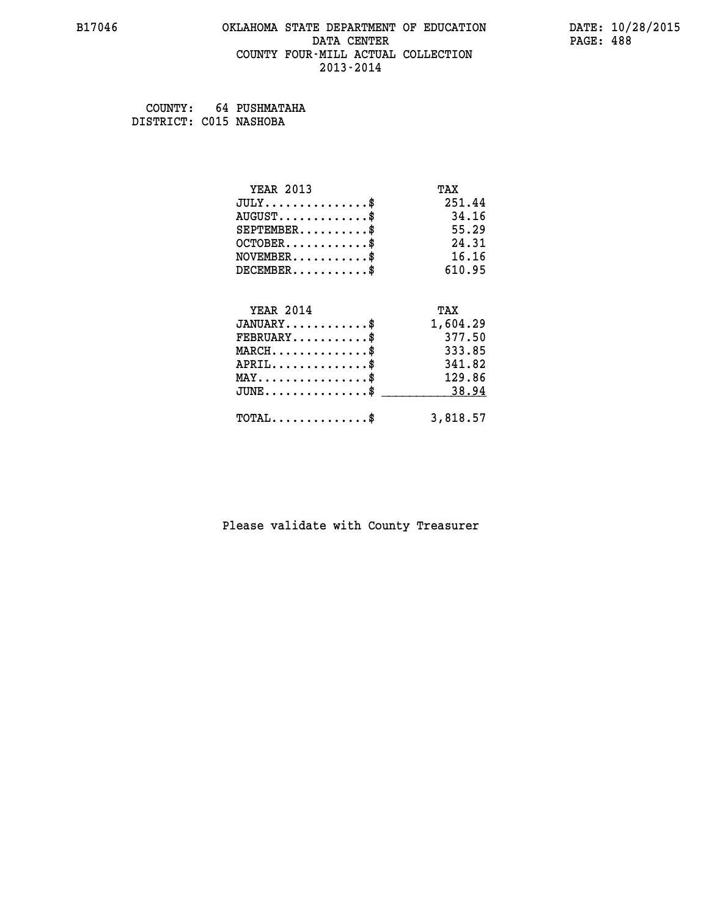# OKLAHOMA STATE DEPARTMENT OF EDUCATION
## DATA CENTER
## COUNTY FOUR-MILL ACTUAL COLLECTION
## 2013-2014

B17046 — DATE: 10/28/2015

COUNTY: 64 PUSHMATAHA
DISTRICT: C015 NASHOBA

| YEAR 2013 | TAX |
| --- | --- |
| JULY...............$ | 251.44 |
| AUGUST.............$ | 34.16 |
| SEPTEMBER..........$ | 55.29 |
| OCTOBER............$ | 24.31 |
| NOVEMBER...........$ | 16.16 |
| DECEMBER...........$ | 610.95 |

| YEAR 2014 | TAX |
| --- | --- |
| JANUARY............$ | 1,604.29 |
| FEBRUARY...........$ | 377.50 |
| MARCH..............$ | 333.85 |
| APRIL..............$ | 341.82 |
| MAY................$ | 129.86 |
| JUNE...............$ | 38.94 |
| TOTAL..............$ | 3,818.57 |

Please validate with County Treasurer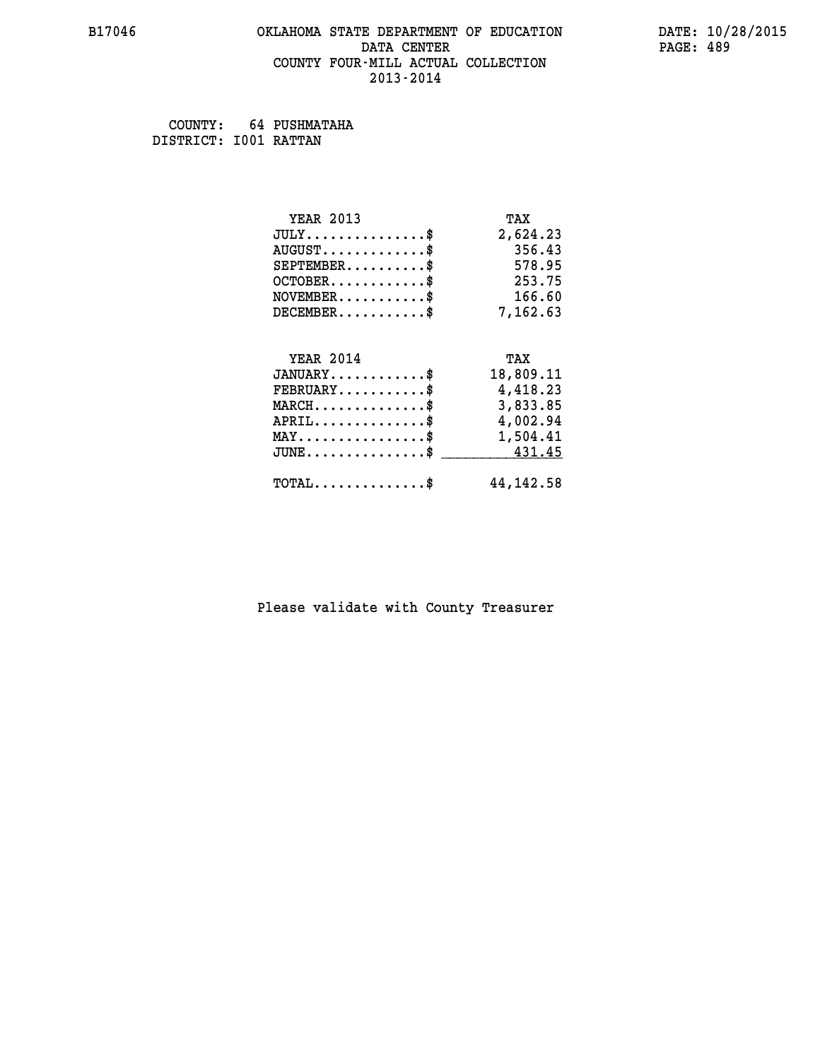B17046 OKLAHOMA STATE DEPARTMENT OF EDUCATION DATA CENTER COUNTY FOUR-MILL ACTUAL COLLECTION 2013-2014

DATE: 10/28/2015

COUNTY: 64 PUSHMATAHA
DISTRICT: I001 RATTAN

| YEAR 2013 | TAX |
| --- | --- |
| JULY..............$ | 2,624.23 |
| AUGUST............$ | 356.43 |
| SEPTEMBER.........$ | 578.95 |
| OCTOBER...........$ | 253.75 |
| NOVEMBER..........$ | 166.60 |
| DECEMBER..........$ | 7,162.63 |

| YEAR 2014 | TAX |
| --- | --- |
| JANUARY...........$ | 18,809.11 |
| FEBRUARY..........$ | 4,418.23 |
| MARCH.............$ | 3,833.85 |
| APRIL.............$ | 4,002.94 |
| MAY...............$ | 1,504.41 |
| JUNE..............$ | 431.45 |
| TOTAL.............$ | 44,142.58 |

Please validate with County Treasurer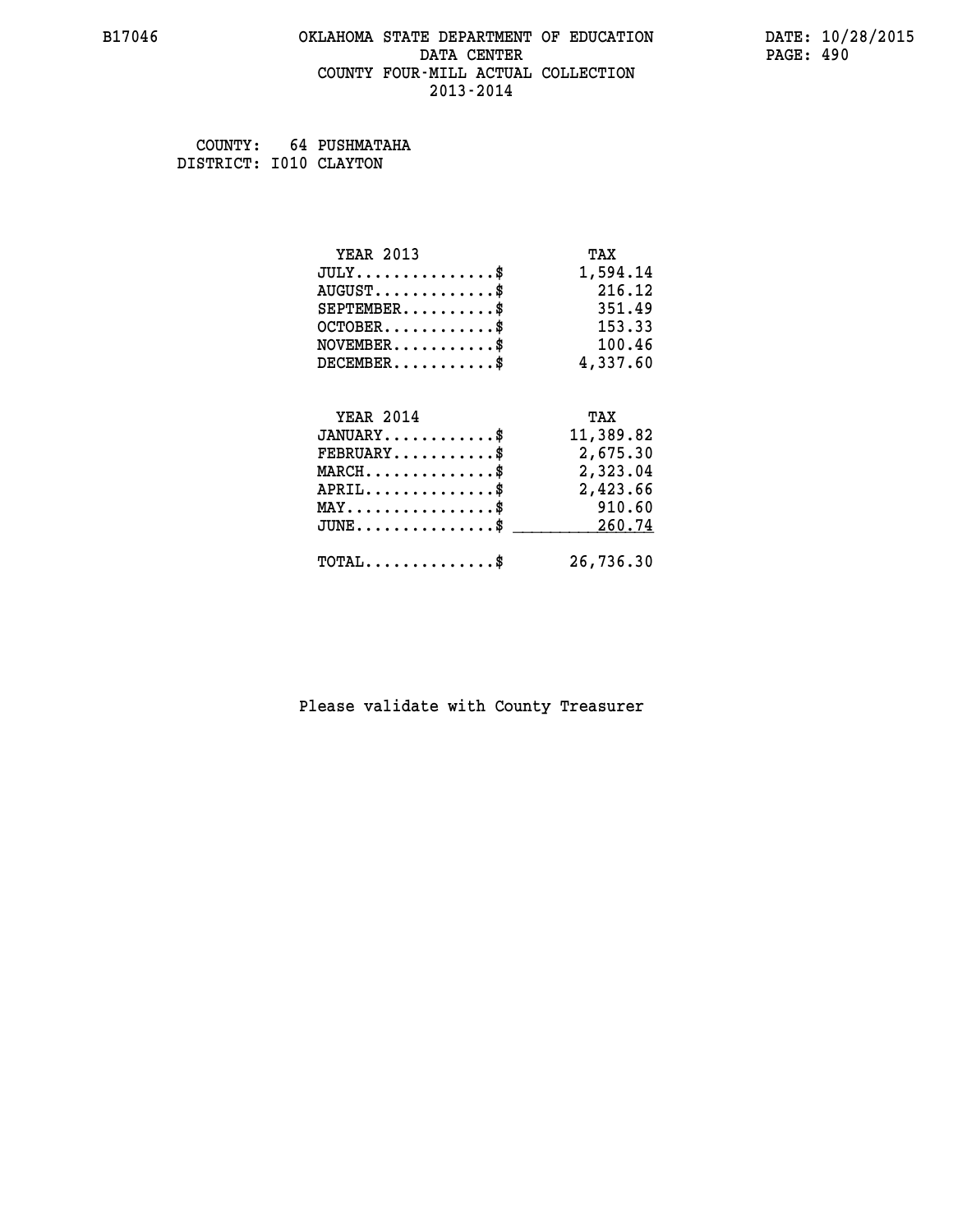# OKLAHOMA STATE DEPARTMENT OF EDUCATION
## DATA CENTER
## COUNTY FOUR-MILL ACTUAL COLLECTION
## 2013-2014

COUNTY: 64 PUSHMATAHA
DISTRICT: I010 CLAYTON

| YEAR 2013 | TAX |
|---|---|
| JULY...............$ | 1,594.14 |
| AUGUST.............$ | 216.12 |
| SEPTEMBER..........$ | 351.49 |
| OCTOBER............$ | 153.33 |
| NOVEMBER...........$ | 100.46 |
| DECEMBER...........$ | 4,337.60 |

| YEAR 2014 | TAX |
|---|---|
| JANUARY............$ | 11,389.82 |
| FEBRUARY...........$ | 2,675.30 |
| MARCH..............$ | 2,323.04 |
| APRIL..............$ | 2,423.66 |
| MAY................$ | 910.60 |
| JUNE...............$ | 260.74 |
| TOTAL..............$ | 26,736.30 |

Please validate with County Treasurer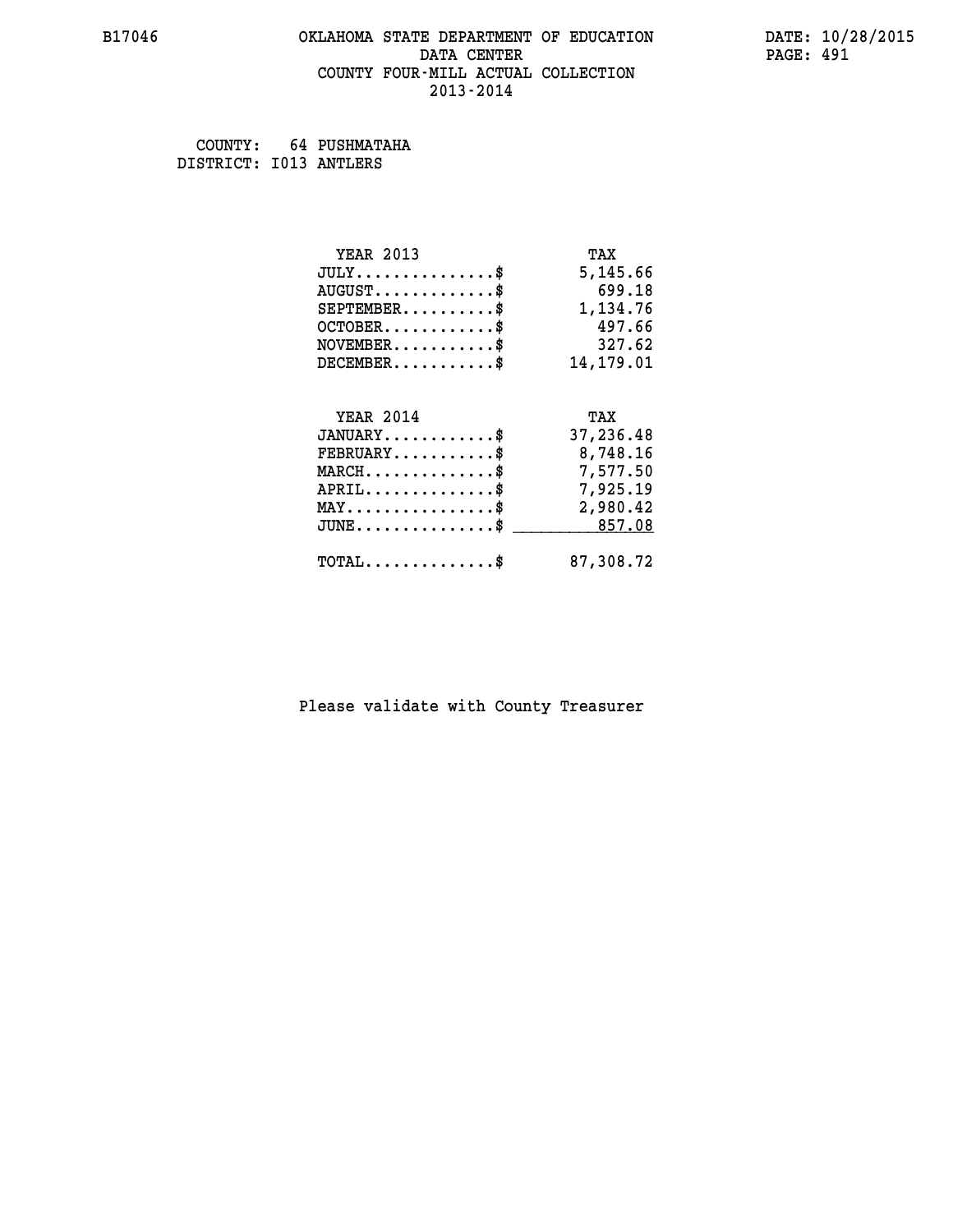B17046 OKLAHOMA STATE DEPARTMENT OF EDUCATION DATA CENTER COUNTY FOUR-MILL ACTUAL COLLECTION 2013-2014

DATE: 10/28/2015

COUNTY: 64 PUSHMATAHA
DISTRICT: I013 ANTLERS

| YEAR 2013 | TAX |
|---|---|
| JULY..............$ | 5,145.66 |
| AUGUST............$ | 699.18 |
| SEPTEMBER.........$ | 1,134.76 |
| OCTOBER...........$ | 497.66 |
| NOVEMBER..........$ | 327.62 |
| DECEMBER..........$ | 14,179.01 |

| YEAR 2014 | TAX |
|---|---|
| JANUARY...........$ | 37,236.48 |
| FEBRUARY..........$ | 8,748.16 |
| MARCH.............$ | 7,577.50 |
| APRIL.............$ | 7,925.19 |
| MAY...............$ | 2,980.42 |
| JUNE..............$ | 857.08 |
| TOTAL.............$ | 87,308.72 |

Please validate with County Treasurer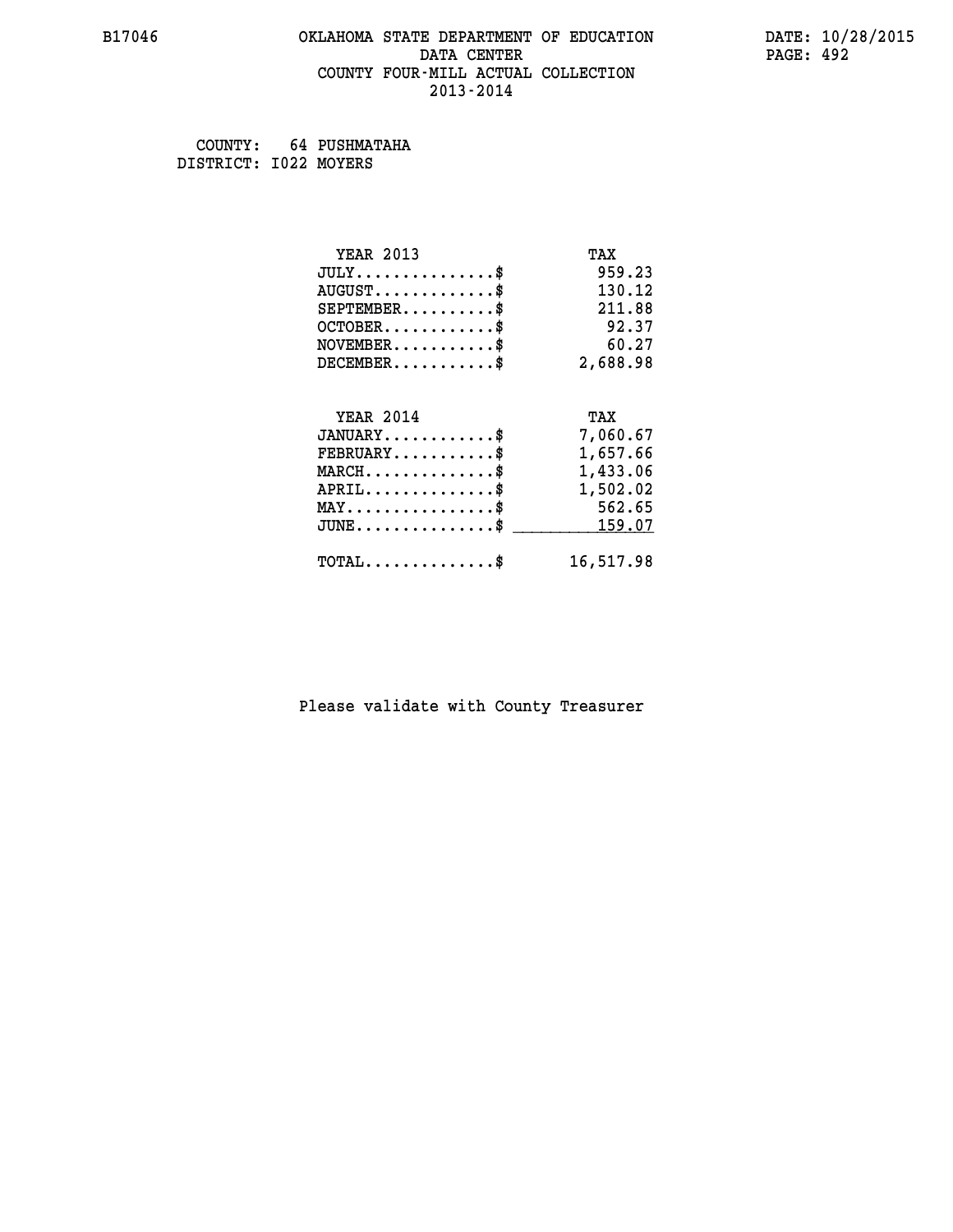# OKLAHOMA STATE DEPARTMENT OF EDUCATION
## DATA CENTER
## COUNTY FOUR-MILL ACTUAL COLLECTION
## 2013-2014

B17046 DATE: 10/28/2015

COUNTY: 64 PUSHMATAHA
DISTRICT: I022 MOYERS

| YEAR 2013 | TAX |
|---|---|
| JULY...............$ | 959.23 |
| AUGUST.............$ | 130.12 |
| SEPTEMBER..........$ | 211.88 |
| OCTOBER............$ | 92.37 |
| NOVEMBER...........$ | 60.27 |
| DECEMBER...........$ | 2,688.98 |

| YEAR 2014 | TAX |
|---|---|
| JANUARY............$ | 7,060.67 |
| FEBRUARY...........$ | 1,657.66 |
| MARCH..............$ | 1,433.06 |
| APRIL..............$ | 1,502.02 |
| MAY................$ | 562.65 |
| JUNE...............$ | 159.07 |
| TOTAL..............$ | 16,517.98 |

Please validate with County Treasurer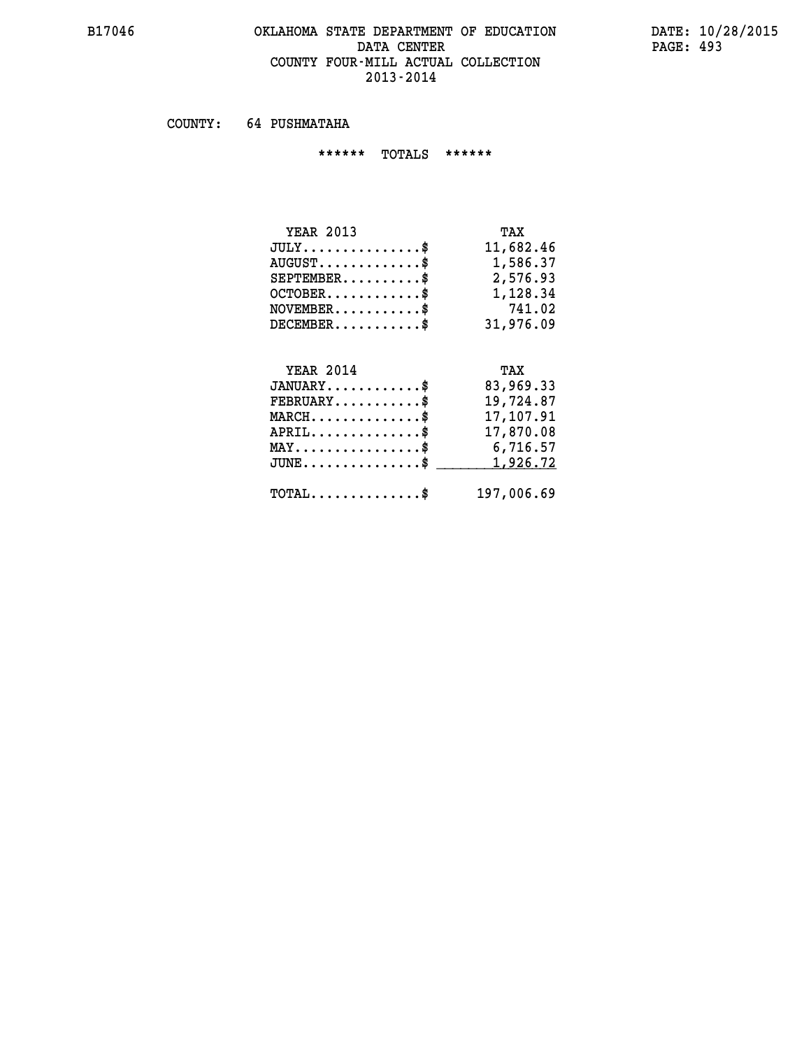# OKLAHOMA STATE DEPARTMENT OF EDUCATION
## DATA CENTER
## COUNTY FOUR-MILL ACTUAL COLLECTION
## 2013-2014

COUNTY: 64 PUSHMATAHA

****** TOTALS ******

| YEAR 2013 | TAX |
|---|---|
| JULY...............$ | 11,682.46 |
| AUGUST.............$ | 1,586.37 |
| SEPTEMBER..........$ | 2,576.93 |
| OCTOBER............$ | 1,128.34 |
| NOVEMBER...........$ | 741.02 |
| DECEMBER...........$ | 31,976.09 |

| YEAR 2014 | TAX |
|---|---|
| JANUARY............$ | 83,969.33 |
| FEBRUARY...........$ | 19,724.87 |
| MARCH..............$ | 17,107.91 |
| APRIL..............$ | 17,870.08 |
| MAY................$ | 6,716.57 |
| JUNE...............$ | 1,926.72 |
| TOTAL..............$ | 197,006.69 |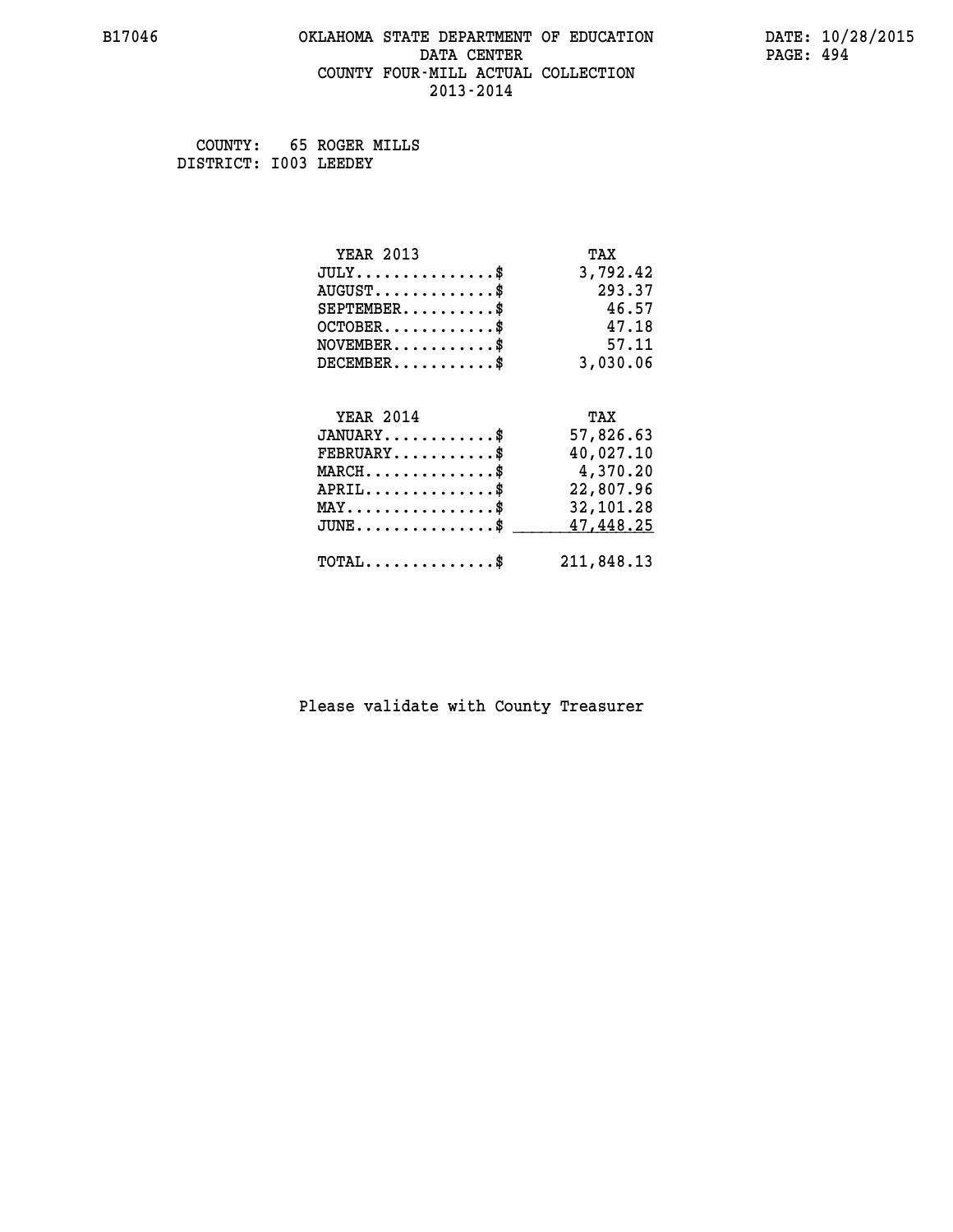B17046

# OKLAHOMA STATE DEPARTMENT OF EDUCATION
## DATA CENTER
## COUNTY FOUR-MILL ACTUAL COLLECTION
## 2013-2014

DATE: 10/28/2015

COUNTY: 65 ROGER MILLS
DISTRICT: I003 LEEDEY

| YEAR 2013 | TAX |
|---|---|
| JULY...............$ | 3,792.42 |
| AUGUST.............$ | 293.37 |
| SEPTEMBER..........$ | 46.57 |
| OCTOBER............$ | 47.18 |
| NOVEMBER...........$ | 57.11 |
| DECEMBER...........$ | 3,030.06 |

| YEAR 2014 | TAX |
|---|---|
| JANUARY............$ | 57,826.63 |
| FEBRUARY...........$ | 40,027.10 |
| MARCH..............$ | 4,370.20 |
| APRIL..............$ | 22,807.96 |
| MAY................$ | 32,101.28 |
| JUNE...............$ | 47,448.25 |
| TOTAL..............$ | 211,848.13 |

Please validate with County Treasurer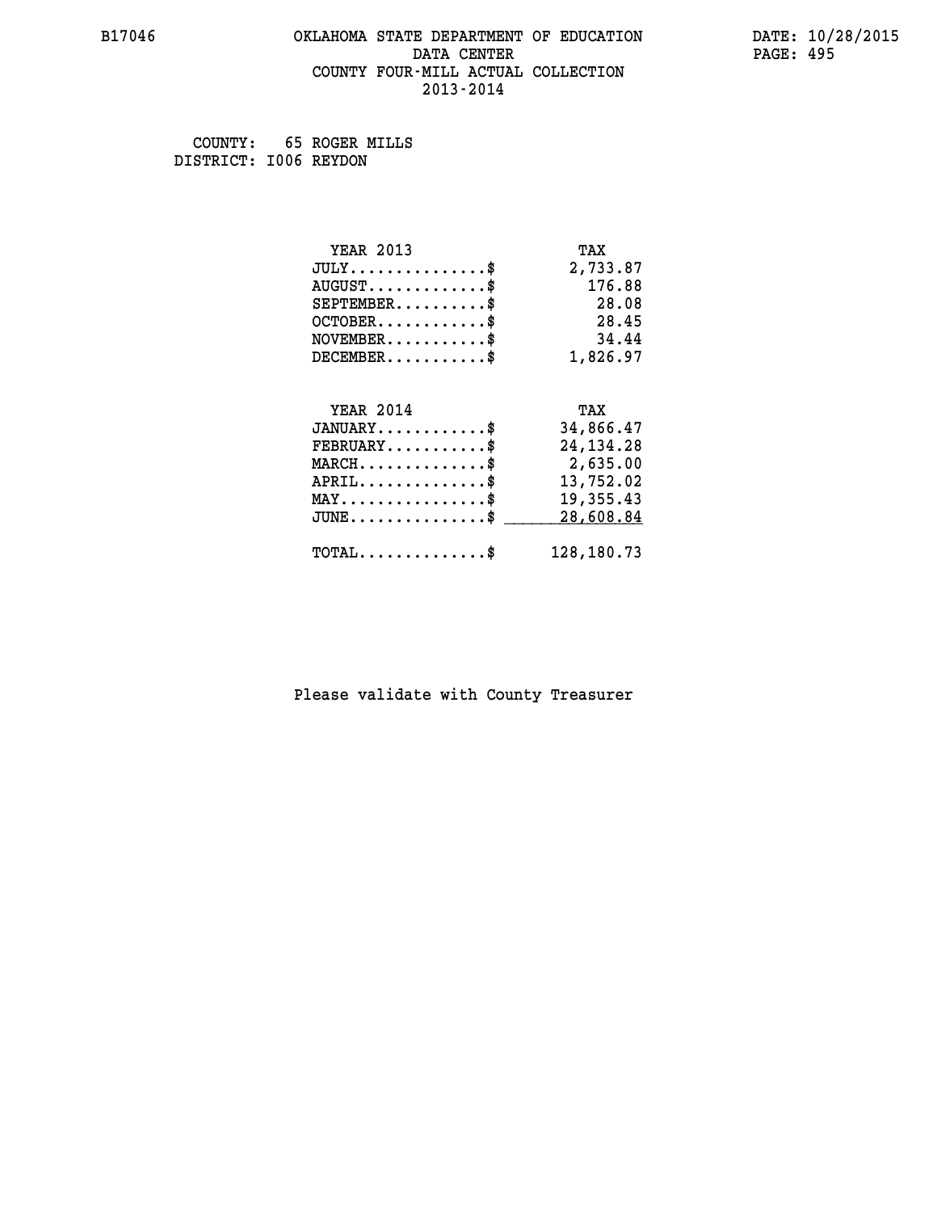B17046 OKLAHOMA STATE DEPARTMENT OF EDUCATION DATA CENTER COUNTY FOUR-MILL ACTUAL COLLECTION 2013-2014

DATE: 10/28/2015

COUNTY: 65 ROGER MILLS
DISTRICT: I006 REYDON

| YEAR 2013 | TAX |
|---|---|
| JULY..............$ | 2,733.87 |
| AUGUST............$ | 176.88 |
| SEPTEMBER.........$ | 28.08 |
| OCTOBER...........$ | 28.45 |
| NOVEMBER..........$ | 34.44 |
| DECEMBER..........$ | 1,826.97 |

| YEAR 2014 | TAX |
|---|---|
| JANUARY...........$ | 34,866.47 |
| FEBRUARY..........$ | 24,134.28 |
| MARCH.............$ | 2,635.00 |
| APRIL.............$ | 13,752.02 |
| MAY...............$ | 19,355.43 |
| JUNE..............$ | 28,608.84 |
| TOTAL.............$ | 128,180.73 |

Please validate with County Treasurer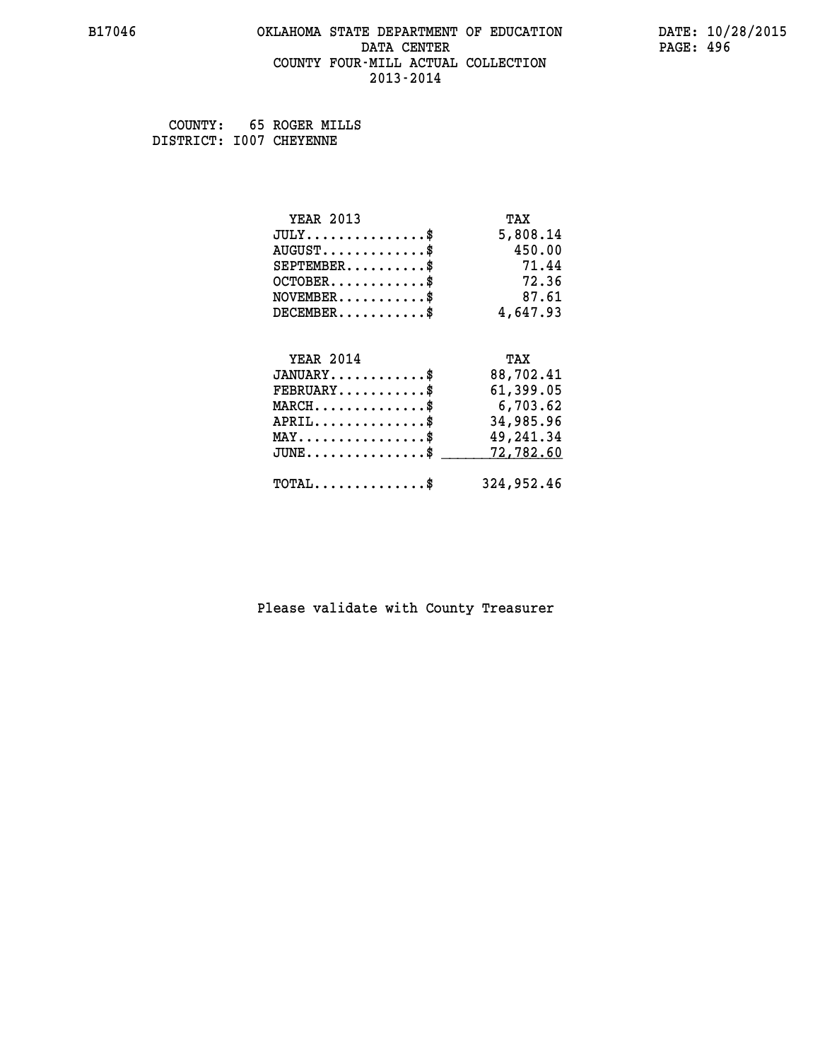B17046 OKLAHOMA STATE DEPARTMENT OF EDUCATION DATE: 10/28/2015

DATA CENTER

COUNTY FOUR-MILL ACTUAL COLLECTION

2013-2014

COUNTY: 65 ROGER MILLS
DISTRICT: I007 CHEYENNE

| YEAR 2013 | TAX |
|---|---|
| JULY..............$ | 5,808.14 |
| AUGUST............$ | 450.00 |
| SEPTEMBER.........$ | 71.44 |
| OCTOBER...........$ | 72.36 |
| NOVEMBER..........$ | 87.61 |
| DECEMBER..........$ | 4,647.93 |

| YEAR 2014 | TAX |
|---|---|
| JANUARY...........$ | 88,702.41 |
| FEBRUARY..........$ | 61,399.05 |
| MARCH.............$ | 6,703.62 |
| APRIL.............$ | 34,985.96 |
| MAY...............$ | 49,241.34 |
| JUNE..............$ | 72,782.60 |
| TOTAL.............$ | 324,952.46 |

Please validate with County Treasurer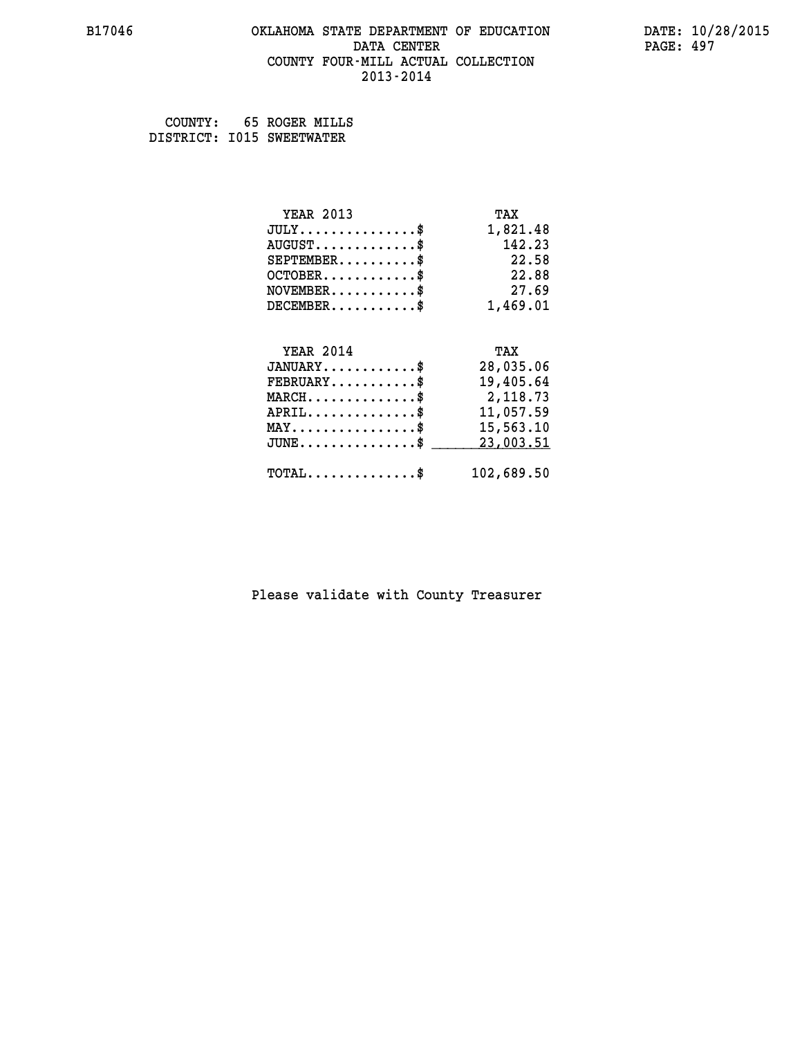# OKLAHOMA STATE DEPARTMENT OF EDUCATION
## DATA CENTER
## COUNTY FOUR-MILL ACTUAL COLLECTION
## 2013-2014

B17046

DATE: 10/28/2015

COUNTY: 65 ROGER MILLS
DISTRICT: I015 SWEETWATER

| YEAR 2013 | TAX |
|---|---|
| JULY...............$ | 1,821.48 |
| AUGUST.............$ | 142.23 |
| SEPTEMBER..........$ | 22.58 |
| OCTOBER............$ | 22.88 |
| NOVEMBER...........$ | 27.69 |
| DECEMBER...........$ | 1,469.01 |

| YEAR 2014 | TAX |
|---|---|
| JANUARY............$ | 28,035.06 |
| FEBRUARY...........$ | 19,405.64 |
| MARCH..............$ | 2,118.73 |
| APRIL..............$ | 11,057.59 |
| MAY................$ | 15,563.10 |
| JUNE...............$ | 23,003.51 |
| TOTAL..............$ | 102,689.50 |

Please validate with County Treasurer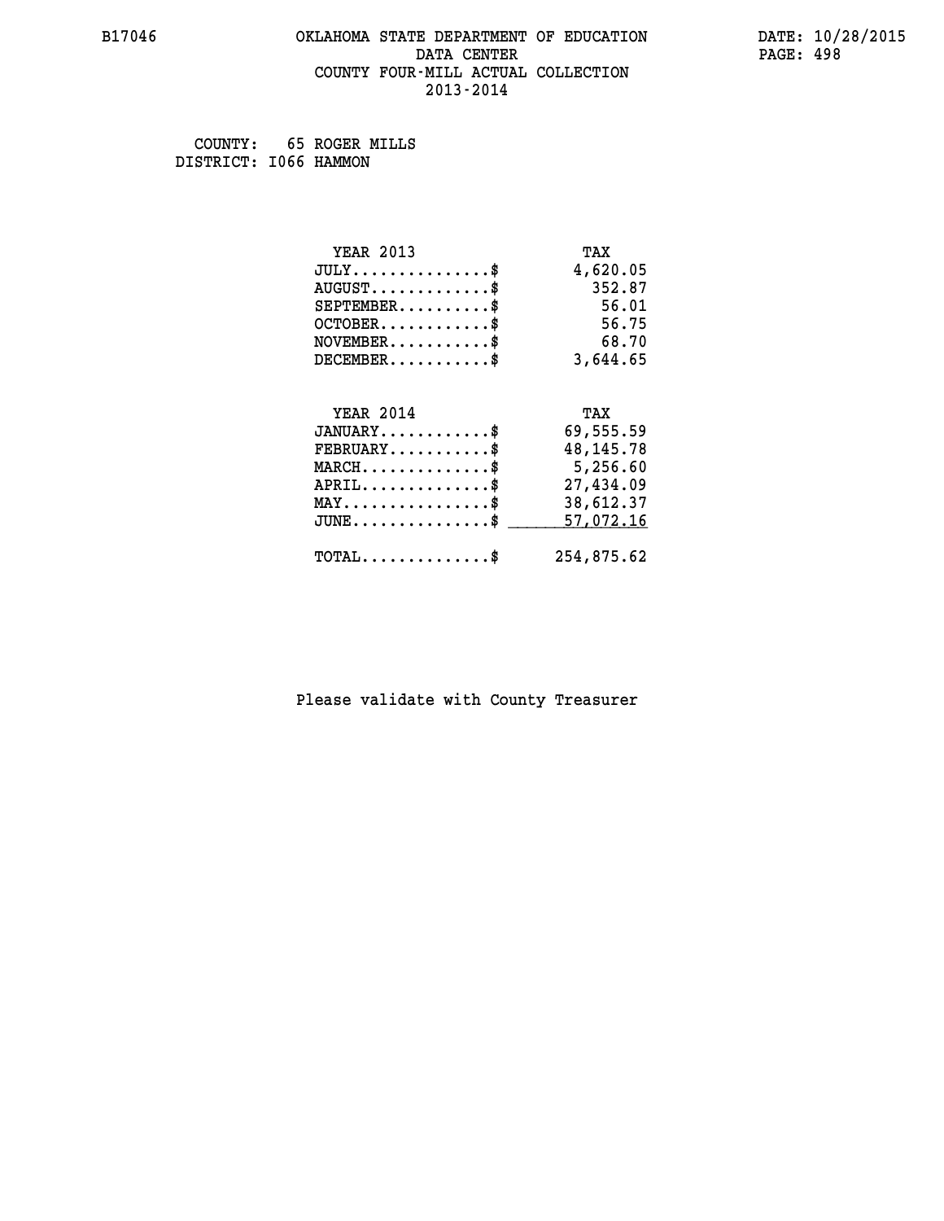B17046 OKLAHOMA STATE DEPARTMENT OF EDUCATION DATA CENTER COUNTY FOUR-MILL ACTUAL COLLECTION 2013-2014

DATE: 10/28/2015

COUNTY: 65 ROGER MILLS
DISTRICT: I066 HAMMON

| YEAR 2013 | TAX |
|---|---|
| JULY..............$ | 4,620.05 |
| AUGUST............$ | 352.87 |
| SEPTEMBER.........$ | 56.01 |
| OCTOBER...........$ | 56.75 |
| NOVEMBER..........$ | 68.70 |
| DECEMBER..........$ | 3,644.65 |

| YEAR 2014 | TAX |
|---|---|
| JANUARY...........$ | 69,555.59 |
| FEBRUARY..........$ | 48,145.78 |
| MARCH.............$ | 5,256.60 |
| APRIL.............$ | 27,434.09 |
| MAY...............$ | 38,612.37 |
| JUNE..............$ | 57,072.16 |
| TOTAL.............$ | 254,875.62 |

Please validate with County Treasurer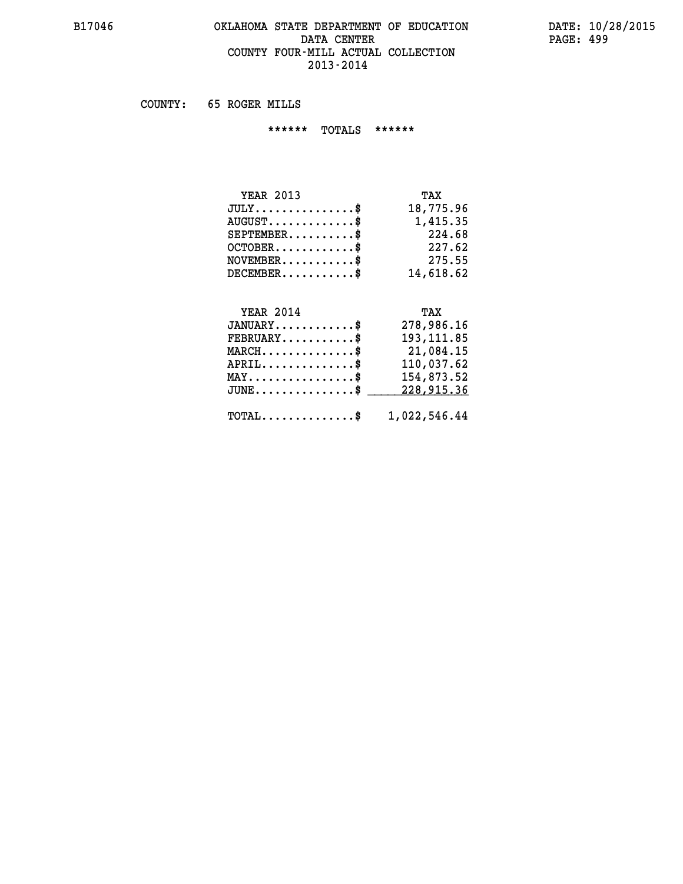# OKLAHOMA STATE DEPARTMENT OF EDUCATION
## DATA CENTER
## COUNTY FOUR-MILL ACTUAL COLLECTION
## 2013-2014

COUNTY: 65 ROGER MILLS

****** TOTALS ******

| YEAR 2013 | TAX |
|---|---|
| JULY...............$ | 18,775.96 |
| AUGUST.............$ | 1,415.35 |
| SEPTEMBER..........$ | 224.68 |
| OCTOBER............$ | 227.62 |
| NOVEMBER...........$ | 275.55 |
| DECEMBER...........$ | 14,618.62 |

| YEAR 2014 | TAX |
|---|---|
| JANUARY............$ | 278,986.16 |
| FEBRUARY...........$ | 193,111.85 |
| MARCH..............$ | 21,084.15 |
| APRIL..............$ | 110,037.62 |
| MAY................$ | 154,873.52 |
| JUNE...............$ | 228,915.36 |
| TOTAL..............$ | 1,022,546.44 |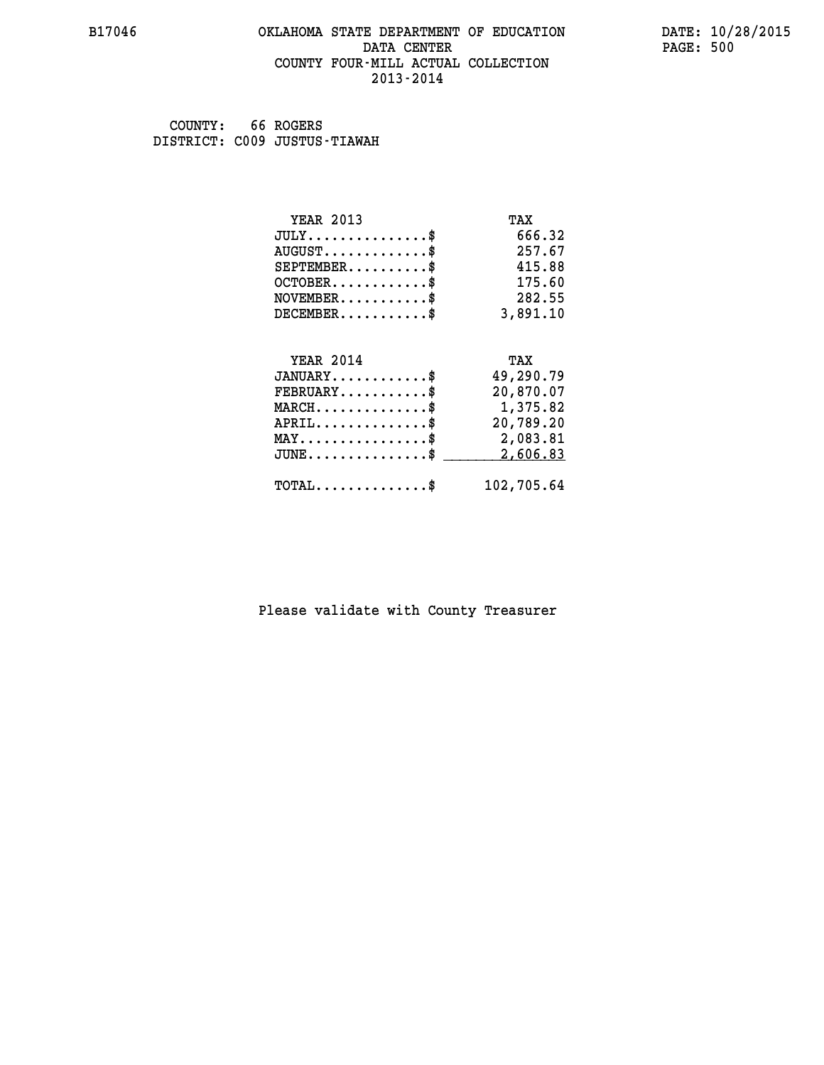B17046 OKLAHOMA STATE DEPARTMENT OF EDUCATION DATE: 10/28/2015

DATA CENTER

COUNTY FOUR-MILL ACTUAL COLLECTION

2013-2014

COUNTY: 66 ROGERS

DISTRICT: C009 JUSTUS-TIAWAH

| YEAR 2013 | TAX |
|---|---|
| JULY...............$ | 666.32 |
| AUGUST.............$ | 257.67 |
| SEPTEMBER..........$ | 415.88 |
| OCTOBER............$ | 175.60 |
| NOVEMBER...........$ | 282.55 |
| DECEMBER...........$ | 3,891.10 |

| YEAR 2014 | TAX |
|---|---|
| JANUARY............$ | 49,290.79 |
| FEBRUARY...........$ | 20,870.07 |
| MARCH..............$ | 1,375.82 |
| APRIL..............$ | 20,789.20 |
| MAY................$ | 2,083.81 |
| JUNE...............$ | 2,606.83 |
| TOTAL..............$ | 102,705.64 |

Please validate with County Treasurer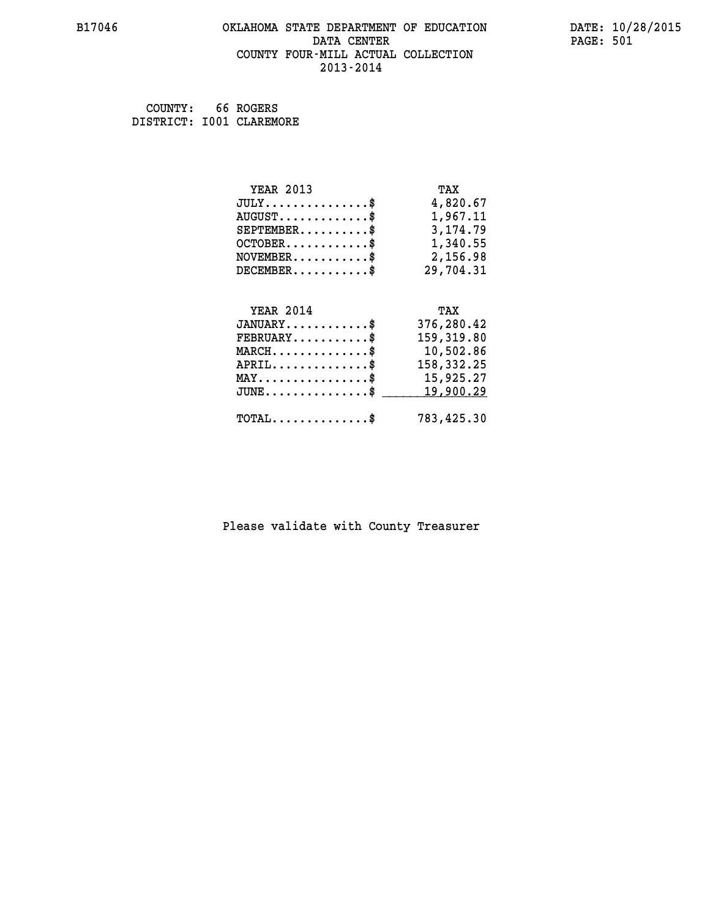# OKLAHOMA STATE DEPARTMENT OF EDUCATION
## DATA CENTER
## COUNTY FOUR-MILL ACTUAL COLLECTION
## 2013-2014

B17046 DATE: 10/28/2015

COUNTY: 66 ROGERS
DISTRICT: I001 CLAREMORE

| YEAR 2013 | TAX |
|---|---|
| JULY...............$ | 4,820.67 |
| AUGUST.............$ | 1,967.11 |
| SEPTEMBER..........$ | 3,174.79 |
| OCTOBER............$ | 1,340.55 |
| NOVEMBER...........$ | 2,156.98 |
| DECEMBER...........$ | 29,704.31 |

| YEAR 2014 | TAX |
|---|---|
| JANUARY............$ | 376,280.42 |
| FEBRUARY...........$ | 159,319.80 |
| MARCH..............$ | 10,502.86 |
| APRIL..............$ | 158,332.25 |
| MAY................$ | 15,925.27 |
| JUNE...............$ | 19,900.29 |
| TOTAL..............$ | 783,425.30 |

Please validate with County Treasurer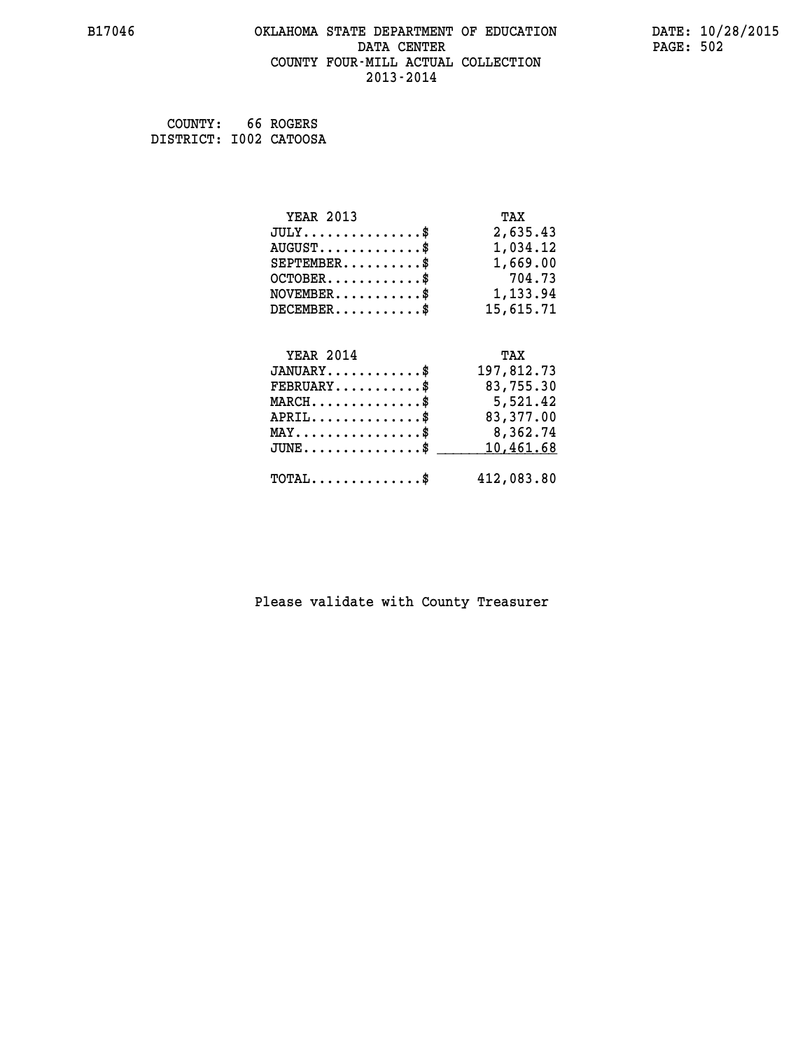B17046 OKLAHOMA STATE DEPARTMENT OF EDUCATION DATA CENTER COUNTY FOUR-MILL ACTUAL COLLECTION 2013-2014

DATE: 10/28/2015

COUNTY: 66 ROGERS
DISTRICT: I002 CATOOSA

| YEAR 2013 | TAX |
|---|---|
| JULY...............$ | 2,635.43 |
| AUGUST.............$ | 1,034.12 |
| SEPTEMBER..........$ | 1,669.00 |
| OCTOBER............$ | 704.73 |
| NOVEMBER...........$ | 1,133.94 |
| DECEMBER...........$ | 15,615.71 |

| YEAR 2014 | TAX |
|---|---|
| JANUARY............$ | 197,812.73 |
| FEBRUARY...........$ | 83,755.30 |
| MARCH..............$ | 5,521.42 |
| APRIL..............$ | 83,377.00 |
| MAY................$ | 8,362.74 |
| JUNE...............$ | 10,461.68 |
| TOTAL..............$ | 412,083.80 |

Please validate with County Treasurer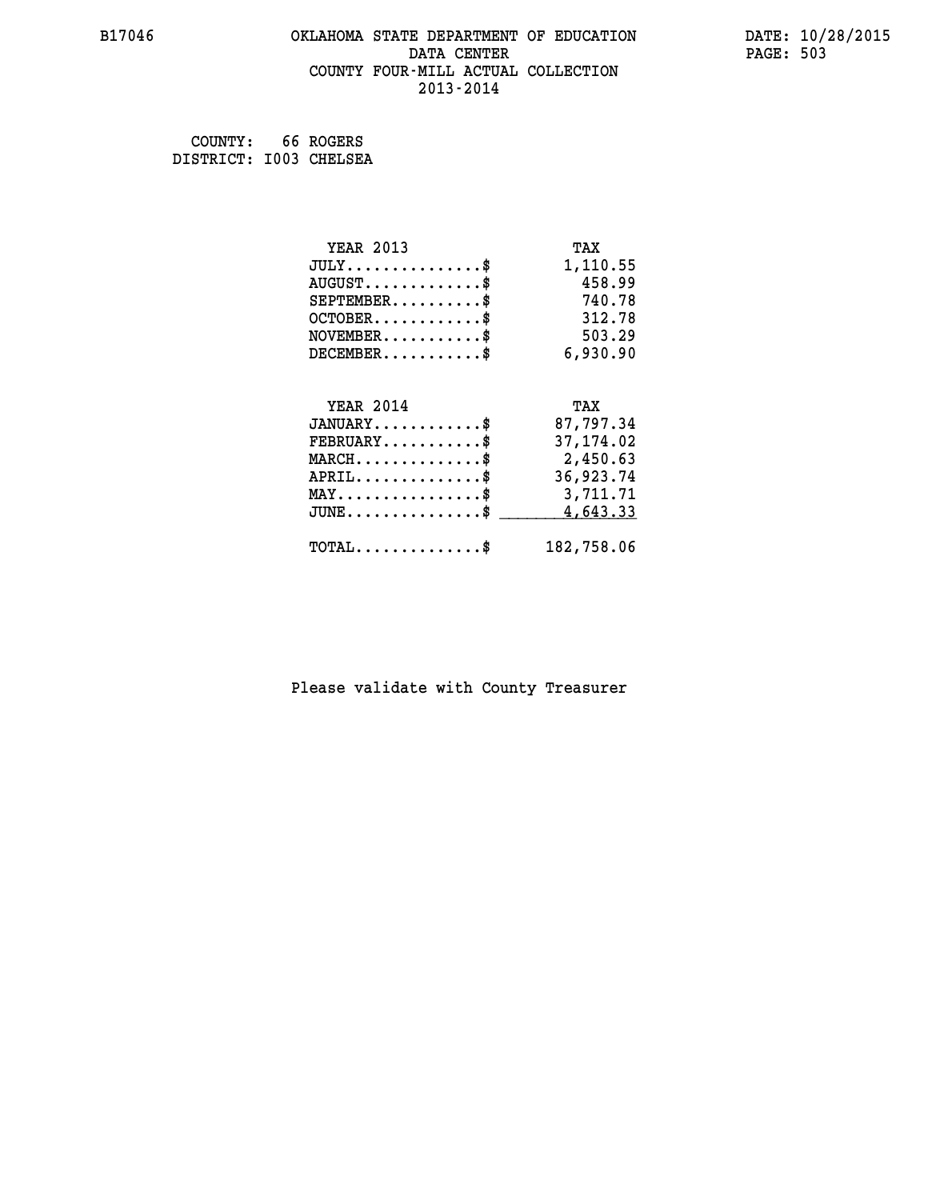B17046 OKLAHOMA STATE DEPARTMENT OF EDUCATION DATA CENTER COUNTY FOUR-MILL ACTUAL COLLECTION 2013-2014

DATE: 10/28/2015

COUNTY: 66 ROGERS
DISTRICT: I003 CHELSEA

| YEAR 2013 | TAX |
|---|---|
| JULY..............$ | 1,110.55 |
| AUGUST............$ | 458.99 |
| SEPTEMBER.........$ | 740.78 |
| OCTOBER...........$ | 312.78 |
| NOVEMBER..........$ | 503.29 |
| DECEMBER..........$ | 6,930.90 |

| YEAR 2014 | TAX |
|---|---|
| JANUARY...........$ | 87,797.34 |
| FEBRUARY..........$ | 37,174.02 |
| MARCH.............$ | 2,450.63 |
| APRIL.............$ | 36,923.74 |
| MAY...............$ | 3,711.71 |
| JUNE..............$ | 4,643.33 |
| TOTAL.............$ | 182,758.06 |

Please validate with County Treasurer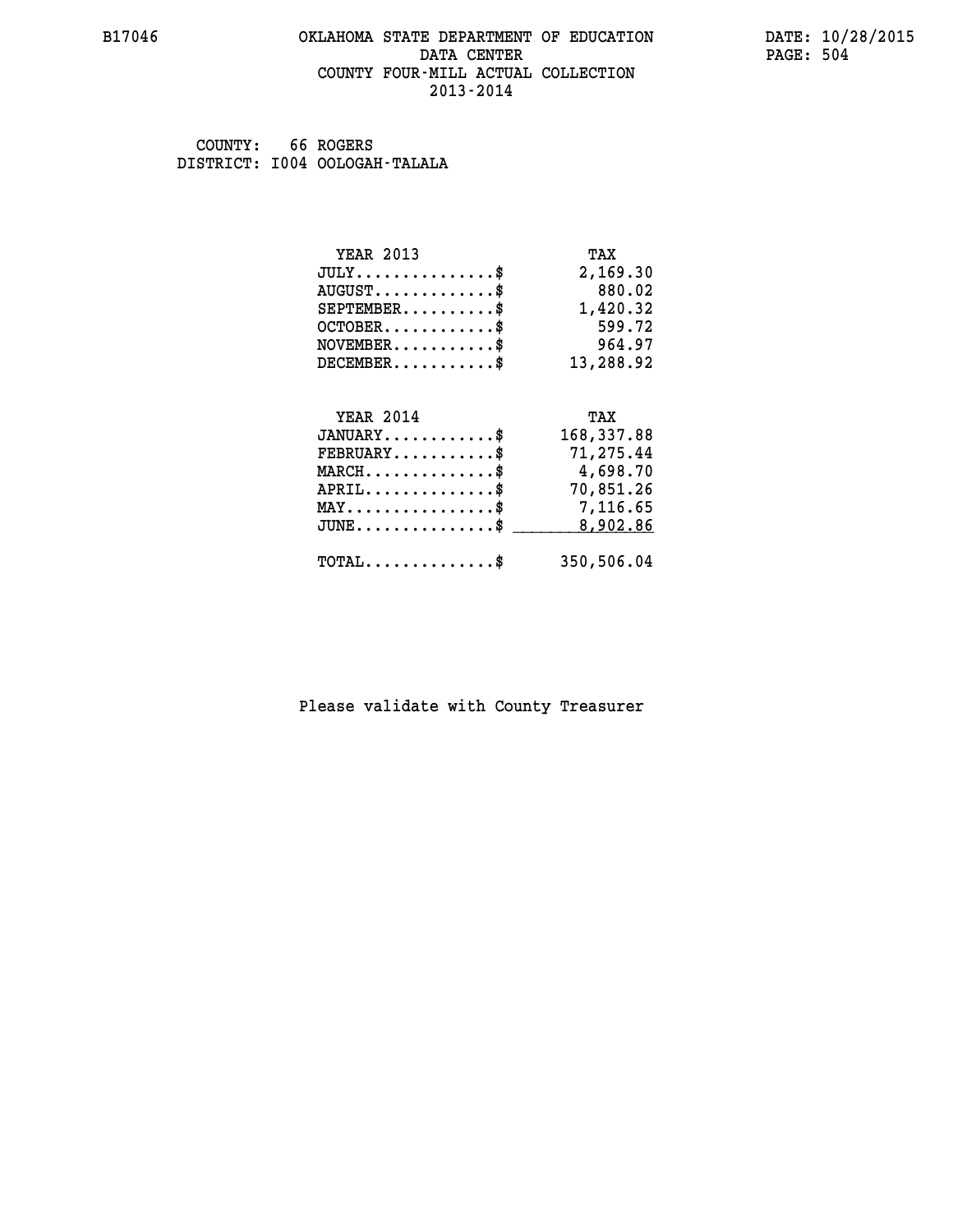# OKLAHOMA STATE DEPARTMENT OF EDUCATION
## DATA CENTER
## COUNTY FOUR-MILL ACTUAL COLLECTION
## 2013-2014

B17046

DATE: 10/28/2015

COUNTY: 66 ROGERS
DISTRICT: I004 OOLOGAH-TALALA

| YEAR 2013 | TAX |
|---|---|
| JULY..............$ | 2,169.30 |
| AUGUST............$ | 880.02 |
| SEPTEMBER.........$ | 1,420.32 |
| OCTOBER...........$ | 599.72 |
| NOVEMBER..........$ | 964.97 |
| DECEMBER..........$ | 13,288.92 |

| YEAR 2014 | TAX |
|---|---|
| JANUARY...........$ | 168,337.88 |
| FEBRUARY..........$ | 71,275.44 |
| MARCH.............$ | 4,698.70 |
| APRIL.............$ | 70,851.26 |
| MAY...............$ | 7,116.65 |
| JUNE..............$ | 8,902.86 |
| TOTAL.............$ | 350,506.04 |

Please validate with County Treasurer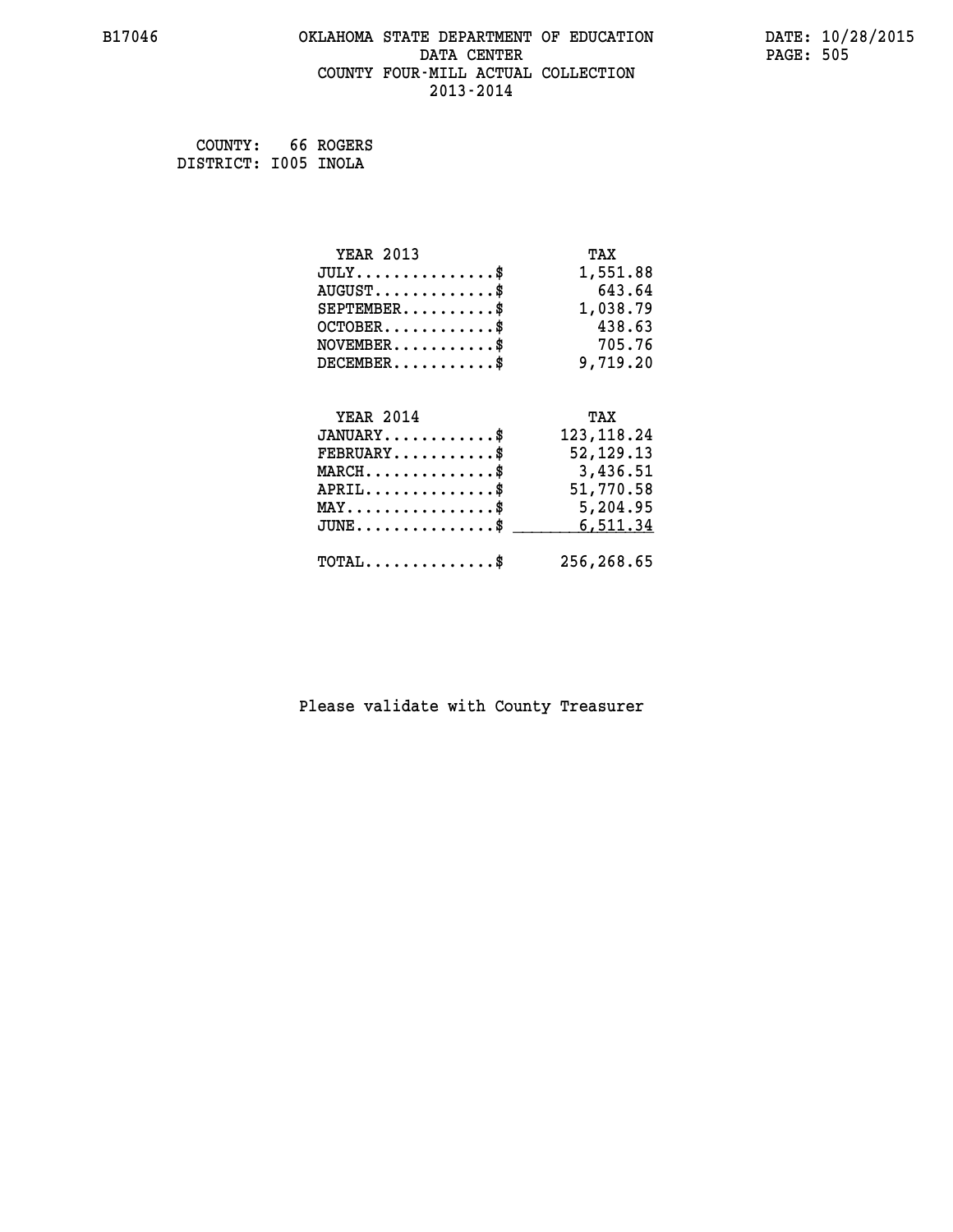# OKLAHOMA STATE DEPARTMENT OF EDUCATION
## DATA CENTER
## COUNTY FOUR-MILL ACTUAL COLLECTION
## 2013-2014

COUNTY: 66 ROGERS
DISTRICT: I005 INOLA

| YEAR 2013 | TAX |
|---|---|
| JULY...............$ | 1,551.88 |
| AUGUST.............$ | 643.64 |
| SEPTEMBER..........$ | 1,038.79 |
| OCTOBER............$ | 438.63 |
| NOVEMBER...........$ | 705.76 |
| DECEMBER...........$ | 9,719.20 |

| YEAR 2014 | TAX |
|---|---|
| JANUARY............$ | 123,118.24 |
| FEBRUARY...........$ | 52,129.13 |
| MARCH..............$ | 3,436.51 |
| APRIL..............$ | 51,770.58 |
| MAY................$ | 5,204.95 |
| JUNE...............$ | 6,511.34 |
| TOTAL..............$ | 256,268.65 |

Please validate with County Treasurer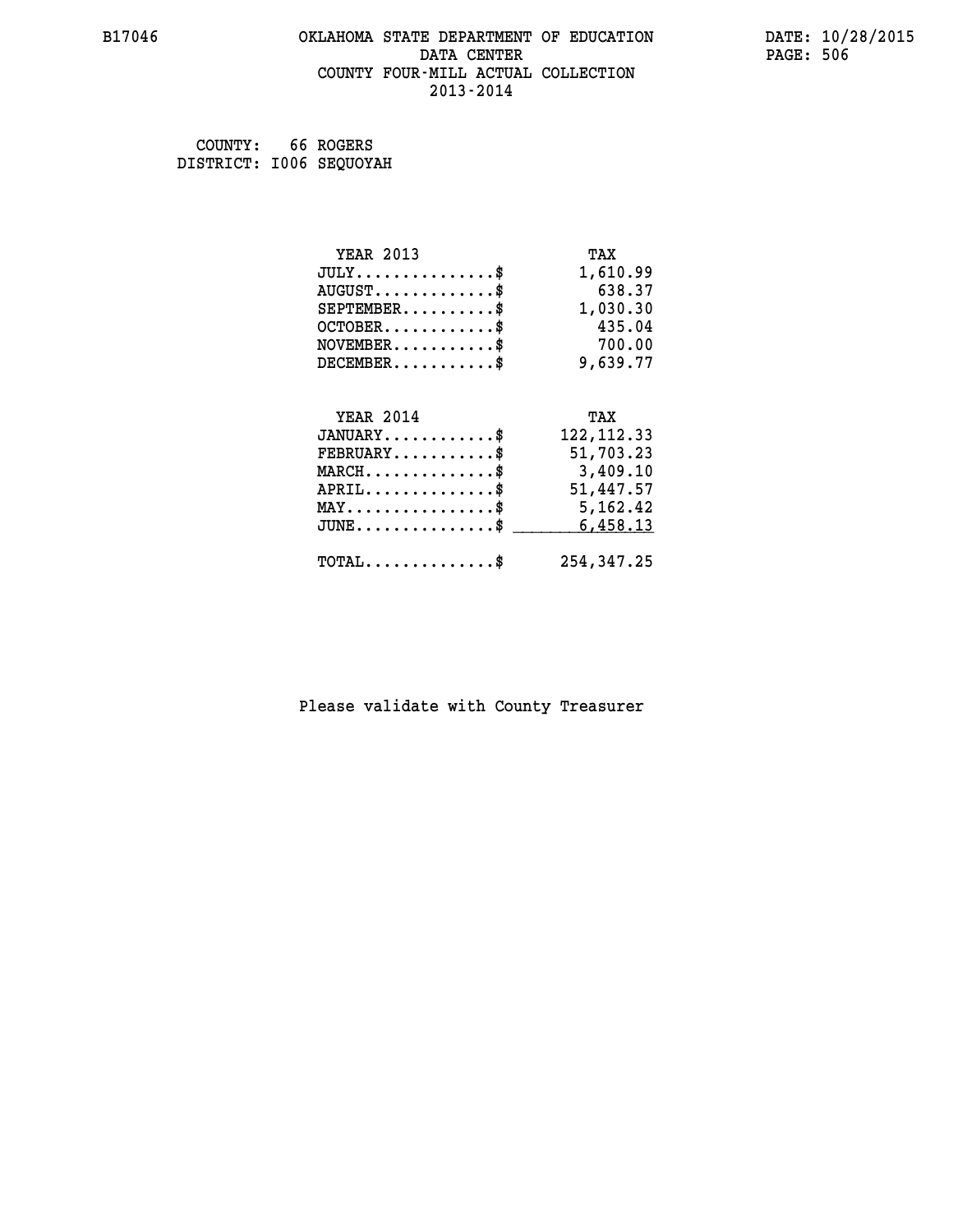# OKLAHOMA STATE DEPARTMENT OF EDUCATION
## DATA CENTER
## COUNTY FOUR-MILL ACTUAL COLLECTION
## 2013-2014

B17046 | DATE: 10/28/2015

COUNTY: 66 ROGERS
DISTRICT: I006 SEQUOYAH

| YEAR 2013 | TAX |
|---|---|
| JULY..............$ | 1,610.99 |
| AUGUST............$ | 638.37 |
| SEPTEMBER.........$ | 1,030.30 |
| OCTOBER...........$ | 435.04 |
| NOVEMBER..........$ | 700.00 |
| DECEMBER..........$ | 9,639.77 |

| YEAR 2014 | TAX |
|---|---|
| JANUARY...........$ | 122,112.33 |
| FEBRUARY..........$ | 51,703.23 |
| MARCH.............$ | 3,409.10 |
| APRIL.............$ | 51,447.57 |
| MAY...............$ | 5,162.42 |
| JUNE..............$ | 6,458.13 |
| TOTAL.............$ | 254,347.25 |

Please validate with County Treasurer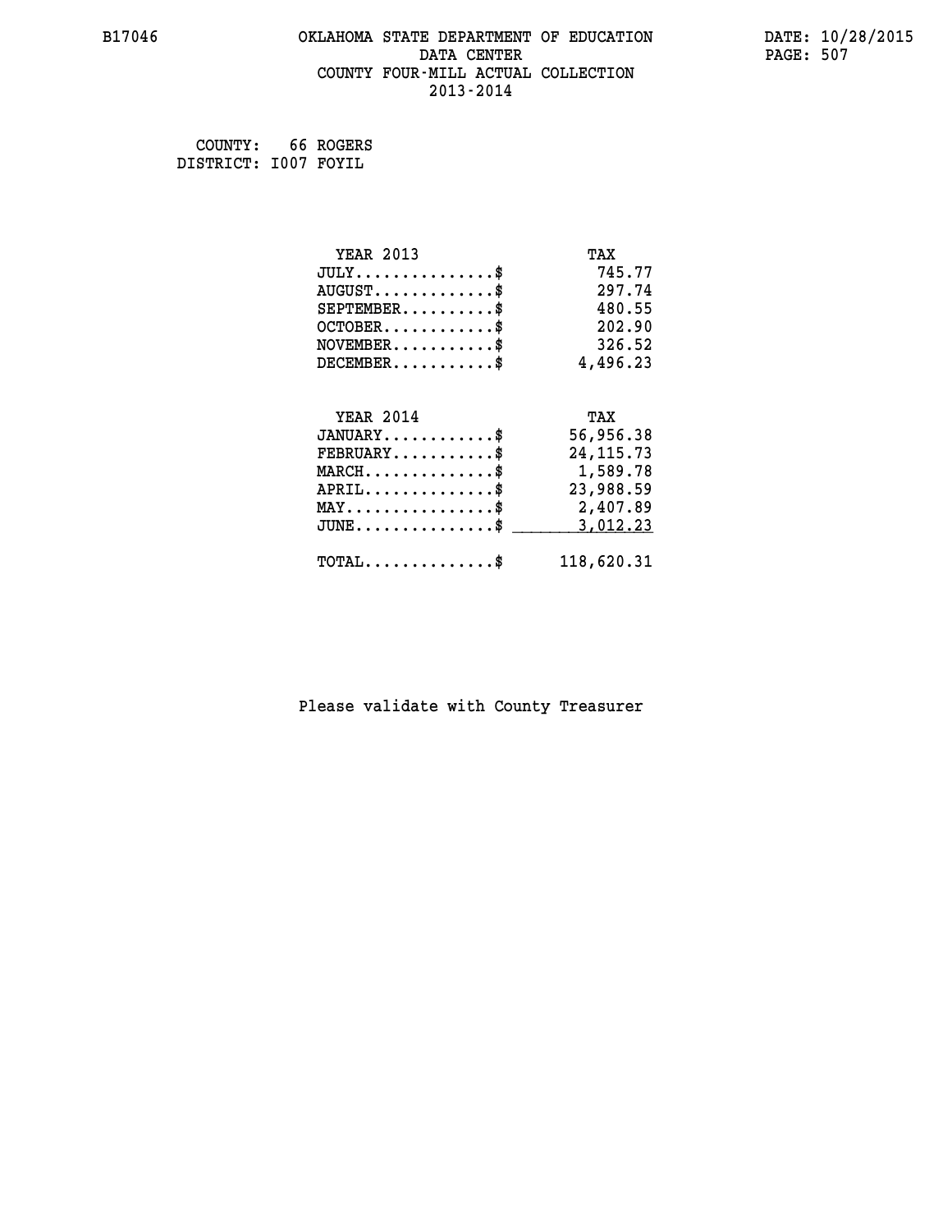# OKLAHOMA STATE DEPARTMENT OF EDUCATION
## DATA CENTER
## COUNTY FOUR-MILL ACTUAL COLLECTION
## 2013-2014

B17046

DATE: 10/28/2015

COUNTY: 66 ROGERS
DISTRICT: I007 FOYIL

| YEAR 2013 | TAX |
|---|---|
| JULY..............$ | 745.77 |
| AUGUST............$ | 297.74 |
| SEPTEMBER.........$ | 480.55 |
| OCTOBER...........$ | 202.90 |
| NOVEMBER..........$ | 326.52 |
| DECEMBER..........$ | 4,496.23 |

| YEAR 2014 | TAX |
|---|---|
| JANUARY...........$ | 56,956.38 |
| FEBRUARY..........$ | 24,115.73 |
| MARCH.............$ | 1,589.78 |
| APRIL.............$ | 23,988.59 |
| MAY...............$ | 2,407.89 |
| JUNE..............$ | 3,012.23 |
| TOTAL.............$ | 118,620.31 |

Please validate with County Treasurer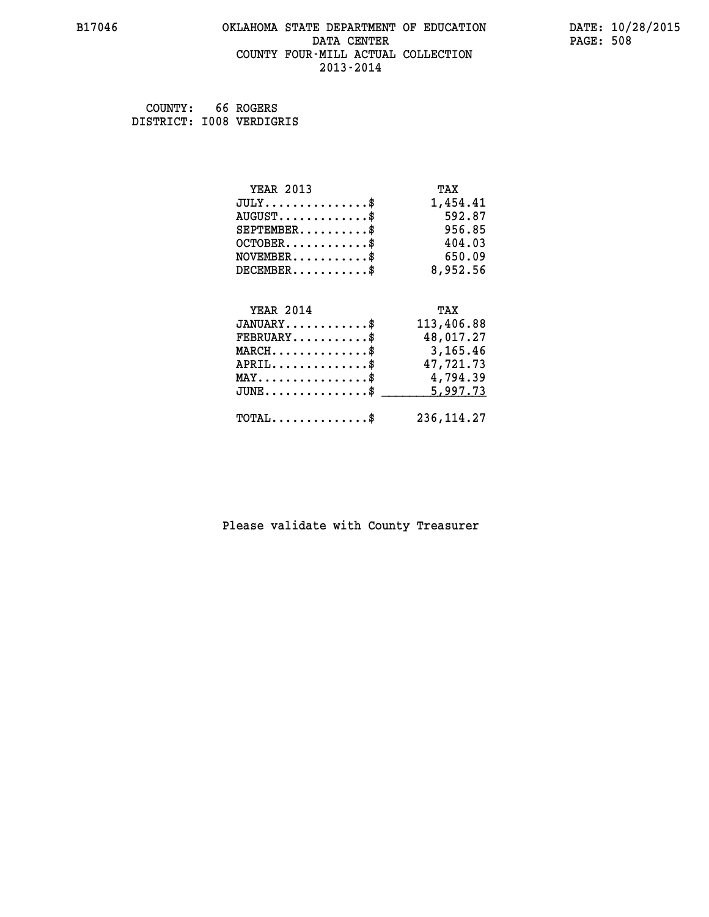# OKLAHOMA STATE DEPARTMENT OF EDUCATION
## DATA CENTER
## COUNTY FOUR-MILL ACTUAL COLLECTION
## 2013-2014

B17046

DATE: 10/28/2015

COUNTY: 66 ROGERS
DISTRICT: I008 VERDIGRIS

| YEAR 2013 | TAX |
|---|---|
| JULY...............$ | 1,454.41 |
| AUGUST.............$ | 592.87 |
| SEPTEMBER..........$ | 956.85 |
| OCTOBER............$ | 404.03 |
| NOVEMBER...........$ | 650.09 |
| DECEMBER...........$ | 8,952.56 |

| YEAR 2014 | TAX |
|---|---|
| JANUARY............$ | 113,406.88 |
| FEBRUARY...........$ | 48,017.27 |
| MARCH..............$ | 3,165.46 |
| APRIL..............$ | 47,721.73 |
| MAY................$ | 4,794.39 |
| JUNE...............$ | 5,997.73 |
| TOTAL..............$ | 236,114.27 |

Please validate with County Treasurer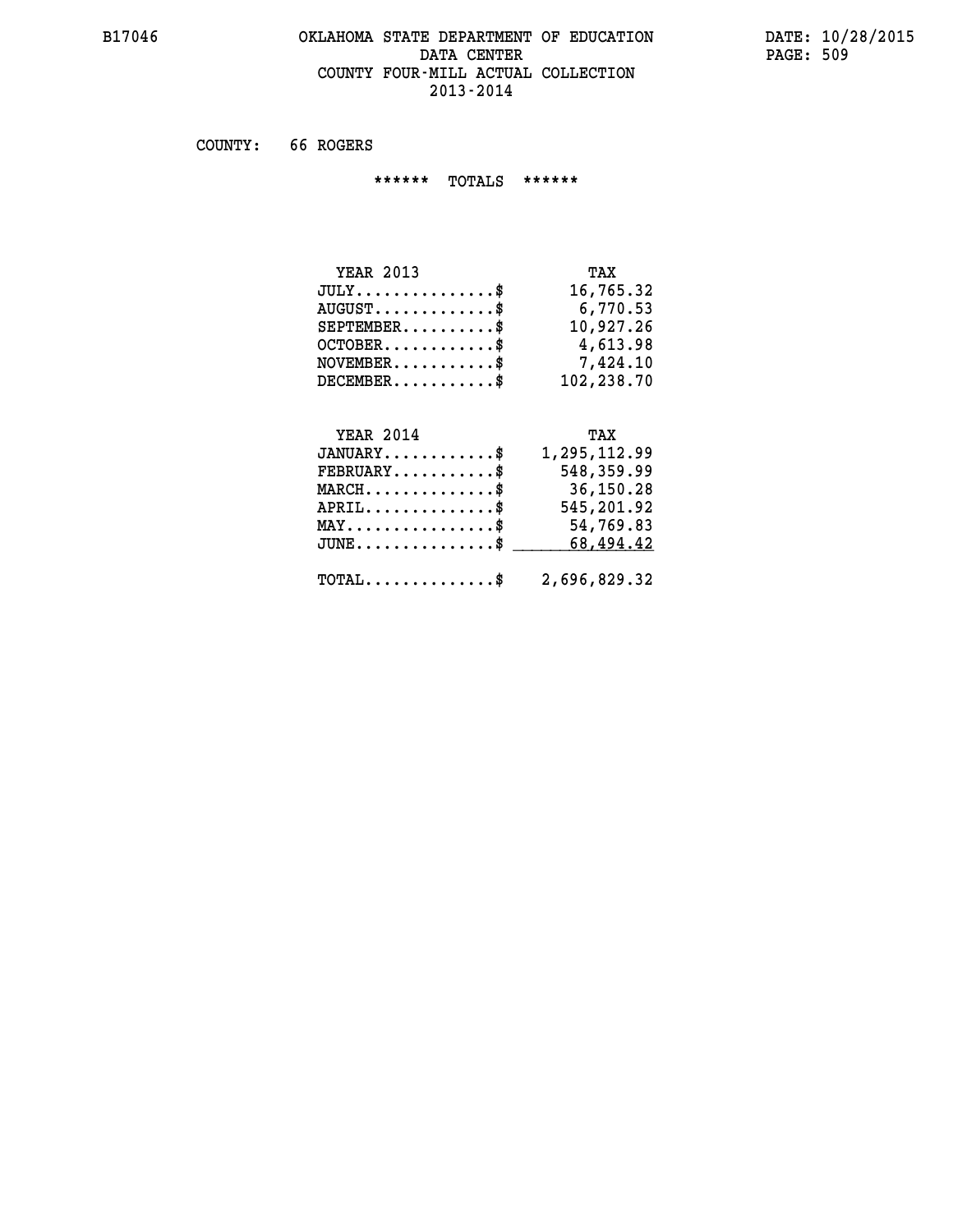B17046 OKLAHOMA STATE DEPARTMENT OF EDUCATION DATE: 10/28/2015
DATA CENTER
COUNTY FOUR-MILL ACTUAL COLLECTION
2013-2014

COUNTY: 66 ROGERS

****** TOTALS ******

| YEAR 2013 | TAX |
|---|---|
| JULY...............$ | 16,765.32 |
| AUGUST.............$ | 6,770.53 |
| SEPTEMBER..........$ | 10,927.26 |
| OCTOBER............$ | 4,613.98 |
| NOVEMBER...........$ | 7,424.10 |
| DECEMBER...........$ | 102,238.70 |

| YEAR 2014 | TAX |
|---|---|
| JANUARY............$ | 1,295,112.99 |
| FEBRUARY...........$ | 548,359.99 |
| MARCH..............$ | 36,150.28 |
| APRIL..............$ | 545,201.92 |
| MAY................$ | 54,769.83 |
| JUNE...............$ | 68,494.42 |
| TOTAL..............$ | 2,696,829.32 |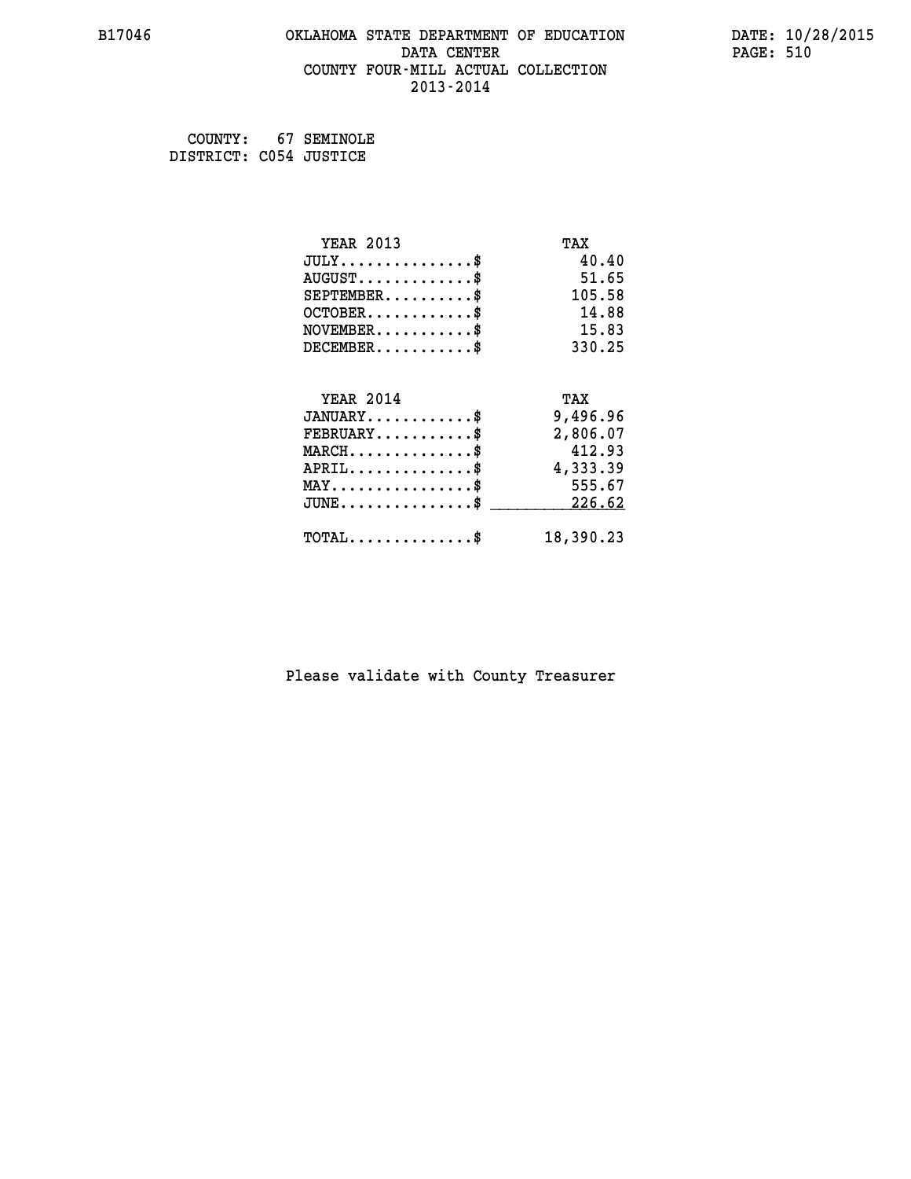B17046 OKLAHOMA STATE DEPARTMENT OF EDUCATION DATA CENTER COUNTY FOUR-MILL ACTUAL COLLECTION 2013-2014

DATE: 10/28/2015

COUNTY: 67 SEMINOLE
DISTRICT: C054 JUSTICE

| YEAR 2013 | TAX |
|---|---|
| JULY..............$ | 40.40 |
| AUGUST............$ | 51.65 |
| SEPTEMBER.........$ | 105.58 |
| OCTOBER...........$ | 14.88 |
| NOVEMBER..........$ | 15.83 |
| DECEMBER..........$ | 330.25 |

| YEAR 2014 | TAX |
|---|---|
| JANUARY...........$ | 9,496.96 |
| FEBRUARY..........$ | 2,806.07 |
| MARCH.............$ | 412.93 |
| APRIL.............$ | 4,333.39 |
| MAY...............$ | 555.67 |
| JUNE..............$ | 226.62 |
| TOTAL.............$ | 18,390.23 |

Please validate with County Treasurer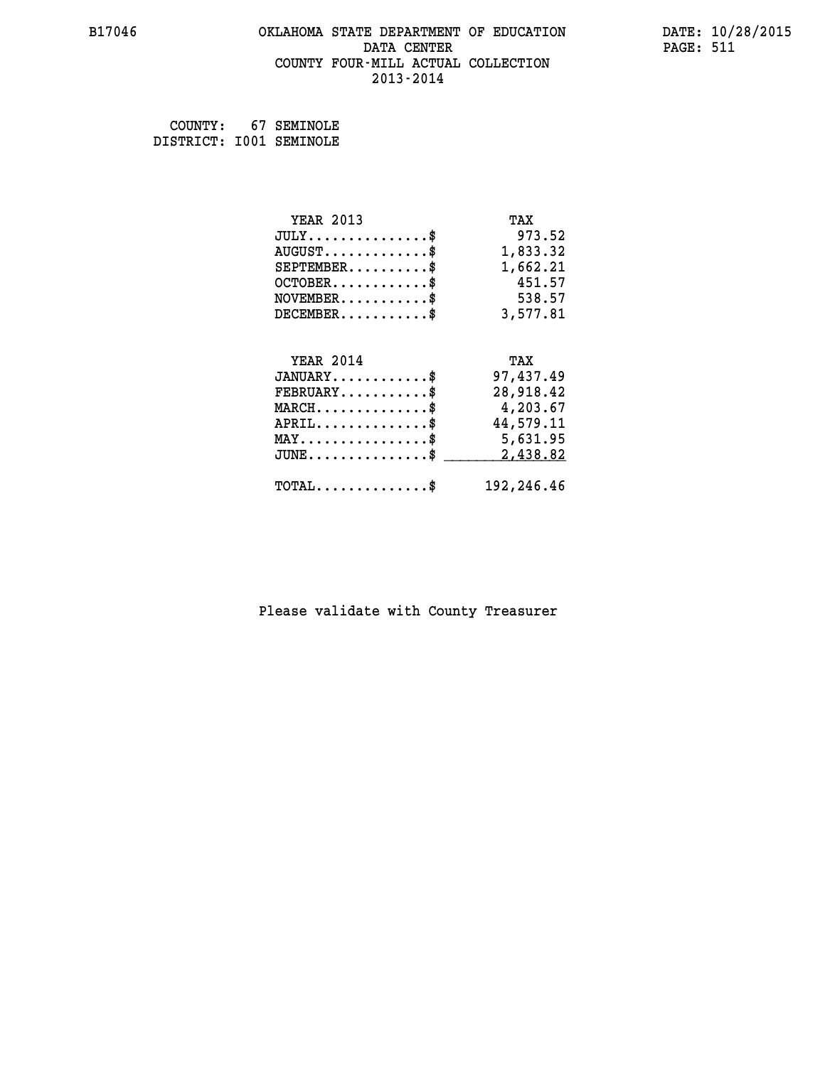B17046 OKLAHOMA STATE DEPARTMENT OF EDUCATION DATA CENTER COUNTY FOUR-MILL ACTUAL COLLECTION 2013-2014

DATE: 10/28/2015

COUNTY: 67 SEMINOLE
DISTRICT: I001 SEMINOLE

| YEAR 2013 | TAX |
|---|---|
| JULY...............$ | 973.52 |
| AUGUST.............$ | 1,833.32 |
| SEPTEMBER..........$ | 1,662.21 |
| OCTOBER............$ | 451.57 |
| NOVEMBER...........$ | 538.57 |
| DECEMBER...........$ | 3,577.81 |

| YEAR 2014 | TAX |
|---|---|
| JANUARY............$ | 97,437.49 |
| FEBRUARY...........$ | 28,918.42 |
| MARCH..............$ | 4,203.67 |
| APRIL..............$ | 44,579.11 |
| MAY................$ | 5,631.95 |
| JUNE...............$ | 2,438.82 |
| TOTAL..............$ | 192,246.46 |

Please validate with County Treasurer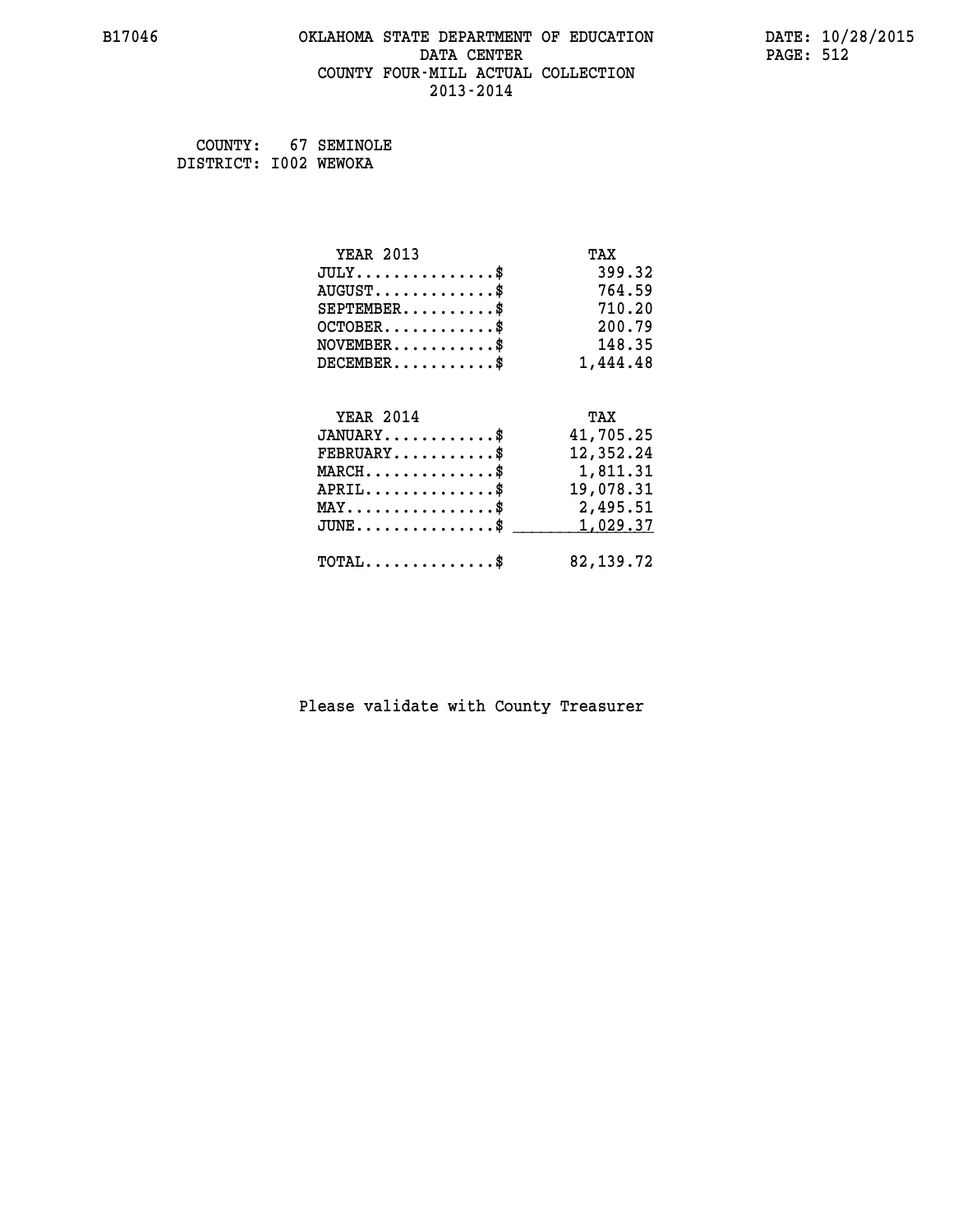B17046 OKLAHOMA STATE DEPARTMENT OF EDUCATION DATA CENTER COUNTY FOUR-MILL ACTUAL COLLECTION 2013-2014

DATE: 10/28/2015

COUNTY: 67 SEMINOLE
DISTRICT: I002 WEWOKA

| YEAR 2013 | TAX |
|---|---|
| JULY...............$ | 399.32 |
| AUGUST.............$ | 764.59 |
| SEPTEMBER..........$ | 710.20 |
| OCTOBER............$ | 200.79 |
| NOVEMBER...........$ | 148.35 |
| DECEMBER...........$ | 1,444.48 |

| YEAR 2014 | TAX |
|---|---|
| JANUARY............$ | 41,705.25 |
| FEBRUARY...........$ | 12,352.24 |
| MARCH..............$ | 1,811.31 |
| APRIL..............$ | 19,078.31 |
| MAY................$ | 2,495.51 |
| JUNE...............$ | 1,029.37 |
| TOTAL..............$ | 82,139.72 |

Please validate with County Treasurer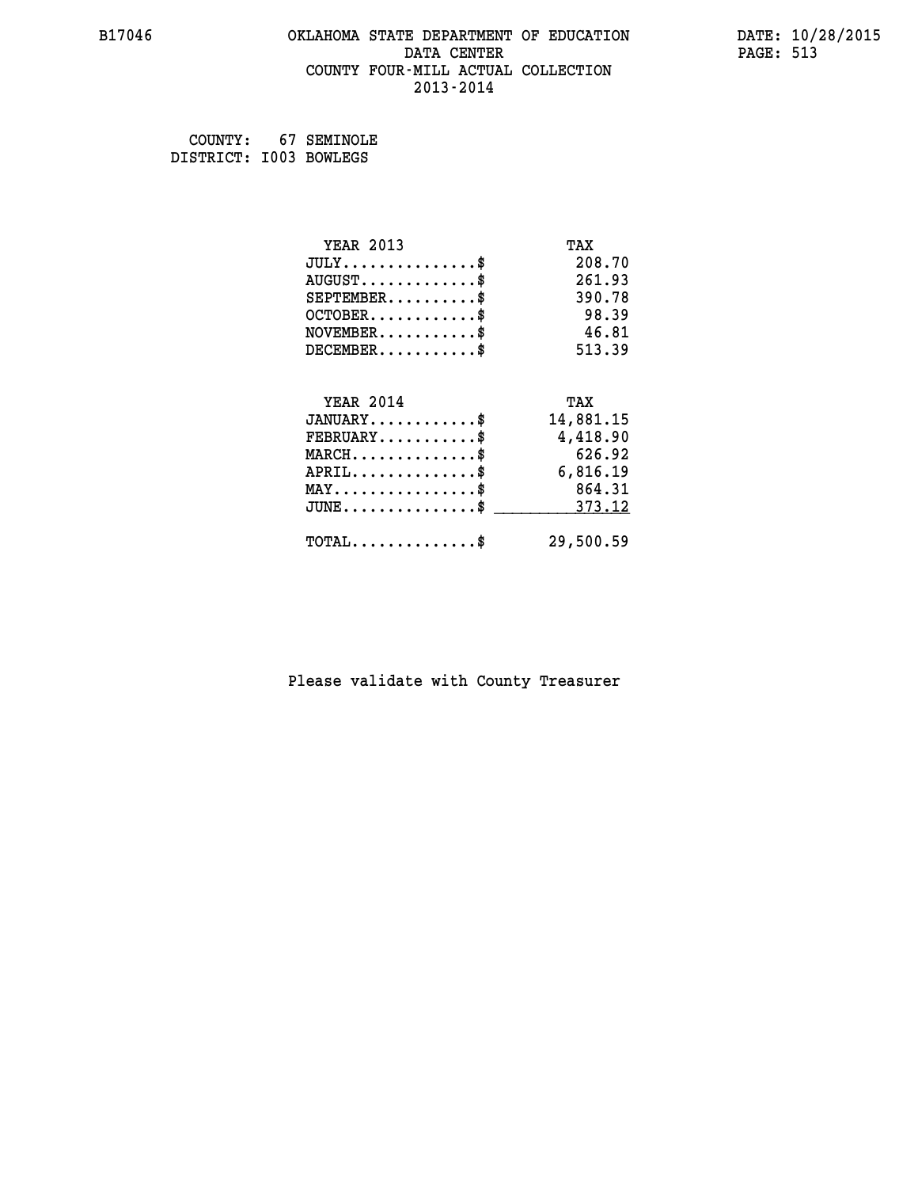B17046 OKLAHOMA STATE DEPARTMENT OF EDUCATION DATA CENTER COUNTY FOUR-MILL ACTUAL COLLECTION 2013-2014

DATE: 10/28/2015

COUNTY: 67 SEMINOLE
DISTRICT: I003 BOWLEGS

| YEAR 2013 | TAX |
|---|---|
| JULY...............$ | 208.70 |
| AUGUST.............$ | 261.93 |
| SEPTEMBER..........$ | 390.78 |
| OCTOBER............$ | 98.39 |
| NOVEMBER...........$ | 46.81 |
| DECEMBER...........$ | 513.39 |

| YEAR 2014 | TAX |
|---|---|
| JANUARY............$ | 14,881.15 |
| FEBRUARY...........$ | 4,418.90 |
| MARCH..............$ | 626.92 |
| APRIL..............$ | 6,816.19 |
| MAY................$ | 864.31 |
| JUNE...............$ | 373.12 |
| TOTAL..............$ | 29,500.59 |

Please validate with County Treasurer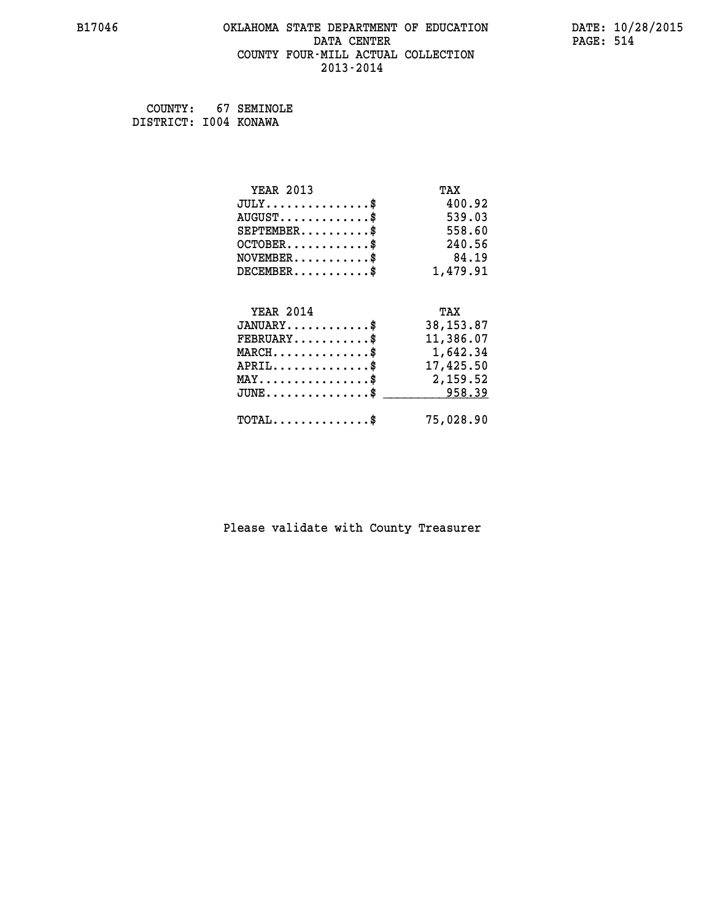# OKLAHOMA STATE DEPARTMENT OF EDUCATION
## DATA CENTER
## COUNTY FOUR-MILL ACTUAL COLLECTION
## 2013-2014

B17046

DATE: 10/28/2015

COUNTY: 67 SEMINOLE
DISTRICT: I004 KONAWA

| YEAR 2013 | TAX |
|---|---|
| JULY..............$ | 400.92 |
| AUGUST............$ | 539.03 |
| SEPTEMBER.........$ | 558.60 |
| OCTOBER...........$ | 240.56 |
| NOVEMBER..........$ | 84.19 |
| DECEMBER..........$ | 1,479.91 |

| YEAR 2014 | TAX |
|---|---|
| JANUARY...........$ | 38,153.87 |
| FEBRUARY..........$ | 11,386.07 |
| MARCH.............$ | 1,642.34 |
| APRIL.............$ | 17,425.50 |
| MAY...............$ | 2,159.52 |
| JUNE..............$ | 958.39 |
| TOTAL.............$ | 75,028.90 |

Please validate with County Treasurer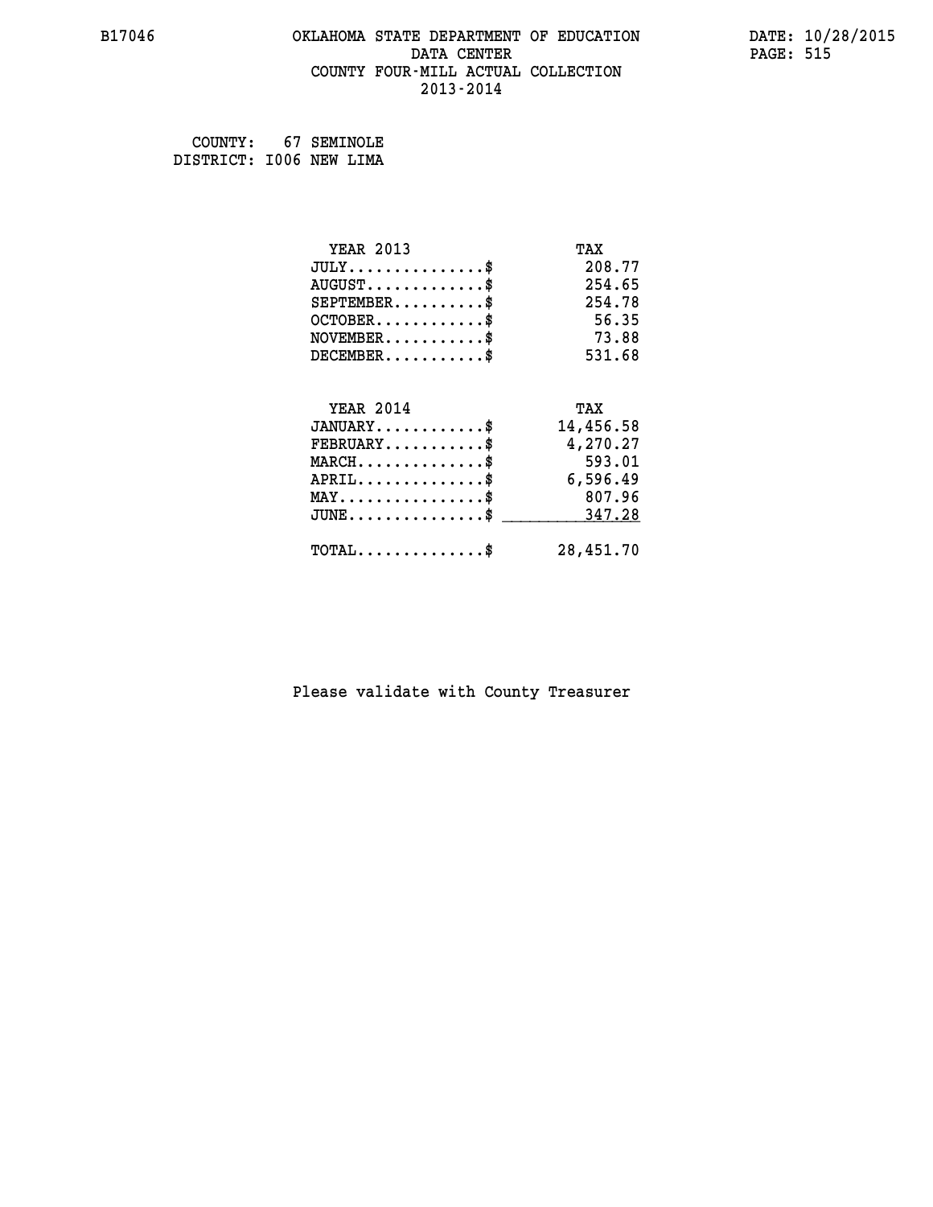COUNTY: 67 SEMINOLE
DISTRICT: I006 NEW LIMA

| YEAR 2013 | TAX |
|---|---|
| JULY...............$ | 208.77 |
| AUGUST.............$ | 254.65 |
| SEPTEMBER..........$ | 254.78 |
| OCTOBER............$ | 56.35 |
| NOVEMBER...........$ | 73.88 |
| DECEMBER...........$ | 531.68 |

| YEAR 2014 | TAX |
|---|---|
| JANUARY............$ | 14,456.58 |
| FEBRUARY...........$ | 4,270.27 |
| MARCH..............$ | 593.01 |
| APRIL..............$ | 6,596.49 |
| MAY................$ | 807.96 |
| JUNE...............$ | 347.28 |
| TOTAL..............$ | 28,451.70 |

Please validate with County Treasurer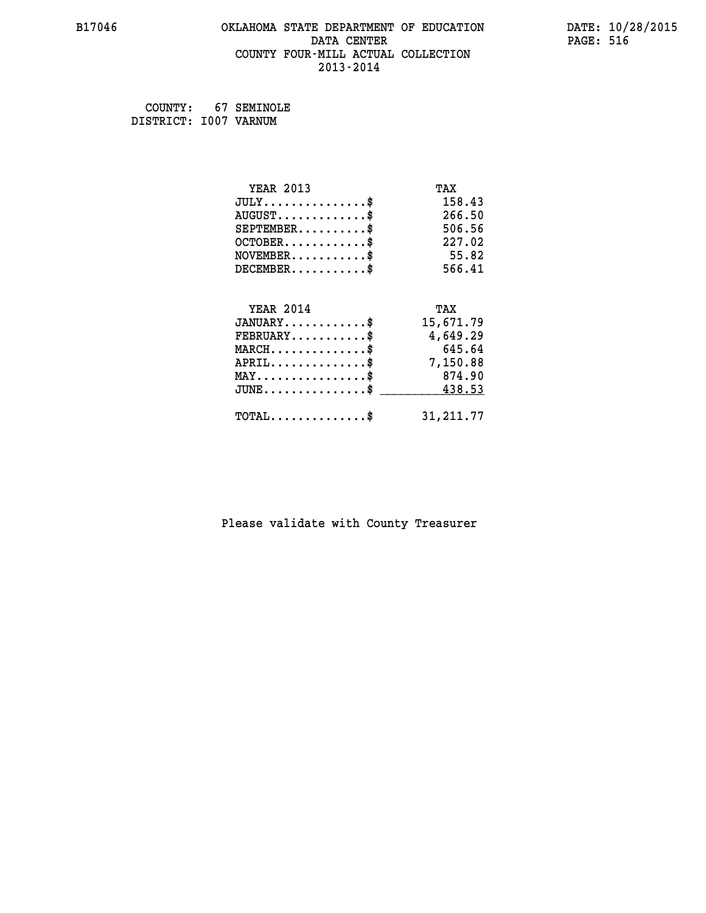B17046 OKLAHOMA STATE DEPARTMENT OF EDUCATION DATE: 10/28/2015

DATA CENTER

COUNTY FOUR-MILL ACTUAL COLLECTION

2013-2014

COUNTY: 67 SEMINOLE
DISTRICT: I007 VARNUM

| YEAR 2013 | TAX |
|---|---|
| JULY...............$ | 158.43 |
| AUGUST.............$ | 266.50 |
| SEPTEMBER..........$ | 506.56 |
| OCTOBER............$ | 227.02 |
| NOVEMBER...........$ | 55.82 |
| DECEMBER...........$ | 566.41 |

| YEAR 2014 | TAX |
|---|---|
| JANUARY............$ | 15,671.79 |
| FEBRUARY...........$ | 4,649.29 |
| MARCH..............$ | 645.64 |
| APRIL..............$ | 7,150.88 |
| MAY................$ | 874.90 |
| JUNE...............$ | 438.53 |
| TOTAL..............$ | 31,211.77 |

Please validate with County Treasurer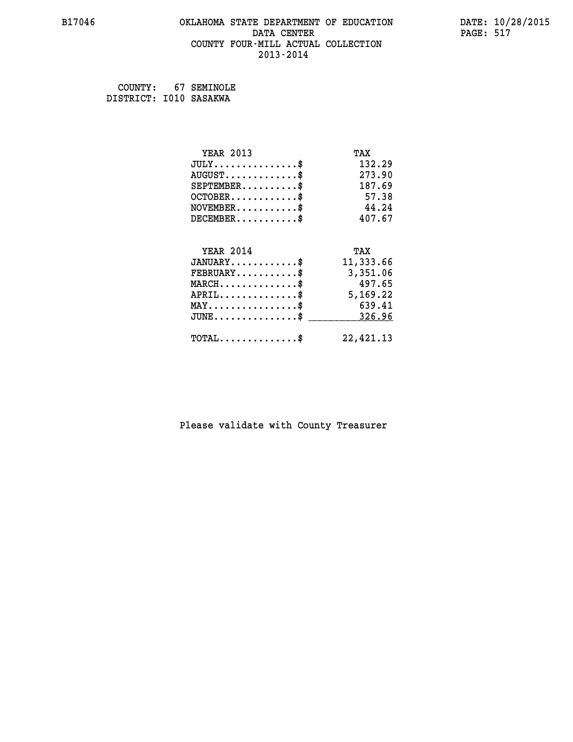COUNTY: 67 SEMINOLE
DISTRICT: I010 SASAKWA

| YEAR 2013 | TAX |
| --- | --- |
| JULY...............$ | 132.29 |
| AUGUST.............$ | 273.90 |
| SEPTEMBER..........$ | 187.69 |
| OCTOBER............$ | 57.38 |
| NOVEMBER...........$ | 44.24 |
| DECEMBER...........$ | 407.67 |

| YEAR 2014 | TAX |
| --- | --- |
| JANUARY............$ | 11,333.66 |
| FEBRUARY...........$ | 3,351.06 |
| MARCH..............$ | 497.65 |
| APRIL..............$ | 5,169.22 |
| MAY................$ | 639.41 |
| JUNE...............$ | 326.96 |
| TOTAL..............$ | 22,421.13 |

Please validate with County Treasurer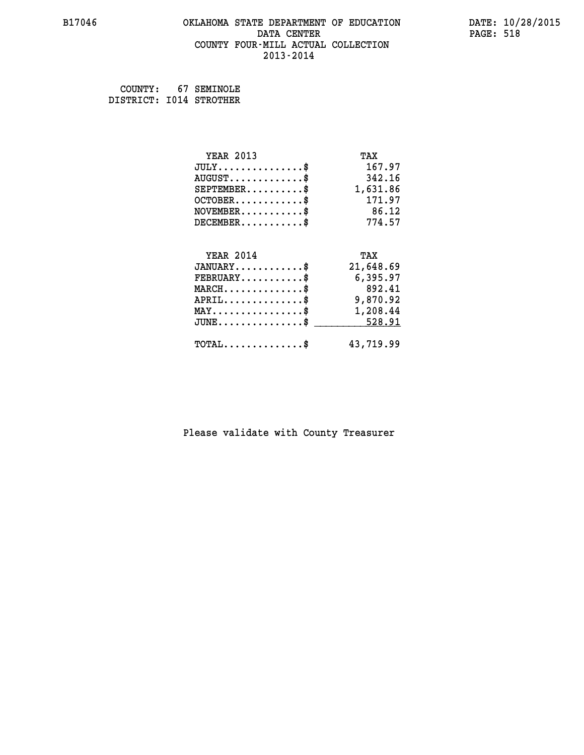B17046 OKLAHOMA STATE DEPARTMENT OF EDUCATION DATE: 10/28/2015

DATA CENTER

COUNTY FOUR-MILL ACTUAL COLLECTION

2013-2014

COUNTY: 67 SEMINOLE
DISTRICT: I014 STROTHER

| YEAR 2013 | TAX |
|---|---|
| JULY..............$ | 167.97 |
| AUGUST............$ | 342.16 |
| SEPTEMBER.........$ | 1,631.86 |
| OCTOBER...........$ | 171.97 |
| NOVEMBER..........$ | 86.12 |
| DECEMBER..........$ | 774.57 |

| YEAR 2014 | TAX |
|---|---|
| JANUARY...........$ | 21,648.69 |
| FEBRUARY..........$ | 6,395.97 |
| MARCH.............$ | 892.41 |
| APRIL.............$ | 9,870.92 |
| MAY...............$ | 1,208.44 |
| JUNE..............$ | 528.91 |
| TOTAL.............$ | 43,719.99 |

Please validate with County Treasurer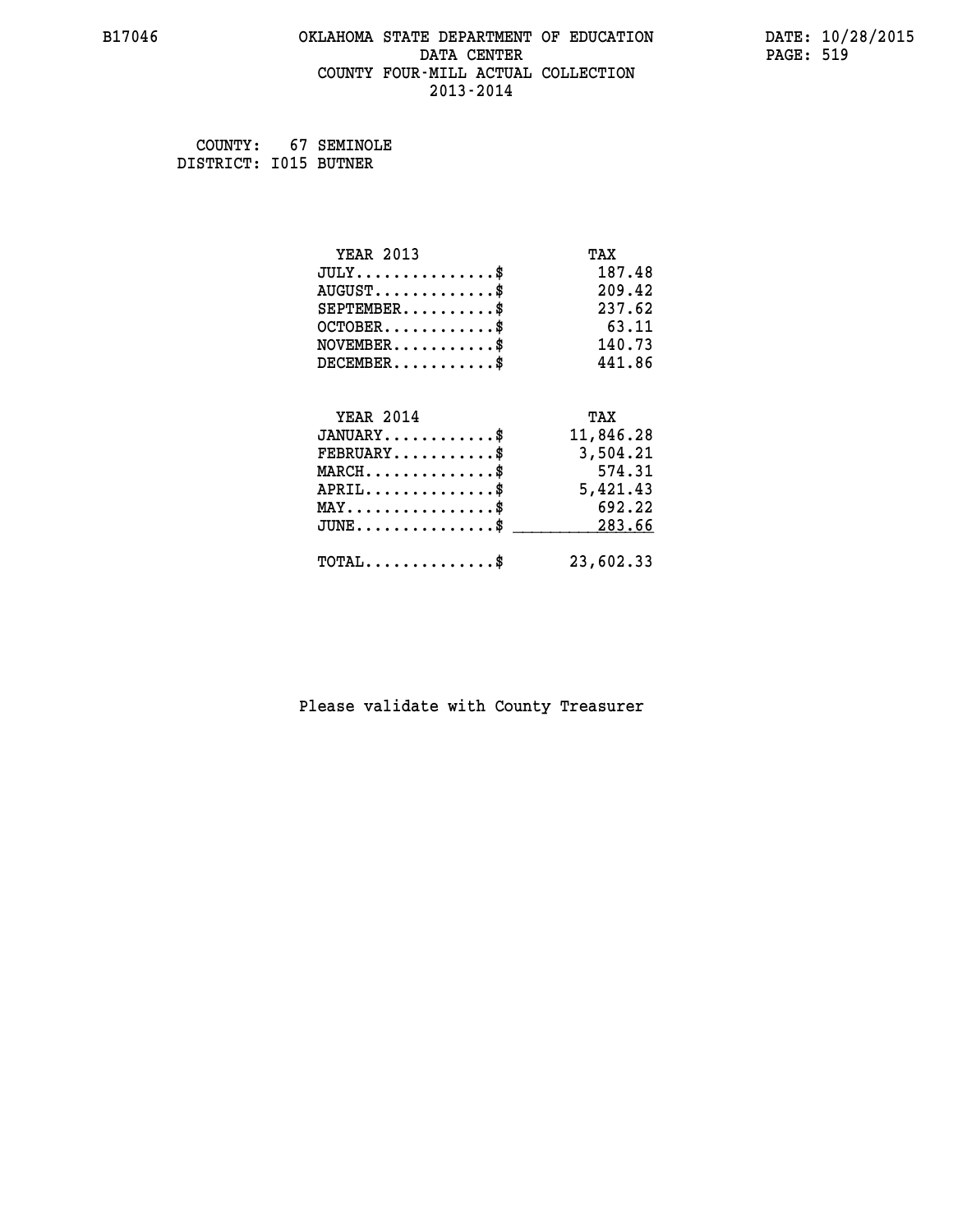B17046 OKLAHOMA STATE DEPARTMENT OF EDUCATION DATA CENTER COUNTY FOUR-MILL ACTUAL COLLECTION 2013-2014

DATE: 10/28/2015

COUNTY: 67 SEMINOLE
DISTRICT: I015 BUTNER

| YEAR 2013 | TAX |
|---|---|
| JULY..............$ | 187.48 |
| AUGUST............$ | 209.42 |
| SEPTEMBER.........$ | 237.62 |
| OCTOBER...........$ | 63.11 |
| NOVEMBER..........$ | 140.73 |
| DECEMBER..........$ | 441.86 |

| YEAR 2014 | TAX |
|---|---|
| JANUARY...........$ | 11,846.28 |
| FEBRUARY..........$ | 3,504.21 |
| MARCH.............$ | 574.31 |
| APRIL.............$ | 5,421.43 |
| MAY...............$ | 692.22 |
| JUNE..............$ | 283.66 |
| TOTAL.............$ | 23,602.33 |

Please validate with County Treasurer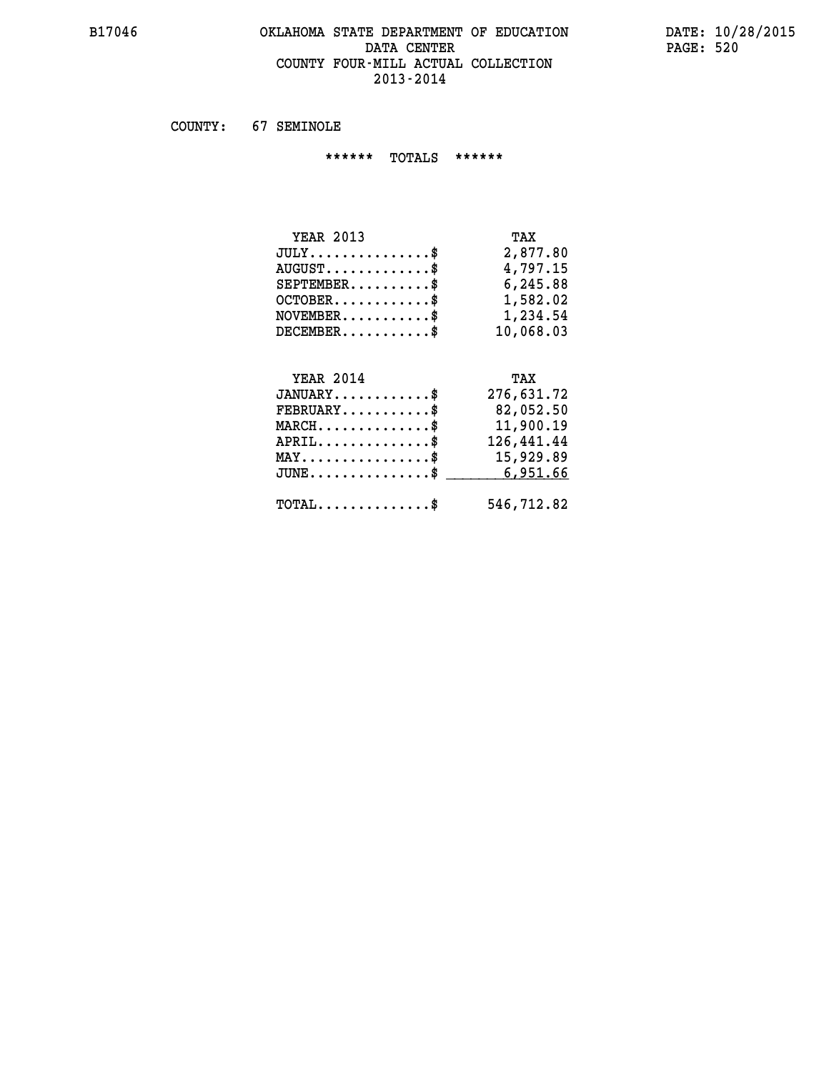# OKLAHOMA STATE DEPARTMENT OF EDUCATION
## DATA CENTER
## COUNTY FOUR-MILL ACTUAL COLLECTION
## 2013-2014

COUNTY: 67 SEMINOLE

****** TOTALS ******

| YEAR 2013 | TAX |
|---|---|
| JULY...............$ | 2,877.80 |
| AUGUST.............$ | 4,797.15 |
| SEPTEMBER..........$ | 6,245.88 |
| OCTOBER............$ | 1,582.02 |
| NOVEMBER...........$ | 1,234.54 |
| DECEMBER...........$ | 10,068.03 |

| YEAR 2014 | TAX |
|---|---|
| JANUARY............$ | 276,631.72 |
| FEBRUARY...........$ | 82,052.50 |
| MARCH..............$ | 11,900.19 |
| APRIL..............$ | 126,441.44 |
| MAY................$ | 15,929.89 |
| JUNE...............$ | 6,951.66 |
| TOTAL..............$ | 546,712.82 |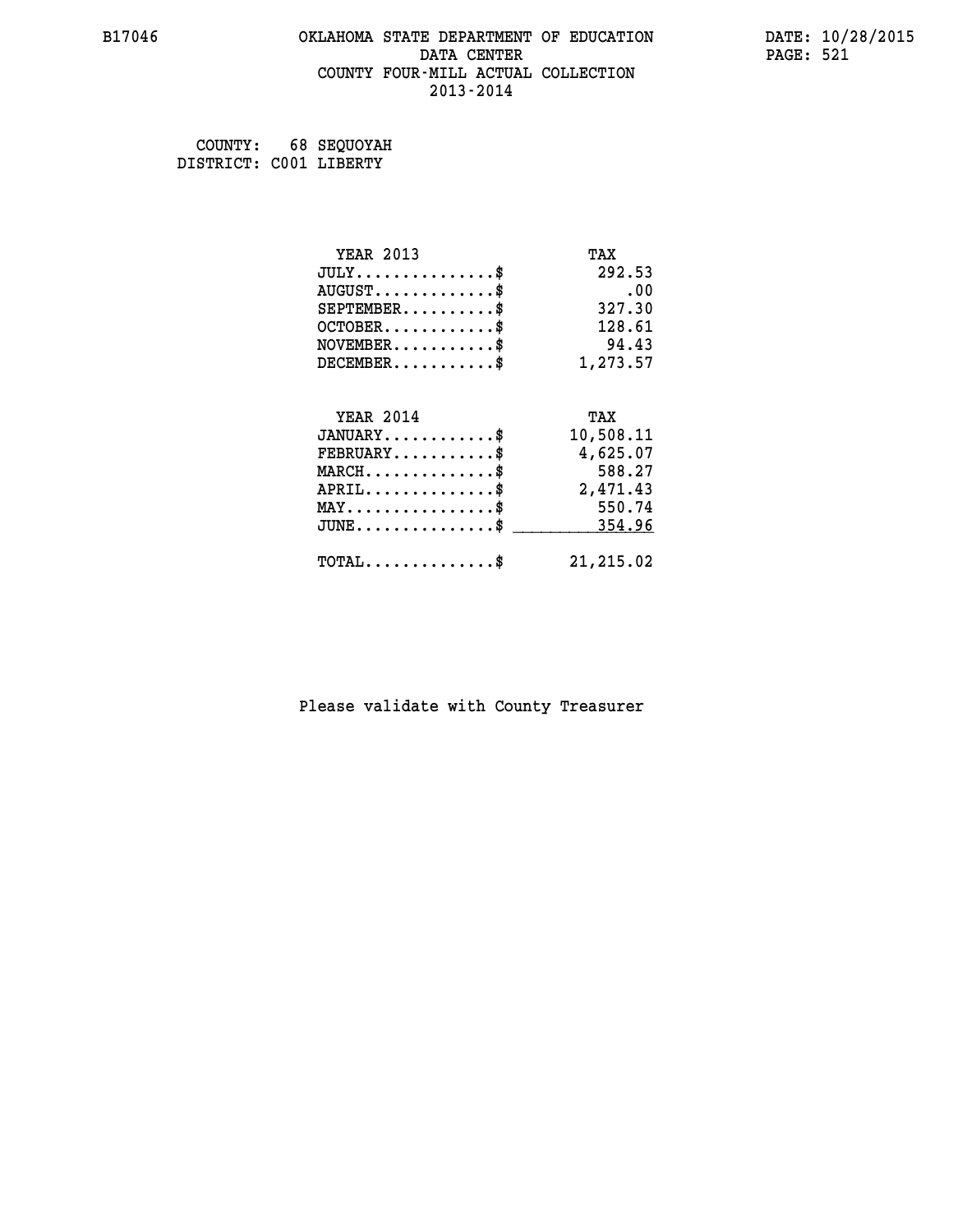B17046 OKLAHOMA STATE DEPARTMENT OF EDUCATION DATA CENTER COUNTY FOUR-MILL ACTUAL COLLECTION 2013-2014

DATE: 10/28/2015

COUNTY: 68 SEQUOYAH
DISTRICT: C001 LIBERTY

| YEAR 2013 | TAX |
|---|---|
| JULY...............$ | 292.53 |
| AUGUST.............$ | .00 |
| SEPTEMBER..........$ | 327.30 |
| OCTOBER............$ | 128.61 |
| NOVEMBER...........$ | 94.43 |
| DECEMBER...........$ | 1,273.57 |

| YEAR 2014 | TAX |
|---|---|
| JANUARY............$ | 10,508.11 |
| FEBRUARY...........$ | 4,625.07 |
| MARCH..............$ | 588.27 |
| APRIL..............$ | 2,471.43 |
| MAY................$ | 550.74 |
| JUNE...............$ | 354.96 |
| TOTAL..............$ | 21,215.02 |

Please validate with County Treasurer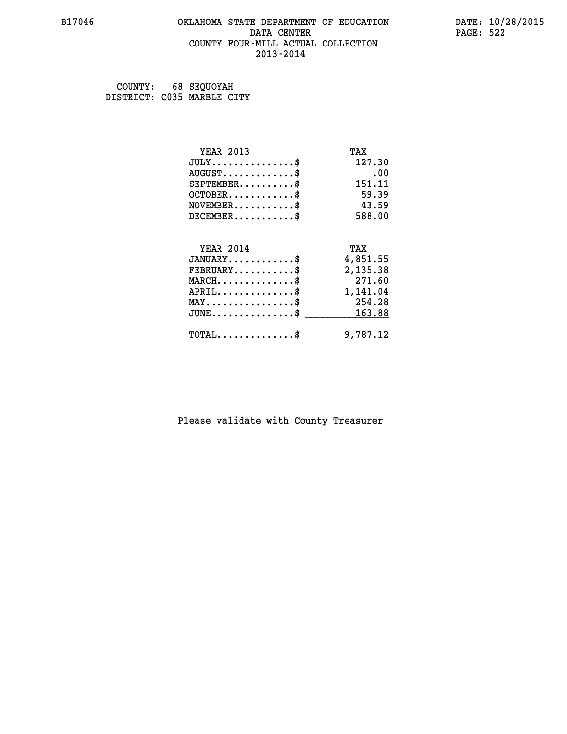B17046 OKLAHOMA STATE DEPARTMENT OF EDUCATION DATA CENTER COUNTY FOUR-MILL ACTUAL COLLECTION 2013-2014

DATE: 10/28/2015

COUNTY: 68 SEQUOYAH
DISTRICT: C035 MARBLE CITY

| YEAR 2013 | TAX |
|---|---|
| JULY..............$ | 127.30 |
| AUGUST............$ | .00 |
| SEPTEMBER..........$ | 151.11 |
| OCTOBER............$ | 59.39 |
| NOVEMBER...........$ | 43.59 |
| DECEMBER...........$ | 588.00 |

| YEAR 2014 | TAX |
|---|---|
| JANUARY............$ | 4,851.55 |
| FEBRUARY...........$ | 2,135.38 |
| MARCH..............$ | 271.60 |
| APRIL..............$ | 1,141.04 |
| MAY................$ | 254.28 |
| JUNE...............$ | 163.88 |
| TOTAL..............$ | 9,787.12 |

Please validate with County Treasurer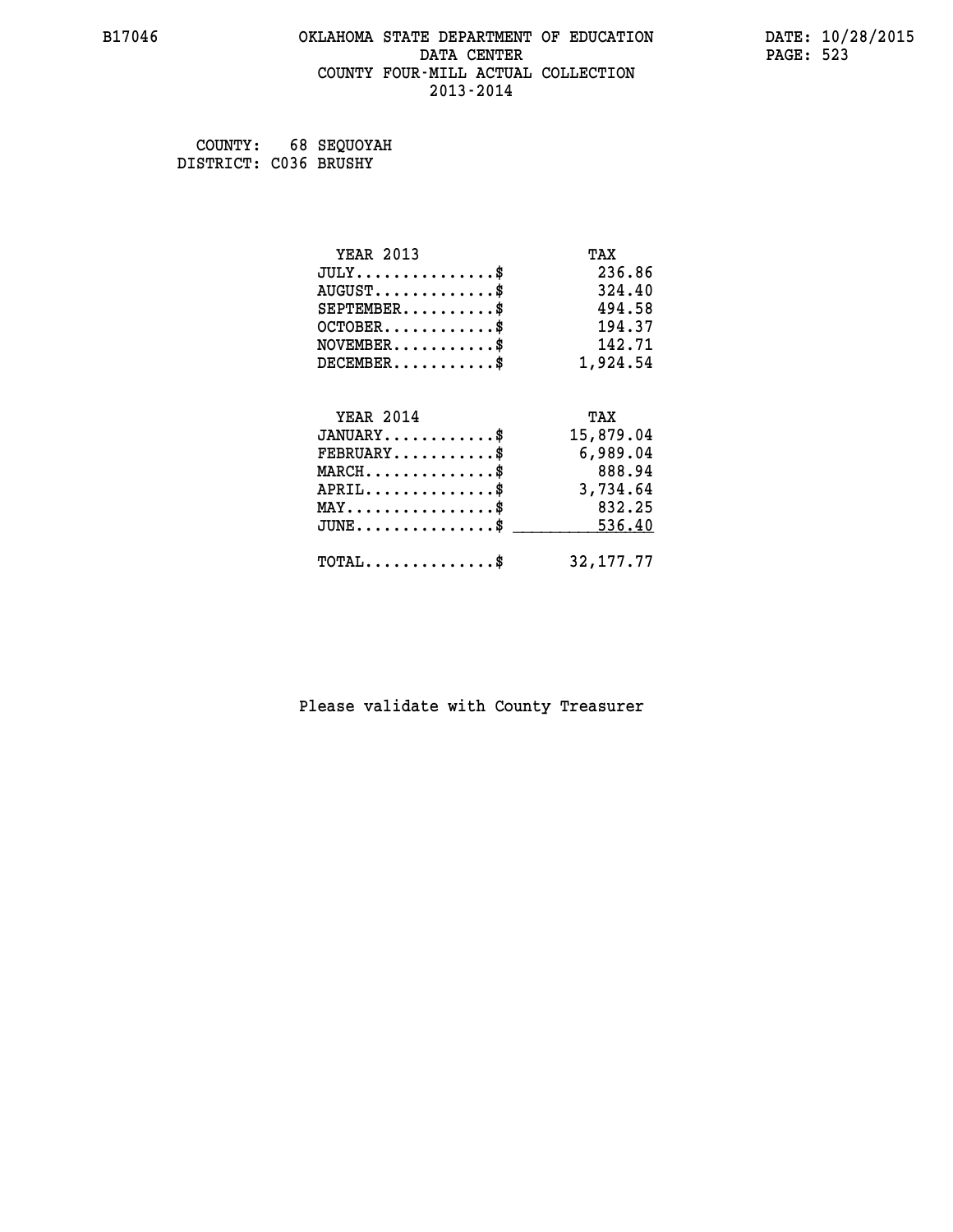B17046 OKLAHOMA STATE DEPARTMENT OF EDUCATION DATA CENTER COUNTY FOUR-MILL ACTUAL COLLECTION 2013-2014

DATE: 10/28/2015

COUNTY: 68 SEQUOYAH
DISTRICT: C036 BRUSHY

| YEAR 2013 | TAX |
|---|---|
| JULY..............$ | 236.86 |
| AUGUST............$ | 324.40 |
| SEPTEMBER.........$ | 494.58 |
| OCTOBER...........$ | 194.37 |
| NOVEMBER..........$ | 142.71 |
| DECEMBER..........$ | 1,924.54 |

| YEAR 2014 | TAX |
|---|---|
| JANUARY...........$ | 15,879.04 |
| FEBRUARY..........$ | 6,989.04 |
| MARCH.............$ | 888.94 |
| APRIL.............$ | 3,734.64 |
| MAY...............$ | 832.25 |
| JUNE..............$ | 536.40 |
| TOTAL.............$ | 32,177.77 |

Please validate with County Treasurer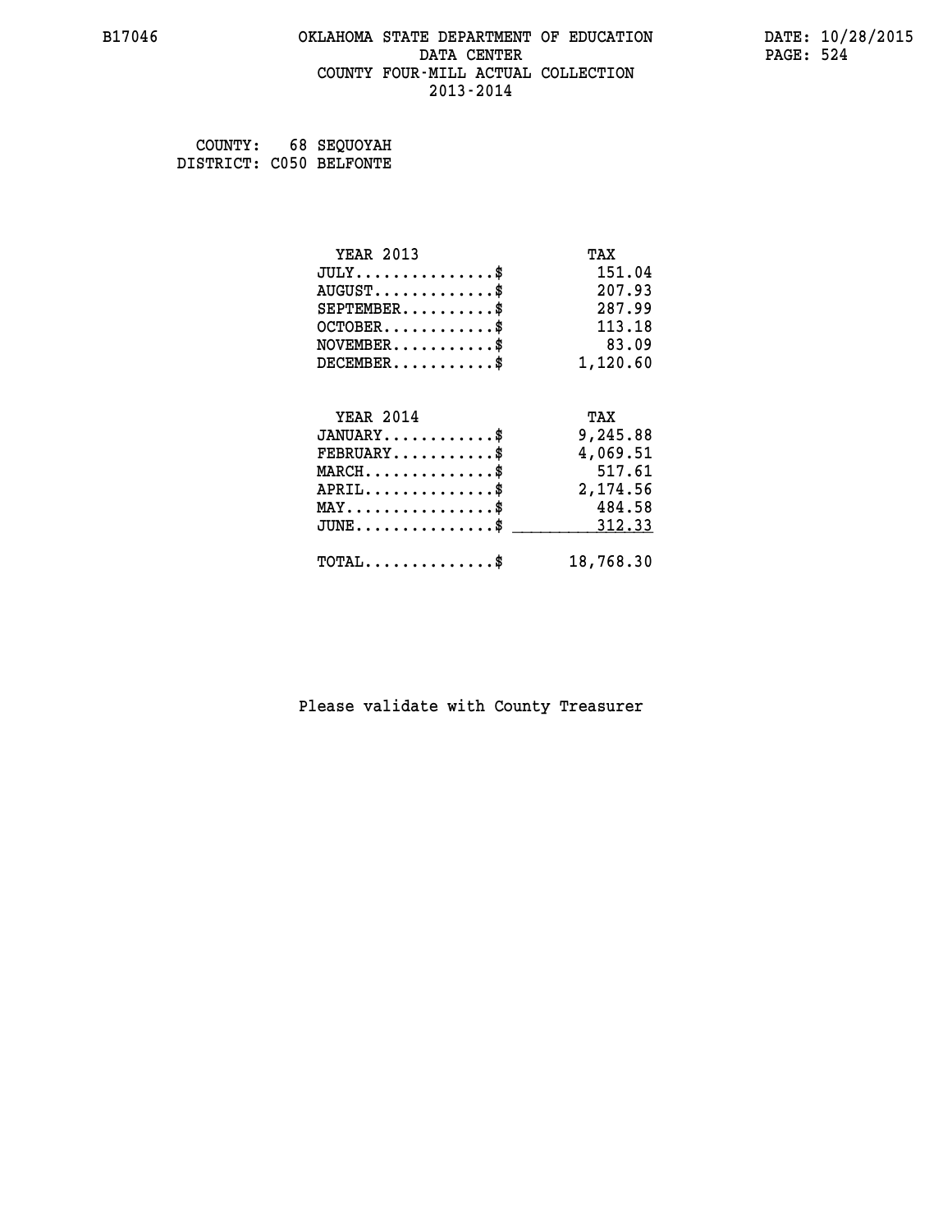# OKLAHOMA STATE DEPARTMENT OF EDUCATION
## DATA CENTER
## COUNTY FOUR-MILL ACTUAL COLLECTION
## 2013-2014

B17046

DATE: 10/28/2015

COUNTY: 68 SEQUOYAH
DISTRICT: C050 BELFONTE

| YEAR 2013 | TAX |
|---|---|
| JULY...............$ | 151.04 |
| AUGUST.............$ | 207.93 |
| SEPTEMBER..........$ | 287.99 |
| OCTOBER............$ | 113.18 |
| NOVEMBER...........$ | 83.09 |
| DECEMBER...........$ | 1,120.60 |

| YEAR 2014 | TAX |
|---|---|
| JANUARY............$ | 9,245.88 |
| FEBRUARY...........$ | 4,069.51 |
| MARCH..............$ | 517.61 |
| APRIL..............$ | 2,174.56 |
| MAY................$ | 484.58 |
| JUNE...............$ | 312.33 |
| TOTAL..............$ | 18,768.30 |

Please validate with County Treasurer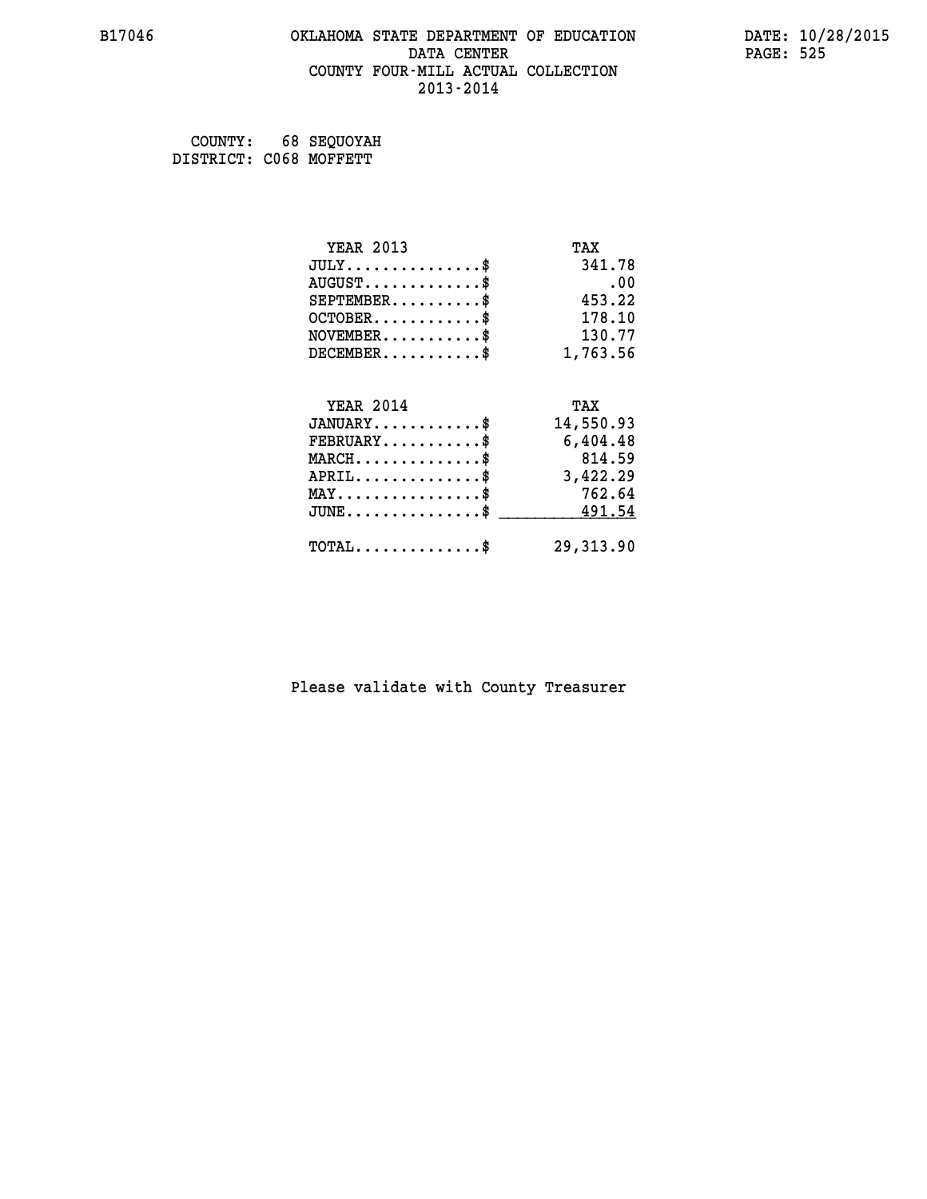# OKLAHOMA STATE DEPARTMENT OF EDUCATION
## DATA CENTER
## COUNTY FOUR-MILL ACTUAL COLLECTION
## 2013-2014

B17046

DATE: 10/28/2015

COUNTY: 68 SEQUOYAH
DISTRICT: C068 MOFFETT

| YEAR 2013 | TAX |
|---|---|
| JULY..............$ | 341.78 |
| AUGUST............$ | .00 |
| SEPTEMBER.........$ | 453.22 |
| OCTOBER...........$ | 178.10 |
| NOVEMBER..........$ | 130.77 |
| DECEMBER..........$ | 1,763.56 |

| YEAR 2014 | TAX |
|---|---|
| JANUARY...........$ | 14,550.93 |
| FEBRUARY..........$ | 6,404.48 |
| MARCH.............$ | 814.59 |
| APRIL.............$ | 3,422.29 |
| MAY...............$ | 762.64 |
| JUNE..............$ | 491.54 |
| TOTAL.............$ | 29,313.90 |

Please validate with County Treasurer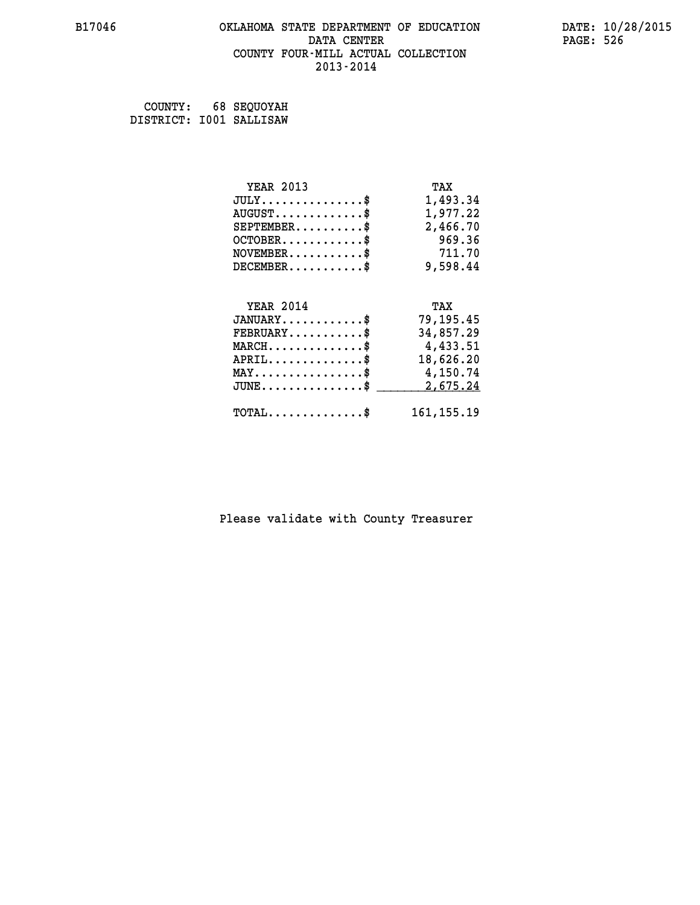B17046 OKLAHOMA STATE DEPARTMENT OF EDUCATION DATA CENTER COUNTY FOUR-MILL ACTUAL COLLECTION 2013-2014

DATE: 10/28/2015

COUNTY: 68 SEQUOYAH
DISTRICT: I001 SALLISAW

| YEAR 2013 | TAX |
|---|---|
| JULY...............$ | 1,493.34 |
| AUGUST.............$ | 1,977.22 |
| SEPTEMBER..........$ | 2,466.70 |
| OCTOBER............$ | 969.36 |
| NOVEMBER...........$ | 711.70 |
| DECEMBER...........$ | 9,598.44 |

| YEAR 2014 | TAX |
|---|---|
| JANUARY............$ | 79,195.45 |
| FEBRUARY...........$ | 34,857.29 |
| MARCH..............$ | 4,433.51 |
| APRIL..............$ | 18,626.20 |
| MAY................$ | 4,150.74 |
| JUNE...............$ | 2,675.24 |
| TOTAL..............$ | 161,155.19 |

Please validate with County Treasurer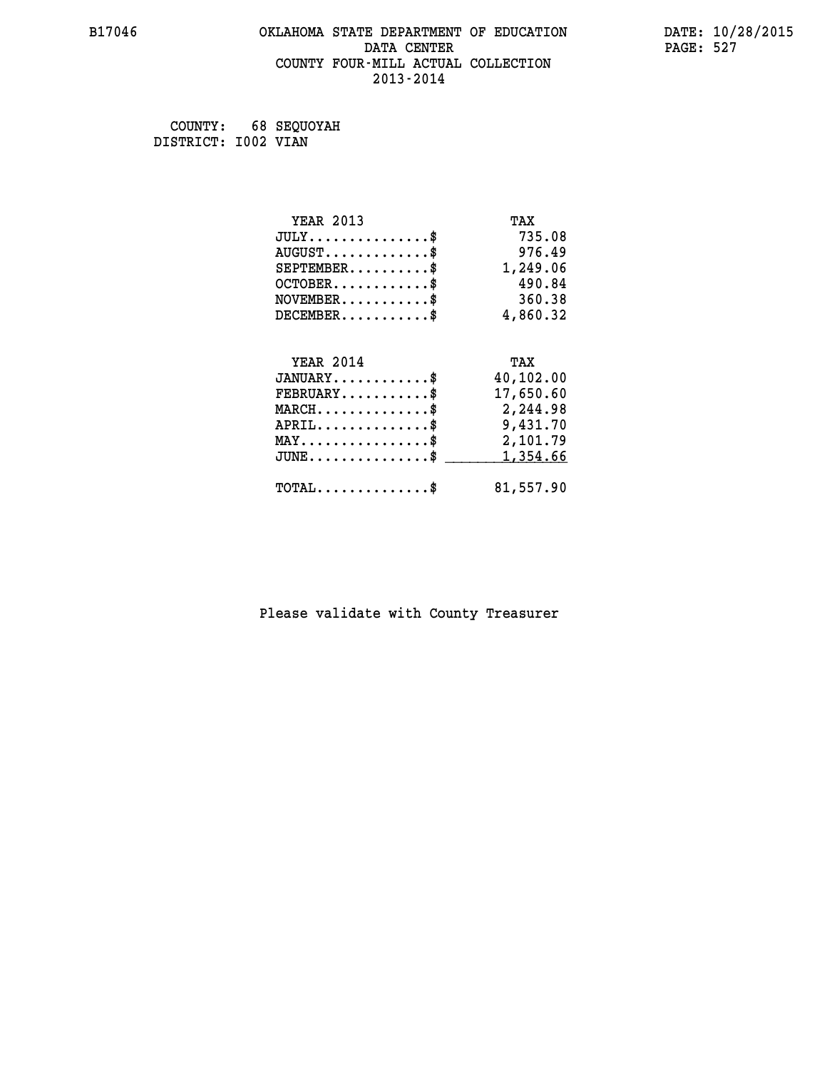# OKLAHOMA STATE DEPARTMENT OF EDUCATION
## DATA CENTER
## COUNTY FOUR-MILL ACTUAL COLLECTION
## 2013-2014

B17046

DATE: 10/28/2015

COUNTY: 68 SEQUOYAH
DISTRICT: I002 VIAN

| YEAR 2013 | TAX |
|---|---|
| JULY...............$ | 735.08 |
| AUGUST.............$ | 976.49 |
| SEPTEMBER..........$ | 1,249.06 |
| OCTOBER............$ | 490.84 |
| NOVEMBER...........$ | 360.38 |
| DECEMBER...........$ | 4,860.32 |

| YEAR 2014 | TAX |
|---|---|
| JANUARY............$ | 40,102.00 |
| FEBRUARY...........$ | 17,650.60 |
| MARCH..............$ | 2,244.98 |
| APRIL..............$ | 9,431.70 |
| MAY................$ | 2,101.79 |
| JUNE...............$ | 1,354.66 |
| TOTAL..............$ | 81,557.90 |

Please validate with County Treasurer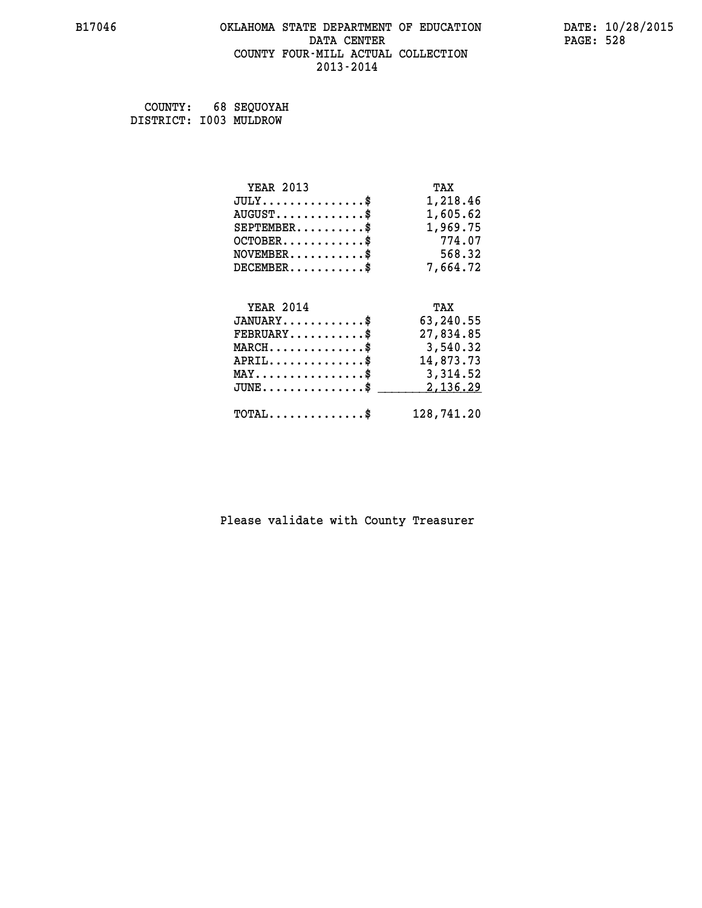# OKLAHOMA STATE DEPARTMENT OF EDUCATION
## DATA CENTER
## COUNTY FOUR-MILL ACTUAL COLLECTION
## 2013-2014

B17046

DATE: 10/28/2015

COUNTY: 68 SEQUOYAH
DISTRICT: I003 MULDROW

| YEAR 2013 | TAX |
|---|---|
| JULY...............$ | 1,218.46 |
| AUGUST.............$ | 1,605.62 |
| SEPTEMBER..........$ | 1,969.75 |
| OCTOBER............$ | 774.07 |
| NOVEMBER...........$ | 568.32 |
| DECEMBER...........$ | 7,664.72 |

| YEAR 2014 | TAX |
|---|---|
| JANUARY............$ | 63,240.55 |
| FEBRUARY...........$ | 27,834.85 |
| MARCH..............$ | 3,540.32 |
| APRIL..............$ | 14,873.73 |
| MAY................$ | 3,314.52 |
| JUNE...............$ | 2,136.29 |
| TOTAL..............$ | 128,741.20 |

Please validate with County Treasurer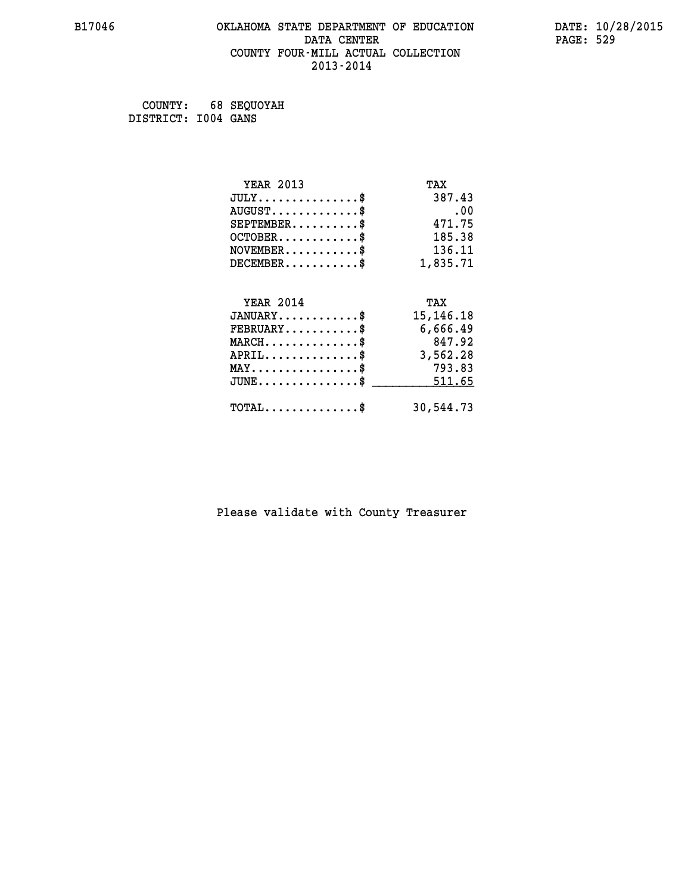B17046 OKLAHOMA STATE DEPARTMENT OF EDUCATION DATA CENTER COUNTY FOUR-MILL ACTUAL COLLECTION 2013-2014

DATE: 10/28/2015

COUNTY: 68 SEQUOYAH
DISTRICT: I004 GANS

| YEAR 2013 | TAX |
|---|---|
| JULY...............$ | 387.43 |
| AUGUST.............$ | .00 |
| SEPTEMBER..........$ | 471.75 |
| OCTOBER............$ | 185.38 |
| NOVEMBER...........$ | 136.11 |
| DECEMBER...........$ | 1,835.71 |

| YEAR 2014 | TAX |
|---|---|
| JANUARY............$ | 15,146.18 |
| FEBRUARY...........$ | 6,666.49 |
| MARCH..............$ | 847.92 |
| APRIL..............$ | 3,562.28 |
| MAY................$ | 793.83 |
| JUNE...............$ | 511.65 |
| TOTAL..............$ | 30,544.73 |

Please validate with County Treasurer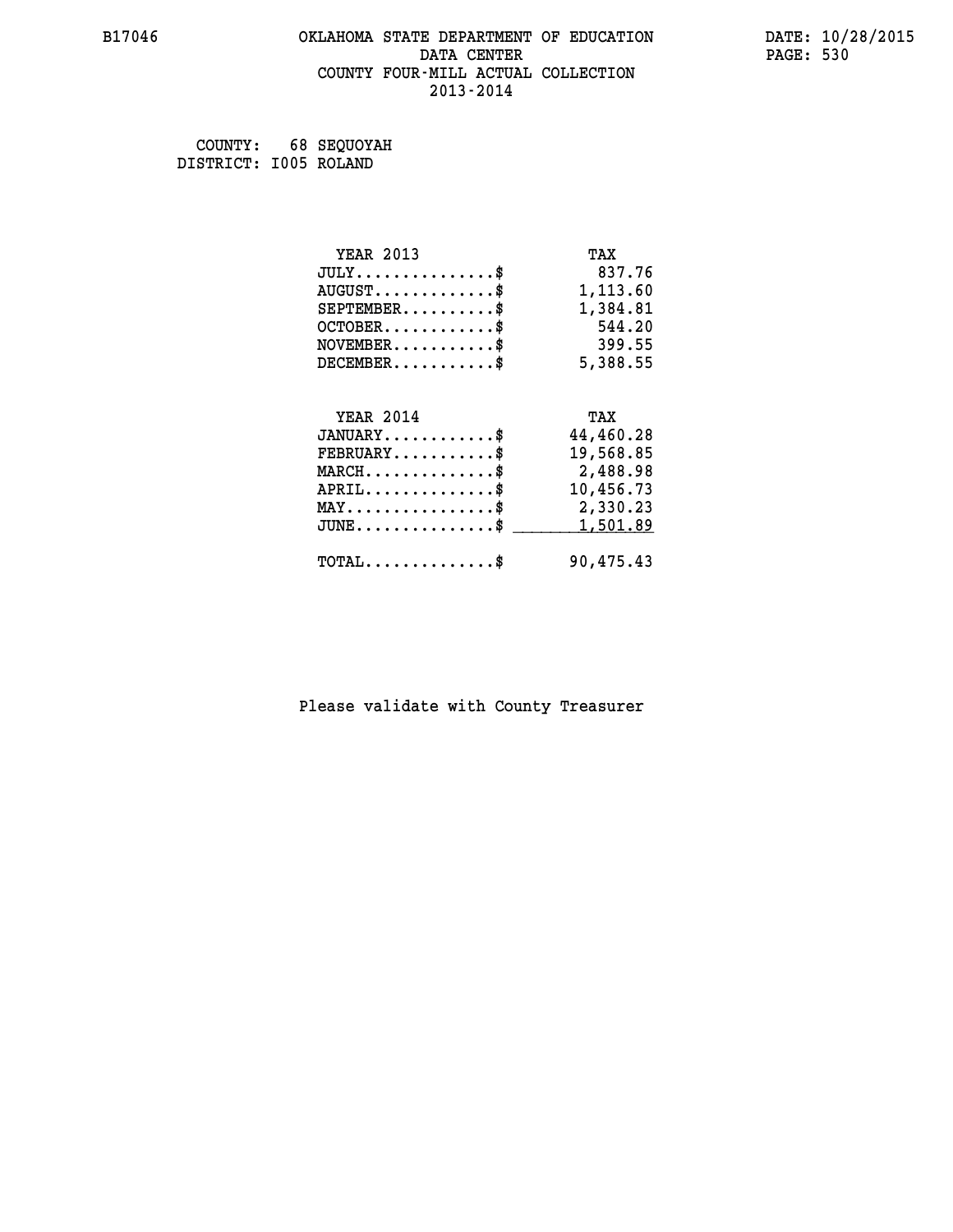# OKLAHOMA STATE DEPARTMENT OF EDUCATION
## DATA CENTER
## COUNTY FOUR-MILL ACTUAL COLLECTION
## 2013-2014

B17046 DATE: 10/28/2015

COUNTY: 68 SEQUOYAH
DISTRICT: I005 ROLAND

| YEAR 2013 | TAX |
|---|---|
| JULY..............$ | 837.76 |
| AUGUST............$ | 1,113.60 |
| SEPTEMBER.........$ | 1,384.81 |
| OCTOBER...........$ | 544.20 |
| NOVEMBER..........$ | 399.55 |
| DECEMBER..........$ | 5,388.55 |

| YEAR 2014 | TAX |
|---|---|
| JANUARY...........$ | 44,460.28 |
| FEBRUARY..........$ | 19,568.85 |
| MARCH.............$ | 2,488.98 |
| APRIL.............$ | 10,456.73 |
| MAY...............$ | 2,330.23 |
| JUNE..............$ | 1,501.89 |
| TOTAL.............$ | 90,475.43 |

Please validate with County Treasurer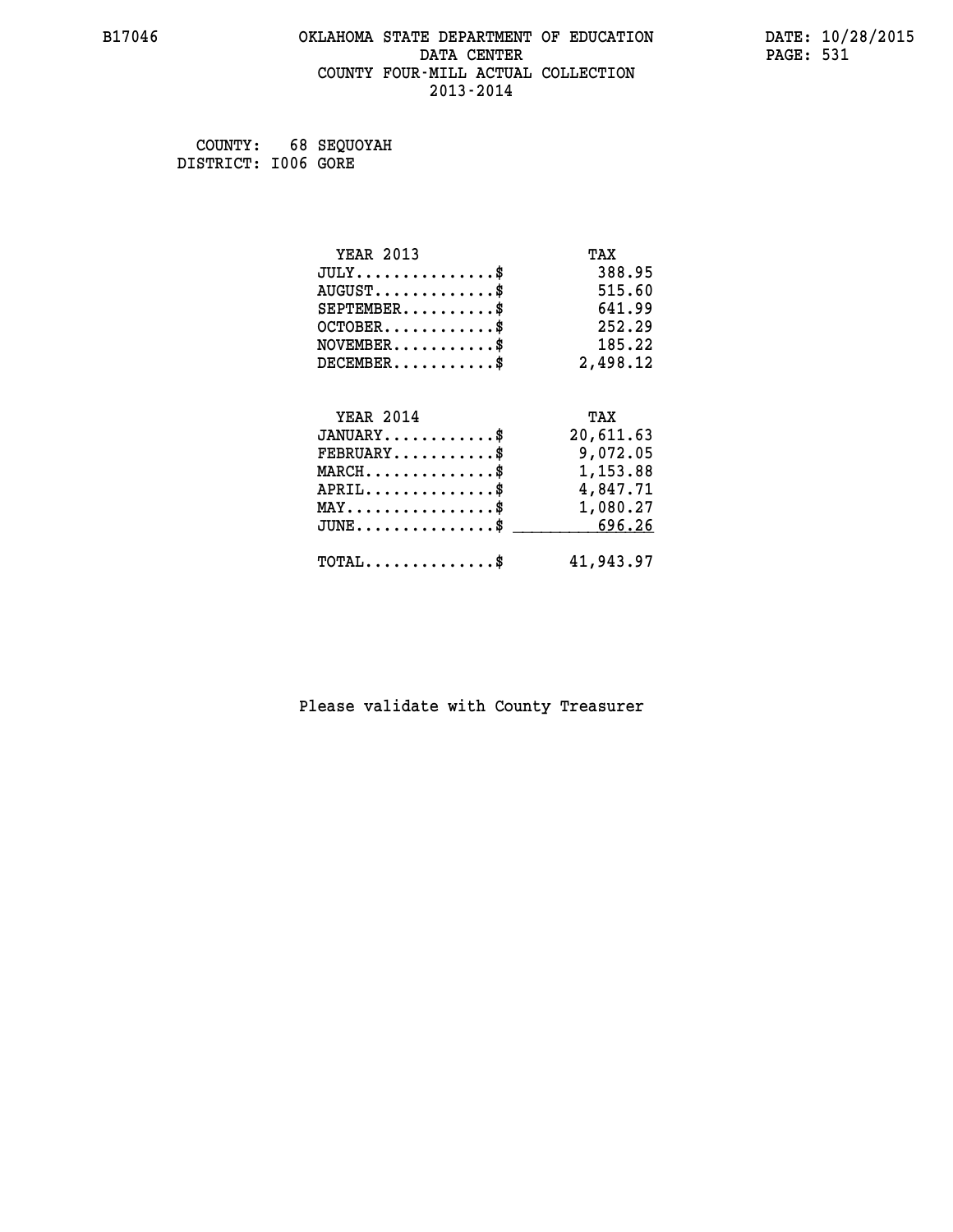COUNTY: 68 SEQUOYAH
DISTRICT: I006 GORE

| YEAR 2013 | TAX |
|---|---|
| JULY...............$ | 388.95 |
| AUGUST.............$ | 515.60 |
| SEPTEMBER..........$ | 641.99 |
| OCTOBER............$ | 252.29 |
| NOVEMBER...........$ | 185.22 |
| DECEMBER...........$ | 2,498.12 |

| YEAR 2014 | TAX |
|---|---|
| JANUARY............$ | 20,611.63 |
| FEBRUARY...........$ | 9,072.05 |
| MARCH..............$ | 1,153.88 |
| APRIL..............$ | 4,847.71 |
| MAY................$ | 1,080.27 |
| JUNE...............$ | 696.26 |
| TOTAL..............$ | 41,943.97 |

Please validate with County Treasurer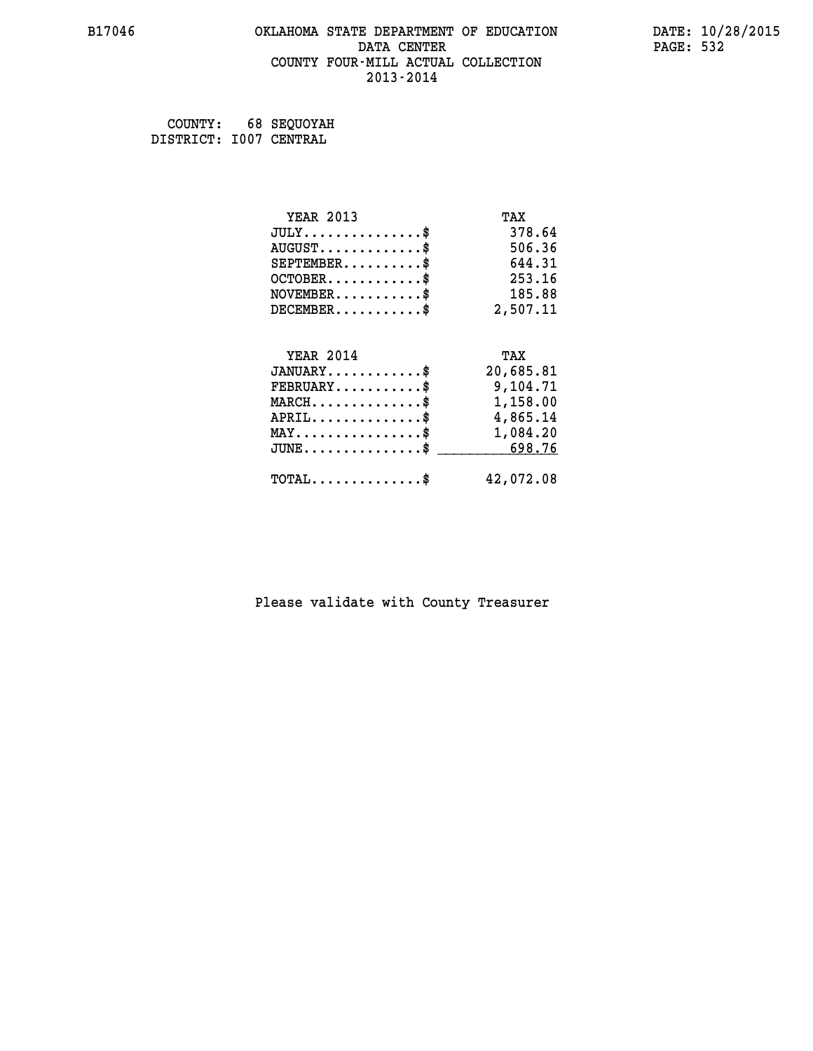# OKLAHOMA STATE DEPARTMENT OF EDUCATION
## DATA CENTER
## COUNTY FOUR-MILL ACTUAL COLLECTION
## 2013-2014

B17046 DATE: 10/28/2015

COUNTY: 68 SEQUOYAH
DISTRICT: I007 CENTRAL

| YEAR 2013 | TAX |
|---|---|
| JULY..............$ | 378.64 |
| AUGUST............$ | 506.36 |
| SEPTEMBER.........$ | 644.31 |
| OCTOBER...........$ | 253.16 |
| NOVEMBER..........$ | 185.88 |
| DECEMBER..........$ | 2,507.11 |

| YEAR 2014 | TAX |
|---|---|
| JANUARY...........$ | 20,685.81 |
| FEBRUARY..........$ | 9,104.71 |
| MARCH.............$ | 1,158.00 |
| APRIL.............$ | 4,865.14 |
| MAY...............$ | 1,084.20 |
| JUNE..............$ | 698.76 |
| TOTAL.............$ | 42,072.08 |

Please validate with County Treasurer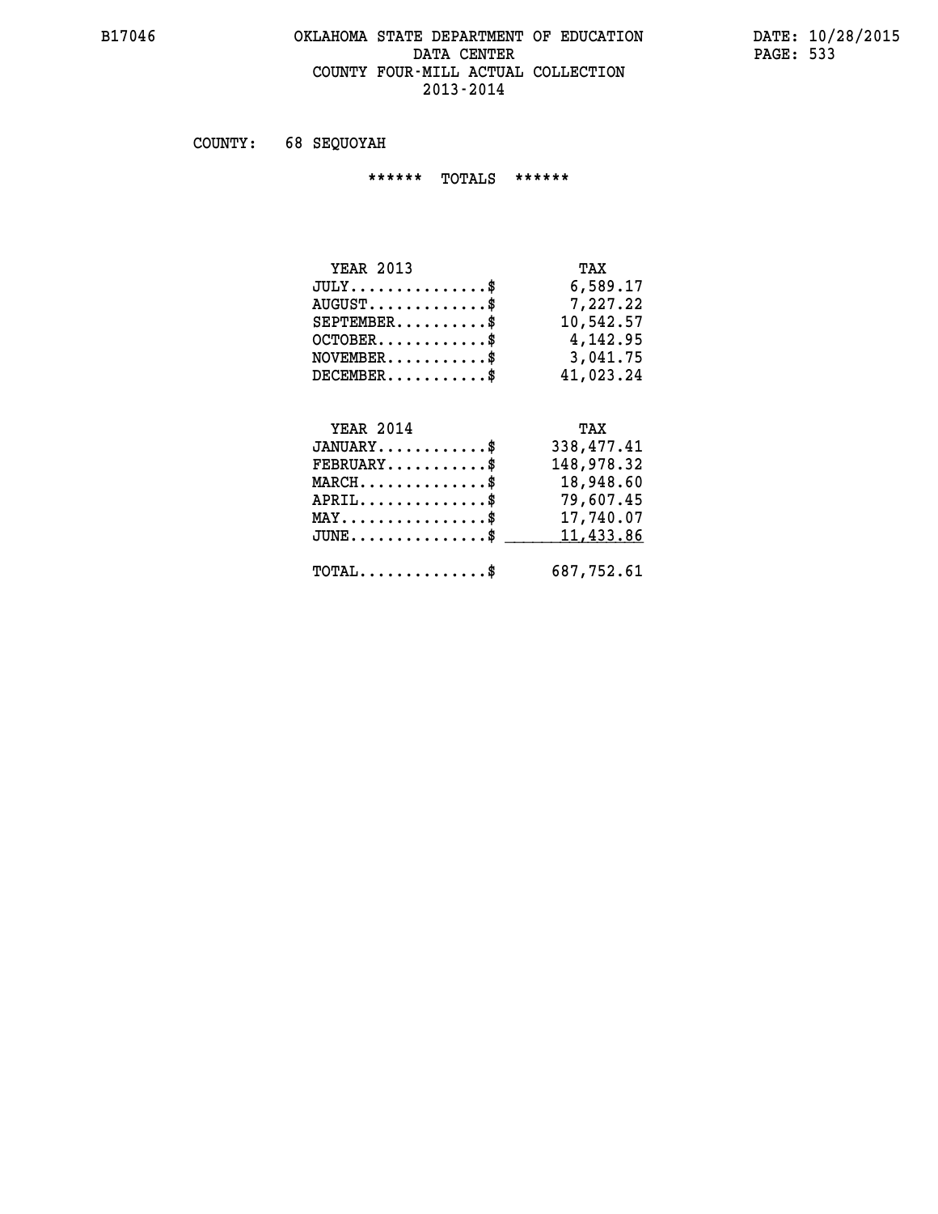# OKLAHOMA STATE DEPARTMENT OF EDUCATION
## DATA CENTER
## COUNTY FOUR-MILL ACTUAL COLLECTION
## 2013-2014

B17046

DATE: 10/28/2015

COUNTY: 68 SEQUOYAH

****** TOTALS ******

| YEAR 2013 | TAX |
|---|---|
| JULY...............$ | 6,589.17 |
| AUGUST.............$ | 7,227.22 |
| SEPTEMBER..........$ | 10,542.57 |
| OCTOBER............$ | 4,142.95 |
| NOVEMBER...........$ | 3,041.75 |
| DECEMBER...........$ | 41,023.24 |

| YEAR 2014 | TAX |
|---|---|
| JANUARY............$ | 338,477.41 |
| FEBRUARY...........$ | 148,978.32 |
| MARCH..............$ | 18,948.60 |
| APRIL..............$ | 79,607.45 |
| MAY................$ | 17,740.07 |
| JUNE...............$ | 11,433.86 |
| TOTAL..............$ | 687,752.61 |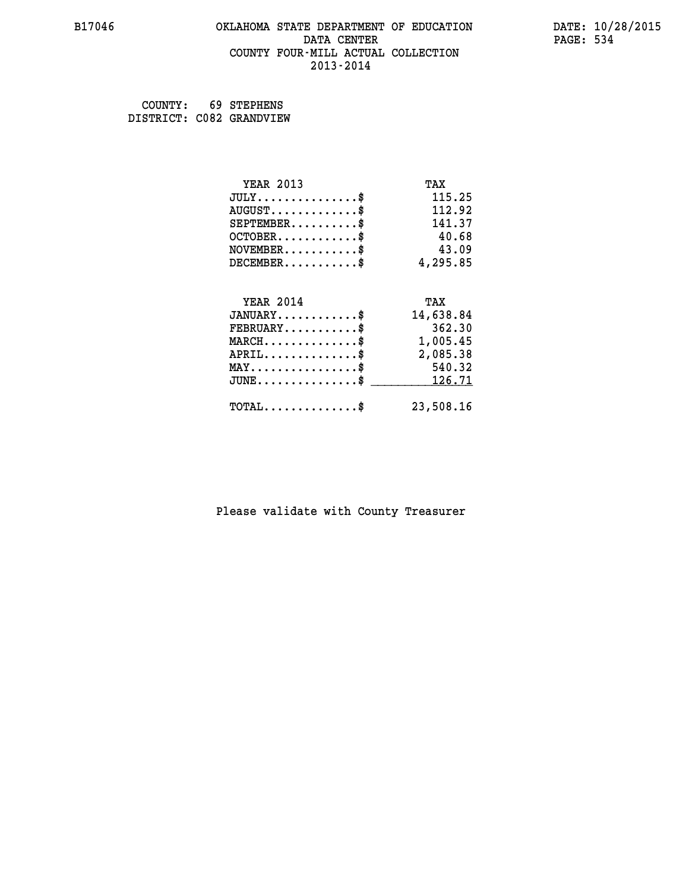B17046 OKLAHOMA STATE DEPARTMENT OF EDUCATION DATA CENTER COUNTY FOUR-MILL ACTUAL COLLECTION 2013-2014

DATE: 10/28/2015

COUNTY: 69 STEPHENS
DISTRICT: C082 GRANDVIEW

| YEAR 2013 | TAX |
| --- | --- |
| JULY...............$ | 115.25 |
| AUGUST.............$ | 112.92 |
| SEPTEMBER..........$ | 141.37 |
| OCTOBER............$ | 40.68 |
| NOVEMBER...........$ | 43.09 |
| DECEMBER...........$ | 4,295.85 |

| YEAR 2014 | TAX |
| --- | --- |
| JANUARY............$ | 14,638.84 |
| FEBRUARY...........$ | 362.30 |
| MARCH..............$ | 1,005.45 |
| APRIL..............$ | 2,085.38 |
| MAY................$ | 540.32 |
| JUNE...............$ | 126.71 |
| TOTAL..............$ | 23,508.16 |

Please validate with County Treasurer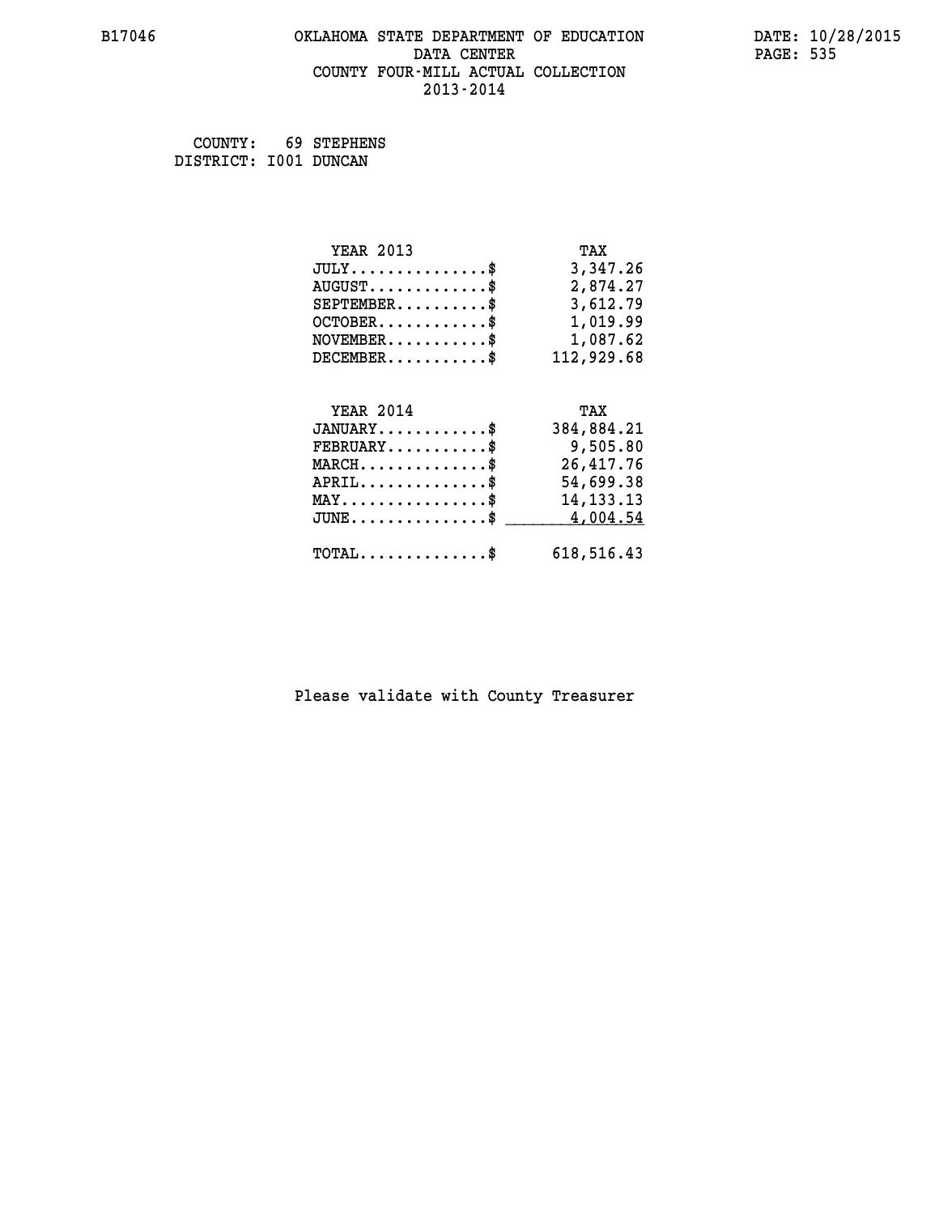# OKLAHOMA STATE DEPARTMENT OF EDUCATION
## DATA CENTER
## COUNTY FOUR-MILL ACTUAL COLLECTION
## 2013-2014

B17046 — DATE: 10/28/2015

COUNTY: 69 STEPHENS
DISTRICT: I001 DUNCAN

| YEAR 2013 | TAX |
|---|---|
| JULY..............$ | 3,347.26 |
| AUGUST............$ | 2,874.27 |
| SEPTEMBER.........$ | 3,612.79 |
| OCTOBER...........$ | 1,019.99 |
| NOVEMBER..........$ | 1,087.62 |
| DECEMBER..........$ | 112,929.68 |

| YEAR 2014 | TAX |
|---|---|
| JANUARY...........$ | 384,884.21 |
| FEBRUARY..........$ | 9,505.80 |
| MARCH.............$ | 26,417.76 |
| APRIL.............$ | 54,699.38 |
| MAY...............$ | 14,133.13 |
| JUNE..............$ | 4,004.54 |
| TOTAL.............$ | 618,516.43 |

Please validate with County Treasurer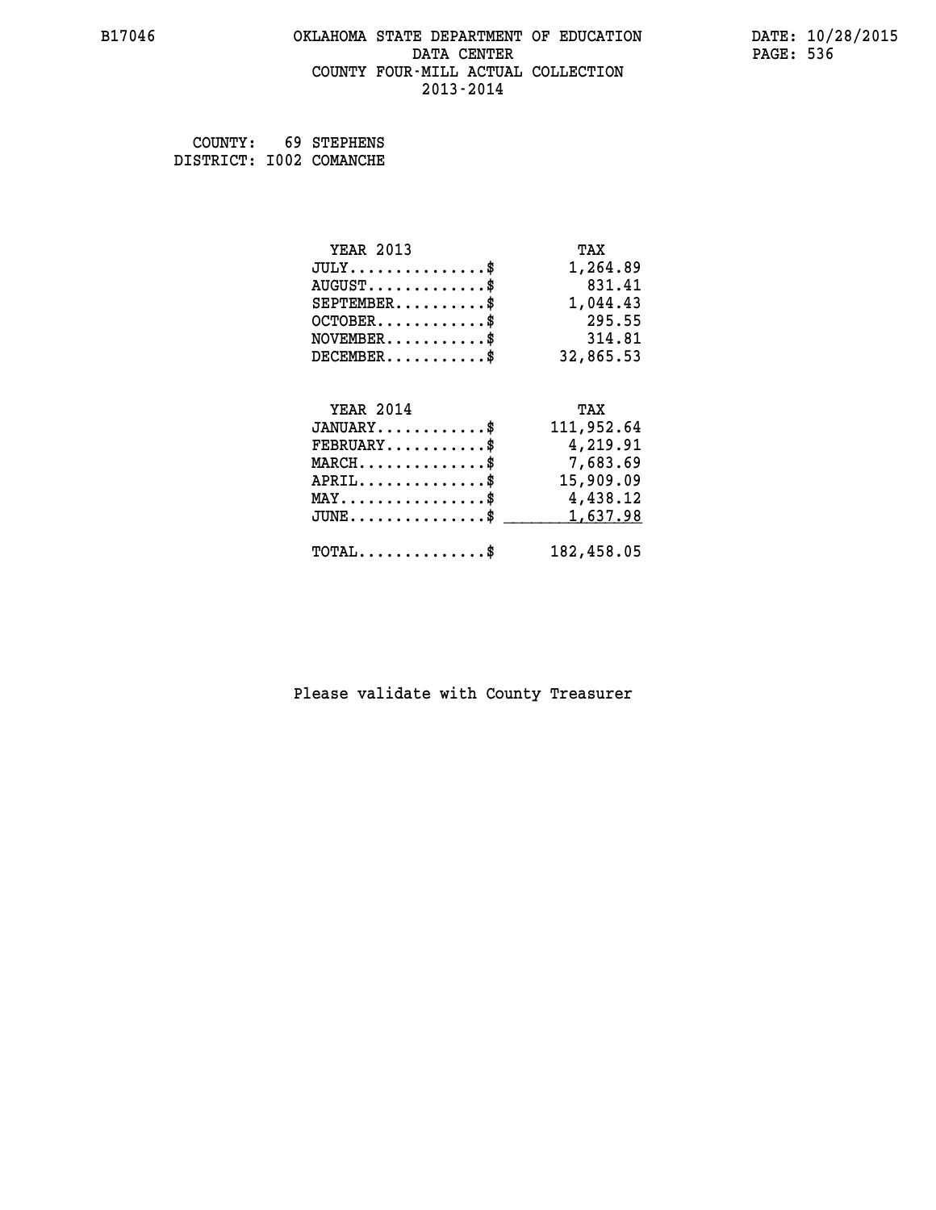B17046 OKLAHOMA STATE DEPARTMENT OF EDUCATION DATE: 10/28/2015

DATA CENTER

COUNTY FOUR-MILL ACTUAL COLLECTION

2013-2014

COUNTY: 69 STEPHENS
DISTRICT: I002 COMANCHE

| YEAR 2013 | TAX |
|---|---|
| JULY..............$ | 1,264.89 |
| AUGUST............$ | 831.41 |
| SEPTEMBER.........$ | 1,044.43 |
| OCTOBER...........$ | 295.55 |
| NOVEMBER..........$ | 314.81 |
| DECEMBER..........$ | 32,865.53 |

| YEAR 2014 | TAX |
|---|---|
| JANUARY...........$ | 111,952.64 |
| FEBRUARY..........$ | 4,219.91 |
| MARCH.............$ | 7,683.69 |
| APRIL.............$ | 15,909.09 |
| MAY...............$ | 4,438.12 |
| JUNE..............$ | 1,637.98 |
| TOTAL.............$ | 182,458.05 |

Please validate with County Treasurer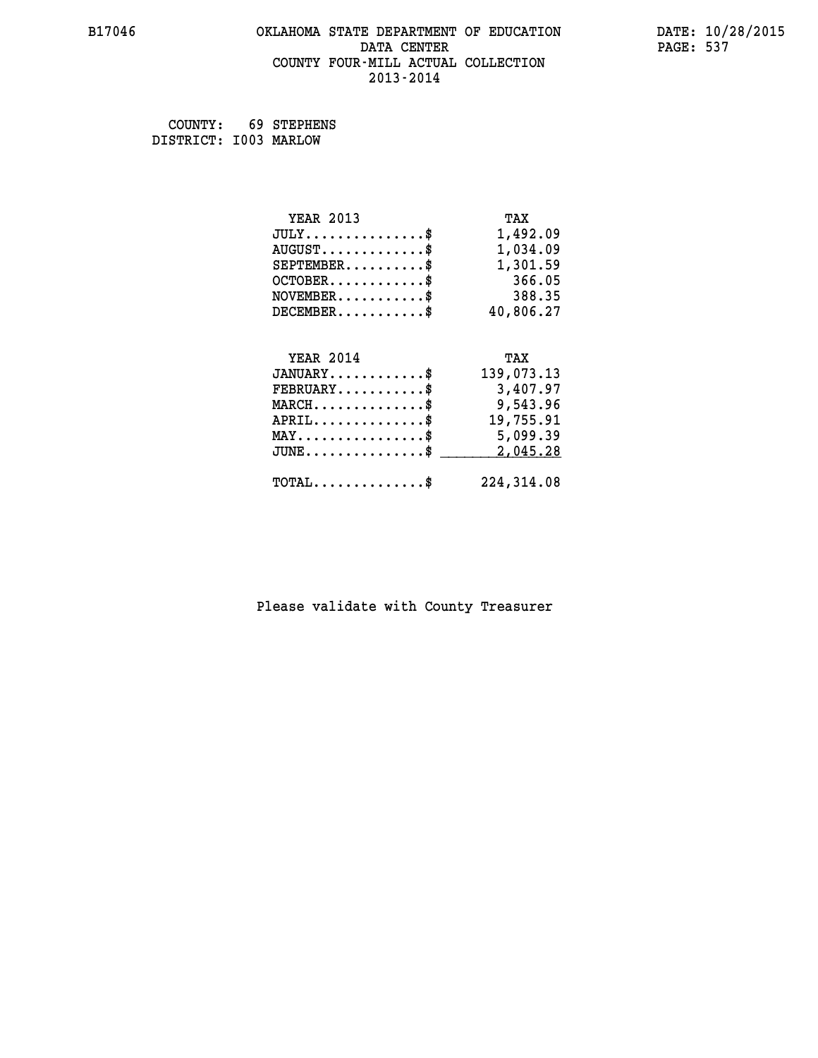# OKLAHOMA STATE DEPARTMENT OF EDUCATION
## DATA CENTER
## COUNTY FOUR-MILL ACTUAL COLLECTION
## 2013-2014

B17046

DATE: 10/28/2015

COUNTY: 69 STEPHENS
DISTRICT: I003 MARLOW

| YEAR 2013 | TAX |
|---|---|
| JULY..............$ | 1,492.09 |
| AUGUST............$ | 1,034.09 |
| SEPTEMBER.........$ | 1,301.59 |
| OCTOBER...........$ | 366.05 |
| NOVEMBER..........$ | 388.35 |
| DECEMBER..........$ | 40,806.27 |

| YEAR 2014 | TAX |
|---|---|
| JANUARY...........$ | 139,073.13 |
| FEBRUARY..........$ | 3,407.97 |
| MARCH.............$ | 9,543.96 |
| APRIL.............$ | 19,755.91 |
| MAY...............$ | 5,099.39 |
| JUNE..............$ | 2,045.28 |
| TOTAL.............$ | 224,314.08 |

Please validate with County Treasurer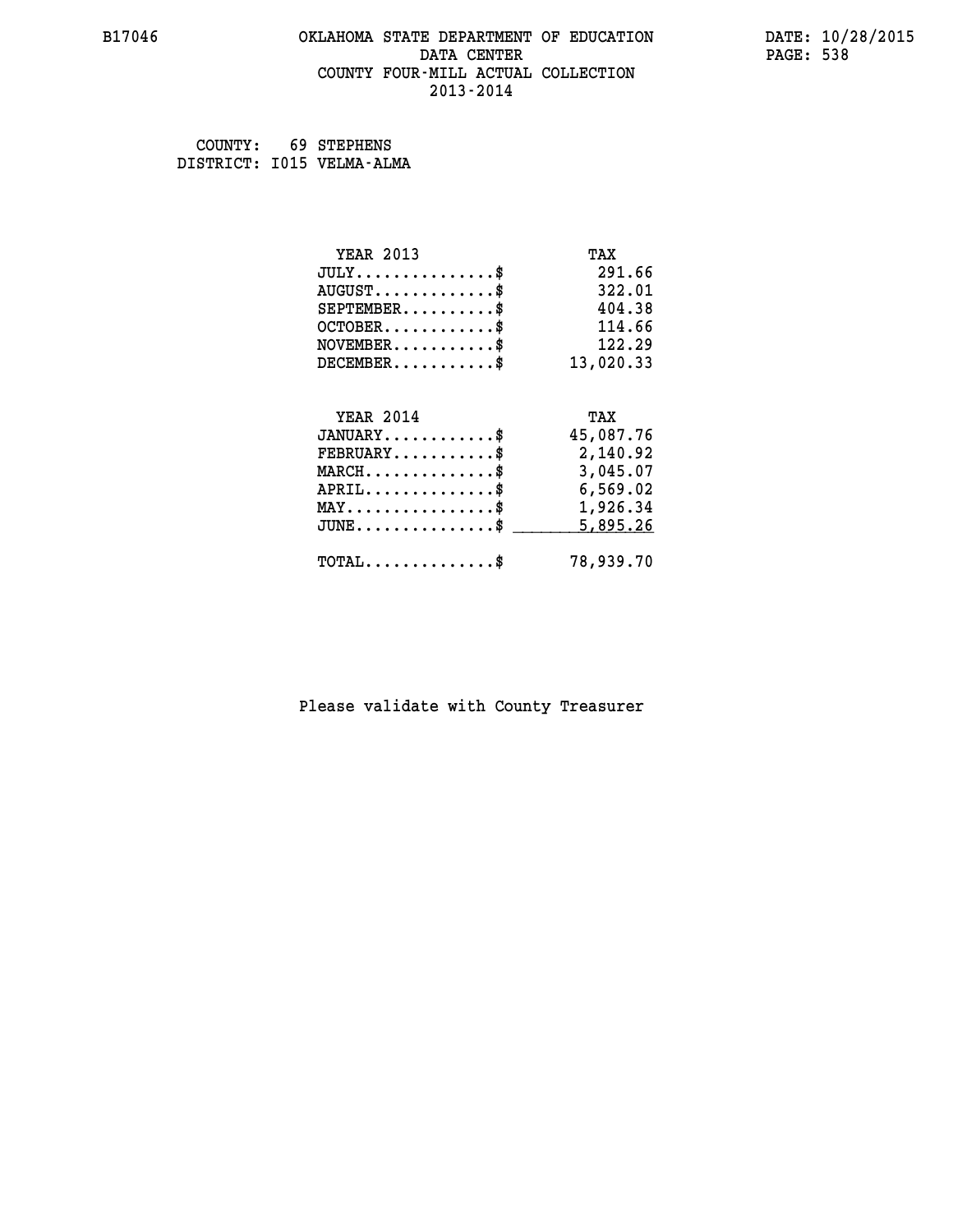B17046 OKLAHOMA STATE DEPARTMENT OF EDUCATION DATA CENTER COUNTY FOUR-MILL ACTUAL COLLECTION 2013-2014

DATE: 10/28/2015

COUNTY: 69 STEPHENS
DISTRICT: I015 VELMA-ALMA

| YEAR 2013 | TAX |
|---|---|
| JULY...............$ | 291.66 |
| AUGUST.............$ | 322.01 |
| SEPTEMBER..........$ | 404.38 |
| OCTOBER............$ | 114.66 |
| NOVEMBER...........$ | 122.29 |
| DECEMBER...........$ | 13,020.33 |

| YEAR 2014 | TAX |
|---|---|
| JANUARY............$ | 45,087.76 |
| FEBRUARY...........$ | 2,140.92 |
| MARCH..............$ | 3,045.07 |
| APRIL..............$ | 6,569.02 |
| MAY................$ | 1,926.34 |
| JUNE...............$ | 5,895.26 |
| TOTAL..............$ | 78,939.70 |

Please validate with County Treasurer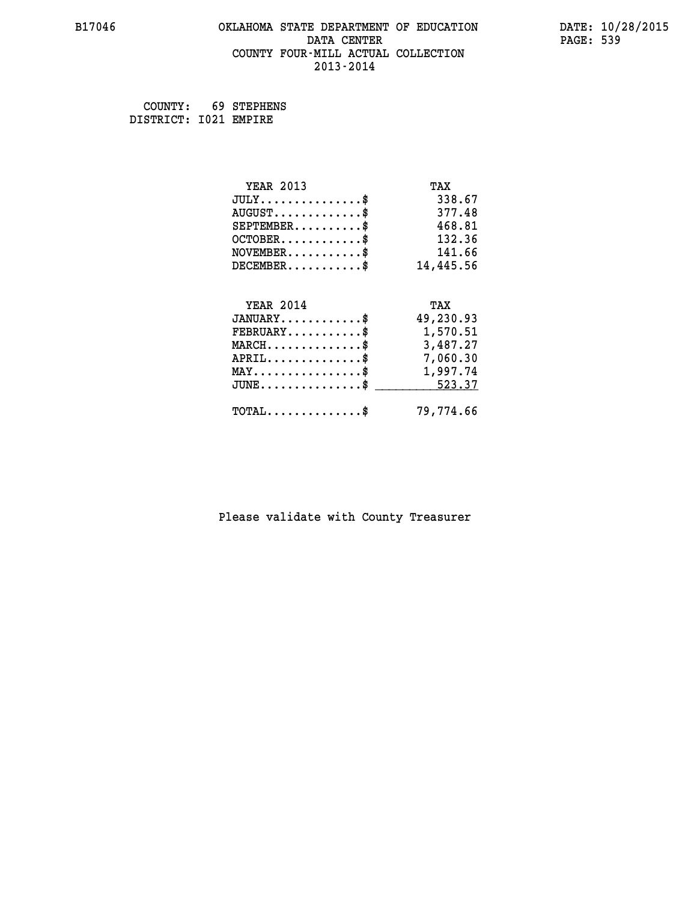B17046 OKLAHOMA STATE DEPARTMENT OF EDUCATION DATA CENTER COUNTY FOUR-MILL ACTUAL COLLECTION 2013-2014

DATE: 10/28/2015

COUNTY: 69 STEPHENS
DISTRICT: I021 EMPIRE

| YEAR 2013 | TAX |
|---|---|
| JULY...............$ | 338.67 |
| AUGUST.............$ | 377.48 |
| SEPTEMBER..........$ | 468.81 |
| OCTOBER............$ | 132.36 |
| NOVEMBER...........$ | 141.66 |
| DECEMBER...........$ | 14,445.56 |

| YEAR 2014 | TAX |
|---|---|
| JANUARY............$ | 49,230.93 |
| FEBRUARY...........$ | 1,570.51 |
| MARCH..............$ | 3,487.27 |
| APRIL..............$ | 7,060.30 |
| MAY................$ | 1,997.74 |
| JUNE...............$ | 523.37 |
| TOTAL..............$ | 79,774.66 |

Please validate with County Treasurer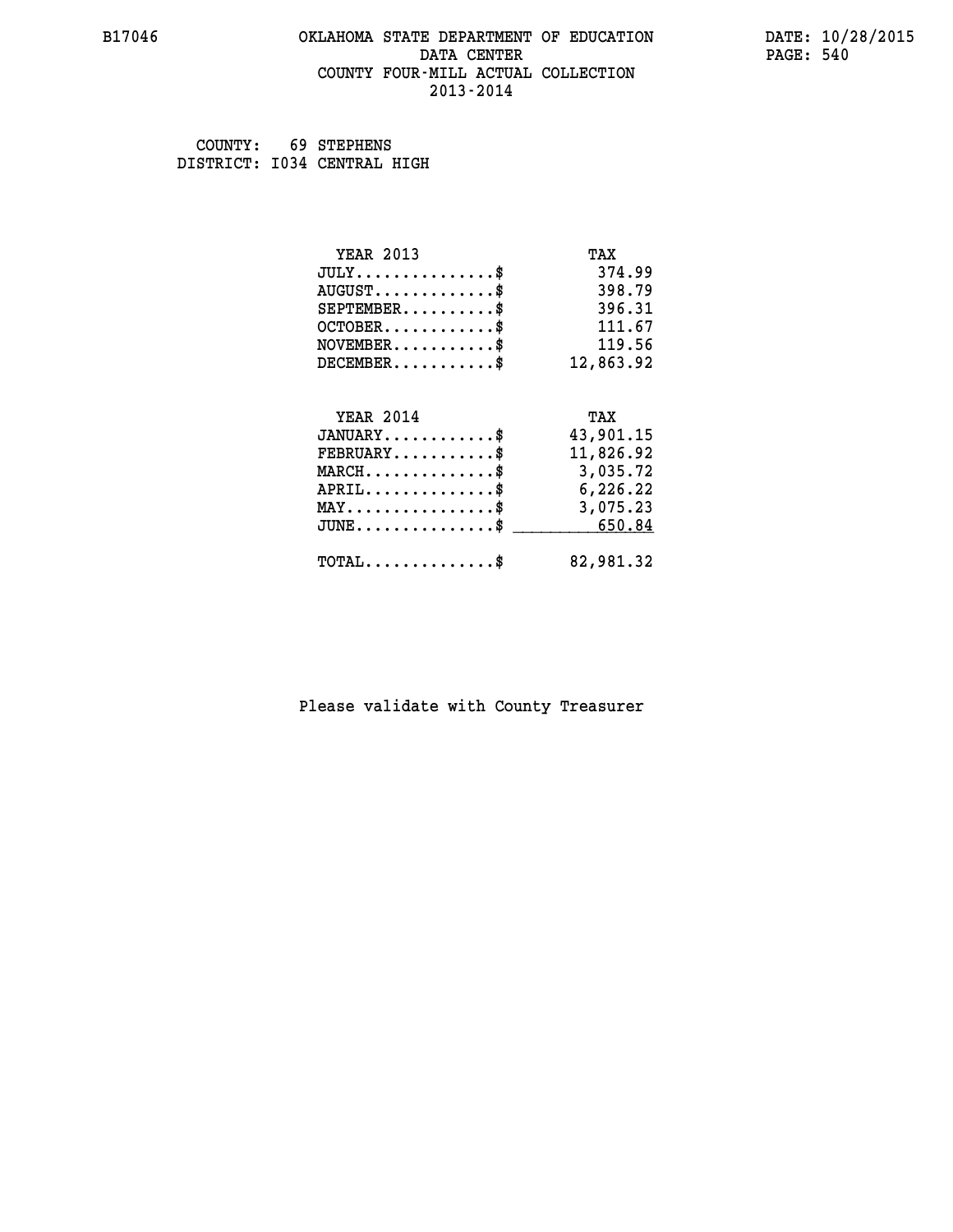# OKLAHOMA STATE DEPARTMENT OF EDUCATION
## DATA CENTER
## COUNTY FOUR-MILL ACTUAL COLLECTION
## 2013-2014

B17046

DATE: 10/28/2015

COUNTY: 69 STEPHENS
DISTRICT: I034 CENTRAL HIGH

| YEAR 2013 | TAX |
|---|---|
| JULY..............$ | 374.99 |
| AUGUST............$ | 398.79 |
| SEPTEMBER.........$ | 396.31 |
| OCTOBER...........$ | 111.67 |
| NOVEMBER..........$ | 119.56 |
| DECEMBER..........$ | 12,863.92 |

| YEAR 2014 | TAX |
|---|---|
| JANUARY...........$ | 43,901.15 |
| FEBRUARY..........$ | 11,826.92 |
| MARCH.............$ | 3,035.72 |
| APRIL.............$ | 6,226.22 |
| MAY...............$ | 3,075.23 |
| JUNE..............$ | 650.84 |
| TOTAL.............$ | 82,981.32 |

Please validate with County Treasurer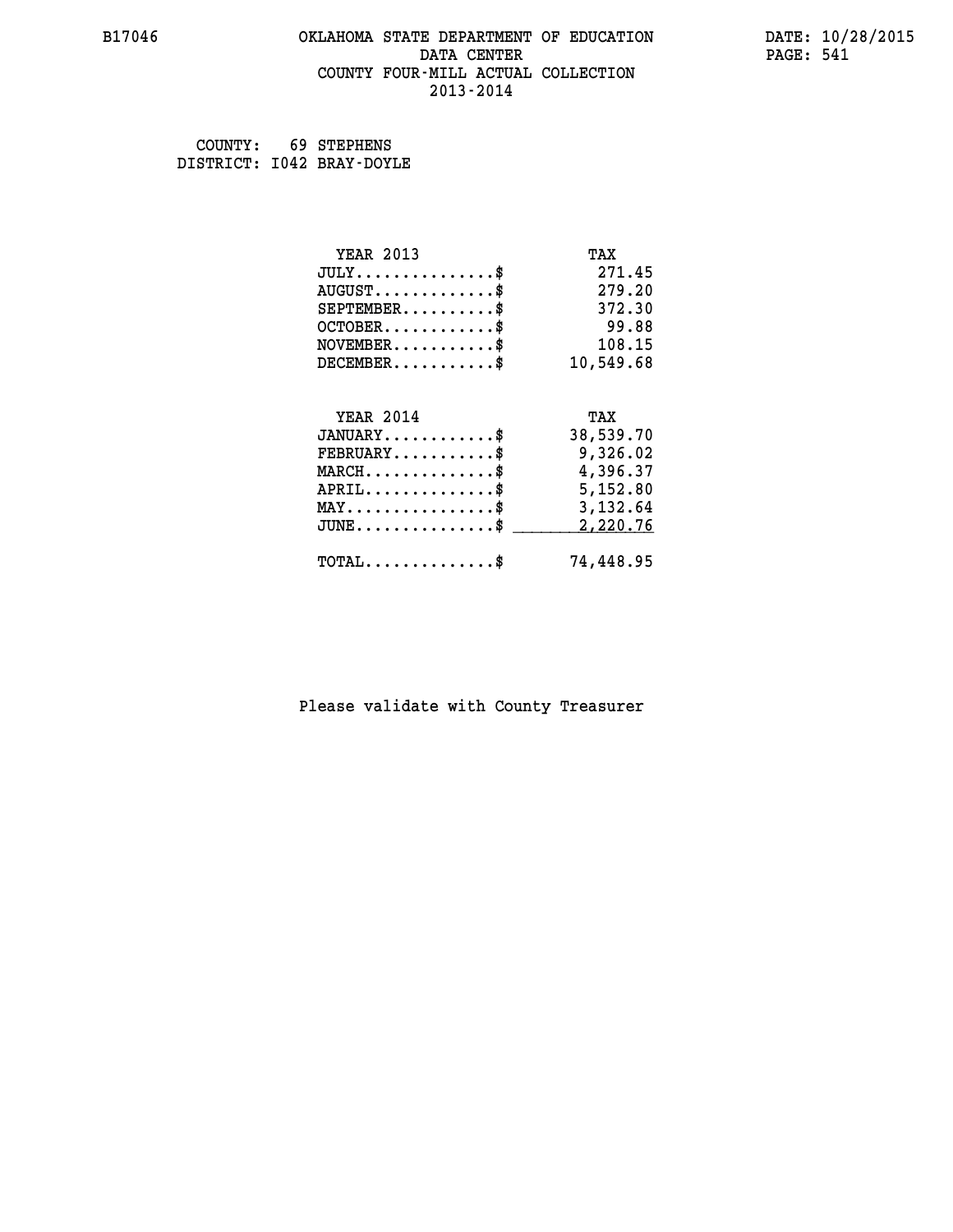# OKLAHOMA STATE DEPARTMENT OF EDUCATION
## DATA CENTER
## COUNTY FOUR-MILL ACTUAL COLLECTION
## 2013-2014

B17046 DATE: 10/28/2015

COUNTY: 69 STEPHENS
DISTRICT: I042 BRAY-DOYLE

| YEAR 2013 | TAX |
|---|---|
| JULY...............$ | 271.45 |
| AUGUST.............$ | 279.20 |
| SEPTEMBER..........$ | 372.30 |
| OCTOBER............$ | 99.88 |
| NOVEMBER...........$ | 108.15 |
| DECEMBER...........$ | 10,549.68 |

| YEAR 2014 | TAX |
|---|---|
| JANUARY............$ | 38,539.70 |
| FEBRUARY...........$ | 9,326.02 |
| MARCH..............$ | 4,396.37 |
| APRIL..............$ | 5,152.80 |
| MAY................$ | 3,132.64 |
| JUNE...............$ | 2,220.76 |
| TOTAL..............$ | 74,448.95 |

Please validate with County Treasurer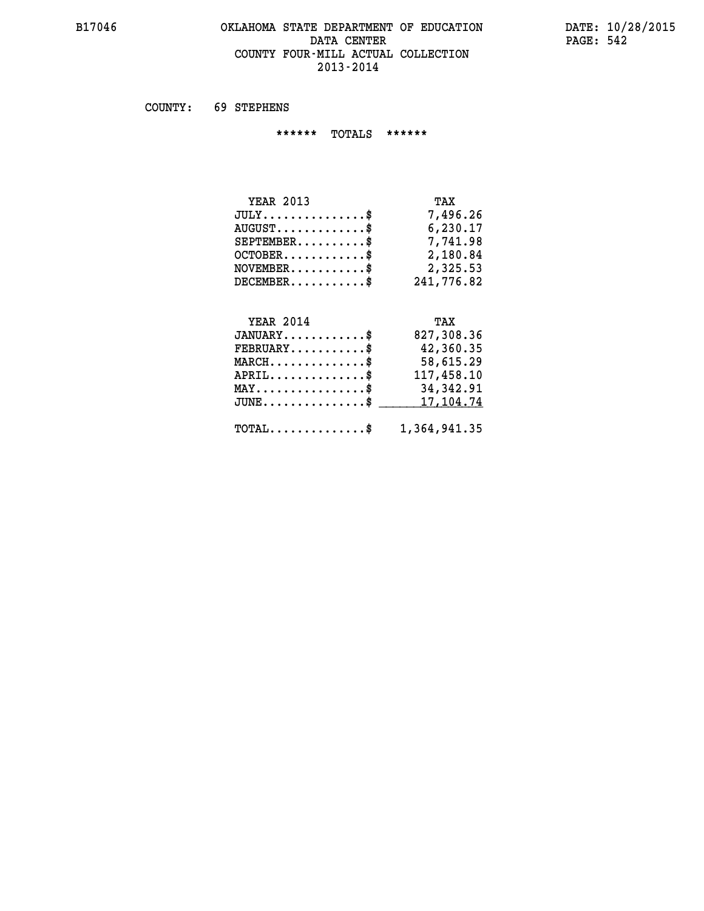# OKLAHOMA STATE DEPARTMENT OF EDUCATION
## DATA CENTER
## COUNTY FOUR-MILL ACTUAL COLLECTION
## 2013-2014

COUNTY: 69 STEPHENS

****** TOTALS ******

| YEAR 2013 | TAX |
|---|---|
| JULY...............$ | 7,496.26 |
| AUGUST.............$ | 6,230.17 |
| SEPTEMBER..........$ | 7,741.98 |
| OCTOBER............$ | 2,180.84 |
| NOVEMBER...........$ | 2,325.53 |
| DECEMBER...........$ | 241,776.82 |

| YEAR 2014 | TAX |
|---|---|
| JANUARY............$ | 827,308.36 |
| FEBRUARY...........$ | 42,360.35 |
| MARCH..............$ | 58,615.29 |
| APRIL..............$ | 117,458.10 |
| MAY................$ | 34,342.91 |
| JUNE...............$ | 17,104.74 |
| TOTAL..............$ | 1,364,941.35 |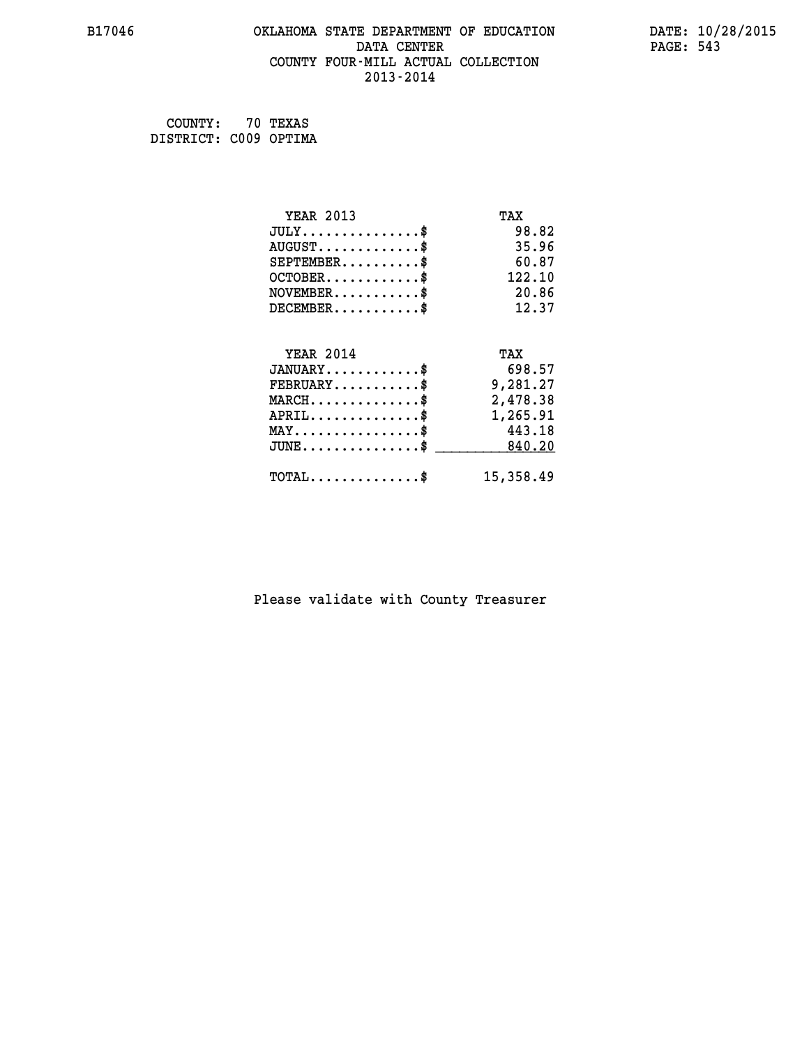B17046 OKLAHOMA STATE DEPARTMENT OF EDUCATION DATA CENTER COUNTY FOUR-MILL ACTUAL COLLECTION 2013-2014

DATE: 10/28/2015

COUNTY: 70 TEXAS
DISTRICT: C009 OPTIMA

| YEAR 2013 | TAX |
|---|---|
| JULY..............$ | 98.82 |
| AUGUST............$ | 35.96 |
| SEPTEMBER.........$ | 60.87 |
| OCTOBER...........$ | 122.10 |
| NOVEMBER..........$ | 20.86 |
| DECEMBER..........$ | 12.37 |

| YEAR 2014 | TAX |
|---|---|
| JANUARY...........$ | 698.57 |
| FEBRUARY..........$ | 9,281.27 |
| MARCH.............$ | 2,478.38 |
| APRIL.............$ | 1,265.91 |
| MAY...............$ | 443.18 |
| JUNE..............$ | 840.20 |
| TOTAL.............$ | 15,358.49 |

Please validate with County Treasurer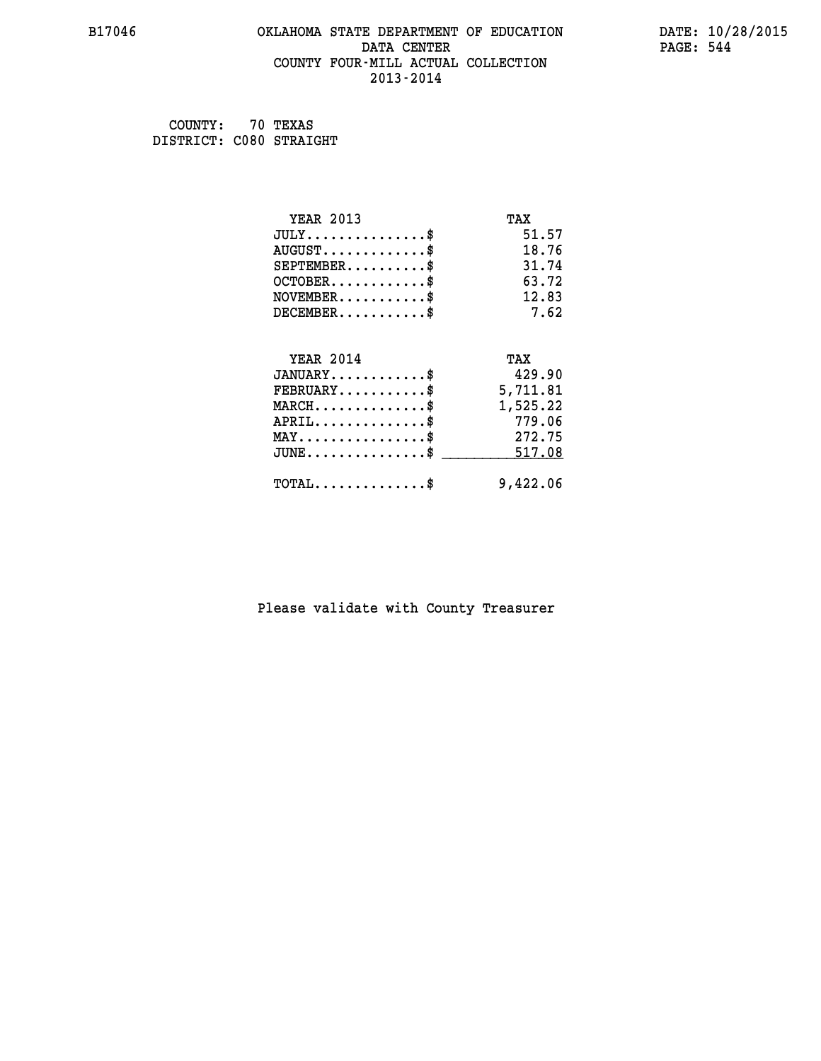# OKLAHOMA STATE DEPARTMENT OF EDUCATION
## DATA CENTER
## COUNTY FOUR-MILL ACTUAL COLLECTION
## 2013-2014

COUNTY: 70 TEXAS
DISTRICT: C080 STRAIGHT

| YEAR 2013 | TAX |
|---|---|
| JULY...............$ | 51.57 |
| AUGUST.............$ | 18.76 |
| SEPTEMBER..........$ | 31.74 |
| OCTOBER............$ | 63.72 |
| NOVEMBER...........$ | 12.83 |
| DECEMBER...........$ | 7.62 |

| YEAR 2014 | TAX |
|---|---|
| JANUARY............$ | 429.90 |
| FEBRUARY...........$ | 5,711.81 |
| MARCH..............$ | 1,525.22 |
| APRIL..............$ | 779.06 |
| MAY................$ | 272.75 |
| JUNE...............$ | 517.08 |
| TOTAL..............$ | 9,422.06 |

Please validate with County Treasurer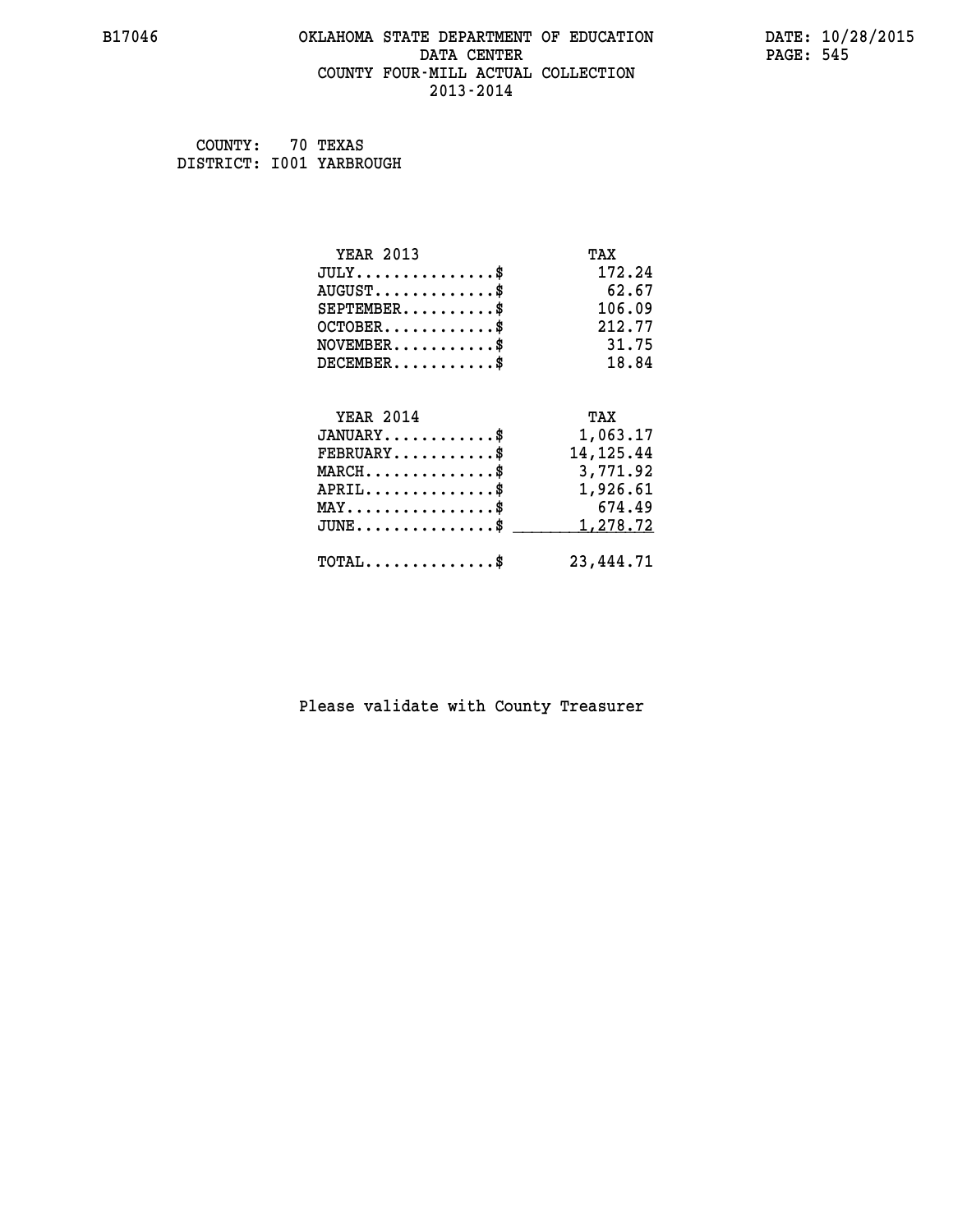B17046 OKLAHOMA STATE DEPARTMENT OF EDUCATION DATA CENTER COUNTY FOUR-MILL ACTUAL COLLECTION 2013-2014

DATE: 10/28/2015

COUNTY: 70 TEXAS
DISTRICT: I001 YARBROUGH

| YEAR 2013 | TAX |
|---|---|
| JULY..............$ | 172.24 |
| AUGUST............$ | 62.67 |
| SEPTEMBER..........$ | 106.09 |
| OCTOBER...........$ | 212.77 |
| NOVEMBER..........$ | 31.75 |
| DECEMBER..........$ | 18.84 |

| YEAR 2014 | TAX |
|---|---|
| JANUARY...........$ | 1,063.17 |
| FEBRUARY..........$ | 14,125.44 |
| MARCH.............$ | 3,771.92 |
| APRIL.............$ | 1,926.61 |
| MAY...............$ | 674.49 |
| JUNE..............$ | 1,278.72 |
| TOTAL.............$ | 23,444.71 |

Please validate with County Treasurer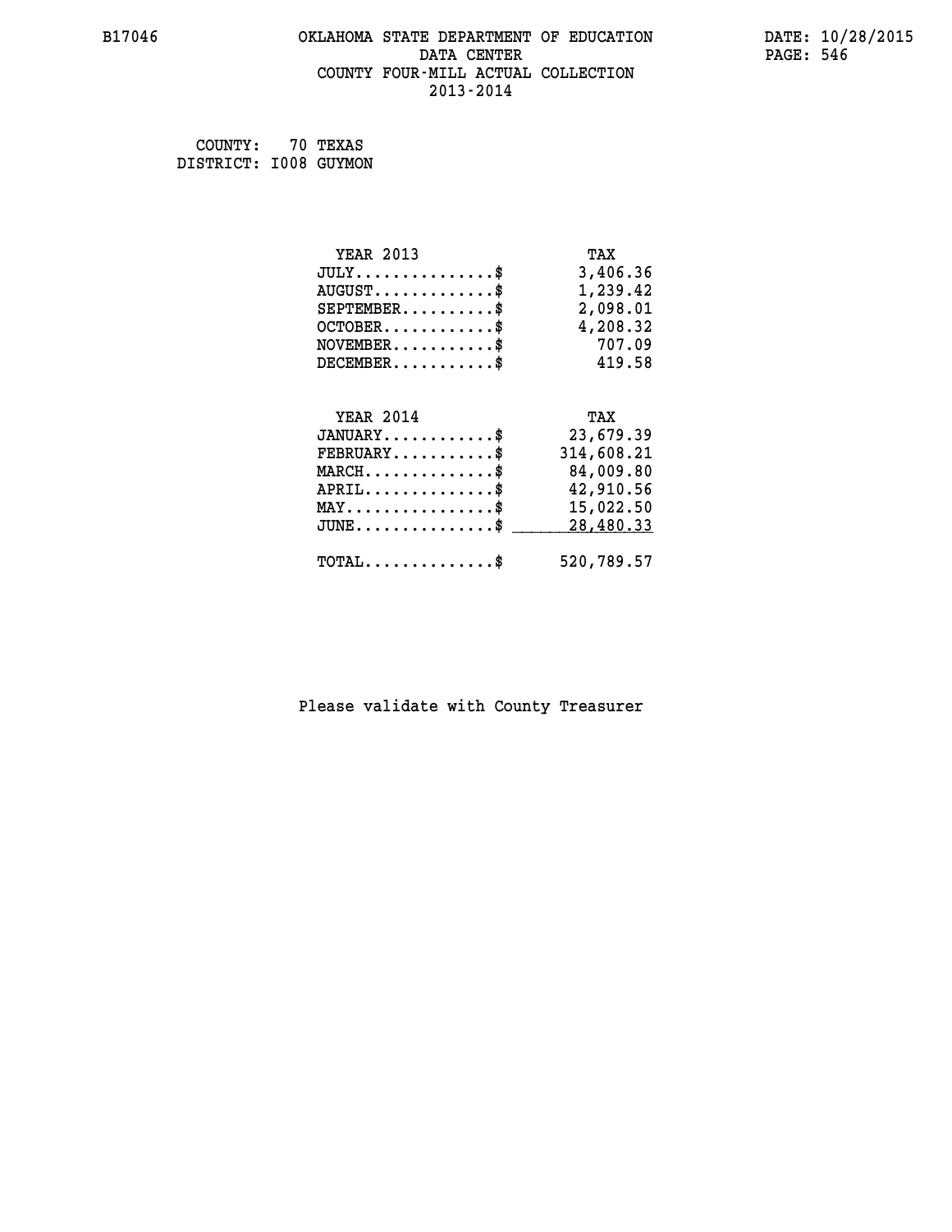B17046 OKLAHOMA STATE DEPARTMENT OF EDUCATION DATA CENTER COUNTY FOUR-MILL ACTUAL COLLECTION 2013-2014

DATE: 10/28/2015

COUNTY: 70 TEXAS
DISTRICT: I008 GUYMON

| YEAR 2013 | TAX |
|---|---|
| JULY..............$ | 3,406.36 |
| AUGUST............$ | 1,239.42 |
| SEPTEMBER.........$ | 2,098.01 |
| OCTOBER...........$ | 4,208.32 |
| NOVEMBER..........$ | 707.09 |
| DECEMBER..........$ | 419.58 |

| YEAR 2014 | TAX |
|---|---|
| JANUARY...........$ | 23,679.39 |
| FEBRUARY..........$ | 314,608.21 |
| MARCH.............$ | 84,009.80 |
| APRIL.............$ | 42,910.56 |
| MAY...............$ | 15,022.50 |
| JUNE..............$ | 28,480.33 |
| TOTAL.............$ | 520,789.57 |

Please validate with County Treasurer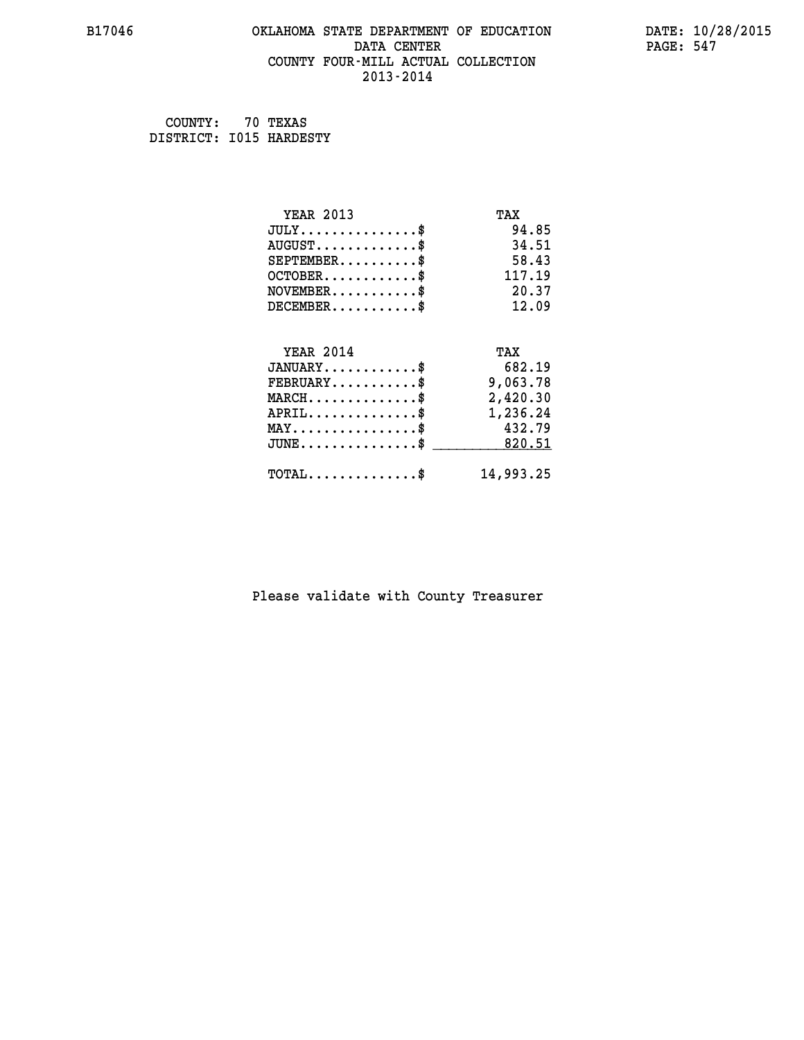OKLAHOMA STATE DEPARTMENT OF EDUCATION
DATA CENTER
COUNTY FOUR-MILL ACTUAL COLLECTION
2013-2014

COUNTY: 70 TEXAS
DISTRICT: I015 HARDESTY

| YEAR 2013 | TAX |
|---|---|
| JULY...............$ | 94.85 |
| AUGUST.............$ | 34.51 |
| SEPTEMBER..........$ | 58.43 |
| OCTOBER............$ | 117.19 |
| NOVEMBER...........$ | 20.37 |
| DECEMBER...........$ | 12.09 |

| YEAR 2014 | TAX |
|---|---|
| JANUARY............$ | 682.19 |
| FEBRUARY...........$ | 9,063.78 |
| MARCH..............$ | 2,420.30 |
| APRIL..............$ | 1,236.24 |
| MAY................$ | 432.79 |
| JUNE...............$ | 820.51 |
| TOTAL..............$ | 14,993.25 |

Please validate with County Treasurer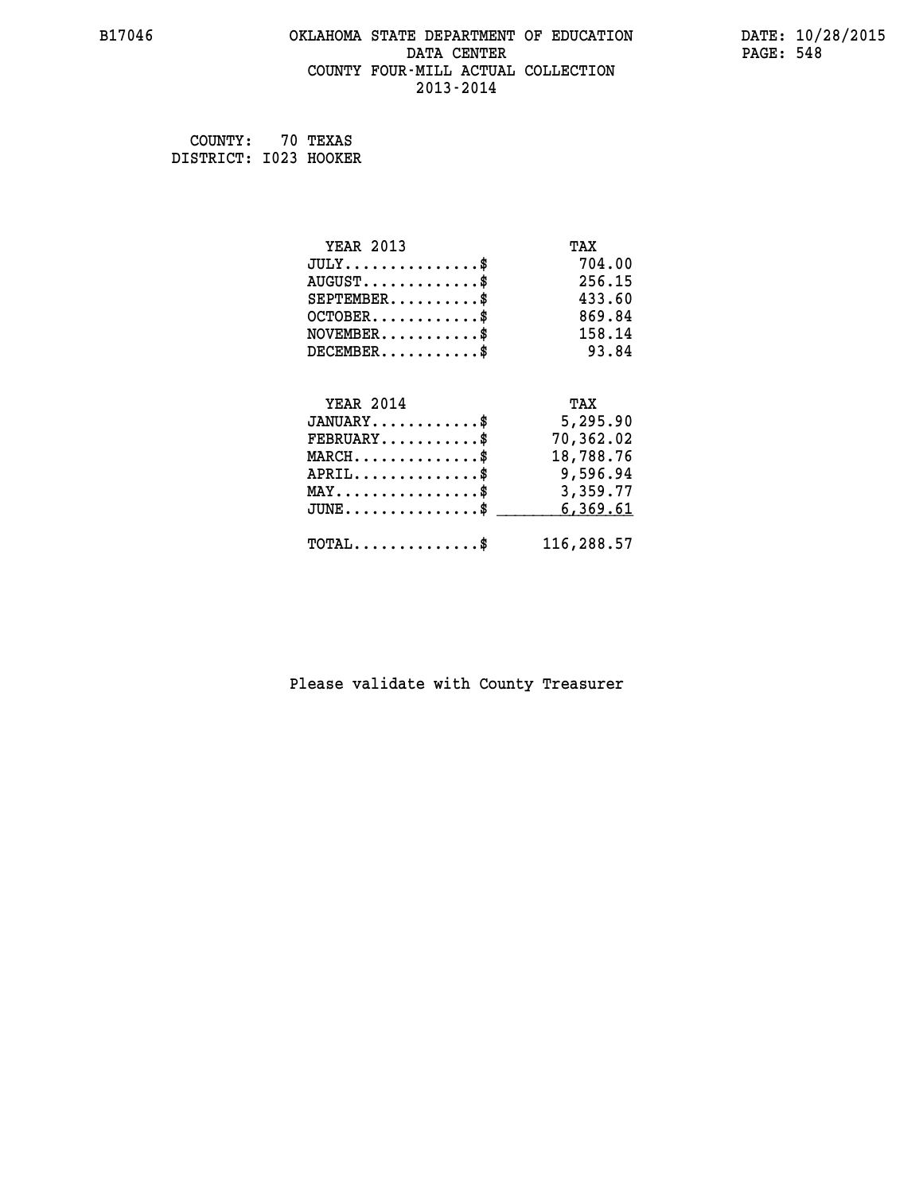B17046 OKLAHOMA STATE DEPARTMENT OF EDUCATION DATE: 10/28/2015
DATA CENTER
COUNTY FOUR-MILL ACTUAL COLLECTION
2013-2014

COUNTY: 70 TEXAS
DISTRICT: I023 HOOKER

| YEAR 2013 | TAX |
|---|---|
| JULY...............$ | 704.00 |
| AUGUST.............$ | 256.15 |
| SEPTEMBER..........$ | 433.60 |
| OCTOBER............$ | 869.84 |
| NOVEMBER...........$ | 158.14 |
| DECEMBER...........$ | 93.84 |

| YEAR 2014 | TAX |
|---|---|
| JANUARY............$ | 5,295.90 |
| FEBRUARY...........$ | 70,362.02 |
| MARCH..............$ | 18,788.76 |
| APRIL..............$ | 9,596.94 |
| MAY................$ | 3,359.77 |
| JUNE...............$ | 6,369.61 |
| TOTAL..............$ | 116,288.57 |

Please validate with County Treasurer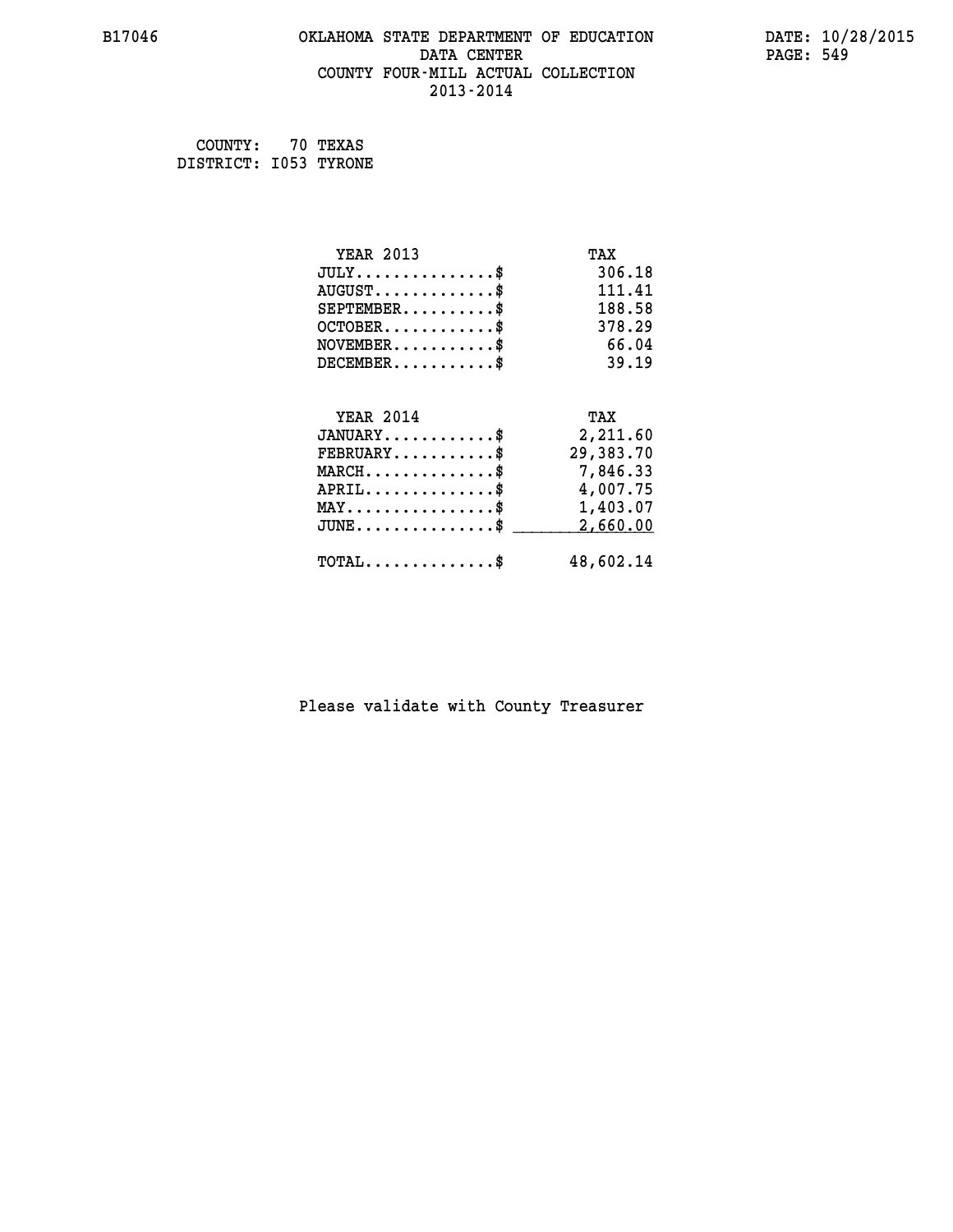B17046 OKLAHOMA STATE DEPARTMENT OF EDUCATION DATA CENTER COUNTY FOUR-MILL ACTUAL COLLECTION 2013-2014

DATE: 10/28/2015

COUNTY: 70 TEXAS
DISTRICT: I053 TYRONE

| YEAR 2013 | TAX |
|---|---|
| JULY...............$ | 306.18 |
| AUGUST.............$ | 111.41 |
| SEPTEMBER..........$ | 188.58 |
| OCTOBER............$ | 378.29 |
| NOVEMBER...........$ | 66.04 |
| DECEMBER...........$ | 39.19 |

| YEAR 2014 | TAX |
|---|---|
| JANUARY............$ | 2,211.60 |
| FEBRUARY...........$ | 29,383.70 |
| MARCH..............$ | 7,846.33 |
| APRIL..............$ | 4,007.75 |
| MAY................$ | 1,403.07 |
| JUNE...............$ | 2,660.00 |
| TOTAL..............$ | 48,602.14 |

Please validate with County Treasurer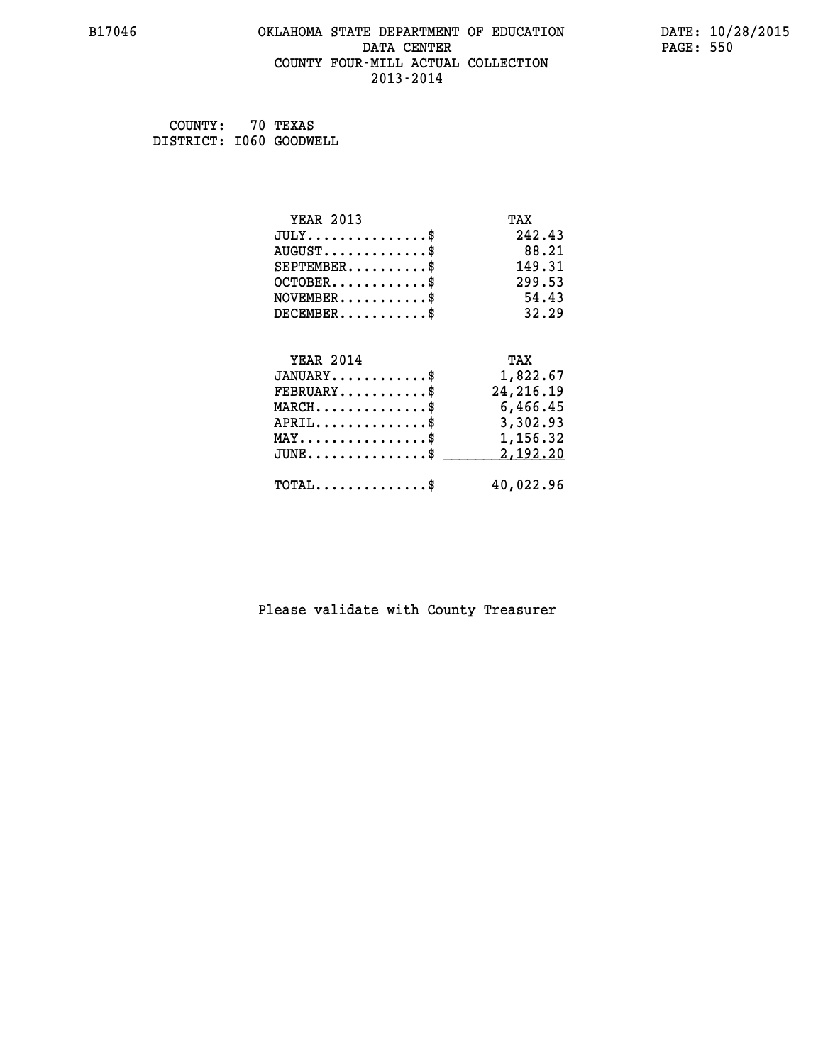OKLAHOMA STATE DEPARTMENT OF EDUCATION
DATA CENTER
COUNTY FOUR-MILL ACTUAL COLLECTION
2013-2014

COUNTY: 70 TEXAS
DISTRICT: I060 GOODWELL

| YEAR 2013 | TAX |
|---|---|
| JULY..............$ | 242.43 |
| AUGUST............$ | 88.21 |
| SEPTEMBER.........$ | 149.31 |
| OCTOBER...........$ | 299.53 |
| NOVEMBER..........$ | 54.43 |
| DECEMBER..........$ | 32.29 |

| YEAR 2014 | TAX |
|---|---|
| JANUARY...........$ | 1,822.67 |
| FEBRUARY..........$ | 24,216.19 |
| MARCH.............$ | 6,466.45 |
| APRIL.............$ | 3,302.93 |
| MAY...............$ | 1,156.32 |
| JUNE..............$ | 2,192.20 |
| TOTAL.............$ | 40,022.96 |

Please validate with County Treasurer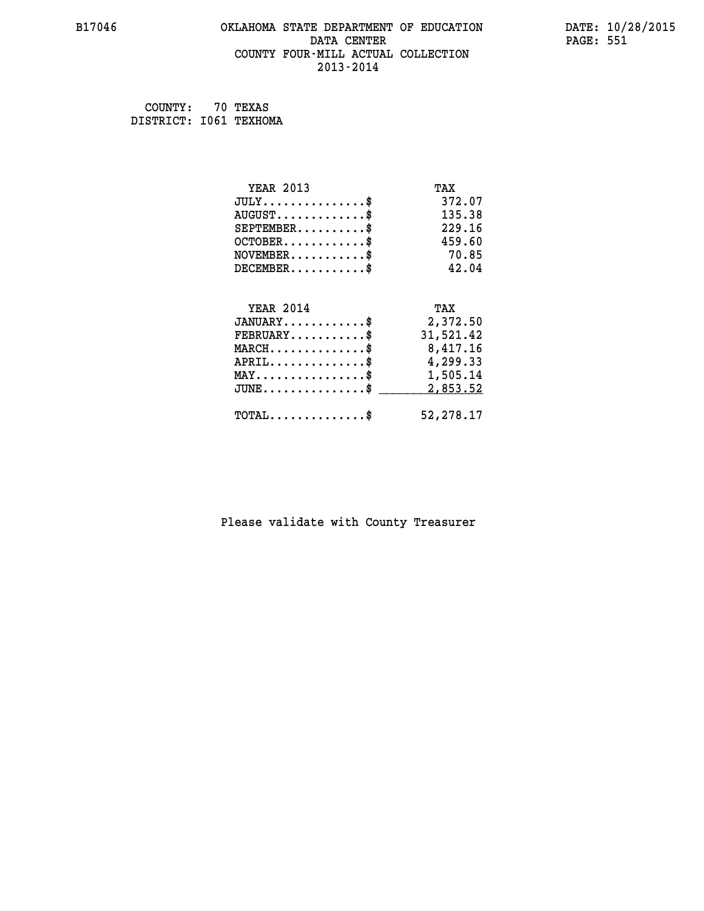B17046 OKLAHOMA STATE DEPARTMENT OF EDUCATION DATA CENTER COUNTY FOUR-MILL ACTUAL COLLECTION 2013-2014

DATE: 10/28/2015

COUNTY: 70 TEXAS
DISTRICT: I061 TEXHOMA

| YEAR 2013 | TAX |
|---|---|
| JULY...............$ | 372.07 |
| AUGUST.............$ | 135.38 |
| SEPTEMBER..........$ | 229.16 |
| OCTOBER............$ | 459.60 |
| NOVEMBER...........$ | 70.85 |
| DECEMBER...........$ | 42.04 |

| YEAR 2014 | TAX |
|---|---|
| JANUARY............$ | 2,372.50 |
| FEBRUARY...........$ | 31,521.42 |
| MARCH..............$ | 8,417.16 |
| APRIL..............$ | 4,299.33 |
| MAY................$ | 1,505.14 |
| JUNE...............$ | 2,853.52 |
| TOTAL..............$ | 52,278.17 |

Please validate with County Treasurer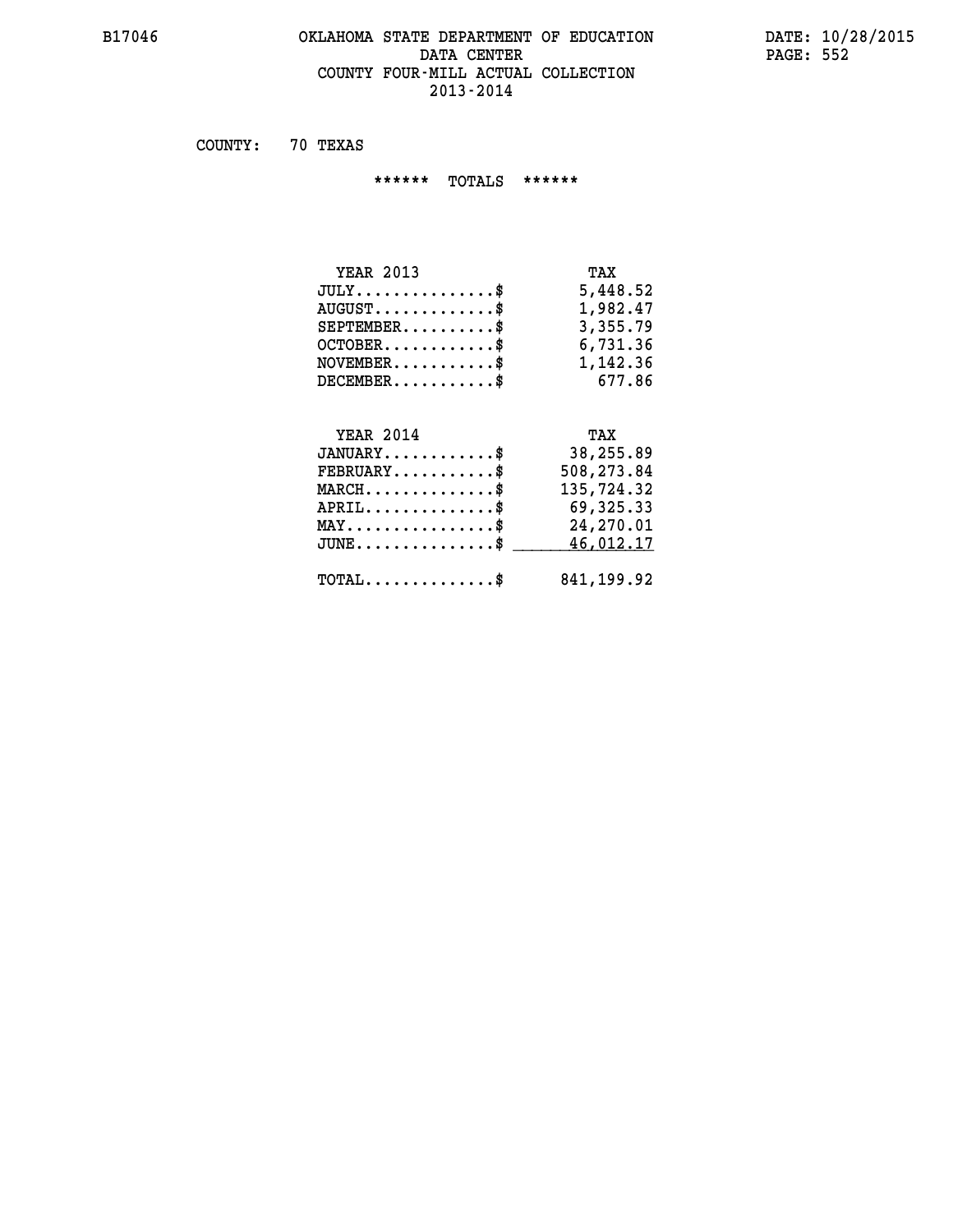# OKLAHOMA STATE DEPARTMENT OF EDUCATION
## DATA CENTER
## COUNTY FOUR-MILL ACTUAL COLLECTION
## 2013-2014

B17046

DATE: 10/28/2015

COUNTY: 70 TEXAS

****** TOTALS ******

| YEAR 2013 | TAX |
|---|---|
| JULY...............$ | 5,448.52 |
| AUGUST.............$ | 1,982.47 |
| SEPTEMBER..........$ | 3,355.79 |
| OCTOBER............$ | 6,731.36 |
| NOVEMBER...........$ | 1,142.36 |
| DECEMBER...........$ | 677.86 |

| YEAR 2014 | TAX |
|---|---|
| JANUARY............$ | 38,255.89 |
| FEBRUARY...........$ | 508,273.84 |
| MARCH..............$ | 135,724.32 |
| APRIL..............$ | 69,325.33 |
| MAY................$ | 24,270.01 |
| JUNE...............$ | 46,012.17 |
| TOTAL..............$ | 841,199.92 |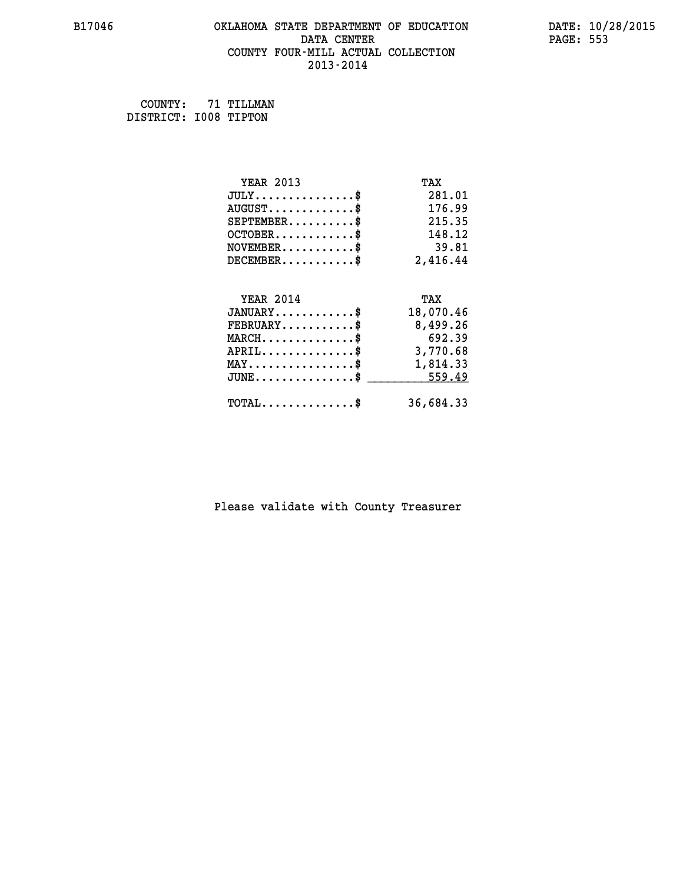# OKLAHOMA STATE DEPARTMENT OF EDUCATION
## DATA CENTER
## COUNTY FOUR-MILL ACTUAL COLLECTION
## 2013-2014

B17046

DATE: 10/28/2015

COUNTY: 71 TILLMAN
DISTRICT: I008 TIPTON

| YEAR 2013 | TAX |
|---|---|
| JULY..............$ | 281.01 |
| AUGUST............$ | 176.99 |
| SEPTEMBER.........$ | 215.35 |
| OCTOBER...........$ | 148.12 |
| NOVEMBER..........$ | 39.81 |
| DECEMBER..........$ | 2,416.44 |

| YEAR 2014 | TAX |
|---|---|
| JANUARY...........$ | 18,070.46 |
| FEBRUARY..........$ | 8,499.26 |
| MARCH.............$ | 692.39 |
| APRIL.............$ | 3,770.68 |
| MAY...............$ | 1,814.33 |
| JUNE..............$ | 559.49 |
| TOTAL.............$ | 36,684.33 |

Please validate with County Treasurer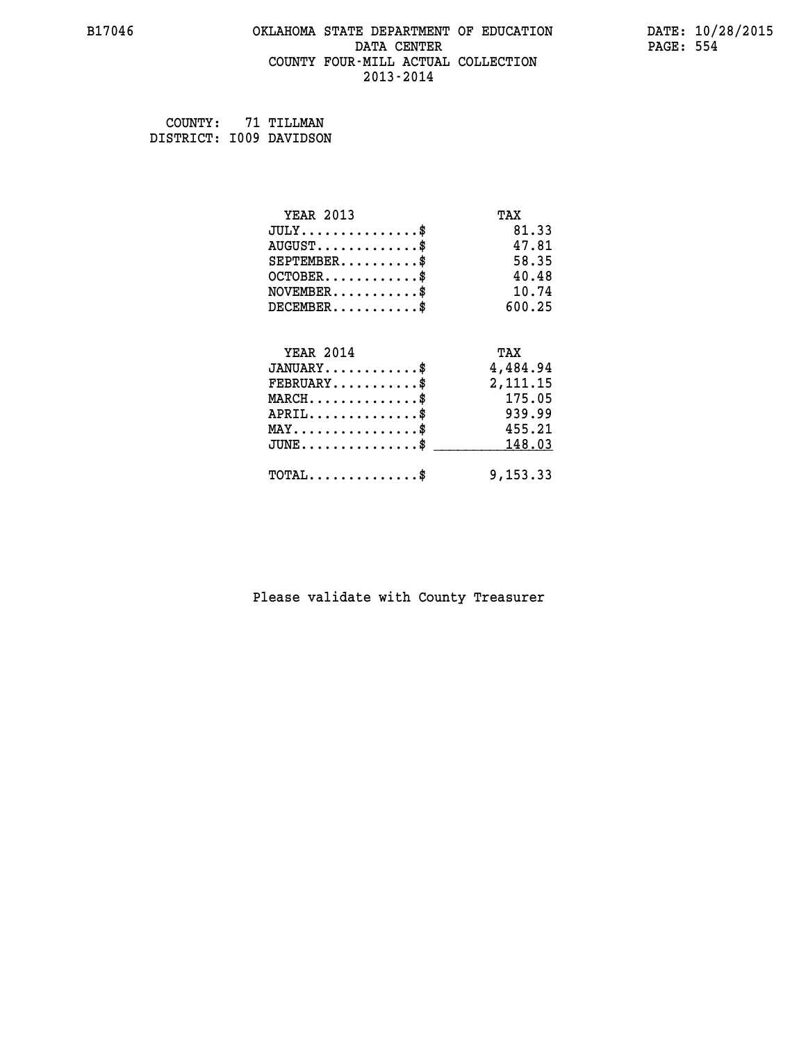B17046 OKLAHOMA STATE DEPARTMENT OF EDUCATION DATA CENTER COUNTY FOUR-MILL ACTUAL COLLECTION 2013-2014

DATE: 10/28/2015

COUNTY: 71 TILLMAN
DISTRICT: I009 DAVIDSON

| YEAR 2013 | TAX |
|---|---|
| JULY...............$ | 81.33 |
| AUGUST.............$ | 47.81 |
| SEPTEMBER..........$ | 58.35 |
| OCTOBER............$ | 40.48 |
| NOVEMBER...........$ | 10.74 |
| DECEMBER...........$ | 600.25 |

| YEAR 2014 | TAX |
|---|---|
| JANUARY............$ | 4,484.94 |
| FEBRUARY...........$ | 2,111.15 |
| MARCH..............$ | 175.05 |
| APRIL..............$ | 939.99 |
| MAY................$ | 455.21 |
| JUNE...............$ | 148.03 |
| TOTAL..............$ | 9,153.33 |

Please validate with County Treasurer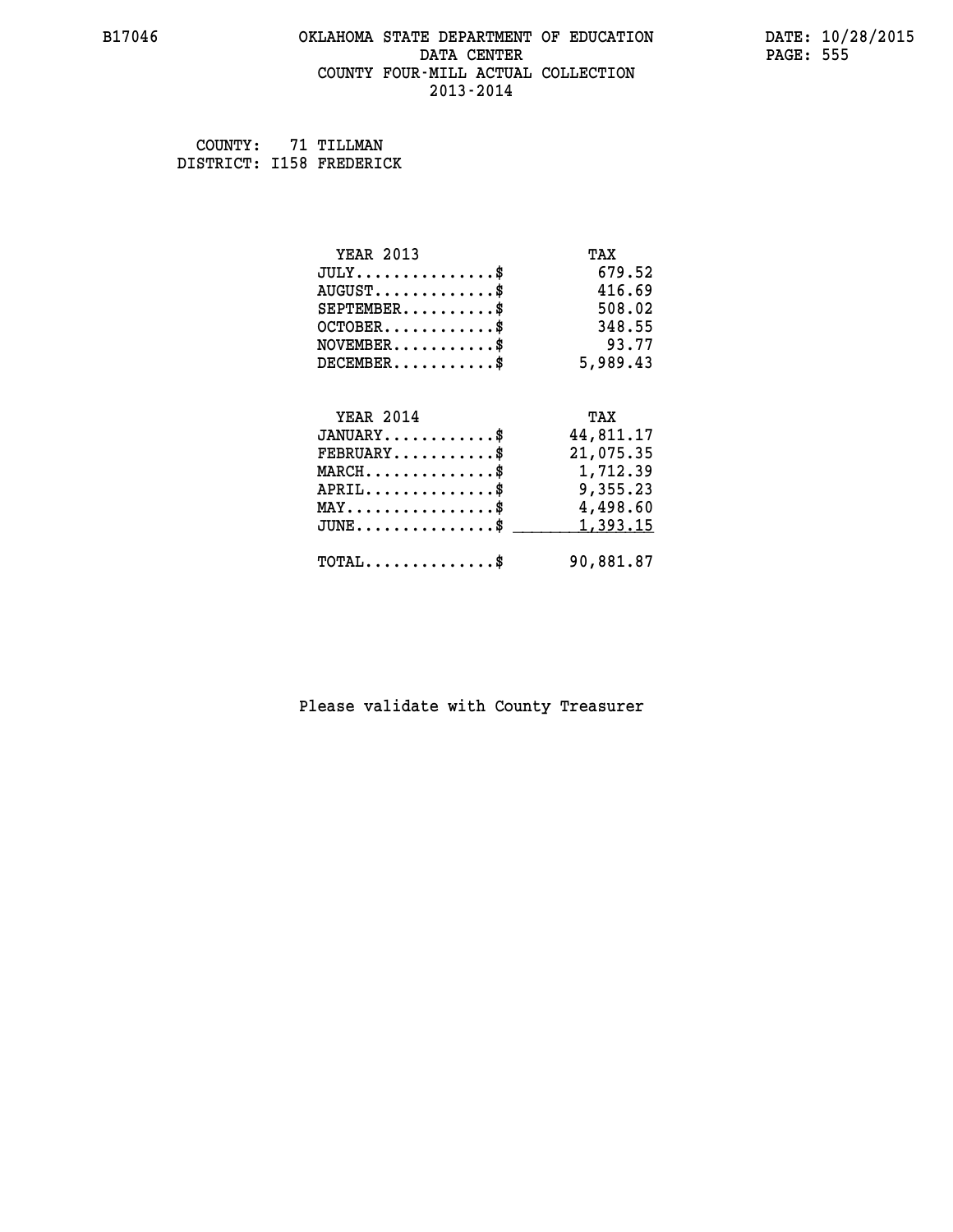B17046 OKLAHOMA STATE DEPARTMENT OF EDUCATION DATA CENTER COUNTY FOUR-MILL ACTUAL COLLECTION 2013-2014

DATE: 10/28/2015

COUNTY: 71 TILLMAN
DISTRICT: I158 FREDERICK

| YEAR 2013 | TAX |
|---|---|
| JULY...............$ | 679.52 |
| AUGUST.............$ | 416.69 |
| SEPTEMBER..........$ | 508.02 |
| OCTOBER............$ | 348.55 |
| NOVEMBER...........$ | 93.77 |
| DECEMBER...........$ | 5,989.43 |

| YEAR 2014 | TAX |
|---|---|
| JANUARY............$ | 44,811.17 |
| FEBRUARY...........$ | 21,075.35 |
| MARCH..............$ | 1,712.39 |
| APRIL..............$ | 9,355.23 |
| MAY................$ | 4,498.60 |
| JUNE...............$ | 1,393.15 |
| TOTAL..............$ | 90,881.87 |

Please validate with County Treasurer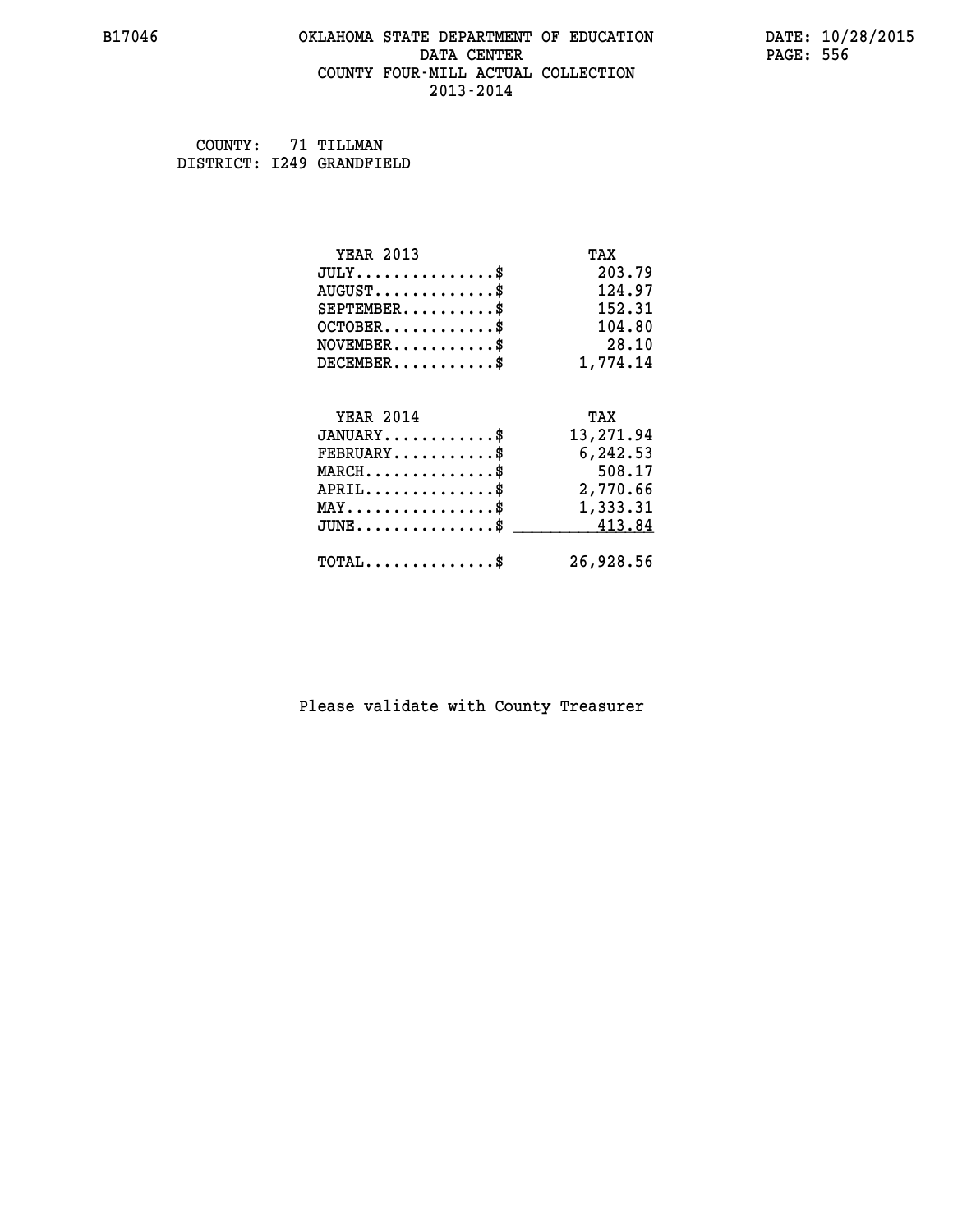B17046 OKLAHOMA STATE DEPARTMENT OF EDUCATION DATA CENTER COUNTY FOUR-MILL ACTUAL COLLECTION 2013-2014

DATE: 10/28/2015

COUNTY: 71 TILLMAN
DISTRICT: I249 GRANDFIELD

| YEAR 2013 | TAX |
|---|---|
| JULY...............$ | 203.79 |
| AUGUST.............$ | 124.97 |
| SEPTEMBER..........$ | 152.31 |
| OCTOBER............$ | 104.80 |
| NOVEMBER...........$ | 28.10 |
| DECEMBER...........$ | 1,774.14 |

| YEAR 2014 | TAX |
|---|---|
| JANUARY............$ | 13,271.94 |
| FEBRUARY...........$ | 6,242.53 |
| MARCH..............$ | 508.17 |
| APRIL..............$ | 2,770.66 |
| MAY................$ | 1,333.31 |
| JUNE...............$ | 413.84 |
| TOTAL..............$ | 26,928.56 |

Please validate with County Treasurer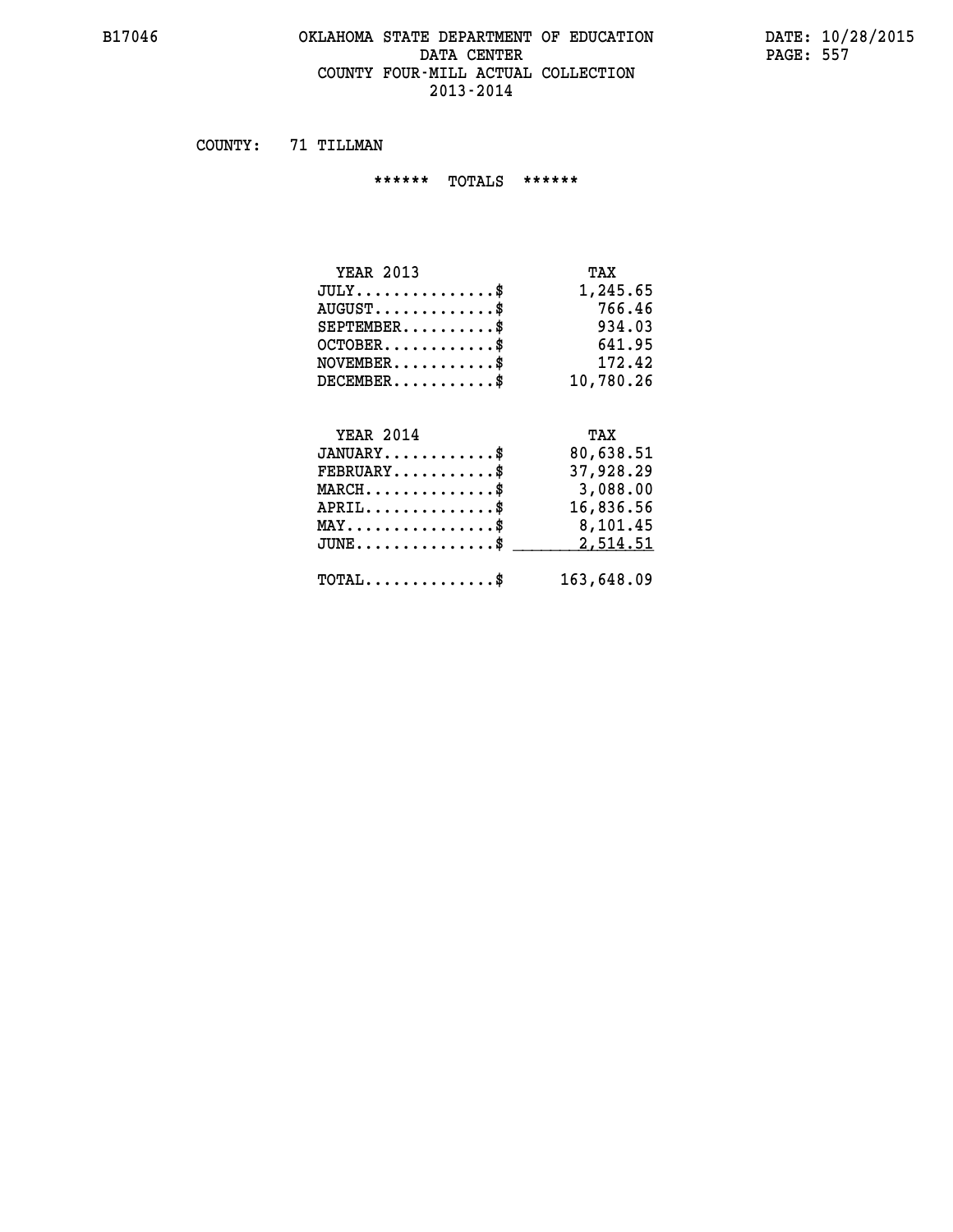OKLAHOMA STATE DEPARTMENT OF EDUCATION
DATA CENTER
COUNTY FOUR-MILL ACTUAL COLLECTION
2013-2014

COUNTY: 71 TILLMAN

****** TOTALS ******

| YEAR 2013 | TAX |
|---|---|
| JULY...............$ | 1,245.65 |
| AUGUST.............$ | 766.46 |
| SEPTEMBER..........$ | 934.03 |
| OCTOBER............$ | 641.95 |
| NOVEMBER...........$ | 172.42 |
| DECEMBER...........$ | 10,780.26 |

| YEAR 2014 | TAX |
|---|---|
| JANUARY............$ | 80,638.51 |
| FEBRUARY...........$ | 37,928.29 |
| MARCH..............$ | 3,088.00 |
| APRIL..............$ | 16,836.56 |
| MAY................$ | 8,101.45 |
| JUNE...............$ | 2,514.51 |
| TOTAL..............$ | 163,648.09 |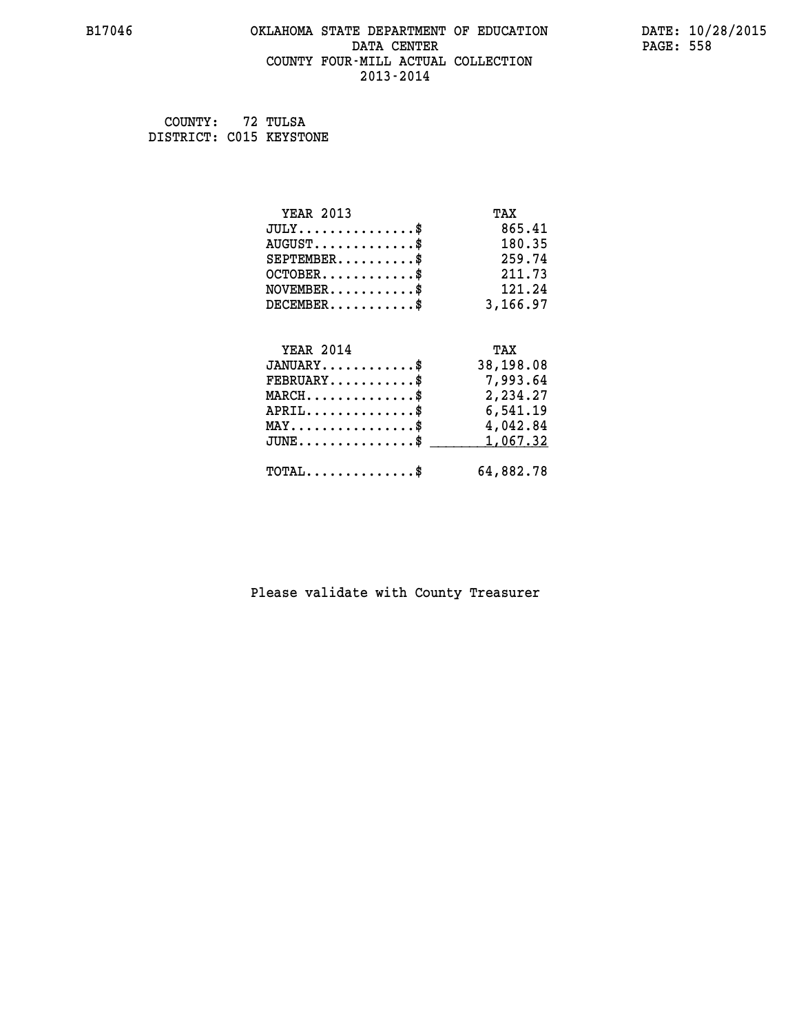B17046 OKLAHOMA STATE DEPARTMENT OF EDUCATION DATA CENTER COUNTY FOUR-MILL ACTUAL COLLECTION 2013-2014

DATE: 10/28/2015

COUNTY: 72 TULSA
DISTRICT: C015 KEYSTONE

| YEAR 2013 | TAX |
|---|---|
| JULY..............$ | 865.41 |
| AUGUST............$ | 180.35 |
| SEPTEMBER..........$ | 259.74 |
| OCTOBER...........$ | 211.73 |
| NOVEMBER..........$ | 121.24 |
| DECEMBER..........$ | 3,166.97 |

| YEAR 2014 | TAX |
|---|---|
| JANUARY...........$ | 38,198.08 |
| FEBRUARY..........$ | 7,993.64 |
| MARCH.............$ | 2,234.27 |
| APRIL.............$ | 6,541.19 |
| MAY...............$ | 4,042.84 |
| JUNE..............$ | 1,067.32 |
| TOTAL.............$ | 64,882.78 |

Please validate with County Treasurer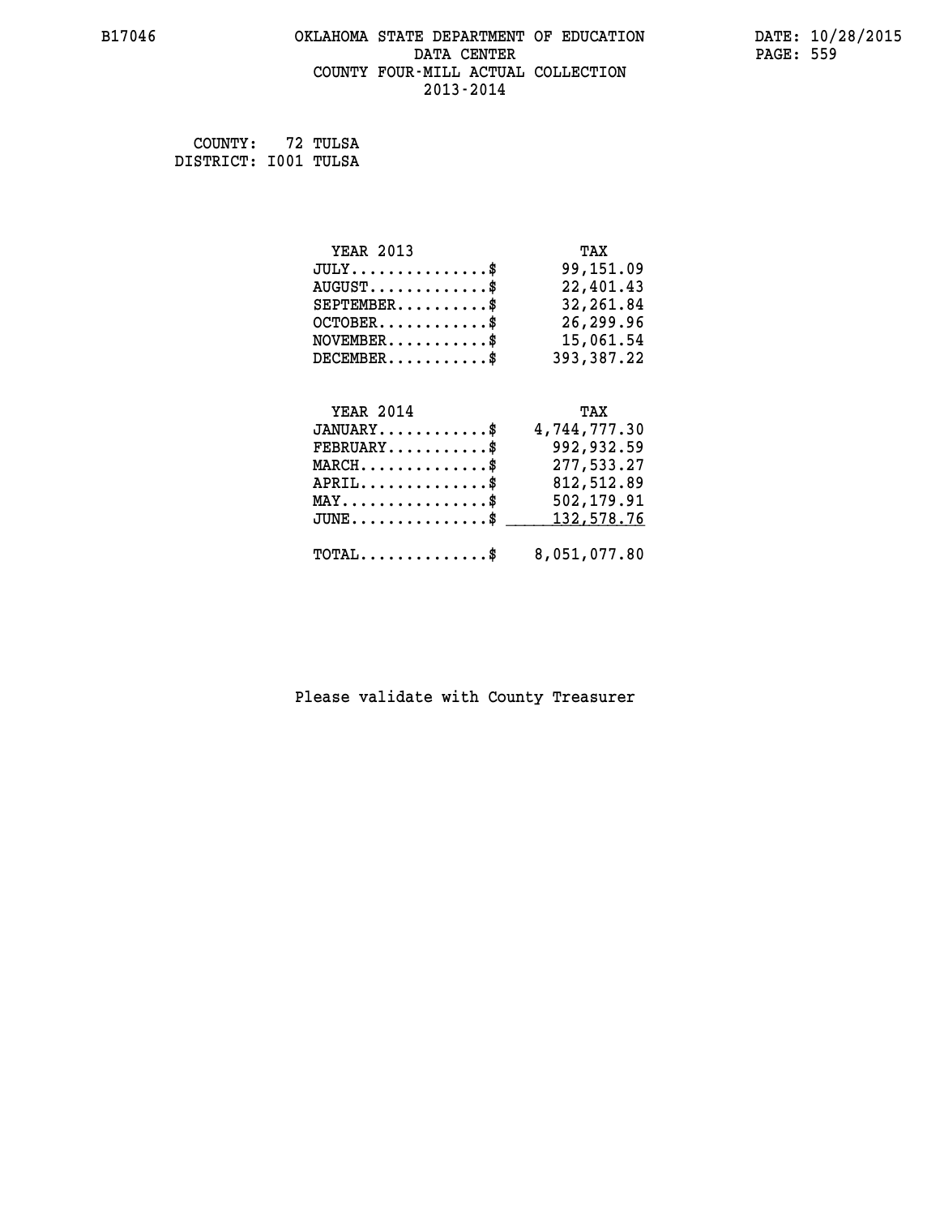B17046 OKLAHOMA STATE DEPARTMENT OF EDUCATION DATE: 10/28/2015
DATA CENTER
COUNTY FOUR-MILL ACTUAL COLLECTION
2013-2014

COUNTY: 72 TULSA
DISTRICT: I001 TULSA

| YEAR 2013 | TAX |
|---|---|
| JULY...............$ | 99,151.09 |
| AUGUST.............$ | 22,401.43 |
| SEPTEMBER..........$ | 32,261.84 |
| OCTOBER............$ | 26,299.96 |
| NOVEMBER...........$ | 15,061.54 |
| DECEMBER...........$ | 393,387.22 |

| YEAR 2014 | TAX |
|---|---|
| JANUARY............$ | 4,744,777.30 |
| FEBRUARY...........$ | 992,932.59 |
| MARCH..............$ | 277,533.27 |
| APRIL..............$ | 812,512.89 |
| MAY................$ | 502,179.91 |
| JUNE...............$ | 132,578.76 |
| TOTAL..............$ | 8,051,077.80 |

Please validate with County Treasurer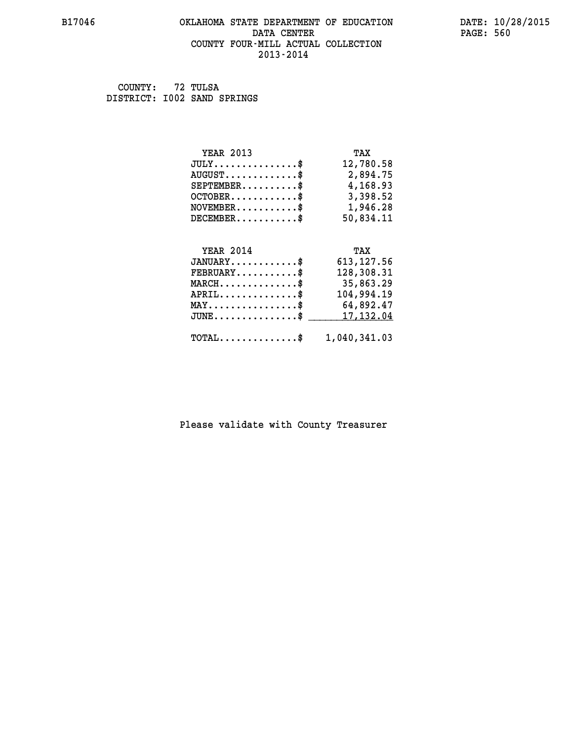# OKLAHOMA STATE DEPARTMENT OF EDUCATION
## DATA CENTER
## COUNTY FOUR-MILL ACTUAL COLLECTION
## 2013-2014

COUNTY: 72 TULSA
DISTRICT: I002 SAND SPRINGS

| YEAR 2013 | TAX |
|---|---|
| JULY...............$ | 12,780.58 |
| AUGUST.............$ | 2,894.75 |
| SEPTEMBER..........$ | 4,168.93 |
| OCTOBER............$ | 3,398.52 |
| NOVEMBER...........$ | 1,946.28 |
| DECEMBER...........$ | 50,834.11 |

| YEAR 2014 | TAX |
|---|---|
| JANUARY............$ | 613,127.56 |
| FEBRUARY...........$ | 128,308.31 |
| MARCH..............$ | 35,863.29 |
| APRIL..............$ | 104,994.19 |
| MAY................$ | 64,892.47 |
| JUNE...............$ | 17,132.04 |
| TOTAL..............$ | 1,040,341.03 |

Please validate with County Treasurer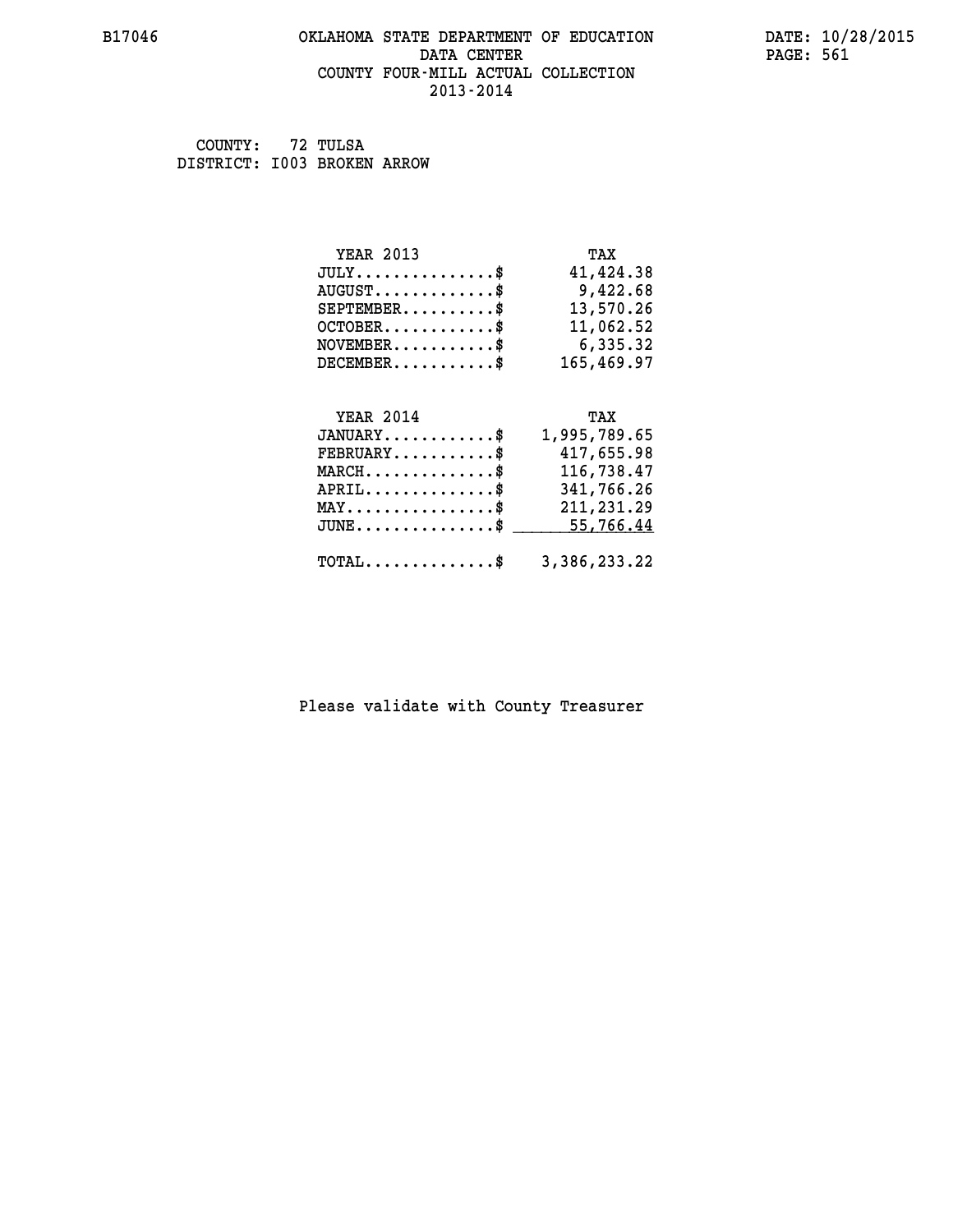B17046 OKLAHOMA STATE DEPARTMENT OF EDUCATION DATA CENTER COUNTY FOUR-MILL ACTUAL COLLECTION 2013-2014

DATE: 10/28/2015

COUNTY: 72 TULSA
DISTRICT: I003 BROKEN ARROW

| YEAR 2013 | TAX |
|---|---|
| JULY..............$ | 41,424.38 |
| AUGUST............$ | 9,422.68 |
| SEPTEMBER.........$ | 13,570.26 |
| OCTOBER...........$ | 11,062.52 |
| NOVEMBER..........$ | 6,335.32 |
| DECEMBER..........$ | 165,469.97 |

| YEAR 2014 | TAX |
|---|---|
| JANUARY...........$ | 1,995,789.65 |
| FEBRUARY..........$ | 417,655.98 |
| MARCH.............$ | 116,738.47 |
| APRIL.............$ | 341,766.26 |
| MAY...............$ | 211,231.29 |
| JUNE..............$ | 55,766.44 |
| TOTAL.............$ | 3,386,233.22 |

Please validate with County Treasurer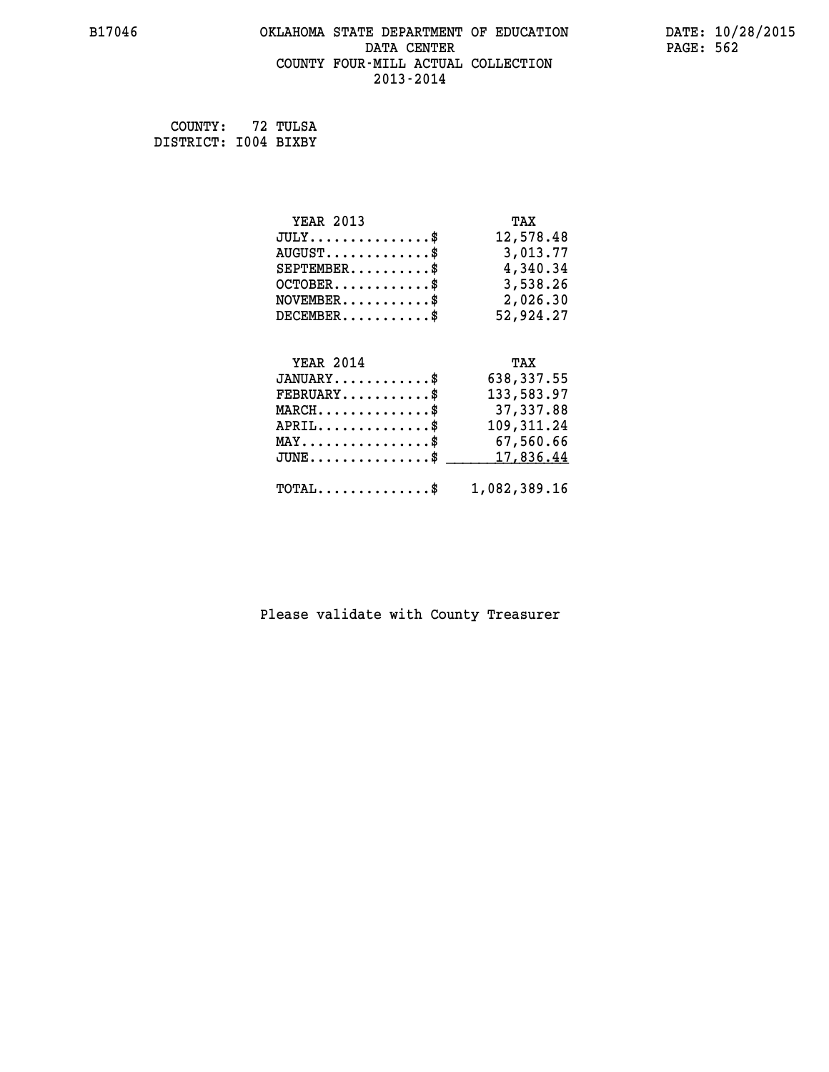# OKLAHOMA STATE DEPARTMENT OF EDUCATION
## DATA CENTER
## COUNTY FOUR-MILL ACTUAL COLLECTION
## 2013-2014

B17046

DATE: 10/28/2015

COUNTY: 72 TULSA
DISTRICT: I004 BIXBY

| YEAR 2013 | TAX |
|---|---|
| JULY..............$ | 12,578.48 |
| AUGUST............$ | 3,013.77 |
| SEPTEMBER.........$ | 4,340.34 |
| OCTOBER...........$ | 3,538.26 |
| NOVEMBER..........$ | 2,026.30 |
| DECEMBER..........$ | 52,924.27 |

| YEAR 2014 | TAX |
|---|---|
| JANUARY...........$ | 638,337.55 |
| FEBRUARY..........$ | 133,583.97 |
| MARCH.............$ | 37,337.88 |
| APRIL.............$ | 109,311.24 |
| MAY...............$ | 67,560.66 |
| JUNE..............$ | 17,836.44 |
| TOTAL.............$ | 1,082,389.16 |

Please validate with County Treasurer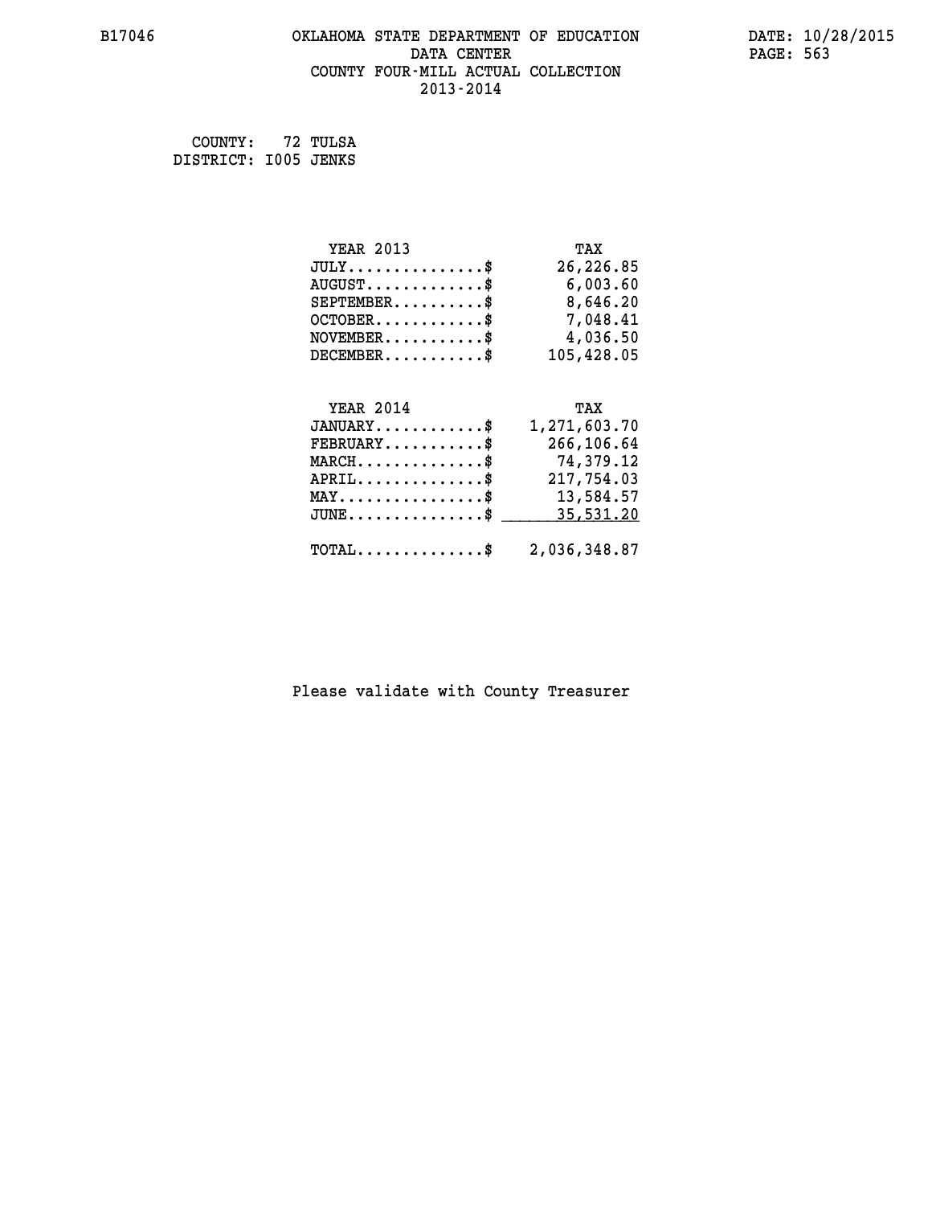# OKLAHOMA STATE DEPARTMENT OF EDUCATION
## DATA CENTER
## COUNTY FOUR-MILL ACTUAL COLLECTION
## 2013-2014

B17046

DATE: 10/28/2015

COUNTY: 72 TULSA
DISTRICT: I005 JENKS

| YEAR 2013 | TAX |
|---|---|
| JULY...............$ | 26,226.85 |
| AUGUST.............$ | 6,003.60 |
| SEPTEMBER..........$ | 8,646.20 |
| OCTOBER............$ | 7,048.41 |
| NOVEMBER...........$ | 4,036.50 |
| DECEMBER...........$ | 105,428.05 |

| YEAR 2014 | TAX |
|---|---|
| JANUARY............$ | 1,271,603.70 |
| FEBRUARY...........$ | 266,106.64 |
| MARCH..............$ | 74,379.12 |
| APRIL..............$ | 217,754.03 |
| MAY................$ | 13,584.57 |
| JUNE...............$ | 35,531.20 |
| TOTAL..............$ | 2,036,348.87 |

Please validate with County Treasurer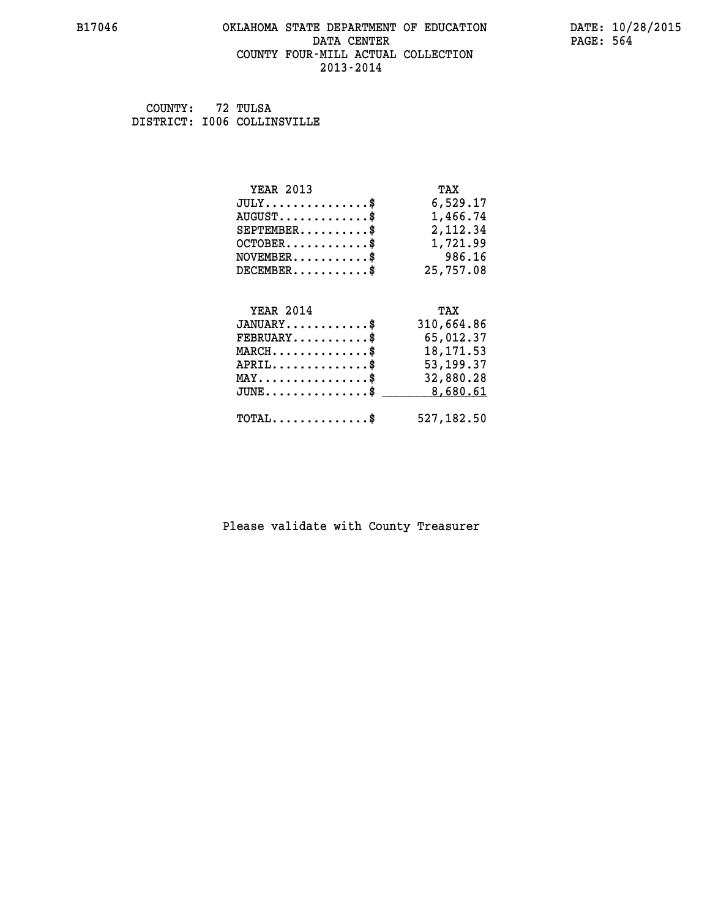B17046 OKLAHOMA STATE DEPARTMENT OF EDUCATION DATA CENTER COUNTY FOUR-MILL ACTUAL COLLECTION 2013-2014

DATE: 10/28/2015

COUNTY: 72 TULSA
DISTRICT: I006 COLLINSVILLE

| YEAR 2013 | TAX |
|---|---|
| JULY...............$ | 6,529.17 |
| AUGUST.............$ | 1,466.74 |
| SEPTEMBER..........$ | 2,112.34 |
| OCTOBER............$ | 1,721.99 |
| NOVEMBER...........$ | 986.16 |
| DECEMBER...........$ | 25,757.08 |

| YEAR 2014 | TAX |
|---|---|
| JANUARY............$ | 310,664.86 |
| FEBRUARY...........$ | 65,012.37 |
| MARCH..............$ | 18,171.53 |
| APRIL..............$ | 53,199.37 |
| MAY................$ | 32,880.28 |
| JUNE...............$ | 8,680.61 |
| TOTAL..............$ | 527,182.50 |

Please validate with County Treasurer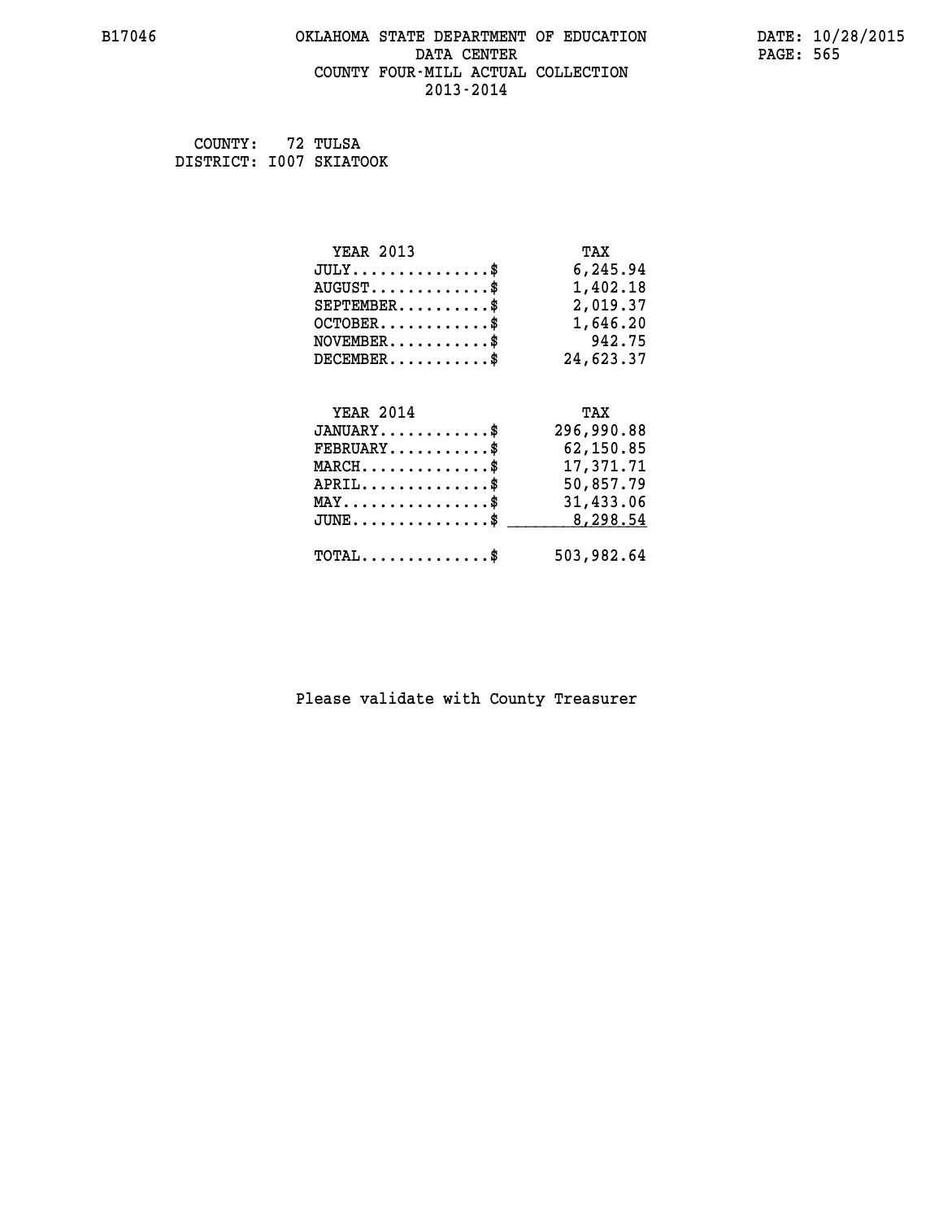B17046 OKLAHOMA STATE DEPARTMENT OF EDUCATION DATE: 10/28/2015
DATA CENTER PAGE: 565
COUNTY FOUR-MILL ACTUAL COLLECTION
2013-2014

COUNTY: 72 TULSA
DISTRICT: I007 SKIATOOK

| YEAR 2013 | TAX |
| --- | --- |
| JULY...............$ | 6,245.94 |
| AUGUST.............$ | 1,402.18 |
| SEPTEMBER..........$ | 2,019.37 |
| OCTOBER............$ | 1,646.20 |
| NOVEMBER...........$ | 942.75 |
| DECEMBER...........$ | 24,623.37 |

| YEAR 2014 | TAX |
| --- | --- |
| JANUARY............$ | 296,990.88 |
| FEBRUARY...........$ | 62,150.85 |
| MARCH..............$ | 17,371.71 |
| APRIL..............$ | 50,857.79 |
| MAY................$ | 31,433.06 |
| JUNE...............$ | 8,298.54 |
| TOTAL..............$ | 503,982.64 |

Please validate with County Treasurer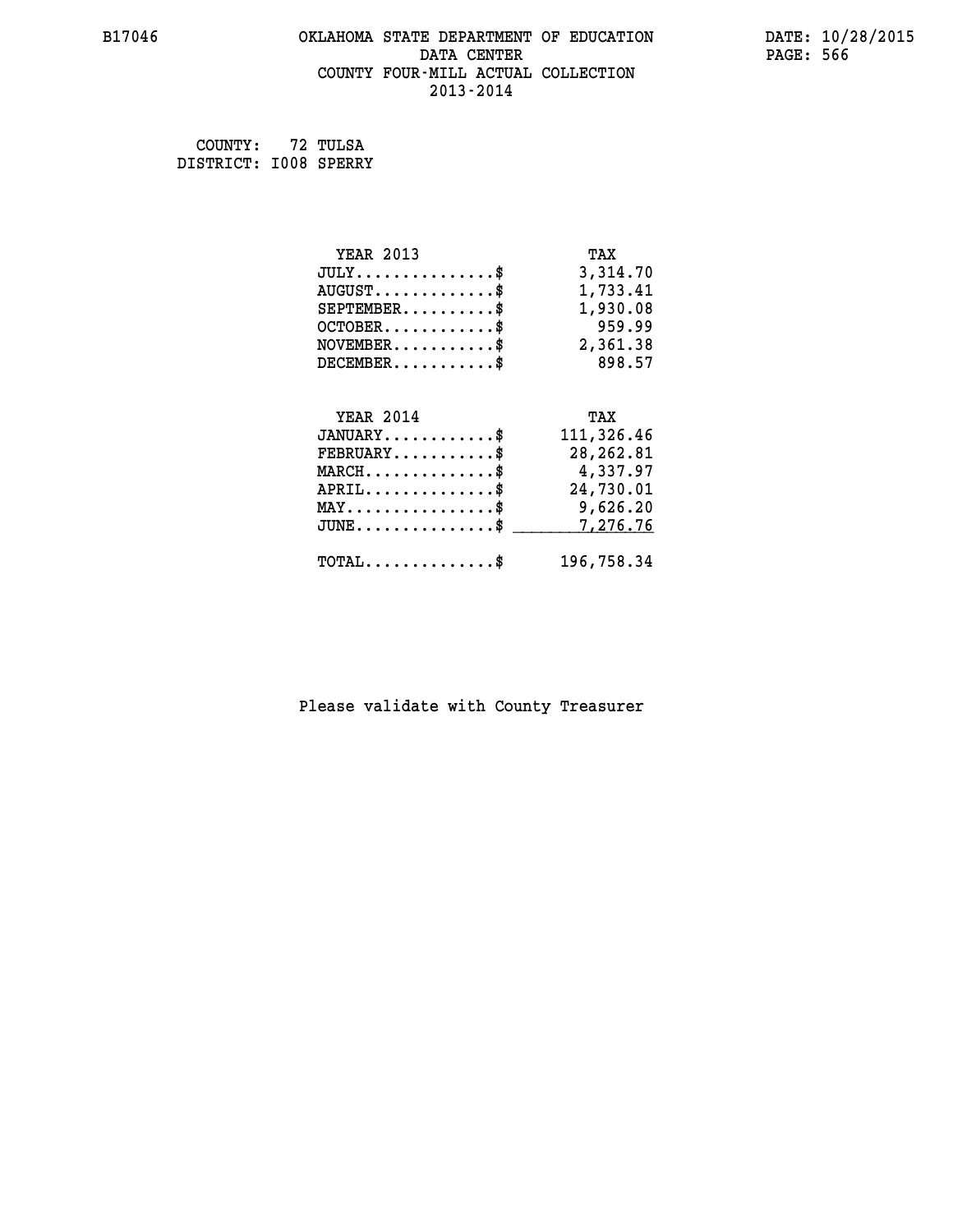B17046 OKLAHOMA STATE DEPARTMENT OF EDUCATION DATE: 10/28/2015
DATA CENTER
COUNTY FOUR-MILL ACTUAL COLLECTION
2013-2014

COUNTY: 72 TULSA
DISTRICT: I008 SPERRY

| YEAR 2013 | TAX |
|---|---|
| JULY...............$ | 3,314.70 |
| AUGUST.............$ | 1,733.41 |
| SEPTEMBER..........$ | 1,930.08 |
| OCTOBER............$ | 959.99 |
| NOVEMBER...........$ | 2,361.38 |
| DECEMBER...........$ | 898.57 |

| YEAR 2014 | TAX |
|---|---|
| JANUARY............$ | 111,326.46 |
| FEBRUARY...........$ | 28,262.81 |
| MARCH..............$ | 4,337.97 |
| APRIL..............$ | 24,730.01 |
| MAY................$ | 9,626.20 |
| JUNE...............$ | 7,276.76 |
| TOTAL..............$ | 196,758.34 |

Please validate with County Treasurer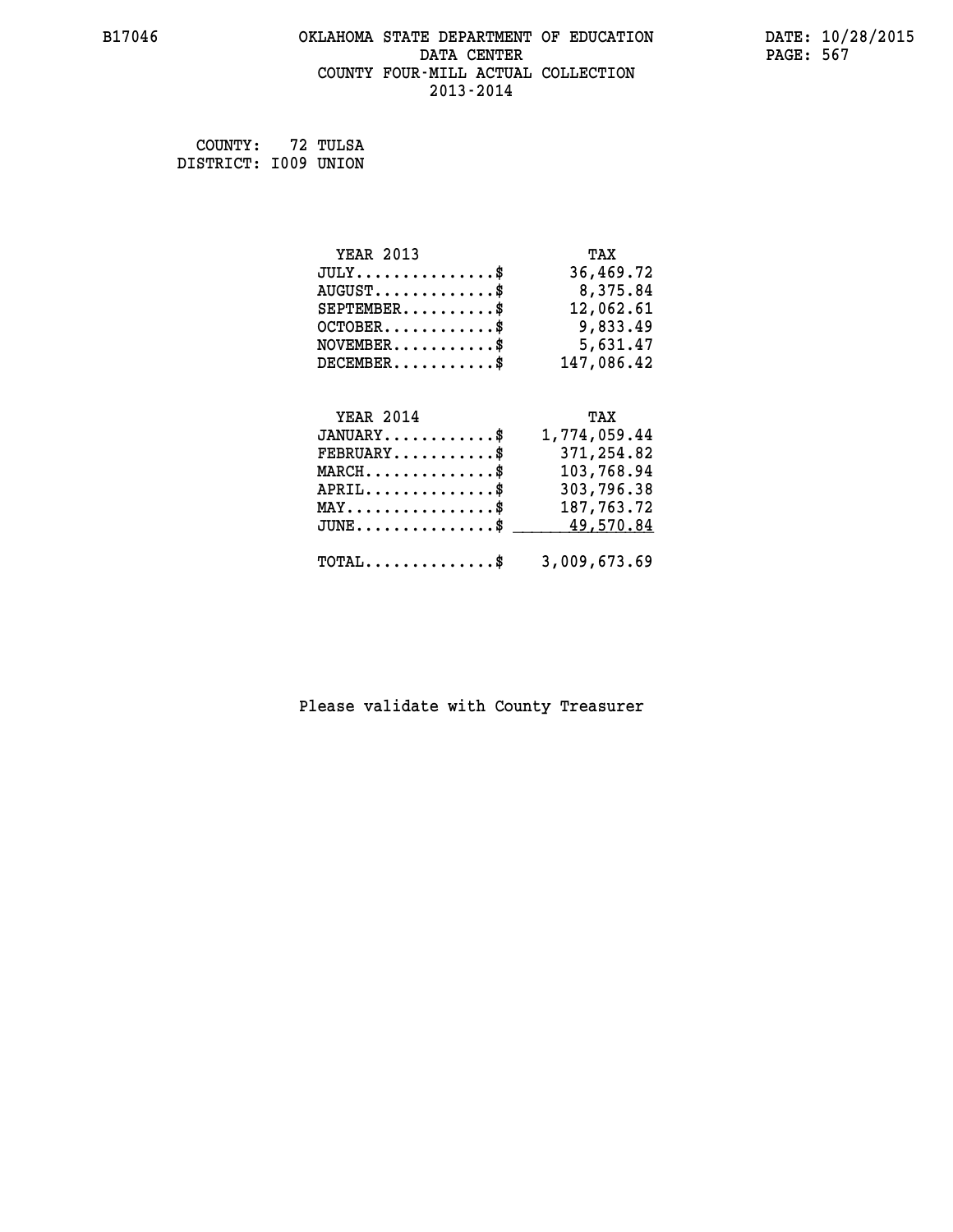B17046 OKLAHOMA STATE DEPARTMENT OF EDUCATION DATE: 10/28/2015

DATA CENTER

COUNTY FOUR-MILL ACTUAL COLLECTION

2013-2014

COUNTY: 72 TULSA
DISTRICT: I009 UNION

| YEAR 2013 | TAX |
|---|---|
| JULY..............$ | 36,469.72 |
| AUGUST............$ | 8,375.84 |
| SEPTEMBER.........$ | 12,062.61 |
| OCTOBER...........$ | 9,833.49 |
| NOVEMBER..........$ | 5,631.47 |
| DECEMBER..........$ | 147,086.42 |

| YEAR 2014 | TAX |
|---|---|
| JANUARY...........$ | 1,774,059.44 |
| FEBRUARY..........$ | 371,254.82 |
| MARCH.............$ | 103,768.94 |
| APRIL.............$ | 303,796.38 |
| MAY...............$ | 187,763.72 |
| JUNE..............$ | 49,570.84 |
| TOTAL.............$ | 3,009,673.69 |

Please validate with County Treasurer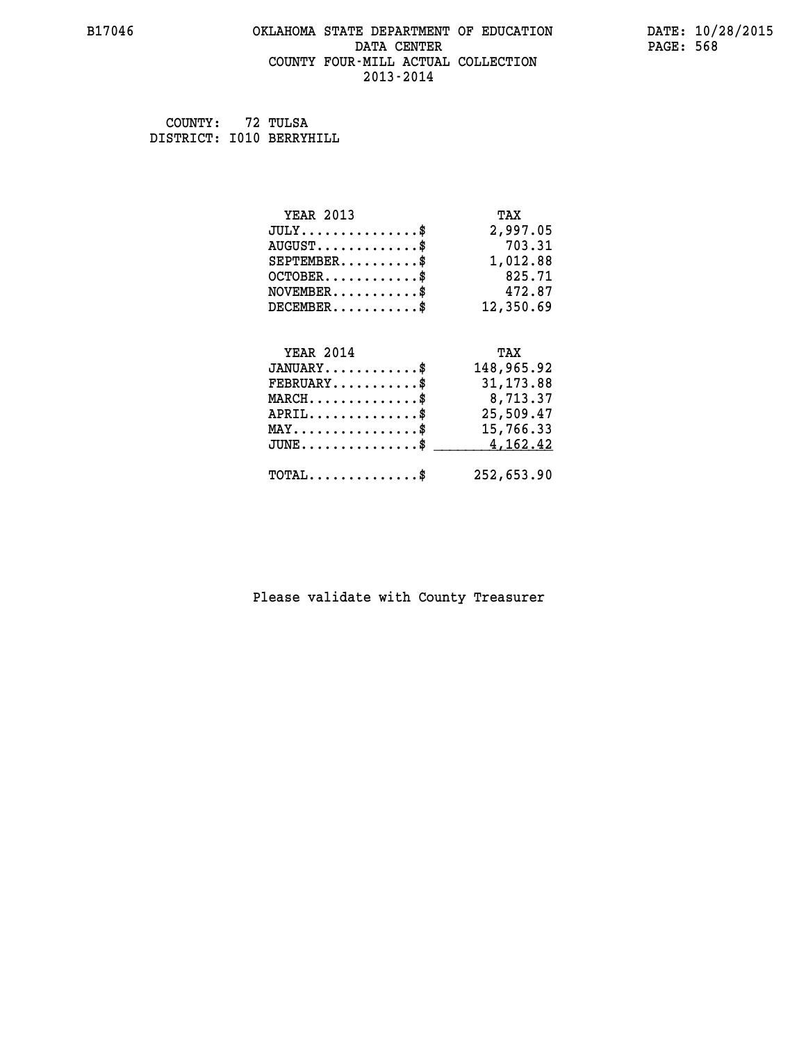# OKLAHOMA STATE DEPARTMENT OF EDUCATION
## DATA CENTER
## COUNTY FOUR-MILL ACTUAL COLLECTION
## 2013-2014

B17046 — DATE: 10/28/2015

COUNTY: 72 TULSA
DISTRICT: I010 BERRYHILL

| YEAR 2013 | TAX |
|---|---|
| JULY..............$ | 2,997.05 |
| AUGUST............$ | 703.31 |
| SEPTEMBER.........$ | 1,012.88 |
| OCTOBER...........$ | 825.71 |
| NOVEMBER..........$ | 472.87 |
| DECEMBER..........$ | 12,350.69 |

| YEAR 2014 | TAX |
|---|---|
| JANUARY...........$ | 148,965.92 |
| FEBRUARY..........$ | 31,173.88 |
| MARCH.............$ | 8,713.37 |
| APRIL.............$ | 25,509.47 |
| MAY...............$ | 15,766.33 |
| JUNE..............$ | 4,162.42 |
| TOTAL.............$ | 252,653.90 |

Please validate with County Treasurer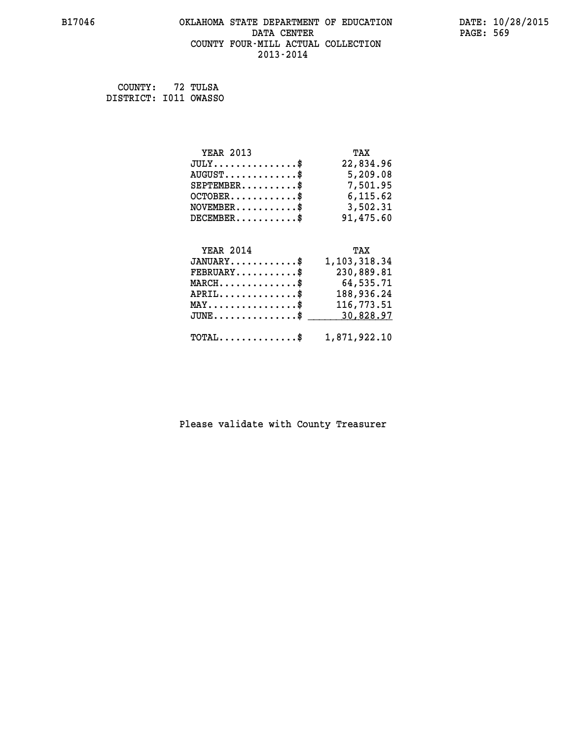# OKLAHOMA STATE DEPARTMENT OF EDUCATION
## DATA CENTER
## COUNTY FOUR-MILL ACTUAL COLLECTION
## 2013-2014

COUNTY: 72 TULSA
DISTRICT: I011 OWASSO

| YEAR 2013 | TAX |
|---|---|
| JULY...............$ | 22,834.96 |
| AUGUST.............$ | 5,209.08 |
| SEPTEMBER..........$ | 7,501.95 |
| OCTOBER............$ | 6,115.62 |
| NOVEMBER...........$ | 3,502.31 |
| DECEMBER...........$ | 91,475.60 |

| YEAR 2014 | TAX |
|---|---|
| JANUARY............$ | 1,103,318.34 |
| FEBRUARY...........$ | 230,889.81 |
| MARCH..............$ | 64,535.71 |
| APRIL..............$ | 188,936.24 |
| MAY................$ | 116,773.51 |
| JUNE...............$ | 30,828.97 |
| TOTAL..............$ | 1,871,922.10 |

Please validate with County Treasurer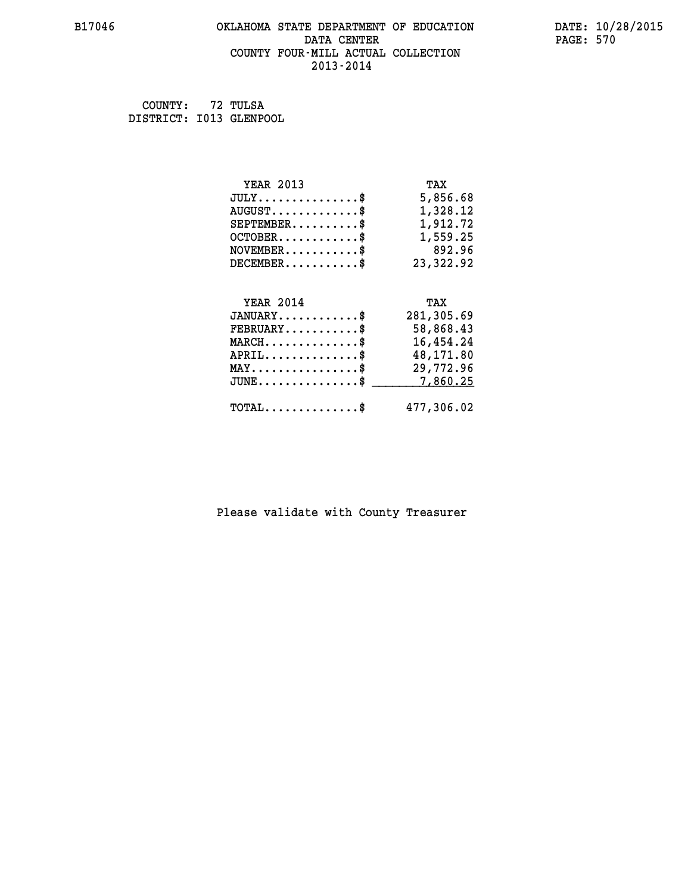B17046 OKLAHOMA STATE DEPARTMENT OF EDUCATION DATA CENTER COUNTY FOUR-MILL ACTUAL COLLECTION 2013-2014

DATE: 10/28/2015

COUNTY: 72 TULSA
DISTRICT: I013 GLENPOOL

| YEAR 2013 | TAX |
|---|---|
| JULY...............$ | 5,856.68 |
| AUGUST.............$ | 1,328.12 |
| SEPTEMBER..........$ | 1,912.72 |
| OCTOBER............$ | 1,559.25 |
| NOVEMBER...........$ | 892.96 |
| DECEMBER...........$ | 23,322.92 |

| YEAR 2014 | TAX |
|---|---|
| JANUARY............$ | 281,305.69 |
| FEBRUARY...........$ | 58,868.43 |
| MARCH..............$ | 16,454.24 |
| APRIL..............$ | 48,171.80 |
| MAY................$ | 29,772.96 |
| JUNE...............$ | 7,860.25 |
| TOTAL..............$ | 477,306.02 |

Please validate with County Treasurer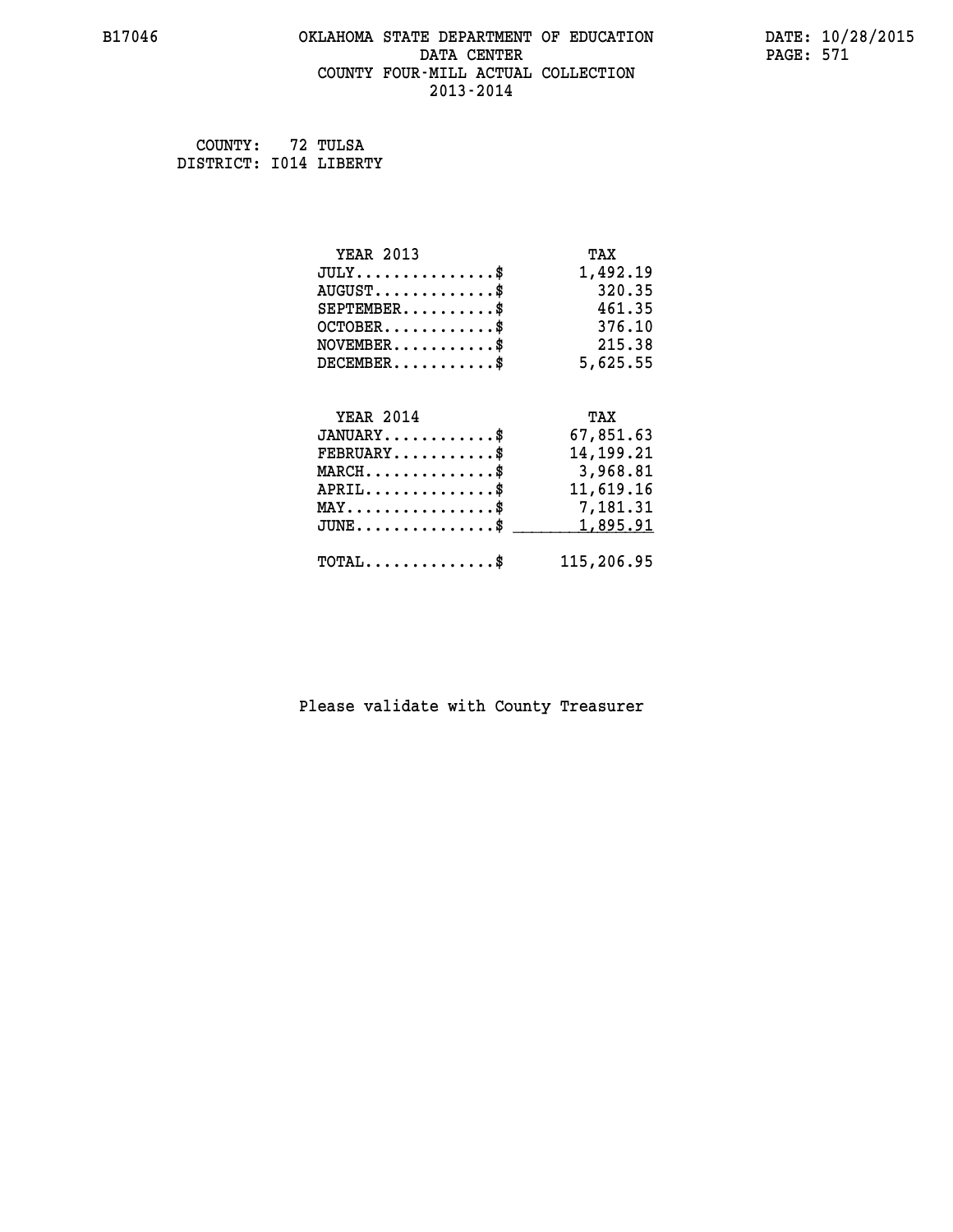B17046 OKLAHOMA STATE DEPARTMENT OF EDUCATION DATA CENTER COUNTY FOUR-MILL ACTUAL COLLECTION 2013-2014

DATE: 10/28/2015

COUNTY: 72 TULSA
DISTRICT: I014 LIBERTY

| YEAR 2013 | TAX |
|---|---|
| JULY...............$ | 1,492.19 |
| AUGUST.............$ | 320.35 |
| SEPTEMBER..........$ | 461.35 |
| OCTOBER............$ | 376.10 |
| NOVEMBER...........$ | 215.38 |
| DECEMBER...........$ | 5,625.55 |

| YEAR 2014 | TAX |
|---|---|
| JANUARY............$ | 67,851.63 |
| FEBRUARY...........$ | 14,199.21 |
| MARCH..............$ | 3,968.81 |
| APRIL..............$ | 11,619.16 |
| MAY................$ | 7,181.31 |
| JUNE...............$ | 1,895.91 |
| TOTAL..............$ | 115,206.95 |

Please validate with County Treasurer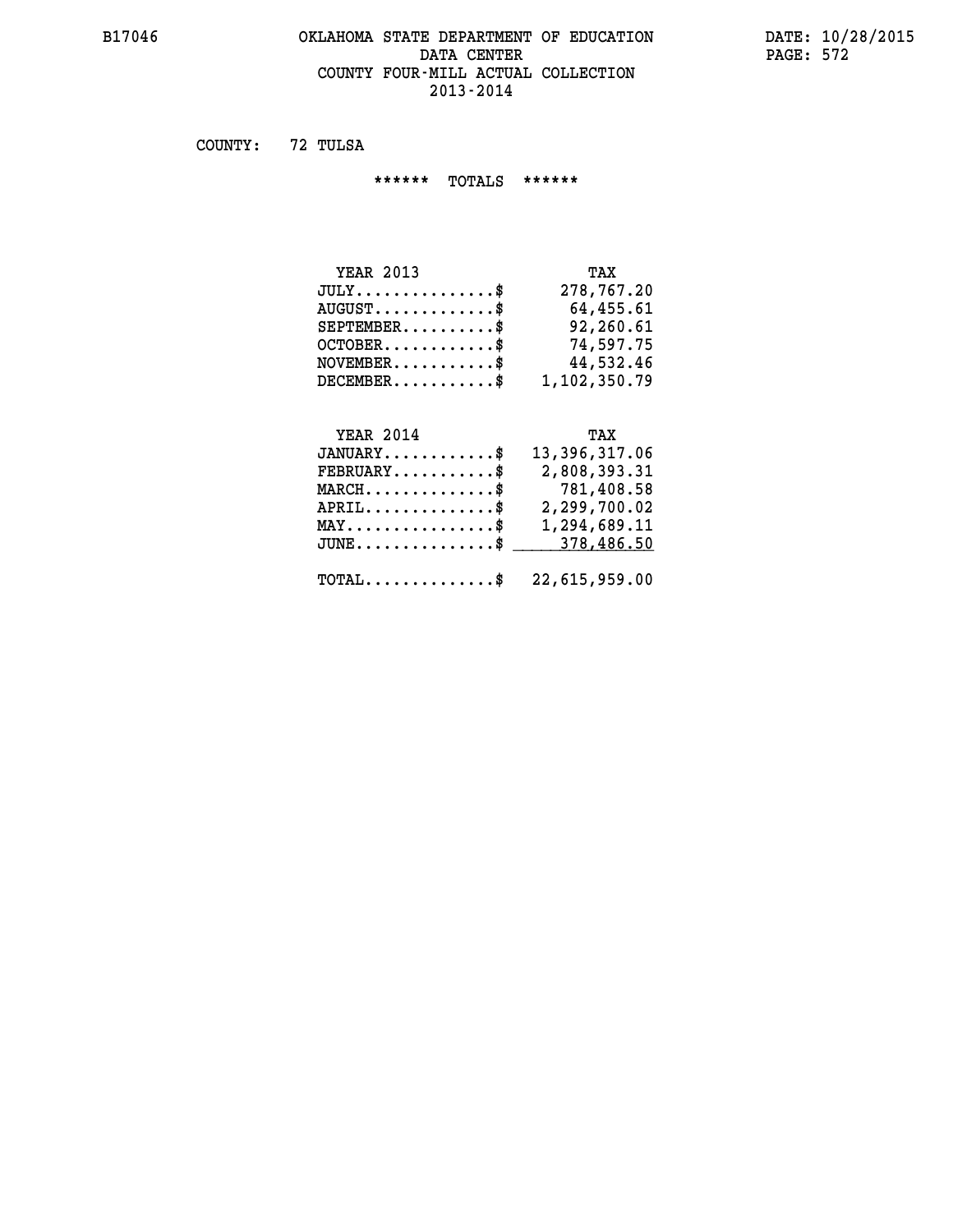B17046 OKLAHOMA STATE DEPARTMENT OF EDUCATION DATE: 10/28/2015
DATA CENTER
COUNTY FOUR-MILL ACTUAL COLLECTION
2013-2014

COUNTY: 72 TULSA

****** TOTALS ******

| YEAR 2013 | TAX |
|---|---|
| JULY...............$ | 278,767.20 |
| AUGUST.............$ | 64,455.61 |
| SEPTEMBER..........$ | 92,260.61 |
| OCTOBER............$ | 74,597.75 |
| NOVEMBER...........$ | 44,532.46 |
| DECEMBER...........$ | 1,102,350.79 |

| YEAR 2014 | TAX |
|---|---|
| JANUARY............$ | 13,396,317.06 |
| FEBRUARY...........$ | 2,808,393.31 |
| MARCH..............$ | 781,408.58 |
| APRIL..............$ | 2,299,700.02 |
| MAY................$ | 1,294,689.11 |
| JUNE...............$ | 378,486.50 |
| TOTAL..............$ | 22,615,959.00 |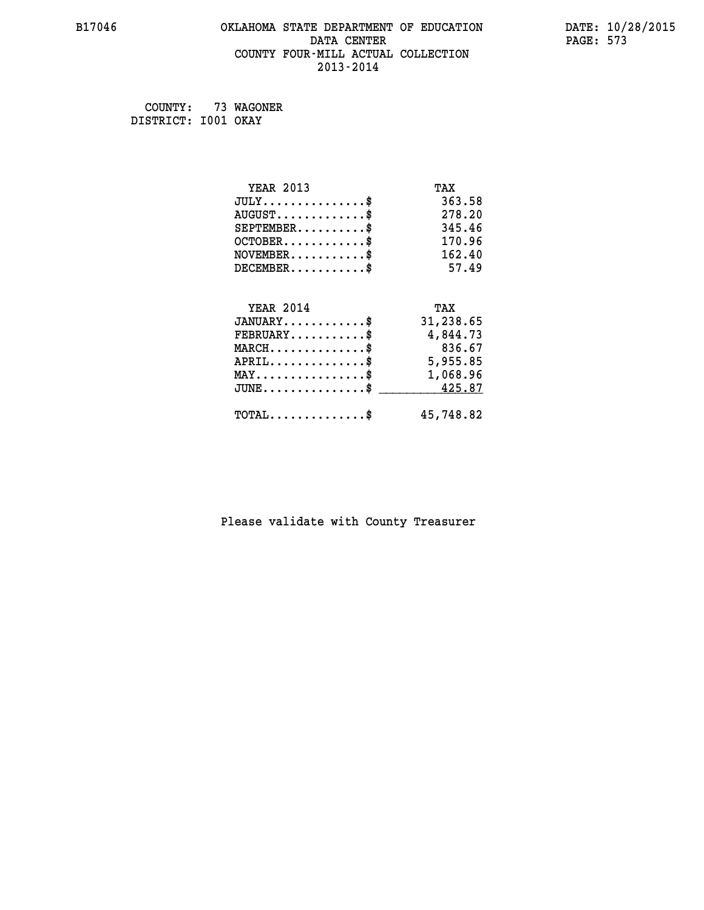# OKLAHOMA STATE DEPARTMENT OF EDUCATION
## DATA CENTER
## COUNTY FOUR-MILL ACTUAL COLLECTION
## 2013-2014

B17046

DATE: 10/28/2015

COUNTY: 73 WAGONER
DISTRICT: I001 OKAY

| YEAR 2013 | TAX |
|---|---|
| JULY..............$ | 363.58 |
| AUGUST............$ | 278.20 |
| SEPTEMBER..........$ | 345.46 |
| OCTOBER...........$ | 170.96 |
| NOVEMBER..........$ | 162.40 |
| DECEMBER..........$ | 57.49 |

| YEAR 2014 | TAX |
|---|---|
| JANUARY...........$ | 31,238.65 |
| FEBRUARY..........$ | 4,844.73 |
| MARCH.............$ | 836.67 |
| APRIL.............$ | 5,955.85 |
| MAY...............$ | 1,068.96 |
| JUNE..............$ | 425.87 |
| TOTAL.............$ | 45,748.82 |

Please validate with County Treasurer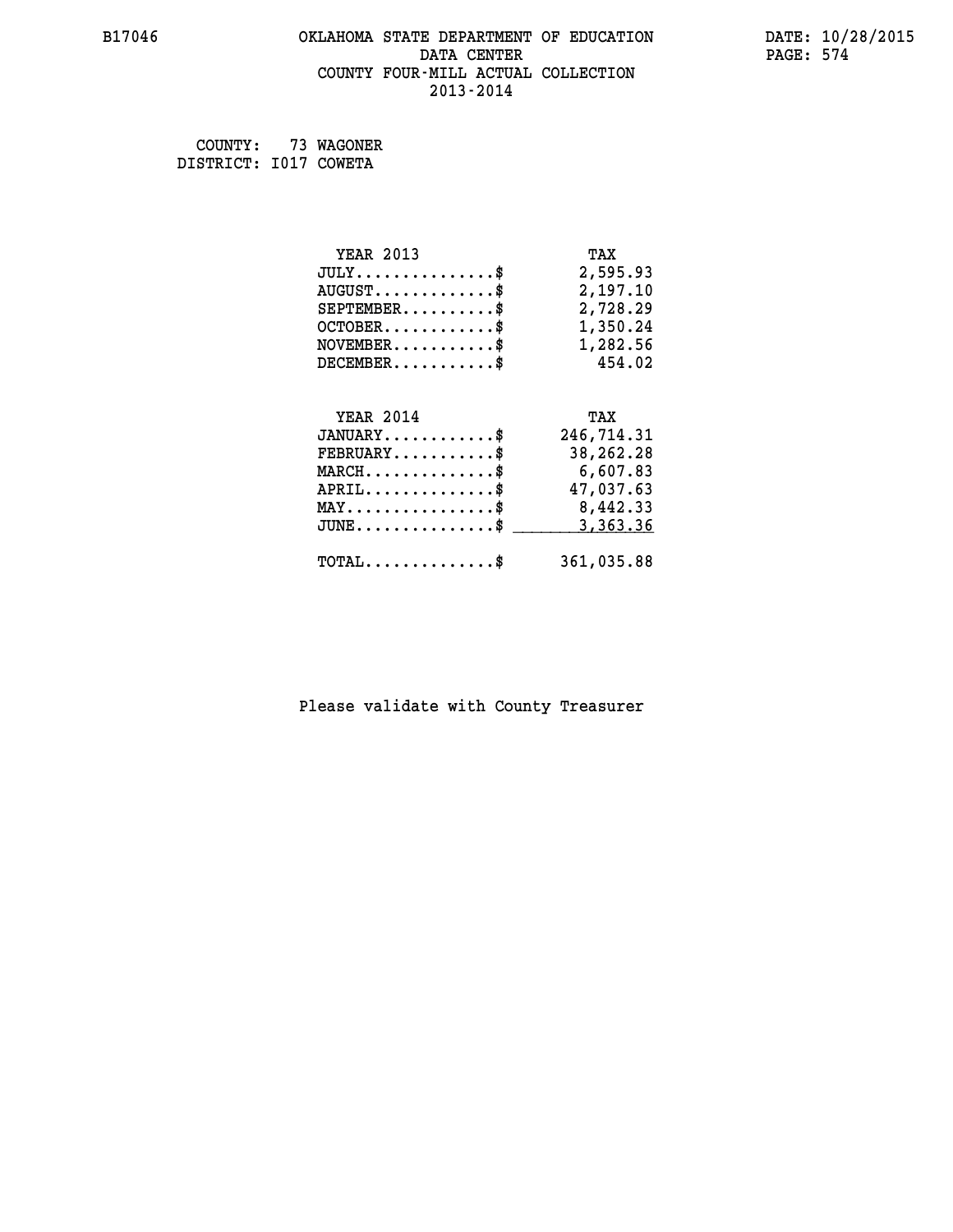B17046 OKLAHOMA STATE DEPARTMENT OF EDUCATION DATA CENTER COUNTY FOUR-MILL ACTUAL COLLECTION 2013-2014

DATE: 10/28/2015

COUNTY: 73 WAGONER
DISTRICT: I017 COWETA

| YEAR 2013 | TAX |
|---|---|
| JULY...............$ | 2,595.93 |
| AUGUST.............$ | 2,197.10 |
| SEPTEMBER..........$ | 2,728.29 |
| OCTOBER............$ | 1,350.24 |
| NOVEMBER...........$ | 1,282.56 |
| DECEMBER...........$ | 454.02 |

| YEAR 2014 | TAX |
|---|---|
| JANUARY............$ | 246,714.31 |
| FEBRUARY...........$ | 38,262.28 |
| MARCH..............$ | 6,607.83 |
| APRIL..............$ | 47,037.63 |
| MAY................$ | 8,442.33 |
| JUNE...............$ | 3,363.36 |
| TOTAL..............$ | 361,035.88 |

Please validate with County Treasurer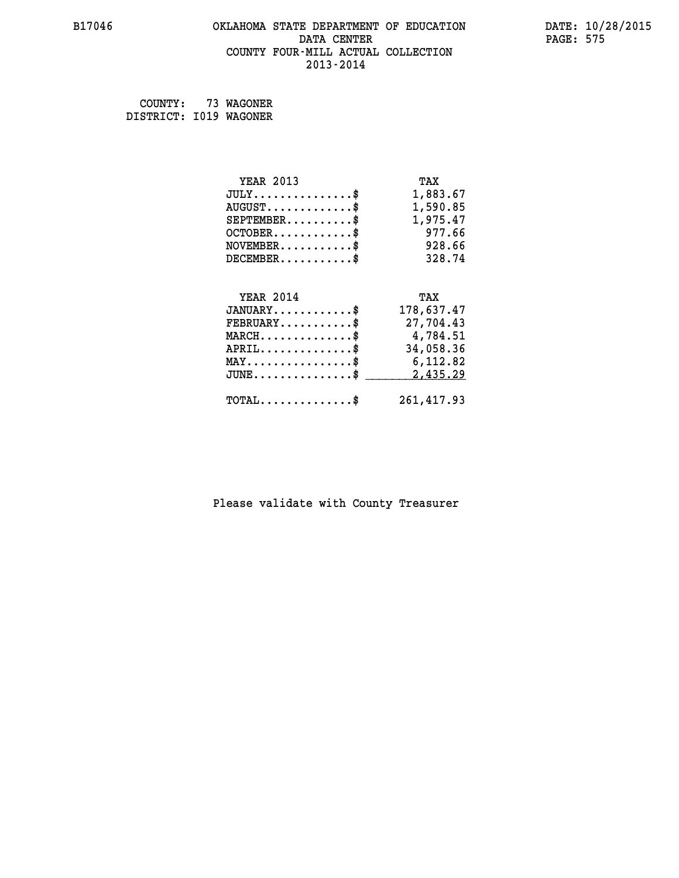OKLAHOMA STATE DEPARTMENT OF EDUCATION
DATA CENTER
COUNTY FOUR-MILL ACTUAL COLLECTION
2013-2014

COUNTY: 73 WAGONER
DISTRICT: I019 WAGONER

| YEAR 2013 | TAX |
|---|---|
| JULY..............$ | 1,883.67 |
| AUGUST............$ | 1,590.85 |
| SEPTEMBER.........$ | 1,975.47 |
| OCTOBER...........$ | 977.66 |
| NOVEMBER..........$ | 928.66 |
| DECEMBER..........$ | 328.74 |

| YEAR 2014 | TAX |
|---|---|
| JANUARY...........$ | 178,637.47 |
| FEBRUARY..........$ | 27,704.43 |
| MARCH.............$ | 4,784.51 |
| APRIL.............$ | 34,058.36 |
| MAY...............$ | 6,112.82 |
| JUNE..............$ | 2,435.29 |
| TOTAL.............$ | 261,417.93 |

Please validate with County Treasurer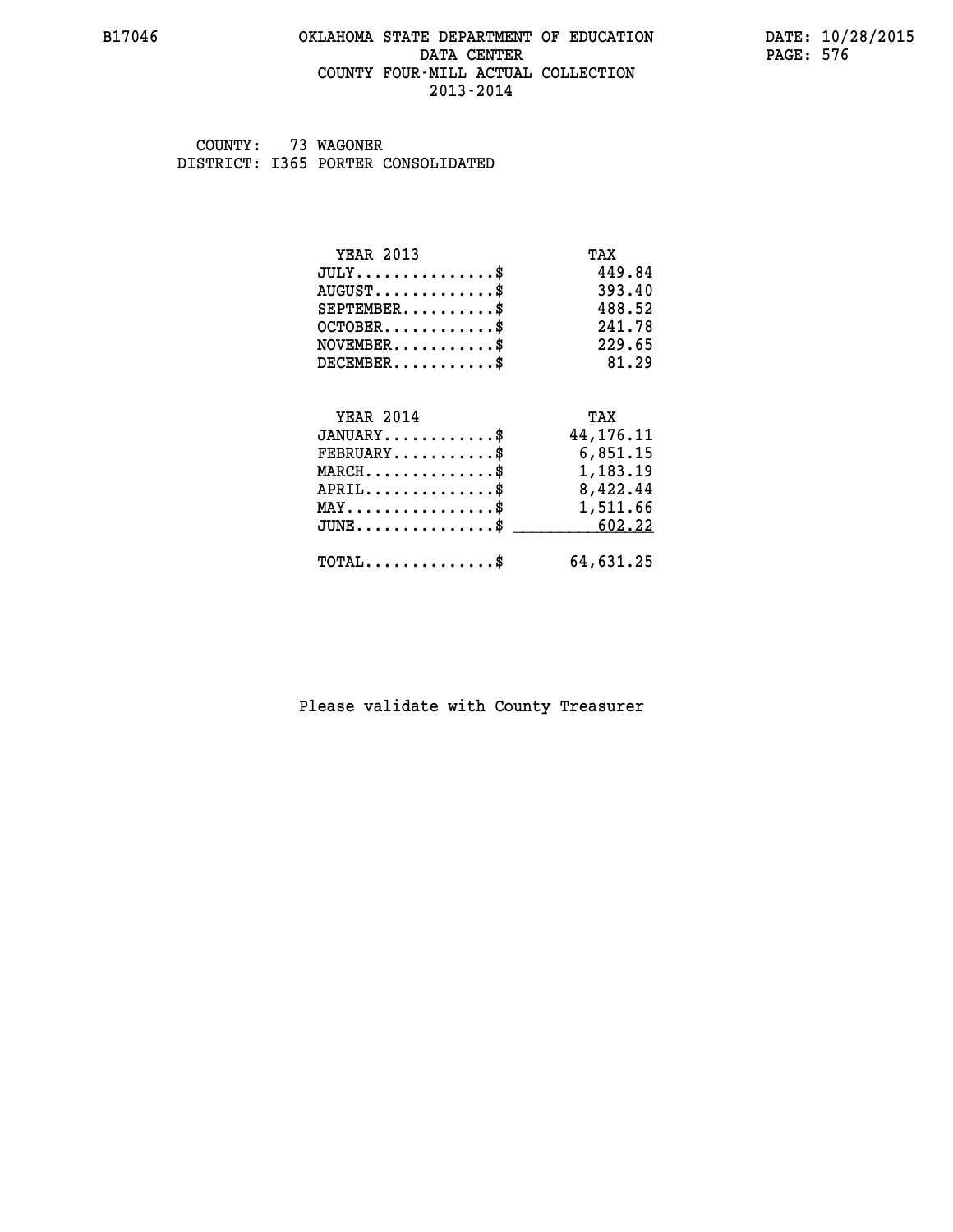COUNTY: 73 WAGONER
DISTRICT: I365 PORTER CONSOLIDATED

| YEAR 2013 | TAX |
|---|---|
| JULY..............$ | 449.84 |
| AUGUST............$ | 393.40 |
| SEPTEMBER.........$ | 488.52 |
| OCTOBER...........$ | 241.78 |
| NOVEMBER..........$ | 229.65 |
| DECEMBER..........$ | 81.29 |

| YEAR 2014 | TAX |
|---|---|
| JANUARY...........$ | 44,176.11 |
| FEBRUARY..........$ | 6,851.15 |
| MARCH.............$ | 1,183.19 |
| APRIL.............$ | 8,422.44 |
| MAY...............$ | 1,511.66 |
| JUNE..............$ | 602.22 |
| TOTAL.............$ | 64,631.25 |

Please validate with County Treasurer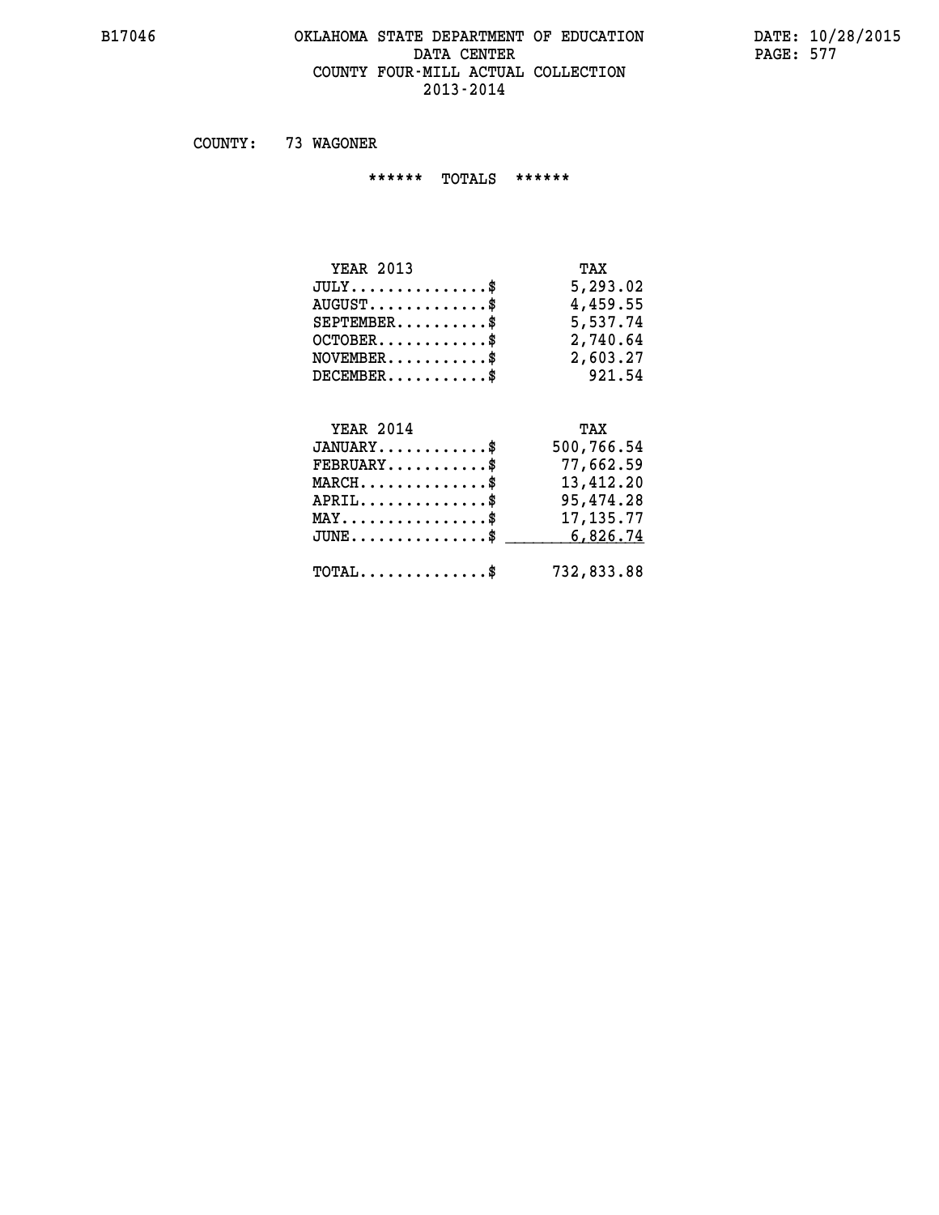B17046

# OKLAHOMA STATE DEPARTMENT OF EDUCATION
## DATA CENTER
## COUNTY FOUR-MILL ACTUAL COLLECTION
## 2013-2014

DATE: 10/28/2015

COUNTY: 73 WAGONER

****** TOTALS ******

| YEAR 2013 | TAX |
|---|---|
| JULY...............$ | 5,293.02 |
| AUGUST.............$ | 4,459.55 |
| SEPTEMBER..........$ | 5,537.74 |
| OCTOBER............$ | 2,740.64 |
| NOVEMBER...........$ | 2,603.27 |
| DECEMBER...........$ | 921.54 |

| YEAR 2014 | TAX |
|---|---|
| JANUARY............$ | 500,766.54 |
| FEBRUARY...........$ | 77,662.59 |
| MARCH..............$ | 13,412.20 |
| APRIL..............$ | 95,474.28 |
| MAY................$ | 17,135.77 |
| JUNE...............$ | 6,826.74 |
| TOTAL..............$ | 732,833.88 |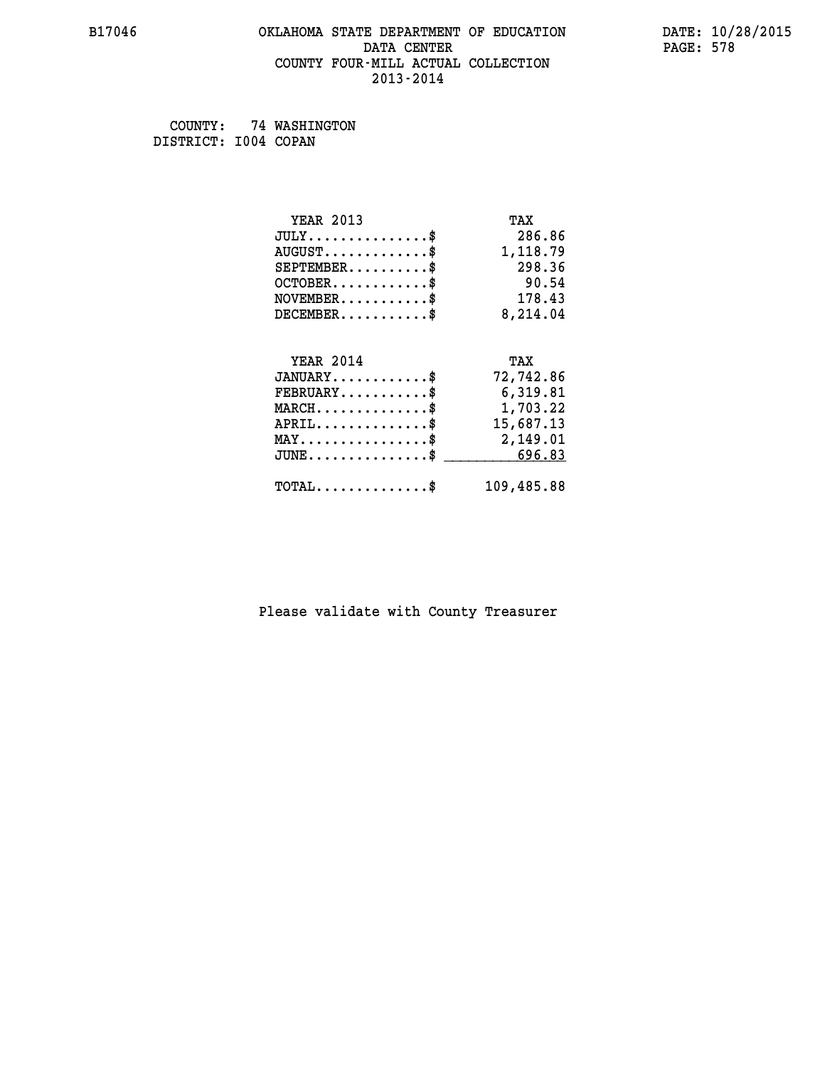# OKLAHOMA STATE DEPARTMENT OF EDUCATION
## DATA CENTER
## COUNTY FOUR-MILL ACTUAL COLLECTION
## 2013-2014

B17046 DATE: 10/28/2015

COUNTY: 74 WASHINGTON
DISTRICT: I004 COPAN

| YEAR 2013 | TAX |
|---|---|
| JULY...............$ | 286.86 |
| AUGUST.............$ | 1,118.79 |
| SEPTEMBER..........$ | 298.36 |
| OCTOBER............$ | 90.54 |
| NOVEMBER...........$ | 178.43 |
| DECEMBER...........$ | 8,214.04 |

| YEAR 2014 | TAX |
|---|---|
| JANUARY............$ | 72,742.86 |
| FEBRUARY...........$ | 6,319.81 |
| MARCH..............$ | 1,703.22 |
| APRIL..............$ | 15,687.13 |
| MAY................$ | 2,149.01 |
| JUNE...............$ | 696.83 |
| TOTAL..............$ | 109,485.88 |

Please validate with County Treasurer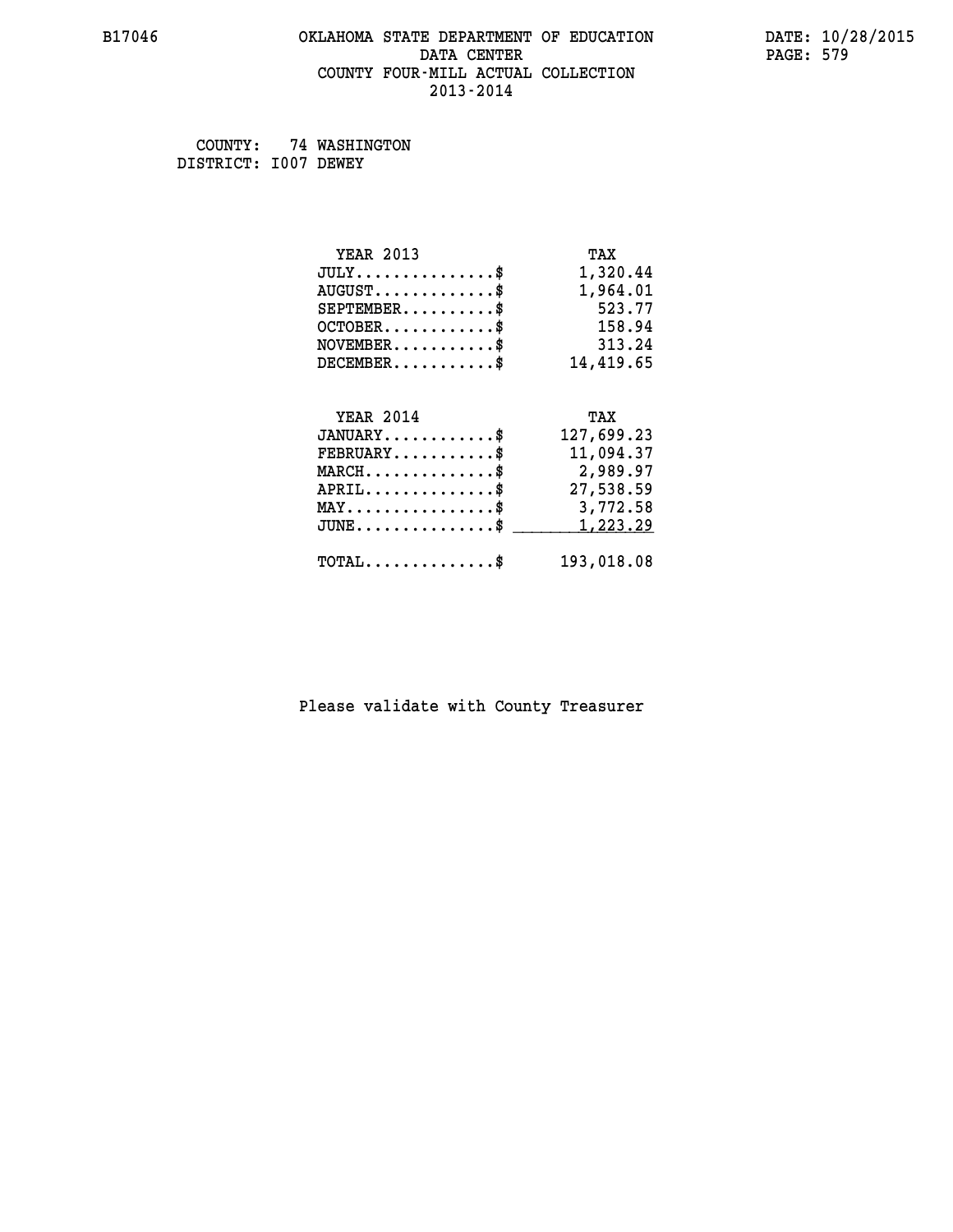B17046 OKLAHOMA STATE DEPARTMENT OF EDUCATION DATA CENTER COUNTY FOUR-MILL ACTUAL COLLECTION 2013-2014

DATE: 10/28/2015

COUNTY: 74 WASHINGTON
DISTRICT: I007 DEWEY

| YEAR 2013 | TAX |
|---|---|
| JULY...............$ | 1,320.44 |
| AUGUST.............$ | 1,964.01 |
| SEPTEMBER..........$ | 523.77 |
| OCTOBER............$ | 158.94 |
| NOVEMBER...........$ | 313.24 |
| DECEMBER...........$ | 14,419.65 |

| YEAR 2014 | TAX |
|---|---|
| JANUARY............$ | 127,699.23 |
| FEBRUARY...........$ | 11,094.37 |
| MARCH..............$ | 2,989.97 |
| APRIL..............$ | 27,538.59 |
| MAY................$ | 3,772.58 |
| JUNE...............$ | 1,223.29 |
| TOTAL..............$ | 193,018.08 |

Please validate with County Treasurer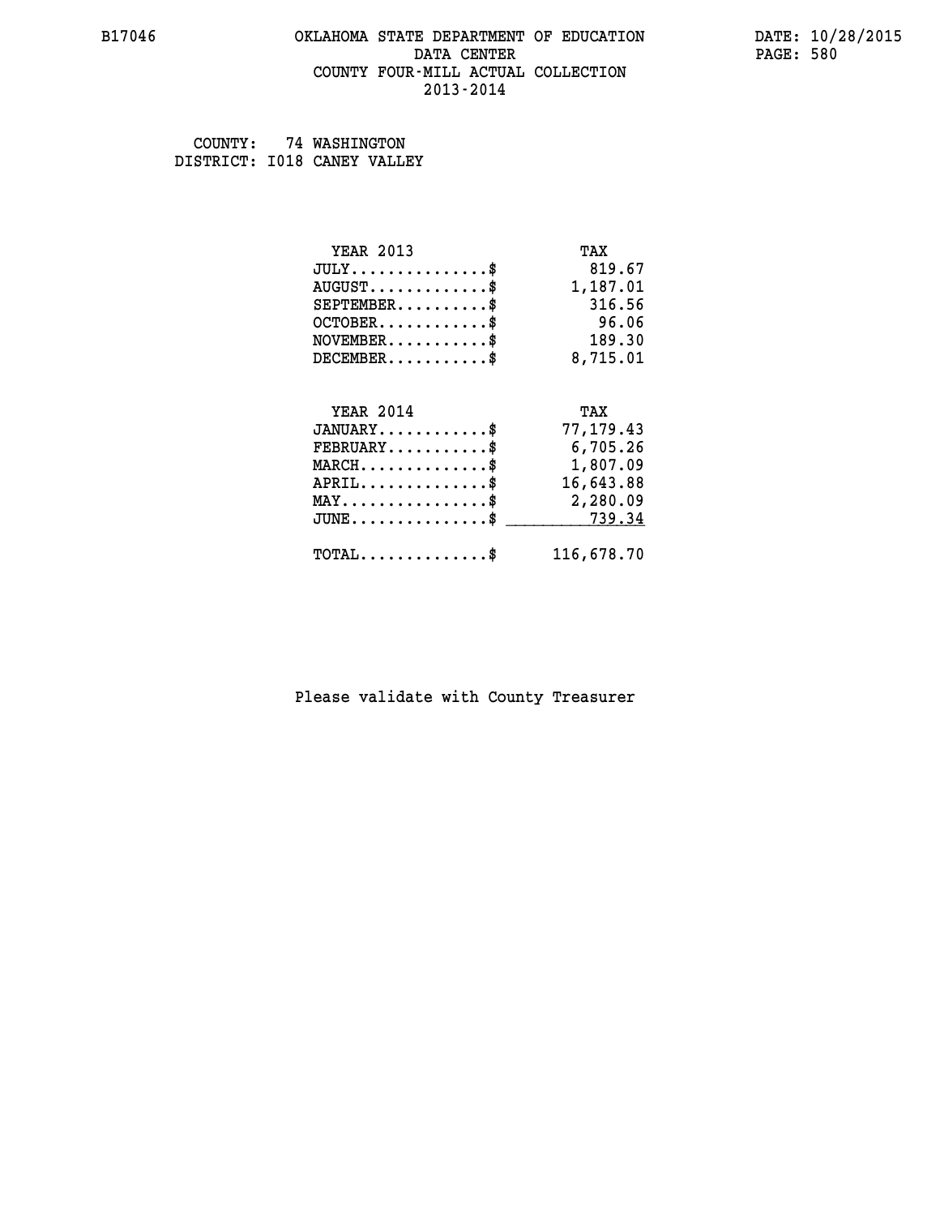B17046 OKLAHOMA STATE DEPARTMENT OF EDUCATION DATE: 10/28/2015
DATA CENTER
COUNTY FOUR-MILL ACTUAL COLLECTION
2013-2014

COUNTY: 74 WASHINGTON
DISTRICT: I018 CANEY VALLEY

| YEAR 2013 | TAX |
|---|---|
| JULY...............$ | 819.67 |
| AUGUST.............$ | 1,187.01 |
| SEPTEMBER..........$ | 316.56 |
| OCTOBER............$ | 96.06 |
| NOVEMBER...........$ | 189.30 |
| DECEMBER...........$ | 8,715.01 |

| YEAR 2014 | TAX |
|---|---|
| JANUARY............$ | 77,179.43 |
| FEBRUARY...........$ | 6,705.26 |
| MARCH..............$ | 1,807.09 |
| APRIL..............$ | 16,643.88 |
| MAY................$ | 2,280.09 |
| JUNE...............$ | 739.34 |
| TOTAL..............$ | 116,678.70 |

Please validate with County Treasurer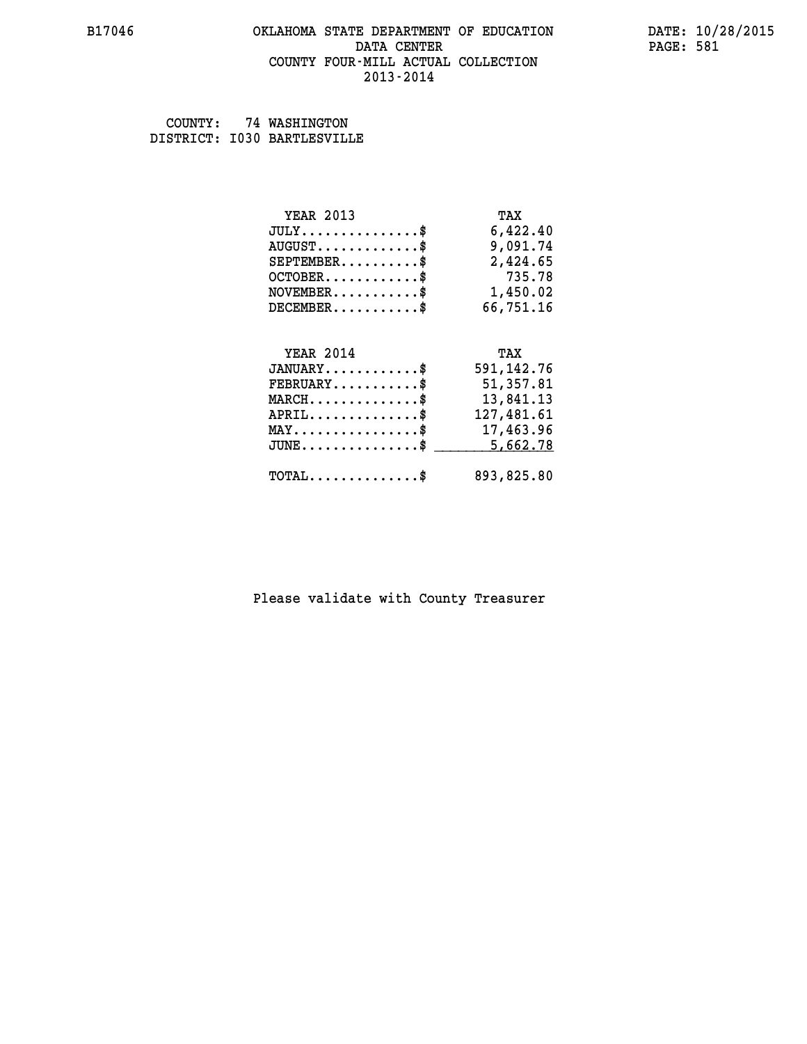# OKLAHOMA STATE DEPARTMENT OF EDUCATION
## DATA CENTER
## COUNTY FOUR-MILL ACTUAL COLLECTION
## 2013-2014

B17046 DATE: 10/28/2015

COUNTY: 74 WASHINGTON
DISTRICT: I030 BARTLESVILLE

| YEAR 2013 | TAX |
|---|---|
| JULY...............$ | 6,422.40 |
| AUGUST.............$ | 9,091.74 |
| SEPTEMBER..........$ | 2,424.65 |
| OCTOBER............$ | 735.78 |
| NOVEMBER...........$ | 1,450.02 |
| DECEMBER...........$ | 66,751.16 |

| YEAR 2014 | TAX |
|---|---|
| JANUARY............$ | 591,142.76 |
| FEBRUARY...........$ | 51,357.81 |
| MARCH..............$ | 13,841.13 |
| APRIL..............$ | 127,481.61 |
| MAY................$ | 17,463.96 |
| JUNE...............$ | 5,662.78 |
| TOTAL..............$ | 893,825.80 |

Please validate with County Treasurer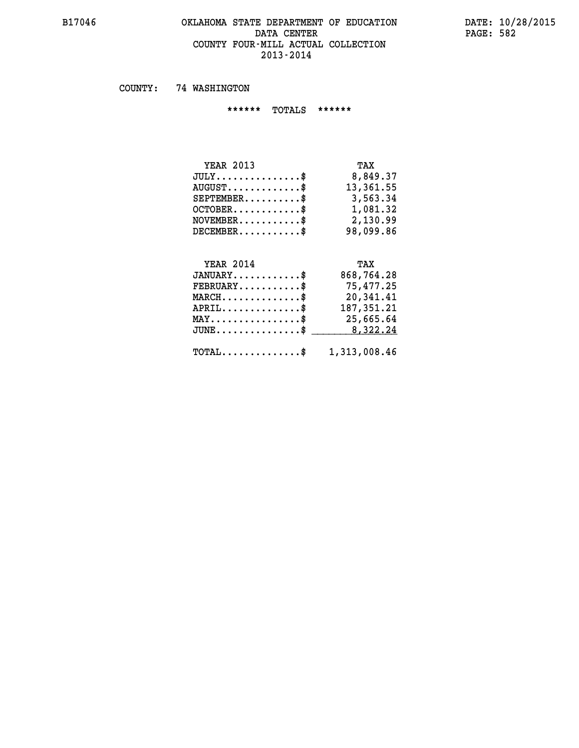# OKLAHOMA STATE DEPARTMENT OF EDUCATION
## DATA CENTER
## COUNTY FOUR-MILL ACTUAL COLLECTION
## 2013-2014

COUNTY: 74 WASHINGTON

****** TOTALS ******

| YEAR 2013 | TAX |
|---|---|
| JULY...............$ | 8,849.37 |
| AUGUST.............$ | 13,361.55 |
| SEPTEMBER..........$ | 3,563.34 |
| OCTOBER............$ | 1,081.32 |
| NOVEMBER...........$ | 2,130.99 |
| DECEMBER...........$ | 98,099.86 |

| YEAR 2014 | TAX |
|---|---|
| JANUARY............$ | 868,764.28 |
| FEBRUARY...........$ | 75,477.25 |
| MARCH..............$ | 20,341.41 |
| APRIL..............$ | 187,351.21 |
| MAY................$ | 25,665.64 |
| JUNE...............$ | 8,322.24 |
| TOTAL..............$ | 1,313,008.46 |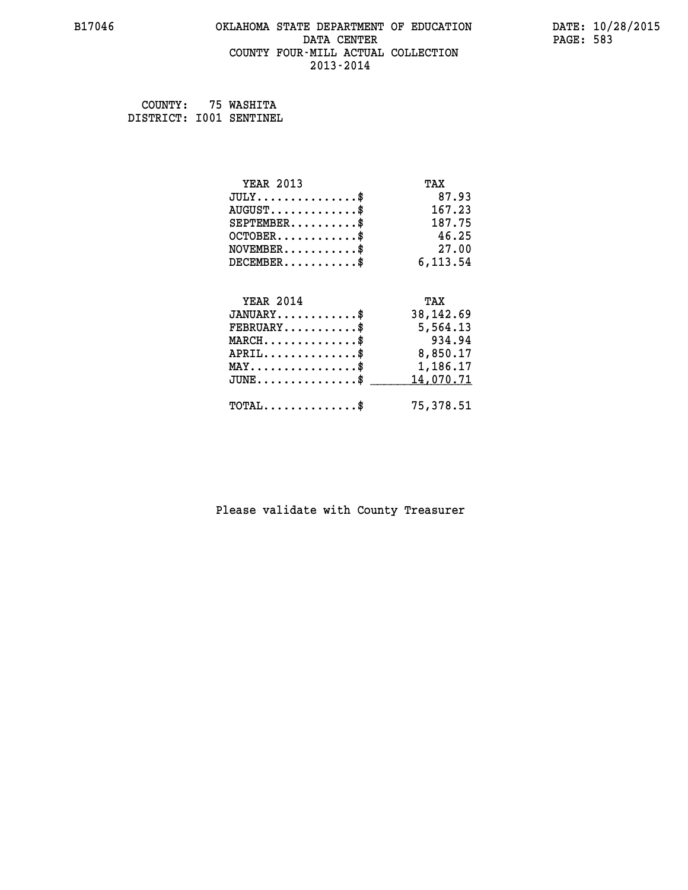# OKLAHOMA STATE DEPARTMENT OF EDUCATION
## DATA CENTER
## COUNTY FOUR-MILL ACTUAL COLLECTION
## 2013-2014

B17046 DATE: 10/28/2015

COUNTY: 75 WASHITA
DISTRICT: I001 SENTINEL

| YEAR 2013 | TAX |
|---|---|
| JULY...............$ | 87.93 |
| AUGUST.............$ | 167.23 |
| SEPTEMBER..........$ | 187.75 |
| OCTOBER............$ | 46.25 |
| NOVEMBER...........$ | 27.00 |
| DECEMBER...........$ | 6,113.54 |

| YEAR 2014 | TAX |
|---|---|
| JANUARY............$ | 38,142.69 |
| FEBRUARY...........$ | 5,564.13 |
| MARCH..............$ | 934.94 |
| APRIL..............$ | 8,850.17 |
| MAY................$ | 1,186.17 |
| JUNE...............$ | 14,070.71 |
| TOTAL..............$ | 75,378.51 |

Please validate with County Treasurer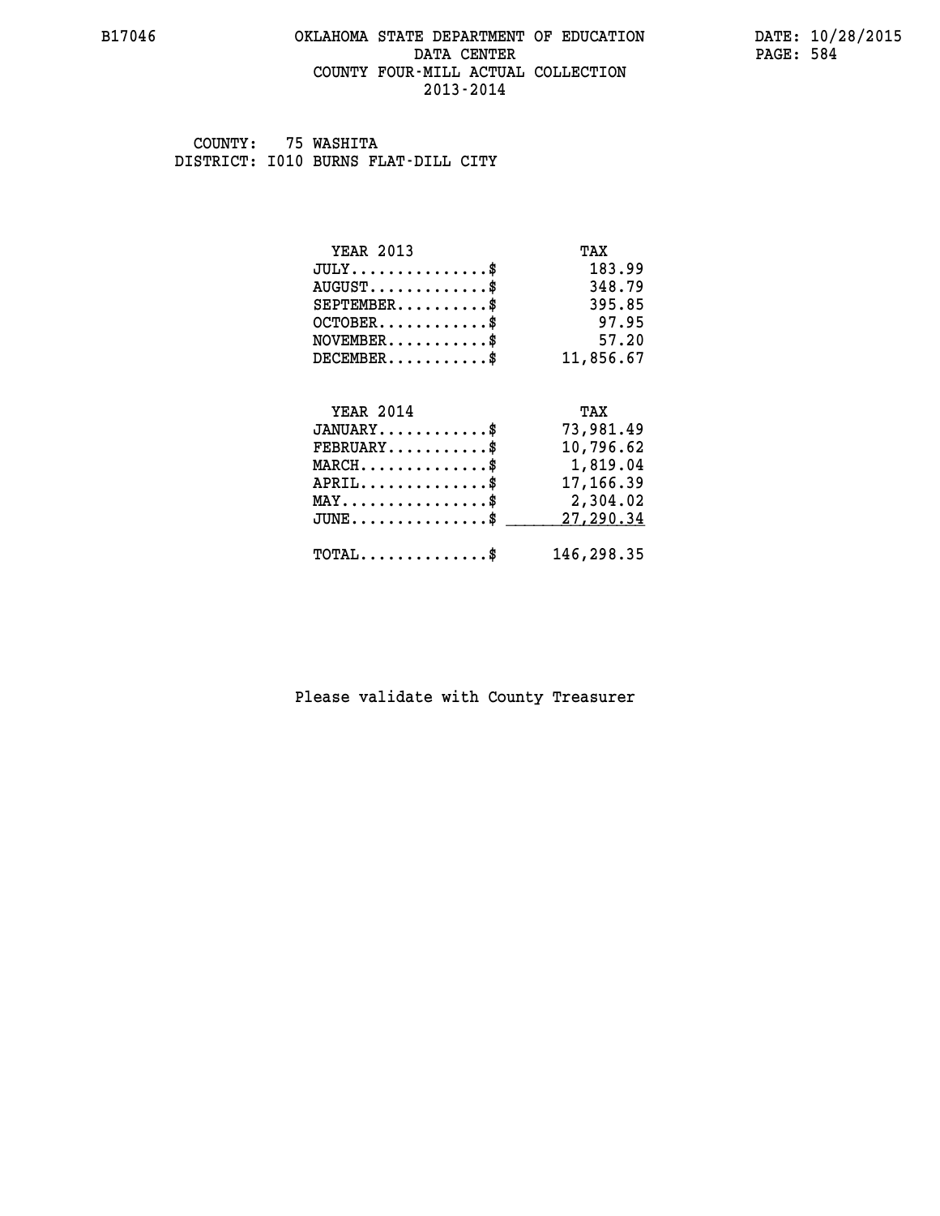B17046 OKLAHOMA STATE DEPARTMENT OF EDUCATION DATA CENTER COUNTY FOUR-MILL ACTUAL COLLECTION 2013-2014

DATE: 10/28/2015

COUNTY: 75 WASHITA
DISTRICT: I010 BURNS FLAT-DILL CITY

| YEAR 2013 | TAX |
|---|---|
| JULY..............$ | 183.99 |
| AUGUST............$ | 348.79 |
| SEPTEMBER.........$ | 395.85 |
| OCTOBER...........$ | 97.95 |
| NOVEMBER..........$ | 57.20 |
| DECEMBER..........$ | 11,856.67 |

| YEAR 2014 | TAX |
|---|---|
| JANUARY...........$ | 73,981.49 |
| FEBRUARY..........$ | 10,796.62 |
| MARCH.............$ | 1,819.04 |
| APRIL.............$ | 17,166.39 |
| MAY...............$ | 2,304.02 |
| JUNE..............$ | 27,290.34 |
| TOTAL.............$ | 146,298.35 |

Please validate with County Treasurer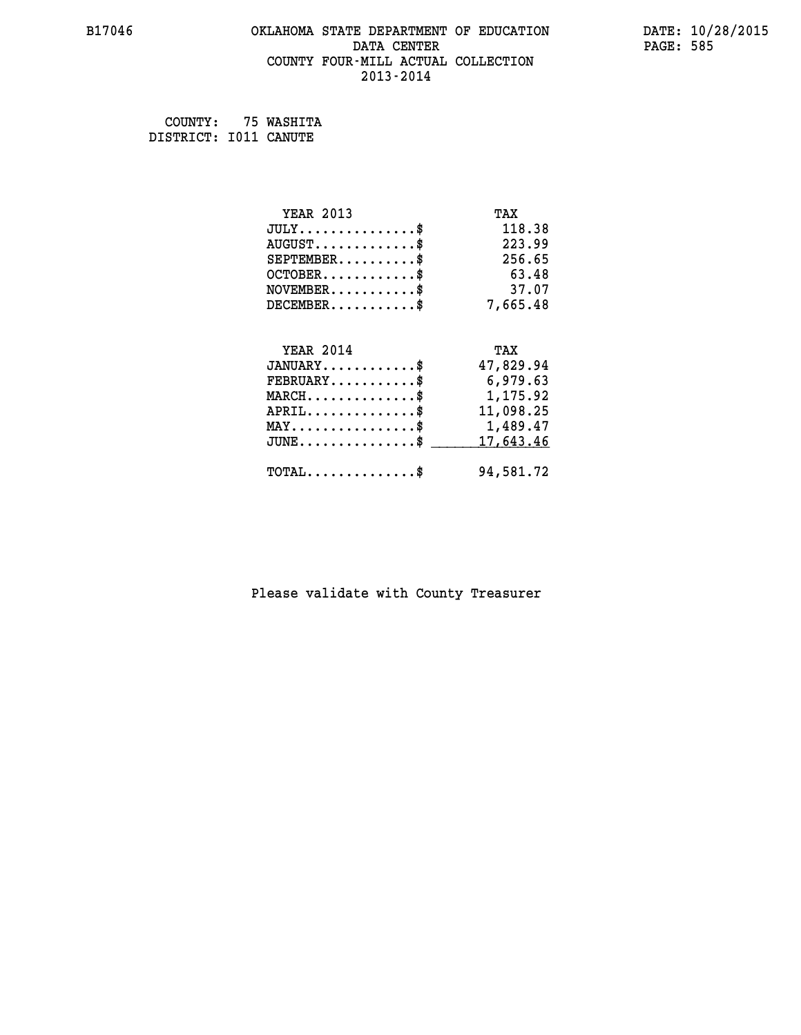B17046 OKLAHOMA STATE DEPARTMENT OF EDUCATION DATA CENTER COUNTY FOUR-MILL ACTUAL COLLECTION 2013-2014

DATE: 10/28/2015

COUNTY: 75 WASHITA
DISTRICT: I011 CANUTE

| YEAR 2013 | TAX |
|---|---|
| JULY...............$ | 118.38 |
| AUGUST.............$ | 223.99 |
| SEPTEMBER..........$ | 256.65 |
| OCTOBER............$ | 63.48 |
| NOVEMBER...........$ | 37.07 |
| DECEMBER...........$ | 7,665.48 |

| YEAR 2014 | TAX |
|---|---|
| JANUARY............$ | 47,829.94 |
| FEBRUARY...........$ | 6,979.63 |
| MARCH..............$ | 1,175.92 |
| APRIL..............$ | 11,098.25 |
| MAY................$ | 1,489.47 |
| JUNE...............$ | 17,643.46 |
| TOTAL..............$ | 94,581.72 |

Please validate with County Treasurer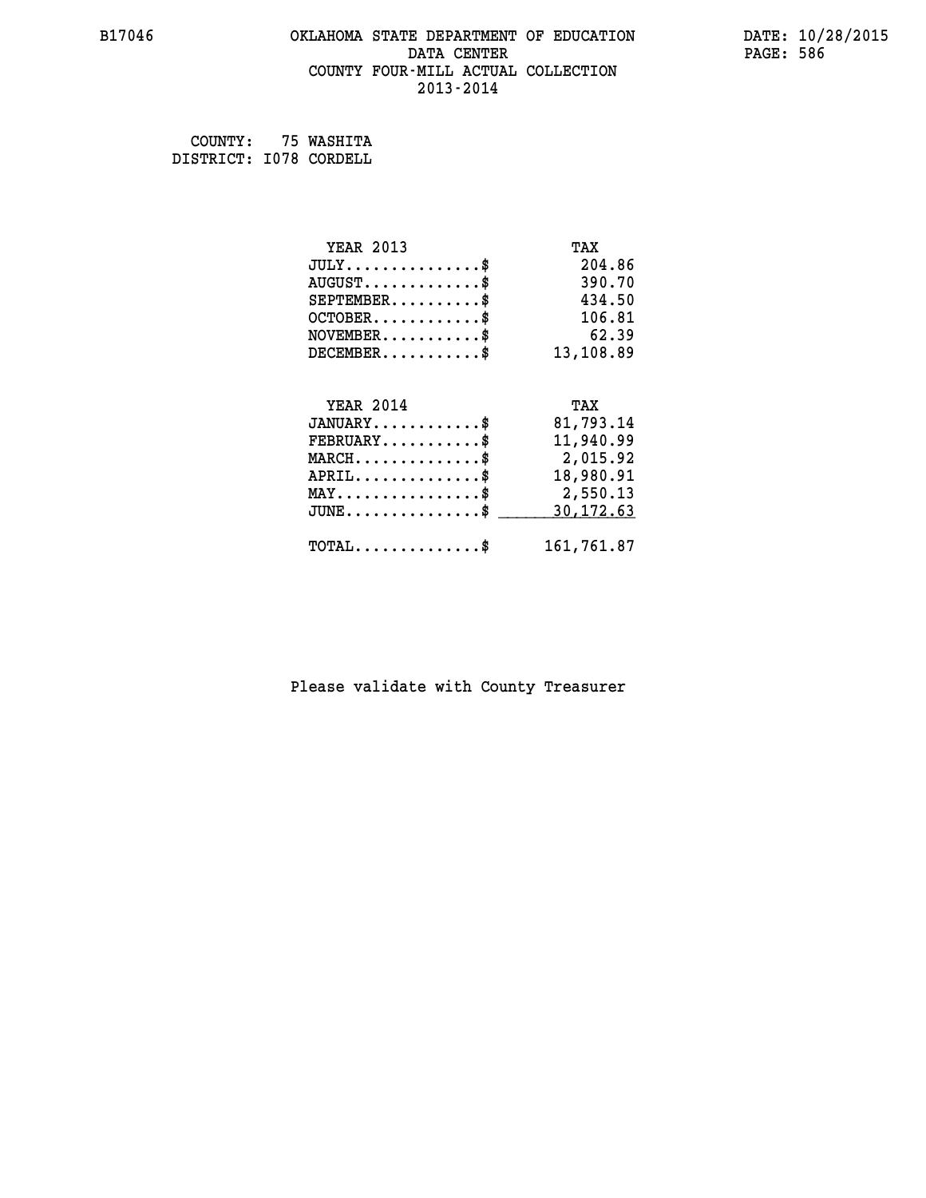# OKLAHOMA STATE DEPARTMENT OF EDUCATION
## DATA CENTER
## COUNTY FOUR-MILL ACTUAL COLLECTION
## 2013-2014

B17046

DATE: 10/28/2015

COUNTY: 75 WASHITA
DISTRICT: I078 CORDELL

| YEAR 2013 | TAX |
|---|---|
| JULY...............$ | 204.86 |
| AUGUST.............$ | 390.70 |
| SEPTEMBER..........$ | 434.50 |
| OCTOBER............$ | 106.81 |
| NOVEMBER...........$ | 62.39 |
| DECEMBER...........$ | 13,108.89 |

| YEAR 2014 | TAX |
|---|---|
| JANUARY............$ | 81,793.14 |
| FEBRUARY...........$ | 11,940.99 |
| MARCH..............$ | 2,015.92 |
| APRIL..............$ | 18,980.91 |
| MAY................$ | 2,550.13 |
| JUNE...............$ | 30,172.63 |
| TOTAL..............$ | 161,761.87 |

Please validate with County Treasurer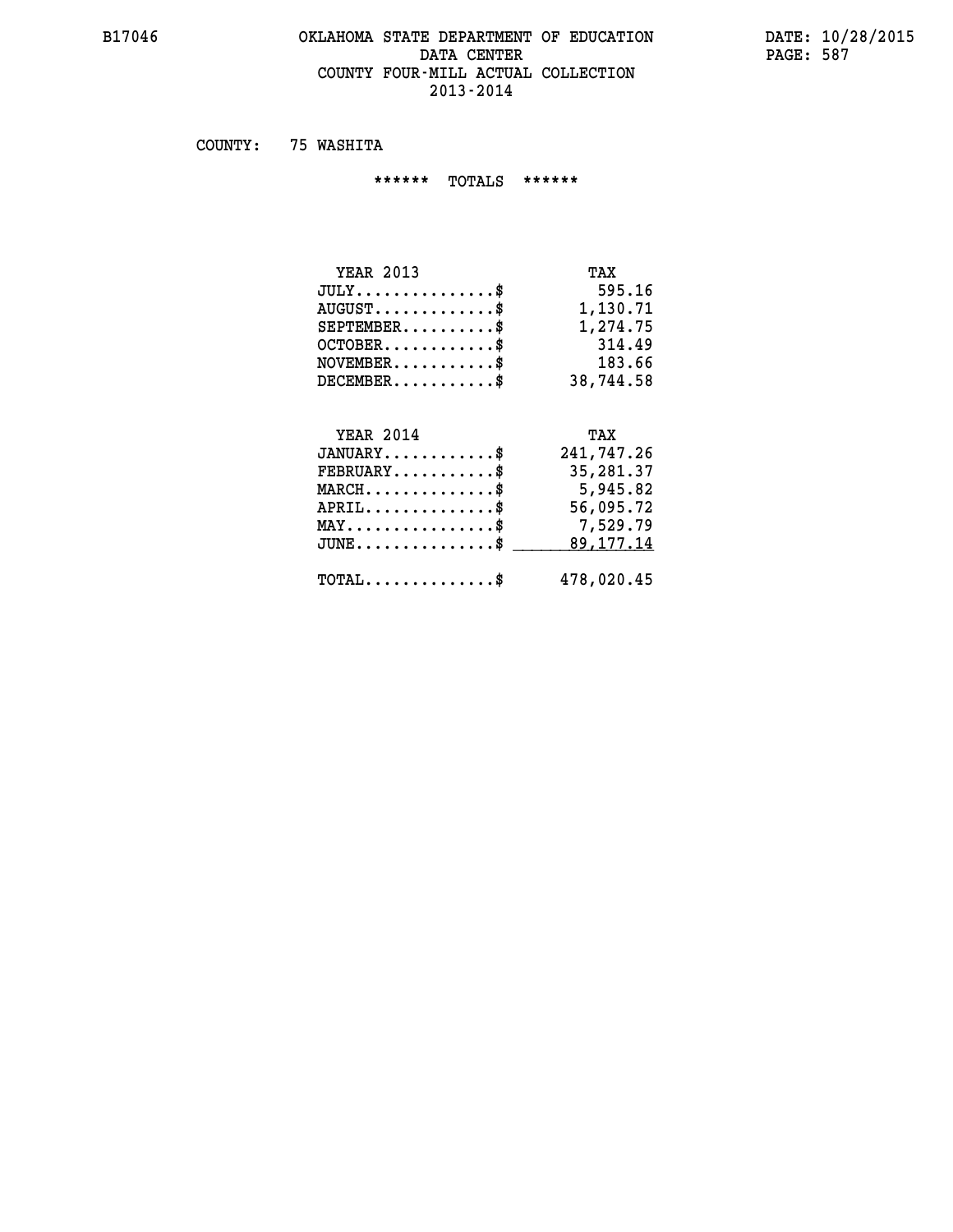# OKLAHOMA STATE DEPARTMENT OF EDUCATION
## DATA CENTER
## COUNTY FOUR-MILL ACTUAL COLLECTION
## 2013-2014

COUNTY: 75 WASHITA

****** TOTALS ******

| YEAR 2013 | TAX |
|---|---|
| JULY...............$ | 595.16 |
| AUGUST.............$ | 1,130.71 |
| SEPTEMBER..........$ | 1,274.75 |
| OCTOBER............$ | 314.49 |
| NOVEMBER...........$ | 183.66 |
| DECEMBER...........$ | 38,744.58 |

| YEAR 2014 | TAX |
|---|---|
| JANUARY............$ | 241,747.26 |
| FEBRUARY...........$ | 35,281.37 |
| MARCH..............$ | 5,945.82 |
| APRIL..............$ | 56,095.72 |
| MAY................$ | 7,529.79 |
| JUNE...............$ | 89,177.14 |
| TOTAL..............$ | 478,020.45 |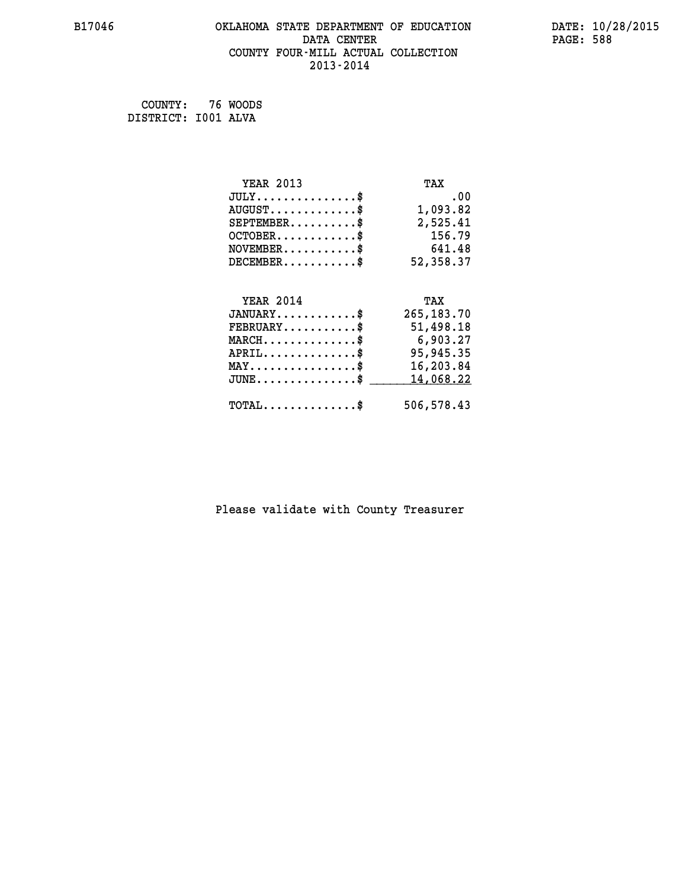COUNTY: 76 WOODS
DISTRICT: I001 ALVA

| YEAR 2013 | TAX |
|---|---|
| JULY...............$ | .00 |
| AUGUST.............$ | 1,093.82 |
| SEPTEMBER..........$ | 2,525.41 |
| OCTOBER............$ | 156.79 |
| NOVEMBER...........$ | 641.48 |
| DECEMBER...........$ | 52,358.37 |

| YEAR 2014 | TAX |
|---|---|
| JANUARY............$ | 265,183.70 |
| FEBRUARY...........$ | 51,498.18 |
| MARCH..............$ | 6,903.27 |
| APRIL..............$ | 95,945.35 |
| MAY................$ | 16,203.84 |
| JUNE...............$ | 14,068.22 |
| TOTAL..............$ | 506,578.43 |

Please validate with County Treasurer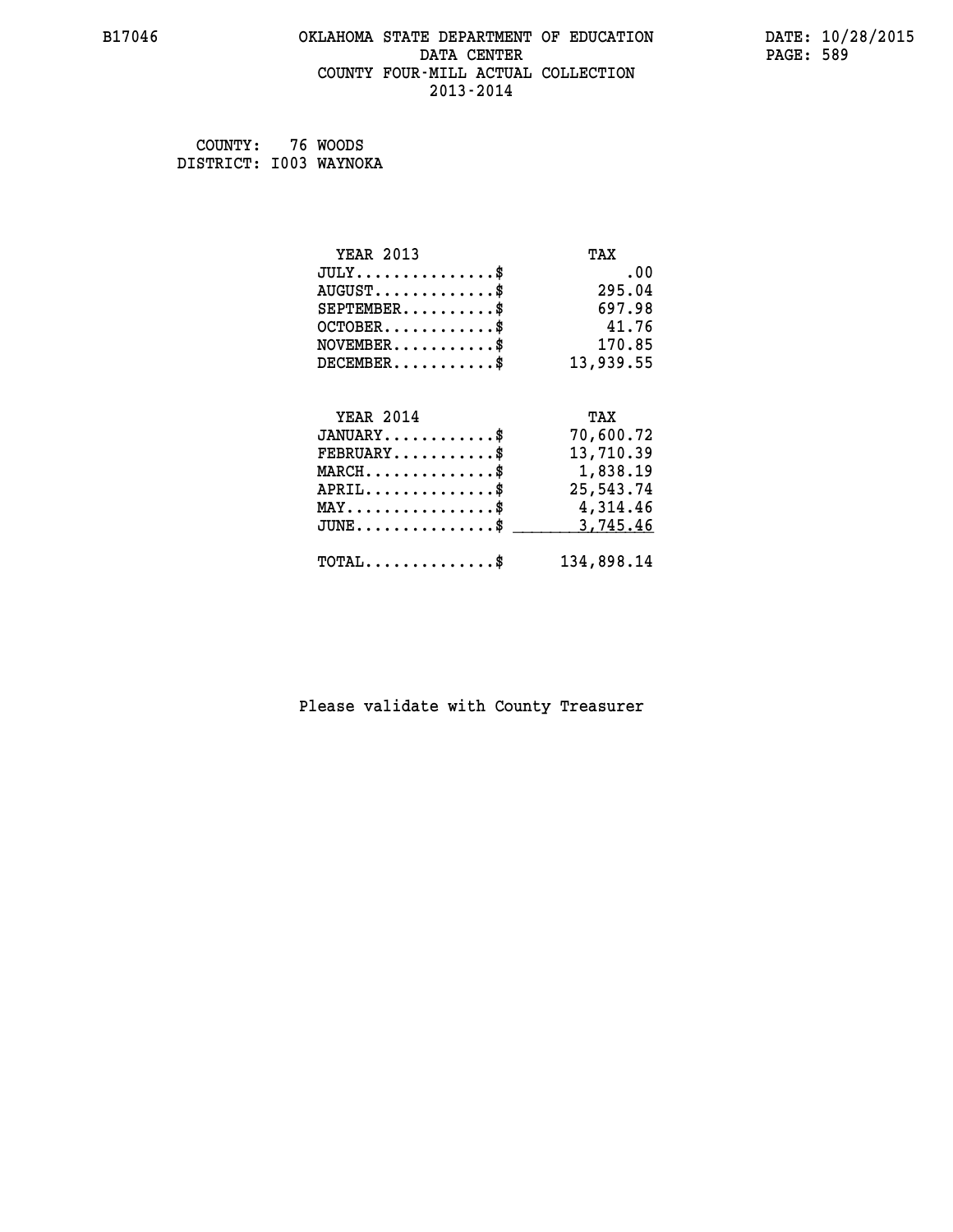B17046 OKLAHOMA STATE DEPARTMENT OF EDUCATION DATE: 10/28/2015
DATA CENTER PAGE: 589
COUNTY FOUR-MILL ACTUAL COLLECTION
2013-2014

COUNTY: 76 WOODS
DISTRICT: I003 WAYNOKA

| YEAR 2013 | TAX |
|---|---|
| JULY...............$ | .00 |
| AUGUST.............$ | 295.04 |
| SEPTEMBER..........$ | 697.98 |
| OCTOBER............$ | 41.76 |
| NOVEMBER...........$ | 170.85 |
| DECEMBER...........$ | 13,939.55 |

| YEAR 2014 | TAX |
|---|---|
| JANUARY............$ | 70,600.72 |
| FEBRUARY...........$ | 13,710.39 |
| MARCH..............$ | 1,838.19 |
| APRIL..............$ | 25,543.74 |
| MAY................$ | 4,314.46 |
| JUNE...............$ | 3,745.46 |
| TOTAL..............$ | 134,898.14 |

Please validate with County Treasurer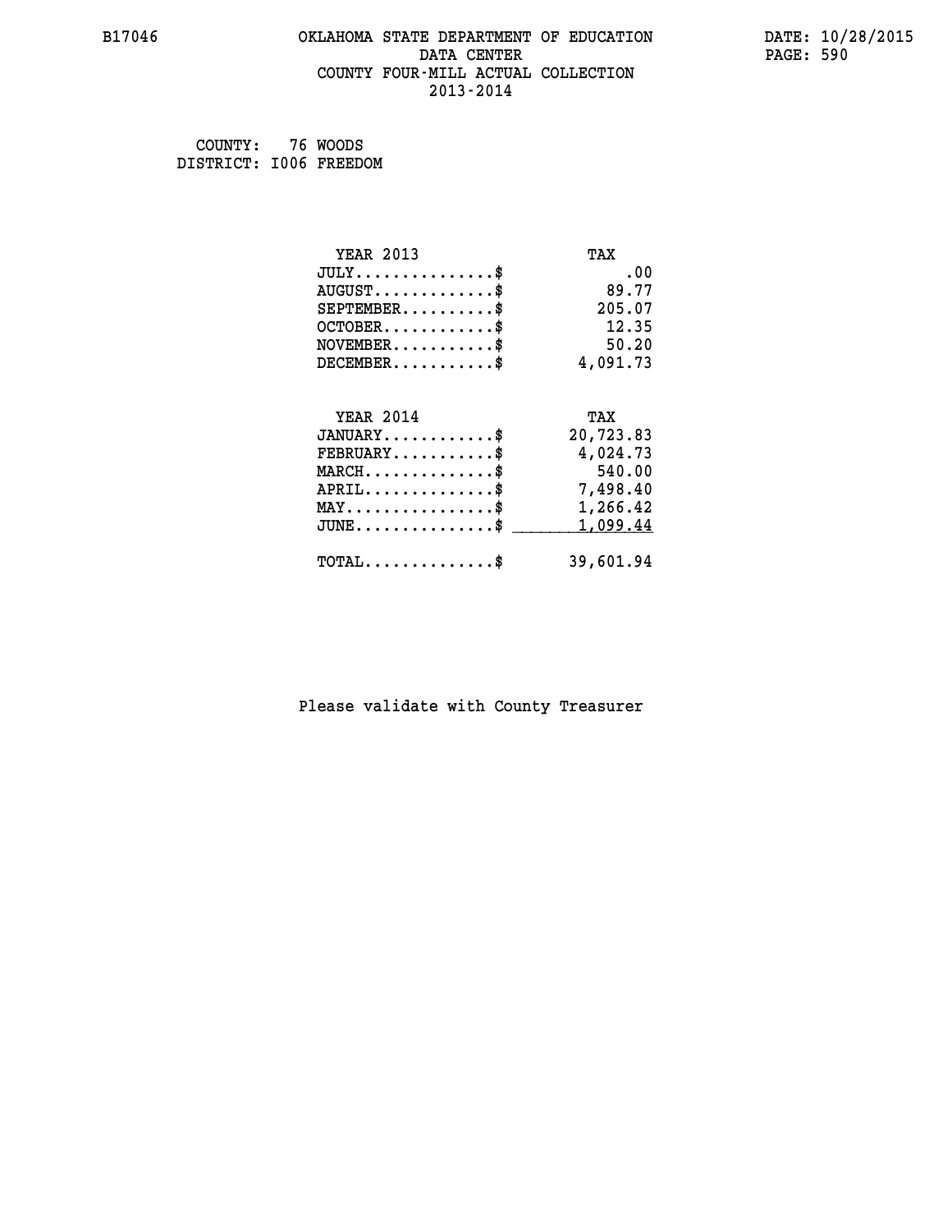COUNTY: 76 WOODS
DISTRICT: I006 FREEDOM

| YEAR 2013 | TAX |
| --- | --- |
| JULY...............$ | .00 |
| AUGUST.............$ | 89.77 |
| SEPTEMBER..........$ | 205.07 |
| OCTOBER............$ | 12.35 |
| NOVEMBER...........$ | 50.20 |
| DECEMBER...........$ | 4,091.73 |

| YEAR 2014 | TAX |
| --- | --- |
| JANUARY............$ | 20,723.83 |
| FEBRUARY...........$ | 4,024.73 |
| MARCH..............$ | 540.00 |
| APRIL..............$ | 7,498.40 |
| MAY................$ | 1,266.42 |
| JUNE...............$ | 1,099.44 |
| TOTAL..............$ | 39,601.94 |

Please validate with County Treasurer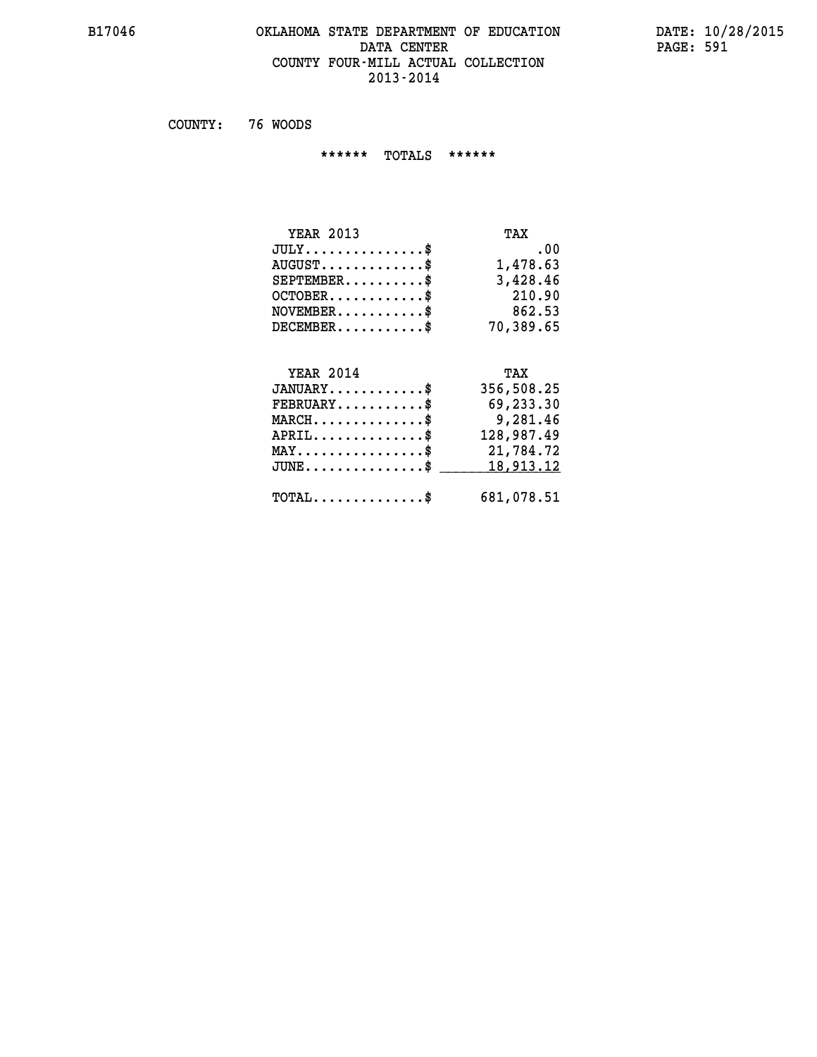# OKLAHOMA STATE DEPARTMENT OF EDUCATION
## DATA CENTER
## COUNTY FOUR-MILL ACTUAL COLLECTION
## 2013-2014

B17046

DATE: 10/28/2015

COUNTY: 76 WOODS

****** TOTALS ******

| YEAR 2013 | TAX |
|---|---|
| JULY...............$ | .00 |
| AUGUST.............$ | 1,478.63 |
| SEPTEMBER..........$ | 3,428.46 |
| OCTOBER............$ | 210.90 |
| NOVEMBER...........$ | 862.53 |
| DECEMBER...........$ | 70,389.65 |

| YEAR 2014 | TAX |
|---|---|
| JANUARY............$ | 356,508.25 |
| FEBRUARY...........$ | 69,233.30 |
| MARCH..............$ | 9,281.46 |
| APRIL..............$ | 128,987.49 |
| MAY................$ | 21,784.72 |
| JUNE...............$ | 18,913.12 |
| TOTAL..............$ | 681,078.51 |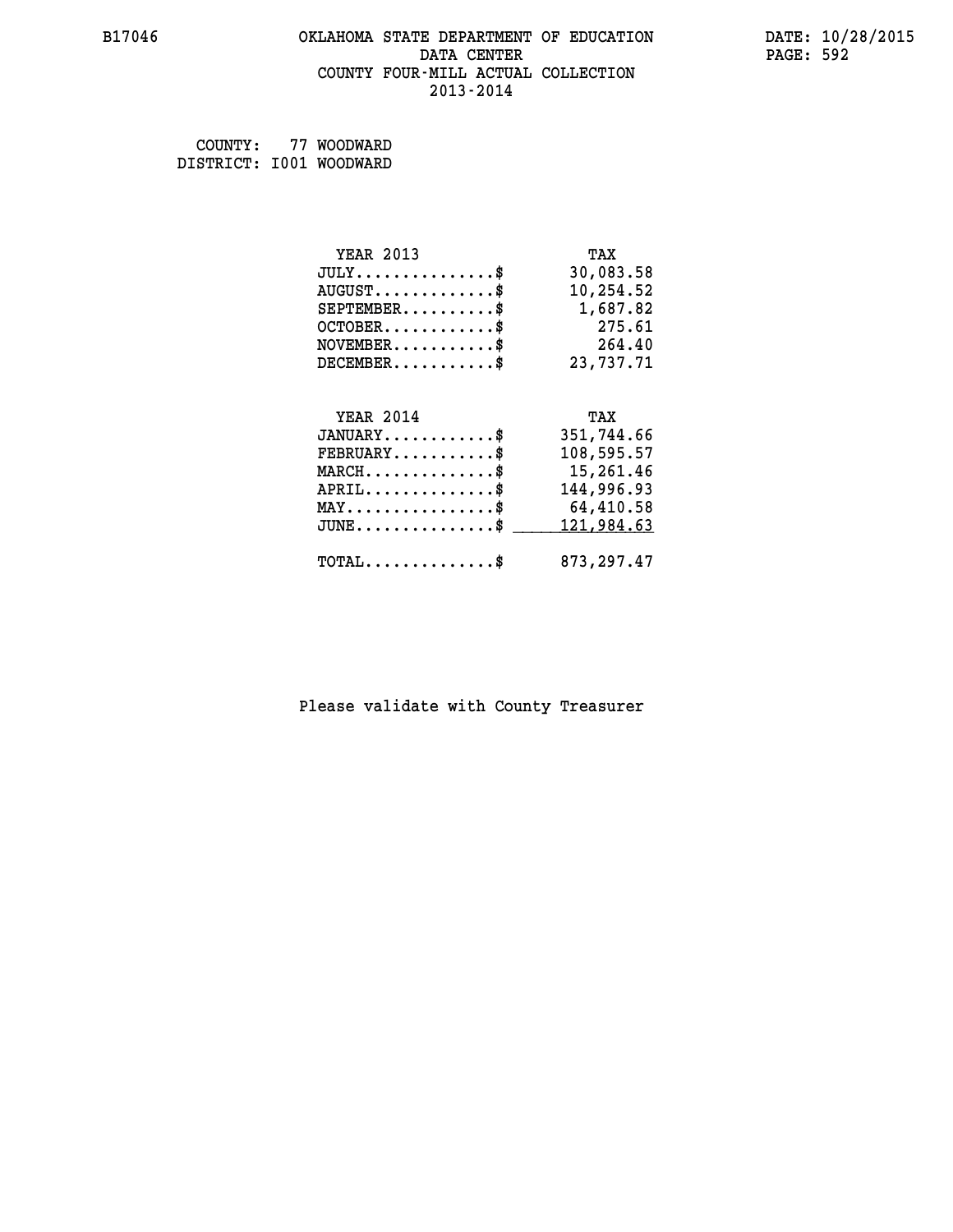B17046 OKLAHOMA STATE DEPARTMENT OF EDUCATION DATA CENTER COUNTY FOUR-MILL ACTUAL COLLECTION 2013-2014

DATE: 10/28/2015

COUNTY: 77 WOODWARD
DISTRICT: I001 WOODWARD

| YEAR 2013 | TAX |
|---|---|
| JULY..............$ | 30,083.58 |
| AUGUST............$ | 10,254.52 |
| SEPTEMBER.........$ | 1,687.82 |
| OCTOBER...........$ | 275.61 |
| NOVEMBER..........$ | 264.40 |
| DECEMBER..........$ | 23,737.71 |

| YEAR 2014 | TAX |
|---|---|
| JANUARY...........$ | 351,744.66 |
| FEBRUARY..........$ | 108,595.57 |
| MARCH.............$ | 15,261.46 |
| APRIL.............$ | 144,996.93 |
| MAY...............$ | 64,410.58 |
| JUNE..............$ | 121,984.63 |
| TOTAL.............$ | 873,297.47 |

Please validate with County Treasurer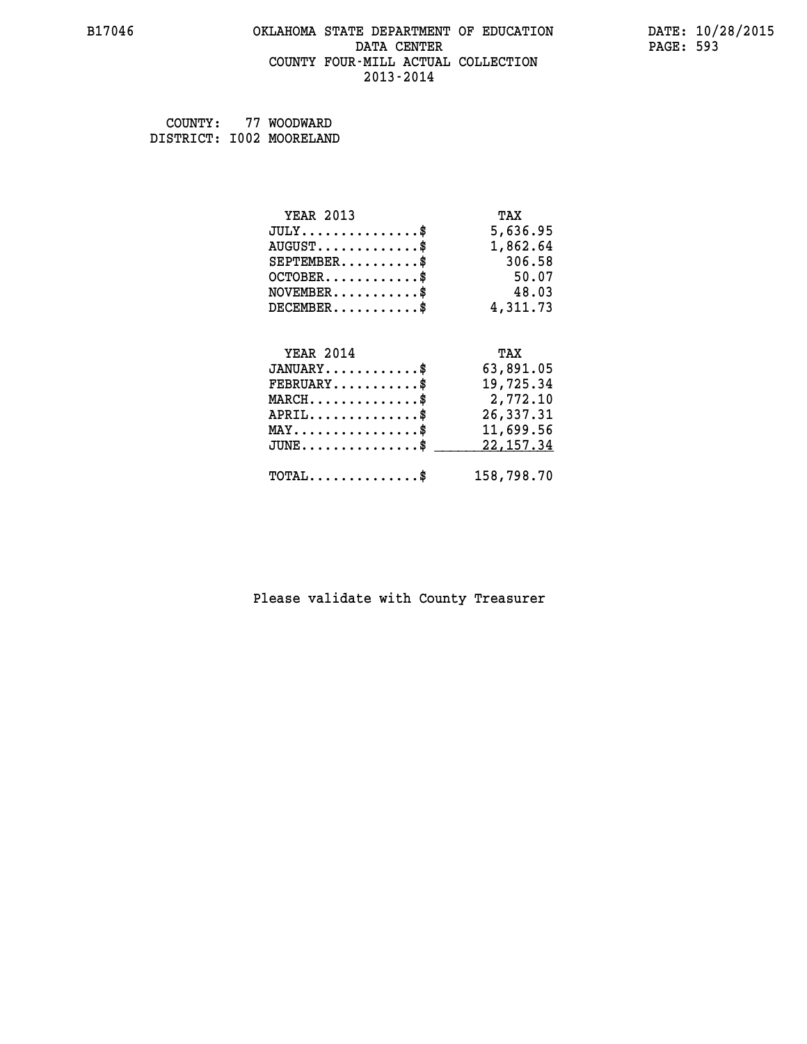# OKLAHOMA STATE DEPARTMENT OF EDUCATION
## DATA CENTER
## COUNTY FOUR-MILL ACTUAL COLLECTION
## 2013-2014

B17046 DATE: 10/28/2015

COUNTY: 77 WOODWARD
DISTRICT: I002 MOORELAND

| YEAR 2013 | TAX |
|---|---|
| JULY...............$ | 5,636.95 |
| AUGUST.............$ | 1,862.64 |
| SEPTEMBER..........$ | 306.58 |
| OCTOBER............$ | 50.07 |
| NOVEMBER...........$ | 48.03 |
| DECEMBER...........$ | 4,311.73 |

| YEAR 2014 | TAX |
|---|---|
| JANUARY............$ | 63,891.05 |
| FEBRUARY...........$ | 19,725.34 |
| MARCH..............$ | 2,772.10 |
| APRIL..............$ | 26,337.31 |
| MAY................$ | 11,699.56 |
| JUNE...............$ | 22,157.34 |
| TOTAL..............$ | 158,798.70 |

Please validate with County Treasurer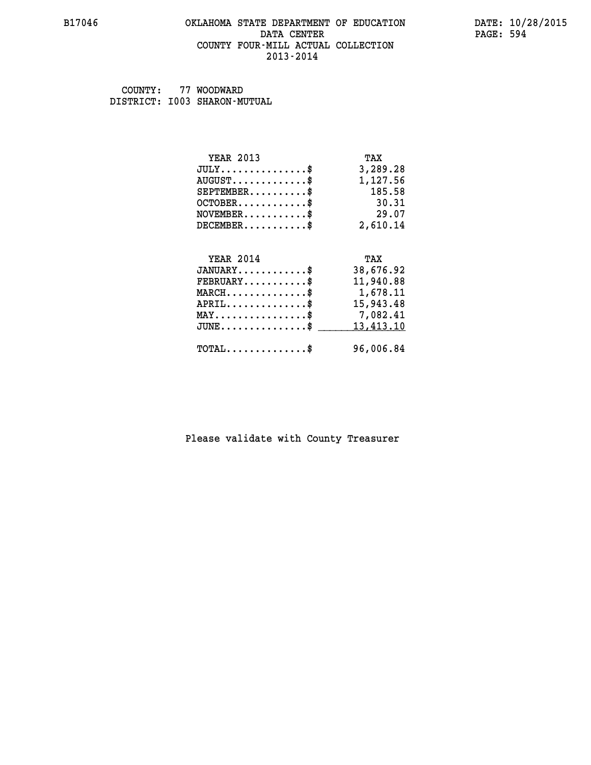B17046 OKLAHOMA STATE DEPARTMENT OF EDUCATION DATA CENTER COUNTY FOUR-MILL ACTUAL COLLECTION 2013-2014

DATE: 10/28/2015

COUNTY: 77 WOODWARD
DISTRICT: I003 SHARON-MUTUAL

| YEAR 2013 | TAX |
|---|---|
| JULY..............$ | 3,289.28 |
| AUGUST............$ | 1,127.56 |
| SEPTEMBER.........$ | 185.58 |
| OCTOBER...........$ | 30.31 |
| NOVEMBER..........$ | 29.07 |
| DECEMBER..........$ | 2,610.14 |

| YEAR 2014 | TAX |
|---|---|
| JANUARY...........$ | 38,676.92 |
| FEBRUARY..........$ | 11,940.88 |
| MARCH.............$ | 1,678.11 |
| APRIL.............$ | 15,943.48 |
| MAY...............$ | 7,082.41 |
| JUNE..............$ | 13,413.10 |
| TOTAL.............$ | 96,006.84 |

Please validate with County Treasurer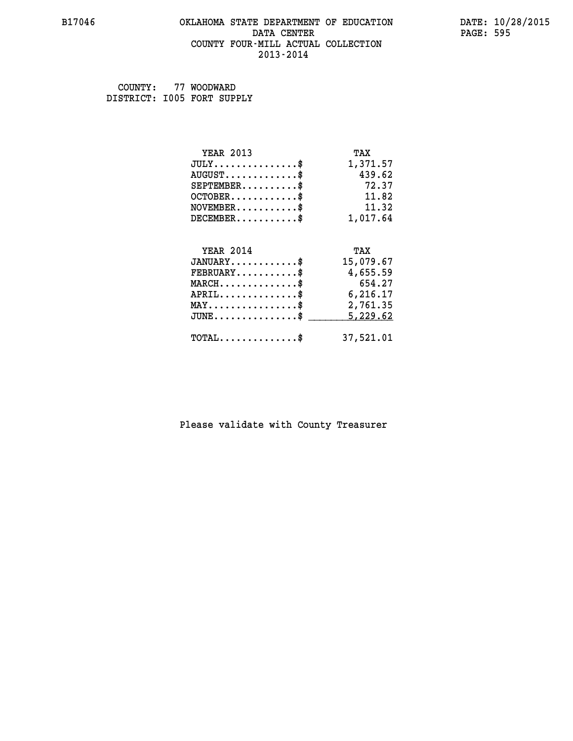B17046 OKLAHOMA STATE DEPARTMENT OF EDUCATION DATE: 10/28/2015
DATA CENTER
COUNTY FOUR-MILL ACTUAL COLLECTION
2013-2014

COUNTY: 77 WOODWARD
DISTRICT: I005 FORT SUPPLY

| YEAR 2013 | TAX |
|---|---|
| JULY..............$ | 1,371.57 |
| AUGUST............$ | 439.62 |
| SEPTEMBER.........$ | 72.37 |
| OCTOBER...........$ | 11.82 |
| NOVEMBER..........$ | 11.32 |
| DECEMBER..........$ | 1,017.64 |

| YEAR 2014 | TAX |
|---|---|
| JANUARY...........$ | 15,079.67 |
| FEBRUARY..........$ | 4,655.59 |
| MARCH.............$ | 654.27 |
| APRIL.............$ | 6,216.17 |
| MAY...............$ | 2,761.35 |
| JUNE..............$ | 5,229.62 |
| TOTAL.............$ | 37,521.01 |

Please validate with County Treasurer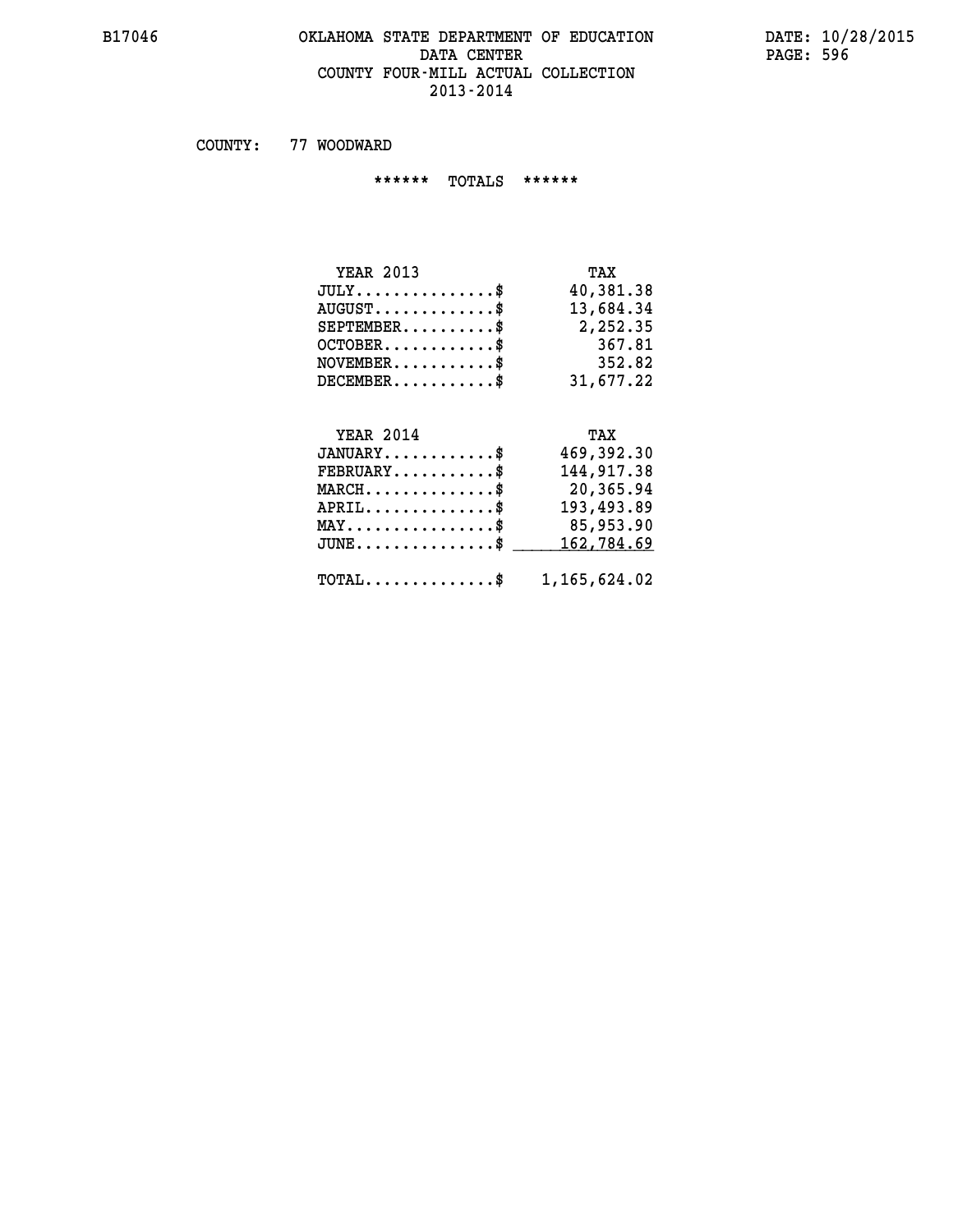B17046 OKLAHOMA STATE DEPARTMENT OF EDUCATION DATE: 10/28/2015

DATA CENTER PAGE: 596

COUNTY FOUR-MILL ACTUAL COLLECTION

2013-2014

COUNTY: 77 WOODWARD

****** TOTALS ******

| YEAR 2013 | TAX |
|---|---|
| JULY..............$ | 40,381.38 |
| AUGUST............$ | 13,684.34 |
| SEPTEMBER.........$ | 2,252.35 |
| OCTOBER...........$ | 367.81 |
| NOVEMBER..........$ | 352.82 |
| DECEMBER..........$ | 31,677.22 |

| YEAR 2014 | TAX |
|---|---|
| JANUARY...........$ | 469,392.30 |
| FEBRUARY..........$ | 144,917.38 |
| MARCH.............$ | 20,365.94 |
| APRIL.............$ | 193,493.89 |
| MAY...............$ | 85,953.90 |
| JUNE..............$ | 162,784.69 |
| TOTAL.............$ | 1,165,624.02 |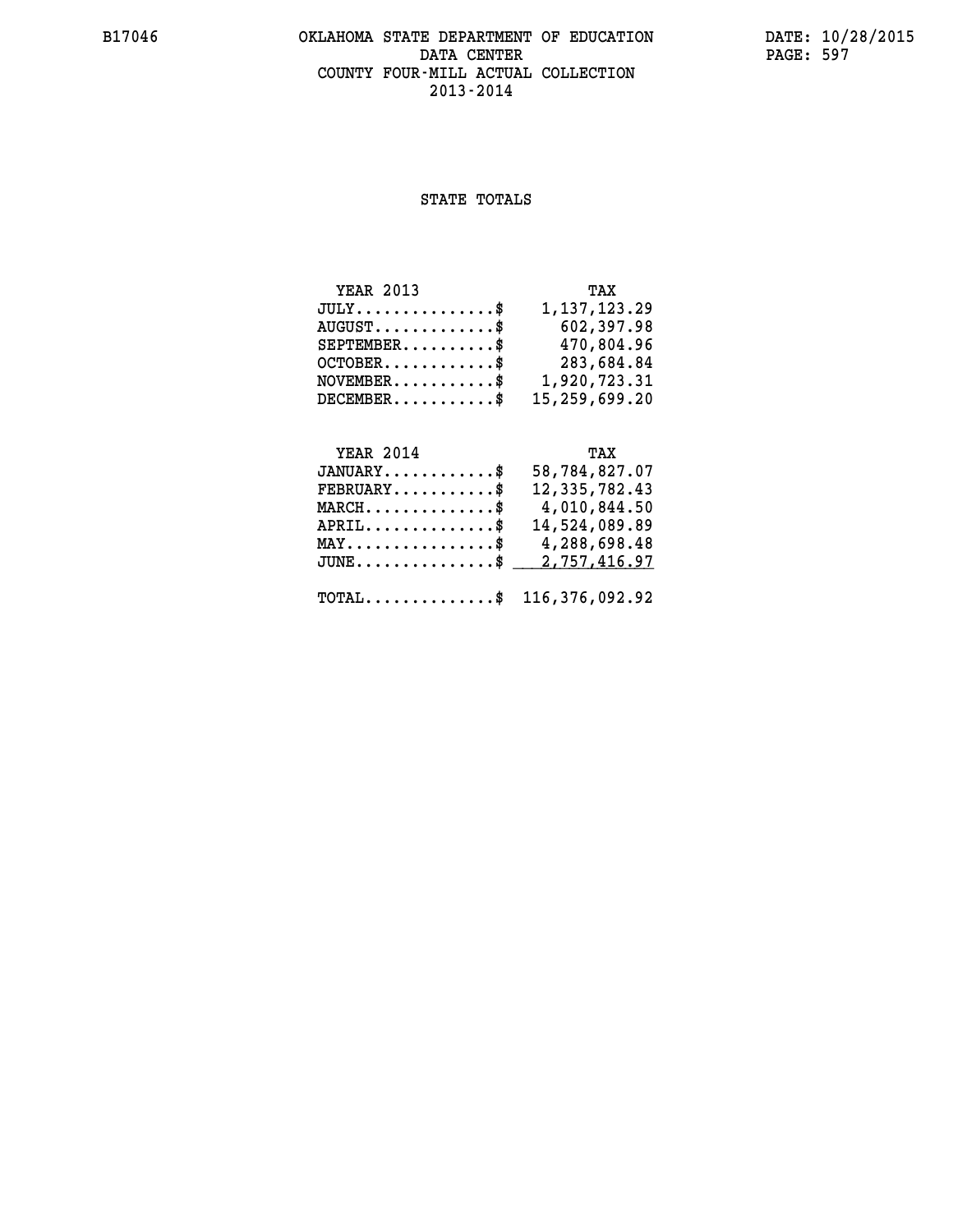# OKLAHOMA STATE DEPARTMENT OF EDUCATION
## DATA CENTER
## COUNTY FOUR-MILL ACTUAL COLLECTION
## 2013-2014

### STATE TOTALS

| YEAR 2013 | TAX |
|---|---|
| JULY...............$ | 1,137,123.29 |
| AUGUST.............$ | 602,397.98 |
| SEPTEMBER..........$ | 470,804.96 |
| OCTOBER............$ | 283,684.84 |
| NOVEMBER...........$ | 1,920,723.31 |
| DECEMBER...........$ | 15,259,699.20 |

| YEAR 2014 | TAX |
|---|---|
| JANUARY............$ | 58,784,827.07 |
| FEBRUARY...........$ | 12,335,782.43 |
| MARCH..............$ | 4,010,844.50 |
| APRIL..............$ | 14,524,089.89 |
| MAY................$ | 4,288,698.48 |
| JUNE...............$ | 2,757,416.97 |
| TOTAL..............$ | 116,376,092.92 |